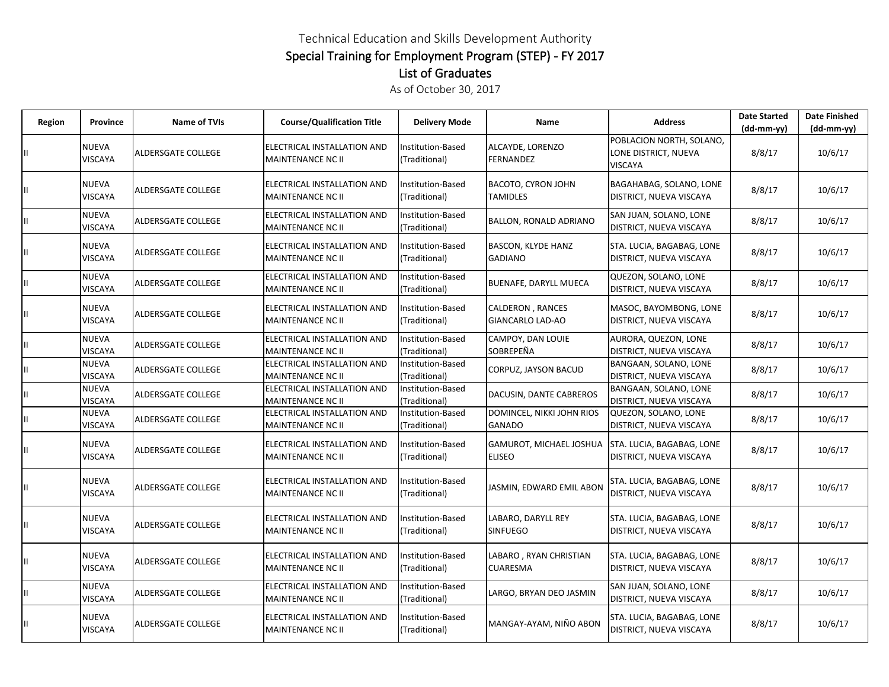# Technical Education and Skills Development Authority

## Special Training for Employment Program (STEP) - FY 2017

## List of Graduates

As of October 30, 2017

| Region | Province | Name of TVIs | Course/Qualification Title | Delivery Mode | Name | Address | Date Started (dd-mm-yy) | Date Finished (dd-mm-yy) |
|---|---|---|---|---|---|---|---|---|
| II | NUEVA VISCAYA | ALDERSGATE COLLEGE | ELECTRICAL INSTALLATION AND MAINTENANCE NC II | Institution-Based (Traditional) | ALCAYDE, LORENZO FERNANDEZ | POBLACION NORTH, SOLANO, LONE DISTRICT, NUEVA VISCAYA | 8/8/17 | 10/6/17 |
| II | NUEVA VISCAYA | ALDERSGATE COLLEGE | ELECTRICAL INSTALLATION AND MAINTENANCE NC II | Institution-Based (Traditional) | BACOTO, CYRON JOHN TAMIDLES | BAGAHABAG, SOLANO, LONE DISTRICT, NUEVA VISCAYA | 8/8/17 | 10/6/17 |
| II | NUEVA VISCAYA | ALDERSGATE COLLEGE | ELECTRICAL INSTALLATION AND MAINTENANCE NC II | Institution-Based (Traditional) | BALLON, RONALD ADRIANO | SAN JUAN, SOLANO, LONE DISTRICT, NUEVA VISCAYA | 8/8/17 | 10/6/17 |
| II | NUEVA VISCAYA | ALDERSGATE COLLEGE | ELECTRICAL INSTALLATION AND MAINTENANCE NC II | Institution-Based (Traditional) | BASCON, KLYDE HANZ GADIANO | STA. LUCIA, BAGABAG, LONE DISTRICT, NUEVA VISCAYA | 8/8/17 | 10/6/17 |
| II | NUEVA VISCAYA | ALDERSGATE COLLEGE | ELECTRICAL INSTALLATION AND MAINTENANCE NC II | Institution-Based (Traditional) | BUENAFE, DARYLL MUECA | QUEZON, SOLANO, LONE DISTRICT, NUEVA VISCAYA | 8/8/17 | 10/6/17 |
| II | NUEVA VISCAYA | ALDERSGATE COLLEGE | ELECTRICAL INSTALLATION AND MAINTENANCE NC II | Institution-Based (Traditional) | CALDERON , RANCES GIANCARLO LAD-AO | MASOC, BAYOMBONG, LONE DISTRICT, NUEVA VISCAYA | 8/8/17 | 10/6/17 |
| II | NUEVA VISCAYA | ALDERSGATE COLLEGE | ELECTRICAL INSTALLATION AND MAINTENANCE NC II | Institution-Based (Traditional) | CAMPOY, DAN LOUIE SOBREPEÑA | AURORA, QUEZON, LONE DISTRICT, NUEVA VISCAYA | 8/8/17 | 10/6/17 |
| II | NUEVA VISCAYA | ALDERSGATE COLLEGE | ELECTRICAL INSTALLATION AND MAINTENANCE NC II | Institution-Based (Traditional) | CORPUZ, JAYSON BACUD | BANGAAN, SOLANO, LONE DISTRICT, NUEVA VISCAYA | 8/8/17 | 10/6/17 |
| II | NUEVA VISCAYA | ALDERSGATE COLLEGE | ELECTRICAL INSTALLATION AND MAINTENANCE NC II | Institution-Based (Traditional) | DACUSIN, DANTE CABREROS | BANGAAN, SOLANO, LONE DISTRICT, NUEVA VISCAYA | 8/8/17 | 10/6/17 |
| II | NUEVA VISCAYA | ALDERSGATE COLLEGE | ELECTRICAL INSTALLATION AND MAINTENANCE NC II | Institution-Based (Traditional) | DOMINCEL, NIKKI JOHN RIOS GANADO | QUEZON, SOLANO, LONE DISTRICT, NUEVA VISCAYA | 8/8/17 | 10/6/17 |
| II | NUEVA VISCAYA | ALDERSGATE COLLEGE | ELECTRICAL INSTALLATION AND MAINTENANCE NC II | Institution-Based (Traditional) | GAMUROT, MICHAEL JOSHUA ELISEO | STA. LUCIA, BAGABAG, LONE DISTRICT, NUEVA VISCAYA | 8/8/17 | 10/6/17 |
| II | NUEVA VISCAYA | ALDERSGATE COLLEGE | ELECTRICAL INSTALLATION AND MAINTENANCE NC II | Institution-Based (Traditional) | JASMIN, EDWARD EMIL ABON | STA. LUCIA, BAGABAG, LONE DISTRICT, NUEVA VISCAYA | 8/8/17 | 10/6/17 |
| II | NUEVA VISCAYA | ALDERSGATE COLLEGE | ELECTRICAL INSTALLATION AND MAINTENANCE NC II | Institution-Based (Traditional) | LABARO, DARYLL REY SINFUEGO | STA. LUCIA, BAGABAG, LONE DISTRICT, NUEVA VISCAYA | 8/8/17 | 10/6/17 |
| II | NUEVA VISCAYA | ALDERSGATE COLLEGE | ELECTRICAL INSTALLATION AND MAINTENANCE NC II | Institution-Based (Traditional) | LABARO , RYAN CHRISTIAN CUARESMA | STA. LUCIA, BAGABAG, LONE DISTRICT, NUEVA VISCAYA | 8/8/17 | 10/6/17 |
| II | NUEVA VISCAYA | ALDERSGATE COLLEGE | ELECTRICAL INSTALLATION AND MAINTENANCE NC II | Institution-Based (Traditional) | LARGO, BRYAN DEO JASMIN | SAN JUAN, SOLANO, LONE DISTRICT, NUEVA VISCAYA | 8/8/17 | 10/6/17 |
| II | NUEVA VISCAYA | ALDERSGATE COLLEGE | ELECTRICAL INSTALLATION AND MAINTENANCE NC II | Institution-Based (Traditional) | MANGAY-AYAM, NIÑO ABON | STA. LUCIA, BAGABAG, LONE DISTRICT, NUEVA VISCAYA | 8/8/17 | 10/6/17 |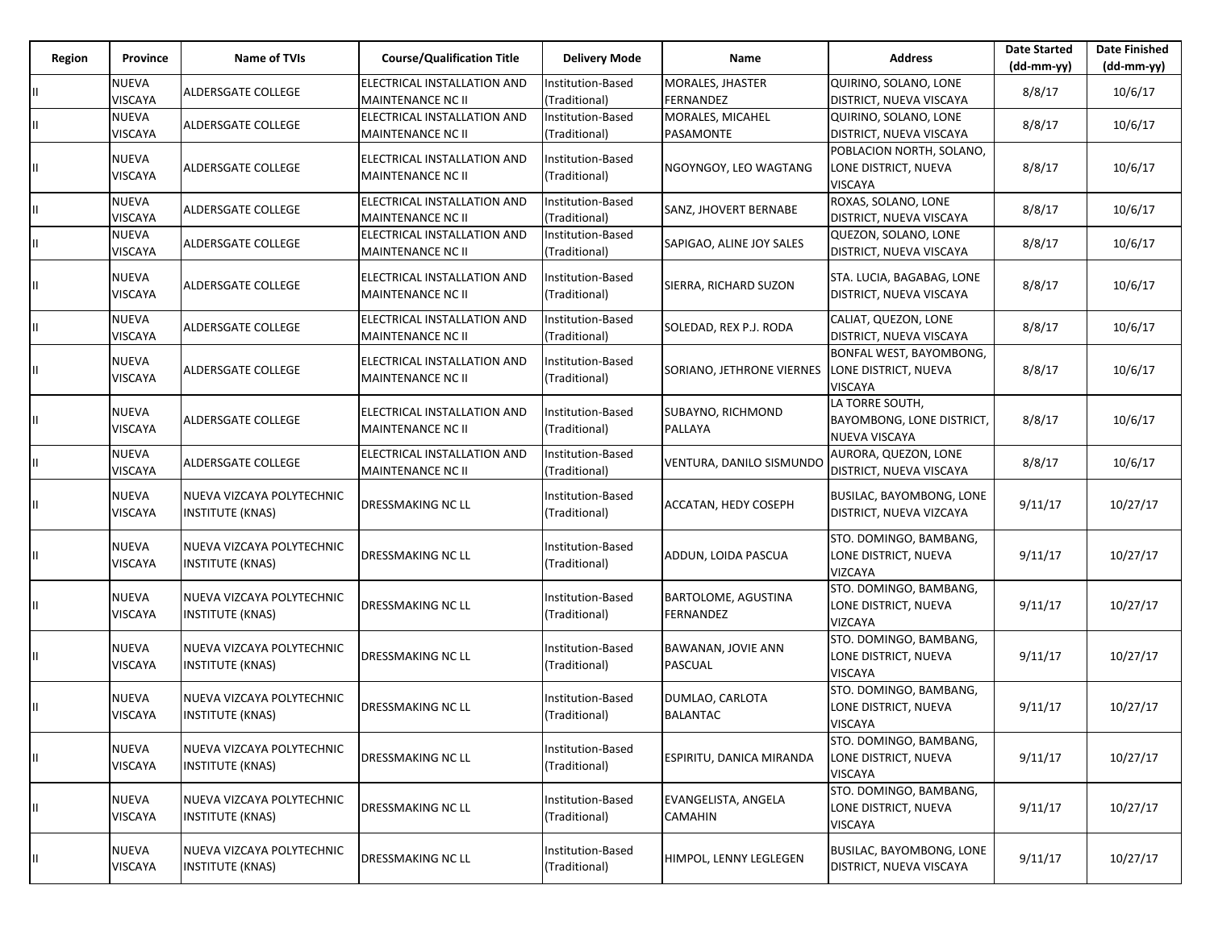| Region | Province | Name of TVIs | Course/Qualification Title | Delivery Mode | Name | Address | Date Started (dd-mm-yy) | Date Finished (dd-mm-yy) |
|---|---|---|---|---|---|---|---|---|
| II | NUEVA VISCAYA | ALDERSGATE COLLEGE | ELECTRICAL INSTALLATION AND MAINTENANCE NC II | Institution-Based (Traditional) | MORALES, JHASTER FERNANDEZ | QUIRINO, SOLANO, LONE DISTRICT, NUEVA VISCAYA | 8/8/17 | 10/6/17 |
| II | NUEVA VISCAYA | ALDERSGATE COLLEGE | ELECTRICAL INSTALLATION AND MAINTENANCE NC II | Institution-Based (Traditional) | MORALES, MICAHEL PASAMONTE | QUIRINO, SOLANO, LONE DISTRICT, NUEVA VISCAYA | 8/8/17 | 10/6/17 |
| II | NUEVA VISCAYA | ALDERSGATE COLLEGE | ELECTRICAL INSTALLATION AND MAINTENANCE NC II | Institution-Based (Traditional) | NGOYNGOY, LEO WAGTANG | POBLACION NORTH, SOLANO, LONE DISTRICT, NUEVA VISCAYA | 8/8/17 | 10/6/17 |
| II | NUEVA VISCAYA | ALDERSGATE COLLEGE | ELECTRICAL INSTALLATION AND MAINTENANCE NC II | Institution-Based (Traditional) | SANZ, JHOVERT BERNABE | ROXAS, SOLANO, LONE DISTRICT, NUEVA VISCAYA | 8/8/17 | 10/6/17 |
| II | NUEVA VISCAYA | ALDERSGATE COLLEGE | ELECTRICAL INSTALLATION AND MAINTENANCE NC II | Institution-Based (Traditional) | SAPIGAO, ALINE JOY SALES | QUEZON, SOLANO, LONE DISTRICT, NUEVA VISCAYA | 8/8/17 | 10/6/17 |
| II | NUEVA VISCAYA | ALDERSGATE COLLEGE | ELECTRICAL INSTALLATION AND MAINTENANCE NC II | Institution-Based (Traditional) | SIERRA, RICHARD SUZON | STA. LUCIA, BAGABAG, LONE DISTRICT, NUEVA VISCAYA | 8/8/17 | 10/6/17 |
| II | NUEVA VISCAYA | ALDERSGATE COLLEGE | ELECTRICAL INSTALLATION AND MAINTENANCE NC II | Institution-Based (Traditional) | SOLEDAD, REX P.J. RODA | CALIAT, QUEZON, LONE DISTRICT, NUEVA VISCAYA | 8/8/17 | 10/6/17 |
| II | NUEVA VISCAYA | ALDERSGATE COLLEGE | ELECTRICAL INSTALLATION AND MAINTENANCE NC II | Institution-Based (Traditional) | SORIANO, JETHRONE VIERNES | BONFAL WEST, BAYOMBONG, LONE DISTRICT, NUEVA VISCAYA | 8/8/17 | 10/6/17 |
| II | NUEVA VISCAYA | ALDERSGATE COLLEGE | ELECTRICAL INSTALLATION AND MAINTENANCE NC II | Institution-Based (Traditional) | SUBAYNO, RICHMOND PALLAYA | LA TORRE SOUTH, BAYOMBONG, LONE DISTRICT, NUEVA VISCAYA | 8/8/17 | 10/6/17 |
| II | NUEVA VISCAYA | ALDERSGATE COLLEGE | ELECTRICAL INSTALLATION AND MAINTENANCE NC II | Institution-Based (Traditional) | VENTURA, DANILO SISMUNDO | AURORA, QUEZON, LONE DISTRICT, NUEVA VISCAYA | 8/8/17 | 10/6/17 |
| II | NUEVA VISCAYA | NUEVA VIZCAYA POLYTECHNIC INSTITUTE (KNAS) | DRESSMAKING NC LL | Institution-Based (Traditional) | ACCATAN, HEDY COSEPH | BUSILAC, BAYOMBONG, LONE DISTRICT, NUEVA VIZCAYA | 9/11/17 | 10/27/17 |
| II | NUEVA VISCAYA | NUEVA VIZCAYA POLYTECHNIC INSTITUTE (KNAS) | DRESSMAKING NC LL | Institution-Based (Traditional) | ADDUN, LOIDA PASCUA | STO. DOMINGO, BAMBANG, LONE DISTRICT, NUEVA VIZCAYA | 9/11/17 | 10/27/17 |
| II | NUEVA VISCAYA | NUEVA VIZCAYA POLYTECHNIC INSTITUTE (KNAS) | DRESSMAKING NC LL | Institution-Based (Traditional) | BARTOLOME, AGUSTINA FERNANDEZ | STO. DOMINGO, BAMBANG, LONE DISTRICT, NUEVA VIZCAYA | 9/11/17 | 10/27/17 |
| II | NUEVA VISCAYA | NUEVA VIZCAYA POLYTECHNIC INSTITUTE (KNAS) | DRESSMAKING NC LL | Institution-Based (Traditional) | BAWANAN, JOVIE ANN PASCUAL | STO. DOMINGO, BAMBANG, LONE DISTRICT, NUEVA VISCAYA | 9/11/17 | 10/27/17 |
| II | NUEVA VISCAYA | NUEVA VIZCAYA POLYTECHNIC INSTITUTE (KNAS) | DRESSMAKING NC LL | Institution-Based (Traditional) | DUMLAO, CARLOTA BALANTAC | STO. DOMINGO, BAMBANG, LONE DISTRICT, NUEVA VISCAYA | 9/11/17 | 10/27/17 |
| II | NUEVA VISCAYA | NUEVA VIZCAYA POLYTECHNIC INSTITUTE (KNAS) | DRESSMAKING NC LL | Institution-Based (Traditional) | ESPIRITU, DANICA MIRANDA | STO. DOMINGO, BAMBANG, LONE DISTRICT, NUEVA VISCAYA | 9/11/17 | 10/27/17 |
| II | NUEVA VISCAYA | NUEVA VIZCAYA POLYTECHNIC INSTITUTE (KNAS) | DRESSMAKING NC LL | Institution-Based (Traditional) | EVANGELISTA, ANGELA CAMAHIN | STO. DOMINGO, BAMBANG, LONE DISTRICT, NUEVA VISCAYA | 9/11/17 | 10/27/17 |
| II | NUEVA VISCAYA | NUEVA VIZCAYA POLYTECHNIC INSTITUTE (KNAS) | DRESSMAKING NC LL | Institution-Based (Traditional) | HIMPOL, LENNY LEGLEGEN | BUSILAC, BAYOMBONG, LONE DISTRICT, NUEVA VISCAYA | 9/11/17 | 10/27/17 |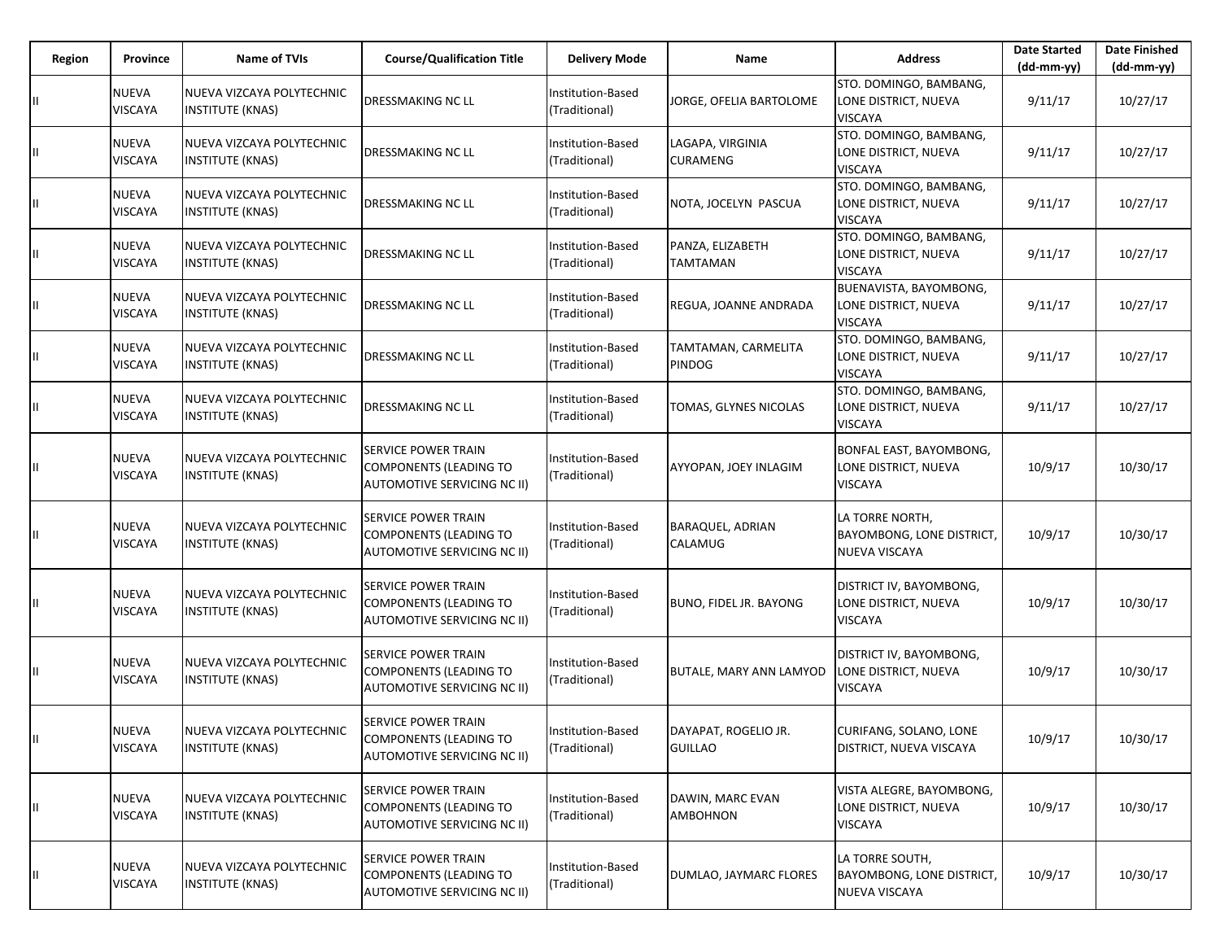| Region | Province | Name of TVIs | Course/Qualification Title | Delivery Mode | Name | Address | Date Started (dd-mm-yy) | Date Finished (dd-mm-yy) |
|---|---|---|---|---|---|---|---|---|
| II | NUEVA VISCAYA | NUEVA VIZCAYA POLYTECHNIC INSTITUTE (KNAS) | DRESSMAKING NC LL | Institution-Based (Traditional) | JORGE, OFELIA BARTOLOME | STO. DOMINGO, BAMBANG, LONE DISTRICT, NUEVA VISCAYA | 9/11/17 | 10/27/17 |
| II | NUEVA VISCAYA | NUEVA VIZCAYA POLYTECHNIC INSTITUTE (KNAS) | DRESSMAKING NC LL | Institution-Based (Traditional) | LAGAPA, VIRGINIA CURAMENG | STO. DOMINGO, BAMBANG, LONE DISTRICT, NUEVA VISCAYA | 9/11/17 | 10/27/17 |
| II | NUEVA VISCAYA | NUEVA VIZCAYA POLYTECHNIC INSTITUTE (KNAS) | DRESSMAKING NC LL | Institution-Based (Traditional) | NOTA, JOCELYN PASCUA | STO. DOMINGO, BAMBANG, LONE DISTRICT, NUEVA VISCAYA | 9/11/17 | 10/27/17 |
| II | NUEVA VISCAYA | NUEVA VIZCAYA POLYTECHNIC INSTITUTE (KNAS) | DRESSMAKING NC LL | Institution-Based (Traditional) | PANZA, ELIZABETH TAMTAMAN | STO. DOMINGO, BAMBANG, LONE DISTRICT, NUEVA VISCAYA | 9/11/17 | 10/27/17 |
| II | NUEVA VISCAYA | NUEVA VIZCAYA POLYTECHNIC INSTITUTE (KNAS) | DRESSMAKING NC LL | Institution-Based (Traditional) | REGUA, JOANNE ANDRADA | BUENAVISTA, BAYOMBONG, LONE DISTRICT, NUEVA VISCAYA | 9/11/17 | 10/27/17 |
| II | NUEVA VISCAYA | NUEVA VIZCAYA POLYTECHNIC INSTITUTE (KNAS) | DRESSMAKING NC LL | Institution-Based (Traditional) | TAMTAMAN, CARMELITA PINDOG | STO. DOMINGO, BAMBANG, LONE DISTRICT, NUEVA VISCAYA | 9/11/17 | 10/27/17 |
| II | NUEVA VISCAYA | NUEVA VIZCAYA POLYTECHNIC INSTITUTE (KNAS) | DRESSMAKING NC LL | Institution-Based (Traditional) | TOMAS, GLYNES NICOLAS | STO. DOMINGO, BAMBANG, LONE DISTRICT, NUEVA VISCAYA | 9/11/17 | 10/27/17 |
| II | NUEVA VISCAYA | NUEVA VIZCAYA POLYTECHNIC INSTITUTE (KNAS) | SERVICE POWER TRAIN COMPONENTS (LEADING TO AUTOMOTIVE SERVICING NC II) | Institution-Based (Traditional) | AYYOPAN, JOEY INLAGIM | BONFAL EAST, BAYOMBONG, LONE DISTRICT, NUEVA VISCAYA | 10/9/17 | 10/30/17 |
| II | NUEVA VISCAYA | NUEVA VIZCAYA POLYTECHNIC INSTITUTE (KNAS) | SERVICE POWER TRAIN COMPONENTS (LEADING TO AUTOMOTIVE SERVICING NC II) | Institution-Based (Traditional) | BARAQUEL, ADRIAN CALAMUG | LA TORRE NORTH, BAYOMBONG, LONE DISTRICT, NUEVA VISCAYA | 10/9/17 | 10/30/17 |
| II | NUEVA VISCAYA | NUEVA VIZCAYA POLYTECHNIC INSTITUTE (KNAS) | SERVICE POWER TRAIN COMPONENTS (LEADING TO AUTOMOTIVE SERVICING NC II) | Institution-Based (Traditional) | BUNO, FIDEL JR. BAYONG | DISTRICT IV, BAYOMBONG, LONE DISTRICT, NUEVA VISCAYA | 10/9/17 | 10/30/17 |
| II | NUEVA VISCAYA | NUEVA VIZCAYA POLYTECHNIC INSTITUTE (KNAS) | SERVICE POWER TRAIN COMPONENTS (LEADING TO AUTOMOTIVE SERVICING NC II) | Institution-Based (Traditional) | BUTALE, MARY ANN LAMYOD | DISTRICT IV, BAYOMBONG, LONE DISTRICT, NUEVA VISCAYA | 10/9/17 | 10/30/17 |
| II | NUEVA VISCAYA | NUEVA VIZCAYA POLYTECHNIC INSTITUTE (KNAS) | SERVICE POWER TRAIN COMPONENTS (LEADING TO AUTOMOTIVE SERVICING NC II) | Institution-Based (Traditional) | DAYAPAT, ROGELIO JR. GUILLAO | CURIFANG, SOLANO, LONE DISTRICT, NUEVA VISCAYA | 10/9/17 | 10/30/17 |
| II | NUEVA VISCAYA | NUEVA VIZCAYA POLYTECHNIC INSTITUTE (KNAS) | SERVICE POWER TRAIN COMPONENTS (LEADING TO AUTOMOTIVE SERVICING NC II) | Institution-Based (Traditional) | DAWIN, MARC EVAN AMBOHNON | VISTA ALEGRE, BAYOMBONG, LONE DISTRICT, NUEVA VISCAYA | 10/9/17 | 10/30/17 |
| II | NUEVA VISCAYA | NUEVA VIZCAYA POLYTECHNIC INSTITUTE (KNAS) | SERVICE POWER TRAIN COMPONENTS (LEADING TO AUTOMOTIVE SERVICING NC II) | Institution-Based (Traditional) | DUMLAO, JAYMARC FLORES | LA TORRE SOUTH, BAYOMBONG, LONE DISTRICT, NUEVA VISCAYA | 10/9/17 | 10/30/17 |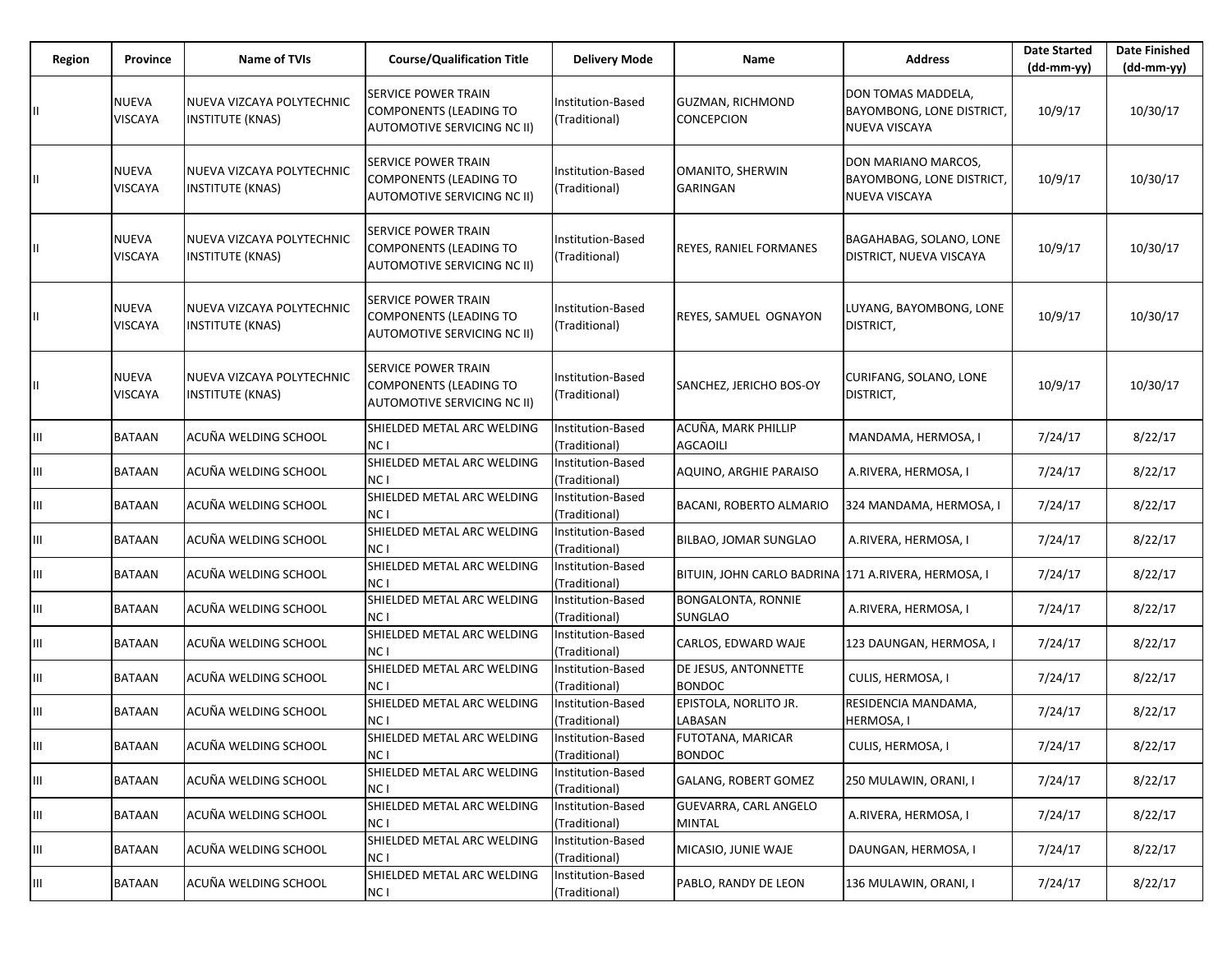| Region | Province | Name of TVIs | Course/Qualification Title | Delivery Mode | Name | Address | Date Started (dd-mm-yy) | Date Finished (dd-mm-yy) |
|---|---|---|---|---|---|---|---|---|
| II | NUEVA VISCAYA | NUEVA VIZCAYA POLYTECHNIC INSTITUTE (KNAS) | SERVICE POWER TRAIN COMPONENTS (LEADING TO AUTOMOTIVE SERVICING NC II) | Institution-Based (Traditional) | GUZMAN, RICHMOND CONCEPCION | DON TOMAS MADDELA, BAYOMBONG, LONE DISTRICT, NUEVA VISCAYA | 10/9/17 | 10/30/17 |
| II | NUEVA VISCAYA | NUEVA VIZCAYA POLYTECHNIC INSTITUTE (KNAS) | SERVICE POWER TRAIN COMPONENTS (LEADING TO AUTOMOTIVE SERVICING NC II) | Institution-Based (Traditional) | OMANITO, SHERWIN GARINGAN | DON MARIANO MARCOS, BAYOMBONG, LONE DISTRICT, NUEVA VISCAYA | 10/9/17 | 10/30/17 |
| II | NUEVA VISCAYA | NUEVA VIZCAYA POLYTECHNIC INSTITUTE (KNAS) | SERVICE POWER TRAIN COMPONENTS (LEADING TO AUTOMOTIVE SERVICING NC II) | Institution-Based (Traditional) | REYES, RANIEL FORMANES | BAGAHABAG, SOLANO, LONE DISTRICT, NUEVA VISCAYA | 10/9/17 | 10/30/17 |
| II | NUEVA VISCAYA | NUEVA VIZCAYA POLYTECHNIC INSTITUTE (KNAS) | SERVICE POWER TRAIN COMPONENTS (LEADING TO AUTOMOTIVE SERVICING NC II) | Institution-Based (Traditional) | REYES, SAMUEL OGNAYON | LUYANG, BAYOMBONG, LONE DISTRICT, | 10/9/17 | 10/30/17 |
| II | NUEVA VISCAYA | NUEVA VIZCAYA POLYTECHNIC INSTITUTE (KNAS) | SERVICE POWER TRAIN COMPONENTS (LEADING TO AUTOMOTIVE SERVICING NC II) | Institution-Based (Traditional) | SANCHEZ, JERICHO BOS-OY | CURIFANG, SOLANO, LONE DISTRICT, | 10/9/17 | 10/30/17 |
| III | BATAAN | ACUÑA WELDING SCHOOL | SHIELDED METAL ARC WELDING NC I | Institution-Based (Traditional) | ACUÑA, MARK PHILLIP AGCAOILI | MANDAMA, HERMOSA, I | 7/24/17 | 8/22/17 |
| III | BATAAN | ACUÑA WELDING SCHOOL | SHIELDED METAL ARC WELDING NC I | Institution-Based (Traditional) | AQUINO, ARGHIE PARAISO | A.RIVERA, HERMOSA, I | 7/24/17 | 8/22/17 |
| III | BATAAN | ACUÑA WELDING SCHOOL | SHIELDED METAL ARC WELDING NC I | Institution-Based (Traditional) | BACANI, ROBERTO ALMARIO | 324 MANDAMA, HERMOSA, I | 7/24/17 | 8/22/17 |
| III | BATAAN | ACUÑA WELDING SCHOOL | SHIELDED METAL ARC WELDING NC I | Institution-Based (Traditional) | BILBAO, JOMAR SUNGLAO | A.RIVERA, HERMOSA, I | 7/24/17 | 8/22/17 |
| III | BATAAN | ACUÑA WELDING SCHOOL | SHIELDED METAL ARC WELDING NC I | Institution-Based (Traditional) | BITUIN, JOHN CARLO BADRINA | 171 A.RIVERA, HERMOSA, I | 7/24/17 | 8/22/17 |
| III | BATAAN | ACUÑA WELDING SCHOOL | SHIELDED METAL ARC WELDING NC I | Institution-Based (Traditional) | BONGALONTA, RONNIE SUNGLAO | A.RIVERA, HERMOSA, I | 7/24/17 | 8/22/17 |
| III | BATAAN | ACUÑA WELDING SCHOOL | SHIELDED METAL ARC WELDING NC I | Institution-Based (Traditional) | CARLOS, EDWARD WAJE | 123 DAUNGAN, HERMOSA, I | 7/24/17 | 8/22/17 |
| III | BATAAN | ACUÑA WELDING SCHOOL | SHIELDED METAL ARC WELDING NC I | Institution-Based (Traditional) | DE JESUS, ANTONNETTE BONDOC | CULIS, HERMOSA, I | 7/24/17 | 8/22/17 |
| III | BATAAN | ACUÑA WELDING SCHOOL | SHIELDED METAL ARC WELDING NC I | Institution-Based (Traditional) | EPISTOLA, NORLITO JR. LABASAN | RESIDENCIA MANDAMA, HERMOSA, I | 7/24/17 | 8/22/17 |
| III | BATAAN | ACUÑA WELDING SCHOOL | SHIELDED METAL ARC WELDING NC I | Institution-Based (Traditional) | FUTOTANA, MARICAR BONDOC | CULIS, HERMOSA, I | 7/24/17 | 8/22/17 |
| III | BATAAN | ACUÑA WELDING SCHOOL | SHIELDED METAL ARC WELDING NC I | Institution-Based (Traditional) | GALANG, ROBERT GOMEZ | 250 MULAWIN, ORANI, I | 7/24/17 | 8/22/17 |
| III | BATAAN | ACUÑA WELDING SCHOOL | SHIELDED METAL ARC WELDING NC I | Institution-Based (Traditional) | GUEVARRA, CARL ANGELO MINTAL | A.RIVERA, HERMOSA, I | 7/24/17 | 8/22/17 |
| III | BATAAN | ACUÑA WELDING SCHOOL | SHIELDED METAL ARC WELDING NC I | Institution-Based (Traditional) | MICASIO, JUNIE WAJE | DAUNGAN, HERMOSA, I | 7/24/17 | 8/22/17 |
| III | BATAAN | ACUÑA WELDING SCHOOL | SHIELDED METAL ARC WELDING NC I | Institution-Based (Traditional) | PABLO, RANDY DE LEON | 136 MULAWIN, ORANI, I | 7/24/17 | 8/22/17 |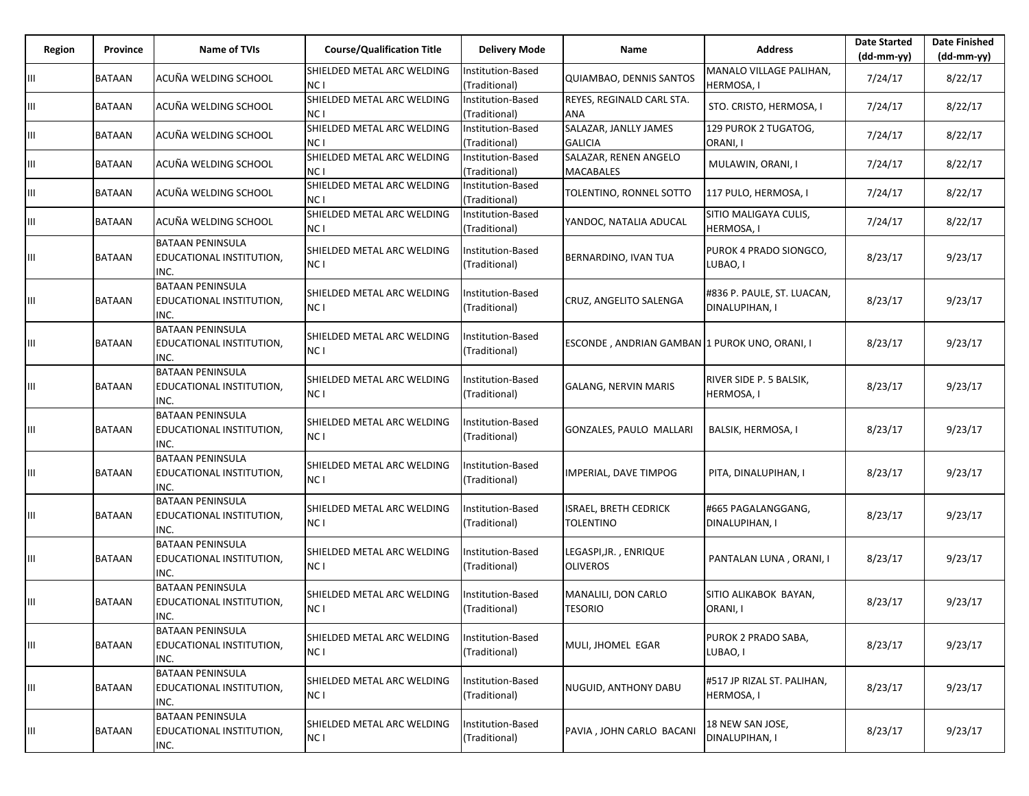| Region | Province | Name of TVIs | Course/Qualification Title | Delivery Mode | Name | Address | Date Started (dd-mm-yy) | Date Finished (dd-mm-yy) |
|---|---|---|---|---|---|---|---|---|
| III | BATAAN | ACUÑA WELDING SCHOOL | SHIELDED METAL ARC WELDING NC I | Institution-Based (Traditional) | QUIAMBAO, DENNIS SANTOS | MANALO VILLAGE PALIHAN, HERMOSA, I | 7/24/17 | 8/22/17 |
| III | BATAAN | ACUÑA WELDING SCHOOL | SHIELDED METAL ARC WELDING NC I | Institution-Based (Traditional) | REYES, REGINALD CARL STA. ANA | STO. CRISTO, HERMOSA, I | 7/24/17 | 8/22/17 |
| III | BATAAN | ACUÑA WELDING SCHOOL | SHIELDED METAL ARC WELDING NC I | Institution-Based (Traditional) | SALAZAR, JANLLY JAMES GALICIA | 129 PUROK 2 TUGATOG, ORANI, I | 7/24/17 | 8/22/17 |
| III | BATAAN | ACUÑA WELDING SCHOOL | SHIELDED METAL ARC WELDING NC I | Institution-Based (Traditional) | SALAZAR, RENEN ANGELO MACABALES | MULAWIN, ORANI, I | 7/24/17 | 8/22/17 |
| III | BATAAN | ACUÑA WELDING SCHOOL | SHIELDED METAL ARC WELDING NC I | Institution-Based (Traditional) | TOLENTINO, RONNEL SOTTO | 117 PULO, HERMOSA, I | 7/24/17 | 8/22/17 |
| III | BATAAN | ACUÑA WELDING SCHOOL | SHIELDED METAL ARC WELDING NC I | Institution-Based (Traditional) | YANDOC, NATALIA ADUCAL | SITIO MALIGAYA CULIS, HERMOSA, I | 7/24/17 | 8/22/17 |
| III | BATAAN | BATAAN PENINSULA EDUCATIONAL INSTITUTION, INC. | SHIELDED METAL ARC WELDING NC I | Institution-Based (Traditional) | BERNARDINO, IVAN TUA | PUROK 4 PRADO SIONGCO, LUBAO, I | 8/23/17 | 9/23/17 |
| III | BATAAN | BATAAN PENINSULA EDUCATIONAL INSTITUTION, INC. | SHIELDED METAL ARC WELDING NC I | Institution-Based (Traditional) | CRUZ, ANGELITO SALENGA | #836 P. PAULE, ST. LUACAN, DINALUPIHAN, I | 8/23/17 | 9/23/17 |
| III | BATAAN | BATAAN PENINSULA EDUCATIONAL INSTITUTION, INC. | SHIELDED METAL ARC WELDING NC I | Institution-Based (Traditional) | ESCONDE , ANDRIAN GAMBAN | 1 PUROK UNO, ORANI, I | 8/23/17 | 9/23/17 |
| III | BATAAN | BATAAN PENINSULA EDUCATIONAL INSTITUTION, INC. | SHIELDED METAL ARC WELDING NC I | Institution-Based (Traditional) | GALANG, NERVIN MARIS | RIVER SIDE P. 5 BALSIK, HERMOSA, I | 8/23/17 | 9/23/17 |
| III | BATAAN | BATAAN PENINSULA EDUCATIONAL INSTITUTION, INC. | SHIELDED METAL ARC WELDING NC I | Institution-Based (Traditional) | GONZALES, PAULO MALLARI | BALSIK, HERMOSA, I | 8/23/17 | 9/23/17 |
| III | BATAAN | BATAAN PENINSULA EDUCATIONAL INSTITUTION, INC. | SHIELDED METAL ARC WELDING NC I | Institution-Based (Traditional) | IMPERIAL, DAVE TIMPOG | PITA, DINALUPIHAN, I | 8/23/17 | 9/23/17 |
| III | BATAAN | BATAAN PENINSULA EDUCATIONAL INSTITUTION, INC. | SHIELDED METAL ARC WELDING NC I | Institution-Based (Traditional) | ISRAEL, BRETH CEDRICK TOLENTINO | #665 PAGALANGGANG, DINALUPIHAN, I | 8/23/17 | 9/23/17 |
| III | BATAAN | BATAAN PENINSULA EDUCATIONAL INSTITUTION, INC. | SHIELDED METAL ARC WELDING NC I | Institution-Based (Traditional) | LEGASPI,JR. , ENRIQUE OLIVEROS | PANTALAN LUNA , ORANI, I | 8/23/17 | 9/23/17 |
| III | BATAAN | BATAAN PENINSULA EDUCATIONAL INSTITUTION, INC. | SHIELDED METAL ARC WELDING NC I | Institution-Based (Traditional) | MANALILI, DON CARLO TESORIO | SITIO ALIKABOK BAYAN, ORANI, I | 8/23/17 | 9/23/17 |
| III | BATAAN | BATAAN PENINSULA EDUCATIONAL INSTITUTION, INC. | SHIELDED METAL ARC WELDING NC I | Institution-Based (Traditional) | MULI, JHOMEL EGAR | PUROK 2 PRADO SABA, LUBAO, I | 8/23/17 | 9/23/17 |
| III | BATAAN | BATAAN PENINSULA EDUCATIONAL INSTITUTION, INC. | SHIELDED METAL ARC WELDING NC I | Institution-Based (Traditional) | NUGUID, ANTHONY DABU | #517 JP RIZAL ST. PALIHAN, HERMOSA, I | 8/23/17 | 9/23/17 |
| III | BATAAN | BATAAN PENINSULA EDUCATIONAL INSTITUTION, INC. | SHIELDED METAL ARC WELDING NC I | Institution-Based (Traditional) | PAVIA , JOHN CARLO BACANI | 18 NEW SAN JOSE, DINALUPIHAN, I | 8/23/17 | 9/23/17 |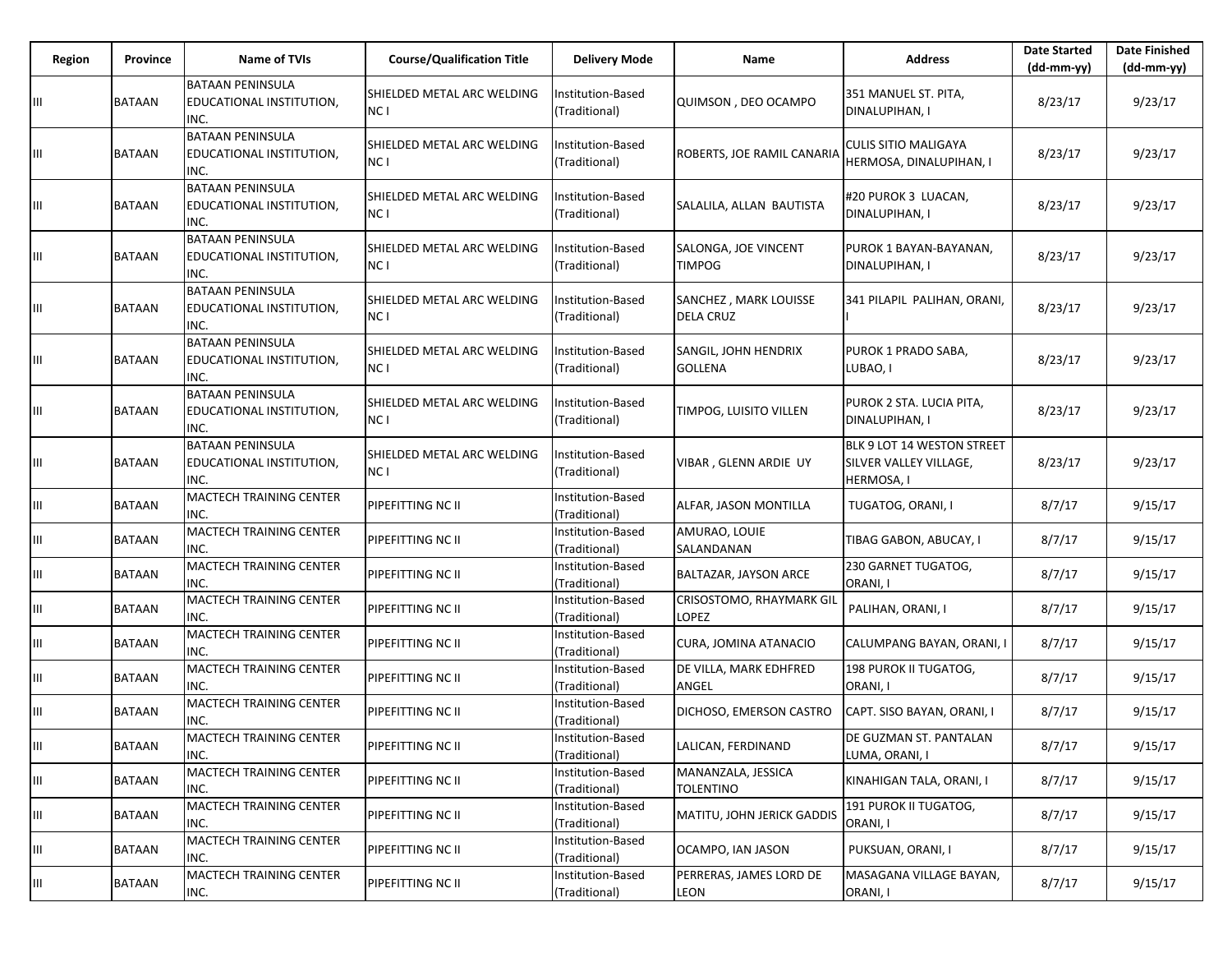| Region | Province | Name of TVIs | Course/Qualification Title | Delivery Mode | Name | Address | Date Started (dd-mm-yy) | Date Finished (dd-mm-yy) |
|---|---|---|---|---|---|---|---|---|
| III | BATAAN | BATAAN PENINSULA EDUCATIONAL INSTITUTION, INC. | SHIELDED METAL ARC WELDING NC I | Institution-Based (Traditional) | QUIMSON , DEO OCAMPO | 351 MANUEL ST. PITA, DINALUPIHAN, I | 8/23/17 | 9/23/17 |
| III | BATAAN | BATAAN PENINSULA EDUCATIONAL INSTITUTION, INC. | SHIELDED METAL ARC WELDING NC I | Institution-Based (Traditional) | ROBERTS, JOE RAMIL CANARIA | CULIS SITIO MALIGAYA HERMOSA, DINALUPIHAN, I | 8/23/17 | 9/23/17 |
| III | BATAAN | BATAAN PENINSULA EDUCATIONAL INSTITUTION, INC. | SHIELDED METAL ARC WELDING NC I | Institution-Based (Traditional) | SALALILA, ALLAN BAUTISTA | #20 PUROK 3 LUACAN, DINALUPIHAN, I | 8/23/17 | 9/23/17 |
| III | BATAAN | BATAAN PENINSULA EDUCATIONAL INSTITUTION, INC. | SHIELDED METAL ARC WELDING NC I | Institution-Based (Traditional) | SALONGA, JOE VINCENT TIMPOG | PUROK 1 BAYAN-BAYANAN, DINALUPIHAN, I | 8/23/17 | 9/23/17 |
| III | BATAAN | BATAAN PENINSULA EDUCATIONAL INSTITUTION, INC. | SHIELDED METAL ARC WELDING NC I | Institution-Based (Traditional) | SANCHEZ , MARK LOUISSE DELA CRUZ | 341 PILAPIL PALIHAN, ORANI, I | 8/23/17 | 9/23/17 |
| III | BATAAN | BATAAN PENINSULA EDUCATIONAL INSTITUTION, INC. | SHIELDED METAL ARC WELDING NC I | Institution-Based (Traditional) | SANGIL, JOHN HENDRIX GOLLENA | PUROK 1 PRADO SABA, LUBAO, I | 8/23/17 | 9/23/17 |
| III | BATAAN | BATAAN PENINSULA EDUCATIONAL INSTITUTION, INC. | SHIELDED METAL ARC WELDING NC I | Institution-Based (Traditional) | TIMPOG, LUISITO VILLEN | PUROK 2 STA. LUCIA PITA, DINALUPIHAN, I | 8/23/17 | 9/23/17 |
| III | BATAAN | BATAAN PENINSULA EDUCATIONAL INSTITUTION, INC. | SHIELDED METAL ARC WELDING NC I | Institution-Based (Traditional) | VIBAR , GLENN ARDIE UY | BLK 9 LOT 14 WESTON STREET SILVER VALLEY VILLAGE, HERMOSA, I | 8/23/17 | 9/23/17 |
| III | BATAAN | MACTECH TRAINING CENTER INC. | PIPEFITTING NC II | Institution-Based (Traditional) | ALFAR, JASON MONTILLA | TUGATOG, ORANI, I | 8/7/17 | 9/15/17 |
| III | BATAAN | MACTECH TRAINING CENTER INC. | PIPEFITTING NC II | Institution-Based (Traditional) | AMURAO, LOUIE SALANDANAN | TIBAG GABON, ABUCAY, I | 8/7/17 | 9/15/17 |
| III | BATAAN | MACTECH TRAINING CENTER INC. | PIPEFITTING NC II | Institution-Based (Traditional) | BALTAZAR, JAYSON ARCE | 230 GARNET TUGATOG, ORANI, I | 8/7/17 | 9/15/17 |
| III | BATAAN | MACTECH TRAINING CENTER INC. | PIPEFITTING NC II | Institution-Based (Traditional) | CRISOSTOMO, RHAYMARK GIL LOPEZ | PALIHAN, ORANI, I | 8/7/17 | 9/15/17 |
| III | BATAAN | MACTECH TRAINING CENTER INC. | PIPEFITTING NC II | Institution-Based (Traditional) | CURA, JOMINA ATANACIO | CALUMPANG BAYAN, ORANI, I | 8/7/17 | 9/15/17 |
| III | BATAAN | MACTECH TRAINING CENTER INC. | PIPEFITTING NC II | Institution-Based (Traditional) | DE VILLA, MARK EDHFRED ANGEL | 198 PUROK II TUGATOG, ORANI, I | 8/7/17 | 9/15/17 |
| III | BATAAN | MACTECH TRAINING CENTER INC. | PIPEFITTING NC II | Institution-Based (Traditional) | DICHOSO, EMERSON CASTRO | CAPT. SISO BAYAN, ORANI, I | 8/7/17 | 9/15/17 |
| III | BATAAN | MACTECH TRAINING CENTER INC. | PIPEFITTING NC II | Institution-Based (Traditional) | LALICAN, FERDINAND | DE GUZMAN ST. PANTALAN LUMA, ORANI, I | 8/7/17 | 9/15/17 |
| III | BATAAN | MACTECH TRAINING CENTER INC. | PIPEFITTING NC II | Institution-Based (Traditional) | MANANZALA, JESSICA TOLENTINO | KINAHIGAN TALA, ORANI, I | 8/7/17 | 9/15/17 |
| III | BATAAN | MACTECH TRAINING CENTER INC. | PIPEFITTING NC II | Institution-Based (Traditional) | MATITU, JOHN JERICK GADDIS | 191 PUROK II TUGATOG, ORANI, I | 8/7/17 | 9/15/17 |
| III | BATAAN | MACTECH TRAINING CENTER INC. | PIPEFITTING NC II | Institution-Based (Traditional) | OCAMPO, IAN JASON | PUKSUAN, ORANI, I | 8/7/17 | 9/15/17 |
| III | BATAAN | MACTECH TRAINING CENTER INC. | PIPEFITTING NC II | Institution-Based (Traditional) | PERRERAS, JAMES LORD DE LEON | MASAGANA VILLAGE BAYAN, ORANI, I | 8/7/17 | 9/15/17 |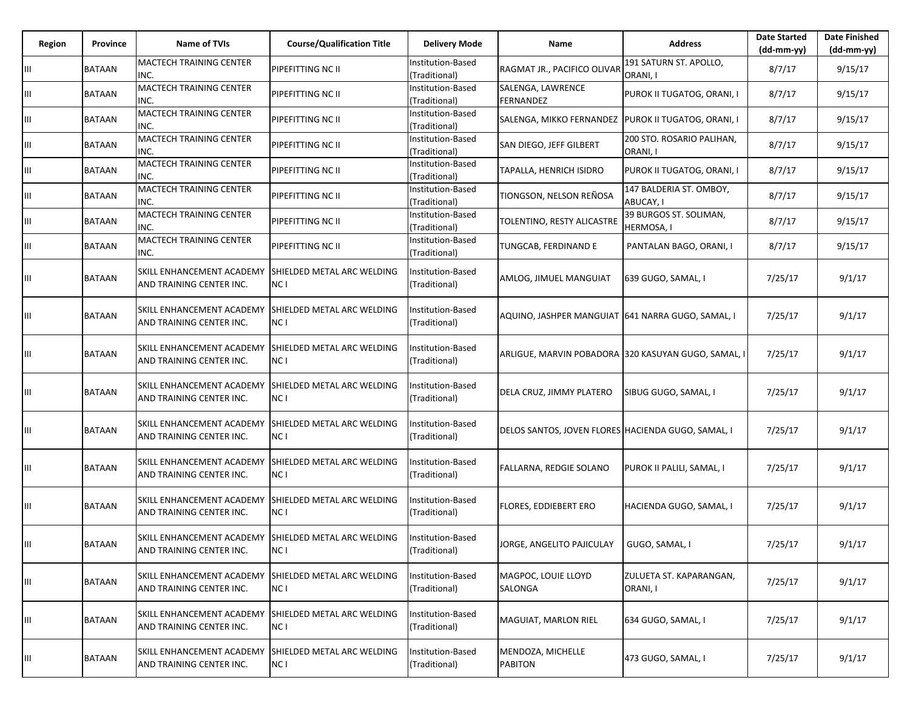| Region | Province | Name of TVIs | Course/Qualification Title | Delivery Mode | Name | Address | Date Started (dd-mm-yy) | Date Finished (dd-mm-yy) |
|---|---|---|---|---|---|---|---|---|
| III | BATAAN | MACTECH TRAINING CENTER INC. | PIPEFITTING NC II | Institution-Based (Traditional) | RAGMAT JR., PACIFICO OLIVAR | 191 SATURN ST. APOLLO, ORANI, I | 8/7/17 | 9/15/17 |
| III | BATAAN | MACTECH TRAINING CENTER INC. | PIPEFITTING NC II | Institution-Based (Traditional) | SALENGA, LAWRENCE FERNANDEZ | PUROK II TUGATOG, ORANI, I | 8/7/17 | 9/15/17 |
| III | BATAAN | MACTECH TRAINING CENTER INC. | PIPEFITTING NC II | Institution-Based (Traditional) | SALENGA, MIKKO FERNANDEZ | PUROK II TUGATOG, ORANI, I | 8/7/17 | 9/15/17 |
| III | BATAAN | MACTECH TRAINING CENTER INC. | PIPEFITTING NC II | Institution-Based (Traditional) | SAN DIEGO, JEFF GILBERT | 200 STO. ROSARIO PALIHAN, ORANI, I | 8/7/17 | 9/15/17 |
| III | BATAAN | MACTECH TRAINING CENTER INC. | PIPEFITTING NC II | Institution-Based (Traditional) | TAPALLA, HENRICH ISIDRO | PUROK II TUGATOG, ORANI, I | 8/7/17 | 9/15/17 |
| III | BATAAN | MACTECH TRAINING CENTER INC. | PIPEFITTING NC II | Institution-Based (Traditional) | TIONGSON, NELSON REÑOSA | 147 BALDERIA ST. OMBOY, ABUCAY, I | 8/7/17 | 9/15/17 |
| III | BATAAN | MACTECH TRAINING CENTER INC. | PIPEFITTING NC II | Institution-Based (Traditional) | TOLENTINO, RESTY ALICASTRE | 39 BURGOS ST. SOLIMAN, HERMOSA, I | 8/7/17 | 9/15/17 |
| III | BATAAN | MACTECH TRAINING CENTER INC. | PIPEFITTING NC II | Institution-Based (Traditional) | TUNGCAB, FERDINAND E | PANTALAN BAGO, ORANI, I | 8/7/17 | 9/15/17 |
| III | BATAAN | SKILL ENHANCEMENT ACADEMY AND TRAINING CENTER INC. | SHIELDED METAL ARC WELDING NC I | Institution-Based (Traditional) | AMLOG, JIMUEL MANGUIAT | 639 GUGO, SAMAL, I | 7/25/17 | 9/1/17 |
| III | BATAAN | SKILL ENHANCEMENT ACADEMY AND TRAINING CENTER INC. | SHIELDED METAL ARC WELDING NC I | Institution-Based (Traditional) | AQUINO, JASHPER MANGUIAT | 641 NARRA GUGO, SAMAL, I | 7/25/17 | 9/1/17 |
| III | BATAAN | SKILL ENHANCEMENT ACADEMY AND TRAINING CENTER INC. | SHIELDED METAL ARC WELDING NC I | Institution-Based (Traditional) | ARLIGUE, MARVIN POBADORA | 320 KASUYAN GUGO, SAMAL, I | 7/25/17 | 9/1/17 |
| III | BATAAN | SKILL ENHANCEMENT ACADEMY AND TRAINING CENTER INC. | SHIELDED METAL ARC WELDING NC I | Institution-Based (Traditional) | DELA CRUZ, JIMMY PLATERO | SIBUG GUGO, SAMAL, I | 7/25/17 | 9/1/17 |
| III | BATAAN | SKILL ENHANCEMENT ACADEMY AND TRAINING CENTER INC. | SHIELDED METAL ARC WELDING NC I | Institution-Based (Traditional) | DELOS SANTOS, JOVEN FLORES | HACIENDA GUGO, SAMAL, I | 7/25/17 | 9/1/17 |
| III | BATAAN | SKILL ENHANCEMENT ACADEMY AND TRAINING CENTER INC. | SHIELDED METAL ARC WELDING NC I | Institution-Based (Traditional) | FALLARNA, REDGIE SOLANO | PUROK II PALILI, SAMAL, I | 7/25/17 | 9/1/17 |
| III | BATAAN | SKILL ENHANCEMENT ACADEMY AND TRAINING CENTER INC. | SHIELDED METAL ARC WELDING NC I | Institution-Based (Traditional) | FLORES, EDDIEBERT ERO | HACIENDA GUGO, SAMAL, I | 7/25/17 | 9/1/17 |
| III | BATAAN | SKILL ENHANCEMENT ACADEMY AND TRAINING CENTER INC. | SHIELDED METAL ARC WELDING NC I | Institution-Based (Traditional) | JORGE, ANGELITO PAJICULAY | GUGO, SAMAL, I | 7/25/17 | 9/1/17 |
| III | BATAAN | SKILL ENHANCEMENT ACADEMY AND TRAINING CENTER INC. | SHIELDED METAL ARC WELDING NC I | Institution-Based (Traditional) | MAGPOC, LOUIE LLOYD SALONGA | ZULUETA ST. KAPARANGAN, ORANI, I | 7/25/17 | 9/1/17 |
| III | BATAAN | SKILL ENHANCEMENT ACADEMY AND TRAINING CENTER INC. | SHIELDED METAL ARC WELDING NC I | Institution-Based (Traditional) | MAGUIAT, MARLON RIEL | 634 GUGO, SAMAL, I | 7/25/17 | 9/1/17 |
| III | BATAAN | SKILL ENHANCEMENT ACADEMY AND TRAINING CENTER INC. | SHIELDED METAL ARC WELDING NC I | Institution-Based (Traditional) | MENDOZA, MICHELLE PABITON | 473 GUGO, SAMAL, I | 7/25/17 | 9/1/17 |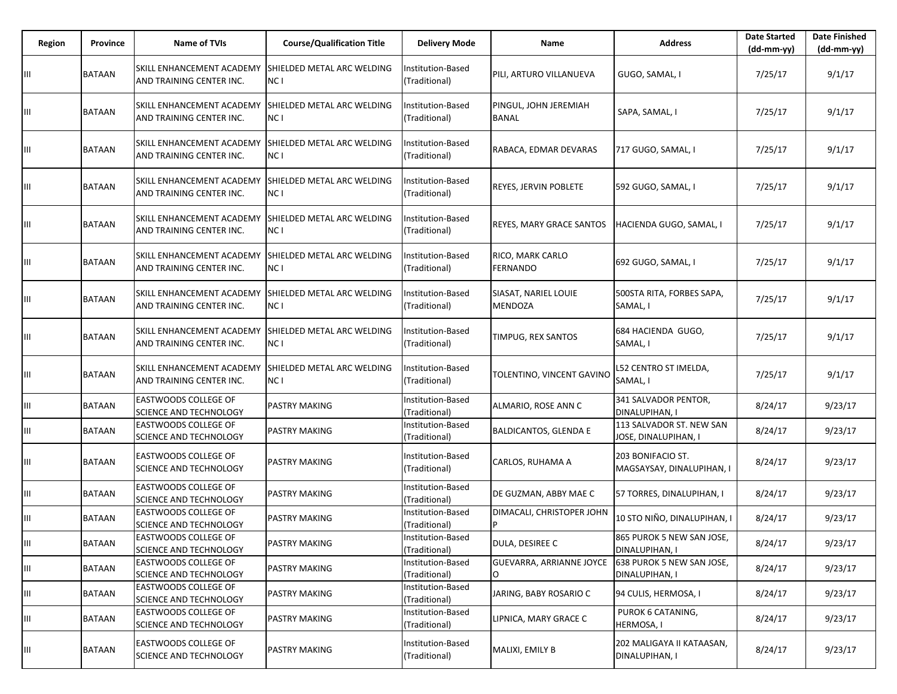| Region | Province | Name of TVIs | Course/Qualification Title | Delivery Mode | Name | Address | Date Started (dd-mm-yy) | Date Finished (dd-mm-yy) |
|---|---|---|---|---|---|---|---|---|
| III | BATAAN | SKILL ENHANCEMENT ACADEMY AND TRAINING CENTER INC. | SHIELDED METAL ARC WELDING NC I | Institution-Based (Traditional) | PILI, ARTURO VILLANUEVA | GUGO, SAMAL, I | 7/25/17 | 9/1/17 |
| III | BATAAN | SKILL ENHANCEMENT ACADEMY AND TRAINING CENTER INC. | SHIELDED METAL ARC WELDING NC I | Institution-Based (Traditional) | PINGUL, JOHN JEREMIAH BANAL | SAPA, SAMAL, I | 7/25/17 | 9/1/17 |
| III | BATAAN | SKILL ENHANCEMENT ACADEMY AND TRAINING CENTER INC. | SHIELDED METAL ARC WELDING NC I | Institution-Based (Traditional) | RABACA, EDMAR DEVARAS | 717 GUGO, SAMAL, I | 7/25/17 | 9/1/17 |
| III | BATAAN | SKILL ENHANCEMENT ACADEMY AND TRAINING CENTER INC. | SHIELDED METAL ARC WELDING NC I | Institution-Based (Traditional) | REYES, JERVIN POBLETE | 592 GUGO, SAMAL, I | 7/25/17 | 9/1/17 |
| III | BATAAN | SKILL ENHANCEMENT ACADEMY AND TRAINING CENTER INC. | SHIELDED METAL ARC WELDING NC I | Institution-Based (Traditional) | REYES, MARY GRACE SANTOS | HACIENDA GUGO, SAMAL, I | 7/25/17 | 9/1/17 |
| III | BATAAN | SKILL ENHANCEMENT ACADEMY AND TRAINING CENTER INC. | SHIELDED METAL ARC WELDING NC I | Institution-Based (Traditional) | RICO, MARK CARLO FERNANDO | 692 GUGO, SAMAL, I | 7/25/17 | 9/1/17 |
| III | BATAAN | SKILL ENHANCEMENT ACADEMY AND TRAINING CENTER INC. | SHIELDED METAL ARC WELDING NC I | Institution-Based (Traditional) | SIASAT, NARIEL LOUIE MENDOZA | 500STA RITA, FORBES SAPA, SAMAL, I | 7/25/17 | 9/1/17 |
| III | BATAAN | SKILL ENHANCEMENT ACADEMY AND TRAINING CENTER INC. | SHIELDED METAL ARC WELDING NC I | Institution-Based (Traditional) | TIMPUG, REX SANTOS | 684 HACIENDA GUGO, SAMAL, I | 7/25/17 | 9/1/17 |
| III | BATAAN | SKILL ENHANCEMENT ACADEMY AND TRAINING CENTER INC. | SHIELDED METAL ARC WELDING NC I | Institution-Based (Traditional) | TOLENTINO, VINCENT GAVINO | L52 CENTRO ST IMELDA, SAMAL, I | 7/25/17 | 9/1/17 |
| III | BATAAN | EASTWOODS COLLEGE OF SCIENCE AND TECHNOLOGY | PASTRY MAKING | Institution-Based (Traditional) | ALMARIO, ROSE ANN C | 341 SALVADOR PENTOR, DINALUPIHAN, I | 8/24/17 | 9/23/17 |
| III | BATAAN | EASTWOODS COLLEGE OF SCIENCE AND TECHNOLOGY | PASTRY MAKING | Institution-Based (Traditional) | BALDICANTOS, GLENDA E | 113 SALVADOR ST. NEW SAN JOSE, DINALUPIHAN, I | 8/24/17 | 9/23/17 |
| III | BATAAN | EASTWOODS COLLEGE OF SCIENCE AND TECHNOLOGY | PASTRY MAKING | Institution-Based (Traditional) | CARLOS, RUHAMA A | 203 BONIFACIO ST. MAGSAYSAY, DINALUPIHAN, I | 8/24/17 | 9/23/17 |
| III | BATAAN | EASTWOODS COLLEGE OF SCIENCE AND TECHNOLOGY | PASTRY MAKING | Institution-Based (Traditional) | DE GUZMAN, ABBY MAE C | 57 TORRES, DINALUPIHAN, I | 8/24/17 | 9/23/17 |
| III | BATAAN | EASTWOODS COLLEGE OF SCIENCE AND TECHNOLOGY | PASTRY MAKING | Institution-Based (Traditional) | DIMACALI, CHRISTOPER JOHN P | 10 STO NIÑO, DINALUPIHAN, I | 8/24/17 | 9/23/17 |
| III | BATAAN | EASTWOODS COLLEGE OF SCIENCE AND TECHNOLOGY | PASTRY MAKING | Institution-Based (Traditional) | DULA, DESIREE C | 865 PUROK 5 NEW SAN JOSE, DINALUPIHAN, I | 8/24/17 | 9/23/17 |
| III | BATAAN | EASTWOODS COLLEGE OF SCIENCE AND TECHNOLOGY | PASTRY MAKING | Institution-Based (Traditional) | GUEVARRA, ARRIANNE JOYCE O | 638 PUROK 5 NEW SAN JOSE, DINALUPIHAN, I | 8/24/17 | 9/23/17 |
| III | BATAAN | EASTWOODS COLLEGE OF SCIENCE AND TECHNOLOGY | PASTRY MAKING | Institution-Based (Traditional) | JARING, BABY ROSARIO C | 94 CULIS, HERMOSA, I | 8/24/17 | 9/23/17 |
| III | BATAAN | EASTWOODS COLLEGE OF SCIENCE AND TECHNOLOGY | PASTRY MAKING | Institution-Based (Traditional) | LIPNICA, MARY GRACE C | PUROK 6 CATANING, HERMOSA, I | 8/24/17 | 9/23/17 |
| III | BATAAN | EASTWOODS COLLEGE OF SCIENCE AND TECHNOLOGY | PASTRY MAKING | Institution-Based (Traditional) | MALIXI, EMILY B | 202 MALIGAYA II KATAASAN, DINALUPIHAN, I | 8/24/17 | 9/23/17 |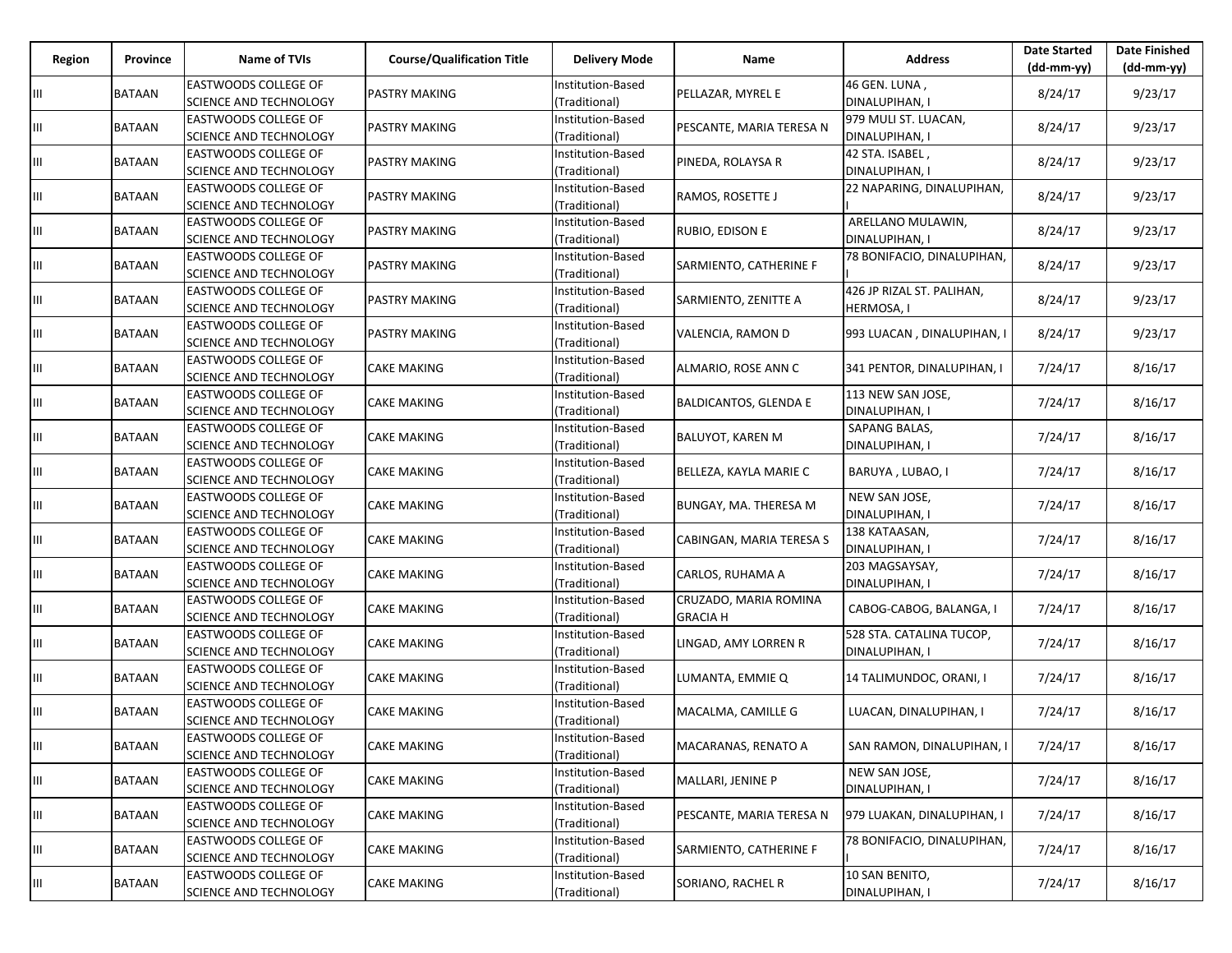| Region | Province | Name of TVIs | Course/Qualification Title | Delivery Mode | Name | Address | Date Started (dd-mm-yy) | Date Finished (dd-mm-yy) |
|---|---|---|---|---|---|---|---|---|
| III | BATAAN | EASTWOODS COLLEGE OF SCIENCE AND TECHNOLOGY | PASTRY MAKING | Institution-Based (Traditional) | PELLAZAR, MYREL E | 46 GEN. LUNA , DINALUPIHAN, I | 8/24/17 | 9/23/17 |
| III | BATAAN | EASTWOODS COLLEGE OF SCIENCE AND TECHNOLOGY | PASTRY MAKING | Institution-Based (Traditional) | PESCANTE, MARIA TERESA N | 979 MULI ST. LUACAN, DINALUPIHAN, I | 8/24/17 | 9/23/17 |
| III | BATAAN | EASTWOODS COLLEGE OF SCIENCE AND TECHNOLOGY | PASTRY MAKING | Institution-Based (Traditional) | PINEDA, ROLAYSA R | 42 STA. ISABEL , DINALUPIHAN, I | 8/24/17 | 9/23/17 |
| III | BATAAN | EASTWOODS COLLEGE OF SCIENCE AND TECHNOLOGY | PASTRY MAKING | Institution-Based (Traditional) | RAMOS, ROSETTE J | 22 NAPARING, DINALUPIHAN, I | 8/24/17 | 9/23/17 |
| III | BATAAN | EASTWOODS COLLEGE OF SCIENCE AND TECHNOLOGY | PASTRY MAKING | Institution-Based (Traditional) | RUBIO, EDISON E | ARELLANO MULAWIN, DINALUPIHAN, I | 8/24/17 | 9/23/17 |
| III | BATAAN | EASTWOODS COLLEGE OF SCIENCE AND TECHNOLOGY | PASTRY MAKING | Institution-Based (Traditional) | SARMIENTO, CATHERINE F | 78 BONIFACIO, DINALUPIHAN, I | 8/24/17 | 9/23/17 |
| III | BATAAN | EASTWOODS COLLEGE OF SCIENCE AND TECHNOLOGY | PASTRY MAKING | Institution-Based (Traditional) | SARMIENTO, ZENITTE A | 426 JP RIZAL ST. PALIHAN, HERMOSA, I | 8/24/17 | 9/23/17 |
| III | BATAAN | EASTWOODS COLLEGE OF SCIENCE AND TECHNOLOGY | PASTRY MAKING | Institution-Based (Traditional) | VALENCIA, RAMON D | 993 LUACAN , DINALUPIHAN, I | 8/24/17 | 9/23/17 |
| III | BATAAN | EASTWOODS COLLEGE OF SCIENCE AND TECHNOLOGY | CAKE MAKING | Institution-Based (Traditional) | ALMARIO, ROSE ANN C | 341 PENTOR, DINALUPIHAN, I | 7/24/17 | 8/16/17 |
| III | BATAAN | EASTWOODS COLLEGE OF SCIENCE AND TECHNOLOGY | CAKE MAKING | Institution-Based (Traditional) | BALDICANTOS, GLENDA E | 113 NEW SAN JOSE, DINALUPIHAN, I | 7/24/17 | 8/16/17 |
| III | BATAAN | EASTWOODS COLLEGE OF SCIENCE AND TECHNOLOGY | CAKE MAKING | Institution-Based (Traditional) | BALUYOT, KAREN M | SAPANG BALAS, DINALUPIHAN, I | 7/24/17 | 8/16/17 |
| III | BATAAN | EASTWOODS COLLEGE OF SCIENCE AND TECHNOLOGY | CAKE MAKING | Institution-Based (Traditional) | BELLEZA, KAYLA MARIE C | BARUYA , LUBAO, I | 7/24/17 | 8/16/17 |
| III | BATAAN | EASTWOODS COLLEGE OF SCIENCE AND TECHNOLOGY | CAKE MAKING | Institution-Based (Traditional) | BUNGAY, MA. THERESA M | NEW SAN JOSE, DINALUPIHAN, I | 7/24/17 | 8/16/17 |
| III | BATAAN | EASTWOODS COLLEGE OF SCIENCE AND TECHNOLOGY | CAKE MAKING | Institution-Based (Traditional) | CABINGAN, MARIA TERESA S | 138 KATAASAN, DINALUPIHAN, I | 7/24/17 | 8/16/17 |
| III | BATAAN | EASTWOODS COLLEGE OF SCIENCE AND TECHNOLOGY | CAKE MAKING | Institution-Based (Traditional) | CARLOS, RUHAMA A | 203 MAGSAYSAY, DINALUPIHAN, I | 7/24/17 | 8/16/17 |
| III | BATAAN | EASTWOODS COLLEGE OF SCIENCE AND TECHNOLOGY | CAKE MAKING | Institution-Based (Traditional) | CRUZADO, MARIA ROMINA GRACIA H | CABOG-CABOG, BALANGA, I | 7/24/17 | 8/16/17 |
| III | BATAAN | EASTWOODS COLLEGE OF SCIENCE AND TECHNOLOGY | CAKE MAKING | Institution-Based (Traditional) | LINGAD, AMY LORREN R | 528 STA. CATALINA TUCOP, DINALUPIHAN, I | 7/24/17 | 8/16/17 |
| III | BATAAN | EASTWOODS COLLEGE OF SCIENCE AND TECHNOLOGY | CAKE MAKING | Institution-Based (Traditional) | LUMANTA, EMMIE Q | 14 TALIMUNDOC, ORANI, I | 7/24/17 | 8/16/17 |
| III | BATAAN | EASTWOODS COLLEGE OF SCIENCE AND TECHNOLOGY | CAKE MAKING | Institution-Based (Traditional) | MACALMA, CAMILLE G | LUACAN, DINALUPIHAN, I | 7/24/17 | 8/16/17 |
| III | BATAAN | EASTWOODS COLLEGE OF SCIENCE AND TECHNOLOGY | CAKE MAKING | Institution-Based (Traditional) | MACARANAS, RENATO A | SAN RAMON, DINALUPIHAN, I | 7/24/17 | 8/16/17 |
| III | BATAAN | EASTWOODS COLLEGE OF SCIENCE AND TECHNOLOGY | CAKE MAKING | Institution-Based (Traditional) | MALLARI, JENINE P | NEW SAN JOSE, DINALUPIHAN, I | 7/24/17 | 8/16/17 |
| III | BATAAN | EASTWOODS COLLEGE OF SCIENCE AND TECHNOLOGY | CAKE MAKING | Institution-Based (Traditional) | PESCANTE, MARIA TERESA N | 979 LUAKAN, DINALUPIHAN, I | 7/24/17 | 8/16/17 |
| III | BATAAN | EASTWOODS COLLEGE OF SCIENCE AND TECHNOLOGY | CAKE MAKING | Institution-Based (Traditional) | SARMIENTO, CATHERINE F | 78 BONIFACIO, DINALUPIHAN, I | 7/24/17 | 8/16/17 |
| III | BATAAN | EASTWOODS COLLEGE OF SCIENCE AND TECHNOLOGY | CAKE MAKING | Institution-Based (Traditional) | SORIANO, RACHEL R | 10 SAN BENITO, DINALUPIHAN, I | 7/24/17 | 8/16/17 |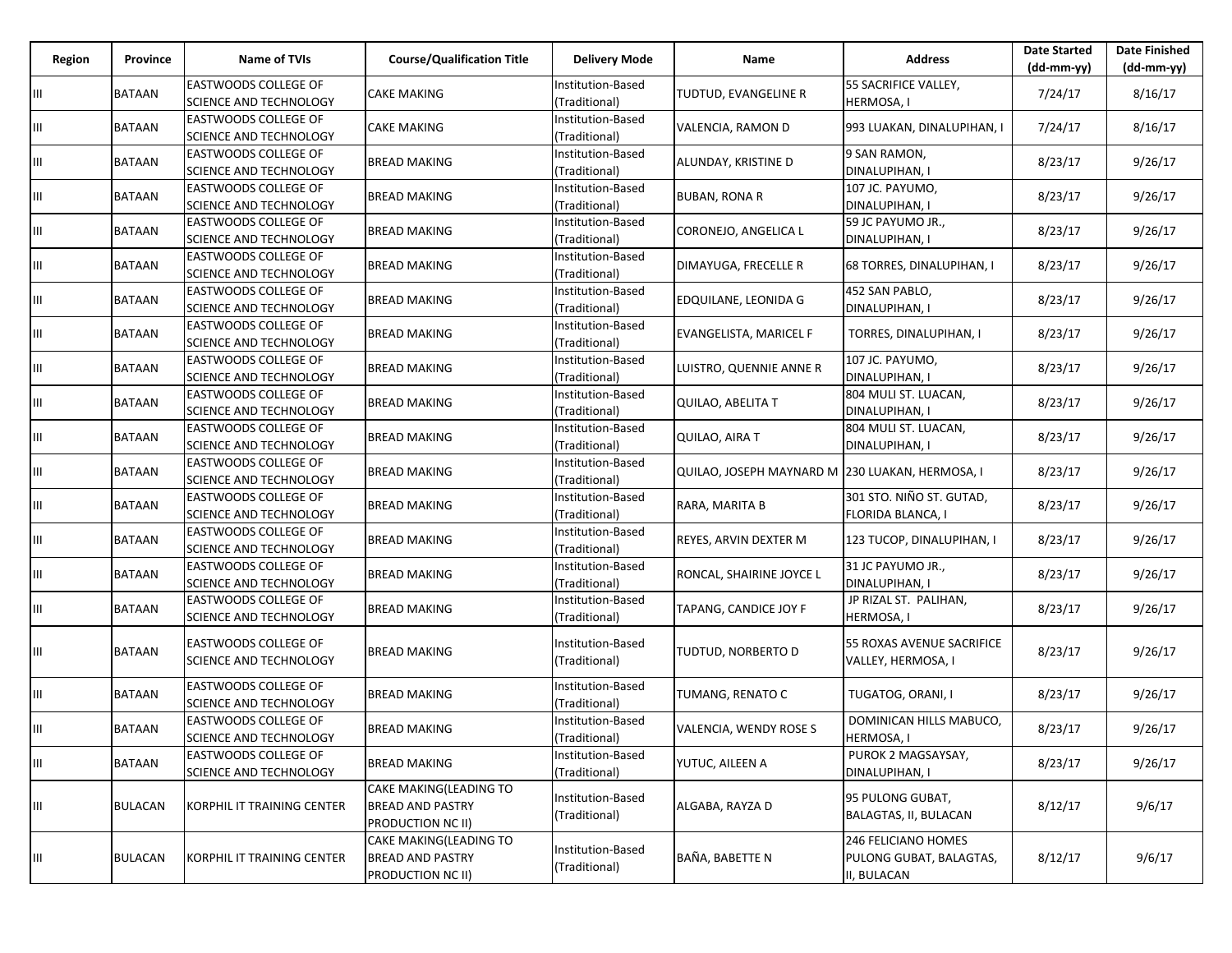| Region | Province | Name of TVIs | Course/Qualification Title | Delivery Mode | Name | Address | Date Started (dd-mm-yy) | Date Finished (dd-mm-yy) |
|---|---|---|---|---|---|---|---|---|
| III | BATAAN | EASTWOODS COLLEGE OF SCIENCE AND TECHNOLOGY | CAKE MAKING | Institution-Based (Traditional) | TUDTUD, EVANGELINE R | 55 SACRIFICE VALLEY, HERMOSA, I | 7/24/17 | 8/16/17 |
| III | BATAAN | EASTWOODS COLLEGE OF SCIENCE AND TECHNOLOGY | CAKE MAKING | Institution-Based (Traditional) | VALENCIA, RAMON D | 993 LUAKAN, DINALUPIHAN, I | 7/24/17 | 8/16/17 |
| III | BATAAN | EASTWOODS COLLEGE OF SCIENCE AND TECHNOLOGY | BREAD MAKING | Institution-Based (Traditional) | ALUNDAY, KRISTINE D | 9 SAN RAMON, DINALUPIHAN, I | 8/23/17 | 9/26/17 |
| III | BATAAN | EASTWOODS COLLEGE OF SCIENCE AND TECHNOLOGY | BREAD MAKING | Institution-Based (Traditional) | BUBAN, RONA R | 107 JC. PAYUMO, DINALUPIHAN, I | 8/23/17 | 9/26/17 |
| III | BATAAN | EASTWOODS COLLEGE OF SCIENCE AND TECHNOLOGY | BREAD MAKING | Institution-Based (Traditional) | CORONEJO, ANGELICA L | 59 JC PAYUMO JR., DINALUPIHAN, I | 8/23/17 | 9/26/17 |
| III | BATAAN | EASTWOODS COLLEGE OF SCIENCE AND TECHNOLOGY | BREAD MAKING | Institution-Based (Traditional) | DIMAYUGA, FRECELLE R | 68 TORRES, DINALUPIHAN, I | 8/23/17 | 9/26/17 |
| III | BATAAN | EASTWOODS COLLEGE OF SCIENCE AND TECHNOLOGY | BREAD MAKING | Institution-Based (Traditional) | EDQUILANE, LEONIDA G | 452 SAN PABLO, DINALUPIHAN, I | 8/23/17 | 9/26/17 |
| III | BATAAN | EASTWOODS COLLEGE OF SCIENCE AND TECHNOLOGY | BREAD MAKING | Institution-Based (Traditional) | EVANGELISTA, MARICEL F | TORRES, DINALUPIHAN, I | 8/23/17 | 9/26/17 |
| III | BATAAN | EASTWOODS COLLEGE OF SCIENCE AND TECHNOLOGY | BREAD MAKING | Institution-Based (Traditional) | LUISTRO, QUENNIE ANNE R | 107 JC. PAYUMO, DINALUPIHAN, I | 8/23/17 | 9/26/17 |
| III | BATAAN | EASTWOODS COLLEGE OF SCIENCE AND TECHNOLOGY | BREAD MAKING | Institution-Based (Traditional) | QUILAO, ABELITA T | 804 MULI ST. LUACAN, DINALUPIHAN, I | 8/23/17 | 9/26/17 |
| III | BATAAN | EASTWOODS COLLEGE OF SCIENCE AND TECHNOLOGY | BREAD MAKING | Institution-Based (Traditional) | QUILAO, AIRA T | 804 MULI ST. LUACAN, DINALUPIHAN, I | 8/23/17 | 9/26/17 |
| III | BATAAN | EASTWOODS COLLEGE OF SCIENCE AND TECHNOLOGY | BREAD MAKING | Institution-Based (Traditional) | QUILAO, JOSEPH MAYNARD M | 230 LUAKAN, HERMOSA, I | 8/23/17 | 9/26/17 |
| III | BATAAN | EASTWOODS COLLEGE OF SCIENCE AND TECHNOLOGY | BREAD MAKING | Institution-Based (Traditional) | RARA, MARITA B | 301 STO. NIÑO ST. GUTAD, FLORIDA BLANCA, I | 8/23/17 | 9/26/17 |
| III | BATAAN | EASTWOODS COLLEGE OF SCIENCE AND TECHNOLOGY | BREAD MAKING | Institution-Based (Traditional) | REYES, ARVIN DEXTER M | 123 TUCOP, DINALUPIHAN, I | 8/23/17 | 9/26/17 |
| III | BATAAN | EASTWOODS COLLEGE OF SCIENCE AND TECHNOLOGY | BREAD MAKING | Institution-Based (Traditional) | RONCAL, SHAIRINE JOYCE L | 31 JC PAYUMO JR., DINALUPIHAN, I | 8/23/17 | 9/26/17 |
| III | BATAAN | EASTWOODS COLLEGE OF SCIENCE AND TECHNOLOGY | BREAD MAKING | Institution-Based (Traditional) | TAPANG, CANDICE JOY F | JP RIZAL ST. PALIHAN, HERMOSA, I | 8/23/17 | 9/26/17 |
| III | BATAAN | EASTWOODS COLLEGE OF SCIENCE AND TECHNOLOGY | BREAD MAKING | Institution-Based (Traditional) | TUDTUD, NORBERTO D | 55 ROXAS AVENUE SACRIFICE VALLEY, HERMOSA, I | 8/23/17 | 9/26/17 |
| III | BATAAN | EASTWOODS COLLEGE OF SCIENCE AND TECHNOLOGY | BREAD MAKING | Institution-Based (Traditional) | TUMANG, RENATO C | TUGATOG, ORANI, I | 8/23/17 | 9/26/17 |
| III | BATAAN | EASTWOODS COLLEGE OF SCIENCE AND TECHNOLOGY | BREAD MAKING | Institution-Based (Traditional) | VALENCIA, WENDY ROSE S | DOMINICAN HILLS MABUCO, HERMOSA, I | 8/23/17 | 9/26/17 |
| III | BATAAN | EASTWOODS COLLEGE OF SCIENCE AND TECHNOLOGY | BREAD MAKING | Institution-Based (Traditional) | YUTUC, AILEEN A | PUROK 2 MAGSAYSAY, DINALUPIHAN, I | 8/23/17 | 9/26/17 |
| III | BULACAN | KORPHIL IT TRAINING CENTER | CAKE MAKING(LEADING TO BREAD AND PASTRY PRODUCTION NC II) | Institution-Based (Traditional) | ALGABA, RAYZA D | 95 PULONG GUBAT, BALAGTAS, II, BULACAN | 8/12/17 | 9/6/17 |
| III | BULACAN | KORPHIL IT TRAINING CENTER | CAKE MAKING(LEADING TO BREAD AND PASTRY PRODUCTION NC II) | Institution-Based (Traditional) | BAÑA, BABETTE N | 246 FELICIANO HOMES PULONG GUBAT, BALAGTAS, II, BULACAN | 8/12/17 | 9/6/17 |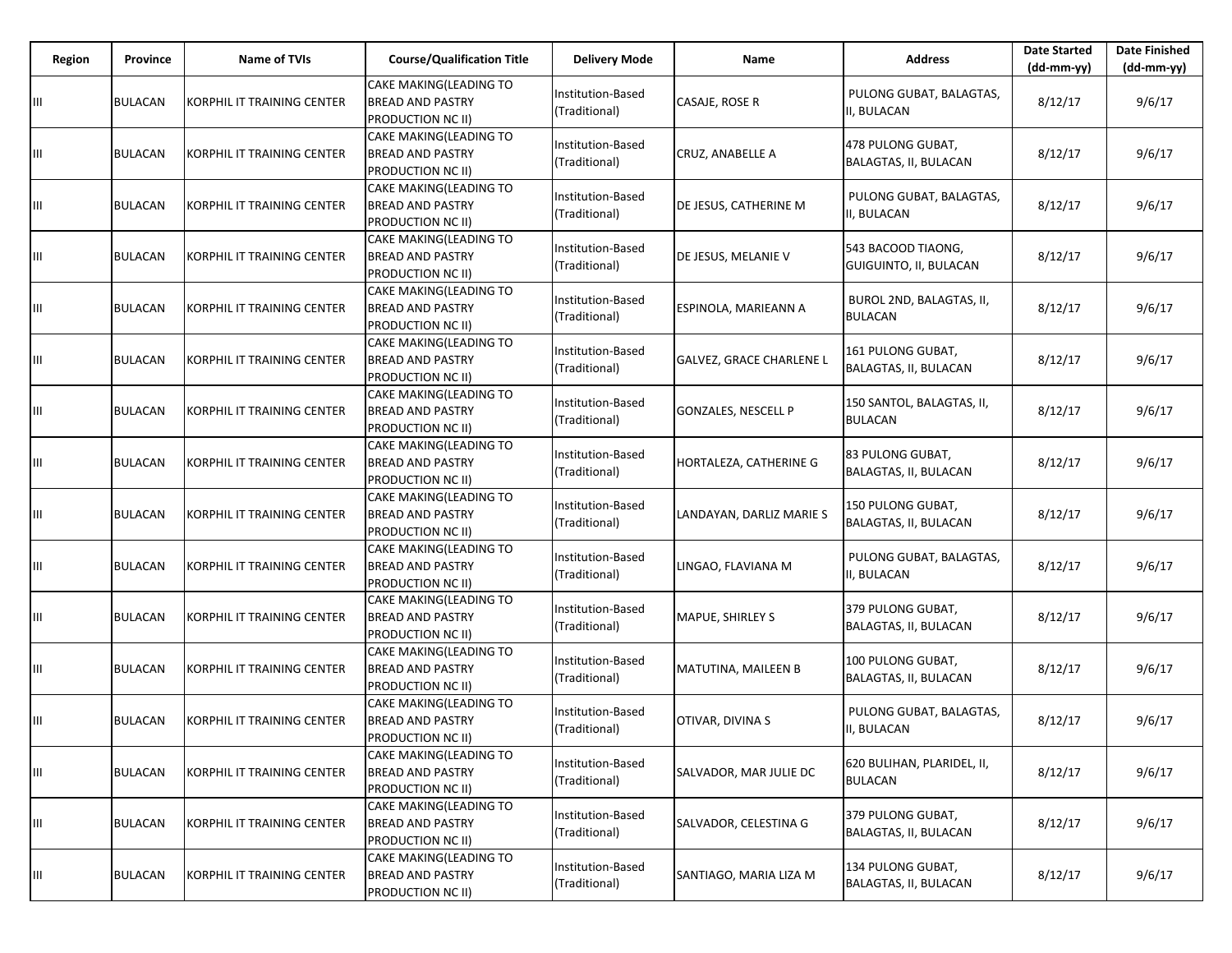| Region | Province | Name of TVIs | Course/Qualification Title | Delivery Mode | Name | Address | Date Started (dd-mm-yy) | Date Finished (dd-mm-yy) |
|---|---|---|---|---|---|---|---|---|
| III | BULACAN | KORPHIL IT TRAINING CENTER | CAKE MAKING(LEADING TO BREAD AND PASTRY PRODUCTION NC II) | Institution-Based (Traditional) | CASAJE, ROSE R | PULONG GUBAT, BALAGTAS, II, BULACAN | 8/12/17 | 9/6/17 |
| III | BULACAN | KORPHIL IT TRAINING CENTER | CAKE MAKING(LEADING TO BREAD AND PASTRY PRODUCTION NC II) | Institution-Based (Traditional) | CRUZ, ANABELLE A | 478 PULONG GUBAT, BALAGTAS, II, BULACAN | 8/12/17 | 9/6/17 |
| III | BULACAN | KORPHIL IT TRAINING CENTER | CAKE MAKING(LEADING TO BREAD AND PASTRY PRODUCTION NC II) | Institution-Based (Traditional) | DE JESUS, CATHERINE M | PULONG GUBAT, BALAGTAS, II, BULACAN | 8/12/17 | 9/6/17 |
| III | BULACAN | KORPHIL IT TRAINING CENTER | CAKE MAKING(LEADING TO BREAD AND PASTRY PRODUCTION NC II) | Institution-Based (Traditional) | DE JESUS, MELANIE V | 543 BACOOD TIAONG, GUIGUINTO, II, BULACAN | 8/12/17 | 9/6/17 |
| III | BULACAN | KORPHIL IT TRAINING CENTER | CAKE MAKING(LEADING TO BREAD AND PASTRY PRODUCTION NC II) | Institution-Based (Traditional) | ESPINOLA, MARIEANN A | BUROL 2ND, BALAGTAS, II, BULACAN | 8/12/17 | 9/6/17 |
| III | BULACAN | KORPHIL IT TRAINING CENTER | CAKE MAKING(LEADING TO BREAD AND PASTRY PRODUCTION NC II) | Institution-Based (Traditional) | GALVEZ, GRACE CHARLENE L | 161 PULONG GUBAT, BALAGTAS, II, BULACAN | 8/12/17 | 9/6/17 |
| III | BULACAN | KORPHIL IT TRAINING CENTER | CAKE MAKING(LEADING TO BREAD AND PASTRY PRODUCTION NC II) | Institution-Based (Traditional) | GONZALES, NESCELL P | 150 SANTOL, BALAGTAS, II, BULACAN | 8/12/17 | 9/6/17 |
| III | BULACAN | KORPHIL IT TRAINING CENTER | CAKE MAKING(LEADING TO BREAD AND PASTRY PRODUCTION NC II) | Institution-Based (Traditional) | HORTALEZA, CATHERINE G | 83 PULONG GUBAT, BALAGTAS, II, BULACAN | 8/12/17 | 9/6/17 |
| III | BULACAN | KORPHIL IT TRAINING CENTER | CAKE MAKING(LEADING TO BREAD AND PASTRY PRODUCTION NC II) | Institution-Based (Traditional) | LANDAYAN, DARLIZ MARIE S | 150 PULONG GUBAT, BALAGTAS, II, BULACAN | 8/12/17 | 9/6/17 |
| III | BULACAN | KORPHIL IT TRAINING CENTER | CAKE MAKING(LEADING TO BREAD AND PASTRY PRODUCTION NC II) | Institution-Based (Traditional) | LINGAO, FLAVIANA M | PULONG GUBAT, BALAGTAS, II, BULACAN | 8/12/17 | 9/6/17 |
| III | BULACAN | KORPHIL IT TRAINING CENTER | CAKE MAKING(LEADING TO BREAD AND PASTRY PRODUCTION NC II) | Institution-Based (Traditional) | MAPUE, SHIRLEY S | 379 PULONG GUBAT, BALAGTAS, II, BULACAN | 8/12/17 | 9/6/17 |
| III | BULACAN | KORPHIL IT TRAINING CENTER | CAKE MAKING(LEADING TO BREAD AND PASTRY PRODUCTION NC II) | Institution-Based (Traditional) | MATUTINA, MAILEEN B | 100 PULONG GUBAT, BALAGTAS, II, BULACAN | 8/12/17 | 9/6/17 |
| III | BULACAN | KORPHIL IT TRAINING CENTER | CAKE MAKING(LEADING TO BREAD AND PASTRY PRODUCTION NC II) | Institution-Based (Traditional) | OTIVAR, DIVINA S | PULONG GUBAT, BALAGTAS, II, BULACAN | 8/12/17 | 9/6/17 |
| III | BULACAN | KORPHIL IT TRAINING CENTER | CAKE MAKING(LEADING TO BREAD AND PASTRY PRODUCTION NC II) | Institution-Based (Traditional) | SALVADOR, MAR JULIE DC | 620 BULIHAN, PLARIDEL, II, BULACAN | 8/12/17 | 9/6/17 |
| III | BULACAN | KORPHIL IT TRAINING CENTER | CAKE MAKING(LEADING TO BREAD AND PASTRY PRODUCTION NC II) | Institution-Based (Traditional) | SALVADOR, CELESTINA G | 379 PULONG GUBAT, BALAGTAS, II, BULACAN | 8/12/17 | 9/6/17 |
| III | BULACAN | KORPHIL IT TRAINING CENTER | CAKE MAKING(LEADING TO BREAD AND PASTRY PRODUCTION NC II) | Institution-Based (Traditional) | SANTIAGO, MARIA LIZA M | 134 PULONG GUBAT, BALAGTAS, II, BULACAN | 8/12/17 | 9/6/17 |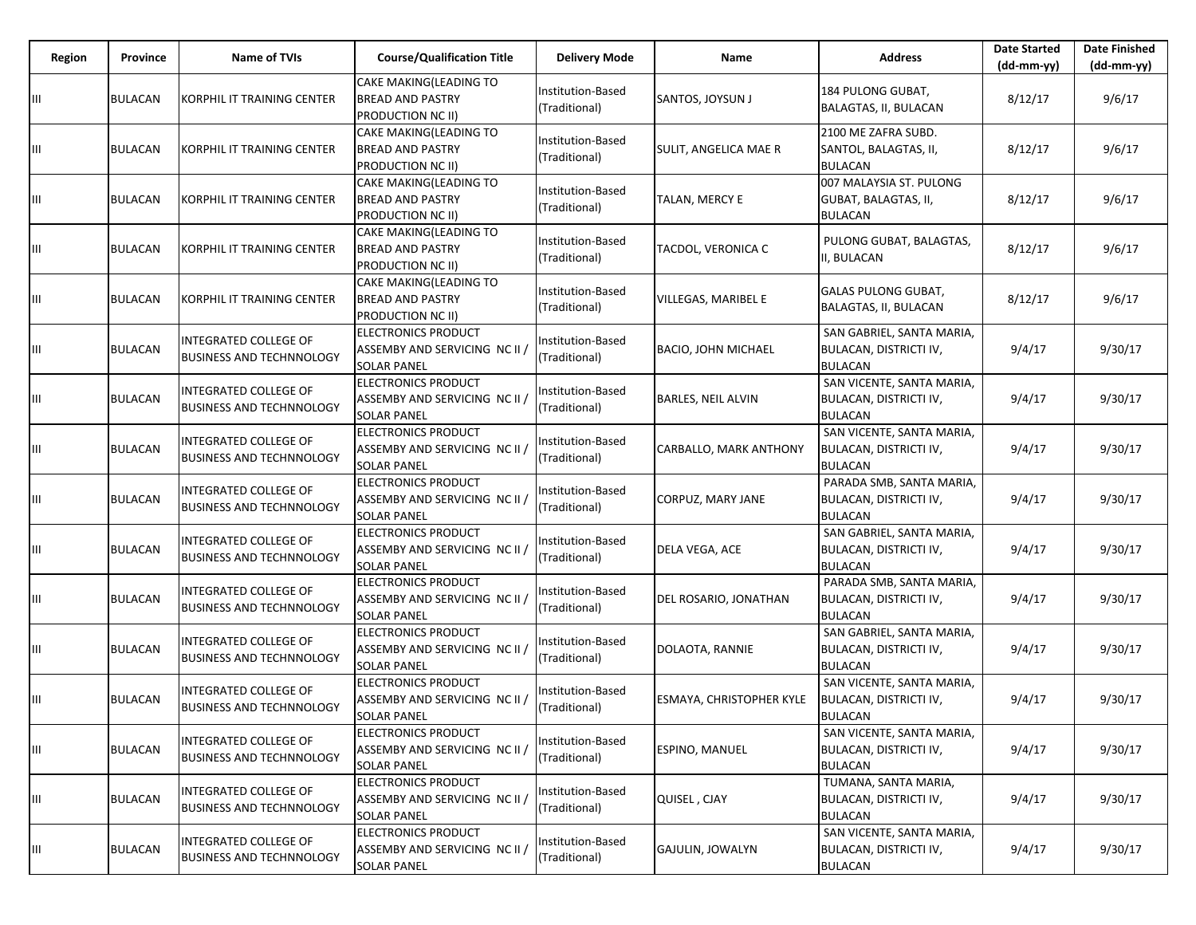| Region | Province | Name of TVIs | Course/Qualification Title | Delivery Mode | Name | Address | Date Started (dd-mm-yy) | Date Finished (dd-mm-yy) |
|---|---|---|---|---|---|---|---|---|
| III | BULACAN | KORPHIL IT TRAINING CENTER | CAKE MAKING(LEADING TO BREAD AND PASTRY PRODUCTION NC II) | Institution-Based (Traditional) | SANTOS, JOYSUN J | 184 PULONG GUBAT, BALAGTAS, II, BULACAN | 8/12/17 | 9/6/17 |
| III | BULACAN | KORPHIL IT TRAINING CENTER | CAKE MAKING(LEADING TO BREAD AND PASTRY PRODUCTION NC II) | Institution-Based (Traditional) | SULIT, ANGELICA MAE R | 2100 ME ZAFRA SUBD. SANTOL, BALAGTAS, II, BULACAN | 8/12/17 | 9/6/17 |
| III | BULACAN | KORPHIL IT TRAINING CENTER | CAKE MAKING(LEADING TO BREAD AND PASTRY PRODUCTION NC II) | Institution-Based (Traditional) | TALAN, MERCY E | 007 MALAYSIA ST. PULONG GUBAT, BALAGTAS, II, BULACAN | 8/12/17 | 9/6/17 |
| III | BULACAN | KORPHIL IT TRAINING CENTER | CAKE MAKING(LEADING TO BREAD AND PASTRY PRODUCTION NC II) | Institution-Based (Traditional) | TACDOL, VERONICA C | PULONG GUBAT, BALAGTAS, II, BULACAN | 8/12/17 | 9/6/17 |
| III | BULACAN | KORPHIL IT TRAINING CENTER | CAKE MAKING(LEADING TO BREAD AND PASTRY PRODUCTION NC II) | Institution-Based (Traditional) | VILLEGAS, MARIBEL E | GALAS PULONG GUBAT, BALAGTAS, II, BULACAN | 8/12/17 | 9/6/17 |
| III | BULACAN | INTEGRATED COLLEGE OF BUSINESS AND TECHNNOLOGY | ELECTRONICS PRODUCT ASSEMBY AND SERVICING NC II / SOLAR PANEL | Institution-Based (Traditional) | BACIO, JOHN MICHAEL | SAN GABRIEL, SANTA MARIA, BULACAN, DISTRICTI IV, BULACAN | 9/4/17 | 9/30/17 |
| III | BULACAN | INTEGRATED COLLEGE OF BUSINESS AND TECHNNOLOGY | ELECTRONICS PRODUCT ASSEMBY AND SERVICING NC II / SOLAR PANEL | Institution-Based (Traditional) | BARLES, NEIL ALVIN | SAN VICENTE, SANTA MARIA, BULACAN, DISTRICTI IV, BULACAN | 9/4/17 | 9/30/17 |
| III | BULACAN | INTEGRATED COLLEGE OF BUSINESS AND TECHNNOLOGY | ELECTRONICS PRODUCT ASSEMBY AND SERVICING NC II / SOLAR PANEL | Institution-Based (Traditional) | CARBALLO, MARK ANTHONY | SAN VICENTE, SANTA MARIA, BULACAN, DISTRICTI IV, BULACAN | 9/4/17 | 9/30/17 |
| III | BULACAN | INTEGRATED COLLEGE OF BUSINESS AND TECHNNOLOGY | ELECTRONICS PRODUCT ASSEMBY AND SERVICING NC II / SOLAR PANEL | Institution-Based (Traditional) | CORPUZ, MARY JANE | PARADA SMB, SANTA MARIA, BULACAN, DISTRICTI IV, BULACAN | 9/4/17 | 9/30/17 |
| III | BULACAN | INTEGRATED COLLEGE OF BUSINESS AND TECHNNOLOGY | ELECTRONICS PRODUCT ASSEMBY AND SERVICING NC II / SOLAR PANEL | Institution-Based (Traditional) | DELA VEGA, ACE | SAN GABRIEL, SANTA MARIA, BULACAN, DISTRICTI IV, BULACAN | 9/4/17 | 9/30/17 |
| III | BULACAN | INTEGRATED COLLEGE OF BUSINESS AND TECHNNOLOGY | ELECTRONICS PRODUCT ASSEMBY AND SERVICING NC II / SOLAR PANEL | Institution-Based (Traditional) | DEL ROSARIO, JONATHAN | PARADA SMB, SANTA MARIA, BULACAN, DISTRICTI IV, BULACAN | 9/4/17 | 9/30/17 |
| III | BULACAN | INTEGRATED COLLEGE OF BUSINESS AND TECHNNOLOGY | ELECTRONICS PRODUCT ASSEMBY AND SERVICING NC II / SOLAR PANEL | Institution-Based (Traditional) | DOLAOTA, RANNIE | SAN GABRIEL, SANTA MARIA, BULACAN, DISTRICTI IV, BULACAN | 9/4/17 | 9/30/17 |
| III | BULACAN | INTEGRATED COLLEGE OF BUSINESS AND TECHNNOLOGY | ELECTRONICS PRODUCT ASSEMBY AND SERVICING NC II / SOLAR PANEL | Institution-Based (Traditional) | ESMAYA, CHRISTOPHER KYLE | SAN VICENTE, SANTA MARIA, BULACAN, DISTRICTI IV, BULACAN | 9/4/17 | 9/30/17 |
| III | BULACAN | INTEGRATED COLLEGE OF BUSINESS AND TECHNNOLOGY | ELECTRONICS PRODUCT ASSEMBY AND SERVICING NC II / SOLAR PANEL | Institution-Based (Traditional) | ESPINO, MANUEL | SAN VICENTE, SANTA MARIA, BULACAN, DISTRICTI IV, BULACAN | 9/4/17 | 9/30/17 |
| III | BULACAN | INTEGRATED COLLEGE OF BUSINESS AND TECHNNOLOGY | ELECTRONICS PRODUCT ASSEMBY AND SERVICING NC II / SOLAR PANEL | Institution-Based (Traditional) | QUISEL , CJAY | TUMANA, SANTA MARIA, BULACAN, DISTRICTI IV, BULACAN | 9/4/17 | 9/30/17 |
| III | BULACAN | INTEGRATED COLLEGE OF BUSINESS AND TECHNNOLOGY | ELECTRONICS PRODUCT ASSEMBY AND SERVICING NC II / SOLAR PANEL | Institution-Based (Traditional) | GAJULIN, JOWALYN | SAN VICENTE, SANTA MARIA, BULACAN, DISTRICTI IV, BULACAN | 9/4/17 | 9/30/17 |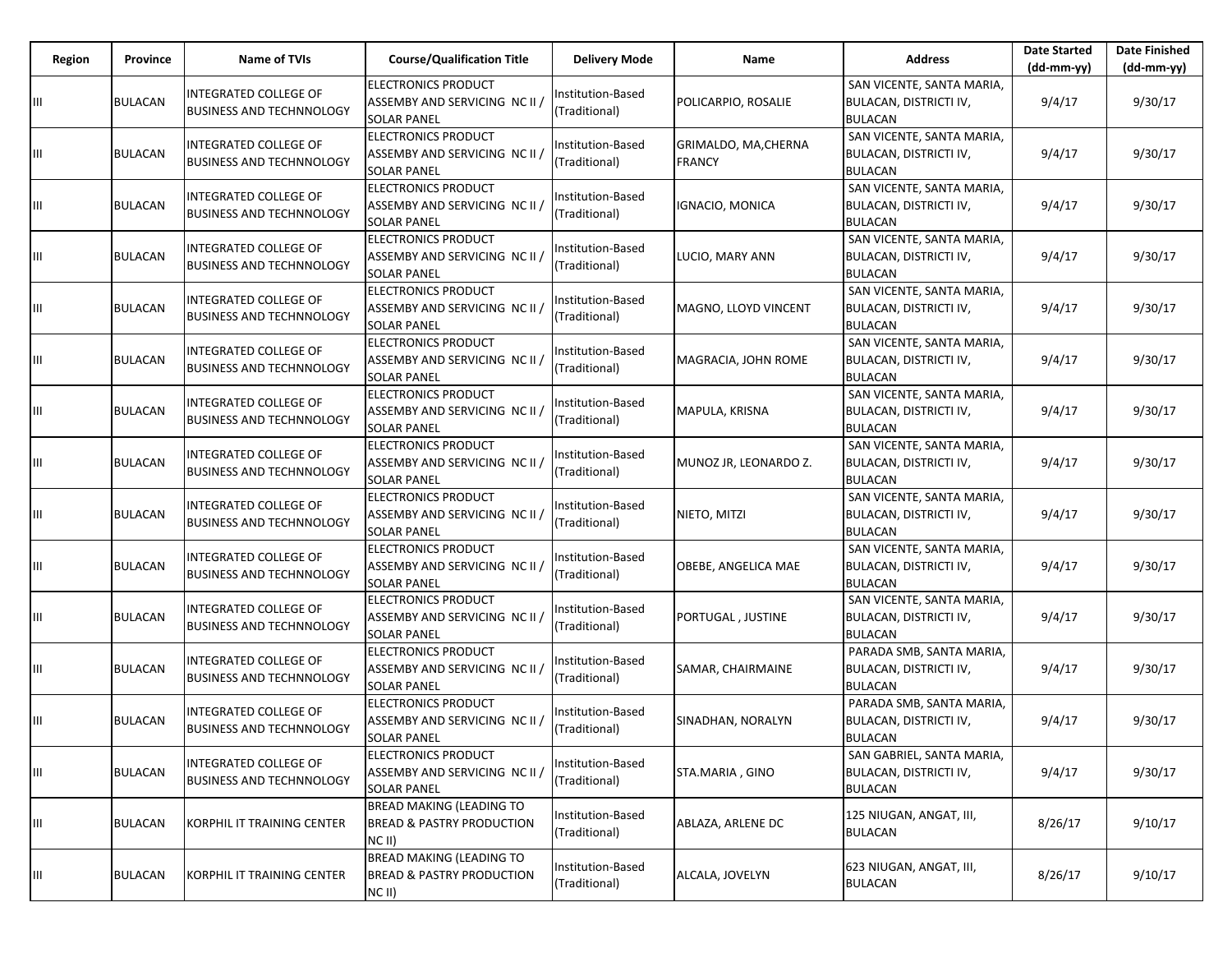| Region | Province | Name of TVIs | Course/Qualification Title | Delivery Mode | Name | Address | Date Started (dd-mm-yy) | Date Finished (dd-mm-yy) |
|---|---|---|---|---|---|---|---|---|
| III | BULACAN | INTEGRATED COLLEGE OF BUSINESS AND TECHNNOLOGY | ELECTRONICS PRODUCT ASSEMBY AND SERVICING NC II / SOLAR PANEL | Institution-Based (Traditional) | POLICARPIO, ROSALIE | SAN VICENTE, SANTA MARIA, BULACAN, DISTRICTI IV, BULACAN | 9/4/17 | 9/30/17 |
| III | BULACAN | INTEGRATED COLLEGE OF BUSINESS AND TECHNNOLOGY | ELECTRONICS PRODUCT ASSEMBY AND SERVICING NC II / SOLAR PANEL | Institution-Based (Traditional) | GRIMALDO, MA,CHERNA FRANCY | SAN VICENTE, SANTA MARIA, BULACAN, DISTRICTI IV, BULACAN | 9/4/17 | 9/30/17 |
| III | BULACAN | INTEGRATED COLLEGE OF BUSINESS AND TECHNNOLOGY | ELECTRONICS PRODUCT ASSEMBY AND SERVICING NC II / SOLAR PANEL | Institution-Based (Traditional) | IGNACIO, MONICA | SAN VICENTE, SANTA MARIA, BULACAN, DISTRICTI IV, BULACAN | 9/4/17 | 9/30/17 |
| III | BULACAN | INTEGRATED COLLEGE OF BUSINESS AND TECHNNOLOGY | ELECTRONICS PRODUCT ASSEMBY AND SERVICING NC II / SOLAR PANEL | Institution-Based (Traditional) | LUCIO, MARY ANN | SAN VICENTE, SANTA MARIA, BULACAN, DISTRICTI IV, BULACAN | 9/4/17 | 9/30/17 |
| III | BULACAN | INTEGRATED COLLEGE OF BUSINESS AND TECHNNOLOGY | ELECTRONICS PRODUCT ASSEMBY AND SERVICING NC II / SOLAR PANEL | Institution-Based (Traditional) | MAGNO, LLOYD VINCENT | SAN VICENTE, SANTA MARIA, BULACAN, DISTRICTI IV, BULACAN | 9/4/17 | 9/30/17 |
| III | BULACAN | INTEGRATED COLLEGE OF BUSINESS AND TECHNNOLOGY | ELECTRONICS PRODUCT ASSEMBY AND SERVICING NC II / SOLAR PANEL | Institution-Based (Traditional) | MAGRACIA, JOHN ROME | SAN VICENTE, SANTA MARIA, BULACAN, DISTRICTI IV, BULACAN | 9/4/17 | 9/30/17 |
| III | BULACAN | INTEGRATED COLLEGE OF BUSINESS AND TECHNNOLOGY | ELECTRONICS PRODUCT ASSEMBY AND SERVICING NC II / SOLAR PANEL | Institution-Based (Traditional) | MAPULA, KRISNA | SAN VICENTE, SANTA MARIA, BULACAN, DISTRICTI IV, BULACAN | 9/4/17 | 9/30/17 |
| III | BULACAN | INTEGRATED COLLEGE OF BUSINESS AND TECHNNOLOGY | ELECTRONICS PRODUCT ASSEMBY AND SERVICING NC II / SOLAR PANEL | Institution-Based (Traditional) | MUNOZ JR, LEONARDO Z. | SAN VICENTE, SANTA MARIA, BULACAN, DISTRICTI IV, BULACAN | 9/4/17 | 9/30/17 |
| III | BULACAN | INTEGRATED COLLEGE OF BUSINESS AND TECHNNOLOGY | ELECTRONICS PRODUCT ASSEMBY AND SERVICING NC II / SOLAR PANEL | Institution-Based (Traditional) | NIETO, MITZI | SAN VICENTE, SANTA MARIA, BULACAN, DISTRICTI IV, BULACAN | 9/4/17 | 9/30/17 |
| III | BULACAN | INTEGRATED COLLEGE OF BUSINESS AND TECHNNOLOGY | ELECTRONICS PRODUCT ASSEMBY AND SERVICING NC II / SOLAR PANEL | Institution-Based (Traditional) | OBEBE, ANGELICA MAE | SAN VICENTE, SANTA MARIA, BULACAN, DISTRICTI IV, BULACAN | 9/4/17 | 9/30/17 |
| III | BULACAN | INTEGRATED COLLEGE OF BUSINESS AND TECHNNOLOGY | ELECTRONICS PRODUCT ASSEMBY AND SERVICING NC II / SOLAR PANEL | Institution-Based (Traditional) | PORTUGAL , JUSTINE | SAN VICENTE, SANTA MARIA, BULACAN, DISTRICTI IV, BULACAN | 9/4/17 | 9/30/17 |
| III | BULACAN | INTEGRATED COLLEGE OF BUSINESS AND TECHNNOLOGY | ELECTRONICS PRODUCT ASSEMBY AND SERVICING NC II / SOLAR PANEL | Institution-Based (Traditional) | SAMAR, CHAIRMAINE | PARADA SMB, SANTA MARIA, BULACAN, DISTRICTI IV, BULACAN | 9/4/17 | 9/30/17 |
| III | BULACAN | INTEGRATED COLLEGE OF BUSINESS AND TECHNNOLOGY | ELECTRONICS PRODUCT ASSEMBY AND SERVICING NC II / SOLAR PANEL | Institution-Based (Traditional) | SINADHAN, NORALYN | PARADA SMB, SANTA MARIA, BULACAN, DISTRICTI IV, BULACAN | 9/4/17 | 9/30/17 |
| III | BULACAN | INTEGRATED COLLEGE OF BUSINESS AND TECHNNOLOGY | ELECTRONICS PRODUCT ASSEMBY AND SERVICING NC II / SOLAR PANEL | Institution-Based (Traditional) | STA.MARIA , GINO | SAN GABRIEL, SANTA MARIA, BULACAN, DISTRICTI IV, BULACAN | 9/4/17 | 9/30/17 |
| III | BULACAN | KORPHIL IT TRAINING CENTER | BREAD MAKING (LEADING TO BREAD & PASTRY PRODUCTION NC II) | Institution-Based (Traditional) | ABLAZA, ARLENE DC | 125 NIUGAN, ANGAT, III, BULACAN | 8/26/17 | 9/10/17 |
| III | BULACAN | KORPHIL IT TRAINING CENTER | BREAD MAKING (LEADING TO BREAD & PASTRY PRODUCTION NC II) | Institution-Based (Traditional) | ALCALA, JOVELYN | 623 NIUGAN, ANGAT, III, BULACAN | 8/26/17 | 9/10/17 |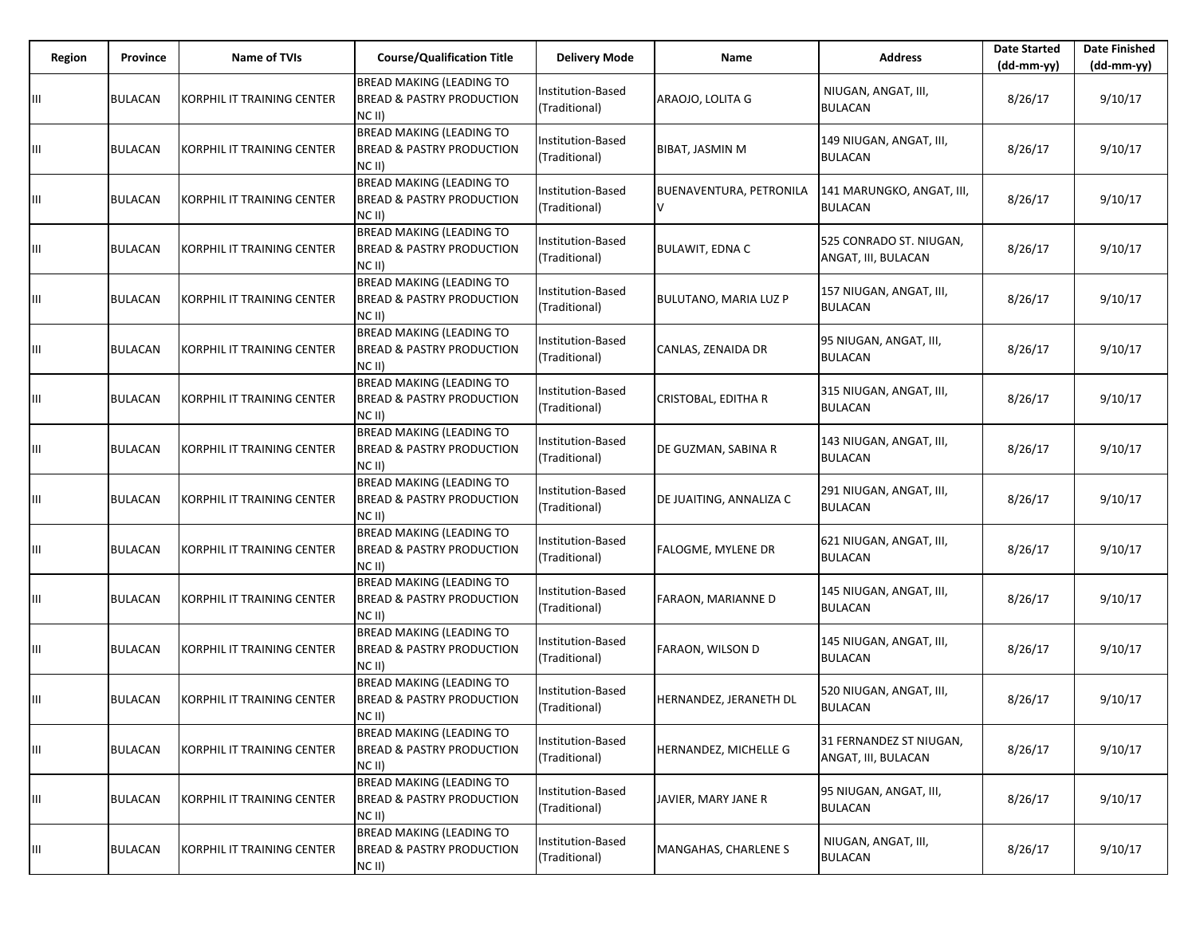| Region | Province | Name of TVIs | Course/Qualification Title | Delivery Mode | Name | Address | Date Started (dd-mm-yy) | Date Finished (dd-mm-yy) |
|---|---|---|---|---|---|---|---|---|
| III | BULACAN | KORPHIL IT TRAINING CENTER | BREAD MAKING (LEADING TO BREAD & PASTRY PRODUCTION NC II) | Institution-Based (Traditional) | ARAOJO, LOLITA G | NIUGAN, ANGAT, III, BULACAN | 8/26/17 | 9/10/17 |
| III | BULACAN | KORPHIL IT TRAINING CENTER | BREAD MAKING (LEADING TO BREAD & PASTRY PRODUCTION NC II) | Institution-Based (Traditional) | BIBAT, JASMIN M | 149 NIUGAN, ANGAT, III, BULACAN | 8/26/17 | 9/10/17 |
| III | BULACAN | KORPHIL IT TRAINING CENTER | BREAD MAKING (LEADING TO BREAD & PASTRY PRODUCTION NC II) | Institution-Based (Traditional) | BUENAVENTURA, PETRONILA V | 141 MARUNGKO, ANGAT, III, BULACAN | 8/26/17 | 9/10/17 |
| III | BULACAN | KORPHIL IT TRAINING CENTER | BREAD MAKING (LEADING TO BREAD & PASTRY PRODUCTION NC II) | Institution-Based (Traditional) | BULAWIT, EDNA C | 525 CONRADO ST. NIUGAN, ANGAT, III, BULACAN | 8/26/17 | 9/10/17 |
| III | BULACAN | KORPHIL IT TRAINING CENTER | BREAD MAKING (LEADING TO BREAD & PASTRY PRODUCTION NC II) | Institution-Based (Traditional) | BULUTANO, MARIA LUZ P | 157 NIUGAN, ANGAT, III, BULACAN | 8/26/17 | 9/10/17 |
| III | BULACAN | KORPHIL IT TRAINING CENTER | BREAD MAKING (LEADING TO BREAD & PASTRY PRODUCTION NC II) | Institution-Based (Traditional) | CANLAS, ZENAIDA DR | 95 NIUGAN, ANGAT, III, BULACAN | 8/26/17 | 9/10/17 |
| III | BULACAN | KORPHIL IT TRAINING CENTER | BREAD MAKING (LEADING TO BREAD & PASTRY PRODUCTION NC II) | Institution-Based (Traditional) | CRISTOBAL, EDITHA R | 315 NIUGAN, ANGAT, III, BULACAN | 8/26/17 | 9/10/17 |
| III | BULACAN | KORPHIL IT TRAINING CENTER | BREAD MAKING (LEADING TO BREAD & PASTRY PRODUCTION NC II) | Institution-Based (Traditional) | DE GUZMAN, SABINA R | 143 NIUGAN, ANGAT, III, BULACAN | 8/26/17 | 9/10/17 |
| III | BULACAN | KORPHIL IT TRAINING CENTER | BREAD MAKING (LEADING TO BREAD & PASTRY PRODUCTION NC II) | Institution-Based (Traditional) | DE JUAITING, ANNALIZA C | 291 NIUGAN, ANGAT, III, BULACAN | 8/26/17 | 9/10/17 |
| III | BULACAN | KORPHIL IT TRAINING CENTER | BREAD MAKING (LEADING TO BREAD & PASTRY PRODUCTION NC II) | Institution-Based (Traditional) | FALOGME, MYLENE DR | 621 NIUGAN, ANGAT, III, BULACAN | 8/26/17 | 9/10/17 |
| III | BULACAN | KORPHIL IT TRAINING CENTER | BREAD MAKING (LEADING TO BREAD & PASTRY PRODUCTION NC II) | Institution-Based (Traditional) | FARAON, MARIANNE D | 145 NIUGAN, ANGAT, III, BULACAN | 8/26/17 | 9/10/17 |
| III | BULACAN | KORPHIL IT TRAINING CENTER | BREAD MAKING (LEADING TO BREAD & PASTRY PRODUCTION NC II) | Institution-Based (Traditional) | FARAON, WILSON D | 145 NIUGAN, ANGAT, III, BULACAN | 8/26/17 | 9/10/17 |
| III | BULACAN | KORPHIL IT TRAINING CENTER | BREAD MAKING (LEADING TO BREAD & PASTRY PRODUCTION NC II) | Institution-Based (Traditional) | HERNANDEZ, JERANETH DL | 520 NIUGAN, ANGAT, III, BULACAN | 8/26/17 | 9/10/17 |
| III | BULACAN | KORPHIL IT TRAINING CENTER | BREAD MAKING (LEADING TO BREAD & PASTRY PRODUCTION NC II) | Institution-Based (Traditional) | HERNANDEZ, MICHELLE G | 31 FERNANDEZ ST NIUGAN, ANGAT, III, BULACAN | 8/26/17 | 9/10/17 |
| III | BULACAN | KORPHIL IT TRAINING CENTER | BREAD MAKING (LEADING TO BREAD & PASTRY PRODUCTION NC II) | Institution-Based (Traditional) | JAVIER, MARY JANE R | 95 NIUGAN, ANGAT, III, BULACAN | 8/26/17 | 9/10/17 |
| III | BULACAN | KORPHIL IT TRAINING CENTER | BREAD MAKING (LEADING TO BREAD & PASTRY PRODUCTION NC II) | Institution-Based (Traditional) | MANGAHAS, CHARLENE S | NIUGAN, ANGAT, III, BULACAN | 8/26/17 | 9/10/17 |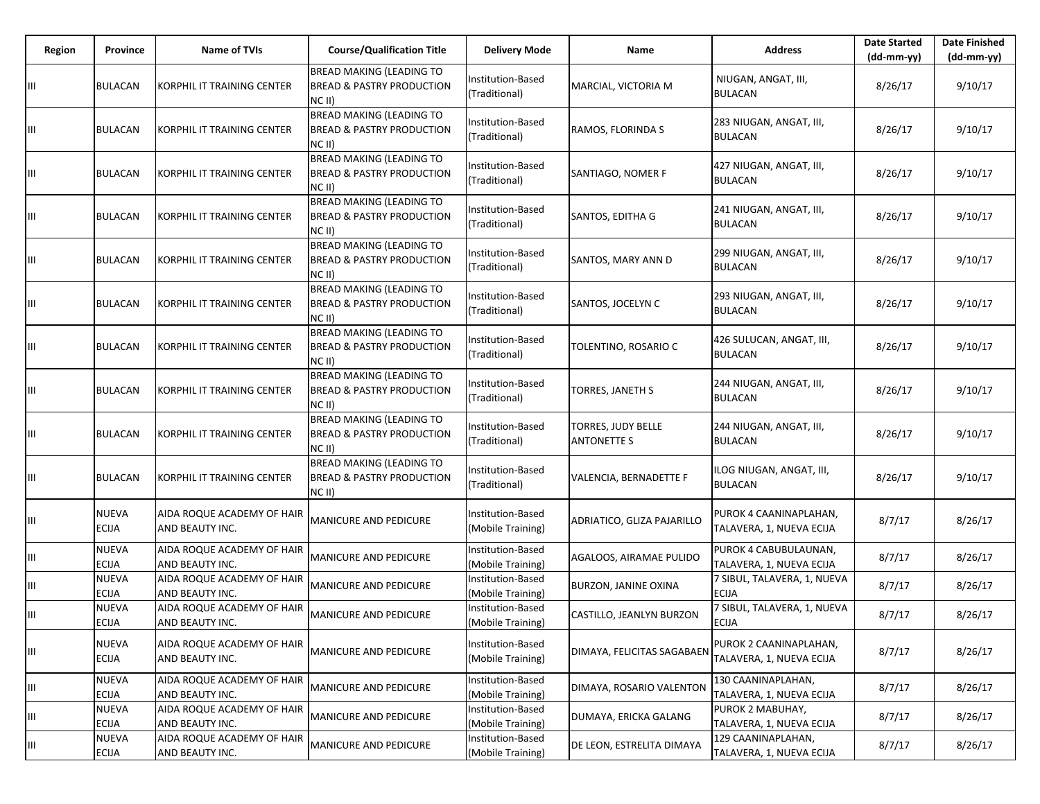| Region | Province | Name of TVIs | Course/Qualification Title | Delivery Mode | Name | Address | Date Started (dd-mm-yy) | Date Finished (dd-mm-yy) |
|---|---|---|---|---|---|---|---|---|
| III | BULACAN | KORPHIL IT TRAINING CENTER | BREAD MAKING (LEADING TO BREAD & PASTRY PRODUCTION NC II) | Institution-Based (Traditional) | MARCIAL, VICTORIA M | NIUGAN, ANGAT, III, BULACAN | 8/26/17 | 9/10/17 |
| III | BULACAN | KORPHIL IT TRAINING CENTER | BREAD MAKING (LEADING TO BREAD & PASTRY PRODUCTION NC II) | Institution-Based (Traditional) | RAMOS, FLORINDA S | 283 NIUGAN, ANGAT, III, BULACAN | 8/26/17 | 9/10/17 |
| III | BULACAN | KORPHIL IT TRAINING CENTER | BREAD MAKING (LEADING TO BREAD & PASTRY PRODUCTION NC II) | Institution-Based (Traditional) | SANTIAGO, NOMER F | 427 NIUGAN, ANGAT, III, BULACAN | 8/26/17 | 9/10/17 |
| III | BULACAN | KORPHIL IT TRAINING CENTER | BREAD MAKING (LEADING TO BREAD & PASTRY PRODUCTION NC II) | Institution-Based (Traditional) | SANTOS, EDITHA G | 241 NIUGAN, ANGAT, III, BULACAN | 8/26/17 | 9/10/17 |
| III | BULACAN | KORPHIL IT TRAINING CENTER | BREAD MAKING (LEADING TO BREAD & PASTRY PRODUCTION NC II) | Institution-Based (Traditional) | SANTOS, MARY ANN D | 299 NIUGAN, ANGAT, III, BULACAN | 8/26/17 | 9/10/17 |
| III | BULACAN | KORPHIL IT TRAINING CENTER | BREAD MAKING (LEADING TO BREAD & PASTRY PRODUCTION NC II) | Institution-Based (Traditional) | SANTOS, JOCELYN C | 293 NIUGAN, ANGAT, III, BULACAN | 8/26/17 | 9/10/17 |
| III | BULACAN | KORPHIL IT TRAINING CENTER | BREAD MAKING (LEADING TO BREAD & PASTRY PRODUCTION NC II) | Institution-Based (Traditional) | TOLENTINO, ROSARIO C | 426 SULUCAN, ANGAT, III, BULACAN | 8/26/17 | 9/10/17 |
| III | BULACAN | KORPHIL IT TRAINING CENTER | BREAD MAKING (LEADING TO BREAD & PASTRY PRODUCTION NC II) | Institution-Based (Traditional) | TORRES, JANETH S | 244 NIUGAN, ANGAT, III, BULACAN | 8/26/17 | 9/10/17 |
| III | BULACAN | KORPHIL IT TRAINING CENTER | BREAD MAKING (LEADING TO BREAD & PASTRY PRODUCTION NC II) | Institution-Based (Traditional) | TORRES, JUDY BELLE ANTONETTE S | 244 NIUGAN, ANGAT, III, BULACAN | 8/26/17 | 9/10/17 |
| III | BULACAN | KORPHIL IT TRAINING CENTER | BREAD MAKING (LEADING TO BREAD & PASTRY PRODUCTION NC II) | Institution-Based (Traditional) | VALENCIA, BERNADETTE F | ILOG NIUGAN, ANGAT, III, BULACAN | 8/26/17 | 9/10/17 |
| III | NUEVA ECIJA | AIDA ROQUE ACADEMY OF HAIR AND BEAUTY INC. | MANICURE AND PEDICURE | Institution-Based (Mobile Training) | ADRIATICO, GLIZA PAJARILLO | PUROK 4 CAANINAPLAHAN, TALAVERA, 1, NUEVA ECIJA | 8/7/17 | 8/26/17 |
| III | NUEVA ECIJA | AIDA ROQUE ACADEMY OF HAIR AND BEAUTY INC. | MANICURE AND PEDICURE | Institution-Based (Mobile Training) | AGALOOS, AIRAMAE PULIDO | PUROK 4 CABUBULAUNAN, TALAVERA, 1, NUEVA ECIJA | 8/7/17 | 8/26/17 |
| III | NUEVA ECIJA | AIDA ROQUE ACADEMY OF HAIR AND BEAUTY INC. | MANICURE AND PEDICURE | Institution-Based (Mobile Training) | BURZON, JANINE OXINA | 7 SIBUL, TALAVERA, 1, NUEVA ECIJA | 8/7/17 | 8/26/17 |
| III | NUEVA ECIJA | AIDA ROQUE ACADEMY OF HAIR AND BEAUTY INC. | MANICURE AND PEDICURE | Institution-Based (Mobile Training) | CASTILLO, JEANLYN BURZON | 7 SIBUL, TALAVERA, 1, NUEVA ECIJA | 8/7/17 | 8/26/17 |
| III | NUEVA ECIJA | AIDA ROQUE ACADEMY OF HAIR AND BEAUTY INC. | MANICURE AND PEDICURE | Institution-Based (Mobile Training) | DIMAYA, FELICITAS SAGABAEN | PUROK 2 CAANINAPLAHAN, TALAVERA, 1, NUEVA ECIJA | 8/7/17 | 8/26/17 |
| III | NUEVA ECIJA | AIDA ROQUE ACADEMY OF HAIR AND BEAUTY INC. | MANICURE AND PEDICURE | Institution-Based (Mobile Training) | DIMAYA, ROSARIO VALENTON | 130 CAANINAPLAHAN, TALAVERA, 1, NUEVA ECIJA | 8/7/17 | 8/26/17 |
| III | NUEVA ECIJA | AIDA ROQUE ACADEMY OF HAIR AND BEAUTY INC. | MANICURE AND PEDICURE | Institution-Based (Mobile Training) | DUMAYA, ERICKA GALANG | PUROK 2 MABUHAY, TALAVERA, 1, NUEVA ECIJA | 8/7/17 | 8/26/17 |
| III | NUEVA ECIJA | AIDA ROQUE ACADEMY OF HAIR AND BEAUTY INC. | MANICURE AND PEDICURE | Institution-Based (Mobile Training) | DE LEON, ESTRELITA DIMAYA | 129 CAANINAPLAHAN, TALAVERA, 1, NUEVA ECIJA | 8/7/17 | 8/26/17 |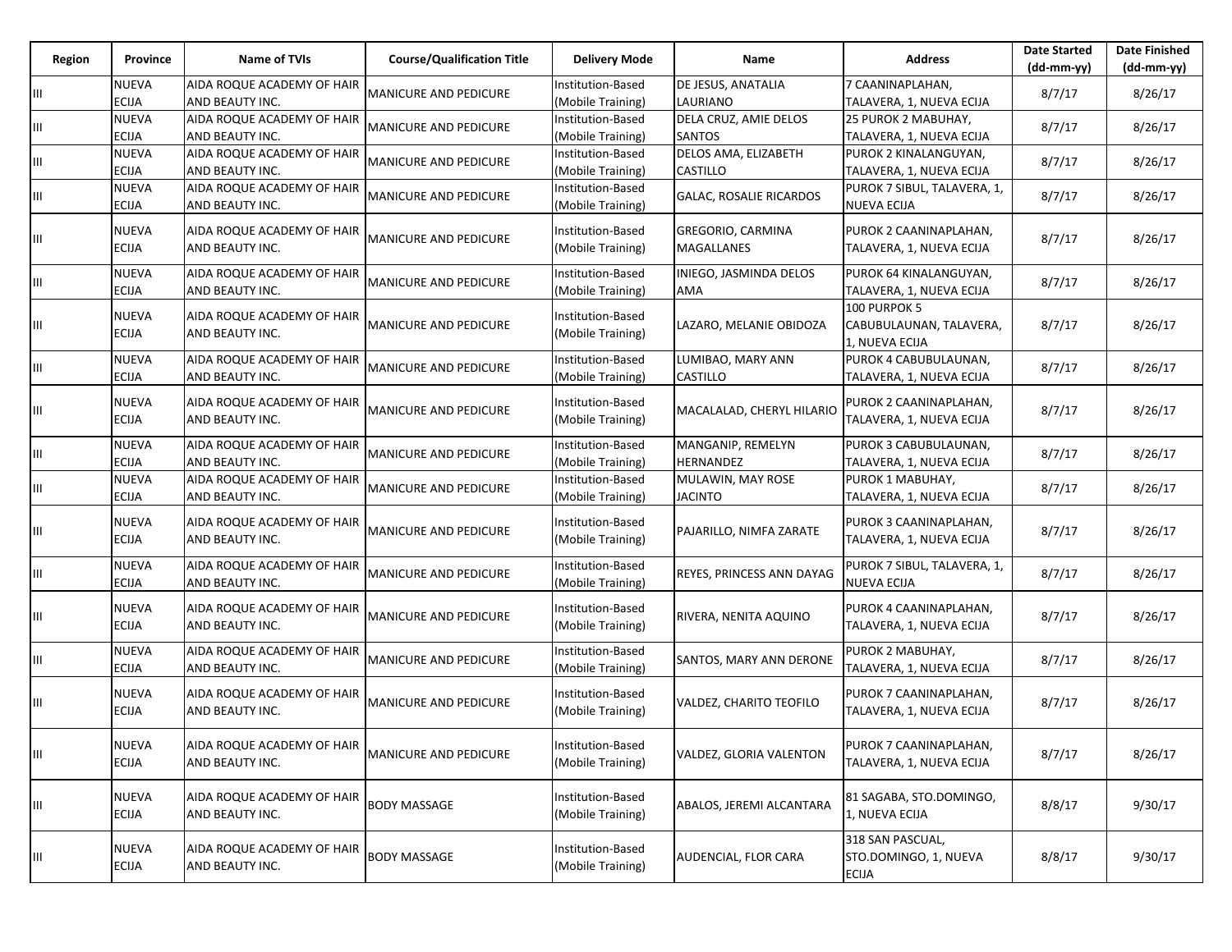| Region | Province | Name of TVIs | Course/Qualification Title | Delivery Mode | Name | Address | Date Started (dd-mm-yy) | Date Finished (dd-mm-yy) |
|---|---|---|---|---|---|---|---|---|
| III | NUEVA ECIJA | AIDA ROQUE ACADEMY OF HAIR AND BEAUTY INC. | MANICURE AND PEDICURE | Institution-Based (Mobile Training) | DE JESUS, ANATALIA LAURIANO | 7 CAANINAPLAHAN, TALAVERA, 1, NUEVA ECIJA | 8/7/17 | 8/26/17 |
| III | NUEVA ECIJA | AIDA ROQUE ACADEMY OF HAIR AND BEAUTY INC. | MANICURE AND PEDICURE | Institution-Based (Mobile Training) | DELA CRUZ, AMIE DELOS SANTOS | 25 PUROK 2 MABUHAY, TALAVERA, 1, NUEVA ECIJA | 8/7/17 | 8/26/17 |
| III | NUEVA ECIJA | AIDA ROQUE ACADEMY OF HAIR AND BEAUTY INC. | MANICURE AND PEDICURE | Institution-Based (Mobile Training) | DELOS AMA, ELIZABETH CASTILLO | PUROK 2 KINALANGUYAN, TALAVERA, 1, NUEVA ECIJA | 8/7/17 | 8/26/17 |
| III | NUEVA ECIJA | AIDA ROQUE ACADEMY OF HAIR AND BEAUTY INC. | MANICURE AND PEDICURE | Institution-Based (Mobile Training) | GALAC, ROSALIE RICARDOS | PUROK 7 SIBUL, TALAVERA, 1, NUEVA ECIJA | 8/7/17 | 8/26/17 |
| III | NUEVA ECIJA | AIDA ROQUE ACADEMY OF HAIR AND BEAUTY INC. | MANICURE AND PEDICURE | Institution-Based (Mobile Training) | GREGORIO, CARMINA MAGALLANES | PUROK 2 CAANINAPLAHAN, TALAVERA, 1, NUEVA ECIJA | 8/7/17 | 8/26/17 |
| III | NUEVA ECIJA | AIDA ROQUE ACADEMY OF HAIR AND BEAUTY INC. | MANICURE AND PEDICURE | Institution-Based (Mobile Training) | INIEGO, JASMINDA DELOS AMA | PUROK 64 KINALANGUYAN, TALAVERA, 1, NUEVA ECIJA | 8/7/17 | 8/26/17 |
| III | NUEVA ECIJA | AIDA ROQUE ACADEMY OF HAIR AND BEAUTY INC. | MANICURE AND PEDICURE | Institution-Based (Mobile Training) | LAZARO, MELANIE OBIDOZA | 100 PURPOK 5 CABUBULAUNAN, TALAVERA, 1, NUEVA ECIJA | 8/7/17 | 8/26/17 |
| III | NUEVA ECIJA | AIDA ROQUE ACADEMY OF HAIR AND BEAUTY INC. | MANICURE AND PEDICURE | Institution-Based (Mobile Training) | LUMIBAO, MARY ANN CASTILLO | PUROK 4 CABUBULAUNAN, TALAVERA, 1, NUEVA ECIJA | 8/7/17 | 8/26/17 |
| III | NUEVA ECIJA | AIDA ROQUE ACADEMY OF HAIR AND BEAUTY INC. | MANICURE AND PEDICURE | Institution-Based (Mobile Training) | MACALALAD, CHERYL HILARIO | PUROK 2 CAANINAPLAHAN, TALAVERA, 1, NUEVA ECIJA | 8/7/17 | 8/26/17 |
| III | NUEVA ECIJA | AIDA ROQUE ACADEMY OF HAIR AND BEAUTY INC. | MANICURE AND PEDICURE | Institution-Based (Mobile Training) | MANGANIP, REMELYN HERNANDEZ | PUROK 3 CABUBULAUNAN, TALAVERA, 1, NUEVA ECIJA | 8/7/17 | 8/26/17 |
| III | NUEVA ECIJA | AIDA ROQUE ACADEMY OF HAIR AND BEAUTY INC. | MANICURE AND PEDICURE | Institution-Based (Mobile Training) | MULAWIN, MAY ROSE JACINTO | PUROK 1 MABUHAY, TALAVERA, 1, NUEVA ECIJA | 8/7/17 | 8/26/17 |
| III | NUEVA ECIJA | AIDA ROQUE ACADEMY OF HAIR AND BEAUTY INC. | MANICURE AND PEDICURE | Institution-Based (Mobile Training) | PAJARILLO, NIMFA ZARATE | PUROK 3 CAANINAPLAHAN, TALAVERA, 1, NUEVA ECIJA | 8/7/17 | 8/26/17 |
| III | NUEVA ECIJA | AIDA ROQUE ACADEMY OF HAIR AND BEAUTY INC. | MANICURE AND PEDICURE | Institution-Based (Mobile Training) | REYES, PRINCESS ANN DAYAG | PUROK 7 SIBUL, TALAVERA, 1, NUEVA ECIJA | 8/7/17 | 8/26/17 |
| III | NUEVA ECIJA | AIDA ROQUE ACADEMY OF HAIR AND BEAUTY INC. | MANICURE AND PEDICURE | Institution-Based (Mobile Training) | RIVERA, NENITA AQUINO | PUROK 4 CAANINAPLAHAN, TALAVERA, 1, NUEVA ECIJA | 8/7/17 | 8/26/17 |
| III | NUEVA ECIJA | AIDA ROQUE ACADEMY OF HAIR AND BEAUTY INC. | MANICURE AND PEDICURE | Institution-Based (Mobile Training) | SANTOS, MARY ANN DERONE | PUROK 2 MABUHAY, TALAVERA, 1, NUEVA ECIJA | 8/7/17 | 8/26/17 |
| III | NUEVA ECIJA | AIDA ROQUE ACADEMY OF HAIR AND BEAUTY INC. | MANICURE AND PEDICURE | Institution-Based (Mobile Training) | VALDEZ, CHARITO TEOFILO | PUROK 7 CAANINAPLAHAN, TALAVERA, 1, NUEVA ECIJA | 8/7/17 | 8/26/17 |
| III | NUEVA ECIJA | AIDA ROQUE ACADEMY OF HAIR AND BEAUTY INC. | MANICURE AND PEDICURE | Institution-Based (Mobile Training) | VALDEZ, GLORIA VALENTON | PUROK 7 CAANINAPLAHAN, TALAVERA, 1, NUEVA ECIJA | 8/7/17 | 8/26/17 |
| III | NUEVA ECIJA | AIDA ROQUE ACADEMY OF HAIR AND BEAUTY INC. | BODY MASSAGE | Institution-Based (Mobile Training) | ABALOS, JEREMI ALCANTARA | 81 SAGABA, STO.DOMINGO, 1, NUEVA ECIJA | 8/8/17 | 9/30/17 |
| III | NUEVA ECIJA | AIDA ROQUE ACADEMY OF HAIR AND BEAUTY INC. | BODY MASSAGE | Institution-Based (Mobile Training) | AUDENCIAL, FLOR CARA | 318 SAN PASCUAL, STO.DOMINGO, 1, NUEVA ECIJA | 8/8/17 | 9/30/17 |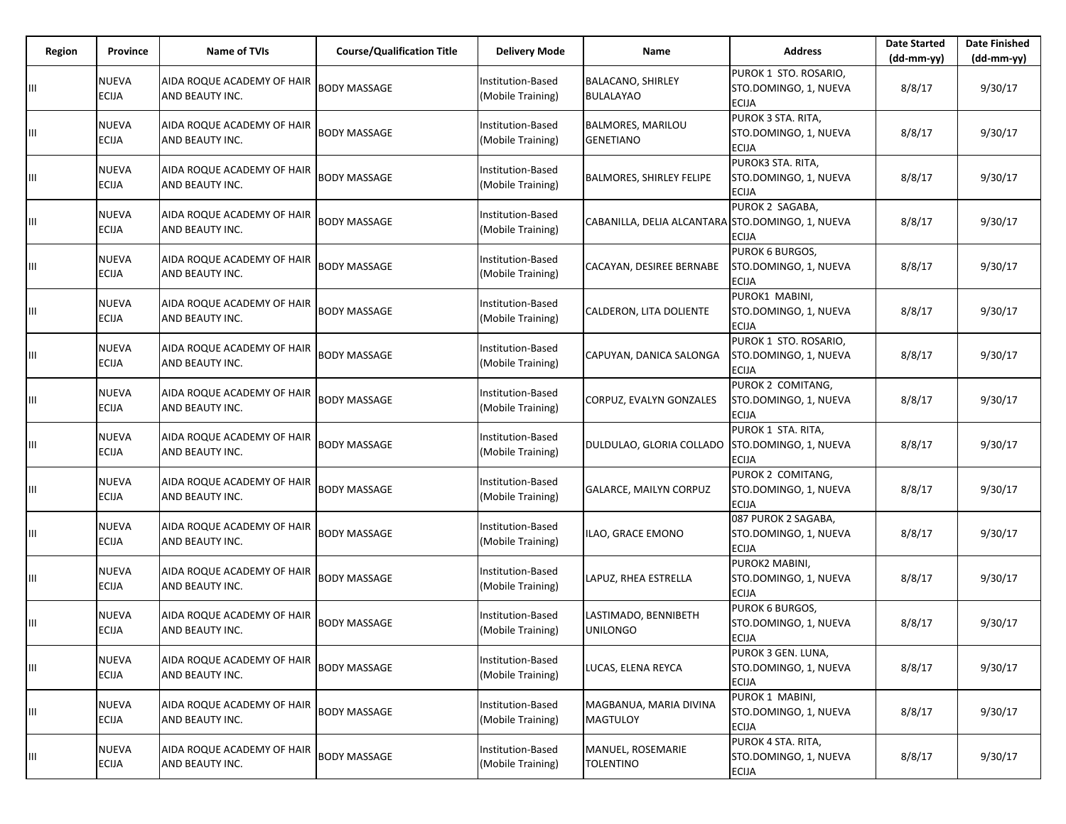| Region | Province | Name of TVIs | Course/Qualification Title | Delivery Mode | Name | Address | Date Started (dd-mm-yy) | Date Finished (dd-mm-yy) |
|---|---|---|---|---|---|---|---|---|
| III | NUEVA ECIJA | AIDA ROQUE ACADEMY OF HAIR AND BEAUTY INC. | BODY MASSAGE | Institution-Based (Mobile Training) | BALACANO, SHIRLEY BULALAYAO | PUROK 1 STO. ROSARIO, STO.DOMINGO, 1, NUEVA ECIJA | 8/8/17 | 9/30/17 |
| III | NUEVA ECIJA | AIDA ROQUE ACADEMY OF HAIR AND BEAUTY INC. | BODY MASSAGE | Institution-Based (Mobile Training) | BALMORES, MARILOU GENETIANO | PUROK 3 STA. RITA, STO.DOMINGO, 1, NUEVA ECIJA | 8/8/17 | 9/30/17 |
| III | NUEVA ECIJA | AIDA ROQUE ACADEMY OF HAIR AND BEAUTY INC. | BODY MASSAGE | Institution-Based (Mobile Training) | BALMORES, SHIRLEY FELIPE | PUROK3 STA. RITA, STO.DOMINGO, 1, NUEVA ECIJA | 8/8/17 | 9/30/17 |
| III | NUEVA ECIJA | AIDA ROQUE ACADEMY OF HAIR AND BEAUTY INC. | BODY MASSAGE | Institution-Based (Mobile Training) | CABANILLA, DELIA ALCANTARA | PUROK 2 SAGABA, STO.DOMINGO, 1, NUEVA ECIJA | 8/8/17 | 9/30/17 |
| III | NUEVA ECIJA | AIDA ROQUE ACADEMY OF HAIR AND BEAUTY INC. | BODY MASSAGE | Institution-Based (Mobile Training) | CACAYAN, DESIREE BERNABE | PUROK 6 BURGOS, STO.DOMINGO, 1, NUEVA ECIJA | 8/8/17 | 9/30/17 |
| III | NUEVA ECIJA | AIDA ROQUE ACADEMY OF HAIR AND BEAUTY INC. | BODY MASSAGE | Institution-Based (Mobile Training) | CALDERON, LITA DOLIENTE | PUROK1 MABINI, STO.DOMINGO, 1, NUEVA ECIJA | 8/8/17 | 9/30/17 |
| III | NUEVA ECIJA | AIDA ROQUE ACADEMY OF HAIR AND BEAUTY INC. | BODY MASSAGE | Institution-Based (Mobile Training) | CAPUYAN, DANICA SALONGA | PUROK 1 STO. ROSARIO, STO.DOMINGO, 1, NUEVA ECIJA | 8/8/17 | 9/30/17 |
| III | NUEVA ECIJA | AIDA ROQUE ACADEMY OF HAIR AND BEAUTY INC. | BODY MASSAGE | Institution-Based (Mobile Training) | CORPUZ, EVALYN GONZALES | PUROK 2 COMITANG, STO.DOMINGO, 1, NUEVA ECIJA | 8/8/17 | 9/30/17 |
| III | NUEVA ECIJA | AIDA ROQUE ACADEMY OF HAIR AND BEAUTY INC. | BODY MASSAGE | Institution-Based (Mobile Training) | DULDULAO, GLORIA COLLADO | PUROK 1 STA. RITA, STO.DOMINGO, 1, NUEVA ECIJA | 8/8/17 | 9/30/17 |
| III | NUEVA ECIJA | AIDA ROQUE ACADEMY OF HAIR AND BEAUTY INC. | BODY MASSAGE | Institution-Based (Mobile Training) | GALARCE, MAILYN CORPUZ | PUROK 2 COMITANG, STO.DOMINGO, 1, NUEVA ECIJA | 8/8/17 | 9/30/17 |
| III | NUEVA ECIJA | AIDA ROQUE ACADEMY OF HAIR AND BEAUTY INC. | BODY MASSAGE | Institution-Based (Mobile Training) | ILAO, GRACE EMONO | 087 PUROK 2 SAGABA, STO.DOMINGO, 1, NUEVA ECIJA | 8/8/17 | 9/30/17 |
| III | NUEVA ECIJA | AIDA ROQUE ACADEMY OF HAIR AND BEAUTY INC. | BODY MASSAGE | Institution-Based (Mobile Training) | LAPUZ, RHEA ESTRELLA | PUROK2 MABINI, STO.DOMINGO, 1, NUEVA ECIJA | 8/8/17 | 9/30/17 |
| III | NUEVA ECIJA | AIDA ROQUE ACADEMY OF HAIR AND BEAUTY INC. | BODY MASSAGE | Institution-Based (Mobile Training) | LASTIMADO, BENNIBETH UNILONGO | PUROK 6 BURGOS, STO.DOMINGO, 1, NUEVA ECIJA | 8/8/17 | 9/30/17 |
| III | NUEVA ECIJA | AIDA ROQUE ACADEMY OF HAIR AND BEAUTY INC. | BODY MASSAGE | Institution-Based (Mobile Training) | LUCAS, ELENA REYCA | PUROK 3 GEN. LUNA, STO.DOMINGO, 1, NUEVA ECIJA | 8/8/17 | 9/30/17 |
| III | NUEVA ECIJA | AIDA ROQUE ACADEMY OF HAIR AND BEAUTY INC. | BODY MASSAGE | Institution-Based (Mobile Training) | MAGBANUA, MARIA DIVINA MAGTULOY | PUROK 1 MABINI, STO.DOMINGO, 1, NUEVA ECIJA | 8/8/17 | 9/30/17 |
| III | NUEVA ECIJA | AIDA ROQUE ACADEMY OF HAIR AND BEAUTY INC. | BODY MASSAGE | Institution-Based (Mobile Training) | MANUEL, ROSEMARIE TOLENTINO | PUROK 4 STA. RITA, STO.DOMINGO, 1, NUEVA ECIJA | 8/8/17 | 9/30/17 |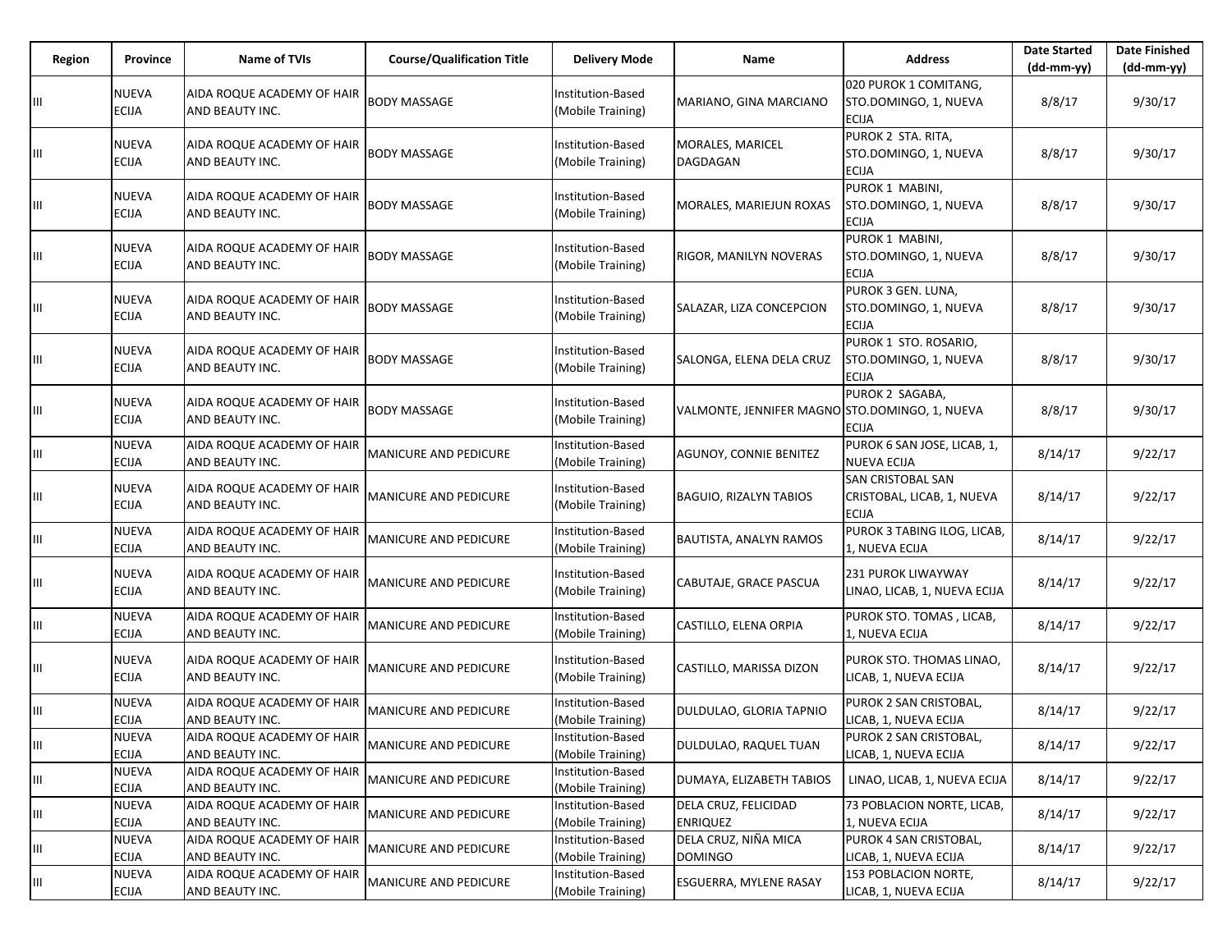| Region | Province | Name of TVIs | Course/Qualification Title | Delivery Mode | Name | Address | Date Started (dd-mm-yy) | Date Finished (dd-mm-yy) |
|---|---|---|---|---|---|---|---|---|
| III | NUEVA ECIJA | AIDA ROQUE ACADEMY OF HAIR AND BEAUTY INC. | BODY MASSAGE | Institution-Based (Mobile Training) | MARIANO, GINA MARCIANO | 020 PUROK 1 COMITANG, STO.DOMINGO, 1, NUEVA ECIJA | 8/8/17 | 9/30/17 |
| III | NUEVA ECIJA | AIDA ROQUE ACADEMY OF HAIR AND BEAUTY INC. | BODY MASSAGE | Institution-Based (Mobile Training) | MORALES, MARICEL DAGDAGAN | PUROK 2 STA. RITA, STO.DOMINGO, 1, NUEVA ECIJA | 8/8/17 | 9/30/17 |
| III | NUEVA ECIJA | AIDA ROQUE ACADEMY OF HAIR AND BEAUTY INC. | BODY MASSAGE | Institution-Based (Mobile Training) | MORALES, MARIEJUN ROXAS | PUROK 1 MABINI, STO.DOMINGO, 1, NUEVA ECIJA | 8/8/17 | 9/30/17 |
| III | NUEVA ECIJA | AIDA ROQUE ACADEMY OF HAIR AND BEAUTY INC. | BODY MASSAGE | Institution-Based (Mobile Training) | RIGOR, MANILYN NOVERAS | PUROK 1 MABINI, STO.DOMINGO, 1, NUEVA ECIJA | 8/8/17 | 9/30/17 |
| III | NUEVA ECIJA | AIDA ROQUE ACADEMY OF HAIR AND BEAUTY INC. | BODY MASSAGE | Institution-Based (Mobile Training) | SALAZAR, LIZA CONCEPCION | PUROK 3 GEN. LUNA, STO.DOMINGO, 1, NUEVA ECIJA | 8/8/17 | 9/30/17 |
| III | NUEVA ECIJA | AIDA ROQUE ACADEMY OF HAIR AND BEAUTY INC. | BODY MASSAGE | Institution-Based (Mobile Training) | SALONGA, ELENA DELA CRUZ | PUROK 1 STO. ROSARIO, STO.DOMINGO, 1, NUEVA ECIJA | 8/8/17 | 9/30/17 |
| III | NUEVA ECIJA | AIDA ROQUE ACADEMY OF HAIR AND BEAUTY INC. | BODY MASSAGE | Institution-Based (Mobile Training) | VALMONTE, JENNIFER MAGNO | PUROK 2 SAGABA, STO.DOMINGO, 1, NUEVA ECIJA | 8/8/17 | 9/30/17 |
| III | NUEVA ECIJA | AIDA ROQUE ACADEMY OF HAIR AND BEAUTY INC. | MANICURE AND PEDICURE | Institution-Based (Mobile Training) | AGUNOY, CONNIE BENITEZ | PUROK 6 SAN JOSE, LICAB, 1, NUEVA ECIJA | 8/14/17 | 9/22/17 |
| III | NUEVA ECIJA | AIDA ROQUE ACADEMY OF HAIR AND BEAUTY INC. | MANICURE AND PEDICURE | Institution-Based (Mobile Training) | BAGUIO, RIZALYN TABIOS | SAN CRISTOBAL SAN CRISTOBAL, LICAB, 1, NUEVA ECIJA | 8/14/17 | 9/22/17 |
| III | NUEVA ECIJA | AIDA ROQUE ACADEMY OF HAIR AND BEAUTY INC. | MANICURE AND PEDICURE | Institution-Based (Mobile Training) | BAUTISTA, ANALYN RAMOS | PUROK 3 TABING ILOG, LICAB, 1, NUEVA ECIJA | 8/14/17 | 9/22/17 |
| III | NUEVA ECIJA | AIDA ROQUE ACADEMY OF HAIR AND BEAUTY INC. | MANICURE AND PEDICURE | Institution-Based (Mobile Training) | CABUTAJE, GRACE PASCUA | 231 PUROK LIWAYWAY LINAO, LICAB, 1, NUEVA ECIJA | 8/14/17 | 9/22/17 |
| III | NUEVA ECIJA | AIDA ROQUE ACADEMY OF HAIR AND BEAUTY INC. | MANICURE AND PEDICURE | Institution-Based (Mobile Training) | CASTILLO, ELENA ORPIA | PUROK STO. TOMAS , LICAB, 1, NUEVA ECIJA | 8/14/17 | 9/22/17 |
| III | NUEVA ECIJA | AIDA ROQUE ACADEMY OF HAIR AND BEAUTY INC. | MANICURE AND PEDICURE | Institution-Based (Mobile Training) | CASTILLO, MARISSA DIZON | PUROK STO. THOMAS LINAO, LICAB, 1, NUEVA ECIJA | 8/14/17 | 9/22/17 |
| III | NUEVA ECIJA | AIDA ROQUE ACADEMY OF HAIR AND BEAUTY INC. | MANICURE AND PEDICURE | Institution-Based (Mobile Training) | DULDULAO, GLORIA TAPNIO | PUROK 2 SAN CRISTOBAL, LICAB, 1, NUEVA ECIJA | 8/14/17 | 9/22/17 |
| III | NUEVA ECIJA | AIDA ROQUE ACADEMY OF HAIR AND BEAUTY INC. | MANICURE AND PEDICURE | Institution-Based (Mobile Training) | DULDULAO, RAQUEL TUAN | PUROK 2 SAN CRISTOBAL, LICAB, 1, NUEVA ECIJA | 8/14/17 | 9/22/17 |
| III | NUEVA ECIJA | AIDA ROQUE ACADEMY OF HAIR AND BEAUTY INC. | MANICURE AND PEDICURE | Institution-Based (Mobile Training) | DUMAYA, ELIZABETH TABIOS | LINAO, LICAB, 1, NUEVA ECIJA | 8/14/17 | 9/22/17 |
| III | NUEVA ECIJA | AIDA ROQUE ACADEMY OF HAIR AND BEAUTY INC. | MANICURE AND PEDICURE | Institution-Based (Mobile Training) | DELA CRUZ, FELICIDAD ENRIQUEZ | 73 POBLACION NORTE, LICAB, 1, NUEVA ECIJA | 8/14/17 | 9/22/17 |
| III | NUEVA ECIJA | AIDA ROQUE ACADEMY OF HAIR AND BEAUTY INC. | MANICURE AND PEDICURE | Institution-Based (Mobile Training) | DELA CRUZ, NIÑA MICA DOMINGO | PUROK 4 SAN CRISTOBAL, LICAB, 1, NUEVA ECIJA | 8/14/17 | 9/22/17 |
| III | NUEVA ECIJA | AIDA ROQUE ACADEMY OF HAIR AND BEAUTY INC. | MANICURE AND PEDICURE | Institution-Based (Mobile Training) | ESGUERRA, MYLENE RASAY | 153 POBLACION NORTE, LICAB, 1, NUEVA ECIJA | 8/14/17 | 9/22/17 |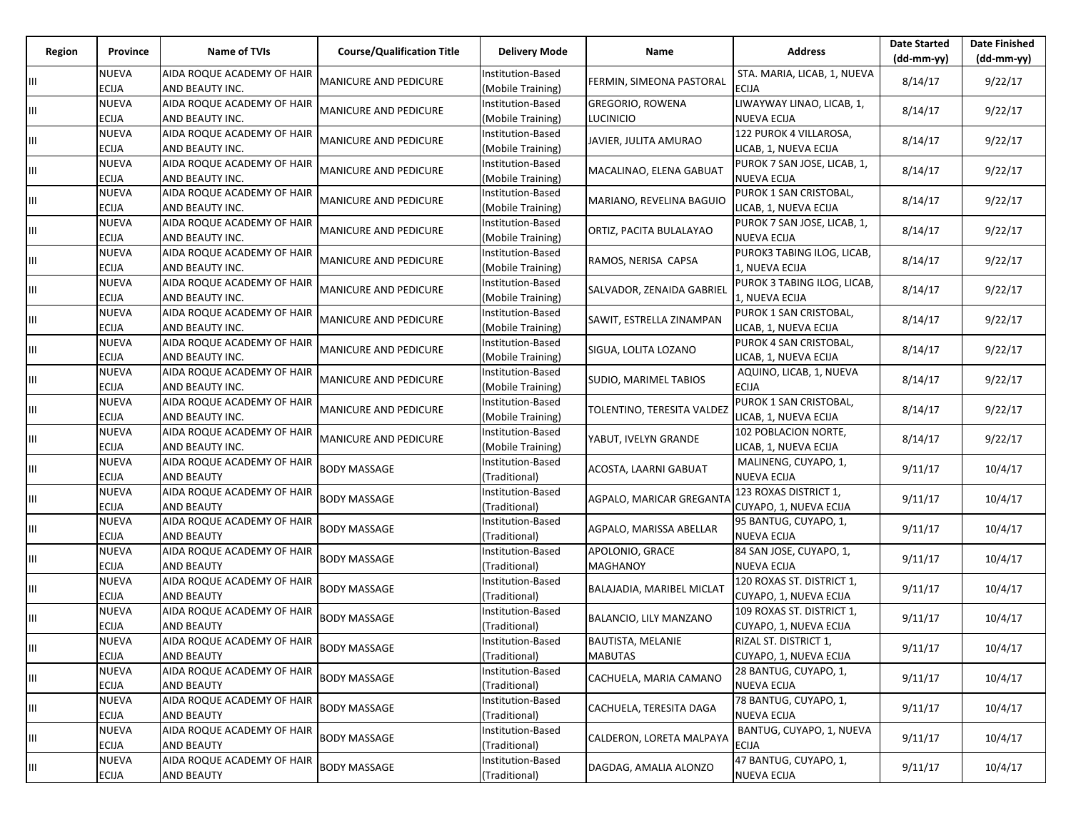| Region | Province | Name of TVIs | Course/Qualification Title | Delivery Mode | Name | Address | Date Started (dd-mm-yy) | Date Finished (dd-mm-yy) |
|---|---|---|---|---|---|---|---|---|
| III | NUEVA ECIJA | AIDA ROQUE ACADEMY OF HAIR AND BEAUTY INC. | MANICURE AND PEDICURE | Institution-Based (Mobile Training) | FERMIN, SIMEONA PASTORAL | STA. MARIA, LICAB, 1, NUEVA ECIJA | 8/14/17 | 9/22/17 |
| III | NUEVA ECIJA | AIDA ROQUE ACADEMY OF HAIR AND BEAUTY INC. | MANICURE AND PEDICURE | Institution-Based (Mobile Training) | GREGORIO, ROWENA LUCINICIO | LIWAYWAY LINAO, LICAB, 1, NUEVA ECIJA | 8/14/17 | 9/22/17 |
| III | NUEVA ECIJA | AIDA ROQUE ACADEMY OF HAIR AND BEAUTY INC. | MANICURE AND PEDICURE | Institution-Based (Mobile Training) | JAVIER, JULITA AMURAO | 122 PUROK 4 VILLAROSA, LICAB, 1, NUEVA ECIJA | 8/14/17 | 9/22/17 |
| III | NUEVA ECIJA | AIDA ROQUE ACADEMY OF HAIR AND BEAUTY INC. | MANICURE AND PEDICURE | Institution-Based (Mobile Training) | MACALINAO, ELENA GABUAT | PUROK 7 SAN JOSE, LICAB, 1, NUEVA ECIJA | 8/14/17 | 9/22/17 |
| III | NUEVA ECIJA | AIDA ROQUE ACADEMY OF HAIR AND BEAUTY INC. | MANICURE AND PEDICURE | Institution-Based (Mobile Training) | MARIANO, REVELINA BAGUIO | PUROK 1 SAN CRISTOBAL, LICAB, 1, NUEVA ECIJA | 8/14/17 | 9/22/17 |
| III | NUEVA ECIJA | AIDA ROQUE ACADEMY OF HAIR AND BEAUTY INC. | MANICURE AND PEDICURE | Institution-Based (Mobile Training) | ORTIZ, PACITA BULALAYAO | PUROK 7 SAN JOSE, LICAB, 1, NUEVA ECIJA | 8/14/17 | 9/22/17 |
| III | NUEVA ECIJA | AIDA ROQUE ACADEMY OF HAIR AND BEAUTY INC. | MANICURE AND PEDICURE | Institution-Based (Mobile Training) | RAMOS, NERISA CAPSA | PUROK3 TABING ILOG, LICAB, 1, NUEVA ECIJA | 8/14/17 | 9/22/17 |
| III | NUEVA ECIJA | AIDA ROQUE ACADEMY OF HAIR AND BEAUTY INC. | MANICURE AND PEDICURE | Institution-Based (Mobile Training) | SALVADOR, ZENAIDA GABRIEL | PUROK 3 TABING ILOG, LICAB, 1, NUEVA ECIJA | 8/14/17 | 9/22/17 |
| III | NUEVA ECIJA | AIDA ROQUE ACADEMY OF HAIR AND BEAUTY INC. | MANICURE AND PEDICURE | Institution-Based (Mobile Training) | SAWIT, ESTRELLA ZINAMPAN | PUROK 1 SAN CRISTOBAL, LICAB, 1, NUEVA ECIJA | 8/14/17 | 9/22/17 |
| III | NUEVA ECIJA | AIDA ROQUE ACADEMY OF HAIR AND BEAUTY INC. | MANICURE AND PEDICURE | Institution-Based (Mobile Training) | SIGUA, LOLITA LOZANO | PUROK 4 SAN CRISTOBAL, LICAB, 1, NUEVA ECIJA | 8/14/17 | 9/22/17 |
| III | NUEVA ECIJA | AIDA ROQUE ACADEMY OF HAIR AND BEAUTY INC. | MANICURE AND PEDICURE | Institution-Based (Mobile Training) | SUDIO, MARIMEL TABIOS | AQUINO, LICAB, 1, NUEVA ECIJA | 8/14/17 | 9/22/17 |
| III | NUEVA ECIJA | AIDA ROQUE ACADEMY OF HAIR AND BEAUTY INC. | MANICURE AND PEDICURE | Institution-Based (Mobile Training) | TOLENTINO, TERESITA VALDEZ | PUROK 1 SAN CRISTOBAL, LICAB, 1, NUEVA ECIJA | 8/14/17 | 9/22/17 |
| III | NUEVA ECIJA | AIDA ROQUE ACADEMY OF HAIR AND BEAUTY INC. | MANICURE AND PEDICURE | Institution-Based (Mobile Training) | YABUT, IVELYN GRANDE | 102 POBLACION NORTE, LICAB, 1, NUEVA ECIJA | 8/14/17 | 9/22/17 |
| III | NUEVA ECIJA | AIDA ROQUE ACADEMY OF HAIR AND BEAUTY | BODY MASSAGE | Institution-Based (Traditional) | ACOSTA, LAARNI GABUAT | MALINENG, CUYAPO, 1, NUEVA ECIJA | 9/11/17 | 10/4/17 |
| III | NUEVA ECIJA | AIDA ROQUE ACADEMY OF HAIR AND BEAUTY | BODY MASSAGE | Institution-Based (Traditional) | AGPALO, MARICAR GREGANTA | 123 ROXAS DISTRICT 1, CUYAPO, 1, NUEVA ECIJA | 9/11/17 | 10/4/17 |
| III | NUEVA ECIJA | AIDA ROQUE ACADEMY OF HAIR AND BEAUTY | BODY MASSAGE | Institution-Based (Traditional) | AGPALO, MARISSA ABELLAR | 95 BANTUG, CUYAPO, 1, NUEVA ECIJA | 9/11/17 | 10/4/17 |
| III | NUEVA ECIJA | AIDA ROQUE ACADEMY OF HAIR AND BEAUTY | BODY MASSAGE | Institution-Based (Traditional) | APOLONIO, GRACE MAGHANOY | 84 SAN JOSE, CUYAPO, 1, NUEVA ECIJA | 9/11/17 | 10/4/17 |
| III | NUEVA ECIJA | AIDA ROQUE ACADEMY OF HAIR AND BEAUTY | BODY MASSAGE | Institution-Based (Traditional) | BALAJADIA, MARIBEL MICLAT | 120 ROXAS ST. DISTRICT 1, CUYAPO, 1, NUEVA ECIJA | 9/11/17 | 10/4/17 |
| III | NUEVA ECIJA | AIDA ROQUE ACADEMY OF HAIR AND BEAUTY | BODY MASSAGE | Institution-Based (Traditional) | BALANCIO, LILY MANZANO | 109 ROXAS ST. DISTRICT 1, CUYAPO, 1, NUEVA ECIJA | 9/11/17 | 10/4/17 |
| III | NUEVA ECIJA | AIDA ROQUE ACADEMY OF HAIR AND BEAUTY | BODY MASSAGE | Institution-Based (Traditional) | BAUTISTA, MELANIE MABUTAS | RIZAL ST. DISTRICT 1, CUYAPO, 1, NUEVA ECIJA | 9/11/17 | 10/4/17 |
| III | NUEVA ECIJA | AIDA ROQUE ACADEMY OF HAIR AND BEAUTY | BODY MASSAGE | Institution-Based (Traditional) | CACHUELA, MARIA CAMANO | 28 BANTUG, CUYAPO, 1, NUEVA ECIJA | 9/11/17 | 10/4/17 |
| III | NUEVA ECIJA | AIDA ROQUE ACADEMY OF HAIR AND BEAUTY | BODY MASSAGE | Institution-Based (Traditional) | CACHUELA, TERESITA DAGA | 78 BANTUG, CUYAPO, 1, NUEVA ECIJA | 9/11/17 | 10/4/17 |
| III | NUEVA ECIJA | AIDA ROQUE ACADEMY OF HAIR AND BEAUTY | BODY MASSAGE | Institution-Based (Traditional) | CALDERON, LORETA MALPAYA | BANTUG, CUYAPO, 1, NUEVA ECIJA | 9/11/17 | 10/4/17 |
| III | NUEVA ECIJA | AIDA ROQUE ACADEMY OF HAIR AND BEAUTY | BODY MASSAGE | Institution-Based (Traditional) | DAGDAG, AMALIA ALONZO | 47 BANTUG, CUYAPO, 1, NUEVA ECIJA | 9/11/17 | 10/4/17 |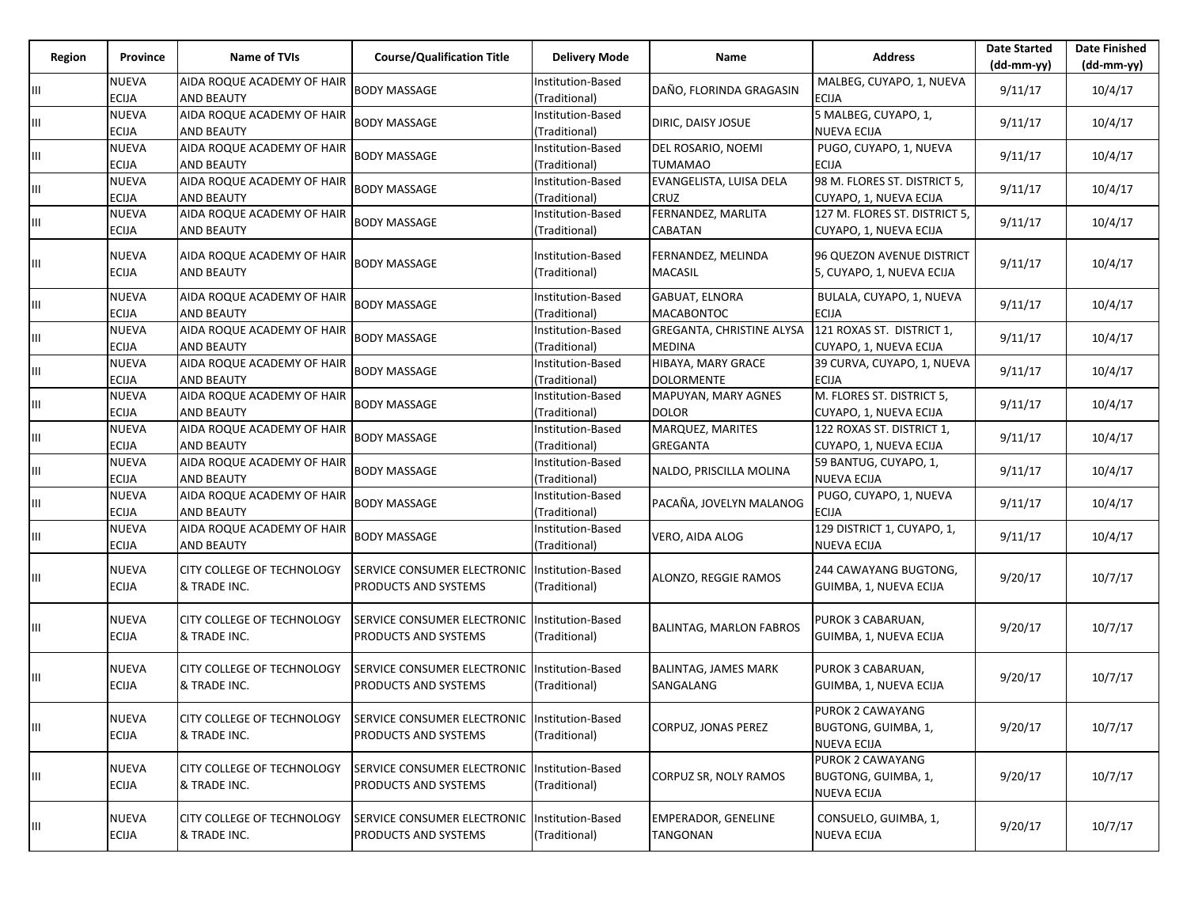| Region | Province | Name of TVIs | Course/Qualification Title | Delivery Mode | Name | Address | Date Started (dd-mm-yy) | Date Finished (dd-mm-yy) |
|---|---|---|---|---|---|---|---|---|
| III | NUEVA ECIJA | AIDA ROQUE ACADEMY OF HAIR AND BEAUTY | BODY MASSAGE | Institution-Based (Traditional) | DAÑO, FLORINDA GRAGASIN | MALBEG, CUYAPO, 1, NUEVA ECIJA | 9/11/17 | 10/4/17 |
| III | NUEVA ECIJA | AIDA ROQUE ACADEMY OF HAIR AND BEAUTY | BODY MASSAGE | Institution-Based (Traditional) | DIRIC, DAISY JOSUE | 5 MALBEG, CUYAPO, 1, NUEVA ECIJA | 9/11/17 | 10/4/17 |
| III | NUEVA ECIJA | AIDA ROQUE ACADEMY OF HAIR AND BEAUTY | BODY MASSAGE | Institution-Based (Traditional) | DEL ROSARIO, NOEMI TUMAMAO | PUGO, CUYAPO, 1, NUEVA ECIJA | 9/11/17 | 10/4/17 |
| III | NUEVA ECIJA | AIDA ROQUE ACADEMY OF HAIR AND BEAUTY | BODY MASSAGE | Institution-Based (Traditional) | EVANGELISTA, LUISA DELA CRUZ | 98 M. FLORES ST. DISTRICT 5, CUYAPO, 1, NUEVA ECIJA | 9/11/17 | 10/4/17 |
| III | NUEVA ECIJA | AIDA ROQUE ACADEMY OF HAIR AND BEAUTY | BODY MASSAGE | Institution-Based (Traditional) | FERNANDEZ, MARLITA CABATAN | 127 M. FLORES ST. DISTRICT 5, CUYAPO, 1, NUEVA ECIJA | 9/11/17 | 10/4/17 |
| III | NUEVA ECIJA | AIDA ROQUE ACADEMY OF HAIR AND BEAUTY | BODY MASSAGE | Institution-Based (Traditional) | FERNANDEZ, MELINDA MACASIL | 96 QUEZON AVENUE DISTRICT 5, CUYAPO, 1, NUEVA ECIJA | 9/11/17 | 10/4/17 |
| III | NUEVA ECIJA | AIDA ROQUE ACADEMY OF HAIR AND BEAUTY | BODY MASSAGE | Institution-Based (Traditional) | GABUAT, ELNORA MACABONTOC | BULALA, CUYAPO, 1, NUEVA ECIJA | 9/11/17 | 10/4/17 |
| III | NUEVA ECIJA | AIDA ROQUE ACADEMY OF HAIR AND BEAUTY | BODY MASSAGE | Institution-Based (Traditional) | GREGANTA, CHRISTINE ALYSA MEDINA | 121 ROXAS ST. DISTRICT 1, CUYAPO, 1, NUEVA ECIJA | 9/11/17 | 10/4/17 |
| III | NUEVA ECIJA | AIDA ROQUE ACADEMY OF HAIR AND BEAUTY | BODY MASSAGE | Institution-Based (Traditional) | HIBAYA, MARY GRACE DOLORMENTE | 39 CURVA, CUYAPO, 1, NUEVA ECIJA | 9/11/17 | 10/4/17 |
| III | NUEVA ECIJA | AIDA ROQUE ACADEMY OF HAIR AND BEAUTY | BODY MASSAGE | Institution-Based (Traditional) | MAPUYAN, MARY AGNES DOLOR | M. FLORES ST. DISTRICT 5, CUYAPO, 1, NUEVA ECIJA | 9/11/17 | 10/4/17 |
| III | NUEVA ECIJA | AIDA ROQUE ACADEMY OF HAIR AND BEAUTY | BODY MASSAGE | Institution-Based (Traditional) | MARQUEZ, MARITES GREGANTA | 122 ROXAS ST. DISTRICT 1, CUYAPO, 1, NUEVA ECIJA | 9/11/17 | 10/4/17 |
| III | NUEVA ECIJA | AIDA ROQUE ACADEMY OF HAIR AND BEAUTY | BODY MASSAGE | Institution-Based (Traditional) | NALDO, PRISCILLA MOLINA | 59 BANTUG, CUYAPO, 1, NUEVA ECIJA | 9/11/17 | 10/4/17 |
| III | NUEVA ECIJA | AIDA ROQUE ACADEMY OF HAIR AND BEAUTY | BODY MASSAGE | Institution-Based (Traditional) | PACAÑA, JOVELYN MALANOG | PUGO, CUYAPO, 1, NUEVA ECIJA | 9/11/17 | 10/4/17 |
| III | NUEVA ECIJA | AIDA ROQUE ACADEMY OF HAIR AND BEAUTY | BODY MASSAGE | Institution-Based (Traditional) | VERO, AIDA ALOG | 129 DISTRICT 1, CUYAPO, 1, NUEVA ECIJA | 9/11/17 | 10/4/17 |
| III | NUEVA ECIJA | CITY COLLEGE OF TECHNOLOGY & TRADE INC. | SERVICE CONSUMER ELECTRONIC PRODUCTS AND SYSTEMS | Institution-Based (Traditional) | ALONZO, REGGIE RAMOS | 244 CAWAYANG BUGTONG, GUIMBA, 1, NUEVA ECIJA | 9/20/17 | 10/7/17 |
| III | NUEVA ECIJA | CITY COLLEGE OF TECHNOLOGY & TRADE INC. | SERVICE CONSUMER ELECTRONIC PRODUCTS AND SYSTEMS | Institution-Based (Traditional) | BALINTAG, MARLON FABROS | PUROK 3 CABARUAN, GUIMBA, 1, NUEVA ECIJA | 9/20/17 | 10/7/17 |
| III | NUEVA ECIJA | CITY COLLEGE OF TECHNOLOGY & TRADE INC. | SERVICE CONSUMER ELECTRONIC PRODUCTS AND SYSTEMS | Institution-Based (Traditional) | BALINTAG, JAMES MARK SANGALANG | PUROK 3 CABARUAN, GUIMBA, 1, NUEVA ECIJA | 9/20/17 | 10/7/17 |
| III | NUEVA ECIJA | CITY COLLEGE OF TECHNOLOGY & TRADE INC. | SERVICE CONSUMER ELECTRONIC PRODUCTS AND SYSTEMS | Institution-Based (Traditional) | CORPUZ, JONAS PEREZ | PUROK 2 CAWAYANG BUGTONG, GUIMBA, 1, NUEVA ECIJA | 9/20/17 | 10/7/17 |
| III | NUEVA ECIJA | CITY COLLEGE OF TECHNOLOGY & TRADE INC. | SERVICE CONSUMER ELECTRONIC PRODUCTS AND SYSTEMS | Institution-Based (Traditional) | CORPUZ SR, NOLY RAMOS | PUROK 2 CAWAYANG BUGTONG, GUIMBA, 1, NUEVA ECIJA | 9/20/17 | 10/7/17 |
| III | NUEVA ECIJA | CITY COLLEGE OF TECHNOLOGY & TRADE INC. | SERVICE CONSUMER ELECTRONIC PRODUCTS AND SYSTEMS | Institution-Based (Traditional) | EMPERADOR, GENELINE TANGONAN | CONSUELO, GUIMBA, 1, NUEVA ECIJA | 9/20/17 | 10/7/17 |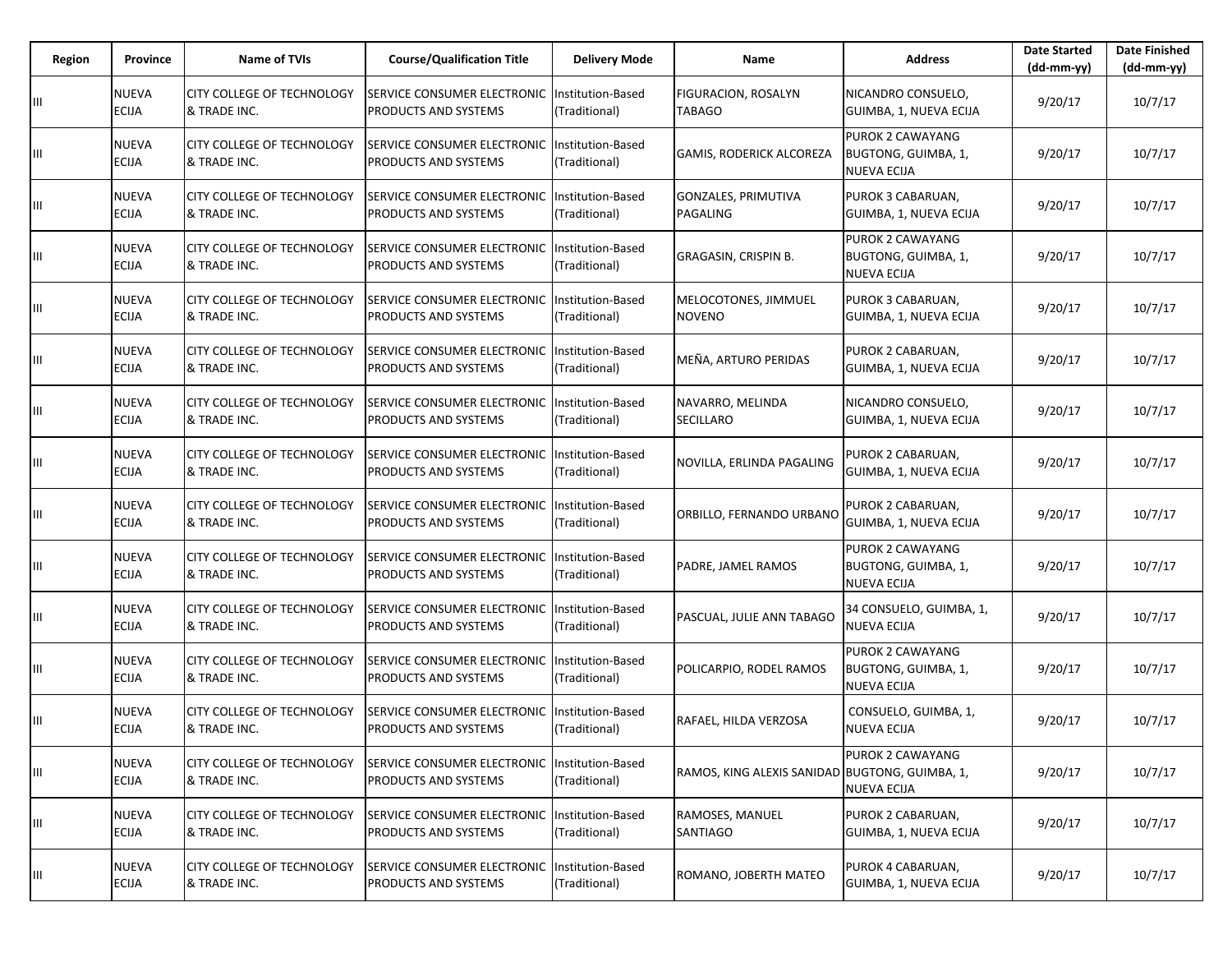| Region | Province | Name of TVIs | Course/Qualification Title | Delivery Mode | Name | Address | Date Started (dd-mm-yy) | Date Finished (dd-mm-yy) |
|---|---|---|---|---|---|---|---|---|
| III | NUEVA ECIJA | CITY COLLEGE OF TECHNOLOGY & TRADE INC. | SERVICE CONSUMER ELECTRONIC PRODUCTS AND SYSTEMS | Institution-Based (Traditional) | FIGURACION, ROSALYN TABAGO | NICANDRO CONSUELO, GUIMBA, 1, NUEVA ECIJA | 9/20/17 | 10/7/17 |
| III | NUEVA ECIJA | CITY COLLEGE OF TECHNOLOGY & TRADE INC. | SERVICE CONSUMER ELECTRONIC PRODUCTS AND SYSTEMS | Institution-Based (Traditional) | GAMIS, RODERICK ALCOREZA | PUROK 2 CAWAYANG BUGTONG, GUIMBA, 1, NUEVA ECIJA | 9/20/17 | 10/7/17 |
| III | NUEVA ECIJA | CITY COLLEGE OF TECHNOLOGY & TRADE INC. | SERVICE CONSUMER ELECTRONIC PRODUCTS AND SYSTEMS | Institution-Based (Traditional) | GONZALES, PRIMUTIVA PAGALING | PUROK 3 CABARUAN, GUIMBA, 1, NUEVA ECIJA | 9/20/17 | 10/7/17 |
| III | NUEVA ECIJA | CITY COLLEGE OF TECHNOLOGY & TRADE INC. | SERVICE CONSUMER ELECTRONIC PRODUCTS AND SYSTEMS | Institution-Based (Traditional) | GRAGASIN, CRISPIN B. | PUROK 2 CAWAYANG BUGTONG, GUIMBA, 1, NUEVA ECIJA | 9/20/17 | 10/7/17 |
| III | NUEVA ECIJA | CITY COLLEGE OF TECHNOLOGY & TRADE INC. | SERVICE CONSUMER ELECTRONIC PRODUCTS AND SYSTEMS | Institution-Based (Traditional) | MELOCOTONES, JIMMUEL NOVENO | PUROK 3 CABARUAN, GUIMBA, 1, NUEVA ECIJA | 9/20/17 | 10/7/17 |
| III | NUEVA ECIJA | CITY COLLEGE OF TECHNOLOGY & TRADE INC. | SERVICE CONSUMER ELECTRONIC PRODUCTS AND SYSTEMS | Institution-Based (Traditional) | MEÑA, ARTURO PERIDAS | PUROK 2 CABARUAN, GUIMBA, 1, NUEVA ECIJA | 9/20/17 | 10/7/17 |
| III | NUEVA ECIJA | CITY COLLEGE OF TECHNOLOGY & TRADE INC. | SERVICE CONSUMER ELECTRONIC PRODUCTS AND SYSTEMS | Institution-Based (Traditional) | NAVARRO, MELINDA SECILLARO | NICANDRO CONSUELO, GUIMBA, 1, NUEVA ECIJA | 9/20/17 | 10/7/17 |
| III | NUEVA ECIJA | CITY COLLEGE OF TECHNOLOGY & TRADE INC. | SERVICE CONSUMER ELECTRONIC PRODUCTS AND SYSTEMS | Institution-Based (Traditional) | NOVILLA, ERLINDA PAGALING | PUROK 2 CABARUAN, GUIMBA, 1, NUEVA ECIJA | 9/20/17 | 10/7/17 |
| III | NUEVA ECIJA | CITY COLLEGE OF TECHNOLOGY & TRADE INC. | SERVICE CONSUMER ELECTRONIC PRODUCTS AND SYSTEMS | Institution-Based (Traditional) | ORBILLO, FERNANDO URBANO | PUROK 2 CABARUAN, GUIMBA, 1, NUEVA ECIJA | 9/20/17 | 10/7/17 |
| III | NUEVA ECIJA | CITY COLLEGE OF TECHNOLOGY & TRADE INC. | SERVICE CONSUMER ELECTRONIC PRODUCTS AND SYSTEMS | Institution-Based (Traditional) | PADRE, JAMEL RAMOS | PUROK 2 CAWAYANG BUGTONG, GUIMBA, 1, NUEVA ECIJA | 9/20/17 | 10/7/17 |
| III | NUEVA ECIJA | CITY COLLEGE OF TECHNOLOGY & TRADE INC. | SERVICE CONSUMER ELECTRONIC PRODUCTS AND SYSTEMS | Institution-Based (Traditional) | PASCUAL, JULIE ANN TABAGO | 34 CONSUELO, GUIMBA, 1, NUEVA ECIJA | 9/20/17 | 10/7/17 |
| III | NUEVA ECIJA | CITY COLLEGE OF TECHNOLOGY & TRADE INC. | SERVICE CONSUMER ELECTRONIC PRODUCTS AND SYSTEMS | Institution-Based (Traditional) | POLICARPIO, RODEL RAMOS | PUROK 2 CAWAYANG BUGTONG, GUIMBA, 1, NUEVA ECIJA | 9/20/17 | 10/7/17 |
| III | NUEVA ECIJA | CITY COLLEGE OF TECHNOLOGY & TRADE INC. | SERVICE CONSUMER ELECTRONIC PRODUCTS AND SYSTEMS | Institution-Based (Traditional) | RAFAEL, HILDA VERZOSA | CONSUELO, GUIMBA, 1, NUEVA ECIJA | 9/20/17 | 10/7/17 |
| III | NUEVA ECIJA | CITY COLLEGE OF TECHNOLOGY & TRADE INC. | SERVICE CONSUMER ELECTRONIC PRODUCTS AND SYSTEMS | Institution-Based (Traditional) | RAMOS, KING ALEXIS SANIDAD | PUROK 2 CAWAYANG BUGTONG, GUIMBA, 1, NUEVA ECIJA | 9/20/17 | 10/7/17 |
| III | NUEVA ECIJA | CITY COLLEGE OF TECHNOLOGY & TRADE INC. | SERVICE CONSUMER ELECTRONIC PRODUCTS AND SYSTEMS | Institution-Based (Traditional) | RAMOSES, MANUEL SANTIAGO | PUROK 2 CABARUAN, GUIMBA, 1, NUEVA ECIJA | 9/20/17 | 10/7/17 |
| III | NUEVA ECIJA | CITY COLLEGE OF TECHNOLOGY & TRADE INC. | SERVICE CONSUMER ELECTRONIC PRODUCTS AND SYSTEMS | Institution-Based (Traditional) | ROMANO, JOBERTH MATEO | PUROK 4 CABARUAN, GUIMBA, 1, NUEVA ECIJA | 9/20/17 | 10/7/17 |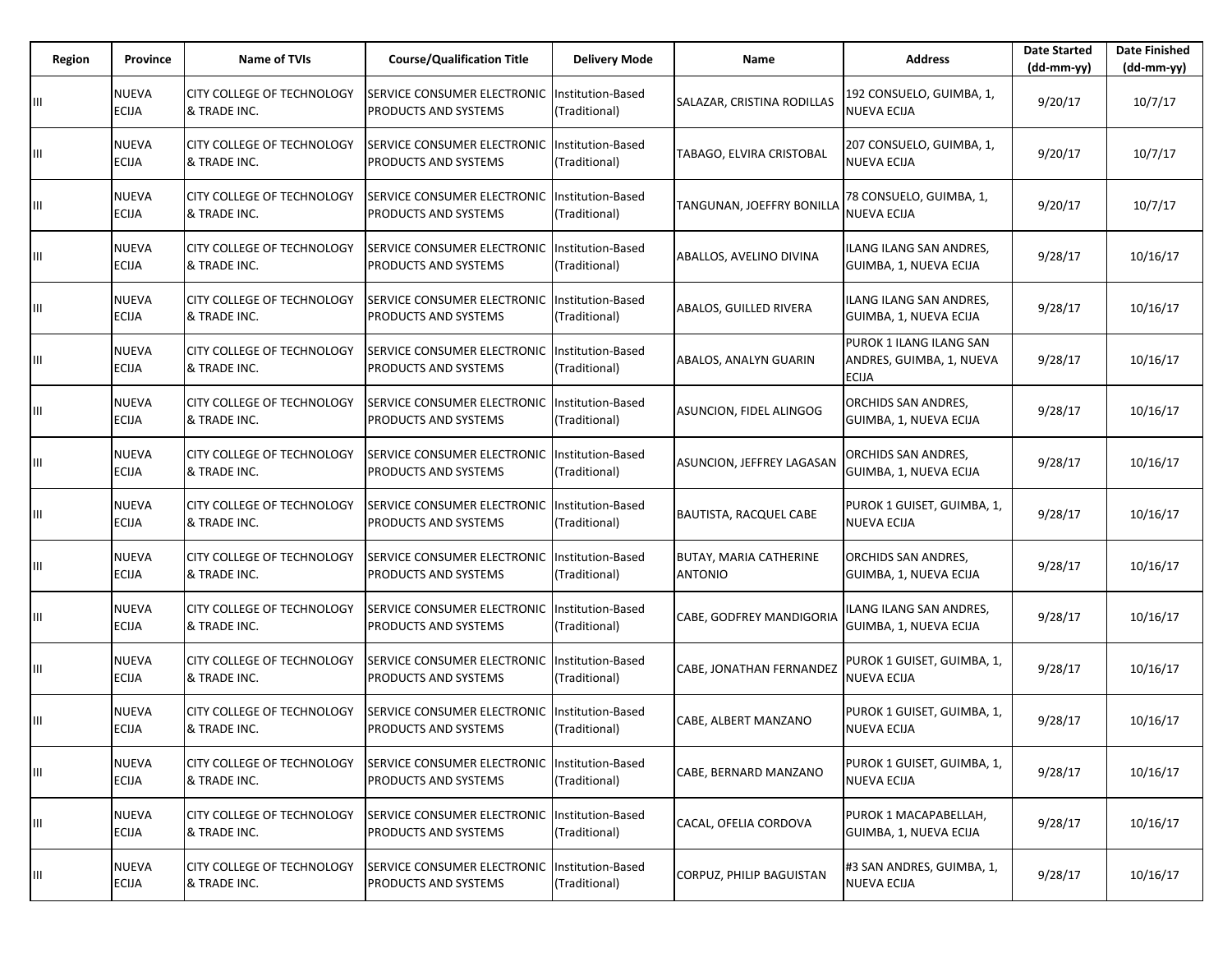| Region | Province | Name of TVIs | Course/Qualification Title | Delivery Mode | Name | Address | Date Started (dd-mm-yy) | Date Finished (dd-mm-yy) |
|---|---|---|---|---|---|---|---|---|
| III | NUEVA ECIJA | CITY COLLEGE OF TECHNOLOGY & TRADE INC. | SERVICE CONSUMER ELECTRONIC PRODUCTS AND SYSTEMS | Institution-Based (Traditional) | SALAZAR, CRISTINA RODILLAS | 192 CONSUELO, GUIMBA, 1, NUEVA ECIJA | 9/20/17 | 10/7/17 |
| III | NUEVA ECIJA | CITY COLLEGE OF TECHNOLOGY & TRADE INC. | SERVICE CONSUMER ELECTRONIC PRODUCTS AND SYSTEMS | Institution-Based (Traditional) | TABAGO, ELVIRA CRISTOBAL | 207 CONSUELO, GUIMBA, 1, NUEVA ECIJA | 9/20/17 | 10/7/17 |
| III | NUEVA ECIJA | CITY COLLEGE OF TECHNOLOGY & TRADE INC. | SERVICE CONSUMER ELECTRONIC PRODUCTS AND SYSTEMS | Institution-Based (Traditional) | TANGUNAN, JOEFFRY BONILLA | 78 CONSUELO, GUIMBA, 1, NUEVA ECIJA | 9/20/17 | 10/7/17 |
| III | NUEVA ECIJA | CITY COLLEGE OF TECHNOLOGY & TRADE INC. | SERVICE CONSUMER ELECTRONIC PRODUCTS AND SYSTEMS | Institution-Based (Traditional) | ABALLOS, AVELINO DIVINA | ILANG ILANG SAN ANDRES, GUIMBA, 1, NUEVA ECIJA | 9/28/17 | 10/16/17 |
| III | NUEVA ECIJA | CITY COLLEGE OF TECHNOLOGY & TRADE INC. | SERVICE CONSUMER ELECTRONIC PRODUCTS AND SYSTEMS | Institution-Based (Traditional) | ABALOS, GUILLED RIVERA | ILANG ILANG SAN ANDRES, GUIMBA, 1, NUEVA ECIJA | 9/28/17 | 10/16/17 |
| III | NUEVA ECIJA | CITY COLLEGE OF TECHNOLOGY & TRADE INC. | SERVICE CONSUMER ELECTRONIC PRODUCTS AND SYSTEMS | Institution-Based (Traditional) | ABALOS, ANALYN GUARIN | PUROK 1 ILANG ILANG SAN ANDRES, GUIMBA, 1, NUEVA ECIJA | 9/28/17 | 10/16/17 |
| III | NUEVA ECIJA | CITY COLLEGE OF TECHNOLOGY & TRADE INC. | SERVICE CONSUMER ELECTRONIC PRODUCTS AND SYSTEMS | Institution-Based (Traditional) | ASUNCION, FIDEL ALINGOG | ORCHIDS SAN ANDRES, GUIMBA, 1, NUEVA ECIJA | 9/28/17 | 10/16/17 |
| III | NUEVA ECIJA | CITY COLLEGE OF TECHNOLOGY & TRADE INC. | SERVICE CONSUMER ELECTRONIC PRODUCTS AND SYSTEMS | Institution-Based (Traditional) | ASUNCION, JEFFREY LAGASAN | ORCHIDS SAN ANDRES, GUIMBA, 1, NUEVA ECIJA | 9/28/17 | 10/16/17 |
| III | NUEVA ECIJA | CITY COLLEGE OF TECHNOLOGY & TRADE INC. | SERVICE CONSUMER ELECTRONIC PRODUCTS AND SYSTEMS | Institution-Based (Traditional) | BAUTISTA, RACQUEL CABE | PUROK 1 GUISET, GUIMBA, 1, NUEVA ECIJA | 9/28/17 | 10/16/17 |
| III | NUEVA ECIJA | CITY COLLEGE OF TECHNOLOGY & TRADE INC. | SERVICE CONSUMER ELECTRONIC PRODUCTS AND SYSTEMS | Institution-Based (Traditional) | BUTAY, MARIA CATHERINE ANTONIO | ORCHIDS SAN ANDRES, GUIMBA, 1, NUEVA ECIJA | 9/28/17 | 10/16/17 |
| III | NUEVA ECIJA | CITY COLLEGE OF TECHNOLOGY & TRADE INC. | SERVICE CONSUMER ELECTRONIC PRODUCTS AND SYSTEMS | Institution-Based (Traditional) | CABE, GODFREY MANDIGORIA | ILANG ILANG SAN ANDRES, GUIMBA, 1, NUEVA ECIJA | 9/28/17 | 10/16/17 |
| III | NUEVA ECIJA | CITY COLLEGE OF TECHNOLOGY & TRADE INC. | SERVICE CONSUMER ELECTRONIC PRODUCTS AND SYSTEMS | Institution-Based (Traditional) | CABE, JONATHAN FERNANDEZ | PUROK 1 GUISET, GUIMBA, 1, NUEVA ECIJA | 9/28/17 | 10/16/17 |
| III | NUEVA ECIJA | CITY COLLEGE OF TECHNOLOGY & TRADE INC. | SERVICE CONSUMER ELECTRONIC PRODUCTS AND SYSTEMS | Institution-Based (Traditional) | CABE, ALBERT MANZANO | PUROK 1 GUISET, GUIMBA, 1, NUEVA ECIJA | 9/28/17 | 10/16/17 |
| III | NUEVA ECIJA | CITY COLLEGE OF TECHNOLOGY & TRADE INC. | SERVICE CONSUMER ELECTRONIC PRODUCTS AND SYSTEMS | Institution-Based (Traditional) | CABE, BERNARD MANZANO | PUROK 1 GUISET, GUIMBA, 1, NUEVA ECIJA | 9/28/17 | 10/16/17 |
| III | NUEVA ECIJA | CITY COLLEGE OF TECHNOLOGY & TRADE INC. | SERVICE CONSUMER ELECTRONIC PRODUCTS AND SYSTEMS | Institution-Based (Traditional) | CACAL, OFELIA CORDOVA | PUROK 1 MACAPABELLAH, GUIMBA, 1, NUEVA ECIJA | 9/28/17 | 10/16/17 |
| III | NUEVA ECIJA | CITY COLLEGE OF TECHNOLOGY & TRADE INC. | SERVICE CONSUMER ELECTRONIC PRODUCTS AND SYSTEMS | Institution-Based (Traditional) | CORPUZ, PHILIP BAGUISTAN | #3 SAN ANDRES, GUIMBA, 1, NUEVA ECIJA | 9/28/17 | 10/16/17 |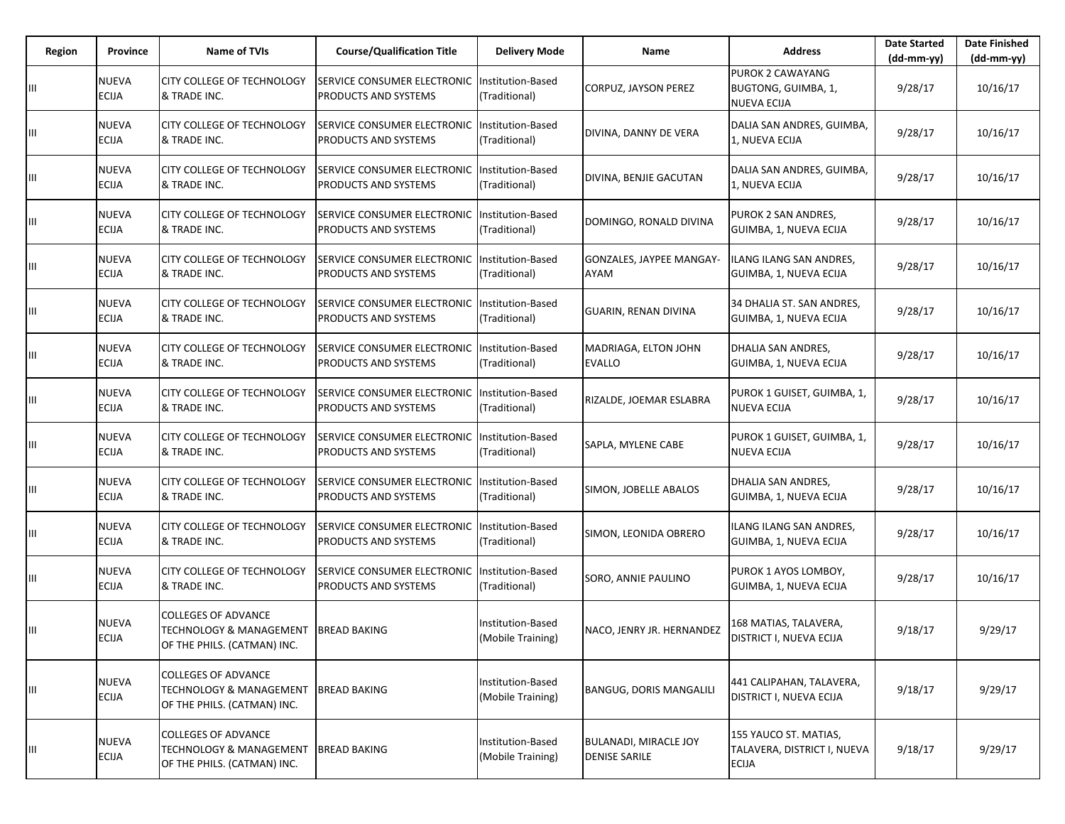| Region | Province | Name of TVIs | Course/Qualification Title | Delivery Mode | Name | Address | Date Started (dd-mm-yy) | Date Finished (dd-mm-yy) |
|---|---|---|---|---|---|---|---|---|
| III | NUEVA ECIJA | CITY COLLEGE OF TECHNOLOGY & TRADE INC. | SERVICE CONSUMER ELECTRONIC PRODUCTS AND SYSTEMS | Institution-Based (Traditional) | CORPUZ, JAYSON PEREZ | PUROK 2 CAWAYANG BUGTONG, GUIMBA, 1, NUEVA ECIJA | 9/28/17 | 10/16/17 |
| III | NUEVA ECIJA | CITY COLLEGE OF TECHNOLOGY & TRADE INC. | SERVICE CONSUMER ELECTRONIC PRODUCTS AND SYSTEMS | Institution-Based (Traditional) | DIVINA, DANNY DE VERA | DALIA SAN ANDRES, GUIMBA, 1, NUEVA ECIJA | 9/28/17 | 10/16/17 |
| III | NUEVA ECIJA | CITY COLLEGE OF TECHNOLOGY & TRADE INC. | SERVICE CONSUMER ELECTRONIC PRODUCTS AND SYSTEMS | Institution-Based (Traditional) | DIVINA, BENJIE GACUTAN | DALIA SAN ANDRES, GUIMBA, 1, NUEVA ECIJA | 9/28/17 | 10/16/17 |
| III | NUEVA ECIJA | CITY COLLEGE OF TECHNOLOGY & TRADE INC. | SERVICE CONSUMER ELECTRONIC PRODUCTS AND SYSTEMS | Institution-Based (Traditional) | DOMINGO, RONALD DIVINA | PUROK 2 SAN ANDRES, GUIMBA, 1, NUEVA ECIJA | 9/28/17 | 10/16/17 |
| III | NUEVA ECIJA | CITY COLLEGE OF TECHNOLOGY & TRADE INC. | SERVICE CONSUMER ELECTRONIC PRODUCTS AND SYSTEMS | Institution-Based (Traditional) | GONZALES, JAYPEE MANGAY-AYAM | ILANG ILANG SAN ANDRES, GUIMBA, 1, NUEVA ECIJA | 9/28/17 | 10/16/17 |
| III | NUEVA ECIJA | CITY COLLEGE OF TECHNOLOGY & TRADE INC. | SERVICE CONSUMER ELECTRONIC PRODUCTS AND SYSTEMS | Institution-Based (Traditional) | GUARIN, RENAN DIVINA | 34 DHALIA ST. SAN ANDRES, GUIMBA, 1, NUEVA ECIJA | 9/28/17 | 10/16/17 |
| III | NUEVA ECIJA | CITY COLLEGE OF TECHNOLOGY & TRADE INC. | SERVICE CONSUMER ELECTRONIC PRODUCTS AND SYSTEMS | Institution-Based (Traditional) | MADRIAGA, ELTON JOHN EVALLO | DHALIA SAN ANDRES, GUIMBA, 1, NUEVA ECIJA | 9/28/17 | 10/16/17 |
| III | NUEVA ECIJA | CITY COLLEGE OF TECHNOLOGY & TRADE INC. | SERVICE CONSUMER ELECTRONIC PRODUCTS AND SYSTEMS | Institution-Based (Traditional) | RIZALDE, JOEMAR ESLABRA | PUROK 1 GUISET, GUIMBA, 1, NUEVA ECIJA | 9/28/17 | 10/16/17 |
| III | NUEVA ECIJA | CITY COLLEGE OF TECHNOLOGY & TRADE INC. | SERVICE CONSUMER ELECTRONIC PRODUCTS AND SYSTEMS | Institution-Based (Traditional) | SAPLA, MYLENE CABE | PUROK 1 GUISET, GUIMBA, 1, NUEVA ECIJA | 9/28/17 | 10/16/17 |
| III | NUEVA ECIJA | CITY COLLEGE OF TECHNOLOGY & TRADE INC. | SERVICE CONSUMER ELECTRONIC PRODUCTS AND SYSTEMS | Institution-Based (Traditional) | SIMON, JOBELLE ABALOS | DHALIA SAN ANDRES, GUIMBA, 1, NUEVA ECIJA | 9/28/17 | 10/16/17 |
| III | NUEVA ECIJA | CITY COLLEGE OF TECHNOLOGY & TRADE INC. | SERVICE CONSUMER ELECTRONIC PRODUCTS AND SYSTEMS | Institution-Based (Traditional) | SIMON, LEONIDA OBRERO | ILANG ILANG SAN ANDRES, GUIMBA, 1, NUEVA ECIJA | 9/28/17 | 10/16/17 |
| III | NUEVA ECIJA | CITY COLLEGE OF TECHNOLOGY & TRADE INC. | SERVICE CONSUMER ELECTRONIC PRODUCTS AND SYSTEMS | Institution-Based (Traditional) | SORO, ANNIE PAULINO | PUROK 1 AYOS LOMBOY, GUIMBA, 1, NUEVA ECIJA | 9/28/17 | 10/16/17 |
| III | NUEVA ECIJA | COLLEGES OF ADVANCE TECHNOLOGY & MANAGEMENT OF THE PHILS. (CATMAN) INC. | BREAD BAKING | Institution-Based (Mobile Training) | NACO, JENRY JR. HERNANDEZ | 168 MATIAS, TALAVERA, DISTRICT I, NUEVA ECIJA | 9/18/17 | 9/29/17 |
| III | NUEVA ECIJA | COLLEGES OF ADVANCE TECHNOLOGY & MANAGEMENT OF THE PHILS. (CATMAN) INC. | BREAD BAKING | Institution-Based (Mobile Training) | BANGUG, DORIS MANGALILI | 441 CALIPAHAN, TALAVERA, DISTRICT I, NUEVA ECIJA | 9/18/17 | 9/29/17 |
| III | NUEVA ECIJA | COLLEGES OF ADVANCE TECHNOLOGY & MANAGEMENT OF THE PHILS. (CATMAN) INC. | BREAD BAKING | Institution-Based (Mobile Training) | BULANADI, MIRACLE JOY DENISE SARILE | 155 YAUCO ST. MATIAS, TALAVERA, DISTRICT I, NUEVA ECIJA | 9/18/17 | 9/29/17 |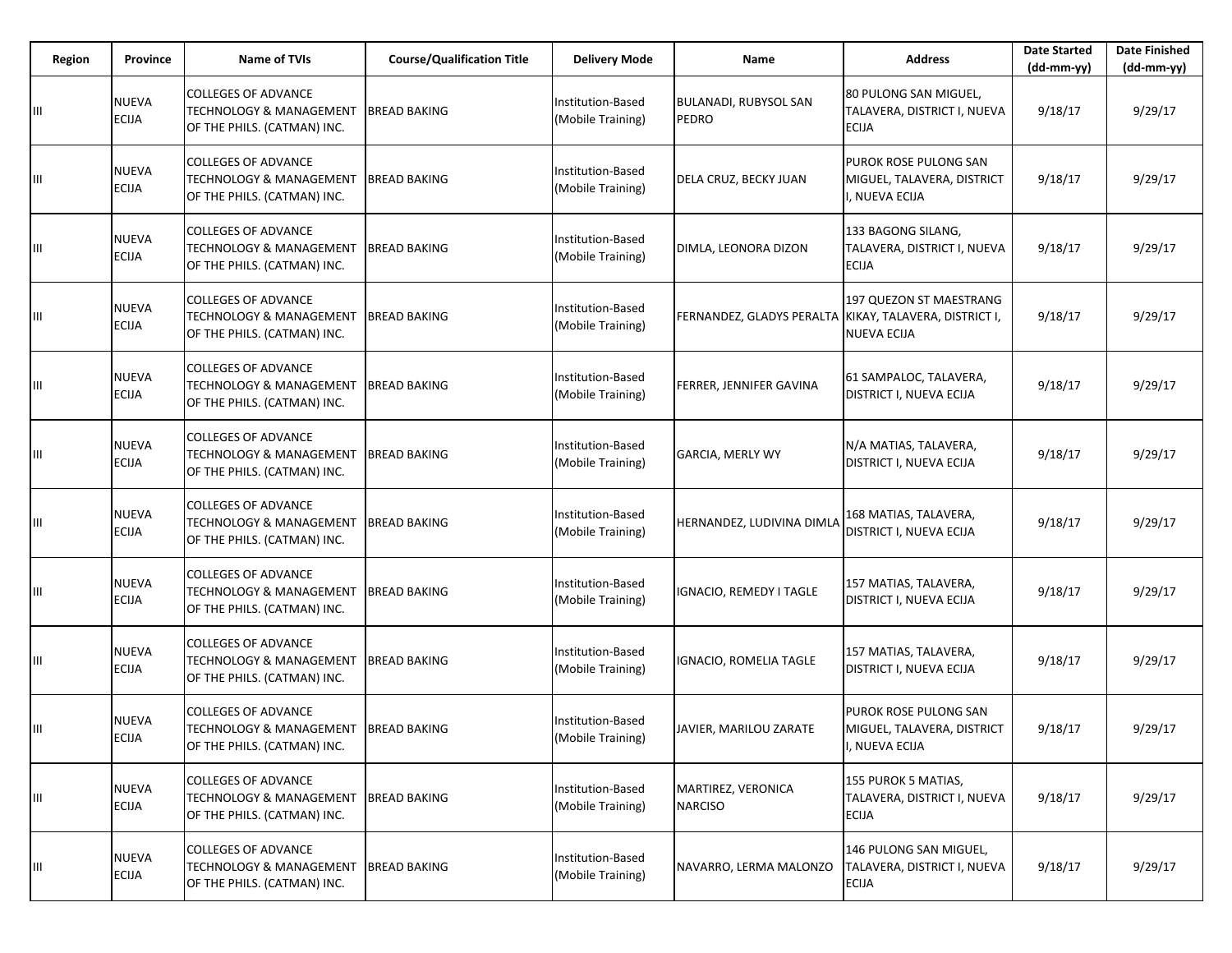| Region | Province | Name of TVIs | Course/Qualification Title | Delivery Mode | Name | Address | Date Started (dd-mm-yy) | Date Finished (dd-mm-yy) |
|---|---|---|---|---|---|---|---|---|
| III | NUEVA ECIJA | COLLEGES OF ADVANCE TECHNOLOGY & MANAGEMENT OF THE PHILS. (CATMAN) INC. | BREAD BAKING | Institution-Based (Mobile Training) | BULANADI, RUBYSOL SAN PEDRO | 80 PULONG SAN MIGUEL, TALAVERA, DISTRICT I, NUEVA ECIJA | 9/18/17 | 9/29/17 |
| III | NUEVA ECIJA | COLLEGES OF ADVANCE TECHNOLOGY & MANAGEMENT OF THE PHILS. (CATMAN) INC. | BREAD BAKING | Institution-Based (Mobile Training) | DELA CRUZ, BECKY JUAN | PUROK ROSE PULONG SAN MIGUEL, TALAVERA, DISTRICT I, NUEVA ECIJA | 9/18/17 | 9/29/17 |
| III | NUEVA ECIJA | COLLEGES OF ADVANCE TECHNOLOGY & MANAGEMENT OF THE PHILS. (CATMAN) INC. | BREAD BAKING | Institution-Based (Mobile Training) | DIMLA, LEONORA DIZON | 133 BAGONG SILANG, TALAVERA, DISTRICT I, NUEVA ECIJA | 9/18/17 | 9/29/17 |
| III | NUEVA ECIJA | COLLEGES OF ADVANCE TECHNOLOGY & MANAGEMENT OF THE PHILS. (CATMAN) INC. | BREAD BAKING | Institution-Based (Mobile Training) | FERNANDEZ, GLADYS PERALTA | 197 QUEZON ST MAESTRANG KIKAY, TALAVERA, DISTRICT I, NUEVA ECIJA | 9/18/17 | 9/29/17 |
| III | NUEVA ECIJA | COLLEGES OF ADVANCE TECHNOLOGY & MANAGEMENT OF THE PHILS. (CATMAN) INC. | BREAD BAKING | Institution-Based (Mobile Training) | FERRER, JENNIFER GAVINA | 61 SAMPALOC, TALAVERA, DISTRICT I, NUEVA ECIJA | 9/18/17 | 9/29/17 |
| III | NUEVA ECIJA | COLLEGES OF ADVANCE TECHNOLOGY & MANAGEMENT OF THE PHILS. (CATMAN) INC. | BREAD BAKING | Institution-Based (Mobile Training) | GARCIA, MERLY WY | N/A MATIAS, TALAVERA, DISTRICT I, NUEVA ECIJA | 9/18/17 | 9/29/17 |
| III | NUEVA ECIJA | COLLEGES OF ADVANCE TECHNOLOGY & MANAGEMENT OF THE PHILS. (CATMAN) INC. | BREAD BAKING | Institution-Based (Mobile Training) | HERNANDEZ, LUDIVINA DIMLA | 168 MATIAS, TALAVERA, DISTRICT I, NUEVA ECIJA | 9/18/17 | 9/29/17 |
| III | NUEVA ECIJA | COLLEGES OF ADVANCE TECHNOLOGY & MANAGEMENT OF THE PHILS. (CATMAN) INC. | BREAD BAKING | Institution-Based (Mobile Training) | IGNACIO, REMEDY I TAGLE | 157 MATIAS, TALAVERA, DISTRICT I, NUEVA ECIJA | 9/18/17 | 9/29/17 |
| III | NUEVA ECIJA | COLLEGES OF ADVANCE TECHNOLOGY & MANAGEMENT OF THE PHILS. (CATMAN) INC. | BREAD BAKING | Institution-Based (Mobile Training) | IGNACIO, ROMELIA TAGLE | 157 MATIAS, TALAVERA, DISTRICT I, NUEVA ECIJA | 9/18/17 | 9/29/17 |
| III | NUEVA ECIJA | COLLEGES OF ADVANCE TECHNOLOGY & MANAGEMENT OF THE PHILS. (CATMAN) INC. | BREAD BAKING | Institution-Based (Mobile Training) | JAVIER, MARILOU ZARATE | PUROK ROSE PULONG SAN MIGUEL, TALAVERA, DISTRICT I, NUEVA ECIJA | 9/18/17 | 9/29/17 |
| III | NUEVA ECIJA | COLLEGES OF ADVANCE TECHNOLOGY & MANAGEMENT OF THE PHILS. (CATMAN) INC. | BREAD BAKING | Institution-Based (Mobile Training) | MARTIREZ, VERONICA NARCISO | 155 PUROK 5 MATIAS, TALAVERA, DISTRICT I, NUEVA ECIJA | 9/18/17 | 9/29/17 |
| III | NUEVA ECIJA | COLLEGES OF ADVANCE TECHNOLOGY & MANAGEMENT OF THE PHILS. (CATMAN) INC. | BREAD BAKING | Institution-Based (Mobile Training) | NAVARRO, LERMA MALONZO | 146 PULONG SAN MIGUEL, TALAVERA, DISTRICT I, NUEVA ECIJA | 9/18/17 | 9/29/17 |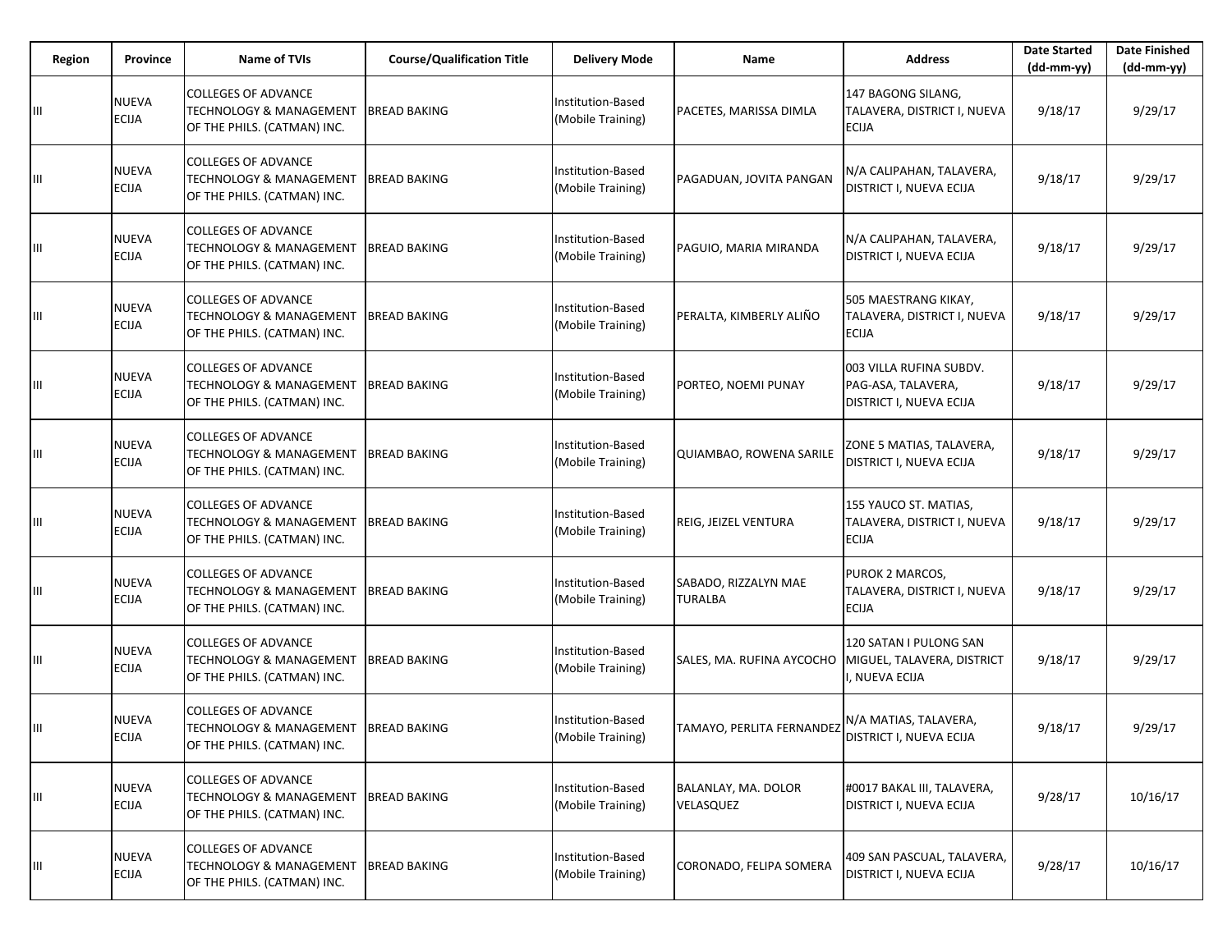| Region | Province | Name of TVIs | Course/Qualification Title | Delivery Mode | Name | Address | Date Started (dd-mm-yy) | Date Finished (dd-mm-yy) |
|---|---|---|---|---|---|---|---|---|
| III | NUEVA ECIJA | COLLEGES OF ADVANCE TECHNOLOGY & MANAGEMENT OF THE PHILS. (CATMAN) INC. | BREAD BAKING | Institution-Based (Mobile Training) | PACETES, MARISSA DIMLA | 147 BAGONG SILANG, TALAVERA, DISTRICT I, NUEVA ECIJA | 9/18/17 | 9/29/17 |
| III | NUEVA ECIJA | COLLEGES OF ADVANCE TECHNOLOGY & MANAGEMENT OF THE PHILS. (CATMAN) INC. | BREAD BAKING | Institution-Based (Mobile Training) | PAGADUAN, JOVITA PANGAN | N/A CALIPAHAN, TALAVERA, DISTRICT I, NUEVA ECIJA | 9/18/17 | 9/29/17 |
| III | NUEVA ECIJA | COLLEGES OF ADVANCE TECHNOLOGY & MANAGEMENT OF THE PHILS. (CATMAN) INC. | BREAD BAKING | Institution-Based (Mobile Training) | PAGUIO, MARIA MIRANDA | N/A CALIPAHAN, TALAVERA, DISTRICT I, NUEVA ECIJA | 9/18/17 | 9/29/17 |
| III | NUEVA ECIJA | COLLEGES OF ADVANCE TECHNOLOGY & MANAGEMENT OF THE PHILS. (CATMAN) INC. | BREAD BAKING | Institution-Based (Mobile Training) | PERALTA, KIMBERLY ALIÑO | 505 MAESTRANG KIKAY, TALAVERA, DISTRICT I, NUEVA ECIJA | 9/18/17 | 9/29/17 |
| III | NUEVA ECIJA | COLLEGES OF ADVANCE TECHNOLOGY & MANAGEMENT OF THE PHILS. (CATMAN) INC. | BREAD BAKING | Institution-Based (Mobile Training) | PORTEO, NOEMI PUNAY | 003 VILLA RUFINA SUBDV. PAG-ASA, TALAVERA, DISTRICT I, NUEVA ECIJA | 9/18/17 | 9/29/17 |
| III | NUEVA ECIJA | COLLEGES OF ADVANCE TECHNOLOGY & MANAGEMENT OF THE PHILS. (CATMAN) INC. | BREAD BAKING | Institution-Based (Mobile Training) | QUIAMBAO, ROWENA SARILE | ZONE 5 MATIAS, TALAVERA, DISTRICT I, NUEVA ECIJA | 9/18/17 | 9/29/17 |
| III | NUEVA ECIJA | COLLEGES OF ADVANCE TECHNOLOGY & MANAGEMENT OF THE PHILS. (CATMAN) INC. | BREAD BAKING | Institution-Based (Mobile Training) | REIG, JEIZEL VENTURA | 155 YAUCO ST. MATIAS, TALAVERA, DISTRICT I, NUEVA ECIJA | 9/18/17 | 9/29/17 |
| III | NUEVA ECIJA | COLLEGES OF ADVANCE TECHNOLOGY & MANAGEMENT OF THE PHILS. (CATMAN) INC. | BREAD BAKING | Institution-Based (Mobile Training) | SABADO, RIZZALYN MAE TURALBA | PUROK 2 MARCOS, TALAVERA, DISTRICT I, NUEVA ECIJA | 9/18/17 | 9/29/17 |
| III | NUEVA ECIJA | COLLEGES OF ADVANCE TECHNOLOGY & MANAGEMENT OF THE PHILS. (CATMAN) INC. | BREAD BAKING | Institution-Based (Mobile Training) | SALES, MA. RUFINA AYCOCHO | 120 SATAN I PULONG SAN MIGUEL, TALAVERA, DISTRICT I, NUEVA ECIJA | 9/18/17 | 9/29/17 |
| III | NUEVA ECIJA | COLLEGES OF ADVANCE TECHNOLOGY & MANAGEMENT OF THE PHILS. (CATMAN) INC. | BREAD BAKING | Institution-Based (Mobile Training) | TAMAYO, PERLITA FERNANDEZ | N/A MATIAS, TALAVERA, DISTRICT I, NUEVA ECIJA | 9/18/17 | 9/29/17 |
| III | NUEVA ECIJA | COLLEGES OF ADVANCE TECHNOLOGY & MANAGEMENT OF THE PHILS. (CATMAN) INC. | BREAD BAKING | Institution-Based (Mobile Training) | BALANLAY, MA. DOLOR VELASQUEZ | #0017 BAKAL III, TALAVERA, DISTRICT I, NUEVA ECIJA | 9/28/17 | 10/16/17 |
| III | NUEVA ECIJA | COLLEGES OF ADVANCE TECHNOLOGY & MANAGEMENT OF THE PHILS. (CATMAN) INC. | BREAD BAKING | Institution-Based (Mobile Training) | CORONADO, FELIPA SOMERA | 409 SAN PASCUAL, TALAVERA, DISTRICT I, NUEVA ECIJA | 9/28/17 | 10/16/17 |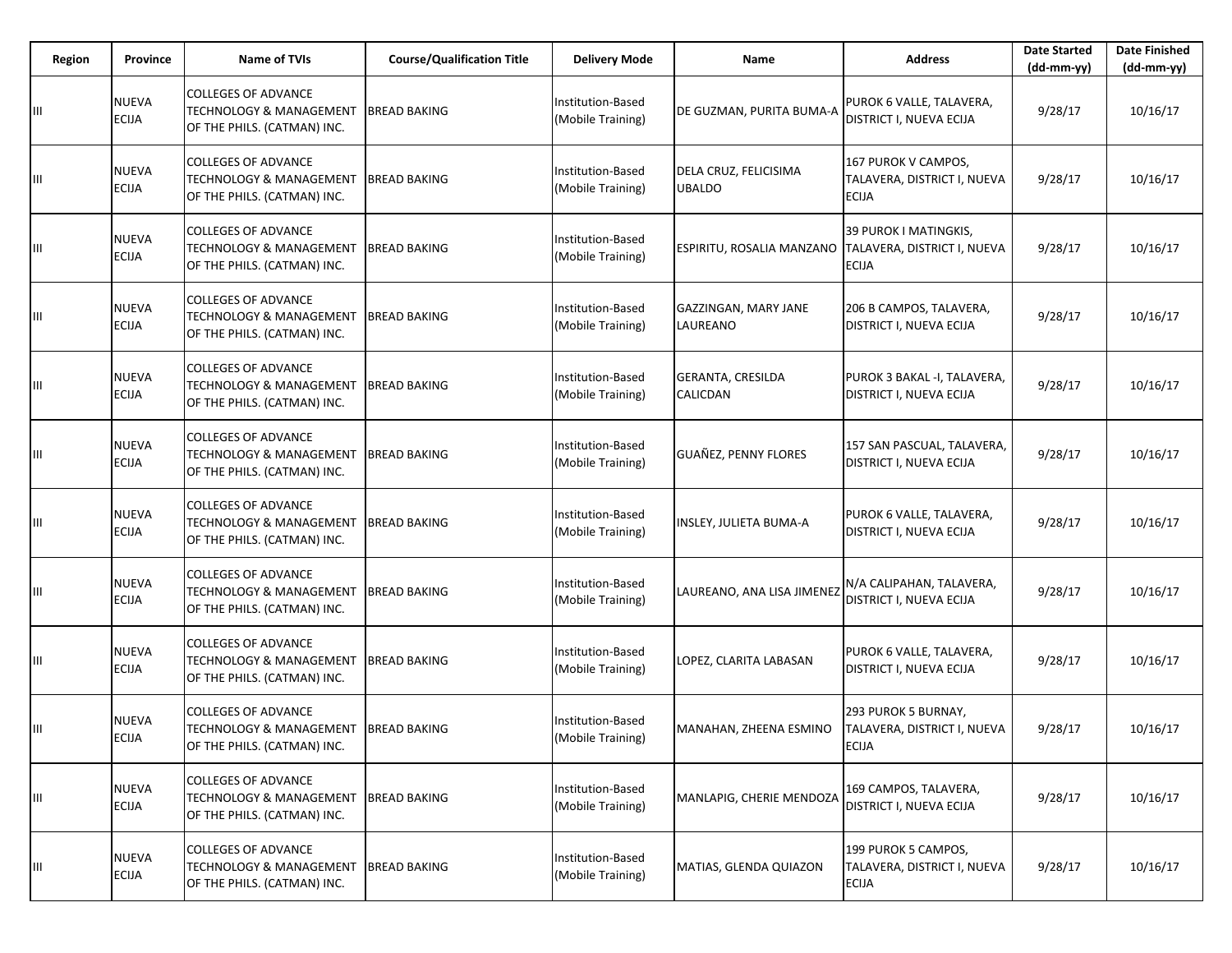| Region | Province | Name of TVIs | Course/Qualification Title | Delivery Mode | Name | Address | Date Started (dd-mm-yy) | Date Finished (dd-mm-yy) |
|---|---|---|---|---|---|---|---|---|
| III | NUEVA ECIJA | COLLEGES OF ADVANCE TECHNOLOGY & MANAGEMENT OF THE PHILS. (CATMAN) INC. | BREAD BAKING | Institution-Based (Mobile Training) | DE GUZMAN, PURITA BUMA-A | PUROK 6 VALLE, TALAVERA, DISTRICT I, NUEVA ECIJA | 9/28/17 | 10/16/17 |
| III | NUEVA ECIJA | COLLEGES OF ADVANCE TECHNOLOGY & MANAGEMENT OF THE PHILS. (CATMAN) INC. | BREAD BAKING | Institution-Based (Mobile Training) | DELA CRUZ, FELICISIMA UBALDO | 167 PUROK V CAMPOS, TALAVERA, DISTRICT I, NUEVA ECIJA | 9/28/17 | 10/16/17 |
| III | NUEVA ECIJA | COLLEGES OF ADVANCE TECHNOLOGY & MANAGEMENT OF THE PHILS. (CATMAN) INC. | BREAD BAKING | Institution-Based (Mobile Training) | ESPIRITU, ROSALIA MANZANO | 39 PUROK I MATINGKIS, TALAVERA, DISTRICT I, NUEVA ECIJA | 9/28/17 | 10/16/17 |
| III | NUEVA ECIJA | COLLEGES OF ADVANCE TECHNOLOGY & MANAGEMENT OF THE PHILS. (CATMAN) INC. | BREAD BAKING | Institution-Based (Mobile Training) | GAZZINGAN, MARY JANE LAUREANO | 206 B CAMPOS, TALAVERA, DISTRICT I, NUEVA ECIJA | 9/28/17 | 10/16/17 |
| III | NUEVA ECIJA | COLLEGES OF ADVANCE TECHNOLOGY & MANAGEMENT OF THE PHILS. (CATMAN) INC. | BREAD BAKING | Institution-Based (Mobile Training) | GERANTA, CRESILDA CALICDAN | PUROK 3 BAKAL -I, TALAVERA, DISTRICT I, NUEVA ECIJA | 9/28/17 | 10/16/17 |
| III | NUEVA ECIJA | COLLEGES OF ADVANCE TECHNOLOGY & MANAGEMENT OF THE PHILS. (CATMAN) INC. | BREAD BAKING | Institution-Based (Mobile Training) | GUAÑEZ, PENNY FLORES | 157 SAN PASCUAL, TALAVERA, DISTRICT I, NUEVA ECIJA | 9/28/17 | 10/16/17 |
| III | NUEVA ECIJA | COLLEGES OF ADVANCE TECHNOLOGY & MANAGEMENT OF THE PHILS. (CATMAN) INC. | BREAD BAKING | Institution-Based (Mobile Training) | INSLEY, JULIETA BUMA-A | PUROK 6 VALLE, TALAVERA, DISTRICT I, NUEVA ECIJA | 9/28/17 | 10/16/17 |
| III | NUEVA ECIJA | COLLEGES OF ADVANCE TECHNOLOGY & MANAGEMENT OF THE PHILS. (CATMAN) INC. | BREAD BAKING | Institution-Based (Mobile Training) | LAUREANO, ANA LISA JIMENEZ | N/A CALIPAHAN, TALAVERA, DISTRICT I, NUEVA ECIJA | 9/28/17 | 10/16/17 |
| III | NUEVA ECIJA | COLLEGES OF ADVANCE TECHNOLOGY & MANAGEMENT OF THE PHILS. (CATMAN) INC. | BREAD BAKING | Institution-Based (Mobile Training) | LOPEZ, CLARITA LABASAN | PUROK 6 VALLE, TALAVERA, DISTRICT I, NUEVA ECIJA | 9/28/17 | 10/16/17 |
| III | NUEVA ECIJA | COLLEGES OF ADVANCE TECHNOLOGY & MANAGEMENT OF THE PHILS. (CATMAN) INC. | BREAD BAKING | Institution-Based (Mobile Training) | MANAHAN, ZHEENA ESMINO | 293 PUROK 5 BURNAY, TALAVERA, DISTRICT I, NUEVA ECIJA | 9/28/17 | 10/16/17 |
| III | NUEVA ECIJA | COLLEGES OF ADVANCE TECHNOLOGY & MANAGEMENT OF THE PHILS. (CATMAN) INC. | BREAD BAKING | Institution-Based (Mobile Training) | MANLAPIG, CHERIE MENDOZA | 169 CAMPOS, TALAVERA, DISTRICT I, NUEVA ECIJA | 9/28/17 | 10/16/17 |
| III | NUEVA ECIJA | COLLEGES OF ADVANCE TECHNOLOGY & MANAGEMENT OF THE PHILS. (CATMAN) INC. | BREAD BAKING | Institution-Based (Mobile Training) | MATIAS, GLENDA QUIAZON | 199 PUROK 5 CAMPOS, TALAVERA, DISTRICT I, NUEVA ECIJA | 9/28/17 | 10/16/17 |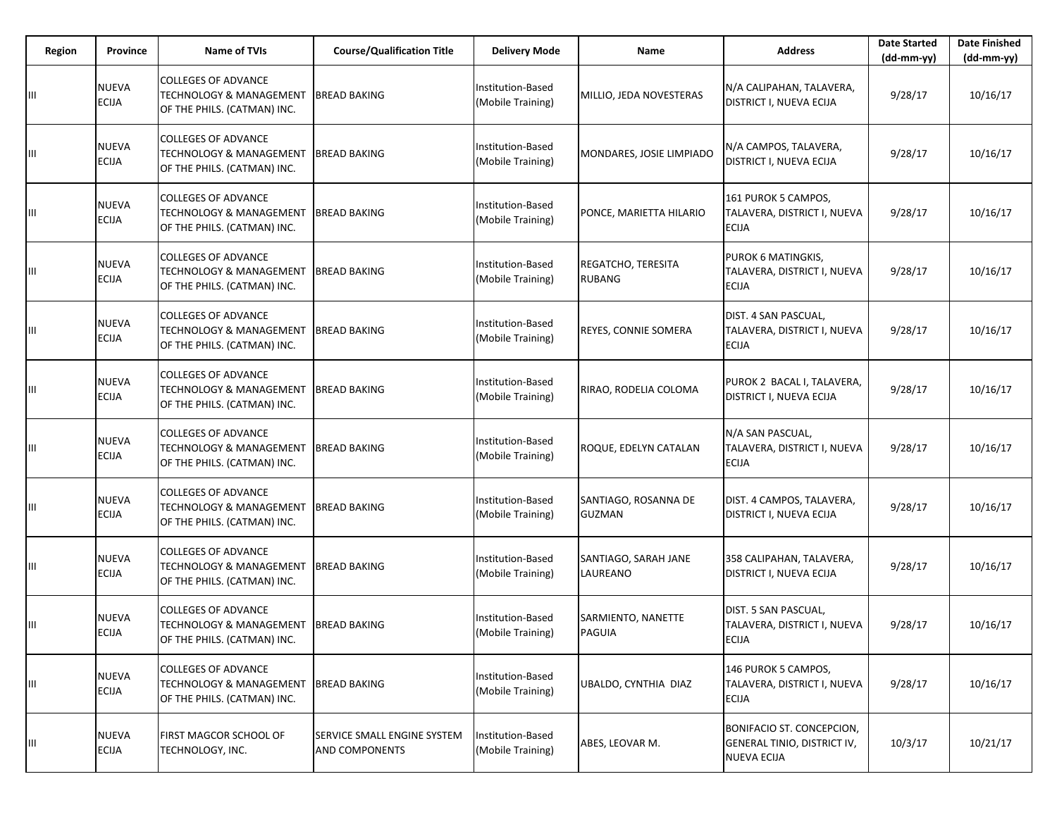| Region | Province | Name of TVIs | Course/Qualification Title | Delivery Mode | Name | Address | Date Started (dd-mm-yy) | Date Finished (dd-mm-yy) |
|---|---|---|---|---|---|---|---|---|
| III | NUEVA ECIJA | COLLEGES OF ADVANCE TECHNOLOGY & MANAGEMENT OF THE PHILS. (CATMAN) INC. | BREAD BAKING | Institution-Based (Mobile Training) | MILLIO, JEDA NOVESTERAS | N/A CALIPAHAN, TALAVERA, DISTRICT I, NUEVA ECIJA | 9/28/17 | 10/16/17 |
| III | NUEVA ECIJA | COLLEGES OF ADVANCE TECHNOLOGY & MANAGEMENT OF THE PHILS. (CATMAN) INC. | BREAD BAKING | Institution-Based (Mobile Training) | MONDARES, JOSIE LIMPIADO | N/A CAMPOS, TALAVERA, DISTRICT I, NUEVA ECIJA | 9/28/17 | 10/16/17 |
| III | NUEVA ECIJA | COLLEGES OF ADVANCE TECHNOLOGY & MANAGEMENT OF THE PHILS. (CATMAN) INC. | BREAD BAKING | Institution-Based (Mobile Training) | PONCE, MARIETTA HILARIO | 161 PUROK 5 CAMPOS, TALAVERA, DISTRICT I, NUEVA ECIJA | 9/28/17 | 10/16/17 |
| III | NUEVA ECIJA | COLLEGES OF ADVANCE TECHNOLOGY & MANAGEMENT OF THE PHILS. (CATMAN) INC. | BREAD BAKING | Institution-Based (Mobile Training) | REGATCHO, TERESITA RUBANG | PUROK 6 MATINGKIS, TALAVERA, DISTRICT I, NUEVA ECIJA | 9/28/17 | 10/16/17 |
| III | NUEVA ECIJA | COLLEGES OF ADVANCE TECHNOLOGY & MANAGEMENT OF THE PHILS. (CATMAN) INC. | BREAD BAKING | Institution-Based (Mobile Training) | REYES, CONNIE SOMERA | DIST. 4 SAN PASCUAL, TALAVERA, DISTRICT I, NUEVA ECIJA | 9/28/17 | 10/16/17 |
| III | NUEVA ECIJA | COLLEGES OF ADVANCE TECHNOLOGY & MANAGEMENT OF THE PHILS. (CATMAN) INC. | BREAD BAKING | Institution-Based (Mobile Training) | RIRAO, RODELIA COLOMA | PUROK 2 BACAL I, TALAVERA, DISTRICT I, NUEVA ECIJA | 9/28/17 | 10/16/17 |
| III | NUEVA ECIJA | COLLEGES OF ADVANCE TECHNOLOGY & MANAGEMENT OF THE PHILS. (CATMAN) INC. | BREAD BAKING | Institution-Based (Mobile Training) | ROQUE, EDELYN CATALAN | N/A SAN PASCUAL, TALAVERA, DISTRICT I, NUEVA ECIJA | 9/28/17 | 10/16/17 |
| III | NUEVA ECIJA | COLLEGES OF ADVANCE TECHNOLOGY & MANAGEMENT OF THE PHILS. (CATMAN) INC. | BREAD BAKING | Institution-Based (Mobile Training) | SANTIAGO, ROSANNA DE GUZMAN | DIST. 4 CAMPOS, TALAVERA, DISTRICT I, NUEVA ECIJA | 9/28/17 | 10/16/17 |
| III | NUEVA ECIJA | COLLEGES OF ADVANCE TECHNOLOGY & MANAGEMENT OF THE PHILS. (CATMAN) INC. | BREAD BAKING | Institution-Based (Mobile Training) | SANTIAGO, SARAH JANE LAUREANO | 358 CALIPAHAN, TALAVERA, DISTRICT I, NUEVA ECIJA | 9/28/17 | 10/16/17 |
| III | NUEVA ECIJA | COLLEGES OF ADVANCE TECHNOLOGY & MANAGEMENT OF THE PHILS. (CATMAN) INC. | BREAD BAKING | Institution-Based (Mobile Training) | SARMIENTO, NANETTE PAGUIA | DIST. 5 SAN PASCUAL, TALAVERA, DISTRICT I, NUEVA ECIJA | 9/28/17 | 10/16/17 |
| III | NUEVA ECIJA | COLLEGES OF ADVANCE TECHNOLOGY & MANAGEMENT OF THE PHILS. (CATMAN) INC. | BREAD BAKING | Institution-Based (Mobile Training) | UBALDO, CYNTHIA DIAZ | 146 PUROK 5 CAMPOS, TALAVERA, DISTRICT I, NUEVA ECIJA | 9/28/17 | 10/16/17 |
| III | NUEVA ECIJA | FIRST MAGCOR SCHOOL OF TECHNOLOGY, INC. | SERVICE SMALL ENGINE SYSTEM AND COMPONENTS | Institution-Based (Mobile Training) | ABES, LEOVAR M. | BONIFACIO ST. CONCEPCION, GENERAL TINIO, DISTRICT IV, NUEVA ECIJA | 10/3/17 | 10/21/17 |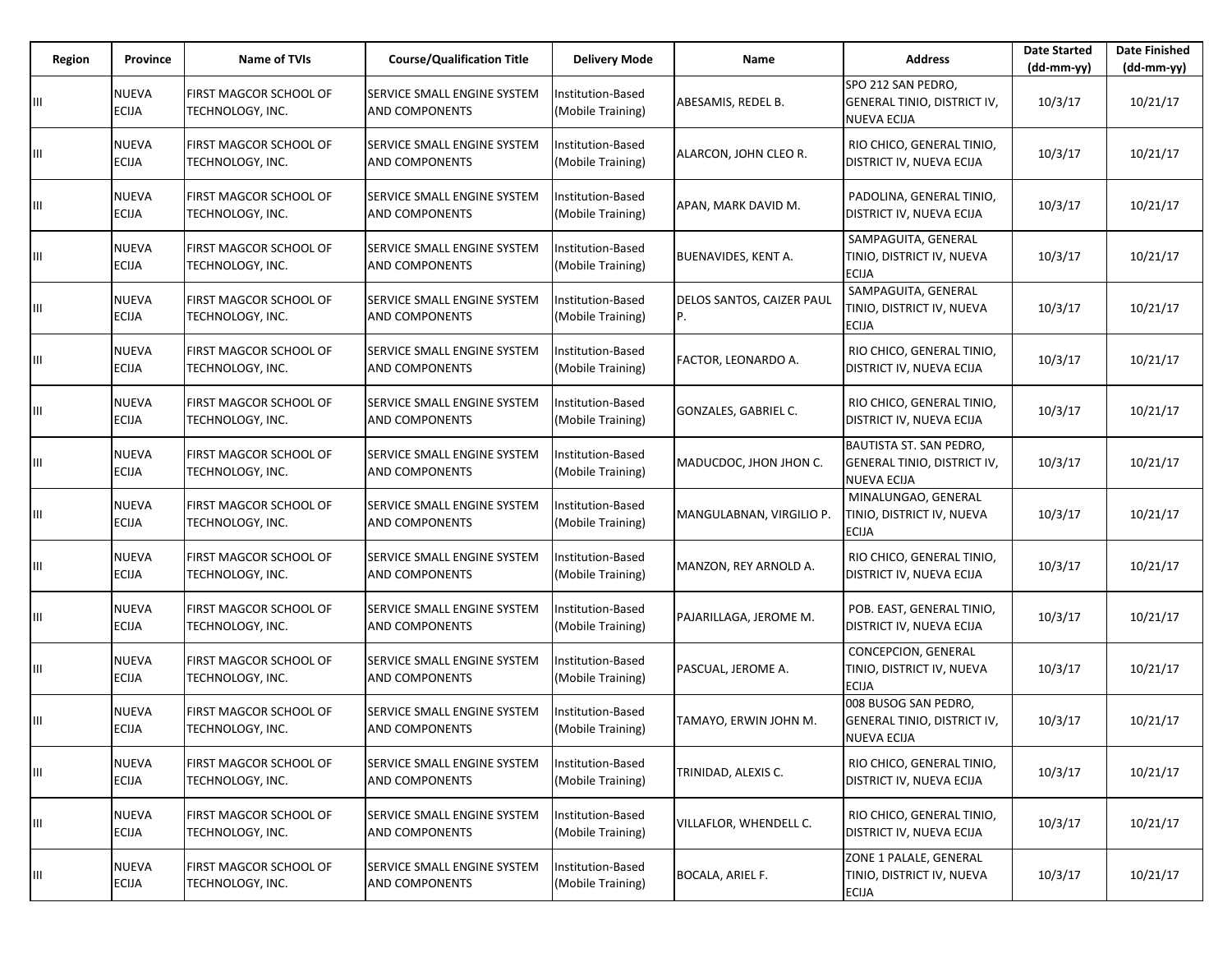| Region | Province | Name of TVIs | Course/Qualification Title | Delivery Mode | Name | Address | Date Started (dd-mm-yy) | Date Finished (dd-mm-yy) |
|---|---|---|---|---|---|---|---|---|
| III | NUEVA ECIJA | FIRST MAGCOR SCHOOL OF TECHNOLOGY, INC. | SERVICE SMALL ENGINE SYSTEM AND COMPONENTS | Institution-Based (Mobile Training) | ABESAMIS, REDEL B. | SPO 212 SAN PEDRO, GENERAL TINIO, DISTRICT IV, NUEVA ECIJA | 10/3/17 | 10/21/17 |
| III | NUEVA ECIJA | FIRST MAGCOR SCHOOL OF TECHNOLOGY, INC. | SERVICE SMALL ENGINE SYSTEM AND COMPONENTS | Institution-Based (Mobile Training) | ALARCON, JOHN CLEO R. | RIO CHICO, GENERAL TINIO, DISTRICT IV, NUEVA ECIJA | 10/3/17 | 10/21/17 |
| III | NUEVA ECIJA | FIRST MAGCOR SCHOOL OF TECHNOLOGY, INC. | SERVICE SMALL ENGINE SYSTEM AND COMPONENTS | Institution-Based (Mobile Training) | APAN, MARK DAVID M. | PADOLINA, GENERAL TINIO, DISTRICT IV, NUEVA ECIJA | 10/3/17 | 10/21/17 |
| III | NUEVA ECIJA | FIRST MAGCOR SCHOOL OF TECHNOLOGY, INC. | SERVICE SMALL ENGINE SYSTEM AND COMPONENTS | Institution-Based (Mobile Training) | BUENAVIDES, KENT A. | SAMPAGUITA, GENERAL TINIO, DISTRICT IV, NUEVA ECIJA | 10/3/17 | 10/21/17 |
| III | NUEVA ECIJA | FIRST MAGCOR SCHOOL OF TECHNOLOGY, INC. | SERVICE SMALL ENGINE SYSTEM AND COMPONENTS | Institution-Based (Mobile Training) | DELOS SANTOS, CAIZER PAUL P. | SAMPAGUITA, GENERAL TINIO, DISTRICT IV, NUEVA ECIJA | 10/3/17 | 10/21/17 |
| III | NUEVA ECIJA | FIRST MAGCOR SCHOOL OF TECHNOLOGY, INC. | SERVICE SMALL ENGINE SYSTEM AND COMPONENTS | Institution-Based (Mobile Training) | FACTOR, LEONARDO A. | RIO CHICO, GENERAL TINIO, DISTRICT IV, NUEVA ECIJA | 10/3/17 | 10/21/17 |
| III | NUEVA ECIJA | FIRST MAGCOR SCHOOL OF TECHNOLOGY, INC. | SERVICE SMALL ENGINE SYSTEM AND COMPONENTS | Institution-Based (Mobile Training) | GONZALES, GABRIEL C. | RIO CHICO, GENERAL TINIO, DISTRICT IV, NUEVA ECIJA | 10/3/17 | 10/21/17 |
| III | NUEVA ECIJA | FIRST MAGCOR SCHOOL OF TECHNOLOGY, INC. | SERVICE SMALL ENGINE SYSTEM AND COMPONENTS | Institution-Based (Mobile Training) | MADUCDOC, JHON JHON C. | BAUTISTA ST. SAN PEDRO, GENERAL TINIO, DISTRICT IV, NUEVA ECIJA | 10/3/17 | 10/21/17 |
| III | NUEVA ECIJA | FIRST MAGCOR SCHOOL OF TECHNOLOGY, INC. | SERVICE SMALL ENGINE SYSTEM AND COMPONENTS | Institution-Based (Mobile Training) | MANGULABNAN, VIRGILIO P. | MINALUNGAO, GENERAL TINIO, DISTRICT IV, NUEVA ECIJA | 10/3/17 | 10/21/17 |
| III | NUEVA ECIJA | FIRST MAGCOR SCHOOL OF TECHNOLOGY, INC. | SERVICE SMALL ENGINE SYSTEM AND COMPONENTS | Institution-Based (Mobile Training) | MANZON, REY ARNOLD A. | RIO CHICO, GENERAL TINIO, DISTRICT IV, NUEVA ECIJA | 10/3/17 | 10/21/17 |
| III | NUEVA ECIJA | FIRST MAGCOR SCHOOL OF TECHNOLOGY, INC. | SERVICE SMALL ENGINE SYSTEM AND COMPONENTS | Institution-Based (Mobile Training) | PAJARILLAGA, JEROME M. | POB. EAST, GENERAL TINIO, DISTRICT IV, NUEVA ECIJA | 10/3/17 | 10/21/17 |
| III | NUEVA ECIJA | FIRST MAGCOR SCHOOL OF TECHNOLOGY, INC. | SERVICE SMALL ENGINE SYSTEM AND COMPONENTS | Institution-Based (Mobile Training) | PASCUAL, JEROME A. | CONCEPCION, GENERAL TINIO, DISTRICT IV, NUEVA ECIJA | 10/3/17 | 10/21/17 |
| III | NUEVA ECIJA | FIRST MAGCOR SCHOOL OF TECHNOLOGY, INC. | SERVICE SMALL ENGINE SYSTEM AND COMPONENTS | Institution-Based (Mobile Training) | TAMAYO, ERWIN JOHN M. | 008 BUSOG SAN PEDRO, GENERAL TINIO, DISTRICT IV, NUEVA ECIJA | 10/3/17 | 10/21/17 |
| III | NUEVA ECIJA | FIRST MAGCOR SCHOOL OF TECHNOLOGY, INC. | SERVICE SMALL ENGINE SYSTEM AND COMPONENTS | Institution-Based (Mobile Training) | TRINIDAD, ALEXIS C. | RIO CHICO, GENERAL TINIO, DISTRICT IV, NUEVA ECIJA | 10/3/17 | 10/21/17 |
| III | NUEVA ECIJA | FIRST MAGCOR SCHOOL OF TECHNOLOGY, INC. | SERVICE SMALL ENGINE SYSTEM AND COMPONENTS | Institution-Based (Mobile Training) | VILLAFLOR, WHENDELL C. | RIO CHICO, GENERAL TINIO, DISTRICT IV, NUEVA ECIJA | 10/3/17 | 10/21/17 |
| III | NUEVA ECIJA | FIRST MAGCOR SCHOOL OF TECHNOLOGY, INC. | SERVICE SMALL ENGINE SYSTEM AND COMPONENTS | Institution-Based (Mobile Training) | BOCALA, ARIEL F. | ZONE 1 PALALE, GENERAL TINIO, DISTRICT IV, NUEVA ECIJA | 10/3/17 | 10/21/17 |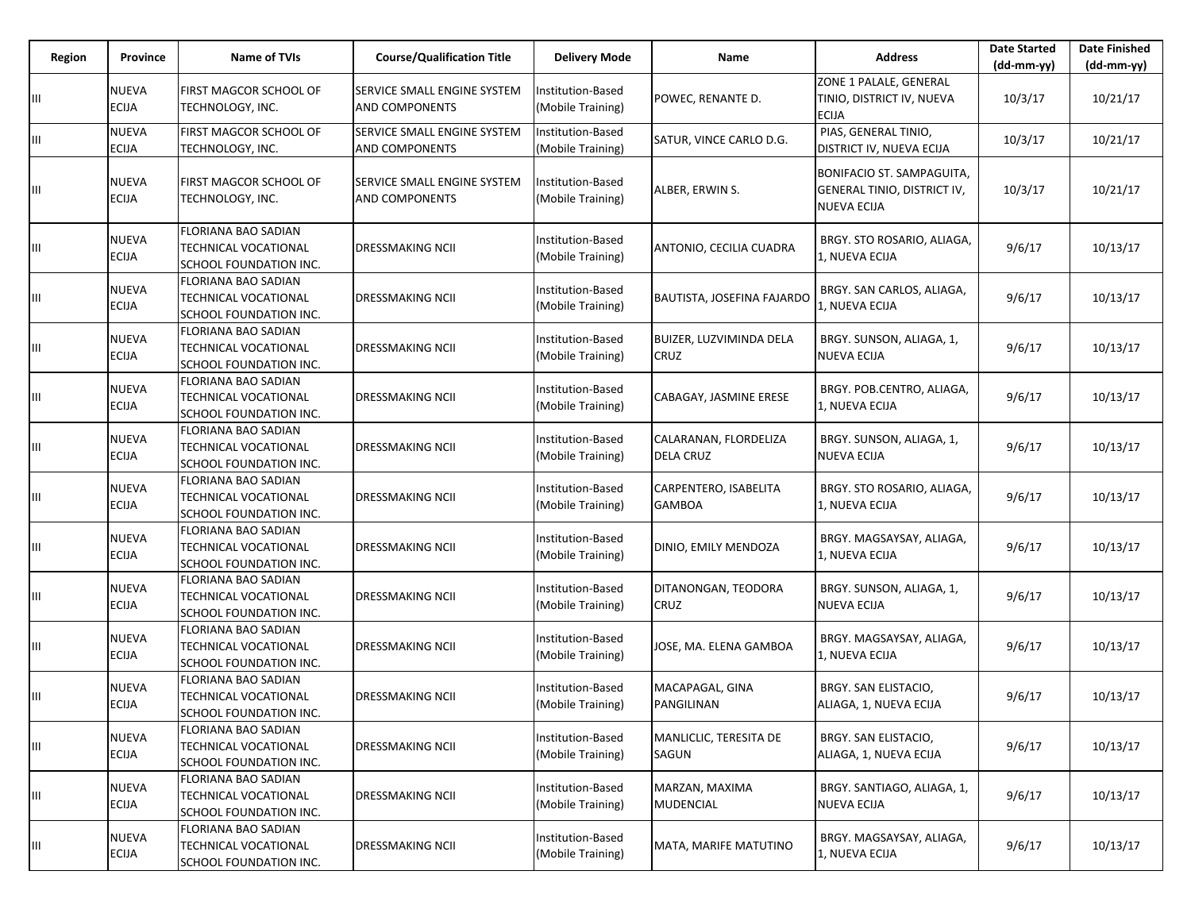| Region | Province | Name of TVIs | Course/Qualification Title | Delivery Mode | Name | Address | Date Started (dd-mm-yy) | Date Finished (dd-mm-yy) |
|---|---|---|---|---|---|---|---|---|
| III | NUEVA ECIJA | FIRST MAGCOR SCHOOL OF TECHNOLOGY, INC. | SERVICE SMALL ENGINE SYSTEM AND COMPONENTS | Institution-Based (Mobile Training) | POWEC, RENANTE D. | ZONE 1 PALALE, GENERAL TINIO, DISTRICT IV, NUEVA ECIJA | 10/3/17 | 10/21/17 |
| III | NUEVA ECIJA | FIRST MAGCOR SCHOOL OF TECHNOLOGY, INC. | SERVICE SMALL ENGINE SYSTEM AND COMPONENTS | Institution-Based (Mobile Training) | SATUR, VINCE CARLO D.G. | PIAS, GENERAL TINIO, DISTRICT IV, NUEVA ECIJA | 10/3/17 | 10/21/17 |
| III | NUEVA ECIJA | FIRST MAGCOR SCHOOL OF TECHNOLOGY, INC. | SERVICE SMALL ENGINE SYSTEM AND COMPONENTS | Institution-Based (Mobile Training) | ALBER, ERWIN S. | BONIFACIO ST. SAMPAGUITA, GENERAL TINIO, DISTRICT IV, NUEVA ECIJA | 10/3/17 | 10/21/17 |
| III | NUEVA ECIJA | FLORIANA BAO SADIAN TECHNICAL VOCATIONAL SCHOOL FOUNDATION INC. | DRESSMAKING NCII | Institution-Based (Mobile Training) | ANTONIO, CECILIA CUADRA | BRGY. STO ROSARIO, ALIAGA, 1, NUEVA ECIJA | 9/6/17 | 10/13/17 |
| III | NUEVA ECIJA | FLORIANA BAO SADIAN TECHNICAL VOCATIONAL SCHOOL FOUNDATION INC. | DRESSMAKING NCII | Institution-Based (Mobile Training) | BAUTISTA, JOSEFINA FAJARDO | BRGY. SAN CARLOS, ALIAGA, 1, NUEVA ECIJA | 9/6/17 | 10/13/17 |
| III | NUEVA ECIJA | FLORIANA BAO SADIAN TECHNICAL VOCATIONAL SCHOOL FOUNDATION INC. | DRESSMAKING NCII | Institution-Based (Mobile Training) | BUIZER, LUZVIMINDA DELA CRUZ | BRGY. SUNSON, ALIAGA, 1, NUEVA ECIJA | 9/6/17 | 10/13/17 |
| III | NUEVA ECIJA | FLORIANA BAO SADIAN TECHNICAL VOCATIONAL SCHOOL FOUNDATION INC. | DRESSMAKING NCII | Institution-Based (Mobile Training) | CABAGAY, JASMINE ERESE | BRGY. POB.CENTRO, ALIAGA, 1, NUEVA ECIJA | 9/6/17 | 10/13/17 |
| III | NUEVA ECIJA | FLORIANA BAO SADIAN TECHNICAL VOCATIONAL SCHOOL FOUNDATION INC. | DRESSMAKING NCII | Institution-Based (Mobile Training) | CALARANAN, FLORDELIZA DELA CRUZ | BRGY. SUNSON, ALIAGA, 1, NUEVA ECIJA | 9/6/17 | 10/13/17 |
| III | NUEVA ECIJA | FLORIANA BAO SADIAN TECHNICAL VOCATIONAL SCHOOL FOUNDATION INC. | DRESSMAKING NCII | Institution-Based (Mobile Training) | CARPENTERO, ISABELITA GAMBOA | BRGY. STO ROSARIO, ALIAGA, 1, NUEVA ECIJA | 9/6/17 | 10/13/17 |
| III | NUEVA ECIJA | FLORIANA BAO SADIAN TECHNICAL VOCATIONAL SCHOOL FOUNDATION INC. | DRESSMAKING NCII | Institution-Based (Mobile Training) | DINIO, EMILY MENDOZA | BRGY. MAGSAYSAY, ALIAGA, 1, NUEVA ECIJA | 9/6/17 | 10/13/17 |
| III | NUEVA ECIJA | FLORIANA BAO SADIAN TECHNICAL VOCATIONAL SCHOOL FOUNDATION INC. | DRESSMAKING NCII | Institution-Based (Mobile Training) | DITANONGAN, TEODORA CRUZ | BRGY. SUNSON, ALIAGA, 1, NUEVA ECIJA | 9/6/17 | 10/13/17 |
| III | NUEVA ECIJA | FLORIANA BAO SADIAN TECHNICAL VOCATIONAL SCHOOL FOUNDATION INC. | DRESSMAKING NCII | Institution-Based (Mobile Training) | JOSE, MA. ELENA GAMBOA | BRGY. MAGSAYSAY, ALIAGA, 1, NUEVA ECIJA | 9/6/17 | 10/13/17 |
| III | NUEVA ECIJA | FLORIANA BAO SADIAN TECHNICAL VOCATIONAL SCHOOL FOUNDATION INC. | DRESSMAKING NCII | Institution-Based (Mobile Training) | MACAPAGAL, GINA PANGILINAN | BRGY. SAN ELISTACIO, ALIAGA, 1, NUEVA ECIJA | 9/6/17 | 10/13/17 |
| III | NUEVA ECIJA | FLORIANA BAO SADIAN TECHNICAL VOCATIONAL SCHOOL FOUNDATION INC. | DRESSMAKING NCII | Institution-Based (Mobile Training) | MANLICLIC, TERESITA DE SAGUN | BRGY. SAN ELISTACIO, ALIAGA, 1, NUEVA ECIJA | 9/6/17 | 10/13/17 |
| III | NUEVA ECIJA | FLORIANA BAO SADIAN TECHNICAL VOCATIONAL SCHOOL FOUNDATION INC. | DRESSMAKING NCII | Institution-Based (Mobile Training) | MARZAN, MAXIMA MUDENCIAL | BRGY. SANTIAGO, ALIAGA, 1, NUEVA ECIJA | 9/6/17 | 10/13/17 |
| III | NUEVA ECIJA | FLORIANA BAO SADIAN TECHNICAL VOCATIONAL SCHOOL FOUNDATION INC. | DRESSMAKING NCII | Institution-Based (Mobile Training) | MATA, MARIFE MATUTINO | BRGY. MAGSAYSAY, ALIAGA, 1, NUEVA ECIJA | 9/6/17 | 10/13/17 |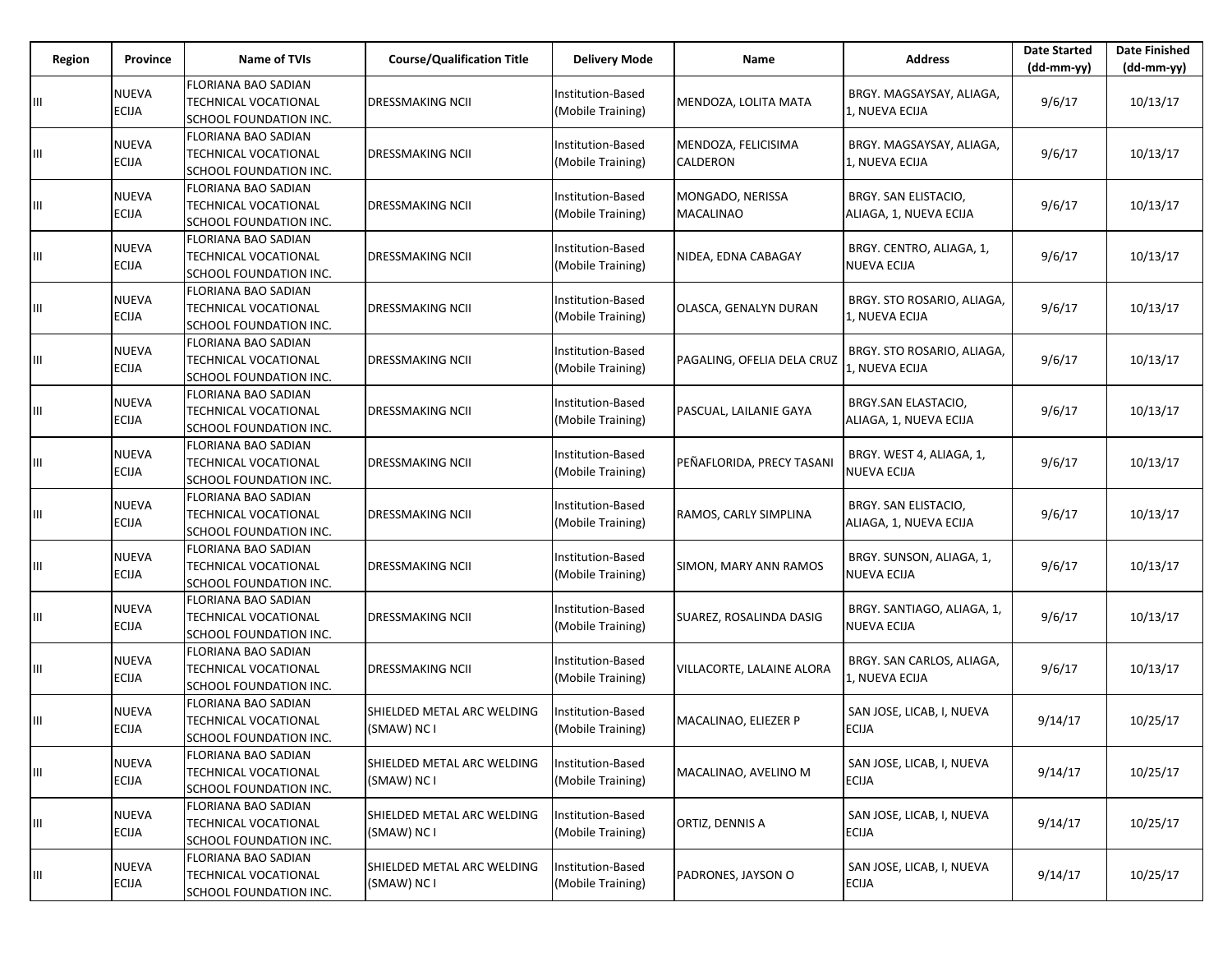| Region | Province | Name of TVIs | Course/Qualification Title | Delivery Mode | Name | Address | Date Started (dd-mm-yy) | Date Finished (dd-mm-yy) |
|---|---|---|---|---|---|---|---|---|
| III | NUEVA ECIJA | FLORIANA BAO SADIAN TECHNICAL VOCATIONAL SCHOOL FOUNDATION INC. | DRESSMAKING NCII | Institution-Based (Mobile Training) | MENDOZA, LOLITA MATA | BRGY. MAGSAYSAY, ALIAGA, 1, NUEVA ECIJA | 9/6/17 | 10/13/17 |
| III | NUEVA ECIJA | FLORIANA BAO SADIAN TECHNICAL VOCATIONAL SCHOOL FOUNDATION INC. | DRESSMAKING NCII | Institution-Based (Mobile Training) | MENDOZA, FELICISIMA CALDERON | BRGY. MAGSAYSAY, ALIAGA, 1, NUEVA ECIJA | 9/6/17 | 10/13/17 |
| III | NUEVA ECIJA | FLORIANA BAO SADIAN TECHNICAL VOCATIONAL SCHOOL FOUNDATION INC. | DRESSMAKING NCII | Institution-Based (Mobile Training) | MONGADO, NERISSA MACALINAO | BRGY. SAN ELISTACIO, ALIAGA, 1, NUEVA ECIJA | 9/6/17 | 10/13/17 |
| III | NUEVA ECIJA | FLORIANA BAO SADIAN TECHNICAL VOCATIONAL SCHOOL FOUNDATION INC. | DRESSMAKING NCII | Institution-Based (Mobile Training) | NIDEA, EDNA CABAGAY | BRGY. CENTRO, ALIAGA, 1, NUEVA ECIJA | 9/6/17 | 10/13/17 |
| III | NUEVA ECIJA | FLORIANA BAO SADIAN TECHNICAL VOCATIONAL SCHOOL FOUNDATION INC. | DRESSMAKING NCII | Institution-Based (Mobile Training) | OLASCA, GENALYN DURAN | BRGY. STO ROSARIO, ALIAGA, 1, NUEVA ECIJA | 9/6/17 | 10/13/17 |
| III | NUEVA ECIJA | FLORIANA BAO SADIAN TECHNICAL VOCATIONAL SCHOOL FOUNDATION INC. | DRESSMAKING NCII | Institution-Based (Mobile Training) | PAGALING, OFELIA DELA CRUZ | BRGY. STO ROSARIO, ALIAGA, 1, NUEVA ECIJA | 9/6/17 | 10/13/17 |
| III | NUEVA ECIJA | FLORIANA BAO SADIAN TECHNICAL VOCATIONAL SCHOOL FOUNDATION INC. | DRESSMAKING NCII | Institution-Based (Mobile Training) | PASCUAL, LAILANIE GAYA | BRGY.SAN ELASTACIO, ALIAGA, 1, NUEVA ECIJA | 9/6/17 | 10/13/17 |
| III | NUEVA ECIJA | FLORIANA BAO SADIAN TECHNICAL VOCATIONAL SCHOOL FOUNDATION INC. | DRESSMAKING NCII | Institution-Based (Mobile Training) | PEÑAFLORIDA, PRECY TASANI | BRGY. WEST 4, ALIAGA, 1, NUEVA ECIJA | 9/6/17 | 10/13/17 |
| III | NUEVA ECIJA | FLORIANA BAO SADIAN TECHNICAL VOCATIONAL SCHOOL FOUNDATION INC. | DRESSMAKING NCII | Institution-Based (Mobile Training) | RAMOS, CARLY SIMPLINA | BRGY. SAN ELISTACIO, ALIAGA, 1, NUEVA ECIJA | 9/6/17 | 10/13/17 |
| III | NUEVA ECIJA | FLORIANA BAO SADIAN TECHNICAL VOCATIONAL SCHOOL FOUNDATION INC. | DRESSMAKING NCII | Institution-Based (Mobile Training) | SIMON, MARY ANN RAMOS | BRGY. SUNSON, ALIAGA, 1, NUEVA ECIJA | 9/6/17 | 10/13/17 |
| III | NUEVA ECIJA | FLORIANA BAO SADIAN TECHNICAL VOCATIONAL SCHOOL FOUNDATION INC. | DRESSMAKING NCII | Institution-Based (Mobile Training) | SUAREZ, ROSALINDA DASIG | BRGY. SANTIAGO, ALIAGA, 1, NUEVA ECIJA | 9/6/17 | 10/13/17 |
| III | NUEVA ECIJA | FLORIANA BAO SADIAN TECHNICAL VOCATIONAL SCHOOL FOUNDATION INC. | DRESSMAKING NCII | Institution-Based (Mobile Training) | VILLACORTE, LALAINE ALORA | BRGY. SAN CARLOS, ALIAGA, 1, NUEVA ECIJA | 9/6/17 | 10/13/17 |
| III | NUEVA ECIJA | FLORIANA BAO SADIAN TECHNICAL VOCATIONAL SCHOOL FOUNDATION INC. | SHIELDED METAL ARC WELDING (SMAW) NC I | Institution-Based (Mobile Training) | MACALINAO, ELIEZER P | SAN JOSE, LICAB, I, NUEVA ECIJA | 9/14/17 | 10/25/17 |
| III | NUEVA ECIJA | FLORIANA BAO SADIAN TECHNICAL VOCATIONAL SCHOOL FOUNDATION INC. | SHIELDED METAL ARC WELDING (SMAW) NC I | Institution-Based (Mobile Training) | MACALINAO, AVELINO M | SAN JOSE, LICAB, I, NUEVA ECIJA | 9/14/17 | 10/25/17 |
| III | NUEVA ECIJA | FLORIANA BAO SADIAN TECHNICAL VOCATIONAL SCHOOL FOUNDATION INC. | SHIELDED METAL ARC WELDING (SMAW) NC I | Institution-Based (Mobile Training) | ORTIZ, DENNIS A | SAN JOSE, LICAB, I, NUEVA ECIJA | 9/14/17 | 10/25/17 |
| III | NUEVA ECIJA | FLORIANA BAO SADIAN TECHNICAL VOCATIONAL SCHOOL FOUNDATION INC. | SHIELDED METAL ARC WELDING (SMAW) NC I | Institution-Based (Mobile Training) | PADRONES, JAYSON O | SAN JOSE, LICAB, I, NUEVA ECIJA | 9/14/17 | 10/25/17 |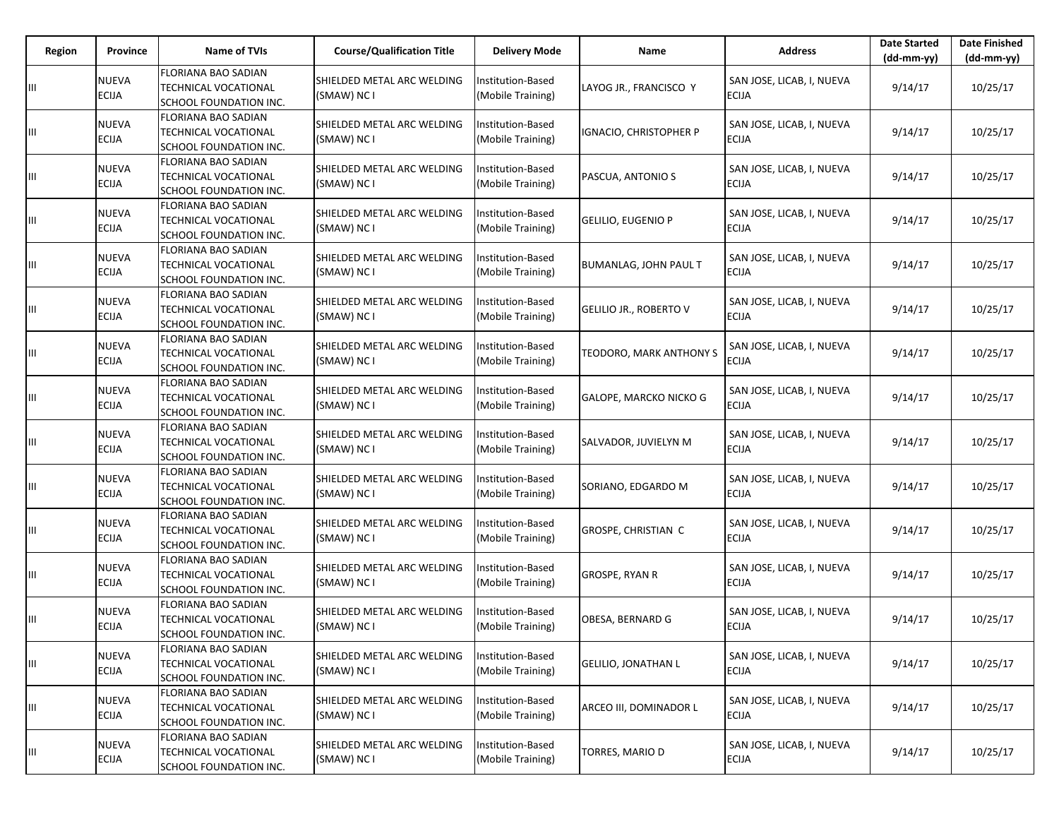| Region | Province | Name of TVIs | Course/Qualification Title | Delivery Mode | Name | Address | Date Started (dd-mm-yy) | Date Finished (dd-mm-yy) |
|---|---|---|---|---|---|---|---|---|
| III | NUEVA ECIJA | FLORIANA BAO SADIAN TECHNICAL VOCATIONAL SCHOOL FOUNDATION INC. | SHIELDED METAL ARC WELDING (SMAW) NC I | Institution-Based (Mobile Training) | LAYOG JR., FRANCISCO Y | SAN JOSE, LICAB, I, NUEVA ECIJA | 9/14/17 | 10/25/17 |
| III | NUEVA ECIJA | FLORIANA BAO SADIAN TECHNICAL VOCATIONAL SCHOOL FOUNDATION INC. | SHIELDED METAL ARC WELDING (SMAW) NC I | Institution-Based (Mobile Training) | IGNACIO, CHRISTOPHER P | SAN JOSE, LICAB, I, NUEVA ECIJA | 9/14/17 | 10/25/17 |
| III | NUEVA ECIJA | FLORIANA BAO SADIAN TECHNICAL VOCATIONAL SCHOOL FOUNDATION INC. | SHIELDED METAL ARC WELDING (SMAW) NC I | Institution-Based (Mobile Training) | PASCUA, ANTONIO S | SAN JOSE, LICAB, I, NUEVA ECIJA | 9/14/17 | 10/25/17 |
| III | NUEVA ECIJA | FLORIANA BAO SADIAN TECHNICAL VOCATIONAL SCHOOL FOUNDATION INC. | SHIELDED METAL ARC WELDING (SMAW) NC I | Institution-Based (Mobile Training) | GELILIO, EUGENIO P | SAN JOSE, LICAB, I, NUEVA ECIJA | 9/14/17 | 10/25/17 |
| III | NUEVA ECIJA | FLORIANA BAO SADIAN TECHNICAL VOCATIONAL SCHOOL FOUNDATION INC. | SHIELDED METAL ARC WELDING (SMAW) NC I | Institution-Based (Mobile Training) | BUMANLAG, JOHN PAUL T | SAN JOSE, LICAB, I, NUEVA ECIJA | 9/14/17 | 10/25/17 |
| III | NUEVA ECIJA | FLORIANA BAO SADIAN TECHNICAL VOCATIONAL SCHOOL FOUNDATION INC. | SHIELDED METAL ARC WELDING (SMAW) NC I | Institution-Based (Mobile Training) | GELILIO JR., ROBERTO V | SAN JOSE, LICAB, I, NUEVA ECIJA | 9/14/17 | 10/25/17 |
| III | NUEVA ECIJA | FLORIANA BAO SADIAN TECHNICAL VOCATIONAL SCHOOL FOUNDATION INC. | SHIELDED METAL ARC WELDING (SMAW) NC I | Institution-Based (Mobile Training) | TEODORO, MARK ANTHONY S | SAN JOSE, LICAB, I, NUEVA ECIJA | 9/14/17 | 10/25/17 |
| III | NUEVA ECIJA | FLORIANA BAO SADIAN TECHNICAL VOCATIONAL SCHOOL FOUNDATION INC. | SHIELDED METAL ARC WELDING (SMAW) NC I | Institution-Based (Mobile Training) | GALOPE, MARCKO NICKO G | SAN JOSE, LICAB, I, NUEVA ECIJA | 9/14/17 | 10/25/17 |
| III | NUEVA ECIJA | FLORIANA BAO SADIAN TECHNICAL VOCATIONAL SCHOOL FOUNDATION INC. | SHIELDED METAL ARC WELDING (SMAW) NC I | Institution-Based (Mobile Training) | SALVADOR, JUVIELYN M | SAN JOSE, LICAB, I, NUEVA ECIJA | 9/14/17 | 10/25/17 |
| III | NUEVA ECIJA | FLORIANA BAO SADIAN TECHNICAL VOCATIONAL SCHOOL FOUNDATION INC. | SHIELDED METAL ARC WELDING (SMAW) NC I | Institution-Based (Mobile Training) | SORIANO, EDGARDO M | SAN JOSE, LICAB, I, NUEVA ECIJA | 9/14/17 | 10/25/17 |
| III | NUEVA ECIJA | FLORIANA BAO SADIAN TECHNICAL VOCATIONAL SCHOOL FOUNDATION INC. | SHIELDED METAL ARC WELDING (SMAW) NC I | Institution-Based (Mobile Training) | GROSPE, CHRISTIAN C | SAN JOSE, LICAB, I, NUEVA ECIJA | 9/14/17 | 10/25/17 |
| III | NUEVA ECIJA | FLORIANA BAO SADIAN TECHNICAL VOCATIONAL SCHOOL FOUNDATION INC. | SHIELDED METAL ARC WELDING (SMAW) NC I | Institution-Based (Mobile Training) | GROSPE, RYAN R | SAN JOSE, LICAB, I, NUEVA ECIJA | 9/14/17 | 10/25/17 |
| III | NUEVA ECIJA | FLORIANA BAO SADIAN TECHNICAL VOCATIONAL SCHOOL FOUNDATION INC. | SHIELDED METAL ARC WELDING (SMAW) NC I | Institution-Based (Mobile Training) | OBESA, BERNARD G | SAN JOSE, LICAB, I, NUEVA ECIJA | 9/14/17 | 10/25/17 |
| III | NUEVA ECIJA | FLORIANA BAO SADIAN TECHNICAL VOCATIONAL SCHOOL FOUNDATION INC. | SHIELDED METAL ARC WELDING (SMAW) NC I | Institution-Based (Mobile Training) | GELILIO, JONATHAN L | SAN JOSE, LICAB, I, NUEVA ECIJA | 9/14/17 | 10/25/17 |
| III | NUEVA ECIJA | FLORIANA BAO SADIAN TECHNICAL VOCATIONAL SCHOOL FOUNDATION INC. | SHIELDED METAL ARC WELDING (SMAW) NC I | Institution-Based (Mobile Training) | ARCEO III, DOMINADOR L | SAN JOSE, LICAB, I, NUEVA ECIJA | 9/14/17 | 10/25/17 |
| III | NUEVA ECIJA | FLORIANA BAO SADIAN TECHNICAL VOCATIONAL SCHOOL FOUNDATION INC. | SHIELDED METAL ARC WELDING (SMAW) NC I | Institution-Based (Mobile Training) | TORRES, MARIO D | SAN JOSE, LICAB, I, NUEVA ECIJA | 9/14/17 | 10/25/17 |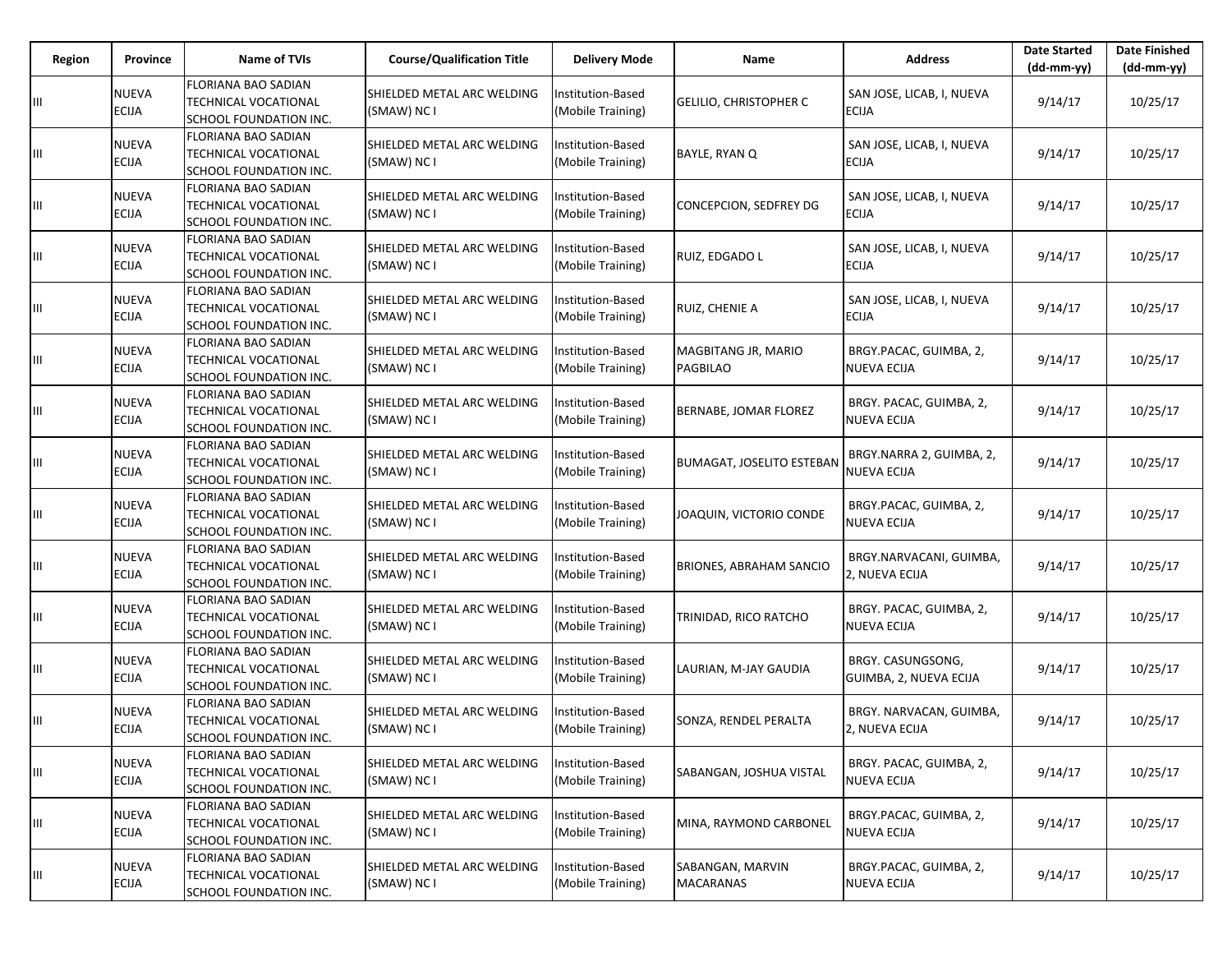| Region | Province | Name of TVIs | Course/Qualification Title | Delivery Mode | Name | Address | Date Started (dd-mm-yy) | Date Finished (dd-mm-yy) |
|---|---|---|---|---|---|---|---|---|
| III | NUEVA ECIJA | FLORIANA BAO SADIAN TECHNICAL VOCATIONAL SCHOOL FOUNDATION INC. | SHIELDED METAL ARC WELDING (SMAW) NC I | Institution-Based (Mobile Training) | GELILIO, CHRISTOPHER C | SAN JOSE, LICAB, I, NUEVA ECIJA | 9/14/17 | 10/25/17 |
| III | NUEVA ECIJA | FLORIANA BAO SADIAN TECHNICAL VOCATIONAL SCHOOL FOUNDATION INC. | SHIELDED METAL ARC WELDING (SMAW) NC I | Institution-Based (Mobile Training) | BAYLE, RYAN Q | SAN JOSE, LICAB, I, NUEVA ECIJA | 9/14/17 | 10/25/17 |
| III | NUEVA ECIJA | FLORIANA BAO SADIAN TECHNICAL VOCATIONAL SCHOOL FOUNDATION INC. | SHIELDED METAL ARC WELDING (SMAW) NC I | Institution-Based (Mobile Training) | CONCEPCION, SEDFREY DG | SAN JOSE, LICAB, I, NUEVA ECIJA | 9/14/17 | 10/25/17 |
| III | NUEVA ECIJA | FLORIANA BAO SADIAN TECHNICAL VOCATIONAL SCHOOL FOUNDATION INC. | SHIELDED METAL ARC WELDING (SMAW) NC I | Institution-Based (Mobile Training) | RUIZ, EDGADO L | SAN JOSE, LICAB, I, NUEVA ECIJA | 9/14/17 | 10/25/17 |
| III | NUEVA ECIJA | FLORIANA BAO SADIAN TECHNICAL VOCATIONAL SCHOOL FOUNDATION INC. | SHIELDED METAL ARC WELDING (SMAW) NC I | Institution-Based (Mobile Training) | RUIZ, CHENIE A | SAN JOSE, LICAB, I, NUEVA ECIJA | 9/14/17 | 10/25/17 |
| III | NUEVA ECIJA | FLORIANA BAO SADIAN TECHNICAL VOCATIONAL SCHOOL FOUNDATION INC. | SHIELDED METAL ARC WELDING (SMAW) NC I | Institution-Based (Mobile Training) | MAGBITANG JR, MARIO PAGBILAO | BRGY.PACAC, GUIMBA, 2, NUEVA ECIJA | 9/14/17 | 10/25/17 |
| III | NUEVA ECIJA | FLORIANA BAO SADIAN TECHNICAL VOCATIONAL SCHOOL FOUNDATION INC. | SHIELDED METAL ARC WELDING (SMAW) NC I | Institution-Based (Mobile Training) | BERNABE, JOMAR FLOREZ | BRGY. PACAC, GUIMBA, 2, NUEVA ECIJA | 9/14/17 | 10/25/17 |
| III | NUEVA ECIJA | FLORIANA BAO SADIAN TECHNICAL VOCATIONAL SCHOOL FOUNDATION INC. | SHIELDED METAL ARC WELDING (SMAW) NC I | Institution-Based (Mobile Training) | BUMAGAT, JOSELITO ESTEBAN | BRGY.NARRA 2, GUIMBA, 2, NUEVA ECIJA | 9/14/17 | 10/25/17 |
| III | NUEVA ECIJA | FLORIANA BAO SADIAN TECHNICAL VOCATIONAL SCHOOL FOUNDATION INC. | SHIELDED METAL ARC WELDING (SMAW) NC I | Institution-Based (Mobile Training) | JOAQUIN, VICTORIO CONDE | BRGY.PACAC, GUIMBA, 2, NUEVA ECIJA | 9/14/17 | 10/25/17 |
| III | NUEVA ECIJA | FLORIANA BAO SADIAN TECHNICAL VOCATIONAL SCHOOL FOUNDATION INC. | SHIELDED METAL ARC WELDING (SMAW) NC I | Institution-Based (Mobile Training) | BRIONES, ABRAHAM SANCIO | BRGY.NARVACANI, GUIMBA, 2, NUEVA ECIJA | 9/14/17 | 10/25/17 |
| III | NUEVA ECIJA | FLORIANA BAO SADIAN TECHNICAL VOCATIONAL SCHOOL FOUNDATION INC. | SHIELDED METAL ARC WELDING (SMAW) NC I | Institution-Based (Mobile Training) | TRINIDAD, RICO RATCHO | BRGY. PACAC, GUIMBA, 2, NUEVA ECIJA | 9/14/17 | 10/25/17 |
| III | NUEVA ECIJA | FLORIANA BAO SADIAN TECHNICAL VOCATIONAL SCHOOL FOUNDATION INC. | SHIELDED METAL ARC WELDING (SMAW) NC I | Institution-Based (Mobile Training) | LAURIAN, M-JAY GAUDIA | BRGY. CASUNGSONG, GUIMBA, 2, NUEVA ECIJA | 9/14/17 | 10/25/17 |
| III | NUEVA ECIJA | FLORIANA BAO SADIAN TECHNICAL VOCATIONAL SCHOOL FOUNDATION INC. | SHIELDED METAL ARC WELDING (SMAW) NC I | Institution-Based (Mobile Training) | SONZA, RENDEL PERALTA | BRGY. NARVACAN, GUIMBA, 2, NUEVA ECIJA | 9/14/17 | 10/25/17 |
| III | NUEVA ECIJA | FLORIANA BAO SADIAN TECHNICAL VOCATIONAL SCHOOL FOUNDATION INC. | SHIELDED METAL ARC WELDING (SMAW) NC I | Institution-Based (Mobile Training) | SABANGAN, JOSHUA VISTAL | BRGY. PACAC, GUIMBA, 2, NUEVA ECIJA | 9/14/17 | 10/25/17 |
| III | NUEVA ECIJA | FLORIANA BAO SADIAN TECHNICAL VOCATIONAL SCHOOL FOUNDATION INC. | SHIELDED METAL ARC WELDING (SMAW) NC I | Institution-Based (Mobile Training) | MINA, RAYMOND CARBONEL | BRGY.PACAC, GUIMBA, 2, NUEVA ECIJA | 9/14/17 | 10/25/17 |
| III | NUEVA ECIJA | FLORIANA BAO SADIAN TECHNICAL VOCATIONAL SCHOOL FOUNDATION INC. | SHIELDED METAL ARC WELDING (SMAW) NC I | Institution-Based (Mobile Training) | SABANGAN, MARVIN MACARANAS | BRGY.PACAC, GUIMBA, 2, NUEVA ECIJA | 9/14/17 | 10/25/17 |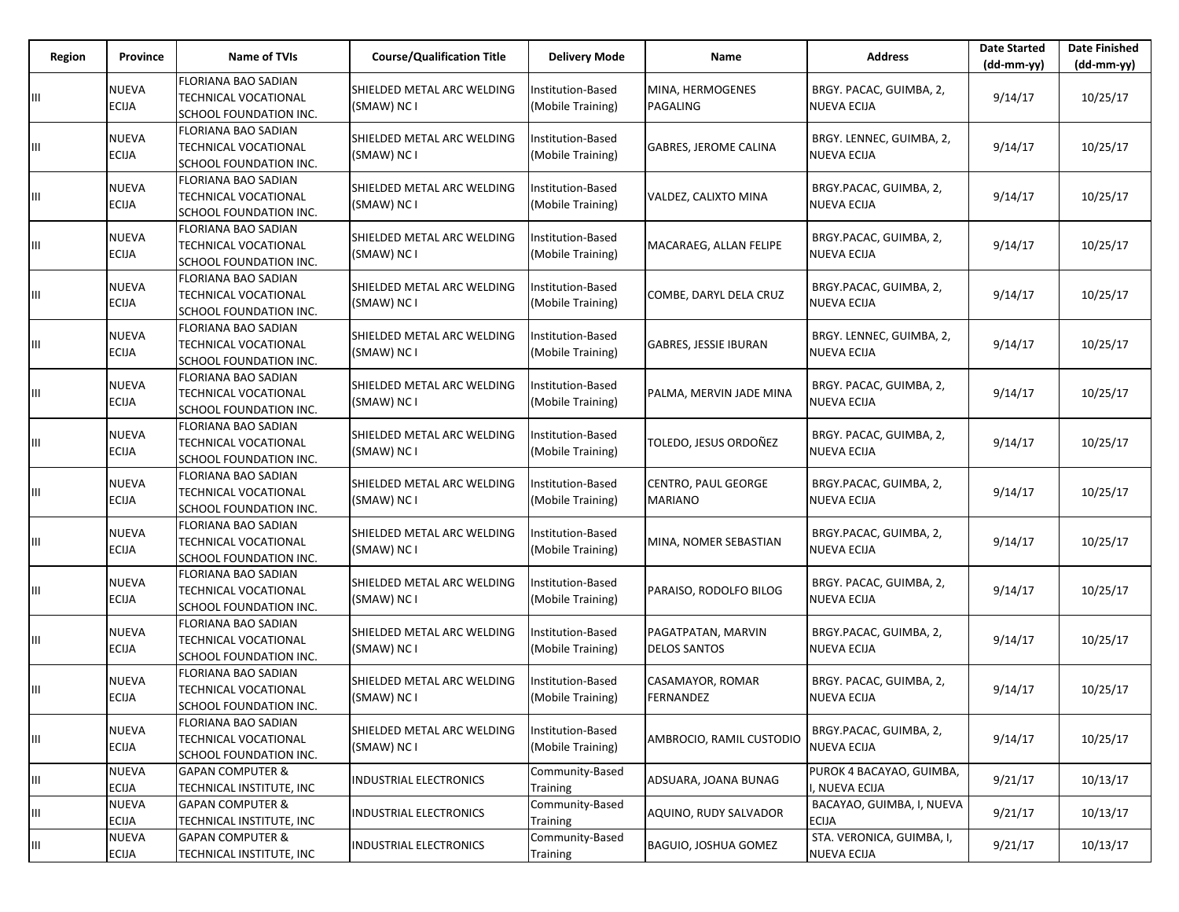| Region | Province | Name of TVIs | Course/Qualification Title | Delivery Mode | Name | Address | Date Started (dd-mm-yy) | Date Finished (dd-mm-yy) |
|---|---|---|---|---|---|---|---|---|
| III | NUEVA ECIJA | FLORIANA BAO SADIAN TECHNICAL VOCATIONAL SCHOOL FOUNDATION INC. | SHIELDED METAL ARC WELDING (SMAW) NC I | Institution-Based (Mobile Training) | MINA, HERMOGENES PAGALING | BRGY. PACAC, GUIMBA, 2, NUEVA ECIJA | 9/14/17 | 10/25/17 |
| III | NUEVA ECIJA | FLORIANA BAO SADIAN TECHNICAL VOCATIONAL SCHOOL FOUNDATION INC. | SHIELDED METAL ARC WELDING (SMAW) NC I | Institution-Based (Mobile Training) | GABRES, JEROME CALINA | BRGY. LENNEC, GUIMBA, 2, NUEVA ECIJA | 9/14/17 | 10/25/17 |
| III | NUEVA ECIJA | FLORIANA BAO SADIAN TECHNICAL VOCATIONAL SCHOOL FOUNDATION INC. | SHIELDED METAL ARC WELDING (SMAW) NC I | Institution-Based (Mobile Training) | VALDEZ, CALIXTO MINA | BRGY.PACAC, GUIMBA, 2, NUEVA ECIJA | 9/14/17 | 10/25/17 |
| III | NUEVA ECIJA | FLORIANA BAO SADIAN TECHNICAL VOCATIONAL SCHOOL FOUNDATION INC. | SHIELDED METAL ARC WELDING (SMAW) NC I | Institution-Based (Mobile Training) | MACARAEG, ALLAN FELIPE | BRGY.PACAC, GUIMBA, 2, NUEVA ECIJA | 9/14/17 | 10/25/17 |
| III | NUEVA ECIJA | FLORIANA BAO SADIAN TECHNICAL VOCATIONAL SCHOOL FOUNDATION INC. | SHIELDED METAL ARC WELDING (SMAW) NC I | Institution-Based (Mobile Training) | COMBE, DARYL DELA CRUZ | BRGY.PACAC, GUIMBA, 2, NUEVA ECIJA | 9/14/17 | 10/25/17 |
| III | NUEVA ECIJA | FLORIANA BAO SADIAN TECHNICAL VOCATIONAL SCHOOL FOUNDATION INC. | SHIELDED METAL ARC WELDING (SMAW) NC I | Institution-Based (Mobile Training) | GABRES, JESSIE IBURAN | BRGY. LENNEC, GUIMBA, 2, NUEVA ECIJA | 9/14/17 | 10/25/17 |
| III | NUEVA ECIJA | FLORIANA BAO SADIAN TECHNICAL VOCATIONAL SCHOOL FOUNDATION INC. | SHIELDED METAL ARC WELDING (SMAW) NC I | Institution-Based (Mobile Training) | PALMA, MERVIN JADE MINA | BRGY. PACAC, GUIMBA, 2, NUEVA ECIJA | 9/14/17 | 10/25/17 |
| III | NUEVA ECIJA | FLORIANA BAO SADIAN TECHNICAL VOCATIONAL SCHOOL FOUNDATION INC. | SHIELDED METAL ARC WELDING (SMAW) NC I | Institution-Based (Mobile Training) | TOLEDO, JESUS ORDOÑEZ | BRGY. PACAC, GUIMBA, 2, NUEVA ECIJA | 9/14/17 | 10/25/17 |
| III | NUEVA ECIJA | FLORIANA BAO SADIAN TECHNICAL VOCATIONAL SCHOOL FOUNDATION INC. | SHIELDED METAL ARC WELDING (SMAW) NC I | Institution-Based (Mobile Training) | CENTRO, PAUL GEORGE MARIANO | BRGY.PACAC, GUIMBA, 2, NUEVA ECIJA | 9/14/17 | 10/25/17 |
| III | NUEVA ECIJA | FLORIANA BAO SADIAN TECHNICAL VOCATIONAL SCHOOL FOUNDATION INC. | SHIELDED METAL ARC WELDING (SMAW) NC I | Institution-Based (Mobile Training) | MINA, NOMER SEBASTIAN | BRGY.PACAC, GUIMBA, 2, NUEVA ECIJA | 9/14/17 | 10/25/17 |
| III | NUEVA ECIJA | FLORIANA BAO SADIAN TECHNICAL VOCATIONAL SCHOOL FOUNDATION INC. | SHIELDED METAL ARC WELDING (SMAW) NC I | Institution-Based (Mobile Training) | PARAISO, RODOLFO BILOG | BRGY. PACAC, GUIMBA, 2, NUEVA ECIJA | 9/14/17 | 10/25/17 |
| III | NUEVA ECIJA | FLORIANA BAO SADIAN TECHNICAL VOCATIONAL SCHOOL FOUNDATION INC. | SHIELDED METAL ARC WELDING (SMAW) NC I | Institution-Based (Mobile Training) | PAGATPATAN, MARVIN DELOS SANTOS | BRGY.PACAC, GUIMBA, 2, NUEVA ECIJA | 9/14/17 | 10/25/17 |
| III | NUEVA ECIJA | FLORIANA BAO SADIAN TECHNICAL VOCATIONAL SCHOOL FOUNDATION INC. | SHIELDED METAL ARC WELDING (SMAW) NC I | Institution-Based (Mobile Training) | CASAMAYOR, ROMAR FERNANDEZ | BRGY. PACAC, GUIMBA, 2, NUEVA ECIJA | 9/14/17 | 10/25/17 |
| III | NUEVA ECIJA | FLORIANA BAO SADIAN TECHNICAL VOCATIONAL SCHOOL FOUNDATION INC. | SHIELDED METAL ARC WELDING (SMAW) NC I | Institution-Based (Mobile Training) | AMBROCIO, RAMIL CUSTODIO | BRGY.PACAC, GUIMBA, 2, NUEVA ECIJA | 9/14/17 | 10/25/17 |
| III | NUEVA ECIJA | GAPAN COMPUTER & TECHNICAL INSTITUTE, INC | INDUSTRIAL ELECTRONICS | Community-Based Training | ADSUARA, JOANA BUNAG | PUROK 4 BACAYAO, GUIMBA, I, NUEVA ECIJA | 9/21/17 | 10/13/17 |
| III | NUEVA ECIJA | GAPAN COMPUTER & TECHNICAL INSTITUTE, INC | INDUSTRIAL ELECTRONICS | Community-Based Training | AQUINO, RUDY SALVADOR | BACAYAO, GUIMBA, I, NUEVA ECIJA | 9/21/17 | 10/13/17 |
| III | NUEVA ECIJA | GAPAN COMPUTER & TECHNICAL INSTITUTE, INC | INDUSTRIAL ELECTRONICS | Community-Based Training | BAGUIO, JOSHUA GOMEZ | STA. VERONICA, GUIMBA, I, NUEVA ECIJA | 9/21/17 | 10/13/17 |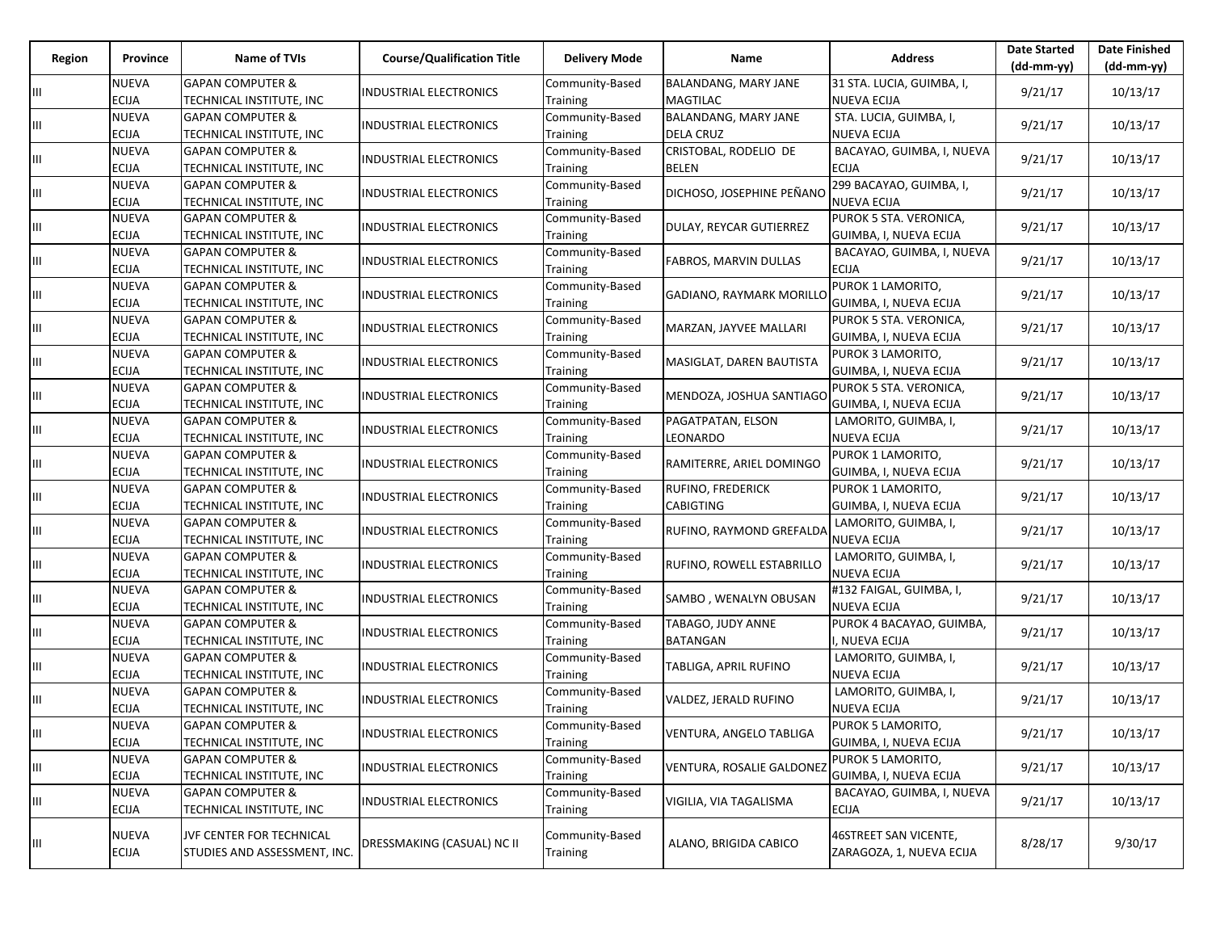| Region | Province | Name of TVIs | Course/Qualification Title | Delivery Mode | Name | Address | Date Started (dd-mm-yy) | Date Finished (dd-mm-yy) |
|---|---|---|---|---|---|---|---|---|
| III | NUEVA ECIJA | GAPAN COMPUTER & TECHNICAL INSTITUTE, INC | INDUSTRIAL ELECTRONICS | Community-Based Training | BALANDANG, MARY JANE MAGTILAC | 31 STA. LUCIA, GUIMBA, I, NUEVA ECIJA | 9/21/17 | 10/13/17 |
| III | NUEVA ECIJA | GAPAN COMPUTER & TECHNICAL INSTITUTE, INC | INDUSTRIAL ELECTRONICS | Community-Based Training | BALANDANG, MARY JANE DELA CRUZ | STA. LUCIA, GUIMBA, I, NUEVA ECIJA | 9/21/17 | 10/13/17 |
| III | NUEVA ECIJA | GAPAN COMPUTER & TECHNICAL INSTITUTE, INC | INDUSTRIAL ELECTRONICS | Community-Based Training | CRISTOBAL, RODELIO DE BELEN | BACAYAO, GUIMBA, I, NUEVA ECIJA | 9/21/17 | 10/13/17 |
| III | NUEVA ECIJA | GAPAN COMPUTER & TECHNICAL INSTITUTE, INC | INDUSTRIAL ELECTRONICS | Community-Based Training | DICHOSO, JOSEPHINE PEÑANO | 299 BACAYAO, GUIMBA, I, NUEVA ECIJA | 9/21/17 | 10/13/17 |
| III | NUEVA ECIJA | GAPAN COMPUTER & TECHNICAL INSTITUTE, INC | INDUSTRIAL ELECTRONICS | Community-Based Training | DULAY, REYCAR GUTIERREZ | PUROK 5 STA. VERONICA, GUIMBA, I, NUEVA ECIJA | 9/21/17 | 10/13/17 |
| III | NUEVA ECIJA | GAPAN COMPUTER & TECHNICAL INSTITUTE, INC | INDUSTRIAL ELECTRONICS | Community-Based Training | FABROS, MARVIN DULLAS | BACAYAO, GUIMBA, I, NUEVA ECIJA | 9/21/17 | 10/13/17 |
| III | NUEVA ECIJA | GAPAN COMPUTER & TECHNICAL INSTITUTE, INC | INDUSTRIAL ELECTRONICS | Community-Based Training | GADIANO, RAYMARK MORILLO | PUROK 1 LAMORITO, GUIMBA, I, NUEVA ECIJA | 9/21/17 | 10/13/17 |
| III | NUEVA ECIJA | GAPAN COMPUTER & TECHNICAL INSTITUTE, INC | INDUSTRIAL ELECTRONICS | Community-Based Training | MARZAN, JAYVEE MALLARI | PUROK 5 STA. VERONICA, GUIMBA, I, NUEVA ECIJA | 9/21/17 | 10/13/17 |
| III | NUEVA ECIJA | GAPAN COMPUTER & TECHNICAL INSTITUTE, INC | INDUSTRIAL ELECTRONICS | Community-Based Training | MASIGLAT, DAREN BAUTISTA | PUROK 3 LAMORITO, GUIMBA, I, NUEVA ECIJA | 9/21/17 | 10/13/17 |
| III | NUEVA ECIJA | GAPAN COMPUTER & TECHNICAL INSTITUTE, INC | INDUSTRIAL ELECTRONICS | Community-Based Training | MENDOZA, JOSHUA SANTIAGO | PUROK 5 STA. VERONICA, GUIMBA, I, NUEVA ECIJA | 9/21/17 | 10/13/17 |
| III | NUEVA ECIJA | GAPAN COMPUTER & TECHNICAL INSTITUTE, INC | INDUSTRIAL ELECTRONICS | Community-Based Training | PAGATPATAN, ELSON LEONARDO | LAMORITO, GUIMBA, I, NUEVA ECIJA | 9/21/17 | 10/13/17 |
| III | NUEVA ECIJA | GAPAN COMPUTER & TECHNICAL INSTITUTE, INC | INDUSTRIAL ELECTRONICS | Community-Based Training | RAMITERRE, ARIEL DOMINGO | PUROK 1 LAMORITO, GUIMBA, I, NUEVA ECIJA | 9/21/17 | 10/13/17 |
| III | NUEVA ECIJA | GAPAN COMPUTER & TECHNICAL INSTITUTE, INC | INDUSTRIAL ELECTRONICS | Community-Based Training | RUFINO, FREDERICK CABIGTING | PUROK 1 LAMORITO, GUIMBA, I, NUEVA ECIJA | 9/21/17 | 10/13/17 |
| III | NUEVA ECIJA | GAPAN COMPUTER & TECHNICAL INSTITUTE, INC | INDUSTRIAL ELECTRONICS | Community-Based Training | RUFINO, RAYMOND GREFALDA | LAMORITO, GUIMBA, I, NUEVA ECIJA | 9/21/17 | 10/13/17 |
| III | NUEVA ECIJA | GAPAN COMPUTER & TECHNICAL INSTITUTE, INC | INDUSTRIAL ELECTRONICS | Community-Based Training | RUFINO, ROWELL ESTABRILLO | LAMORITO, GUIMBA, I, NUEVA ECIJA | 9/21/17 | 10/13/17 |
| III | NUEVA ECIJA | GAPAN COMPUTER & TECHNICAL INSTITUTE, INC | INDUSTRIAL ELECTRONICS | Community-Based Training | SAMBO , WENALYN OBUSAN | #132 FAIGAL, GUIMBA, I, NUEVA ECIJA | 9/21/17 | 10/13/17 |
| III | NUEVA ECIJA | GAPAN COMPUTER & TECHNICAL INSTITUTE, INC | INDUSTRIAL ELECTRONICS | Community-Based Training | TABAGO, JUDY ANNE BATANGAN | PUROK 4 BACAYAO, GUIMBA, I, NUEVA ECIJA | 9/21/17 | 10/13/17 |
| III | NUEVA ECIJA | GAPAN COMPUTER & TECHNICAL INSTITUTE, INC | INDUSTRIAL ELECTRONICS | Community-Based Training | TABLIGA, APRIL RUFINO | LAMORITO, GUIMBA, I, NUEVA ECIJA | 9/21/17 | 10/13/17 |
| III | NUEVA ECIJA | GAPAN COMPUTER & TECHNICAL INSTITUTE, INC | INDUSTRIAL ELECTRONICS | Community-Based Training | VALDEZ, JERALD RUFINO | LAMORITO, GUIMBA, I, NUEVA ECIJA | 9/21/17 | 10/13/17 |
| III | NUEVA ECIJA | GAPAN COMPUTER & TECHNICAL INSTITUTE, INC | INDUSTRIAL ELECTRONICS | Community-Based Training | VENTURA, ANGELO TABLIGA | PUROK 5 LAMORITO, GUIMBA, I, NUEVA ECIJA | 9/21/17 | 10/13/17 |
| III | NUEVA ECIJA | GAPAN COMPUTER & TECHNICAL INSTITUTE, INC | INDUSTRIAL ELECTRONICS | Community-Based Training | VENTURA, ROSALIE GALDONEZ | PUROK 5 LAMORITO, GUIMBA, I, NUEVA ECIJA | 9/21/17 | 10/13/17 |
| III | NUEVA ECIJA | GAPAN COMPUTER & TECHNICAL INSTITUTE, INC | INDUSTRIAL ELECTRONICS | Community-Based Training | VIGILIA, VIA TAGALISMA | BACAYAO, GUIMBA, I, NUEVA ECIJA | 9/21/17 | 10/13/17 |
| III | NUEVA ECIJA | JVF CENTER FOR TECHNICAL STUDIES AND ASSESSMENT, INC. | DRESSMAKING (CASUAL) NC II | Community-Based Training | ALANO, BRIGIDA CABICO | 46STREET SAN VICENTE, ZARAGOZA, 1, NUEVA ECIJA | 8/28/17 | 9/30/17 |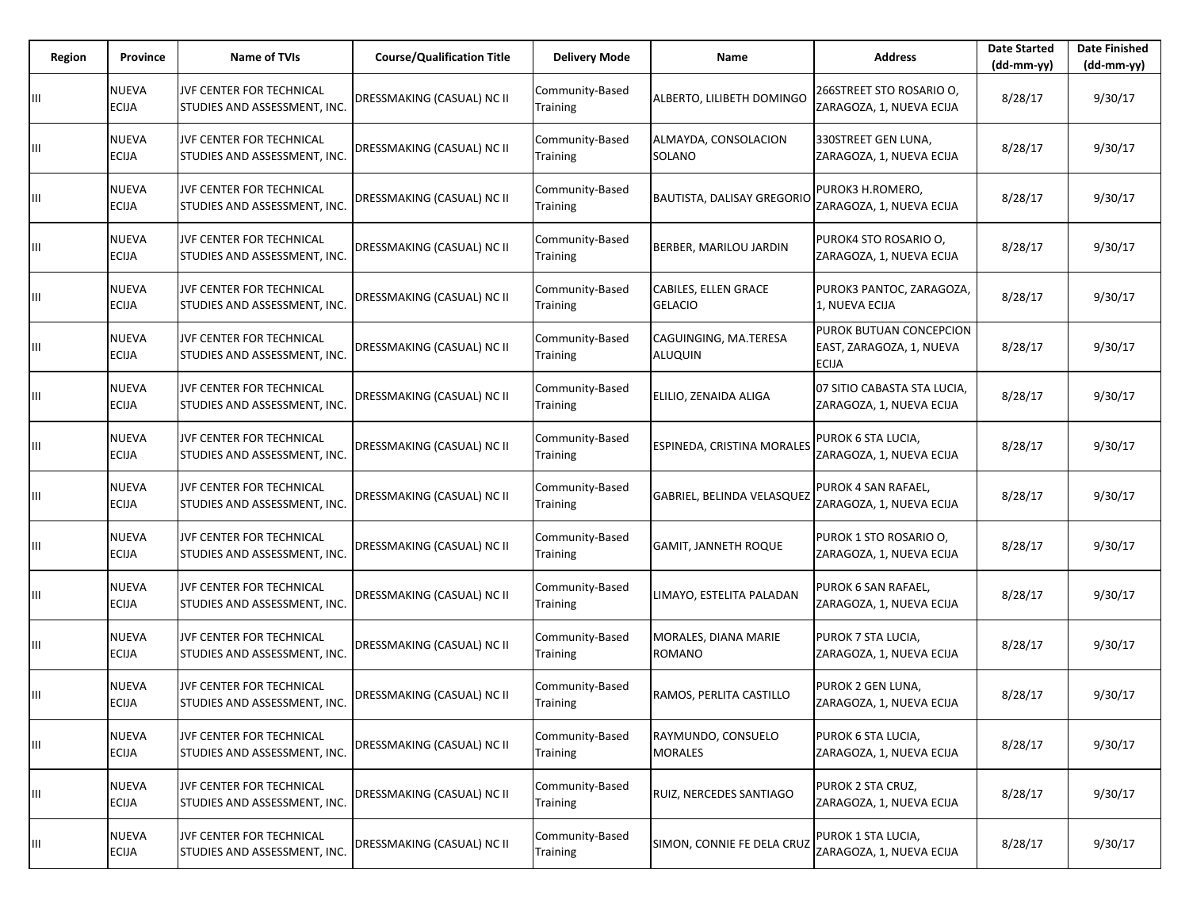| Region | Province | Name of TVIs | Course/Qualification Title | Delivery Mode | Name | Address | Date Started (dd-mm-yy) | Date Finished (dd-mm-yy) |
|---|---|---|---|---|---|---|---|---|
| III | NUEVA ECIJA | JVF CENTER FOR TECHNICAL STUDIES AND ASSESSMENT, INC. | DRESSMAKING (CASUAL) NC II | Community-Based Training | ALBERTO, LILIBETH DOMINGO | 266STREET STO ROSARIO O, ZARAGOZA, 1, NUEVA ECIJA | 8/28/17 | 9/30/17 |
| III | NUEVA ECIJA | JVF CENTER FOR TECHNICAL STUDIES AND ASSESSMENT, INC. | DRESSMAKING (CASUAL) NC II | Community-Based Training | ALMAYDA, CONSOLACION SOLANO | 330STREET GEN LUNA, ZARAGOZA, 1, NUEVA ECIJA | 8/28/17 | 9/30/17 |
| III | NUEVA ECIJA | JVF CENTER FOR TECHNICAL STUDIES AND ASSESSMENT, INC. | DRESSMAKING (CASUAL) NC II | Community-Based Training | BAUTISTA, DALISAY GREGORIO | PUROK3 H.ROMERO, ZARAGOZA, 1, NUEVA ECIJA | 8/28/17 | 9/30/17 |
| III | NUEVA ECIJA | JVF CENTER FOR TECHNICAL STUDIES AND ASSESSMENT, INC. | DRESSMAKING (CASUAL) NC II | Community-Based Training | BERBER, MARILOU JARDIN | PUROK4 STO ROSARIO O, ZARAGOZA, 1, NUEVA ECIJA | 8/28/17 | 9/30/17 |
| III | NUEVA ECIJA | JVF CENTER FOR TECHNICAL STUDIES AND ASSESSMENT, INC. | DRESSMAKING (CASUAL) NC II | Community-Based Training | CABILES, ELLEN GRACE GELACIO | PUROK3 PANTOC, ZARAGOZA, 1, NUEVA ECIJA | 8/28/17 | 9/30/17 |
| III | NUEVA ECIJA | JVF CENTER FOR TECHNICAL STUDIES AND ASSESSMENT, INC. | DRESSMAKING (CASUAL) NC II | Community-Based Training | CAGUINGING, MA.TERESA ALUQUIN | PUROK BUTUAN CONCEPCION EAST, ZARAGOZA, 1, NUEVA ECIJA | 8/28/17 | 9/30/17 |
| III | NUEVA ECIJA | JVF CENTER FOR TECHNICAL STUDIES AND ASSESSMENT, INC. | DRESSMAKING (CASUAL) NC II | Community-Based Training | ELILIO, ZENAIDA ALIGA | 07 SITIO CABASTA STA LUCIA, ZARAGOZA, 1, NUEVA ECIJA | 8/28/17 | 9/30/17 |
| III | NUEVA ECIJA | JVF CENTER FOR TECHNICAL STUDIES AND ASSESSMENT, INC. | DRESSMAKING (CASUAL) NC II | Community-Based Training | ESPINEDA, CRISTINA MORALES | PUROK 6 STA LUCIA, ZARAGOZA, 1, NUEVA ECIJA | 8/28/17 | 9/30/17 |
| III | NUEVA ECIJA | JVF CENTER FOR TECHNICAL STUDIES AND ASSESSMENT, INC. | DRESSMAKING (CASUAL) NC II | Community-Based Training | GABRIEL, BELINDA VELASQUEZ | PUROK 4 SAN RAFAEL, ZARAGOZA, 1, NUEVA ECIJA | 8/28/17 | 9/30/17 |
| III | NUEVA ECIJA | JVF CENTER FOR TECHNICAL STUDIES AND ASSESSMENT, INC. | DRESSMAKING (CASUAL) NC II | Community-Based Training | GAMIT, JANNETH ROQUE | PUROK 1 STO ROSARIO O, ZARAGOZA, 1, NUEVA ECIJA | 8/28/17 | 9/30/17 |
| III | NUEVA ECIJA | JVF CENTER FOR TECHNICAL STUDIES AND ASSESSMENT, INC. | DRESSMAKING (CASUAL) NC II | Community-Based Training | LIMAYO, ESTELITA PALADAN | PUROK 6 SAN RAFAEL, ZARAGOZA, 1, NUEVA ECIJA | 8/28/17 | 9/30/17 |
| III | NUEVA ECIJA | JVF CENTER FOR TECHNICAL STUDIES AND ASSESSMENT, INC. | DRESSMAKING (CASUAL) NC II | Community-Based Training | MORALES, DIANA MARIE ROMANO | PUROK 7 STA LUCIA, ZARAGOZA, 1, NUEVA ECIJA | 8/28/17 | 9/30/17 |
| III | NUEVA ECIJA | JVF CENTER FOR TECHNICAL STUDIES AND ASSESSMENT, INC. | DRESSMAKING (CASUAL) NC II | Community-Based Training | RAMOS, PERLITA CASTILLO | PUROK 2 GEN LUNA, ZARAGOZA, 1, NUEVA ECIJA | 8/28/17 | 9/30/17 |
| III | NUEVA ECIJA | JVF CENTER FOR TECHNICAL STUDIES AND ASSESSMENT, INC. | DRESSMAKING (CASUAL) NC II | Community-Based Training | RAYMUNDO, CONSUELO MORALES | PUROK 6 STA LUCIA, ZARAGOZA, 1, NUEVA ECIJA | 8/28/17 | 9/30/17 |
| III | NUEVA ECIJA | JVF CENTER FOR TECHNICAL STUDIES AND ASSESSMENT, INC. | DRESSMAKING (CASUAL) NC II | Community-Based Training | RUIZ, NERCEDES SANTIAGO | PUROK 2 STA CRUZ, ZARAGOZA, 1, NUEVA ECIJA | 8/28/17 | 9/30/17 |
| III | NUEVA ECIJA | JVF CENTER FOR TECHNICAL STUDIES AND ASSESSMENT, INC. | DRESSMAKING (CASUAL) NC II | Community-Based Training | SIMON, CONNIE FE DELA CRUZ | PUROK 1 STA LUCIA, ZARAGOZA, 1, NUEVA ECIJA | 8/28/17 | 9/30/17 |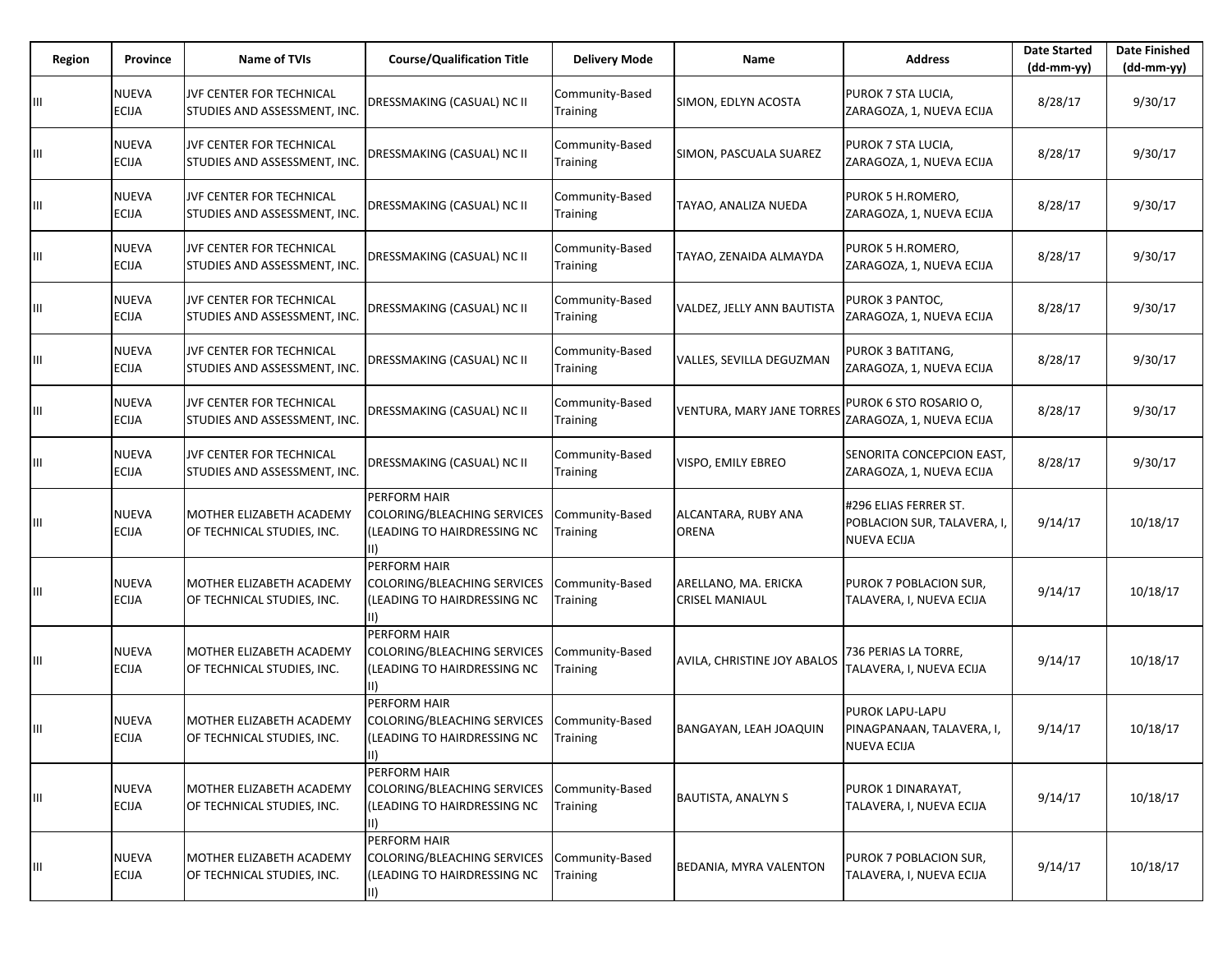| Region | Province | Name of TVIs | Course/Qualification Title | Delivery Mode | Name | Address | Date Started (dd-mm-yy) | Date Finished (dd-mm-yy) |
|---|---|---|---|---|---|---|---|---|
| III | NUEVA ECIJA | JVF CENTER FOR TECHNICAL STUDIES AND ASSESSMENT, INC. | DRESSMAKING (CASUAL) NC II | Community-Based Training | SIMON, EDLYN ACOSTA | PUROK 7 STA LUCIA, ZARAGOZA, 1, NUEVA ECIJA | 8/28/17 | 9/30/17 |
| III | NUEVA ECIJA | JVF CENTER FOR TECHNICAL STUDIES AND ASSESSMENT, INC. | DRESSMAKING (CASUAL) NC II | Community-Based Training | SIMON, PASCUALA SUAREZ | PUROK 7 STA LUCIA, ZARAGOZA, 1, NUEVA ECIJA | 8/28/17 | 9/30/17 |
| III | NUEVA ECIJA | JVF CENTER FOR TECHNICAL STUDIES AND ASSESSMENT, INC. | DRESSMAKING (CASUAL) NC II | Community-Based Training | TAYAO, ANALIZA NUEDA | PUROK 5 H.ROMERO, ZARAGOZA, 1, NUEVA ECIJA | 8/28/17 | 9/30/17 |
| III | NUEVA ECIJA | JVF CENTER FOR TECHNICAL STUDIES AND ASSESSMENT, INC. | DRESSMAKING (CASUAL) NC II | Community-Based Training | TAYAO, ZENAIDA ALMAYDA | PUROK 5 H.ROMERO, ZARAGOZA, 1, NUEVA ECIJA | 8/28/17 | 9/30/17 |
| III | NUEVA ECIJA | JVF CENTER FOR TECHNICAL STUDIES AND ASSESSMENT, INC. | DRESSMAKING (CASUAL) NC II | Community-Based Training | VALDEZ, JELLY ANN BAUTISTA | PUROK 3 PANTOC, ZARAGOZA, 1, NUEVA ECIJA | 8/28/17 | 9/30/17 |
| III | NUEVA ECIJA | JVF CENTER FOR TECHNICAL STUDIES AND ASSESSMENT, INC. | DRESSMAKING (CASUAL) NC II | Community-Based Training | VALLES, SEVILLA DEGUZMAN | PUROK 3 BATITANG, ZARAGOZA, 1, NUEVA ECIJA | 8/28/17 | 9/30/17 |
| III | NUEVA ECIJA | JVF CENTER FOR TECHNICAL STUDIES AND ASSESSMENT, INC. | DRESSMAKING (CASUAL) NC II | Community-Based Training | VENTURA, MARY JANE TORRES | PUROK 6 STO ROSARIO O, ZARAGOZA, 1, NUEVA ECIJA | 8/28/17 | 9/30/17 |
| III | NUEVA ECIJA | JVF CENTER FOR TECHNICAL STUDIES AND ASSESSMENT, INC. | DRESSMAKING (CASUAL) NC II | Community-Based Training | VISPO, EMILY EBREO | SENORITA CONCEPCION EAST, ZARAGOZA, 1, NUEVA ECIJA | 8/28/17 | 9/30/17 |
| III | NUEVA ECIJA | MOTHER ELIZABETH ACADEMY OF TECHNICAL STUDIES, INC. | PERFORM HAIR COLORING/BLEACHING SERVICES (LEADING TO HAIRDRESSING NC II) | Community-Based Training | ALCANTARA, RUBY ANA ORENA | #296 ELIAS FERRER ST. POBLACION SUR, TALAVERA, I, NUEVA ECIJA | 9/14/17 | 10/18/17 |
| III | NUEVA ECIJA | MOTHER ELIZABETH ACADEMY OF TECHNICAL STUDIES, INC. | PERFORM HAIR COLORING/BLEACHING SERVICES (LEADING TO HAIRDRESSING NC II) | Community-Based Training | ARELLANO, MA. ERICKA CRISEL MANIAUL | PUROK 7 POBLACION SUR, TALAVERA, I, NUEVA ECIJA | 9/14/17 | 10/18/17 |
| III | NUEVA ECIJA | MOTHER ELIZABETH ACADEMY OF TECHNICAL STUDIES, INC. | PERFORM HAIR COLORING/BLEACHING SERVICES (LEADING TO HAIRDRESSING NC II) | Community-Based Training | AVILA, CHRISTINE JOY ABALOS | 736 PERIAS LA TORRE, TALAVERA, I, NUEVA ECIJA | 9/14/17 | 10/18/17 |
| III | NUEVA ECIJA | MOTHER ELIZABETH ACADEMY OF TECHNICAL STUDIES, INC. | PERFORM HAIR COLORING/BLEACHING SERVICES (LEADING TO HAIRDRESSING NC II) | Community-Based Training | BANGAYAN, LEAH JOAQUIN | PUROK LAPU-LAPU PINAGPANAAN, TALAVERA, I, NUEVA ECIJA | 9/14/17 | 10/18/17 |
| III | NUEVA ECIJA | MOTHER ELIZABETH ACADEMY OF TECHNICAL STUDIES, INC. | PERFORM HAIR COLORING/BLEACHING SERVICES (LEADING TO HAIRDRESSING NC II) | Community-Based Training | BAUTISTA, ANALYN S | PUROK 1 DINARAYAT, TALAVERA, I, NUEVA ECIJA | 9/14/17 | 10/18/17 |
| III | NUEVA ECIJA | MOTHER ELIZABETH ACADEMY OF TECHNICAL STUDIES, INC. | PERFORM HAIR COLORING/BLEACHING SERVICES (LEADING TO HAIRDRESSING NC II) | Community-Based Training | BEDANIA, MYRA VALENTON | PUROK 7 POBLACION SUR, TALAVERA, I, NUEVA ECIJA | 9/14/17 | 10/18/17 |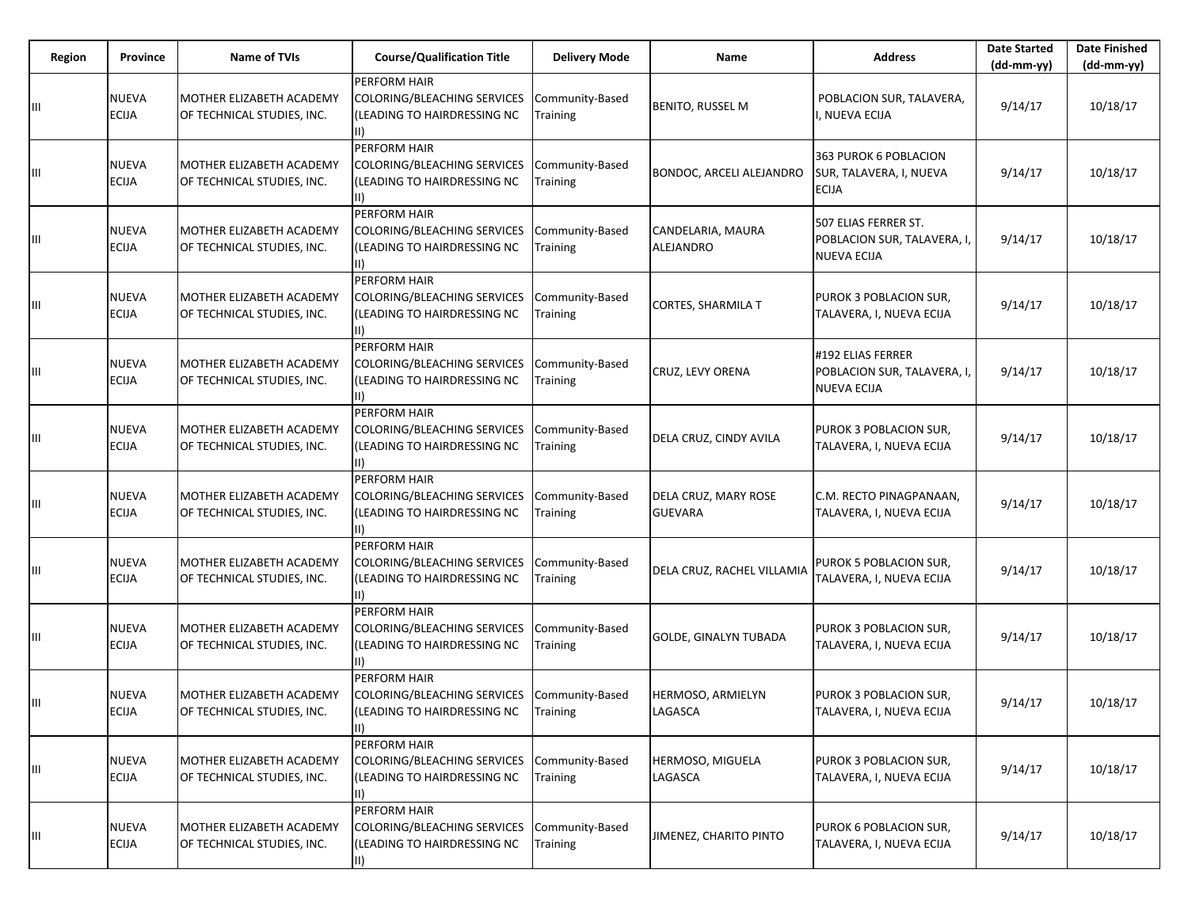| Region | Province | Name of TVIs | Course/Qualification Title | Delivery Mode | Name | Address | Date Started (dd-mm-yy) | Date Finished (dd-mm-yy) |
|---|---|---|---|---|---|---|---|---|
| III | NUEVA ECIJA | MOTHER ELIZABETH ACADEMY OF TECHNICAL STUDIES, INC. | PERFORM HAIR COLORING/BLEACHING SERVICES (LEADING TO HAIRDRESSING NC II) | Community-Based Training | BENITO, RUSSEL M | POBLACION SUR, TALAVERA, I, NUEVA ECIJA | 9/14/17 | 10/18/17 |
| III | NUEVA ECIJA | MOTHER ELIZABETH ACADEMY OF TECHNICAL STUDIES, INC. | PERFORM HAIR COLORING/BLEACHING SERVICES (LEADING TO HAIRDRESSING NC II) | Community-Based Training | BONDOC, ARCELI ALEJANDRO | 363 PUROK 6 POBLACION SUR, TALAVERA, I, NUEVA ECIJA | 9/14/17 | 10/18/17 |
| III | NUEVA ECIJA | MOTHER ELIZABETH ACADEMY OF TECHNICAL STUDIES, INC. | PERFORM HAIR COLORING/BLEACHING SERVICES (LEADING TO HAIRDRESSING NC II) | Community-Based Training | CANDELARIA, MAURA ALEJANDRO | 507 ELIAS FERRER ST. POBLACION SUR, TALAVERA, I, NUEVA ECIJA | 9/14/17 | 10/18/17 |
| III | NUEVA ECIJA | MOTHER ELIZABETH ACADEMY OF TECHNICAL STUDIES, INC. | PERFORM HAIR COLORING/BLEACHING SERVICES (LEADING TO HAIRDRESSING NC II) | Community-Based Training | CORTES, SHARMILA T | PUROK 3 POBLACION SUR, TALAVERA, I, NUEVA ECIJA | 9/14/17 | 10/18/17 |
| III | NUEVA ECIJA | MOTHER ELIZABETH ACADEMY OF TECHNICAL STUDIES, INC. | PERFORM HAIR COLORING/BLEACHING SERVICES (LEADING TO HAIRDRESSING NC II) | Community-Based Training | CRUZ, LEVY ORENA | #192 ELIAS FERRER POBLACION SUR, TALAVERA, I, NUEVA ECIJA | 9/14/17 | 10/18/17 |
| III | NUEVA ECIJA | MOTHER ELIZABETH ACADEMY OF TECHNICAL STUDIES, INC. | PERFORM HAIR COLORING/BLEACHING SERVICES (LEADING TO HAIRDRESSING NC II) | Community-Based Training | DELA CRUZ, CINDY AVILA | PUROK 3 POBLACION SUR, TALAVERA, I, NUEVA ECIJA | 9/14/17 | 10/18/17 |
| III | NUEVA ECIJA | MOTHER ELIZABETH ACADEMY OF TECHNICAL STUDIES, INC. | PERFORM HAIR COLORING/BLEACHING SERVICES (LEADING TO HAIRDRESSING NC II) | Community-Based Training | DELA CRUZ, MARY ROSE GUEVARA | C.M. RECTO PINAGPANAAN, TALAVERA, I, NUEVA ECIJA | 9/14/17 | 10/18/17 |
| III | NUEVA ECIJA | MOTHER ELIZABETH ACADEMY OF TECHNICAL STUDIES, INC. | PERFORM HAIR COLORING/BLEACHING SERVICES (LEADING TO HAIRDRESSING NC II) | Community-Based Training | DELA CRUZ, RACHEL VILLAMIA | PUROK 5 POBLACION SUR, TALAVERA, I, NUEVA ECIJA | 9/14/17 | 10/18/17 |
| III | NUEVA ECIJA | MOTHER ELIZABETH ACADEMY OF TECHNICAL STUDIES, INC. | PERFORM HAIR COLORING/BLEACHING SERVICES (LEADING TO HAIRDRESSING NC II) | Community-Based Training | GOLDE, GINALYN TUBADA | PUROK 3 POBLACION SUR, TALAVERA, I, NUEVA ECIJA | 9/14/17 | 10/18/17 |
| III | NUEVA ECIJA | MOTHER ELIZABETH ACADEMY OF TECHNICAL STUDIES, INC. | PERFORM HAIR COLORING/BLEACHING SERVICES (LEADING TO HAIRDRESSING NC II) | Community-Based Training | HERMOSO, ARMIELYN LAGASCA | PUROK 3 POBLACION SUR, TALAVERA, I, NUEVA ECIJA | 9/14/17 | 10/18/17 |
| III | NUEVA ECIJA | MOTHER ELIZABETH ACADEMY OF TECHNICAL STUDIES, INC. | PERFORM HAIR COLORING/BLEACHING SERVICES (LEADING TO HAIRDRESSING NC II) | Community-Based Training | HERMOSO, MIGUELA LAGASCA | PUROK 3 POBLACION SUR, TALAVERA, I, NUEVA ECIJA | 9/14/17 | 10/18/17 |
| III | NUEVA ECIJA | MOTHER ELIZABETH ACADEMY OF TECHNICAL STUDIES, INC. | PERFORM HAIR COLORING/BLEACHING SERVICES (LEADING TO HAIRDRESSING NC II) | Community-Based Training | JIMENEZ, CHARITO PINTO | PUROK 6 POBLACION SUR, TALAVERA, I, NUEVA ECIJA | 9/14/17 | 10/18/17 |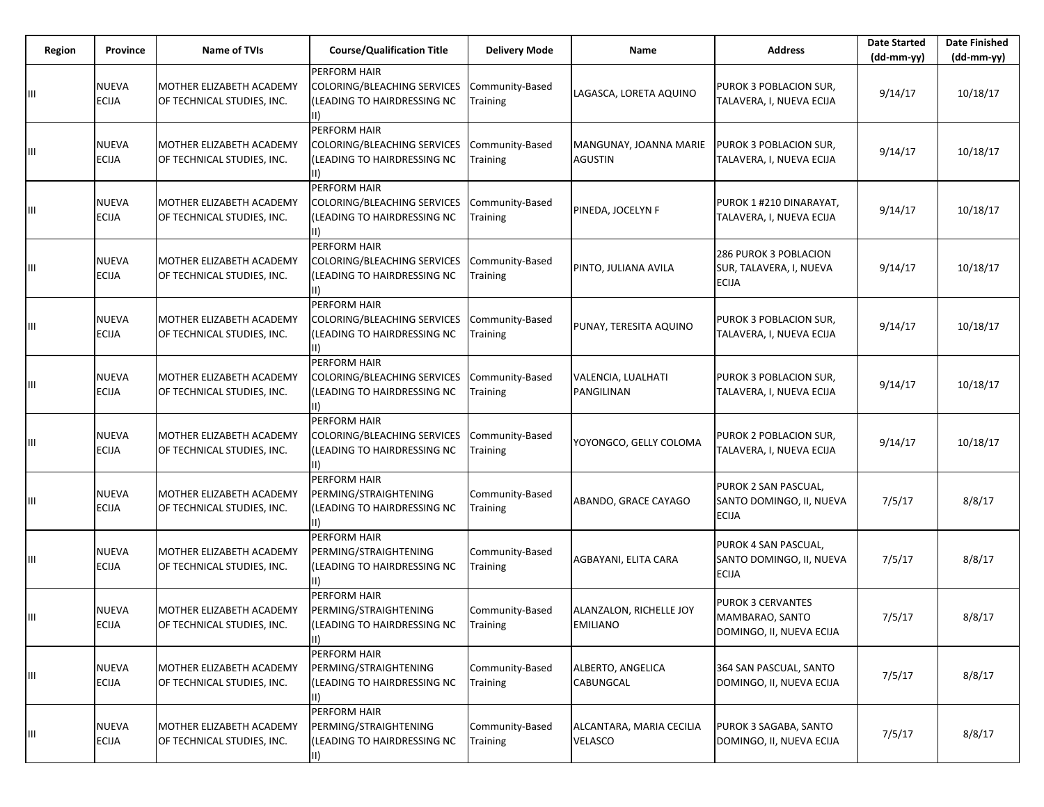| Region | Province | Name of TVIs | Course/Qualification Title | Delivery Mode | Name | Address | Date Started (dd-mm-yy) | Date Finished (dd-mm-yy) |
|---|---|---|---|---|---|---|---|---|
| III | NUEVA ECIJA | MOTHER ELIZABETH ACADEMY OF TECHNICAL STUDIES, INC. | PERFORM HAIR COLORING/BLEACHING SERVICES (LEADING TO HAIRDRESSING NC II) | Community-Based Training | LAGASCA, LORETA AQUINO | PUROK 3 POBLACION SUR, TALAVERA, I, NUEVA ECIJA | 9/14/17 | 10/18/17 |
| III | NUEVA ECIJA | MOTHER ELIZABETH ACADEMY OF TECHNICAL STUDIES, INC. | PERFORM HAIR COLORING/BLEACHING SERVICES (LEADING TO HAIRDRESSING NC II) | Community-Based Training | MANGUNAY, JOANNA MARIE AGUSTIN | PUROK 3 POBLACION SUR, TALAVERA, I, NUEVA ECIJA | 9/14/17 | 10/18/17 |
| III | NUEVA ECIJA | MOTHER ELIZABETH ACADEMY OF TECHNICAL STUDIES, INC. | PERFORM HAIR COLORING/BLEACHING SERVICES (LEADING TO HAIRDRESSING NC II) | Community-Based Training | PINEDA, JOCELYN F | PUROK 1 #210 DINARAYAT, TALAVERA, I, NUEVA ECIJA | 9/14/17 | 10/18/17 |
| III | NUEVA ECIJA | MOTHER ELIZABETH ACADEMY OF TECHNICAL STUDIES, INC. | PERFORM HAIR COLORING/BLEACHING SERVICES (LEADING TO HAIRDRESSING NC II) | Community-Based Training | PINTO, JULIANA AVILA | 286 PUROK 3 POBLACION SUR, TALAVERA, I, NUEVA ECIJA | 9/14/17 | 10/18/17 |
| III | NUEVA ECIJA | MOTHER ELIZABETH ACADEMY OF TECHNICAL STUDIES, INC. | PERFORM HAIR COLORING/BLEACHING SERVICES (LEADING TO HAIRDRESSING NC II) | Community-Based Training | PUNAY, TERESITA AQUINO | PUROK 3 POBLACION SUR, TALAVERA, I, NUEVA ECIJA | 9/14/17 | 10/18/17 |
| III | NUEVA ECIJA | MOTHER ELIZABETH ACADEMY OF TECHNICAL STUDIES, INC. | PERFORM HAIR COLORING/BLEACHING SERVICES (LEADING TO HAIRDRESSING NC II) | Community-Based Training | VALENCIA, LUALHATI PANGILINAN | PUROK 3 POBLACION SUR, TALAVERA, I, NUEVA ECIJA | 9/14/17 | 10/18/17 |
| III | NUEVA ECIJA | MOTHER ELIZABETH ACADEMY OF TECHNICAL STUDIES, INC. | PERFORM HAIR COLORING/BLEACHING SERVICES (LEADING TO HAIRDRESSING NC II) | Community-Based Training | YOYONGCO, GELLY COLOMA | PUROK 2 POBLACION SUR, TALAVERA, I, NUEVA ECIJA | 9/14/17 | 10/18/17 |
| III | NUEVA ECIJA | MOTHER ELIZABETH ACADEMY OF TECHNICAL STUDIES, INC. | PERFORM HAIR PERMING/STRAIGHTENING (LEADING TO HAIRDRESSING NC II) | Community-Based Training | ABANDO, GRACE CAYAGO | PUROK 2 SAN PASCUAL, SANTO DOMINGO, II, NUEVA ECIJA | 7/5/17 | 8/8/17 |
| III | NUEVA ECIJA | MOTHER ELIZABETH ACADEMY OF TECHNICAL STUDIES, INC. | PERFORM HAIR PERMING/STRAIGHTENING (LEADING TO HAIRDRESSING NC II) | Community-Based Training | AGBAYANI, ELITA CARA | PUROK 4 SAN PASCUAL, SANTO DOMINGO, II, NUEVA ECIJA | 7/5/17 | 8/8/17 |
| III | NUEVA ECIJA | MOTHER ELIZABETH ACADEMY OF TECHNICAL STUDIES, INC. | PERFORM HAIR PERMING/STRAIGHTENING (LEADING TO HAIRDRESSING NC II) | Community-Based Training | ALANZALON, RICHELLE JOY EMILIANO | PUROK 3 CERVANTES MAMBARAO, SANTO DOMINGO, II, NUEVA ECIJA | 7/5/17 | 8/8/17 |
| III | NUEVA ECIJA | MOTHER ELIZABETH ACADEMY OF TECHNICAL STUDIES, INC. | PERFORM HAIR PERMING/STRAIGHTENING (LEADING TO HAIRDRESSING NC II) | Community-Based Training | ALBERTO, ANGELICA CABUNGCAL | 364 SAN PASCUAL, SANTO DOMINGO, II, NUEVA ECIJA | 7/5/17 | 8/8/17 |
| III | NUEVA ECIJA | MOTHER ELIZABETH ACADEMY OF TECHNICAL STUDIES, INC. | PERFORM HAIR PERMING/STRAIGHTENING (LEADING TO HAIRDRESSING NC II) | Community-Based Training | ALCANTARA, MARIA CECILIA VELASCO | PUROK 3 SAGABA, SANTO DOMINGO, II, NUEVA ECIJA | 7/5/17 | 8/8/17 |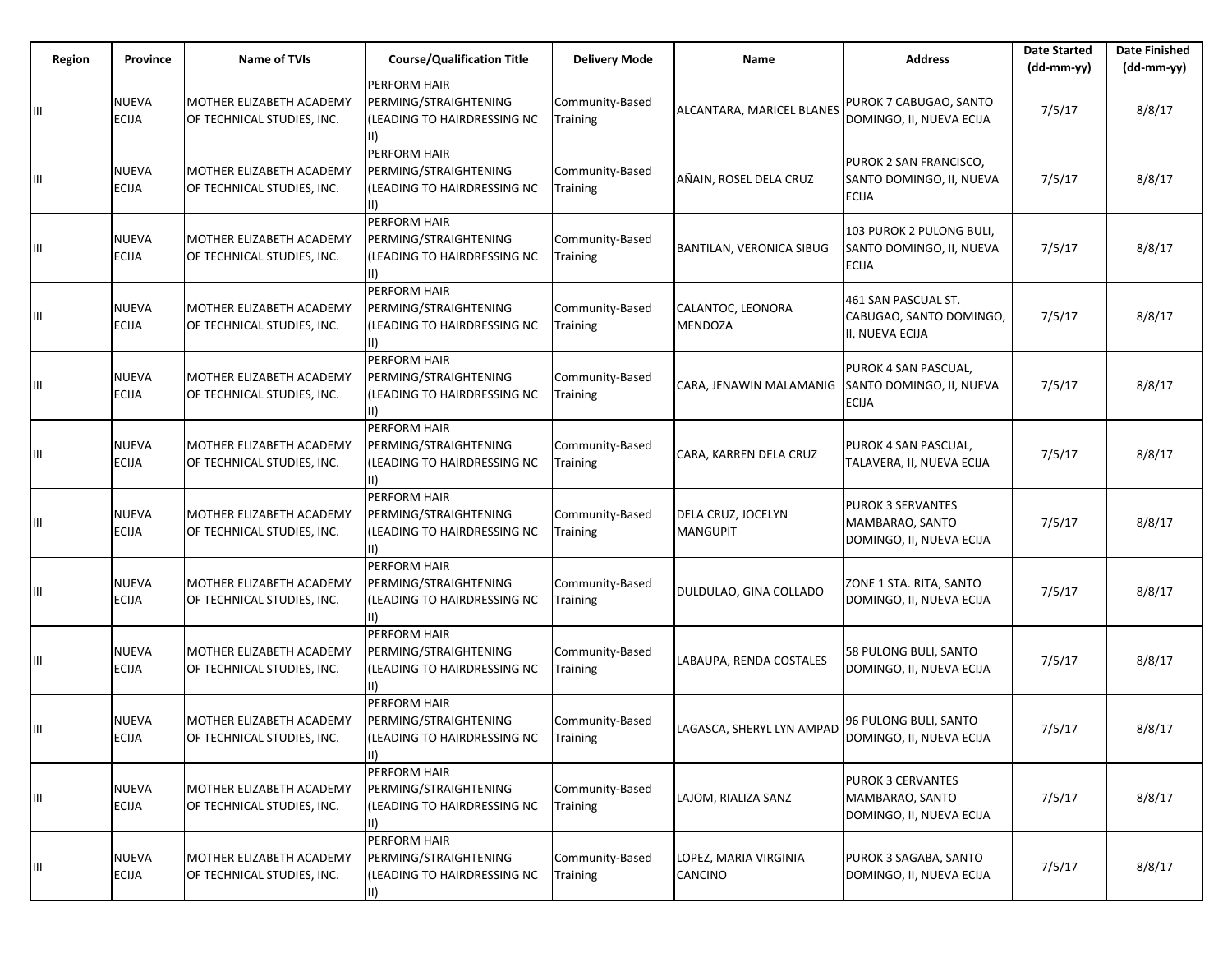| Region | Province | Name of TVIs | Course/Qualification Title | Delivery Mode | Name | Address | Date Started (dd-mm-yy) | Date Finished (dd-mm-yy) |
|---|---|---|---|---|---|---|---|---|
| III | NUEVA ECIJA | MOTHER ELIZABETH ACADEMY OF TECHNICAL STUDIES, INC. | PERFORM HAIR PERMING/STRAIGHTENING (LEADING TO HAIRDRESSING NC II) | Community-Based Training | ALCANTARA, MARICEL BLANES | PUROK 7 CABUGAO, SANTO DOMINGO, II, NUEVA ECIJA | 7/5/17 | 8/8/17 |
| III | NUEVA ECIJA | MOTHER ELIZABETH ACADEMY OF TECHNICAL STUDIES, INC. | PERFORM HAIR PERMING/STRAIGHTENING (LEADING TO HAIRDRESSING NC II) | Community-Based Training | AÑAIN, ROSEL DELA CRUZ | PUROK 2 SAN FRANCISCO, SANTO DOMINGO, II, NUEVA ECIJA | 7/5/17 | 8/8/17 |
| III | NUEVA ECIJA | MOTHER ELIZABETH ACADEMY OF TECHNICAL STUDIES, INC. | PERFORM HAIR PERMING/STRAIGHTENING (LEADING TO HAIRDRESSING NC II) | Community-Based Training | BANTILAN, VERONICA SIBUG | 103 PUROK 2 PULONG BULI, SANTO DOMINGO, II, NUEVA ECIJA | 7/5/17 | 8/8/17 |
| III | NUEVA ECIJA | MOTHER ELIZABETH ACADEMY OF TECHNICAL STUDIES, INC. | PERFORM HAIR PERMING/STRAIGHTENING (LEADING TO HAIRDRESSING NC II) | Community-Based Training | CALANTOC, LEONORA MENDOZA | 461 SAN PASCUAL ST. CABUGAO, SANTO DOMINGO, II, NUEVA ECIJA | 7/5/17 | 8/8/17 |
| III | NUEVA ECIJA | MOTHER ELIZABETH ACADEMY OF TECHNICAL STUDIES, INC. | PERFORM HAIR PERMING/STRAIGHTENING (LEADING TO HAIRDRESSING NC II) | Community-Based Training | CARA, JENAWIN MALAMANIG | PUROK 4 SAN PASCUAL, SANTO DOMINGO, II, NUEVA ECIJA | 7/5/17 | 8/8/17 |
| III | NUEVA ECIJA | MOTHER ELIZABETH ACADEMY OF TECHNICAL STUDIES, INC. | PERFORM HAIR PERMING/STRAIGHTENING (LEADING TO HAIRDRESSING NC II) | Community-Based Training | CARA, KARREN DELA CRUZ | PUROK 4 SAN PASCUAL, TALAVERA, II, NUEVA ECIJA | 7/5/17 | 8/8/17 |
| III | NUEVA ECIJA | MOTHER ELIZABETH ACADEMY OF TECHNICAL STUDIES, INC. | PERFORM HAIR PERMING/STRAIGHTENING (LEADING TO HAIRDRESSING NC II) | Community-Based Training | DELA CRUZ, JOCELYN MANGUPIT | PUROK 3 SERVANTES MAMBARAO, SANTO DOMINGO, II, NUEVA ECIJA | 7/5/17 | 8/8/17 |
| III | NUEVA ECIJA | MOTHER ELIZABETH ACADEMY OF TECHNICAL STUDIES, INC. | PERFORM HAIR PERMING/STRAIGHTENING (LEADING TO HAIRDRESSING NC II) | Community-Based Training | DULDULAO, GINA COLLADO | ZONE 1 STA. RITA, SANTO DOMINGO, II, NUEVA ECIJA | 7/5/17 | 8/8/17 |
| III | NUEVA ECIJA | MOTHER ELIZABETH ACADEMY OF TECHNICAL STUDIES, INC. | PERFORM HAIR PERMING/STRAIGHTENING (LEADING TO HAIRDRESSING NC II) | Community-Based Training | LABAUPA, RENDA COSTALES | 58 PULONG BULI, SANTO DOMINGO, II, NUEVA ECIJA | 7/5/17 | 8/8/17 |
| III | NUEVA ECIJA | MOTHER ELIZABETH ACADEMY OF TECHNICAL STUDIES, INC. | PERFORM HAIR PERMING/STRAIGHTENING (LEADING TO HAIRDRESSING NC II) | Community-Based Training | LAGASCA, SHERYL LYN AMPAD | 96 PULONG BULI, SANTO DOMINGO, II, NUEVA ECIJA | 7/5/17 | 8/8/17 |
| III | NUEVA ECIJA | MOTHER ELIZABETH ACADEMY OF TECHNICAL STUDIES, INC. | PERFORM HAIR PERMING/STRAIGHTENING (LEADING TO HAIRDRESSING NC II) | Community-Based Training | LAJOM, RIALIZA SANZ | PUROK 3 CERVANTES MAMBARAO, SANTO DOMINGO, II, NUEVA ECIJA | 7/5/17 | 8/8/17 |
| III | NUEVA ECIJA | MOTHER ELIZABETH ACADEMY OF TECHNICAL STUDIES, INC. | PERFORM HAIR PERMING/STRAIGHTENING (LEADING TO HAIRDRESSING NC II) | Community-Based Training | LOPEZ, MARIA VIRGINIA CANCINO | PUROK 3 SAGABA, SANTO DOMINGO, II, NUEVA ECIJA | 7/5/17 | 8/8/17 |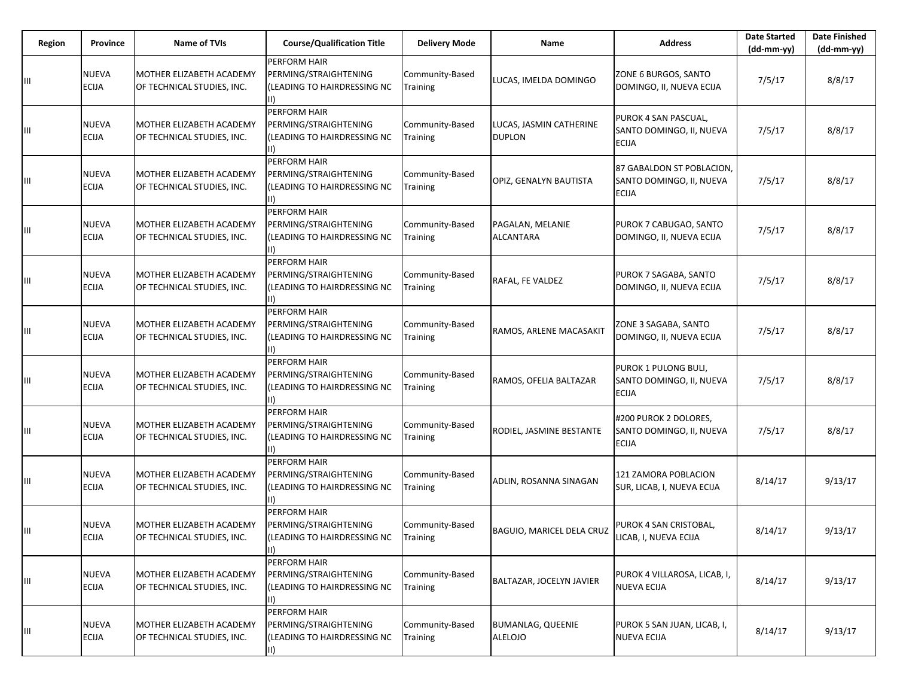| Region | Province | Name of TVIs | Course/Qualification Title | Delivery Mode | Name | Address | Date Started (dd-mm-yy) | Date Finished (dd-mm-yy) |
|---|---|---|---|---|---|---|---|---|
| III | NUEVA ECIJA | MOTHER ELIZABETH ACADEMY OF TECHNICAL STUDIES, INC. | PERFORM HAIR PERMING/STRAIGHTENING (LEADING TO HAIRDRESSING NC II) | Community-Based Training | LUCAS, IMELDA DOMINGO | ZONE 6 BURGOS, SANTO DOMINGO, II, NUEVA ECIJA | 7/5/17 | 8/8/17 |
| III | NUEVA ECIJA | MOTHER ELIZABETH ACADEMY OF TECHNICAL STUDIES, INC. | PERFORM HAIR PERMING/STRAIGHTENING (LEADING TO HAIRDRESSING NC II) | Community-Based Training | LUCAS, JASMIN CATHERINE DUPLON | PUROK 4 SAN PASCUAL, SANTO DOMINGO, II, NUEVA ECIJA | 7/5/17 | 8/8/17 |
| III | NUEVA ECIJA | MOTHER ELIZABETH ACADEMY OF TECHNICAL STUDIES, INC. | PERFORM HAIR PERMING/STRAIGHTENING (LEADING TO HAIRDRESSING NC II) | Community-Based Training | OPIZ, GENALYN BAUTISTA | 87 GABALDON ST POBLACION, SANTO DOMINGO, II, NUEVA ECIJA | 7/5/17 | 8/8/17 |
| III | NUEVA ECIJA | MOTHER ELIZABETH ACADEMY OF TECHNICAL STUDIES, INC. | PERFORM HAIR PERMING/STRAIGHTENING (LEADING TO HAIRDRESSING NC II) | Community-Based Training | PAGALAN, MELANIE ALCANTARA | PUROK 7 CABUGAO, SANTO DOMINGO, II, NUEVA ECIJA | 7/5/17 | 8/8/17 |
| III | NUEVA ECIJA | MOTHER ELIZABETH ACADEMY OF TECHNICAL STUDIES, INC. | PERFORM HAIR PERMING/STRAIGHTENING (LEADING TO HAIRDRESSING NC II) | Community-Based Training | RAFAL, FE VALDEZ | PUROK 7 SAGABA, SANTO DOMINGO, II, NUEVA ECIJA | 7/5/17 | 8/8/17 |
| III | NUEVA ECIJA | MOTHER ELIZABETH ACADEMY OF TECHNICAL STUDIES, INC. | PERFORM HAIR PERMING/STRAIGHTENING (LEADING TO HAIRDRESSING NC II) | Community-Based Training | RAMOS, ARLENE MACASAKIT | ZONE 3 SAGABA, SANTO DOMINGO, II, NUEVA ECIJA | 7/5/17 | 8/8/17 |
| III | NUEVA ECIJA | MOTHER ELIZABETH ACADEMY OF TECHNICAL STUDIES, INC. | PERFORM HAIR PERMING/STRAIGHTENING (LEADING TO HAIRDRESSING NC II) | Community-Based Training | RAMOS, OFELIA BALTAZAR | PUROK 1 PULONG BULI, SANTO DOMINGO, II, NUEVA ECIJA | 7/5/17 | 8/8/17 |
| III | NUEVA ECIJA | MOTHER ELIZABETH ACADEMY OF TECHNICAL STUDIES, INC. | PERFORM HAIR PERMING/STRAIGHTENING (LEADING TO HAIRDRESSING NC II) | Community-Based Training | RODIEL, JASMINE BESTANTE | #200 PUROK 2 DOLORES, SANTO DOMINGO, II, NUEVA ECIJA | 7/5/17 | 8/8/17 |
| III | NUEVA ECIJA | MOTHER ELIZABETH ACADEMY OF TECHNICAL STUDIES, INC. | PERFORM HAIR PERMING/STRAIGHTENING (LEADING TO HAIRDRESSING NC II) | Community-Based Training | ADLIN, ROSANNA SINAGAN | 121 ZAMORA POBLACION SUR, LICAB, I, NUEVA ECIJA | 8/14/17 | 9/13/17 |
| III | NUEVA ECIJA | MOTHER ELIZABETH ACADEMY OF TECHNICAL STUDIES, INC. | PERFORM HAIR PERMING/STRAIGHTENING (LEADING TO HAIRDRESSING NC II) | Community-Based Training | BAGUIO, MARICEL DELA CRUZ | PUROK 4 SAN CRISTOBAL, LICAB, I, NUEVA ECIJA | 8/14/17 | 9/13/17 |
| III | NUEVA ECIJA | MOTHER ELIZABETH ACADEMY OF TECHNICAL STUDIES, INC. | PERFORM HAIR PERMING/STRAIGHTENING (LEADING TO HAIRDRESSING NC II) | Community-Based Training | BALTAZAR, JOCELYN JAVIER | PUROK 4 VILLAROSA, LICAB, I, NUEVA ECIJA | 8/14/17 | 9/13/17 |
| III | NUEVA ECIJA | MOTHER ELIZABETH ACADEMY OF TECHNICAL STUDIES, INC. | PERFORM HAIR PERMING/STRAIGHTENING (LEADING TO HAIRDRESSING NC II) | Community-Based Training | BUMANLAG, QUEENIE ALELOJO | PUROK 5 SAN JUAN, LICAB, I, NUEVA ECIJA | 8/14/17 | 9/13/17 |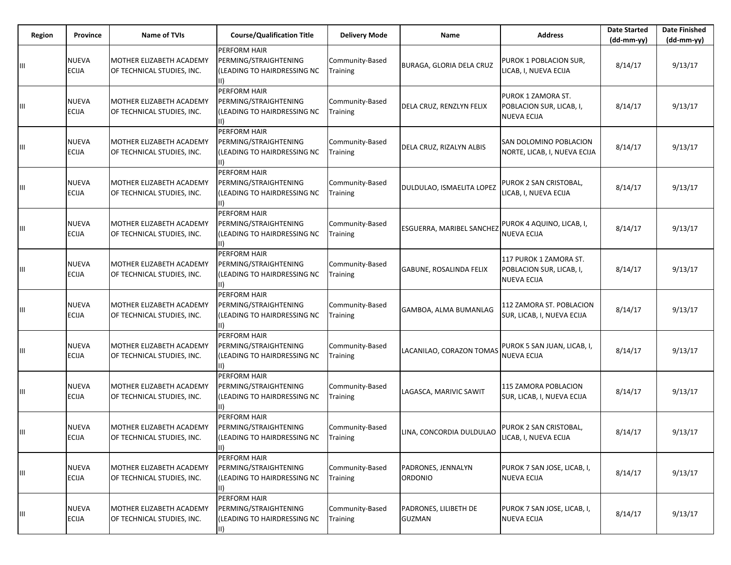| Region | Province | Name of TVIs | Course/Qualification Title | Delivery Mode | Name | Address | Date Started (dd-mm-yy) | Date Finished (dd-mm-yy) |
|---|---|---|---|---|---|---|---|---|
| III | NUEVA ECIJA | MOTHER ELIZABETH ACADEMY OF TECHNICAL STUDIES, INC. | PERFORM HAIR PERMING/STRAIGHTENING (LEADING TO HAIRDRESSING NC II) | Community-Based Training | BURAGA, GLORIA DELA CRUZ | PUROK 1 POBLACION SUR, LICAB, I, NUEVA ECIJA | 8/14/17 | 9/13/17 |
| III | NUEVA ECIJA | MOTHER ELIZABETH ACADEMY OF TECHNICAL STUDIES, INC. | PERFORM HAIR PERMING/STRAIGHTENING (LEADING TO HAIRDRESSING NC II) | Community-Based Training | DELA CRUZ, RENZLYN FELIX | PUROK 1 ZAMORA ST. POBLACION SUR, LICAB, I, NUEVA ECIJA | 8/14/17 | 9/13/17 |
| III | NUEVA ECIJA | MOTHER ELIZABETH ACADEMY OF TECHNICAL STUDIES, INC. | PERFORM HAIR PERMING/STRAIGHTENING (LEADING TO HAIRDRESSING NC II) | Community-Based Training | DELA CRUZ, RIZALYN ALBIS | SAN DOLOMINO POBLACION NORTE, LICAB, I, NUEVA ECIJA | 8/14/17 | 9/13/17 |
| III | NUEVA ECIJA | MOTHER ELIZABETH ACADEMY OF TECHNICAL STUDIES, INC. | PERFORM HAIR PERMING/STRAIGHTENING (LEADING TO HAIRDRESSING NC II) | Community-Based Training | DULDULAO, ISMAELITA LOPEZ | PUROK 2 SAN CRISTOBAL, LICAB, I, NUEVA ECIJA | 8/14/17 | 9/13/17 |
| III | NUEVA ECIJA | MOTHER ELIZABETH ACADEMY OF TECHNICAL STUDIES, INC. | PERFORM HAIR PERMING/STRAIGHTENING (LEADING TO HAIRDRESSING NC II) | Community-Based Training | ESGUERRA, MARIBEL SANCHEZ | PUROK 4 AQUINO, LICAB, I, NUEVA ECIJA | 8/14/17 | 9/13/17 |
| III | NUEVA ECIJA | MOTHER ELIZABETH ACADEMY OF TECHNICAL STUDIES, INC. | PERFORM HAIR PERMING/STRAIGHTENING (LEADING TO HAIRDRESSING NC II) | Community-Based Training | GABUNE, ROSALINDA FELIX | 117 PUROK 1 ZAMORA ST. POBLACION SUR, LICAB, I, NUEVA ECIJA | 8/14/17 | 9/13/17 |
| III | NUEVA ECIJA | MOTHER ELIZABETH ACADEMY OF TECHNICAL STUDIES, INC. | PERFORM HAIR PERMING/STRAIGHTENING (LEADING TO HAIRDRESSING NC II) | Community-Based Training | GAMBOA, ALMA BUMANLAG | 112 ZAMORA ST. POBLACION SUR, LICAB, I, NUEVA ECIJA | 8/14/17 | 9/13/17 |
| III | NUEVA ECIJA | MOTHER ELIZABETH ACADEMY OF TECHNICAL STUDIES, INC. | PERFORM HAIR PERMING/STRAIGHTENING (LEADING TO HAIRDRESSING NC II) | Community-Based Training | LACANILAO, CORAZON TOMAS | PUROK 5 SAN JUAN, LICAB, I, NUEVA ECIJA | 8/14/17 | 9/13/17 |
| III | NUEVA ECIJA | MOTHER ELIZABETH ACADEMY OF TECHNICAL STUDIES, INC. | PERFORM HAIR PERMING/STRAIGHTENING (LEADING TO HAIRDRESSING NC II) | Community-Based Training | LAGASCA, MARIVIC SAWIT | 115 ZAMORA POBLACION SUR, LICAB, I, NUEVA ECIJA | 8/14/17 | 9/13/17 |
| III | NUEVA ECIJA | MOTHER ELIZABETH ACADEMY OF TECHNICAL STUDIES, INC. | PERFORM HAIR PERMING/STRAIGHTENING (LEADING TO HAIRDRESSING NC II) | Community-Based Training | LINA, CONCORDIA DULDULAO | PUROK 2 SAN CRISTOBAL, LICAB, I, NUEVA ECIJA | 8/14/17 | 9/13/17 |
| III | NUEVA ECIJA | MOTHER ELIZABETH ACADEMY OF TECHNICAL STUDIES, INC. | PERFORM HAIR PERMING/STRAIGHTENING (LEADING TO HAIRDRESSING NC II) | Community-Based Training | PADRONES, JENNALYN ORDONIO | PUROK 7 SAN JOSE, LICAB, I, NUEVA ECIJA | 8/14/17 | 9/13/17 |
| III | NUEVA ECIJA | MOTHER ELIZABETH ACADEMY OF TECHNICAL STUDIES, INC. | PERFORM HAIR PERMING/STRAIGHTENING (LEADING TO HAIRDRESSING NC II) | Community-Based Training | PADRONES, LILIBETH DE GUZMAN | PUROK 7 SAN JOSE, LICAB, I, NUEVA ECIJA | 8/14/17 | 9/13/17 |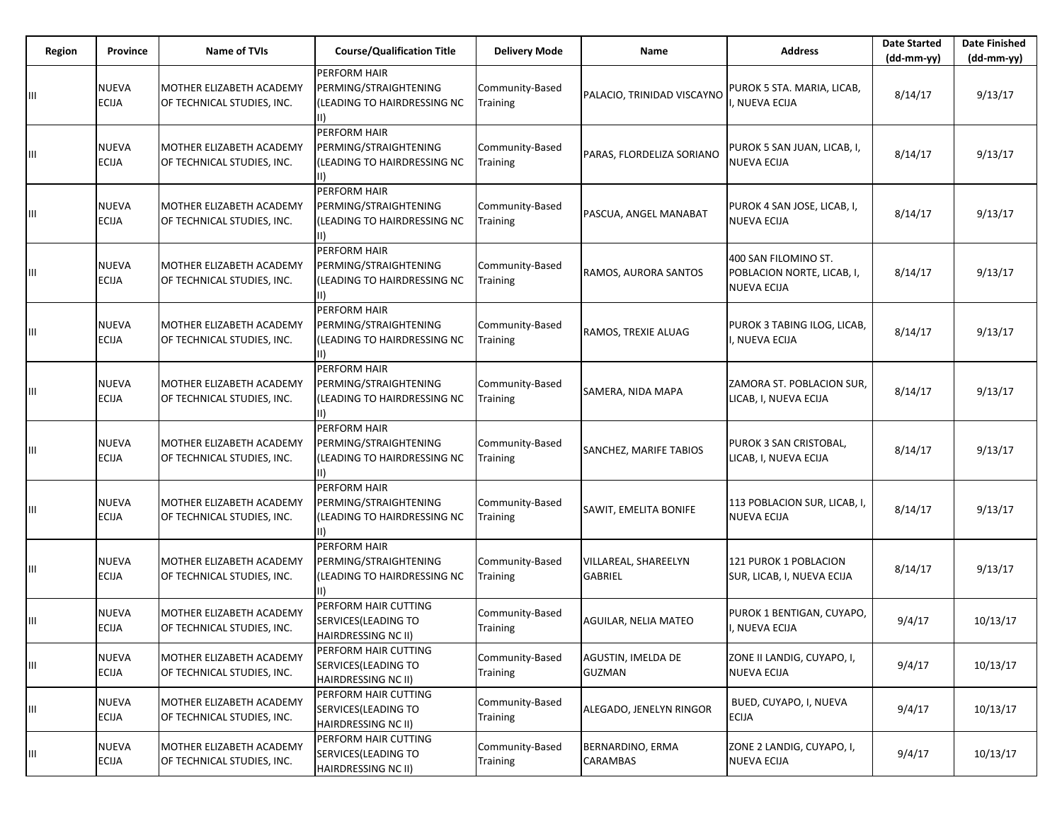| Region | Province | Name of TVIs | Course/Qualification Title | Delivery Mode | Name | Address | Date Started (dd-mm-yy) | Date Finished (dd-mm-yy) |
|---|---|---|---|---|---|---|---|---|
| III | NUEVA ECIJA | MOTHER ELIZABETH ACADEMY OF TECHNICAL STUDIES, INC. | PERFORM HAIR PERMING/STRAIGHTENING (LEADING TO HAIRDRESSING NC II) | Community-Based Training | PALACIO, TRINIDAD VISCAYNO | PUROK 5 STA. MARIA, LICAB, I, NUEVA ECIJA | 8/14/17 | 9/13/17 |
| III | NUEVA ECIJA | MOTHER ELIZABETH ACADEMY OF TECHNICAL STUDIES, INC. | PERFORM HAIR PERMING/STRAIGHTENING (LEADING TO HAIRDRESSING NC II) | Community-Based Training | PARAS, FLORDELIZA SORIANO | PUROK 5 SAN JUAN, LICAB, I, NUEVA ECIJA | 8/14/17 | 9/13/17 |
| III | NUEVA ECIJA | MOTHER ELIZABETH ACADEMY OF TECHNICAL STUDIES, INC. | PERFORM HAIR PERMING/STRAIGHTENING (LEADING TO HAIRDRESSING NC II) | Community-Based Training | PASCUA, ANGEL MANABAT | PUROK 4 SAN JOSE, LICAB, I, NUEVA ECIJA | 8/14/17 | 9/13/17 |
| III | NUEVA ECIJA | MOTHER ELIZABETH ACADEMY OF TECHNICAL STUDIES, INC. | PERFORM HAIR PERMING/STRAIGHTENING (LEADING TO HAIRDRESSING NC II) | Community-Based Training | RAMOS, AURORA SANTOS | 400 SAN FILOMINO ST. POBLACION NORTE, LICAB, I, NUEVA ECIJA | 8/14/17 | 9/13/17 |
| III | NUEVA ECIJA | MOTHER ELIZABETH ACADEMY OF TECHNICAL STUDIES, INC. | PERFORM HAIR PERMING/STRAIGHTENING (LEADING TO HAIRDRESSING NC II) | Community-Based Training | RAMOS, TREXIE ALUAG | PUROK 3 TABING ILOG, LICAB, I, NUEVA ECIJA | 8/14/17 | 9/13/17 |
| III | NUEVA ECIJA | MOTHER ELIZABETH ACADEMY OF TECHNICAL STUDIES, INC. | PERFORM HAIR PERMING/STRAIGHTENING (LEADING TO HAIRDRESSING NC II) | Community-Based Training | SAMERA, NIDA MAPA | ZAMORA ST. POBLACION SUR, LICAB, I, NUEVA ECIJA | 8/14/17 | 9/13/17 |
| III | NUEVA ECIJA | MOTHER ELIZABETH ACADEMY OF TECHNICAL STUDIES, INC. | PERFORM HAIR PERMING/STRAIGHTENING (LEADING TO HAIRDRESSING NC II) | Community-Based Training | SANCHEZ, MARIFE TABIOS | PUROK 3 SAN CRISTOBAL, LICAB, I, NUEVA ECIJA | 8/14/17 | 9/13/17 |
| III | NUEVA ECIJA | MOTHER ELIZABETH ACADEMY OF TECHNICAL STUDIES, INC. | PERFORM HAIR PERMING/STRAIGHTENING (LEADING TO HAIRDRESSING NC II) | Community-Based Training | SAWIT, EMELITA BONIFE | 113 POBLACION SUR, LICAB, I, NUEVA ECIJA | 8/14/17 | 9/13/17 |
| III | NUEVA ECIJA | MOTHER ELIZABETH ACADEMY OF TECHNICAL STUDIES, INC. | PERFORM HAIR PERMING/STRAIGHTENING (LEADING TO HAIRDRESSING NC II) | Community-Based Training | VILLAREAL, SHAREELYN GABRIEL | 121 PUROK 1 POBLACION SUR, LICAB, I, NUEVA ECIJA | 8/14/17 | 9/13/17 |
| III | NUEVA ECIJA | MOTHER ELIZABETH ACADEMY OF TECHNICAL STUDIES, INC. | PERFORM HAIR CUTTING SERVICES(LEADING TO HAIRDRESSING NC II) | Community-Based Training | AGUILAR, NELIA MATEO | PUROK 1 BENTIGAN, CUYAPO, I, NUEVA ECIJA | 9/4/17 | 10/13/17 |
| III | NUEVA ECIJA | MOTHER ELIZABETH ACADEMY OF TECHNICAL STUDIES, INC. | PERFORM HAIR CUTTING SERVICES(LEADING TO HAIRDRESSING NC II) | Community-Based Training | AGUSTIN, IMELDA DE GUZMAN | ZONE II LANDIG, CUYAPO, I, NUEVA ECIJA | 9/4/17 | 10/13/17 |
| III | NUEVA ECIJA | MOTHER ELIZABETH ACADEMY OF TECHNICAL STUDIES, INC. | PERFORM HAIR CUTTING SERVICES(LEADING TO HAIRDRESSING NC II) | Community-Based Training | ALEGADO, JENELYN RINGOR | BUED, CUYAPO, I, NUEVA ECIJA | 9/4/17 | 10/13/17 |
| III | NUEVA ECIJA | MOTHER ELIZABETH ACADEMY OF TECHNICAL STUDIES, INC. | PERFORM HAIR CUTTING SERVICES(LEADING TO HAIRDRESSING NC II) | Community-Based Training | BERNARDINO, ERMA CARAMBAS | ZONE 2 LANDIG, CUYAPO, I, NUEVA ECIJA | 9/4/17 | 10/13/17 |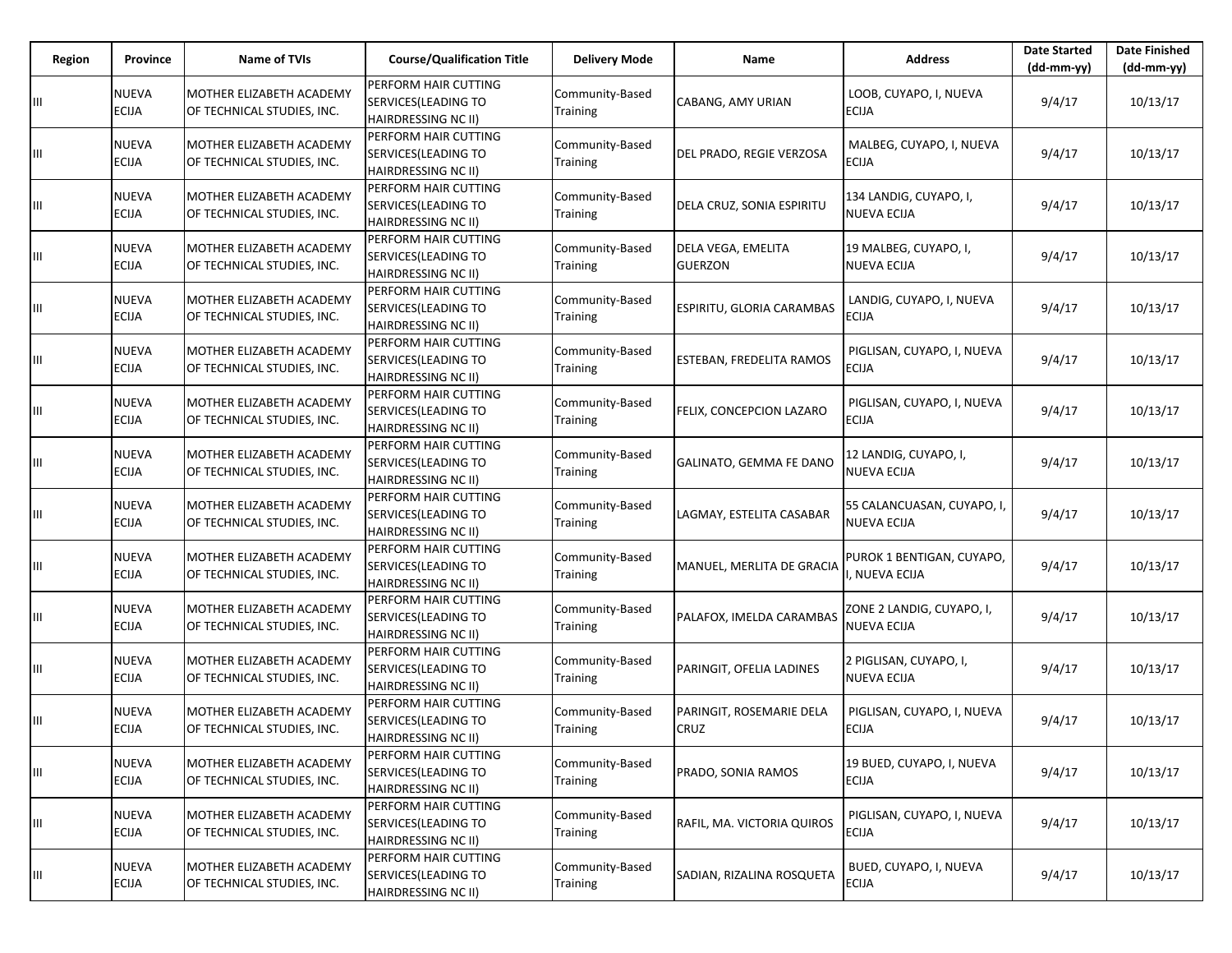| Region | Province | Name of TVIs | Course/Qualification Title | Delivery Mode | Name | Address | Date Started (dd-mm-yy) | Date Finished (dd-mm-yy) |
|---|---|---|---|---|---|---|---|---|
| III | NUEVA ECIJA | MOTHER ELIZABETH ACADEMY OF TECHNICAL STUDIES, INC. | PERFORM HAIR CUTTING SERVICES(LEADING TO HAIRDRESSING NC II) | Community-Based Training | CABANG, AMY URIAN | LOOB, CUYAPO, I, NUEVA ECIJA | 9/4/17 | 10/13/17 |
| III | NUEVA ECIJA | MOTHER ELIZABETH ACADEMY OF TECHNICAL STUDIES, INC. | PERFORM HAIR CUTTING SERVICES(LEADING TO HAIRDRESSING NC II) | Community-Based Training | DEL PRADO, REGIE VERZOSA | MALBEG, CUYAPO, I, NUEVA ECIJA | 9/4/17 | 10/13/17 |
| III | NUEVA ECIJA | MOTHER ELIZABETH ACADEMY OF TECHNICAL STUDIES, INC. | PERFORM HAIR CUTTING SERVICES(LEADING TO HAIRDRESSING NC II) | Community-Based Training | DELA CRUZ, SONIA ESPIRITU | 134 LANDIG, CUYAPO, I, NUEVA ECIJA | 9/4/17 | 10/13/17 |
| III | NUEVA ECIJA | MOTHER ELIZABETH ACADEMY OF TECHNICAL STUDIES, INC. | PERFORM HAIR CUTTING SERVICES(LEADING TO HAIRDRESSING NC II) | Community-Based Training | DELA VEGA, EMELITA GUERZON | 19 MALBEG, CUYAPO, I, NUEVA ECIJA | 9/4/17 | 10/13/17 |
| III | NUEVA ECIJA | MOTHER ELIZABETH ACADEMY OF TECHNICAL STUDIES, INC. | PERFORM HAIR CUTTING SERVICES(LEADING TO HAIRDRESSING NC II) | Community-Based Training | ESPIRITU, GLORIA CARAMBAS | LANDIG, CUYAPO, I, NUEVA ECIJA | 9/4/17 | 10/13/17 |
| III | NUEVA ECIJA | MOTHER ELIZABETH ACADEMY OF TECHNICAL STUDIES, INC. | PERFORM HAIR CUTTING SERVICES(LEADING TO HAIRDRESSING NC II) | Community-Based Training | ESTEBAN, FREDELITA RAMOS | PIGLISAN, CUYAPO, I, NUEVA ECIJA | 9/4/17 | 10/13/17 |
| III | NUEVA ECIJA | MOTHER ELIZABETH ACADEMY OF TECHNICAL STUDIES, INC. | PERFORM HAIR CUTTING SERVICES(LEADING TO HAIRDRESSING NC II) | Community-Based Training | FELIX, CONCEPCION LAZARO | PIGLISAN, CUYAPO, I, NUEVA ECIJA | 9/4/17 | 10/13/17 |
| III | NUEVA ECIJA | MOTHER ELIZABETH ACADEMY OF TECHNICAL STUDIES, INC. | PERFORM HAIR CUTTING SERVICES(LEADING TO HAIRDRESSING NC II) | Community-Based Training | GALINATO, GEMMA FE DANO | 12 LANDIG, CUYAPO, I, NUEVA ECIJA | 9/4/17 | 10/13/17 |
| III | NUEVA ECIJA | MOTHER ELIZABETH ACADEMY OF TECHNICAL STUDIES, INC. | PERFORM HAIR CUTTING SERVICES(LEADING TO HAIRDRESSING NC II) | Community-Based Training | LAGMAY, ESTELITA CASABAR | 55 CALANCUASAN, CUYAPO, I, NUEVA ECIJA | 9/4/17 | 10/13/17 |
| III | NUEVA ECIJA | MOTHER ELIZABETH ACADEMY OF TECHNICAL STUDIES, INC. | PERFORM HAIR CUTTING SERVICES(LEADING TO HAIRDRESSING NC II) | Community-Based Training | MANUEL, MERLITA DE GRACIA | PUROK 1 BENTIGAN, CUYAPO, I, NUEVA ECIJA | 9/4/17 | 10/13/17 |
| III | NUEVA ECIJA | MOTHER ELIZABETH ACADEMY OF TECHNICAL STUDIES, INC. | PERFORM HAIR CUTTING SERVICES(LEADING TO HAIRDRESSING NC II) | Community-Based Training | PALAFOX, IMELDA CARAMBAS | ZONE 2 LANDIG, CUYAPO, I, NUEVA ECIJA | 9/4/17 | 10/13/17 |
| III | NUEVA ECIJA | MOTHER ELIZABETH ACADEMY OF TECHNICAL STUDIES, INC. | PERFORM HAIR CUTTING SERVICES(LEADING TO HAIRDRESSING NC II) | Community-Based Training | PARINGIT, OFELIA LADINES | 2 PIGLISAN, CUYAPO, I, NUEVA ECIJA | 9/4/17 | 10/13/17 |
| III | NUEVA ECIJA | MOTHER ELIZABETH ACADEMY OF TECHNICAL STUDIES, INC. | PERFORM HAIR CUTTING SERVICES(LEADING TO HAIRDRESSING NC II) | Community-Based Training | PARINGIT, ROSEMARIE DELA CRUZ | PIGLISAN, CUYAPO, I, NUEVA ECIJA | 9/4/17 | 10/13/17 |
| III | NUEVA ECIJA | MOTHER ELIZABETH ACADEMY OF TECHNICAL STUDIES, INC. | PERFORM HAIR CUTTING SERVICES(LEADING TO HAIRDRESSING NC II) | Community-Based Training | PRADO, SONIA RAMOS | 19 BUED, CUYAPO, I, NUEVA ECIJA | 9/4/17 | 10/13/17 |
| III | NUEVA ECIJA | MOTHER ELIZABETH ACADEMY OF TECHNICAL STUDIES, INC. | PERFORM HAIR CUTTING SERVICES(LEADING TO HAIRDRESSING NC II) | Community-Based Training | RAFIL, MA. VICTORIA QUIROS | PIGLISAN, CUYAPO, I, NUEVA ECIJA | 9/4/17 | 10/13/17 |
| III | NUEVA ECIJA | MOTHER ELIZABETH ACADEMY OF TECHNICAL STUDIES, INC. | PERFORM HAIR CUTTING SERVICES(LEADING TO HAIRDRESSING NC II) | Community-Based Training | SADIAN, RIZALINA ROSQUETA | BUED, CUYAPO, I, NUEVA ECIJA | 9/4/17 | 10/13/17 |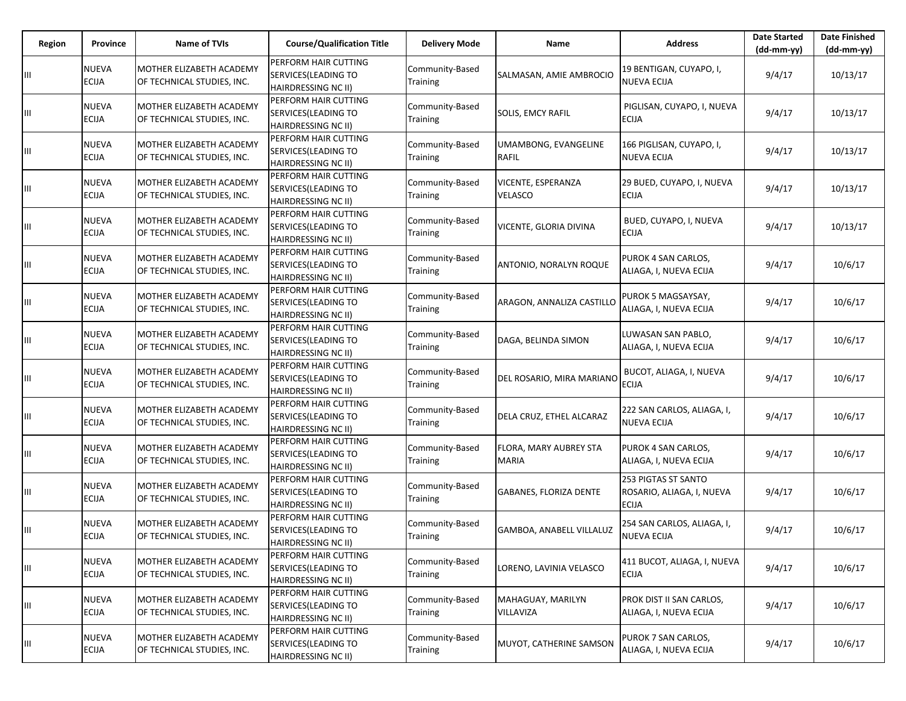| Region | Province | Name of TVIs | Course/Qualification Title | Delivery Mode | Name | Address | Date Started (dd-mm-yy) | Date Finished (dd-mm-yy) |
|---|---|---|---|---|---|---|---|---|
| III | NUEVA ECIJA | MOTHER ELIZABETH ACADEMY OF TECHNICAL STUDIES, INC. | PERFORM HAIR CUTTING SERVICES(LEADING TO HAIRDRESSING NC II) | Community-Based Training | SALMASAN, AMIE AMBROCIO | 19 BENTIGAN, CUYAPO, I, NUEVA ECIJA | 9/4/17 | 10/13/17 |
| III | NUEVA ECIJA | MOTHER ELIZABETH ACADEMY OF TECHNICAL STUDIES, INC. | PERFORM HAIR CUTTING SERVICES(LEADING TO HAIRDRESSING NC II) | Community-Based Training | SOLIS, EMCY RAFIL | PIGLISAN, CUYAPO, I, NUEVA ECIJA | 9/4/17 | 10/13/17 |
| III | NUEVA ECIJA | MOTHER ELIZABETH ACADEMY OF TECHNICAL STUDIES, INC. | PERFORM HAIR CUTTING SERVICES(LEADING TO HAIRDRESSING NC II) | Community-Based Training | UMAMBONG, EVANGELINE RAFIL | 166 PIGLISAN, CUYAPO, I, NUEVA ECIJA | 9/4/17 | 10/13/17 |
| III | NUEVA ECIJA | MOTHER ELIZABETH ACADEMY OF TECHNICAL STUDIES, INC. | PERFORM HAIR CUTTING SERVICES(LEADING TO HAIRDRESSING NC II) | Community-Based Training | VICENTE, ESPERANZA VELASCO | 29 BUED, CUYAPO, I, NUEVA ECIJA | 9/4/17 | 10/13/17 |
| III | NUEVA ECIJA | MOTHER ELIZABETH ACADEMY OF TECHNICAL STUDIES, INC. | PERFORM HAIR CUTTING SERVICES(LEADING TO HAIRDRESSING NC II) | Community-Based Training | VICENTE, GLORIA DIVINA | BUED, CUYAPO, I, NUEVA ECIJA | 9/4/17 | 10/13/17 |
| III | NUEVA ECIJA | MOTHER ELIZABETH ACADEMY OF TECHNICAL STUDIES, INC. | PERFORM HAIR CUTTING SERVICES(LEADING TO HAIRDRESSING NC II) | Community-Based Training | ANTONIO, NORALYN ROQUE | PUROK 4 SAN CARLOS, ALIAGA, I, NUEVA ECIJA | 9/4/17 | 10/6/17 |
| III | NUEVA ECIJA | MOTHER ELIZABETH ACADEMY OF TECHNICAL STUDIES, INC. | PERFORM HAIR CUTTING SERVICES(LEADING TO HAIRDRESSING NC II) | Community-Based Training | ARAGON, ANNALIZA CASTILLO | PUROK 5 MAGSAYSAY, ALIAGA, I, NUEVA ECIJA | 9/4/17 | 10/6/17 |
| III | NUEVA ECIJA | MOTHER ELIZABETH ACADEMY OF TECHNICAL STUDIES, INC. | PERFORM HAIR CUTTING SERVICES(LEADING TO HAIRDRESSING NC II) | Community-Based Training | DAGA, BELINDA SIMON | LUWASAN SAN PABLO, ALIAGA, I, NUEVA ECIJA | 9/4/17 | 10/6/17 |
| III | NUEVA ECIJA | MOTHER ELIZABETH ACADEMY OF TECHNICAL STUDIES, INC. | PERFORM HAIR CUTTING SERVICES(LEADING TO HAIRDRESSING NC II) | Community-Based Training | DEL ROSARIO, MIRA MARIANO | BUCOT, ALIAGA, I, NUEVA ECIJA | 9/4/17 | 10/6/17 |
| III | NUEVA ECIJA | MOTHER ELIZABETH ACADEMY OF TECHNICAL STUDIES, INC. | PERFORM HAIR CUTTING SERVICES(LEADING TO HAIRDRESSING NC II) | Community-Based Training | DELA CRUZ, ETHEL ALCARAZ | 222 SAN CARLOS, ALIAGA, I, NUEVA ECIJA | 9/4/17 | 10/6/17 |
| III | NUEVA ECIJA | MOTHER ELIZABETH ACADEMY OF TECHNICAL STUDIES, INC. | PERFORM HAIR CUTTING SERVICES(LEADING TO HAIRDRESSING NC II) | Community-Based Training | FLORA, MARY AUBREY STA MARIA | PUROK 4 SAN CARLOS, ALIAGA, I, NUEVA ECIJA | 9/4/17 | 10/6/17 |
| III | NUEVA ECIJA | MOTHER ELIZABETH ACADEMY OF TECHNICAL STUDIES, INC. | PERFORM HAIR CUTTING SERVICES(LEADING TO HAIRDRESSING NC II) | Community-Based Training | GABANES, FLORIZA DENTE | 253 PIGTAS ST SANTO ROSARIO, ALIAGA, I, NUEVA ECIJA | 9/4/17 | 10/6/17 |
| III | NUEVA ECIJA | MOTHER ELIZABETH ACADEMY OF TECHNICAL STUDIES, INC. | PERFORM HAIR CUTTING SERVICES(LEADING TO HAIRDRESSING NC II) | Community-Based Training | GAMBOA, ANABELL VILLALUZ | 254 SAN CARLOS, ALIAGA, I, NUEVA ECIJA | 9/4/17 | 10/6/17 |
| III | NUEVA ECIJA | MOTHER ELIZABETH ACADEMY OF TECHNICAL STUDIES, INC. | PERFORM HAIR CUTTING SERVICES(LEADING TO HAIRDRESSING NC II) | Community-Based Training | LORENO, LAVINIA VELASCO | 411 BUCOT, ALIAGA, I, NUEVA ECIJA | 9/4/17 | 10/6/17 |
| III | NUEVA ECIJA | MOTHER ELIZABETH ACADEMY OF TECHNICAL STUDIES, INC. | PERFORM HAIR CUTTING SERVICES(LEADING TO HAIRDRESSING NC II) | Community-Based Training | MAHAGUAY, MARILYN VILLAVIZA | PROK DIST II SAN CARLOS, ALIAGA, I, NUEVA ECIJA | 9/4/17 | 10/6/17 |
| III | NUEVA ECIJA | MOTHER ELIZABETH ACADEMY OF TECHNICAL STUDIES, INC. | PERFORM HAIR CUTTING SERVICES(LEADING TO HAIRDRESSING NC II) | Community-Based Training | MUYOT, CATHERINE SAMSON | PUROK 7 SAN CARLOS, ALIAGA, I, NUEVA ECIJA | 9/4/17 | 10/6/17 |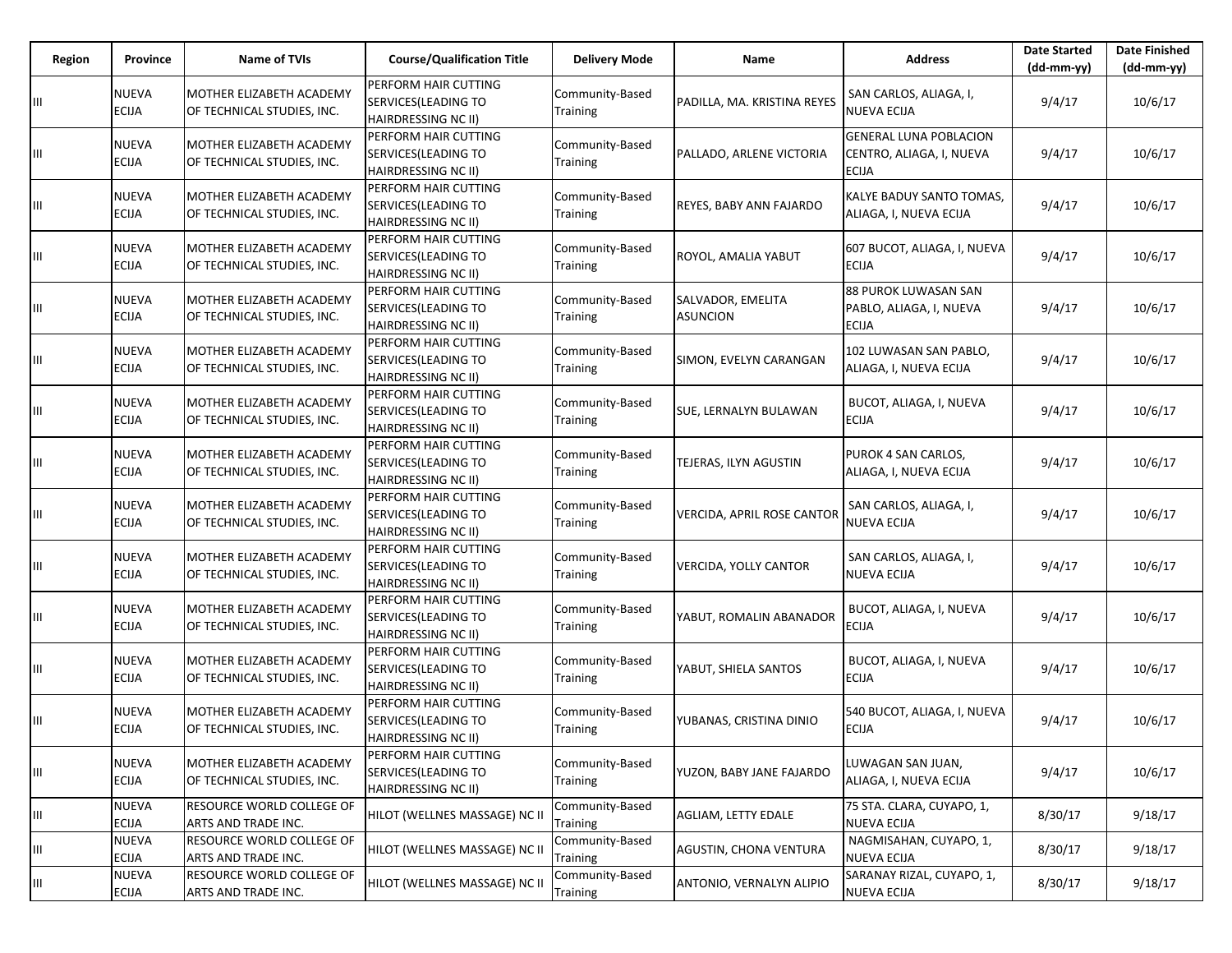| Region | Province | Name of TVIs | Course/Qualification Title | Delivery Mode | Name | Address | Date Started (dd-mm-yy) | Date Finished (dd-mm-yy) |
|---|---|---|---|---|---|---|---|---|
| III | NUEVA ECIJA | MOTHER ELIZABETH ACADEMY OF TECHNICAL STUDIES, INC. | PERFORM HAIR CUTTING SERVICES(LEADING TO HAIRDRESSING NC II) | Community-Based Training | PADILLA, MA. KRISTINA REYES | SAN CARLOS, ALIAGA, I, NUEVA ECIJA | 9/4/17 | 10/6/17 |
| III | NUEVA ECIJA | MOTHER ELIZABETH ACADEMY OF TECHNICAL STUDIES, INC. | PERFORM HAIR CUTTING SERVICES(LEADING TO HAIRDRESSING NC II) | Community-Based Training | PALLADO, ARLENE VICTORIA | GENERAL LUNA POBLACION CENTRO, ALIAGA, I, NUEVA ECIJA | 9/4/17 | 10/6/17 |
| III | NUEVA ECIJA | MOTHER ELIZABETH ACADEMY OF TECHNICAL STUDIES, INC. | PERFORM HAIR CUTTING SERVICES(LEADING TO HAIRDRESSING NC II) | Community-Based Training | REYES, BABY ANN FAJARDO | KALYE BADUY SANTO TOMAS, ALIAGA, I, NUEVA ECIJA | 9/4/17 | 10/6/17 |
| III | NUEVA ECIJA | MOTHER ELIZABETH ACADEMY OF TECHNICAL STUDIES, INC. | PERFORM HAIR CUTTING SERVICES(LEADING TO HAIRDRESSING NC II) | Community-Based Training | ROYOL, AMALIA YABUT | 607 BUCOT, ALIAGA, I, NUEVA ECIJA | 9/4/17 | 10/6/17 |
| III | NUEVA ECIJA | MOTHER ELIZABETH ACADEMY OF TECHNICAL STUDIES, INC. | PERFORM HAIR CUTTING SERVICES(LEADING TO HAIRDRESSING NC II) | Community-Based Training | SALVADOR, EMELITA ASUNCION | 88 PUROK LUWASAN SAN PABLO, ALIAGA, I, NUEVA ECIJA | 9/4/17 | 10/6/17 |
| III | NUEVA ECIJA | MOTHER ELIZABETH ACADEMY OF TECHNICAL STUDIES, INC. | PERFORM HAIR CUTTING SERVICES(LEADING TO HAIRDRESSING NC II) | Community-Based Training | SIMON, EVELYN CARANGAN | 102 LUWASAN SAN PABLO, ALIAGA, I, NUEVA ECIJA | 9/4/17 | 10/6/17 |
| III | NUEVA ECIJA | MOTHER ELIZABETH ACADEMY OF TECHNICAL STUDIES, INC. | PERFORM HAIR CUTTING SERVICES(LEADING TO HAIRDRESSING NC II) | Community-Based Training | SUE, LERNALYN BULAWAN | BUCOT, ALIAGA, I, NUEVA ECIJA | 9/4/17 | 10/6/17 |
| III | NUEVA ECIJA | MOTHER ELIZABETH ACADEMY OF TECHNICAL STUDIES, INC. | PERFORM HAIR CUTTING SERVICES(LEADING TO HAIRDRESSING NC II) | Community-Based Training | TEJERAS, ILYN AGUSTIN | PUROK 4 SAN CARLOS, ALIAGA, I, NUEVA ECIJA | 9/4/17 | 10/6/17 |
| III | NUEVA ECIJA | MOTHER ELIZABETH ACADEMY OF TECHNICAL STUDIES, INC. | PERFORM HAIR CUTTING SERVICES(LEADING TO HAIRDRESSING NC II) | Community-Based Training | VERCIDA, APRIL ROSE CANTOR | SAN CARLOS, ALIAGA, I, NUEVA ECIJA | 9/4/17 | 10/6/17 |
| III | NUEVA ECIJA | MOTHER ELIZABETH ACADEMY OF TECHNICAL STUDIES, INC. | PERFORM HAIR CUTTING SERVICES(LEADING TO HAIRDRESSING NC II) | Community-Based Training | VERCIDA, YOLLY CANTOR | SAN CARLOS, ALIAGA, I, NUEVA ECIJA | 9/4/17 | 10/6/17 |
| III | NUEVA ECIJA | MOTHER ELIZABETH ACADEMY OF TECHNICAL STUDIES, INC. | PERFORM HAIR CUTTING SERVICES(LEADING TO HAIRDRESSING NC II) | Community-Based Training | YABUT, ROMALIN ABANADOR | BUCOT, ALIAGA, I, NUEVA ECIJA | 9/4/17 | 10/6/17 |
| III | NUEVA ECIJA | MOTHER ELIZABETH ACADEMY OF TECHNICAL STUDIES, INC. | PERFORM HAIR CUTTING SERVICES(LEADING TO HAIRDRESSING NC II) | Community-Based Training | YABUT, SHIELA SANTOS | BUCOT, ALIAGA, I, NUEVA ECIJA | 9/4/17 | 10/6/17 |
| III | NUEVA ECIJA | MOTHER ELIZABETH ACADEMY OF TECHNICAL STUDIES, INC. | PERFORM HAIR CUTTING SERVICES(LEADING TO HAIRDRESSING NC II) | Community-Based Training | YUBANAS, CRISTINA DINIO | 540 BUCOT, ALIAGA, I, NUEVA ECIJA | 9/4/17 | 10/6/17 |
| III | NUEVA ECIJA | MOTHER ELIZABETH ACADEMY OF TECHNICAL STUDIES, INC. | PERFORM HAIR CUTTING SERVICES(LEADING TO HAIRDRESSING NC II) | Community-Based Training | YUZON, BABY JANE FAJARDO | LUWAGAN SAN JUAN, ALIAGA, I, NUEVA ECIJA | 9/4/17 | 10/6/17 |
| III | NUEVA ECIJA | RESOURCE WORLD COLLEGE OF ARTS AND TRADE INC. | HILOT (WELLNES MASSAGE) NC II | Community-Based Training | AGLIAM, LETTY EDALE | 75 STA. CLARA, CUYAPO, 1, NUEVA ECIJA | 8/30/17 | 9/18/17 |
| III | NUEVA ECIJA | RESOURCE WORLD COLLEGE OF ARTS AND TRADE INC. | HILOT (WELLNES MASSAGE) NC II | Community-Based Training | AGUSTIN, CHONA VENTURA | NAGMISAHAN, CUYAPO, 1, NUEVA ECIJA | 8/30/17 | 9/18/17 |
| III | NUEVA ECIJA | RESOURCE WORLD COLLEGE OF ARTS AND TRADE INC. | HILOT (WELLNES MASSAGE) NC II | Community-Based Training | ANTONIO, VERNALYN ALIPIO | SARANAY RIZAL, CUYAPO, 1, NUEVA ECIJA | 8/30/17 | 9/18/17 |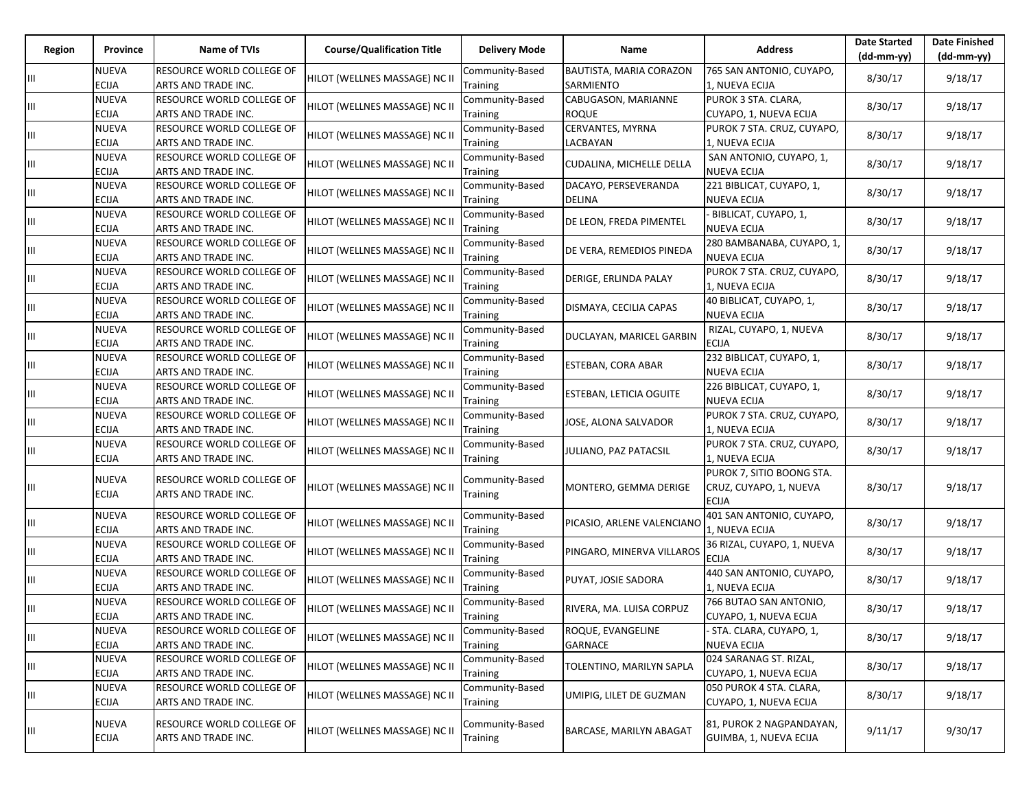| Region | Province | Name of TVIs | Course/Qualification Title | Delivery Mode | Name | Address | Date Started (dd-mm-yy) | Date Finished (dd-mm-yy) |
|---|---|---|---|---|---|---|---|---|
| III | NUEVA ECIJA | RESOURCE WORLD COLLEGE OF ARTS AND TRADE INC. | HILOT (WELLNES MASSAGE) NC II | Community-Based Training | BAUTISTA, MARIA CORAZON SARMIENTO | 765 SAN ANTONIO, CUYAPO, 1, NUEVA ECIJA | 8/30/17 | 9/18/17 |
| III | NUEVA ECIJA | RESOURCE WORLD COLLEGE OF ARTS AND TRADE INC. | HILOT (WELLNES MASSAGE) NC II | Community-Based Training | CABUGASON, MARIANNE ROQUE | PUROK 3 STA. CLARA, CUYAPO, 1, NUEVA ECIJA | 8/30/17 | 9/18/17 |
| III | NUEVA ECIJA | RESOURCE WORLD COLLEGE OF ARTS AND TRADE INC. | HILOT (WELLNES MASSAGE) NC II | Community-Based Training | CERVANTES, MYRNA LACBAYAN | PUROK 7 STA. CRUZ, CUYAPO, 1, NUEVA ECIJA | 8/30/17 | 9/18/17 |
| III | NUEVA ECIJA | RESOURCE WORLD COLLEGE OF ARTS AND TRADE INC. | HILOT (WELLNES MASSAGE) NC II | Community-Based Training | CUDALINA, MICHELLE DELLA | SAN ANTONIO, CUYAPO, 1, NUEVA ECIJA | 8/30/17 | 9/18/17 |
| III | NUEVA ECIJA | RESOURCE WORLD COLLEGE OF ARTS AND TRADE INC. | HILOT (WELLNES MASSAGE) NC II | Community-Based Training | DACAYO, PERSEVERANDA DELINA | 221 BIBLICAT, CUYAPO, 1, NUEVA ECIJA | 8/30/17 | 9/18/17 |
| III | NUEVA ECIJA | RESOURCE WORLD COLLEGE OF ARTS AND TRADE INC. | HILOT (WELLNES MASSAGE) NC II | Community-Based Training | DE LEON, FREDA PIMENTEL | - BIBLICAT, CUYAPO, 1, NUEVA ECIJA | 8/30/17 | 9/18/17 |
| III | NUEVA ECIJA | RESOURCE WORLD COLLEGE OF ARTS AND TRADE INC. | HILOT (WELLNES MASSAGE) NC II | Community-Based Training | DE VERA, REMEDIOS PINEDA | 280 BAMBANABA, CUYAPO, 1, NUEVA ECIJA | 8/30/17 | 9/18/17 |
| III | NUEVA ECIJA | RESOURCE WORLD COLLEGE OF ARTS AND TRADE INC. | HILOT (WELLNES MASSAGE) NC II | Community-Based Training | DERIGE, ERLINDA PALAY | PUROK 7 STA. CRUZ, CUYAPO, 1, NUEVA ECIJA | 8/30/17 | 9/18/17 |
| III | NUEVA ECIJA | RESOURCE WORLD COLLEGE OF ARTS AND TRADE INC. | HILOT (WELLNES MASSAGE) NC II | Community-Based Training | DISMAYA, CECILIA CAPAS | 40 BIBLICAT, CUYAPO, 1, NUEVA ECIJA | 8/30/17 | 9/18/17 |
| III | NUEVA ECIJA | RESOURCE WORLD COLLEGE OF ARTS AND TRADE INC. | HILOT (WELLNES MASSAGE) NC II | Community-Based Training | DUCLAYAN, MARICEL GARBIN | RIZAL, CUYAPO, 1, NUEVA ECIJA | 8/30/17 | 9/18/17 |
| III | NUEVA ECIJA | RESOURCE WORLD COLLEGE OF ARTS AND TRADE INC. | HILOT (WELLNES MASSAGE) NC II | Community-Based Training | ESTEBAN, CORA ABAR | 232 BIBLICAT, CUYAPO, 1, NUEVA ECIJA | 8/30/17 | 9/18/17 |
| III | NUEVA ECIJA | RESOURCE WORLD COLLEGE OF ARTS AND TRADE INC. | HILOT (WELLNES MASSAGE) NC II | Community-Based Training | ESTEBAN, LETICIA OGUITE | 226 BIBLICAT, CUYAPO, 1, NUEVA ECIJA | 8/30/17 | 9/18/17 |
| III | NUEVA ECIJA | RESOURCE WORLD COLLEGE OF ARTS AND TRADE INC. | HILOT (WELLNES MASSAGE) NC II | Community-Based Training | JOSE, ALONA SALVADOR | PUROK 7 STA. CRUZ, CUYAPO, 1, NUEVA ECIJA | 8/30/17 | 9/18/17 |
| III | NUEVA ECIJA | RESOURCE WORLD COLLEGE OF ARTS AND TRADE INC. | HILOT (WELLNES MASSAGE) NC II | Community-Based Training | JULIANO, PAZ PATACSIL | PUROK 7 STA. CRUZ, CUYAPO, 1, NUEVA ECIJA | 8/30/17 | 9/18/17 |
| III | NUEVA ECIJA | RESOURCE WORLD COLLEGE OF ARTS AND TRADE INC. | HILOT (WELLNES MASSAGE) NC II | Community-Based Training | MONTERO, GEMMA DERIGE | PUROK 7, SITIO BOONG STA. CRUZ, CUYAPO, 1, NUEVA ECIJA | 8/30/17 | 9/18/17 |
| III | NUEVA ECIJA | RESOURCE WORLD COLLEGE OF ARTS AND TRADE INC. | HILOT (WELLNES MASSAGE) NC II | Community-Based Training | PICASIO, ARLENE VALENCIANO | 401 SAN ANTONIO, CUYAPO, 1, NUEVA ECIJA | 8/30/17 | 9/18/17 |
| III | NUEVA ECIJA | RESOURCE WORLD COLLEGE OF ARTS AND TRADE INC. | HILOT (WELLNES MASSAGE) NC II | Community-Based Training | PINGARO, MINERVA VILLAROS | 36 RIZAL, CUYAPO, 1, NUEVA ECIJA | 8/30/17 | 9/18/17 |
| III | NUEVA ECIJA | RESOURCE WORLD COLLEGE OF ARTS AND TRADE INC. | HILOT (WELLNES MASSAGE) NC II | Community-Based Training | PUYAT, JOSIE SADORA | 440 SAN ANTONIO, CUYAPO, 1, NUEVA ECIJA | 8/30/17 | 9/18/17 |
| III | NUEVA ECIJA | RESOURCE WORLD COLLEGE OF ARTS AND TRADE INC. | HILOT (WELLNES MASSAGE) NC II | Community-Based Training | RIVERA, MA. LUISA CORPUZ | 766 BUTAO SAN ANTONIO, CUYAPO, NUEVA ECIJA | 8/30/17 | 9/18/17 |
| III | NUEVA ECIJA | RESOURCE WORLD COLLEGE OF ARTS AND TRADE INC. | HILOT (WELLNES MASSAGE) NC II | Community-Based Training | ROQUE, EVANGELINE GARNACE | - STA. CLARA, CUYAPO, 1, NUEVA ECIJA | 8/30/17 | 9/18/17 |
| III | NUEVA ECIJA | RESOURCE WORLD COLLEGE OF ARTS AND TRADE INC. | HILOT (WELLNES MASSAGE) NC II | Community-Based Training | TOLENTINO, MARILYN SAPLA | 024 SARANAG ST. RIZAL, CUYAPO, 1, NUEVA ECIJA | 8/30/17 | 9/18/17 |
| III | NUEVA ECIJA | RESOURCE WORLD COLLEGE OF ARTS AND TRADE INC. | HILOT (WELLNES MASSAGE) NC II | Community-Based Training | UMIPIG, LILET DE GUZMAN | 050 PUROK 4 STA. CLARA, CUYAPO, 1, NUEVA ECIJA | 8/30/17 | 9/18/17 |
| III | NUEVA ECIJA | RESOURCE WORLD COLLEGE OF ARTS AND TRADE INC. | HILOT (WELLNES MASSAGE) NC II | Community-Based Training | BARCASE, MARILYN ABAGAT | 81, PUROK 2 NAGPANDAYAN, GUIMBA, 1, NUEVA ECIJA | 9/11/17 | 9/30/17 |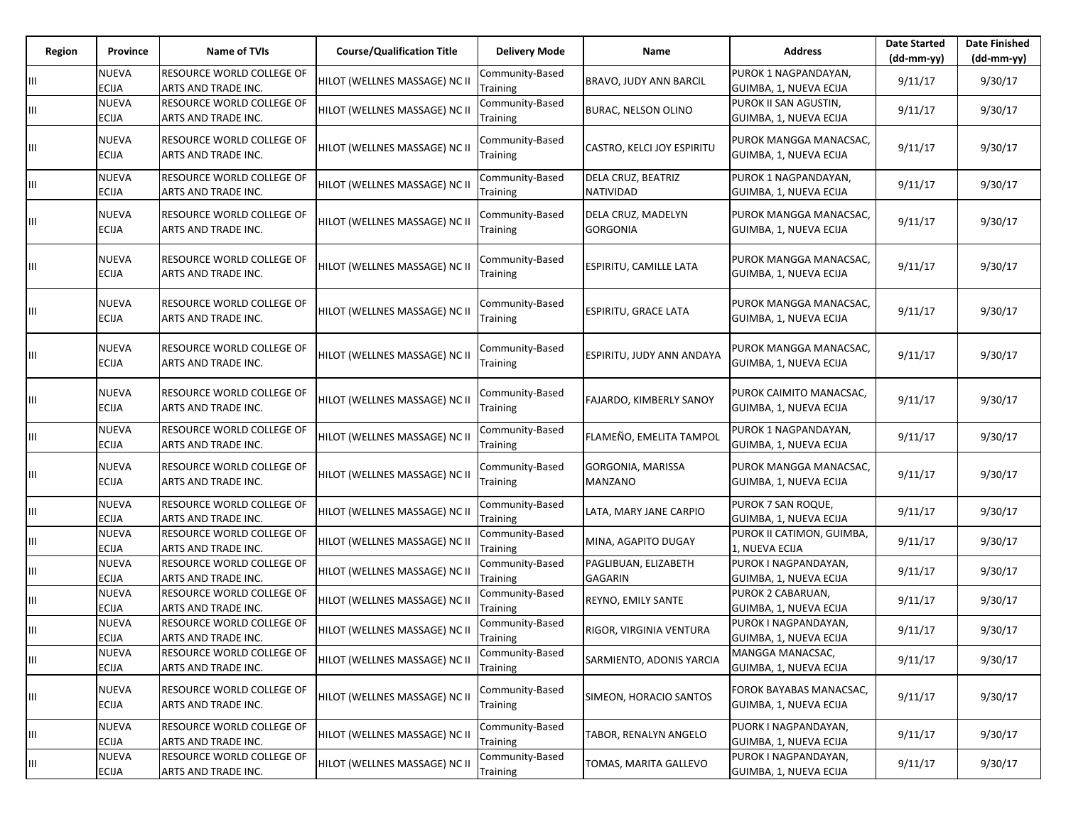| Region | Province | Name of TVIs | Course/Qualification Title | Delivery Mode | Name | Address | Date Started (dd-mm-yy) | Date Finished (dd-mm-yy) |
|---|---|---|---|---|---|---|---|---|
| III | NUEVA ECIJA | RESOURCE WORLD COLLEGE OF ARTS AND TRADE INC. | HILOT (WELLNES MASSAGE) NC II | Community-Based Training | BRAVO, JUDY ANN BARCIL | PUROK 1 NAGPANDAYAN, GUIMBA, 1, NUEVA ECIJA | 9/11/17 | 9/30/17 |
| III | NUEVA ECIJA | RESOURCE WORLD COLLEGE OF ARTS AND TRADE INC. | HILOT (WELLNES MASSAGE) NC II | Community-Based Training | BURAC, NELSON OLINO | PUROK II SAN AGUSTIN, GUIMBA, 1, NUEVA ECIJA | 9/11/17 | 9/30/17 |
| III | NUEVA ECIJA | RESOURCE WORLD COLLEGE OF ARTS AND TRADE INC. | HILOT (WELLNES MASSAGE) NC II | Community-Based Training | CASTRO, KELCI JOY ESPIRITU | PUROK MANGGA MANACSAC, GUIMBA, 1, NUEVA ECIJA | 9/11/17 | 9/30/17 |
| III | NUEVA ECIJA | RESOURCE WORLD COLLEGE OF ARTS AND TRADE INC. | HILOT (WELLNES MASSAGE) NC II | Community-Based Training | DELA CRUZ, BEATRIZ NATIVIDAD | PUROK 1 NAGPANDAYAN, GUIMBA, 1, NUEVA ECIJA | 9/11/17 | 9/30/17 |
| III | NUEVA ECIJA | RESOURCE WORLD COLLEGE OF ARTS AND TRADE INC. | HILOT (WELLNES MASSAGE) NC II | Community-Based Training | DELA CRUZ, MADELYN GORGONIA | PUROK MANGGA MANACSAC, GUIMBA, 1, NUEVA ECIJA | 9/11/17 | 9/30/17 |
| III | NUEVA ECIJA | RESOURCE WORLD COLLEGE OF ARTS AND TRADE INC. | HILOT (WELLNES MASSAGE) NC II | Community-Based Training | ESPIRITU, CAMILLE LATA | PUROK MANGGA MANACSAC, GUIMBA, 1, NUEVA ECIJA | 9/11/17 | 9/30/17 |
| III | NUEVA ECIJA | RESOURCE WORLD COLLEGE OF ARTS AND TRADE INC. | HILOT (WELLNES MASSAGE) NC II | Community-Based Training | ESPIRITU, GRACE LATA | PUROK MANGGA MANACSAC, GUIMBA, 1, NUEVA ECIJA | 9/11/17 | 9/30/17 |
| III | NUEVA ECIJA | RESOURCE WORLD COLLEGE OF ARTS AND TRADE INC. | HILOT (WELLNES MASSAGE) NC II | Community-Based Training | ESPIRITU, JUDY ANN ANDAYA | PUROK MANGGA MANACSAC, GUIMBA, 1, NUEVA ECIJA | 9/11/17 | 9/30/17 |
| III | NUEVA ECIJA | RESOURCE WORLD COLLEGE OF ARTS AND TRADE INC. | HILOT (WELLNES MASSAGE) NC II | Community-Based Training | FAJARDO, KIMBERLY SANOY | PUROK CAIMITO MANACSAC, GUIMBA, 1, NUEVA ECIJA | 9/11/17 | 9/30/17 |
| III | NUEVA ECIJA | RESOURCE WORLD COLLEGE OF ARTS AND TRADE INC. | HILOT (WELLNES MASSAGE) NC II | Community-Based Training | FLAMEÑO, EMELITA TAMPOL | PUROK 1 NAGPANDAYAN, GUIMBA, 1, NUEVA ECIJA | 9/11/17 | 9/30/17 |
| III | NUEVA ECIJA | RESOURCE WORLD COLLEGE OF ARTS AND TRADE INC. | HILOT (WELLNES MASSAGE) NC II | Community-Based Training | GORGONIA, MARISSA MANZANO | PUROK MANGGA MANACSAC, GUIMBA, 1, NUEVA ECIJA | 9/11/17 | 9/30/17 |
| III | NUEVA ECIJA | RESOURCE WORLD COLLEGE OF ARTS AND TRADE INC. | HILOT (WELLNES MASSAGE) NC II | Community-Based Training | LATA, MARY JANE CARPIO | PUROK 7 SAN ROQUE, GUIMBA, 1, NUEVA ECIJA | 9/11/17 | 9/30/17 |
| III | NUEVA ECIJA | RESOURCE WORLD COLLEGE OF ARTS AND TRADE INC. | HILOT (WELLNES MASSAGE) NC II | Community-Based Training | MINA, AGAPITO DUGAY | PUROK II CATIMON, GUIMBA, 1, NUEVA ECIJA | 9/11/17 | 9/30/17 |
| III | NUEVA ECIJA | RESOURCE WORLD COLLEGE OF ARTS AND TRADE INC. | HILOT (WELLNES MASSAGE) NC II | Community-Based Training | PAGLIBUAN, ELIZABETH GAGARIN | PUROK I NAGPANDAYAN, GUIMBA, 1, NUEVA ECIJA | 9/11/17 | 9/30/17 |
| III | NUEVA ECIJA | RESOURCE WORLD COLLEGE OF ARTS AND TRADE INC. | HILOT (WELLNES MASSAGE) NC II | Community-Based Training | REYNO, EMILY SANTE | PUROK 2 CABARUAN, GUIMBA, 1, NUEVA ECIJA | 9/11/17 | 9/30/17 |
| III | NUEVA ECIJA | RESOURCE WORLD COLLEGE OF ARTS AND TRADE INC. | HILOT (WELLNES MASSAGE) NC II | Community-Based Training | RIGOR, VIRGINIA VENTURA | PUROK I NAGPANDAYAN, GUIMBA, 1, NUEVA ECIJA | 9/11/17 | 9/30/17 |
| III | NUEVA ECIJA | RESOURCE WORLD COLLEGE OF ARTS AND TRADE INC. | HILOT (WELLNES MASSAGE) NC II | Community-Based Training | SARMIENTO, ADONIS YARCIA | MANGGA MANACSAC, GUIMBA, 1, NUEVA ECIJA | 9/11/17 | 9/30/17 |
| III | NUEVA ECIJA | RESOURCE WORLD COLLEGE OF ARTS AND TRADE INC. | HILOT (WELLNES MASSAGE) NC II | Community-Based Training | SIMEON, HORACIO SANTOS | FOROK BAYABAS MANACSAC, GUIMBA, 1, NUEVA ECIJA | 9/11/17 | 9/30/17 |
| III | NUEVA ECIJA | RESOURCE WORLD COLLEGE OF ARTS AND TRADE INC. | HILOT (WELLNES MASSAGE) NC II | Community-Based Training | TABOR, RENALYN ANGELO | PUORK I NAGPANDAYAN, GUIMBA, 1, NUEVA ECIJA | 9/11/17 | 9/30/17 |
| III | NUEVA ECIJA | RESOURCE WORLD COLLEGE OF ARTS AND TRADE INC. | HILOT (WELLNES MASSAGE) NC II | Community-Based Training | TOMAS, MARITA GALLEVO | PUROK I NAGPANDAYAN, GUIMBA, 1, NUEVA ECIJA | 9/11/17 | 9/30/17 |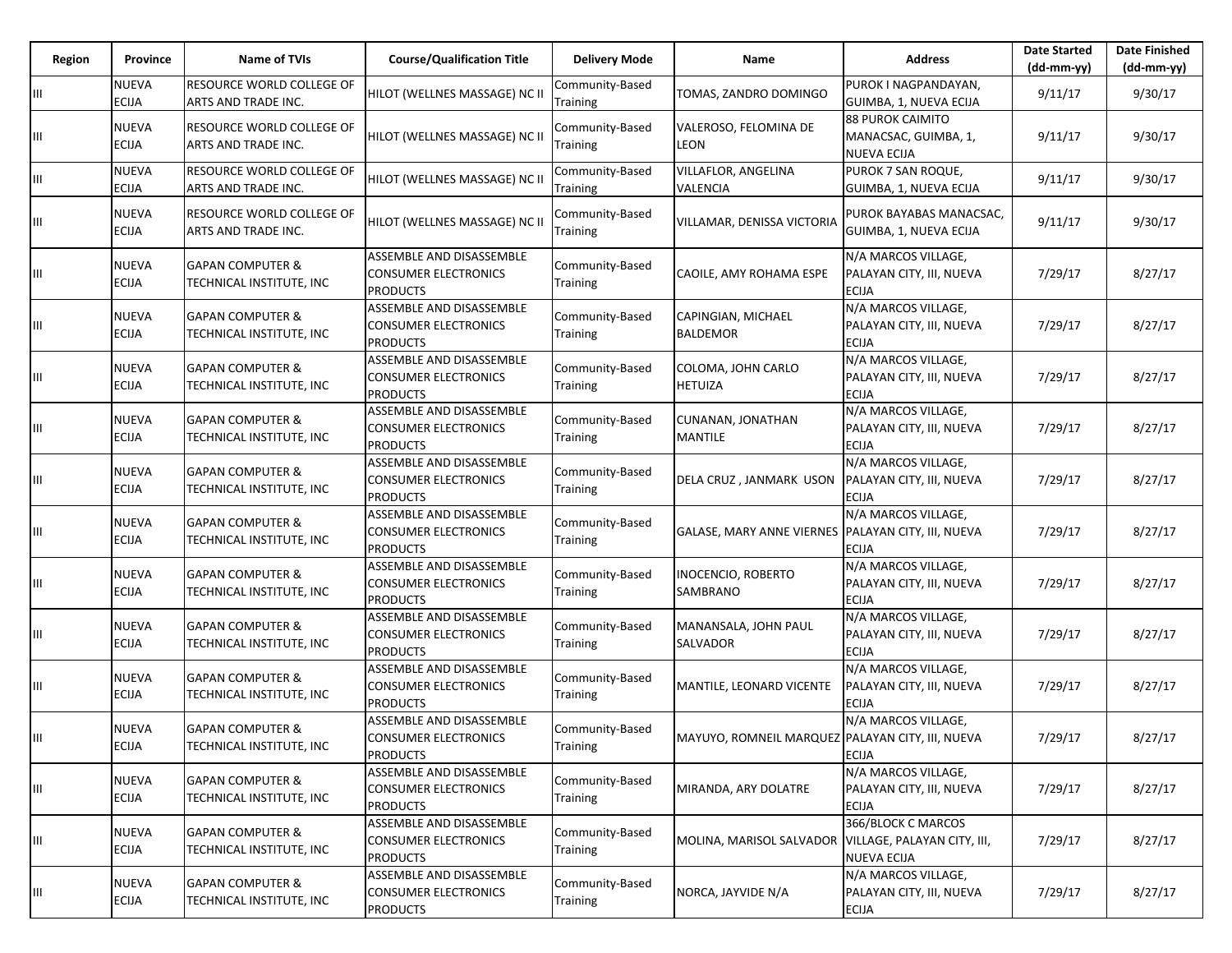| Region | Province | Name of TVIs | Course/Qualification Title | Delivery Mode | Name | Address | Date Started (dd-mm-yy) | Date Finished (dd-mm-yy) |
|---|---|---|---|---|---|---|---|---|
| III | NUEVA ECIJA | RESOURCE WORLD COLLEGE OF ARTS AND TRADE INC. | HILOT (WELLNES MASSAGE) NC II | Community-Based Training | TOMAS, ZANDRO DOMINGO | PUROK I NAGPANDAYAN, GUIMBA, 1, NUEVA ECIJA | 9/11/17 | 9/30/17 |
| III | NUEVA ECIJA | RESOURCE WORLD COLLEGE OF ARTS AND TRADE INC. | HILOT (WELLNES MASSAGE) NC II | Community-Based Training | VALEROSO, FELOMINA DE LEON | 88 PUROK CAIMITO MANACSAC, GUIMBA, 1, NUEVA ECIJA | 9/11/17 | 9/30/17 |
| III | NUEVA ECIJA | RESOURCE WORLD COLLEGE OF ARTS AND TRADE INC. | HILOT (WELLNES MASSAGE) NC II | Community-Based Training | VILLAFLOR, ANGELINA VALENCIA | PUROK 7 SAN ROQUE, GUIMBA, 1, NUEVA ECIJA | 9/11/17 | 9/30/17 |
| III | NUEVA ECIJA | RESOURCE WORLD COLLEGE OF ARTS AND TRADE INC. | HILOT (WELLNES MASSAGE) NC II | Community-Based Training | VILLAMAR, DENISSA VICTORIA | PUROK BAYABAS MANACSAC, GUIMBA, 1, NUEVA ECIJA | 9/11/17 | 9/30/17 |
| III | NUEVA ECIJA | GAPAN COMPUTER & TECHNICAL INSTITUTE, INC | ASSEMBLE AND DISASSEMBLE CONSUMER ELECTRONICS PRODUCTS | Community-Based Training | CAOILE, AMY ROHAMA ESPE | N/A MARCOS VILLAGE, PALAYAN CITY, III, NUEVA ECIJA | 7/29/17 | 8/27/17 |
| III | NUEVA ECIJA | GAPAN COMPUTER & TECHNICAL INSTITUTE, INC | ASSEMBLE AND DISASSEMBLE CONSUMER ELECTRONICS PRODUCTS | Community-Based Training | CAPINGIAN, MICHAEL BALDEMOR | N/A MARCOS VILLAGE, PALAYAN CITY, III, NUEVA ECIJA | 7/29/17 | 8/27/17 |
| III | NUEVA ECIJA | GAPAN COMPUTER & TECHNICAL INSTITUTE, INC | ASSEMBLE AND DISASSEMBLE CONSUMER ELECTRONICS PRODUCTS | Community-Based Training | COLOMA, JOHN CARLO HETUIZA | N/A MARCOS VILLAGE, PALAYAN CITY, III, NUEVA ECIJA | 7/29/17 | 8/27/17 |
| III | NUEVA ECIJA | GAPAN COMPUTER & TECHNICAL INSTITUTE, INC | ASSEMBLE AND DISASSEMBLE CONSUMER ELECTRONICS PRODUCTS | Community-Based Training | CUNANAN, JONATHAN MANTILE | N/A MARCOS VILLAGE, PALAYAN CITY, III, NUEVA ECIJA | 7/29/17 | 8/27/17 |
| III | NUEVA ECIJA | GAPAN COMPUTER & TECHNICAL INSTITUTE, INC | ASSEMBLE AND DISASSEMBLE CONSUMER ELECTRONICS PRODUCTS | Community-Based Training | DELA CRUZ , JANMARK USON | N/A MARCOS VILLAGE, PALAYAN CITY, III, NUEVA ECIJA | 7/29/17 | 8/27/17 |
| III | NUEVA ECIJA | GAPAN COMPUTER & TECHNICAL INSTITUTE, INC | ASSEMBLE AND DISASSEMBLE CONSUMER ELECTRONICS PRODUCTS | Community-Based Training | GALASE, MARY ANNE VIERNES | N/A MARCOS VILLAGE, PALAYAN CITY, III, NUEVA ECIJA | 7/29/17 | 8/27/17 |
| III | NUEVA ECIJA | GAPAN COMPUTER & TECHNICAL INSTITUTE, INC | ASSEMBLE AND DISASSEMBLE CONSUMER ELECTRONICS PRODUCTS | Community-Based Training | INOCENCIO, ROBERTO SAMBRANO | N/A MARCOS VILLAGE, PALAYAN CITY, III, NUEVA ECIJA | 7/29/17 | 8/27/17 |
| III | NUEVA ECIJA | GAPAN COMPUTER & TECHNICAL INSTITUTE, INC | ASSEMBLE AND DISASSEMBLE CONSUMER ELECTRONICS PRODUCTS | Community-Based Training | MANANSALA, JOHN PAUL SALVADOR | N/A MARCOS VILLAGE, PALAYAN CITY, III, NUEVA ECIJA | 7/29/17 | 8/27/17 |
| III | NUEVA ECIJA | GAPAN COMPUTER & TECHNICAL INSTITUTE, INC | ASSEMBLE AND DISASSEMBLE CONSUMER ELECTRONICS PRODUCTS | Community-Based Training | MANTILE, LEONARD VICENTE | N/A MARCOS VILLAGE, PALAYAN CITY, III, NUEVA ECIJA | 7/29/17 | 8/27/17 |
| III | NUEVA ECIJA | GAPAN COMPUTER & TECHNICAL INSTITUTE, INC | ASSEMBLE AND DISASSEMBLE CONSUMER ELECTRONICS PRODUCTS | Community-Based Training | MAYUYO, ROMNEIL MARQUEZ | N/A MARCOS VILLAGE, PALAYAN CITY, III, NUEVA ECIJA | 7/29/17 | 8/27/17 |
| III | NUEVA ECIJA | GAPAN COMPUTER & TECHNICAL INSTITUTE, INC | ASSEMBLE AND DISASSEMBLE CONSUMER ELECTRONICS PRODUCTS | Community-Based Training | MIRANDA, ARY DOLATRE | N/A MARCOS VILLAGE, PALAYAN CITY, III, NUEVA ECIJA | 7/29/17 | 8/27/17 |
| III | NUEVA ECIJA | GAPAN COMPUTER & TECHNICAL INSTITUTE, INC | ASSEMBLE AND DISASSEMBLE CONSUMER ELECTRONICS PRODUCTS | Community-Based Training | MOLINA, MARISOL SALVADOR | 366/BLOCK C MARCOS VILLAGE, PALAYAN CITY, III, NUEVA ECIJA | 7/29/17 | 8/27/17 |
| III | NUEVA ECIJA | GAPAN COMPUTER & TECHNICAL INSTITUTE, INC | ASSEMBLE AND DISASSEMBLE CONSUMER ELECTRONICS PRODUCTS | Community-Based Training | NORCA, JAYVIDE N/A | N/A MARCOS VILLAGE, PALAYAN CITY, III, NUEVA ECIJA | 7/29/17 | 8/27/17 |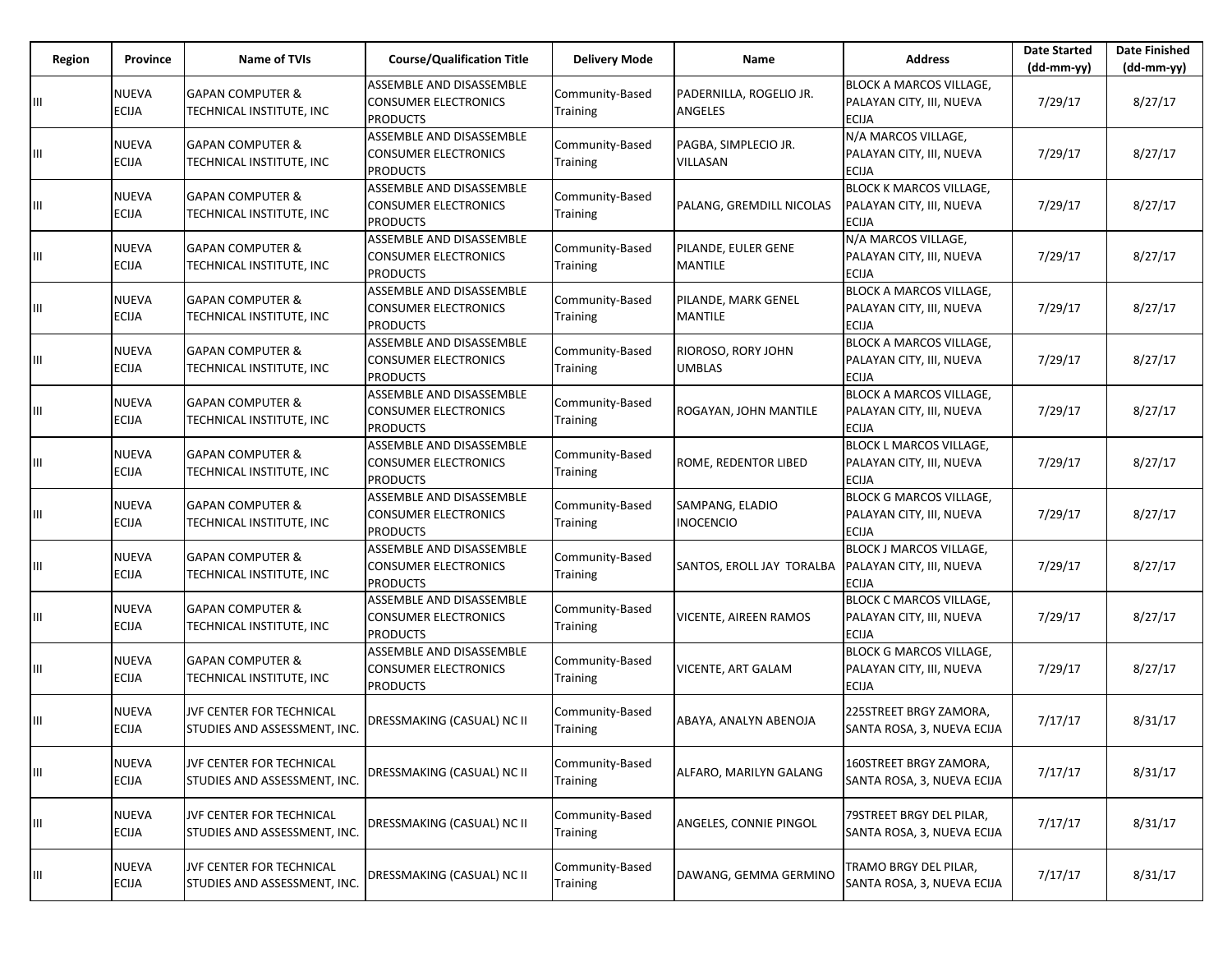| Region | Province | Name of TVIs | Course/Qualification Title | Delivery Mode | Name | Address | Date Started (dd-mm-yy) | Date Finished (dd-mm-yy) |
|---|---|---|---|---|---|---|---|---|
| III | NUEVA ECIJA | GAPAN COMPUTER & TECHNICAL INSTITUTE, INC | ASSEMBLE AND DISASSEMBLE CONSUMER ELECTRONICS PRODUCTS | Community-Based Training | PADERNILLA, ROGELIO JR. ANGELES | BLOCK A MARCOS VILLAGE, PALAYAN CITY, III, NUEVA ECIJA | 7/29/17 | 8/27/17 |
| III | NUEVA ECIJA | GAPAN COMPUTER & TECHNICAL INSTITUTE, INC | ASSEMBLE AND DISASSEMBLE CONSUMER ELECTRONICS PRODUCTS | Community-Based Training | PAGBA, SIMPLECIO JR. VILLASAN | N/A MARCOS VILLAGE, PALAYAN CITY, III, NUEVA ECIJA | 7/29/17 | 8/27/17 |
| III | NUEVA ECIJA | GAPAN COMPUTER & TECHNICAL INSTITUTE, INC | ASSEMBLE AND DISASSEMBLE CONSUMER ELECTRONICS PRODUCTS | Community-Based Training | PALANG, GREMDILL NICOLAS | BLOCK K MARCOS VILLAGE, PALAYAN CITY, III, NUEVA ECIJA | 7/29/17 | 8/27/17 |
| III | NUEVA ECIJA | GAPAN COMPUTER & TECHNICAL INSTITUTE, INC | ASSEMBLE AND DISASSEMBLE CONSUMER ELECTRONICS PRODUCTS | Community-Based Training | PILANDE, EULER GENE MANTILE | N/A MARCOS VILLAGE, PALAYAN CITY, III, NUEVA ECIJA | 7/29/17 | 8/27/17 |
| III | NUEVA ECIJA | GAPAN COMPUTER & TECHNICAL INSTITUTE, INC | ASSEMBLE AND DISASSEMBLE CONSUMER ELECTRONICS PRODUCTS | Community-Based Training | PILANDE, MARK GENEL MANTILE | BLOCK A MARCOS VILLAGE, PALAYAN CITY, III, NUEVA ECIJA | 7/29/17 | 8/27/17 |
| III | NUEVA ECIJA | GAPAN COMPUTER & TECHNICAL INSTITUTE, INC | ASSEMBLE AND DISASSEMBLE CONSUMER ELECTRONICS PRODUCTS | Community-Based Training | RIOROSO, RORY JOHN UMBLAS | BLOCK A MARCOS VILLAGE, PALAYAN CITY, III, NUEVA ECIJA | 7/29/17 | 8/27/17 |
| III | NUEVA ECIJA | GAPAN COMPUTER & TECHNICAL INSTITUTE, INC | ASSEMBLE AND DISASSEMBLE CONSUMER ELECTRONICS PRODUCTS | Community-Based Training | ROGAYAN, JOHN MANTILE | BLOCK A MARCOS VILLAGE, PALAYAN CITY, III, NUEVA ECIJA | 7/29/17 | 8/27/17 |
| III | NUEVA ECIJA | GAPAN COMPUTER & TECHNICAL INSTITUTE, INC | ASSEMBLE AND DISASSEMBLE CONSUMER ELECTRONICS PRODUCTS | Community-Based Training | ROME, REDENTOR LIBED | BLOCK L MARCOS VILLAGE, PALAYAN CITY, III, NUEVA ECIJA | 7/29/17 | 8/27/17 |
| III | NUEVA ECIJA | GAPAN COMPUTER & TECHNICAL INSTITUTE, INC | ASSEMBLE AND DISASSEMBLE CONSUMER ELECTRONICS PRODUCTS | Community-Based Training | SAMPANG, ELADIO INOCENCIO | BLOCK G MARCOS VILLAGE, PALAYAN CITY, III, NUEVA ECIJA | 7/29/17 | 8/27/17 |
| III | NUEVA ECIJA | GAPAN COMPUTER & TECHNICAL INSTITUTE, INC | ASSEMBLE AND DISASSEMBLE CONSUMER ELECTRONICS PRODUCTS | Community-Based Training | SANTOS, EROLL JAY TORALBA | BLOCK J MARCOS VILLAGE, PALAYAN CITY, III, NUEVA ECIJA | 7/29/17 | 8/27/17 |
| III | NUEVA ECIJA | GAPAN COMPUTER & TECHNICAL INSTITUTE, INC | ASSEMBLE AND DISASSEMBLE CONSUMER ELECTRONICS PRODUCTS | Community-Based Training | VICENTE, AIREEN RAMOS | BLOCK C MARCOS VILLAGE, PALAYAN CITY, III, NUEVA ECIJA | 7/29/17 | 8/27/17 |
| III | NUEVA ECIJA | GAPAN COMPUTER & TECHNICAL INSTITUTE, INC | ASSEMBLE AND DISASSEMBLE CONSUMER ELECTRONICS PRODUCTS | Community-Based Training | VICENTE, ART GALAM | BLOCK G MARCOS VILLAGE, PALAYAN CITY, III, NUEVA ECIJA | 7/29/17 | 8/27/17 |
| III | NUEVA ECIJA | JVF CENTER FOR TECHNICAL STUDIES AND ASSESSMENT, INC. | DRESSMAKING (CASUAL) NC II | Community-Based Training | ABAYA, ANALYN ABENOJA | 225STREET BRGY ZAMORA, SANTA ROSA, 3, NUEVA ECIJA | 7/17/17 | 8/31/17 |
| III | NUEVA ECIJA | JVF CENTER FOR TECHNICAL STUDIES AND ASSESSMENT, INC. | DRESSMAKING (CASUAL) NC II | Community-Based Training | ALFARO, MARILYN GALANG | 160STREET BRGY ZAMORA, SANTA ROSA, 3, NUEVA ECIJA | 7/17/17 | 8/31/17 |
| III | NUEVA ECIJA | JVF CENTER FOR TECHNICAL STUDIES AND ASSESSMENT, INC. | DRESSMAKING (CASUAL) NC II | Community-Based Training | ANGELES, CONNIE PINGOL | 79STREET BRGY DEL PILAR, SANTA ROSA, 3, NUEVA ECIJA | 7/17/17 | 8/31/17 |
| III | NUEVA ECIJA | JVF CENTER FOR TECHNICAL STUDIES AND ASSESSMENT, INC. | DRESSMAKING (CASUAL) NC II | Community-Based Training | DAWANG, GEMMA GERMINO | TRAMO BRGY DEL PILAR, SANTA ROSA, 3, NUEVA ECIJA | 7/17/17 | 8/31/17 |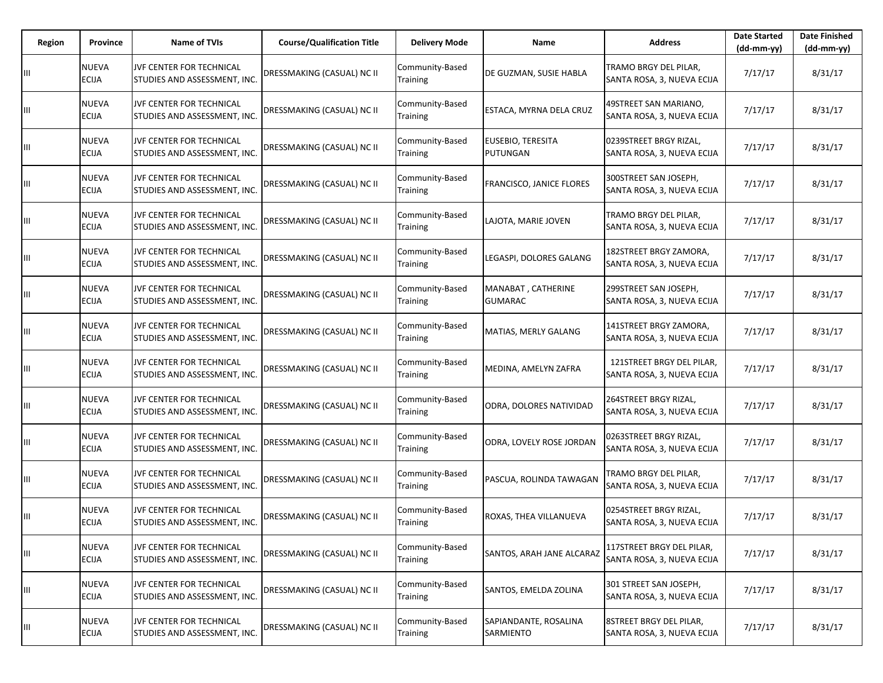| Region | Province | Name of TVIs | Course/Qualification Title | Delivery Mode | Name | Address | Date Started (dd-mm-yy) | Date Finished (dd-mm-yy) |
|---|---|---|---|---|---|---|---|---|
| III | NUEVA ECIJA | JVF CENTER FOR TECHNICAL STUDIES AND ASSESSMENT, INC. | DRESSMAKING (CASUAL) NC II | Community-Based Training | DE GUZMAN, SUSIE HABLA | TRAMO BRGY DEL PILAR, SANTA ROSA, 3, NUEVA ECIJA | 7/17/17 | 8/31/17 |
| III | NUEVA ECIJA | JVF CENTER FOR TECHNICAL STUDIES AND ASSESSMENT, INC. | DRESSMAKING (CASUAL) NC II | Community-Based Training | ESTACA, MYRNA DELA CRUZ | 49STREET SAN MARIANO, SANTA ROSA, 3, NUEVA ECIJA | 7/17/17 | 8/31/17 |
| III | NUEVA ECIJA | JVF CENTER FOR TECHNICAL STUDIES AND ASSESSMENT, INC. | DRESSMAKING (CASUAL) NC II | Community-Based Training | EUSEBIO, TERESITA PUTUNGAN | 0239STREET BRGY RIZAL, SANTA ROSA, 3, NUEVA ECIJA | 7/17/17 | 8/31/17 |
| III | NUEVA ECIJA | JVF CENTER FOR TECHNICAL STUDIES AND ASSESSMENT, INC. | DRESSMAKING (CASUAL) NC II | Community-Based Training | FRANCISCO, JANICE FLORES | 300STREET SAN JOSEPH, SANTA ROSA, 3, NUEVA ECIJA | 7/17/17 | 8/31/17 |
| III | NUEVA ECIJA | JVF CENTER FOR TECHNICAL STUDIES AND ASSESSMENT, INC. | DRESSMAKING (CASUAL) NC II | Community-Based Training | LAJOTA, MARIE JOVEN | TRAMO BRGY DEL PILAR, SANTA ROSA, 3, NUEVA ECIJA | 7/17/17 | 8/31/17 |
| III | NUEVA ECIJA | JVF CENTER FOR TECHNICAL STUDIES AND ASSESSMENT, INC. | DRESSMAKING (CASUAL) NC II | Community-Based Training | LEGASPI, DOLORES GALANG | 182STREET BRGY ZAMORA, SANTA ROSA, 3, NUEVA ECIJA | 7/17/17 | 8/31/17 |
| III | NUEVA ECIJA | JVF CENTER FOR TECHNICAL STUDIES AND ASSESSMENT, INC. | DRESSMAKING (CASUAL) NC II | Community-Based Training | MANABAT , CATHERINE GUMARAC | 299STREET SAN JOSEPH, SANTA ROSA, 3, NUEVA ECIJA | 7/17/17 | 8/31/17 |
| III | NUEVA ECIJA | JVF CENTER FOR TECHNICAL STUDIES AND ASSESSMENT, INC. | DRESSMAKING (CASUAL) NC II | Community-Based Training | MATIAS, MERLY GALANG | 141STREET BRGY ZAMORA, SANTA ROSA, 3, NUEVA ECIJA | 7/17/17 | 8/31/17 |
| III | NUEVA ECIJA | JVF CENTER FOR TECHNICAL STUDIES AND ASSESSMENT, INC. | DRESSMAKING (CASUAL) NC II | Community-Based Training | MEDINA, AMELYN ZAFRA | 121STREET BRGY DEL PILAR, SANTA ROSA, 3, NUEVA ECIJA | 7/17/17 | 8/31/17 |
| III | NUEVA ECIJA | JVF CENTER FOR TECHNICAL STUDIES AND ASSESSMENT, INC. | DRESSMAKING (CASUAL) NC II | Community-Based Training | ODRA, DOLORES NATIVIDAD | 264STREET BRGY RIZAL, SANTA ROSA, 3, NUEVA ECIJA | 7/17/17 | 8/31/17 |
| III | NUEVA ECIJA | JVF CENTER FOR TECHNICAL STUDIES AND ASSESSMENT, INC. | DRESSMAKING (CASUAL) NC II | Community-Based Training | ODRA, LOVELY ROSE JORDAN | 0263STREET BRGY RIZAL, SANTA ROSA, 3, NUEVA ECIJA | 7/17/17 | 8/31/17 |
| III | NUEVA ECIJA | JVF CENTER FOR TECHNICAL STUDIES AND ASSESSMENT, INC. | DRESSMAKING (CASUAL) NC II | Community-Based Training | PASCUA, ROLINDA TAWAGAN | TRAMO BRGY DEL PILAR, SANTA ROSA, 3, NUEVA ECIJA | 7/17/17 | 8/31/17 |
| III | NUEVA ECIJA | JVF CENTER FOR TECHNICAL STUDIES AND ASSESSMENT, INC. | DRESSMAKING (CASUAL) NC II | Community-Based Training | ROXAS, THEA VILLANUEVA | 0254STREET BRGY RIZAL, SANTA ROSA, 3, NUEVA ECIJA | 7/17/17 | 8/31/17 |
| III | NUEVA ECIJA | JVF CENTER FOR TECHNICAL STUDIES AND ASSESSMENT, INC. | DRESSMAKING (CASUAL) NC II | Community-Based Training | SANTOS, ARAH JANE ALCARAZ | 117STREET BRGY DEL PILAR, SANTA ROSA, 3, NUEVA ECIJA | 7/17/17 | 8/31/17 |
| III | NUEVA ECIJA | JVF CENTER FOR TECHNICAL STUDIES AND ASSESSMENT, INC. | DRESSMAKING (CASUAL) NC II | Community-Based Training | SANTOS, EMELDA ZOLINA | 301 STREET SAN JOSEPH, SANTA ROSA, 3, NUEVA ECIJA | 7/17/17 | 8/31/17 |
| III | NUEVA ECIJA | JVF CENTER FOR TECHNICAL STUDIES AND ASSESSMENT, INC. | DRESSMAKING (CASUAL) NC II | Community-Based Training | SAPIANDANTE, ROSALINA SARMIENTO | 8STREET BRGY DEL PILAR, SANTA ROSA, 3, NUEVA ECIJA | 7/17/17 | 8/31/17 |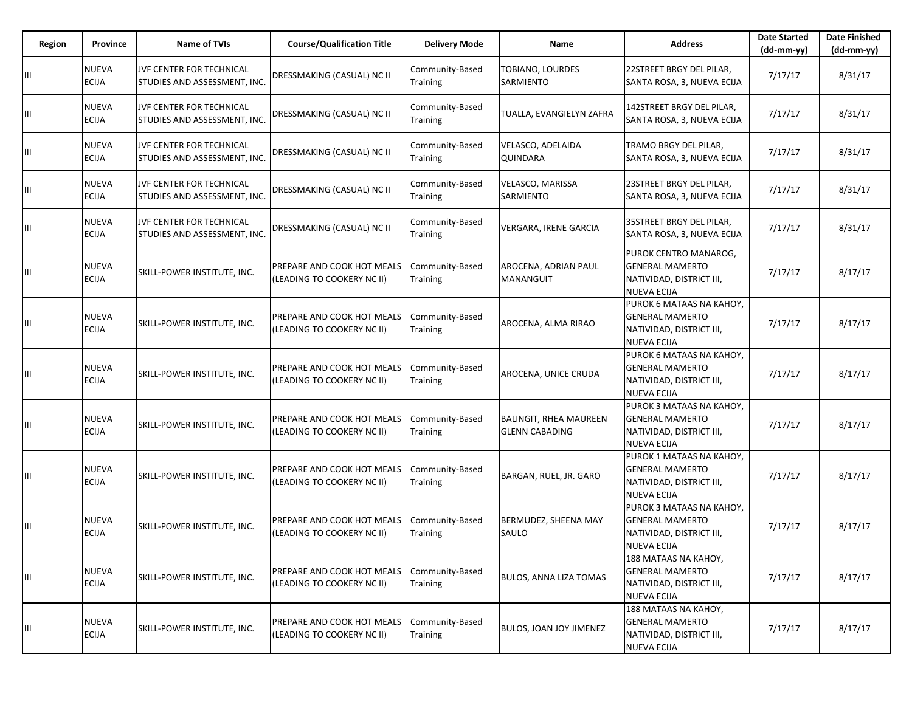| Region | Province | Name of TVIs | Course/Qualification Title | Delivery Mode | Name | Address | Date Started (dd-mm-yy) | Date Finished (dd-mm-yy) |
|---|---|---|---|---|---|---|---|---|
| III | NUEVA ECIJA | JVF CENTER FOR TECHNICAL STUDIES AND ASSESSMENT, INC. | DRESSMAKING (CASUAL) NC II | Community-Based Training | TOBIANO, LOURDES SARMIENTO | 22STREET BRGY DEL PILAR, SANTA ROSA, 3, NUEVA ECIJA | 7/17/17 | 8/31/17 |
| III | NUEVA ECIJA | JVF CENTER FOR TECHNICAL STUDIES AND ASSESSMENT, INC. | DRESSMAKING (CASUAL) NC II | Community-Based Training | TUALLA, EVANGIELYN ZAFRA | 142STREET BRGY DEL PILAR, SANTA ROSA, 3, NUEVA ECIJA | 7/17/17 | 8/31/17 |
| III | NUEVA ECIJA | JVF CENTER FOR TECHNICAL STUDIES AND ASSESSMENT, INC. | DRESSMAKING (CASUAL) NC II | Community-Based Training | VELASCO, ADELAIDA QUINDARA | TRAMO BRGY DEL PILAR, SANTA ROSA, 3, NUEVA ECIJA | 7/17/17 | 8/31/17 |
| III | NUEVA ECIJA | JVF CENTER FOR TECHNICAL STUDIES AND ASSESSMENT, INC. | DRESSMAKING (CASUAL) NC II | Community-Based Training | VELASCO, MARISSA SARMIENTO | 23STREET BRGY DEL PILAR, SANTA ROSA, 3, NUEVA ECIJA | 7/17/17 | 8/31/17 |
| III | NUEVA ECIJA | JVF CENTER FOR TECHNICAL STUDIES AND ASSESSMENT, INC. | DRESSMAKING (CASUAL) NC II | Community-Based Training | VERGARA, IRENE GARCIA | 35STREET BRGY DEL PILAR, SANTA ROSA, 3, NUEVA ECIJA | 7/17/17 | 8/31/17 |
| III | NUEVA ECIJA | SKILL-POWER INSTITUTE, INC. | PREPARE AND COOK HOT MEALS (LEADING TO COOKERY NC II) | Community-Based Training | AROCENA, ADRIAN PAUL MANANGUIT | PUROK CENTRO MANAROG, GENERAL MAMERTO NATIVIDAD, DISTRICT III, NUEVA ECIJA | 7/17/17 | 8/17/17 |
| III | NUEVA ECIJA | SKILL-POWER INSTITUTE, INC. | PREPARE AND COOK HOT MEALS (LEADING TO COOKERY NC II) | Community-Based Training | AROCENA, ALMA RIRAO | PUROK 6 MATAAS NA KAHOY, GENERAL MAMERTO NATIVIDAD, DISTRICT III, NUEVA ECIJA | 7/17/17 | 8/17/17 |
| III | NUEVA ECIJA | SKILL-POWER INSTITUTE, INC. | PREPARE AND COOK HOT MEALS (LEADING TO COOKERY NC II) | Community-Based Training | AROCENA, UNICE CRUDA | PUROK 6 MATAAS NA KAHOY, GENERAL MAMERTO NATIVIDAD, DISTRICT III, NUEVA ECIJA | 7/17/17 | 8/17/17 |
| III | NUEVA ECIJA | SKILL-POWER INSTITUTE, INC. | PREPARE AND COOK HOT MEALS (LEADING TO COOKERY NC II) | Community-Based Training | BALINGIT, RHEA MAUREEN GLENN CABADING | PUROK 3 MATAAS NA KAHOY, GENERAL MAMERTO NATIVIDAD, DISTRICT III, NUEVA ECIJA | 7/17/17 | 8/17/17 |
| III | NUEVA ECIJA | SKILL-POWER INSTITUTE, INC. | PREPARE AND COOK HOT MEALS (LEADING TO COOKERY NC II) | Community-Based Training | BARGAN, RUEL, JR. GARO | PUROK 1 MATAAS NA KAHOY, GENERAL MAMERTO NATIVIDAD, DISTRICT III, NUEVA ECIJA | 7/17/17 | 8/17/17 |
| III | NUEVA ECIJA | SKILL-POWER INSTITUTE, INC. | PREPARE AND COOK HOT MEALS (LEADING TO COOKERY NC II) | Community-Based Training | BERMUDEZ, SHEENA MAY SAULO | PUROK 3 MATAAS NA KAHOY, GENERAL MAMERTO NATIVIDAD, DISTRICT III, NUEVA ECIJA | 7/17/17 | 8/17/17 |
| III | NUEVA ECIJA | SKILL-POWER INSTITUTE, INC. | PREPARE AND COOK HOT MEALS (LEADING TO COOKERY NC II) | Community-Based Training | BULOS, ANNA LIZA TOMAS | 188 MATAAS NA KAHOY, GENERAL MAMERTO NATIVIDAD, DISTRICT III, NUEVA ECIJA | 7/17/17 | 8/17/17 |
| III | NUEVA ECIJA | SKILL-POWER INSTITUTE, INC. | PREPARE AND COOK HOT MEALS (LEADING TO COOKERY NC II) | Community-Based Training | BULOS, JOAN JOY JIMENEZ | 188 MATAAS NA KAHOY, GENERAL MAMERTO NATIVIDAD, DISTRICT III, NUEVA ECIJA | 7/17/17 | 8/17/17 |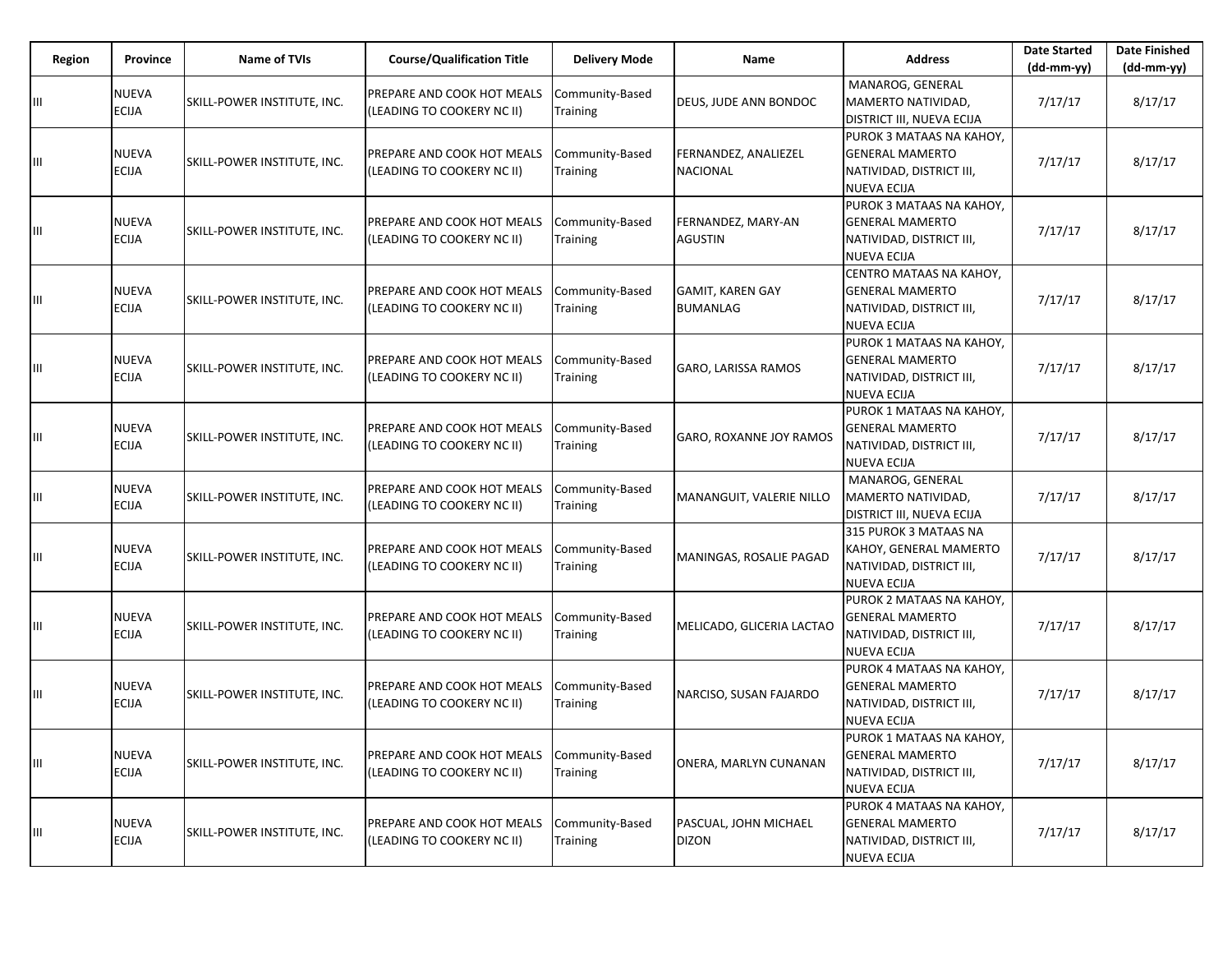| Region | Province | Name of TVIs | Course/Qualification Title | Delivery Mode | Name | Address | Date Started (dd-mm-yy) | Date Finished (dd-mm-yy) |
|---|---|---|---|---|---|---|---|---|
| III | NUEVA ECIJA | SKILL-POWER INSTITUTE, INC. | PREPARE AND COOK HOT MEALS (LEADING TO COOKERY NC II) | Community-Based Training | DEUS, JUDE ANN BONDOC | MANAROG, GENERAL MAMERTO NATIVIDAD, DISTRICT III, NUEVA ECIJA | 7/17/17 | 8/17/17 |
| III | NUEVA ECIJA | SKILL-POWER INSTITUTE, INC. | PREPARE AND COOK HOT MEALS (LEADING TO COOKERY NC II) | Community-Based Training | FERNANDEZ, ANALIEZEL NACIONAL | PUROK 3 MATAAS NA KAHOY, GENERAL MAMERTO NATIVIDAD, DISTRICT III, NUEVA ECIJA | 7/17/17 | 8/17/17 |
| III | NUEVA ECIJA | SKILL-POWER INSTITUTE, INC. | PREPARE AND COOK HOT MEALS (LEADING TO COOKERY NC II) | Community-Based Training | FERNANDEZ, MARY-AN AGUSTIN | PUROK 3 MATAAS NA KAHOY, GENERAL MAMERTO NATIVIDAD, DISTRICT III, NUEVA ECIJA | 7/17/17 | 8/17/17 |
| III | NUEVA ECIJA | SKILL-POWER INSTITUTE, INC. | PREPARE AND COOK HOT MEALS (LEADING TO COOKERY NC II) | Community-Based Training | GAMIT, KAREN GAY BUMANLAG | CENTRO MATAAS NA KAHOY, GENERAL MAMERTO NATIVIDAD, DISTRICT III, NUEVA ECIJA | 7/17/17 | 8/17/17 |
| III | NUEVA ECIJA | SKILL-POWER INSTITUTE, INC. | PREPARE AND COOK HOT MEALS (LEADING TO COOKERY NC II) | Community-Based Training | GARO, LARISSA RAMOS | PUROK 1 MATAAS NA KAHOY, GENERAL MAMERTO NATIVIDAD, DISTRICT III, NUEVA ECIJA | 7/17/17 | 8/17/17 |
| III | NUEVA ECIJA | SKILL-POWER INSTITUTE, INC. | PREPARE AND COOK HOT MEALS (LEADING TO COOKERY NC II) | Community-Based Training | GARO, ROXANNE JOY RAMOS | PUROK 1 MATAAS NA KAHOY, GENERAL MAMERTO NATIVIDAD, DISTRICT III, NUEVA ECIJA | 7/17/17 | 8/17/17 |
| III | NUEVA ECIJA | SKILL-POWER INSTITUTE, INC. | PREPARE AND COOK HOT MEALS (LEADING TO COOKERY NC II) | Community-Based Training | MANANGUIT, VALERIE NILLO | MANAROG, GENERAL MAMERTO NATIVIDAD, DISTRICT III, NUEVA ECIJA | 7/17/17 | 8/17/17 |
| III | NUEVA ECIJA | SKILL-POWER INSTITUTE, INC. | PREPARE AND COOK HOT MEALS (LEADING TO COOKERY NC II) | Community-Based Training | MANINGAS, ROSALIE PAGAD | 315 PUROK 3 MATAAS NA KAHOY, GENERAL MAMERTO NATIVIDAD, DISTRICT III, NUEVA ECIJA | 7/17/17 | 8/17/17 |
| III | NUEVA ECIJA | SKILL-POWER INSTITUTE, INC. | PREPARE AND COOK HOT MEALS (LEADING TO COOKERY NC II) | Community-Based Training | MELICADO, GLICERIA LACTAO | PUROK 2 MATAAS NA KAHOY, GENERAL MAMERTO NATIVIDAD, DISTRICT III, NUEVA ECIJA | 7/17/17 | 8/17/17 |
| III | NUEVA ECIJA | SKILL-POWER INSTITUTE, INC. | PREPARE AND COOK HOT MEALS (LEADING TO COOKERY NC II) | Community-Based Training | NARCISO, SUSAN FAJARDO | PUROK 4 MATAAS NA KAHOY, GENERAL MAMERTO NATIVIDAD, DISTRICT III, NUEVA ECIJA | 7/17/17 | 8/17/17 |
| III | NUEVA ECIJA | SKILL-POWER INSTITUTE, INC. | PREPARE AND COOK HOT MEALS (LEADING TO COOKERY NC II) | Community-Based Training | ONERA, MARLYN CUNANAN | PUROK 1 MATAAS NA KAHOY, GENERAL MAMERTO NATIVIDAD, DISTRICT III, NUEVA ECIJA | 7/17/17 | 8/17/17 |
| III | NUEVA ECIJA | SKILL-POWER INSTITUTE, INC. | PREPARE AND COOK HOT MEALS (LEADING TO COOKERY NC II) | Community-Based Training | PASCUAL, JOHN MICHAEL DIZON | PUROK 4 MATAAS NA KAHOY, GENERAL MAMERTO NATIVIDAD, DISTRICT III, NUEVA ECIJA | 7/17/17 | 8/17/17 |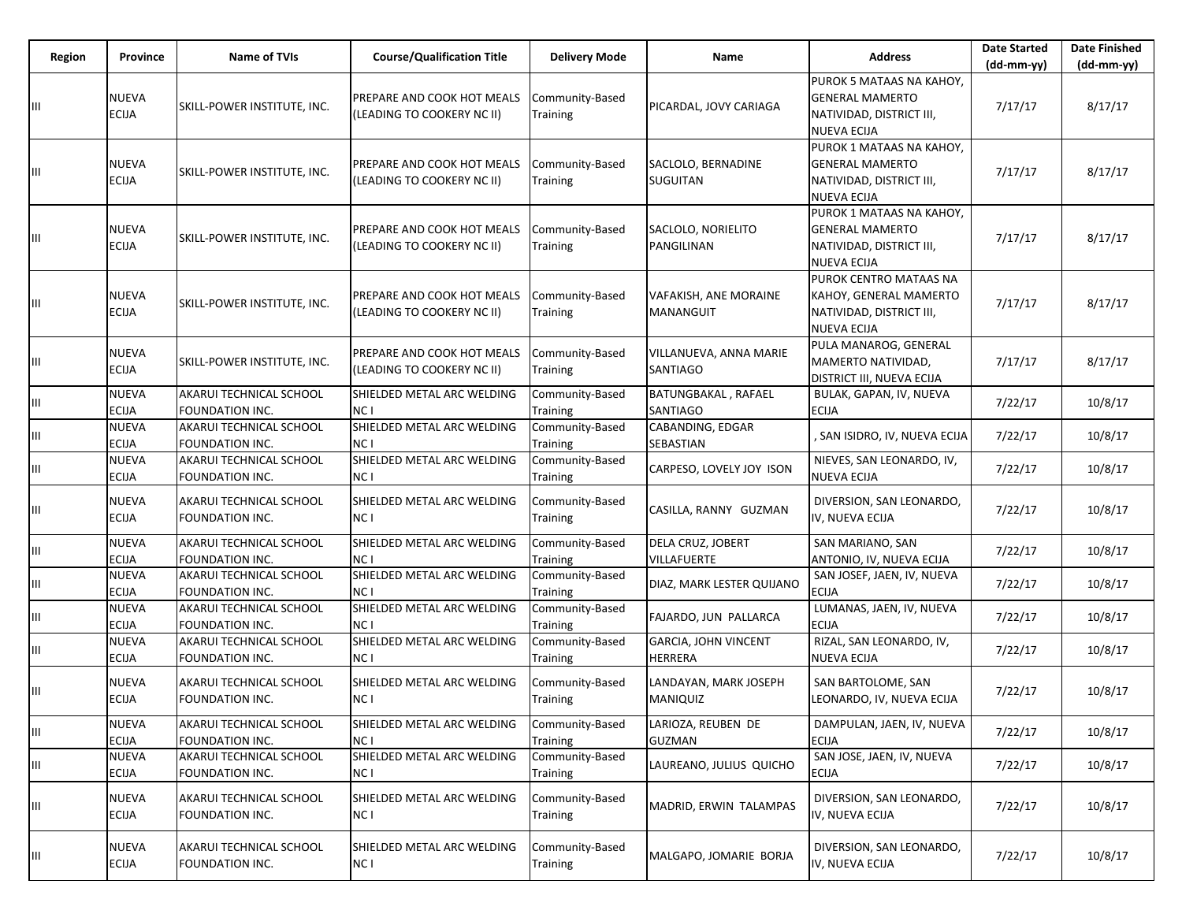| Region | Province | Name of TVIs | Course/Qualification Title | Delivery Mode | Name | Address | Date Started (dd-mm-yy) | Date Finished (dd-mm-yy) |
|---|---|---|---|---|---|---|---|---|
| III | NUEVA ECIJA | SKILL-POWER INSTITUTE, INC. | PREPARE AND COOK HOT MEALS (LEADING TO COOKERY NC II) | Community-Based Training | PICARDAL, JOVY CARIAGA | PUROK 5 MATAAS NA KAHOY, GENERAL MAMERTO NATIVIDAD, DISTRICT III, NUEVA ECIJA | 7/17/17 | 8/17/17 |
| III | NUEVA ECIJA | SKILL-POWER INSTITUTE, INC. | PREPARE AND COOK HOT MEALS (LEADING TO COOKERY NC II) | Community-Based Training | SACLOLO, BERNADINE SUGUITAN | PUROK 1 MATAAS NA KAHOY, GENERAL MAMERTO NATIVIDAD, DISTRICT III, NUEVA ECIJA | 7/17/17 | 8/17/17 |
| III | NUEVA ECIJA | SKILL-POWER INSTITUTE, INC. | PREPARE AND COOK HOT MEALS (LEADING TO COOKERY NC II) | Community-Based Training | SACLOLO, NORIELITO PANGILINAN | PUROK 1 MATAAS NA KAHOY, GENERAL MAMERTO NATIVIDAD, DISTRICT III, NUEVA ECIJA | 7/17/17 | 8/17/17 |
| III | NUEVA ECIJA | SKILL-POWER INSTITUTE, INC. | PREPARE AND COOK HOT MEALS (LEADING TO COOKERY NC II) | Community-Based Training | VAFAKISH, ANE MORAINE MANANGUIT | PUROK CENTRO MATAAS NA KAHOY, GENERAL MAMERTO NATIVIDAD, DISTRICT III, NUEVA ECIJA | 7/17/17 | 8/17/17 |
| III | NUEVA ECIJA | SKILL-POWER INSTITUTE, INC. | PREPARE AND COOK HOT MEALS (LEADING TO COOKERY NC II) | Community-Based Training | VILLANUEVA, ANNA MARIE SANTIAGO | PULA MANAROG, GENERAL MAMERTO NATIVIDAD, DISTRICT III, NUEVA ECIJA | 7/17/17 | 8/17/17 |
| III | NUEVA ECIJA | AKARUI TECHNICAL SCHOOL FOUNDATION INC. | SHIELDED METAL ARC WELDING NC I | Community-Based Training | BATUNGBAKAL , RAFAEL SANTIAGO | BULAK, GAPAN, IV, NUEVA ECIJA | 7/22/17 | 10/8/17 |
| III | NUEVA ECIJA | AKARUI TECHNICAL SCHOOL FOUNDATION INC. | SHIELDED METAL ARC WELDING NC I | Community-Based Training | CABANDING, EDGAR SEBASTIAN | , SAN ISIDRO, IV, NUEVA ECIJA | 7/22/17 | 10/8/17 |
| III | NUEVA ECIJA | AKARUI TECHNICAL SCHOOL FOUNDATION INC. | SHIELDED METAL ARC WELDING NC I | Community-Based Training | CARPESO, LOVELY JOY ISON | NIEVES, SAN LEONARDO, IV, NUEVA ECIJA | 7/22/17 | 10/8/17 |
| III | NUEVA ECIJA | AKARUI TECHNICAL SCHOOL FOUNDATION INC. | SHIELDED METAL ARC WELDING NC I | Community-Based Training | CASILLA, RANNY GUZMAN | DIVERSION, SAN LEONARDO, IV, NUEVA ECIJA | 7/22/17 | 10/8/17 |
| III | NUEVA ECIJA | AKARUI TECHNICAL SCHOOL FOUNDATION INC. | SHIELDED METAL ARC WELDING NC I | Community-Based Training | DELA CRUZ, JOBERT VILLAFUERTE | SAN MARIANO, SAN ANTONIO, IV, NUEVA ECIJA | 7/22/17 | 10/8/17 |
| III | NUEVA ECIJA | AKARUI TECHNICAL SCHOOL FOUNDATION INC. | SHIELDED METAL ARC WELDING NC I | Community-Based Training | DIAZ, MARK LESTER QUIJANO | SAN JOSEF, JAEN, IV, NUEVA ECIJA | 7/22/17 | 10/8/17 |
| III | NUEVA ECIJA | AKARUI TECHNICAL SCHOOL FOUNDATION INC. | SHIELDED METAL ARC WELDING NC I | Community-Based Training | FAJARDO, JUN PALLARCA | LUMANAS, JAEN, IV, NUEVA ECIJA | 7/22/17 | 10/8/17 |
| III | NUEVA ECIJA | AKARUI TECHNICAL SCHOOL FOUNDATION INC. | SHIELDED METAL ARC WELDING NC I | Community-Based Training | GARCIA, JOHN VINCENT HERRERA | RIZAL, SAN LEONARDO, IV, NUEVA ECIJA | 7/22/17 | 10/8/17 |
| III | NUEVA ECIJA | AKARUI TECHNICAL SCHOOL FOUNDATION INC. | SHIELDED METAL ARC WELDING NC I | Community-Based Training | LANDAYAN, MARK JOSEPH MANIQUIZ | SAN BARTOLOME, SAN LEONARDO, IV, NUEVA ECIJA | 7/22/17 | 10/8/17 |
| III | NUEVA ECIJA | AKARUI TECHNICAL SCHOOL FOUNDATION INC. | SHIELDED METAL ARC WELDING NC I | Community-Based Training | LARIOZA, REUBEN DE GUZMAN | DAMPULAN, JAEN, IV, NUEVA ECIJA | 7/22/17 | 10/8/17 |
| III | NUEVA ECIJA | AKARUI TECHNICAL SCHOOL FOUNDATION INC. | SHIELDED METAL ARC WELDING NC I | Community-Based Training | LAUREANO, JULIUS QUICHO | SAN JOSE, JAEN, IV, NUEVA ECIJA | 7/22/17 | 10/8/17 |
| III | NUEVA ECIJA | AKARUI TECHNICAL SCHOOL FOUNDATION INC. | SHIELDED METAL ARC WELDING NC I | Community-Based Training | MADRID, ERWIN TALAMPAS | DIVERSION, SAN LEONARDO, IV, NUEVA ECIJA | 7/22/17 | 10/8/17 |
| III | NUEVA ECIJA | AKARUI TECHNICAL SCHOOL FOUNDATION INC. | SHIELDED METAL ARC WELDING NC I | Community-Based Training | MALGAPO, JOMARIE BORJA | DIVERSION, SAN LEONARDO, IV, NUEVA ECIJA | 7/22/17 | 10/8/17 |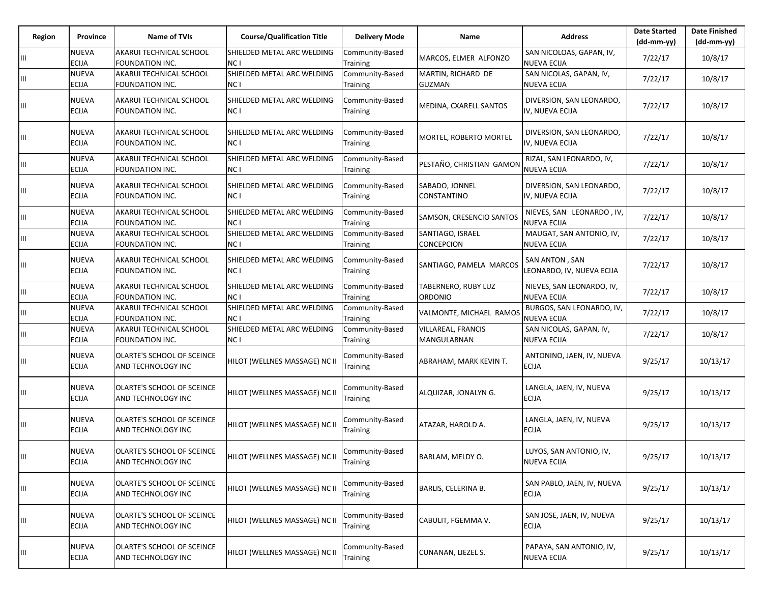| Region | Province | Name of TVIs | Course/Qualification Title | Delivery Mode | Name | Address | Date Started (dd-mm-yy) | Date Finished (dd-mm-yy) |
|---|---|---|---|---|---|---|---|---|
| III | NUEVA ECIJA | AKARUI TECHNICAL SCHOOL FOUNDATION INC. | SHIELDED METAL ARC WELDING NC I | Community-Based Training | MARCOS, ELMER ALFONZO | SAN NICOLOAS, GAPAN, IV, NUEVA ECIJA | 7/22/17 | 10/8/17 |
| III | NUEVA ECIJA | AKARUI TECHNICAL SCHOOL FOUNDATION INC. | SHIELDED METAL ARC WELDING NC I | Community-Based Training | MARTIN, RICHARD DE GUZMAN | SAN NICOLAS, GAPAN, IV, NUEVA ECIJA | 7/22/17 | 10/8/17 |
| III | NUEVA ECIJA | AKARUI TECHNICAL SCHOOL FOUNDATION INC. | SHIELDED METAL ARC WELDING NC I | Community-Based Training | MEDINA, CXARELL SANTOS | DIVERSION, SAN LEONARDO, IV, NUEVA ECIJA | 7/22/17 | 10/8/17 |
| III | NUEVA ECIJA | AKARUI TECHNICAL SCHOOL FOUNDATION INC. | SHIELDED METAL ARC WELDING NC I | Community-Based Training | MORTEL, ROBERTO MORTEL | DIVERSION, SAN LEONARDO, IV, NUEVA ECIJA | 7/22/17 | 10/8/17 |
| III | NUEVA ECIJA | AKARUI TECHNICAL SCHOOL FOUNDATION INC. | SHIELDED METAL ARC WELDING NC I | Community-Based Training | PESTAÑO, CHRISTIAN GAMON | RIZAL, SAN LEONARDO, IV, NUEVA ECIJA | 7/22/17 | 10/8/17 |
| III | NUEVA ECIJA | AKARUI TECHNICAL SCHOOL FOUNDATION INC. | SHIELDED METAL ARC WELDING NC I | Community-Based Training | SABADO, JONNEL CONSTANTINO | DIVERSION, SAN LEONARDO, IV, NUEVA ECIJA | 7/22/17 | 10/8/17 |
| III | NUEVA ECIJA | AKARUI TECHNICAL SCHOOL FOUNDATION INC. | SHIELDED METAL ARC WELDING NC I | Community-Based Training | SAMSON, CRESENCIO SANTOS | NIEVES, SAN LEONARDO , IV, NUEVA ECIJA | 7/22/17 | 10/8/17 |
| III | NUEVA ECIJA | AKARUI TECHNICAL SCHOOL FOUNDATION INC. | SHIELDED METAL ARC WELDING NC I | Community-Based Training | SANTIAGO, ISRAEL CONCEPCION | MAUGAT, SAN ANTONIO, IV, NUEVA ECIJA | 7/22/17 | 10/8/17 |
| III | NUEVA ECIJA | AKARUI TECHNICAL SCHOOL FOUNDATION INC. | SHIELDED METAL ARC WELDING NC I | Community-Based Training | SANTIAGO, PAMELA MARCOS | SAN ANTON , SAN LEONARDO, IV, NUEVA ECIJA | 7/22/17 | 10/8/17 |
| III | NUEVA ECIJA | AKARUI TECHNICAL SCHOOL FOUNDATION INC. | SHIELDED METAL ARC WELDING NC I | Community-Based Training | TABERNERO, RUBY LUZ ORDONIO | NIEVES, SAN LEONARDO, IV, NUEVA ECIJA | 7/22/17 | 10/8/17 |
| III | NUEVA ECIJA | AKARUI TECHNICAL SCHOOL FOUNDATION INC. | SHIELDED METAL ARC WELDING NC I | Community-Based Training | VALMONTE, MICHAEL RAMOS | BURGOS, SAN LEONARDO, IV, NUEVA ECIJA | 7/22/17 | 10/8/17 |
| III | NUEVA ECIJA | AKARUI TECHNICAL SCHOOL FOUNDATION INC. | SHIELDED METAL ARC WELDING NC I | Community-Based Training | VILLAREAL, FRANCIS MANGULABNAN | SAN NICOLAS, GAPAN, IV, NUEVA ECIJA | 7/22/17 | 10/8/17 |
| III | NUEVA ECIJA | OLARTE'S SCHOOL OF SCEINCE AND TECHNOLOGY INC | HILOT (WELLNES MASSAGE) NC II | Community-Based Training | ABRAHAM, MARK KEVIN T. | ANTONINO, JAEN, IV, NUEVA ECIJA | 9/25/17 | 10/13/17 |
| III | NUEVA ECIJA | OLARTE'S SCHOOL OF SCEINCE AND TECHNOLOGY INC | HILOT (WELLNES MASSAGE) NC II | Community-Based Training | ALQUIZAR, JONALYN G. | LANGLA, JAEN, IV, NUEVA ECIJA | 9/25/17 | 10/13/17 |
| III | NUEVA ECIJA | OLARTE'S SCHOOL OF SCEINCE AND TECHNOLOGY INC | HILOT (WELLNES MASSAGE) NC II | Community-Based Training | ATAZAR, HAROLD A. | LANGLA, JAEN, IV, NUEVA ECIJA | 9/25/17 | 10/13/17 |
| III | NUEVA ECIJA | OLARTE'S SCHOOL OF SCEINCE AND TECHNOLOGY INC | HILOT (WELLNES MASSAGE) NC II | Community-Based Training | BARLAM, MELDY O. | LUYOS, SAN ANTONIO, IV, NUEVA ECIJA | 9/25/17 | 10/13/17 |
| III | NUEVA ECIJA | OLARTE'S SCHOOL OF SCEINCE AND TECHNOLOGY INC | HILOT (WELLNES MASSAGE) NC II | Community-Based Training | BARLIS, CELERINA B. | SAN PABLO, JAEN, IV, NUEVA ECIJA | 9/25/17 | 10/13/17 |
| III | NUEVA ECIJA | OLARTE'S SCHOOL OF SCEINCE AND TECHNOLOGY INC | HILOT (WELLNES MASSAGE) NC II | Community-Based Training | CABULIT, FGEMMA V. | SAN JOSE, JAEN, IV, NUEVA ECIJA | 9/25/17 | 10/13/17 |
| III | NUEVA ECIJA | OLARTE'S SCHOOL OF SCEINCE AND TECHNOLOGY INC | HILOT (WELLNES MASSAGE) NC II | Community-Based Training | CUNANAN, LIEZEL S. | PAPAYA, SAN ANTONIO, IV, NUEVA ECIJA | 9/25/17 | 10/13/17 |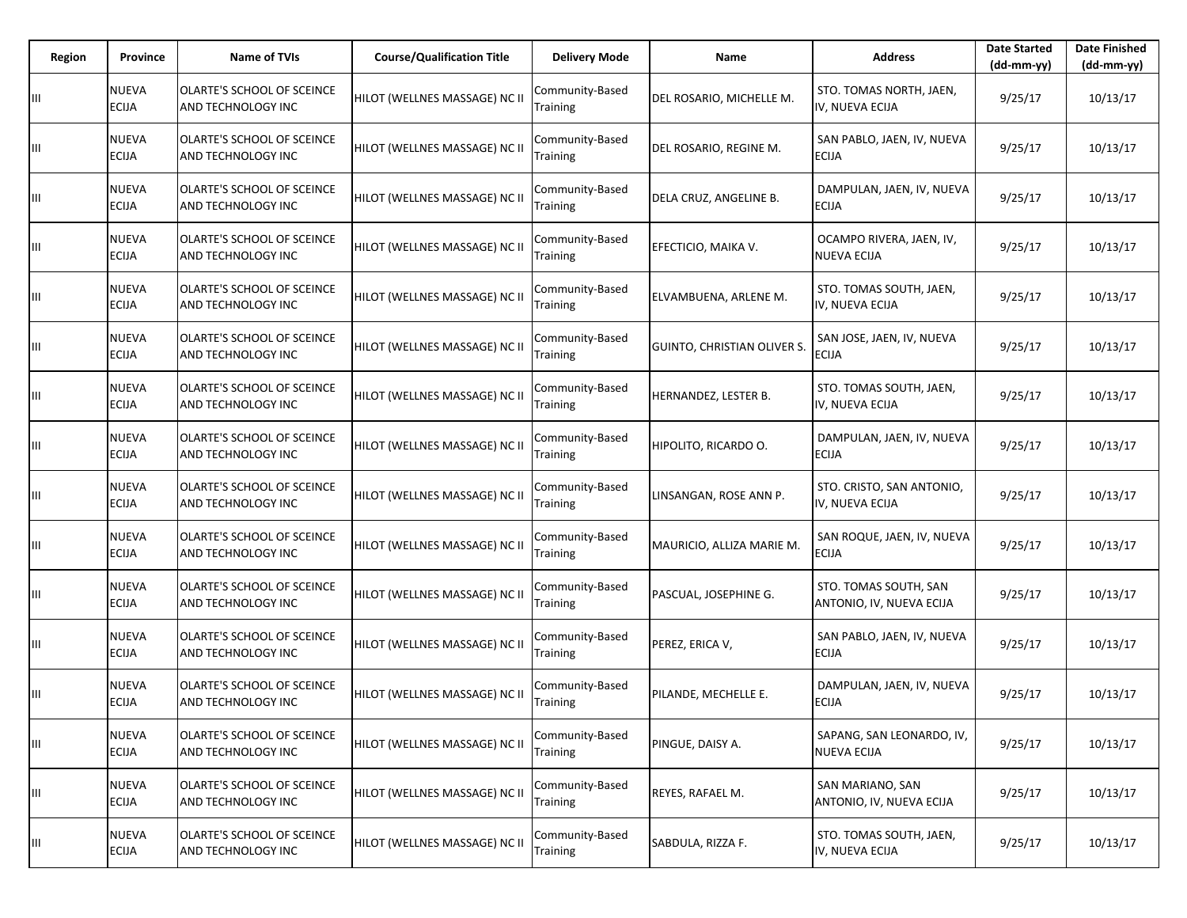| Region | Province | Name of TVIs | Course/Qualification Title | Delivery Mode | Name | Address | Date Started (dd-mm-yy) | Date Finished (dd-mm-yy) |
|---|---|---|---|---|---|---|---|---|
| III | NUEVA ECIJA | OLARTE'S SCHOOL OF SCEINCE AND TECHNOLOGY INC | HILOT (WELLNES MASSAGE) NC II | Community-Based Training | DEL ROSARIO, MICHELLE M. | STO. TOMAS NORTH, JAEN, IV, NUEVA ECIJA | 9/25/17 | 10/13/17 |
| III | NUEVA ECIJA | OLARTE'S SCHOOL OF SCEINCE AND TECHNOLOGY INC | HILOT (WELLNES MASSAGE) NC II | Community-Based Training | DEL ROSARIO, REGINE M. | SAN PABLO, JAEN, IV, NUEVA ECIJA | 9/25/17 | 10/13/17 |
| III | NUEVA ECIJA | OLARTE'S SCHOOL OF SCEINCE AND TECHNOLOGY INC | HILOT (WELLNES MASSAGE) NC II | Community-Based Training | DELA CRUZ, ANGELINE B. | DAMPULAN, JAEN, IV, NUEVA ECIJA | 9/25/17 | 10/13/17 |
| III | NUEVA ECIJA | OLARTE'S SCHOOL OF SCEINCE AND TECHNOLOGY INC | HILOT (WELLNES MASSAGE) NC II | Community-Based Training | EFECTICIO, MAIKA V. | OCAMPO RIVERA, JAEN, IV, NUEVA ECIJA | 9/25/17 | 10/13/17 |
| III | NUEVA ECIJA | OLARTE'S SCHOOL OF SCEINCE AND TECHNOLOGY INC | HILOT (WELLNES MASSAGE) NC II | Community-Based Training | ELVAMBUENA, ARLENE M. | STO. TOMAS SOUTH, JAEN, IV, NUEVA ECIJA | 9/25/17 | 10/13/17 |
| III | NUEVA ECIJA | OLARTE'S SCHOOL OF SCEINCE AND TECHNOLOGY INC | HILOT (WELLNES MASSAGE) NC II | Community-Based Training | GUINTO, CHRISTIAN OLIVER S. | SAN JOSE, JAEN, IV, NUEVA ECIJA | 9/25/17 | 10/13/17 |
| III | NUEVA ECIJA | OLARTE'S SCHOOL OF SCEINCE AND TECHNOLOGY INC | HILOT (WELLNES MASSAGE) NC II | Community-Based Training | HERNANDEZ, LESTER B. | STO. TOMAS SOUTH, JAEN, IV, NUEVA ECIJA | 9/25/17 | 10/13/17 |
| III | NUEVA ECIJA | OLARTE'S SCHOOL OF SCEINCE AND TECHNOLOGY INC | HILOT (WELLNES MASSAGE) NC II | Community-Based Training | HIPOLITO, RICARDO O. | DAMPULAN, JAEN, IV, NUEVA ECIJA | 9/25/17 | 10/13/17 |
| III | NUEVA ECIJA | OLARTE'S SCHOOL OF SCEINCE AND TECHNOLOGY INC | HILOT (WELLNES MASSAGE) NC II | Community-Based Training | LINSANGAN, ROSE ANN P. | STO. CRISTO, SAN ANTONIO, IV, NUEVA ECIJA | 9/25/17 | 10/13/17 |
| III | NUEVA ECIJA | OLARTE'S SCHOOL OF SCEINCE AND TECHNOLOGY INC | HILOT (WELLNES MASSAGE) NC II | Community-Based Training | MAURICIO, ALLIZA MARIE M. | SAN ROQUE, JAEN, IV, NUEVA ECIJA | 9/25/17 | 10/13/17 |
| III | NUEVA ECIJA | OLARTE'S SCHOOL OF SCEINCE AND TECHNOLOGY INC | HILOT (WELLNES MASSAGE) NC II | Community-Based Training | PASCUAL, JOSEPHINE G. | STO. TOMAS SOUTH, SAN ANTONIO, IV, NUEVA ECIJA | 9/25/17 | 10/13/17 |
| III | NUEVA ECIJA | OLARTE'S SCHOOL OF SCEINCE AND TECHNOLOGY INC | HILOT (WELLNES MASSAGE) NC II | Community-Based Training | PEREZ, ERICA V, | SAN PABLO, JAEN, IV, NUEVA ECIJA | 9/25/17 | 10/13/17 |
| III | NUEVA ECIJA | OLARTE'S SCHOOL OF SCEINCE AND TECHNOLOGY INC | HILOT (WELLNES MASSAGE) NC II | Community-Based Training | PILANDE, MECHELLE E. | DAMPULAN, JAEN, IV, NUEVA ECIJA | 9/25/17 | 10/13/17 |
| III | NUEVA ECIJA | OLARTE'S SCHOOL OF SCEINCE AND TECHNOLOGY INC | HILOT (WELLNES MASSAGE) NC II | Community-Based Training | PINGUE, DAISY A. | SAPANG, SAN LEONARDO, IV, NUEVA ECIJA | 9/25/17 | 10/13/17 |
| III | NUEVA ECIJA | OLARTE'S SCHOOL OF SCEINCE AND TECHNOLOGY INC | HILOT (WELLNES MASSAGE) NC II | Community-Based Training | REYES, RAFAEL M. | SAN MARIANO, SAN ANTONIO, IV, NUEVA ECIJA | 9/25/17 | 10/13/17 |
| III | NUEVA ECIJA | OLARTE'S SCHOOL OF SCEINCE AND TECHNOLOGY INC | HILOT (WELLNES MASSAGE) NC II | Community-Based Training | SABDULA, RIZZA F. | STO. TOMAS SOUTH, JAEN, IV, NUEVA ECIJA | 9/25/17 | 10/13/17 |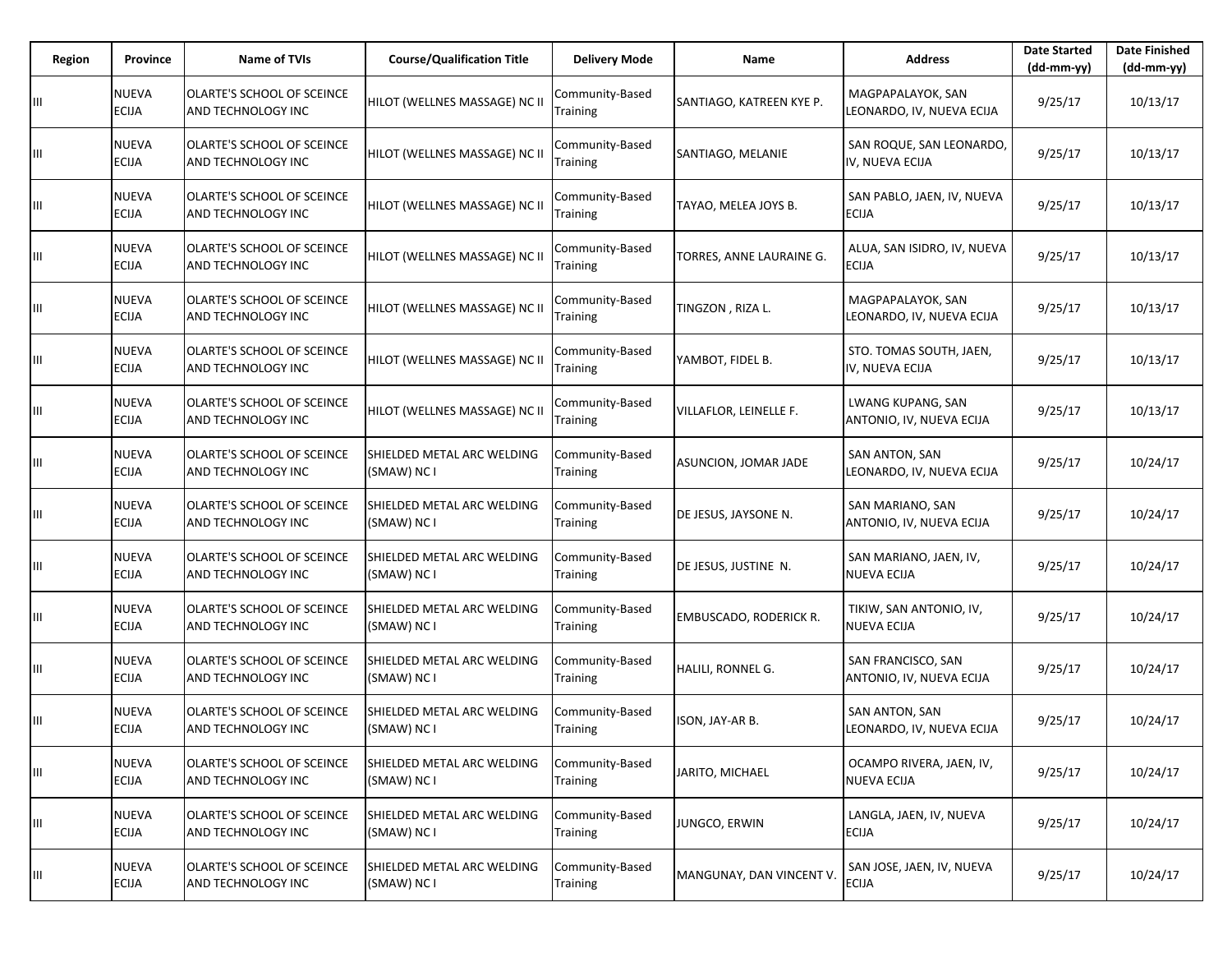| Region | Province | Name of TVIs | Course/Qualification Title | Delivery Mode | Name | Address | Date Started (dd-mm-yy) | Date Finished (dd-mm-yy) |
|---|---|---|---|---|---|---|---|---|
| III | NUEVA ECIJA | OLARTE'S SCHOOL OF SCEINCE AND TECHNOLOGY INC | HILOT (WELLNES MASSAGE) NC II | Community-Based Training | SANTIAGO, KATREEN KYE P. | MAGPAPALAYOK, SAN LEONARDO, IV, NUEVA ECIJA | 9/25/17 | 10/13/17 |
| III | NUEVA ECIJA | OLARTE'S SCHOOL OF SCEINCE AND TECHNOLOGY INC | HILOT (WELLNES MASSAGE) NC II | Community-Based Training | SANTIAGO, MELANIE | SAN ROQUE, SAN LEONARDO, IV, NUEVA ECIJA | 9/25/17 | 10/13/17 |
| III | NUEVA ECIJA | OLARTE'S SCHOOL OF SCEINCE AND TECHNOLOGY INC | HILOT (WELLNES MASSAGE) NC II | Community-Based Training | TAYAO, MELEA JOYS B. | SAN PABLO, JAEN, IV, NUEVA ECIJA | 9/25/17 | 10/13/17 |
| III | NUEVA ECIJA | OLARTE'S SCHOOL OF SCEINCE AND TECHNOLOGY INC | HILOT (WELLNES MASSAGE) NC II | Community-Based Training | TORRES, ANNE LAURAINE G. | ALUA, SAN ISIDRO, IV, NUEVA ECIJA | 9/25/17 | 10/13/17 |
| III | NUEVA ECIJA | OLARTE'S SCHOOL OF SCEINCE AND TECHNOLOGY INC | HILOT (WELLNES MASSAGE) NC II | Community-Based Training | TINGZON , RIZA L. | MAGPAPALAYOK, SAN LEONARDO, IV, NUEVA ECIJA | 9/25/17 | 10/13/17 |
| III | NUEVA ECIJA | OLARTE'S SCHOOL OF SCEINCE AND TECHNOLOGY INC | HILOT (WELLNES MASSAGE) NC II | Community-Based Training | YAMBOT, FIDEL B. | STO. TOMAS SOUTH, JAEN, IV, NUEVA ECIJA | 9/25/17 | 10/13/17 |
| III | NUEVA ECIJA | OLARTE'S SCHOOL OF SCEINCE AND TECHNOLOGY INC | HILOT (WELLNES MASSAGE) NC II | Community-Based Training | VILLAFLOR, LEINELLE F. | LWANG KUPANG, SAN ANTONIO, IV, NUEVA ECIJA | 9/25/17 | 10/13/17 |
| III | NUEVA ECIJA | OLARTE'S SCHOOL OF SCEINCE AND TECHNOLOGY INC | SHIELDED METAL ARC WELDING (SMAW) NC I | Community-Based Training | ASUNCION, JOMAR JADE | SAN ANTON, SAN LEONARDO, IV, NUEVA ECIJA | 9/25/17 | 10/24/17 |
| III | NUEVA ECIJA | OLARTE'S SCHOOL OF SCEINCE AND TECHNOLOGY INC | SHIELDED METAL ARC WELDING (SMAW) NC I | Community-Based Training | DE JESUS, JAYSONE N. | SAN MARIANO, SAN ANTONIO, IV, NUEVA ECIJA | 9/25/17 | 10/24/17 |
| III | NUEVA ECIJA | OLARTE'S SCHOOL OF SCEINCE AND TECHNOLOGY INC | SHIELDED METAL ARC WELDING (SMAW) NC I | Community-Based Training | DE JESUS, JUSTINE N. | SAN MARIANO, JAEN, IV, NUEVA ECIJA | 9/25/17 | 10/24/17 |
| III | NUEVA ECIJA | OLARTE'S SCHOOL OF SCEINCE AND TECHNOLOGY INC | SHIELDED METAL ARC WELDING (SMAW) NC I | Community-Based Training | EMBUSCADO, RODERICK R. | TIKIW, SAN ANTONIO, IV, NUEVA ECIJA | 9/25/17 | 10/24/17 |
| III | NUEVA ECIJA | OLARTE'S SCHOOL OF SCEINCE AND TECHNOLOGY INC | SHIELDED METAL ARC WELDING (SMAW) NC I | Community-Based Training | HALILI, RONNEL G. | SAN FRANCISCO, SAN ANTONIO, IV, NUEVA ECIJA | 9/25/17 | 10/24/17 |
| III | NUEVA ECIJA | OLARTE'S SCHOOL OF SCEINCE AND TECHNOLOGY INC | SHIELDED METAL ARC WELDING (SMAW) NC I | Community-Based Training | ISON, JAY-AR B. | SAN ANTON, SAN LEONARDO, IV, NUEVA ECIJA | 9/25/17 | 10/24/17 |
| III | NUEVA ECIJA | OLARTE'S SCHOOL OF SCEINCE AND TECHNOLOGY INC | SHIELDED METAL ARC WELDING (SMAW) NC I | Community-Based Training | JARITO, MICHAEL | OCAMPO RIVERA, JAEN, IV, NUEVA ECIJA | 9/25/17 | 10/24/17 |
| III | NUEVA ECIJA | OLARTE'S SCHOOL OF SCEINCE AND TECHNOLOGY INC | SHIELDED METAL ARC WELDING (SMAW) NC I | Community-Based Training | JUNGCO, ERWIN | LANGLA, JAEN, IV, NUEVA ECIJA | 9/25/17 | 10/24/17 |
| III | NUEVA ECIJA | OLARTE'S SCHOOL OF SCEINCE AND TECHNOLOGY INC | SHIELDED METAL ARC WELDING (SMAW) NC I | Community-Based Training | MANGUNAY, DAN VINCENT V. | SAN JOSE, JAEN, IV, NUEVA ECIJA | 9/25/17 | 10/24/17 |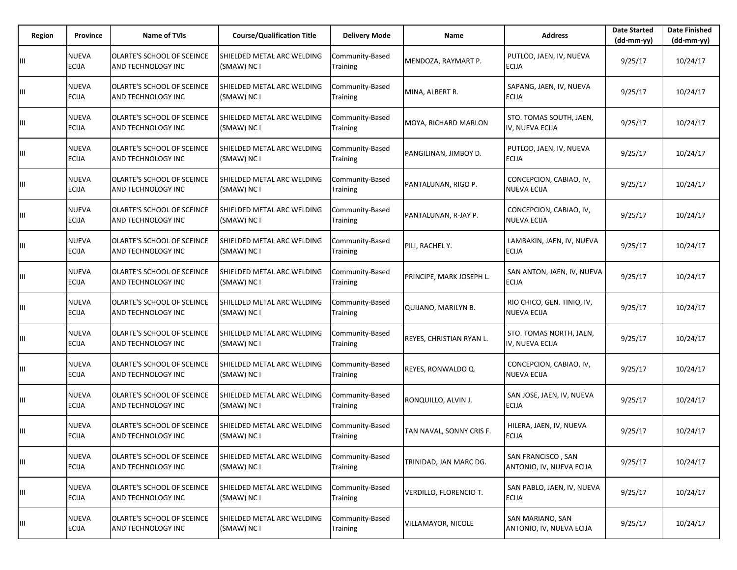| Region | Province | Name of TVIs | Course/Qualification Title | Delivery Mode | Name | Address | Date Started (dd-mm-yy) | Date Finished (dd-mm-yy) |
|---|---|---|---|---|---|---|---|---|
| III | NUEVA ECIJA | OLARTE'S SCHOOL OF SCEINCE AND TECHNOLOGY INC | SHIELDED METAL ARC WELDING (SMAW) NC I | Community-Based Training | MENDOZA, RAYMART P. | PUTLOD, JAEN, IV, NUEVA ECIJA | 9/25/17 | 10/24/17 |
| III | NUEVA ECIJA | OLARTE'S SCHOOL OF SCEINCE AND TECHNOLOGY INC | SHIELDED METAL ARC WELDING (SMAW) NC I | Community-Based Training | MINA, ALBERT R. | SAPANG, JAEN, IV, NUEVA ECIJA | 9/25/17 | 10/24/17 |
| III | NUEVA ECIJA | OLARTE'S SCHOOL OF SCEINCE AND TECHNOLOGY INC | SHIELDED METAL ARC WELDING (SMAW) NC I | Community-Based Training | MOYA, RICHARD MARLON | STO. TOMAS SOUTH, JAEN, IV, NUEVA ECIJA | 9/25/17 | 10/24/17 |
| III | NUEVA ECIJA | OLARTE'S SCHOOL OF SCEINCE AND TECHNOLOGY INC | SHIELDED METAL ARC WELDING (SMAW) NC I | Community-Based Training | PANGILINAN, JIMBOY D. | PUTLOD, JAEN, IV, NUEVA ECIJA | 9/25/17 | 10/24/17 |
| III | NUEVA ECIJA | OLARTE'S SCHOOL OF SCEINCE AND TECHNOLOGY INC | SHIELDED METAL ARC WELDING (SMAW) NC I | Community-Based Training | PANTALUNAN, RIGO P. | CONCEPCION, CABIAO, IV, NUEVA ECIJA | 9/25/17 | 10/24/17 |
| III | NUEVA ECIJA | OLARTE'S SCHOOL OF SCEINCE AND TECHNOLOGY INC | SHIELDED METAL ARC WELDING (SMAW) NC I | Community-Based Training | PANTALUNAN, R-JAY P. | CONCEPCION, CABIAO, IV, NUEVA ECIJA | 9/25/17 | 10/24/17 |
| III | NUEVA ECIJA | OLARTE'S SCHOOL OF SCEINCE AND TECHNOLOGY INC | SHIELDED METAL ARC WELDING (SMAW) NC I | Community-Based Training | PILI, RACHEL Y. | LAMBAKIN, JAEN, IV, NUEVA ECIJA | 9/25/17 | 10/24/17 |
| III | NUEVA ECIJA | OLARTE'S SCHOOL OF SCEINCE AND TECHNOLOGY INC | SHIELDED METAL ARC WELDING (SMAW) NC I | Community-Based Training | PRINCIPE, MARK JOSEPH L. | SAN ANTON, JAEN, IV, NUEVA ECIJA | 9/25/17 | 10/24/17 |
| III | NUEVA ECIJA | OLARTE'S SCHOOL OF SCEINCE AND TECHNOLOGY INC | SHIELDED METAL ARC WELDING (SMAW) NC I | Community-Based Training | QUIJANO, MARILYN B. | RIO CHICO, GEN. TINIO, IV, NUEVA ECIJA | 9/25/17 | 10/24/17 |
| III | NUEVA ECIJA | OLARTE'S SCHOOL OF SCEINCE AND TECHNOLOGY INC | SHIELDED METAL ARC WELDING (SMAW) NC I | Community-Based Training | REYES, CHRISTIAN RYAN L. | STO. TOMAS NORTH, JAEN, IV, NUEVA ECIJA | 9/25/17 | 10/24/17 |
| III | NUEVA ECIJA | OLARTE'S SCHOOL OF SCEINCE AND TECHNOLOGY INC | SHIELDED METAL ARC WELDING (SMAW) NC I | Community-Based Training | REYES, RONWALDO Q. | CONCEPCION, CABIAO, IV, NUEVA ECIJA | 9/25/17 | 10/24/17 |
| III | NUEVA ECIJA | OLARTE'S SCHOOL OF SCEINCE AND TECHNOLOGY INC | SHIELDED METAL ARC WELDING (SMAW) NC I | Community-Based Training | RONQUILLO, ALVIN J. | SAN JOSE, JAEN, IV, NUEVA ECIJA | 9/25/17 | 10/24/17 |
| III | NUEVA ECIJA | OLARTE'S SCHOOL OF SCEINCE AND TECHNOLOGY INC | SHIELDED METAL ARC WELDING (SMAW) NC I | Community-Based Training | TAN NAVAL, SONNY CRIS F. | HILERA, JAEN, IV, NUEVA ECIJA | 9/25/17 | 10/24/17 |
| III | NUEVA ECIJA | OLARTE'S SCHOOL OF SCEINCE AND TECHNOLOGY INC | SHIELDED METAL ARC WELDING (SMAW) NC I | Community-Based Training | TRINIDAD, JAN MARC DG. | SAN FRANCISCO , SAN ANTONIO, IV, NUEVA ECIJA | 9/25/17 | 10/24/17 |
| III | NUEVA ECIJA | OLARTE'S SCHOOL OF SCEINCE AND TECHNOLOGY INC | SHIELDED METAL ARC WELDING (SMAW) NC I | Community-Based Training | VERDILLO, FLORENCIO T. | SAN PABLO, JAEN, IV, NUEVA ECIJA | 9/25/17 | 10/24/17 |
| III | NUEVA ECIJA | OLARTE'S SCHOOL OF SCEINCE AND TECHNOLOGY INC | SHIELDED METAL ARC WELDING (SMAW) NC I | Community-Based Training | VILLAMAYOR, NICOLE | SAN MARIANO, SAN ANTONIO, IV, NUEVA ECIJA | 9/25/17 | 10/24/17 |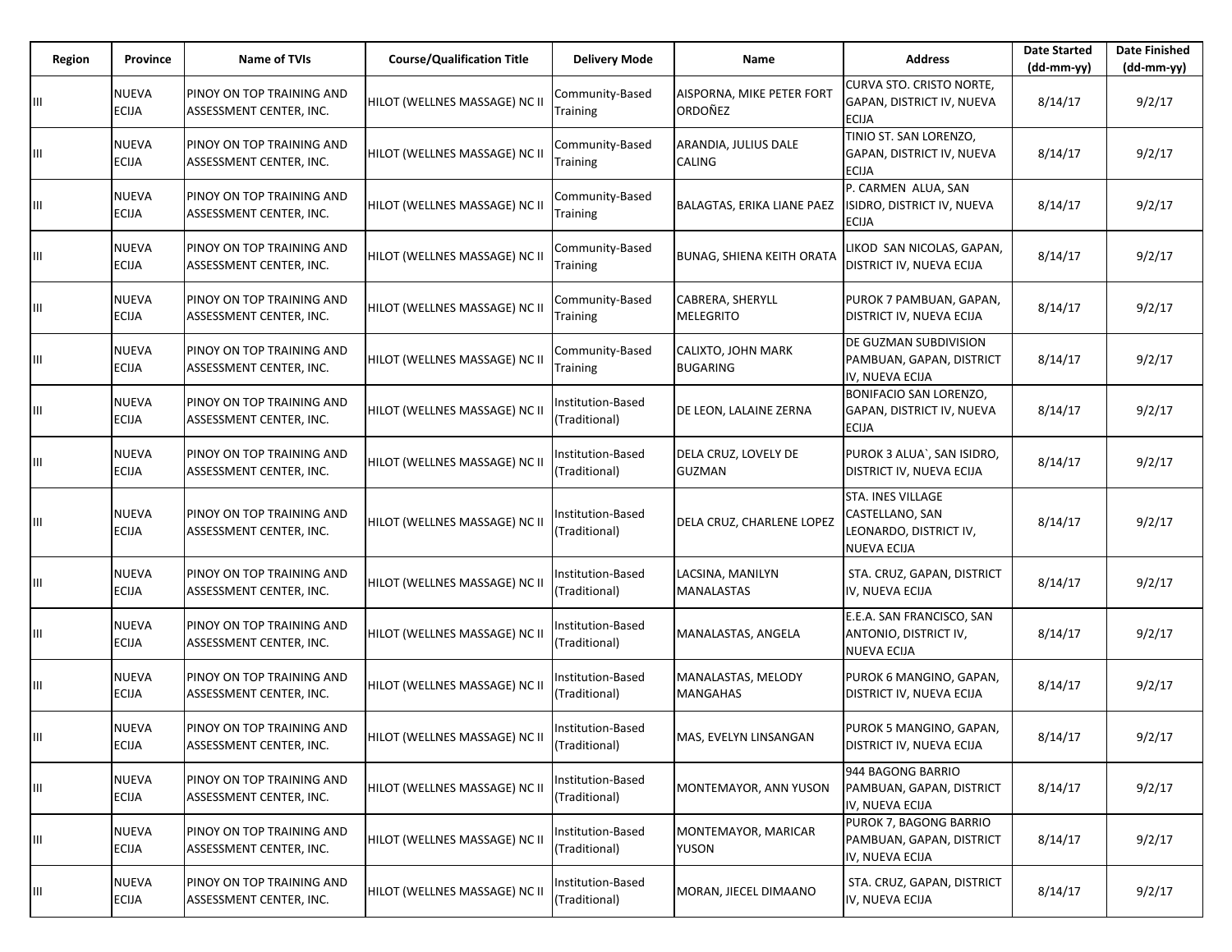| Region | Province | Name of TVIs | Course/Qualification Title | Delivery Mode | Name | Address | Date Started (dd-mm-yy) | Date Finished (dd-mm-yy) |
|---|---|---|---|---|---|---|---|---|
| III | NUEVA ECIJA | PINOY ON TOP TRAINING AND ASSESSMENT CENTER, INC. | HILOT (WELLNES MASSAGE) NC II | Community-Based Training | AISPORNA, MIKE PETER FORT ORDOÑEZ | CURVA STO. CRISTO NORTE, GAPAN, DISTRICT IV, NUEVA ECIJA | 8/14/17 | 9/2/17 |
| III | NUEVA ECIJA | PINOY ON TOP TRAINING AND ASSESSMENT CENTER, INC. | HILOT (WELLNES MASSAGE) NC II | Community-Based Training | ARANDIA, JULIUS DALE CALING | TINIO ST. SAN LORENZO, GAPAN, DISTRICT IV, NUEVA ECIJA | 8/14/17 | 9/2/17 |
| III | NUEVA ECIJA | PINOY ON TOP TRAINING AND ASSESSMENT CENTER, INC. | HILOT (WELLNES MASSAGE) NC II | Community-Based Training | BALAGTAS, ERIKA LIANE PAEZ | P. CARMEN ALUA, SAN ISIDRO, DISTRICT IV, NUEVA ECIJA | 8/14/17 | 9/2/17 |
| III | NUEVA ECIJA | PINOY ON TOP TRAINING AND ASSESSMENT CENTER, INC. | HILOT (WELLNES MASSAGE) NC II | Community-Based Training | BUNAG, SHIENA KEITH ORATA | LIKOD SAN NICOLAS, GAPAN, DISTRICT IV, NUEVA ECIJA | 8/14/17 | 9/2/17 |
| III | NUEVA ECIJA | PINOY ON TOP TRAINING AND ASSESSMENT CENTER, INC. | HILOT (WELLNES MASSAGE) NC II | Community-Based Training | CABRERA, SHERYLL MELEGRITO | PUROK 7 PAMBUAN, GAPAN, DISTRICT IV, NUEVA ECIJA | 8/14/17 | 9/2/17 |
| III | NUEVA ECIJA | PINOY ON TOP TRAINING AND ASSESSMENT CENTER, INC. | HILOT (WELLNES MASSAGE) NC II | Community-Based Training | CALIXTO, JOHN MARK BUGARING | DE GUZMAN SUBDIVISION PAMBUAN, GAPAN, DISTRICT IV, NUEVA ECIJA | 8/14/17 | 9/2/17 |
| III | NUEVA ECIJA | PINOY ON TOP TRAINING AND ASSESSMENT CENTER, INC. | HILOT (WELLNES MASSAGE) NC II | Institution-Based (Traditional) | DE LEON, LALAINE ZERNA | BONIFACIO SAN LORENZO, GAPAN, DISTRICT IV, NUEVA ECIJA | 8/14/17 | 9/2/17 |
| III | NUEVA ECIJA | PINOY ON TOP TRAINING AND ASSESSMENT CENTER, INC. | HILOT (WELLNES MASSAGE) NC II | Institution-Based (Traditional) | DELA CRUZ, LOVELY DE GUZMAN | PUROK 3 ALUA`, SAN ISIDRO, DISTRICT IV, NUEVA ECIJA | 8/14/17 | 9/2/17 |
| III | NUEVA ECIJA | PINOY ON TOP TRAINING AND ASSESSMENT CENTER, INC. | HILOT (WELLNES MASSAGE) NC II | Institution-Based (Traditional) | DELA CRUZ, CHARLENE LOPEZ | STA. INES VILLAGE CASTELLANO, SAN LEONARDO, DISTRICT IV, NUEVA ECIJA | 8/14/17 | 9/2/17 |
| III | NUEVA ECIJA | PINOY ON TOP TRAINING AND ASSESSMENT CENTER, INC. | HILOT (WELLNES MASSAGE) NC II | Institution-Based (Traditional) | LACSINA, MANILYN MANALASTAS | STA. CRUZ, GAPAN, DISTRICT IV, NUEVA ECIJA | 8/14/17 | 9/2/17 |
| III | NUEVA ECIJA | PINOY ON TOP TRAINING AND ASSESSMENT CENTER, INC. | HILOT (WELLNES MASSAGE) NC II | Institution-Based (Traditional) | MANALASTAS, ANGELA | E.E.A. SAN FRANCISCO, SAN ANTONIO, DISTRICT IV, NUEVA ECIJA | 8/14/17 | 9/2/17 |
| III | NUEVA ECIJA | PINOY ON TOP TRAINING AND ASSESSMENT CENTER, INC. | HILOT (WELLNES MASSAGE) NC II | Institution-Based (Traditional) | MANALASTAS, MELODY MANGAHAS | PUROK 6 MANGINO, GAPAN, DISTRICT IV, NUEVA ECIJA | 8/14/17 | 9/2/17 |
| III | NUEVA ECIJA | PINOY ON TOP TRAINING AND ASSESSMENT CENTER, INC. | HILOT (WELLNES MASSAGE) NC II | Institution-Based (Traditional) | MAS, EVELYN LINSANGAN | PUROK 5 MANGINO, GAPAN, DISTRICT IV, NUEVA ECIJA | 8/14/17 | 9/2/17 |
| III | NUEVA ECIJA | PINOY ON TOP TRAINING AND ASSESSMENT CENTER, INC. | HILOT (WELLNES MASSAGE) NC II | Institution-Based (Traditional) | MONTEMAYOR, ANN YUSON | 944 BAGONG BARRIO PAMBUAN, GAPAN, DISTRICT IV, NUEVA ECIJA | 8/14/17 | 9/2/17 |
| III | NUEVA ECIJA | PINOY ON TOP TRAINING AND ASSESSMENT CENTER, INC. | HILOT (WELLNES MASSAGE) NC II | Institution-Based (Traditional) | MONTEMAYOR, MARICAR YUSON | PUROK 7, BAGONG BARRIO PAMBUAN, GAPAN, DISTRICT IV, NUEVA ECIJA | 8/14/17 | 9/2/17 |
| III | NUEVA ECIJA | PINOY ON TOP TRAINING AND ASSESSMENT CENTER, INC. | HILOT (WELLNES MASSAGE) NC II | Institution-Based (Traditional) | MORAN, JIECEL DIMAANO | STA. CRUZ, GAPAN, DISTRICT IV, NUEVA ECIJA | 8/14/17 | 9/2/17 |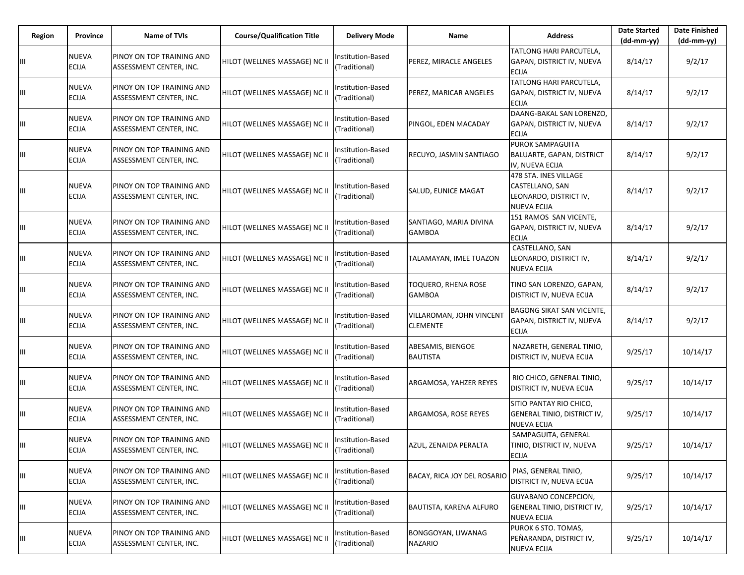| Region | Province | Name of TVIs | Course/Qualification Title | Delivery Mode | Name | Address | Date Started (dd-mm-yy) | Date Finished (dd-mm-yy) |
|---|---|---|---|---|---|---|---|---|
| III | NUEVA ECIJA | PINOY ON TOP TRAINING AND ASSESSMENT CENTER, INC. | HILOT (WELLNES MASSAGE) NC II | Institution-Based (Traditional) | PEREZ, MIRACLE ANGELES | TATLONG HARI PARCUTELA, GAPAN, DISTRICT IV, NUEVA ECIJA | 8/14/17 | 9/2/17 |
| III | NUEVA ECIJA | PINOY ON TOP TRAINING AND ASSESSMENT CENTER, INC. | HILOT (WELLNES MASSAGE) NC II | Institution-Based (Traditional) | PEREZ, MARICAR ANGELES | TATLONG HARI PARCUTELA, GAPAN, DISTRICT IV, NUEVA ECIJA | 8/14/17 | 9/2/17 |
| III | NUEVA ECIJA | PINOY ON TOP TRAINING AND ASSESSMENT CENTER, INC. | HILOT (WELLNES MASSAGE) NC II | Institution-Based (Traditional) | PINGOL, EDEN MACADAY | DAANG-BAKAL SAN LORENZO, GAPAN, DISTRICT IV, NUEVA ECIJA | 8/14/17 | 9/2/17 |
| III | NUEVA ECIJA | PINOY ON TOP TRAINING AND ASSESSMENT CENTER, INC. | HILOT (WELLNES MASSAGE) NC II | Institution-Based (Traditional) | RECUYO, JASMIN SANTIAGO | PUROK SAMPAGUITA BALUARTE, GAPAN, DISTRICT IV, NUEVA ECIJA | 8/14/17 | 9/2/17 |
| III | NUEVA ECIJA | PINOY ON TOP TRAINING AND ASSESSMENT CENTER, INC. | HILOT (WELLNES MASSAGE) NC II | Institution-Based (Traditional) | SALUD, EUNICE MAGAT | 478 STA. INES VILLAGE CASTELLANO, SAN LEONARDO, DISTRICT IV, NUEVA ECIJA | 8/14/17 | 9/2/17 |
| III | NUEVA ECIJA | PINOY ON TOP TRAINING AND ASSESSMENT CENTER, INC. | HILOT (WELLNES MASSAGE) NC II | Institution-Based (Traditional) | SANTIAGO, MARIA DIVINA GAMBOA | 151 RAMOS SAN VICENTE, GAPAN, DISTRICT IV, NUEVA ECIJA | 8/14/17 | 9/2/17 |
| III | NUEVA ECIJA | PINOY ON TOP TRAINING AND ASSESSMENT CENTER, INC. | HILOT (WELLNES MASSAGE) NC II | Institution-Based (Traditional) | TALAMAYAN, IMEE TUAZON | CASTELLANO, SAN LEONARDO, DISTRICT IV, NUEVA ECIJA | 8/14/17 | 9/2/17 |
| III | NUEVA ECIJA | PINOY ON TOP TRAINING AND ASSESSMENT CENTER, INC. | HILOT (WELLNES MASSAGE) NC II | Institution-Based (Traditional) | TOQUERO, RHENA ROSE GAMBOA | TINO SAN LORENZO, GAPAN, DISTRICT IV, NUEVA ECIJA | 8/14/17 | 9/2/17 |
| III | NUEVA ECIJA | PINOY ON TOP TRAINING AND ASSESSMENT CENTER, INC. | HILOT (WELLNES MASSAGE) NC II | Institution-Based (Traditional) | VILLAROMAN, JOHN VINCENT CLEMENTE | BAGONG SIKAT SAN VICENTE, GAPAN, DISTRICT IV, NUEVA ECIJA | 8/14/17 | 9/2/17 |
| III | NUEVA ECIJA | PINOY ON TOP TRAINING AND ASSESSMENT CENTER, INC. | HILOT (WELLNES MASSAGE) NC II | Institution-Based (Traditional) | ABESAMIS, BIENGOE BAUTISTA | NAZARETH, GENERAL TINIO, DISTRICT IV, NUEVA ECIJA | 9/25/17 | 10/14/17 |
| III | NUEVA ECIJA | PINOY ON TOP TRAINING AND ASSESSMENT CENTER, INC. | HILOT (WELLNES MASSAGE) NC II | Institution-Based (Traditional) | ARGAMOSA, YAHZER REYES | RIO CHICO, GENERAL TINIO, DISTRICT IV, NUEVA ECIJA | 9/25/17 | 10/14/17 |
| III | NUEVA ECIJA | PINOY ON TOP TRAINING AND ASSESSMENT CENTER, INC. | HILOT (WELLNES MASSAGE) NC II | Institution-Based (Traditional) | ARGAMOSA, ROSE REYES | SITIO PANTAY RIO CHICO, GENERAL TINIO, DISTRICT IV, NUEVA ECIJA | 9/25/17 | 10/14/17 |
| III | NUEVA ECIJA | PINOY ON TOP TRAINING AND ASSESSMENT CENTER, INC. | HILOT (WELLNES MASSAGE) NC II | Institution-Based (Traditional) | AZUL, ZENAIDA PERALTA | SAMPAGUITA, GENERAL TINIO, DISTRICT IV, NUEVA ECIJA | 9/25/17 | 10/14/17 |
| III | NUEVA ECIJA | PINOY ON TOP TRAINING AND ASSESSMENT CENTER, INC. | HILOT (WELLNES MASSAGE) NC II | Institution-Based (Traditional) | BACAY, RICA JOY DEL ROSARIO | PIAS, GENERAL TINIO, DISTRICT IV, NUEVA ECIJA | 9/25/17 | 10/14/17 |
| III | NUEVA ECIJA | PINOY ON TOP TRAINING AND ASSESSMENT CENTER, INC. | HILOT (WELLNES MASSAGE) NC II | Institution-Based (Traditional) | BAUTISTA, KARENA ALFURO | GUYABANO CONCEPCION, GENERAL TINIO, DISTRICT IV, NUEVA ECIJA | 9/25/17 | 10/14/17 |
| III | NUEVA ECIJA | PINOY ON TOP TRAINING AND ASSESSMENT CENTER, INC. | HILOT (WELLNES MASSAGE) NC II | Institution-Based (Traditional) | BONGGOYAN, LIWANAG NAZARIO | PUROK 6 STO. TOMAS, PEÑARANDA, DISTRICT IV, NUEVA ECIJA | 9/25/17 | 10/14/17 |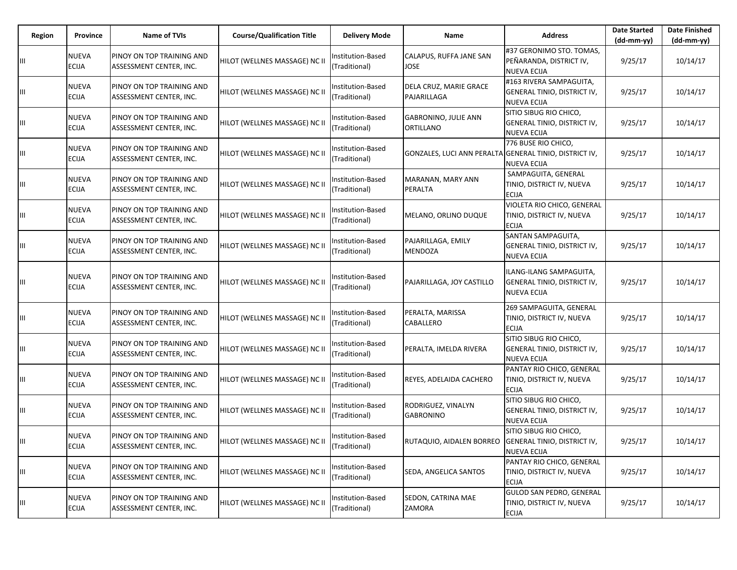| Region | Province | Name of TVIs | Course/Qualification Title | Delivery Mode | Name | Address | Date Started (dd-mm-yy) | Date Finished (dd-mm-yy) |
|---|---|---|---|---|---|---|---|---|
| III | NUEVA ECIJA | PINOY ON TOP TRAINING AND ASSESSMENT CENTER, INC. | HILOT (WELLNES MASSAGE) NC II | Institution-Based (Traditional) | CALAPUS, RUFFA JANE SAN JOSE | #37 GERONIMO STO. TOMAS, PEÑARANDA, DISTRICT IV, NUEVA ECIJA | 9/25/17 | 10/14/17 |
| III | NUEVA ECIJA | PINOY ON TOP TRAINING AND ASSESSMENT CENTER, INC. | HILOT (WELLNES MASSAGE) NC II | Institution-Based (Traditional) | DELA CRUZ, MARIE GRACE PAJARILLAGA | #163 RIVERA SAMPAGUITA, GENERAL TINIO, DISTRICT IV, NUEVA ECIJA | 9/25/17 | 10/14/17 |
| III | NUEVA ECIJA | PINOY ON TOP TRAINING AND ASSESSMENT CENTER, INC. | HILOT (WELLNES MASSAGE) NC II | Institution-Based (Traditional) | GABRONINO, JULIE ANN ORTILLANO | SITIO SIBUG RIO CHICO, GENERAL TINIO, DISTRICT IV, NUEVA ECIJA | 9/25/17 | 10/14/17 |
| III | NUEVA ECIJA | PINOY ON TOP TRAINING AND ASSESSMENT CENTER, INC. | HILOT (WELLNES MASSAGE) NC II | Institution-Based (Traditional) | GONZALES, LUCI ANN PERALTA | 776 BUSE RIO CHICO, GENERAL TINIO, DISTRICT IV, NUEVA ECIJA | 9/25/17 | 10/14/17 |
| III | NUEVA ECIJA | PINOY ON TOP TRAINING AND ASSESSMENT CENTER, INC. | HILOT (WELLNES MASSAGE) NC II | Institution-Based (Traditional) | MARANAN, MARY ANN PERALTA | SAMPAGUITA, GENERAL TINIO, DISTRICT IV, NUEVA ECIJA | 9/25/17 | 10/14/17 |
| III | NUEVA ECIJA | PINOY ON TOP TRAINING AND ASSESSMENT CENTER, INC. | HILOT (WELLNES MASSAGE) NC II | Institution-Based (Traditional) | MELANO, ORLINO DUQUE | VIOLETA RIO CHICO, GENERAL TINIO, DISTRICT IV, NUEVA ECIJA | 9/25/17 | 10/14/17 |
| III | NUEVA ECIJA | PINOY ON TOP TRAINING AND ASSESSMENT CENTER, INC. | HILOT (WELLNES MASSAGE) NC II | Institution-Based (Traditional) | PAJARILLAGA, EMILY MENDOZA | SANTAN SAMPAGUITA, GENERAL TINIO, DISTRICT IV, NUEVA ECIJA | 9/25/17 | 10/14/17 |
| III | NUEVA ECIJA | PINOY ON TOP TRAINING AND ASSESSMENT CENTER, INC. | HILOT (WELLNES MASSAGE) NC II | Institution-Based (Traditional) | PAJARILLAGA, JOY CASTILLO | ILANG-ILANG SAMPAGUITA, GENERAL TINIO, DISTRICT IV, NUEVA ECIJA | 9/25/17 | 10/14/17 |
| III | NUEVA ECIJA | PINOY ON TOP TRAINING AND ASSESSMENT CENTER, INC. | HILOT (WELLNES MASSAGE) NC II | Institution-Based (Traditional) | PERALTA, MARISSA CABALLERO | 269 SAMPAGUITA, GENERAL TINIO, DISTRICT IV, NUEVA ECIJA | 9/25/17 | 10/14/17 |
| III | NUEVA ECIJA | PINOY ON TOP TRAINING AND ASSESSMENT CENTER, INC. | HILOT (WELLNES MASSAGE) NC II | Institution-Based (Traditional) | PERALTA, IMELDA RIVERA | SITIO SIBUG RIO CHICO, GENERAL TINIO, DISTRICT IV, NUEVA ECIJA | 9/25/17 | 10/14/17 |
| III | NUEVA ECIJA | PINOY ON TOP TRAINING AND ASSESSMENT CENTER, INC. | HILOT (WELLNES MASSAGE) NC II | Institution-Based (Traditional) | REYES, ADELAIDA CACHERO | PANTAY RIO CHICO, GENERAL TINIO, DISTRICT IV, NUEVA ECIJA | 9/25/17 | 10/14/17 |
| III | NUEVA ECIJA | PINOY ON TOP TRAINING AND ASSESSMENT CENTER, INC. | HILOT (WELLNES MASSAGE) NC II | Institution-Based (Traditional) | RODRIGUEZ, VINALYN GABRONINO | SITIO SIBUG RIO CHICO, GENERAL TINIO, DISTRICT IV, NUEVA ECIJA | 9/25/17 | 10/14/17 |
| III | NUEVA ECIJA | PINOY ON TOP TRAINING AND ASSESSMENT CENTER, INC. | HILOT (WELLNES MASSAGE) NC II | Institution-Based (Traditional) | RUTAQUIO, AIDALEN BORREO | SITIO SIBUG RIO CHICO, GENERAL TINIO, DISTRICT IV, NUEVA ECIJA | 9/25/17 | 10/14/17 |
| III | NUEVA ECIJA | PINOY ON TOP TRAINING AND ASSESSMENT CENTER, INC. | HILOT (WELLNES MASSAGE) NC II | Institution-Based (Traditional) | SEDA, ANGELICA SANTOS | PANTAY RIO CHICO, GENERAL TINIO, DISTRICT IV, NUEVA ECIJA | 9/25/17 | 10/14/17 |
| III | NUEVA ECIJA | PINOY ON TOP TRAINING AND ASSESSMENT CENTER, INC. | HILOT (WELLNES MASSAGE) NC II | Institution-Based (Traditional) | SEDON, CATRINA MAE ZAMORA | GULOD SAN PEDRO, GENERAL TINIO, DISTRICT IV, NUEVA ECIJA | 9/25/17 | 10/14/17 |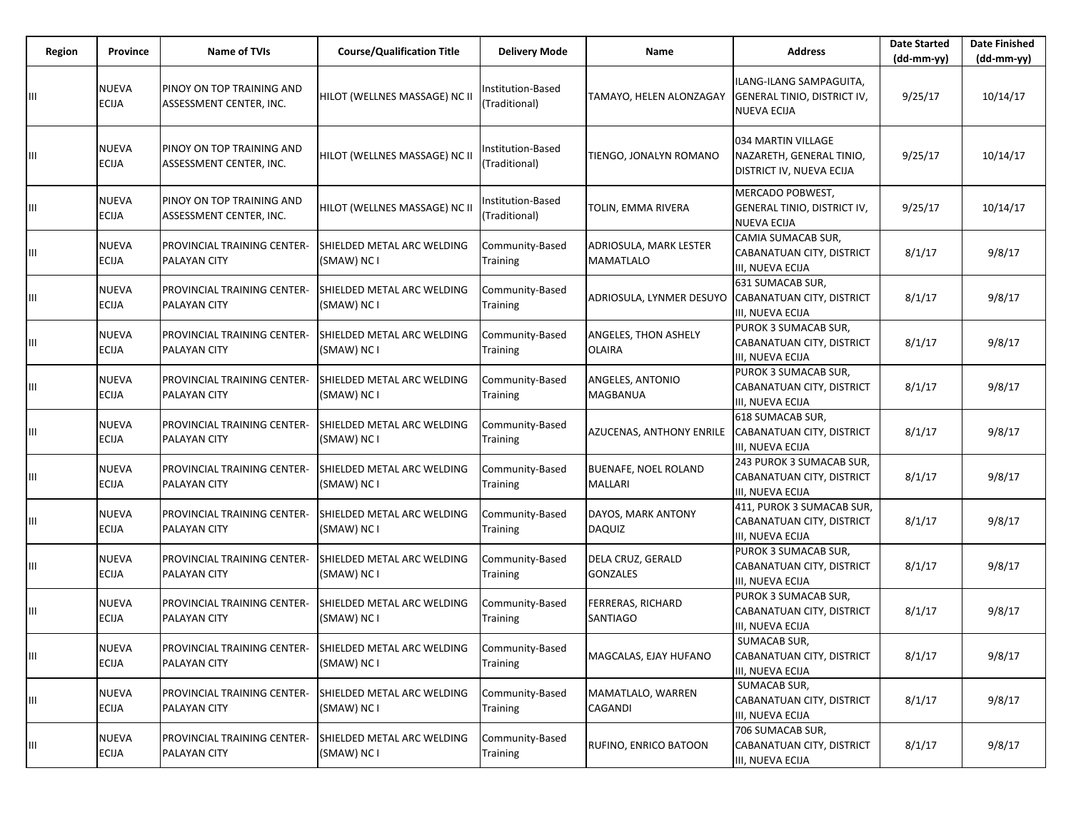| Region | Province | Name of TVIs | Course/Qualification Title | Delivery Mode | Name | Address | Date Started (dd-mm-yy) | Date Finished (dd-mm-yy) |
|---|---|---|---|---|---|---|---|---|
| III | NUEVA ECIJA | PINOY ON TOP TRAINING AND ASSESSMENT CENTER, INC. | HILOT (WELLNES MASSAGE) NC II | Institution-Based (Traditional) | TAMAYO, HELEN ALONZAGAY | ILANG-ILANG SAMPAGUITA, GENERAL TINIO, DISTRICT IV, NUEVA ECIJA | 9/25/17 | 10/14/17 |
| III | NUEVA ECIJA | PINOY ON TOP TRAINING AND ASSESSMENT CENTER, INC. | HILOT (WELLNES MASSAGE) NC II | Institution-Based (Traditional) | TIENGO, JONALYN ROMANO | 034 MARTIN VILLAGE NAZARETH, GENERAL TINIO, DISTRICT IV, NUEVA ECIJA | 9/25/17 | 10/14/17 |
| III | NUEVA ECIJA | PINOY ON TOP TRAINING AND ASSESSMENT CENTER, INC. | HILOT (WELLNES MASSAGE) NC II | Institution-Based (Traditional) | TOLIN, EMMA RIVERA | MERCADO POBWEST, GENERAL TINIO, DISTRICT IV, NUEVA ECIJA | 9/25/17 | 10/14/17 |
| III | NUEVA ECIJA | PROVINCIAL TRAINING CENTER-PALAYAN CITY | SHIELDED METAL ARC WELDING (SMAW) NC I | Community-Based Training | ADRIOSULA, MARK LESTER MAMATLALO | CAMIA SUMACAB SUR, CABANATUAN CITY, DISTRICT III, NUEVA ECIJA | 8/1/17 | 9/8/17 |
| III | NUEVA ECIJA | PROVINCIAL TRAINING CENTER-PALAYAN CITY | SHIELDED METAL ARC WELDING (SMAW) NC I | Community-Based Training | ADRIOSULA, LYNMER DESUYO | 631 SUMACAB SUR, CABANATUAN CITY, DISTRICT III, NUEVA ECIJA | 8/1/17 | 9/8/17 |
| III | NUEVA ECIJA | PROVINCIAL TRAINING CENTER-PALAYAN CITY | SHIELDED METAL ARC WELDING (SMAW) NC I | Community-Based Training | ANGELES, THON ASHELY OLAIRA | PUROK 3 SUMACAB SUR, CABANATUAN CITY, DISTRICT III, NUEVA ECIJA | 8/1/17 | 9/8/17 |
| III | NUEVA ECIJA | PROVINCIAL TRAINING CENTER-PALAYAN CITY | SHIELDED METAL ARC WELDING (SMAW) NC I | Community-Based Training | ANGELES, ANTONIO MAGBANUA | PUROK 3 SUMACAB SUR, CABANATUAN CITY, DISTRICT III, NUEVA ECIJA | 8/1/17 | 9/8/17 |
| III | NUEVA ECIJA | PROVINCIAL TRAINING CENTER-PALAYAN CITY | SHIELDED METAL ARC WELDING (SMAW) NC I | Community-Based Training | AZUCENAS, ANTHONY ENRILE | 618 SUMACAB SUR, CABANATUAN CITY, DISTRICT III, NUEVA ECIJA | 8/1/17 | 9/8/17 |
| III | NUEVA ECIJA | PROVINCIAL TRAINING CENTER-PALAYAN CITY | SHIELDED METAL ARC WELDING (SMAW) NC I | Community-Based Training | BUENAFE, NOEL ROLAND MALLARI | 243 PUROK 3 SUMACAB SUR, CABANATUAN CITY, DISTRICT III, NUEVA ECIJA | 8/1/17 | 9/8/17 |
| III | NUEVA ECIJA | PROVINCIAL TRAINING CENTER-PALAYAN CITY | SHIELDED METAL ARC WELDING (SMAW) NC I | Community-Based Training | DAYOS, MARK ANTONY DAQUIZ | 411, PUROK 3 SUMACAB SUR, CABANATUAN CITY, DISTRICT III, NUEVA ECIJA | 8/1/17 | 9/8/17 |
| III | NUEVA ECIJA | PROVINCIAL TRAINING CENTER-PALAYAN CITY | SHIELDED METAL ARC WELDING (SMAW) NC I | Community-Based Training | DELA CRUZ, GERALD GONZALES | PUROK 3 SUMACAB SUR, CABANATUAN CITY, DISTRICT III, NUEVA ECIJA | 8/1/17 | 9/8/17 |
| III | NUEVA ECIJA | PROVINCIAL TRAINING CENTER-PALAYAN CITY | SHIELDED METAL ARC WELDING (SMAW) NC I | Community-Based Training | FERRERAS, RICHARD SANTIAGO | PUROK 3 SUMACAB SUR, CABANATUAN CITY, DISTRICT III, NUEVA ECIJA | 8/1/17 | 9/8/17 |
| III | NUEVA ECIJA | PROVINCIAL TRAINING CENTER-PALAYAN CITY | SHIELDED METAL ARC WELDING (SMAW) NC I | Community-Based Training | MAGCALAS, EJAY HUFANO | SUMACAB SUR, CABANATUAN CITY, DISTRICT III, NUEVA ECIJA | 8/1/17 | 9/8/17 |
| III | NUEVA ECIJA | PROVINCIAL TRAINING CENTER-PALAYAN CITY | SHIELDED METAL ARC WELDING (SMAW) NC I | Community-Based Training | MAMATLALO, WARREN CAGANDI | SUMACAB SUR, CABANATUAN CITY, DISTRICT III, NUEVA ECIJA | 8/1/17 | 9/8/17 |
| III | NUEVA ECIJA | PROVINCIAL TRAINING CENTER-PALAYAN CITY | SHIELDED METAL ARC WELDING (SMAW) NC I | Community-Based Training | RUFINO, ENRICO BATOON | 706 SUMACAB SUR, CABANATUAN CITY, DISTRICT III, NUEVA ECIJA | 8/1/17 | 9/8/17 |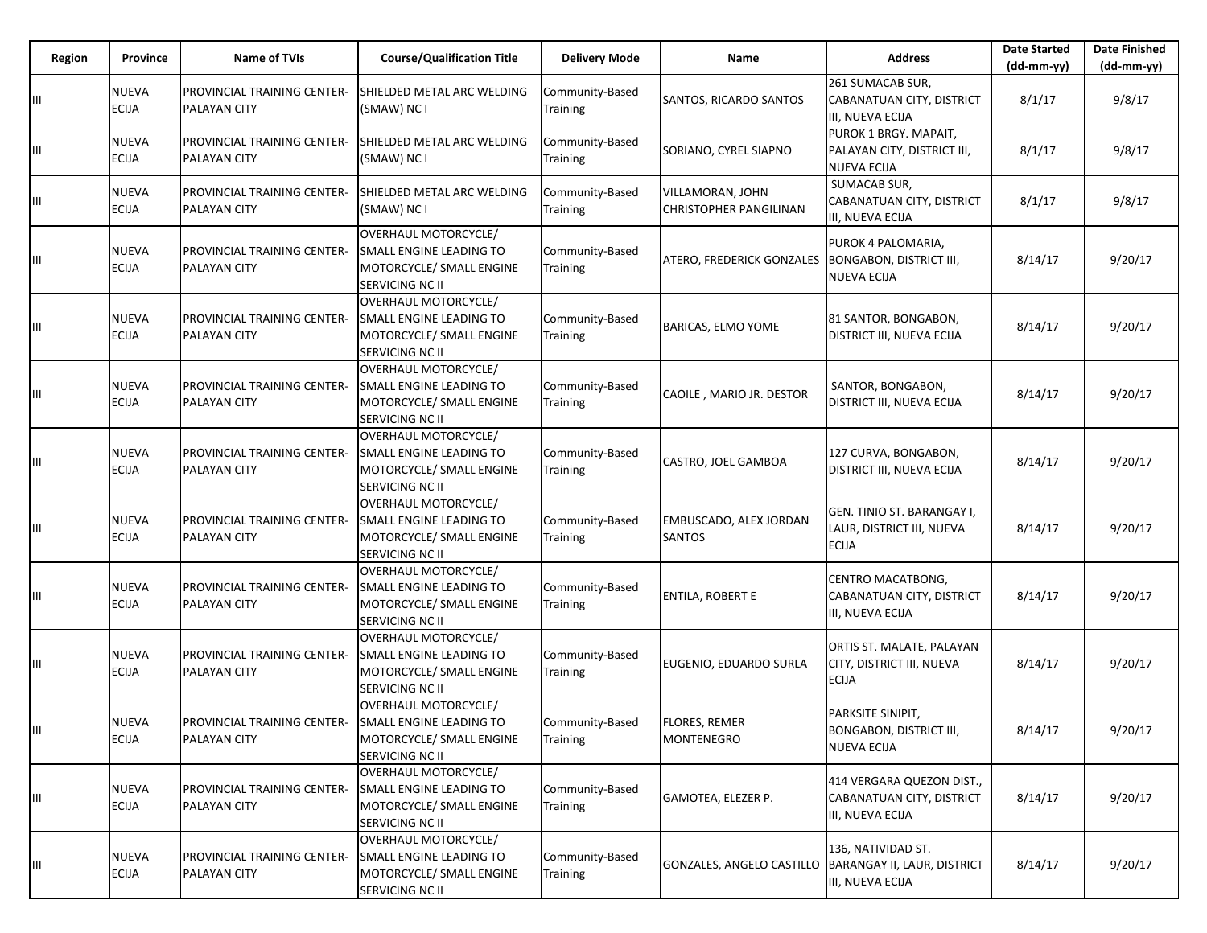| Region | Province | Name of TVIs | Course/Qualification Title | Delivery Mode | Name | Address | Date Started (dd-mm-yy) | Date Finished (dd-mm-yy) |
|---|---|---|---|---|---|---|---|---|
| III | NUEVA ECIJA | PROVINCIAL TRAINING CENTER-PALAYAN CITY | SHIELDED METAL ARC WELDING (SMAW) NC I | Community-Based Training | SANTOS, RICARDO SANTOS | 261 SUMACAB SUR, CABANATUAN CITY, DISTRICT III, NUEVA ECIJA | 8/1/17 | 9/8/17 |
| III | NUEVA ECIJA | PROVINCIAL TRAINING CENTER-PALAYAN CITY | SHIELDED METAL ARC WELDING (SMAW) NC I | Community-Based Training | SORIANO, CYREL SIAPNO | PUROK 1 BRGY. MAPAIT, PALAYAN CITY, DISTRICT III, NUEVA ECIJA | 8/1/17 | 9/8/17 |
| III | NUEVA ECIJA | PROVINCIAL TRAINING CENTER-PALAYAN CITY | SHIELDED METAL ARC WELDING (SMAW) NC I | Community-Based Training | VILLAMORAN, JOHN CHRISTOPHER PANGILINAN | SUMACAB SUR, CABANATUAN CITY, DISTRICT III, NUEVA ECIJA | 8/1/17 | 9/8/17 |
| III | NUEVA ECIJA | PROVINCIAL TRAINING CENTER-PALAYAN CITY | OVERHAUL MOTORCYCLE/ SMALL ENGINE LEADING TO MOTORCYCLE/ SMALL ENGINE SERVICING NC II | Community-Based Training | ATERO, FREDERICK GONZALES | PUROK 4 PALOMARIA, BONGABON, DISTRICT III, NUEVA ECIJA | 8/14/17 | 9/20/17 |
| III | NUEVA ECIJA | PROVINCIAL TRAINING CENTER-PALAYAN CITY | OVERHAUL MOTORCYCLE/ SMALL ENGINE LEADING TO MOTORCYCLE/ SMALL ENGINE SERVICING NC II | Community-Based Training | BARICAS, ELMO YOME | 81 SANTOR, BONGABON, DISTRICT III, NUEVA ECIJA | 8/14/17 | 9/20/17 |
| III | NUEVA ECIJA | PROVINCIAL TRAINING CENTER-PALAYAN CITY | OVERHAUL MOTORCYCLE/ SMALL ENGINE LEADING TO MOTORCYCLE/ SMALL ENGINE SERVICING NC II | Community-Based Training | CAOILE , MARIO JR. DESTOR | SANTOR, BONGABON, DISTRICT III, NUEVA ECIJA | 8/14/17 | 9/20/17 |
| III | NUEVA ECIJA | PROVINCIAL TRAINING CENTER-PALAYAN CITY | OVERHAUL MOTORCYCLE/ SMALL ENGINE LEADING TO MOTORCYCLE/ SMALL ENGINE SERVICING NC II | Community-Based Training | CASTRO, JOEL GAMBOA | 127 CURVA, BONGABON, DISTRICT III, NUEVA ECIJA | 8/14/17 | 9/20/17 |
| III | NUEVA ECIJA | PROVINCIAL TRAINING CENTER-PALAYAN CITY | OVERHAUL MOTORCYCLE/ SMALL ENGINE LEADING TO MOTORCYCLE/ SMALL ENGINE SERVICING NC II | Community-Based Training | EMBUSCADO, ALEX JORDAN SANTOS | GEN. TINIO ST. BARANGAY I, LAUR, DISTRICT III, NUEVA ECIJA | 8/14/17 | 9/20/17 |
| III | NUEVA ECIJA | PROVINCIAL TRAINING CENTER-PALAYAN CITY | OVERHAUL MOTORCYCLE/ SMALL ENGINE LEADING TO MOTORCYCLE/ SMALL ENGINE SERVICING NC II | Community-Based Training | ENTILA, ROBERT E | CENTRO MACATBONG, CABANATUAN CITY, DISTRICT III, NUEVA ECIJA | 8/14/17 | 9/20/17 |
| III | NUEVA ECIJA | PROVINCIAL TRAINING CENTER-PALAYAN CITY | OVERHAUL MOTORCYCLE/ SMALL ENGINE LEADING TO MOTORCYCLE/ SMALL ENGINE SERVICING NC II | Community-Based Training | EUGENIO, EDUARDO SURLA | ORTIS ST. MALATE, PALAYAN CITY, DISTRICT III, NUEVA ECIJA | 8/14/17 | 9/20/17 |
| III | NUEVA ECIJA | PROVINCIAL TRAINING CENTER-PALAYAN CITY | OVERHAUL MOTORCYCLE/ SMALL ENGINE LEADING TO MOTORCYCLE/ SMALL ENGINE SERVICING NC II | Community-Based Training | FLORES, REMER MONTENEGRO | PARKSITE SINIPIT, BONGABON, DISTRICT III, NUEVA ECIJA | 8/14/17 | 9/20/17 |
| III | NUEVA ECIJA | PROVINCIAL TRAINING CENTER-PALAYAN CITY | OVERHAUL MOTORCYCLE/ SMALL ENGINE LEADING TO MOTORCYCLE/ SMALL ENGINE SERVICING NC II | Community-Based Training | GAMOTEA, ELEZER P. | 414 VERGARA QUEZON DIST., CABANATUAN CITY, DISTRICT III, NUEVA ECIJA | 8/14/17 | 9/20/17 |
| III | NUEVA ECIJA | PROVINCIAL TRAINING CENTER-PALAYAN CITY | OVERHAUL MOTORCYCLE/ SMALL ENGINE LEADING TO MOTORCYCLE/ SMALL ENGINE SERVICING NC II | Community-Based Training | GONZALES, ANGELO CASTILLO | 136, NATIVIDAD ST. BARANGAY II, LAUR, DISTRICT III, NUEVA ECIJA | 8/14/17 | 9/20/17 |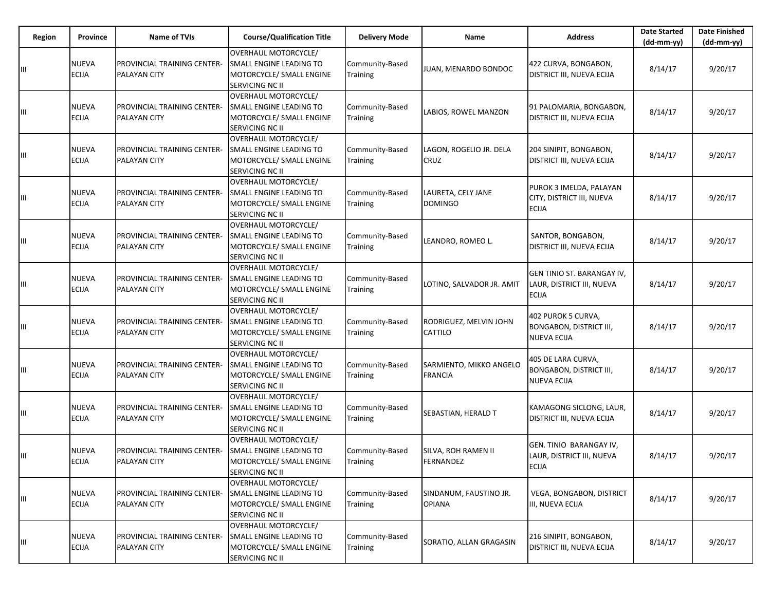| Region | Province | Name of TVIs | Course/Qualification Title | Delivery Mode | Name | Address | Date Started (dd-mm-yy) | Date Finished (dd-mm-yy) |
|---|---|---|---|---|---|---|---|---|
| III | NUEVA ECIJA | PROVINCIAL TRAINING CENTER-PALAYAN CITY | OVERHAUL MOTORCYCLE/ SMALL ENGINE LEADING TO MOTORCYCLE/ SMALL ENGINE SERVICING NC II | Community-Based Training | JUAN, MENARDO BONDOC | 422 CURVA, BONGABON, DISTRICT III, NUEVA ECIJA | 8/14/17 | 9/20/17 |
| III | NUEVA ECIJA | PROVINCIAL TRAINING CENTER-PALAYAN CITY | OVERHAUL MOTORCYCLE/ SMALL ENGINE LEADING TO MOTORCYCLE/ SMALL ENGINE SERVICING NC II | Community-Based Training | LABIOS, ROWEL MANZON | 91 PALOMARIA, BONGABON, DISTRICT III, NUEVA ECIJA | 8/14/17 | 9/20/17 |
| III | NUEVA ECIJA | PROVINCIAL TRAINING CENTER-PALAYAN CITY | OVERHAUL MOTORCYCLE/ SMALL ENGINE LEADING TO MOTORCYCLE/ SMALL ENGINE SERVICING NC II | Community-Based Training | LAGON, ROGELIO JR. DELA CRUZ | 204 SINIPIT, BONGABON, DISTRICT III, NUEVA ECIJA | 8/14/17 | 9/20/17 |
| III | NUEVA ECIJA | PROVINCIAL TRAINING CENTER-PALAYAN CITY | OVERHAUL MOTORCYCLE/ SMALL ENGINE LEADING TO MOTORCYCLE/ SMALL ENGINE SERVICING NC II | Community-Based Training | LAURETA, CELY JANE DOMINGO | PUROK 3 IMELDA, PALAYAN CITY, DISTRICT III, NUEVA ECIJA | 8/14/17 | 9/20/17 |
| III | NUEVA ECIJA | PROVINCIAL TRAINING CENTER-PALAYAN CITY | OVERHAUL MOTORCYCLE/ SMALL ENGINE LEADING TO MOTORCYCLE/ SMALL ENGINE SERVICING NC II | Community-Based Training | LEANDRO, ROMEO L. | SANTOR, BONGABON, DISTRICT III, NUEVA ECIJA | 8/14/17 | 9/20/17 |
| III | NUEVA ECIJA | PROVINCIAL TRAINING CENTER-PALAYAN CITY | OVERHAUL MOTORCYCLE/ SMALL ENGINE LEADING TO MOTORCYCLE/ SMALL ENGINE SERVICING NC II | Community-Based Training | LOTINO, SALVADOR JR. AMIT | GEN TINIO ST. BARANGAY IV, LAUR, DISTRICT III, NUEVA ECIJA | 8/14/17 | 9/20/17 |
| III | NUEVA ECIJA | PROVINCIAL TRAINING CENTER-PALAYAN CITY | OVERHAUL MOTORCYCLE/ SMALL ENGINE LEADING TO MOTORCYCLE/ SMALL ENGINE SERVICING NC II | Community-Based Training | RODRIGUEZ, MELVIN JOHN CATTILO | 402 PUROK 5 CURVA, BONGABON, DISTRICT III, NUEVA ECIJA | 8/14/17 | 9/20/17 |
| III | NUEVA ECIJA | PROVINCIAL TRAINING CENTER-PALAYAN CITY | OVERHAUL MOTORCYCLE/ SMALL ENGINE LEADING TO MOTORCYCLE/ SMALL ENGINE SERVICING NC II | Community-Based Training | SARMIENTO, MIKKO ANGELO FRANCIA | 405 DE LARA CURVA, BONGABON, DISTRICT III, NUEVA ECIJA | 8/14/17 | 9/20/17 |
| III | NUEVA ECIJA | PROVINCIAL TRAINING CENTER-PALAYAN CITY | OVERHAUL MOTORCYCLE/ SMALL ENGINE LEADING TO MOTORCYCLE/ SMALL ENGINE SERVICING NC II | Community-Based Training | SEBASTIAN, HERALD T | KAMAGONG SICLONG, LAUR, DISTRICT III, NUEVA ECIJA | 8/14/17 | 9/20/17 |
| III | NUEVA ECIJA | PROVINCIAL TRAINING CENTER-PALAYAN CITY | OVERHAUL MOTORCYCLE/ SMALL ENGINE LEADING TO MOTORCYCLE/ SMALL ENGINE SERVICING NC II | Community-Based Training | SILVA, ROH RAMEN II FERNANDEZ | GEN. TINIO BARANGAY IV, LAUR, DISTRICT III, NUEVA ECIJA | 8/14/17 | 9/20/17 |
| III | NUEVA ECIJA | PROVINCIAL TRAINING CENTER-PALAYAN CITY | OVERHAUL MOTORCYCLE/ SMALL ENGINE LEADING TO MOTORCYCLE/ SMALL ENGINE SERVICING NC II | Community-Based Training | SINDANUM, FAUSTINO JR. OPIANA | VEGA, BONGABON, DISTRICT III, NUEVA ECIJA | 8/14/17 | 9/20/17 |
| III | NUEVA ECIJA | PROVINCIAL TRAINING CENTER-PALAYAN CITY | OVERHAUL MOTORCYCLE/ SMALL ENGINE LEADING TO MOTORCYCLE/ SMALL ENGINE SERVICING NC II | Community-Based Training | SORATIO, ALLAN GRAGASIN | 216 SINIPIT, BONGABON, DISTRICT III, NUEVA ECIJA | 8/14/17 | 9/20/17 |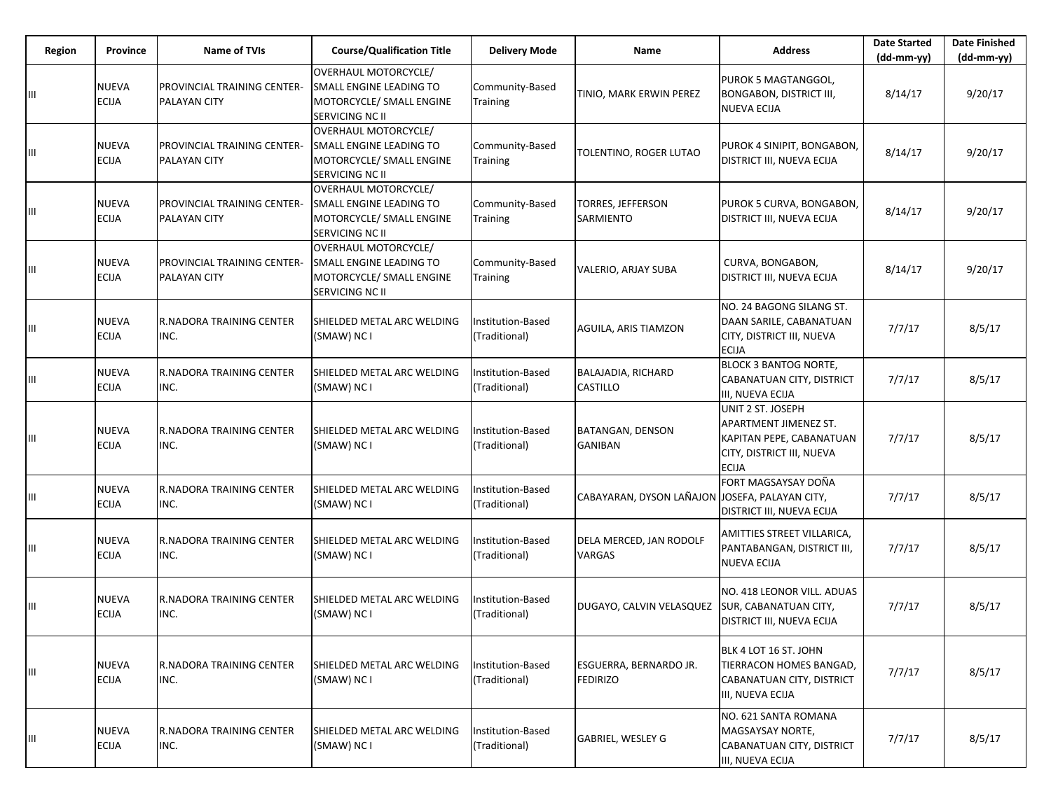| Region | Province | Name of TVIs | Course/Qualification Title | Delivery Mode | Name | Address | Date Started (dd-mm-yy) | Date Finished (dd-mm-yy) |
|---|---|---|---|---|---|---|---|---|
| III | NUEVA ECIJA | PROVINCIAL TRAINING CENTER-PALAYAN CITY | OVERHAUL MOTORCYCLE/ SMALL ENGINE LEADING TO MOTORCYCLE/ SMALL ENGINE SERVICING NC II | Community-Based Training | TINIO, MARK ERWIN PEREZ | PUROK 5 MAGTANGGOL, BONGABON, DISTRICT III, NUEVA ECIJA | 8/14/17 | 9/20/17 |
| III | NUEVA ECIJA | PROVINCIAL TRAINING CENTER-PALAYAN CITY | OVERHAUL MOTORCYCLE/ SMALL ENGINE LEADING TO MOTORCYCLE/ SMALL ENGINE SERVICING NC II | Community-Based Training | TOLENTINO, ROGER LUTAO | PUROK 4 SINIPIT, BONGABON, DISTRICT III, NUEVA ECIJA | 8/14/17 | 9/20/17 |
| III | NUEVA ECIJA | PROVINCIAL TRAINING CENTER-PALAYAN CITY | OVERHAUL MOTORCYCLE/ SMALL ENGINE LEADING TO MOTORCYCLE/ SMALL ENGINE SERVICING NC II | Community-Based Training | TORRES, JEFFERSON SARMIENTO | PUROK 5 CURVA, BONGABON, DISTRICT III, NUEVA ECIJA | 8/14/17 | 9/20/17 |
| III | NUEVA ECIJA | PROVINCIAL TRAINING CENTER-PALAYAN CITY | OVERHAUL MOTORCYCLE/ SMALL ENGINE LEADING TO MOTORCYCLE/ SMALL ENGINE SERVICING NC II | Community-Based Training | VALERIO, ARJAY SUBA | CURVA, BONGABON, DISTRICT III, NUEVA ECIJA | 8/14/17 | 9/20/17 |
| III | NUEVA ECIJA | R.NADORA TRAINING CENTER INC. | SHIELDED METAL ARC WELDING (SMAW) NC I | Institution-Based (Traditional) | AGUILA, ARIS TIAMZON | NO. 24 BAGONG SILANG ST. DAAN SARILE, CABANATUAN CITY, DISTRICT III, NUEVA ECIJA | 7/7/17 | 8/5/17 |
| III | NUEVA ECIJA | R.NADORA TRAINING CENTER INC. | SHIELDED METAL ARC WELDING (SMAW) NC I | Institution-Based (Traditional) | BALAJADIA, RICHARD CASTILLO | BLOCK 3 BANTOG NORTE, CABANATUAN CITY, DISTRICT III, NUEVA ECIJA | 7/7/17 | 8/5/17 |
| III | NUEVA ECIJA | R.NADORA TRAINING CENTER INC. | SHIELDED METAL ARC WELDING (SMAW) NC I | Institution-Based (Traditional) | BATANGAN, DENSON GANIBAN | UNIT 2 ST. JOSEPH APARTMENT JIMENEZ ST. KAPITAN PEPE, CABANATUAN CITY, DISTRICT III, NUEVA ECIJA | 7/7/17 | 8/5/17 |
| III | NUEVA ECIJA | R.NADORA TRAINING CENTER INC. | SHIELDED METAL ARC WELDING (SMAW) NC I | Institution-Based (Traditional) | CABAYARAN, DYSON LAÑAJON | FORT MAGSAYSAY DOÑA JOSEFA, PALAYAN CITY, DISTRICT III, NUEVA ECIJA | 7/7/17 | 8/5/17 |
| III | NUEVA ECIJA | R.NADORA TRAINING CENTER INC. | SHIELDED METAL ARC WELDING (SMAW) NC I | Institution-Based (Traditional) | DELA MERCED, JAN RODOLF VARGAS | AMITTIES STREET VILLARICA, PANTABANGAN, DISTRICT III, NUEVA ECIJA | 7/7/17 | 8/5/17 |
| III | NUEVA ECIJA | R.NADORA TRAINING CENTER INC. | SHIELDED METAL ARC WELDING (SMAW) NC I | Institution-Based (Traditional) | DUGAYO, CALVIN VELASQUEZ | NO. 418 LEONOR VILL. ADUAS SUR, CABANATUAN CITY, DISTRICT III, NUEVA ECIJA | 7/7/17 | 8/5/17 |
| III | NUEVA ECIJA | R.NADORA TRAINING CENTER INC. | SHIELDED METAL ARC WELDING (SMAW) NC I | Institution-Based (Traditional) | ESGUERRA, BERNARDO JR. FEDIRIZO | BLK 4 LOT 16 ST. JOHN TIERRACON HOMES BANGAD, CABANATUAN CITY, DISTRICT III, NUEVA ECIJA | 7/7/17 | 8/5/17 |
| III | NUEVA ECIJA | R.NADORA TRAINING CENTER INC. | SHIELDED METAL ARC WELDING (SMAW) NC I | Institution-Based (Traditional) | GABRIEL, WESLEY G | NO. 621 SANTA ROMANA MAGSAYSAY NORTE, CABANATUAN CITY, DISTRICT III, NUEVA ECIJA | 7/7/17 | 8/5/17 |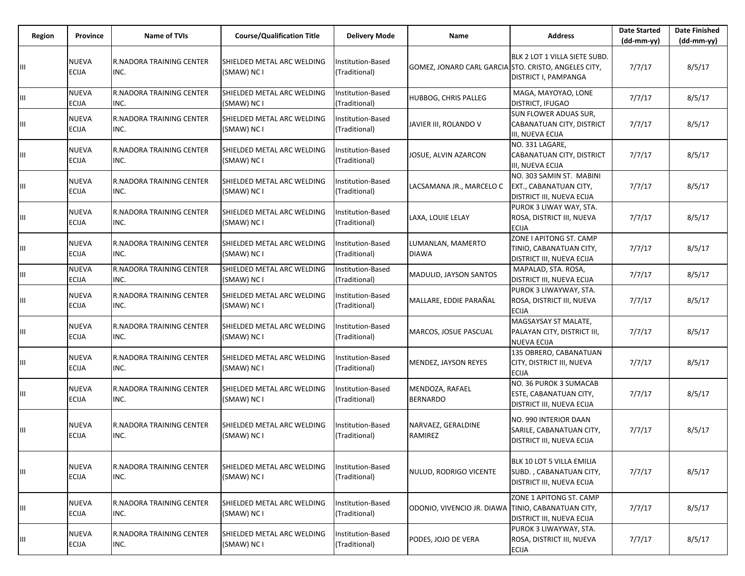| Region | Province | Name of TVIs | Course/Qualification Title | Delivery Mode | Name | Address | Date Started (dd-mm-yy) | Date Finished (dd-mm-yy) |
|---|---|---|---|---|---|---|---|---|
| III | NUEVA ECIJA | R.NADORA TRAINING CENTER INC. | SHIELDED METAL ARC WELDING (SMAW) NC I | Institution-Based (Traditional) | GOMEZ, JONARD CARL GARCIA | BLK 2 LOT 1 VILLA SIETE SUBD. STO. CRISTO, ANGELES CITY, DISTRICT I, PAMPANGA | 7/7/17 | 8/5/17 |
| III | NUEVA ECIJA | R.NADORA TRAINING CENTER INC. | SHIELDED METAL ARC WELDING (SMAW) NC I | Institution-Based (Traditional) | HUBBOG, CHRIS PALLEG | MAGA, MAYOYAO, LONE DISTRICT, IFUGAO | 7/7/17 | 8/5/17 |
| III | NUEVA ECIJA | R.NADORA TRAINING CENTER INC. | SHIELDED METAL ARC WELDING (SMAW) NC I | Institution-Based (Traditional) | JAVIER III, ROLANDO V | SUN FLOWER ADUAS SUR, CABANATUAN CITY, DISTRICT III, NUEVA ECIJA | 7/7/17 | 8/5/17 |
| III | NUEVA ECIJA | R.NADORA TRAINING CENTER INC. | SHIELDED METAL ARC WELDING (SMAW) NC I | Institution-Based (Traditional) | JOSUE, ALVIN AZARCON | NO. 331 LAGARE, CABANATUAN CITY, DISTRICT III, NUEVA ECIJA | 7/7/17 | 8/5/17 |
| III | NUEVA ECIJA | R.NADORA TRAINING CENTER INC. | SHIELDED METAL ARC WELDING (SMAW) NC I | Institution-Based (Traditional) | LACSAMANA JR., MARCELO C | NO. 303 SAMIN ST. MABINI EXT., CABANATUAN CITY, DISTRICT III, NUEVA ECIJA | 7/7/17 | 8/5/17 |
| III | NUEVA ECIJA | R.NADORA TRAINING CENTER INC. | SHIELDED METAL ARC WELDING (SMAW) NC I | Institution-Based (Traditional) | LAXA, LOUIE LELAY | PUROK 3 LIWAY WAY, STA. ROSA, DISTRICT III, NUEVA ECIJA | 7/7/17 | 8/5/17 |
| III | NUEVA ECIJA | R.NADORA TRAINING CENTER INC. | SHIELDED METAL ARC WELDING (SMAW) NC I | Institution-Based (Traditional) | LUMANLAN, MAMERTO DIAWA | ZONE I APITONG ST. CAMP TINIO, CABANATUAN CITY, DISTRICT III, NUEVA ECIJA | 7/7/17 | 8/5/17 |
| III | NUEVA ECIJA | R.NADORA TRAINING CENTER INC. | SHIELDED METAL ARC WELDING (SMAW) NC I | Institution-Based (Traditional) | MADULID, JAYSON SANTOS | MAPALAD, STA. ROSA, DISTRICT III, NUEVA ECIJA | 7/7/17 | 8/5/17 |
| III | NUEVA ECIJA | R.NADORA TRAINING CENTER INC. | SHIELDED METAL ARC WELDING (SMAW) NC I | Institution-Based (Traditional) | MALLARE, EDDIE PARAÑAL | PUROK 3 LIWAYWAY, STA. ROSA, DISTRICT III, NUEVA ECIJA | 7/7/17 | 8/5/17 |
| III | NUEVA ECIJA | R.NADORA TRAINING CENTER INC. | SHIELDED METAL ARC WELDING (SMAW) NC I | Institution-Based (Traditional) | MARCOS, JOSUE PASCUAL | MAGSAYSAY ST MALATE, PALAYAN CITY, DISTRICT III, NUEVA ECIJA | 7/7/17 | 8/5/17 |
| III | NUEVA ECIJA | R.NADORA TRAINING CENTER INC. | SHIELDED METAL ARC WELDING (SMAW) NC I | Institution-Based (Traditional) | MENDEZ, JAYSON REYES | 135 OBRERO, CABANATUAN CITY, DISTRICT III, NUEVA ECIJA | 7/7/17 | 8/5/17 |
| III | NUEVA ECIJA | R.NADORA TRAINING CENTER INC. | SHIELDED METAL ARC WELDING (SMAW) NC I | Institution-Based (Traditional) | MENDOZA, RAFAEL BERNARDO | NO. 36 PUROK 3 SUMACAB ESTE, CABANATUAN CITY, DISTRICT III, NUEVA ECIJA | 7/7/17 | 8/5/17 |
| III | NUEVA ECIJA | R.NADORA TRAINING CENTER INC. | SHIELDED METAL ARC WELDING (SMAW) NC I | Institution-Based (Traditional) | NARVAEZ, GERALDINE RAMIREZ | NO. 990 INTERIOR DAAN SARILE, CABANATUAN CITY, DISTRICT III, NUEVA ECIJA | 7/7/17 | 8/5/17 |
| III | NUEVA ECIJA | R.NADORA TRAINING CENTER INC. | SHIELDED METAL ARC WELDING (SMAW) NC I | Institution-Based (Traditional) | NULUD, RODRIGO VICENTE | BLK 10 LOT 5 VILLA EMILIA SUBD. , CABANATUAN CITY, DISTRICT III, NUEVA ECIJA | 7/7/17 | 8/5/17 |
| III | NUEVA ECIJA | R.NADORA TRAINING CENTER INC. | SHIELDED METAL ARC WELDING (SMAW) NC I | Institution-Based (Traditional) | ODONIO, VIVENCIO JR. DIAWA | ZONE 1 APITONG ST. CAMP TINIO, CABANATUAN CITY, DISTRICT III, NUEVA ECIJA | 7/7/17 | 8/5/17 |
| III | NUEVA ECIJA | R.NADORA TRAINING CENTER INC. | SHIELDED METAL ARC WELDING (SMAW) NC I | Institution-Based (Traditional) | PODES, JOJO DE VERA | PUROK 3 LIWAYWAY, STA. ROSA, DISTRICT III, NUEVA ECIJA | 7/7/17 | 8/5/17 |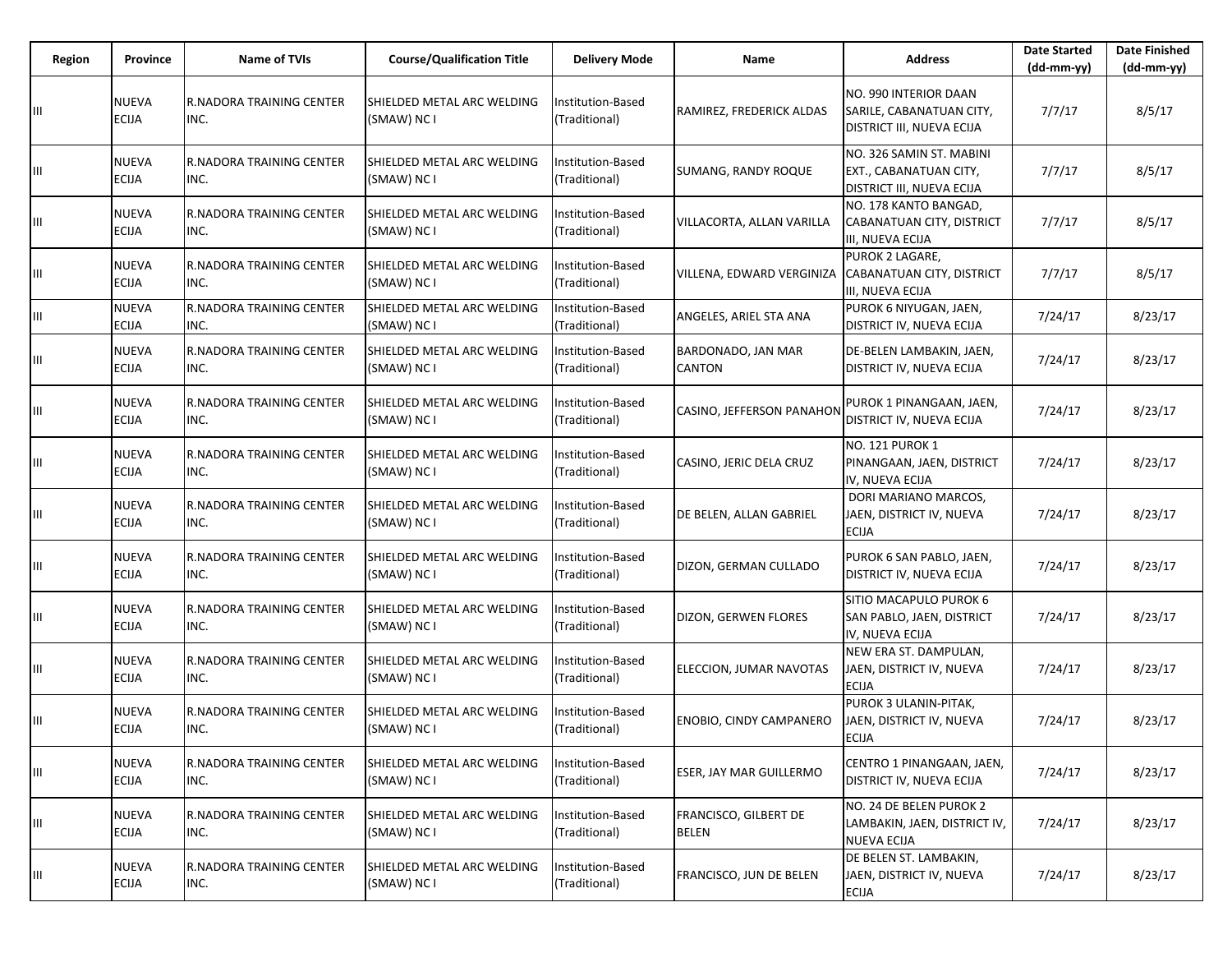| Region | Province | Name of TVIs | Course/Qualification Title | Delivery Mode | Name | Address | Date Started (dd-mm-yy) | Date Finished (dd-mm-yy) |
|---|---|---|---|---|---|---|---|---|
| III | NUEVA ECIJA | R.NADORA TRAINING CENTER INC. | SHIELDED METAL ARC WELDING (SMAW) NC I | Institution-Based (Traditional) | RAMIREZ, FREDERICK ALDAS | NO. 990 INTERIOR DAAN SARILE, CABANATUAN CITY, DISTRICT III, NUEVA ECIJA | 7/7/17 | 8/5/17 |
| III | NUEVA ECIJA | R.NADORA TRAINING CENTER INC. | SHIELDED METAL ARC WELDING (SMAW) NC I | Institution-Based (Traditional) | SUMANG, RANDY ROQUE | NO. 326 SAMIN ST. MABINI EXT., CABANATUAN CITY, DISTRICT III, NUEVA ECIJA | 7/7/17 | 8/5/17 |
| III | NUEVA ECIJA | R.NADORA TRAINING CENTER INC. | SHIELDED METAL ARC WELDING (SMAW) NC I | Institution-Based (Traditional) | VILLACORTA, ALLAN VARILLA | NO. 178 KANTO BANGAD, CABANATUAN CITY, DISTRICT III, NUEVA ECIJA | 7/7/17 | 8/5/17 |
| III | NUEVA ECIJA | R.NADORA TRAINING CENTER INC. | SHIELDED METAL ARC WELDING (SMAW) NC I | Institution-Based (Traditional) | VILLENA, EDWARD VERGINIZA | PUROK 2 LAGARE, CABANATUAN CITY, DISTRICT III, NUEVA ECIJA | 7/7/17 | 8/5/17 |
| III | NUEVA ECIJA | R.NADORA TRAINING CENTER INC. | SHIELDED METAL ARC WELDING (SMAW) NC I | Institution-Based (Traditional) | ANGELES, ARIEL STA ANA | PUROK 6 NIYUGAN, JAEN, DISTRICT IV, NUEVA ECIJA | 7/24/17 | 8/23/17 |
| III | NUEVA ECIJA | R.NADORA TRAINING CENTER INC. | SHIELDED METAL ARC WELDING (SMAW) NC I | Institution-Based (Traditional) | BARDONADO, JAN MAR CANTON | DE-BELEN LAMBAKIN, JAEN, DISTRICT IV, NUEVA ECIJA | 7/24/17 | 8/23/17 |
| III | NUEVA ECIJA | R.NADORA TRAINING CENTER INC. | SHIELDED METAL ARC WELDING (SMAW) NC I | Institution-Based (Traditional) | CASINO, JEFFERSON PANAHON | PUROK 1 PINANGAAN, JAEN, DISTRICT IV, NUEVA ECIJA | 7/24/17 | 8/23/17 |
| III | NUEVA ECIJA | R.NADORA TRAINING CENTER INC. | SHIELDED METAL ARC WELDING (SMAW) NC I | Institution-Based (Traditional) | CASINO, JERIC DELA CRUZ | NO. 121 PUROK 1 PINANGAAN, JAEN, DISTRICT IV, NUEVA ECIJA | 7/24/17 | 8/23/17 |
| III | NUEVA ECIJA | R.NADORA TRAINING CENTER INC. | SHIELDED METAL ARC WELDING (SMAW) NC I | Institution-Based (Traditional) | DE BELEN, ALLAN GABRIEL | DORI MARIANO MARCOS, JAEN, DISTRICT IV, NUEVA ECIJA | 7/24/17 | 8/23/17 |
| III | NUEVA ECIJA | R.NADORA TRAINING CENTER INC. | SHIELDED METAL ARC WELDING (SMAW) NC I | Institution-Based (Traditional) | DIZON, GERMAN CULLADO | PUROK 6 SAN PABLO, JAEN, DISTRICT IV, NUEVA ECIJA | 7/24/17 | 8/23/17 |
| III | NUEVA ECIJA | R.NADORA TRAINING CENTER INC. | SHIELDED METAL ARC WELDING (SMAW) NC I | Institution-Based (Traditional) | DIZON, GERWEN FLORES | SITIO MACAPULO PUROK 6 SAN PABLO, JAEN, DISTRICT IV, NUEVA ECIJA | 7/24/17 | 8/23/17 |
| III | NUEVA ECIJA | R.NADORA TRAINING CENTER INC. | SHIELDED METAL ARC WELDING (SMAW) NC I | Institution-Based (Traditional) | ELECCION, JUMAR NAVOTAS | NEW ERA ST. DAMPULAN, JAEN, DISTRICT IV, NUEVA ECIJA | 7/24/17 | 8/23/17 |
| III | NUEVA ECIJA | R.NADORA TRAINING CENTER INC. | SHIELDED METAL ARC WELDING (SMAW) NC I | Institution-Based (Traditional) | ENOBIO, CINDY CAMPANERO | PUROK 3 ULANIN-PITAK, JAEN, DISTRICT IV, NUEVA ECIJA | 7/24/17 | 8/23/17 |
| III | NUEVA ECIJA | R.NADORA TRAINING CENTER INC. | SHIELDED METAL ARC WELDING (SMAW) NC I | Institution-Based (Traditional) | ESER, JAY MAR GUILLERMO | CENTRO 1 PINANGAAN, JAEN, DISTRICT IV, NUEVA ECIJA | 7/24/17 | 8/23/17 |
| III | NUEVA ECIJA | R.NADORA TRAINING CENTER INC. | SHIELDED METAL ARC WELDING (SMAW) NC I | Institution-Based (Traditional) | FRANCISCO, GILBERT DE BELEN | NO. 24 DE BELEN PUROK 2 LAMBAKIN, JAEN, DISTRICT IV, NUEVA ECIJA | 7/24/17 | 8/23/17 |
| III | NUEVA ECIJA | R.NADORA TRAINING CENTER INC. | SHIELDED METAL ARC WELDING (SMAW) NC I | Institution-Based (Traditional) | FRANCISCO, JUN DE BELEN | DE BELEN ST. LAMBAKIN, JAEN, DISTRICT IV, NUEVA ECIJA | 7/24/17 | 8/23/17 |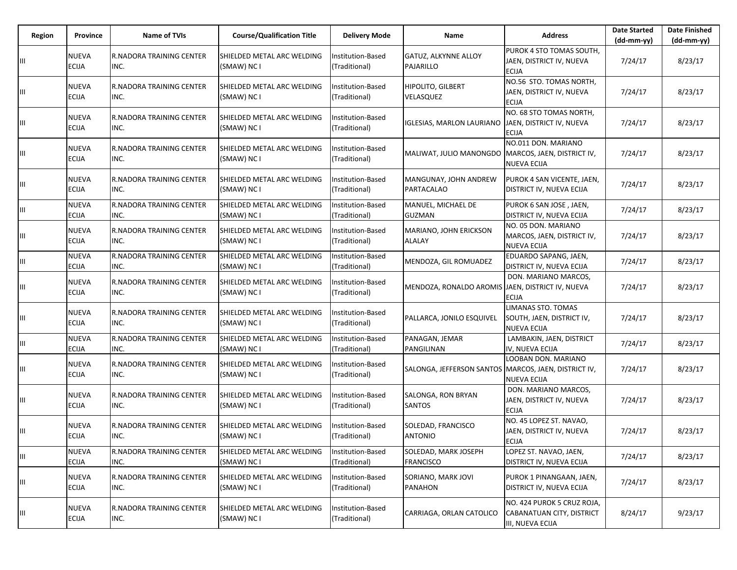| Region | Province | Name of TVIs | Course/Qualification Title | Delivery Mode | Name | Address | Date Started (dd-mm-yy) | Date Finished (dd-mm-yy) |
|---|---|---|---|---|---|---|---|---|
| III | NUEVA ECIJA | R.NADORA TRAINING CENTER INC. | SHIELDED METAL ARC WELDING (SMAW) NC I | Institution-Based (Traditional) | GATUZ, ALKYNNE ALLOY PAJARILLO | PUROK 4 STO TOMAS SOUTH, JAEN, DISTRICT IV, NUEVA ECIJA | 7/24/17 | 8/23/17 |
| III | NUEVA ECIJA | R.NADORA TRAINING CENTER INC. | SHIELDED METAL ARC WELDING (SMAW) NC I | Institution-Based (Traditional) | HIPOLITO, GILBERT VELASQUEZ | NO.56 STO. TOMAS NORTH, JAEN, DISTRICT IV, NUEVA ECIJA | 7/24/17 | 8/23/17 |
| III | NUEVA ECIJA | R.NADORA TRAINING CENTER INC. | SHIELDED METAL ARC WELDING (SMAW) NC I | Institution-Based (Traditional) | IGLESIAS, MARLON LAURIANO | NO. 68 STO TOMAS NORTH, JAEN, DISTRICT IV, NUEVA ECIJA | 7/24/17 | 8/23/17 |
| III | NUEVA ECIJA | R.NADORA TRAINING CENTER INC. | SHIELDED METAL ARC WELDING (SMAW) NC I | Institution-Based (Traditional) | MALIWAT, JULIO MANONGDO | NO.011 DON. MARIANO MARCOS, JAEN, DISTRICT IV, NUEVA ECIJA | 7/24/17 | 8/23/17 |
| III | NUEVA ECIJA | R.NADORA TRAINING CENTER INC. | SHIELDED METAL ARC WELDING (SMAW) NC I | Institution-Based (Traditional) | MANGUNAY, JOHN ANDREW PARTACALAO | PUROK 4 SAN VICENTE, JAEN, DISTRICT IV, NUEVA ECIJA | 7/24/17 | 8/23/17 |
| III | NUEVA ECIJA | R.NADORA TRAINING CENTER INC. | SHIELDED METAL ARC WELDING (SMAW) NC I | Institution-Based (Traditional) | MANUEL, MICHAEL DE GUZMAN | PUROK 6 SAN JOSE , JAEN, DISTRICT IV, NUEVA ECIJA | 7/24/17 | 8/23/17 |
| III | NUEVA ECIJA | R.NADORA TRAINING CENTER INC. | SHIELDED METAL ARC WELDING (SMAW) NC I | Institution-Based (Traditional) | MARIANO, JOHN ERICKSON ALALAY | NO. 05 DON. MARIANO MARCOS, JAEN, DISTRICT IV, NUEVA ECIJA | 7/24/17 | 8/23/17 |
| III | NUEVA ECIJA | R.NADORA TRAINING CENTER INC. | SHIELDED METAL ARC WELDING (SMAW) NC I | Institution-Based (Traditional) | MENDOZA, GIL ROMUADEZ | EDUARDO SAPANG, JAEN, DISTRICT IV, NUEVA ECIJA | 7/24/17 | 8/23/17 |
| III | NUEVA ECIJA | R.NADORA TRAINING CENTER INC. | SHIELDED METAL ARC WELDING (SMAW) NC I | Institution-Based (Traditional) | MENDOZA, RONALDO AROMIS | DON. MARIANO MARCOS, JAEN, DISTRICT IV, NUEVA ECIJA | 7/24/17 | 8/23/17 |
| III | NUEVA ECIJA | R.NADORA TRAINING CENTER INC. | SHIELDED METAL ARC WELDING (SMAW) NC I | Institution-Based (Traditional) | PALLARCA, JONILO ESQUIVEL | LIMANAS STO. TOMAS SOUTH, JAEN, DISTRICT IV, NUEVA ECIJA | 7/24/17 | 8/23/17 |
| III | NUEVA ECIJA | R.NADORA TRAINING CENTER INC. | SHIELDED METAL ARC WELDING (SMAW) NC I | Institution-Based (Traditional) | PANAGAN, JEMAR PANGILINAN | LAMBAKIN, JAEN, DISTRICT IV, NUEVA ECIJA | 7/24/17 | 8/23/17 |
| III | NUEVA ECIJA | R.NADORA TRAINING CENTER INC. | SHIELDED METAL ARC WELDING (SMAW) NC I | Institution-Based (Traditional) | SALONGA, JEFFERSON SANTOS | LOOBAN DON. MARIANO MARCOS, JAEN, DISTRICT IV, NUEVA ECIJA | 7/24/17 | 8/23/17 |
| III | NUEVA ECIJA | R.NADORA TRAINING CENTER INC. | SHIELDED METAL ARC WELDING (SMAW) NC I | Institution-Based (Traditional) | SALONGA, RON BRYAN SANTOS | DON. MARIANO MARCOS, JAEN, DISTRICT IV, NUEVA ECIJA | 7/24/17 | 8/23/17 |
| III | NUEVA ECIJA | R.NADORA TRAINING CENTER INC. | SHIELDED METAL ARC WELDING (SMAW) NC I | Institution-Based (Traditional) | SOLEDAD, FRANCISCO ANTONIO | NO. 45 LOPEZ ST. NAVAO, JAEN, DISTRICT IV, NUEVA ECIJA | 7/24/17 | 8/23/17 |
| III | NUEVA ECIJA | R.NADORA TRAINING CENTER INC. | SHIELDED METAL ARC WELDING (SMAW) NC I | Institution-Based (Traditional) | SOLEDAD, MARK JOSEPH FRANCISCO | LOPEZ ST. NAVAO, JAEN, DISTRICT IV, NUEVA ECIJA | 7/24/17 | 8/23/17 |
| III | NUEVA ECIJA | R.NADORA TRAINING CENTER INC. | SHIELDED METAL ARC WELDING (SMAW) NC I | Institution-Based (Traditional) | SORIANO, MARK JOVI PANAHON | PUROK 1 PINANGAAN, JAEN, DISTRICT IV, NUEVA ECIJA | 7/24/17 | 8/23/17 |
| III | NUEVA ECIJA | R.NADORA TRAINING CENTER INC. | SHIELDED METAL ARC WELDING (SMAW) NC I | Institution-Based (Traditional) | CARRIAGA, ORLAN CATOLICO | NO. 424 PUROK 5 CRUZ ROJA, CABANATUAN CITY, DISTRICT III, NUEVA ECIJA | 8/24/17 | 9/23/17 |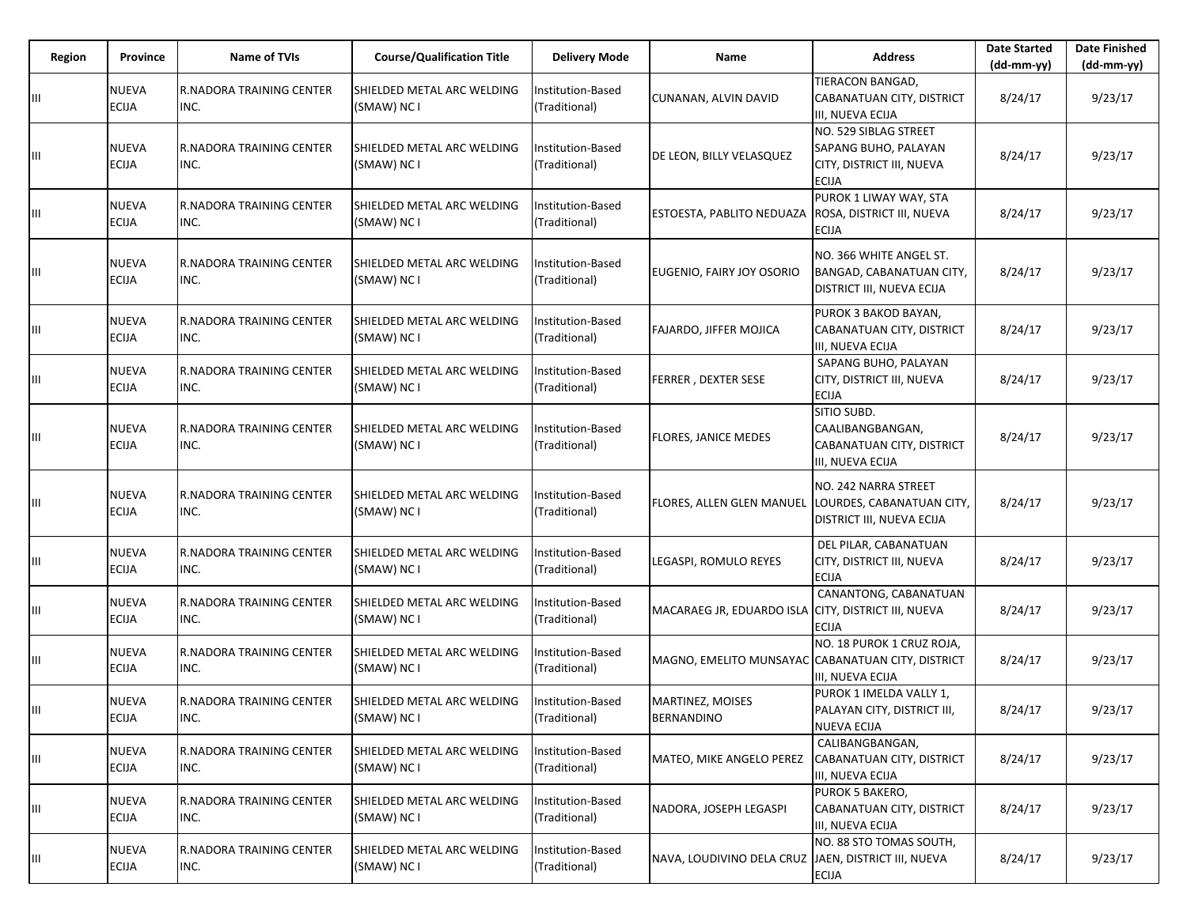| Region | Province | Name of TVIs | Course/Qualification Title | Delivery Mode | Name | Address | Date Started (dd-mm-yy) | Date Finished (dd-mm-yy) |
|---|---|---|---|---|---|---|---|---|
| III | NUEVA ECIJA | R.NADORA TRAINING CENTER INC. | SHIELDED METAL ARC WELDING (SMAW) NC I | Institution-Based (Traditional) | CUNANAN, ALVIN DAVID | TIERACON BANGAD, CABANATUAN CITY, DISTRICT III, NUEVA ECIJA | 8/24/17 | 9/23/17 |
| III | NUEVA ECIJA | R.NADORA TRAINING CENTER INC. | SHIELDED METAL ARC WELDING (SMAW) NC I | Institution-Based (Traditional) | DE LEON, BILLY VELASQUEZ | NO. 529 SIBLAG STREET SAPANG BUHO, PALAYAN CITY, DISTRICT III, NUEVA ECIJA | 8/24/17 | 9/23/17 |
| III | NUEVA ECIJA | R.NADORA TRAINING CENTER INC. | SHIELDED METAL ARC WELDING (SMAW) NC I | Institution-Based (Traditional) | ESTOESTA, PABLITO NEDUAZA | PUROK 1 LIWAY WAY, STA ROSA, DISTRICT III, NUEVA ECIJA | 8/24/17 | 9/23/17 |
| III | NUEVA ECIJA | R.NADORA TRAINING CENTER INC. | SHIELDED METAL ARC WELDING (SMAW) NC I | Institution-Based (Traditional) | EUGENIO, FAIRY JOY OSORIO | NO. 366 WHITE ANGEL ST. BANGAD, CABANATUAN CITY, DISTRICT III, NUEVA ECIJA | 8/24/17 | 9/23/17 |
| III | NUEVA ECIJA | R.NADORA TRAINING CENTER INC. | SHIELDED METAL ARC WELDING (SMAW) NC I | Institution-Based (Traditional) | FAJARDO, JIFFER MOJICA | PUROK 3 BAKOD BAYAN, CABANATUAN CITY, DISTRICT III, NUEVA ECIJA | 8/24/17 | 9/23/17 |
| III | NUEVA ECIJA | R.NADORA TRAINING CENTER INC. | SHIELDED METAL ARC WELDING (SMAW) NC I | Institution-Based (Traditional) | FERRER , DEXTER SESE | SAPANG BUHO, PALAYAN CITY, DISTRICT III, NUEVA ECIJA | 8/24/17 | 9/23/17 |
| III | NUEVA ECIJA | R.NADORA TRAINING CENTER INC. | SHIELDED METAL ARC WELDING (SMAW) NC I | Institution-Based (Traditional) | FLORES, JANICE MEDES | SITIO SUBD. CAALIBANGBANGAN, CABANATUAN CITY, DISTRICT III, NUEVA ECIJA | 8/24/17 | 9/23/17 |
| III | NUEVA ECIJA | R.NADORA TRAINING CENTER INC. | SHIELDED METAL ARC WELDING (SMAW) NC I | Institution-Based (Traditional) | FLORES, ALLEN GLEN MANUEL | NO. 242 NARRA STREET LOURDES, CABANATUAN CITY, DISTRICT III, NUEVA ECIJA | 8/24/17 | 9/23/17 |
| III | NUEVA ECIJA | R.NADORA TRAINING CENTER INC. | SHIELDED METAL ARC WELDING (SMAW) NC I | Institution-Based (Traditional) | LEGASPI, ROMULO REYES | DEL PILAR, CABANATUAN CITY, DISTRICT III, NUEVA ECIJA | 8/24/17 | 9/23/17 |
| III | NUEVA ECIJA | R.NADORA TRAINING CENTER INC. | SHIELDED METAL ARC WELDING (SMAW) NC I | Institution-Based (Traditional) | MACARAEG JR, EDUARDO ISLA | CANANTONG, CABANATUAN CITY, DISTRICT III, NUEVA ECIJA | 8/24/17 | 9/23/17 |
| III | NUEVA ECIJA | R.NADORA TRAINING CENTER INC. | SHIELDED METAL ARC WELDING (SMAW) NC I | Institution-Based (Traditional) | MAGNO, EMELITO MUNSAYAC | NO. 18 PUROK 1 CRUZ ROJA, CABANATUAN CITY, DISTRICT III, NUEVA ECIJA | 8/24/17 | 9/23/17 |
| III | NUEVA ECIJA | R.NADORA TRAINING CENTER INC. | SHIELDED METAL ARC WELDING (SMAW) NC I | Institution-Based (Traditional) | MARTINEZ, MOISES BERNANDINO | PUROK 1 IMELDA VALLY 1, PALAYAN CITY, DISTRICT III, NUEVA ECIJA | 8/24/17 | 9/23/17 |
| III | NUEVA ECIJA | R.NADORA TRAINING CENTER INC. | SHIELDED METAL ARC WELDING (SMAW) NC I | Institution-Based (Traditional) | MATEO, MIKE ANGELO PEREZ | CALIBANGBANGAN, CABANATUAN CITY, DISTRICT III, NUEVA ECIJA | 8/24/17 | 9/23/17 |
| III | NUEVA ECIJA | R.NADORA TRAINING CENTER INC. | SHIELDED METAL ARC WELDING (SMAW) NC I | Institution-Based (Traditional) | NADORA, JOSEPH LEGASPI | PUROK 5 BAKERO, CABANATUAN CITY, DISTRICT III, NUEVA ECIJA | 8/24/17 | 9/23/17 |
| III | NUEVA ECIJA | R.NADORA TRAINING CENTER INC. | SHIELDED METAL ARC WELDING (SMAW) NC I | Institution-Based (Traditional) | NAVA, LOUDIVINO DELA CRUZ | NO. 88 STO TOMAS SOUTH, JAEN, DISTRICT III, NUEVA ECIJA | 8/24/17 | 9/23/17 |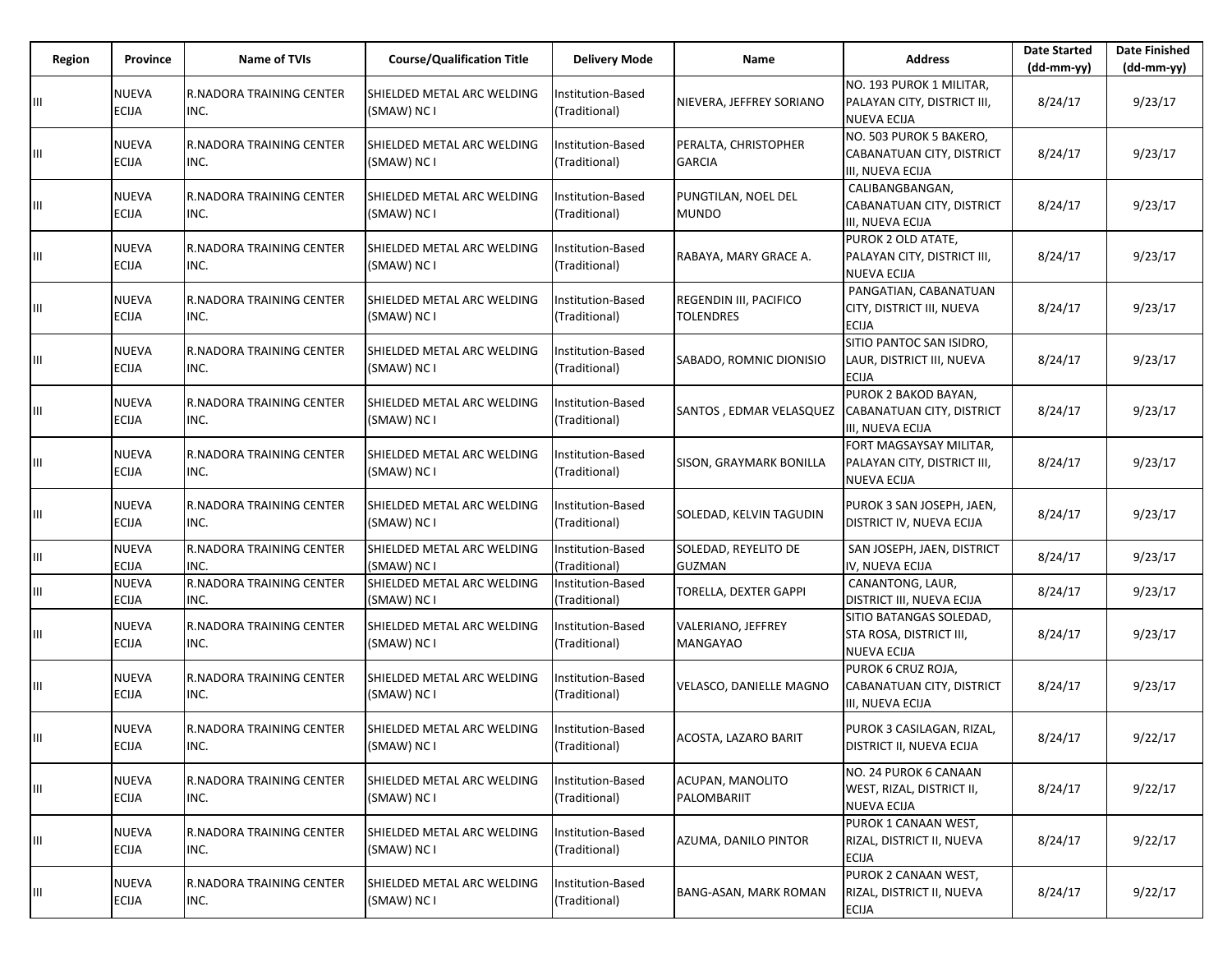| Region | Province | Name of TVIs | Course/Qualification Title | Delivery Mode | Name | Address | Date Started (dd-mm-yy) | Date Finished (dd-mm-yy) |
|---|---|---|---|---|---|---|---|---|
| III | NUEVA ECIJA | R.NADORA TRAINING CENTER INC. | SHIELDED METAL ARC WELDING (SMAW) NC I | Institution-Based (Traditional) | NIEVERA, JEFFREY SORIANO | NO. 193 PUROK 1 MILITAR, PALAYAN CITY, DISTRICT III, NUEVA ECIJA | 8/24/17 | 9/23/17 |
| III | NUEVA ECIJA | R.NADORA TRAINING CENTER INC. | SHIELDED METAL ARC WELDING (SMAW) NC I | Institution-Based (Traditional) | PERALTA, CHRISTOPHER GARCIA | NO. 503 PUROK 5 BAKERO, CABANATUAN CITY, DISTRICT III, NUEVA ECIJA | 8/24/17 | 9/23/17 |
| III | NUEVA ECIJA | R.NADORA TRAINING CENTER INC. | SHIELDED METAL ARC WELDING (SMAW) NC I | Institution-Based (Traditional) | PUNGTILAN, NOEL DEL MUNDO | CALIBANGBANGAN, CABANATUAN CITY, DISTRICT III, NUEVA ECIJA | 8/24/17 | 9/23/17 |
| III | NUEVA ECIJA | R.NADORA TRAINING CENTER INC. | SHIELDED METAL ARC WELDING (SMAW) NC I | Institution-Based (Traditional) | RABAYA, MARY GRACE A. | PUROK 2 OLD ATATE, PALAYAN CITY, DISTRICT III, NUEVA ECIJA | 8/24/17 | 9/23/17 |
| III | NUEVA ECIJA | R.NADORA TRAINING CENTER INC. | SHIELDED METAL ARC WELDING (SMAW) NC I | Institution-Based (Traditional) | REGENDIN III, PACIFICO TOLENDRES | PANGATIAN, CABANATUAN CITY, DISTRICT III, NUEVA ECIJA | 8/24/17 | 9/23/17 |
| III | NUEVA ECIJA | R.NADORA TRAINING CENTER INC. | SHIELDED METAL ARC WELDING (SMAW) NC I | Institution-Based (Traditional) | SABADO, ROMNIC DIONISIO | SITIO PANTOC SAN ISIDRO, LAUR, DISTRICT III, NUEVA ECIJA | 8/24/17 | 9/23/17 |
| III | NUEVA ECIJA | R.NADORA TRAINING CENTER INC. | SHIELDED METAL ARC WELDING (SMAW) NC I | Institution-Based (Traditional) | SANTOS , EDMAR VELASQUEZ | PUROK 2 BAKOD BAYAN, CABANATUAN CITY, DISTRICT III, NUEVA ECIJA | 8/24/17 | 9/23/17 |
| III | NUEVA ECIJA | R.NADORA TRAINING CENTER INC. | SHIELDED METAL ARC WELDING (SMAW) NC I | Institution-Based (Traditional) | SISON, GRAYMARK BONILLA | FORT MAGSAYSAY MILITAR, PALAYAN CITY, DISTRICT III, NUEVA ECIJA | 8/24/17 | 9/23/17 |
| III | NUEVA ECIJA | R.NADORA TRAINING CENTER INC. | SHIELDED METAL ARC WELDING (SMAW) NC I | Institution-Based (Traditional) | SOLEDAD, KELVIN TAGUDIN | PUROK 3 SAN JOSEPH, JAEN, DISTRICT IV, NUEVA ECIJA | 8/24/17 | 9/23/17 |
| III | NUEVA ECIJA | R.NADORA TRAINING CENTER INC. | SHIELDED METAL ARC WELDING (SMAW) NC I | Institution-Based (Traditional) | SOLEDAD, REYELITO DE GUZMAN | SAN JOSEPH, JAEN, DISTRICT IV, NUEVA ECIJA | 8/24/17 | 9/23/17 |
| III | NUEVA ECIJA | R.NADORA TRAINING CENTER INC. | SHIELDED METAL ARC WELDING (SMAW) NC I | Institution-Based (Traditional) | TORELLA, DEXTER GAPPI | CANANTONG, LAUR, DISTRICT III, NUEVA ECIJA | 8/24/17 | 9/23/17 |
| III | NUEVA ECIJA | R.NADORA TRAINING CENTER INC. | SHIELDED METAL ARC WELDING (SMAW) NC I | Institution-Based (Traditional) | VALERIANO, JEFFREY MANGAYAO | SITIO BATANGAS SOLEDAD, STA ROSA, DISTRICT III, NUEVA ECIJA | 8/24/17 | 9/23/17 |
| III | NUEVA ECIJA | R.NADORA TRAINING CENTER INC. | SHIELDED METAL ARC WELDING (SMAW) NC I | Institution-Based (Traditional) | VELASCO, DANIELLE MAGNO | PUROK 6 CRUZ ROJA, CABANATUAN CITY, DISTRICT III, NUEVA ECIJA | 8/24/17 | 9/23/17 |
| III | NUEVA ECIJA | R.NADORA TRAINING CENTER INC. | SHIELDED METAL ARC WELDING (SMAW) NC I | Institution-Based (Traditional) | ACOSTA, LAZARO BARIT | PUROK 3 CASILAGAN, RIZAL, DISTRICT II, NUEVA ECIJA | 8/24/17 | 9/22/17 |
| III | NUEVA ECIJA | R.NADORA TRAINING CENTER INC. | SHIELDED METAL ARC WELDING (SMAW) NC I | Institution-Based (Traditional) | ACUPAN, MANOLITO PALOMBARIIT | NO. 24 PUROK 6 CANAAN WEST, RIZAL, DISTRICT II, NUEVA ECIJA | 8/24/17 | 9/22/17 |
| III | NUEVA ECIJA | R.NADORA TRAINING CENTER INC. | SHIELDED METAL ARC WELDING (SMAW) NC I | Institution-Based (Traditional) | AZUMA, DANILO PINTOR | PUROK 1 CANAAN WEST, RIZAL, DISTRICT II, NUEVA ECIJA | 8/24/17 | 9/22/17 |
| III | NUEVA ECIJA | R.NADORA TRAINING CENTER INC. | SHIELDED METAL ARC WELDING (SMAW) NC I | Institution-Based (Traditional) | BANG-ASAN, MARK ROMAN | PUROK 2 CANAAN WEST, RIZAL, DISTRICT II, NUEVA ECIJA | 8/24/17 | 9/22/17 |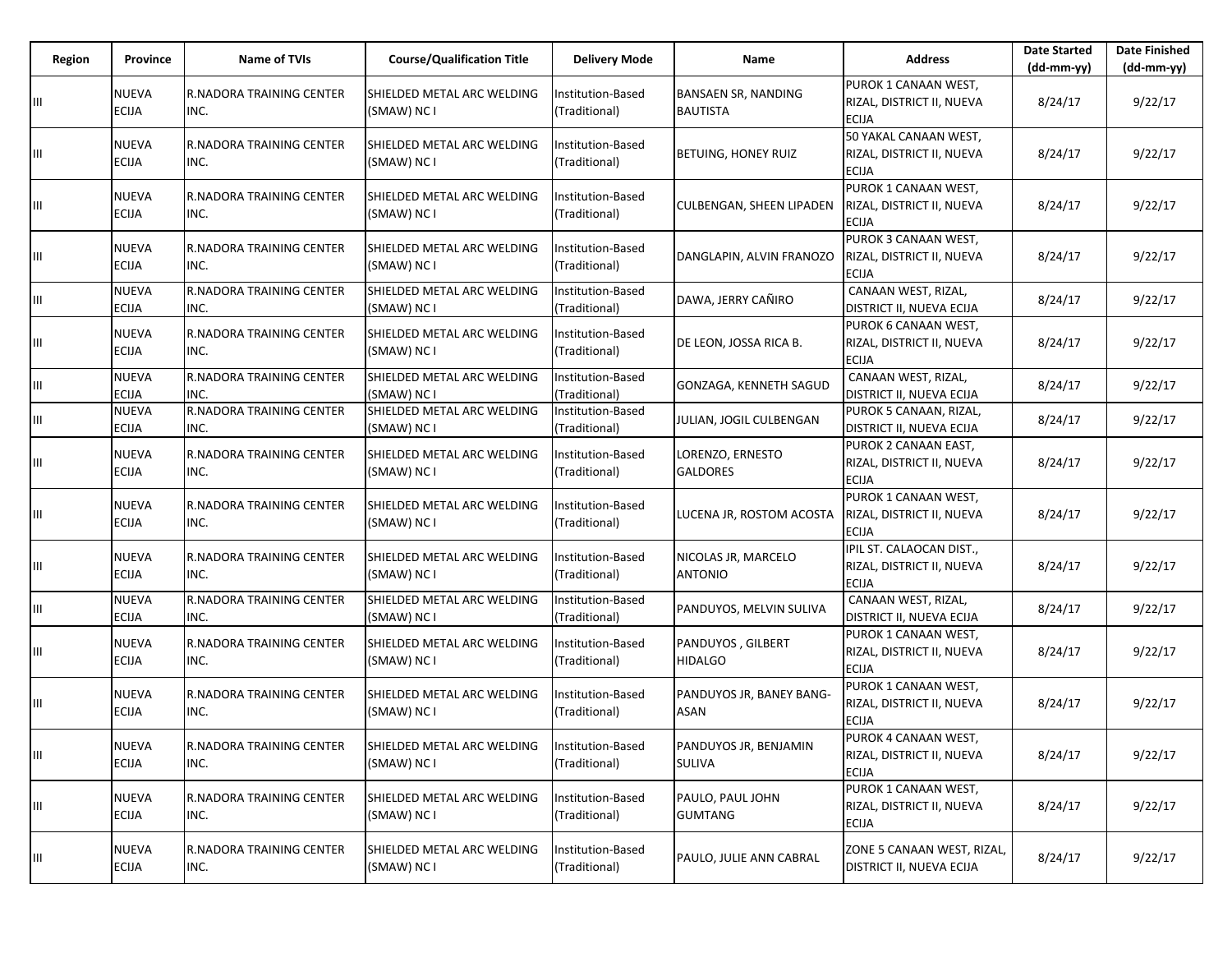| Region | Province | Name of TVIs | Course/Qualification Title | Delivery Mode | Name | Address | Date Started (dd-mm-yy) | Date Finished (dd-mm-yy) |
|---|---|---|---|---|---|---|---|---|
| III | NUEVA ECIJA | R.NADORA TRAINING CENTER INC. | SHIELDED METAL ARC WELDING (SMAW) NC I | Institution-Based (Traditional) | BANSAEN SR, NANDING BAUTISTA | PUROK 1 CANAAN WEST, RIZAL, DISTRICT II, NUEVA ECIJA | 8/24/17 | 9/22/17 |
| III | NUEVA ECIJA | R.NADORA TRAINING CENTER INC. | SHIELDED METAL ARC WELDING (SMAW) NC I | Institution-Based (Traditional) | BETUING, HONEY RUIZ | 50 YAKAL CANAAN WEST, RIZAL, DISTRICT II, NUEVA ECIJA | 8/24/17 | 9/22/17 |
| III | NUEVA ECIJA | R.NADORA TRAINING CENTER INC. | SHIELDED METAL ARC WELDING (SMAW) NC I | Institution-Based (Traditional) | CULBENGAN, SHEEN LIPADEN | PUROK 1 CANAAN WEST, RIZAL, DISTRICT II, NUEVA ECIJA | 8/24/17 | 9/22/17 |
| III | NUEVA ECIJA | R.NADORA TRAINING CENTER INC. | SHIELDED METAL ARC WELDING (SMAW) NC I | Institution-Based (Traditional) | DANGLAPIN, ALVIN FRANOZO | PUROK 3 CANAAN WEST, RIZAL, DISTRICT II, NUEVA ECIJA | 8/24/17 | 9/22/17 |
| III | NUEVA ECIJA | R.NADORA TRAINING CENTER INC. | SHIELDED METAL ARC WELDING (SMAW) NC I | Institution-Based (Traditional) | DAWA, JERRY CAÑIRO | CANAAN WEST, RIZAL, DISTRICT II, NUEVA ECIJA | 8/24/17 | 9/22/17 |
| III | NUEVA ECIJA | R.NADORA TRAINING CENTER INC. | SHIELDED METAL ARC WELDING (SMAW) NC I | Institution-Based (Traditional) | DE LEON, JOSSA RICA B. | PUROK 6 CANAAN WEST, RIZAL, DISTRICT II, NUEVA ECIJA | 8/24/17 | 9/22/17 |
| III | NUEVA ECIJA | R.NADORA TRAINING CENTER INC. | SHIELDED METAL ARC WELDING (SMAW) NC I | Institution-Based (Traditional) | GONZAGA, KENNETH SAGUD | CANAAN WEST, RIZAL, DISTRICT II, NUEVA ECIJA | 8/24/17 | 9/22/17 |
| III | NUEVA ECIJA | R.NADORA TRAINING CENTER INC. | SHIELDED METAL ARC WELDING (SMAW) NC I | Institution-Based (Traditional) | JULIAN, JOGIL CULBENGAN | PUROK 5 CANAAN, RIZAL, DISTRICT II, NUEVA ECIJA | 8/24/17 | 9/22/17 |
| III | NUEVA ECIJA | R.NADORA TRAINING CENTER INC. | SHIELDED METAL ARC WELDING (SMAW) NC I | Institution-Based (Traditional) | LORENZO, ERNESTO GALDORES | PUROK 2 CANAAN EAST, RIZAL, DISTRICT II, NUEVA ECIJA | 8/24/17 | 9/22/17 |
| III | NUEVA ECIJA | R.NADORA TRAINING CENTER INC. | SHIELDED METAL ARC WELDING (SMAW) NC I | Institution-Based (Traditional) | LUCENA JR, ROSTOM ACOSTA | PUROK 1 CANAAN WEST, RIZAL, DISTRICT II, NUEVA ECIJA | 8/24/17 | 9/22/17 |
| III | NUEVA ECIJA | R.NADORA TRAINING CENTER INC. | SHIELDED METAL ARC WELDING (SMAW) NC I | Institution-Based (Traditional) | NICOLAS JR, MARCELO ANTONIO | IPIL ST. CALAOCAN DIST., RIZAL, DISTRICT II, NUEVA ECIJA | 8/24/17 | 9/22/17 |
| III | NUEVA ECIJA | R.NADORA TRAINING CENTER INC. | SHIELDED METAL ARC WELDING (SMAW) NC I | Institution-Based (Traditional) | PANDUYOS, MELVIN SULIVA | CANAAN WEST, RIZAL, DISTRICT II, NUEVA ECIJA | 8/24/17 | 9/22/17 |
| III | NUEVA ECIJA | R.NADORA TRAINING CENTER INC. | SHIELDED METAL ARC WELDING (SMAW) NC I | Institution-Based (Traditional) | PANDUYOS , GILBERT HIDALGO | PUROK 1 CANAAN WEST, RIZAL, DISTRICT II, NUEVA ECIJA | 8/24/17 | 9/22/17 |
| III | NUEVA ECIJA | R.NADORA TRAINING CENTER INC. | SHIELDED METAL ARC WELDING (SMAW) NC I | Institution-Based (Traditional) | PANDUYOS JR, BANEY BANG-ASAN | PUROK 1 CANAAN WEST, RIZAL, DISTRICT II, NUEVA ECIJA | 8/24/17 | 9/22/17 |
| III | NUEVA ECIJA | R.NADORA TRAINING CENTER INC. | SHIELDED METAL ARC WELDING (SMAW) NC I | Institution-Based (Traditional) | PANDUYOS JR, BENJAMIN SULIVA | PUROK 4 CANAAN WEST, RIZAL, DISTRICT II, NUEVA ECIJA | 8/24/17 | 9/22/17 |
| III | NUEVA ECIJA | R.NADORA TRAINING CENTER INC. | SHIELDED METAL ARC WELDING (SMAW) NC I | Institution-Based (Traditional) | PAULO, PAUL JOHN GUMTANG | PUROK 1 CANAAN WEST, RIZAL, DISTRICT II, NUEVA ECIJA | 8/24/17 | 9/22/17 |
| III | NUEVA ECIJA | R.NADORA TRAINING CENTER INC. | SHIELDED METAL ARC WELDING (SMAW) NC I | Institution-Based (Traditional) | PAULO, JULIE ANN CABRAL | ZONE 5 CANAAN WEST, RIZAL, DISTRICT II, NUEVA ECIJA | 8/24/17 | 9/22/17 |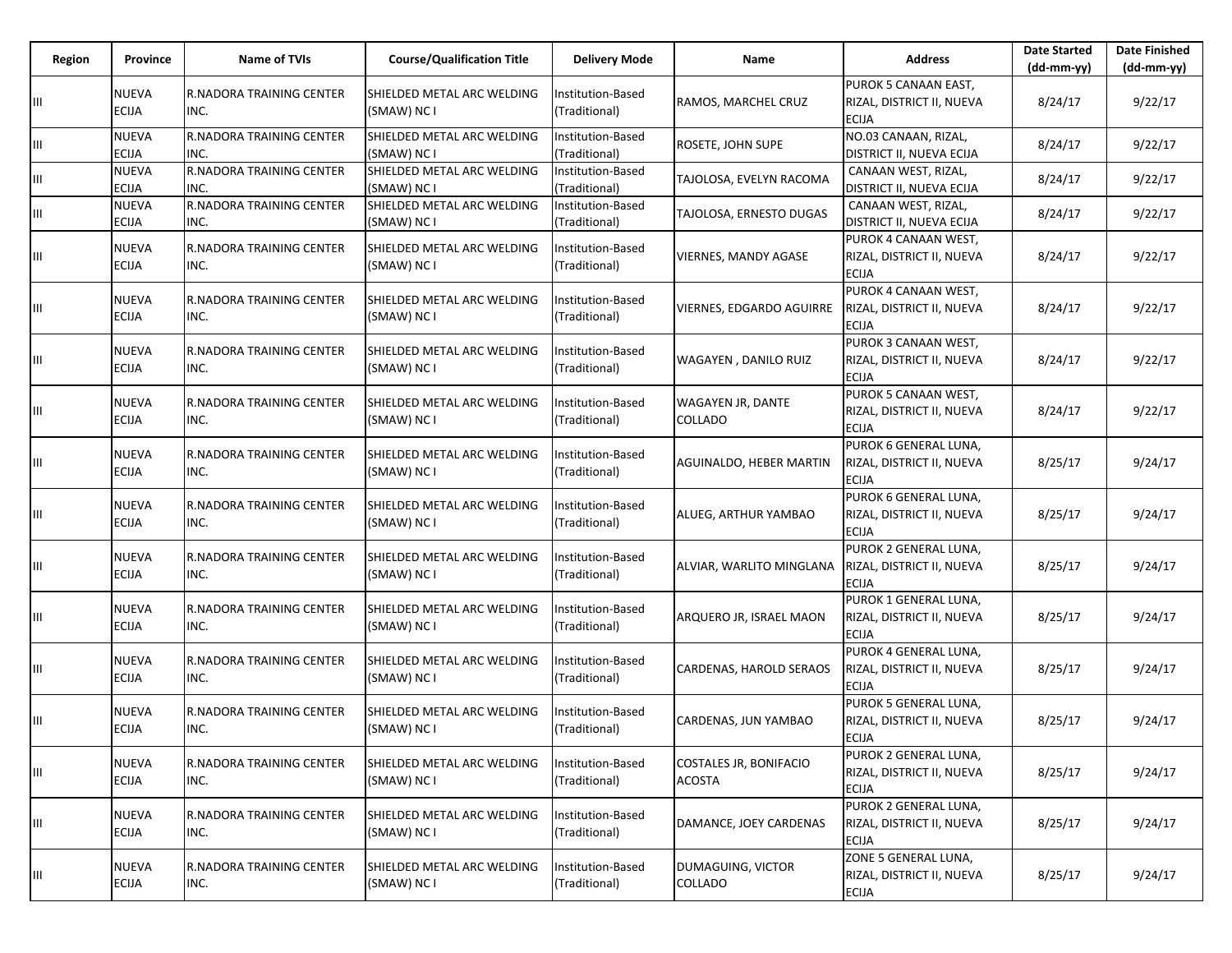| Region | Province | Name of TVIs | Course/Qualification Title | Delivery Mode | Name | Address | Date Started (dd-mm-yy) | Date Finished (dd-mm-yy) |
|---|---|---|---|---|---|---|---|---|
| III | NUEVA ECIJA | R.NADORA TRAINING CENTER INC. | SHIELDED METAL ARC WELDING (SMAW) NC I | Institution-Based (Traditional) | RAMOS, MARCHEL CRUZ | PUROK 5 CANAAN EAST, RIZAL, DISTRICT II, NUEVA ECIJA | 8/24/17 | 9/22/17 |
| III | NUEVA ECIJA | R.NADORA TRAINING CENTER INC. | SHIELDED METAL ARC WELDING (SMAW) NC I | Institution-Based (Traditional) | ROSETE, JOHN SUPE | NO.03 CANAAN, RIZAL, DISTRICT II, NUEVA ECIJA | 8/24/17 | 9/22/17 |
| III | NUEVA ECIJA | R.NADORA TRAINING CENTER INC. | SHIELDED METAL ARC WELDING (SMAW) NC I | Institution-Based (Traditional) | TAJOLOSA, EVELYN RACOMA | CANAAN WEST, RIZAL, DISTRICT II, NUEVA ECIJA | 8/24/17 | 9/22/17 |
| III | NUEVA ECIJA | R.NADORA TRAINING CENTER INC. | SHIELDED METAL ARC WELDING (SMAW) NC I | Institution-Based (Traditional) | TAJOLOSA, ERNESTO DUGAS | CANAAN WEST, RIZAL, DISTRICT II, NUEVA ECIJA | 8/24/17 | 9/22/17 |
| III | NUEVA ECIJA | R.NADORA TRAINING CENTER INC. | SHIELDED METAL ARC WELDING (SMAW) NC I | Institution-Based (Traditional) | VIERNES, MANDY AGASE | PUROK 4 CANAAN WEST, RIZAL, DISTRICT II, NUEVA ECIJA | 8/24/17 | 9/22/17 |
| III | NUEVA ECIJA | R.NADORA TRAINING CENTER INC. | SHIELDED METAL ARC WELDING (SMAW) NC I | Institution-Based (Traditional) | VIERNES, EDGARDO AGUIRRE | PUROK 4 CANAAN WEST, RIZAL, DISTRICT II, NUEVA ECIJA | 8/24/17 | 9/22/17 |
| III | NUEVA ECIJA | R.NADORA TRAINING CENTER INC. | SHIELDED METAL ARC WELDING (SMAW) NC I | Institution-Based (Traditional) | WAGAYEN , DANILO RUIZ | PUROK 3 CANAAN WEST, RIZAL, DISTRICT II, NUEVA ECIJA | 8/24/17 | 9/22/17 |
| III | NUEVA ECIJA | R.NADORA TRAINING CENTER INC. | SHIELDED METAL ARC WELDING (SMAW) NC I | Institution-Based (Traditional) | WAGAYEN JR, DANTE COLLADO | PUROK 5 CANAAN WEST, RIZAL, DISTRICT II, NUEVA ECIJA | 8/24/17 | 9/22/17 |
| III | NUEVA ECIJA | R.NADORA TRAINING CENTER INC. | SHIELDED METAL ARC WELDING (SMAW) NC I | Institution-Based (Traditional) | AGUINALDO, HEBER MARTIN | PUROK 6 GENERAL LUNA, RIZAL, DISTRICT II, NUEVA ECIJA | 8/25/17 | 9/24/17 |
| III | NUEVA ECIJA | R.NADORA TRAINING CENTER INC. | SHIELDED METAL ARC WELDING (SMAW) NC I | Institution-Based (Traditional) | ALUEG, ARTHUR YAMBAO | PUROK 6 GENERAL LUNA, RIZAL, DISTRICT II, NUEVA ECIJA | 8/25/17 | 9/24/17 |
| III | NUEVA ECIJA | R.NADORA TRAINING CENTER INC. | SHIELDED METAL ARC WELDING (SMAW) NC I | Institution-Based (Traditional) | ALVIAR, WARLITO MINGLANA | PUROK 2 GENERAL LUNA, RIZAL, DISTRICT II, NUEVA ECIJA | 8/25/17 | 9/24/17 |
| III | NUEVA ECIJA | R.NADORA TRAINING CENTER INC. | SHIELDED METAL ARC WELDING (SMAW) NC I | Institution-Based (Traditional) | ARQUERO JR, ISRAEL MAON | PUROK 1 GENERAL LUNA, RIZAL, DISTRICT II, NUEVA ECIJA | 8/25/17 | 9/24/17 |
| III | NUEVA ECIJA | R.NADORA TRAINING CENTER INC. | SHIELDED METAL ARC WELDING (SMAW) NC I | Institution-Based (Traditional) | CARDENAS, HAROLD SERAOS | PUROK 4 GENERAL LUNA, RIZAL, DISTRICT II, NUEVA ECIJA | 8/25/17 | 9/24/17 |
| III | NUEVA ECIJA | R.NADORA TRAINING CENTER INC. | SHIELDED METAL ARC WELDING (SMAW) NC I | Institution-Based (Traditional) | CARDENAS, JUN YAMBAO | PUROK 5 GENERAL LUNA, RIZAL, DISTRICT II, NUEVA ECIJA | 8/25/17 | 9/24/17 |
| III | NUEVA ECIJA | R.NADORA TRAINING CENTER INC. | SHIELDED METAL ARC WELDING (SMAW) NC I | Institution-Based (Traditional) | COSTALES JR, BONIFACIO ACOSTA | PUROK 2 GENERAL LUNA, RIZAL, DISTRICT II, NUEVA ECIJA | 8/25/17 | 9/24/17 |
| III | NUEVA ECIJA | R.NADORA TRAINING CENTER INC. | SHIELDED METAL ARC WELDING (SMAW) NC I | Institution-Based (Traditional) | DAMANCE, JOEY CARDENAS | PUROK 2 GENERAL LUNA, RIZAL, DISTRICT II, NUEVA ECIJA | 8/25/17 | 9/24/17 |
| III | NUEVA ECIJA | R.NADORA TRAINING CENTER INC. | SHIELDED METAL ARC WELDING (SMAW) NC I | Institution-Based (Traditional) | DUMAGUING, VICTOR COLLADO | ZONE 5 GENERAL LUNA, RIZAL, DISTRICT II, NUEVA ECIJA | 8/25/17 | 9/24/17 |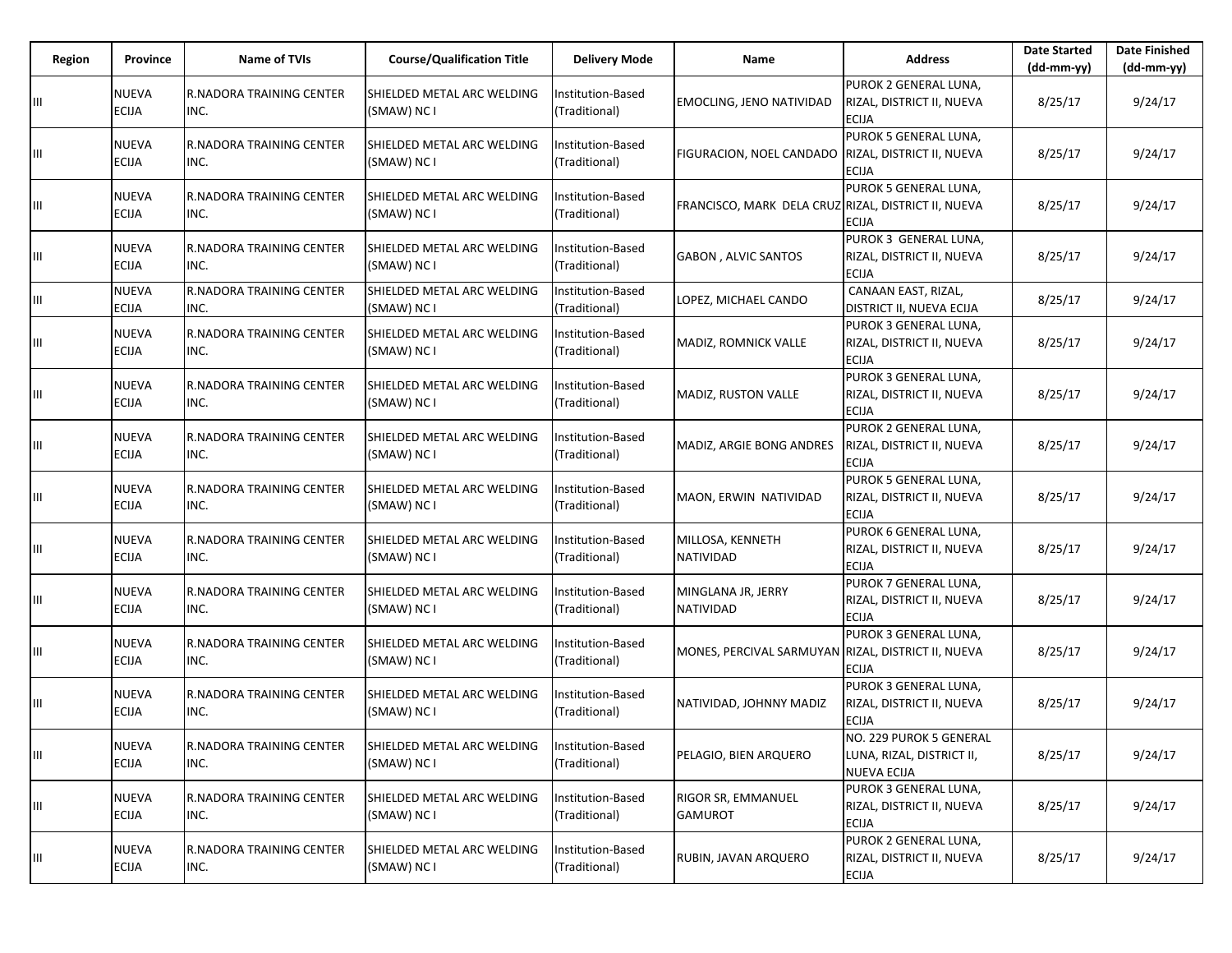| Region | Province | Name of TVIs | Course/Qualification Title | Delivery Mode | Name | Address | Date Started (dd-mm-yy) | Date Finished (dd-mm-yy) |
|---|---|---|---|---|---|---|---|---|
| III | NUEVA ECIJA | R.NADORA TRAINING CENTER INC. | SHIELDED METAL ARC WELDING (SMAW) NC I | Institution-Based (Traditional) | EMOCLING, JENO NATIVIDAD | PUROK 2 GENERAL LUNA, RIZAL, DISTRICT II, NUEVA ECIJA | 8/25/17 | 9/24/17 |
| III | NUEVA ECIJA | R.NADORA TRAINING CENTER INC. | SHIELDED METAL ARC WELDING (SMAW) NC I | Institution-Based (Traditional) | FIGURACION, NOEL CANDADO | PUROK 5 GENERAL LUNA, RIZAL, DISTRICT II, NUEVA ECIJA | 8/25/17 | 9/24/17 |
| III | NUEVA ECIJA | R.NADORA TRAINING CENTER INC. | SHIELDED METAL ARC WELDING (SMAW) NC I | Institution-Based (Traditional) | FRANCISCO, MARK DELA CRUZ | PUROK 5 GENERAL LUNA, RIZAL, DISTRICT II, NUEVA ECIJA | 8/25/17 | 9/24/17 |
| III | NUEVA ECIJA | R.NADORA TRAINING CENTER INC. | SHIELDED METAL ARC WELDING (SMAW) NC I | Institution-Based (Traditional) | GABON , ALVIC SANTOS | PUROK 3 GENERAL LUNA, RIZAL, DISTRICT II, NUEVA ECIJA | 8/25/17 | 9/24/17 |
| III | NUEVA ECIJA | R.NADORA TRAINING CENTER INC. | SHIELDED METAL ARC WELDING (SMAW) NC I | Institution-Based (Traditional) | LOPEZ, MICHAEL CANDO | CANAAN EAST, RIZAL, DISTRICT II, NUEVA ECIJA | 8/25/17 | 9/24/17 |
| III | NUEVA ECIJA | R.NADORA TRAINING CENTER INC. | SHIELDED METAL ARC WELDING (SMAW) NC I | Institution-Based (Traditional) | MADIZ, ROMNICK VALLE | PUROK 3 GENERAL LUNA, RIZAL, DISTRICT II, NUEVA ECIJA | 8/25/17 | 9/24/17 |
| III | NUEVA ECIJA | R.NADORA TRAINING CENTER INC. | SHIELDED METAL ARC WELDING (SMAW) NC I | Institution-Based (Traditional) | MADIZ, RUSTON VALLE | PUROK 3 GENERAL LUNA, RIZAL, DISTRICT II, NUEVA ECIJA | 8/25/17 | 9/24/17 |
| III | NUEVA ECIJA | R.NADORA TRAINING CENTER INC. | SHIELDED METAL ARC WELDING (SMAW) NC I | Institution-Based (Traditional) | MADIZ, ARGIE BONG ANDRES | PUROK 2 GENERAL LUNA, RIZAL, DISTRICT II, NUEVA ECIJA | 8/25/17 | 9/24/17 |
| III | NUEVA ECIJA | R.NADORA TRAINING CENTER INC. | SHIELDED METAL ARC WELDING (SMAW) NC I | Institution-Based (Traditional) | MAON, ERWIN NATIVIDAD | PUROK 5 GENERAL LUNA, RIZAL, DISTRICT II, NUEVA ECIJA | 8/25/17 | 9/24/17 |
| III | NUEVA ECIJA | R.NADORA TRAINING CENTER INC. | SHIELDED METAL ARC WELDING (SMAW) NC I | Institution-Based (Traditional) | MILLOSA, KENNETH NATIVIDAD | PUROK 6 GENERAL LUNA, RIZAL, DISTRICT II, NUEVA ECIJA | 8/25/17 | 9/24/17 |
| III | NUEVA ECIJA | R.NADORA TRAINING CENTER INC. | SHIELDED METAL ARC WELDING (SMAW) NC I | Institution-Based (Traditional) | MINGLANA JR, JERRY NATIVIDAD | PUROK 7 GENERAL LUNA, RIZAL, DISTRICT II, NUEVA ECIJA | 8/25/17 | 9/24/17 |
| III | NUEVA ECIJA | R.NADORA TRAINING CENTER INC. | SHIELDED METAL ARC WELDING (SMAW) NC I | Institution-Based (Traditional) | MONES, PERCIVAL SARMUYAN | PUROK 3 GENERAL LUNA, RIZAL, DISTRICT II, NUEVA ECIJA | 8/25/17 | 9/24/17 |
| III | NUEVA ECIJA | R.NADORA TRAINING CENTER INC. | SHIELDED METAL ARC WELDING (SMAW) NC I | Institution-Based (Traditional) | NATIVIDAD, JOHNNY MADIZ | PUROK 3 GENERAL LUNA, RIZAL, DISTRICT II, NUEVA ECIJA | 8/25/17 | 9/24/17 |
| III | NUEVA ECIJA | R.NADORA TRAINING CENTER INC. | SHIELDED METAL ARC WELDING (SMAW) NC I | Institution-Based (Traditional) | PELAGIO, BIEN ARQUERO | NO. 229 PUROK 5 GENERAL LUNA, RIZAL, DISTRICT II, NUEVA ECIJA | 8/25/17 | 9/24/17 |
| III | NUEVA ECIJA | R.NADORA TRAINING CENTER INC. | SHIELDED METAL ARC WELDING (SMAW) NC I | Institution-Based (Traditional) | RIGOR SR, EMMANUEL GAMUROT | PUROK 3 GENERAL LUNA, RIZAL, DISTRICT II, NUEVA ECIJA | 8/25/17 | 9/24/17 |
| III | NUEVA ECIJA | R.NADORA TRAINING CENTER INC. | SHIELDED METAL ARC WELDING (SMAW) NC I | Institution-Based (Traditional) | RUBIN, JAVAN ARQUERO | PUROK 2 GENERAL LUNA, RIZAL, DISTRICT II, NUEVA ECIJA | 8/25/17 | 9/24/17 |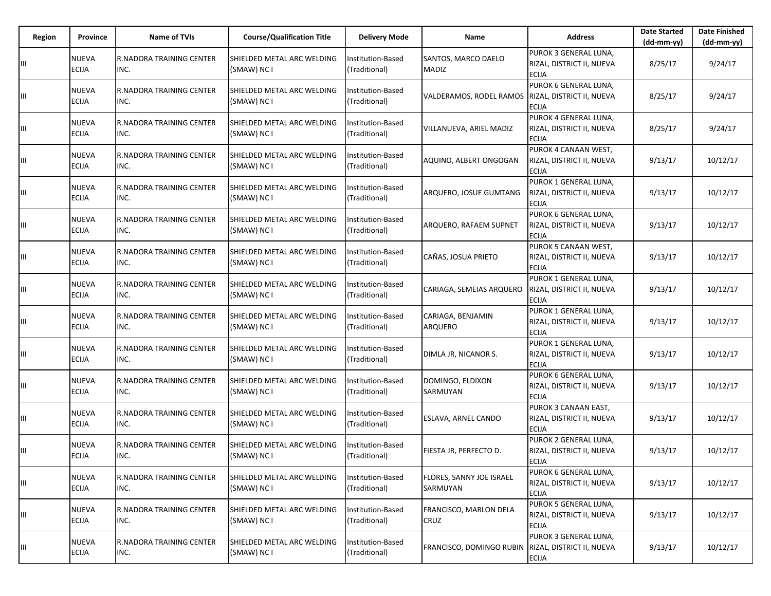| Region | Province | Name of TVIs | Course/Qualification Title | Delivery Mode | Name | Address | Date Started (dd-mm-yy) | Date Finished (dd-mm-yy) |
|---|---|---|---|---|---|---|---|---|
| III | NUEVA ECIJA | R.NADORA TRAINING CENTER INC. | SHIELDED METAL ARC WELDING (SMAW) NC I | Institution-Based (Traditional) | SANTOS, MARCO DAELO MADIZ | PUROK 3 GENERAL LUNA, RIZAL, DISTRICT II, NUEVA ECIJA | 8/25/17 | 9/24/17 |
| III | NUEVA ECIJA | R.NADORA TRAINING CENTER INC. | SHIELDED METAL ARC WELDING (SMAW) NC I | Institution-Based (Traditional) | VALDERAMOS, RODEL RAMOS | PUROK 6 GENERAL LUNA, RIZAL, DISTRICT II, NUEVA ECIJA | 8/25/17 | 9/24/17 |
| III | NUEVA ECIJA | R.NADORA TRAINING CENTER INC. | SHIELDED METAL ARC WELDING (SMAW) NC I | Institution-Based (Traditional) | VILLANUEVA, ARIEL MADIZ | PUROK 4 GENERAL LUNA, RIZAL, DISTRICT II, NUEVA ECIJA | 8/25/17 | 9/24/17 |
| III | NUEVA ECIJA | R.NADORA TRAINING CENTER INC. | SHIELDED METAL ARC WELDING (SMAW) NC I | Institution-Based (Traditional) | AQUINO, ALBERT ONGOGAN | PUROK 4 CANAAN WEST, RIZAL, DISTRICT II, NUEVA ECIJA | 9/13/17 | 10/12/17 |
| III | NUEVA ECIJA | R.NADORA TRAINING CENTER INC. | SHIELDED METAL ARC WELDING (SMAW) NC I | Institution-Based (Traditional) | ARQUERO, JOSUE GUMTANG | PUROK 1 GENERAL LUNA, RIZAL, DISTRICT II, NUEVA ECIJA | 9/13/17 | 10/12/17 |
| III | NUEVA ECIJA | R.NADORA TRAINING CENTER INC. | SHIELDED METAL ARC WELDING (SMAW) NC I | Institution-Based (Traditional) | ARQUERO, RAFAEM SUPNET | PUROK 6 GENERAL LUNA, RIZAL, DISTRICT II, NUEVA ECIJA | 9/13/17 | 10/12/17 |
| III | NUEVA ECIJA | R.NADORA TRAINING CENTER INC. | SHIELDED METAL ARC WELDING (SMAW) NC I | Institution-Based (Traditional) | CAÑAS, JOSUA PRIETO | PUROK 5 CANAAN WEST, RIZAL, DISTRICT II, NUEVA ECIJA | 9/13/17 | 10/12/17 |
| III | NUEVA ECIJA | R.NADORA TRAINING CENTER INC. | SHIELDED METAL ARC WELDING (SMAW) NC I | Institution-Based (Traditional) | CARIAGA, SEMEIAS ARQUERO | PUROK 1 GENERAL LUNA, RIZAL, DISTRICT II, NUEVA ECIJA | 9/13/17 | 10/12/17 |
| III | NUEVA ECIJA | R.NADORA TRAINING CENTER INC. | SHIELDED METAL ARC WELDING (SMAW) NC I | Institution-Based (Traditional) | CARIAGA, BENJAMIN ARQUERO | PUROK 1 GENERAL LUNA, RIZAL, DISTRICT II, NUEVA ECIJA | 9/13/17 | 10/12/17 |
| III | NUEVA ECIJA | R.NADORA TRAINING CENTER INC. | SHIELDED METAL ARC WELDING (SMAW) NC I | Institution-Based (Traditional) | DIMLA JR, NICANOR S. | PUROK 1 GENERAL LUNA, RIZAL, DISTRICT II, NUEVA ECIJA | 9/13/17 | 10/12/17 |
| III | NUEVA ECIJA | R.NADORA TRAINING CENTER INC. | SHIELDED METAL ARC WELDING (SMAW) NC I | Institution-Based (Traditional) | DOMINGO, ELDIXON SARMUYAN | PUROK 6 GENERAL LUNA, RIZAL, DISTRICT II, NUEVA ECIJA | 9/13/17 | 10/12/17 |
| III | NUEVA ECIJA | R.NADORA TRAINING CENTER INC. | SHIELDED METAL ARC WELDING (SMAW) NC I | Institution-Based (Traditional) | ESLAVA, ARNEL CANDO | PUROK 3 CANAAN EAST, RIZAL, DISTRICT II, NUEVA ECIJA | 9/13/17 | 10/12/17 |
| III | NUEVA ECIJA | R.NADORA TRAINING CENTER INC. | SHIELDED METAL ARC WELDING (SMAW) NC I | Institution-Based (Traditional) | FIESTA JR, PERFECTO D. | PUROK 2 GENERAL LUNA, RIZAL, DISTRICT II, NUEVA ECIJA | 9/13/17 | 10/12/17 |
| III | NUEVA ECIJA | R.NADORA TRAINING CENTER INC. | SHIELDED METAL ARC WELDING (SMAW) NC I | Institution-Based (Traditional) | FLORES, SANNY JOE ISRAEL SARMUYAN | PUROK 6 GENERAL LUNA, RIZAL, DISTRICT II, NUEVA ECIJA | 9/13/17 | 10/12/17 |
| III | NUEVA ECIJA | R.NADORA TRAINING CENTER INC. | SHIELDED METAL ARC WELDING (SMAW) NC I | Institution-Based (Traditional) | FRANCISCO, MARLON DELA CRUZ | PUROK 5 GENERAL LUNA, RIZAL, DISTRICT II, NUEVA ECIJA | 9/13/17 | 10/12/17 |
| III | NUEVA ECIJA | R.NADORA TRAINING CENTER INC. | SHIELDED METAL ARC WELDING (SMAW) NC I | Institution-Based (Traditional) | FRANCISCO, DOMINGO RUBIN | PUROK 3 GENERAL LUNA, RIZAL, DISTRICT II, NUEVA ECIJA | 9/13/17 | 10/12/17 |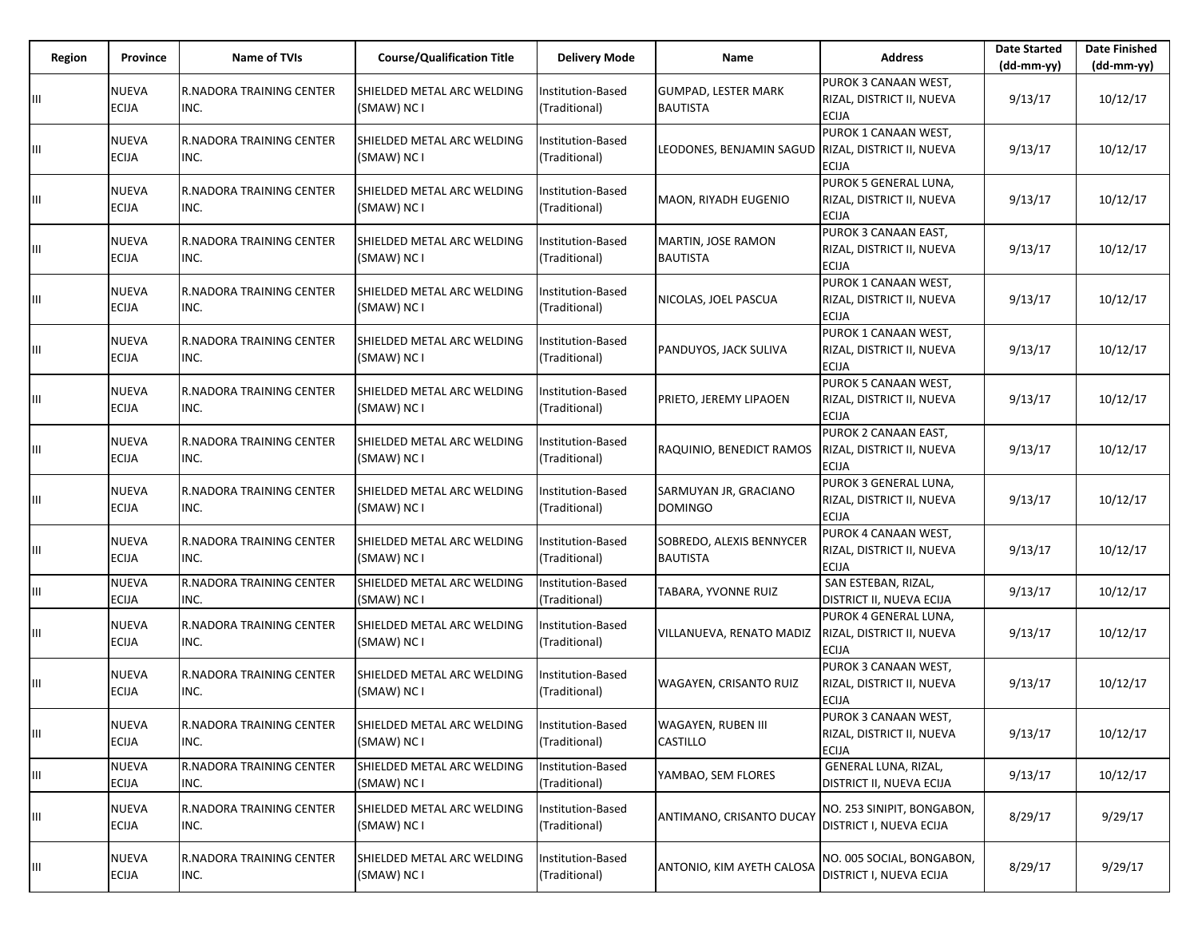| Region | Province | Name of TVIs | Course/Qualification Title | Delivery Mode | Name | Address | Date Started (dd-mm-yy) | Date Finished (dd-mm-yy) |
|---|---|---|---|---|---|---|---|---|
| III | NUEVA ECIJA | R.NADORA TRAINING CENTER INC. | SHIELDED METAL ARC WELDING (SMAW) NC I | Institution-Based (Traditional) | GUMPAD, LESTER MARK BAUTISTA | PUROK 3 CANAAN WEST, RIZAL, DISTRICT II, NUEVA ECIJA | 9/13/17 | 10/12/17 |
| III | NUEVA ECIJA | R.NADORA TRAINING CENTER INC. | SHIELDED METAL ARC WELDING (SMAW) NC I | Institution-Based (Traditional) | LEODONES, BENJAMIN SAGUD | PUROK 1 CANAAN WEST, RIZAL, DISTRICT II, NUEVA ECIJA | 9/13/17 | 10/12/17 |
| III | NUEVA ECIJA | R.NADORA TRAINING CENTER INC. | SHIELDED METAL ARC WELDING (SMAW) NC I | Institution-Based (Traditional) | MAON, RIYADH EUGENIO | PUROK 5 GENERAL LUNA, RIZAL, DISTRICT II, NUEVA ECIJA | 9/13/17 | 10/12/17 |
| III | NUEVA ECIJA | R.NADORA TRAINING CENTER INC. | SHIELDED METAL ARC WELDING (SMAW) NC I | Institution-Based (Traditional) | MARTIN, JOSE RAMON BAUTISTA | PUROK 3 CANAAN EAST, RIZAL, DISTRICT II, NUEVA ECIJA | 9/13/17 | 10/12/17 |
| III | NUEVA ECIJA | R.NADORA TRAINING CENTER INC. | SHIELDED METAL ARC WELDING (SMAW) NC I | Institution-Based (Traditional) | NICOLAS, JOEL PASCUA | PUROK 1 CANAAN WEST, RIZAL, DISTRICT II, NUEVA ECIJA | 9/13/17 | 10/12/17 |
| III | NUEVA ECIJA | R.NADORA TRAINING CENTER INC. | SHIELDED METAL ARC WELDING (SMAW) NC I | Institution-Based (Traditional) | PANDUYOS, JACK SULIVA | PUROK 1 CANAAN WEST, RIZAL, DISTRICT II, NUEVA ECIJA | 9/13/17 | 10/12/17 |
| III | NUEVA ECIJA | R.NADORA TRAINING CENTER INC. | SHIELDED METAL ARC WELDING (SMAW) NC I | Institution-Based (Traditional) | PRIETO, JEREMY LIPAOEN | PUROK 5 CANAAN WEST, RIZAL, DISTRICT II, NUEVA ECIJA | 9/13/17 | 10/12/17 |
| III | NUEVA ECIJA | R.NADORA TRAINING CENTER INC. | SHIELDED METAL ARC WELDING (SMAW) NC I | Institution-Based (Traditional) | RAQUINIO, BENEDICT RAMOS | PUROK 2 CANAAN EAST, RIZAL, DISTRICT II, NUEVA ECIJA | 9/13/17 | 10/12/17 |
| III | NUEVA ECIJA | R.NADORA TRAINING CENTER INC. | SHIELDED METAL ARC WELDING (SMAW) NC I | Institution-Based (Traditional) | SARMUYAN JR, GRACIANO DOMINGO | PUROK 3 GENERAL LUNA, RIZAL, DISTRICT II, NUEVA ECIJA | 9/13/17 | 10/12/17 |
| III | NUEVA ECIJA | R.NADORA TRAINING CENTER INC. | SHIELDED METAL ARC WELDING (SMAW) NC I | Institution-Based (Traditional) | SOBREDO, ALEXIS BENNYCER BAUTISTA | PUROK 4 CANAAN WEST, RIZAL, DISTRICT II, NUEVA ECIJA | 9/13/17 | 10/12/17 |
| III | NUEVA ECIJA | R.NADORA TRAINING CENTER INC. | SHIELDED METAL ARC WELDING (SMAW) NC I | Institution-Based (Traditional) | TABARA, YVONNE RUIZ | SAN ESTEBAN, RIZAL, DISTRICT II, NUEVA ECIJA | 9/13/17 | 10/12/17 |
| III | NUEVA ECIJA | R.NADORA TRAINING CENTER INC. | SHIELDED METAL ARC WELDING (SMAW) NC I | Institution-Based (Traditional) | VILLANUEVA, RENATO MADIZ | PUROK 4 GENERAL LUNA, RIZAL, DISTRICT II, NUEVA ECIJA | 9/13/17 | 10/12/17 |
| III | NUEVA ECIJA | R.NADORA TRAINING CENTER INC. | SHIELDED METAL ARC WELDING (SMAW) NC I | Institution-Based (Traditional) | WAGAYEN, CRISANTO RUIZ | PUROK 3 CANAAN WEST, RIZAL, DISTRICT II, NUEVA ECIJA | 9/13/17 | 10/12/17 |
| III | NUEVA ECIJA | R.NADORA TRAINING CENTER INC. | SHIELDED METAL ARC WELDING (SMAW) NC I | Institution-Based (Traditional) | WAGAYEN, RUBEN III CASTILLO | PUROK 3 CANAAN WEST, RIZAL, DISTRICT II, NUEVA ECIJA | 9/13/17 | 10/12/17 |
| III | NUEVA ECIJA | R.NADORA TRAINING CENTER INC. | SHIELDED METAL ARC WELDING (SMAW) NC I | Institution-Based (Traditional) | YAMBAO, SEM FLORES | GENERAL LUNA, RIZAL, DISTRICT II, NUEVA ECIJA | 9/13/17 | 10/12/17 |
| III | NUEVA ECIJA | R.NADORA TRAINING CENTER INC. | SHIELDED METAL ARC WELDING (SMAW) NC I | Institution-Based (Traditional) | ANTIMANO, CRISANTO DUCAY | NO. 253 SINIPIT, BONGABON, DISTRICT I, NUEVA ECIJA | 8/29/17 | 9/29/17 |
| III | NUEVA ECIJA | R.NADORA TRAINING CENTER INC. | SHIELDED METAL ARC WELDING (SMAW) NC I | Institution-Based (Traditional) | ANTONIO, KIM AYETH CALOSA | NO. 005 SOCIAL, BONGABON, DISTRICT I, NUEVA ECIJA | 8/29/17 | 9/29/17 |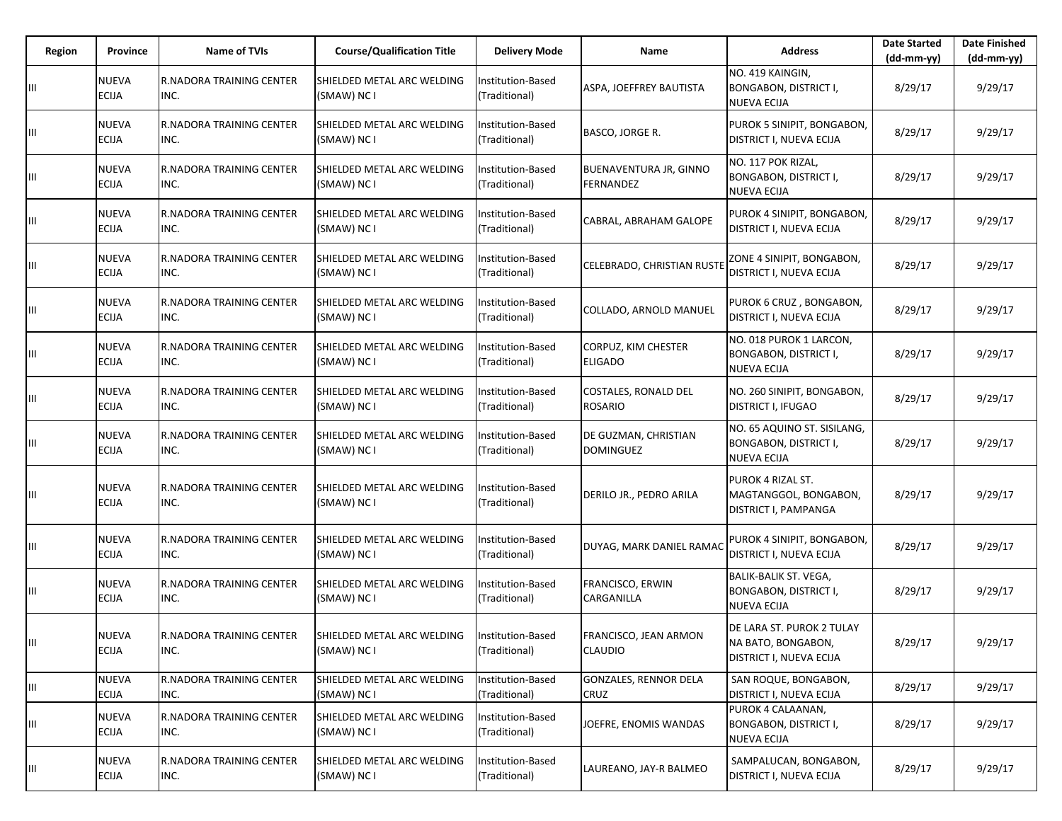| Region | Province | Name of TVIs | Course/Qualification Title | Delivery Mode | Name | Address | Date Started (dd-mm-yy) | Date Finished (dd-mm-yy) |
|---|---|---|---|---|---|---|---|---|
| III | NUEVA ECIJA | R.NADORA TRAINING CENTER INC. | SHIELDED METAL ARC WELDING (SMAW) NC I | Institution-Based (Traditional) | ASPA, JOEFFREY BAUTISTA | NO. 419 KAINGIN, BONGABON, DISTRICT I, NUEVA ECIJA | 8/29/17 | 9/29/17 |
| III | NUEVA ECIJA | R.NADORA TRAINING CENTER INC. | SHIELDED METAL ARC WELDING (SMAW) NC I | Institution-Based (Traditional) | BASCO, JORGE R. | PUROK 5 SINIPIT, BONGABON, DISTRICT I, NUEVA ECIJA | 8/29/17 | 9/29/17 |
| III | NUEVA ECIJA | R.NADORA TRAINING CENTER INC. | SHIELDED METAL ARC WELDING (SMAW) NC I | Institution-Based (Traditional) | BUENAVENTURA JR, GINNO FERNANDEZ | NO. 117 POK RIZAL, BONGABON, DISTRICT I, NUEVA ECIJA | 8/29/17 | 9/29/17 |
| III | NUEVA ECIJA | R.NADORA TRAINING CENTER INC. | SHIELDED METAL ARC WELDING (SMAW) NC I | Institution-Based (Traditional) | CABRAL, ABRAHAM GALOPE | PUROK 4 SINIPIT, BONGABON, DISTRICT I, NUEVA ECIJA | 8/29/17 | 9/29/17 |
| III | NUEVA ECIJA | R.NADORA TRAINING CENTER INC. | SHIELDED METAL ARC WELDING (SMAW) NC I | Institution-Based (Traditional) | CELEBRADO, CHRISTIAN RUSTE | ZONE 4 SINIPIT, BONGABON, DISTRICT I, NUEVA ECIJA | 8/29/17 | 9/29/17 |
| III | NUEVA ECIJA | R.NADORA TRAINING CENTER INC. | SHIELDED METAL ARC WELDING (SMAW) NC I | Institution-Based (Traditional) | COLLADO, ARNOLD MANUEL | PUROK 6 CRUZ , BONGABON, DISTRICT I, NUEVA ECIJA | 8/29/17 | 9/29/17 |
| III | NUEVA ECIJA | R.NADORA TRAINING CENTER INC. | SHIELDED METAL ARC WELDING (SMAW) NC I | Institution-Based (Traditional) | CORPUZ, KIM CHESTER ELIGADO | NO. 018 PUROK 1 LARCON, BONGABON, DISTRICT I, NUEVA ECIJA | 8/29/17 | 9/29/17 |
| III | NUEVA ECIJA | R.NADORA TRAINING CENTER INC. | SHIELDED METAL ARC WELDING (SMAW) NC I | Institution-Based (Traditional) | COSTALES, RONALD DEL ROSARIO | NO. 260 SINIPIT, BONGABON, DISTRICT I, IFUGAO | 8/29/17 | 9/29/17 |
| III | NUEVA ECIJA | R.NADORA TRAINING CENTER INC. | SHIELDED METAL ARC WELDING (SMAW) NC I | Institution-Based (Traditional) | DE GUZMAN, CHRISTIAN DOMINGUEZ | NO. 65 AQUINO ST. SISILANG, BONGABON, DISTRICT I, NUEVA ECIJA | 8/29/17 | 9/29/17 |
| III | NUEVA ECIJA | R.NADORA TRAINING CENTER INC. | SHIELDED METAL ARC WELDING (SMAW) NC I | Institution-Based (Traditional) | DERILO JR., PEDRO ARILA | PUROK 4 RIZAL ST. MAGTANGGOL, BONGABON, DISTRICT I, PAMPANGA | 8/29/17 | 9/29/17 |
| III | NUEVA ECIJA | R.NADORA TRAINING CENTER INC. | SHIELDED METAL ARC WELDING (SMAW) NC I | Institution-Based (Traditional) | DUYAG, MARK DANIEL RAMAC | PUROK 4 SINIPIT, BONGABON, DISTRICT I, NUEVA ECIJA | 8/29/17 | 9/29/17 |
| III | NUEVA ECIJA | R.NADORA TRAINING CENTER INC. | SHIELDED METAL ARC WELDING (SMAW) NC I | Institution-Based (Traditional) | FRANCISCO, ERWIN CARGANILLA | BALIK-BALIK ST. VEGA, BONGABON, DISTRICT I, NUEVA ECIJA | 8/29/17 | 9/29/17 |
| III | NUEVA ECIJA | R.NADORA TRAINING CENTER INC. | SHIELDED METAL ARC WELDING (SMAW) NC I | Institution-Based (Traditional) | FRANCISCO, JEAN ARMON CLAUDIO | DE LARA ST. PUROK 2 TULAY NA BATO, BONGABON, DISTRICT I, NUEVA ECIJA | 8/29/17 | 9/29/17 |
| III | NUEVA ECIJA | R.NADORA TRAINING CENTER INC. | SHIELDED METAL ARC WELDING (SMAW) NC I | Institution-Based (Traditional) | GONZALES, RENNOR DELA CRUZ | SAN ROQUE, BONGABON, DISTRICT I, NUEVA ECIJA | 8/29/17 | 9/29/17 |
| III | NUEVA ECIJA | R.NADORA TRAINING CENTER INC. | SHIELDED METAL ARC WELDING (SMAW) NC I | Institution-Based (Traditional) | JOEFRE, ENOMIS WANDAS | PUROK 4 CALAANAN, BONGABON, DISTRICT I, NUEVA ECIJA | 8/29/17 | 9/29/17 |
| III | NUEVA ECIJA | R.NADORA TRAINING CENTER INC. | SHIELDED METAL ARC WELDING (SMAW) NC I | Institution-Based (Traditional) | LAUREANO, JAY-R BALMEO | SAMPALUCAN, BONGABON, DISTRICT I, NUEVA ECIJA | 8/29/17 | 9/29/17 |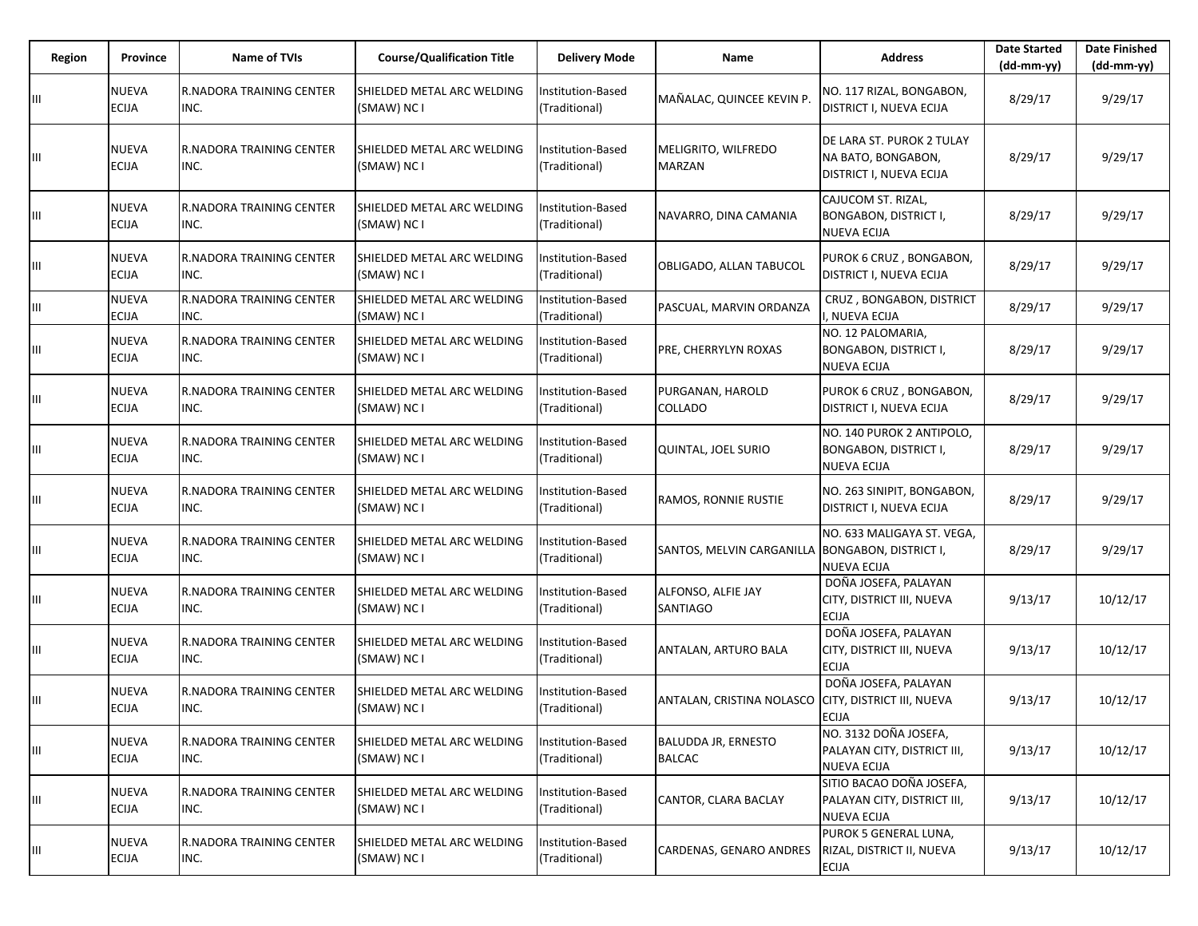| Region | Province | Name of TVIs | Course/Qualification Title | Delivery Mode | Name | Address | Date Started (dd-mm-yy) | Date Finished (dd-mm-yy) |
|---|---|---|---|---|---|---|---|---|
| III | NUEVA ECIJA | R.NADORA TRAINING CENTER INC. | SHIELDED METAL ARC WELDING (SMAW) NC I | Institution-Based (Traditional) | MAÑALAC, QUINCEE KEVIN P. | NO. 117 RIZAL, BONGABON, DISTRICT I, NUEVA ECIJA | 8/29/17 | 9/29/17 |
| III | NUEVA ECIJA | R.NADORA TRAINING CENTER INC. | SHIELDED METAL ARC WELDING (SMAW) NC I | Institution-Based (Traditional) | MELIGRITO, WILFREDO MARZAN | DE LARA ST. PUROK 2 TULAY NA BATO, BONGABON, DISTRICT I, NUEVA ECIJA | 8/29/17 | 9/29/17 |
| III | NUEVA ECIJA | R.NADORA TRAINING CENTER INC. | SHIELDED METAL ARC WELDING (SMAW) NC I | Institution-Based (Traditional) | NAVARRO, DINA CAMANIA | CAJUCOM ST. RIZAL, BONGABON, DISTRICT I, NUEVA ECIJA | 8/29/17 | 9/29/17 |
| III | NUEVA ECIJA | R.NADORA TRAINING CENTER INC. | SHIELDED METAL ARC WELDING (SMAW) NC I | Institution-Based (Traditional) | OBLIGADO, ALLAN TABUCOL | PUROK 6 CRUZ , BONGABON, DISTRICT I, NUEVA ECIJA | 8/29/17 | 9/29/17 |
| III | NUEVA ECIJA | R.NADORA TRAINING CENTER INC. | SHIELDED METAL ARC WELDING (SMAW) NC I | Institution-Based (Traditional) | PASCUAL, MARVIN ORDANZA | CRUZ , BONGABON, DISTRICT I, NUEVA ECIJA | 8/29/17 | 9/29/17 |
| III | NUEVA ECIJA | R.NADORA TRAINING CENTER INC. | SHIELDED METAL ARC WELDING (SMAW) NC I | Institution-Based (Traditional) | PRE, CHERRYLYN ROXAS | NO. 12 PALOMARIA, BONGABON, DISTRICT I, NUEVA ECIJA | 8/29/17 | 9/29/17 |
| III | NUEVA ECIJA | R.NADORA TRAINING CENTER INC. | SHIELDED METAL ARC WELDING (SMAW) NC I | Institution-Based (Traditional) | PURGANAN, HAROLD COLLADO | PUROK 6 CRUZ , BONGABON, DISTRICT I, NUEVA ECIJA | 8/29/17 | 9/29/17 |
| III | NUEVA ECIJA | R.NADORA TRAINING CENTER INC. | SHIELDED METAL ARC WELDING (SMAW) NC I | Institution-Based (Traditional) | QUINTAL, JOEL SURIO | NO. 140 PUROK 2 ANTIPOLO, BONGABON, DISTRICT I, NUEVA ECIJA | 8/29/17 | 9/29/17 |
| III | NUEVA ECIJA | R.NADORA TRAINING CENTER INC. | SHIELDED METAL ARC WELDING (SMAW) NC I | Institution-Based (Traditional) | RAMOS, RONNIE RUSTIE | NO. 263 SINIPIT, BONGABON, DISTRICT I, NUEVA ECIJA | 8/29/17 | 9/29/17 |
| III | NUEVA ECIJA | R.NADORA TRAINING CENTER INC. | SHIELDED METAL ARC WELDING (SMAW) NC I | Institution-Based (Traditional) | SANTOS, MELVIN CARGANILLA | NO. 633 MALIGAYA ST. VEGA, BONGABON, DISTRICT I, NUEVA ECIJA | 8/29/17 | 9/29/17 |
| III | NUEVA ECIJA | R.NADORA TRAINING CENTER INC. | SHIELDED METAL ARC WELDING (SMAW) NC I | Institution-Based (Traditional) | ALFONSO, ALFIE JAY SANTIAGO | DOÑA JOSEFA, PALAYAN CITY, DISTRICT III, NUEVA ECIJA | 9/13/17 | 10/12/17 |
| III | NUEVA ECIJA | R.NADORA TRAINING CENTER INC. | SHIELDED METAL ARC WELDING (SMAW) NC I | Institution-Based (Traditional) | ANTALAN, ARTURO BALA | DOÑA JOSEFA, PALAYAN CITY, DISTRICT III, NUEVA ECIJA | 9/13/17 | 10/12/17 |
| III | NUEVA ECIJA | R.NADORA TRAINING CENTER INC. | SHIELDED METAL ARC WELDING (SMAW) NC I | Institution-Based (Traditional) | ANTALAN, CRISTINA NOLASCO | DOÑA JOSEFA, PALAYAN CITY, DISTRICT III, NUEVA ECIJA | 9/13/17 | 10/12/17 |
| III | NUEVA ECIJA | R.NADORA TRAINING CENTER INC. | SHIELDED METAL ARC WELDING (SMAW) NC I | Institution-Based (Traditional) | BALUDDA JR, ERNESTO BALCAC | NO. 3132 DOÑA JOSEFA, PALAYAN CITY, DISTRICT III, NUEVA ECIJA | 9/13/17 | 10/12/17 |
| III | NUEVA ECIJA | R.NADORA TRAINING CENTER INC. | SHIELDED METAL ARC WELDING (SMAW) NC I | Institution-Based (Traditional) | CANTOR, CLARA BACLAY | SITIO BACAO DOÑA JOSEFA, PALAYAN CITY, DISTRICT III, NUEVA ECIJA | 9/13/17 | 10/12/17 |
| III | NUEVA ECIJA | R.NADORA TRAINING CENTER INC. | SHIELDED METAL ARC WELDING (SMAW) NC I | Institution-Based (Traditional) | CARDENAS, GENARO ANDRES | PUROK 5 GENERAL LUNA, RIZAL, DISTRICT II, NUEVA ECIJA | 9/13/17 | 10/12/17 |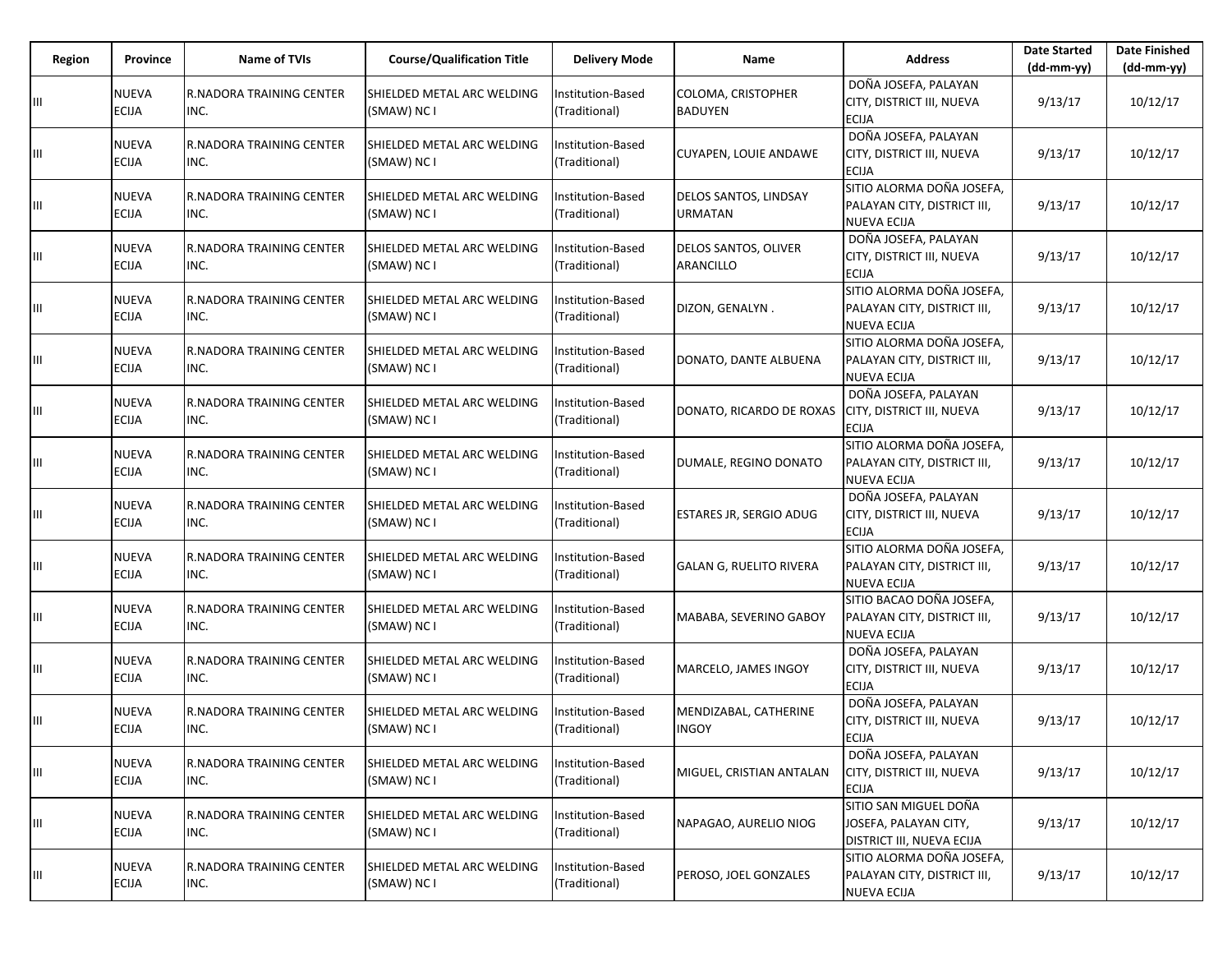| Region | Province | Name of TVIs | Course/Qualification Title | Delivery Mode | Name | Address | Date Started (dd-mm-yy) | Date Finished (dd-mm-yy) |
|---|---|---|---|---|---|---|---|---|
| III | NUEVA ECIJA | R.NADORA TRAINING CENTER INC. | SHIELDED METAL ARC WELDING (SMAW) NC I | Institution-Based (Traditional) | COLOMA, CRISTOPHER BADUYEN | DOÑA JOSEFA, PALAYAN CITY, DISTRICT III, NUEVA ECIJA | 9/13/17 | 10/12/17 |
| III | NUEVA ECIJA | R.NADORA TRAINING CENTER INC. | SHIELDED METAL ARC WELDING (SMAW) NC I | Institution-Based (Traditional) | CUYAPEN, LOUIE ANDAWE | DOÑA JOSEFA, PALAYAN CITY, DISTRICT III, NUEVA ECIJA | 9/13/17 | 10/12/17 |
| III | NUEVA ECIJA | R.NADORA TRAINING CENTER INC. | SHIELDED METAL ARC WELDING (SMAW) NC I | Institution-Based (Traditional) | DELOS SANTOS, LINDSAY URMATAN | SITIO ALORMA DOÑA JOSEFA, PALAYAN CITY, DISTRICT III, NUEVA ECIJA | 9/13/17 | 10/12/17 |
| III | NUEVA ECIJA | R.NADORA TRAINING CENTER INC. | SHIELDED METAL ARC WELDING (SMAW) NC I | Institution-Based (Traditional) | DELOS SANTOS, OLIVER ARANCILLO | DOÑA JOSEFA, PALAYAN CITY, DISTRICT III, NUEVA ECIJA | 9/13/17 | 10/12/17 |
| III | NUEVA ECIJA | R.NADORA TRAINING CENTER INC. | SHIELDED METAL ARC WELDING (SMAW) NC I | Institution-Based (Traditional) | DIZON, GENALYN . | SITIO ALORMA DOÑA JOSEFA, PALAYAN CITY, DISTRICT III, NUEVA ECIJA | 9/13/17 | 10/12/17 |
| III | NUEVA ECIJA | R.NADORA TRAINING CENTER INC. | SHIELDED METAL ARC WELDING (SMAW) NC I | Institution-Based (Traditional) | DONATO, DANTE ALBUENA | SITIO ALORMA DOÑA JOSEFA, PALAYAN CITY, DISTRICT III, NUEVA ECIJA | 9/13/17 | 10/12/17 |
| III | NUEVA ECIJA | R.NADORA TRAINING CENTER INC. | SHIELDED METAL ARC WELDING (SMAW) NC I | Institution-Based (Traditional) | DONATO, RICARDO DE ROXAS | DOÑA JOSEFA, PALAYAN CITY, DISTRICT III, NUEVA ECIJA | 9/13/17 | 10/12/17 |
| III | NUEVA ECIJA | R.NADORA TRAINING CENTER INC. | SHIELDED METAL ARC WELDING (SMAW) NC I | Institution-Based (Traditional) | DUMALE, REGINO DONATO | SITIO ALORMA DOÑA JOSEFA, PALAYAN CITY, DISTRICT III, NUEVA ECIJA | 9/13/17 | 10/12/17 |
| III | NUEVA ECIJA | R.NADORA TRAINING CENTER INC. | SHIELDED METAL ARC WELDING (SMAW) NC I | Institution-Based (Traditional) | ESTARES JR, SERGIO ADUG | DOÑA JOSEFA, PALAYAN CITY, DISTRICT III, NUEVA ECIJA | 9/13/17 | 10/12/17 |
| III | NUEVA ECIJA | R.NADORA TRAINING CENTER INC. | SHIELDED METAL ARC WELDING (SMAW) NC I | Institution-Based (Traditional) | GALAN G, RUELITO RIVERA | SITIO ALORMA DOÑA JOSEFA, PALAYAN CITY, DISTRICT III, NUEVA ECIJA | 9/13/17 | 10/12/17 |
| III | NUEVA ECIJA | R.NADORA TRAINING CENTER INC. | SHIELDED METAL ARC WELDING (SMAW) NC I | Institution-Based (Traditional) | MABABA, SEVERINO GABOY | SITIO BACAO DOÑA JOSEFA, PALAYAN CITY, DISTRICT III, NUEVA ECIJA | 9/13/17 | 10/12/17 |
| III | NUEVA ECIJA | R.NADORA TRAINING CENTER INC. | SHIELDED METAL ARC WELDING (SMAW) NC I | Institution-Based (Traditional) | MARCELO, JAMES INGOY | DOÑA JOSEFA, PALAYAN CITY, DISTRICT III, NUEVA ECIJA | 9/13/17 | 10/12/17 |
| III | NUEVA ECIJA | R.NADORA TRAINING CENTER INC. | SHIELDED METAL ARC WELDING (SMAW) NC I | Institution-Based (Traditional) | MENDIZABAL, CATHERINE INGOY | DOÑA JOSEFA, PALAYAN CITY, DISTRICT III, NUEVA ECIJA | 9/13/17 | 10/12/17 |
| III | NUEVA ECIJA | R.NADORA TRAINING CENTER INC. | SHIELDED METAL ARC WELDING (SMAW) NC I | Institution-Based (Traditional) | MIGUEL, CRISTIAN ANTALAN | DOÑA JOSEFA, PALAYAN CITY, DISTRICT III, NUEVA ECIJA | 9/13/17 | 10/12/17 |
| III | NUEVA ECIJA | R.NADORA TRAINING CENTER INC. | SHIELDED METAL ARC WELDING (SMAW) NC I | Institution-Based (Traditional) | NAPAGAO, AURELIO NIOG | SITIO SAN MIGUEL DOÑA JOSEFA, PALAYAN CITY, DISTRICT III, NUEVA ECIJA | 9/13/17 | 10/12/17 |
| III | NUEVA ECIJA | R.NADORA TRAINING CENTER INC. | SHIELDED METAL ARC WELDING (SMAW) NC I | Institution-Based (Traditional) | PEROSO, JOEL GONZALES | SITIO ALORMA DOÑA JOSEFA, PALAYAN CITY, DISTRICT III, NUEVA ECIJA | 9/13/17 | 10/12/17 |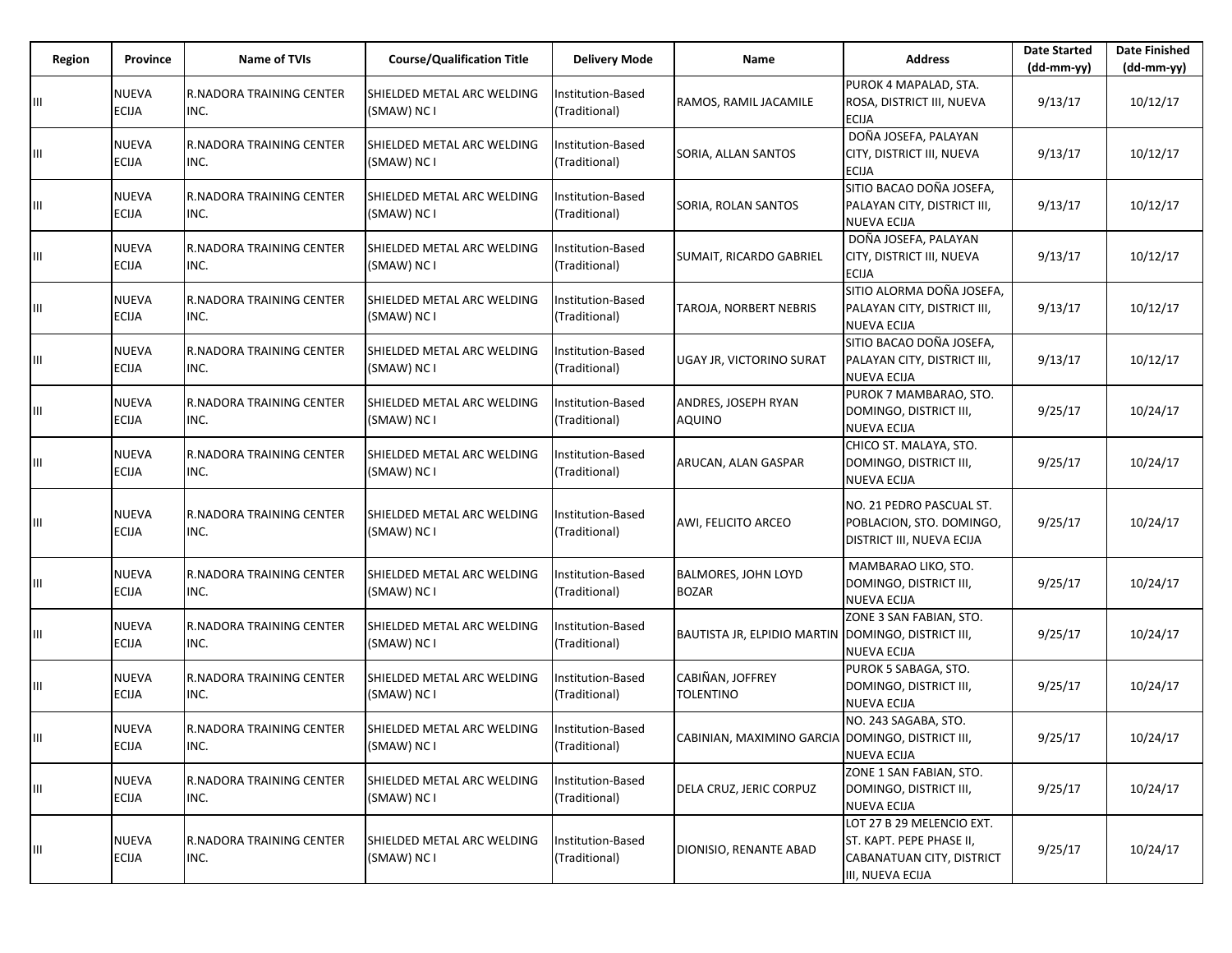| Region | Province | Name of TVIs | Course/Qualification Title | Delivery Mode | Name | Address | Date Started (dd-mm-yy) | Date Finished (dd-mm-yy) |
|---|---|---|---|---|---|---|---|---|
| III | NUEVA ECIJA | R.NADORA TRAINING CENTER INC. | SHIELDED METAL ARC WELDING (SMAW) NC I | Institution-Based (Traditional) | RAMOS, RAMIL JACAMILE | PUROK 4 MAPALAD, STA. ROSA, DISTRICT III, NUEVA ECIJA | 9/13/17 | 10/12/17 |
| III | NUEVA ECIJA | R.NADORA TRAINING CENTER INC. | SHIELDED METAL ARC WELDING (SMAW) NC I | Institution-Based (Traditional) | SORIA, ALLAN SANTOS | DOÑA JOSEFA, PALAYAN CITY, DISTRICT III, NUEVA ECIJA | 9/13/17 | 10/12/17 |
| III | NUEVA ECIJA | R.NADORA TRAINING CENTER INC. | SHIELDED METAL ARC WELDING (SMAW) NC I | Institution-Based (Traditional) | SORIA, ROLAN SANTOS | SITIO BACAO DOÑA JOSEFA, PALAYAN CITY, DISTRICT III, NUEVA ECIJA | 9/13/17 | 10/12/17 |
| III | NUEVA ECIJA | R.NADORA TRAINING CENTER INC. | SHIELDED METAL ARC WELDING (SMAW) NC I | Institution-Based (Traditional) | SUMAIT, RICARDO GABRIEL | DOÑA JOSEFA, PALAYAN CITY, DISTRICT III, NUEVA ECIJA | 9/13/17 | 10/12/17 |
| III | NUEVA ECIJA | R.NADORA TRAINING CENTER INC. | SHIELDED METAL ARC WELDING (SMAW) NC I | Institution-Based (Traditional) | TAROJA, NORBERT NEBRIS | SITIO ALORMA DOÑA JOSEFA, PALAYAN CITY, DISTRICT III, NUEVA ECIJA | 9/13/17 | 10/12/17 |
| III | NUEVA ECIJA | R.NADORA TRAINING CENTER INC. | SHIELDED METAL ARC WELDING (SMAW) NC I | Institution-Based (Traditional) | UGAY JR, VICTORINO SURAT | SITIO BACAO DOÑA JOSEFA, PALAYAN CITY, DISTRICT III, NUEVA ECIJA | 9/13/17 | 10/12/17 |
| III | NUEVA ECIJA | R.NADORA TRAINING CENTER INC. | SHIELDED METAL ARC WELDING (SMAW) NC I | Institution-Based (Traditional) | ANDRES, JOSEPH RYAN AQUINO | PUROK 7 MAMBARAO, STO. DOMINGO, DISTRICT III, NUEVA ECIJA | 9/25/17 | 10/24/17 |
| III | NUEVA ECIJA | R.NADORA TRAINING CENTER INC. | SHIELDED METAL ARC WELDING (SMAW) NC I | Institution-Based (Traditional) | ARUCAN, ALAN GASPAR | CHICO ST. MALAYA, STO. DOMINGO, DISTRICT III, NUEVA ECIJA | 9/25/17 | 10/24/17 |
| III | NUEVA ECIJA | R.NADORA TRAINING CENTER INC. | SHIELDED METAL ARC WELDING (SMAW) NC I | Institution-Based (Traditional) | AWI, FELICITO ARCEO | NO. 21 PEDRO PASCUAL ST. POBLACION, STO. DOMINGO, DISTRICT III, NUEVA ECIJA | 9/25/17 | 10/24/17 |
| III | NUEVA ECIJA | R.NADORA TRAINING CENTER INC. | SHIELDED METAL ARC WELDING (SMAW) NC I | Institution-Based (Traditional) | BALMORES, JOHN LOYD BOZAR | MAMBARAO LIKO, STO. DOMINGO, DISTRICT III, NUEVA ECIJA | 9/25/17 | 10/24/17 |
| III | NUEVA ECIJA | R.NADORA TRAINING CENTER INC. | SHIELDED METAL ARC WELDING (SMAW) NC I | Institution-Based (Traditional) | BAUTISTA JR, ELPIDIO MARTIN | ZONE 3 SAN FABIAN, STO. DOMINGO, DISTRICT III, NUEVA ECIJA | 9/25/17 | 10/24/17 |
| III | NUEVA ECIJA | R.NADORA TRAINING CENTER INC. | SHIELDED METAL ARC WELDING (SMAW) NC I | Institution-Based (Traditional) | CABIÑAN, JOFFREY TOLENTINO | PUROK 5 SABAGA, STO. DOMINGO, DISTRICT III, NUEVA ECIJA | 9/25/17 | 10/24/17 |
| III | NUEVA ECIJA | R.NADORA TRAINING CENTER INC. | SHIELDED METAL ARC WELDING (SMAW) NC I | Institution-Based (Traditional) | CABINIAN, MAXIMINO GARCIA | NO. 243 SAGABA, STO. DOMINGO, DISTRICT III, NUEVA ECIJA | 9/25/17 | 10/24/17 |
| III | NUEVA ECIJA | R.NADORA TRAINING CENTER INC. | SHIELDED METAL ARC WELDING (SMAW) NC I | Institution-Based (Traditional) | DELA CRUZ, JERIC CORPUZ | ZONE 1 SAN FABIAN, STO. DOMINGO, DISTRICT III, NUEVA ECIJA | 9/25/17 | 10/24/17 |
| III | NUEVA ECIJA | R.NADORA TRAINING CENTER INC. | SHIELDED METAL ARC WELDING (SMAW) NC I | Institution-Based (Traditional) | DIONISIO, RENANTE ABAD | LOT 27 B 29 MELENCIO EXT. ST. KAPT. PEPE PHASE II, CABANATUAN CITY, DISTRICT III, NUEVA ECIJA | 9/25/17 | 10/24/17 |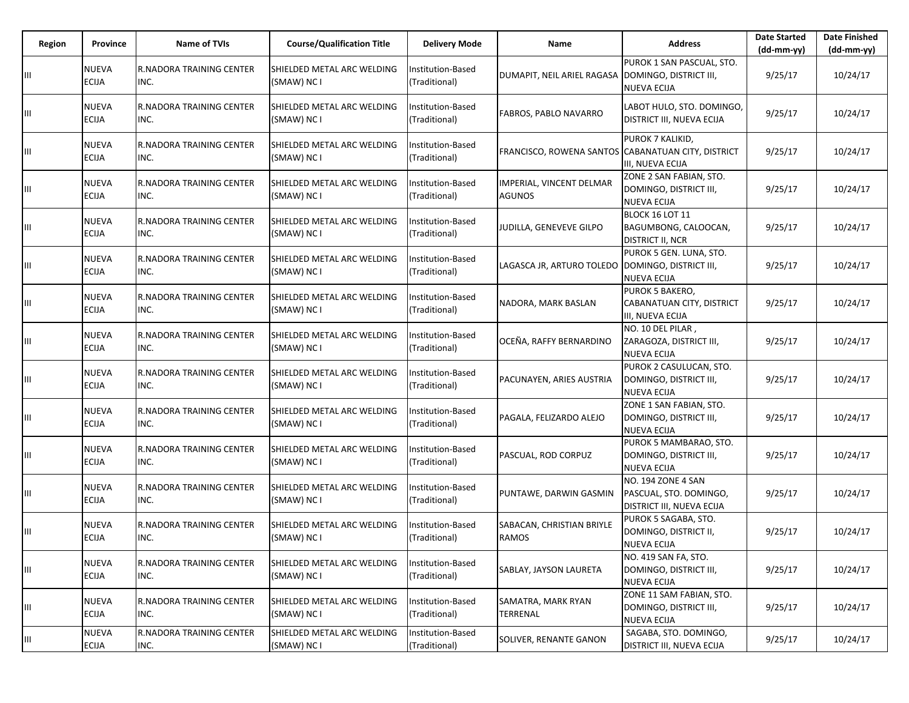| Region | Province | Name of TVIs | Course/Qualification Title | Delivery Mode | Name | Address | Date Started (dd-mm-yy) | Date Finished (dd-mm-yy) |
|---|---|---|---|---|---|---|---|---|
| III | NUEVA ECIJA | R.NADORA TRAINING CENTER INC. | SHIELDED METAL ARC WELDING (SMAW) NC I | Institution-Based (Traditional) | DUMAPIT, NEIL ARIEL RAGASA | PUROK 1 SAN PASCUAL, STO. DOMINGO, DISTRICT III, NUEVA ECIJA | 9/25/17 | 10/24/17 |
| III | NUEVA ECIJA | R.NADORA TRAINING CENTER INC. | SHIELDED METAL ARC WELDING (SMAW) NC I | Institution-Based (Traditional) | FABROS, PABLO NAVARRO | LABOT HULO, STO. DOMINGO, DISTRICT III, NUEVA ECIJA | 9/25/17 | 10/24/17 |
| III | NUEVA ECIJA | R.NADORA TRAINING CENTER INC. | SHIELDED METAL ARC WELDING (SMAW) NC I | Institution-Based (Traditional) | FRANCISCO, ROWENA SANTOS | PUROK 7 KALIKID, CABANATUAN CITY, DISTRICT III, NUEVA ECIJA | 9/25/17 | 10/24/17 |
| III | NUEVA ECIJA | R.NADORA TRAINING CENTER INC. | SHIELDED METAL ARC WELDING (SMAW) NC I | Institution-Based (Traditional) | IMPERIAL, VINCENT DELMAR AGUNOS | ZONE 2 SAN FABIAN, STO. DOMINGO, DISTRICT III, NUEVA ECIJA | 9/25/17 | 10/24/17 |
| III | NUEVA ECIJA | R.NADORA TRAINING CENTER INC. | SHIELDED METAL ARC WELDING (SMAW) NC I | Institution-Based (Traditional) | JUDILLA, GENEVEVE GILPO | BLOCK 16 LOT 11 BAGUMBONG, CALOOCAN, DISTRICT II, NCR | 9/25/17 | 10/24/17 |
| III | NUEVA ECIJA | R.NADORA TRAINING CENTER INC. | SHIELDED METAL ARC WELDING (SMAW) NC I | Institution-Based (Traditional) | LAGASCA JR, ARTURO TOLEDO | PUROK 5 GEN. LUNA, STO. DOMINGO, DISTRICT III, NUEVA ECIJA | 9/25/17 | 10/24/17 |
| III | NUEVA ECIJA | R.NADORA TRAINING CENTER INC. | SHIELDED METAL ARC WELDING (SMAW) NC I | Institution-Based (Traditional) | NADORA, MARK BASLAN | PUROK 5 BAKERO, CABANATUAN CITY, DISTRICT III, NUEVA ECIJA | 9/25/17 | 10/24/17 |
| III | NUEVA ECIJA | R.NADORA TRAINING CENTER INC. | SHIELDED METAL ARC WELDING (SMAW) NC I | Institution-Based (Traditional) | OCEÑA, RAFFY BERNARDINO | NO. 10 DEL PILAR , ZARAGOZA, DISTRICT III, NUEVA ECIJA | 9/25/17 | 10/24/17 |
| III | NUEVA ECIJA | R.NADORA TRAINING CENTER INC. | SHIELDED METAL ARC WELDING (SMAW) NC I | Institution-Based (Traditional) | PACUNAYEN, ARIES AUSTRIA | PUROK 2 CASULUCAN, STO. DOMINGO, DISTRICT III, NUEVA ECIJA | 9/25/17 | 10/24/17 |
| III | NUEVA ECIJA | R.NADORA TRAINING CENTER INC. | SHIELDED METAL ARC WELDING (SMAW) NC I | Institution-Based (Traditional) | PAGALA, FELIZARDO ALEJO | ZONE 1 SAN FABIAN, STO. DOMINGO, DISTRICT III, NUEVA ECIJA | 9/25/17 | 10/24/17 |
| III | NUEVA ECIJA | R.NADORA TRAINING CENTER INC. | SHIELDED METAL ARC WELDING (SMAW) NC I | Institution-Based (Traditional) | PASCUAL, ROD CORPUZ | PUROK 5 MAMBARAO, STO. DOMINGO, DISTRICT III, NUEVA ECIJA | 9/25/17 | 10/24/17 |
| III | NUEVA ECIJA | R.NADORA TRAINING CENTER INC. | SHIELDED METAL ARC WELDING (SMAW) NC I | Institution-Based (Traditional) | PUNTAWE, DARWIN GASMIN | NO. 194 ZONE 4 SAN PASCUAL, STO. DOMINGO, DISTRICT III, NUEVA ECIJA | 9/25/17 | 10/24/17 |
| III | NUEVA ECIJA | R.NADORA TRAINING CENTER INC. | SHIELDED METAL ARC WELDING (SMAW) NC I | Institution-Based (Traditional) | SABACAN, CHRISTIAN BRIYLE RAMOS | PUROK 5 SAGABA, STO. DOMINGO, DISTRICT II, NUEVA ECIJA | 9/25/17 | 10/24/17 |
| III | NUEVA ECIJA | R.NADORA TRAINING CENTER INC. | SHIELDED METAL ARC WELDING (SMAW) NC I | Institution-Based (Traditional) | SABLAY, JAYSON LAURETA | NO. 419 SAN FA, STO. DOMINGO, DISTRICT III, NUEVA ECIJA | 9/25/17 | 10/24/17 |
| III | NUEVA ECIJA | R.NADORA TRAINING CENTER INC. | SHIELDED METAL ARC WELDING (SMAW) NC I | Institution-Based (Traditional) | SAMATRA, MARK RYAN TERRENAL | ZONE 11 SAM FABIAN, STO. DOMINGO, DISTRICT III, NUEVA ECIJA | 9/25/17 | 10/24/17 |
| III | NUEVA ECIJA | R.NADORA TRAINING CENTER INC. | SHIELDED METAL ARC WELDING (SMAW) NC I | Institution-Based (Traditional) | SOLIVER, RENANTE GANON | SAGABA, STO. DOMINGO, DISTRICT III, NUEVA ECIJA | 9/25/17 | 10/24/17 |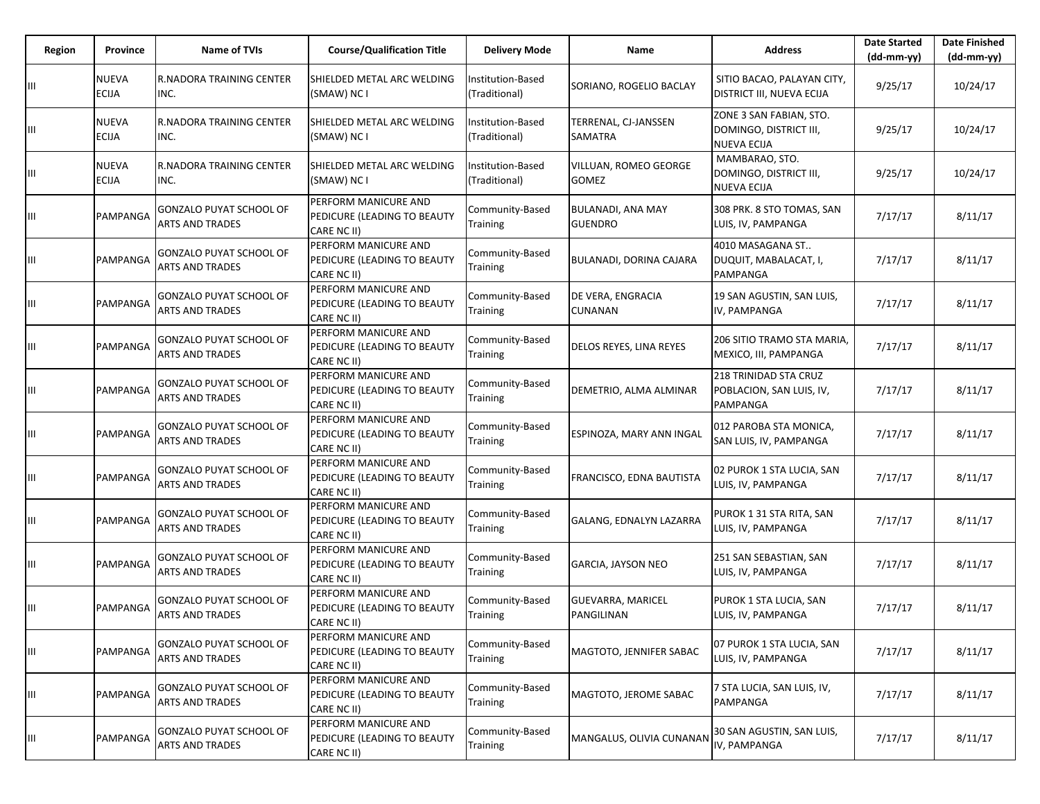| Region | Province | Name of TVIs | Course/Qualification Title | Delivery Mode | Name | Address | Date Started (dd-mm-yy) | Date Finished (dd-mm-yy) |
|---|---|---|---|---|---|---|---|---|
| III | NUEVA ECIJA | R.NADORA TRAINING CENTER INC. | SHIELDED METAL ARC WELDING (SMAW) NC I | Institution-Based (Traditional) | SORIANO, ROGELIO BACLAY | SITIO BACAO, PALAYAN CITY, DISTRICT III, NUEVA ECIJA | 9/25/17 | 10/24/17 |
| III | NUEVA ECIJA | R.NADORA TRAINING CENTER INC. | SHIELDED METAL ARC WELDING (SMAW) NC I | Institution-Based (Traditional) | TERRENAL, CJ-JANSSEN SAMATRA | ZONE 3 SAN FABIAN, STO. DOMINGO, DISTRICT III, NUEVA ECIJA | 9/25/17 | 10/24/17 |
| III | NUEVA ECIJA | R.NADORA TRAINING CENTER INC. | SHIELDED METAL ARC WELDING (SMAW) NC I | Institution-Based (Traditional) | VILLUAN, ROMEO GEORGE GOMEZ | MAMBARAO, STO. DOMINGO, DISTRICT III, NUEVA ECIJA | 9/25/17 | 10/24/17 |
| III | PAMPANGA | GONZALO PUYAT SCHOOL OF ARTS AND TRADES | PERFORM MANICURE AND PEDICURE (LEADING TO BEAUTY CARE NC II) | Community-Based Training | BULANADI, ANA MAY GUENDRO | 308 PRK. 8 STO TOMAS, SAN LUIS, IV, PAMPANGA | 7/17/17 | 8/11/17 |
| III | PAMPANGA | GONZALO PUYAT SCHOOL OF ARTS AND TRADES | PERFORM MANICURE AND PEDICURE (LEADING TO BEAUTY CARE NC II) | Community-Based Training | BULANADI, DORINA CAJARA | 4010 MASAGANA ST.. DUQUIT, MABALACAT, I, PAMPANGA | 7/17/17 | 8/11/17 |
| III | PAMPANGA | GONZALO PUYAT SCHOOL OF ARTS AND TRADES | PERFORM MANICURE AND PEDICURE (LEADING TO BEAUTY CARE NC II) | Community-Based Training | DE VERA, ENGRACIA CUNANAN | 19 SAN AGUSTIN, SAN LUIS, IV, PAMPANGA | 7/17/17 | 8/11/17 |
| III | PAMPANGA | GONZALO PUYAT SCHOOL OF ARTS AND TRADES | PERFORM MANICURE AND PEDICURE (LEADING TO BEAUTY CARE NC II) | Community-Based Training | DELOS REYES, LINA REYES | 206 SITIO TRAMO STA MARIA, MEXICO, III, PAMPANGA | 7/17/17 | 8/11/17 |
| III | PAMPANGA | GONZALO PUYAT SCHOOL OF ARTS AND TRADES | PERFORM MANICURE AND PEDICURE (LEADING TO BEAUTY CARE NC II) | Community-Based Training | DEMETRIO, ALMA ALMINAR | 218 TRINIDAD STA CRUZ POBLACION, SAN LUIS, IV, PAMPANGA | 7/17/17 | 8/11/17 |
| III | PAMPANGA | GONZALO PUYAT SCHOOL OF ARTS AND TRADES | PERFORM MANICURE AND PEDICURE (LEADING TO BEAUTY CARE NC II) | Community-Based Training | ESPINOZA, MARY ANN INGAL | 012 PAROBA STA MONICA, SAN LUIS, IV, PAMPANGA | 7/17/17 | 8/11/17 |
| III | PAMPANGA | GONZALO PUYAT SCHOOL OF ARTS AND TRADES | PERFORM MANICURE AND PEDICURE (LEADING TO BEAUTY CARE NC II) | Community-Based Training | FRANCISCO, EDNA BAUTISTA | 02 PUROK 1 STA LUCIA, SAN LUIS, IV, PAMPANGA | 7/17/17 | 8/11/17 |
| III | PAMPANGA | GONZALO PUYAT SCHOOL OF ARTS AND TRADES | PERFORM MANICURE AND PEDICURE (LEADING TO BEAUTY CARE NC II) | Community-Based Training | GALANG, EDNALYN LAZARRA | PUROK 1 31 STA RITA, SAN LUIS, IV, PAMPANGA | 7/17/17 | 8/11/17 |
| III | PAMPANGA | GONZALO PUYAT SCHOOL OF ARTS AND TRADES | PERFORM MANICURE AND PEDICURE (LEADING TO BEAUTY CARE NC II) | Community-Based Training | GARCIA, JAYSON NEO | 251 SAN SEBASTIAN, SAN LUIS, IV, PAMPANGA | 7/17/17 | 8/11/17 |
| III | PAMPANGA | GONZALO PUYAT SCHOOL OF ARTS AND TRADES | PERFORM MANICURE AND PEDICURE (LEADING TO BEAUTY CARE NC II) | Community-Based Training | GUEVARRA, MARICEL PANGILINAN | PUROK 1 STA LUCIA, SAN LUIS, IV, PAMPANGA | 7/17/17 | 8/11/17 |
| III | PAMPANGA | GONZALO PUYAT SCHOOL OF ARTS AND TRADES | PERFORM MANICURE AND PEDICURE (LEADING TO BEAUTY CARE NC II) | Community-Based Training | MAGTOTO, JENNIFER SABAC | 07 PUROK 1 STA LUCIA, SAN LUIS, IV, PAMPANGA | 7/17/17 | 8/11/17 |
| III | PAMPANGA | GONZALO PUYAT SCHOOL OF ARTS AND TRADES | PERFORM MANICURE AND PEDICURE (LEADING TO BEAUTY CARE NC II) | Community-Based Training | MAGTOTO, JEROME SABAC | 7 STA LUCIA, SAN LUIS, IV, PAMPANGA | 7/17/17 | 8/11/17 |
| III | PAMPANGA | GONZALO PUYAT SCHOOL OF ARTS AND TRADES | PERFORM MANICURE AND PEDICURE (LEADING TO BEAUTY CARE NC II) | Community-Based Training | MANGALUS, OLIVIA CUNANAN | 30 SAN AGUSTIN, SAN LUIS, IV, PAMPANGA | 7/17/17 | 8/11/17 |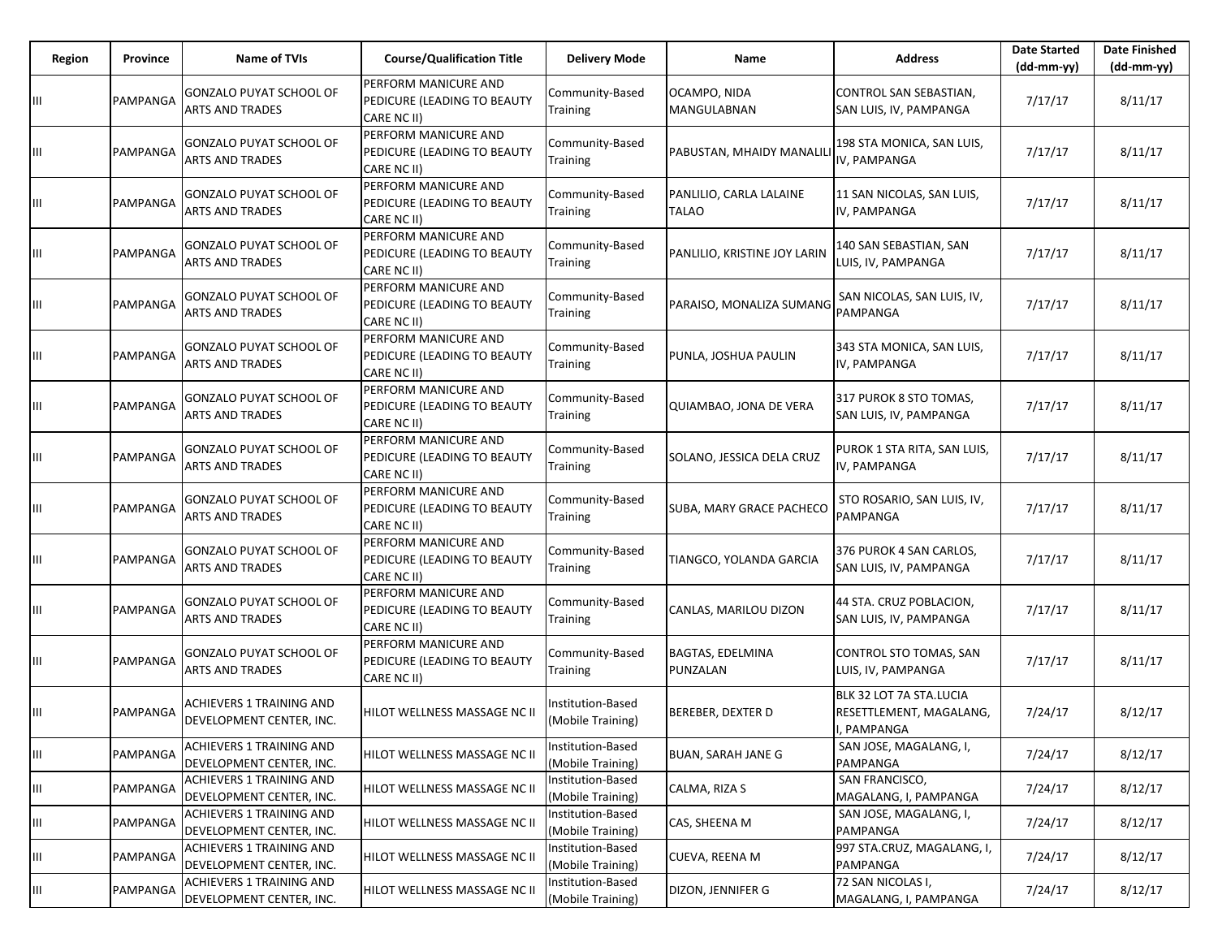| Region | Province | Name of TVIs | Course/Qualification Title | Delivery Mode | Name | Address | Date Started (dd-mm-yy) | Date Finished (dd-mm-yy) |
|---|---|---|---|---|---|---|---|---|
| III | PAMPANGA | GONZALO PUYAT SCHOOL OF ARTS AND TRADES | PERFORM MANICURE AND PEDICURE (LEADING TO BEAUTY CARE NC II) | Community-Based Training | OCAMPO, NIDA MANGULABNAN | CONTROL SAN SEBASTIAN, SAN LUIS, IV, PAMPANGA | 7/17/17 | 8/11/17 |
| III | PAMPANGA | GONZALO PUYAT SCHOOL OF ARTS AND TRADES | PERFORM MANICURE AND PEDICURE (LEADING TO BEAUTY CARE NC II) | Community-Based Training | PABUSTAN, MHAIDY MANALILI | 198 STA MONICA, SAN LUIS, IV, PAMPANGA | 7/17/17 | 8/11/17 |
| III | PAMPANGA | GONZALO PUYAT SCHOOL OF ARTS AND TRADES | PERFORM MANICURE AND PEDICURE (LEADING TO BEAUTY CARE NC II) | Community-Based Training | PANLILIO, CARLA LALAINE TALAO | 11 SAN NICOLAS, SAN LUIS, IV, PAMPANGA | 7/17/17 | 8/11/17 |
| III | PAMPANGA | GONZALO PUYAT SCHOOL OF ARTS AND TRADES | PERFORM MANICURE AND PEDICURE (LEADING TO BEAUTY CARE NC II) | Community-Based Training | PANLILIO, KRISTINE JOY LARIN | 140 SAN SEBASTIAN, SAN LUIS, IV, PAMPANGA | 7/17/17 | 8/11/17 |
| III | PAMPANGA | GONZALO PUYAT SCHOOL OF ARTS AND TRADES | PERFORM MANICURE AND PEDICURE (LEADING TO BEAUTY CARE NC II) | Community-Based Training | PARAISO, MONALIZA SUMANG | SAN NICOLAS, SAN LUIS, IV, PAMPANGA | 7/17/17 | 8/11/17 |
| III | PAMPANGA | GONZALO PUYAT SCHOOL OF ARTS AND TRADES | PERFORM MANICURE AND PEDICURE (LEADING TO BEAUTY CARE NC II) | Community-Based Training | PUNLA, JOSHUA PAULIN | 343 STA MONICA, SAN LUIS, IV, PAMPANGA | 7/17/17 | 8/11/17 |
| III | PAMPANGA | GONZALO PUYAT SCHOOL OF ARTS AND TRADES | PERFORM MANICURE AND PEDICURE (LEADING TO BEAUTY CARE NC II) | Community-Based Training | QUIAMBAO, JONA DE VERA | 317 PUROK 8 STO TOMAS, SAN LUIS, IV, PAMPANGA | 7/17/17 | 8/11/17 |
| III | PAMPANGA | GONZALO PUYAT SCHOOL OF ARTS AND TRADES | PERFORM MANICURE AND PEDICURE (LEADING TO BEAUTY CARE NC II) | Community-Based Training | SOLANO, JESSICA DELA CRUZ | PUROK 1 STA RITA, SAN LUIS, IV, PAMPANGA | 7/17/17 | 8/11/17 |
| III | PAMPANGA | GONZALO PUYAT SCHOOL OF ARTS AND TRADES | PERFORM MANICURE AND PEDICURE (LEADING TO BEAUTY CARE NC II) | Community-Based Training | SUBA, MARY GRACE PACHECO | STO ROSARIO, SAN LUIS, IV, PAMPANGA | 7/17/17 | 8/11/17 |
| III | PAMPANGA | GONZALO PUYAT SCHOOL OF ARTS AND TRADES | PERFORM MANICURE AND PEDICURE (LEADING TO BEAUTY CARE NC II) | Community-Based Training | TIANGCO, YOLANDA GARCIA | 376 PUROK 4 SAN CARLOS, SAN LUIS, IV, PAMPANGA | 7/17/17 | 8/11/17 |
| III | PAMPANGA | GONZALO PUYAT SCHOOL OF ARTS AND TRADES | PERFORM MANICURE AND PEDICURE (LEADING TO BEAUTY CARE NC II) | Community-Based Training | CANLAS, MARILOU DIZON | 44 STA. CRUZ POBLACION, SAN LUIS, IV, PAMPANGA | 7/17/17 | 8/11/17 |
| III | PAMPANGA | GONZALO PUYAT SCHOOL OF ARTS AND TRADES | PERFORM MANICURE AND PEDICURE (LEADING TO BEAUTY CARE NC II) | Community-Based Training | BAGTAS, EDELMINA PUNZALAN | CONTROL STO TOMAS, SAN LUIS, IV, PAMPANGA | 7/17/17 | 8/11/17 |
| III | PAMPANGA | ACHIEVERS 1 TRAINING AND DEVELOPMENT CENTER, INC. | HILOT WELLNESS MASSAGE NC II | Institution-Based (Mobile Training) | BEREBER, DEXTER D | BLK 32 LOT 7A STA.LUCIA RESETTLEMENT, MAGALANG, I, PAMPANGA | 7/24/17 | 8/12/17 |
| III | PAMPANGA | ACHIEVERS 1 TRAINING AND DEVELOPMENT CENTER, INC. | HILOT WELLNESS MASSAGE NC II | Institution-Based (Mobile Training) | BUAN, SARAH JANE G | SAN JOSE, MAGALANG, I, PAMPANGA | 7/24/17 | 8/12/17 |
| III | PAMPANGA | ACHIEVERS 1 TRAINING AND DEVELOPMENT CENTER, INC. | HILOT WELLNESS MASSAGE NC II | Institution-Based (Mobile Training) | CALMA, RIZA S | SAN FRANCISCO, MAGALANG, I, PAMPANGA | 7/24/17 | 8/12/17 |
| III | PAMPANGA | ACHIEVERS 1 TRAINING AND DEVELOPMENT CENTER, INC. | HILOT WELLNESS MASSAGE NC II | Institution-Based (Mobile Training) | CAS, SHEENA M | SAN JOSE, MAGALANG, I, PAMPANGA | 7/24/17 | 8/12/17 |
| III | PAMPANGA | ACHIEVERS 1 TRAINING AND DEVELOPMENT CENTER, INC. | HILOT WELLNESS MASSAGE NC II | Institution-Based (Mobile Training) | CUEVA, REENA M | 997 STA.CRUZ, MAGALANG, I, PAMPANGA | 7/24/17 | 8/12/17 |
| III | PAMPANGA | ACHIEVERS 1 TRAINING AND DEVELOPMENT CENTER, INC. | HILOT WELLNESS MASSAGE NC II | Institution-Based (Mobile Training) | DIZON, JENNIFER G | 72 SAN NICOLAS I, MAGALANG, I, PAMPANGA | 7/24/17 | 8/12/17 |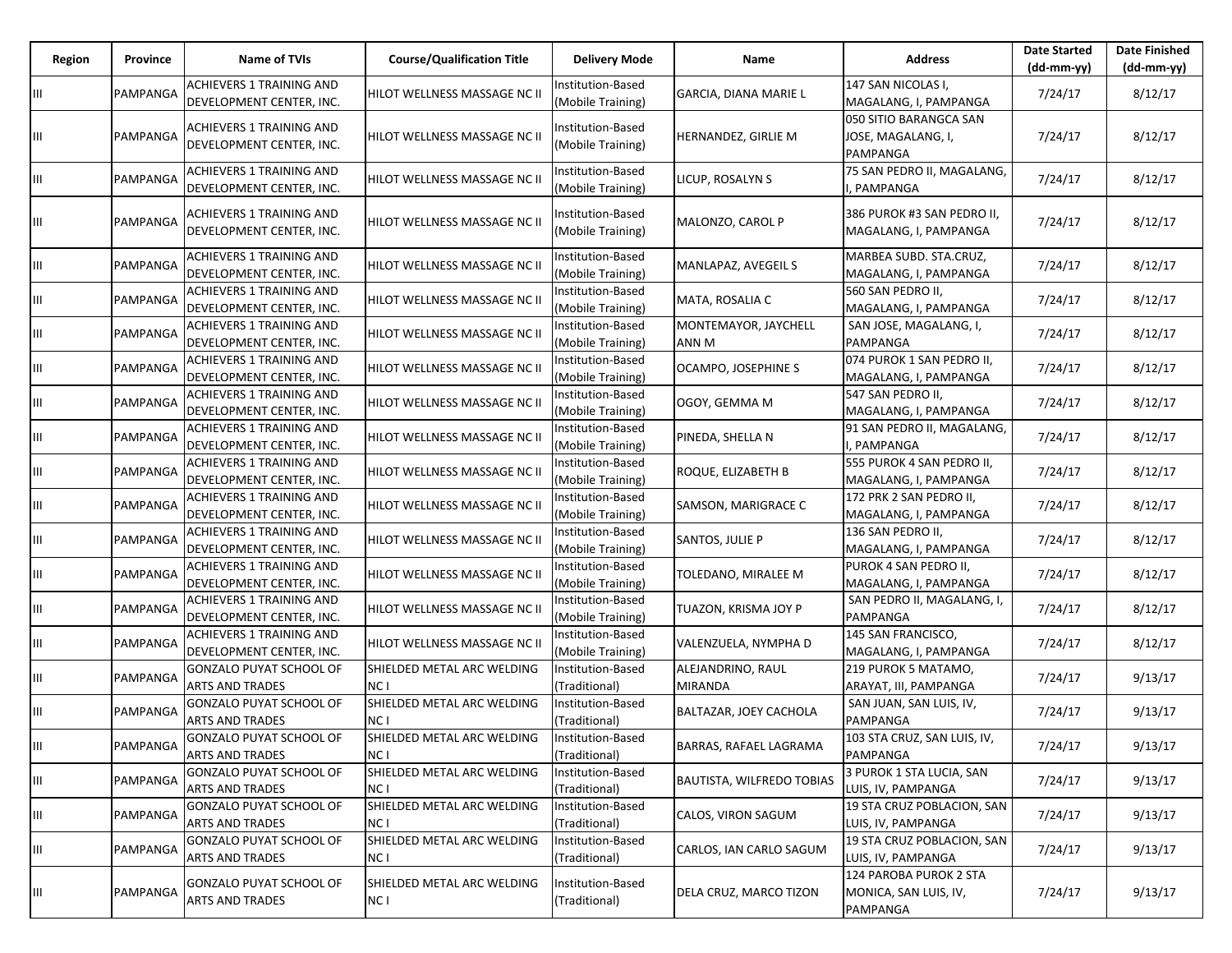| Region | Province | Name of TVIs | Course/Qualification Title | Delivery Mode | Name | Address | Date Started (dd-mm-yy) | Date Finished (dd-mm-yy) |
|---|---|---|---|---|---|---|---|---|
| III | PAMPANGA | ACHIEVERS 1 TRAINING AND DEVELOPMENT CENTER, INC. | HILOT WELLNESS MASSAGE NC II | Institution-Based (Mobile Training) | GARCIA, DIANA MARIE L | 147 SAN NICOLAS I, MAGALANG, I, PAMPANGA | 7/24/17 | 8/12/17 |
| III | PAMPANGA | ACHIEVERS 1 TRAINING AND DEVELOPMENT CENTER, INC. | HILOT WELLNESS MASSAGE NC II | Institution-Based (Mobile Training) | HERNANDEZ, GIRLIE M | 050 SITIO BARANGCA SAN JOSE, MAGALANG, I, PAMPANGA | 7/24/17 | 8/12/17 |
| III | PAMPANGA | ACHIEVERS 1 TRAINING AND DEVELOPMENT CENTER, INC. | HILOT WELLNESS MASSAGE NC II | Institution-Based (Mobile Training) | LICUP, ROSALYN S | 75 SAN PEDRO II, MAGALANG, I, PAMPANGA | 7/24/17 | 8/12/17 |
| III | PAMPANGA | ACHIEVERS 1 TRAINING AND DEVELOPMENT CENTER, INC. | HILOT WELLNESS MASSAGE NC II | Institution-Based (Mobile Training) | MALONZO, CAROL P | 386 PUROK #3 SAN PEDRO II, MAGALANG, I, PAMPANGA | 7/24/17 | 8/12/17 |
| III | PAMPANGA | ACHIEVERS 1 TRAINING AND DEVELOPMENT CENTER, INC. | HILOT WELLNESS MASSAGE NC II | Institution-Based (Mobile Training) | MANLAPAZ, AVEGEIL S | MARBEA SUBD. STA.CRUZ, MAGALANG, I, PAMPANGA | 7/24/17 | 8/12/17 |
| III | PAMPANGA | ACHIEVERS 1 TRAINING AND DEVELOPMENT CENTER, INC. | HILOT WELLNESS MASSAGE NC II | Institution-Based (Mobile Training) | MATA, ROSALIA C | 560 SAN PEDRO II, MAGALANG, I, PAMPANGA | 7/24/17 | 8/12/17 |
| III | PAMPANGA | ACHIEVERS 1 TRAINING AND DEVELOPMENT CENTER, INC. | HILOT WELLNESS MASSAGE NC II | Institution-Based (Mobile Training) | MONTEMAYOR, JAYCHELL ANN M | SAN JOSE, MAGALANG, I, PAMPANGA | 7/24/17 | 8/12/17 |
| III | PAMPANGA | ACHIEVERS 1 TRAINING AND DEVELOPMENT CENTER, INC. | HILOT WELLNESS MASSAGE NC II | Institution-Based (Mobile Training) | OCAMPO, JOSEPHINE S | 074 PUROK 1 SAN PEDRO II, MAGALANG, I, PAMPANGA | 7/24/17 | 8/12/17 |
| III | PAMPANGA | ACHIEVERS 1 TRAINING AND DEVELOPMENT CENTER, INC. | HILOT WELLNESS MASSAGE NC II | Institution-Based (Mobile Training) | OGOY, GEMMA M | 547 SAN PEDRO II, MAGALANG, I, PAMPANGA | 7/24/17 | 8/12/17 |
| III | PAMPANGA | ACHIEVERS 1 TRAINING AND DEVELOPMENT CENTER, INC. | HILOT WELLNESS MASSAGE NC II | Institution-Based (Mobile Training) | PINEDA, SHELLA N | 91 SAN PEDRO II, MAGALANG, I, PAMPANGA | 7/24/17 | 8/12/17 |
| III | PAMPANGA | ACHIEVERS 1 TRAINING AND DEVELOPMENT CENTER, INC. | HILOT WELLNESS MASSAGE NC II | Institution-Based (Mobile Training) | ROQUE, ELIZABETH B | 555 PUROK 4 SAN PEDRO II, MAGALANG, I, PAMPANGA | 7/24/17 | 8/12/17 |
| III | PAMPANGA | ACHIEVERS 1 TRAINING AND DEVELOPMENT CENTER, INC. | HILOT WELLNESS MASSAGE NC II | Institution-Based (Mobile Training) | SAMSON, MARIGRACE C | 172 PRK 2 SAN PEDRO II, MAGALANG, I, PAMPANGA | 7/24/17 | 8/12/17 |
| III | PAMPANGA | ACHIEVERS 1 TRAINING AND DEVELOPMENT CENTER, INC. | HILOT WELLNESS MASSAGE NC II | Institution-Based (Mobile Training) | SANTOS, JULIE P | 136 SAN PEDRO II, MAGALANG, I, PAMPANGA | 7/24/17 | 8/12/17 |
| III | PAMPANGA | ACHIEVERS 1 TRAINING AND DEVELOPMENT CENTER, INC. | HILOT WELLNESS MASSAGE NC II | Institution-Based (Mobile Training) | TOLEDANO, MIRALEE M | PUROK 4 SAN PEDRO II, MAGALANG, I, PAMPANGA | 7/24/17 | 8/12/17 |
| III | PAMPANGA | ACHIEVERS 1 TRAINING AND DEVELOPMENT CENTER, INC. | HILOT WELLNESS MASSAGE NC II | Institution-Based (Mobile Training) | TUAZON, KRISMA JOY P | SAN PEDRO II, MAGALANG, I, PAMPANGA | 7/24/17 | 8/12/17 |
| III | PAMPANGA | ACHIEVERS 1 TRAINING AND DEVELOPMENT CENTER, INC. | HILOT WELLNESS MASSAGE NC II | Institution-Based (Mobile Training) | VALENZUELA, NYMPHA D | 145 SAN FRANCISCO, MAGALANG, I, PAMPANGA | 7/24/17 | 8/12/17 |
| III | PAMPANGA | GONZALO PUYAT SCHOOL OF ARTS AND TRADES | SHIELDED METAL ARC WELDING NC I | Institution-Based (Traditional) | ALEJANDRINO, RAUL MIRANDA | 219 PUROK 5 MATAMO, ARAYAT, III, PAMPANGA | 7/24/17 | 9/13/17 |
| III | PAMPANGA | GONZALO PUYAT SCHOOL OF ARTS AND TRADES | SHIELDED METAL ARC WELDING NC I | Institution-Based (Traditional) | BALTAZAR, JOEY CACHOLA | SAN JUAN, SAN LUIS, IV, PAMPANGA | 7/24/17 | 9/13/17 |
| III | PAMPANGA | GONZALO PUYAT SCHOOL OF ARTS AND TRADES | SHIELDED METAL ARC WELDING NC I | Institution-Based (Traditional) | BARRAS, RAFAEL LAGRAMA | 103 STA CRUZ, SAN LUIS, IV, PAMPANGA | 7/24/17 | 9/13/17 |
| III | PAMPANGA | GONZALO PUYAT SCHOOL OF ARTS AND TRADES | SHIELDED METAL ARC WELDING NC I | Institution-Based (Traditional) | BAUTISTA, WILFREDO TOBIAS | 3 PUROK 1 STA LUCIA, SAN LUIS, IV, PAMPANGA | 7/24/17 | 9/13/17 |
| III | PAMPANGA | GONZALO PUYAT SCHOOL OF ARTS AND TRADES | SHIELDED METAL ARC WELDING NC I | Institution-Based (Traditional) | CALOS, VIRON SAGUM | 19 STA CRUZ POBLACION, SAN LUIS, IV, PAMPANGA | 7/24/17 | 9/13/17 |
| III | PAMPANGA | GONZALO PUYAT SCHOOL OF ARTS AND TRADES | SHIELDED METAL ARC WELDING NC I | Institution-Based (Traditional) | CARLOS, IAN CARLO SAGUM | 19 STA CRUZ POBLACION, SAN LUIS, IV, PAMPANGA | 7/24/17 | 9/13/17 |
| III | PAMPANGA | GONZALO PUYAT SCHOOL OF ARTS AND TRADES | SHIELDED METAL ARC WELDING NC I | Institution-Based (Traditional) | DELA CRUZ, MARCO TIZON | 124 PAROBA PUROK 2 STA MONICA, SAN LUIS, IV, PAMPANGA | 7/24/17 | 9/13/17 |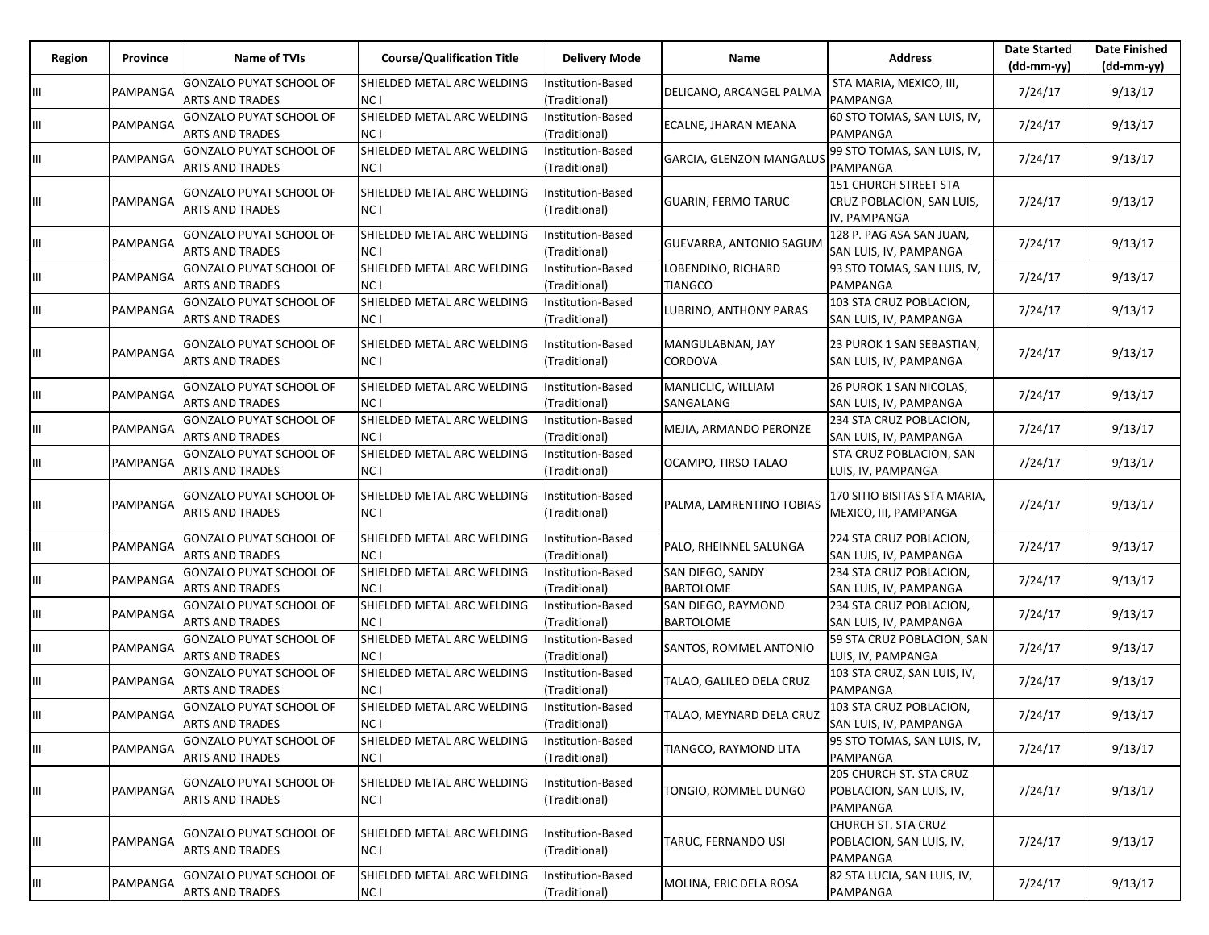| Region | Province | Name of TVIs | Course/Qualification Title | Delivery Mode | Name | Address | Date Started (dd-mm-yy) | Date Finished (dd-mm-yy) |
|---|---|---|---|---|---|---|---|---|
| III | PAMPANGA | GONZALO PUYAT SCHOOL OF ARTS AND TRADES | SHIELDED METAL ARC WELDING NC I | Institution-Based (Traditional) | DELICANO, ARCANGEL PALMA | STA MARIA, MEXICO, III, PAMPANGA | 7/24/17 | 9/13/17 |
| III | PAMPANGA | GONZALO PUYAT SCHOOL OF ARTS AND TRADES | SHIELDED METAL ARC WELDING NC I | Institution-Based (Traditional) | ECALNE, JHARAN MEANA | 60 STO TOMAS, SAN LUIS, IV, PAMPANGA | 7/24/17 | 9/13/17 |
| III | PAMPANGA | GONZALO PUYAT SCHOOL OF ARTS AND TRADES | SHIELDED METAL ARC WELDING NC I | Institution-Based (Traditional) | GARCIA, GLENZON MANGALUS | 99 STO TOMAS, SAN LUIS, IV, PAMPANGA | 7/24/17 | 9/13/17 |
| III | PAMPANGA | GONZALO PUYAT SCHOOL OF ARTS AND TRADES | SHIELDED METAL ARC WELDING NC I | Institution-Based (Traditional) | GUARIN, FERMO TARUC | 151 CHURCH STREET STA CRUZ POBLACION, SAN LUIS, IV, PAMPANGA | 7/24/17 | 9/13/17 |
| III | PAMPANGA | GONZALO PUYAT SCHOOL OF ARTS AND TRADES | SHIELDED METAL ARC WELDING NC I | Institution-Based (Traditional) | GUEVARRA, ANTONIO SAGUM | 128 P. PAG ASA SAN JUAN, SAN LUIS, IV, PAMPANGA | 7/24/17 | 9/13/17 |
| III | PAMPANGA | GONZALO PUYAT SCHOOL OF ARTS AND TRADES | SHIELDED METAL ARC WELDING NC I | Institution-Based (Traditional) | LOBENDINO, RICHARD TIANGCO | 93 STO TOMAS, SAN LUIS, IV, PAMPANGA | 7/24/17 | 9/13/17 |
| III | PAMPANGA | GONZALO PUYAT SCHOOL OF ARTS AND TRADES | SHIELDED METAL ARC WELDING NC I | Institution-Based (Traditional) | LUBRINO, ANTHONY PARAS | 103 STA CRUZ POBLACION, SAN LUIS, IV, PAMPANGA | 7/24/17 | 9/13/17 |
| III | PAMPANGA | GONZALO PUYAT SCHOOL OF ARTS AND TRADES | SHIELDED METAL ARC WELDING NC I | Institution-Based (Traditional) | MANGULABNAN, JAY CORDOVA | 23 PUROK 1 SAN SEBASTIAN, SAN LUIS, IV, PAMPANGA | 7/24/17 | 9/13/17 |
| III | PAMPANGA | GONZALO PUYAT SCHOOL OF ARTS AND TRADES | SHIELDED METAL ARC WELDING NC I | Institution-Based (Traditional) | MANLICLIC, WILLIAM SANGALANG | 26 PUROK 1 SAN NICOLAS, SAN LUIS, IV, PAMPANGA | 7/24/17 | 9/13/17 |
| III | PAMPANGA | GONZALO PUYAT SCHOOL OF ARTS AND TRADES | SHIELDED METAL ARC WELDING NC I | Institution-Based (Traditional) | MEJIA, ARMANDO PERONZE | 234 STA CRUZ POBLACION, SAN LUIS, IV, PAMPANGA | 7/24/17 | 9/13/17 |
| III | PAMPANGA | GONZALO PUYAT SCHOOL OF ARTS AND TRADES | SHIELDED METAL ARC WELDING NC I | Institution-Based (Traditional) | OCAMPO, TIRSO TALAO | STA CRUZ POBLACION, SAN LUIS, IV, PAMPANGA | 7/24/17 | 9/13/17 |
| III | PAMPANGA | GONZALO PUYAT SCHOOL OF ARTS AND TRADES | SHIELDED METAL ARC WELDING NC I | Institution-Based (Traditional) | PALMA, LAMRENTINO TOBIAS | 170 SITIO BISITAS STA MARIA, MEXICO, III, PAMPANGA | 7/24/17 | 9/13/17 |
| III | PAMPANGA | GONZALO PUYAT SCHOOL OF ARTS AND TRADES | SHIELDED METAL ARC WELDING NC I | Institution-Based (Traditional) | PALO, RHEINNEL SALUNGA | 224 STA CRUZ POBLACION, SAN LUIS, IV, PAMPANGA | 7/24/17 | 9/13/17 |
| III | PAMPANGA | GONZALO PUYAT SCHOOL OF ARTS AND TRADES | SHIELDED METAL ARC WELDING NC I | Institution-Based (Traditional) | SAN DIEGO, SANDY BARTOLOME | 234 STA CRUZ POBLACION, SAN LUIS, IV, PAMPANGA | 7/24/17 | 9/13/17 |
| III | PAMPANGA | GONZALO PUYAT SCHOOL OF ARTS AND TRADES | SHIELDED METAL ARC WELDING NC I | Institution-Based (Traditional) | SAN DIEGO, RAYMOND BARTOLOME | 234 STA CRUZ POBLACION, SAN LUIS, IV, PAMPANGA | 7/24/17 | 9/13/17 |
| III | PAMPANGA | GONZALO PUYAT SCHOOL OF ARTS AND TRADES | SHIELDED METAL ARC WELDING NC I | Institution-Based (Traditional) | SANTOS, ROMMEL ANTONIO | 59 STA CRUZ POBLACION, SAN LUIS, IV, PAMPANGA | 7/24/17 | 9/13/17 |
| III | PAMPANGA | GONZALO PUYAT SCHOOL OF ARTS AND TRADES | SHIELDED METAL ARC WELDING NC I | Institution-Based (Traditional) | TALAO, GALILEO DELA CRUZ | 103 STA CRUZ, SAN LUIS, IV, PAMPANGA | 7/24/17 | 9/13/17 |
| III | PAMPANGA | GONZALO PUYAT SCHOOL OF ARTS AND TRADES | SHIELDED METAL ARC WELDING NC I | Institution-Based (Traditional) | TALAO, MEYNARD DELA CRUZ | 103 STA CRUZ POBLACION, SAN LUIS, IV, PAMPANGA | 7/24/17 | 9/13/17 |
| III | PAMPANGA | GONZALO PUYAT SCHOOL OF ARTS AND TRADES | SHIELDED METAL ARC WELDING NC I | Institution-Based (Traditional) | TIANGCO, RAYMOND LITA | 95 STO TOMAS, SAN LUIS, IV, PAMPANGA | 7/24/17 | 9/13/17 |
| III | PAMPANGA | GONZALO PUYAT SCHOOL OF ARTS AND TRADES | SHIELDED METAL ARC WELDING NC I | Institution-Based (Traditional) | TONGIO, ROMMEL DUNGO | 205 CHURCH ST. STA CRUZ POBLACION, SAN LUIS, IV, PAMPANGA | 7/24/17 | 9/13/17 |
| III | PAMPANGA | GONZALO PUYAT SCHOOL OF ARTS AND TRADES | SHIELDED METAL ARC WELDING NC I | Institution-Based (Traditional) | TARUC, FERNANDO USI | CHURCH ST. STA CRUZ POBLACION, SAN LUIS, IV, PAMPANGA | 7/24/17 | 9/13/17 |
| III | PAMPANGA | GONZALO PUYAT SCHOOL OF ARTS AND TRADES | SHIELDED METAL ARC WELDING NC I | Institution-Based (Traditional) | MOLINA, ERIC DELA ROSA | 82 STA LUCIA, SAN LUIS, IV, PAMPANGA | 7/24/17 | 9/13/17 |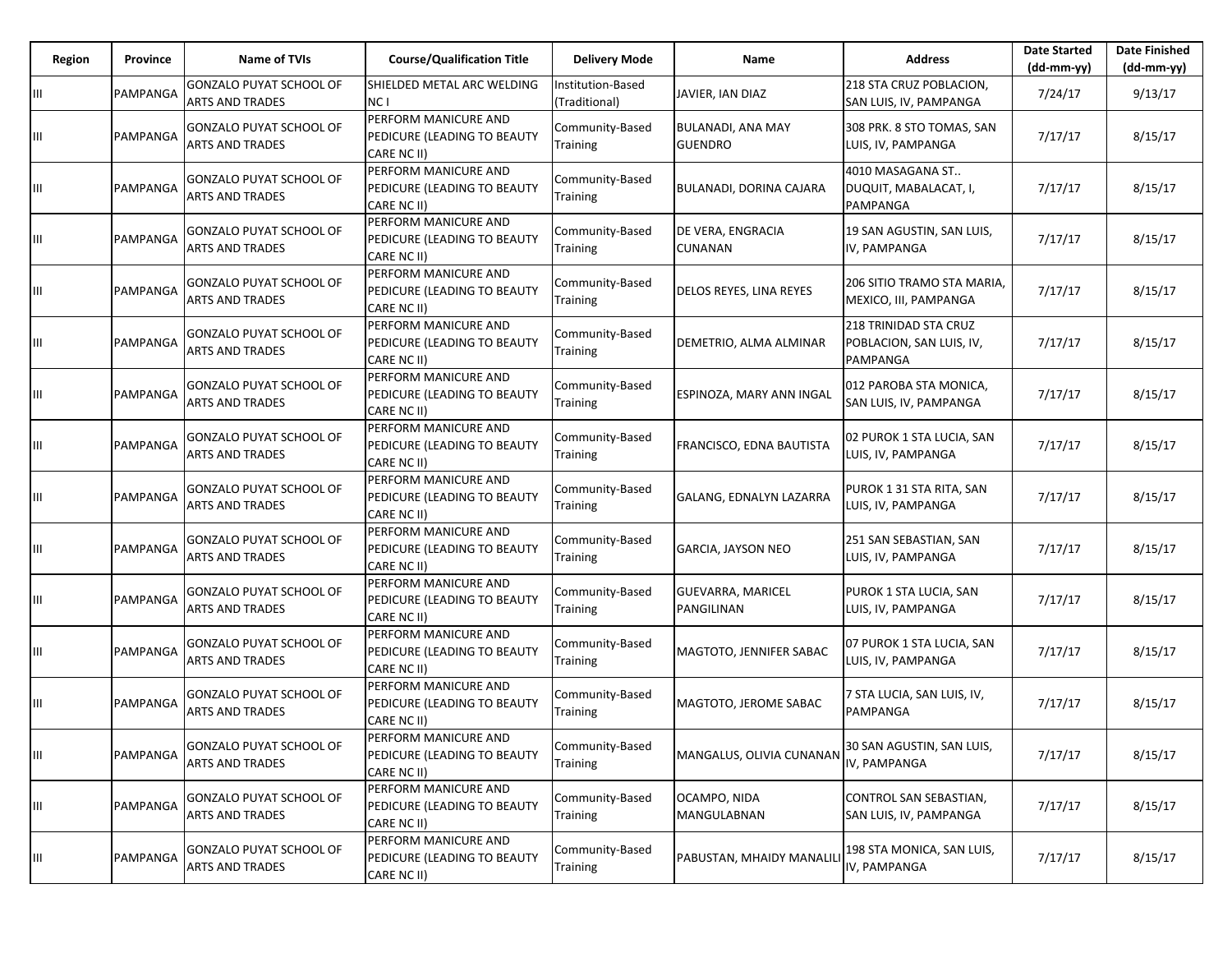| Region | Province | Name of TVIs | Course/Qualification Title | Delivery Mode | Name | Address | Date Started (dd-mm-yy) | Date Finished (dd-mm-yy) |
|---|---|---|---|---|---|---|---|---|
| III | PAMPANGA | GONZALO PUYAT SCHOOL OF ARTS AND TRADES | SHIELDED METAL ARC WELDING NC I | Institution-Based (Traditional) | JAVIER, IAN DIAZ | 218 STA CRUZ POBLACION, SAN LUIS, IV, PAMPANGA | 7/24/17 | 9/13/17 |
| III | PAMPANGA | GONZALO PUYAT SCHOOL OF ARTS AND TRADES | PERFORM MANICURE AND PEDICURE (LEADING TO BEAUTY CARE NC II) | Community-Based Training | BULANADI, ANA MAY GUENDRO | 308 PRK. 8 STO TOMAS, SAN LUIS, IV, PAMPANGA | 7/17/17 | 8/15/17 |
| III | PAMPANGA | GONZALO PUYAT SCHOOL OF ARTS AND TRADES | PERFORM MANICURE AND PEDICURE (LEADING TO BEAUTY CARE NC II) | Community-Based Training | BULANADI, DORINA CAJARA | 4010 MASAGANA ST.. DUQUIT, MABALACAT, I, PAMPANGA | 7/17/17 | 8/15/17 |
| III | PAMPANGA | GONZALO PUYAT SCHOOL OF ARTS AND TRADES | PERFORM MANICURE AND PEDICURE (LEADING TO BEAUTY CARE NC II) | Community-Based Training | DE VERA, ENGRACIA CUNANAN | 19 SAN AGUSTIN, SAN LUIS, IV, PAMPANGA | 7/17/17 | 8/15/17 |
| III | PAMPANGA | GONZALO PUYAT SCHOOL OF ARTS AND TRADES | PERFORM MANICURE AND PEDICURE (LEADING TO BEAUTY CARE NC II) | Community-Based Training | DELOS REYES, LINA REYES | 206 SITIO TRAMO STA MARIA, MEXICO, III, PAMPANGA | 7/17/17 | 8/15/17 |
| III | PAMPANGA | GONZALO PUYAT SCHOOL OF ARTS AND TRADES | PERFORM MANICURE AND PEDICURE (LEADING TO BEAUTY CARE NC II) | Community-Based Training | DEMETRIO, ALMA ALMINAR | 218 TRINIDAD STA CRUZ POBLACION, SAN LUIS, IV, PAMPANGA | 7/17/17 | 8/15/17 |
| III | PAMPANGA | GONZALO PUYAT SCHOOL OF ARTS AND TRADES | PERFORM MANICURE AND PEDICURE (LEADING TO BEAUTY CARE NC II) | Community-Based Training | ESPINOZA, MARY ANN INGAL | 012 PAROBA STA MONICA, SAN LUIS, IV, PAMPANGA | 7/17/17 | 8/15/17 |
| III | PAMPANGA | GONZALO PUYAT SCHOOL OF ARTS AND TRADES | PERFORM MANICURE AND PEDICURE (LEADING TO BEAUTY CARE NC II) | Community-Based Training | FRANCISCO, EDNA BAUTISTA | 02 PUROK 1 STA LUCIA, SAN LUIS, IV, PAMPANGA | 7/17/17 | 8/15/17 |
| III | PAMPANGA | GONZALO PUYAT SCHOOL OF ARTS AND TRADES | PERFORM MANICURE AND PEDICURE (LEADING TO BEAUTY CARE NC II) | Community-Based Training | GALANG, EDNALYN LAZARRA | PUROK 1 31 STA RITA, SAN LUIS, IV, PAMPANGA | 7/17/17 | 8/15/17 |
| III | PAMPANGA | GONZALO PUYAT SCHOOL OF ARTS AND TRADES | PERFORM MANICURE AND PEDICURE (LEADING TO BEAUTY CARE NC II) | Community-Based Training | GARCIA, JAYSON NEO | 251 SAN SEBASTIAN, SAN LUIS, IV, PAMPANGA | 7/17/17 | 8/15/17 |
| III | PAMPANGA | GONZALO PUYAT SCHOOL OF ARTS AND TRADES | PERFORM MANICURE AND PEDICURE (LEADING TO BEAUTY CARE NC II) | Community-Based Training | GUEVARRA, MARICEL PANGILINAN | PUROK 1 STA LUCIA, SAN LUIS, IV, PAMPANGA | 7/17/17 | 8/15/17 |
| III | PAMPANGA | GONZALO PUYAT SCHOOL OF ARTS AND TRADES | PERFORM MANICURE AND PEDICURE (LEADING TO BEAUTY CARE NC II) | Community-Based Training | MAGTOTO, JENNIFER SABAC | 07 PUROK 1 STA LUCIA, SAN LUIS, IV, PAMPANGA | 7/17/17 | 8/15/17 |
| III | PAMPANGA | GONZALO PUYAT SCHOOL OF ARTS AND TRADES | PERFORM MANICURE AND PEDICURE (LEADING TO BEAUTY CARE NC II) | Community-Based Training | MAGTOTO, JEROME SABAC | 7 STA LUCIA, SAN LUIS, IV, PAMPANGA | 7/17/17 | 8/15/17 |
| III | PAMPANGA | GONZALO PUYAT SCHOOL OF ARTS AND TRADES | PERFORM MANICURE AND PEDICURE (LEADING TO BEAUTY CARE NC II) | Community-Based Training | MANGALUS, OLIVIA CUNANAN | 30 SAN AGUSTIN, SAN LUIS, IV, PAMPANGA | 7/17/17 | 8/15/17 |
| III | PAMPANGA | GONZALO PUYAT SCHOOL OF ARTS AND TRADES | PERFORM MANICURE AND PEDICURE (LEADING TO BEAUTY CARE NC II) | Community-Based Training | OCAMPO, NIDA MANGULABNAN | CONTROL SAN SEBASTIAN, SAN LUIS, IV, PAMPANGA | 7/17/17 | 8/15/17 |
| III | PAMPANGA | GONZALO PUYAT SCHOOL OF ARTS AND TRADES | PERFORM MANICURE AND PEDICURE (LEADING TO BEAUTY CARE NC II) | Community-Based Training | PABUSTAN, MHAIDY MANALILI | 198 STA MONICA, SAN LUIS, IV, PAMPANGA | 7/17/17 | 8/15/17 |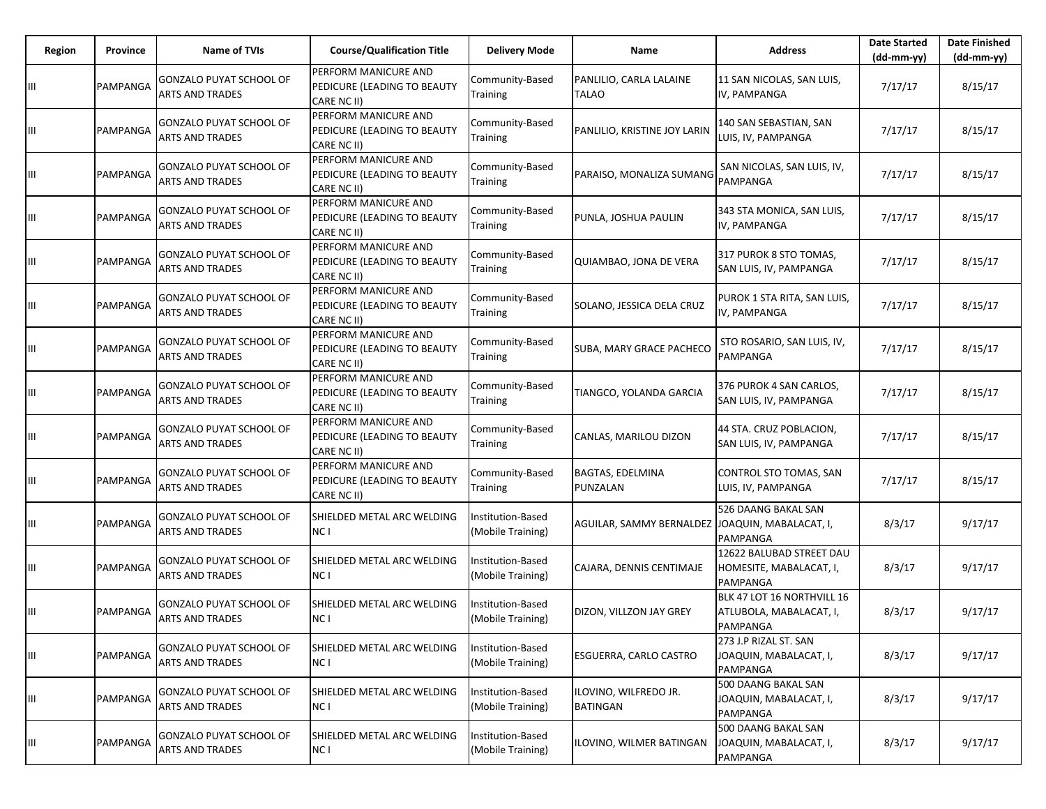| Region | Province | Name of TVIs | Course/Qualification Title | Delivery Mode | Name | Address | Date Started (dd-mm-yy) | Date Finished (dd-mm-yy) |
|---|---|---|---|---|---|---|---|---|
| III | PAMPANGA | GONZALO PUYAT SCHOOL OF ARTS AND TRADES | PERFORM MANICURE AND PEDICURE (LEADING TO BEAUTY CARE NC II) | Community-Based Training | PANLILIO, CARLA LALAINE TALAO | 11 SAN NICOLAS, SAN LUIS, IV, PAMPANGA | 7/17/17 | 8/15/17 |
| III | PAMPANGA | GONZALO PUYAT SCHOOL OF ARTS AND TRADES | PERFORM MANICURE AND PEDICURE (LEADING TO BEAUTY CARE NC II) | Community-Based Training | PANLILIO, KRISTINE JOY LARIN | 140 SAN SEBASTIAN, SAN LUIS, IV, PAMPANGA | 7/17/17 | 8/15/17 |
| III | PAMPANGA | GONZALO PUYAT SCHOOL OF ARTS AND TRADES | PERFORM MANICURE AND PEDICURE (LEADING TO BEAUTY CARE NC II) | Community-Based Training | PARAISO, MONALIZA SUMANG | SAN NICOLAS, SAN LUIS, IV, PAMPANGA | 7/17/17 | 8/15/17 |
| III | PAMPANGA | GONZALO PUYAT SCHOOL OF ARTS AND TRADES | PERFORM MANICURE AND PEDICURE (LEADING TO BEAUTY CARE NC II) | Community-Based Training | PUNLA, JOSHUA PAULIN | 343 STA MONICA, SAN LUIS, IV, PAMPANGA | 7/17/17 | 8/15/17 |
| III | PAMPANGA | GONZALO PUYAT SCHOOL OF ARTS AND TRADES | PERFORM MANICURE AND PEDICURE (LEADING TO BEAUTY CARE NC II) | Community-Based Training | QUIAMBAO, JONA DE VERA | 317 PUROK 8 STO TOMAS, SAN LUIS, IV, PAMPANGA | 7/17/17 | 8/15/17 |
| III | PAMPANGA | GONZALO PUYAT SCHOOL OF ARTS AND TRADES | PERFORM MANICURE AND PEDICURE (LEADING TO BEAUTY CARE NC II) | Community-Based Training | SOLANO, JESSICA DELA CRUZ | PUROK 1 STA RITA, SAN LUIS, IV, PAMPANGA | 7/17/17 | 8/15/17 |
| III | PAMPANGA | GONZALO PUYAT SCHOOL OF ARTS AND TRADES | PERFORM MANICURE AND PEDICURE (LEADING TO BEAUTY CARE NC II) | Community-Based Training | SUBA, MARY GRACE PACHECO | STO ROSARIO, SAN LUIS, IV, PAMPANGA | 7/17/17 | 8/15/17 |
| III | PAMPANGA | GONZALO PUYAT SCHOOL OF ARTS AND TRADES | PERFORM MANICURE AND PEDICURE (LEADING TO BEAUTY CARE NC II) | Community-Based Training | TIANGCO, YOLANDA GARCIA | 376 PUROK 4 SAN CARLOS, SAN LUIS, IV, PAMPANGA | 7/17/17 | 8/15/17 |
| III | PAMPANGA | GONZALO PUYAT SCHOOL OF ARTS AND TRADES | PERFORM MANICURE AND PEDICURE (LEADING TO BEAUTY CARE NC II) | Community-Based Training | CANLAS, MARILOU DIZON | 44 STA. CRUZ POBLACION, SAN LUIS, IV, PAMPANGA | 7/17/17 | 8/15/17 |
| III | PAMPANGA | GONZALO PUYAT SCHOOL OF ARTS AND TRADES | PERFORM MANICURE AND PEDICURE (LEADING TO BEAUTY CARE NC II) | Community-Based Training | BAGTAS, EDELMINA PUNZALAN | CONTROL STO TOMAS, SAN LUIS, IV, PAMPANGA | 7/17/17 | 8/15/17 |
| III | PAMPANGA | GONZALO PUYAT SCHOOL OF ARTS AND TRADES | SHIELDED METAL ARC WELDING NC I | Institution-Based (Mobile Training) | AGUILAR, SAMMY BERNALDEZ | 526 DAANG BAKAL SAN JOAQUIN, MABALACAT, I, PAMPANGA | 8/3/17 | 9/17/17 |
| III | PAMPANGA | GONZALO PUYAT SCHOOL OF ARTS AND TRADES | SHIELDED METAL ARC WELDING NC I | Institution-Based (Mobile Training) | CAJARA, DENNIS CENTIMAJE | 12622 BALUBAD STREET DAU HOMESITE, MABALACAT, I, PAMPANGA | 8/3/17 | 9/17/17 |
| III | PAMPANGA | GONZALO PUYAT SCHOOL OF ARTS AND TRADES | SHIELDED METAL ARC WELDING NC I | Institution-Based (Mobile Training) | DIZON, VILLZON JAY GREY | BLK 47 LOT 16 NORTHVILL 16 ATLUBOLA, MABALACAT, I, PAMPANGA | 8/3/17 | 9/17/17 |
| III | PAMPANGA | GONZALO PUYAT SCHOOL OF ARTS AND TRADES | SHIELDED METAL ARC WELDING NC I | Institution-Based (Mobile Training) | ESGUERRA, CARLO CASTRO | 273 J.P RIZAL ST. SAN JOAQUIN, MABALACAT, I, PAMPANGA | 8/3/17 | 9/17/17 |
| III | PAMPANGA | GONZALO PUYAT SCHOOL OF ARTS AND TRADES | SHIELDED METAL ARC WELDING NC I | Institution-Based (Mobile Training) | ILOVINO, WILFREDO JR. BATINGAN | 500 DAANG BAKAL SAN JOAQUIN, MABALACAT, I, PAMPANGA | 8/3/17 | 9/17/17 |
| III | PAMPANGA | GONZALO PUYAT SCHOOL OF ARTS AND TRADES | SHIELDED METAL ARC WELDING NC I | Institution-Based (Mobile Training) | ILOVINO, WILMER BATINGAN | 500 DAANG BAKAL SAN JOAQUIN, MABALACAT, I, PAMPANGA | 8/3/17 | 9/17/17 |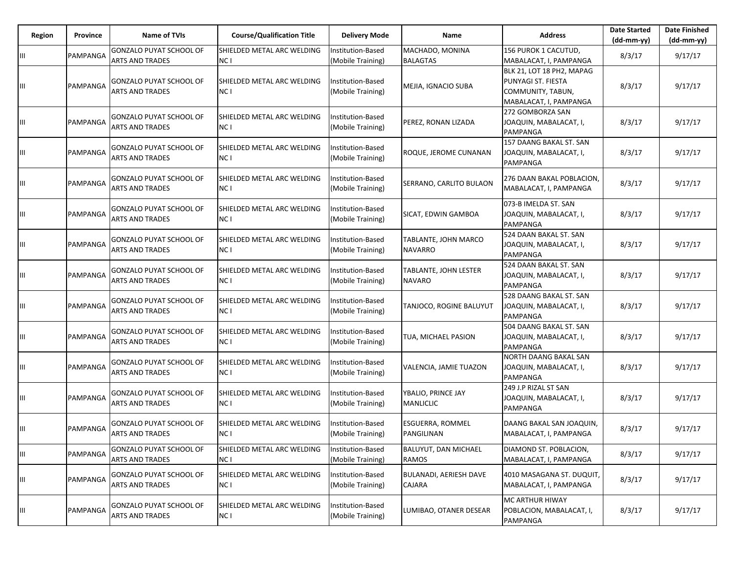| Region | Province | Name of TVIs | Course/Qualification Title | Delivery Mode | Name | Address | Date Started (dd-mm-yy) | Date Finished (dd-mm-yy) |
|---|---|---|---|---|---|---|---|---|
| III | PAMPANGA | GONZALO PUYAT SCHOOL OF ARTS AND TRADES | SHIELDED METAL ARC WELDING NC I | Institution-Based (Mobile Training) | MACHADO, MONINA BALAGTAS | 156 PUROK 1 CACUTUD, MABALACAT, I, PAMPANGA | 8/3/17 | 9/17/17 |
| III | PAMPANGA | GONZALO PUYAT SCHOOL OF ARTS AND TRADES | SHIELDED METAL ARC WELDING NC I | Institution-Based (Mobile Training) | MEJIA, IGNACIO SUBA | BLK 21, LOT 18 PH2, MAPAG PUNYAGI ST. FIESTA COMMUNITY, TABUN, MABALACAT, I, PAMPANGA | 8/3/17 | 9/17/17 |
| III | PAMPANGA | GONZALO PUYAT SCHOOL OF ARTS AND TRADES | SHIELDED METAL ARC WELDING NC I | Institution-Based (Mobile Training) | PEREZ, RONAN LIZADA | 272 GOMBORZA SAN JOAQUIN, MABALACAT, I, PAMPANGA | 8/3/17 | 9/17/17 |
| III | PAMPANGA | GONZALO PUYAT SCHOOL OF ARTS AND TRADES | SHIELDED METAL ARC WELDING NC I | Institution-Based (Mobile Training) | ROQUE, JEROME CUNANAN | 157 DAANG BAKAL ST. SAN JOAQUIN, MABALACAT, I, PAMPANGA | 8/3/17 | 9/17/17 |
| III | PAMPANGA | GONZALO PUYAT SCHOOL OF ARTS AND TRADES | SHIELDED METAL ARC WELDING NC I | Institution-Based (Mobile Training) | SERRANO, CARLITO BULAON | 276 DAAN BAKAL POBLACION, MABALACAT, I, PAMPANGA | 8/3/17 | 9/17/17 |
| III | PAMPANGA | GONZALO PUYAT SCHOOL OF ARTS AND TRADES | SHIELDED METAL ARC WELDING NC I | Institution-Based (Mobile Training) | SICAT, EDWIN GAMBOA | 073-B IMELDA ST. SAN JOAQUIN, MABALACAT, I, PAMPANGA | 8/3/17 | 9/17/17 |
| III | PAMPANGA | GONZALO PUYAT SCHOOL OF ARTS AND TRADES | SHIELDED METAL ARC WELDING NC I | Institution-Based (Mobile Training) | TABLANTE, JOHN MARCO NAVARRO | 524 DAAN BAKAL ST. SAN JOAQUIN, MABALACAT, I, PAMPANGA | 8/3/17 | 9/17/17 |
| III | PAMPANGA | GONZALO PUYAT SCHOOL OF ARTS AND TRADES | SHIELDED METAL ARC WELDING NC I | Institution-Based (Mobile Training) | TABLANTE, JOHN LESTER NAVARO | 524 DAAN BAKAL ST. SAN JOAQUIN, MABALACAT, I, PAMPANGA | 8/3/17 | 9/17/17 |
| III | PAMPANGA | GONZALO PUYAT SCHOOL OF ARTS AND TRADES | SHIELDED METAL ARC WELDING NC I | Institution-Based (Mobile Training) | TANJOCO, ROGINE BALUYUT | 528 DAANG BAKAL ST. SAN JOAQUIN, MABALACAT, I, PAMPANGA | 8/3/17 | 9/17/17 |
| III | PAMPANGA | GONZALO PUYAT SCHOOL OF ARTS AND TRADES | SHIELDED METAL ARC WELDING NC I | Institution-Based (Mobile Training) | TUA, MICHAEL PASION | 504 DAANG BAKAL ST. SAN JOAQUIN, MABALACAT, I, PAMPANGA | 8/3/17 | 9/17/17 |
| III | PAMPANGA | GONZALO PUYAT SCHOOL OF ARTS AND TRADES | SHIELDED METAL ARC WELDING NC I | Institution-Based (Mobile Training) | VALENCIA, JAMIE TUAZON | NORTH DAANG BAKAL SAN JOAQUIN, MABALACAT, I, PAMPANGA | 8/3/17 | 9/17/17 |
| III | PAMPANGA | GONZALO PUYAT SCHOOL OF ARTS AND TRADES | SHIELDED METAL ARC WELDING NC I | Institution-Based (Mobile Training) | YBALIO, PRINCE JAY MANLICLIC | 249 J.P RIZAL ST SAN JOAQUIN, MABALACAT, I, PAMPANGA | 8/3/17 | 9/17/17 |
| III | PAMPANGA | GONZALO PUYAT SCHOOL OF ARTS AND TRADES | SHIELDED METAL ARC WELDING NC I | Institution-Based (Mobile Training) | ESGUERRA, ROMMEL PANGILINAN | DAANG BAKAL SAN JOAQUIN, MABALACAT, I, PAMPANGA | 8/3/17 | 9/17/17 |
| III | PAMPANGA | GONZALO PUYAT SCHOOL OF ARTS AND TRADES | SHIELDED METAL ARC WELDING NC I | Institution-Based (Mobile Training) | BALUYUT, DAN MICHAEL RAMOS | DIAMOND ST. POBLACION, MABALACAT, I, PAMPANGA | 8/3/17 | 9/17/17 |
| III | PAMPANGA | GONZALO PUYAT SCHOOL OF ARTS AND TRADES | SHIELDED METAL ARC WELDING NC I | Institution-Based (Mobile Training) | BULANADI, AERIESH DAVE CAJARA | 4010 MASAGANA ST. DUQUIT, MABALACAT, I, PAMPANGA | 8/3/17 | 9/17/17 |
| III | PAMPANGA | GONZALO PUYAT SCHOOL OF ARTS AND TRADES | SHIELDED METAL ARC WELDING NC I | Institution-Based (Mobile Training) | LUMIBAO, OTANER DESEAR | MC ARTHUR HIWAY POBLACION, MABALACAT, I, PAMPANGA | 8/3/17 | 9/17/17 |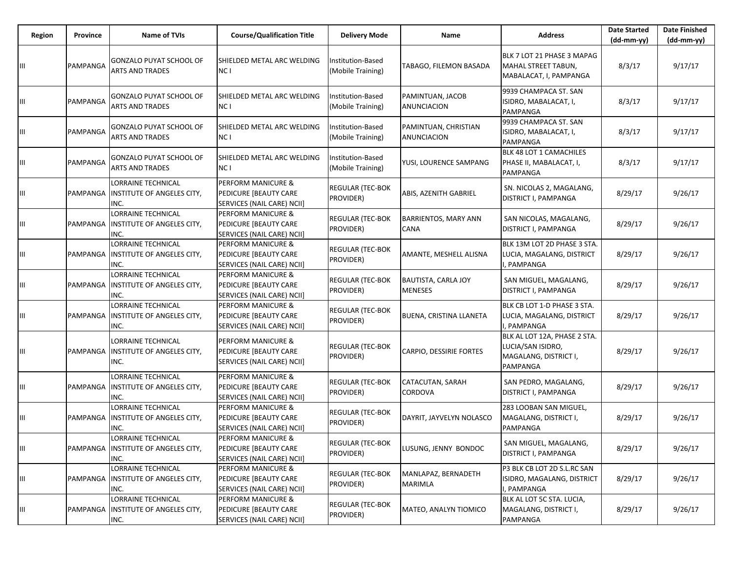| Region | Province | Name of TVIs | Course/Qualification Title | Delivery Mode | Name | Address | Date Started (dd-mm-yy) | Date Finished (dd-mm-yy) |
|---|---|---|---|---|---|---|---|---|
| III | PAMPANGA | GONZALO PUYAT SCHOOL OF ARTS AND TRADES | SHIELDED METAL ARC WELDING NC I | Institution-Based (Mobile Training) | TABAGO, FILEMON BASADA | BLK 7 LOT 21 PHASE 3 MAPAG MAHAL STREET TABUN, MABALACAT, I, PAMPANGA | 8/3/17 | 9/17/17 |
| III | PAMPANGA | GONZALO PUYAT SCHOOL OF ARTS AND TRADES | SHIELDED METAL ARC WELDING NC I | Institution-Based (Mobile Training) | PAMINTUAN, JACOB ANUNCIACION | 9939 CHAMPACA ST. SAN ISIDRO, MABALACAT, I, PAMPANGA | 8/3/17 | 9/17/17 |
| III | PAMPANGA | GONZALO PUYAT SCHOOL OF ARTS AND TRADES | SHIELDED METAL ARC WELDING NC I | Institution-Based (Mobile Training) | PAMINTUAN, CHRISTIAN ANUNCIACION | 9939 CHAMPACA ST. SAN ISIDRO, MABALACAT, I, PAMPANGA | 8/3/17 | 9/17/17 |
| III | PAMPANGA | GONZALO PUYAT SCHOOL OF ARTS AND TRADES | SHIELDED METAL ARC WELDING NC I | Institution-Based (Mobile Training) | YUSI, LOURENCE SAMPANG | BLK 48 LOT 1 CAMACHILES PHASE II, MABALACAT, I, PAMPANGA | 8/3/17 | 9/17/17 |
| III | PAMPANGA | LORRAINE TECHNICAL INSTITUTE OF ANGELES CITY, INC. | PERFORM MANICURE & PEDICURE [BEAUTY CARE SERVICES (NAIL CARE) NCII] | REGULAR (TEC-BOK PROVIDER) | ABIS, AZENITH GABRIEL | SN. NICOLAS 2, MAGALANG, DISTRICT I, PAMPANGA | 8/29/17 | 9/26/17 |
| III | PAMPANGA | LORRAINE TECHNICAL INSTITUTE OF ANGELES CITY, INC. | PERFORM MANICURE & PEDICURE [BEAUTY CARE SERVICES (NAIL CARE) NCII] | REGULAR (TEC-BOK PROVIDER) | BARRIENTOS, MARY ANN CANA | SAN NICOLAS, MAGALANG, DISTRICT I, PAMPANGA | 8/29/17 | 9/26/17 |
| III | PAMPANGA | LORRAINE TECHNICAL INSTITUTE OF ANGELES CITY, INC. | PERFORM MANICURE & PEDICURE [BEAUTY CARE SERVICES (NAIL CARE) NCII] | REGULAR (TEC-BOK PROVIDER) | AMANTE, MESHELL ALISNA | BLK 13M LOT 2D PHASE 3 STA. LUCIA, MAGALANG, DISTRICT I, PAMPANGA | 8/29/17 | 9/26/17 |
| III | PAMPANGA | LORRAINE TECHNICAL INSTITUTE OF ANGELES CITY, INC. | PERFORM MANICURE & PEDICURE [BEAUTY CARE SERVICES (NAIL CARE) NCII] | REGULAR (TEC-BOK PROVIDER) | BAUTISTA, CARLA JOY MENESES | SAN MIGUEL, MAGALANG, DISTRICT I, PAMPANGA | 8/29/17 | 9/26/17 |
| III | PAMPANGA | LORRAINE TECHNICAL INSTITUTE OF ANGELES CITY, INC. | PERFORM MANICURE & PEDICURE [BEAUTY CARE SERVICES (NAIL CARE) NCII] | REGULAR (TEC-BOK PROVIDER) | BUENA, CRISTINA LLANETA | BLK CB LOT 1-D PHASE 3 STA. LUCIA, MAGALANG, DISTRICT I, PAMPANGA | 8/29/17 | 9/26/17 |
| III | PAMPANGA | LORRAINE TECHNICAL INSTITUTE OF ANGELES CITY, INC. | PERFORM MANICURE & PEDICURE [BEAUTY CARE SERVICES (NAIL CARE) NCII] | REGULAR (TEC-BOK PROVIDER) | CARPIO, DESSIRIE FORTES | BLK AL LOT 12A, PHASE 2 STA. LUCIA/SAN ISIDRO, MAGALANG, DISTRICT I, PAMPANGA | 8/29/17 | 9/26/17 |
| III | PAMPANGA | LORRAINE TECHNICAL INSTITUTE OF ANGELES CITY, INC. | PERFORM MANICURE & PEDICURE [BEAUTY CARE SERVICES (NAIL CARE) NCII] | REGULAR (TEC-BOK PROVIDER) | CATACUTAN, SARAH CORDOVA | SAN PEDRO, MAGALANG, DISTRICT I, PAMPANGA | 8/29/17 | 9/26/17 |
| III | PAMPANGA | LORRAINE TECHNICAL INSTITUTE OF ANGELES CITY, INC. | PERFORM MANICURE & PEDICURE [BEAUTY CARE SERVICES (NAIL CARE) NCII] | REGULAR (TEC-BOK PROVIDER) | DAYRIT, JAYVELYN NOLASCO | 283 LOOBAN SAN MIGUEL, MAGALANG, DISTRICT I, PAMPANGA | 8/29/17 | 9/26/17 |
| III | PAMPANGA | LORRAINE TECHNICAL INSTITUTE OF ANGELES CITY, INC. | PERFORM MANICURE & PEDICURE [BEAUTY CARE SERVICES (NAIL CARE) NCII] | REGULAR (TEC-BOK PROVIDER) | LUSUNG, JENNY BONDOC | SAN MIGUEL, MAGALANG, DISTRICT I, PAMPANGA | 8/29/17 | 9/26/17 |
| III | PAMPANGA | LORRAINE TECHNICAL INSTITUTE OF ANGELES CITY, INC. | PERFORM MANICURE & PEDICURE [BEAUTY CARE SERVICES (NAIL CARE) NCII] | REGULAR (TEC-BOK PROVIDER) | MANLAPAZ, BERNADETH MARIMLA | P3 BLK CB LOT 2D S.L.RC SAN ISIDRO, MAGALANG, DISTRICT I, PAMPANGA | 8/29/17 | 9/26/17 |
| III | PAMPANGA | LORRAINE TECHNICAL INSTITUTE OF ANGELES CITY, INC. | PERFORM MANICURE & PEDICURE [BEAUTY CARE SERVICES (NAIL CARE) NCII] | REGULAR (TEC-BOK PROVIDER) | MATEO, ANALYN TIOMICO | BLK AL LOT 5C STA. LUCIA, MAGALANG, DISTRICT I, PAMPANGA | 8/29/17 | 9/26/17 |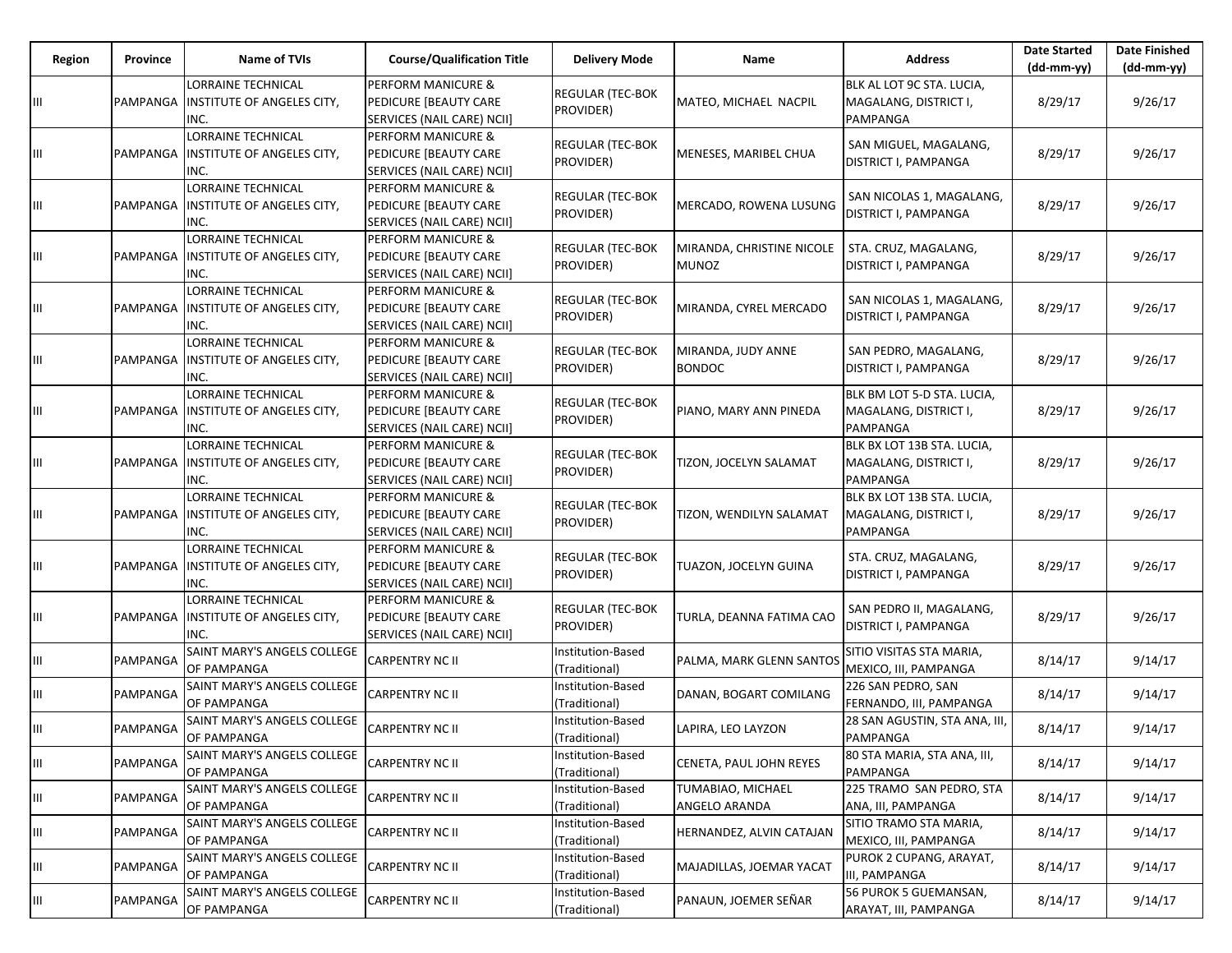| Region | Province | Name of TVIs | Course/Qualification Title | Delivery Mode | Name | Address | Date Started (dd-mm-yy) | Date Finished (dd-mm-yy) |
|---|---|---|---|---|---|---|---|---|
| III | PAMPANGA | LORRAINE TECHNICAL INSTITUTE OF ANGELES CITY, INC. | PERFORM MANICURE & PEDICURE [BEAUTY CARE SERVICES (NAIL CARE) NCII] | REGULAR (TEC-BOK PROVIDER) | MATEO, MICHAEL NACPIL | BLK AL LOT 9C STA. LUCIA, MAGALANG, DISTRICT I, PAMPANGA | 8/29/17 | 9/26/17 |
| III | PAMPANGA | LORRAINE TECHNICAL INSTITUTE OF ANGELES CITY, INC. | PERFORM MANICURE & PEDICURE [BEAUTY CARE SERVICES (NAIL CARE) NCII] | REGULAR (TEC-BOK PROVIDER) | MENESES, MARIBEL CHUA | SAN MIGUEL, MAGALANG, DISTRICT I, PAMPANGA | 8/29/17 | 9/26/17 |
| III | PAMPANGA | LORRAINE TECHNICAL INSTITUTE OF ANGELES CITY, INC. | PERFORM MANICURE & PEDICURE [BEAUTY CARE SERVICES (NAIL CARE) NCII] | REGULAR (TEC-BOK PROVIDER) | MERCADO, ROWENA LUSUNG | SAN NICOLAS 1, MAGALANG, DISTRICT I, PAMPANGA | 8/29/17 | 9/26/17 |
| III | PAMPANGA | LORRAINE TECHNICAL INSTITUTE OF ANGELES CITY, INC. | PERFORM MANICURE & PEDICURE [BEAUTY CARE SERVICES (NAIL CARE) NCII] | REGULAR (TEC-BOK PROVIDER) | MIRANDA, CHRISTINE NICOLE MUNOZ | STA. CRUZ, MAGALANG, DISTRICT I, PAMPANGA | 8/29/17 | 9/26/17 |
| III | PAMPANGA | LORRAINE TECHNICAL INSTITUTE OF ANGELES CITY, INC. | PERFORM MANICURE & PEDICURE [BEAUTY CARE SERVICES (NAIL CARE) NCII] | REGULAR (TEC-BOK PROVIDER) | MIRANDA, CYREL MERCADO | SAN NICOLAS 1, MAGALANG, DISTRICT I, PAMPANGA | 8/29/17 | 9/26/17 |
| III | PAMPANGA | LORRAINE TECHNICAL INSTITUTE OF ANGELES CITY, INC. | PERFORM MANICURE & PEDICURE [BEAUTY CARE SERVICES (NAIL CARE) NCII] | REGULAR (TEC-BOK PROVIDER) | MIRANDA, JUDY ANNE BONDOC | SAN PEDRO, MAGALANG, DISTRICT I, PAMPANGA | 8/29/17 | 9/26/17 |
| III | PAMPANGA | LORRAINE TECHNICAL INSTITUTE OF ANGELES CITY, INC. | PERFORM MANICURE & PEDICURE [BEAUTY CARE SERVICES (NAIL CARE) NCII] | REGULAR (TEC-BOK PROVIDER) | PIANO, MARY ANN PINEDA | BLK BM LOT 5-D STA. LUCIA, MAGALANG, DISTRICT I, PAMPANGA | 8/29/17 | 9/26/17 |
| III | PAMPANGA | LORRAINE TECHNICAL INSTITUTE OF ANGELES CITY, INC. | PERFORM MANICURE & PEDICURE [BEAUTY CARE SERVICES (NAIL CARE) NCII] | REGULAR (TEC-BOK PROVIDER) | TIZON, JOCELYN SALAMAT | BLK BX LOT 13B STA. LUCIA, MAGALANG, DISTRICT I, PAMPANGA | 8/29/17 | 9/26/17 |
| III | PAMPANGA | LORRAINE TECHNICAL INSTITUTE OF ANGELES CITY, INC. | PERFORM MANICURE & PEDICURE [BEAUTY CARE SERVICES (NAIL CARE) NCII] | REGULAR (TEC-BOK PROVIDER) | TIZON, WENDILYN SALAMAT | BLK BX LOT 13B STA. LUCIA, MAGALANG, DISTRICT I, PAMPANGA | 8/29/17 | 9/26/17 |
| III | PAMPANGA | LORRAINE TECHNICAL INSTITUTE OF ANGELES CITY, INC. | PERFORM MANICURE & PEDICURE [BEAUTY CARE SERVICES (NAIL CARE) NCII] | REGULAR (TEC-BOK PROVIDER) | TUAZON, JOCELYN GUINA | STA. CRUZ, MAGALANG, DISTRICT I, PAMPANGA | 8/29/17 | 9/26/17 |
| III | PAMPANGA | LORRAINE TECHNICAL INSTITUTE OF ANGELES CITY, INC. | PERFORM MANICURE & PEDICURE [BEAUTY CARE SERVICES (NAIL CARE) NCII] | REGULAR (TEC-BOK PROVIDER) | TURLA, DEANNA FATIMA CAO | SAN PEDRO II, MAGALANG, DISTRICT I, PAMPANGA | 8/29/17 | 9/26/17 |
| III | PAMPANGA | SAINT MARY'S ANGELS COLLEGE OF PAMPANGA | CARPENTRY NC II | Institution-Based (Traditional) | PALMA, MARK GLENN SANTOS | SITIO VISITAS STA MARIA, MEXICO, III, PAMPANGA | 8/14/17 | 9/14/17 |
| III | PAMPANGA | SAINT MARY'S ANGELS COLLEGE OF PAMPANGA | CARPENTRY NC II | Institution-Based (Traditional) | DANAN, BOGART COMILANG | 226 SAN PEDRO, SAN FERNANDO, III, PAMPANGA | 8/14/17 | 9/14/17 |
| III | PAMPANGA | SAINT MARY'S ANGELS COLLEGE OF PAMPANGA | CARPENTRY NC II | Institution-Based (Traditional) | LAPIRA, LEO LAYZON | 28 SAN AGUSTIN, STA ANA, III, PAMPANGA | 8/14/17 | 9/14/17 |
| III | PAMPANGA | SAINT MARY'S ANGELS COLLEGE OF PAMPANGA | CARPENTRY NC II | Institution-Based (Traditional) | CENETA, PAUL JOHN REYES | 80 STA MARIA, STA ANA, III, PAMPANGA | 8/14/17 | 9/14/17 |
| III | PAMPANGA | SAINT MARY'S ANGELS COLLEGE OF PAMPANGA | CARPENTRY NC II | Institution-Based (Traditional) | TUMABIAO, MICHAEL ANGELO ARANDA | 225 TRAMO SAN PEDRO, STA ANA, III, PAMPANGA | 8/14/17 | 9/14/17 |
| III | PAMPANGA | SAINT MARY'S ANGELS COLLEGE OF PAMPANGA | CARPENTRY NC II | Institution-Based (Traditional) | HERNANDEZ, ALVIN CATAJAN | SITIO TRAMO STA MARIA, MEXICO, III, PAMPANGA | 8/14/17 | 9/14/17 |
| III | PAMPANGA | SAINT MARY'S ANGELS COLLEGE OF PAMPANGA | CARPENTRY NC II | Institution-Based (Traditional) | MAJADILLAS, JOEMAR YACAT | PUROK 2 CUPANG, ARAYAT, III, PAMPANGA | 8/14/17 | 9/14/17 |
| III | PAMPANGA | SAINT MARY'S ANGELS COLLEGE OF PAMPANGA | CARPENTRY NC II | Institution-Based (Traditional) | PANAUN, JOEMER SEÑAR | 56 PUROK 5 GUEMANSAN, ARAYAT, III, PAMPANGA | 8/14/17 | 9/14/17 |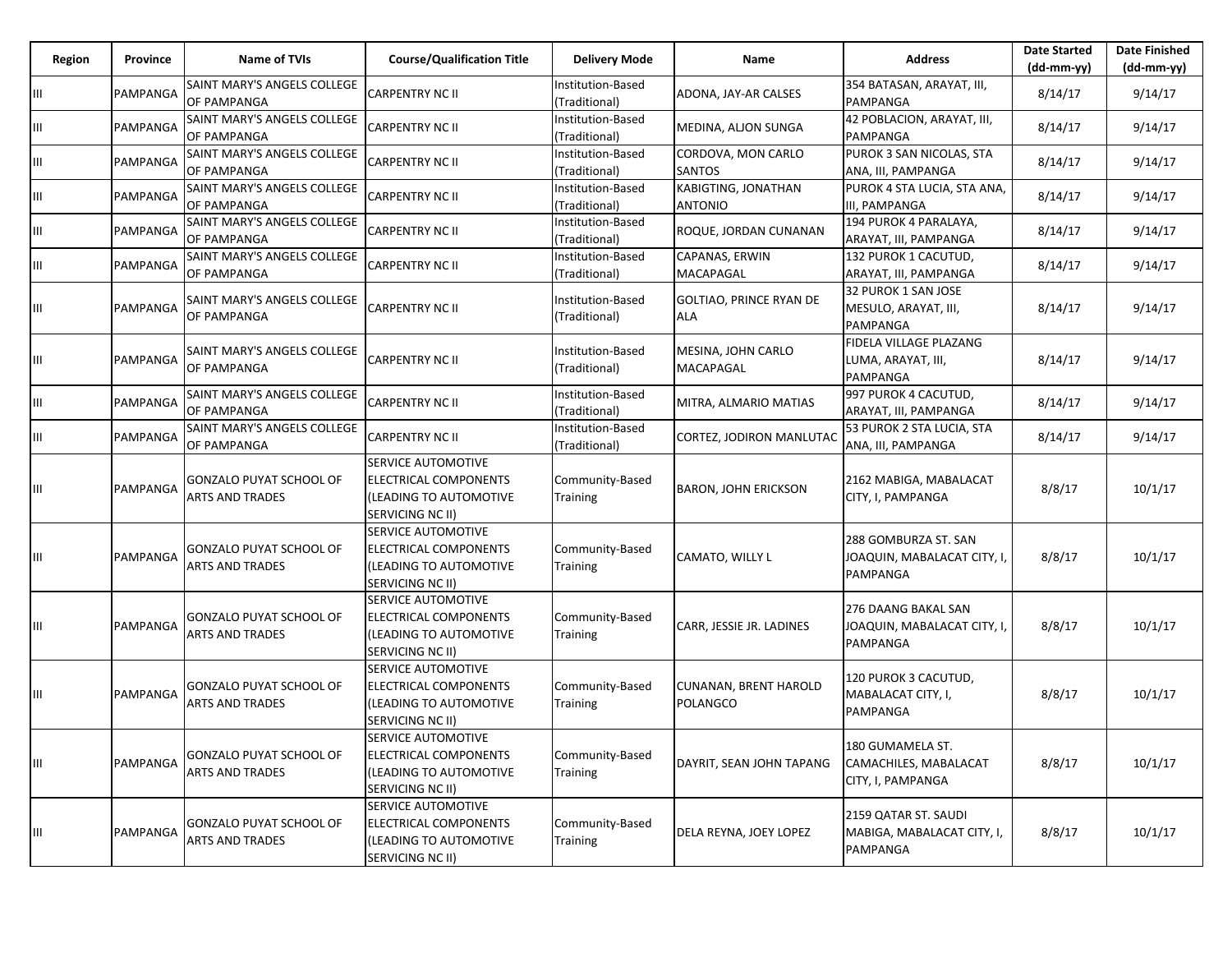| Region | Province | Name of TVIs | Course/Qualification Title | Delivery Mode | Name | Address | Date Started (dd-mm-yy) | Date Finished (dd-mm-yy) |
|---|---|---|---|---|---|---|---|---|
| III | PAMPANGA | SAINT MARY'S ANGELS COLLEGE OF PAMPANGA | CARPENTRY NC II | Institution-Based (Traditional) | ADONA, JAY-AR CALSES | 354 BATASAN, ARAYAT, III, PAMPANGA | 8/14/17 | 9/14/17 |
| III | PAMPANGA | SAINT MARY'S ANGELS COLLEGE OF PAMPANGA | CARPENTRY NC II | Institution-Based (Traditional) | MEDINA, ALJON SUNGA | 42 POBLACION, ARAYAT, III, PAMPANGA | 8/14/17 | 9/14/17 |
| III | PAMPANGA | SAINT MARY'S ANGELS COLLEGE OF PAMPANGA | CARPENTRY NC II | Institution-Based (Traditional) | CORDOVA, MON CARLO SANTOS | PUROK 3 SAN NICOLAS, STA ANA, III, PAMPANGA | 8/14/17 | 9/14/17 |
| III | PAMPANGA | SAINT MARY'S ANGELS COLLEGE OF PAMPANGA | CARPENTRY NC II | Institution-Based (Traditional) | KABIGTING, JONATHAN ANTONIO | PUROK 4 STA LUCIA, STA ANA, III, PAMPANGA | 8/14/17 | 9/14/17 |
| III | PAMPANGA | SAINT MARY'S ANGELS COLLEGE OF PAMPANGA | CARPENTRY NC II | Institution-Based (Traditional) | ROQUE, JORDAN CUNANAN | 194 PUROK 4 PARALAYA, ARAYAT, III, PAMPANGA | 8/14/17 | 9/14/17 |
| III | PAMPANGA | SAINT MARY'S ANGELS COLLEGE OF PAMPANGA | CARPENTRY NC II | Institution-Based (Traditional) | CAPANAS, ERWIN MACAPAGAL | 132 PUROK 1 CACUTUD, ARAYAT, III, PAMPANGA | 8/14/17 | 9/14/17 |
| III | PAMPANGA | SAINT MARY'S ANGELS COLLEGE OF PAMPANGA | CARPENTRY NC II | Institution-Based (Traditional) | GOLTIAO, PRINCE RYAN DE ALA | 32 PUROK 1 SAN JOSE MESULO, ARAYAT, III, PAMPANGA | 8/14/17 | 9/14/17 |
| III | PAMPANGA | SAINT MARY'S ANGELS COLLEGE OF PAMPANGA | CARPENTRY NC II | Institution-Based (Traditional) | MESINA, JOHN CARLO MACAPAGAL | FIDELA VILLAGE PLAZANG LUMA, ARAYAT, III, PAMPANGA | 8/14/17 | 9/14/17 |
| III | PAMPANGA | SAINT MARY'S ANGELS COLLEGE OF PAMPANGA | CARPENTRY NC II | Institution-Based (Traditional) | MITRA, ALMARIO MATIAS | 997 PUROK 4 CACUTUD, ARAYAT, III, PAMPANGA | 8/14/17 | 9/14/17 |
| III | PAMPANGA | SAINT MARY'S ANGELS COLLEGE OF PAMPANGA | CARPENTRY NC II | Institution-Based (Traditional) | CORTEZ, JODIRON MANLUTAC | 53 PUROK 2 STA LUCIA, STA ANA, III, PAMPANGA | 8/14/17 | 9/14/17 |
| III | PAMPANGA | GONZALO PUYAT SCHOOL OF ARTS AND TRADES | SERVICE AUTOMOTIVE ELECTRICAL COMPONENTS (LEADING TO AUTOMOTIVE SERVICING NC II) | Community-Based Training | BARON, JOHN ERICKSON | 2162 MABIGA, MABALACAT CITY, I, PAMPANGA | 8/8/17 | 10/1/17 |
| III | PAMPANGA | GONZALO PUYAT SCHOOL OF ARTS AND TRADES | SERVICE AUTOMOTIVE ELECTRICAL COMPONENTS (LEADING TO AUTOMOTIVE SERVICING NC II) | Community-Based Training | CAMATO, WILLY L | 288 GOMBURZA ST. SAN JOAQUIN, MABALACAT CITY, I, PAMPANGA | 8/8/17 | 10/1/17 |
| III | PAMPANGA | GONZALO PUYAT SCHOOL OF ARTS AND TRADES | SERVICE AUTOMOTIVE ELECTRICAL COMPONENTS (LEADING TO AUTOMOTIVE SERVICING NC II) | Community-Based Training | CARR, JESSIE JR. LADINES | 276 DAANG BAKAL SAN JOAQUIN, MABALACAT CITY, I, PAMPANGA | 8/8/17 | 10/1/17 |
| III | PAMPANGA | GONZALO PUYAT SCHOOL OF ARTS AND TRADES | SERVICE AUTOMOTIVE ELECTRICAL COMPONENTS (LEADING TO AUTOMOTIVE SERVICING NC II) | Community-Based Training | CUNANAN, BRENT HAROLD POLANGCO | 120 PUROK 3 CACUTUD, MABALACAT CITY, I, PAMPANGA | 8/8/17 | 10/1/17 |
| III | PAMPANGA | GONZALO PUYAT SCHOOL OF ARTS AND TRADES | SERVICE AUTOMOTIVE ELECTRICAL COMPONENTS (LEADING TO AUTOMOTIVE SERVICING NC II) | Community-Based Training | DAYRIT, SEAN JOHN TAPANG | 180 GUMAMELA ST. CAMACHILES, MABALACAT CITY, I, PAMPANGA | 8/8/17 | 10/1/17 |
| III | PAMPANGA | GONZALO PUYAT SCHOOL OF ARTS AND TRADES | SERVICE AUTOMOTIVE ELECTRICAL COMPONENTS (LEADING TO AUTOMOTIVE SERVICING NC II) | Community-Based Training | DELA REYNA, JOEY LOPEZ | 2159 QATAR ST. SAUDI MABIGA, MABALACAT CITY, I, PAMPANGA | 8/8/17 | 10/1/17 |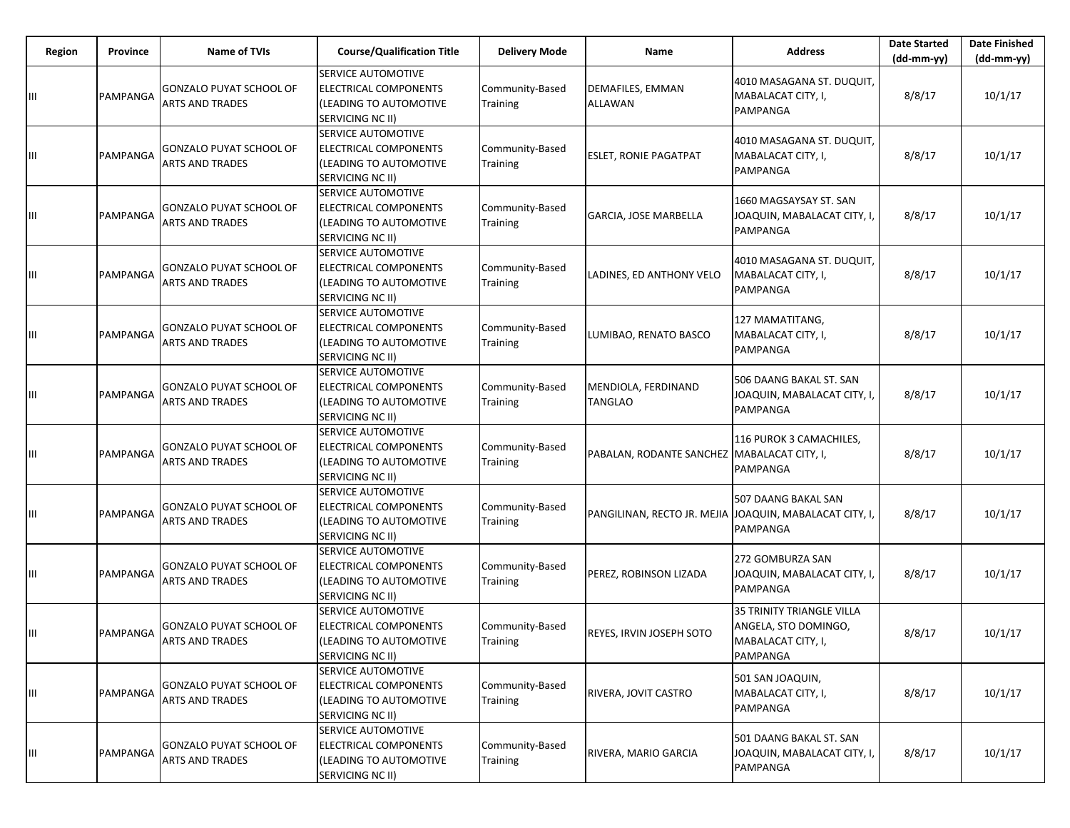| Region | Province | Name of TVIs | Course/Qualification Title | Delivery Mode | Name | Address | Date Started (dd-mm-yy) | Date Finished (dd-mm-yy) |
|---|---|---|---|---|---|---|---|---|
| III | PAMPANGA | GONZALO PUYAT SCHOOL OF ARTS AND TRADES | SERVICE AUTOMOTIVE ELECTRICAL COMPONENTS (LEADING TO AUTOMOTIVE SERVICING NC II) | Community-Based Training | DEMAFILES, EMMAN ALLAWAN | 4010 MASAGANA ST. DUQUIT, MABALACAT CITY, I, PAMPANGA | 8/8/17 | 10/1/17 |
| III | PAMPANGA | GONZALO PUYAT SCHOOL OF ARTS AND TRADES | SERVICE AUTOMOTIVE ELECTRICAL COMPONENTS (LEADING TO AUTOMOTIVE SERVICING NC II) | Community-Based Training | ESLET, RONIE PAGATPAT | 4010 MASAGANA ST. DUQUIT, MABALACAT CITY, I, PAMPANGA | 8/8/17 | 10/1/17 |
| III | PAMPANGA | GONZALO PUYAT SCHOOL OF ARTS AND TRADES | SERVICE AUTOMOTIVE ELECTRICAL COMPONENTS (LEADING TO AUTOMOTIVE SERVICING NC II) | Community-Based Training | GARCIA, JOSE MARBELLA | 1660 MAGSAYSAY ST. SAN JOAQUIN, MABALACAT CITY, I, PAMPANGA | 8/8/17 | 10/1/17 |
| III | PAMPANGA | GONZALO PUYAT SCHOOL OF ARTS AND TRADES | SERVICE AUTOMOTIVE ELECTRICAL COMPONENTS (LEADING TO AUTOMOTIVE SERVICING NC II) | Community-Based Training | LADINES, ED ANTHONY VELO | 4010 MASAGANA ST. DUQUIT, MABALACAT CITY, I, PAMPANGA | 8/8/17 | 10/1/17 |
| III | PAMPANGA | GONZALO PUYAT SCHOOL OF ARTS AND TRADES | SERVICE AUTOMOTIVE ELECTRICAL COMPONENTS (LEADING TO AUTOMOTIVE SERVICING NC II) | Community-Based Training | LUMIBAO, RENATO BASCO | 127 MAMATITANG, MABALACAT CITY, I, PAMPANGA | 8/8/17 | 10/1/17 |
| III | PAMPANGA | GONZALO PUYAT SCHOOL OF ARTS AND TRADES | SERVICE AUTOMOTIVE ELECTRICAL COMPONENTS (LEADING TO AUTOMOTIVE SERVICING NC II) | Community-Based Training | MENDIOLA, FERDINAND TANGLAO | 506 DAANG BAKAL ST. SAN JOAQUIN, MABALACAT CITY, I, PAMPANGA | 8/8/17 | 10/1/17 |
| III | PAMPANGA | GONZALO PUYAT SCHOOL OF ARTS AND TRADES | SERVICE AUTOMOTIVE ELECTRICAL COMPONENTS (LEADING TO AUTOMOTIVE SERVICING NC II) | Community-Based Training | PABALAN, RODANTE SANCHEZ | 116 PUROK 3 CAMACHILES, MABALACAT CITY, I, PAMPANGA | 8/8/17 | 10/1/17 |
| III | PAMPANGA | GONZALO PUYAT SCHOOL OF ARTS AND TRADES | SERVICE AUTOMOTIVE ELECTRICAL COMPONENTS (LEADING TO AUTOMOTIVE SERVICING NC II) | Community-Based Training | PANGILINAN, RECTO JR. MEJIA | 507 DAANG BAKAL SAN JOAQUIN, MABALACAT CITY, I, PAMPANGA | 8/8/17 | 10/1/17 |
| III | PAMPANGA | GONZALO PUYAT SCHOOL OF ARTS AND TRADES | SERVICE AUTOMOTIVE ELECTRICAL COMPONENTS (LEADING TO AUTOMOTIVE SERVICING NC II) | Community-Based Training | PEREZ, ROBINSON LIZADA | 272 GOMBURZA SAN JOAQUIN, MABALACAT CITY, I, PAMPANGA | 8/8/17 | 10/1/17 |
| III | PAMPANGA | GONZALO PUYAT SCHOOL OF ARTS AND TRADES | SERVICE AUTOMOTIVE ELECTRICAL COMPONENTS (LEADING TO AUTOMOTIVE SERVICING NC II) | Community-Based Training | REYES, IRVIN JOSEPH SOTO | 35 TRINITY TRIANGLE VILLA ANGELA, STO DOMINGO, MABALACAT CITY, I, PAMPANGA | 8/8/17 | 10/1/17 |
| III | PAMPANGA | GONZALO PUYAT SCHOOL OF ARTS AND TRADES | SERVICE AUTOMOTIVE ELECTRICAL COMPONENTS (LEADING TO AUTOMOTIVE SERVICING NC II) | Community-Based Training | RIVERA, JOVIT CASTRO | 501 SAN JOAQUIN, MABALACAT CITY, I, PAMPANGA | 8/8/17 | 10/1/17 |
| III | PAMPANGA | GONZALO PUYAT SCHOOL OF ARTS AND TRADES | SERVICE AUTOMOTIVE ELECTRICAL COMPONENTS (LEADING TO AUTOMOTIVE SERVICING NC II) | Community-Based Training | RIVERA, MARIO GARCIA | 501 DAANG BAKAL ST. SAN JOAQUIN, MABALACAT CITY, I, PAMPANGA | 8/8/17 | 10/1/17 |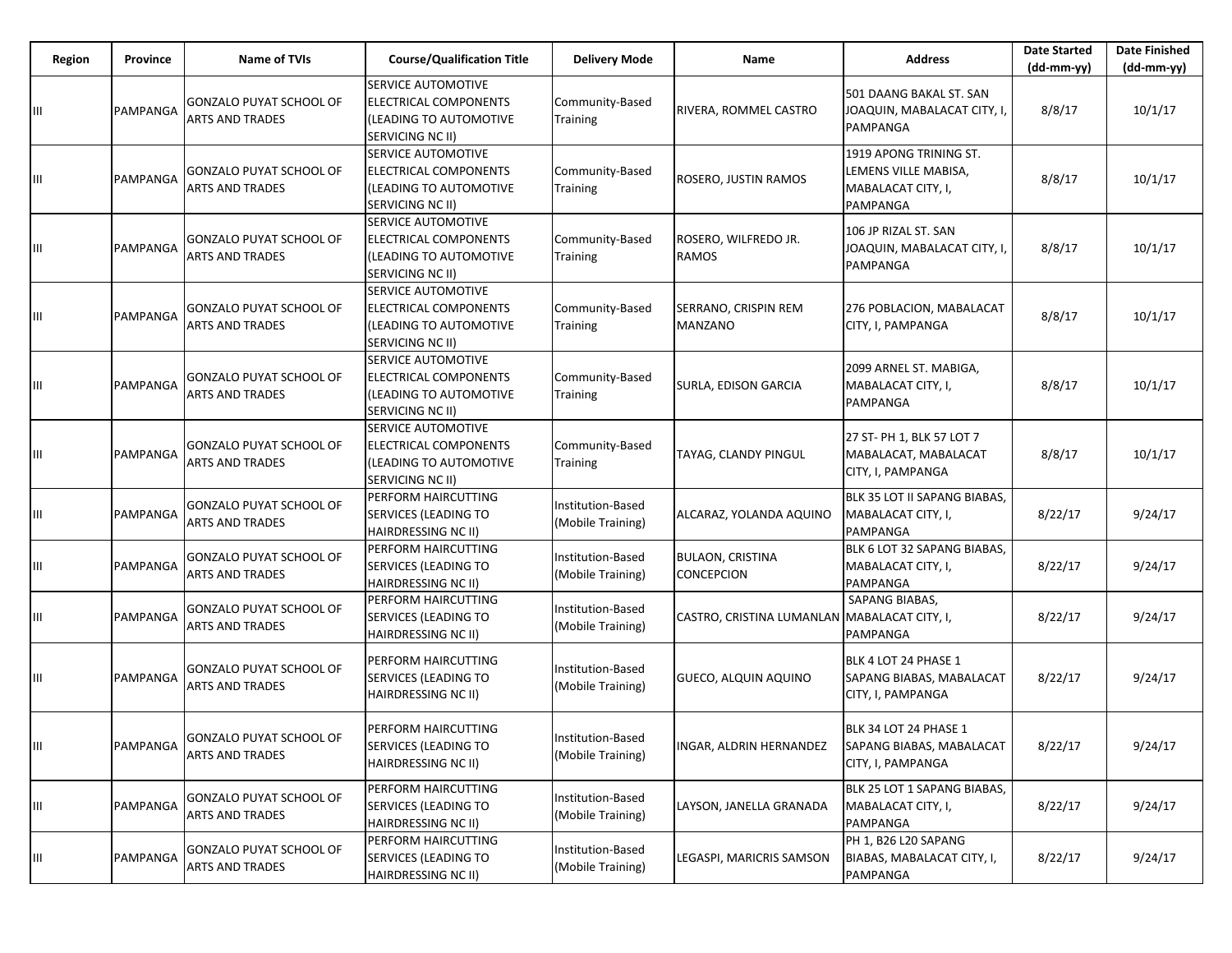| Region | Province | Name of TVIs | Course/Qualification Title | Delivery Mode | Name | Address | Date Started (dd-mm-yy) | Date Finished (dd-mm-yy) |
|---|---|---|---|---|---|---|---|---|
| III | PAMPANGA | GONZALO PUYAT SCHOOL OF ARTS AND TRADES | SERVICE AUTOMOTIVE ELECTRICAL COMPONENTS (LEADING TO AUTOMOTIVE SERVICING NC II) | Community-Based Training | RIVERA, ROMMEL CASTRO | 501 DAANG BAKAL ST. SAN JOAQUIN, MABALACAT CITY, I, PAMPANGA | 8/8/17 | 10/1/17 |
| III | PAMPANGA | GONZALO PUYAT SCHOOL OF ARTS AND TRADES | SERVICE AUTOMOTIVE ELECTRICAL COMPONENTS (LEADING TO AUTOMOTIVE SERVICING NC II) | Community-Based Training | ROSERO, JUSTIN RAMOS | 1919 APONG TRINING ST. LEMENS VILLE MABISA, MABALACAT CITY, I, PAMPANGA | 8/8/17 | 10/1/17 |
| III | PAMPANGA | GONZALO PUYAT SCHOOL OF ARTS AND TRADES | SERVICE AUTOMOTIVE ELECTRICAL COMPONENTS (LEADING TO AUTOMOTIVE SERVICING NC II) | Community-Based Training | ROSERO, WILFREDO JR. RAMOS | 106 JP RIZAL ST. SAN JOAQUIN, MABALACAT CITY, I, PAMPANGA | 8/8/17 | 10/1/17 |
| III | PAMPANGA | GONZALO PUYAT SCHOOL OF ARTS AND TRADES | SERVICE AUTOMOTIVE ELECTRICAL COMPONENTS (LEADING TO AUTOMOTIVE SERVICING NC II) | Community-Based Training | SERRANO, CRISPIN REM MANZANO | 276 POBLACION, MABALACAT CITY, I, PAMPANGA | 8/8/17 | 10/1/17 |
| III | PAMPANGA | GONZALO PUYAT SCHOOL OF ARTS AND TRADES | SERVICE AUTOMOTIVE ELECTRICAL COMPONENTS (LEADING TO AUTOMOTIVE SERVICING NC II) | Community-Based Training | SURLA, EDISON GARCIA | 2099 ARNEL ST. MABIGA, MABALACAT CITY, I, PAMPANGA | 8/8/17 | 10/1/17 |
| III | PAMPANGA | GONZALO PUYAT SCHOOL OF ARTS AND TRADES | SERVICE AUTOMOTIVE ELECTRICAL COMPONENTS (LEADING TO AUTOMOTIVE SERVICING NC II) | Community-Based Training | TAYAG, CLANDY PINGUL | 27 ST- PH 1, BLK 57 LOT 7 MABALACAT, MABALACAT CITY, I, PAMPANGA | 8/8/17 | 10/1/17 |
| III | PAMPANGA | GONZALO PUYAT SCHOOL OF ARTS AND TRADES | PERFORM HAIRCUTTING SERVICES (LEADING TO HAIRDRESSING NC II) | Institution-Based (Mobile Training) | ALCARAZ, YOLANDA AQUINO | BLK 35 LOT II SAPANG BIABAS, MABALACAT CITY, I, PAMPANGA | 8/22/17 | 9/24/17 |
| III | PAMPANGA | GONZALO PUYAT SCHOOL OF ARTS AND TRADES | PERFORM HAIRCUTTING SERVICES (LEADING TO HAIRDRESSING NC II) | Institution-Based (Mobile Training) | BULAON, CRISTINA CONCEPCION | BLK 6 LOT 32 SAPANG BIABAS, MABALACAT CITY, I, PAMPANGA | 8/22/17 | 9/24/17 |
| III | PAMPANGA | GONZALO PUYAT SCHOOL OF ARTS AND TRADES | PERFORM HAIRCUTTING SERVICES (LEADING TO HAIRDRESSING NC II) | Institution-Based (Mobile Training) | CASTRO, CRISTINA LUMANLAN | SAPANG BIABAS, MABALACAT CITY, I, PAMPANGA | 8/22/17 | 9/24/17 |
| III | PAMPANGA | GONZALO PUYAT SCHOOL OF ARTS AND TRADES | PERFORM HAIRCUTTING SERVICES (LEADING TO HAIRDRESSING NC II) | Institution-Based (Mobile Training) | GUECO, ALQUIN AQUINO | BLK 4 LOT 24 PHASE 1 SAPANG BIABAS, MABALACAT CITY, I, PAMPANGA | 8/22/17 | 9/24/17 |
| III | PAMPANGA | GONZALO PUYAT SCHOOL OF ARTS AND TRADES | PERFORM HAIRCUTTING SERVICES (LEADING TO HAIRDRESSING NC II) | Institution-Based (Mobile Training) | INGAR, ALDRIN HERNANDEZ | BLK 34 LOT 24 PHASE 1 SAPANG BIABAS, MABALACAT CITY, I, PAMPANGA | 8/22/17 | 9/24/17 |
| III | PAMPANGA | GONZALO PUYAT SCHOOL OF ARTS AND TRADES | PERFORM HAIRCUTTING SERVICES (LEADING TO HAIRDRESSING NC II) | Institution-Based (Mobile Training) | LAYSON, JANELLA GRANADA | BLK 25 LOT 1 SAPANG BIABAS, MABALACAT CITY, I, PAMPANGA | 8/22/17 | 9/24/17 |
| III | PAMPANGA | GONZALO PUYAT SCHOOL OF ARTS AND TRADES | PERFORM HAIRCUTTING SERVICES (LEADING TO HAIRDRESSING NC II) | Institution-Based (Mobile Training) | LEGASPI, MARICRIS SAMSON | PH 1, B26 L20 SAPANG BIABAS, MABALACAT CITY, I, PAMPANGA | 8/22/17 | 9/24/17 |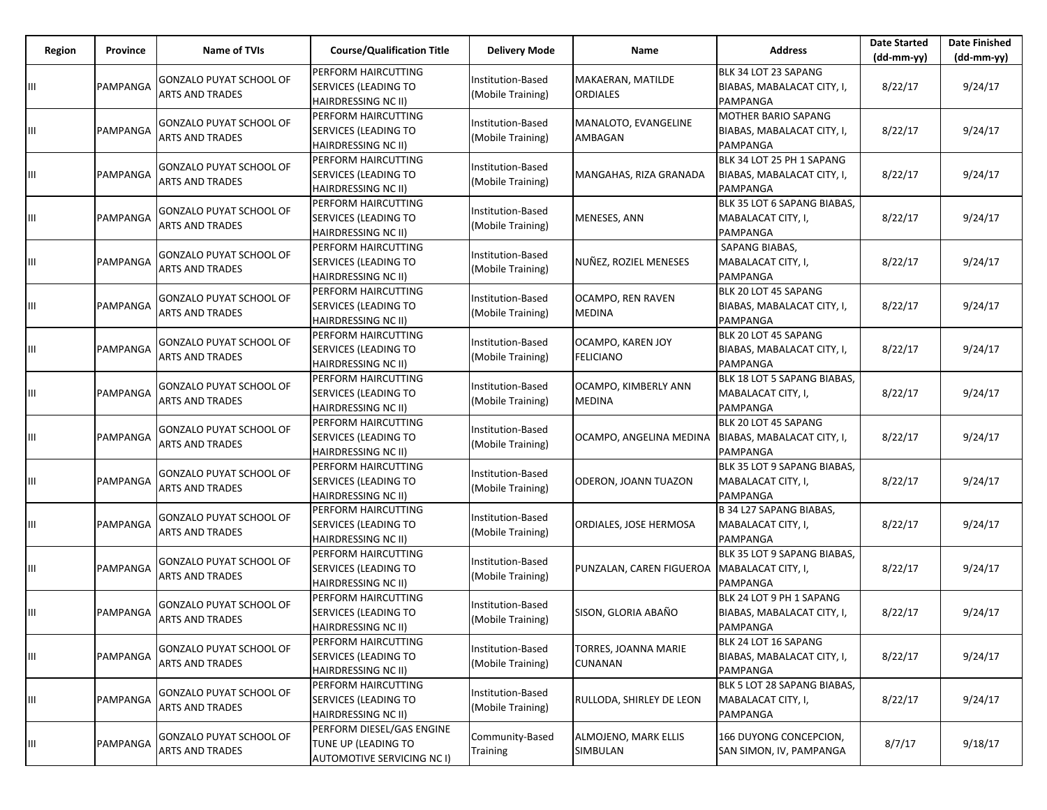| Region | Province | Name of TVIs | Course/Qualification Title | Delivery Mode | Name | Address | Date Started (dd-mm-yy) | Date Finished (dd-mm-yy) |
|---|---|---|---|---|---|---|---|---|
| III | PAMPANGA | GONZALO PUYAT SCHOOL OF ARTS AND TRADES | PERFORM HAIRCUTTING SERVICES (LEADING TO HAIRDRESSING NC II) | Institution-Based (Mobile Training) | MAKAERAN, MATILDE ORDIALES | BLK 34 LOT 23 SAPANG BIABAS, MABALACAT CITY, I, PAMPANGA | 8/22/17 | 9/24/17 |
| III | PAMPANGA | GONZALO PUYAT SCHOOL OF ARTS AND TRADES | PERFORM HAIRCUTTING SERVICES (LEADING TO HAIRDRESSING NC II) | Institution-Based (Mobile Training) | MANALOTO, EVANGELINE AMBAGAN | MOTHER BARIO SAPANG BIABAS, MABALACAT CITY, I, PAMPANGA | 8/22/17 | 9/24/17 |
| III | PAMPANGA | GONZALO PUYAT SCHOOL OF ARTS AND TRADES | PERFORM HAIRCUTTING SERVICES (LEADING TO HAIRDRESSING NC II) | Institution-Based (Mobile Training) | MANGAHAS, RIZA GRANADA | BLK 34 LOT 25 PH 1 SAPANG BIABAS, MABALACAT CITY, I, PAMPANGA | 8/22/17 | 9/24/17 |
| III | PAMPANGA | GONZALO PUYAT SCHOOL OF ARTS AND TRADES | PERFORM HAIRCUTTING SERVICES (LEADING TO HAIRDRESSING NC II) | Institution-Based (Mobile Training) | MENESES, ANN | BLK 35 LOT 6 SAPANG BIABAS, MABALACAT CITY, I, PAMPANGA | 8/22/17 | 9/24/17 |
| III | PAMPANGA | GONZALO PUYAT SCHOOL OF ARTS AND TRADES | PERFORM HAIRCUTTING SERVICES (LEADING TO HAIRDRESSING NC II) | Institution-Based (Mobile Training) | NUÑEZ, ROZIEL MENESES | SAPANG BIABAS, MABALACAT CITY, I, PAMPANGA | 8/22/17 | 9/24/17 |
| III | PAMPANGA | GONZALO PUYAT SCHOOL OF ARTS AND TRADES | PERFORM HAIRCUTTING SERVICES (LEADING TO HAIRDRESSING NC II) | Institution-Based (Mobile Training) | OCAMPO, REN RAVEN MEDINA | BLK 20 LOT 45 SAPANG BIABAS, MABALACAT CITY, I, PAMPANGA | 8/22/17 | 9/24/17 |
| III | PAMPANGA | GONZALO PUYAT SCHOOL OF ARTS AND TRADES | PERFORM HAIRCUTTING SERVICES (LEADING TO HAIRDRESSING NC II) | Institution-Based (Mobile Training) | OCAMPO, KAREN JOY FELICIANO | BLK 20 LOT 45 SAPANG BIABAS, MABALACAT CITY, I, PAMPANGA | 8/22/17 | 9/24/17 |
| III | PAMPANGA | GONZALO PUYAT SCHOOL OF ARTS AND TRADES | PERFORM HAIRCUTTING SERVICES (LEADING TO HAIRDRESSING NC II) | Institution-Based (Mobile Training) | OCAMPO, KIMBERLY ANN MEDINA | BLK 18 LOT 5 SAPANG BIABAS, MABALACAT CITY, I, PAMPANGA | 8/22/17 | 9/24/17 |
| III | PAMPANGA | GONZALO PUYAT SCHOOL OF ARTS AND TRADES | PERFORM HAIRCUTTING SERVICES (LEADING TO HAIRDRESSING NC II) | Institution-Based (Mobile Training) | OCAMPO, ANGELINA MEDINA | BLK 20 LOT 45 SAPANG BIABAS, MABALACAT CITY, I, PAMPANGA | 8/22/17 | 9/24/17 |
| III | PAMPANGA | GONZALO PUYAT SCHOOL OF ARTS AND TRADES | PERFORM HAIRCUTTING SERVICES (LEADING TO HAIRDRESSING NC II) | Institution-Based (Mobile Training) | ODERON, JOANN TUAZON | BLK 35 LOT 9 SAPANG BIABAS, MABALACAT CITY, I, PAMPANGA | 8/22/17 | 9/24/17 |
| III | PAMPANGA | GONZALO PUYAT SCHOOL OF ARTS AND TRADES | PERFORM HAIRCUTTING SERVICES (LEADING TO HAIRDRESSING NC II) | Institution-Based (Mobile Training) | ORDIALES, JOSE HERMOSA | B 34 L27 SAPANG BIABAS, MABALACAT CITY, I, PAMPANGA | 8/22/17 | 9/24/17 |
| III | PAMPANGA | GONZALO PUYAT SCHOOL OF ARTS AND TRADES | PERFORM HAIRCUTTING SERVICES (LEADING TO HAIRDRESSING NC II) | Institution-Based (Mobile Training) | PUNZALAN, CAREN FIGUEROA | BLK 35 LOT 9 SAPANG BIABAS, MABALACAT CITY, I, PAMPANGA | 8/22/17 | 9/24/17 |
| III | PAMPANGA | GONZALO PUYAT SCHOOL OF ARTS AND TRADES | PERFORM HAIRCUTTING SERVICES (LEADING TO HAIRDRESSING NC II) | Institution-Based (Mobile Training) | SISON, GLORIA ABAÑO | BLK 24 LOT 9 PH 1 SAPANG BIABAS, MABALACAT CITY, I, PAMPANGA | 8/22/17 | 9/24/17 |
| III | PAMPANGA | GONZALO PUYAT SCHOOL OF ARTS AND TRADES | PERFORM HAIRCUTTING SERVICES (LEADING TO HAIRDRESSING NC II) | Institution-Based (Mobile Training) | TORRES, JOANNA MARIE CUNANAN | BLK 24 LOT 16 SAPANG BIABAS, MABALACAT CITY, I, PAMPANGA | 8/22/17 | 9/24/17 |
| III | PAMPANGA | GONZALO PUYAT SCHOOL OF ARTS AND TRADES | PERFORM HAIRCUTTING SERVICES (LEADING TO HAIRDRESSING NC II) | Institution-Based (Mobile Training) | RULLODA, SHIRLEY DE LEON | BLK 5 LOT 28 SAPANG BIABAS, MABALACAT CITY, I, PAMPANGA | 8/22/17 | 9/24/17 |
| III | PAMPANGA | GONZALO PUYAT SCHOOL OF ARTS AND TRADES | PERFORM DIESEL/GAS ENGINE TUNE UP (LEADING TO AUTOMOTIVE SERVICING NC I) | Community-Based Training | ALMOJENO, MARK ELLIS SIMBULAN | 166 DUYONG CONCEPCION, SAN SIMON, IV, PAMPANGA | 8/7/17 | 9/18/17 |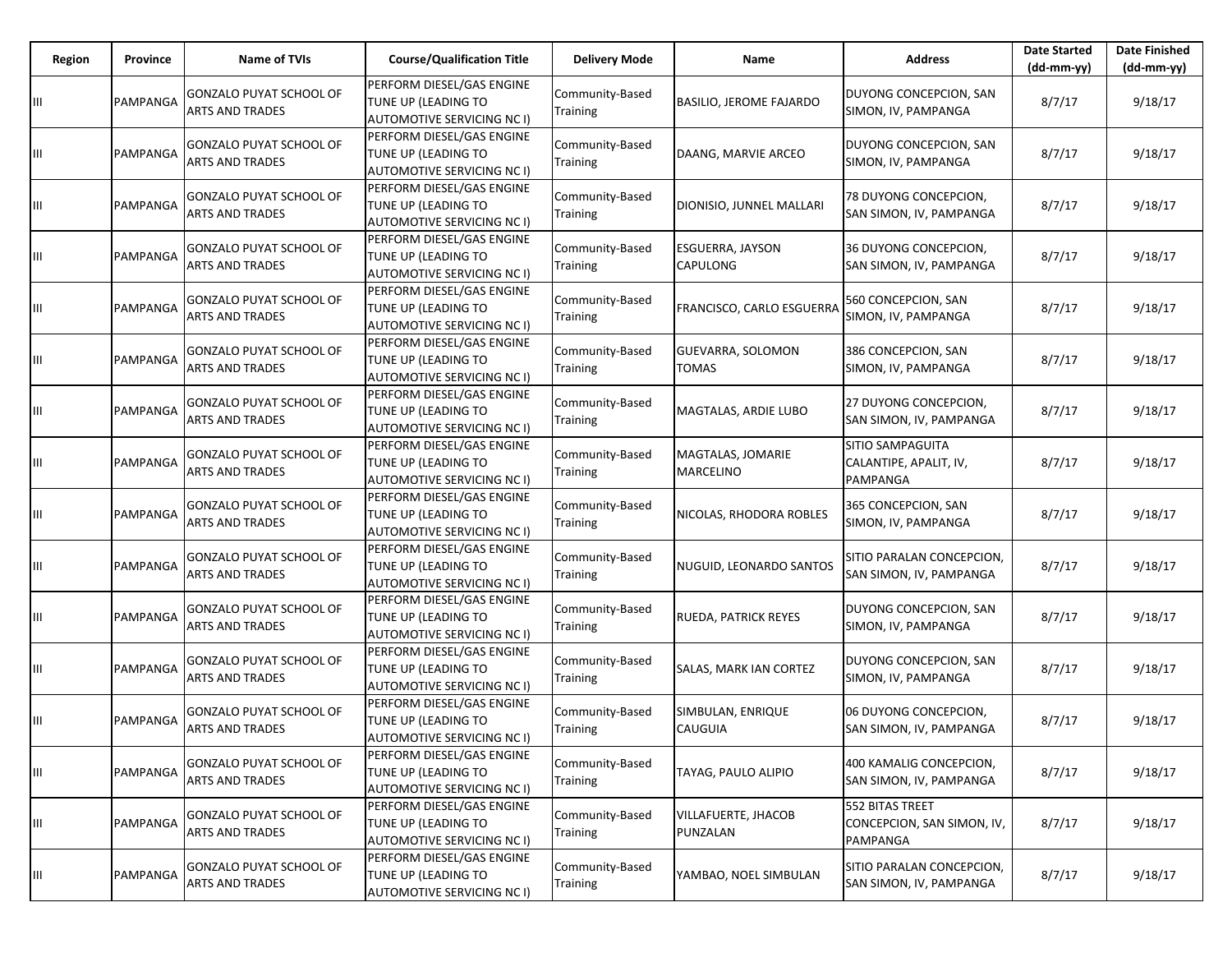| Region | Province | Name of TVIs | Course/Qualification Title | Delivery Mode | Name | Address | Date Started (dd-mm-yy) | Date Finished (dd-mm-yy) |
|---|---|---|---|---|---|---|---|---|
| III | PAMPANGA | GONZALO PUYAT SCHOOL OF ARTS AND TRADES | PERFORM DIESEL/GAS ENGINE TUNE UP (LEADING TO AUTOMOTIVE SERVICING NC I) | Community-Based Training | BASILIO, JEROME FAJARDO | DUYONG CONCEPCION, SAN SIMON, IV, PAMPANGA | 8/7/17 | 9/18/17 |
| III | PAMPANGA | GONZALO PUYAT SCHOOL OF ARTS AND TRADES | PERFORM DIESEL/GAS ENGINE TUNE UP (LEADING TO AUTOMOTIVE SERVICING NC I) | Community-Based Training | DAANG, MARVIE ARCEO | DUYONG CONCEPCION, SAN SIMON, IV, PAMPANGA | 8/7/17 | 9/18/17 |
| III | PAMPANGA | GONZALO PUYAT SCHOOL OF ARTS AND TRADES | PERFORM DIESEL/GAS ENGINE TUNE UP (LEADING TO AUTOMOTIVE SERVICING NC I) | Community-Based Training | DIONISIO, JUNNEL MALLARI | 78 DUYONG CONCEPCION, SAN SIMON, IV, PAMPANGA | 8/7/17 | 9/18/17 |
| III | PAMPANGA | GONZALO PUYAT SCHOOL OF ARTS AND TRADES | PERFORM DIESEL/GAS ENGINE TUNE UP (LEADING TO AUTOMOTIVE SERVICING NC I) | Community-Based Training | ESGUERRA, JAYSON CAPULONG | 36 DUYONG CONCEPCION, SAN SIMON, IV, PAMPANGA | 8/7/17 | 9/18/17 |
| III | PAMPANGA | GONZALO PUYAT SCHOOL OF ARTS AND TRADES | PERFORM DIESEL/GAS ENGINE TUNE UP (LEADING TO AUTOMOTIVE SERVICING NC I) | Community-Based Training | FRANCISCO, CARLO ESGUERRA | 560 CONCEPCION, SAN SIMON, IV, PAMPANGA | 8/7/17 | 9/18/17 |
| III | PAMPANGA | GONZALO PUYAT SCHOOL OF ARTS AND TRADES | PERFORM DIESEL/GAS ENGINE TUNE UP (LEADING TO AUTOMOTIVE SERVICING NC I) | Community-Based Training | GUEVARRA, SOLOMON TOMAS | 386 CONCEPCION, SAN SIMON, IV, PAMPANGA | 8/7/17 | 9/18/17 |
| III | PAMPANGA | GONZALO PUYAT SCHOOL OF ARTS AND TRADES | PERFORM DIESEL/GAS ENGINE TUNE UP (LEADING TO AUTOMOTIVE SERVICING NC I) | Community-Based Training | MAGTALAS, ARDIE LUBO | 27 DUYONG CONCEPCION, SAN SIMON, IV, PAMPANGA | 8/7/17 | 9/18/17 |
| III | PAMPANGA | GONZALO PUYAT SCHOOL OF ARTS AND TRADES | PERFORM DIESEL/GAS ENGINE TUNE UP (LEADING TO AUTOMOTIVE SERVICING NC I) | Community-Based Training | MAGTALAS, JOMARIE MARCELINO | SITIO SAMPAGUITA CALANTIPE, APALIT, IV, PAMPANGA | 8/7/17 | 9/18/17 |
| III | PAMPANGA | GONZALO PUYAT SCHOOL OF ARTS AND TRADES | PERFORM DIESEL/GAS ENGINE TUNE UP (LEADING TO AUTOMOTIVE SERVICING NC I) | Community-Based Training | NICOLAS, RHODORA ROBLES | 365 CONCEPCION, SAN SIMON, IV, PAMPANGA | 8/7/17 | 9/18/17 |
| III | PAMPANGA | GONZALO PUYAT SCHOOL OF ARTS AND TRADES | PERFORM DIESEL/GAS ENGINE TUNE UP (LEADING TO AUTOMOTIVE SERVICING NC I) | Community-Based Training | NUGUID, LEONARDO SANTOS | SITIO PARALAN CONCEPCION, SAN SIMON, IV, PAMPANGA | 8/7/17 | 9/18/17 |
| III | PAMPANGA | GONZALO PUYAT SCHOOL OF ARTS AND TRADES | PERFORM DIESEL/GAS ENGINE TUNE UP (LEADING TO AUTOMOTIVE SERVICING NC I) | Community-Based Training | RUEDA, PATRICK REYES | DUYONG CONCEPCION, SAN SIMON, IV, PAMPANGA | 8/7/17 | 9/18/17 |
| III | PAMPANGA | GONZALO PUYAT SCHOOL OF ARTS AND TRADES | PERFORM DIESEL/GAS ENGINE TUNE UP (LEADING TO AUTOMOTIVE SERVICING NC I) | Community-Based Training | SALAS, MARK IAN CORTEZ | DUYONG CONCEPCION, SAN SIMON, IV, PAMPANGA | 8/7/17 | 9/18/17 |
| III | PAMPANGA | GONZALO PUYAT SCHOOL OF ARTS AND TRADES | PERFORM DIESEL/GAS ENGINE TUNE UP (LEADING TO AUTOMOTIVE SERVICING NC I) | Community-Based Training | SIMBULAN, ENRIQUE CAUGUIA | 06 DUYONG CONCEPCION, SAN SIMON, IV, PAMPANGA | 8/7/17 | 9/18/17 |
| III | PAMPANGA | GONZALO PUYAT SCHOOL OF ARTS AND TRADES | PERFORM DIESEL/GAS ENGINE TUNE UP (LEADING TO AUTOMOTIVE SERVICING NC I) | Community-Based Training | TAYAG, PAULO ALIPIO | 400 KAMALIG CONCEPCION, SAN SIMON, IV, PAMPANGA | 8/7/17 | 9/18/17 |
| III | PAMPANGA | GONZALO PUYAT SCHOOL OF ARTS AND TRADES | PERFORM DIESEL/GAS ENGINE TUNE UP (LEADING TO AUTOMOTIVE SERVICING NC I) | Community-Based Training | VILLAFUERTE, JHACOB PUNZALAN | 552 BITAS TREET CONCEPCION, SAN SIMON, IV, PAMPANGA | 8/7/17 | 9/18/17 |
| III | PAMPANGA | GONZALO PUYAT SCHOOL OF ARTS AND TRADES | PERFORM DIESEL/GAS ENGINE TUNE UP (LEADING TO AUTOMOTIVE SERVICING NC I) | Community-Based Training | YAMBAO, NOEL SIMBULAN | SITIO PARALAN CONCEPCION, SAN SIMON, IV, PAMPANGA | 8/7/17 | 9/18/17 |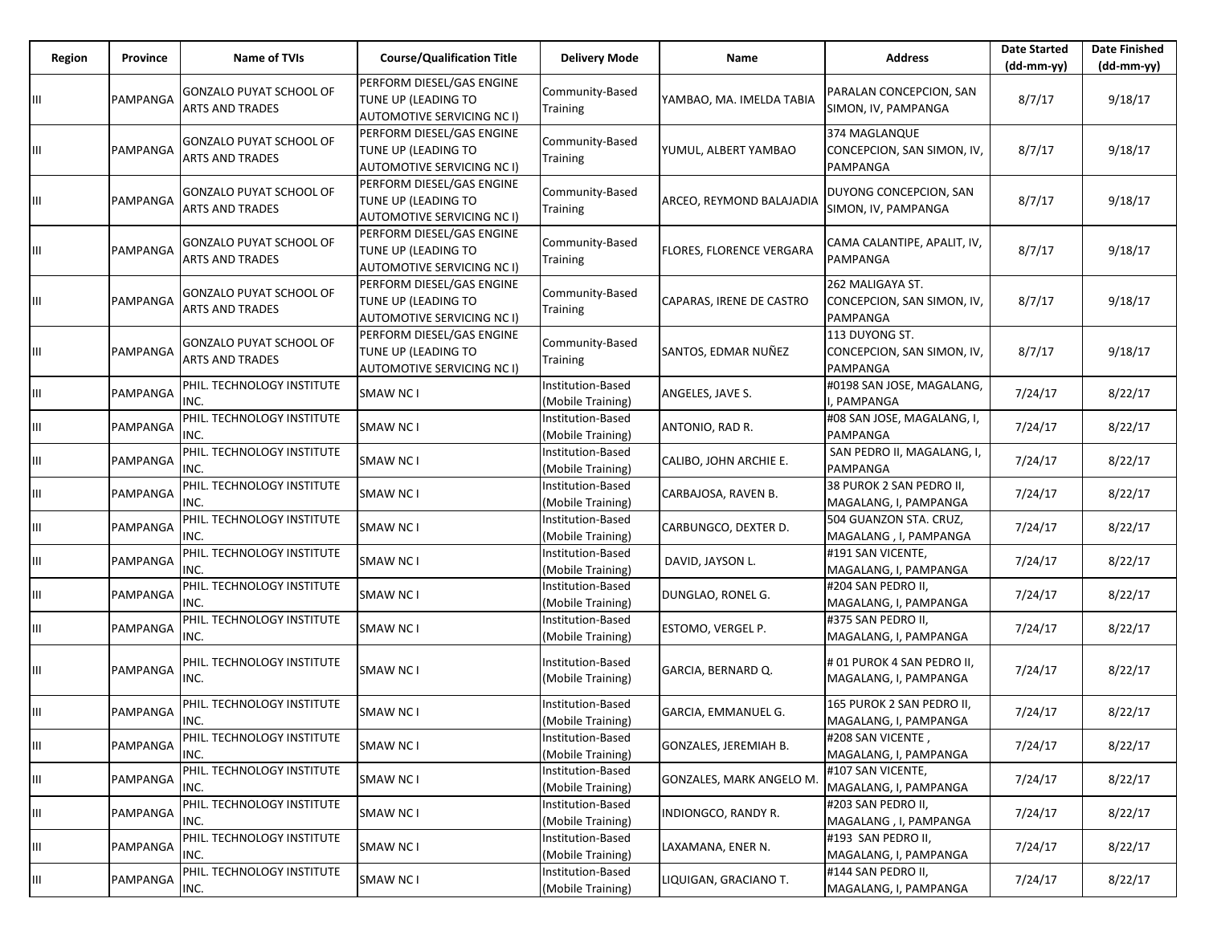| Region | Province | Name of TVIs | Course/Qualification Title | Delivery Mode | Name | Address | Date Started (dd-mm-yy) | Date Finished (dd-mm-yy) |
|---|---|---|---|---|---|---|---|---|
| III | PAMPANGA | GONZALO PUYAT SCHOOL OF ARTS AND TRADES | PERFORM DIESEL/GAS ENGINE TUNE UP (LEADING TO AUTOMOTIVE SERVICING NC I) | Community-Based Training | YAMBAO, MA. IMELDA TABIA | PARALAN CONCEPCION, SAN SIMON, IV, PAMPANGA | 8/7/17 | 9/18/17 |
| III | PAMPANGA | GONZALO PUYAT SCHOOL OF ARTS AND TRADES | PERFORM DIESEL/GAS ENGINE TUNE UP (LEADING TO AUTOMOTIVE SERVICING NC I) | Community-Based Training | YUMUL, ALBERT YAMBAO | 374 MAGLANQUE CONCEPCION, SAN SIMON, IV, PAMPANGA | 8/7/17 | 9/18/17 |
| III | PAMPANGA | GONZALO PUYAT SCHOOL OF ARTS AND TRADES | PERFORM DIESEL/GAS ENGINE TUNE UP (LEADING TO AUTOMOTIVE SERVICING NC I) | Community-Based Training | ARCEO, REYMOND BALAJADIA | DUYONG CONCEPCION, SAN SIMON, IV, PAMPANGA | 8/7/17 | 9/18/17 |
| III | PAMPANGA | GONZALO PUYAT SCHOOL OF ARTS AND TRADES | PERFORM DIESEL/GAS ENGINE TUNE UP (LEADING TO AUTOMOTIVE SERVICING NC I) | Community-Based Training | FLORES, FLORENCE VERGARA | CAMA CALANTIPE, APALIT, IV, PAMPANGA | 8/7/17 | 9/18/17 |
| III | PAMPANGA | GONZALO PUYAT SCHOOL OF ARTS AND TRADES | PERFORM DIESEL/GAS ENGINE TUNE UP (LEADING TO AUTOMOTIVE SERVICING NC I) | Community-Based Training | CAPARAS, IRENE DE CASTRO | 262 MALIGAYA ST. CONCEPCION, SAN SIMON, IV, PAMPANGA | 8/7/17 | 9/18/17 |
| III | PAMPANGA | GONZALO PUYAT SCHOOL OF ARTS AND TRADES | PERFORM DIESEL/GAS ENGINE TUNE UP (LEADING TO AUTOMOTIVE SERVICING NC I) | Community-Based Training | SANTOS, EDMAR NUÑEZ | 113 DUYONG ST. CONCEPCION, SAN SIMON, IV, PAMPANGA | 8/7/17 | 9/18/17 |
| III | PAMPANGA | PHIL. TECHNOLOGY INSTITUTE INC. | SMAW NC I | Institution-Based (Mobile Training) | ANGELES, JAVE S. | #0198 SAN JOSE, MAGALANG, I, PAMPANGA | 7/24/17 | 8/22/17 |
| III | PAMPANGA | PHIL. TECHNOLOGY INSTITUTE INC. | SMAW NC I | Institution-Based (Mobile Training) | ANTONIO, RAD R. | #08 SAN JOSE, MAGALANG, I, PAMPANGA | 7/24/17 | 8/22/17 |
| III | PAMPANGA | PHIL. TECHNOLOGY INSTITUTE INC. | SMAW NC I | Institution-Based (Mobile Training) | CALIBO, JOHN ARCHIE E. | SAN PEDRO II, MAGALANG, I, PAMPANGA | 7/24/17 | 8/22/17 |
| III | PAMPANGA | PHIL. TECHNOLOGY INSTITUTE INC. | SMAW NC I | Institution-Based (Mobile Training) | CARBAJOSA, RAVEN B. | 38 PUROK 2 SAN PEDRO II, MAGALANG, I, PAMPANGA | 7/24/17 | 8/22/17 |
| III | PAMPANGA | PHIL. TECHNOLOGY INSTITUTE INC. | SMAW NC I | Institution-Based (Mobile Training) | CARBUNGCO, DEXTER D. | 504 GUANZON STA. CRUZ, MAGALANG , I, PAMPANGA | 7/24/17 | 8/22/17 |
| III | PAMPANGA | PHIL. TECHNOLOGY INSTITUTE INC. | SMAW NC I | Institution-Based (Mobile Training) | DAVID, JAYSON L. | #191 SAN VICENTE, MAGALANG, I, PAMPANGA | 7/24/17 | 8/22/17 |
| III | PAMPANGA | PHIL. TECHNOLOGY INSTITUTE INC. | SMAW NC I | Institution-Based (Mobile Training) | DUNGLAO, RONEL G. | #204 SAN PEDRO II, MAGALANG, I, PAMPANGA | 7/24/17 | 8/22/17 |
| III | PAMPANGA | PHIL. TECHNOLOGY INSTITUTE INC. | SMAW NC I | Institution-Based (Mobile Training) | ESTOMO, VERGEL P. | #375 SAN PEDRO II, MAGALANG, I, PAMPANGA | 7/24/17 | 8/22/17 |
| III | PAMPANGA | PHIL. TECHNOLOGY INSTITUTE INC. | SMAW NC I | Institution-Based (Mobile Training) | GARCIA, BERNARD Q. | # 01 PUROK 4 SAN PEDRO II, MAGALANG, I, PAMPANGA | 7/24/17 | 8/22/17 |
| III | PAMPANGA | PHIL. TECHNOLOGY INSTITUTE INC. | SMAW NC I | Institution-Based (Mobile Training) | GARCIA, EMMANUEL G. | 165 PUROK 2 SAN PEDRO II, MAGALANG, I, PAMPANGA | 7/24/17 | 8/22/17 |
| III | PAMPANGA | PHIL. TECHNOLOGY INSTITUTE INC. | SMAW NC I | Institution-Based (Mobile Training) | GONZALES, JEREMIAH B. | #208 SAN VICENTE , MAGALANG, I, PAMPANGA | 7/24/17 | 8/22/17 |
| III | PAMPANGA | PHIL. TECHNOLOGY INSTITUTE INC. | SMAW NC I | Institution-Based (Mobile Training) | GONZALES, MARK ANGELO M. | #107 SAN VICENTE, MAGALANG, I, PAMPANGA | 7/24/17 | 8/22/17 |
| III | PAMPANGA | PHIL. TECHNOLOGY INSTITUTE INC. | SMAW NC I | Institution-Based (Mobile Training) | INDIONGCO, RANDY R. | #203 SAN PEDRO II, MAGALANG , I, PAMPANGA | 7/24/17 | 8/22/17 |
| III | PAMPANGA | PHIL. TECHNOLOGY INSTITUTE INC. | SMAW NC I | Institution-Based (Mobile Training) | LAXAMANA, ENER N. | #193 SAN PEDRO II, MAGALANG, I, PAMPANGA | 7/24/17 | 8/22/17 |
| III | PAMPANGA | PHIL. TECHNOLOGY INSTITUTE INC. | SMAW NC I | Institution-Based (Mobile Training) | LIQUIGAN, GRACIANO T. | #144 SAN PEDRO II, MAGALANG, I, PAMPANGA | 7/24/17 | 8/22/17 |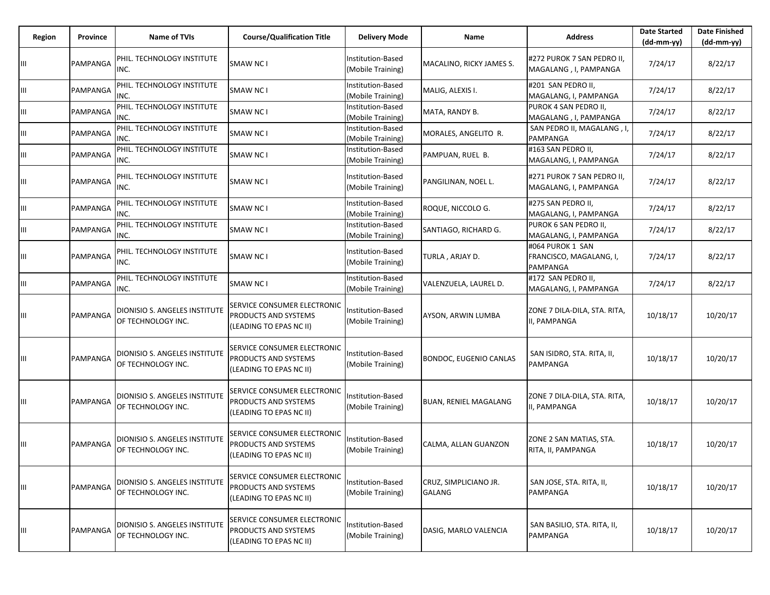| Region | Province | Name of TVIs | Course/Qualification Title | Delivery Mode | Name | Address | Date Started (dd-mm-yy) | Date Finished (dd-mm-yy) |
|---|---|---|---|---|---|---|---|---|
| III | PAMPANGA | PHIL. TECHNOLOGY INSTITUTE INC. | SMAW NC I | Institution-Based (Mobile Training) | MACALINO, RICKY JAMES S. | #272 PUROK 7 SAN PEDRO II, MAGALANG , I, PAMPANGA | 7/24/17 | 8/22/17 |
| III | PAMPANGA | PHIL. TECHNOLOGY INSTITUTE INC. | SMAW NC I | Institution-Based (Mobile Training) | MALIG, ALEXIS I. | #201 SAN PEDRO II, MAGALANG, I, PAMPANGA | 7/24/17 | 8/22/17 |
| III | PAMPANGA | PHIL. TECHNOLOGY INSTITUTE INC. | SMAW NC I | Institution-Based (Mobile Training) | MATA, RANDY B. | PUROK 4 SAN PEDRO II, MAGALANG , I, PAMPANGA | 7/24/17 | 8/22/17 |
| III | PAMPANGA | PHIL. TECHNOLOGY INSTITUTE INC. | SMAW NC I | Institution-Based (Mobile Training) | MORALES, ANGELITO R. | SAN PEDRO II, MAGALANG , I, PAMPANGA | 7/24/17 | 8/22/17 |
| III | PAMPANGA | PHIL. TECHNOLOGY INSTITUTE INC. | SMAW NC I | Institution-Based (Mobile Training) | PAMPUAN, RUEL B. | #163 SAN PEDRO II, MAGALANG, I, PAMPANGA | 7/24/17 | 8/22/17 |
| III | PAMPANGA | PHIL. TECHNOLOGY INSTITUTE INC. | SMAW NC I | Institution-Based (Mobile Training) | PANGILINAN, NOEL L. | #271 PUROK 7 SAN PEDRO II, MAGALANG, I, PAMPANGA | 7/24/17 | 8/22/17 |
| III | PAMPANGA | PHIL. TECHNOLOGY INSTITUTE INC. | SMAW NC I | Institution-Based (Mobile Training) | ROQUE, NICCOLO G. | #275 SAN PEDRO II, MAGALANG, I, PAMPANGA | 7/24/17 | 8/22/17 |
| III | PAMPANGA | PHIL. TECHNOLOGY INSTITUTE INC. | SMAW NC I | Institution-Based (Mobile Training) | SANTIAGO, RICHARD G. | PUROK 6 SAN PEDRO II, MAGALANG, I, PAMPANGA | 7/24/17 | 8/22/17 |
| III | PAMPANGA | PHIL. TECHNOLOGY INSTITUTE INC. | SMAW NC I | Institution-Based (Mobile Training) | TURLA , ARJAY D. | #064 PUROK 1 SAN FRANCISCO, MAGALANG, I, PAMPANGA | 7/24/17 | 8/22/17 |
| III | PAMPANGA | PHIL. TECHNOLOGY INSTITUTE INC. | SMAW NC I | Institution-Based (Mobile Training) | VALENZUELA, LAUREL D. | #172 SAN PEDRO II, MAGALANG, I, PAMPANGA | 7/24/17 | 8/22/17 |
| III | PAMPANGA | DIONISIO S. ANGELES INSTITUTE OF TECHNOLOGY INC. | SERVICE CONSUMER ELECTRONIC PRODUCTS AND SYSTEMS (LEADING TO EPAS NC II) | Institution-Based (Mobile Training) | AYSON, ARWIN LUMBA | ZONE 7 DILA-DILA, STA. RITA, II, PAMPANGA | 10/18/17 | 10/20/17 |
| III | PAMPANGA | DIONISIO S. ANGELES INSTITUTE OF TECHNOLOGY INC. | SERVICE CONSUMER ELECTRONIC PRODUCTS AND SYSTEMS (LEADING TO EPAS NC II) | Institution-Based (Mobile Training) | BONDOC, EUGENIO CANLAS | SAN ISIDRO, STA. RITA, II, PAMPANGA | 10/18/17 | 10/20/17 |
| III | PAMPANGA | DIONISIO S. ANGELES INSTITUTE OF TECHNOLOGY INC. | SERVICE CONSUMER ELECTRONIC PRODUCTS AND SYSTEMS (LEADING TO EPAS NC II) | Institution-Based (Mobile Training) | BUAN, RENIEL MAGALANG | ZONE 7 DILA-DILA, STA. RITA, II, PAMPANGA | 10/18/17 | 10/20/17 |
| III | PAMPANGA | DIONISIO S. ANGELES INSTITUTE OF TECHNOLOGY INC. | SERVICE CONSUMER ELECTRONIC PRODUCTS AND SYSTEMS (LEADING TO EPAS NC II) | Institution-Based (Mobile Training) | CALMA, ALLAN GUANZON | ZONE 2 SAN MATIAS, STA. RITA, II, PAMPANGA | 10/18/17 | 10/20/17 |
| III | PAMPANGA | DIONISIO S. ANGELES INSTITUTE OF TECHNOLOGY INC. | SERVICE CONSUMER ELECTRONIC PRODUCTS AND SYSTEMS (LEADING TO EPAS NC II) | Institution-Based (Mobile Training) | CRUZ, SIMPLICIANO JR. GALANG | SAN JOSE, STA. RITA, II, PAMPANGA | 10/18/17 | 10/20/17 |
| III | PAMPANGA | DIONISIO S. ANGELES INSTITUTE OF TECHNOLOGY INC. | SERVICE CONSUMER ELECTRONIC PRODUCTS AND SYSTEMS (LEADING TO EPAS NC II) | Institution-Based (Mobile Training) | DASIG, MARLO VALENCIA | SAN BASILIO, STA. RITA, II, PAMPANGA | 10/18/17 | 10/20/17 |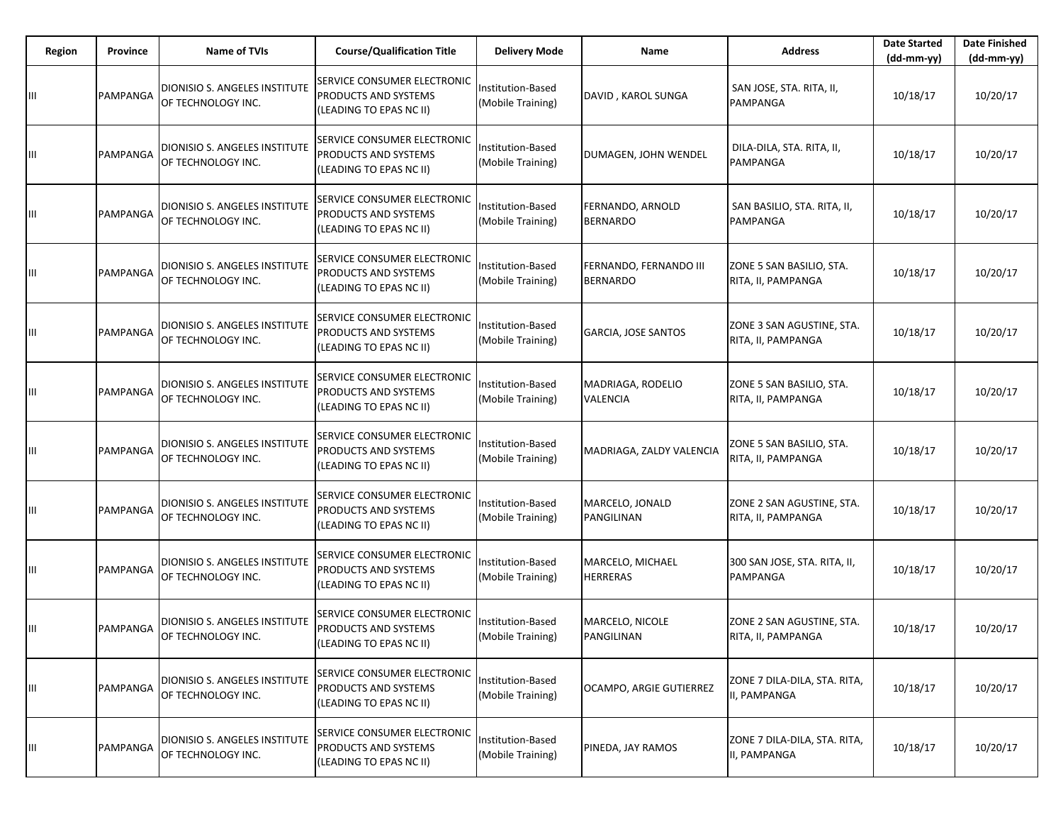| Region | Province | Name of TVIs | Course/Qualification Title | Delivery Mode | Name | Address | Date Started (dd-mm-yy) | Date Finished (dd-mm-yy) |
|---|---|---|---|---|---|---|---|---|
| III | PAMPANGA | DIONISIO S. ANGELES INSTITUTE OF TECHNOLOGY INC. | SERVICE CONSUMER ELECTRONIC PRODUCTS AND SYSTEMS (LEADING TO EPAS NC II) | Institution-Based (Mobile Training) | DAVID , KAROL SUNGA | SAN JOSE, STA. RITA, II, PAMPANGA | 10/18/17 | 10/20/17 |
| III | PAMPANGA | DIONISIO S. ANGELES INSTITUTE OF TECHNOLOGY INC. | SERVICE CONSUMER ELECTRONIC PRODUCTS AND SYSTEMS (LEADING TO EPAS NC II) | Institution-Based (Mobile Training) | DUMAGEN, JOHN WENDEL | DILA-DILA, STA. RITA, II, PAMPANGA | 10/18/17 | 10/20/17 |
| III | PAMPANGA | DIONISIO S. ANGELES INSTITUTE OF TECHNOLOGY INC. | SERVICE CONSUMER ELECTRONIC PRODUCTS AND SYSTEMS (LEADING TO EPAS NC II) | Institution-Based (Mobile Training) | FERNANDO, ARNOLD BERNARDO | SAN BASILIO, STA. RITA, II, PAMPANGA | 10/18/17 | 10/20/17 |
| III | PAMPANGA | DIONISIO S. ANGELES INSTITUTE OF TECHNOLOGY INC. | SERVICE CONSUMER ELECTRONIC PRODUCTS AND SYSTEMS (LEADING TO EPAS NC II) | Institution-Based (Mobile Training) | FERNANDO, FERNANDO III BERNARDO | ZONE 5 SAN BASILIO, STA. RITA, II, PAMPANGA | 10/18/17 | 10/20/17 |
| III | PAMPANGA | DIONISIO S. ANGELES INSTITUTE OF TECHNOLOGY INC. | SERVICE CONSUMER ELECTRONIC PRODUCTS AND SYSTEMS (LEADING TO EPAS NC II) | Institution-Based (Mobile Training) | GARCIA, JOSE SANTOS | ZONE 3 SAN AGUSTINE, STA. RITA, II, PAMPANGA | 10/18/17 | 10/20/17 |
| III | PAMPANGA | DIONISIO S. ANGELES INSTITUTE OF TECHNOLOGY INC. | SERVICE CONSUMER ELECTRONIC PRODUCTS AND SYSTEMS (LEADING TO EPAS NC II) | Institution-Based (Mobile Training) | MADRIAGA, RODELIO VALENCIA | ZONE 5 SAN BASILIO, STA. RITA, II, PAMPANGA | 10/18/17 | 10/20/17 |
| III | PAMPANGA | DIONISIO S. ANGELES INSTITUTE OF TECHNOLOGY INC. | SERVICE CONSUMER ELECTRONIC PRODUCTS AND SYSTEMS (LEADING TO EPAS NC II) | Institution-Based (Mobile Training) | MADRIAGA, ZALDY VALENCIA | ZONE 5 SAN BASILIO, STA. RITA, II, PAMPANGA | 10/18/17 | 10/20/17 |
| III | PAMPANGA | DIONISIO S. ANGELES INSTITUTE OF TECHNOLOGY INC. | SERVICE CONSUMER ELECTRONIC PRODUCTS AND SYSTEMS (LEADING TO EPAS NC II) | Institution-Based (Mobile Training) | MARCELO, JONALD PANGILINAN | ZONE 2 SAN AGUSTINE, STA. RITA, II, PAMPANGA | 10/18/17 | 10/20/17 |
| III | PAMPANGA | DIONISIO S. ANGELES INSTITUTE OF TECHNOLOGY INC. | SERVICE CONSUMER ELECTRONIC PRODUCTS AND SYSTEMS (LEADING TO EPAS NC II) | Institution-Based (Mobile Training) | MARCELO, MICHAEL HERRERAS | 300 SAN JOSE, STA. RITA, II, PAMPANGA | 10/18/17 | 10/20/17 |
| III | PAMPANGA | DIONISIO S. ANGELES INSTITUTE OF TECHNOLOGY INC. | SERVICE CONSUMER ELECTRONIC PRODUCTS AND SYSTEMS (LEADING TO EPAS NC II) | Institution-Based (Mobile Training) | MARCELO, NICOLE PANGILINAN | ZONE 2 SAN AGUSTINE, STA. RITA, II, PAMPANGA | 10/18/17 | 10/20/17 |
| III | PAMPANGA | DIONISIO S. ANGELES INSTITUTE OF TECHNOLOGY INC. | SERVICE CONSUMER ELECTRONIC PRODUCTS AND SYSTEMS (LEADING TO EPAS NC II) | Institution-Based (Mobile Training) | OCAMPO, ARGIE GUTIERREZ | ZONE 7 DILA-DILA, STA. RITA, II, PAMPANGA | 10/18/17 | 10/20/17 |
| III | PAMPANGA | DIONISIO S. ANGELES INSTITUTE OF TECHNOLOGY INC. | SERVICE CONSUMER ELECTRONIC PRODUCTS AND SYSTEMS (LEADING TO EPAS NC II) | Institution-Based (Mobile Training) | PINEDA, JAY RAMOS | ZONE 7 DILA-DILA, STA. RITA, II, PAMPANGA | 10/18/17 | 10/20/17 |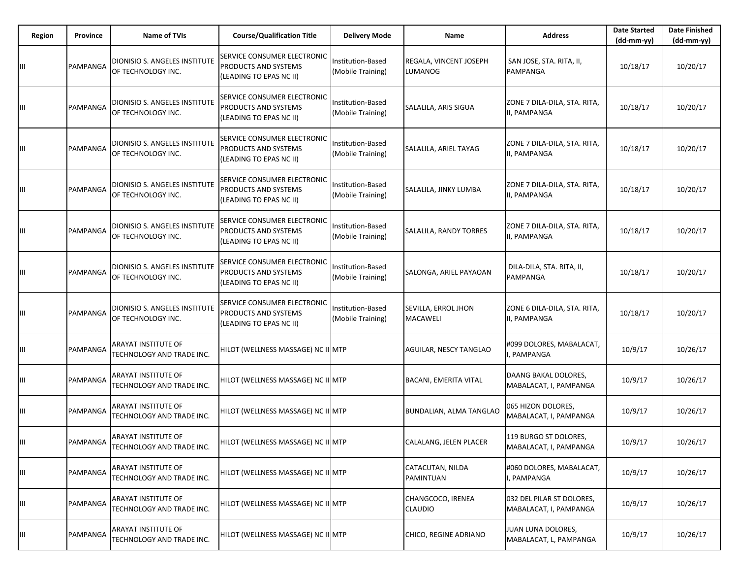| Region | Province | Name of TVIs | Course/Qualification Title | Delivery Mode | Name | Address | Date Started (dd-mm-yy) | Date Finished (dd-mm-yy) |
|---|---|---|---|---|---|---|---|---|
| III | PAMPANGA | DIONISIO S. ANGELES INSTITUTE OF TECHNOLOGY INC. | SERVICE CONSUMER ELECTRONIC PRODUCTS AND SYSTEMS (LEADING TO EPAS NC II) | Institution-Based (Mobile Training) | REGALA, VINCENT JOSEPH LUMANOG | SAN JOSE, STA. RITA, II, PAMPANGA | 10/18/17 | 10/20/17 |
| III | PAMPANGA | DIONISIO S. ANGELES INSTITUTE OF TECHNOLOGY INC. | SERVICE CONSUMER ELECTRONIC PRODUCTS AND SYSTEMS (LEADING TO EPAS NC II) | Institution-Based (Mobile Training) | SALALILA, ARIS SIGUA | ZONE 7 DILA-DILA, STA. RITA, II, PAMPANGA | 10/18/17 | 10/20/17 |
| III | PAMPANGA | DIONISIO S. ANGELES INSTITUTE OF TECHNOLOGY INC. | SERVICE CONSUMER ELECTRONIC PRODUCTS AND SYSTEMS (LEADING TO EPAS NC II) | Institution-Based (Mobile Training) | SALALILA, ARIEL TAYAG | ZONE 7 DILA-DILA, STA. RITA, II, PAMPANGA | 10/18/17 | 10/20/17 |
| III | PAMPANGA | DIONISIO S. ANGELES INSTITUTE OF TECHNOLOGY INC. | SERVICE CONSUMER ELECTRONIC PRODUCTS AND SYSTEMS (LEADING TO EPAS NC II) | Institution-Based (Mobile Training) | SALALILA, JINKY LUMBA | ZONE 7 DILA-DILA, STA. RITA, II, PAMPANGA | 10/18/17 | 10/20/17 |
| III | PAMPANGA | DIONISIO S. ANGELES INSTITUTE OF TECHNOLOGY INC. | SERVICE CONSUMER ELECTRONIC PRODUCTS AND SYSTEMS (LEADING TO EPAS NC II) | Institution-Based (Mobile Training) | SALALILA, RANDY TORRES | ZONE 7 DILA-DILA, STA. RITA, II, PAMPANGA | 10/18/17 | 10/20/17 |
| III | PAMPANGA | DIONISIO S. ANGELES INSTITUTE OF TECHNOLOGY INC. | SERVICE CONSUMER ELECTRONIC PRODUCTS AND SYSTEMS (LEADING TO EPAS NC II) | Institution-Based (Mobile Training) | SALONGA, ARIEL PAYAOAN | DILA-DILA, STA. RITA, II, PAMPANGA | 10/18/17 | 10/20/17 |
| III | PAMPANGA | DIONISIO S. ANGELES INSTITUTE OF TECHNOLOGY INC. | SERVICE CONSUMER ELECTRONIC PRODUCTS AND SYSTEMS (LEADING TO EPAS NC II) | Institution-Based (Mobile Training) | SEVILLA, ERROL JHON MACAWELI | ZONE 6 DILA-DILA, STA. RITA, II, PAMPANGA | 10/18/17 | 10/20/17 |
| III | PAMPANGA | ARAYAT INSTITUTE OF TECHNOLOGY AND TRADE INC. | HILOT (WELLNESS MASSAGE) NC II | MTP | AGUILAR, NESCY TANGLAO | #099 DOLORES, MABALACAT, I, PAMPANGA | 10/9/17 | 10/26/17 |
| III | PAMPANGA | ARAYAT INSTITUTE OF TECHNOLOGY AND TRADE INC. | HILOT (WELLNESS MASSAGE) NC II | MTP | BACANI, EMERITA VITAL | DAANG BAKAL DOLORES, MABALACAT, I, PAMPANGA | 10/9/17 | 10/26/17 |
| III | PAMPANGA | ARAYAT INSTITUTE OF TECHNOLOGY AND TRADE INC. | HILOT (WELLNESS MASSAGE) NC II | MTP | BUNDALIAN, ALMA TANGLAO | 065 HIZON DOLORES, MABALACAT, I, PAMPANGA | 10/9/17 | 10/26/17 |
| III | PAMPANGA | ARAYAT INSTITUTE OF TECHNOLOGY AND TRADE INC. | HILOT (WELLNESS MASSAGE) NC II | MTP | CALALANG, JELEN PLACER | 119 BURGO ST DOLORES, MABALACAT, I, PAMPANGA | 10/9/17 | 10/26/17 |
| III | PAMPANGA | ARAYAT INSTITUTE OF TECHNOLOGY AND TRADE INC. | HILOT (WELLNESS MASSAGE) NC II | MTP | CATACUTAN, NILDA PAMINTUAN | #060 DOLORES, MABALACAT, I, PAMPANGA | 10/9/17 | 10/26/17 |
| III | PAMPANGA | ARAYAT INSTITUTE OF TECHNOLOGY AND TRADE INC. | HILOT (WELLNESS MASSAGE) NC II | MTP | CHANGCOCO, IRENEA CLAUDIO | 032 DEL PILAR ST DOLORES, MABALACAT, I, PAMPANGA | 10/9/17 | 10/26/17 |
| III | PAMPANGA | ARAYAT INSTITUTE OF TECHNOLOGY AND TRADE INC. | HILOT (WELLNESS MASSAGE) NC II | MTP | CHICO, REGINE ADRIANO | JUAN LUNA DOLORES, MABALACAT, L, PAMPANGA | 10/9/17 | 10/26/17 |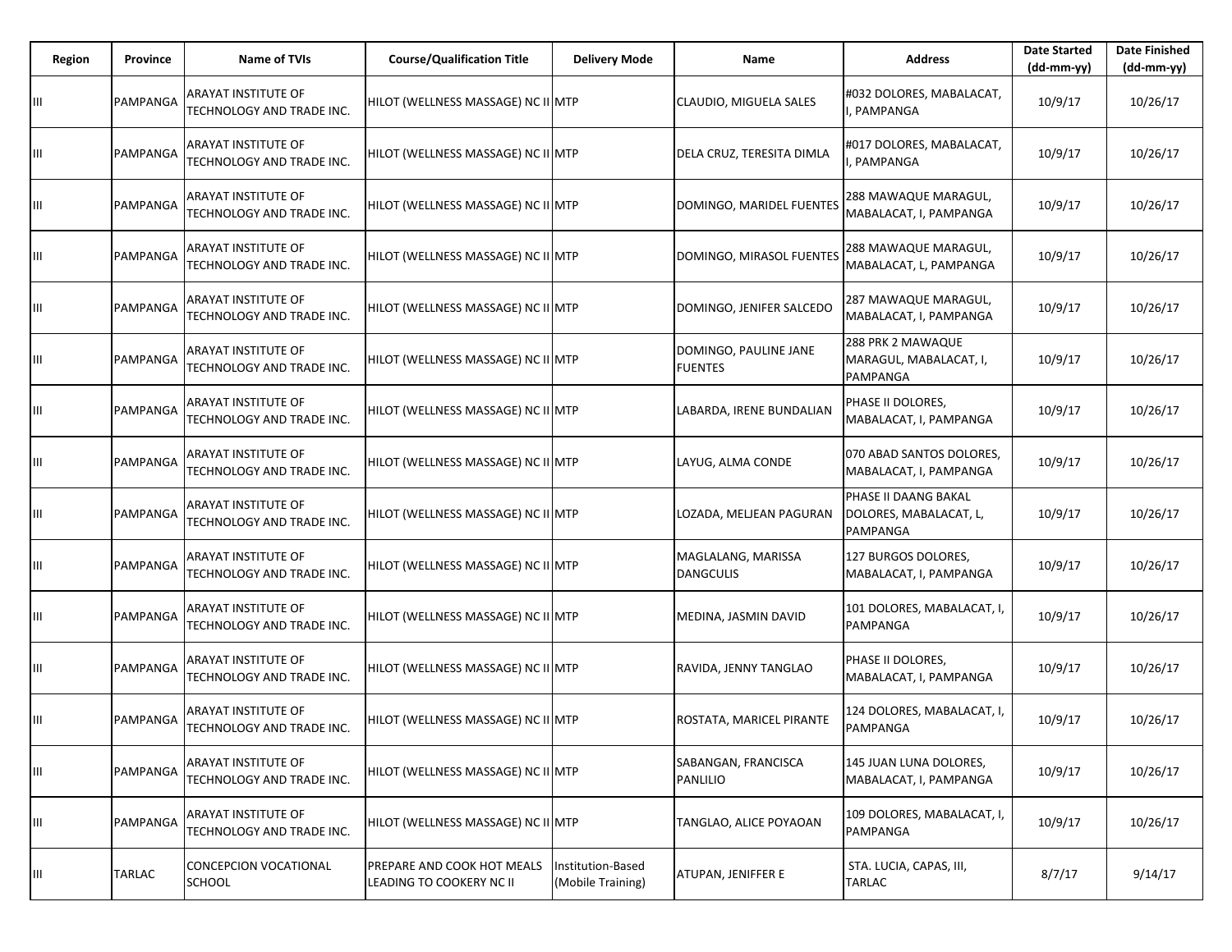| Region | Province | Name of TVIs | Course/Qualification Title | Delivery Mode | Name | Address | Date Started (dd-mm-yy) | Date Finished (dd-mm-yy) |
|---|---|---|---|---|---|---|---|---|
| III | PAMPANGA | ARAYAT INSTITUTE OF TECHNOLOGY AND TRADE INC. | HILOT (WELLNESS MASSAGE) NC II | MTP | CLAUDIO, MIGUELA SALES | #032 DOLORES, MABALACAT, I, PAMPANGA | 10/9/17 | 10/26/17 |
| III | PAMPANGA | ARAYAT INSTITUTE OF TECHNOLOGY AND TRADE INC. | HILOT (WELLNESS MASSAGE) NC II | MTP | DELA CRUZ, TERESITA DIMLA | #017 DOLORES, MABALACAT, I, PAMPANGA | 10/9/17 | 10/26/17 |
| III | PAMPANGA | ARAYAT INSTITUTE OF TECHNOLOGY AND TRADE INC. | HILOT (WELLNESS MASSAGE) NC II | MTP | DOMINGO, MARIDEL FUENTES | 288 MAWAQUE MARAGUL, MABALACAT, I, PAMPANGA | 10/9/17 | 10/26/17 |
| III | PAMPANGA | ARAYAT INSTITUTE OF TECHNOLOGY AND TRADE INC. | HILOT (WELLNESS MASSAGE) NC II | MTP | DOMINGO, MIRASOL FUENTES | 288 MAWAQUE MARAGUL, MABALACAT, L, PAMPANGA | 10/9/17 | 10/26/17 |
| III | PAMPANGA | ARAYAT INSTITUTE OF TECHNOLOGY AND TRADE INC. | HILOT (WELLNESS MASSAGE) NC II | MTP | DOMINGO, JENIFER SALCEDO | 287 MAWAQUE MARAGUL, MABALACAT, I, PAMPANGA | 10/9/17 | 10/26/17 |
| III | PAMPANGA | ARAYAT INSTITUTE OF TECHNOLOGY AND TRADE INC. | HILOT (WELLNESS MASSAGE) NC II | MTP | DOMINGO, PAULINE JANE FUENTES | 288 PRK 2 MAWAQUE MARAGUL, MABALACAT, I, PAMPANGA | 10/9/17 | 10/26/17 |
| III | PAMPANGA | ARAYAT INSTITUTE OF TECHNOLOGY AND TRADE INC. | HILOT (WELLNESS MASSAGE) NC II | MTP | LABARDA, IRENE BUNDALIAN | PHASE II DOLORES, MABALACAT, I, PAMPANGA | 10/9/17 | 10/26/17 |
| III | PAMPANGA | ARAYAT INSTITUTE OF TECHNOLOGY AND TRADE INC. | HILOT (WELLNESS MASSAGE) NC II | MTP | LAYUG, ALMA CONDE | 070 ABAD SANTOS DOLORES, MABALACAT, I, PAMPANGA | 10/9/17 | 10/26/17 |
| III | PAMPANGA | ARAYAT INSTITUTE OF TECHNOLOGY AND TRADE INC. | HILOT (WELLNESS MASSAGE) NC II | MTP | LOZADA, MELJEAN PAGURAN | PHASE II DAANG BAKAL DOLORES, MABALACAT, L, PAMPANGA | 10/9/17 | 10/26/17 |
| III | PAMPANGA | ARAYAT INSTITUTE OF TECHNOLOGY AND TRADE INC. | HILOT (WELLNESS MASSAGE) NC II | MTP | MAGLALANG, MARISSA DANGCULIS | 127 BURGOS DOLORES, MABALACAT, I, PAMPANGA | 10/9/17 | 10/26/17 |
| III | PAMPANGA | ARAYAT INSTITUTE OF TECHNOLOGY AND TRADE INC. | HILOT (WELLNESS MASSAGE) NC II | MTP | MEDINA, JASMIN DAVID | 101 DOLORES, MABALACAT, I, PAMPANGA | 10/9/17 | 10/26/17 |
| III | PAMPANGA | ARAYAT INSTITUTE OF TECHNOLOGY AND TRADE INC. | HILOT (WELLNESS MASSAGE) NC II | MTP | RAVIDA, JENNY TANGLAO | PHASE II DOLORES, MABALACAT, I, PAMPANGA | 10/9/17 | 10/26/17 |
| III | PAMPANGA | ARAYAT INSTITUTE OF TECHNOLOGY AND TRADE INC. | HILOT (WELLNESS MASSAGE) NC II | MTP | ROSTATA, MARICEL PIRANTE | 124 DOLORES, MABALACAT, I, PAMPANGA | 10/9/17 | 10/26/17 |
| III | PAMPANGA | ARAYAT INSTITUTE OF TECHNOLOGY AND TRADE INC. | HILOT (WELLNESS MASSAGE) NC II | MTP | SABANGAN, FRANCISCA PANLILIO | 145 JUAN LUNA DOLORES, MABALACAT, I, PAMPANGA | 10/9/17 | 10/26/17 |
| III | PAMPANGA | ARAYAT INSTITUTE OF TECHNOLOGY AND TRADE INC. | HILOT (WELLNESS MASSAGE) NC II | MTP | TANGLAO, ALICE POYAOAN | 109 DOLORES, MABALACAT, I, PAMPANGA | 10/9/17 | 10/26/17 |
| III | TARLAC | CONCEPCION VOCATIONAL SCHOOL | PREPARE AND COOK HOT MEALS LEADING TO COOKERY NC II | Institution-Based (Mobile Training) | ATUPAN, JENIFFER E | STA. LUCIA, CAPAS, III, TARLAC | 8/7/17 | 9/14/17 |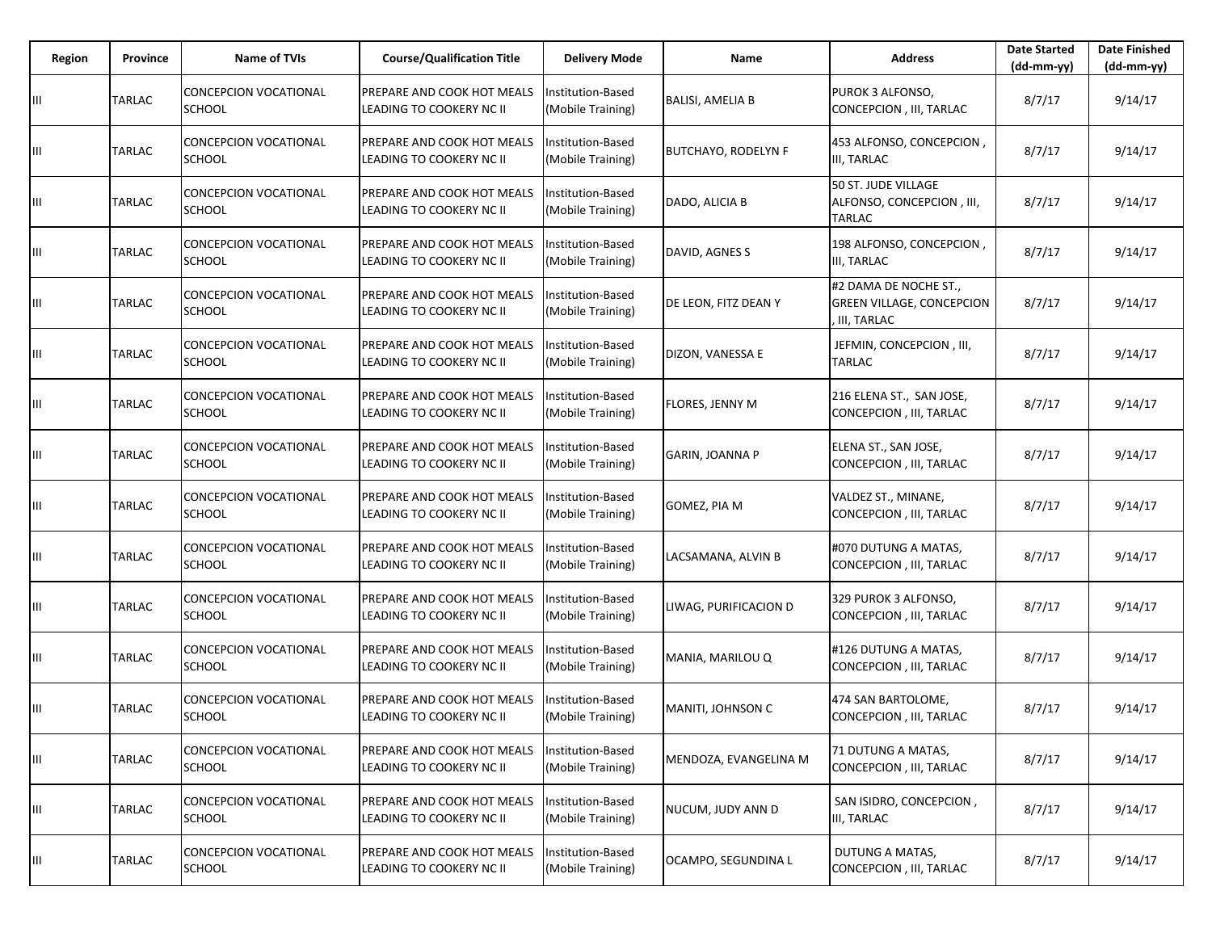| Region | Province | Name of TVIs | Course/Qualification Title | Delivery Mode | Name | Address | Date Started (dd-mm-yy) | Date Finished (dd-mm-yy) |
|---|---|---|---|---|---|---|---|---|
| III | TARLAC | CONCEPCION VOCATIONAL SCHOOL | PREPARE AND COOK HOT MEALS LEADING TO COOKERY NC II | Institution-Based (Mobile Training) | BALISI, AMELIA B | PUROK 3 ALFONSO, CONCEPCION , III, TARLAC | 8/7/17 | 9/14/17 |
| III | TARLAC | CONCEPCION VOCATIONAL SCHOOL | PREPARE AND COOK HOT MEALS LEADING TO COOKERY NC II | Institution-Based (Mobile Training) | BUTCHAYO, RODELYN F | 453 ALFONSO, CONCEPCION , III, TARLAC | 8/7/17 | 9/14/17 |
| III | TARLAC | CONCEPCION VOCATIONAL SCHOOL | PREPARE AND COOK HOT MEALS LEADING TO COOKERY NC II | Institution-Based (Mobile Training) | DADO, ALICIA B | 50 ST. JUDE VILLAGE ALFONSO, CONCEPCION , III, TARLAC | 8/7/17 | 9/14/17 |
| III | TARLAC | CONCEPCION VOCATIONAL SCHOOL | PREPARE AND COOK HOT MEALS LEADING TO COOKERY NC II | Institution-Based (Mobile Training) | DAVID, AGNES S | 198 ALFONSO, CONCEPCION , III, TARLAC | 8/7/17 | 9/14/17 |
| III | TARLAC | CONCEPCION VOCATIONAL SCHOOL | PREPARE AND COOK HOT MEALS LEADING TO COOKERY NC II | Institution-Based (Mobile Training) | DE LEON, FITZ DEAN Y | #2 DAMA DE NOCHE ST., GREEN VILLAGE, CONCEPCION , III, TARLAC | 8/7/17 | 9/14/17 |
| III | TARLAC | CONCEPCION VOCATIONAL SCHOOL | PREPARE AND COOK HOT MEALS LEADING TO COOKERY NC II | Institution-Based (Mobile Training) | DIZON, VANESSA E | JEFMIN, CONCEPCION , III, TARLAC | 8/7/17 | 9/14/17 |
| III | TARLAC | CONCEPCION VOCATIONAL SCHOOL | PREPARE AND COOK HOT MEALS LEADING TO COOKERY NC II | Institution-Based (Mobile Training) | FLORES, JENNY M | 216 ELENA ST., SAN JOSE, CONCEPCION , III, TARLAC | 8/7/17 | 9/14/17 |
| III | TARLAC | CONCEPCION VOCATIONAL SCHOOL | PREPARE AND COOK HOT MEALS LEADING TO COOKERY NC II | Institution-Based (Mobile Training) | GARIN, JOANNA P | ELENA ST., SAN JOSE, CONCEPCION , III, TARLAC | 8/7/17 | 9/14/17 |
| III | TARLAC | CONCEPCION VOCATIONAL SCHOOL | PREPARE AND COOK HOT MEALS LEADING TO COOKERY NC II | Institution-Based (Mobile Training) | GOMEZ, PIA M | VALDEZ ST., MINANE, CONCEPCION , III, TARLAC | 8/7/17 | 9/14/17 |
| III | TARLAC | CONCEPCION VOCATIONAL SCHOOL | PREPARE AND COOK HOT MEALS LEADING TO COOKERY NC II | Institution-Based (Mobile Training) | LACSAMANA, ALVIN B | #070 DUTUNG A MATAS, CONCEPCION , III, TARLAC | 8/7/17 | 9/14/17 |
| III | TARLAC | CONCEPCION VOCATIONAL SCHOOL | PREPARE AND COOK HOT MEALS LEADING TO COOKERY NC II | Institution-Based (Mobile Training) | LIWAG, PURIFICACION D | 329 PUROK 3 ALFONSO, CONCEPCION , III, TARLAC | 8/7/17 | 9/14/17 |
| III | TARLAC | CONCEPCION VOCATIONAL SCHOOL | PREPARE AND COOK HOT MEALS LEADING TO COOKERY NC II | Institution-Based (Mobile Training) | MANIA, MARILOU Q | #126 DUTUNG A MATAS, CONCEPCION , III, TARLAC | 8/7/17 | 9/14/17 |
| III | TARLAC | CONCEPCION VOCATIONAL SCHOOL | PREPARE AND COOK HOT MEALS LEADING TO COOKERY NC II | Institution-Based (Mobile Training) | MANITI, JOHNSON C | 474 SAN BARTOLOME, CONCEPCION , III, TARLAC | 8/7/17 | 9/14/17 |
| III | TARLAC | CONCEPCION VOCATIONAL SCHOOL | PREPARE AND COOK HOT MEALS LEADING TO COOKERY NC II | Institution-Based (Mobile Training) | MENDOZA, EVANGELINA M | 71 DUTUNG A MATAS, CONCEPCION , III, TARLAC | 8/7/17 | 9/14/17 |
| III | TARLAC | CONCEPCION VOCATIONAL SCHOOL | PREPARE AND COOK HOT MEALS LEADING TO COOKERY NC II | Institution-Based (Mobile Training) | NUCUM, JUDY ANN D | SAN ISIDRO, CONCEPCION , III, TARLAC | 8/7/17 | 9/14/17 |
| III | TARLAC | CONCEPCION VOCATIONAL SCHOOL | PREPARE AND COOK HOT MEALS LEADING TO COOKERY NC II | Institution-Based (Mobile Training) | OCAMPO, SEGUNDINA L | DUTUNG A MATAS, CONCEPCION , III, TARLAC | 8/7/17 | 9/14/17 |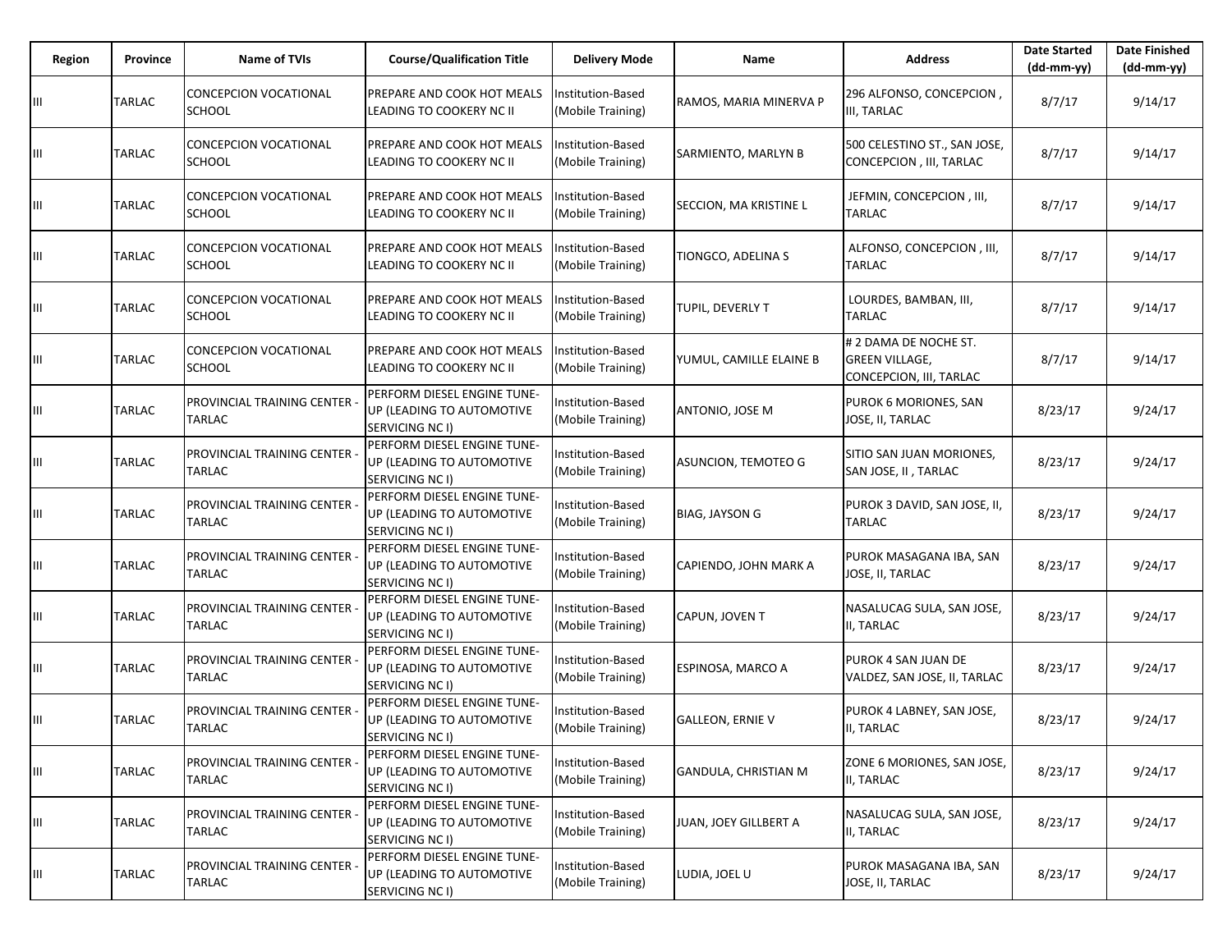| Region | Province | Name of TVIs | Course/Qualification Title | Delivery Mode | Name | Address | Date Started (dd-mm-yy) | Date Finished (dd-mm-yy) |
|---|---|---|---|---|---|---|---|---|
| III | TARLAC | CONCEPCION VOCATIONAL SCHOOL | PREPARE AND COOK HOT MEALS LEADING TO COOKERY NC II | Institution-Based (Mobile Training) | RAMOS, MARIA MINERVA P | 296 ALFONSO, CONCEPCION , III, TARLAC | 8/7/17 | 9/14/17 |
| III | TARLAC | CONCEPCION VOCATIONAL SCHOOL | PREPARE AND COOK HOT MEALS LEADING TO COOKERY NC II | Institution-Based (Mobile Training) | SARMIENTO, MARLYN B | 500 CELESTINO ST., SAN JOSE, CONCEPCION , III, TARLAC | 8/7/17 | 9/14/17 |
| III | TARLAC | CONCEPCION VOCATIONAL SCHOOL | PREPARE AND COOK HOT MEALS LEADING TO COOKERY NC II | Institution-Based (Mobile Training) | SECCION, MA KRISTINE L | JEFMIN, CONCEPCION , III, TARLAC | 8/7/17 | 9/14/17 |
| III | TARLAC | CONCEPCION VOCATIONAL SCHOOL | PREPARE AND COOK HOT MEALS LEADING TO COOKERY NC II | Institution-Based (Mobile Training) | TIONGCO, ADELINA S | ALFONSO, CONCEPCION , III, TARLAC | 8/7/17 | 9/14/17 |
| III | TARLAC | CONCEPCION VOCATIONAL SCHOOL | PREPARE AND COOK HOT MEALS LEADING TO COOKERY NC II | Institution-Based (Mobile Training) | TUPIL, DEVERLY T | LOURDES, BAMBAN, III, TARLAC | 8/7/17 | 9/14/17 |
| III | TARLAC | CONCEPCION VOCATIONAL SCHOOL | PREPARE AND COOK HOT MEALS LEADING TO COOKERY NC II | Institution-Based (Mobile Training) | YUMUL, CAMILLE ELAINE B | # 2 DAMA DE NOCHE ST. GREEN VILLAGE, CONCEPCION, III, TARLAC | 8/7/17 | 9/14/17 |
| III | TARLAC | PROVINCIAL TRAINING CENTER - TARLAC | PERFORM DIESEL ENGINE TUNE-UP (LEADING TO AUTOMOTIVE SERVICING NC I) | Institution-Based (Mobile Training) | ANTONIO, JOSE M | PUROK 6 MORIONES, SAN JOSE, II, TARLAC | 8/23/17 | 9/24/17 |
| III | TARLAC | PROVINCIAL TRAINING CENTER - TARLAC | PERFORM DIESEL ENGINE TUNE-UP (LEADING TO AUTOMOTIVE SERVICING NC I) | Institution-Based (Mobile Training) | ASUNCION, TEMOTEO G | SITIO SAN JUAN MORIONES, SAN JOSE, II , TARLAC | 8/23/17 | 9/24/17 |
| III | TARLAC | PROVINCIAL TRAINING CENTER - TARLAC | PERFORM DIESEL ENGINE TUNE-UP (LEADING TO AUTOMOTIVE SERVICING NC I) | Institution-Based (Mobile Training) | BIAG, JAYSON G | PUROK 3 DAVID, SAN JOSE, II, TARLAC | 8/23/17 | 9/24/17 |
| III | TARLAC | PROVINCIAL TRAINING CENTER - TARLAC | PERFORM DIESEL ENGINE TUNE-UP (LEADING TO AUTOMOTIVE SERVICING NC I) | Institution-Based (Mobile Training) | CAPIENDO, JOHN MARK A | PUROK MASAGANA IBA, SAN JOSE, II, TARLAC | 8/23/17 | 9/24/17 |
| III | TARLAC | PROVINCIAL TRAINING CENTER - TARLAC | PERFORM DIESEL ENGINE TUNE-UP (LEADING TO AUTOMOTIVE SERVICING NC I) | Institution-Based (Mobile Training) | CAPUN, JOVEN T | NASALUCAG SULA, SAN JOSE, II, TARLAC | 8/23/17 | 9/24/17 |
| III | TARLAC | PROVINCIAL TRAINING CENTER - TARLAC | PERFORM DIESEL ENGINE TUNE-UP (LEADING TO AUTOMOTIVE SERVICING NC I) | Institution-Based (Mobile Training) | ESPINOSA, MARCO A | PUROK 4 SAN JUAN DE VALDEZ, SAN JOSE, II, TARLAC | 8/23/17 | 9/24/17 |
| III | TARLAC | PROVINCIAL TRAINING CENTER - TARLAC | PERFORM DIESEL ENGINE TUNE-UP (LEADING TO AUTOMOTIVE SERVICING NC I) | Institution-Based (Mobile Training) | GALLEON, ERNIE V | PUROK 4 LABNEY, SAN JOSE, II, TARLAC | 8/23/17 | 9/24/17 |
| III | TARLAC | PROVINCIAL TRAINING CENTER - TARLAC | PERFORM DIESEL ENGINE TUNE-UP (LEADING TO AUTOMOTIVE SERVICING NC I) | Institution-Based (Mobile Training) | GANDULA, CHRISTIAN M | ZONE 6 MORIONES, SAN JOSE, II, TARLAC | 8/23/17 | 9/24/17 |
| III | TARLAC | PROVINCIAL TRAINING CENTER - TARLAC | PERFORM DIESEL ENGINE TUNE-UP (LEADING TO AUTOMOTIVE SERVICING NC I) | Institution-Based (Mobile Training) | JUAN, JOEY GILLBERT A | NASALUCAG SULA, SAN JOSE, II, TARLAC | 8/23/17 | 9/24/17 |
| III | TARLAC | PROVINCIAL TRAINING CENTER - TARLAC | PERFORM DIESEL ENGINE TUNE-UP (LEADING TO AUTOMOTIVE SERVICING NC I) | Institution-Based (Mobile Training) | LUDIA, JOEL U | PUROK MASAGANA IBA, SAN JOSE, II, TARLAC | 8/23/17 | 9/24/17 |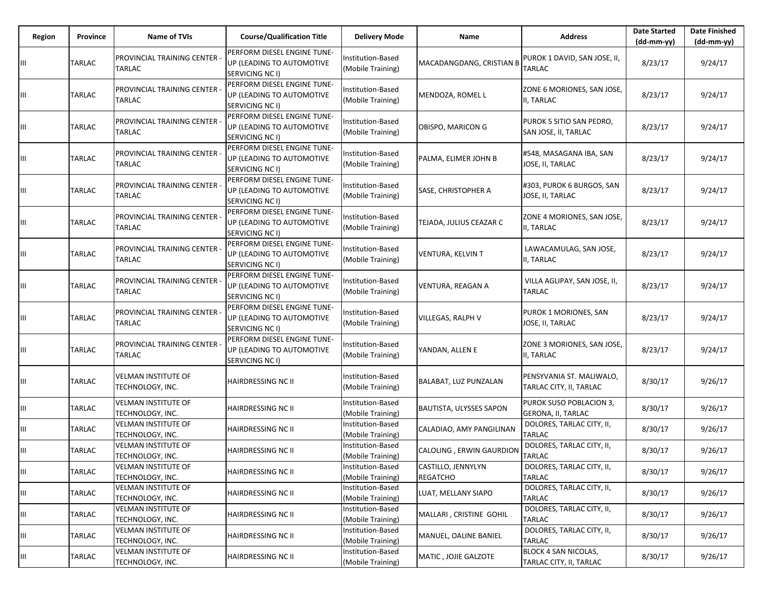| Region | Province | Name of TVIs | Course/Qualification Title | Delivery Mode | Name | Address | Date Started (dd-mm-yy) | Date Finished (dd-mm-yy) |
|---|---|---|---|---|---|---|---|---|
| III | TARLAC | PROVINCIAL TRAINING CENTER - TARLAC | PERFORM DIESEL ENGINE TUNE-UP (LEADING TO AUTOMOTIVE SERVICING NC I) | Institution-Based (Mobile Training) | MACADANGDANG, CRISTIAN B | PUROK 1 DAVID, SAN JOSE, II, TARLAC | 8/23/17 | 9/24/17 |
| III | TARLAC | PROVINCIAL TRAINING CENTER - TARLAC | PERFORM DIESEL ENGINE TUNE-UP (LEADING TO AUTOMOTIVE SERVICING NC I) | Institution-Based (Mobile Training) | MENDOZA, ROMEL L | ZONE 6 MORIONES, SAN JOSE, II, TARLAC | 8/23/17 | 9/24/17 |
| III | TARLAC | PROVINCIAL TRAINING CENTER - TARLAC | PERFORM DIESEL ENGINE TUNE-UP (LEADING TO AUTOMOTIVE SERVICING NC I) | Institution-Based (Mobile Training) | OBISPO, MARICON G | PUROK 5 SITIO SAN PEDRO, SAN JOSE, II, TARLAC | 8/23/17 | 9/24/17 |
| III | TARLAC | PROVINCIAL TRAINING CENTER - TARLAC | PERFORM DIESEL ENGINE TUNE-UP (LEADING TO AUTOMOTIVE SERVICING NC I) | Institution-Based (Mobile Training) | PALMA, ELIMER JOHN B | #548, MASAGANA IBA, SAN JOSE, II, TARLAC | 8/23/17 | 9/24/17 |
| III | TARLAC | PROVINCIAL TRAINING CENTER - TARLAC | PERFORM DIESEL ENGINE TUNE-UP (LEADING TO AUTOMOTIVE SERVICING NC I) | Institution-Based (Mobile Training) | SASE, CHRISTOPHER A | #303, PUROK 6 BURGOS, SAN JOSE, II, TARLAC | 8/23/17 | 9/24/17 |
| III | TARLAC | PROVINCIAL TRAINING CENTER - TARLAC | PERFORM DIESEL ENGINE TUNE-UP (LEADING TO AUTOMOTIVE SERVICING NC I) | Institution-Based (Mobile Training) | TEJADA, JULIUS CEAZAR C | ZONE 4 MORIONES, SAN JOSE, II, TARLAC | 8/23/17 | 9/24/17 |
| III | TARLAC | PROVINCIAL TRAINING CENTER - TARLAC | PERFORM DIESEL ENGINE TUNE-UP (LEADING TO AUTOMOTIVE SERVICING NC I) | Institution-Based (Mobile Training) | VENTURA, KELVIN T | LAWACAMULAG, SAN JOSE, II, TARLAC | 8/23/17 | 9/24/17 |
| III | TARLAC | PROVINCIAL TRAINING CENTER - TARLAC | PERFORM DIESEL ENGINE TUNE-UP (LEADING TO AUTOMOTIVE SERVICING NC I) | Institution-Based (Mobile Training) | VENTURA, REAGAN A | VILLA AGLIPAY, SAN JOSE, II, TARLAC | 8/23/17 | 9/24/17 |
| III | TARLAC | PROVINCIAL TRAINING CENTER - TARLAC | PERFORM DIESEL ENGINE TUNE-UP (LEADING TO AUTOMOTIVE SERVICING NC I) | Institution-Based (Mobile Training) | VILLEGAS, RALPH V | PUROK 1 MORIONES, SAN JOSE, II, TARLAC | 8/23/17 | 9/24/17 |
| III | TARLAC | PROVINCIAL TRAINING CENTER - TARLAC | PERFORM DIESEL ENGINE TUNE-UP (LEADING TO AUTOMOTIVE SERVICING NC I) | Institution-Based (Mobile Training) | YANDAN, ALLEN E | ZONE 3 MORIONES, SAN JOSE, II, TARLAC | 8/23/17 | 9/24/17 |
| III | TARLAC | VELMAN INSTITUTE OF TECHNOLOGY, INC. | HAIRDRESSING NC II | Institution-Based (Mobile Training) | BALABAT, LUZ PUNZALAN | PENSYVANIA ST. MALIWALO, TARLAC CITY, II, TARLAC | 8/30/17 | 9/26/17 |
| III | TARLAC | VELMAN INSTITUTE OF TECHNOLOGY, INC. | HAIRDRESSING NC II | Institution-Based (Mobile Training) | BAUTISTA, ULYSSES SAPON | PUROK SUSO POBLACION 3, GERONA, II, TARLAC | 8/30/17 | 9/26/17 |
| III | TARLAC | VELMAN INSTITUTE OF TECHNOLOGY, INC. | HAIRDRESSING NC II | Institution-Based (Mobile Training) | CALADIAO, AMY PANGILINAN | DOLORES, TARLAC CITY, II, TARLAC | 8/30/17 | 9/26/17 |
| III | TARLAC | VELMAN INSTITUTE OF TECHNOLOGY, INC. | HAIRDRESSING NC II | Institution-Based (Mobile Training) | CALOLING , ERWIN GAURDION | DOLORES, TARLAC CITY, II, TARLAC | 8/30/17 | 9/26/17 |
| III | TARLAC | VELMAN INSTITUTE OF TECHNOLOGY, INC. | HAIRDRESSING NC II | Institution-Based (Mobile Training) | CASTILLO, JENNYLYN REGATCHO | DOLORES, TARLAC CITY, II, TARLAC | 8/30/17 | 9/26/17 |
| III | TARLAC | VELMAN INSTITUTE OF TECHNOLOGY, INC. | HAIRDRESSING NC II | Institution-Based (Mobile Training) | LUAT, MELLANY SIAPO | DOLORES, TARLAC CITY, II, TARLAC | 8/30/17 | 9/26/17 |
| III | TARLAC | VELMAN INSTITUTE OF TECHNOLOGY, INC. | HAIRDRESSING NC II | Institution-Based (Mobile Training) | MALLARI , CRISTINE GOHIL | DOLORES, TARLAC CITY, II, TARLAC | 8/30/17 | 9/26/17 |
| III | TARLAC | VELMAN INSTITUTE OF TECHNOLOGY, INC. | HAIRDRESSING NC II | Institution-Based (Mobile Training) | MANUEL, OALINE BANIEL | DOLORES, TARLAC CITY, II, TARLAC | 8/30/17 | 9/26/17 |
| III | TARLAC | VELMAN INSTITUTE OF TECHNOLOGY, INC. | HAIRDRESSING NC II | Institution-Based (Mobile Training) | MATIC , JOJIE GALZOTE | BLOCK 4 SAN NICOLAS, TARLAC CITY, II, TARLAC | 8/30/17 | 9/26/17 |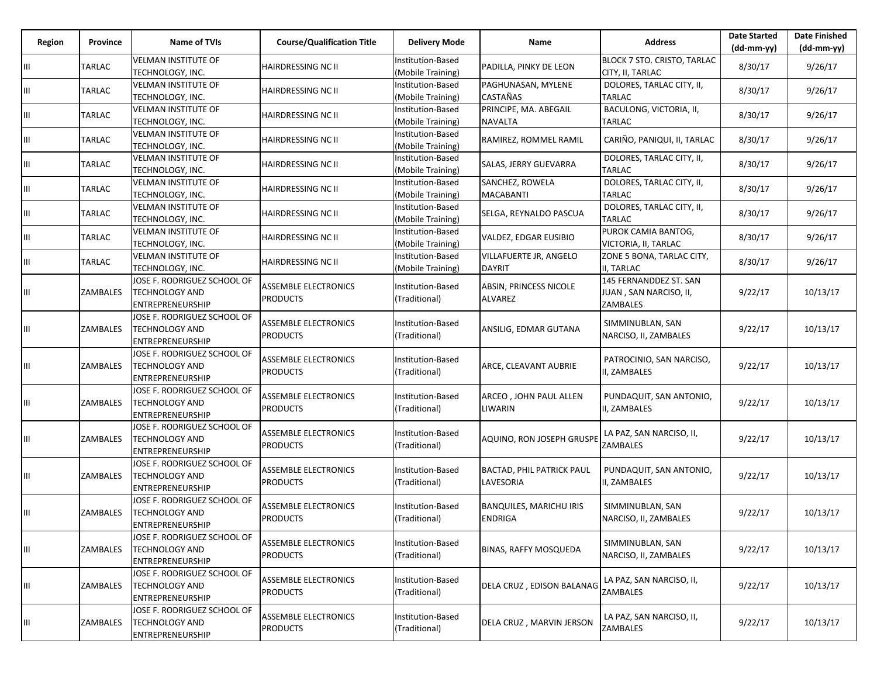| Region | Province | Name of TVIs | Course/Qualification Title | Delivery Mode | Name | Address | Date Started (dd-mm-yy) | Date Finished (dd-mm-yy) |
|---|---|---|---|---|---|---|---|---|
| III | TARLAC | VELMAN INSTITUTE OF TECHNOLOGY, INC. | HAIRDRESSING NC II | Institution-Based (Mobile Training) | PADILLA, PINKY DE LEON | BLOCK 7 STO. CRISTO, TARLAC CITY, II, TARLAC | 8/30/17 | 9/26/17 |
| III | TARLAC | VELMAN INSTITUTE OF TECHNOLOGY, INC. | HAIRDRESSING NC II | Institution-Based (Mobile Training) | PAGHUNASAN, MYLENE CASTAÑAS | DOLORES, TARLAC CITY, II, TARLAC | 8/30/17 | 9/26/17 |
| III | TARLAC | VELMAN INSTITUTE OF TECHNOLOGY, INC. | HAIRDRESSING NC II | Institution-Based (Mobile Training) | PRINCIPE, MA. ABEGAIL NAVALTA | BACULONG, VICTORIA, II, TARLAC | 8/30/17 | 9/26/17 |
| III | TARLAC | VELMAN INSTITUTE OF TECHNOLOGY, INC. | HAIRDRESSING NC II | Institution-Based (Mobile Training) | RAMIREZ, ROMMEL RAMIL | CARIÑO, PANIQUI, II, TARLAC | 8/30/17 | 9/26/17 |
| III | TARLAC | VELMAN INSTITUTE OF TECHNOLOGY, INC. | HAIRDRESSING NC II | Institution-Based (Mobile Training) | SALAS, JERRY GUEVARRA | DOLORES, TARLAC CITY, II, TARLAC | 8/30/17 | 9/26/17 |
| III | TARLAC | VELMAN INSTITUTE OF TECHNOLOGY, INC. | HAIRDRESSING NC II | Institution-Based (Mobile Training) | SANCHEZ, ROWELA MACABANTI | DOLORES, TARLAC CITY, II, TARLAC | 8/30/17 | 9/26/17 |
| III | TARLAC | VELMAN INSTITUTE OF TECHNOLOGY, INC. | HAIRDRESSING NC II | Institution-Based (Mobile Training) | SELGA, REYNALDO PASCUA | DOLORES, TARLAC CITY, II, TARLAC | 8/30/17 | 9/26/17 |
| III | TARLAC | VELMAN INSTITUTE OF TECHNOLOGY, INC. | HAIRDRESSING NC II | Institution-Based (Mobile Training) | VALDEZ, EDGAR EUSIBIO | PUROK CAMIA BANTOG, VICTORIA, II, TARLAC | 8/30/17 | 9/26/17 |
| III | TARLAC | VELMAN INSTITUTE OF TECHNOLOGY, INC. | HAIRDRESSING NC II | Institution-Based (Mobile Training) | VILLAFUERTE JR, ANGELO DAYRIT | ZONE 5 BONA, TARLAC CITY, II, TARLAC | 8/30/17 | 9/26/17 |
| III | ZAMBALES | JOSE F. RODRIGUEZ SCHOOL OF TECHNOLOGY AND ENTREPRENEURSHIP | ASSEMBLE ELECTRONICS PRODUCTS | Institution-Based (Traditional) | ABSIN, PRINCESS NICOLE ALVAREZ | 145 FERNANDDEZ ST. SAN JUAN , SAN NARCISO, II, ZAMBALES | 9/22/17 | 10/13/17 |
| III | ZAMBALES | JOSE F. RODRIGUEZ SCHOOL OF TECHNOLOGY AND ENTREPRENEURSHIP | ASSEMBLE ELECTRONICS PRODUCTS | Institution-Based (Traditional) | ANSILIG, EDMAR GUTANA | SIMMINUBLAN, SAN NARCISO, II, ZAMBALES | 9/22/17 | 10/13/17 |
| III | ZAMBALES | JOSE F. RODRIGUEZ SCHOOL OF TECHNOLOGY AND ENTREPRENEURSHIP | ASSEMBLE ELECTRONICS PRODUCTS | Institution-Based (Traditional) | ARCE, CLEAVANT AUBRIE | PATROCINIO, SAN NARCISO, II, ZAMBALES | 9/22/17 | 10/13/17 |
| III | ZAMBALES | JOSE F. RODRIGUEZ SCHOOL OF TECHNOLOGY AND ENTREPRENEURSHIP | ASSEMBLE ELECTRONICS PRODUCTS | Institution-Based (Traditional) | ARCEO , JOHN PAUL ALLEN LIWARIN | PUNDAQUIT, SAN ANTONIO, II, ZAMBALES | 9/22/17 | 10/13/17 |
| III | ZAMBALES | JOSE F. RODRIGUEZ SCHOOL OF TECHNOLOGY AND ENTREPRENEURSHIP | ASSEMBLE ELECTRONICS PRODUCTS | Institution-Based (Traditional) | AQUINO, RON JOSEPH GRUSPE | LA PAZ, SAN NARCISO, II, ZAMBALES | 9/22/17 | 10/13/17 |
| III | ZAMBALES | JOSE F. RODRIGUEZ SCHOOL OF TECHNOLOGY AND ENTREPRENEURSHIP | ASSEMBLE ELECTRONICS PRODUCTS | Institution-Based (Traditional) | BACTAD, PHIL PATRICK PAUL LAVESORIA | PUNDAQUIT, SAN ANTONIO, II, ZAMBALES | 9/22/17 | 10/13/17 |
| III | ZAMBALES | JOSE F. RODRIGUEZ SCHOOL OF TECHNOLOGY AND ENTREPRENEURSHIP | ASSEMBLE ELECTRONICS PRODUCTS | Institution-Based (Traditional) | BANQUILES, MARICHU IRIS ENDRIGA | SIMMINUBLAN, SAN NARCISO, II, ZAMBALES | 9/22/17 | 10/13/17 |
| III | ZAMBALES | JOSE F. RODRIGUEZ SCHOOL OF TECHNOLOGY AND ENTREPRENEURSHIP | ASSEMBLE ELECTRONICS PRODUCTS | Institution-Based (Traditional) | BINAS, RAFFY MOSQUEDA | SIMMINUBLAN, SAN NARCISO, II, ZAMBALES | 9/22/17 | 10/13/17 |
| III | ZAMBALES | JOSE F. RODRIGUEZ SCHOOL OF TECHNOLOGY AND ENTREPRENEURSHIP | ASSEMBLE ELECTRONICS PRODUCTS | Institution-Based (Traditional) | DELA CRUZ , EDISON BALANAG | LA PAZ, SAN NARCISO, II, ZAMBALES | 9/22/17 | 10/13/17 |
| III | ZAMBALES | JOSE F. RODRIGUEZ SCHOOL OF TECHNOLOGY AND ENTREPRENEURSHIP | ASSEMBLE ELECTRONICS PRODUCTS | Institution-Based (Traditional) | DELA CRUZ , MARVIN JERSON | LA PAZ, SAN NARCISO, II, ZAMBALES | 9/22/17 | 10/13/17 |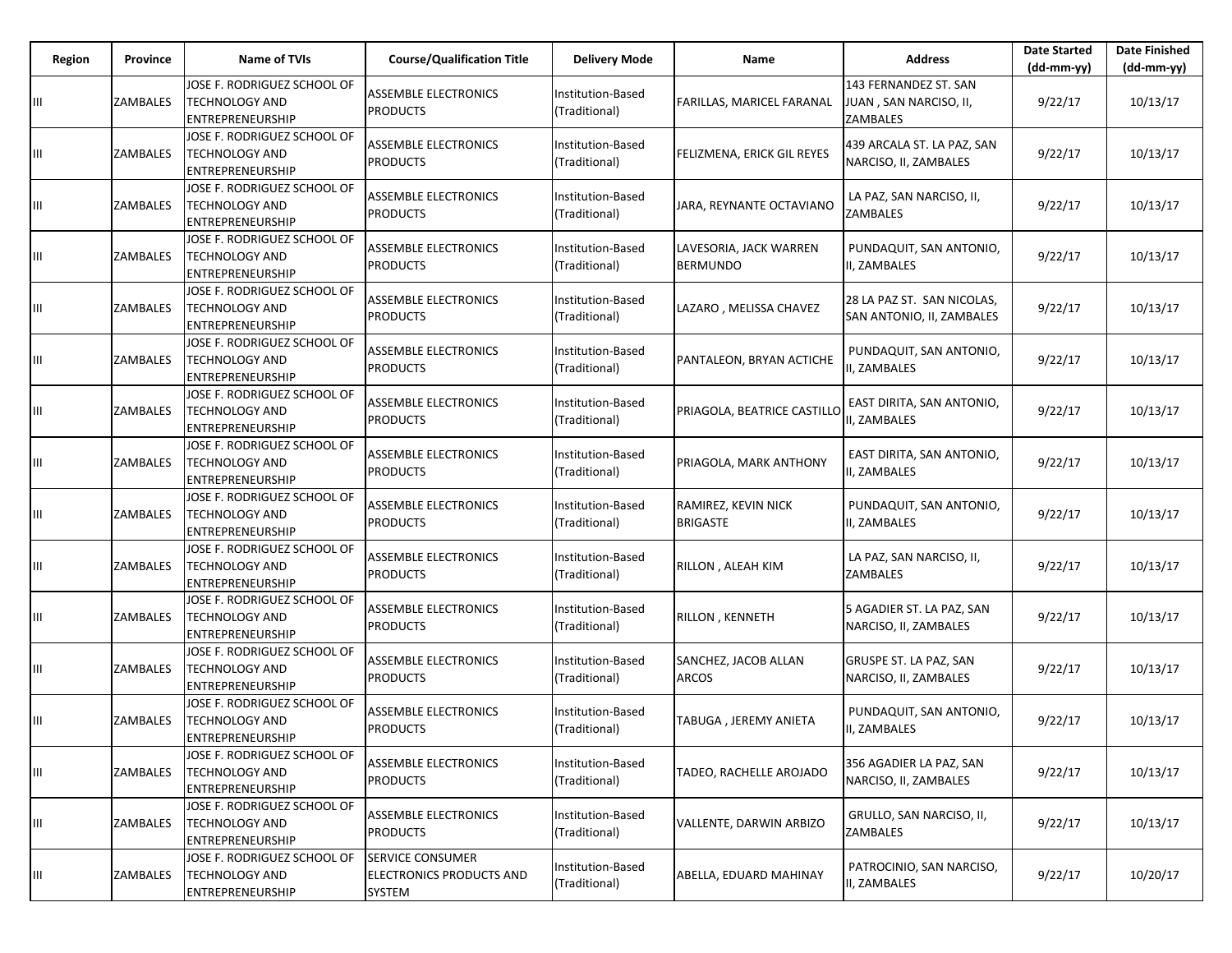| Region | Province | Name of TVIs | Course/Qualification Title | Delivery Mode | Name | Address | Date Started (dd-mm-yy) | Date Finished (dd-mm-yy) |
|---|---|---|---|---|---|---|---|---|
| III | ZAMBALES | JOSE F. RODRIGUEZ SCHOOL OF TECHNOLOGY AND ENTREPRENEURSHIP | ASSEMBLE ELECTRONICS PRODUCTS | Institution-Based (Traditional) | FARILLAS, MARICEL FARANAL | 143 FERNANDEZ ST. SAN JUAN , SAN NARCISO, II, ZAMBALES | 9/22/17 | 10/13/17 |
| III | ZAMBALES | JOSE F. RODRIGUEZ SCHOOL OF TECHNOLOGY AND ENTREPRENEURSHIP | ASSEMBLE ELECTRONICS PRODUCTS | Institution-Based (Traditional) | FELIZMENA, ERICK GIL REYES | 439 ARCALA ST. LA PAZ, SAN NARCISO, II, ZAMBALES | 9/22/17 | 10/13/17 |
| III | ZAMBALES | JOSE F. RODRIGUEZ SCHOOL OF TECHNOLOGY AND ENTREPRENEURSHIP | ASSEMBLE ELECTRONICS PRODUCTS | Institution-Based (Traditional) | JARA, REYNANTE OCTAVIANO | LA PAZ, SAN NARCISO, II, ZAMBALES | 9/22/17 | 10/13/17 |
| III | ZAMBALES | JOSE F. RODRIGUEZ SCHOOL OF TECHNOLOGY AND ENTREPRENEURSHIP | ASSEMBLE ELECTRONICS PRODUCTS | Institution-Based (Traditional) | LAVESORIA, JACK WARREN BERMUNDO | PUNDAQUIT, SAN ANTONIO, II, ZAMBALES | 9/22/17 | 10/13/17 |
| III | ZAMBALES | JOSE F. RODRIGUEZ SCHOOL OF TECHNOLOGY AND ENTREPRENEURSHIP | ASSEMBLE ELECTRONICS PRODUCTS | Institution-Based (Traditional) | LAZARO , MELISSA CHAVEZ | 28 LA PAZ ST. SAN NICOLAS, SAN ANTONIO, II, ZAMBALES | 9/22/17 | 10/13/17 |
| III | ZAMBALES | JOSE F. RODRIGUEZ SCHOOL OF TECHNOLOGY AND ENTREPRENEURSHIP | ASSEMBLE ELECTRONICS PRODUCTS | Institution-Based (Traditional) | PANTALEON, BRYAN ACTICHE | PUNDAQUIT, SAN ANTONIO, II, ZAMBALES | 9/22/17 | 10/13/17 |
| III | ZAMBALES | JOSE F. RODRIGUEZ SCHOOL OF TECHNOLOGY AND ENTREPRENEURSHIP | ASSEMBLE ELECTRONICS PRODUCTS | Institution-Based (Traditional) | PRIAGOLA, BEATRICE CASTILLO | EAST DIRITA, SAN ANTONIO, II, ZAMBALES | 9/22/17 | 10/13/17 |
| III | ZAMBALES | JOSE F. RODRIGUEZ SCHOOL OF TECHNOLOGY AND ENTREPRENEURSHIP | ASSEMBLE ELECTRONICS PRODUCTS | Institution-Based (Traditional) | PRIAGOLA, MARK ANTHONY | EAST DIRITA, SAN ANTONIO, II, ZAMBALES | 9/22/17 | 10/13/17 |
| III | ZAMBALES | JOSE F. RODRIGUEZ SCHOOL OF TECHNOLOGY AND ENTREPRENEURSHIP | ASSEMBLE ELECTRONICS PRODUCTS | Institution-Based (Traditional) | RAMIREZ, KEVIN NICK BRIGASTE | PUNDAQUIT, SAN ANTONIO, II, ZAMBALES | 9/22/17 | 10/13/17 |
| III | ZAMBALES | JOSE F. RODRIGUEZ SCHOOL OF TECHNOLOGY AND ENTREPRENEURSHIP | ASSEMBLE ELECTRONICS PRODUCTS | Institution-Based (Traditional) | RILLON , ALEAH KIM | LA PAZ, SAN NARCISO, II, ZAMBALES | 9/22/17 | 10/13/17 |
| III | ZAMBALES | JOSE F. RODRIGUEZ SCHOOL OF TECHNOLOGY AND ENTREPRENEURSHIP | ASSEMBLE ELECTRONICS PRODUCTS | Institution-Based (Traditional) | RILLON , KENNETH | 5 AGADIER ST. LA PAZ, SAN NARCISO, II, ZAMBALES | 9/22/17 | 10/13/17 |
| III | ZAMBALES | JOSE F. RODRIGUEZ SCHOOL OF TECHNOLOGY AND ENTREPRENEURSHIP | ASSEMBLE ELECTRONICS PRODUCTS | Institution-Based (Traditional) | SANCHEZ, JACOB ALLAN ARCOS | GRUSPE ST. LA PAZ, SAN NARCISO, II, ZAMBALES | 9/22/17 | 10/13/17 |
| III | ZAMBALES | JOSE F. RODRIGUEZ SCHOOL OF TECHNOLOGY AND ENTREPRENEURSHIP | ASSEMBLE ELECTRONICS PRODUCTS | Institution-Based (Traditional) | TABUGA , JEREMY ANIETA | PUNDAQUIT, SAN ANTONIO, II, ZAMBALES | 9/22/17 | 10/13/17 |
| III | ZAMBALES | JOSE F. RODRIGUEZ SCHOOL OF TECHNOLOGY AND ENTREPRENEURSHIP | ASSEMBLE ELECTRONICS PRODUCTS | Institution-Based (Traditional) | TADEO, RACHELLE AROJADO | 356 AGADIER LA PAZ, SAN NARCISO, II, ZAMBALES | 9/22/17 | 10/13/17 |
| III | ZAMBALES | JOSE F. RODRIGUEZ SCHOOL OF TECHNOLOGY AND ENTREPRENEURSHIP | ASSEMBLE ELECTRONICS PRODUCTS | Institution-Based (Traditional) | VALLENTE, DARWIN ARBIZO | GRULLO, SAN NARCISO, II, ZAMBALES | 9/22/17 | 10/13/17 |
| III | ZAMBALES | JOSE F. RODRIGUEZ SCHOOL OF TECHNOLOGY AND ENTREPRENEURSHIP | SERVICE CONSUMER ELECTRONICS PRODUCTS AND SYSTEM | Institution-Based (Traditional) | ABELLA, EDUARD MAHINAY | PATROCINIO, SAN NARCISO, II, ZAMBALES | 9/22/17 | 10/20/17 |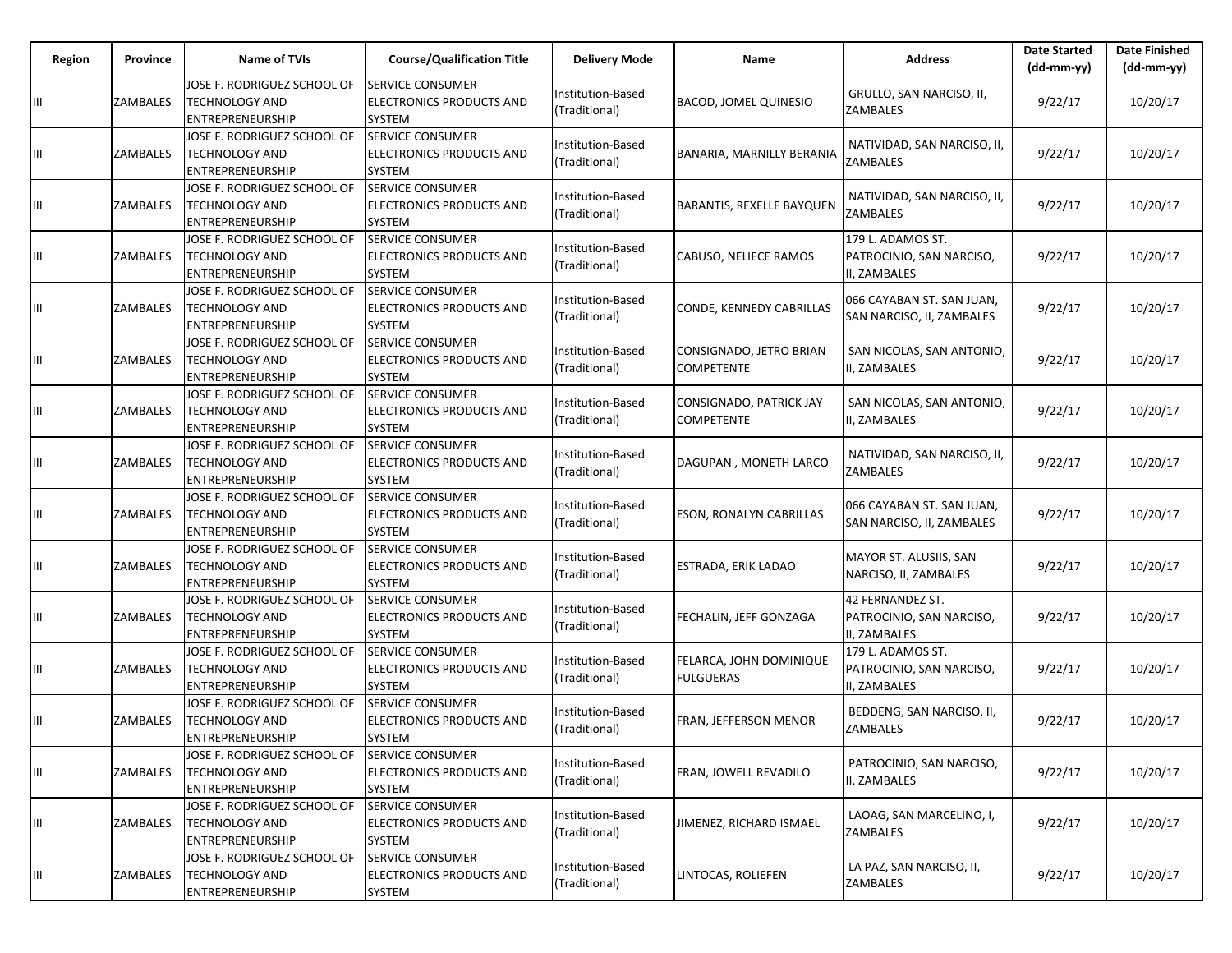| Region | Province | Name of TVIs | Course/Qualification Title | Delivery Mode | Name | Address | Date Started (dd-mm-yy) | Date Finished (dd-mm-yy) |
|---|---|---|---|---|---|---|---|---|
| III | ZAMBALES | JOSE F. RODRIGUEZ SCHOOL OF TECHNOLOGY AND ENTREPRENEURSHIP | SERVICE CONSUMER ELECTRONICS PRODUCTS AND SYSTEM | Institution-Based (Traditional) | BACOD, JOMEL QUINESIO | GRULLO, SAN NARCISO, II, ZAMBALES | 9/22/17 | 10/20/17 |
| III | ZAMBALES | JOSE F. RODRIGUEZ SCHOOL OF TECHNOLOGY AND ENTREPRENEURSHIP | SERVICE CONSUMER ELECTRONICS PRODUCTS AND SYSTEM | Institution-Based (Traditional) | BANARIA, MARNILLY BERANIA | NATIVIDAD, SAN NARCISO, II, ZAMBALES | 9/22/17 | 10/20/17 |
| III | ZAMBALES | JOSE F. RODRIGUEZ SCHOOL OF TECHNOLOGY AND ENTREPRENEURSHIP | SERVICE CONSUMER ELECTRONICS PRODUCTS AND SYSTEM | Institution-Based (Traditional) | BARANTIS, REXELLE BAYQUEN | NATIVIDAD, SAN NARCISO, II, ZAMBALES | 9/22/17 | 10/20/17 |
| III | ZAMBALES | JOSE F. RODRIGUEZ SCHOOL OF TECHNOLOGY AND ENTREPRENEURSHIP | SERVICE CONSUMER ELECTRONICS PRODUCTS AND SYSTEM | Institution-Based (Traditional) | CABUSO, NELIECE RAMOS | 179 L. ADAMOS ST. PATROCINIO, SAN NARCISO, II, ZAMBALES | 9/22/17 | 10/20/17 |
| III | ZAMBALES | JOSE F. RODRIGUEZ SCHOOL OF TECHNOLOGY AND ENTREPRENEURSHIP | SERVICE CONSUMER ELECTRONICS PRODUCTS AND SYSTEM | Institution-Based (Traditional) | CONDE, KENNEDY CABRILLAS | 066 CAYABAN ST. SAN JUAN, SAN NARCISO, II, ZAMBALES | 9/22/17 | 10/20/17 |
| III | ZAMBALES | JOSE F. RODRIGUEZ SCHOOL OF TECHNOLOGY AND ENTREPRENEURSHIP | SERVICE CONSUMER ELECTRONICS PRODUCTS AND SYSTEM | Institution-Based (Traditional) | CONSIGNADO, JETRO BRIAN COMPETENTE | SAN NICOLAS, SAN ANTONIO, II, ZAMBALES | 9/22/17 | 10/20/17 |
| III | ZAMBALES | JOSE F. RODRIGUEZ SCHOOL OF TECHNOLOGY AND ENTREPRENEURSHIP | SERVICE CONSUMER ELECTRONICS PRODUCTS AND SYSTEM | Institution-Based (Traditional) | CONSIGNADO, PATRICK JAY COMPETENTE | SAN NICOLAS, SAN ANTONIO, II, ZAMBALES | 9/22/17 | 10/20/17 |
| III | ZAMBALES | JOSE F. RODRIGUEZ SCHOOL OF TECHNOLOGY AND ENTREPRENEURSHIP | SERVICE CONSUMER ELECTRONICS PRODUCTS AND SYSTEM | Institution-Based (Traditional) | DAGUPAN , MONETH LARCO | NATIVIDAD, SAN NARCISO, II, ZAMBALES | 9/22/17 | 10/20/17 |
| III | ZAMBALES | JOSE F. RODRIGUEZ SCHOOL OF TECHNOLOGY AND ENTREPRENEURSHIP | SERVICE CONSUMER ELECTRONICS PRODUCTS AND SYSTEM | Institution-Based (Traditional) | ESON, RONALYN CABRILLAS | 066 CAYABAN ST. SAN JUAN, SAN NARCISO, II, ZAMBALES | 9/22/17 | 10/20/17 |
| III | ZAMBALES | JOSE F. RODRIGUEZ SCHOOL OF TECHNOLOGY AND ENTREPRENEURSHIP | SERVICE CONSUMER ELECTRONICS PRODUCTS AND SYSTEM | Institution-Based (Traditional) | ESTRADA, ERIK LADAO | MAYOR ST. ALUSIIS, SAN NARCISO, II, ZAMBALES | 9/22/17 | 10/20/17 |
| III | ZAMBALES | JOSE F. RODRIGUEZ SCHOOL OF TECHNOLOGY AND ENTREPRENEURSHIP | SERVICE CONSUMER ELECTRONICS PRODUCTS AND SYSTEM | Institution-Based (Traditional) | FECHALIN, JEFF GONZAGA | 42 FERNANDEZ ST. PATROCINIO, SAN NARCISO, II, ZAMBALES | 9/22/17 | 10/20/17 |
| III | ZAMBALES | JOSE F. RODRIGUEZ SCHOOL OF TECHNOLOGY AND ENTREPRENEURSHIP | SERVICE CONSUMER ELECTRONICS PRODUCTS AND SYSTEM | Institution-Based (Traditional) | FELARCA, JOHN DOMINIQUE FULGUERAS | 179 L. ADAMOS ST. PATROCINIO, SAN NARCISO, II, ZAMBALES | 9/22/17 | 10/20/17 |
| III | ZAMBALES | JOSE F. RODRIGUEZ SCHOOL OF TECHNOLOGY AND ENTREPRENEURSHIP | SERVICE CONSUMER ELECTRONICS PRODUCTS AND SYSTEM | Institution-Based (Traditional) | FRAN, JEFFERSON MENOR | BEDDENG, SAN NARCISO, II, ZAMBALES | 9/22/17 | 10/20/17 |
| III | ZAMBALES | JOSE F. RODRIGUEZ SCHOOL OF TECHNOLOGY AND ENTREPRENEURSHIP | SERVICE CONSUMER ELECTRONICS PRODUCTS AND SYSTEM | Institution-Based (Traditional) | FRAN, JOWELL REVADILO | PATROCINIO, SAN NARCISO, II, ZAMBALES | 9/22/17 | 10/20/17 |
| III | ZAMBALES | JOSE F. RODRIGUEZ SCHOOL OF TECHNOLOGY AND ENTREPRENEURSHIP | SERVICE CONSUMER ELECTRONICS PRODUCTS AND SYSTEM | Institution-Based (Traditional) | JIMENEZ, RICHARD ISMAEL | LAOAG, SAN MARCELINO, I, ZAMBALES | 9/22/17 | 10/20/17 |
| III | ZAMBALES | JOSE F. RODRIGUEZ SCHOOL OF TECHNOLOGY AND ENTREPRENEURSHIP | SERVICE CONSUMER ELECTRONICS PRODUCTS AND SYSTEM | Institution-Based (Traditional) | LINTOCAS, ROLIEFEN | LA PAZ, SAN NARCISO, II, ZAMBALES | 9/22/17 | 10/20/17 |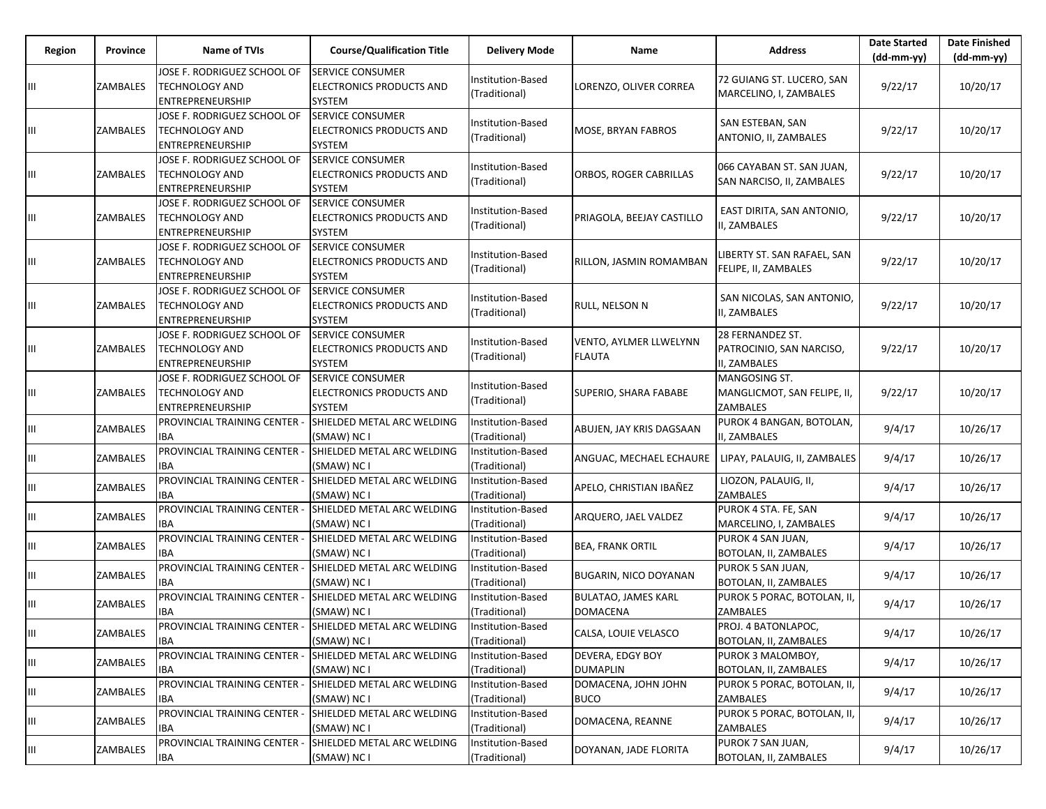| Region | Province | Name of TVIs | Course/Qualification Title | Delivery Mode | Name | Address | Date Started (dd-mm-yy) | Date Finished (dd-mm-yy) |
|---|---|---|---|---|---|---|---|---|
| III | ZAMBALES | JOSE F. RODRIGUEZ SCHOOL OF TECHNOLOGY AND ENTREPRENEURSHIP | SERVICE CONSUMER ELECTRONICS PRODUCTS AND SYSTEM | Institution-Based (Traditional) | LORENZO, OLIVER CORREA | 72 GUIANG ST. LUCERO, SAN MARCELINO, I, ZAMBALES | 9/22/17 | 10/20/17 |
| III | ZAMBALES | JOSE F. RODRIGUEZ SCHOOL OF TECHNOLOGY AND ENTREPRENEURSHIP | SERVICE CONSUMER ELECTRONICS PRODUCTS AND SYSTEM | Institution-Based (Traditional) | MOSE, BRYAN FABROS | SAN ESTEBAN, SAN ANTONIO, II, ZAMBALES | 9/22/17 | 10/20/17 |
| III | ZAMBALES | JOSE F. RODRIGUEZ SCHOOL OF TECHNOLOGY AND ENTREPRENEURSHIP | SERVICE CONSUMER ELECTRONICS PRODUCTS AND SYSTEM | Institution-Based (Traditional) | ORBOS, ROGER CABRILLAS | 066 CAYABAN ST. SAN JUAN, SAN NARCISO, II, ZAMBALES | 9/22/17 | 10/20/17 |
| III | ZAMBALES | JOSE F. RODRIGUEZ SCHOOL OF TECHNOLOGY AND ENTREPRENEURSHIP | SERVICE CONSUMER ELECTRONICS PRODUCTS AND SYSTEM | Institution-Based (Traditional) | PRIAGOLA, BEEJAY CASTILLO | EAST DIRITA, SAN ANTONIO, II, ZAMBALES | 9/22/17 | 10/20/17 |
| III | ZAMBALES | JOSE F. RODRIGUEZ SCHOOL OF TECHNOLOGY AND ENTREPRENEURSHIP | SERVICE CONSUMER ELECTRONICS PRODUCTS AND SYSTEM | Institution-Based (Traditional) | RILLON, JASMIN ROMAMBAN | LIBERTY ST. SAN RAFAEL, SAN FELIPE, II, ZAMBALES | 9/22/17 | 10/20/17 |
| III | ZAMBALES | JOSE F. RODRIGUEZ SCHOOL OF TECHNOLOGY AND ENTREPRENEURSHIP | SERVICE CONSUMER ELECTRONICS PRODUCTS AND SYSTEM | Institution-Based (Traditional) | RULL, NELSON N | SAN NICOLAS, SAN ANTONIO, II, ZAMBALES | 9/22/17 | 10/20/17 |
| III | ZAMBALES | JOSE F. RODRIGUEZ SCHOOL OF TECHNOLOGY AND ENTREPRENEURSHIP | SERVICE CONSUMER ELECTRONICS PRODUCTS AND SYSTEM | Institution-Based (Traditional) | VENTO, AYLMER LLWELYNN FLAUTA | 28 FERNANDEZ ST. PATROCINIO, SAN NARCISO, II, ZAMBALES | 9/22/17 | 10/20/17 |
| III | ZAMBALES | JOSE F. RODRIGUEZ SCHOOL OF TECHNOLOGY AND ENTREPRENEURSHIP | SERVICE CONSUMER ELECTRONICS PRODUCTS AND SYSTEM | Institution-Based (Traditional) | SUPERIO, SHARA FABABE | MANGOSING ST. MANGLICMOT, SAN FELIPE, II, ZAMBALES | 9/22/17 | 10/20/17 |
| III | ZAMBALES | PROVINCIAL TRAINING CENTER - IBA | SHIELDED METAL ARC WELDING (SMAW) NC I | Institution-Based (Traditional) | ABUJEN, JAY KRIS DAGSAAN | PUROK 4 BANGAN, BOTOLAN, II, ZAMBALES | 9/4/17 | 10/26/17 |
| III | ZAMBALES | PROVINCIAL TRAINING CENTER - IBA | SHIELDED METAL ARC WELDING (SMAW) NC I | Institution-Based (Traditional) | ANGUAC, MECHAEL ECHAURE | LIPAY, PALAUIG, II, ZAMBALES | 9/4/17 | 10/26/17 |
| III | ZAMBALES | PROVINCIAL TRAINING CENTER - IBA | SHIELDED METAL ARC WELDING (SMAW) NC I | Institution-Based (Traditional) | APELO, CHRISTIAN IBAÑEZ | LIOZON, PALAUIG, II, ZAMBALES | 9/4/17 | 10/26/17 |
| III | ZAMBALES | PROVINCIAL TRAINING CENTER - IBA | SHIELDED METAL ARC WELDING (SMAW) NC I | Institution-Based (Traditional) | ARQUERO, JAEL VALDEZ | PUROK 4 STA. FE, SAN MARCELINO, I, ZAMBALES | 9/4/17 | 10/26/17 |
| III | ZAMBALES | PROVINCIAL TRAINING CENTER - IBA | SHIELDED METAL ARC WELDING (SMAW) NC I | Institution-Based (Traditional) | BEA, FRANK ORTIL | PUROK 4 SAN JUAN, BOTOLAN, II, ZAMBALES | 9/4/17 | 10/26/17 |
| III | ZAMBALES | PROVINCIAL TRAINING CENTER - IBA | SHIELDED METAL ARC WELDING (SMAW) NC I | Institution-Based (Traditional) | BUGARIN, NICO DOYANAN | PUROK 5 SAN JUAN, BOTOLAN, II, ZAMBALES | 9/4/17 | 10/26/17 |
| III | ZAMBALES | PROVINCIAL TRAINING CENTER - IBA | SHIELDED METAL ARC WELDING (SMAW) NC I | Institution-Based (Traditional) | BULATAO, JAMES KARL DOMACENA | PUROK 5 PORAC, BOTOLAN, II, ZAMBALES | 9/4/17 | 10/26/17 |
| III | ZAMBALES | PROVINCIAL TRAINING CENTER - IBA | SHIELDED METAL ARC WELDING (SMAW) NC I | Institution-Based (Traditional) | CALSA, LOUIE VELASCO | PROJ. 4 BATONLAPOC, BOTOLAN, II, ZAMBALES | 9/4/17 | 10/26/17 |
| III | ZAMBALES | PROVINCIAL TRAINING CENTER - IBA | SHIELDED METAL ARC WELDING (SMAW) NC I | Institution-Based (Traditional) | DEVERA, EDGY BOY DUMAPLIN | PUROK 3 MALOMBOY, BOTOLAN, II, ZAMBALES | 9/4/17 | 10/26/17 |
| III | ZAMBALES | PROVINCIAL TRAINING CENTER - IBA | SHIELDED METAL ARC WELDING (SMAW) NC I | Institution-Based (Traditional) | DOMACENA, JOHN JOHN BUCO | PUROK 5 PORAC, BOTOLAN, II, ZAMBALES | 9/4/17 | 10/26/17 |
| III | ZAMBALES | PROVINCIAL TRAINING CENTER - IBA | SHIELDED METAL ARC WELDING (SMAW) NC I | Institution-Based (Traditional) | DOMACENA, REANNE | PUROK 5 PORAC, BOTOLAN, II, ZAMBALES | 9/4/17 | 10/26/17 |
| III | ZAMBALES | PROVINCIAL TRAINING CENTER - IBA | SHIELDED METAL ARC WELDING (SMAW) NC I | Institution-Based (Traditional) | DOYANAN, JADE FLORITA | PUROK 7 SAN JUAN, BOTOLAN, II, ZAMBALES | 9/4/17 | 10/26/17 |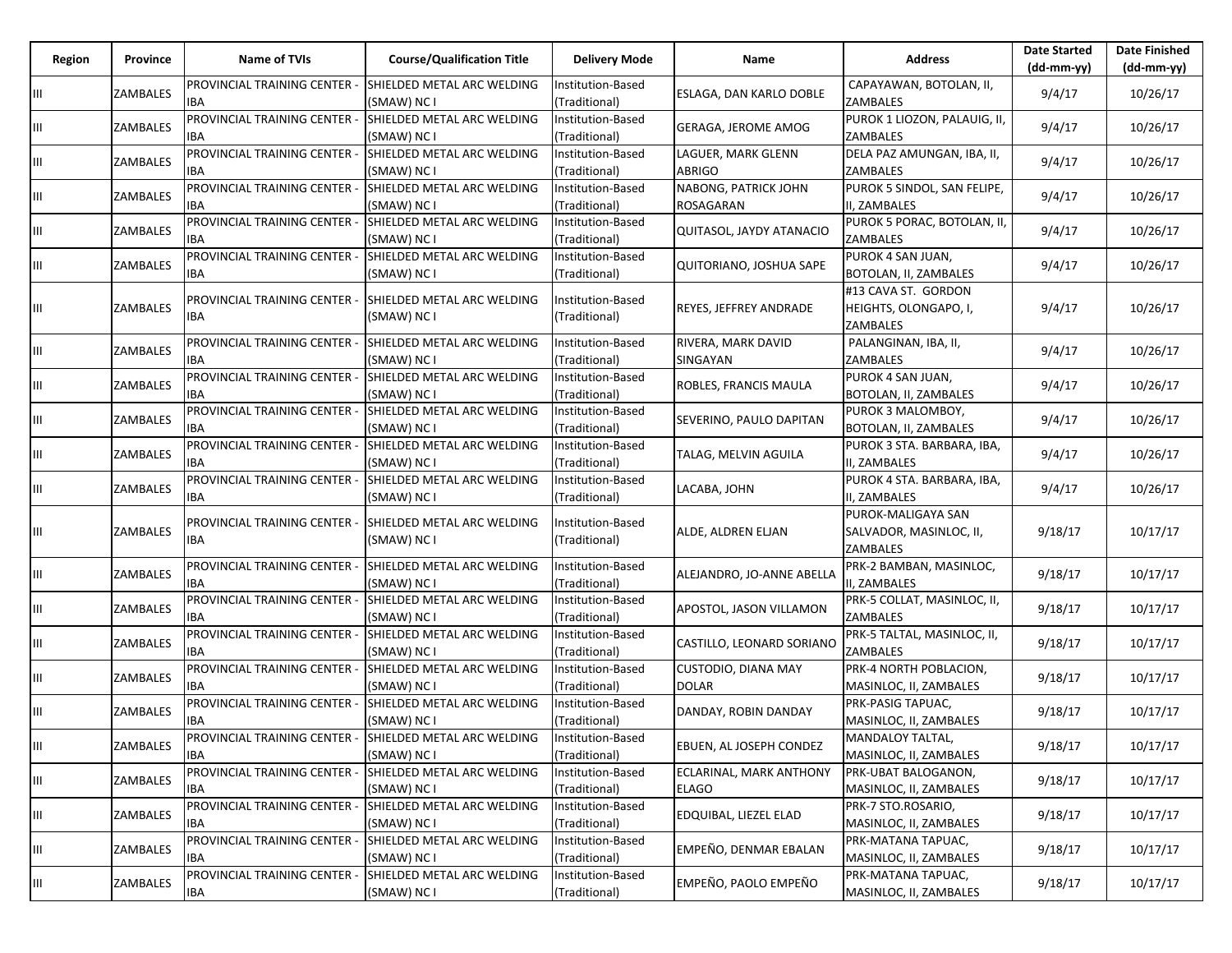| Region | Province | Name of TVIs | Course/Qualification Title | Delivery Mode | Name | Address | Date Started (dd-mm-yy) | Date Finished (dd-mm-yy) |
|---|---|---|---|---|---|---|---|---|
| III | ZAMBALES | PROVINCIAL TRAINING CENTER - IBA | SHIELDED METAL ARC WELDING (SMAW) NC I | Institution-Based (Traditional) | ESLAGA, DAN KARLO DOBLE | CAPAYAWAN, BOTOLAN, II, ZAMBALES | 9/4/17 | 10/26/17 |
| III | ZAMBALES | PROVINCIAL TRAINING CENTER - IBA | SHIELDED METAL ARC WELDING (SMAW) NC I | Institution-Based (Traditional) | GERAGA, JEROME AMOG | PUROK 1 LIOZON, PALAUIG, II, ZAMBALES | 9/4/17 | 10/26/17 |
| III | ZAMBALES | PROVINCIAL TRAINING CENTER - IBA | SHIELDED METAL ARC WELDING (SMAW) NC I | Institution-Based (Traditional) | LAGUER, MARK GLENN ABRIGO | DELA PAZ AMUNGAN, IBA, II, ZAMBALES | 9/4/17 | 10/26/17 |
| III | ZAMBALES | PROVINCIAL TRAINING CENTER - IBA | SHIELDED METAL ARC WELDING (SMAW) NC I | Institution-Based (Traditional) | NABONG, PATRICK JOHN ROSAGARAN | PUROK 5 SINDOL, SAN FELIPE, II, ZAMBALES | 9/4/17 | 10/26/17 |
| III | ZAMBALES | PROVINCIAL TRAINING CENTER - IBA | SHIELDED METAL ARC WELDING (SMAW) NC I | Institution-Based (Traditional) | QUITASOL, JAYDY ATANACIO | PUROK 5 PORAC, BOTOLAN, II, ZAMBALES | 9/4/17 | 10/26/17 |
| III | ZAMBALES | PROVINCIAL TRAINING CENTER - IBA | SHIELDED METAL ARC WELDING (SMAW) NC I | Institution-Based (Traditional) | QUITORIANO, JOSHUA SAPE | PUROK 4 SAN JUAN, BOTOLAN, II, ZAMBALES | 9/4/17 | 10/26/17 |
| III | ZAMBALES | PROVINCIAL TRAINING CENTER - IBA | SHIELDED METAL ARC WELDING (SMAW) NC I | Institution-Based (Traditional) | REYES, JEFFREY ANDRADE | #13 CAVA ST. GORDON HEIGHTS, OLONGAPO, I, ZAMBALES | 9/4/17 | 10/26/17 |
| III | ZAMBALES | PROVINCIAL TRAINING CENTER - IBA | SHIELDED METAL ARC WELDING (SMAW) NC I | Institution-Based (Traditional) | RIVERA, MARK DAVID SINGAYAN | PALANGINAN, IBA, II, ZAMBALES | 9/4/17 | 10/26/17 |
| III | ZAMBALES | PROVINCIAL TRAINING CENTER - IBA | SHIELDED METAL ARC WELDING (SMAW) NC I | Institution-Based (Traditional) | ROBLES, FRANCIS MAULA | PUROK 4 SAN JUAN, BOTOLAN, II, ZAMBALES | 9/4/17 | 10/26/17 |
| III | ZAMBALES | PROVINCIAL TRAINING CENTER - IBA | SHIELDED METAL ARC WELDING (SMAW) NC I | Institution-Based (Traditional) | SEVERINO, PAULO DAPITAN | PUROK 3 MALOMBOY, BOTOLAN, II, ZAMBALES | 9/4/17 | 10/26/17 |
| III | ZAMBALES | PROVINCIAL TRAINING CENTER - IBA | SHIELDED METAL ARC WELDING (SMAW) NC I | Institution-Based (Traditional) | TALAG, MELVIN AGUILA | PUROK 3 STA. BARBARA, IBA, II, ZAMBALES | 9/4/17 | 10/26/17 |
| III | ZAMBALES | PROVINCIAL TRAINING CENTER - IBA | SHIELDED METAL ARC WELDING (SMAW) NC I | Institution-Based (Traditional) | LACABA, JOHN | PUROK 4 STA. BARBARA, IBA, II, ZAMBALES | 9/4/17 | 10/26/17 |
| III | ZAMBALES | PROVINCIAL TRAINING CENTER - IBA | SHIELDED METAL ARC WELDING (SMAW) NC I | Institution-Based (Traditional) | ALDE, ALDREN ELJAN | PUROK-MALIGAYA SAN SALVADOR, MASINLOC, II, ZAMBALES | 9/18/17 | 10/17/17 |
| III | ZAMBALES | PROVINCIAL TRAINING CENTER - IBA | SHIELDED METAL ARC WELDING (SMAW) NC I | Institution-Based (Traditional) | ALEJANDRO, JO-ANNE ABELLA | PRK-2 BAMBAN, MASINLOC, II, ZAMBALES | 9/18/17 | 10/17/17 |
| III | ZAMBALES | PROVINCIAL TRAINING CENTER - IBA | SHIELDED METAL ARC WELDING (SMAW) NC I | Institution-Based (Traditional) | APOSTOL, JASON VILLAMON | PRK-5 COLLAT, MASINLOC, II, ZAMBALES | 9/18/17 | 10/17/17 |
| III | ZAMBALES | PROVINCIAL TRAINING CENTER - IBA | SHIELDED METAL ARC WELDING (SMAW) NC I | Institution-Based (Traditional) | CASTILLO, LEONARD SORIANO | PRK-5 TALTAL, MASINLOC, II, ZAMBALES | 9/18/17 | 10/17/17 |
| III | ZAMBALES | PROVINCIAL TRAINING CENTER - IBA | SHIELDED METAL ARC WELDING (SMAW) NC I | Institution-Based (Traditional) | CUSTODIO, DIANA MAY DOLAR | PRK-4 NORTH POBLACION, MASINLOC, II, ZAMBALES | 9/18/17 | 10/17/17 |
| III | ZAMBALES | PROVINCIAL TRAINING CENTER - IBA | SHIELDED METAL ARC WELDING (SMAW) NC I | Institution-Based (Traditional) | DANDAY, ROBIN DANDAY | PRK-PASIG TAPUAC, MASINLOC, II, ZAMBALES | 9/18/17 | 10/17/17 |
| III | ZAMBALES | PROVINCIAL TRAINING CENTER - IBA | SHIELDED METAL ARC WELDING (SMAW) NC I | Institution-Based (Traditional) | EBUEN, AL JOSEPH CONDEZ | MANDALOY TALTAL, MASINLOC, II, ZAMBALES | 9/18/17 | 10/17/17 |
| III | ZAMBALES | PROVINCIAL TRAINING CENTER - IBA | SHIELDED METAL ARC WELDING (SMAW) NC I | Institution-Based (Traditional) | ECLARINAL, MARK ANTHONY ELAGO | PRK-UBAT BALOGANON, MASINLOC, II, ZAMBALES | 9/18/17 | 10/17/17 |
| III | ZAMBALES | PROVINCIAL TRAINING CENTER - IBA | SHIELDED METAL ARC WELDING (SMAW) NC I | Institution-Based (Traditional) | EDQUIBAL, LIEZEL ELAD | PRK-7 STO.ROSARIO, MASINLOC, II, ZAMBALES | 9/18/17 | 10/17/17 |
| III | ZAMBALES | PROVINCIAL TRAINING CENTER - IBA | SHIELDED METAL ARC WELDING (SMAW) NC I | Institution-Based (Traditional) | EMPEÑO, DENMAR EBALAN | PRK-MATANA TAPUAC, MASINLOC, II, ZAMBALES | 9/18/17 | 10/17/17 |
| III | ZAMBALES | PROVINCIAL TRAINING CENTER - IBA | SHIELDED METAL ARC WELDING (SMAW) NC I | Institution-Based (Traditional) | EMPEÑO, PAOLO EMPEÑO | PRK-MATANA TAPUAC, MASINLOC, II, ZAMBALES | 9/18/17 | 10/17/17 |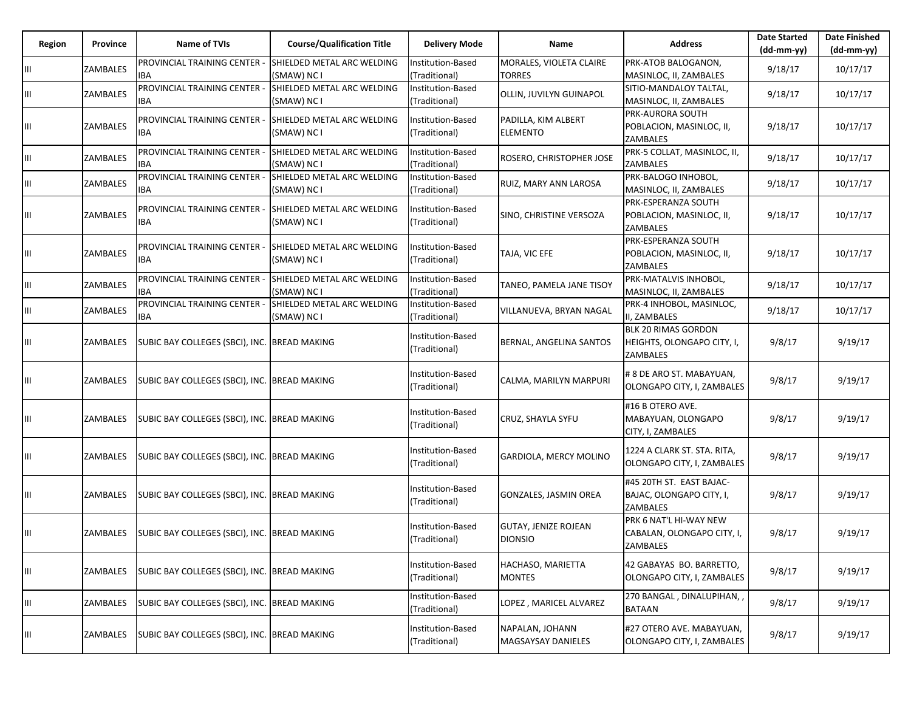| Region | Province | Name of TVIs | Course/Qualification Title | Delivery Mode | Name | Address | Date Started (dd-mm-yy) | Date Finished (dd-mm-yy) |
|---|---|---|---|---|---|---|---|---|
| III | ZAMBALES | PROVINCIAL TRAINING CENTER - IBA | SHIELDED METAL ARC WELDING (SMAW) NC I | Institution-Based (Traditional) | MORALES, VIOLETA CLAIRE TORRES | PRK-ATOB BALOGANON, MASINLOC, II, ZAMBALES | 9/18/17 | 10/17/17 |
| III | ZAMBALES | PROVINCIAL TRAINING CENTER - IBA | SHIELDED METAL ARC WELDING (SMAW) NC I | Institution-Based (Traditional) | OLLIN, JUVILYN GUINAPOL | SITIO-MANDALOY TALTAL, MASINLOC, II, ZAMBALES | 9/18/17 | 10/17/17 |
| III | ZAMBALES | PROVINCIAL TRAINING CENTER - IBA | SHIELDED METAL ARC WELDING (SMAW) NC I | Institution-Based (Traditional) | PADILLA, KIM ALBERT ELEMENTO | PRK-AURORA SOUTH POBLACION, MASINLOC, II, ZAMBALES | 9/18/17 | 10/17/17 |
| III | ZAMBALES | PROVINCIAL TRAINING CENTER - IBA | SHIELDED METAL ARC WELDING (SMAW) NC I | Institution-Based (Traditional) | ROSERO, CHRISTOPHER JOSE | PRK-5 COLLAT, MASINLOC, II, ZAMBALES | 9/18/17 | 10/17/17 |
| III | ZAMBALES | PROVINCIAL TRAINING CENTER - IBA | SHIELDED METAL ARC WELDING (SMAW) NC I | Institution-Based (Traditional) | RUIZ, MARY ANN LAROSA | PRK-BALOGO INHOBOL, MASINLOC, II, ZAMBALES | 9/18/17 | 10/17/17 |
| III | ZAMBALES | PROVINCIAL TRAINING CENTER - IBA | SHIELDED METAL ARC WELDING (SMAW) NC I | Institution-Based (Traditional) | SINO, CHRISTINE VERSOZA | PRK-ESPERANZA SOUTH POBLACION, MASINLOC, II, ZAMBALES | 9/18/17 | 10/17/17 |
| III | ZAMBALES | PROVINCIAL TRAINING CENTER - IBA | SHIELDED METAL ARC WELDING (SMAW) NC I | Institution-Based (Traditional) | TAJA, VIC EFE | PRK-ESPERANZA SOUTH POBLACION, MASINLOC, II, ZAMBALES | 9/18/17 | 10/17/17 |
| III | ZAMBALES | PROVINCIAL TRAINING CENTER - IBA | SHIELDED METAL ARC WELDING (SMAW) NC I | Institution-Based (Traditional) | TANEO, PAMELA JANE TISOY | PRK-MATALVIS INHOBOL, MASINLOC, II, ZAMBALES | 9/18/17 | 10/17/17 |
| III | ZAMBALES | PROVINCIAL TRAINING CENTER - IBA | SHIELDED METAL ARC WELDING (SMAW) NC I | Institution-Based (Traditional) | VILLANUEVA, BRYAN NAGAL | PRK-4 INHOBOL, MASINLOC, II, ZAMBALES | 9/18/17 | 10/17/17 |
| III | ZAMBALES | SUBIC BAY COLLEGES (SBCI), INC. | BREAD MAKING | Institution-Based (Traditional) | BERNAL, ANGELINA SANTOS | BLK 20 RIMAS GORDON HEIGHTS, OLONGAPO CITY, I, ZAMBALES | 9/8/17 | 9/19/17 |
| III | ZAMBALES | SUBIC BAY COLLEGES (SBCI), INC. | BREAD MAKING | Institution-Based (Traditional) | CALMA, MARILYN MARPURI | # 8 DE ARO ST. MABAYUAN, OLONGAPO CITY, I, ZAMBALES | 9/8/17 | 9/19/17 |
| III | ZAMBALES | SUBIC BAY COLLEGES (SBCI), INC. | BREAD MAKING | Institution-Based (Traditional) | CRUZ, SHAYLA SYFU | #16 B OTERO AVE. MABAYUAN, OLONGAPO CITY, I, ZAMBALES | 9/8/17 | 9/19/17 |
| III | ZAMBALES | SUBIC BAY COLLEGES (SBCI), INC. | BREAD MAKING | Institution-Based (Traditional) | GARDIOLA, MERCY MOLINO | 1224 A CLARK ST. STA. RITA, OLONGAPO CITY, I, ZAMBALES | 9/8/17 | 9/19/17 |
| III | ZAMBALES | SUBIC BAY COLLEGES (SBCI), INC. | BREAD MAKING | Institution-Based (Traditional) | GONZALES, JASMIN OREA | #45 20TH ST. EAST BAJAC-BAJAC, OLONGAPO CITY, I, ZAMBALES | 9/8/17 | 9/19/17 |
| III | ZAMBALES | SUBIC BAY COLLEGES (SBCI), INC. | BREAD MAKING | Institution-Based (Traditional) | GUTAY, JENIZE ROJEAN DIONSIO | PRK 6 NAT'L HI-WAY NEW CABALAN, OLONGAPO CITY, I, ZAMBALES | 9/8/17 | 9/19/17 |
| III | ZAMBALES | SUBIC BAY COLLEGES (SBCI), INC. | BREAD MAKING | Institution-Based (Traditional) | HACHASO, MARIETTA MONTES | 42 GABAYAS BO. BARRETTO, OLONGAPO CITY, I, ZAMBALES | 9/8/17 | 9/19/17 |
| III | ZAMBALES | SUBIC BAY COLLEGES (SBCI), INC. | BREAD MAKING | Institution-Based (Traditional) | LOPEZ , MARICEL ALVAREZ | 270 BANGAL , DINALUPIHAN, , BATAAN | 9/8/17 | 9/19/17 |
| III | ZAMBALES | SUBIC BAY COLLEGES (SBCI), INC. | BREAD MAKING | Institution-Based (Traditional) | NAPALAN, JOHANN MAGSAYSAY DANIELES | #27 OTERO AVE. MABAYUAN, OLONGAPO CITY, I, ZAMBALES | 9/8/17 | 9/19/17 |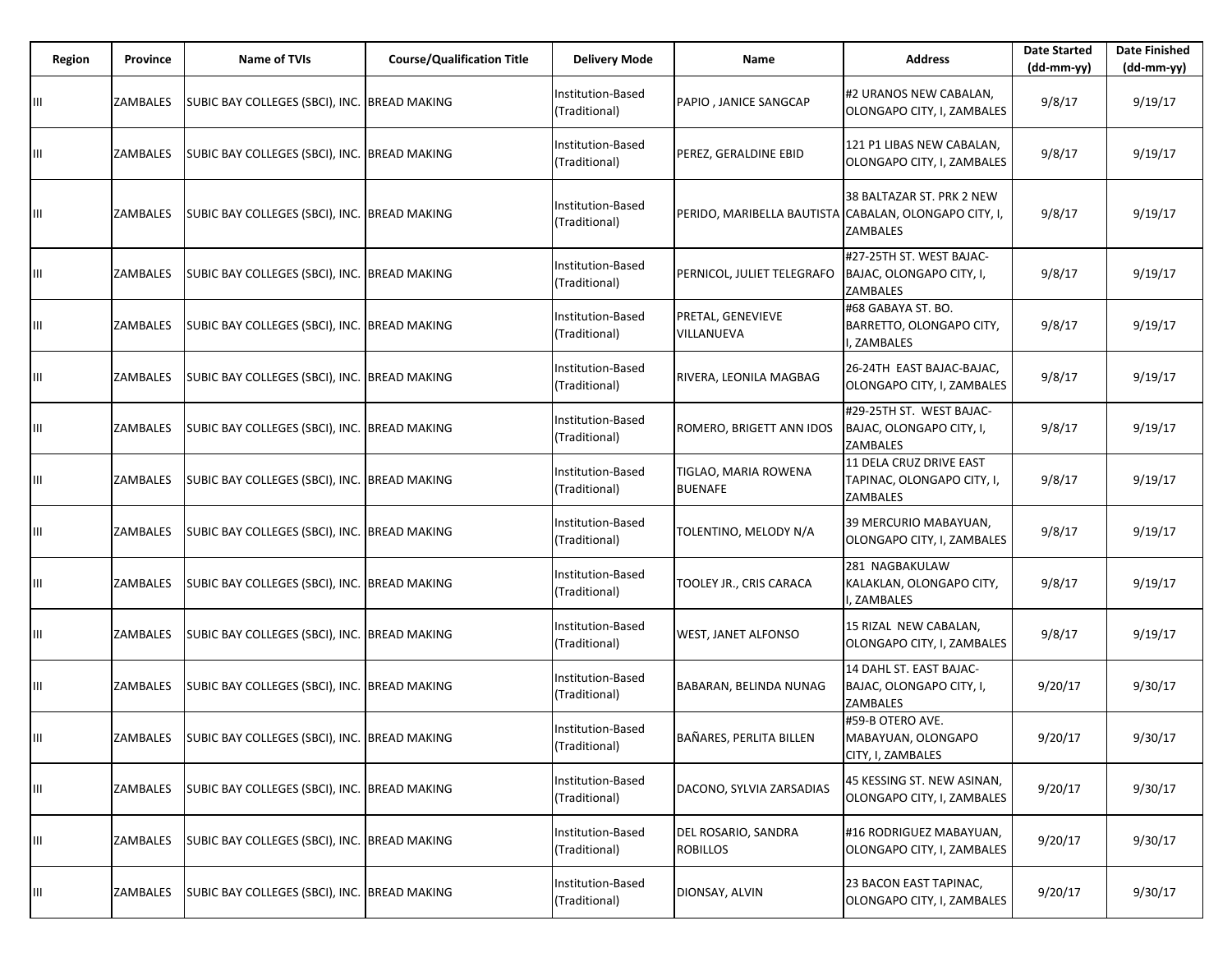| Region | Province | Name of TVIs | Course/Qualification Title | Delivery Mode | Name | Address | Date Started (dd-mm-yy) | Date Finished (dd-mm-yy) |
|---|---|---|---|---|---|---|---|---|
| III | ZAMBALES | SUBIC BAY COLLEGES (SBCI), INC. | BREAD MAKING | Institution-Based (Traditional) | PAPIO , JANICE SANGCAP | #2 URANOS NEW CABALAN, OLONGAPO CITY, I, ZAMBALES | 9/8/17 | 9/19/17 |
| III | ZAMBALES | SUBIC BAY COLLEGES (SBCI), INC. | BREAD MAKING | Institution-Based (Traditional) | PEREZ, GERALDINE EBID | 121 P1 LIBAS NEW CABALAN, OLONGAPO CITY, I, ZAMBALES | 9/8/17 | 9/19/17 |
| III | ZAMBALES | SUBIC BAY COLLEGES (SBCI), INC. | BREAD MAKING | Institution-Based (Traditional) | PERIDO, MARIBELLA BAUTISTA | 38 BALTAZAR ST. PRK 2 NEW CABALAN, OLONGAPO CITY, I, ZAMBALES | 9/8/17 | 9/19/17 |
| III | ZAMBALES | SUBIC BAY COLLEGES (SBCI), INC. | BREAD MAKING | Institution-Based (Traditional) | PERNICOL, JULIET TELEGRAFO | #27-25TH ST. WEST BAJAC-BAJAC, OLONGAPO CITY, I, ZAMBALES | 9/8/17 | 9/19/17 |
| III | ZAMBALES | SUBIC BAY COLLEGES (SBCI), INC. | BREAD MAKING | Institution-Based (Traditional) | PRETAL, GENEVIEVE VILLANUEVA | #68 GABAYA ST. BO. BARRETTO, OLONGAPO CITY, I, ZAMBALES | 9/8/17 | 9/19/17 |
| III | ZAMBALES | SUBIC BAY COLLEGES (SBCI), INC. | BREAD MAKING | Institution-Based (Traditional) | RIVERA, LEONILA MAGBAG | 26-24TH EAST BAJAC-BAJAC, OLONGAPO CITY, I, ZAMBALES | 9/8/17 | 9/19/17 |
| III | ZAMBALES | SUBIC BAY COLLEGES (SBCI), INC. | BREAD MAKING | Institution-Based (Traditional) | ROMERO, BRIGETT ANN IDOS | #29-25TH ST. WEST BAJAC-BAJAC, OLONGAPO CITY, I, ZAMBALES | 9/8/17 | 9/19/17 |
| III | ZAMBALES | SUBIC BAY COLLEGES (SBCI), INC. | BREAD MAKING | Institution-Based (Traditional) | TIGLAO, MARIA ROWENA BUENAFE | 11 DELA CRUZ DRIVE EAST TAPINAC, OLONGAPO CITY, I, ZAMBALES | 9/8/17 | 9/19/17 |
| III | ZAMBALES | SUBIC BAY COLLEGES (SBCI), INC. | BREAD MAKING | Institution-Based (Traditional) | TOLENTINO, MELODY N/A | 39 MERCURIO MABAYUAN, OLONGAPO CITY, I, ZAMBALES | 9/8/17 | 9/19/17 |
| III | ZAMBALES | SUBIC BAY COLLEGES (SBCI), INC. | BREAD MAKING | Institution-Based (Traditional) | TOOLEY JR., CRIS CARACA | 281 NAGBAKULAW KALAKLAN, OLONGAPO CITY, I, ZAMBALES | 9/8/17 | 9/19/17 |
| III | ZAMBALES | SUBIC BAY COLLEGES (SBCI), INC. | BREAD MAKING | Institution-Based (Traditional) | WEST, JANET ALFONSO | 15 RIZAL NEW CABALAN, OLONGAPO CITY, I, ZAMBALES | 9/8/17 | 9/19/17 |
| III | ZAMBALES | SUBIC BAY COLLEGES (SBCI), INC. | BREAD MAKING | Institution-Based (Traditional) | BABARAN, BELINDA NUNAG | 14 DAHL ST. EAST BAJAC-BAJAC, OLONGAPO CITY, I, ZAMBALES | 9/20/17 | 9/30/17 |
| III | ZAMBALES | SUBIC BAY COLLEGES (SBCI), INC. | BREAD MAKING | Institution-Based (Traditional) | BAÑARES, PERLITA BILLEN | #59-B OTERO AVE. MABAYUAN, OLONGAPO CITY, I, ZAMBALES | 9/20/17 | 9/30/17 |
| III | ZAMBALES | SUBIC BAY COLLEGES (SBCI), INC. | BREAD MAKING | Institution-Based (Traditional) | DACONO, SYLVIA ZARSADIAS | 45 KESSING ST. NEW ASINAN, OLONGAPO CITY, I, ZAMBALES | 9/20/17 | 9/30/17 |
| III | ZAMBALES | SUBIC BAY COLLEGES (SBCI), INC. | BREAD MAKING | Institution-Based (Traditional) | DEL ROSARIO, SANDRA ROBILLOS | #16 RODRIGUEZ MABAYUAN, OLONGAPO CITY, I, ZAMBALES | 9/20/17 | 9/30/17 |
| III | ZAMBALES | SUBIC BAY COLLEGES (SBCI), INC. | BREAD MAKING | Institution-Based (Traditional) | DIONSAY, ALVIN | 23 BACON EAST TAPINAC, OLONGAPO CITY, I, ZAMBALES | 9/20/17 | 9/30/17 |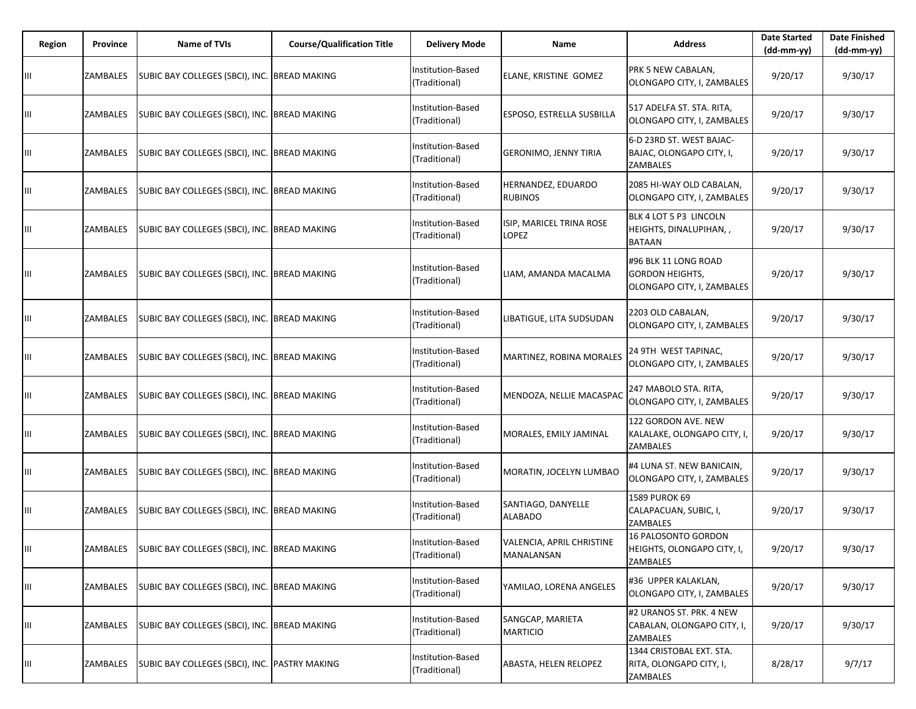| Region | Province | Name of TVIs | Course/Qualification Title | Delivery Mode | Name | Address | Date Started (dd-mm-yy) | Date Finished (dd-mm-yy) |
|---|---|---|---|---|---|---|---|---|
| III | ZAMBALES | SUBIC BAY COLLEGES (SBCI), INC. | BREAD MAKING | Institution-Based (Traditional) | ELANE, KRISTINE GOMEZ | PRK 5 NEW CABALAN, OLONGAPO CITY, I, ZAMBALES | 9/20/17 | 9/30/17 |
| III | ZAMBALES | SUBIC BAY COLLEGES (SBCI), INC. | BREAD MAKING | Institution-Based (Traditional) | ESPOSO, ESTRELLA SUSBILLA | 517 ADELFA ST. STA. RITA, OLONGAPO CITY, I, ZAMBALES | 9/20/17 | 9/30/17 |
| III | ZAMBALES | SUBIC BAY COLLEGES (SBCI), INC. | BREAD MAKING | Institution-Based (Traditional) | GERONIMO, JENNY TIRIA | 6-D 23RD ST. WEST BAJAC-BAJAC, OLONGAPO CITY, I, ZAMBALES | 9/20/17 | 9/30/17 |
| III | ZAMBALES | SUBIC BAY COLLEGES (SBCI), INC. | BREAD MAKING | Institution-Based (Traditional) | HERNANDEZ, EDUARDO RUBINOS | 2085 HI-WAY OLD CABALAN, OLONGAPO CITY, I, ZAMBALES | 9/20/17 | 9/30/17 |
| III | ZAMBALES | SUBIC BAY COLLEGES (SBCI), INC. | BREAD MAKING | Institution-Based (Traditional) | ISIP, MARICEL TRINA ROSE LOPEZ | BLK 4 LOT 5 P3 LINCOLN HEIGHTS, DINALUPIHAN, , BATAAN | 9/20/17 | 9/30/17 |
| III | ZAMBALES | SUBIC BAY COLLEGES (SBCI), INC. | BREAD MAKING | Institution-Based (Traditional) | LIAM, AMANDA MACALMA | #96 BLK 11 LONG ROAD GORDON HEIGHTS, OLONGAPO CITY, I, ZAMBALES | 9/20/17 | 9/30/17 |
| III | ZAMBALES | SUBIC BAY COLLEGES (SBCI), INC. | BREAD MAKING | Institution-Based (Traditional) | LIBATIGUE, LITA SUDSUDAN | 2203 OLD CABALAN, OLONGAPO CITY, I, ZAMBALES | 9/20/17 | 9/30/17 |
| III | ZAMBALES | SUBIC BAY COLLEGES (SBCI), INC. | BREAD MAKING | Institution-Based (Traditional) | MARTINEZ, ROBINA MORALES | 24 9TH WEST TAPINAC, OLONGAPO CITY, I, ZAMBALES | 9/20/17 | 9/30/17 |
| III | ZAMBALES | SUBIC BAY COLLEGES (SBCI), INC. | BREAD MAKING | Institution-Based (Traditional) | MENDOZA, NELLIE MACASPAC | 247 MABOLO STA. RITA, OLONGAPO CITY, I, ZAMBALES | 9/20/17 | 9/30/17 |
| III | ZAMBALES | SUBIC BAY COLLEGES (SBCI), INC. | BREAD MAKING | Institution-Based (Traditional) | MORALES, EMILY JAMINAL | 122 GORDON AVE. NEW KALALAKE, OLONGAPO CITY, I, ZAMBALES | 9/20/17 | 9/30/17 |
| III | ZAMBALES | SUBIC BAY COLLEGES (SBCI), INC. | BREAD MAKING | Institution-Based (Traditional) | MORATIN, JOCELYN LUMBAO | #4 LUNA ST. NEW BANICAIN, OLONGAPO CITY, I, ZAMBALES | 9/20/17 | 9/30/17 |
| III | ZAMBALES | SUBIC BAY COLLEGES (SBCI), INC. | BREAD MAKING | Institution-Based (Traditional) | SANTIAGO, DANYELLE ALABADO | 1589 PUROK 69 CALAPACUAN, SUBIC, I, ZAMBALES | 9/20/17 | 9/30/17 |
| III | ZAMBALES | SUBIC BAY COLLEGES (SBCI), INC. | BREAD MAKING | Institution-Based (Traditional) | VALENCIA, APRIL CHRISTINE MANALANSAN | 16 PALOSONTO GORDON HEIGHTS, OLONGAPO CITY, I, ZAMBALES | 9/20/17 | 9/30/17 |
| III | ZAMBALES | SUBIC BAY COLLEGES (SBCI), INC. | BREAD MAKING | Institution-Based (Traditional) | YAMILAO, LORENA ANGELES | #36 UPPER KALAKLAN, OLONGAPO CITY, I, ZAMBALES | 9/20/17 | 9/30/17 |
| III | ZAMBALES | SUBIC BAY COLLEGES (SBCI), INC. | BREAD MAKING | Institution-Based (Traditional) | SANGCAP, MARIETA MARTICIO | #2 URANOS ST. PRK. 4 NEW CABALAN, OLONGAPO CITY, I, ZAMBALES | 9/20/17 | 9/30/17 |
| III | ZAMBALES | SUBIC BAY COLLEGES (SBCI), INC. | PASTRY MAKING | Institution-Based (Traditional) | ABASTA, HELEN RELOPEZ | 1344 CRISTOBAL EXT. STA. RITA, OLONGAPO CITY, I, ZAMBALES | 8/28/17 | 9/7/17 |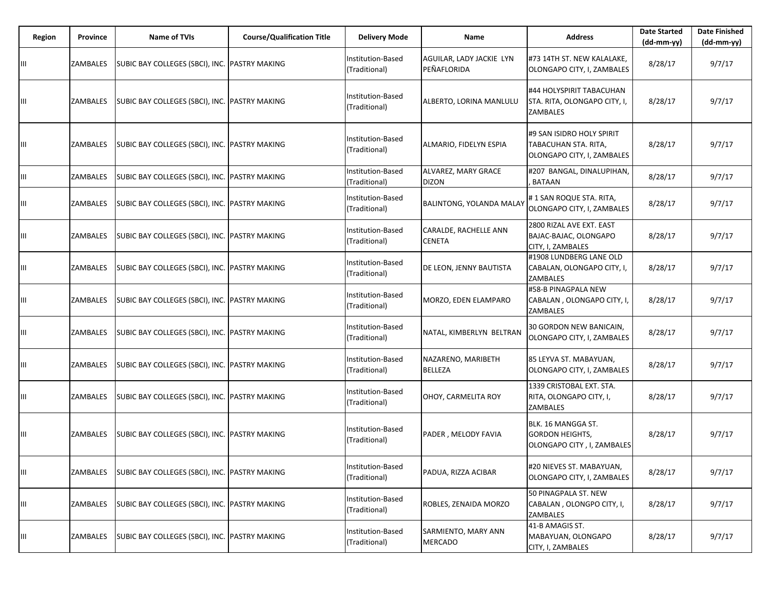| Region | Province | Name of TVIs | Course/Qualification Title | Delivery Mode | Name | Address | Date Started (dd-mm-yy) | Date Finished (dd-mm-yy) |
|---|---|---|---|---|---|---|---|---|
| III | ZAMBALES | SUBIC BAY COLLEGES (SBCI), INC. | PASTRY MAKING | Institution-Based (Traditional) | AGUILAR, LADY JACKIE LYN PEÑAFLORIDA | #73 14TH ST. NEW KALALAKE, OLONGAPO CITY, I, ZAMBALES | 8/28/17 | 9/7/17 |
| III | ZAMBALES | SUBIC BAY COLLEGES (SBCI), INC. | PASTRY MAKING | Institution-Based (Traditional) | ALBERTO, LORINA MANLULU | #44 HOLYSPIRIT TABACUHAN STA. RITA, OLONGAPO CITY, I, ZAMBALES | 8/28/17 | 9/7/17 |
| III | ZAMBALES | SUBIC BAY COLLEGES (SBCI), INC. | PASTRY MAKING | Institution-Based (Traditional) | ALMARIO, FIDELYN ESPIA | #9 SAN ISIDRO HOLY SPIRIT TABACUHAN STA. RITA, OLONGAPO CITY, I, ZAMBALES | 8/28/17 | 9/7/17 |
| III | ZAMBALES | SUBIC BAY COLLEGES (SBCI), INC. | PASTRY MAKING | Institution-Based (Traditional) | ALVAREZ, MARY GRACE DIZON | #207 BANGAL, DINALUPIHAN, , BATAAN | 8/28/17 | 9/7/17 |
| III | ZAMBALES | SUBIC BAY COLLEGES (SBCI), INC. | PASTRY MAKING | Institution-Based (Traditional) | BALINTONG, YOLANDA MALAY | # 1 SAN ROQUE STA. RITA, OLONGAPO CITY, I, ZAMBALES | 8/28/17 | 9/7/17 |
| III | ZAMBALES | SUBIC BAY COLLEGES (SBCI), INC. | PASTRY MAKING | Institution-Based (Traditional) | CARALDE, RACHELLE ANN CENETA | 2800 RIZAL AVE EXT. EAST BAJAC-BAJAC, OLONGAPO CITY, I, ZAMBALES | 8/28/17 | 9/7/17 |
| III | ZAMBALES | SUBIC BAY COLLEGES (SBCI), INC. | PASTRY MAKING | Institution-Based (Traditional) | DE LEON, JENNY BAUTISTA | #1908 LUNDBERG LANE OLD CABALAN, OLONGAPO CITY, I, ZAMBALES | 8/28/17 | 9/7/17 |
| III | ZAMBALES | SUBIC BAY COLLEGES (SBCI), INC. | PASTRY MAKING | Institution-Based (Traditional) | MORZO, EDEN ELAMPARO | #58-B PINAGPALA NEW CABALAN , OLONGAPO CITY, I, ZAMBALES | 8/28/17 | 9/7/17 |
| III | ZAMBALES | SUBIC BAY COLLEGES (SBCI), INC. | PASTRY MAKING | Institution-Based (Traditional) | NATAL, KIMBERLYN BELTRAN | 30 GORDON NEW BANICAIN, OLONGAPO CITY, I, ZAMBALES | 8/28/17 | 9/7/17 |
| III | ZAMBALES | SUBIC BAY COLLEGES (SBCI), INC. | PASTRY MAKING | Institution-Based (Traditional) | NAZARENO, MARIBETH BELLEZA | 85 LEYVA ST. MABAYUAN, OLONGAPO CITY, I, ZAMBALES | 8/28/17 | 9/7/17 |
| III | ZAMBALES | SUBIC BAY COLLEGES (SBCI), INC. | PASTRY MAKING | Institution-Based (Traditional) | OHOY, CARMELITA ROY | 1339 CRISTOBAL EXT. STA. RITA, OLONGAPO CITY, I, ZAMBALES | 8/28/17 | 9/7/17 |
| III | ZAMBALES | SUBIC BAY COLLEGES (SBCI), INC. | PASTRY MAKING | Institution-Based (Traditional) | PADER , MELODY FAVIA | BLK. 16 MANGGA ST. GORDON HEIGHTS, OLONGAPO CITY , I, ZAMBALES | 8/28/17 | 9/7/17 |
| III | ZAMBALES | SUBIC BAY COLLEGES (SBCI), INC. | PASTRY MAKING | Institution-Based (Traditional) | PADUA, RIZZA ACIBAR | #20 NIEVES ST. MABAYUAN, OLONGAPO CITY, I, ZAMBALES | 8/28/17 | 9/7/17 |
| III | ZAMBALES | SUBIC BAY COLLEGES (SBCI), INC. | PASTRY MAKING | Institution-Based (Traditional) | ROBLES, ZENAIDA MORZO | 50 PINAGPALA ST. NEW CABALAN , OLONGPO CITY, I, ZAMBALES | 8/28/17 | 9/7/17 |
| III | ZAMBALES | SUBIC BAY COLLEGES (SBCI), INC. | PASTRY MAKING | Institution-Based (Traditional) | SARMIENTO, MARY ANN MERCADO | 41-B AMAGIS ST. MABAYUAN, OLONGAPO CITY, I, ZAMBALES | 8/28/17 | 9/7/17 |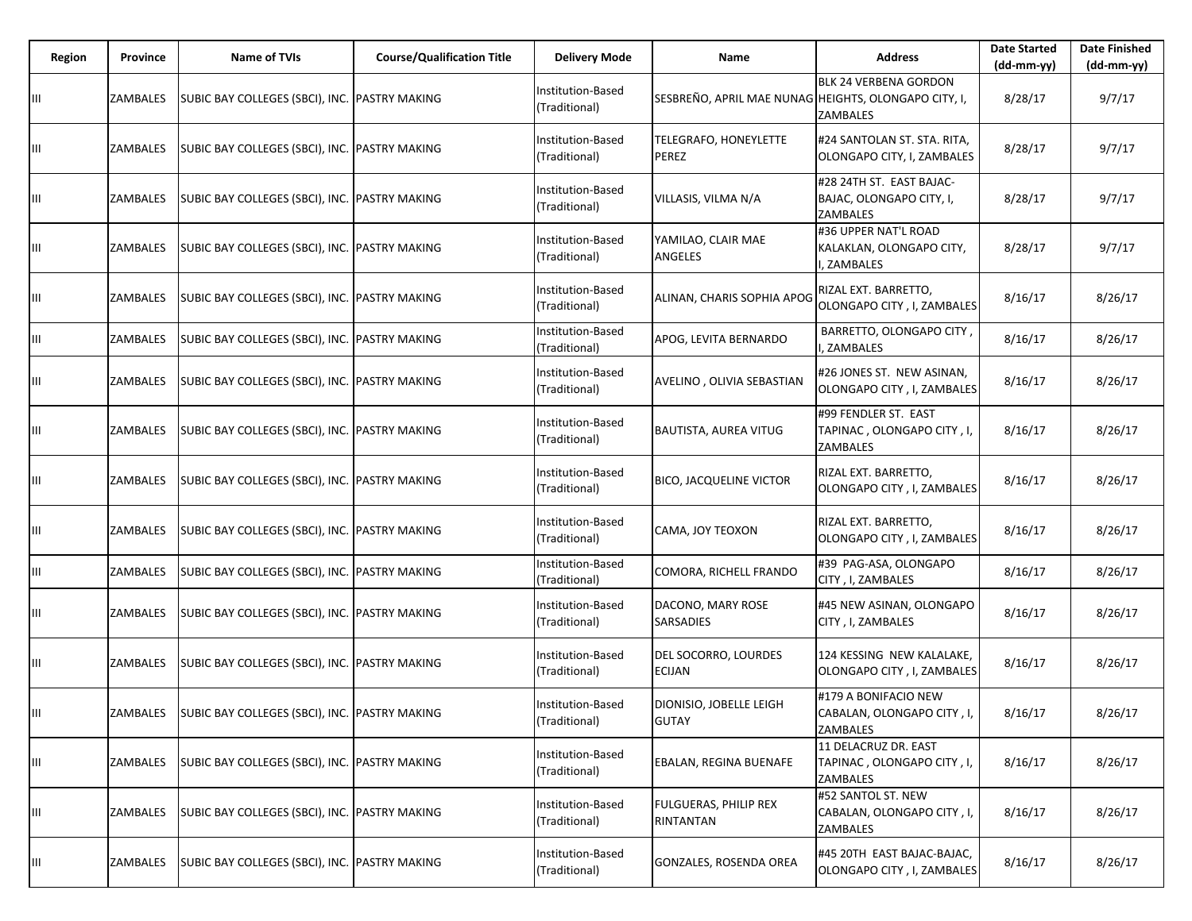| Region | Province | Name of TVIs | Course/Qualification Title | Delivery Mode | Name | Address | Date Started (dd-mm-yy) | Date Finished (dd-mm-yy) |
|---|---|---|---|---|---|---|---|---|
| III | ZAMBALES | SUBIC BAY COLLEGES (SBCI), INC. | PASTRY MAKING | Institution-Based (Traditional) | SESBREÑO, APRIL MAE NUNAG | BLK 24 VERBENA GORDON HEIGHTS, OLONGAPO CITY, I, ZAMBALES | 8/28/17 | 9/7/17 |
| III | ZAMBALES | SUBIC BAY COLLEGES (SBCI), INC. | PASTRY MAKING | Institution-Based (Traditional) | TELEGRAFO, HONEYLETTE PEREZ | #24 SANTOLAN ST. STA. RITA, OLONGAPO CITY, I, ZAMBALES | 8/28/17 | 9/7/17 |
| III | ZAMBALES | SUBIC BAY COLLEGES (SBCI), INC. | PASTRY MAKING | Institution-Based (Traditional) | VILLASIS, VILMA N/A | #28 24TH ST. EAST BAJAC-BAJAC, OLONGAPO CITY, I, ZAMBALES | 8/28/17 | 9/7/17 |
| III | ZAMBALES | SUBIC BAY COLLEGES (SBCI), INC. | PASTRY MAKING | Institution-Based (Traditional) | YAMILAO, CLAIR MAE ANGELES | #36 UPPER NAT'L ROAD KALAKLAN, OLONGAPO CITY, I, ZAMBALES | 8/28/17 | 9/7/17 |
| III | ZAMBALES | SUBIC BAY COLLEGES (SBCI), INC. | PASTRY MAKING | Institution-Based (Traditional) | ALINAN, CHARIS SOPHIA APOG | RIZAL EXT. BARRETTO, OLONGAPO CITY , I, ZAMBALES | 8/16/17 | 8/26/17 |
| III | ZAMBALES | SUBIC BAY COLLEGES (SBCI), INC. | PASTRY MAKING | Institution-Based (Traditional) | APOG, LEVITA BERNARDO | BARRETTO, OLONGAPO CITY , I, ZAMBALES | 8/16/17 | 8/26/17 |
| III | ZAMBALES | SUBIC BAY COLLEGES (SBCI), INC. | PASTRY MAKING | Institution-Based (Traditional) | AVELINO , OLIVIA SEBASTIAN | #26 JONES ST. NEW ASINAN, OLONGAPO CITY , I, ZAMBALES | 8/16/17 | 8/26/17 |
| III | ZAMBALES | SUBIC BAY COLLEGES (SBCI), INC. | PASTRY MAKING | Institution-Based (Traditional) | BAUTISTA, AUREA VITUG | #99 FENDLER ST. EAST TAPINAC , OLONGAPO CITY , I, ZAMBALES | 8/16/17 | 8/26/17 |
| III | ZAMBALES | SUBIC BAY COLLEGES (SBCI), INC. | PASTRY MAKING | Institution-Based (Traditional) | BICO, JACQUELINE VICTOR | RIZAL EXT. BARRETTO, OLONGAPO CITY , I, ZAMBALES | 8/16/17 | 8/26/17 |
| III | ZAMBALES | SUBIC BAY COLLEGES (SBCI), INC. | PASTRY MAKING | Institution-Based (Traditional) | CAMA, JOY TEOXON | RIZAL EXT. BARRETTO, OLONGAPO CITY , I, ZAMBALES | 8/16/17 | 8/26/17 |
| III | ZAMBALES | SUBIC BAY COLLEGES (SBCI), INC. | PASTRY MAKING | Institution-Based (Traditional) | COMORA, RICHELL FRANDO | #39 PAG-ASA, OLONGAPO CITY , I, ZAMBALES | 8/16/17 | 8/26/17 |
| III | ZAMBALES | SUBIC BAY COLLEGES (SBCI), INC. | PASTRY MAKING | Institution-Based (Traditional) | DACONO, MARY ROSE SARSADIES | #45 NEW ASINAN, OLONGAPO CITY , I, ZAMBALES | 8/16/17 | 8/26/17 |
| III | ZAMBALES | SUBIC BAY COLLEGES (SBCI), INC. | PASTRY MAKING | Institution-Based (Traditional) | DEL SOCORRO, LOURDES ECIJAN | 124 KESSING NEW KALALAKE, OLONGAPO CITY , I, ZAMBALES | 8/16/17 | 8/26/17 |
| III | ZAMBALES | SUBIC BAY COLLEGES (SBCI), INC. | PASTRY MAKING | Institution-Based (Traditional) | DIONISIO, JOBELLE LEIGH GUTAY | #179 A BONIFACIO NEW CABALAN, OLONGAPO CITY , I, ZAMBALES | 8/16/17 | 8/26/17 |
| III | ZAMBALES | SUBIC BAY COLLEGES (SBCI), INC. | PASTRY MAKING | Institution-Based (Traditional) | EBALAN, REGINA BUENAFE | 11 DELACRUZ DR. EAST TAPINAC , OLONGAPO CITY , I, ZAMBALES | 8/16/17 | 8/26/17 |
| III | ZAMBALES | SUBIC BAY COLLEGES (SBCI), INC. | PASTRY MAKING | Institution-Based (Traditional) | FULGUERAS, PHILIP REX RINTANTAN | #52 SANTOL ST. NEW CABALAN, OLONGAPO CITY , I, ZAMBALES | 8/16/17 | 8/26/17 |
| III | ZAMBALES | SUBIC BAY COLLEGES (SBCI), INC. | PASTRY MAKING | Institution-Based (Traditional) | GONZALES, ROSENDA OREA | #45 20TH EAST BAJAC-BAJAC, OLONGAPO CITY , I, ZAMBALES | 8/16/17 | 8/26/17 |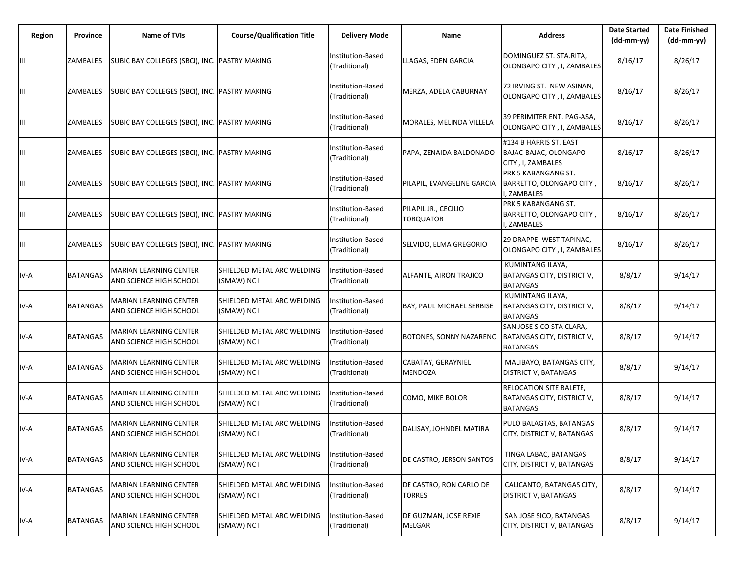| Region | Province | Name of TVIs | Course/Qualification Title | Delivery Mode | Name | Address | Date Started (dd-mm-yy) | Date Finished (dd-mm-yy) |
|---|---|---|---|---|---|---|---|---|
| III | ZAMBALES | SUBIC BAY COLLEGES (SBCI), INC. | PASTRY MAKING | Institution-Based (Traditional) | LLAGAS, EDEN GARCIA | DOMINGUEZ ST. STA.RITA, OLONGAPO CITY , I, ZAMBALES | 8/16/17 | 8/26/17 |
| III | ZAMBALES | SUBIC BAY COLLEGES (SBCI), INC. | PASTRY MAKING | Institution-Based (Traditional) | MERZA, ADELA CABURNAY | 72 IRVING ST. NEW ASINAN, OLONGAPO CITY , I, ZAMBALES | 8/16/17 | 8/26/17 |
| III | ZAMBALES | SUBIC BAY COLLEGES (SBCI), INC. | PASTRY MAKING | Institution-Based (Traditional) | MORALES, MELINDA VILLELA | 39 PERIMITER ENT. PAG-ASA, OLONGAPO CITY , I, ZAMBALES | 8/16/17 | 8/26/17 |
| III | ZAMBALES | SUBIC BAY COLLEGES (SBCI), INC. | PASTRY MAKING | Institution-Based (Traditional) | PAPA, ZENAIDA BALDONADO | #134 B HARRIS ST. EAST BAJAC-BAJAC, OLONGAPO CITY , I, ZAMBALES | 8/16/17 | 8/26/17 |
| III | ZAMBALES | SUBIC BAY COLLEGES (SBCI), INC. | PASTRY MAKING | Institution-Based (Traditional) | PILAPIL, EVANGELINE GARCIA | PRK 5 KABANGANG ST. BARRETTO, OLONGAPO CITY , I, ZAMBALES | 8/16/17 | 8/26/17 |
| III | ZAMBALES | SUBIC BAY COLLEGES (SBCI), INC. | PASTRY MAKING | Institution-Based (Traditional) | PILAPIL JR., CECILIO TORQUATOR | PRK 5 KABANGANG ST. BARRETTO, OLONGAPO CITY , I, ZAMBALES | 8/16/17 | 8/26/17 |
| III | ZAMBALES | SUBIC BAY COLLEGES (SBCI), INC. | PASTRY MAKING | Institution-Based (Traditional) | SELVIDO, ELMA GREGORIO | 29 DRAPPEI WEST TAPINAC, OLONGAPO CITY , I, ZAMBALES | 8/16/17 | 8/26/17 |
| IV-A | BATANGAS | MARIAN LEARNING CENTER AND SCIENCE HIGH SCHOOL | SHIELDED METAL ARC WELDING (SMAW) NC I | Institution-Based (Traditional) | ALFANTE, AIRON TRAJICO | KUMINTANG ILAYA, BATANGAS CITY, DISTRICT V, BATANGAS | 8/8/17 | 9/14/17 |
| IV-A | BATANGAS | MARIAN LEARNING CENTER AND SCIENCE HIGH SCHOOL | SHIELDED METAL ARC WELDING (SMAW) NC I | Institution-Based (Traditional) | BAY, PAUL MICHAEL SERBISE | KUMINTANG ILAYA, BATANGAS CITY, DISTRICT V, BATANGAS | 8/8/17 | 9/14/17 |
| IV-A | BATANGAS | MARIAN LEARNING CENTER AND SCIENCE HIGH SCHOOL | SHIELDED METAL ARC WELDING (SMAW) NC I | Institution-Based (Traditional) | BOTONES, SONNY NAZARENO | SAN JOSE SICO STA CLARA, BATANGAS CITY, DISTRICT V, BATANGAS | 8/8/17 | 9/14/17 |
| IV-A | BATANGAS | MARIAN LEARNING CENTER AND SCIENCE HIGH SCHOOL | SHIELDED METAL ARC WELDING (SMAW) NC I | Institution-Based (Traditional) | CABATAY, GERAYNIEL MENDOZA | MALIBAYO, BATANGAS CITY, DISTRICT V, BATANGAS | 8/8/17 | 9/14/17 |
| IV-A | BATANGAS | MARIAN LEARNING CENTER AND SCIENCE HIGH SCHOOL | SHIELDED METAL ARC WELDING (SMAW) NC I | Institution-Based (Traditional) | COMO, MIKE BOLOR | RELOCATION SITE BALETE, BATANGAS CITY, DISTRICT V, BATANGAS | 8/8/17 | 9/14/17 |
| IV-A | BATANGAS | MARIAN LEARNING CENTER AND SCIENCE HIGH SCHOOL | SHIELDED METAL ARC WELDING (SMAW) NC I | Institution-Based (Traditional) | DALISAY, JOHNDEL MATIRA | PULO BALAGTAS, BATANGAS CITY, DISTRICT V, BATANGAS | 8/8/17 | 9/14/17 |
| IV-A | BATANGAS | MARIAN LEARNING CENTER AND SCIENCE HIGH SCHOOL | SHIELDED METAL ARC WELDING (SMAW) NC I | Institution-Based (Traditional) | DE CASTRO, JERSON SANTOS | TINGA LABAC, BATANGAS CITY, DISTRICT V, BATANGAS | 8/8/17 | 9/14/17 |
| IV-A | BATANGAS | MARIAN LEARNING CENTER AND SCIENCE HIGH SCHOOL | SHIELDED METAL ARC WELDING (SMAW) NC I | Institution-Based (Traditional) | DE CASTRO, RON CARLO DE TORRES | CALICANTO, BATANGAS CITY, DISTRICT V, BATANGAS | 8/8/17 | 9/14/17 |
| IV-A | BATANGAS | MARIAN LEARNING CENTER AND SCIENCE HIGH SCHOOL | SHIELDED METAL ARC WELDING (SMAW) NC I | Institution-Based (Traditional) | DE GUZMAN, JOSE REXIE MELGAR | SAN JOSE SICO, BATANGAS CITY, DISTRICT V, BATANGAS | 8/8/17 | 9/14/17 |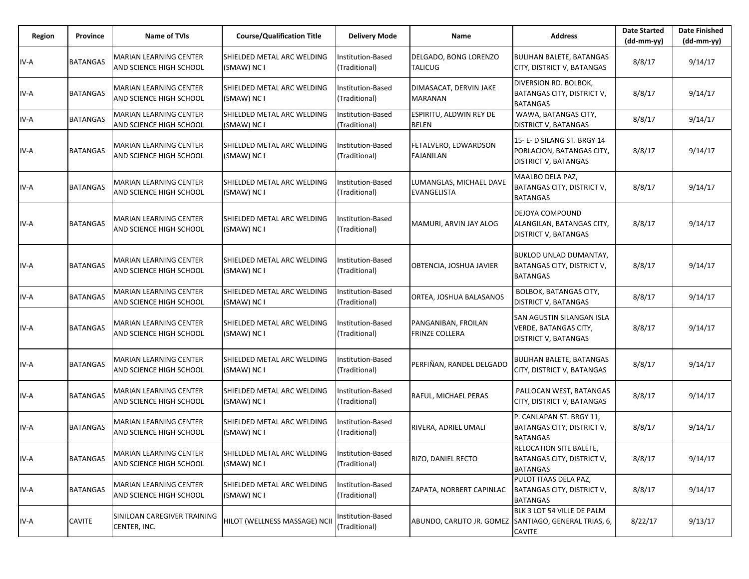| Region | Province | Name of TVIs | Course/Qualification Title | Delivery Mode | Name | Address | Date Started (dd-mm-yy) | Date Finished (dd-mm-yy) |
|---|---|---|---|---|---|---|---|---|
| IV-A | BATANGAS | MARIAN LEARNING CENTER AND SCIENCE HIGH SCHOOL | SHIELDED METAL ARC WELDING (SMAW) NC I | Institution-Based (Traditional) | DELGADO, BONG LORENZO TALICUG | BULIHAN BALETE, BATANGAS CITY, DISTRICT V, BATANGAS | 8/8/17 | 9/14/17 |
| IV-A | BATANGAS | MARIAN LEARNING CENTER AND SCIENCE HIGH SCHOOL | SHIELDED METAL ARC WELDING (SMAW) NC I | Institution-Based (Traditional) | DIMASACAT, DERVIN JAKE MARANAN | DIVERSION RD. BOLBOK, BATANGAS CITY, DISTRICT V, BATANGAS | 8/8/17 | 9/14/17 |
| IV-A | BATANGAS | MARIAN LEARNING CENTER AND SCIENCE HIGH SCHOOL | SHIELDED METAL ARC WELDING (SMAW) NC I | Institution-Based (Traditional) | ESPIRITU, ALDWIN REY DE BELEN | WAWA, BATANGAS CITY, DISTRICT V, BATANGAS | 8/8/17 | 9/14/17 |
| IV-A | BATANGAS | MARIAN LEARNING CENTER AND SCIENCE HIGH SCHOOL | SHIELDED METAL ARC WELDING (SMAW) NC I | Institution-Based (Traditional) | FETALVERO, EDWARDSON FAJANILAN | 15- E- D SILANG ST. BRGY 14 POBLACION, BATANGAS CITY, DISTRICT V, BATANGAS | 8/8/17 | 9/14/17 |
| IV-A | BATANGAS | MARIAN LEARNING CENTER AND SCIENCE HIGH SCHOOL | SHIELDED METAL ARC WELDING (SMAW) NC I | Institution-Based (Traditional) | LUMANGLAS, MICHAEL DAVE EVANGELISTA | MAALBO DELA PAZ, BATANGAS CITY, DISTRICT V, BATANGAS | 8/8/17 | 9/14/17 |
| IV-A | BATANGAS | MARIAN LEARNING CENTER AND SCIENCE HIGH SCHOOL | SHIELDED METAL ARC WELDING (SMAW) NC I | Institution-Based (Traditional) | MAMURI, ARVIN JAY ALOG | DEJOYA COMPOUND ALANGILAN, BATANGAS CITY, DISTRICT V, BATANGAS | 8/8/17 | 9/14/17 |
| IV-A | BATANGAS | MARIAN LEARNING CENTER AND SCIENCE HIGH SCHOOL | SHIELDED METAL ARC WELDING (SMAW) NC I | Institution-Based (Traditional) | OBTENCIA, JOSHUA JAVIER | BUKLOD UNLAD DUMANTAY, BATANGAS CITY, DISTRICT V, BATANGAS | 8/8/17 | 9/14/17 |
| IV-A | BATANGAS | MARIAN LEARNING CENTER AND SCIENCE HIGH SCHOOL | SHIELDED METAL ARC WELDING (SMAW) NC I | Institution-Based (Traditional) | ORTEA, JOSHUA BALASANOS | BOLBOK, BATANGAS CITY, DISTRICT V, BATANGAS | 8/8/17 | 9/14/17 |
| IV-A | BATANGAS | MARIAN LEARNING CENTER AND SCIENCE HIGH SCHOOL | SHIELDED METAL ARC WELDING (SMAW) NC I | Institution-Based (Traditional) | PANGANIBAN, FROILAN FRINZE COLLERA | SAN AGUSTIN SILANGAN ISLA VERDE, BATANGAS CITY, DISTRICT V, BATANGAS | 8/8/17 | 9/14/17 |
| IV-A | BATANGAS | MARIAN LEARNING CENTER AND SCIENCE HIGH SCHOOL | SHIELDED METAL ARC WELDING (SMAW) NC I | Institution-Based (Traditional) | PERFIÑAN, RANDEL DELGADO | BULIHAN BALETE, BATANGAS CITY, DISTRICT V, BATANGAS | 8/8/17 | 9/14/17 |
| IV-A | BATANGAS | MARIAN LEARNING CENTER AND SCIENCE HIGH SCHOOL | SHIELDED METAL ARC WELDING (SMAW) NC I | Institution-Based (Traditional) | RAFUL, MICHAEL PERAS | PALLOCAN WEST, BATANGAS CITY, DISTRICT V, BATANGAS | 8/8/17 | 9/14/17 |
| IV-A | BATANGAS | MARIAN LEARNING CENTER AND SCIENCE HIGH SCHOOL | SHIELDED METAL ARC WELDING (SMAW) NC I | Institution-Based (Traditional) | RIVERA, ADRIEL UMALI | P. CANLAPAN ST. BRGY 11, BATANGAS CITY, DISTRICT V, BATANGAS | 8/8/17 | 9/14/17 |
| IV-A | BATANGAS | MARIAN LEARNING CENTER AND SCIENCE HIGH SCHOOL | SHIELDED METAL ARC WELDING (SMAW) NC I | Institution-Based (Traditional) | RIZO, DANIEL RECTO | RELOCATION SITE BALETE, BATANGAS CITY, DISTRICT V, BATANGAS | 8/8/17 | 9/14/17 |
| IV-A | BATANGAS | MARIAN LEARNING CENTER AND SCIENCE HIGH SCHOOL | SHIELDED METAL ARC WELDING (SMAW) NC I | Institution-Based (Traditional) | ZAPATA, NORBERT CAPINLAC | PULOT ITAAS DELA PAZ, BATANGAS CITY, DISTRICT V, BATANGAS | 8/8/17 | 9/14/17 |
| IV-A | CAVITE | SINILOAN CAREGIVER TRAINING CENTER, INC. | HILOT (WELLNESS MASSAGE) NCII | Institution-Based (Traditional) | ABUNDO, CARLITO JR. GOMEZ | BLK 3 LOT 54 VILLE DE PALM SANTIAGO, GENERAL TRIAS, 6, CAVITE | 8/22/17 | 9/13/17 |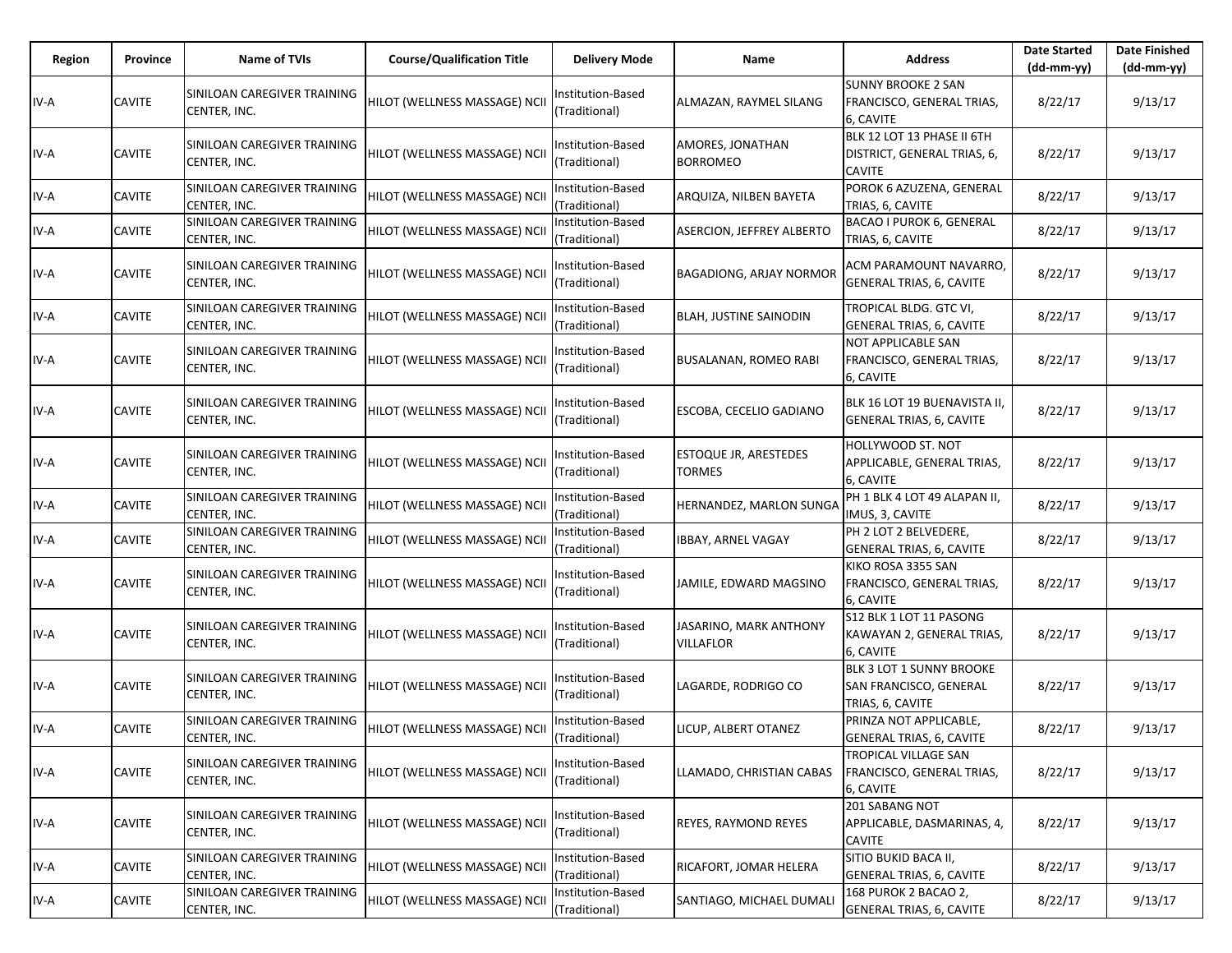| Region | Province | Name of TVIs | Course/Qualification Title | Delivery Mode | Name | Address | Date Started (dd-mm-yy) | Date Finished (dd-mm-yy) |
|---|---|---|---|---|---|---|---|---|
| IV-A | CAVITE | SINILOAN CAREGIVER TRAINING CENTER, INC. | HILOT (WELLNESS MASSAGE) NCII | Institution-Based (Traditional) | ALMAZAN, RAYMEL SILANG | SUNNY BROOKE 2 SAN FRANCISCO, GENERAL TRIAS, 6, CAVITE | 8/22/17 | 9/13/17 |
| IV-A | CAVITE | SINILOAN CAREGIVER TRAINING CENTER, INC. | HILOT (WELLNESS MASSAGE) NCII | Institution-Based (Traditional) | AMORES, JONATHAN BORROMEO | BLK 12 LOT 13 PHASE II 6TH DISTRICT, GENERAL TRIAS, 6, CAVITE | 8/22/17 | 9/13/17 |
| IV-A | CAVITE | SINILOAN CAREGIVER TRAINING CENTER, INC. | HILOT (WELLNESS MASSAGE) NCII | Institution-Based (Traditional) | ARQUIZA, NILBEN BAYETA | POROK 6 AZUZENA, GENERAL TRIAS, 6, CAVITE | 8/22/17 | 9/13/17 |
| IV-A | CAVITE | SINILOAN CAREGIVER TRAINING CENTER, INC. | HILOT (WELLNESS MASSAGE) NCII | Institution-Based (Traditional) | ASERCION, JEFFREY ALBERTO | BACAO I PUROK 6, GENERAL TRIAS, 6, CAVITE | 8/22/17 | 9/13/17 |
| IV-A | CAVITE | SINILOAN CAREGIVER TRAINING CENTER, INC. | HILOT (WELLNESS MASSAGE) NCII | Institution-Based (Traditional) | BAGADIONG, ARJAY NORMOR | ACM PARAMOUNT NAVARRO, GENERAL TRIAS, 6, CAVITE | 8/22/17 | 9/13/17 |
| IV-A | CAVITE | SINILOAN CAREGIVER TRAINING CENTER, INC. | HILOT (WELLNESS MASSAGE) NCII | Institution-Based (Traditional) | BLAH, JUSTINE SAINODIN | TROPICAL BLDG. GTC VI, GENERAL TRIAS, 6, CAVITE | 8/22/17 | 9/13/17 |
| IV-A | CAVITE | SINILOAN CAREGIVER TRAINING CENTER, INC. | HILOT (WELLNESS MASSAGE) NCII | Institution-Based (Traditional) | BUSALANAN, ROMEO RABI | NOT APPLICABLE SAN FRANCISCO, GENERAL TRIAS, 6, CAVITE | 8/22/17 | 9/13/17 |
| IV-A | CAVITE | SINILOAN CAREGIVER TRAINING CENTER, INC. | HILOT (WELLNESS MASSAGE) NCII | Institution-Based (Traditional) | ESCOBA, CECELIO GADIANO | BLK 16 LOT 19 BUENAVISTA II, GENERAL TRIAS, 6, CAVITE | 8/22/17 | 9/13/17 |
| IV-A | CAVITE | SINILOAN CAREGIVER TRAINING CENTER, INC. | HILOT (WELLNESS MASSAGE) NCII | Institution-Based (Traditional) | ESTOQUE JR, ARESTEDES TORMES | HOLLYWOOD ST. NOT APPLICABLE, GENERAL TRIAS, 6, CAVITE | 8/22/17 | 9/13/17 |
| IV-A | CAVITE | SINILOAN CAREGIVER TRAINING CENTER, INC. | HILOT (WELLNESS MASSAGE) NCII | Institution-Based (Traditional) | HERNANDEZ, MARLON SUNGA | PH 1 BLK 4 LOT 49 ALAPAN II, IMUS, 3, CAVITE | 8/22/17 | 9/13/17 |
| IV-A | CAVITE | SINILOAN CAREGIVER TRAINING CENTER, INC. | HILOT (WELLNESS MASSAGE) NCII | Institution-Based (Traditional) | IBBAY, ARNEL VAGAY | PH 2 LOT 2 BELVEDERE, GENERAL TRIAS, 6, CAVITE | 8/22/17 | 9/13/17 |
| IV-A | CAVITE | SINILOAN CAREGIVER TRAINING CENTER, INC. | HILOT (WELLNESS MASSAGE) NCII | Institution-Based (Traditional) | JAMILE, EDWARD MAGSINO | KIKO ROSA 3355 SAN FRANCISCO, GENERAL TRIAS, 6, CAVITE | 8/22/17 | 9/13/17 |
| IV-A | CAVITE | SINILOAN CAREGIVER TRAINING CENTER, INC. | HILOT (WELLNESS MASSAGE) NCII | Institution-Based (Traditional) | JASARINO, MARK ANTHONY VILLAFLOR | S12 BLK 1 LOT 11 PASONG KAWAYAN 2, GENERAL TRIAS, 6, CAVITE | 8/22/17 | 9/13/17 |
| IV-A | CAVITE | SINILOAN CAREGIVER TRAINING CENTER, INC. | HILOT (WELLNESS MASSAGE) NCII | Institution-Based (Traditional) | LAGARDE, RODRIGO CO | BLK 3 LOT 1 SUNNY BROOKE SAN FRANCISCO, GENERAL TRIAS, 6, CAVITE | 8/22/17 | 9/13/17 |
| IV-A | CAVITE | SINILOAN CAREGIVER TRAINING CENTER, INC. | HILOT (WELLNESS MASSAGE) NCII | Institution-Based (Traditional) | LICUP, ALBERT OTANEZ | PRINZA NOT APPLICABLE, GENERAL TRIAS, 6, CAVITE | 8/22/17 | 9/13/17 |
| IV-A | CAVITE | SINILOAN CAREGIVER TRAINING CENTER, INC. | HILOT (WELLNESS MASSAGE) NCII | Institution-Based (Traditional) | LLAMADO, CHRISTIAN CABAS | TROPICAL VILLAGE SAN FRANCISCO, GENERAL TRIAS, 6, CAVITE | 8/22/17 | 9/13/17 |
| IV-A | CAVITE | SINILOAN CAREGIVER TRAINING CENTER, INC. | HILOT (WELLNESS MASSAGE) NCII | Institution-Based (Traditional) | REYES, RAYMOND REYES | 201 SABANG NOT APPLICABLE, DASMARINAS, 4, CAVITE | 8/22/17 | 9/13/17 |
| IV-A | CAVITE | SINILOAN CAREGIVER TRAINING CENTER, INC. | HILOT (WELLNESS MASSAGE) NCII | Institution-Based (Traditional) | RICAFORT, JOMAR HELERA | SITIO BUKID BACA II, GENERAL TRIAS, 6, CAVITE | 8/22/17 | 9/13/17 |
| IV-A | CAVITE | SINILOAN CAREGIVER TRAINING CENTER, INC. | HILOT (WELLNESS MASSAGE) NCII | Institution-Based (Traditional) | SANTIAGO, MICHAEL DUMALI | 168 PUROK 2 BACAO 2, GENERAL TRIAS, 6, CAVITE | 8/22/17 | 9/13/17 |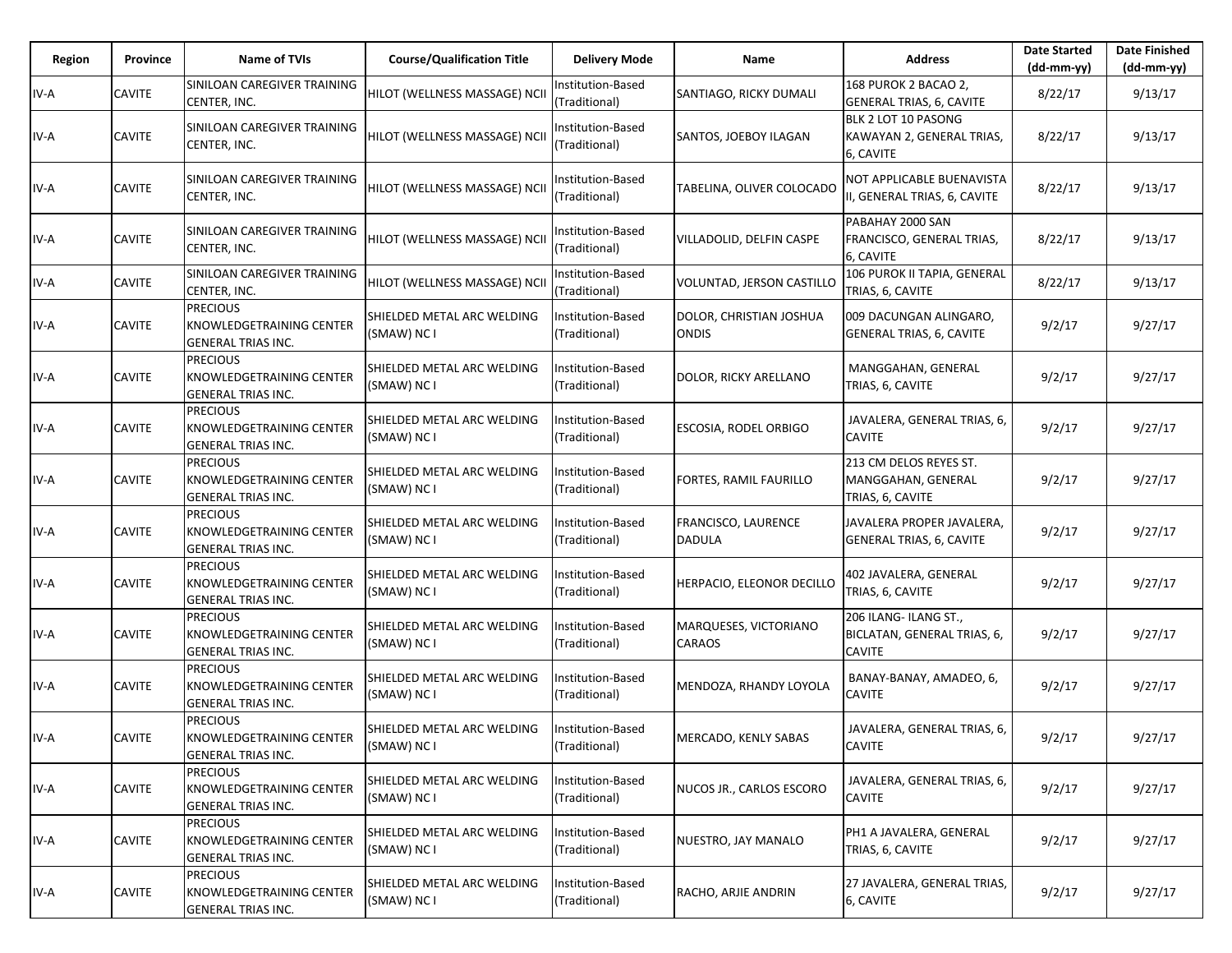| Region | Province | Name of TVIs | Course/Qualification Title | Delivery Mode | Name | Address | Date Started (dd-mm-yy) | Date Finished (dd-mm-yy) |
|---|---|---|---|---|---|---|---|---|
| IV-A | CAVITE | SINILOAN CAREGIVER TRAINING CENTER, INC. | HILOT (WELLNESS MASSAGE) NCII | Institution-Based (Traditional) | SANTIAGO, RICKY DUMALI | 168 PUROK 2 BACAO 2, GENERAL TRIAS, 6, CAVITE | 8/22/17 | 9/13/17 |
| IV-A | CAVITE | SINILOAN CAREGIVER TRAINING CENTER, INC. | HILOT (WELLNESS MASSAGE) NCII | Institution-Based (Traditional) | SANTOS, JOEBOY ILAGAN | BLK 2 LOT 10 PASONG KAWAYAN 2, GENERAL TRIAS, 6, CAVITE | 8/22/17 | 9/13/17 |
| IV-A | CAVITE | SINILOAN CAREGIVER TRAINING CENTER, INC. | HILOT (WELLNESS MASSAGE) NCII | Institution-Based (Traditional) | TABELINA, OLIVER COLOCADO | NOT APPLICABLE BUENAVISTA II, GENERAL TRIAS, 6, CAVITE | 8/22/17 | 9/13/17 |
| IV-A | CAVITE | SINILOAN CAREGIVER TRAINING CENTER, INC. | HILOT (WELLNESS MASSAGE) NCII | Institution-Based (Traditional) | VILLADOLID, DELFIN CASPE | PABAHAY 2000 SAN FRANCISCO, GENERAL TRIAS, 6, CAVITE | 8/22/17 | 9/13/17 |
| IV-A | CAVITE | SINILOAN CAREGIVER TRAINING CENTER, INC. | HILOT (WELLNESS MASSAGE) NCII | Institution-Based (Traditional) | VOLUNTAD, JERSON CASTILLO | 106 PUROK II TAPIA, GENERAL TRIAS, 6, CAVITE | 8/22/17 | 9/13/17 |
| IV-A | CAVITE | PRECIOUS KNOWLEDGETRAINING CENTER GENERAL TRIAS INC. | SHIELDED METAL ARC WELDING (SMAW) NC I | Institution-Based (Traditional) | DOLOR, CHRISTIAN JOSHUA ONDIS | 009 DACUNGAN ALINGARO, GENERAL TRIAS, 6, CAVITE | 9/2/17 | 9/27/17 |
| IV-A | CAVITE | PRECIOUS KNOWLEDGETRAINING CENTER GENERAL TRIAS INC. | SHIELDED METAL ARC WELDING (SMAW) NC I | Institution-Based (Traditional) | DOLOR, RICKY ARELLANO | MANGGAHAN, GENERAL TRIAS, 6, CAVITE | 9/2/17 | 9/27/17 |
| IV-A | CAVITE | PRECIOUS KNOWLEDGETRAINING CENTER GENERAL TRIAS INC. | SHIELDED METAL ARC WELDING (SMAW) NC I | Institution-Based (Traditional) | ESCOSIA, RODEL ORBIGO | JAVALERA, GENERAL TRIAS, 6, CAVITE | 9/2/17 | 9/27/17 |
| IV-A | CAVITE | PRECIOUS KNOWLEDGETRAINING CENTER GENERAL TRIAS INC. | SHIELDED METAL ARC WELDING (SMAW) NC I | Institution-Based (Traditional) | FORTES, RAMIL FAURILLO | 213 CM DELOS REYES ST. MANGGAHAN, GENERAL TRIAS, 6, CAVITE | 9/2/17 | 9/27/17 |
| IV-A | CAVITE | PRECIOUS KNOWLEDGETRAINING CENTER GENERAL TRIAS INC. | SHIELDED METAL ARC WELDING (SMAW) NC I | Institution-Based (Traditional) | FRANCISCO, LAURENCE DADULA | JAVALERA PROPER JAVALERA, GENERAL TRIAS, 6, CAVITE | 9/2/17 | 9/27/17 |
| IV-A | CAVITE | PRECIOUS KNOWLEDGETRAINING CENTER GENERAL TRIAS INC. | SHIELDED METAL ARC WELDING (SMAW) NC I | Institution-Based (Traditional) | HERPACIO, ELEONOR DECILLO | 402 JAVALERA, GENERAL TRIAS, 6, CAVITE | 9/2/17 | 9/27/17 |
| IV-A | CAVITE | PRECIOUS KNOWLEDGETRAINING CENTER GENERAL TRIAS INC. | SHIELDED METAL ARC WELDING (SMAW) NC I | Institution-Based (Traditional) | MARQUESES, VICTORIANO CARAOS | 206 ILANG- ILANG ST., BICLATAN, GENERAL TRIAS, 6, CAVITE | 9/2/17 | 9/27/17 |
| IV-A | CAVITE | PRECIOUS KNOWLEDGETRAINING CENTER GENERAL TRIAS INC. | SHIELDED METAL ARC WELDING (SMAW) NC I | Institution-Based (Traditional) | MENDOZA, RHANDY LOYOLA | BANAY-BANAY, AMADEO, 6, CAVITE | 9/2/17 | 9/27/17 |
| IV-A | CAVITE | PRECIOUS KNOWLEDGETRAINING CENTER GENERAL TRIAS INC. | SHIELDED METAL ARC WELDING (SMAW) NC I | Institution-Based (Traditional) | MERCADO, KENLY SABAS | JAVALERA, GENERAL TRIAS, 6, CAVITE | 9/2/17 | 9/27/17 |
| IV-A | CAVITE | PRECIOUS KNOWLEDGETRAINING CENTER GENERAL TRIAS INC. | SHIELDED METAL ARC WELDING (SMAW) NC I | Institution-Based (Traditional) | NUCOS JR., CARLOS ESCORO | JAVALERA, GENERAL TRIAS, 6, CAVITE | 9/2/17 | 9/27/17 |
| IV-A | CAVITE | PRECIOUS KNOWLEDGETRAINING CENTER GENERAL TRIAS INC. | SHIELDED METAL ARC WELDING (SMAW) NC I | Institution-Based (Traditional) | NUESTRO, JAY MANALO | PH1 A JAVALERA, GENERAL TRIAS, 6, CAVITE | 9/2/17 | 9/27/17 |
| IV-A | CAVITE | PRECIOUS KNOWLEDGETRAINING CENTER GENERAL TRIAS INC. | SHIELDED METAL ARC WELDING (SMAW) NC I | Institution-Based (Traditional) | RACHO, ARJIE ANDRIN | 27 JAVALERA, GENERAL TRIAS, 6, CAVITE | 9/2/17 | 9/27/17 |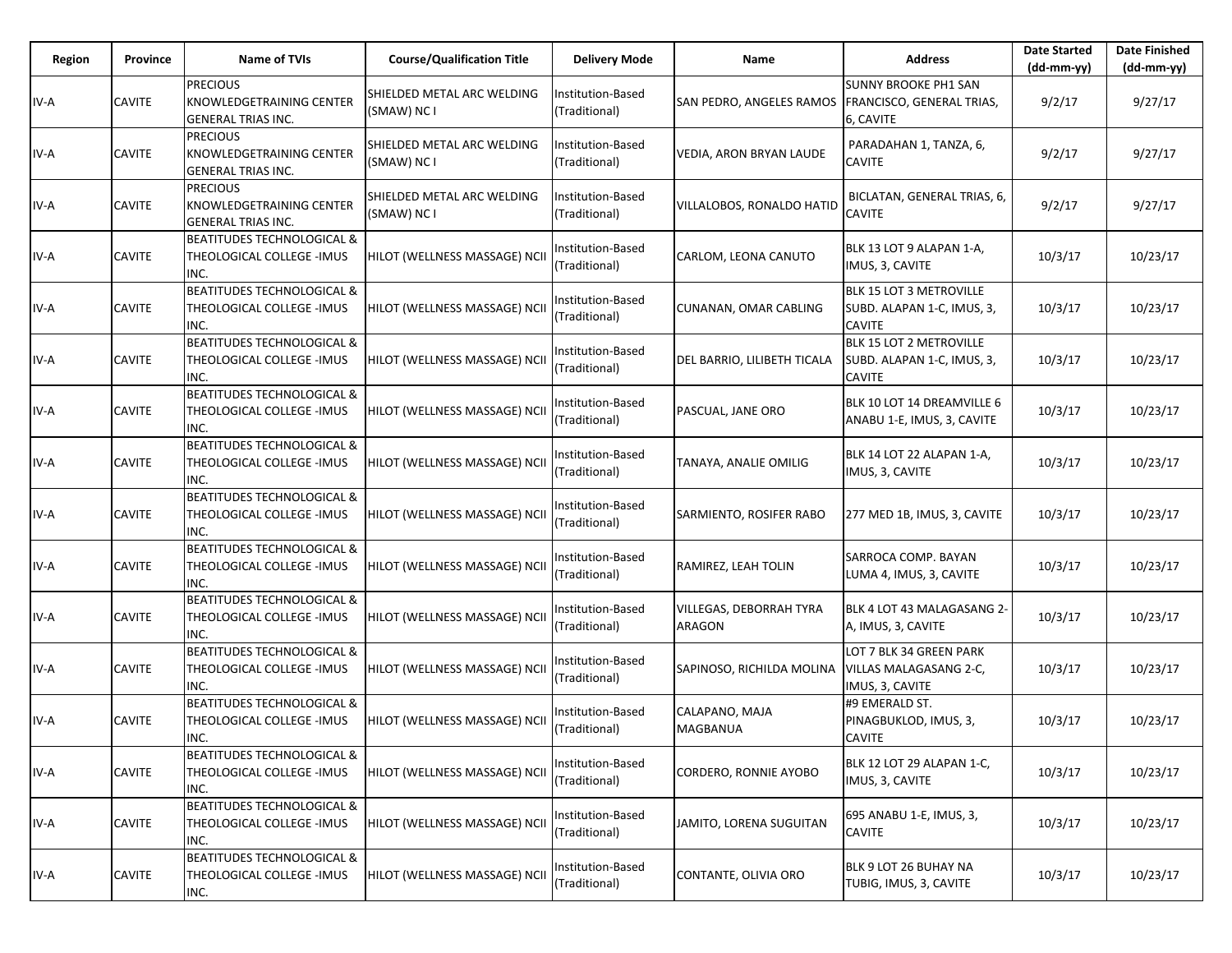| Region | Province | Name of TVIs | Course/Qualification Title | Delivery Mode | Name | Address | Date Started (dd-mm-yy) | Date Finished (dd-mm-yy) |
|---|---|---|---|---|---|---|---|---|
| IV-A | CAVITE | PRECIOUS KNOWLEDGETRAINING CENTER GENERAL TRIAS INC. | SHIELDED METAL ARC WELDING (SMAW) NC I | Institution-Based (Traditional) | SAN PEDRO, ANGELES RAMOS | SUNNY BROOKE PH1 SAN FRANCISCO, GENERAL TRIAS, 6, CAVITE | 9/2/17 | 9/27/17 |
| IV-A | CAVITE | PRECIOUS KNOWLEDGETRAINING CENTER GENERAL TRIAS INC. | SHIELDED METAL ARC WELDING (SMAW) NC I | Institution-Based (Traditional) | VEDIA, ARON BRYAN LAUDE | PARADAHAN 1, TANZA, 6, CAVITE | 9/2/17 | 9/27/17 |
| IV-A | CAVITE | PRECIOUS KNOWLEDGETRAINING CENTER GENERAL TRIAS INC. | SHIELDED METAL ARC WELDING (SMAW) NC I | Institution-Based (Traditional) | VILLALOBOS, RONALDO HATID | BICLATAN, GENERAL TRIAS, 6, CAVITE | 9/2/17 | 9/27/17 |
| IV-A | CAVITE | BEATITUDES TECHNOLOGICAL & THEOLOGICAL COLLEGE -IMUS INC. | HILOT (WELLNESS MASSAGE) NCII | Institution-Based (Traditional) | CARLOM, LEONA CANUTO | BLK 13 LOT 9 ALAPAN 1-A, IMUS, 3, CAVITE | 10/3/17 | 10/23/17 |
| IV-A | CAVITE | BEATITUDES TECHNOLOGICAL & THEOLOGICAL COLLEGE -IMUS INC. | HILOT (WELLNESS MASSAGE) NCII | Institution-Based (Traditional) | CUNANAN, OMAR CABLING | BLK 15 LOT 3 METROVILLE SUBD. ALAPAN 1-C, IMUS, 3, CAVITE | 10/3/17 | 10/23/17 |
| IV-A | CAVITE | BEATITUDES TECHNOLOGICAL & THEOLOGICAL COLLEGE -IMUS INC. | HILOT (WELLNESS MASSAGE) NCII | Institution-Based (Traditional) | DEL BARRIO, LILIBETH TICALA | BLK 15 LOT 2 METROVILLE SUBD. ALAPAN 1-C, IMUS, 3, CAVITE | 10/3/17 | 10/23/17 |
| IV-A | CAVITE | BEATITUDES TECHNOLOGICAL & THEOLOGICAL COLLEGE -IMUS INC. | HILOT (WELLNESS MASSAGE) NCII | Institution-Based (Traditional) | PASCUAL, JANE ORO | BLK 10 LOT 14 DREAMVILLE 6 ANABU 1-E, IMUS, 3, CAVITE | 10/3/17 | 10/23/17 |
| IV-A | CAVITE | BEATITUDES TECHNOLOGICAL & THEOLOGICAL COLLEGE -IMUS INC. | HILOT (WELLNESS MASSAGE) NCII | Institution-Based (Traditional) | TANAYA, ANALIE OMILIG | BLK 14 LOT 22 ALAPAN 1-A, IMUS, 3, CAVITE | 10/3/17 | 10/23/17 |
| IV-A | CAVITE | BEATITUDES TECHNOLOGICAL & THEOLOGICAL COLLEGE -IMUS INC. | HILOT (WELLNESS MASSAGE) NCII | Institution-Based (Traditional) | SARMIENTO, ROSIFER RABO | 277 MED 1B, IMUS, 3, CAVITE | 10/3/17 | 10/23/17 |
| IV-A | CAVITE | BEATITUDES TECHNOLOGICAL & THEOLOGICAL COLLEGE -IMUS INC. | HILOT (WELLNESS MASSAGE) NCII | Institution-Based (Traditional) | RAMIREZ, LEAH TOLIN | SARROCA COMP. BAYAN LUMA 4, IMUS, 3, CAVITE | 10/3/17 | 10/23/17 |
| IV-A | CAVITE | BEATITUDES TECHNOLOGICAL & THEOLOGICAL COLLEGE -IMUS INC. | HILOT (WELLNESS MASSAGE) NCII | Institution-Based (Traditional) | VILLEGAS, DEBORRAH TYRA ARAGON | BLK 4 LOT 43 MALAGASANG 2-A, IMUS, 3, CAVITE | 10/3/17 | 10/23/17 |
| IV-A | CAVITE | BEATITUDES TECHNOLOGICAL & THEOLOGICAL COLLEGE -IMUS INC. | HILOT (WELLNESS MASSAGE) NCII | Institution-Based (Traditional) | SAPINOSO, RICHILDA MOLINA | LOT 7 BLK 34 GREEN PARK VILLAS MALAGASANG 2-C, IMUS, 3, CAVITE | 10/3/17 | 10/23/17 |
| IV-A | CAVITE | BEATITUDES TECHNOLOGICAL & THEOLOGICAL COLLEGE -IMUS INC. | HILOT (WELLNESS MASSAGE) NCII | Institution-Based (Traditional) | CALAPANO, MAJA MAGBANUA | #9 EMERALD ST. PINAGBUKLOD, IMUS, 3, CAVITE | 10/3/17 | 10/23/17 |
| IV-A | CAVITE | BEATITUDES TECHNOLOGICAL & THEOLOGICAL COLLEGE -IMUS INC. | HILOT (WELLNESS MASSAGE) NCII | Institution-Based (Traditional) | CORDERO, RONNIE AYOBO | BLK 12 LOT 29 ALAPAN 1-C, IMUS, 3, CAVITE | 10/3/17 | 10/23/17 |
| IV-A | CAVITE | BEATITUDES TECHNOLOGICAL & THEOLOGICAL COLLEGE -IMUS INC. | HILOT (WELLNESS MASSAGE) NCII | Institution-Based (Traditional) | JAMITO, LORENA SUGUITAN | 695 ANABU 1-E, IMUS, 3, CAVITE | 10/3/17 | 10/23/17 |
| IV-A | CAVITE | BEATITUDES TECHNOLOGICAL & THEOLOGICAL COLLEGE -IMUS INC. | HILOT (WELLNESS MASSAGE) NCII | Institution-Based (Traditional) | CONTANTE, OLIVIA ORO | BLK 9 LOT 26 BUHAY NA TUBIG, IMUS, 3, CAVITE | 10/3/17 | 10/23/17 |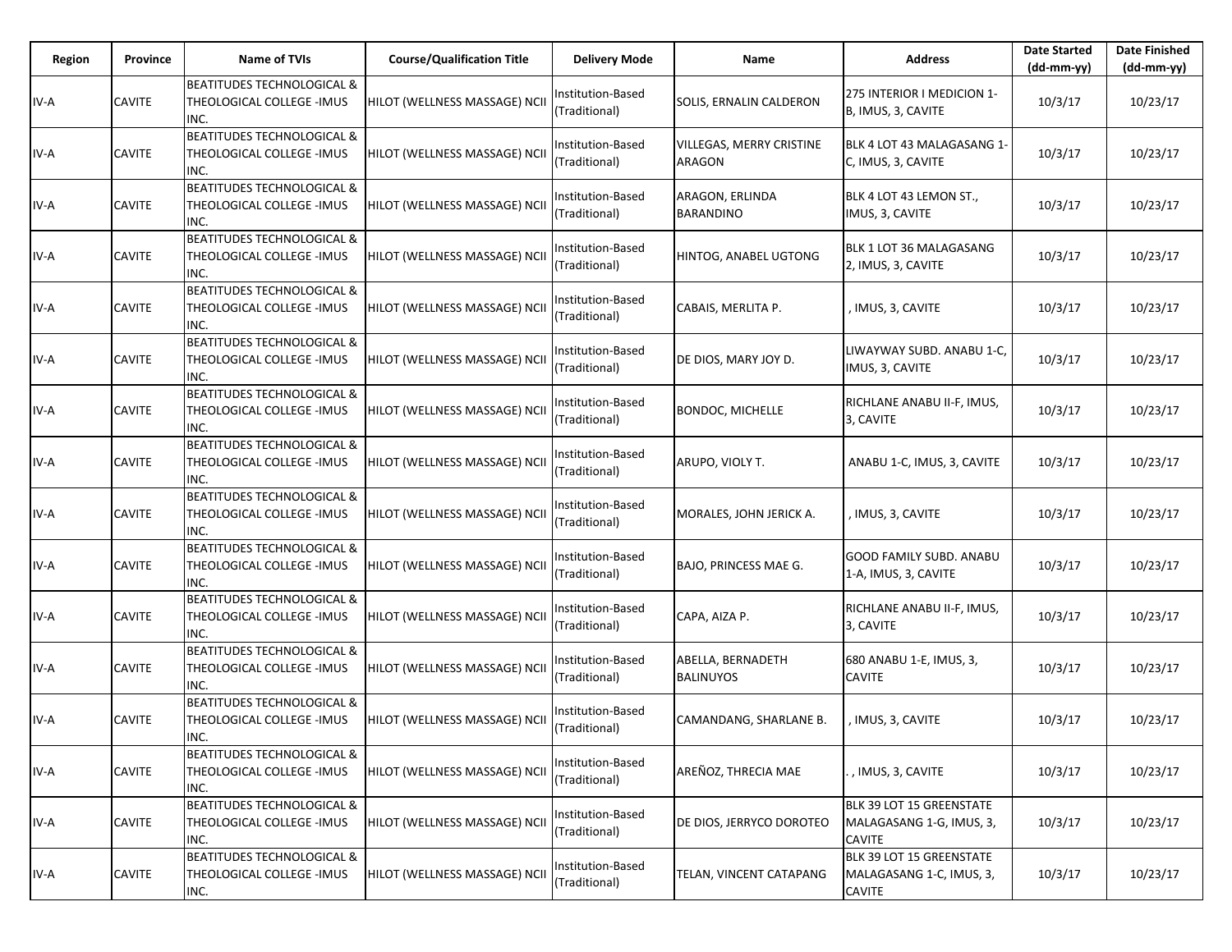| Region | Province | Name of TVIs | Course/Qualification Title | Delivery Mode | Name | Address | Date Started (dd-mm-yy) | Date Finished (dd-mm-yy) |
|---|---|---|---|---|---|---|---|---|
| IV-A | CAVITE | BEATITUDES TECHNOLOGICAL & THEOLOGICAL COLLEGE -IMUS INC. | HILOT (WELLNESS MASSAGE) NCII | Institution-Based (Traditional) | SOLIS, ERNALIN CALDERON | 275 INTERIOR I MEDICION 1-B, IMUS, 3, CAVITE | 10/3/17 | 10/23/17 |
| IV-A | CAVITE | BEATITUDES TECHNOLOGICAL & THEOLOGICAL COLLEGE -IMUS INC. | HILOT (WELLNESS MASSAGE) NCII | Institution-Based (Traditional) | VILLEGAS, MERRY CRISTINE ARAGON | BLK 4 LOT 43 MALAGASANG 1-C, IMUS, 3, CAVITE | 10/3/17 | 10/23/17 |
| IV-A | CAVITE | BEATITUDES TECHNOLOGICAL & THEOLOGICAL COLLEGE -IMUS INC. | HILOT (WELLNESS MASSAGE) NCII | Institution-Based (Traditional) | ARAGON, ERLINDA BARANDINO | BLK 4 LOT 43 LEMON ST., IMUS, 3, CAVITE | 10/3/17 | 10/23/17 |
| IV-A | CAVITE | BEATITUDES TECHNOLOGICAL & THEOLOGICAL COLLEGE -IMUS INC. | HILOT (WELLNESS MASSAGE) NCII | Institution-Based (Traditional) | HINTOG, ANABEL UGTONG | BLK 1 LOT 36 MALAGASANG 2, IMUS, 3, CAVITE | 10/3/17 | 10/23/17 |
| IV-A | CAVITE | BEATITUDES TECHNOLOGICAL & THEOLOGICAL COLLEGE -IMUS INC. | HILOT (WELLNESS MASSAGE) NCII | Institution-Based (Traditional) | CABAIS, MERLITA P. | , IMUS, 3, CAVITE | 10/3/17 | 10/23/17 |
| IV-A | CAVITE | BEATITUDES TECHNOLOGICAL & THEOLOGICAL COLLEGE -IMUS INC. | HILOT (WELLNESS MASSAGE) NCII | Institution-Based (Traditional) | DE DIOS, MARY JOY D. | LIWAYWAY SUBD. ANABU 1-C, IMUS, 3, CAVITE | 10/3/17 | 10/23/17 |
| IV-A | CAVITE | BEATITUDES TECHNOLOGICAL & THEOLOGICAL COLLEGE -IMUS INC. | HILOT (WELLNESS MASSAGE) NCII | Institution-Based (Traditional) | BONDOC, MICHELLE | RICHLANE ANABU II-F, IMUS, 3, CAVITE | 10/3/17 | 10/23/17 |
| IV-A | CAVITE | BEATITUDES TECHNOLOGICAL & THEOLOGICAL COLLEGE -IMUS INC. | HILOT (WELLNESS MASSAGE) NCII | Institution-Based (Traditional) | ARUPO, VIOLY T. | ANABU 1-C, IMUS, 3, CAVITE | 10/3/17 | 10/23/17 |
| IV-A | CAVITE | BEATITUDES TECHNOLOGICAL & THEOLOGICAL COLLEGE -IMUS INC. | HILOT (WELLNESS MASSAGE) NCII | Institution-Based (Traditional) | MORALES, JOHN JERICK A. | , IMUS, 3, CAVITE | 10/3/17 | 10/23/17 |
| IV-A | CAVITE | BEATITUDES TECHNOLOGICAL & THEOLOGICAL COLLEGE -IMUS INC. | HILOT (WELLNESS MASSAGE) NCII | Institution-Based (Traditional) | BAJO, PRINCESS MAE G. | GOOD FAMILY SUBD. ANABU 1-A, IMUS, 3, CAVITE | 10/3/17 | 10/23/17 |
| IV-A | CAVITE | BEATITUDES TECHNOLOGICAL & THEOLOGICAL COLLEGE -IMUS INC. | HILOT (WELLNESS MASSAGE) NCII | Institution-Based (Traditional) | CAPA, AIZA P. | RICHLANE ANABU II-F, IMUS, 3, CAVITE | 10/3/17 | 10/23/17 |
| IV-A | CAVITE | BEATITUDES TECHNOLOGICAL & THEOLOGICAL COLLEGE -IMUS INC. | HILOT (WELLNESS MASSAGE) NCII | Institution-Based (Traditional) | ABELLA, BERNADETH BALINUYOS | 680 ANABU 1-E, IMUS, 3, CAVITE | 10/3/17 | 10/23/17 |
| IV-A | CAVITE | BEATITUDES TECHNOLOGICAL & THEOLOGICAL COLLEGE -IMUS INC. | HILOT (WELLNESS MASSAGE) NCII | Institution-Based (Traditional) | CAMANDANG, SHARLANE B. | , IMUS, 3, CAVITE | 10/3/17 | 10/23/17 |
| IV-A | CAVITE | BEATITUDES TECHNOLOGICAL & THEOLOGICAL COLLEGE -IMUS INC. | HILOT (WELLNESS MASSAGE) NCII | Institution-Based (Traditional) | AREÑOZ, THRECIA MAE | . , IMUS, 3, CAVITE | 10/3/17 | 10/23/17 |
| IV-A | CAVITE | BEATITUDES TECHNOLOGICAL & THEOLOGICAL COLLEGE -IMUS INC. | HILOT (WELLNESS MASSAGE) NCII | Institution-Based (Traditional) | DE DIOS, JERRYCO DOROTEO | BLK 39 LOT 15 GREENSTATE MALAGASANG 1-G, IMUS, 3, CAVITE | 10/3/17 | 10/23/17 |
| IV-A | CAVITE | BEATITUDES TECHNOLOGICAL & THEOLOGICAL COLLEGE -IMUS INC. | HILOT (WELLNESS MASSAGE) NCII | Institution-Based (Traditional) | TELAN, VINCENT CATAPANG | BLK 39 LOT 15 GREENSTATE MALAGASANG 1-C, IMUS, 3, CAVITE | 10/3/17 | 10/23/17 |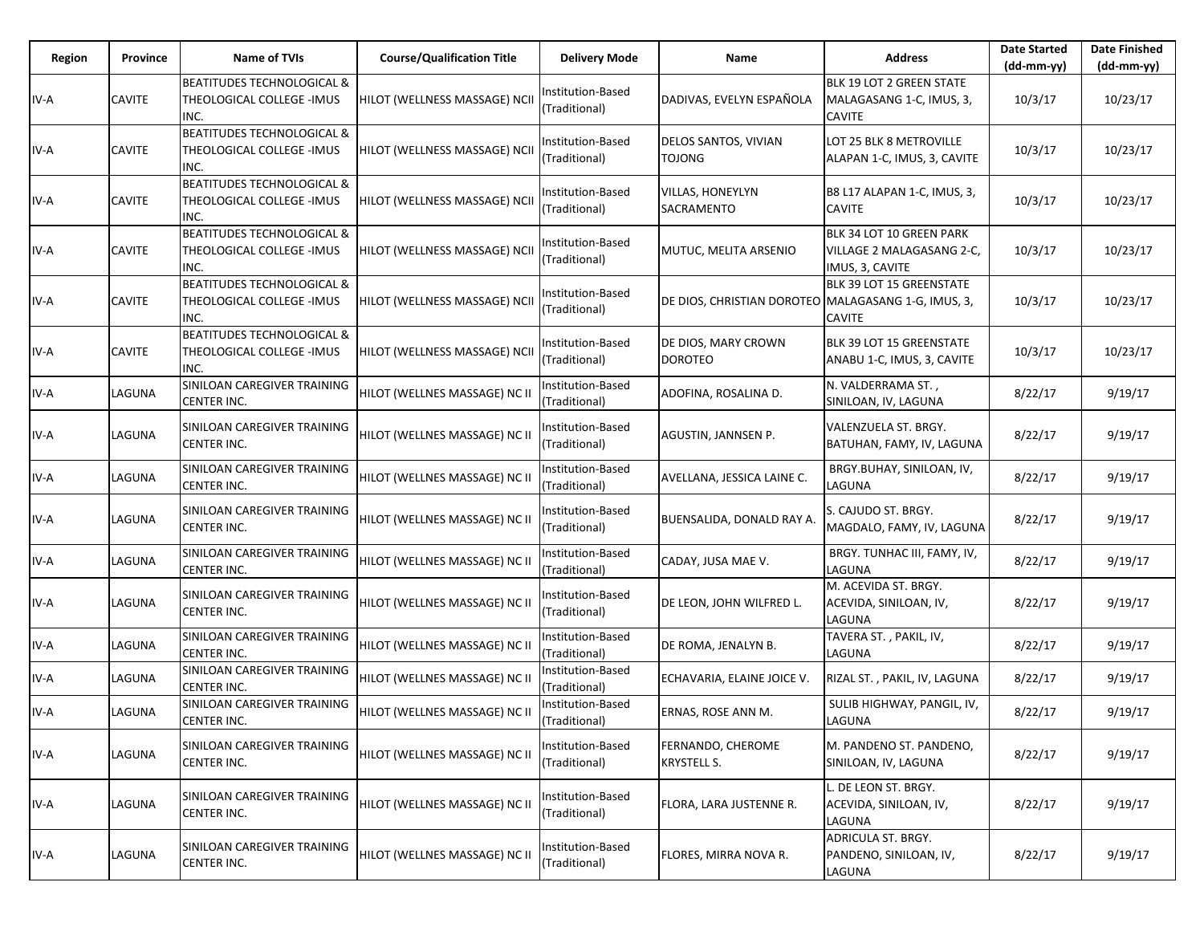| Region | Province | Name of TVIs | Course/Qualification Title | Delivery Mode | Name | Address | Date Started (dd-mm-yy) | Date Finished (dd-mm-yy) |
|---|---|---|---|---|---|---|---|---|
| IV-A | CAVITE | BEATITUDES TECHNOLOGICAL & THEOLOGICAL COLLEGE -IMUS INC. | HILOT (WELLNESS MASSAGE) NCII | Institution-Based (Traditional) | DADIVAS, EVELYN ESPAÑOLA | BLK 19 LOT 2 GREEN STATE MALAGASANG 1-C, IMUS, 3, CAVITE | 10/3/17 | 10/23/17 |
| IV-A | CAVITE | BEATITUDES TECHNOLOGICAL & THEOLOGICAL COLLEGE -IMUS INC. | HILOT (WELLNESS MASSAGE) NCII | Institution-Based (Traditional) | DELOS SANTOS, VIVIAN TOJONG | LOT 25 BLK 8 METROVILLE ALAPAN 1-C, IMUS, 3, CAVITE | 10/3/17 | 10/23/17 |
| IV-A | CAVITE | BEATITUDES TECHNOLOGICAL & THEOLOGICAL COLLEGE -IMUS INC. | HILOT (WELLNESS MASSAGE) NCII | Institution-Based (Traditional) | VILLAS, HONEYLYN SACRAMENTO | B8 L17 ALAPAN 1-C, IMUS, 3, CAVITE | 10/3/17 | 10/23/17 |
| IV-A | CAVITE | BEATITUDES TECHNOLOGICAL & THEOLOGICAL COLLEGE -IMUS INC. | HILOT (WELLNESS MASSAGE) NCII | Institution-Based (Traditional) | MUTUC, MELITA ARSENIO | BLK 34 LOT 10 GREEN PARK VILLAGE 2 MALAGASANG 2-C, IMUS, 3, CAVITE | 10/3/17 | 10/23/17 |
| IV-A | CAVITE | BEATITUDES TECHNOLOGICAL & THEOLOGICAL COLLEGE -IMUS INC. | HILOT (WELLNESS MASSAGE) NCII | Institution-Based (Traditional) | DE DIOS, CHRISTIAN DOROTEO | BLK 39 LOT 15 GREENSTATE MALAGASANG 1-G, IMUS, 3, CAVITE | 10/3/17 | 10/23/17 |
| IV-A | CAVITE | BEATITUDES TECHNOLOGICAL & THEOLOGICAL COLLEGE -IMUS INC. | HILOT (WELLNESS MASSAGE) NCII | Institution-Based (Traditional) | DE DIOS, MARY CROWN DOROTEO | BLK 39 LOT 15 GREENSTATE ANABU 1-C, IMUS, 3, CAVITE | 10/3/17 | 10/23/17 |
| IV-A | LAGUNA | SINILOAN CAREGIVER TRAINING CENTER INC. | HILOT (WELLNES MASSAGE) NC II | Institution-Based (Traditional) | ADOFINA, ROSALINA D. | N. VALDERRAMA ST. , SINILOAN, IV, LAGUNA | 8/22/17 | 9/19/17 |
| IV-A | LAGUNA | SINILOAN CAREGIVER TRAINING CENTER INC. | HILOT (WELLNES MASSAGE) NC II | Institution-Based (Traditional) | AGUSTIN, JANNSEN P. | VALENZUELA ST. BRGY. BATUHAN, FAMY, IV, LAGUNA | 8/22/17 | 9/19/17 |
| IV-A | LAGUNA | SINILOAN CAREGIVER TRAINING CENTER INC. | HILOT (WELLNES MASSAGE) NC II | Institution-Based (Traditional) | AVELLANA, JESSICA LAINE C. | BRGY.BUHAY, SINILOAN, IV, LAGUNA | 8/22/17 | 9/19/17 |
| IV-A | LAGUNA | SINILOAN CAREGIVER TRAINING CENTER INC. | HILOT (WELLNES MASSAGE) NC II | Institution-Based (Traditional) | BUENSALIDA, DONALD RAY A. | S. CAJUDO ST. BRGY. MAGDALO, FAMY, IV, LAGUNA | 8/22/17 | 9/19/17 |
| IV-A | LAGUNA | SINILOAN CAREGIVER TRAINING CENTER INC. | HILOT (WELLNES MASSAGE) NC II | Institution-Based (Traditional) | CADAY, JUSA MAE V. | BRGY. TUNHAC III, FAMY, IV, LAGUNA | 8/22/17 | 9/19/17 |
| IV-A | LAGUNA | SINILOAN CAREGIVER TRAINING CENTER INC. | HILOT (WELLNES MASSAGE) NC II | Institution-Based (Traditional) | DE LEON, JOHN WILFRED L. | M. ACEVIDA ST. BRGY. ACEVIDA, SINILOAN, IV, LAGUNA | 8/22/17 | 9/19/17 |
| IV-A | LAGUNA | SINILOAN CAREGIVER TRAINING CENTER INC. | HILOT (WELLNES MASSAGE) NC II | Institution-Based (Traditional) | DE ROMA, JENALYN B. | TAVERA ST. , PAKIL, IV, LAGUNA | 8/22/17 | 9/19/17 |
| IV-A | LAGUNA | SINILOAN CAREGIVER TRAINING CENTER INC. | HILOT (WELLNES MASSAGE) NC II | Institution-Based (Traditional) | ECHAVARIA, ELAINE JOICE V. | RIZAL ST. , PAKIL, IV, LAGUNA | 8/22/17 | 9/19/17 |
| IV-A | LAGUNA | SINILOAN CAREGIVER TRAINING CENTER INC. | HILOT (WELLNES MASSAGE) NC II | Institution-Based (Traditional) | ERNAS, ROSE ANN M. | SULIB HIGHWAY, PANGIL, IV, LAGUNA | 8/22/17 | 9/19/17 |
| IV-A | LAGUNA | SINILOAN CAREGIVER TRAINING CENTER INC. | HILOT (WELLNES MASSAGE) NC II | Institution-Based (Traditional) | FERNANDO, CHEROME KRYSTELL S. | M. PANDENO ST. PANDENO, SINILOAN, IV, LAGUNA | 8/22/17 | 9/19/17 |
| IV-A | LAGUNA | SINILOAN CAREGIVER TRAINING CENTER INC. | HILOT (WELLNES MASSAGE) NC II | Institution-Based (Traditional) | FLORA, LARA JUSTENNE R. | L. DE LEON ST. BRGY. ACEVIDA, SINILOAN, IV, LAGUNA | 8/22/17 | 9/19/17 |
| IV-A | LAGUNA | SINILOAN CAREGIVER TRAINING CENTER INC. | HILOT (WELLNES MASSAGE) NC II | Institution-Based (Traditional) | FLORES, MIRRA NOVA R. | ADRICULA ST. BRGY. PANDENO, SINILOAN, IV, LAGUNA | 8/22/17 | 9/19/17 |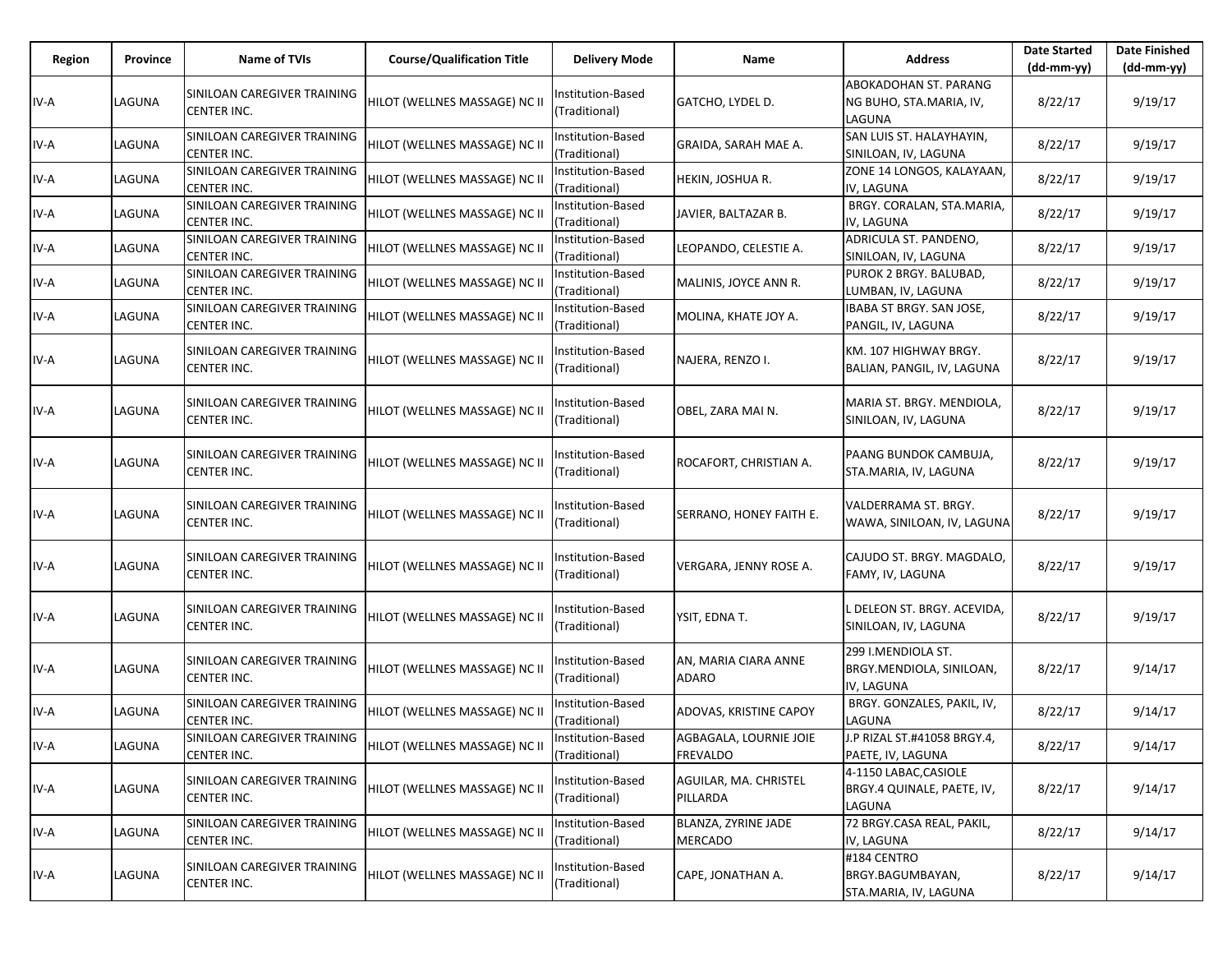| Region | Province | Name of TVIs | Course/Qualification Title | Delivery Mode | Name | Address | Date Started (dd-mm-yy) | Date Finished (dd-mm-yy) |
|---|---|---|---|---|---|---|---|---|
| IV-A | LAGUNA | SINILOAN CAREGIVER TRAINING CENTER INC. | HILOT (WELLNES MASSAGE) NC II | Institution-Based (Traditional) | GATCHO, LYDEL D. | ABOKADOHAN ST. PARANG NG BUHO, STA.MARIA, IV, LAGUNA | 8/22/17 | 9/19/17 |
| IV-A | LAGUNA | SINILOAN CAREGIVER TRAINING CENTER INC. | HILOT (WELLNES MASSAGE) NC II | Institution-Based (Traditional) | GRAIDA, SARAH MAE A. | SAN LUIS ST. HALAYHAYIN, SINILOAN, IV, LAGUNA | 8/22/17 | 9/19/17 |
| IV-A | LAGUNA | SINILOAN CAREGIVER TRAINING CENTER INC. | HILOT (WELLNES MASSAGE) NC II | Institution-Based (Traditional) | HEKIN, JOSHUA R. | ZONE 14 LONGOS, KALAYAAN, IV, LAGUNA | 8/22/17 | 9/19/17 |
| IV-A | LAGUNA | SINILOAN CAREGIVER TRAINING CENTER INC. | HILOT (WELLNES MASSAGE) NC II | Institution-Based (Traditional) | JAVIER, BALTAZAR B. | BRGY. CORALAN, STA.MARIA, IV, LAGUNA | 8/22/17 | 9/19/17 |
| IV-A | LAGUNA | SINILOAN CAREGIVER TRAINING CENTER INC. | HILOT (WELLNES MASSAGE) NC II | Institution-Based (Traditional) | LEOPANDO, CELESTIE A. | ADRICULA ST. PANDENO, SINILOAN, IV, LAGUNA | 8/22/17 | 9/19/17 |
| IV-A | LAGUNA | SINILOAN CAREGIVER TRAINING CENTER INC. | HILOT (WELLNES MASSAGE) NC II | Institution-Based (Traditional) | MALINIS, JOYCE ANN R. | PUROK 2 BRGY. BALUBAD, LUMBAN, IV, LAGUNA | 8/22/17 | 9/19/17 |
| IV-A | LAGUNA | SINILOAN CAREGIVER TRAINING CENTER INC. | HILOT (WELLNES MASSAGE) NC II | Institution-Based (Traditional) | MOLINA, KHATE JOY A. | IBABA ST BRGY. SAN JOSE, PANGIL, IV, LAGUNA | 8/22/17 | 9/19/17 |
| IV-A | LAGUNA | SINILOAN CAREGIVER TRAINING CENTER INC. | HILOT (WELLNES MASSAGE) NC II | Institution-Based (Traditional) | NAJERA, RENZO I. | KM. 107 HIGHWAY BRGY. BALIAN, PANGIL, IV, LAGUNA | 8/22/17 | 9/19/17 |
| IV-A | LAGUNA | SINILOAN CAREGIVER TRAINING CENTER INC. | HILOT (WELLNES MASSAGE) NC II | Institution-Based (Traditional) | OBEL, ZARA MAI N. | MARIA ST. BRGY. MENDIOLA, SINILOAN, IV, LAGUNA | 8/22/17 | 9/19/17 |
| IV-A | LAGUNA | SINILOAN CAREGIVER TRAINING CENTER INC. | HILOT (WELLNES MASSAGE) NC II | Institution-Based (Traditional) | ROCAFORT, CHRISTIAN A. | PAANG BUNDOK CAMBUJA, STA.MARIA, IV, LAGUNA | 8/22/17 | 9/19/17 |
| IV-A | LAGUNA | SINILOAN CAREGIVER TRAINING CENTER INC. | HILOT (WELLNES MASSAGE) NC II | Institution-Based (Traditional) | SERRANO, HONEY FAITH E. | VALDERRAMA ST. BRGY. WAWA, SINILOAN, IV, LAGUNA | 8/22/17 | 9/19/17 |
| IV-A | LAGUNA | SINILOAN CAREGIVER TRAINING CENTER INC. | HILOT (WELLNES MASSAGE) NC II | Institution-Based (Traditional) | VERGARA, JENNY ROSE A. | CAJUDO ST. BRGY. MAGDALO, FAMY, IV, LAGUNA | 8/22/17 | 9/19/17 |
| IV-A | LAGUNA | SINILOAN CAREGIVER TRAINING CENTER INC. | HILOT (WELLNES MASSAGE) NC II | Institution-Based (Traditional) | YSIT, EDNA T. | L DELEON ST. BRGY. ACEVIDA, SINILOAN, IV, LAGUNA | 8/22/17 | 9/19/17 |
| IV-A | LAGUNA | SINILOAN CAREGIVER TRAINING CENTER INC. | HILOT (WELLNES MASSAGE) NC II | Institution-Based (Traditional) | AN, MARIA CIARA ANNE ADARO | 299 I.MENDIOLA ST. BRGY.MENDIOLA, SINILOAN, IV, LAGUNA | 8/22/17 | 9/14/17 |
| IV-A | LAGUNA | SINILOAN CAREGIVER TRAINING CENTER INC. | HILOT (WELLNES MASSAGE) NC II | Institution-Based (Traditional) | ADOVAS, KRISTINE CAPOY | BRGY. GONZALES, PAKIL, IV, LAGUNA | 8/22/17 | 9/14/17 |
| IV-A | LAGUNA | SINILOAN CAREGIVER TRAINING CENTER INC. | HILOT (WELLNES MASSAGE) NC II | Institution-Based (Traditional) | AGBAGALA, LOURNIE JOIE FREVALDO | J.P RIZAL ST.#41058 BRGY.4, PAETE, IV, LAGUNA | 8/22/17 | 9/14/17 |
| IV-A | LAGUNA | SINILOAN CAREGIVER TRAINING CENTER INC. | HILOT (WELLNES MASSAGE) NC II | Institution-Based (Traditional) | AGUILAR, MA. CHRISTEL PILLARDA | 4-1150 LABAC,CASIOLE BRGY.4 QUINALE, PAETE, IV, LAGUNA | 8/22/17 | 9/14/17 |
| IV-A | LAGUNA | SINILOAN CAREGIVER TRAINING CENTER INC. | HILOT (WELLNES MASSAGE) NC II | Institution-Based (Traditional) | BLANZA, ZYRINE JADE MERCADO | 72 BRGY.CASA REAL, PAKIL, IV, LAGUNA | 8/22/17 | 9/14/17 |
| IV-A | LAGUNA | SINILOAN CAREGIVER TRAINING CENTER INC. | HILOT (WELLNES MASSAGE) NC II | Institution-Based (Traditional) | CAPE, JONATHAN A. | #184 CENTRO BRGY.BAGUMBAYAN, STA.MARIA, IV, LAGUNA | 8/22/17 | 9/14/17 |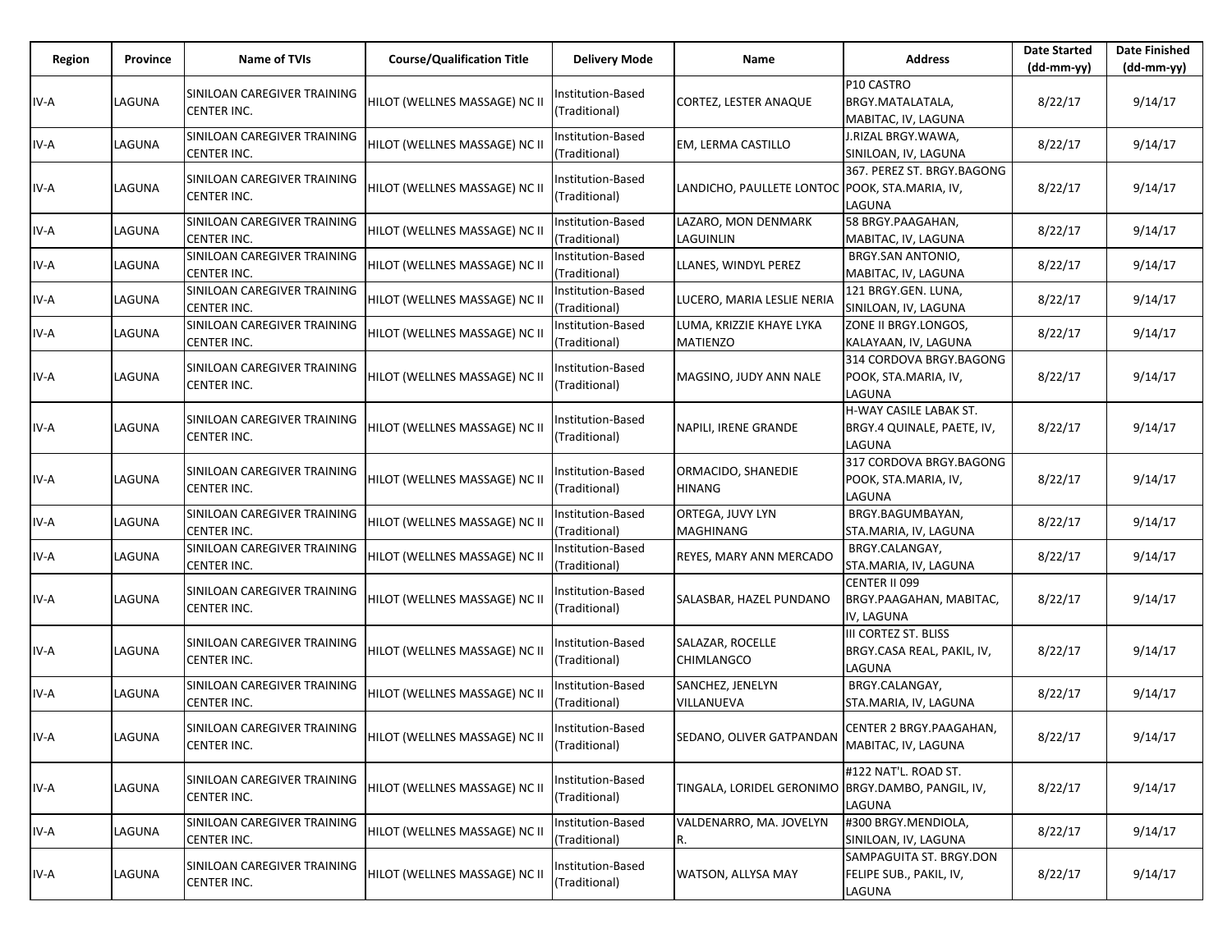| Region | Province | Name of TVIs | Course/Qualification Title | Delivery Mode | Name | Address | Date Started (dd-mm-yy) | Date Finished (dd-mm-yy) |
|---|---|---|---|---|---|---|---|---|
| IV-A | LAGUNA | SINILOAN CAREGIVER TRAINING CENTER INC. | HILOT (WELLNES MASSAGE) NC II | Institution-Based (Traditional) | CORTEZ, LESTER ANAQUE | P10 CASTRO BRGY.MATALATALA, MABITAC, IV, LAGUNA | 8/22/17 | 9/14/17 |
| IV-A | LAGUNA | SINILOAN CAREGIVER TRAINING CENTER INC. | HILOT (WELLNES MASSAGE) NC II | Institution-Based (Traditional) | EM, LERMA CASTILLO | J.RIZAL BRGY.WAWA, SINILOAN, IV, LAGUNA | 8/22/17 | 9/14/17 |
| IV-A | LAGUNA | SINILOAN CAREGIVER TRAINING CENTER INC. | HILOT (WELLNES MASSAGE) NC II | Institution-Based (Traditional) | LANDICHO, PAULLETE LONTOC | 367. PEREZ ST. BRGY.BAGONG POOK, STA.MARIA, IV, LAGUNA | 8/22/17 | 9/14/17 |
| IV-A | LAGUNA | SINILOAN CAREGIVER TRAINING CENTER INC. | HILOT (WELLNES MASSAGE) NC II | Institution-Based (Traditional) | LAZARO, MON DENMARK LAGUINLIN | 58 BRGY.PAAGAHAN, MABITAC, IV, LAGUNA | 8/22/17 | 9/14/17 |
| IV-A | LAGUNA | SINILOAN CAREGIVER TRAINING CENTER INC. | HILOT (WELLNES MASSAGE) NC II | Institution-Based (Traditional) | LLANES, WINDYL PEREZ | BRGY.SAN ANTONIO, MABITAC, IV, LAGUNA | 8/22/17 | 9/14/17 |
| IV-A | LAGUNA | SINILOAN CAREGIVER TRAINING CENTER INC. | HILOT (WELLNES MASSAGE) NC II | Institution-Based (Traditional) | LUCERO, MARIA LESLIE NERIA | 121 BRGY.GEN. LUNA, SINILOAN, IV, LAGUNA | 8/22/17 | 9/14/17 |
| IV-A | LAGUNA | SINILOAN CAREGIVER TRAINING CENTER INC. | HILOT (WELLNES MASSAGE) NC II | Institution-Based (Traditional) | LUMA, KRIZZIE KHAYE LYKA MATIENZO | ZONE II BRGY.LONGOS, KALAYAAN, IV, LAGUNA | 8/22/17 | 9/14/17 |
| IV-A | LAGUNA | SINILOAN CAREGIVER TRAINING CENTER INC. | HILOT (WELLNES MASSAGE) NC II | Institution-Based (Traditional) | MAGSINO, JUDY ANN NALE | 314 CORDOVA BRGY.BAGONG POOK, STA.MARIA, IV, LAGUNA | 8/22/17 | 9/14/17 |
| IV-A | LAGUNA | SINILOAN CAREGIVER TRAINING CENTER INC. | HILOT (WELLNES MASSAGE) NC II | Institution-Based (Traditional) | NAPILI, IRENE GRANDE | H-WAY CASILE LABAK ST. BRGY.4 QUINALE, PAETE, IV, LAGUNA | 8/22/17 | 9/14/17 |
| IV-A | LAGUNA | SINILOAN CAREGIVER TRAINING CENTER INC. | HILOT (WELLNES MASSAGE) NC II | Institution-Based (Traditional) | ORMACIDO, SHANEDIE HINANG | 317 CORDOVA BRGY.BAGONG POOK, STA.MARIA, IV, LAGUNA | 8/22/17 | 9/14/17 |
| IV-A | LAGUNA | SINILOAN CAREGIVER TRAINING CENTER INC. | HILOT (WELLNES MASSAGE) NC II | Institution-Based (Traditional) | ORTEGA, JUVY LYN MAGHINANG | BRGY.BAGUMBAYAN, STA.MARIA, IV, LAGUNA | 8/22/17 | 9/14/17 |
| IV-A | LAGUNA | SINILOAN CAREGIVER TRAINING CENTER INC. | HILOT (WELLNES MASSAGE) NC II | Institution-Based (Traditional) | REYES, MARY ANN MERCADO | BRGY.CALANGAY, STA.MARIA, IV, LAGUNA | 8/22/17 | 9/14/17 |
| IV-A | LAGUNA | SINILOAN CAREGIVER TRAINING CENTER INC. | HILOT (WELLNES MASSAGE) NC II | Institution-Based (Traditional) | SALASBAR, HAZEL PUNDANO | CENTER II 099 BRGY.PAAGAHAN, MABITAC, IV, LAGUNA | 8/22/17 | 9/14/17 |
| IV-A | LAGUNA | SINILOAN CAREGIVER TRAINING CENTER INC. | HILOT (WELLNES MASSAGE) NC II | Institution-Based (Traditional) | SALAZAR, ROCELLE CHIMLANGCO | III CORTEZ ST. BLISS BRGY.CASA REAL, PAKIL, IV, LAGUNA | 8/22/17 | 9/14/17 |
| IV-A | LAGUNA | SINILOAN CAREGIVER TRAINING CENTER INC. | HILOT (WELLNES MASSAGE) NC II | Institution-Based (Traditional) | SANCHEZ, JENELYN VILLANUEVA | BRGY.CALANGAY, STA.MARIA, IV, LAGUNA | 8/22/17 | 9/14/17 |
| IV-A | LAGUNA | SINILOAN CAREGIVER TRAINING CENTER INC. | HILOT (WELLNES MASSAGE) NC II | Institution-Based (Traditional) | SEDANO, OLIVER GATPANDAN | CENTER 2 BRGY.PAAGAHAN, MABITAC, IV, LAGUNA | 8/22/17 | 9/14/17 |
| IV-A | LAGUNA | SINILOAN CAREGIVER TRAINING CENTER INC. | HILOT (WELLNES MASSAGE) NC II | Institution-Based (Traditional) | TINGALA, LORIDEL GERONIMO | #122 NAT'L. ROAD ST. BRGY.DAMBO, PANGIL, IV, LAGUNA | 8/22/17 | 9/14/17 |
| IV-A | LAGUNA | SINILOAN CAREGIVER TRAINING CENTER INC. | HILOT (WELLNES MASSAGE) NC II | Institution-Based (Traditional) | VALDENARRO, MA. JOVELYN R. | #300 BRGY.MENDIOLA, SINILOAN, IV, LAGUNA | 8/22/17 | 9/14/17 |
| IV-A | LAGUNA | SINILOAN CAREGIVER TRAINING CENTER INC. | HILOT (WELLNES MASSAGE) NC II | Institution-Based (Traditional) | WATSON, ALLYSA MAY | SAMPAGUITA ST. BRGY.DON FELIPE SUB., PAKIL, IV, LAGUNA | 8/22/17 | 9/14/17 |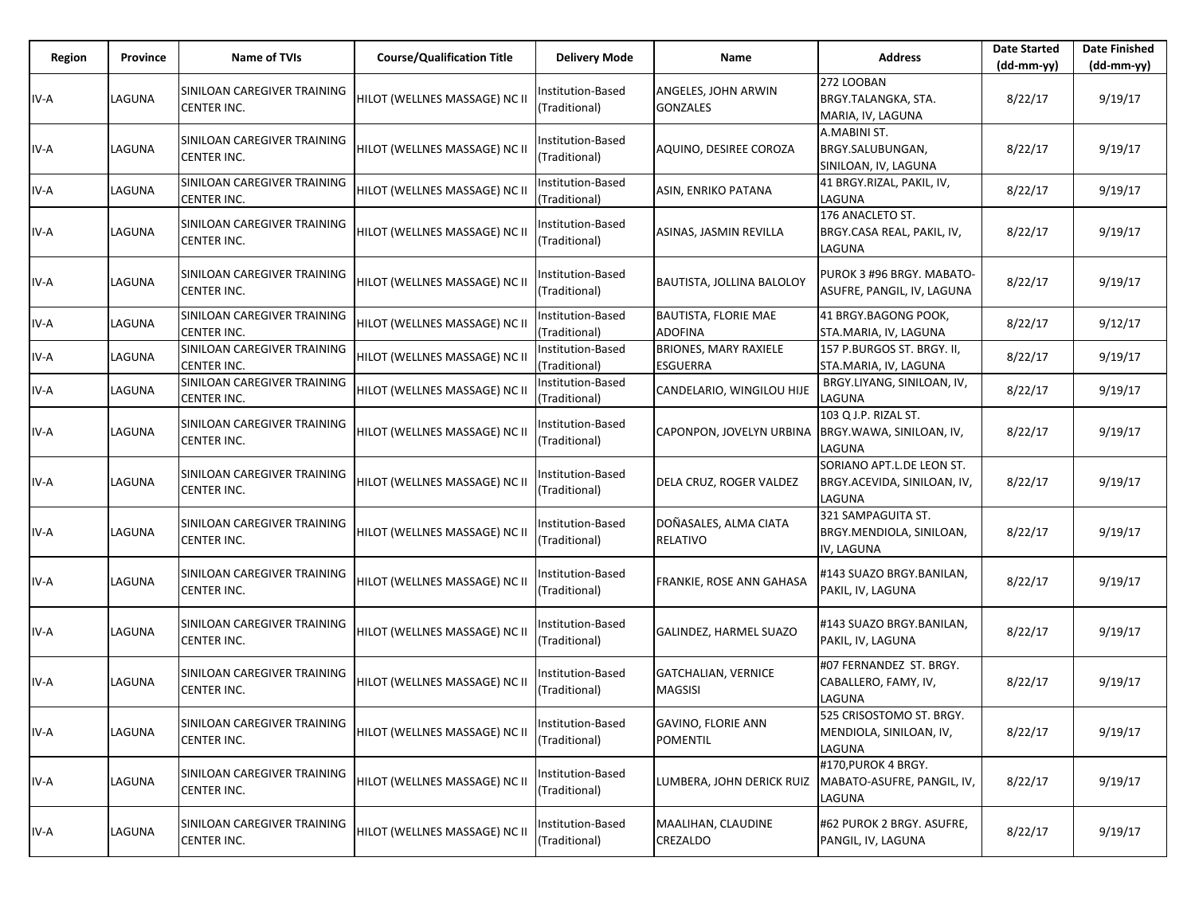| Region | Province | Name of TVIs | Course/Qualification Title | Delivery Mode | Name | Address | Date Started (dd-mm-yy) | Date Finished (dd-mm-yy) |
|---|---|---|---|---|---|---|---|---|
| IV-A | LAGUNA | SINILOAN CAREGIVER TRAINING CENTER INC. | HILOT (WELLNES MASSAGE) NC II | Institution-Based (Traditional) | ANGELES, JOHN ARWIN GONZALES | 272 LOOBAN BRGY.TALANGKA, STA. MARIA, IV, LAGUNA | 8/22/17 | 9/19/17 |
| IV-A | LAGUNA | SINILOAN CAREGIVER TRAINING CENTER INC. | HILOT (WELLNES MASSAGE) NC II | Institution-Based (Traditional) | AQUINO, DESIREE COROZA | A.MABINI ST. BRGY.SALUBUNGAN, SINILOAN, IV, LAGUNA | 8/22/17 | 9/19/17 |
| IV-A | LAGUNA | SINILOAN CAREGIVER TRAINING CENTER INC. | HILOT (WELLNES MASSAGE) NC II | Institution-Based (Traditional) | ASIN, ENRIKO PATANA | 41 BRGY.RIZAL, PAKIL, IV, LAGUNA | 8/22/17 | 9/19/17 |
| IV-A | LAGUNA | SINILOAN CAREGIVER TRAINING CENTER INC. | HILOT (WELLNES MASSAGE) NC II | Institution-Based (Traditional) | ASINAS, JASMIN REVILLA | 176 ANACLETO ST. BRGY.CASA REAL, PAKIL, IV, LAGUNA | 8/22/17 | 9/19/17 |
| IV-A | LAGUNA | SINILOAN CAREGIVER TRAINING CENTER INC. | HILOT (WELLNES MASSAGE) NC II | Institution-Based (Traditional) | BAUTISTA, JOLLINA BALOLOY | PUROK 3 #96 BRGY. MABATO-ASUFRE, PANGIL, IV, LAGUNA | 8/22/17 | 9/19/17 |
| IV-A | LAGUNA | SINILOAN CAREGIVER TRAINING CENTER INC. | HILOT (WELLNES MASSAGE) NC II | Institution-Based (Traditional) | BAUTISTA, FLORIE MAE ADOFINA | 41 BRGY.BAGONG POOK, STA.MARIA, IV, LAGUNA | 8/22/17 | 9/12/17 |
| IV-A | LAGUNA | SINILOAN CAREGIVER TRAINING CENTER INC. | HILOT (WELLNES MASSAGE) NC II | Institution-Based (Traditional) | BRIONES, MARY RAXIELE ESGUERRA | 157 P.BURGOS ST. BRGY. II, STA.MARIA, IV, LAGUNA | 8/22/17 | 9/19/17 |
| IV-A | LAGUNA | SINILOAN CAREGIVER TRAINING CENTER INC. | HILOT (WELLNES MASSAGE) NC II | Institution-Based (Traditional) | CANDELARIO, WINGILOU HIJE | BRGY.LIYANG, SINILOAN, IV, LAGUNA | 8/22/17 | 9/19/17 |
| IV-A | LAGUNA | SINILOAN CAREGIVER TRAINING CENTER INC. | HILOT (WELLNES MASSAGE) NC II | Institution-Based (Traditional) | CAPONPON, JOVELYN URBINA | 103 Q J.P. RIZAL ST. BRGY.WAWA, SINILOAN, IV, LAGUNA | 8/22/17 | 9/19/17 |
| IV-A | LAGUNA | SINILOAN CAREGIVER TRAINING CENTER INC. | HILOT (WELLNES MASSAGE) NC II | Institution-Based (Traditional) | DELA CRUZ, ROGER VALDEZ | SORIANO APT.L.DE LEON ST. BRGY.ACEVIDA, SINILOAN, IV, LAGUNA | 8/22/17 | 9/19/17 |
| IV-A | LAGUNA | SINILOAN CAREGIVER TRAINING CENTER INC. | HILOT (WELLNES MASSAGE) NC II | Institution-Based (Traditional) | DOÑASALES, ALMA CIATA RELATIVO | 321 SAMPAGUITA ST. BRGY.MENDIOLA, SINILOAN, IV, LAGUNA | 8/22/17 | 9/19/17 |
| IV-A | LAGUNA | SINILOAN CAREGIVER TRAINING CENTER INC. | HILOT (WELLNES MASSAGE) NC II | Institution-Based (Traditional) | FRANKIE, ROSE ANN GAHASA | #143 SUAZO BRGY.BANILAN, PAKIL, IV, LAGUNA | 8/22/17 | 9/19/17 |
| IV-A | LAGUNA | SINILOAN CAREGIVER TRAINING CENTER INC. | HILOT (WELLNES MASSAGE) NC II | Institution-Based (Traditional) | GALINDEZ, HARMEL SUAZO | #143 SUAZO BRGY.BANILAN, PAKIL, IV, LAGUNA | 8/22/17 | 9/19/17 |
| IV-A | LAGUNA | SINILOAN CAREGIVER TRAINING CENTER INC. | HILOT (WELLNES MASSAGE) NC II | Institution-Based (Traditional) | GATCHALIAN, VERNICE MAGSISI | #07 FERNANDEZ ST. BRGY. CABALLERO, FAMY, IV, LAGUNA | 8/22/17 | 9/19/17 |
| IV-A | LAGUNA | SINILOAN CAREGIVER TRAINING CENTER INC. | HILOT (WELLNES MASSAGE) NC II | Institution-Based (Traditional) | GAVINO, FLORIE ANN POMENTIL | 525 CRISOSTOMO ST. BRGY. MENDIOLA, SINILOAN, IV, LAGUNA | 8/22/17 | 9/19/17 |
| IV-A | LAGUNA | SINILOAN CAREGIVER TRAINING CENTER INC. | HILOT (WELLNES MASSAGE) NC II | Institution-Based (Traditional) | LUMBERA, JOHN DERICK RUIZ | #170,PUROK 4 BRGY. MABATO-ASUFRE, PANGIL, IV, LAGUNA | 8/22/17 | 9/19/17 |
| IV-A | LAGUNA | SINILOAN CAREGIVER TRAINING CENTER INC. | HILOT (WELLNES MASSAGE) NC II | Institution-Based (Traditional) | MAALIHAN, CLAUDINE CREZALDO | #62 PUROK 2 BRGY. ASUFRE, PANGIL, IV, LAGUNA | 8/22/17 | 9/19/17 |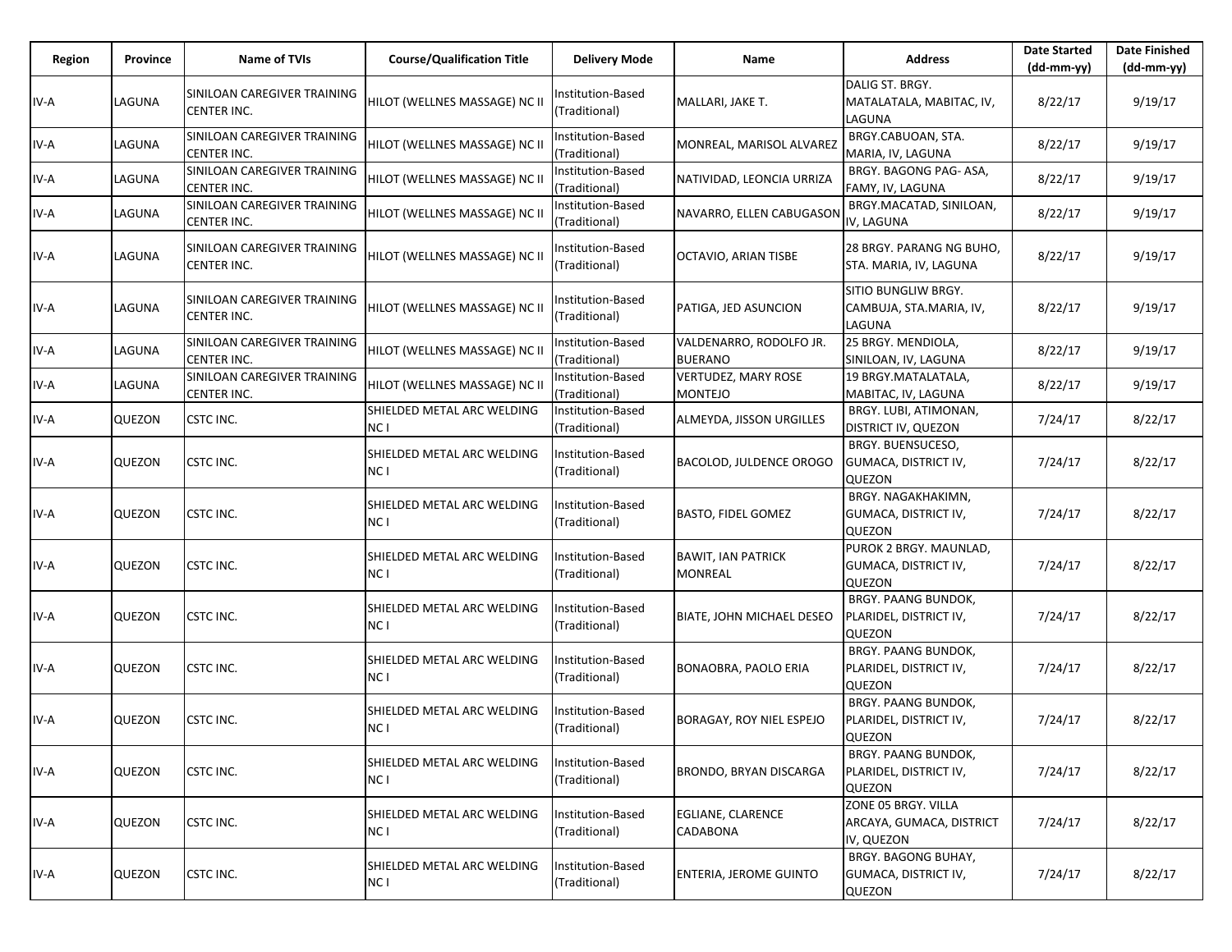| Region | Province | Name of TVIs | Course/Qualification Title | Delivery Mode | Name | Address | Date Started (dd-mm-yy) | Date Finished (dd-mm-yy) |
|---|---|---|---|---|---|---|---|---|
| IV-A | LAGUNA | SINILOAN CAREGIVER TRAINING CENTER INC. | HILOT (WELLNES MASSAGE) NC II | Institution-Based (Traditional) | MALLARI, JAKE T. | DALIG ST. BRGY. MATALATALA, MABITAC, IV, LAGUNA | 8/22/17 | 9/19/17 |
| IV-A | LAGUNA | SINILOAN CAREGIVER TRAINING CENTER INC. | HILOT (WELLNES MASSAGE) NC II | Institution-Based (Traditional) | MONREAL, MARISOL ALVAREZ | BRGY.CABUOAN, STA. MARIA, IV, LAGUNA | 8/22/17 | 9/19/17 |
| IV-A | LAGUNA | SINILOAN CAREGIVER TRAINING CENTER INC. | HILOT (WELLNES MASSAGE) NC II | Institution-Based (Traditional) | NATIVIDAD, LEONCIA URRIZA | BRGY. BAGONG PAG- ASA, FAMY, IV, LAGUNA | 8/22/17 | 9/19/17 |
| IV-A | LAGUNA | SINILOAN CAREGIVER TRAINING CENTER INC. | HILOT (WELLNES MASSAGE) NC II | Institution-Based (Traditional) | NAVARRO, ELLEN CABUGASON | BRGY.MACATAD, SINILOAN, IV, LAGUNA | 8/22/17 | 9/19/17 |
| IV-A | LAGUNA | SINILOAN CAREGIVER TRAINING CENTER INC. | HILOT (WELLNES MASSAGE) NC II | Institution-Based (Traditional) | OCTAVIO, ARIAN TISBE | 28 BRGY. PARANG NG BUHO, STA. MARIA, IV, LAGUNA | 8/22/17 | 9/19/17 |
| IV-A | LAGUNA | SINILOAN CAREGIVER TRAINING CENTER INC. | HILOT (WELLNES MASSAGE) NC II | Institution-Based (Traditional) | PATIGA, JED ASUNCION | SITIO BUNGLIW BRGY. CAMBUJA, STA.MARIA, IV, LAGUNA | 8/22/17 | 9/19/17 |
| IV-A | LAGUNA | SINILOAN CAREGIVER TRAINING CENTER INC. | HILOT (WELLNES MASSAGE) NC II | Institution-Based (Traditional) | VALDENARRO, RODOLFO JR. BUERANO | 25 BRGY. MENDIOLA, SINILOAN, IV, LAGUNA | 8/22/17 | 9/19/17 |
| IV-A | LAGUNA | SINILOAN CAREGIVER TRAINING CENTER INC. | HILOT (WELLNES MASSAGE) NC II | Institution-Based (Traditional) | VERTUDEZ, MARY ROSE MONTEJO | 19 BRGY.MATALATALA, MABITAC, IV, LAGUNA | 8/22/17 | 9/19/17 |
| IV-A | QUEZON | CSTC INC. | SHIELDED METAL ARC WELDING NC I | Institution-Based (Traditional) | ALMEYDA, JISSON URGILLES | BRGY. LUBI, ATIMONAN, DISTRICT IV, QUEZON | 7/24/17 | 8/22/17 |
| IV-A | QUEZON | CSTC INC. | SHIELDED METAL ARC WELDING NC I | Institution-Based (Traditional) | BACOLOD, JULDENCE OROGO | BRGY. BUENSUCESO, GUMACA, DISTRICT IV, QUEZON | 7/24/17 | 8/22/17 |
| IV-A | QUEZON | CSTC INC. | SHIELDED METAL ARC WELDING NC I | Institution-Based (Traditional) | BASTO, FIDEL GOMEZ | BRGY. NAGAKHAKIMN, GUMACA, DISTRICT IV, QUEZON | 7/24/17 | 8/22/17 |
| IV-A | QUEZON | CSTC INC. | SHIELDED METAL ARC WELDING NC I | Institution-Based (Traditional) | BAWIT, IAN PATRICK MONREAL | PUROK 2 BRGY. MAUNLAD, GUMACA, DISTRICT IV, QUEZON | 7/24/17 | 8/22/17 |
| IV-A | QUEZON | CSTC INC. | SHIELDED METAL ARC WELDING NC I | Institution-Based (Traditional) | BIATE, JOHN MICHAEL DESEO | BRGY. PAANG BUNDOK, PLARIDEL, DISTRICT IV, QUEZON | 7/24/17 | 8/22/17 |
| IV-A | QUEZON | CSTC INC. | SHIELDED METAL ARC WELDING NC I | Institution-Based (Traditional) | BONAOBRA, PAOLO ERIA | BRGY. PAANG BUNDOK, PLARIDEL, DISTRICT IV, QUEZON | 7/24/17 | 8/22/17 |
| IV-A | QUEZON | CSTC INC. | SHIELDED METAL ARC WELDING NC I | Institution-Based (Traditional) | BORAGAY, ROY NIEL ESPEJO | BRGY. PAANG BUNDOK, PLARIDEL, DISTRICT IV, QUEZON | 7/24/17 | 8/22/17 |
| IV-A | QUEZON | CSTC INC. | SHIELDED METAL ARC WELDING NC I | Institution-Based (Traditional) | BRONDO, BRYAN DISCARGA | BRGY. PAANG BUNDOK, PLARIDEL, DISTRICT IV, QUEZON | 7/24/17 | 8/22/17 |
| IV-A | QUEZON | CSTC INC. | SHIELDED METAL ARC WELDING NC I | Institution-Based (Traditional) | EGLIANE, CLARENCE CADABONA | ZONE 05 BRGY. VILLA ARCAYA, GUMACA, DISTRICT IV, QUEZON | 7/24/17 | 8/22/17 |
| IV-A | QUEZON | CSTC INC. | SHIELDED METAL ARC WELDING NC I | Institution-Based (Traditional) | ENTERIA, JEROME GUINTO | BRGY. BAGONG BUHAY, GUMACA, DISTRICT IV, QUEZON | 7/24/17 | 8/22/17 |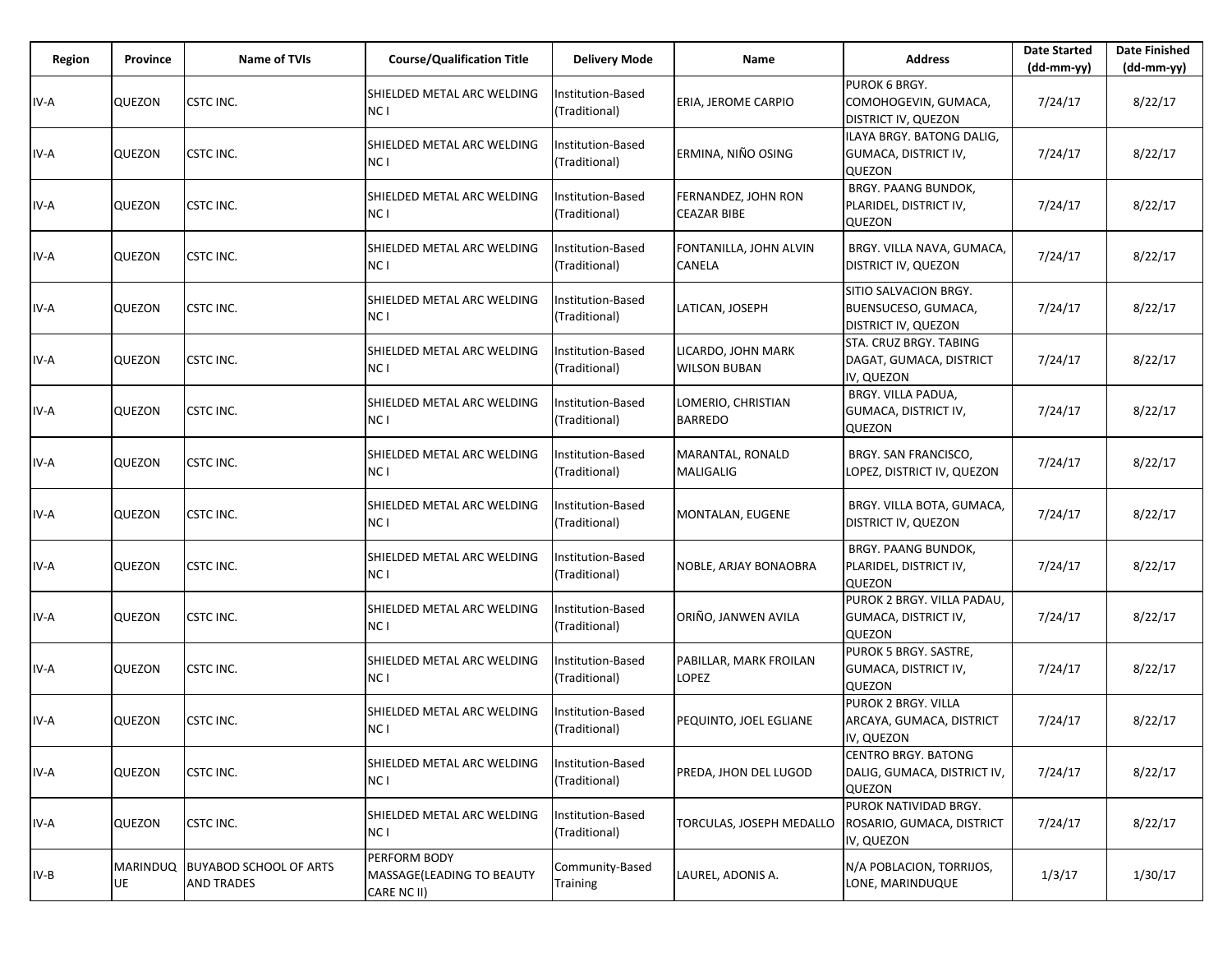| Region | Province | Name of TVIs | Course/Qualification Title | Delivery Mode | Name | Address | Date Started (dd-mm-yy) | Date Finished (dd-mm-yy) |
|---|---|---|---|---|---|---|---|---|
| IV-A | QUEZON | CSTC INC. | SHIELDED METAL ARC WELDING NC I | Institution-Based (Traditional) | ERIA, JEROME CARPIO | PUROK 6 BRGY. COMOHOGEVIN, GUMACA, DISTRICT IV, QUEZON | 7/24/17 | 8/22/17 |
| IV-A | QUEZON | CSTC INC. | SHIELDED METAL ARC WELDING NC I | Institution-Based (Traditional) | ERMINA, NIÑO OSING | ILAYA BRGY. BATONG DALIG, GUMACA, DISTRICT IV, QUEZON | 7/24/17 | 8/22/17 |
| IV-A | QUEZON | CSTC INC. | SHIELDED METAL ARC WELDING NC I | Institution-Based (Traditional) | FERNANDEZ, JOHN RON CEAZAR BIBE | BRGY. PAANG BUNDOK, PLARIDEL, DISTRICT IV, QUEZON | 7/24/17 | 8/22/17 |
| IV-A | QUEZON | CSTC INC. | SHIELDED METAL ARC WELDING NC I | Institution-Based (Traditional) | FONTANILLA, JOHN ALVIN CANELA | BRGY. VILLA NAVA, GUMACA, DISTRICT IV, QUEZON | 7/24/17 | 8/22/17 |
| IV-A | QUEZON | CSTC INC. | SHIELDED METAL ARC WELDING NC I | Institution-Based (Traditional) | LATICAN, JOSEPH | SITIO SALVACION BRGY. BUENSUCESO, GUMACA, DISTRICT IV, QUEZON | 7/24/17 | 8/22/17 |
| IV-A | QUEZON | CSTC INC. | SHIELDED METAL ARC WELDING NC I | Institution-Based (Traditional) | LICARDO, JOHN MARK WILSON BUBAN | STA. CRUZ BRGY. TABING DAGAT, GUMACA, DISTRICT IV, QUEZON | 7/24/17 | 8/22/17 |
| IV-A | QUEZON | CSTC INC. | SHIELDED METAL ARC WELDING NC I | Institution-Based (Traditional) | LOMERIO, CHRISTIAN BARREDO | BRGY. VILLA PADUA, GUMACA, DISTRICT IV, QUEZON | 7/24/17 | 8/22/17 |
| IV-A | QUEZON | CSTC INC. | SHIELDED METAL ARC WELDING NC I | Institution-Based (Traditional) | MARANTAL, RONALD MALIGALIG | BRGY. SAN FRANCISCO, LOPEZ, DISTRICT IV, QUEZON | 7/24/17 | 8/22/17 |
| IV-A | QUEZON | CSTC INC. | SHIELDED METAL ARC WELDING NC I | Institution-Based (Traditional) | MONTALAN, EUGENE | BRGY. VILLA BOTA, GUMACA, DISTRICT IV, QUEZON | 7/24/17 | 8/22/17 |
| IV-A | QUEZON | CSTC INC. | SHIELDED METAL ARC WELDING NC I | Institution-Based (Traditional) | NOBLE, ARJAY BONAOBRA | BRGY. PAANG BUNDOK, PLARIDEL, DISTRICT IV, QUEZON | 7/24/17 | 8/22/17 |
| IV-A | QUEZON | CSTC INC. | SHIELDED METAL ARC WELDING NC I | Institution-Based (Traditional) | ORIÑO, JANWEN AVILA | PUROK 2 BRGY. VILLA PADAU, GUMACA, DISTRICT IV, QUEZON | 7/24/17 | 8/22/17 |
| IV-A | QUEZON | CSTC INC. | SHIELDED METAL ARC WELDING NC I | Institution-Based (Traditional) | PABILLAR, MARK FROILAN LOPEZ | PUROK 5 BRGY. SASTRE, GUMACA, DISTRICT IV, QUEZON | 7/24/17 | 8/22/17 |
| IV-A | QUEZON | CSTC INC. | SHIELDED METAL ARC WELDING NC I | Institution-Based (Traditional) | PEQUINTO, JOEL EGLIANE | PUROK 2 BRGY. VILLA ARCAYA, GUMACA, DISTRICT IV, QUEZON | 7/24/17 | 8/22/17 |
| IV-A | QUEZON | CSTC INC. | SHIELDED METAL ARC WELDING NC I | Institution-Based (Traditional) | PREDA, JHON DEL LUGOD | CENTRO BRGY. BATONG DALIG, GUMACA, DISTRICT IV, QUEZON | 7/24/17 | 8/22/17 |
| IV-A | QUEZON | CSTC INC. | SHIELDED METAL ARC WELDING NC I | Institution-Based (Traditional) | TORCULAS, JOSEPH MEDALLO | PUROK NATIVIDAD BRGY. ROSARIO, GUMACA, DISTRICT IV, QUEZON | 7/24/17 | 8/22/17 |
| IV-B | MARINDUQUE | BUYABOD SCHOOL OF ARTS AND TRADES | PERFORM BODY MASSAGE(LEADING TO BEAUTY CARE NC II) | Community-Based Training | LAUREL, ADONIS A. | N/A POBLACION, TORRIJOS, LONE, MARINDUQUE | 1/3/17 | 1/30/17 |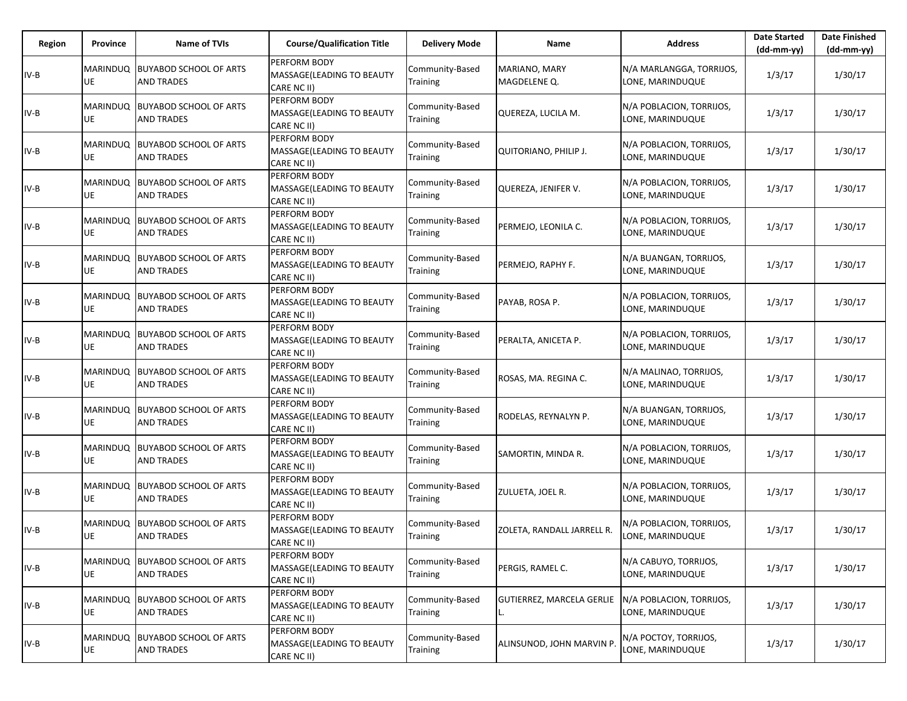| Region | Province | Name of TVIs | Course/Qualification Title | Delivery Mode | Name | Address | Date Started (dd-mm-yy) | Date Finished (dd-mm-yy) |
|---|---|---|---|---|---|---|---|---|
| IV-B | MARINDUQUE | BUYABOD SCHOOL OF ARTS AND TRADES | PERFORM BODY MASSAGE(LEADING TO BEAUTY CARE NC II) | Community-Based Training | MARIANO, MARY MAGDELENE Q. | N/A MARLANGGA, TORRIJOS, LONE, MARINDUQUE | 1/3/17 | 1/30/17 |
| IV-B | MARINDUQUE | BUYABOD SCHOOL OF ARTS AND TRADES | PERFORM BODY MASSAGE(LEADING TO BEAUTY CARE NC II) | Community-Based Training | QUEREZA, LUCILA M. | N/A POBLACION, TORRIJOS, LONE, MARINDUQUE | 1/3/17 | 1/30/17 |
| IV-B | MARINDUQUE | BUYABOD SCHOOL OF ARTS AND TRADES | PERFORM BODY MASSAGE(LEADING TO BEAUTY CARE NC II) | Community-Based Training | QUITORIANO, PHILIP J. | N/A POBLACION, TORRIJOS, LONE, MARINDUQUE | 1/3/17 | 1/30/17 |
| IV-B | MARINDUQUE | BUYABOD SCHOOL OF ARTS AND TRADES | PERFORM BODY MASSAGE(LEADING TO BEAUTY CARE NC II) | Community-Based Training | QUEREZA, JENIFER V. | N/A POBLACION, TORRIJOS, LONE, MARINDUQUE | 1/3/17 | 1/30/17 |
| IV-B | MARINDUQUE | BUYABOD SCHOOL OF ARTS AND TRADES | PERFORM BODY MASSAGE(LEADING TO BEAUTY CARE NC II) | Community-Based Training | PERMEJO, LEONILA C. | N/A POBLACION, TORRIJOS, LONE, MARINDUQUE | 1/3/17 | 1/30/17 |
| IV-B | MARINDUQUE | BUYABOD SCHOOL OF ARTS AND TRADES | PERFORM BODY MASSAGE(LEADING TO BEAUTY CARE NC II) | Community-Based Training | PERMEJO, RAPHY F. | N/A BUANGAN, TORRIJOS, LONE, MARINDUQUE | 1/3/17 | 1/30/17 |
| IV-B | MARINDUQUE | BUYABOD SCHOOL OF ARTS AND TRADES | PERFORM BODY MASSAGE(LEADING TO BEAUTY CARE NC II) | Community-Based Training | PAYAB, ROSA P. | N/A POBLACION, TORRIJOS, LONE, MARINDUQUE | 1/3/17 | 1/30/17 |
| IV-B | MARINDUQUE | BUYABOD SCHOOL OF ARTS AND TRADES | PERFORM BODY MASSAGE(LEADING TO BEAUTY CARE NC II) | Community-Based Training | PERALTA, ANICETA P. | N/A POBLACION, TORRIJOS, LONE, MARINDUQUE | 1/3/17 | 1/30/17 |
| IV-B | MARINDUQUE | BUYABOD SCHOOL OF ARTS AND TRADES | PERFORM BODY MASSAGE(LEADING TO BEAUTY CARE NC II) | Community-Based Training | ROSAS, MA. REGINA C. | N/A MALINAO, TORRIJOS, LONE, MARINDUQUE | 1/3/17 | 1/30/17 |
| IV-B | MARINDUQUE | BUYABOD SCHOOL OF ARTS AND TRADES | PERFORM BODY MASSAGE(LEADING TO BEAUTY CARE NC II) | Community-Based Training | RODELAS, REYNALYN P. | N/A BUANGAN, TORRIJOS, LONE, MARINDUQUE | 1/3/17 | 1/30/17 |
| IV-B | MARINDUQUE | BUYABOD SCHOOL OF ARTS AND TRADES | PERFORM BODY MASSAGE(LEADING TO BEAUTY CARE NC II) | Community-Based Training | SAMORTIN, MINDA R. | N/A POBLACION, TORRIJOS, LONE, MARINDUQUE | 1/3/17 | 1/30/17 |
| IV-B | MARINDUQUE | BUYABOD SCHOOL OF ARTS AND TRADES | PERFORM BODY MASSAGE(LEADING TO BEAUTY CARE NC II) | Community-Based Training | ZULUETA, JOEL R. | N/A POBLACION, TORRIJOS, LONE, MARINDUQUE | 1/3/17 | 1/30/17 |
| IV-B | MARINDUQUE | BUYABOD SCHOOL OF ARTS AND TRADES | PERFORM BODY MASSAGE(LEADING TO BEAUTY CARE NC II) | Community-Based Training | ZOLETA, RANDALL JARRELL R. | N/A POBLACION, TORRIJOS, LONE, MARINDUQUE | 1/3/17 | 1/30/17 |
| IV-B | MARINDUQUE | BUYABOD SCHOOL OF ARTS AND TRADES | PERFORM BODY MASSAGE(LEADING TO BEAUTY CARE NC II) | Community-Based Training | PERGIS, RAMEL C. | N/A CABUYO, TORRIJOS, LONE, MARINDUQUE | 1/3/17 | 1/30/17 |
| IV-B | MARINDUQUE | BUYABOD SCHOOL OF ARTS AND TRADES | PERFORM BODY MASSAGE(LEADING TO BEAUTY CARE NC II) | Community-Based Training | GUTIERREZ, MARCELA GERLIE L. | N/A POBLACION, TORRIJOS, LONE, MARINDUQUE | 1/3/17 | 1/30/17 |
| IV-B | MARINDUQUE | BUYABOD SCHOOL OF ARTS AND TRADES | PERFORM BODY MASSAGE(LEADING TO BEAUTY CARE NC II) | Community-Based Training | ALINSUNOD, JOHN MARVIN P. | N/A POCTOY, TORRIJOS, LONE, MARINDUQUE | 1/3/17 | 1/30/17 |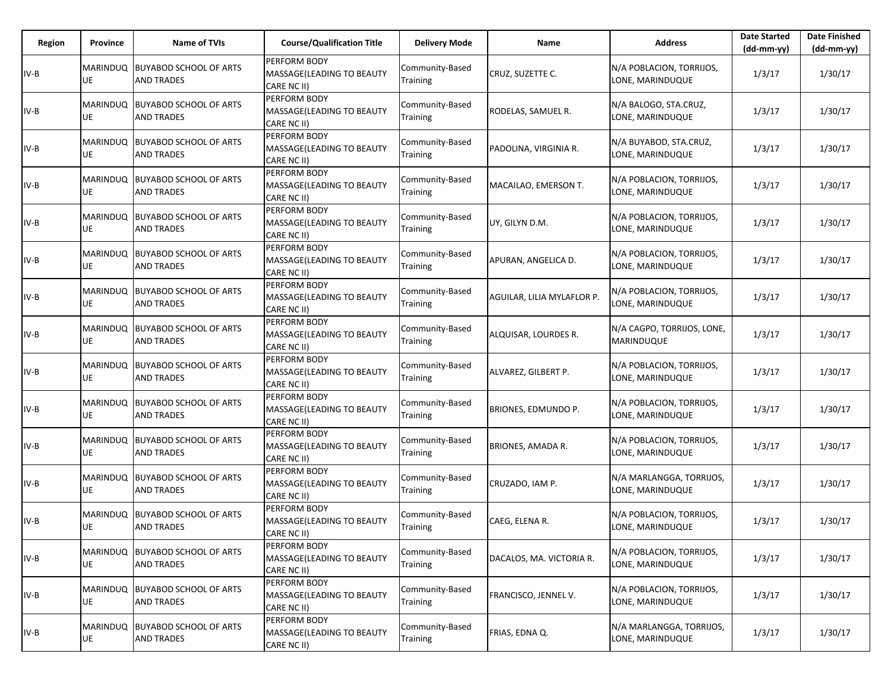| Region | Province | Name of TVIs | Course/Qualification Title | Delivery Mode | Name | Address | Date Started (dd-mm-yy) | Date Finished (dd-mm-yy) |
|---|---|---|---|---|---|---|---|---|
| IV-B | MARINDUQUE | BUYABOD SCHOOL OF ARTS AND TRADES | PERFORM BODY MASSAGE(LEADING TO BEAUTY CARE NC II) | Community-Based Training | CRUZ, SUZETTE C. | N/A POBLACION, TORRIJOS, LONE, MARINDUQUE | 1/3/17 | 1/30/17 |
| IV-B | MARINDUQUE | BUYABOD SCHOOL OF ARTS AND TRADES | PERFORM BODY MASSAGE(LEADING TO BEAUTY CARE NC II) | Community-Based Training | RODELAS, SAMUEL R. | N/A BALOGO, STA.CRUZ, LONE, MARINDUQUE | 1/3/17 | 1/30/17 |
| IV-B | MARINDUQUE | BUYABOD SCHOOL OF ARTS AND TRADES | PERFORM BODY MASSAGE(LEADING TO BEAUTY CARE NC II) | Community-Based Training | PADOLINA, VIRGINIA R. | N/A BUYABOD, STA.CRUZ, LONE, MARINDUQUE | 1/3/17 | 1/30/17 |
| IV-B | MARINDUQUE | BUYABOD SCHOOL OF ARTS AND TRADES | PERFORM BODY MASSAGE(LEADING TO BEAUTY CARE NC II) | Community-Based Training | MACAILAO, EMERSON T. | N/A POBLACION, TORRIJOS, LONE, MARINDUQUE | 1/3/17 | 1/30/17 |
| IV-B | MARINDUQUE | BUYABOD SCHOOL OF ARTS AND TRADES | PERFORM BODY MASSAGE(LEADING TO BEAUTY CARE NC II) | Community-Based Training | UY, GILYN D.M. | N/A POBLACION, TORRIJOS, LONE, MARINDUQUE | 1/3/17 | 1/30/17 |
| IV-B | MARINDUQUE | BUYABOD SCHOOL OF ARTS AND TRADES | PERFORM BODY MASSAGE(LEADING TO BEAUTY CARE NC II) | Community-Based Training | APURAN, ANGELICA D. | N/A POBLACION, TORRIJOS, LONE, MARINDUQUE | 1/3/17 | 1/30/17 |
| IV-B | MARINDUQUE | BUYABOD SCHOOL OF ARTS AND TRADES | PERFORM BODY MASSAGE(LEADING TO BEAUTY CARE NC II) | Community-Based Training | AGUILAR, LILIA MYLAFLOR P. | N/A POBLACION, TORRIJOS, LONE, MARINDUQUE | 1/3/17 | 1/30/17 |
| IV-B | MARINDUQUE | BUYABOD SCHOOL OF ARTS AND TRADES | PERFORM BODY MASSAGE(LEADING TO BEAUTY CARE NC II) | Community-Based Training | ALQUISAR, LOURDES R. | N/A CAGPO, TORRIJOS, LONE, MARINDUQUE | 1/3/17 | 1/30/17 |
| IV-B | MARINDUQUE | BUYABOD SCHOOL OF ARTS AND TRADES | PERFORM BODY MASSAGE(LEADING TO BEAUTY CARE NC II) | Community-Based Training | ALVAREZ, GILBERT P. | N/A POBLACION, TORRIJOS, LONE, MARINDUQUE | 1/3/17 | 1/30/17 |
| IV-B | MARINDUQUE | BUYABOD SCHOOL OF ARTS AND TRADES | PERFORM BODY MASSAGE(LEADING TO BEAUTY CARE NC II) | Community-Based Training | BRIONES, EDMUNDO P. | N/A POBLACION, TORRIJOS, LONE, MARINDUQUE | 1/3/17 | 1/30/17 |
| IV-B | MARINDUQUE | BUYABOD SCHOOL OF ARTS AND TRADES | PERFORM BODY MASSAGE(LEADING TO BEAUTY CARE NC II) | Community-Based Training | BRIONES, AMADA R. | N/A POBLACION, TORRIJOS, LONE, MARINDUQUE | 1/3/17 | 1/30/17 |
| IV-B | MARINDUQUE | BUYABOD SCHOOL OF ARTS AND TRADES | PERFORM BODY MASSAGE(LEADING TO BEAUTY CARE NC II) | Community-Based Training | CRUZADO, IAM P. | N/A MARLANGGA, TORRIJOS, LONE, MARINDUQUE | 1/3/17 | 1/30/17 |
| IV-B | MARINDUQUE | BUYABOD SCHOOL OF ARTS AND TRADES | PERFORM BODY MASSAGE(LEADING TO BEAUTY CARE NC II) | Community-Based Training | CAEG, ELENA R. | N/A POBLACION, TORRIJOS, LONE, MARINDUQUE | 1/3/17 | 1/30/17 |
| IV-B | MARINDUQUE | BUYABOD SCHOOL OF ARTS AND TRADES | PERFORM BODY MASSAGE(LEADING TO BEAUTY CARE NC II) | Community-Based Training | DACALOS, MA. VICTORIA R. | N/A POBLACION, TORRIJOS, LONE, MARINDUQUE | 1/3/17 | 1/30/17 |
| IV-B | MARINDUQUE | BUYABOD SCHOOL OF ARTS AND TRADES | PERFORM BODY MASSAGE(LEADING TO BEAUTY CARE NC II) | Community-Based Training | FRANCISCO, JENNEL V. | N/A POBLACION, TORRIJOS, LONE, MARINDUQUE | 1/3/17 | 1/30/17 |
| IV-B | MARINDUQUE | BUYABOD SCHOOL OF ARTS AND TRADES | PERFORM BODY MASSAGE(LEADING TO BEAUTY CARE NC II) | Community-Based Training | FRIAS, EDNA Q. | N/A MARLANGGA, TORRIJOS, LONE, MARINDUQUE | 1/3/17 | 1/30/17 |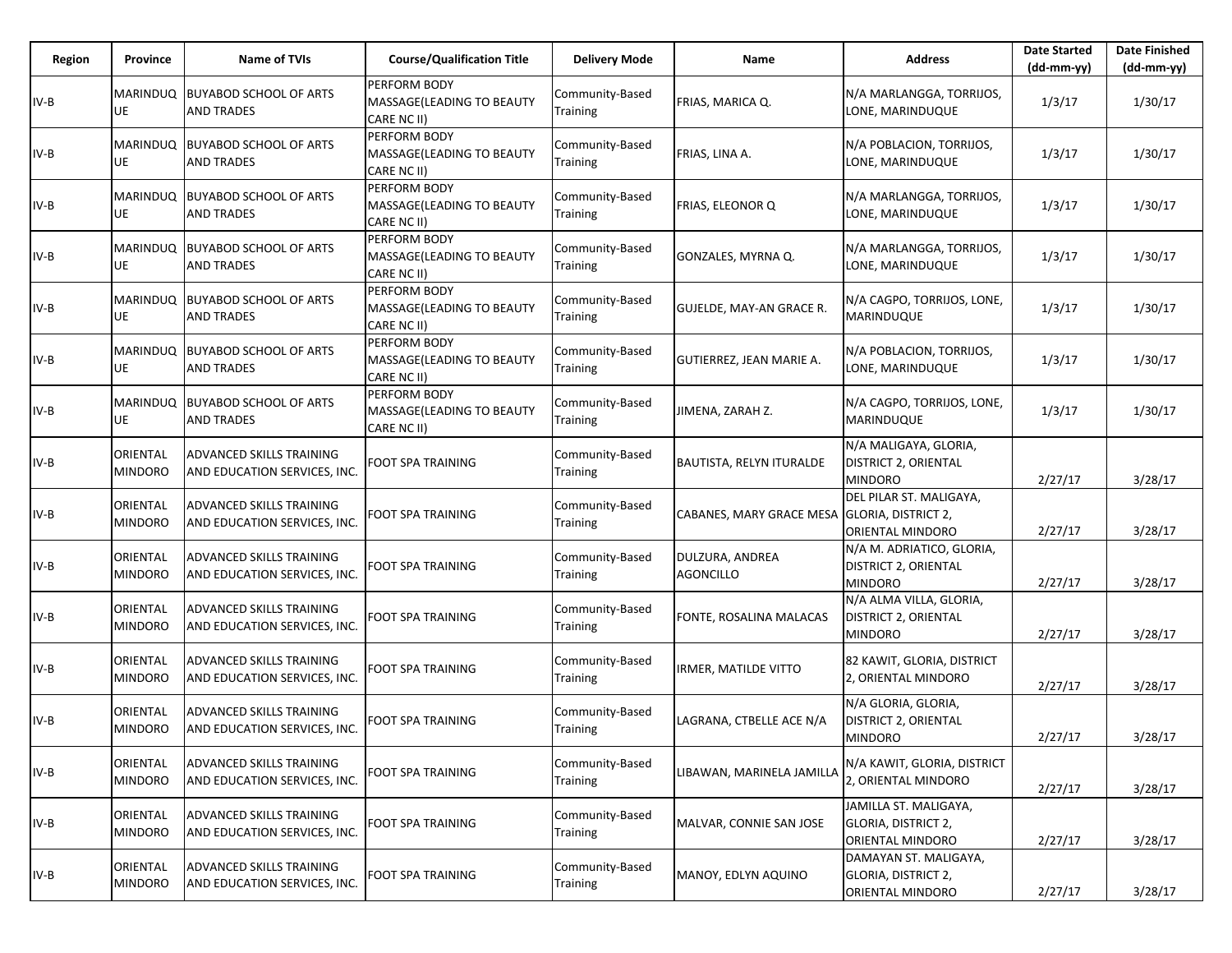| Region | Province | Name of TVIs | Course/Qualification Title | Delivery Mode | Name | Address | Date Started (dd-mm-yy) | Date Finished (dd-mm-yy) |
|---|---|---|---|---|---|---|---|---|
| IV-B | MARINDUQUE | BUYABOD SCHOOL OF ARTS AND TRADES | PERFORM BODY MASSAGE(LEADING TO BEAUTY CARE NC II) | Community-Based Training | FRIAS, MARICA Q. | N/A MARLANGGA, TORRIJOS, LONE, MARINDUQUE | 1/3/17 | 1/30/17 |
| IV-B | MARINDUQUE | BUYABOD SCHOOL OF ARTS AND TRADES | PERFORM BODY MASSAGE(LEADING TO BEAUTY CARE NC II) | Community-Based Training | FRIAS, LINA A. | N/A POBLACION, TORRIJOS, LONE, MARINDUQUE | 1/3/17 | 1/30/17 |
| IV-B | MARINDUQUE | BUYABOD SCHOOL OF ARTS AND TRADES | PERFORM BODY MASSAGE(LEADING TO BEAUTY CARE NC II) | Community-Based Training | FRIAS, ELEONOR Q | N/A MARLANGGA, TORRIJOS, LONE, MARINDUQUE | 1/3/17 | 1/30/17 |
| IV-B | MARINDUQUE | BUYABOD SCHOOL OF ARTS AND TRADES | PERFORM BODY MASSAGE(LEADING TO BEAUTY CARE NC II) | Community-Based Training | GONZALES, MYRNA Q. | N/A MARLANGGA, TORRIJOS, LONE, MARINDUQUE | 1/3/17 | 1/30/17 |
| IV-B | MARINDUQUE | BUYABOD SCHOOL OF ARTS AND TRADES | PERFORM BODY MASSAGE(LEADING TO BEAUTY CARE NC II) | Community-Based Training | GUJELDE, MAY-AN GRACE R. | N/A CAGPO, TORRIJOS, LONE, MARINDUQUE | 1/3/17 | 1/30/17 |
| IV-B | MARINDUQUE | BUYABOD SCHOOL OF ARTS AND TRADES | PERFORM BODY MASSAGE(LEADING TO BEAUTY CARE NC II) | Community-Based Training | GUTIERREZ, JEAN MARIE A. | N/A POBLACION, TORRIJOS, LONE, MARINDUQUE | 1/3/17 | 1/30/17 |
| IV-B | MARINDUQUE | BUYABOD SCHOOL OF ARTS AND TRADES | PERFORM BODY MASSAGE(LEADING TO BEAUTY CARE NC II) | Community-Based Training | JIMENA, ZARAH Z. | N/A CAGPO, TORRIJOS, LONE, MARINDUQUE | 1/3/17 | 1/30/17 |
| IV-B | ORIENTAL MINDORO | ADVANCED SKILLS TRAINING AND EDUCATION SERVICES, INC. | FOOT SPA TRAINING | Community-Based Training | BAUTISTA, RELYN ITURALDE | N/A MALIGAYA, GLORIA, DISTRICT 2, ORIENTAL MINDORO | 2/27/17 | 3/28/17 |
| IV-B | ORIENTAL MINDORO | ADVANCED SKILLS TRAINING AND EDUCATION SERVICES, INC. | FOOT SPA TRAINING | Community-Based Training | CABANES, MARY GRACE MESA | DEL PILAR ST. MALIGAYA, GLORIA, DISTRICT 2, ORIENTAL MINDORO | 2/27/17 | 3/28/17 |
| IV-B | ORIENTAL MINDORO | ADVANCED SKILLS TRAINING AND EDUCATION SERVICES, INC. | FOOT SPA TRAINING | Community-Based Training | DULZURA, ANDREA AGONCILLO | N/A M. ADRIATICO, GLORIA, DISTRICT 2, ORIENTAL MINDORO | 2/27/17 | 3/28/17 |
| IV-B | ORIENTAL MINDORO | ADVANCED SKILLS TRAINING AND EDUCATION SERVICES, INC. | FOOT SPA TRAINING | Community-Based Training | FONTE, ROSALINA MALACAS | N/A ALMA VILLA, GLORIA, DISTRICT 2, ORIENTAL MINDORO | 2/27/17 | 3/28/17 |
| IV-B | ORIENTAL MINDORO | ADVANCED SKILLS TRAINING AND EDUCATION SERVICES, INC. | FOOT SPA TRAINING | Community-Based Training | IRMER, MATILDE VITTO | 82 KAWIT, GLORIA, DISTRICT 2, ORIENTAL MINDORO | 2/27/17 | 3/28/17 |
| IV-B | ORIENTAL MINDORO | ADVANCED SKILLS TRAINING AND EDUCATION SERVICES, INC. | FOOT SPA TRAINING | Community-Based Training | LAGRANA, CTBELLE ACE N/A | N/A GLORIA, GLORIA, DISTRICT 2, ORIENTAL MINDORO | 2/27/17 | 3/28/17 |
| IV-B | ORIENTAL MINDORO | ADVANCED SKILLS TRAINING AND EDUCATION SERVICES, INC. | FOOT SPA TRAINING | Community-Based Training | LIBAWAN, MARINELA JAMILLA | N/A KAWIT, GLORIA, DISTRICT 2, ORIENTAL MINDORO | 2/27/17 | 3/28/17 |
| IV-B | ORIENTAL MINDORO | ADVANCED SKILLS TRAINING AND EDUCATION SERVICES, INC. | FOOT SPA TRAINING | Community-Based Training | MALVAR, CONNIE SAN JOSE | JAMILLA ST. MALIGAYA, GLORIA, DISTRICT 2, ORIENTAL MINDORO | 2/27/17 | 3/28/17 |
| IV-B | ORIENTAL MINDORO | ADVANCED SKILLS TRAINING AND EDUCATION SERVICES, INC. | FOOT SPA TRAINING | Community-Based Training | MANOY, EDLYN AQUINO | DAMAYAN ST. MALIGAYA, GLORIA, DISTRICT 2, ORIENTAL MINDORO | 2/27/17 | 3/28/17 |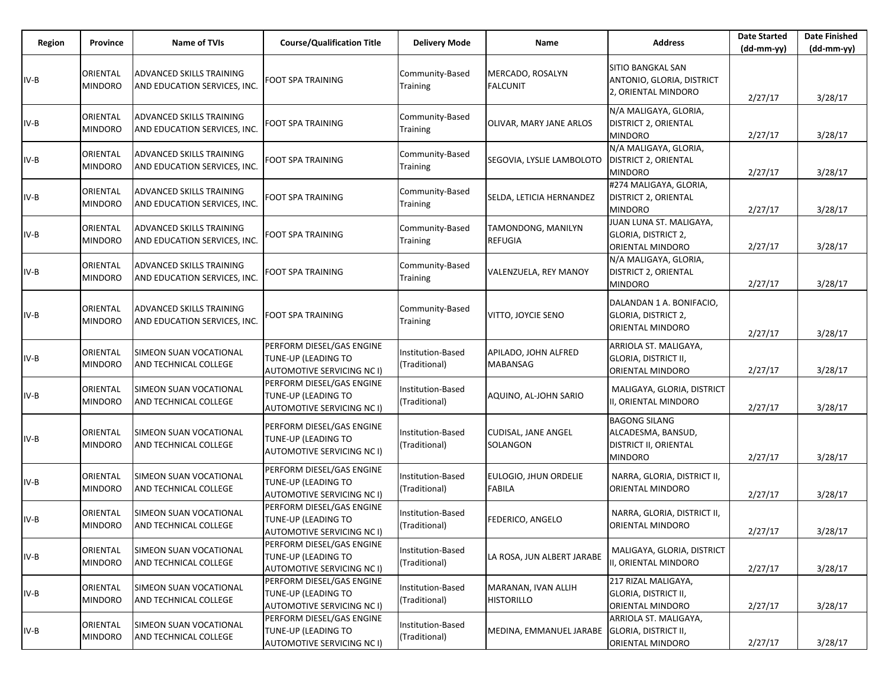| Region | Province | Name of TVIs | Course/Qualification Title | Delivery Mode | Name | Address | Date Started (dd-mm-yy) | Date Finished (dd-mm-yy) |
|---|---|---|---|---|---|---|---|---|
| IV-B | ORIENTAL MINDORO | ADVANCED SKILLS TRAINING AND EDUCATION SERVICES, INC. | FOOT SPA TRAINING | Community-Based Training | MERCADO, ROSALYN FALCUNIT | SITIO BANGKAL SAN ANTONIO, GLORIA, DISTRICT 2, ORIENTAL MINDORO | 2/27/17 | 3/28/17 |
| IV-B | ORIENTAL MINDORO | ADVANCED SKILLS TRAINING AND EDUCATION SERVICES, INC. | FOOT SPA TRAINING | Community-Based Training | OLIVAR, MARY JANE ARLOS | N/A MALIGAYA, GLORIA, DISTRICT 2, ORIENTAL MINDORO | 2/27/17 | 3/28/17 |
| IV-B | ORIENTAL MINDORO | ADVANCED SKILLS TRAINING AND EDUCATION SERVICES, INC. | FOOT SPA TRAINING | Community-Based Training | SEGOVIA, LYSLIE LAMBOLOTO | N/A MALIGAYA, GLORIA, DISTRICT 2, ORIENTAL MINDORO | 2/27/17 | 3/28/17 |
| IV-B | ORIENTAL MINDORO | ADVANCED SKILLS TRAINING AND EDUCATION SERVICES, INC. | FOOT SPA TRAINING | Community-Based Training | SELDA, LETICIA HERNANDEZ | #274 MALIGAYA, GLORIA, DISTRICT 2, ORIENTAL MINDORO | 2/27/17 | 3/28/17 |
| IV-B | ORIENTAL MINDORO | ADVANCED SKILLS TRAINING AND EDUCATION SERVICES, INC. | FOOT SPA TRAINING | Community-Based Training | TAMONDONG, MANILYN REFUGIA | JUAN LUNA ST. MALIGAYA, GLORIA, DISTRICT 2, ORIENTAL MINDORO | 2/27/17 | 3/28/17 |
| IV-B | ORIENTAL MINDORO | ADVANCED SKILLS TRAINING AND EDUCATION SERVICES, INC. | FOOT SPA TRAINING | Community-Based Training | VALENZUELA, REY MANOY | N/A MALIGAYA, GLORIA, DISTRICT 2, ORIENTAL MINDORO | 2/27/17 | 3/28/17 |
| IV-B | ORIENTAL MINDORO | ADVANCED SKILLS TRAINING AND EDUCATION SERVICES, INC. | FOOT SPA TRAINING | Community-Based Training | VITTO, JOYCIE SENO | DALANDAN 1 A. BONIFACIO, GLORIA, DISTRICT 2, ORIENTAL MINDORO | 2/27/17 | 3/28/17 |
| IV-B | ORIENTAL MINDORO | SIMEON SUAN VOCATIONAL AND TECHNICAL COLLEGE | PERFORM DIESEL/GAS ENGINE TUNE-UP (LEADING TO AUTOMOTIVE SERVICING NC I) | Institution-Based (Traditional) | APILADO, JOHN ALFRED MABANSAG | ARRIOLA ST. MALIGAYA, GLORIA, DISTRICT II, ORIENTAL MINDORO | 2/27/17 | 3/28/17 |
| IV-B | ORIENTAL MINDORO | SIMEON SUAN VOCATIONAL AND TECHNICAL COLLEGE | PERFORM DIESEL/GAS ENGINE TUNE-UP (LEADING TO AUTOMOTIVE SERVICING NC I) | Institution-Based (Traditional) | AQUINO, AL-JOHN SARIO | MALIGAYA, GLORIA, DISTRICT II, ORIENTAL MINDORO | 2/27/17 | 3/28/17 |
| IV-B | ORIENTAL MINDORO | SIMEON SUAN VOCATIONAL AND TECHNICAL COLLEGE | PERFORM DIESEL/GAS ENGINE TUNE-UP (LEADING TO AUTOMOTIVE SERVICING NC I) | Institution-Based (Traditional) | CUDISAL, JANE ANGEL SOLANGON | BAGONG SILANG ALCADESMA, BANSUD, DISTRICT II, ORIENTAL MINDORO | 2/27/17 | 3/28/17 |
| IV-B | ORIENTAL MINDORO | SIMEON SUAN VOCATIONAL AND TECHNICAL COLLEGE | PERFORM DIESEL/GAS ENGINE TUNE-UP (LEADING TO AUTOMOTIVE SERVICING NC I) | Institution-Based (Traditional) | EULOGIO, JHUN ORDELIE FABILA | NARRA, GLORIA, DISTRICT II, ORIENTAL MINDORO | 2/27/17 | 3/28/17 |
| IV-B | ORIENTAL MINDORO | SIMEON SUAN VOCATIONAL AND TECHNICAL COLLEGE | PERFORM DIESEL/GAS ENGINE TUNE-UP (LEADING TO AUTOMOTIVE SERVICING NC I) | Institution-Based (Traditional) | FEDERICO, ANGELO | NARRA, GLORIA, DISTRICT II, ORIENTAL MINDORO | 2/27/17 | 3/28/17 |
| IV-B | ORIENTAL MINDORO | SIMEON SUAN VOCATIONAL AND TECHNICAL COLLEGE | PERFORM DIESEL/GAS ENGINE TUNE-UP (LEADING TO AUTOMOTIVE SERVICING NC I) | Institution-Based (Traditional) | LA ROSA, JUN ALBERT JARABE | MALIGAYA, GLORIA, DISTRICT II, ORIENTAL MINDORO | 2/27/17 | 3/28/17 |
| IV-B | ORIENTAL MINDORO | SIMEON SUAN VOCATIONAL AND TECHNICAL COLLEGE | PERFORM DIESEL/GAS ENGINE TUNE-UP (LEADING TO AUTOMOTIVE SERVICING NC I) | Institution-Based (Traditional) | MARANAN, IVAN ALLIH HISTORILLO | 217 RIZAL MALIGAYA, GLORIA, DISTRICT II, ORIENTAL MINDORO | 2/27/17 | 3/28/17 |
| IV-B | ORIENTAL MINDORO | SIMEON SUAN VOCATIONAL AND TECHNICAL COLLEGE | PERFORM DIESEL/GAS ENGINE TUNE-UP (LEADING TO AUTOMOTIVE SERVICING NC I) | Institution-Based (Traditional) | MEDINA, EMMANUEL JARABE | ARRIOLA ST. MALIGAYA, GLORIA, DISTRICT II, ORIENTAL MINDORO | 2/27/17 | 3/28/17 |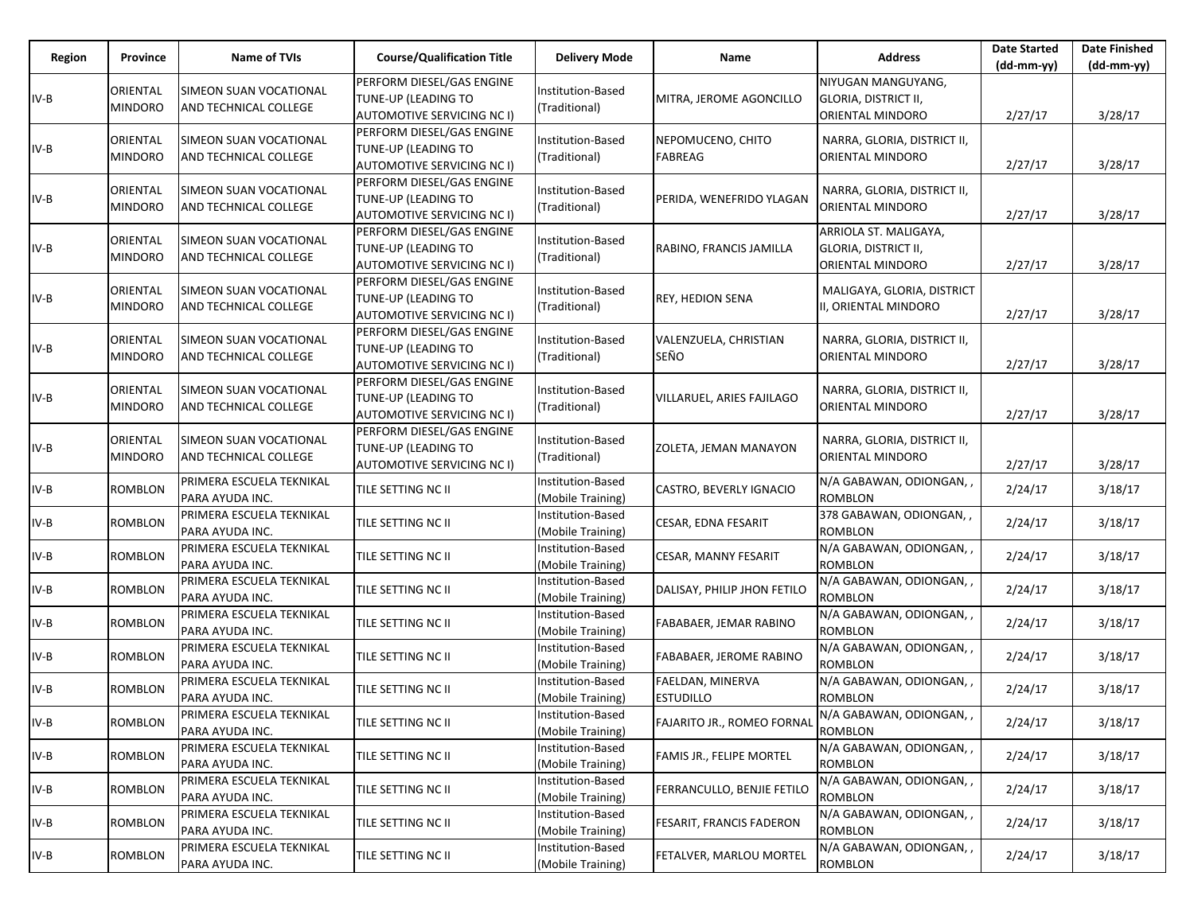| Region | Province | Name of TVIs | Course/Qualification Title | Delivery Mode | Name | Address | Date Started (dd-mm-yy) | Date Finished (dd-mm-yy) |
|---|---|---|---|---|---|---|---|---|
| IV-B | ORIENTAL MINDORO | SIMEON SUAN VOCATIONAL AND TECHNICAL COLLEGE | PERFORM DIESEL/GAS ENGINE TUNE-UP (LEADING TO AUTOMOTIVE SERVICING NC I) | Institution-Based (Traditional) | MITRA, JEROME AGONCILLO | NIYUGAN MANGUYANG, GLORIA, DISTRICT II, ORIENTAL MINDORO | 2/27/17 | 3/28/17 |
| IV-B | ORIENTAL MINDORO | SIMEON SUAN VOCATIONAL AND TECHNICAL COLLEGE | PERFORM DIESEL/GAS ENGINE TUNE-UP (LEADING TO AUTOMOTIVE SERVICING NC I) | Institution-Based (Traditional) | NEPOMUCENO, CHITO FABREAG | NARRA, GLORIA, DISTRICT II, ORIENTAL MINDORO | 2/27/17 | 3/28/17 |
| IV-B | ORIENTAL MINDORO | SIMEON SUAN VOCATIONAL AND TECHNICAL COLLEGE | PERFORM DIESEL/GAS ENGINE TUNE-UP (LEADING TO AUTOMOTIVE SERVICING NC I) | Institution-Based (Traditional) | PERIDA, WENEFRIDO YLAGAN | NARRA, GLORIA, DISTRICT II, ORIENTAL MINDORO | 2/27/17 | 3/28/17 |
| IV-B | ORIENTAL MINDORO | SIMEON SUAN VOCATIONAL AND TECHNICAL COLLEGE | PERFORM DIESEL/GAS ENGINE TUNE-UP (LEADING TO AUTOMOTIVE SERVICING NC I) | Institution-Based (Traditional) | RABINO, FRANCIS JAMILLA | ARRIOLA ST. MALIGAYA, GLORIA, DISTRICT II, ORIENTAL MINDORO | 2/27/17 | 3/28/17 |
| IV-B | ORIENTAL MINDORO | SIMEON SUAN VOCATIONAL AND TECHNICAL COLLEGE | PERFORM DIESEL/GAS ENGINE TUNE-UP (LEADING TO AUTOMOTIVE SERVICING NC I) | Institution-Based (Traditional) | REY, HEDION SENA | MALIGAYA, GLORIA, DISTRICT II, ORIENTAL MINDORO | 2/27/17 | 3/28/17 |
| IV-B | ORIENTAL MINDORO | SIMEON SUAN VOCATIONAL AND TECHNICAL COLLEGE | PERFORM DIESEL/GAS ENGINE TUNE-UP (LEADING TO AUTOMOTIVE SERVICING NC I) | Institution-Based (Traditional) | VALENZUELA, CHRISTIAN SEÑO | NARRA, GLORIA, DISTRICT II, ORIENTAL MINDORO | 2/27/17 | 3/28/17 |
| IV-B | ORIENTAL MINDORO | SIMEON SUAN VOCATIONAL AND TECHNICAL COLLEGE | PERFORM DIESEL/GAS ENGINE TUNE-UP (LEADING TO AUTOMOTIVE SERVICING NC I) | Institution-Based (Traditional) | VILLARUEL, ARIES FAJILAGO | NARRA, GLORIA, DISTRICT II, ORIENTAL MINDORO | 2/27/17 | 3/28/17 |
| IV-B | ORIENTAL MINDORO | SIMEON SUAN VOCATIONAL AND TECHNICAL COLLEGE | PERFORM DIESEL/GAS ENGINE TUNE-UP (LEADING TO AUTOMOTIVE SERVICING NC I) | Institution-Based (Traditional) | ZOLETA, JEMAN MANAYON | NARRA, GLORIA, DISTRICT II, ORIENTAL MINDORO | 2/27/17 | 3/28/17 |
| IV-B | ROMBLON | PRIMERA ESCUELA TEKNIKAL PARA AYUDA INC. | TILE SETTING NC II | Institution-Based (Mobile Training) | CASTRO, BEVERLY IGNACIO | N/A GABAWAN, ODIONGAN, , ROMBLON | 2/24/17 | 3/18/17 |
| IV-B | ROMBLON | PRIMERA ESCUELA TEKNIKAL PARA AYUDA INC. | TILE SETTING NC II | Institution-Based (Mobile Training) | CESAR, EDNA FESARIT | 378 GABAWAN, ODIONGAN, , ROMBLON | 2/24/17 | 3/18/17 |
| IV-B | ROMBLON | PRIMERA ESCUELA TEKNIKAL PARA AYUDA INC. | TILE SETTING NC II | Institution-Based (Mobile Training) | CESAR, MANNY FESARIT | N/A GABAWAN, ODIONGAN, , ROMBLON | 2/24/17 | 3/18/17 |
| IV-B | ROMBLON | PRIMERA ESCUELA TEKNIKAL PARA AYUDA INC. | TILE SETTING NC II | Institution-Based (Mobile Training) | DALISAY, PHILIP JHON FETILO | N/A GABAWAN, ODIONGAN, , ROMBLON | 2/24/17 | 3/18/17 |
| IV-B | ROMBLON | PRIMERA ESCUELA TEKNIKAL PARA AYUDA INC. | TILE SETTING NC II | Institution-Based (Mobile Training) | FABABAER, JEMAR RABINO | N/A GABAWAN, ODIONGAN, , ROMBLON | 2/24/17 | 3/18/17 |
| IV-B | ROMBLON | PRIMERA ESCUELA TEKNIKAL PARA AYUDA INC. | TILE SETTING NC II | Institution-Based (Mobile Training) | FABABAER, JEROME RABINO | N/A GABAWAN, ODIONGAN, , ROMBLON | 2/24/17 | 3/18/17 |
| IV-B | ROMBLON | PRIMERA ESCUELA TEKNIKAL PARA AYUDA INC. | TILE SETTING NC II | Institution-Based (Mobile Training) | FAELDAN, MINERVA ESTUDILLO | N/A GABAWAN, ODIONGAN, , ROMBLON | 2/24/17 | 3/18/17 |
| IV-B | ROMBLON | PRIMERA ESCUELA TEKNIKAL PARA AYUDA INC. | TILE SETTING NC II | Institution-Based (Mobile Training) | FAJARITO JR., ROMEO FORNAL | N/A GABAWAN, ODIONGAN, , ROMBLON | 2/24/17 | 3/18/17 |
| IV-B | ROMBLON | PRIMERA ESCUELA TEKNIKAL PARA AYUDA INC. | TILE SETTING NC II | Institution-Based (Mobile Training) | FAMIS JR., FELIPE MORTEL | N/A GABAWAN, ODIONGAN, , ROMBLON | 2/24/17 | 3/18/17 |
| IV-B | ROMBLON | PRIMERA ESCUELA TEKNIKAL PARA AYUDA INC. | TILE SETTING NC II | Institution-Based (Mobile Training) | FERRANCULLO, BENJIE FETILO | N/A GABAWAN, ODIONGAN, , ROMBLON | 2/24/17 | 3/18/17 |
| IV-B | ROMBLON | PRIMERA ESCUELA TEKNIKAL PARA AYUDA INC. | TILE SETTING NC II | Institution-Based (Mobile Training) | FESARIT, FRANCIS FADERON | N/A GABAWAN, ODIONGAN, , ROMBLON | 2/24/17 | 3/18/17 |
| IV-B | ROMBLON | PRIMERA ESCUELA TEKNIKAL PARA AYUDA INC. | TILE SETTING NC II | Institution-Based (Mobile Training) | FETALVER, MARLOU MORTEL | N/A GABAWAN, ODIONGAN, , ROMBLON | 2/24/17 | 3/18/17 |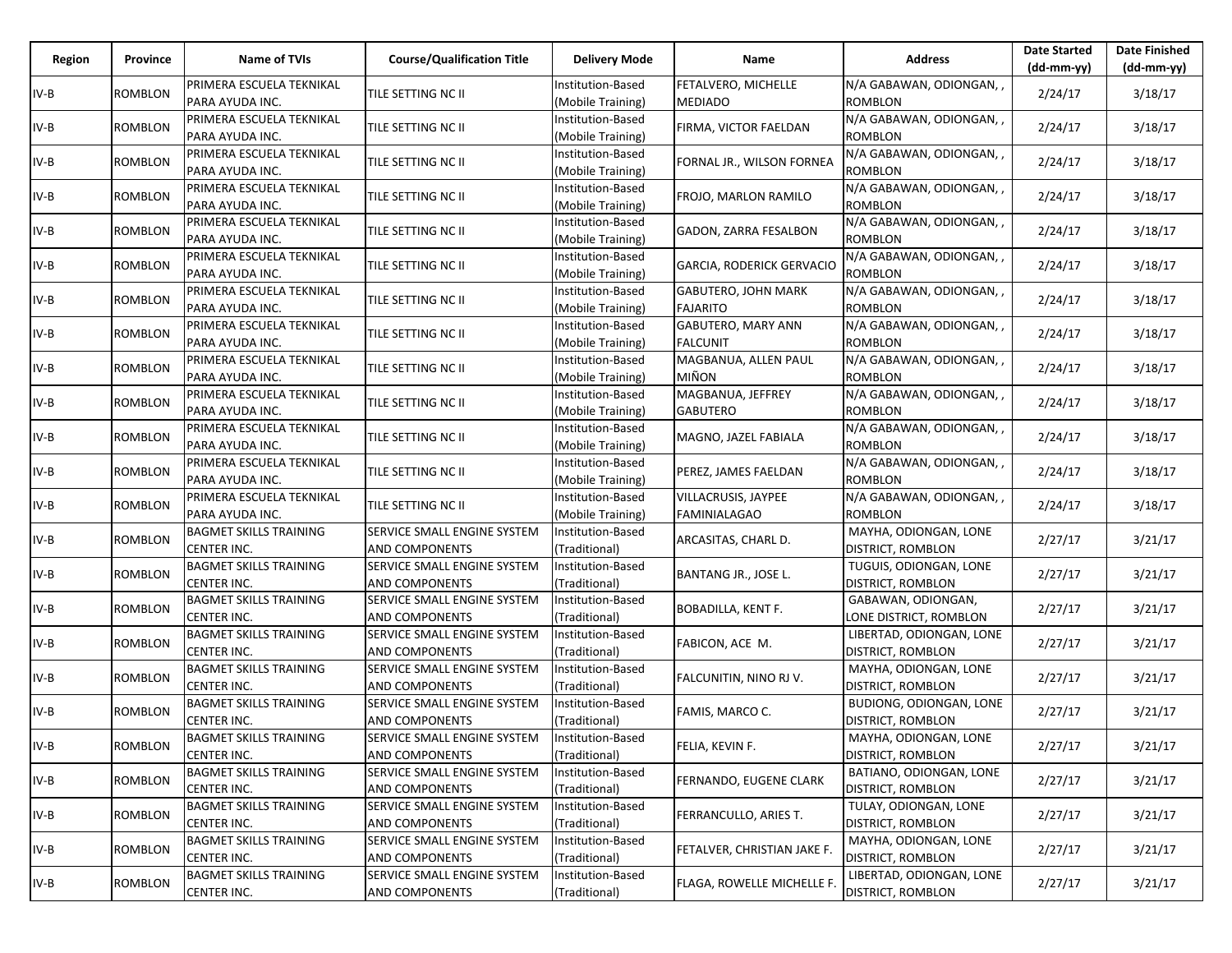| Region | Province | Name of TVIs | Course/Qualification Title | Delivery Mode | Name | Address | Date Started (dd-mm-yy) | Date Finished (dd-mm-yy) |
|---|---|---|---|---|---|---|---|---|
| IV-B | ROMBLON | PRIMERA ESCUELA TEKNIKAL PARA AYUDA INC. | TILE SETTING NC II | Institution-Based (Mobile Training) | FETALVERO, MICHELLE MEDIADO | N/A GABAWAN, ODIONGAN, , ROMBLON | 2/24/17 | 3/18/17 |
| IV-B | ROMBLON | PRIMERA ESCUELA TEKNIKAL PARA AYUDA INC. | TILE SETTING NC II | Institution-Based (Mobile Training) | FIRMA, VICTOR FAELDAN | N/A GABAWAN, ODIONGAN, , ROMBLON | 2/24/17 | 3/18/17 |
| IV-B | ROMBLON | PRIMERA ESCUELA TEKNIKAL PARA AYUDA INC. | TILE SETTING NC II | Institution-Based (Mobile Training) | FORNAL JR., WILSON FORNEA | N/A GABAWAN, ODIONGAN, , ROMBLON | 2/24/17 | 3/18/17 |
| IV-B | ROMBLON | PRIMERA ESCUELA TEKNIKAL PARA AYUDA INC. | TILE SETTING NC II | Institution-Based (Mobile Training) | FROJO, MARLON RAMILO | N/A GABAWAN, ODIONGAN, , ROMBLON | 2/24/17 | 3/18/17 |
| IV-B | ROMBLON | PRIMERA ESCUELA TEKNIKAL PARA AYUDA INC. | TILE SETTING NC II | Institution-Based (Mobile Training) | GADON, ZARRA FESALBON | N/A GABAWAN, ODIONGAN, , ROMBLON | 2/24/17 | 3/18/17 |
| IV-B | ROMBLON | PRIMERA ESCUELA TEKNIKAL PARA AYUDA INC. | TILE SETTING NC II | Institution-Based (Mobile Training) | GARCIA, RODERICK GERVACIO | N/A GABAWAN, ODIONGAN, , ROMBLON | 2/24/17 | 3/18/17 |
| IV-B | ROMBLON | PRIMERA ESCUELA TEKNIKAL PARA AYUDA INC. | TILE SETTING NC II | Institution-Based (Mobile Training) | GABUTERO, JOHN MARK FAJARITO | N/A GABAWAN, ODIONGAN, , ROMBLON | 2/24/17 | 3/18/17 |
| IV-B | ROMBLON | PRIMERA ESCUELA TEKNIKAL PARA AYUDA INC. | TILE SETTING NC II | Institution-Based (Mobile Training) | GABUTERO, MARY ANN FALCUNIT | N/A GABAWAN, ODIONGAN, , ROMBLON | 2/24/17 | 3/18/17 |
| IV-B | ROMBLON | PRIMERA ESCUELA TEKNIKAL PARA AYUDA INC. | TILE SETTING NC II | Institution-Based (Mobile Training) | MAGBANUA, ALLEN PAUL MIÑON | N/A GABAWAN, ODIONGAN, , ROMBLON | 2/24/17 | 3/18/17 |
| IV-B | ROMBLON | PRIMERA ESCUELA TEKNIKAL PARA AYUDA INC. | TILE SETTING NC II | Institution-Based (Mobile Training) | MAGBANUA, JEFFREY GABUTERO | N/A GABAWAN, ODIONGAN, , ROMBLON | 2/24/17 | 3/18/17 |
| IV-B | ROMBLON | PRIMERA ESCUELA TEKNIKAL PARA AYUDA INC. | TILE SETTING NC II | Institution-Based (Mobile Training) | MAGNO, JAZEL FABIALA | N/A GABAWAN, ODIONGAN, , ROMBLON | 2/24/17 | 3/18/17 |
| IV-B | ROMBLON | PRIMERA ESCUELA TEKNIKAL PARA AYUDA INC. | TILE SETTING NC II | Institution-Based (Mobile Training) | PEREZ, JAMES FAELDAN | N/A GABAWAN, ODIONGAN, , ROMBLON | 2/24/17 | 3/18/17 |
| IV-B | ROMBLON | PRIMERA ESCUELA TEKNIKAL PARA AYUDA INC. | TILE SETTING NC II | Institution-Based (Mobile Training) | VILLACRUSIS, JAYPEE FAMINIALAGAO | N/A GABAWAN, ODIONGAN, , ROMBLON | 2/24/17 | 3/18/17 |
| IV-B | ROMBLON | BAGMET SKILLS TRAINING CENTER INC. | SERVICE SMALL ENGINE SYSTEM AND COMPONENTS | Institution-Based (Traditional) | ARCASITAS, CHARL D. | MAYHA, ODIONGAN, LONE DISTRICT, ROMBLON | 2/27/17 | 3/21/17 |
| IV-B | ROMBLON | BAGMET SKILLS TRAINING CENTER INC. | SERVICE SMALL ENGINE SYSTEM AND COMPONENTS | Institution-Based (Traditional) | BANTANG JR., JOSE L. | TUGUIS, ODIONGAN, LONE DISTRICT, ROMBLON | 2/27/17 | 3/21/17 |
| IV-B | ROMBLON | BAGMET SKILLS TRAINING CENTER INC. | SERVICE SMALL ENGINE SYSTEM AND COMPONENTS | Institution-Based (Traditional) | BOBADILLA, KENT F. | GABAWAN, ODIONGAN, LONE DISTRICT, ROMBLON | 2/27/17 | 3/21/17 |
| IV-B | ROMBLON | BAGMET SKILLS TRAINING CENTER INC. | SERVICE SMALL ENGINE SYSTEM AND COMPONENTS | Institution-Based (Traditional) | FABICON, ACE M. | LIBERTAD, ODIONGAN, LONE DISTRICT, ROMBLON | 2/27/17 | 3/21/17 |
| IV-B | ROMBLON | BAGMET SKILLS TRAINING CENTER INC. | SERVICE SMALL ENGINE SYSTEM AND COMPONENTS | Institution-Based (Traditional) | FALCUNITIN, NINO RJ V. | MAYHA, ODIONGAN, LONE DISTRICT, ROMBLON | 2/27/17 | 3/21/17 |
| IV-B | ROMBLON | BAGMET SKILLS TRAINING CENTER INC. | SERVICE SMALL ENGINE SYSTEM AND COMPONENTS | Institution-Based (Traditional) | FAMIS, MARCO C. | BUDIONG, ODIONGAN, LONE DISTRICT, ROMBLON | 2/27/17 | 3/21/17 |
| IV-B | ROMBLON | BAGMET SKILLS TRAINING CENTER INC. | SERVICE SMALL ENGINE SYSTEM AND COMPONENTS | Institution-Based (Traditional) | FELIA, KEVIN F. | MAYHA, ODIONGAN, LONE DISTRICT, ROMBLON | 2/27/17 | 3/21/17 |
| IV-B | ROMBLON | BAGMET SKILLS TRAINING CENTER INC. | SERVICE SMALL ENGINE SYSTEM AND COMPONENTS | Institution-Based (Traditional) | FERNANDO, EUGENE CLARK | BATIANO, ODIONGAN, LONE DISTRICT, ROMBLON | 2/27/17 | 3/21/17 |
| IV-B | ROMBLON | BAGMET SKILLS TRAINING CENTER INC. | SERVICE SMALL ENGINE SYSTEM AND COMPONENTS | Institution-Based (Traditional) | FERRANCULLO, ARIES T. | TULAY, ODIONGAN, LONE DISTRICT, ROMBLON | 2/27/17 | 3/21/17 |
| IV-B | ROMBLON | BAGMET SKILLS TRAINING CENTER INC. | SERVICE SMALL ENGINE SYSTEM AND COMPONENTS | Institution-Based (Traditional) | FETALVER, CHRISTIAN JAKE F. | MAYHA, ODIONGAN, LONE DISTRICT, ROMBLON | 2/27/17 | 3/21/17 |
| IV-B | ROMBLON | BAGMET SKILLS TRAINING CENTER INC. | SERVICE SMALL ENGINE SYSTEM AND COMPONENTS | Institution-Based (Traditional) | FLAGA, ROWELLE MICHELLE F. | LIBERTAD, ODIONGAN, LONE DISTRICT, ROMBLON | 2/27/17 | 3/21/17 |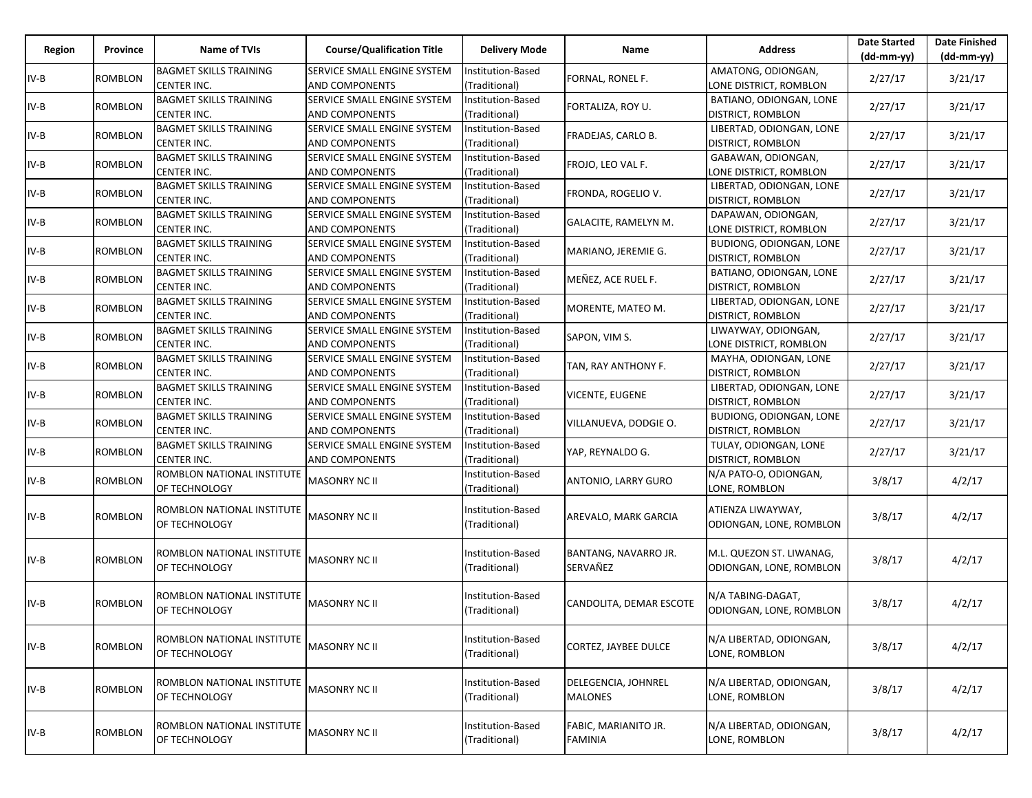| Region | Province | Name of TVIs | Course/Qualification Title | Delivery Mode | Name | Address | Date Started (dd-mm-yy) | Date Finished (dd-mm-yy) |
|---|---|---|---|---|---|---|---|---|
| IV-B | ROMBLON | BAGMET SKILLS TRAINING CENTER INC. | SERVICE SMALL ENGINE SYSTEM AND COMPONENTS | Institution-Based (Traditional) | FORNAL, RONEL F. | AMATONG, ODIONGAN, LONE DISTRICT, ROMBLON | 2/27/17 | 3/21/17 |
| IV-B | ROMBLON | BAGMET SKILLS TRAINING CENTER INC. | SERVICE SMALL ENGINE SYSTEM AND COMPONENTS | Institution-Based (Traditional) | FORTALIZA, ROY U. | BATIANO, ODIONGAN, LONE DISTRICT, ROMBLON | 2/27/17 | 3/21/17 |
| IV-B | ROMBLON | BAGMET SKILLS TRAINING CENTER INC. | SERVICE SMALL ENGINE SYSTEM AND COMPONENTS | Institution-Based (Traditional) | FRADEJAS, CARLO B. | LIBERTAD, ODIONGAN, LONE DISTRICT, ROMBLON | 2/27/17 | 3/21/17 |
| IV-B | ROMBLON | BAGMET SKILLS TRAINING CENTER INC. | SERVICE SMALL ENGINE SYSTEM AND COMPONENTS | Institution-Based (Traditional) | FROJO, LEO VAL F. | GABAWAN, ODIONGAN, LONE DISTRICT, ROMBLON | 2/27/17 | 3/21/17 |
| IV-B | ROMBLON | BAGMET SKILLS TRAINING CENTER INC. | SERVICE SMALL ENGINE SYSTEM AND COMPONENTS | Institution-Based (Traditional) | FRONDA, ROGELIO V. | LIBERTAD, ODIONGAN, LONE DISTRICT, ROMBLON | 2/27/17 | 3/21/17 |
| IV-B | ROMBLON | BAGMET SKILLS TRAINING CENTER INC. | SERVICE SMALL ENGINE SYSTEM AND COMPONENTS | Institution-Based (Traditional) | GALACITE, RAMELYN M. | DAPAWAN, ODIONGAN, LONE DISTRICT, ROMBLON | 2/27/17 | 3/21/17 |
| IV-B | ROMBLON | BAGMET SKILLS TRAINING CENTER INC. | SERVICE SMALL ENGINE SYSTEM AND COMPONENTS | Institution-Based (Traditional) | MARIANO, JEREMIE G. | BUDIONG, ODIONGAN, LONE DISTRICT, ROMBLON | 2/27/17 | 3/21/17 |
| IV-B | ROMBLON | BAGMET SKILLS TRAINING CENTER INC. | SERVICE SMALL ENGINE SYSTEM AND COMPONENTS | Institution-Based (Traditional) | MEÑEZ, ACE RUEL F. | BATIANO, ODIONGAN, LONE DISTRICT, ROMBLON | 2/27/17 | 3/21/17 |
| IV-B | ROMBLON | BAGMET SKILLS TRAINING CENTER INC. | SERVICE SMALL ENGINE SYSTEM AND COMPONENTS | Institution-Based (Traditional) | MORENTE, MATEO M. | LIBERTAD, ODIONGAN, LONE DISTRICT, ROMBLON | 2/27/17 | 3/21/17 |
| IV-B | ROMBLON | BAGMET SKILLS TRAINING CENTER INC. | SERVICE SMALL ENGINE SYSTEM AND COMPONENTS | Institution-Based (Traditional) | SAPON, VIM S. | LIWAYWAY, ODIONGAN, LONE DISTRICT, ROMBLON | 2/27/17 | 3/21/17 |
| IV-B | ROMBLON | BAGMET SKILLS TRAINING CENTER INC. | SERVICE SMALL ENGINE SYSTEM AND COMPONENTS | Institution-Based (Traditional) | TAN, RAY ANTHONY F. | MAYHA, ODIONGAN, LONE DISTRICT, ROMBLON | 2/27/17 | 3/21/17 |
| IV-B | ROMBLON | BAGMET SKILLS TRAINING CENTER INC. | SERVICE SMALL ENGINE SYSTEM AND COMPONENTS | Institution-Based (Traditional) | VICENTE, EUGENE | LIBERTAD, ODIONGAN, LONE DISTRICT, ROMBLON | 2/27/17 | 3/21/17 |
| IV-B | ROMBLON | BAGMET SKILLS TRAINING CENTER INC. | SERVICE SMALL ENGINE SYSTEM AND COMPONENTS | Institution-Based (Traditional) | VILLANUEVA, DODGIE O. | BUDIONG, ODIONGAN, LONE DISTRICT, ROMBLON | 2/27/17 | 3/21/17 |
| IV-B | ROMBLON | BAGMET SKILLS TRAINING CENTER INC. | SERVICE SMALL ENGINE SYSTEM AND COMPONENTS | Institution-Based (Traditional) | YAP, REYNALDO G. | TULAY, ODIONGAN, LONE DISTRICT, ROMBLON | 2/27/17 | 3/21/17 |
| IV-B | ROMBLON | ROMBLON NATIONAL INSTITUTE OF TECHNOLOGY | MASONRY NC II | Institution-Based (Traditional) | ANTONIO, LARRY GURO | N/A PATO-O, ODIONGAN, LONE, ROMBLON | 3/8/17 | 4/2/17 |
| IV-B | ROMBLON | ROMBLON NATIONAL INSTITUTE OF TECHNOLOGY | MASONRY NC II | Institution-Based (Traditional) | AREVALO, MARK GARCIA | ATIENZA LIWAYWAY, ODIONGAN, LONE, ROMBLON | 3/8/17 | 4/2/17 |
| IV-B | ROMBLON | ROMBLON NATIONAL INSTITUTE OF TECHNOLOGY | MASONRY NC II | Institution-Based (Traditional) | BANTANG, NAVARRO JR. SERVAÑEZ | M.L. QUEZON ST. LIWANAG, ODIONGAN, LONE, ROMBLON | 3/8/17 | 4/2/17 |
| IV-B | ROMBLON | ROMBLON NATIONAL INSTITUTE OF TECHNOLOGY | MASONRY NC II | Institution-Based (Traditional) | CANDOLITA, DEMAR ESCOTE | N/A TABING-DAGAT, ODIONGAN, LONE, ROMBLON | 3/8/17 | 4/2/17 |
| IV-B | ROMBLON | ROMBLON NATIONAL INSTITUTE OF TECHNOLOGY | MASONRY NC II | Institution-Based (Traditional) | CORTEZ, JAYBEE DULCE | N/A LIBERTAD, ODIONGAN, LONE, ROMBLON | 3/8/17 | 4/2/17 |
| IV-B | ROMBLON | ROMBLON NATIONAL INSTITUTE OF TECHNOLOGY | MASONRY NC II | Institution-Based (Traditional) | DELEGENCIA, JOHNREL MALONES | N/A LIBERTAD, ODIONGAN, LONE, ROMBLON | 3/8/17 | 4/2/17 |
| IV-B | ROMBLON | ROMBLON NATIONAL INSTITUTE OF TECHNOLOGY | MASONRY NC II | Institution-Based (Traditional) | FABIC, MARIANITO JR. FAMINIA | N/A LIBERTAD, ODIONGAN, LONE, ROMBLON | 3/8/17 | 4/2/17 |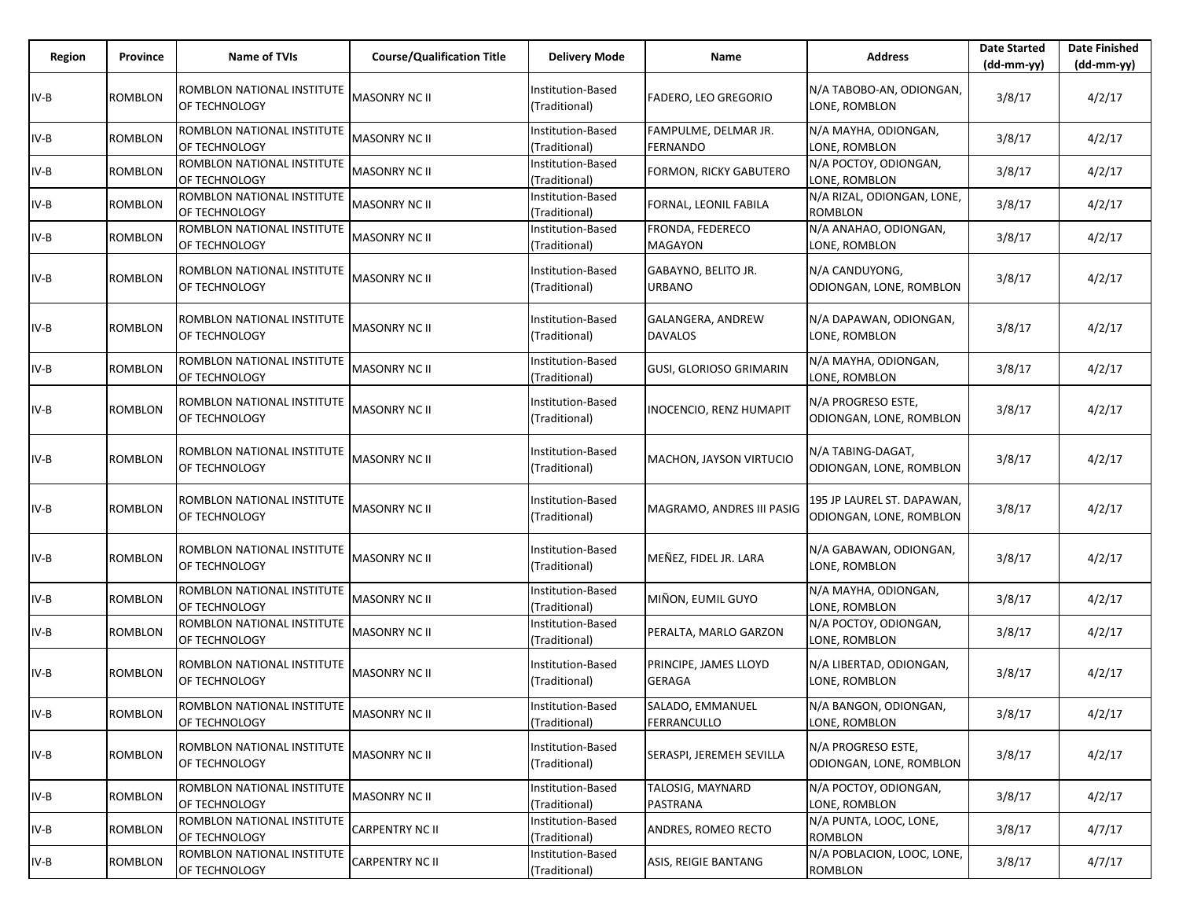| Region | Province | Name of TVIs | Course/Qualification Title | Delivery Mode | Name | Address | Date Started (dd-mm-yy) | Date Finished (dd-mm-yy) |
|---|---|---|---|---|---|---|---|---|
| IV-B | ROMBLON | ROMBLON NATIONAL INSTITUTE OF TECHNOLOGY | MASONRY NC II | Institution-Based (Traditional) | FADERO, LEO GREGORIO | N/A TABOBO-AN, ODIONGAN, LONE, ROMBLON | 3/8/17 | 4/2/17 |
| IV-B | ROMBLON | ROMBLON NATIONAL INSTITUTE OF TECHNOLOGY | MASONRY NC II | Institution-Based (Traditional) | FAMPULME, DELMAR JR. FERNANDO | N/A MAYHA, ODIONGAN, LONE, ROMBLON | 3/8/17 | 4/2/17 |
| IV-B | ROMBLON | ROMBLON NATIONAL INSTITUTE OF TECHNOLOGY | MASONRY NC II | Institution-Based (Traditional) | FORMON, RICKY GABUTERO | N/A POCTOY, ODIONGAN, LONE, ROMBLON | 3/8/17 | 4/2/17 |
| IV-B | ROMBLON | ROMBLON NATIONAL INSTITUTE OF TECHNOLOGY | MASONRY NC II | Institution-Based (Traditional) | FORNAL, LEONIL FABILA | N/A RIZAL, ODIONGAN, LONE, ROMBLON | 3/8/17 | 4/2/17 |
| IV-B | ROMBLON | ROMBLON NATIONAL INSTITUTE OF TECHNOLOGY | MASONRY NC II | Institution-Based (Traditional) | FRONDA, FEDERECO MAGAYON | N/A ANAHAO, ODIONGAN, LONE, ROMBLON | 3/8/17 | 4/2/17 |
| IV-B | ROMBLON | ROMBLON NATIONAL INSTITUTE OF TECHNOLOGY | MASONRY NC II | Institution-Based (Traditional) | GABAYNO, BELITO JR. URBANO | N/A CANDUYONG, ODIONGAN, LONE, ROMBLON | 3/8/17 | 4/2/17 |
| IV-B | ROMBLON | ROMBLON NATIONAL INSTITUTE OF TECHNOLOGY | MASONRY NC II | Institution-Based (Traditional) | GALANGERA, ANDREW DAVALOS | N/A DAPAWAN, ODIONGAN, LONE, ROMBLON | 3/8/17 | 4/2/17 |
| IV-B | ROMBLON | ROMBLON NATIONAL INSTITUTE OF TECHNOLOGY | MASONRY NC II | Institution-Based (Traditional) | GUSI, GLORIOSO GRIMARIN | N/A MAYHA, ODIONGAN, LONE, ROMBLON | 3/8/17 | 4/2/17 |
| IV-B | ROMBLON | ROMBLON NATIONAL INSTITUTE OF TECHNOLOGY | MASONRY NC II | Institution-Based (Traditional) | INOCENCIO, RENZ HUMAPIT | N/A PROGRESO ESTE, ODIONGAN, LONE, ROMBLON | 3/8/17 | 4/2/17 |
| IV-B | ROMBLON | ROMBLON NATIONAL INSTITUTE OF TECHNOLOGY | MASONRY NC II | Institution-Based (Traditional) | MACHON, JAYSON VIRTUCIO | N/A TABING-DAGAT, ODIONGAN, LONE, ROMBLON | 3/8/17 | 4/2/17 |
| IV-B | ROMBLON | ROMBLON NATIONAL INSTITUTE OF TECHNOLOGY | MASONRY NC II | Institution-Based (Traditional) | MAGRAMO, ANDRES III PASIG | 195 JP LAUREL ST. DAPAWAN, ODIONGAN, LONE, ROMBLON | 3/8/17 | 4/2/17 |
| IV-B | ROMBLON | ROMBLON NATIONAL INSTITUTE OF TECHNOLOGY | MASONRY NC II | Institution-Based (Traditional) | MEÑEZ, FIDEL JR. LARA | N/A GABAWAN, ODIONGAN, LONE, ROMBLON | 3/8/17 | 4/2/17 |
| IV-B | ROMBLON | ROMBLON NATIONAL INSTITUTE OF TECHNOLOGY | MASONRY NC II | Institution-Based (Traditional) | MIÑON, EUMIL GUYO | N/A MAYHA, ODIONGAN, LONE, ROMBLON | 3/8/17 | 4/2/17 |
| IV-B | ROMBLON | ROMBLON NATIONAL INSTITUTE OF TECHNOLOGY | MASONRY NC II | Institution-Based (Traditional) | PERALTA, MARLO GARZON | N/A POCTOY, ODIONGAN, LONE, ROMBLON | 3/8/17 | 4/2/17 |
| IV-B | ROMBLON | ROMBLON NATIONAL INSTITUTE OF TECHNOLOGY | MASONRY NC II | Institution-Based (Traditional) | PRINCIPE, JAMES LLOYD GERAGA | N/A LIBERTAD, ODIONGAN, LONE, ROMBLON | 3/8/17 | 4/2/17 |
| IV-B | ROMBLON | ROMBLON NATIONAL INSTITUTE OF TECHNOLOGY | MASONRY NC II | Institution-Based (Traditional) | SALADO, EMMANUEL FERRANCULLO | N/A BANGON, ODIONGAN, LONE, ROMBLON | 3/8/17 | 4/2/17 |
| IV-B | ROMBLON | ROMBLON NATIONAL INSTITUTE OF TECHNOLOGY | MASONRY NC II | Institution-Based (Traditional) | SERASPI, JEREMEH SEVILLA | N/A PROGRESO ESTE, ODIONGAN, LONE, ROMBLON | 3/8/17 | 4/2/17 |
| IV-B | ROMBLON | ROMBLON NATIONAL INSTITUTE OF TECHNOLOGY | MASONRY NC II | Institution-Based (Traditional) | TALOSIG, MAYNARD PASTRANA | N/A POCTOY, ODIONGAN, LONE, ROMBLON | 3/8/17 | 4/2/17 |
| IV-B | ROMBLON | ROMBLON NATIONAL INSTITUTE OF TECHNOLOGY | CARPENTRY NC II | Institution-Based (Traditional) | ANDRES, ROMEO RECTO | N/A PUNTA, LOOC, LONE, ROMBLON | 3/8/17 | 4/7/17 |
| IV-B | ROMBLON | ROMBLON NATIONAL INSTITUTE OF TECHNOLOGY | CARPENTRY NC II | Institution-Based (Traditional) | ASIS, REIGIE BANTANG | N/A POBLACION, LOOC, LONE, ROMBLON | 3/8/17 | 4/7/17 |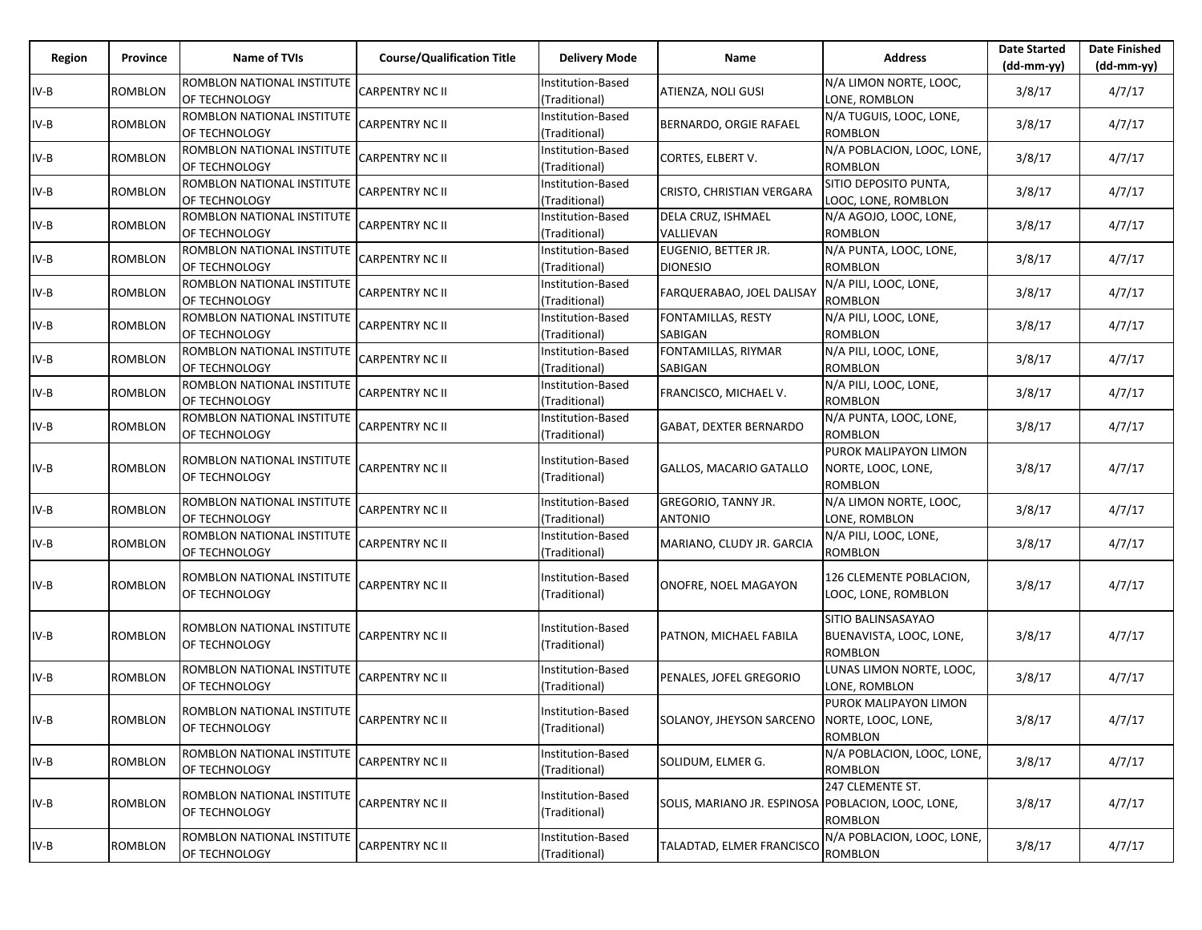| Region | Province | Name of TVIs | Course/Qualification Title | Delivery Mode | Name | Address | Date Started (dd-mm-yy) | Date Finished (dd-mm-yy) |
|---|---|---|---|---|---|---|---|---|
| IV-B | ROMBLON | ROMBLON NATIONAL INSTITUTE OF TECHNOLOGY | CARPENTRY NC II | Institution-Based (Traditional) | ATIENZA, NOLI GUSI | N/A LIMON NORTE, LOOC, LONE, ROMBLON | 3/8/17 | 4/7/17 |
| IV-B | ROMBLON | ROMBLON NATIONAL INSTITUTE OF TECHNOLOGY | CARPENTRY NC II | Institution-Based (Traditional) | BERNARDO, ORGIE RAFAEL | N/A TUGUIS, LOOC, LONE, ROMBLON | 3/8/17 | 4/7/17 |
| IV-B | ROMBLON | ROMBLON NATIONAL INSTITUTE OF TECHNOLOGY | CARPENTRY NC II | Institution-Based (Traditional) | CORTES, ELBERT V. | N/A POBLACION, LOOC, LONE, ROMBLON | 3/8/17 | 4/7/17 |
| IV-B | ROMBLON | ROMBLON NATIONAL INSTITUTE OF TECHNOLOGY | CARPENTRY NC II | Institution-Based (Traditional) | CRISTO, CHRISTIAN VERGARA | SITIO DEPOSITO PUNTA, LOOC, LONE, ROMBLON | 3/8/17 | 4/7/17 |
| IV-B | ROMBLON | ROMBLON NATIONAL INSTITUTE OF TECHNOLOGY | CARPENTRY NC II | Institution-Based (Traditional) | DELA CRUZ, ISHMAEL VALLIEVAN | N/A AGOJO, LOOC, LONE, ROMBLON | 3/8/17 | 4/7/17 |
| IV-B | ROMBLON | ROMBLON NATIONAL INSTITUTE OF TECHNOLOGY | CARPENTRY NC II | Institution-Based (Traditional) | EUGENIO, BETTER JR. DIONESIO | N/A PUNTA, LOOC, LONE, ROMBLON | 3/8/17 | 4/7/17 |
| IV-B | ROMBLON | ROMBLON NATIONAL INSTITUTE OF TECHNOLOGY | CARPENTRY NC II | Institution-Based (Traditional) | FARQUERABAO, JOEL DALISAY | N/A PILI, LOOC, LONE, ROMBLON | 3/8/17 | 4/7/17 |
| IV-B | ROMBLON | ROMBLON NATIONAL INSTITUTE OF TECHNOLOGY | CARPENTRY NC II | Institution-Based (Traditional) | FONTAMILLAS, RESTY SABIGAN | N/A PILI, LOOC, LONE, ROMBLON | 3/8/17 | 4/7/17 |
| IV-B | ROMBLON | ROMBLON NATIONAL INSTITUTE OF TECHNOLOGY | CARPENTRY NC II | Institution-Based (Traditional) | FONTAMILLAS, RIYMAR SABIGAN | N/A PILI, LOOC, LONE, ROMBLON | 3/8/17 | 4/7/17 |
| IV-B | ROMBLON | ROMBLON NATIONAL INSTITUTE OF TECHNOLOGY | CARPENTRY NC II | Institution-Based (Traditional) | FRANCISCO, MICHAEL V. | N/A PILI, LOOC, LONE, ROMBLON | 3/8/17 | 4/7/17 |
| IV-B | ROMBLON | ROMBLON NATIONAL INSTITUTE OF TECHNOLOGY | CARPENTRY NC II | Institution-Based (Traditional) | GABAT, DEXTER BERNARDO | N/A PUNTA, LOOC, LONE, ROMBLON | 3/8/17 | 4/7/17 |
| IV-B | ROMBLON | ROMBLON NATIONAL INSTITUTE OF TECHNOLOGY | CARPENTRY NC II | Institution-Based (Traditional) | GALLOS, MACARIO GATALLO | PUROK MALIPAYON LIMON NORTE, LOOC, LONE, ROMBLON | 3/8/17 | 4/7/17 |
| IV-B | ROMBLON | ROMBLON NATIONAL INSTITUTE OF TECHNOLOGY | CARPENTRY NC II | Institution-Based (Traditional) | GREGORIO, TANNY JR. ANTONIO | N/A LIMON NORTE, LOOC, LONE, ROMBLON | 3/8/17 | 4/7/17 |
| IV-B | ROMBLON | ROMBLON NATIONAL INSTITUTE OF TECHNOLOGY | CARPENTRY NC II | Institution-Based (Traditional) | MARIANO, CLUDY JR. GARCIA | N/A PILI, LOOC, LONE, ROMBLON | 3/8/17 | 4/7/17 |
| IV-B | ROMBLON | ROMBLON NATIONAL INSTITUTE OF TECHNOLOGY | CARPENTRY NC II | Institution-Based (Traditional) | ONOFRE, NOEL MAGAYON | 126 CLEMENTE POBLACION, LOOC, LONE, ROMBLON | 3/8/17 | 4/7/17 |
| IV-B | ROMBLON | ROMBLON NATIONAL INSTITUTE OF TECHNOLOGY | CARPENTRY NC II | Institution-Based (Traditional) | PATNON, MICHAEL FABILA | SITIO BALINSASAYAO BUENAVISTA, LOOC, LONE, ROMBLON | 3/8/17 | 4/7/17 |
| IV-B | ROMBLON | ROMBLON NATIONAL INSTITUTE OF TECHNOLOGY | CARPENTRY NC II | Institution-Based (Traditional) | PENALES, JOFEL GREGORIO | LUNAS LIMON NORTE, LOOC, LONE, ROMBLON | 3/8/17 | 4/7/17 |
| IV-B | ROMBLON | ROMBLON NATIONAL INSTITUTE OF TECHNOLOGY | CARPENTRY NC II | Institution-Based (Traditional) | SOLANOY, JHEYSON SARCENO | PUROK MALIPAYON LIMON NORTE, LOOC, LONE, ROMBLON | 3/8/17 | 4/7/17 |
| IV-B | ROMBLON | ROMBLON NATIONAL INSTITUTE OF TECHNOLOGY | CARPENTRY NC II | Institution-Based (Traditional) | SOLIDUM, ELMER G. | N/A POBLACION, LOOC, LONE, ROMBLON | 3/8/17 | 4/7/17 |
| IV-B | ROMBLON | ROMBLON NATIONAL INSTITUTE OF TECHNOLOGY | CARPENTRY NC II | Institution-Based (Traditional) | SOLIS, MARIANO JR. ESPINOSA | 247 CLEMENTE ST. POBLACION, LOOC, LONE, ROMBLON | 3/8/17 | 4/7/17 |
| IV-B | ROMBLON | ROMBLON NATIONAL INSTITUTE OF TECHNOLOGY | CARPENTRY NC II | Institution-Based (Traditional) | TALADTAD, ELMER FRANCISCO | N/A POBLACION, LOOC, LONE, ROMBLON | 3/8/17 | 4/7/17 |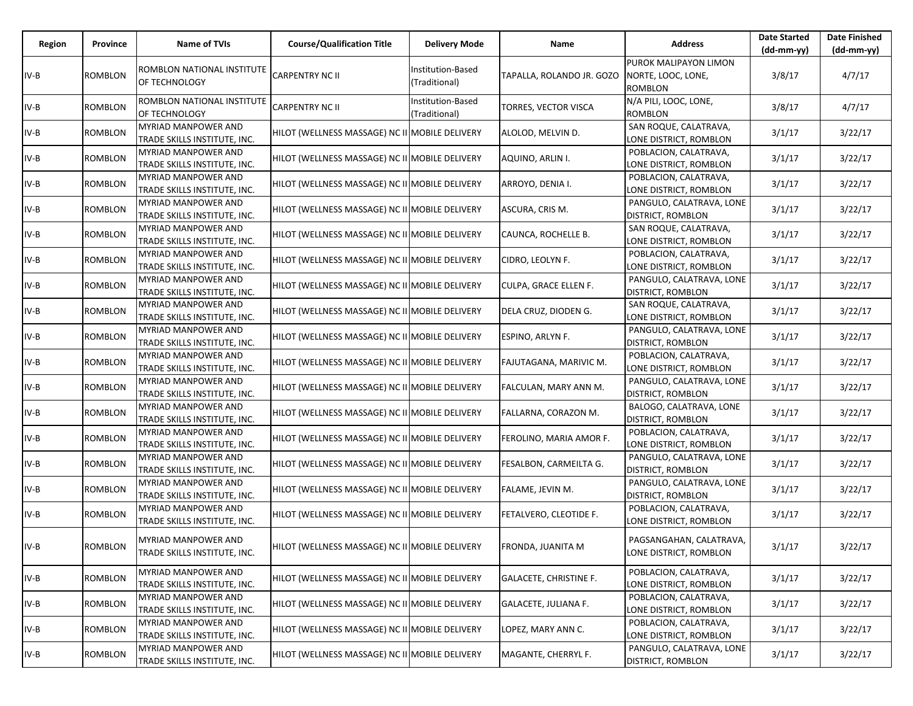| Region | Province | Name of TVIs | Course/Qualification Title | Delivery Mode | Name | Address | Date Started (dd-mm-yy) | Date Finished (dd-mm-yy) |
|---|---|---|---|---|---|---|---|---|
| IV-B | ROMBLON | ROMBLON NATIONAL INSTITUTE OF TECHNOLOGY | CARPENTRY NC II | Institution-Based (Traditional) | TAPALLA, ROLANDO JR. GOZO | PUROK MALIPAYON LIMON NORTE, LOOC, LONE, ROMBLON | 3/8/17 | 4/7/17 |
| IV-B | ROMBLON | ROMBLON NATIONAL INSTITUTE OF TECHNOLOGY | CARPENTRY NC II | Institution-Based (Traditional) | TORRES, VECTOR VISCA | N/A PILI, LOOC, LONE, ROMBLON | 3/8/17 | 4/7/17 |
| IV-B | ROMBLON | MYRIAD MANPOWER AND TRADE SKILLS INSTITUTE, INC. | HILOT (WELLNESS MASSAGE) NC II | MOBILE DELIVERY | ALOLOD, MELVIN D. | SAN ROQUE, CALATRAVA, LONE DISTRICT, ROMBLON | 3/1/17 | 3/22/17 |
| IV-B | ROMBLON | MYRIAD MANPOWER AND TRADE SKILLS INSTITUTE, INC. | HILOT (WELLNESS MASSAGE) NC II | MOBILE DELIVERY | AQUINO, ARLIN I. | POBLACION, CALATRAVA, LONE DISTRICT, ROMBLON | 3/1/17 | 3/22/17 |
| IV-B | ROMBLON | MYRIAD MANPOWER AND TRADE SKILLS INSTITUTE, INC. | HILOT (WELLNESS MASSAGE) NC II | MOBILE DELIVERY | ARROYO, DENIA I. | POBLACION, CALATRAVA, LONE DISTRICT, ROMBLON | 3/1/17 | 3/22/17 |
| IV-B | ROMBLON | MYRIAD MANPOWER AND TRADE SKILLS INSTITUTE, INC. | HILOT (WELLNESS MASSAGE) NC II | MOBILE DELIVERY | ASCURA, CRIS M. | PANGULO, CALATRAVA, LONE DISTRICT, ROMBLON | 3/1/17 | 3/22/17 |
| IV-B | ROMBLON | MYRIAD MANPOWER AND TRADE SKILLS INSTITUTE, INC. | HILOT (WELLNESS MASSAGE) NC II | MOBILE DELIVERY | CAUNCA, ROCHELLE B. | SAN ROQUE, CALATRAVA, LONE DISTRICT, ROMBLON | 3/1/17 | 3/22/17 |
| IV-B | ROMBLON | MYRIAD MANPOWER AND TRADE SKILLS INSTITUTE, INC. | HILOT (WELLNESS MASSAGE) NC II | MOBILE DELIVERY | CIDRO, LEOLYN F. | POBLACION, CALATRAVA, LONE DISTRICT, ROMBLON | 3/1/17 | 3/22/17 |
| IV-B | ROMBLON | MYRIAD MANPOWER AND TRADE SKILLS INSTITUTE, INC. | HILOT (WELLNESS MASSAGE) NC II | MOBILE DELIVERY | CULPA, GRACE ELLEN F. | PANGULO, CALATRAVA, LONE DISTRICT, ROMBLON | 3/1/17 | 3/22/17 |
| IV-B | ROMBLON | MYRIAD MANPOWER AND TRADE SKILLS INSTITUTE, INC. | HILOT (WELLNESS MASSAGE) NC II | MOBILE DELIVERY | DELA CRUZ, DIODEN G. | SAN ROQUE, CALATRAVA, LONE DISTRICT, ROMBLON | 3/1/17 | 3/22/17 |
| IV-B | ROMBLON | MYRIAD MANPOWER AND TRADE SKILLS INSTITUTE, INC. | HILOT (WELLNESS MASSAGE) NC II | MOBILE DELIVERY | ESPINO, ARLYN F. | PANGULO, CALATRAVA, LONE DISTRICT, ROMBLON | 3/1/17 | 3/22/17 |
| IV-B | ROMBLON | MYRIAD MANPOWER AND TRADE SKILLS INSTITUTE, INC. | HILOT (WELLNESS MASSAGE) NC II | MOBILE DELIVERY | FAJUTAGANA, MARIVIC M. | POBLACION, CALATRAVA, LONE DISTRICT, ROMBLON | 3/1/17 | 3/22/17 |
| IV-B | ROMBLON | MYRIAD MANPOWER AND TRADE SKILLS INSTITUTE, INC. | HILOT (WELLNESS MASSAGE) NC II | MOBILE DELIVERY | FALCULAN, MARY ANN M. | PANGULO, CALATRAVA, LONE DISTRICT, ROMBLON | 3/1/17 | 3/22/17 |
| IV-B | ROMBLON | MYRIAD MANPOWER AND TRADE SKILLS INSTITUTE, INC. | HILOT (WELLNESS MASSAGE) NC II | MOBILE DELIVERY | FALLARNA, CORAZON M. | BALOGO, CALATRAVA, LONE DISTRICT, ROMBLON | 3/1/17 | 3/22/17 |
| IV-B | ROMBLON | MYRIAD MANPOWER AND TRADE SKILLS INSTITUTE, INC. | HILOT (WELLNESS MASSAGE) NC II | MOBILE DELIVERY | FEROLINO, MARIA AMOR F. | POBLACION, CALATRAVA, LONE DISTRICT, ROMBLON | 3/1/17 | 3/22/17 |
| IV-B | ROMBLON | MYRIAD MANPOWER AND TRADE SKILLS INSTITUTE, INC. | HILOT (WELLNESS MASSAGE) NC II | MOBILE DELIVERY | FESALBON, CARMEILTA G. | PANGULO, CALATRAVA, LONE DISTRICT, ROMBLON | 3/1/17 | 3/22/17 |
| IV-B | ROMBLON | MYRIAD MANPOWER AND TRADE SKILLS INSTITUTE, INC. | HILOT (WELLNESS MASSAGE) NC II | MOBILE DELIVERY | FALAME, JEVIN M. | PANGULO, CALATRAVA, LONE DISTRICT, ROMBLON | 3/1/17 | 3/22/17 |
| IV-B | ROMBLON | MYRIAD MANPOWER AND TRADE SKILLS INSTITUTE, INC. | HILOT (WELLNESS MASSAGE) NC II | MOBILE DELIVERY | FETALVERO, CLEOTIDE F. | POBLACION, CALATRAVA, LONE DISTRICT, ROMBLON | 3/1/17 | 3/22/17 |
| IV-B | ROMBLON | MYRIAD MANPOWER AND TRADE SKILLS INSTITUTE, INC. | HILOT (WELLNESS MASSAGE) NC II | MOBILE DELIVERY | FRONDA, JUANITA M | PAGSANGAHAN, CALATRAVA, LONE DISTRICT, ROMBLON | 3/1/17 | 3/22/17 |
| IV-B | ROMBLON | MYRIAD MANPOWER AND TRADE SKILLS INSTITUTE, INC. | HILOT (WELLNESS MASSAGE) NC II | MOBILE DELIVERY | GALACETE, CHRISTINE F. | POBLACION, CALATRAVA, LONE DISTRICT, ROMBLON | 3/1/17 | 3/22/17 |
| IV-B | ROMBLON | MYRIAD MANPOWER AND TRADE SKILLS INSTITUTE, INC. | HILOT (WELLNESS MASSAGE) NC II | MOBILE DELIVERY | GALACETE, JULIANA F. | POBLACION, CALATRAVA, LONE DISTRICT, ROMBLON | 3/1/17 | 3/22/17 |
| IV-B | ROMBLON | MYRIAD MANPOWER AND TRADE SKILLS INSTITUTE, INC. | HILOT (WELLNESS MASSAGE) NC II | MOBILE DELIVERY | LOPEZ, MARY ANN C. | POBLACION, CALATRAVA, LONE DISTRICT, ROMBLON | 3/1/17 | 3/22/17 |
| IV-B | ROMBLON | MYRIAD MANPOWER AND TRADE SKILLS INSTITUTE, INC. | HILOT (WELLNESS MASSAGE) NC II | MOBILE DELIVERY | MAGANTE, CHERRYL F. | PANGULO, CALATRAVA, LONE DISTRICT, ROMBLON | 3/1/17 | 3/22/17 |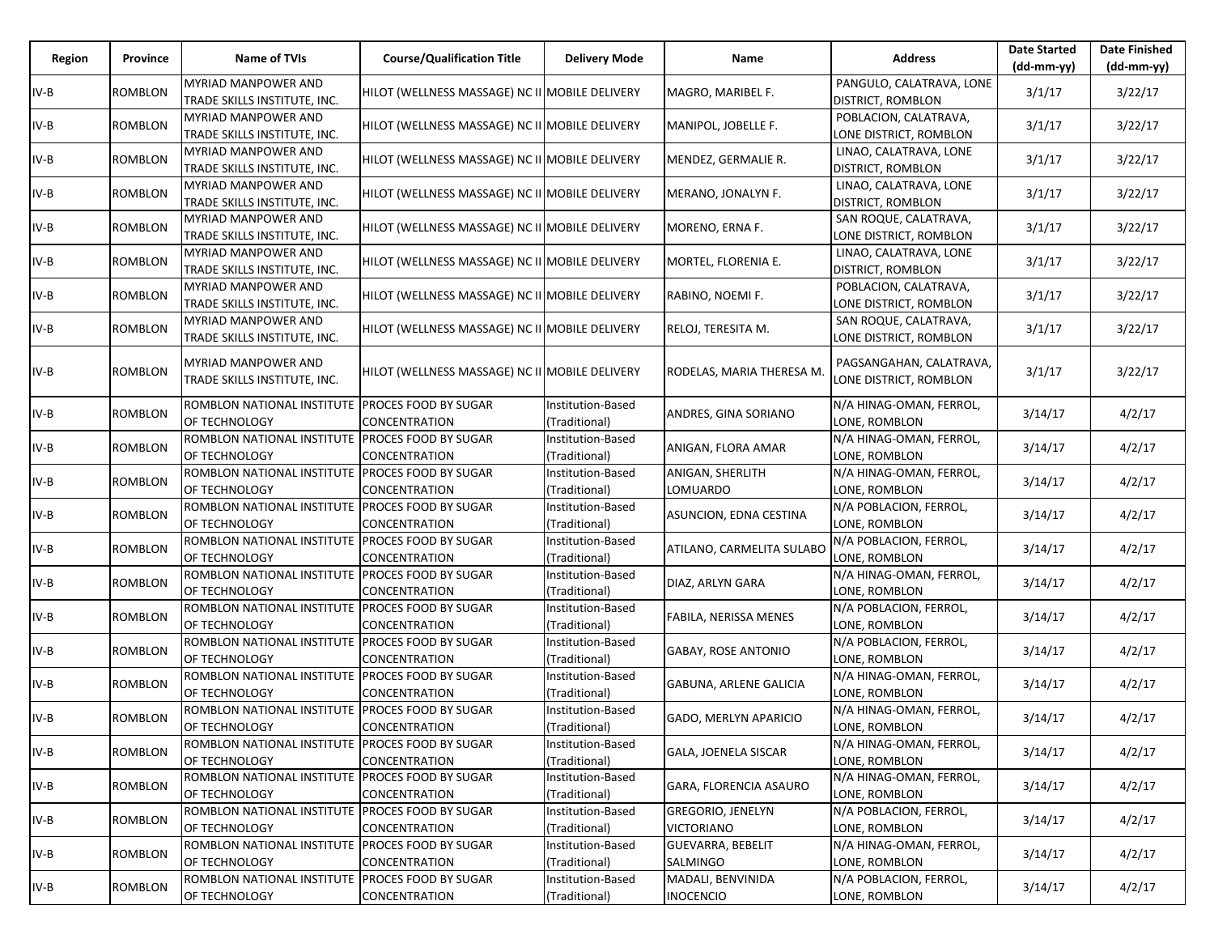| Region | Province | Name of TVIs | Course/Qualification Title | Delivery Mode | Name | Address | Date Started (dd-mm-yy) | Date Finished (dd-mm-yy) |
|---|---|---|---|---|---|---|---|---|
| IV-B | ROMBLON | MYRIAD MANPOWER AND TRADE SKILLS INSTITUTE, INC. | HILOT (WELLNESS MASSAGE) NC II | MOBILE DELIVERY | MAGRO, MARIBEL F. | PANGULO, CALATRAVA, LONE DISTRICT, ROMBLON | 3/1/17 | 3/22/17 |
| IV-B | ROMBLON | MYRIAD MANPOWER AND TRADE SKILLS INSTITUTE, INC. | HILOT (WELLNESS MASSAGE) NC II | MOBILE DELIVERY | MANIPOL, JOBELLE F. | POBLACION, CALATRAVA, LONE DISTRICT, ROMBLON | 3/1/17 | 3/22/17 |
| IV-B | ROMBLON | MYRIAD MANPOWER AND TRADE SKILLS INSTITUTE, INC. | HILOT (WELLNESS MASSAGE) NC II | MOBILE DELIVERY | MENDEZ, GERMALIE R. | LINAO, CALATRAVA, LONE DISTRICT, ROMBLON | 3/1/17 | 3/22/17 |
| IV-B | ROMBLON | MYRIAD MANPOWER AND TRADE SKILLS INSTITUTE, INC. | HILOT (WELLNESS MASSAGE) NC II | MOBILE DELIVERY | MERANO, JONALYN F. | LINAO, CALATRAVA, LONE DISTRICT, ROMBLON | 3/1/17 | 3/22/17 |
| IV-B | ROMBLON | MYRIAD MANPOWER AND TRADE SKILLS INSTITUTE, INC. | HILOT (WELLNESS MASSAGE) NC II | MOBILE DELIVERY | MORENO, ERNA F. | SAN ROQUE, CALATRAVA, LONE DISTRICT, ROMBLON | 3/1/17 | 3/22/17 |
| IV-B | ROMBLON | MYRIAD MANPOWER AND TRADE SKILLS INSTITUTE, INC. | HILOT (WELLNESS MASSAGE) NC II | MOBILE DELIVERY | MORTEL, FLORENIA E. | LINAO, CALATRAVA, LONE DISTRICT, ROMBLON | 3/1/17 | 3/22/17 |
| IV-B | ROMBLON | MYRIAD MANPOWER AND TRADE SKILLS INSTITUTE, INC. | HILOT (WELLNESS MASSAGE) NC II | MOBILE DELIVERY | RABINO, NOEMI F. | POBLACION, CALATRAVA, LONE DISTRICT, ROMBLON | 3/1/17 | 3/22/17 |
| IV-B | ROMBLON | MYRIAD MANPOWER AND TRADE SKILLS INSTITUTE, INC. | HILOT (WELLNESS MASSAGE) NC II | MOBILE DELIVERY | RELOJ, TERESITA M. | SAN ROQUE, CALATRAVA, LONE DISTRICT, ROMBLON | 3/1/17 | 3/22/17 |
| IV-B | ROMBLON | MYRIAD MANPOWER AND TRADE SKILLS INSTITUTE, INC. | HILOT (WELLNESS MASSAGE) NC II | MOBILE DELIVERY | RODELAS, MARIA THERESA M. | PAGSANGAHAN, CALATRAVA, LONE DISTRICT, ROMBLON | 3/1/17 | 3/22/17 |
| IV-B | ROMBLON | ROMBLON NATIONAL INSTITUTE OF TECHNOLOGY | PROCES FOOD BY SUGAR CONCENTRATION | Institution-Based (Traditional) | ANDRES, GINA SORIANO | N/A HINAG-OMAN, FERROL, LONE, ROMBLON | 3/14/17 | 4/2/17 |
| IV-B | ROMBLON | ROMBLON NATIONAL INSTITUTE OF TECHNOLOGY | PROCES FOOD BY SUGAR CONCENTRATION | Institution-Based (Traditional) | ANIGAN, FLORA AMAR | N/A HINAG-OMAN, FERROL, LONE, ROMBLON | 3/14/17 | 4/2/17 |
| IV-B | ROMBLON | ROMBLON NATIONAL INSTITUTE OF TECHNOLOGY | PROCES FOOD BY SUGAR CONCENTRATION | Institution-Based (Traditional) | ANIGAN, SHERLITH LOMUARDO | N/A HINAG-OMAN, FERROL, LONE, ROMBLON | 3/14/17 | 4/2/17 |
| IV-B | ROMBLON | ROMBLON NATIONAL INSTITUTE OF TECHNOLOGY | PROCES FOOD BY SUGAR CONCENTRATION | Institution-Based (Traditional) | ASUNCION, EDNA CESTINA | N/A POBLACION, FERROL, LONE, ROMBLON | 3/14/17 | 4/2/17 |
| IV-B | ROMBLON | ROMBLON NATIONAL INSTITUTE OF TECHNOLOGY | PROCES FOOD BY SUGAR CONCENTRATION | Institution-Based (Traditional) | ATILANO, CARMELITA SULABO | N/A POBLACION, FERROL, LONE, ROMBLON | 3/14/17 | 4/2/17 |
| IV-B | ROMBLON | ROMBLON NATIONAL INSTITUTE OF TECHNOLOGY | PROCES FOOD BY SUGAR CONCENTRATION | Institution-Based (Traditional) | DIAZ, ARLYN GARA | N/A HINAG-OMAN, FERROL, LONE, ROMBLON | 3/14/17 | 4/2/17 |
| IV-B | ROMBLON | ROMBLON NATIONAL INSTITUTE OF TECHNOLOGY | PROCES FOOD BY SUGAR CONCENTRATION | Institution-Based (Traditional) | FABILA, NERISSA MENES | N/A POBLACION, FERROL, LONE, ROMBLON | 3/14/17 | 4/2/17 |
| IV-B | ROMBLON | ROMBLON NATIONAL INSTITUTE OF TECHNOLOGY | PROCES FOOD BY SUGAR CONCENTRATION | Institution-Based (Traditional) | GABAY, ROSE ANTONIO | N/A POBLACION, FERROL, LONE, ROMBLON | 3/14/17 | 4/2/17 |
| IV-B | ROMBLON | ROMBLON NATIONAL INSTITUTE OF TECHNOLOGY | PROCES FOOD BY SUGAR CONCENTRATION | Institution-Based (Traditional) | GABUNA, ARLENE GALICIA | N/A HINAG-OMAN, FERROL, LONE, ROMBLON | 3/14/17 | 4/2/17 |
| IV-B | ROMBLON | ROMBLON NATIONAL INSTITUTE OF TECHNOLOGY | PROCES FOOD BY SUGAR CONCENTRATION | Institution-Based (Traditional) | GADO, MERLYN APARICIO | N/A HINAG-OMAN, FERROL, LONE, ROMBLON | 3/14/17 | 4/2/17 |
| IV-B | ROMBLON | ROMBLON NATIONAL INSTITUTE OF TECHNOLOGY | PROCES FOOD BY SUGAR CONCENTRATION | Institution-Based (Traditional) | GALA, JOENELA SISCAR | N/A HINAG-OMAN, FERROL, LONE, ROMBLON | 3/14/17 | 4/2/17 |
| IV-B | ROMBLON | ROMBLON NATIONAL INSTITUTE OF TECHNOLOGY | PROCES FOOD BY SUGAR CONCENTRATION | Institution-Based (Traditional) | GARA, FLORENCIA ASAURO | N/A HINAG-OMAN, FERROL, LONE, ROMBLON | 3/14/17 | 4/2/17 |
| IV-B | ROMBLON | ROMBLON NATIONAL INSTITUTE OF TECHNOLOGY | PROCES FOOD BY SUGAR CONCENTRATION | Institution-Based (Traditional) | GREGORIO, JENELYN VICTORIANO | N/A POBLACION, FERROL, LONE, ROMBLON | 3/14/17 | 4/2/17 |
| IV-B | ROMBLON | ROMBLON NATIONAL INSTITUTE OF TECHNOLOGY | PROCES FOOD BY SUGAR CONCENTRATION | Institution-Based (Traditional) | GUEVARRA, BEBELIT SALMINGO | N/A HINAG-OMAN, FERROL, LONE, ROMBLON | 3/14/17 | 4/2/17 |
| IV-B | ROMBLON | ROMBLON NATIONAL INSTITUTE OF TECHNOLOGY | PROCES FOOD BY SUGAR CONCENTRATION | Institution-Based (Traditional) | MADALI, BENVINIDA INOCENCIO | N/A POBLACION, FERROL, LONE, ROMBLON | 3/14/17 | 4/2/17 |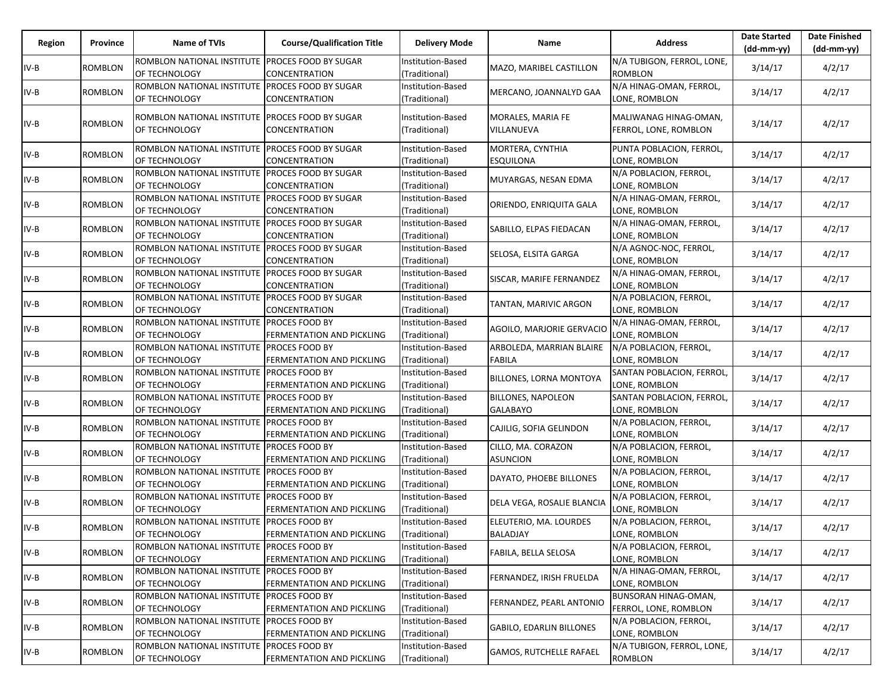| Region | Province | Name of TVIs | Course/Qualification Title | Delivery Mode | Name | Address | Date Started (dd-mm-yy) | Date Finished (dd-mm-yy) |
|---|---|---|---|---|---|---|---|---|
| IV-B | ROMBLON | ROMBLON NATIONAL INSTITUTE OF TECHNOLOGY | PROCES FOOD BY SUGAR CONCENTRATION | Institution-Based (Traditional) | MAZO, MARIBEL CASTILLON | N/A TUBIGON, FERROL, LONE, ROMBLON | 3/14/17 | 4/2/17 |
| IV-B | ROMBLON | ROMBLON NATIONAL INSTITUTE OF TECHNOLOGY | PROCES FOOD BY SUGAR CONCENTRATION | Institution-Based (Traditional) | MERCANO, JOANNALYD GAA | N/A HINAG-OMAN, FERROL, LONE, ROMBLON | 3/14/17 | 4/2/17 |
| IV-B | ROMBLON | ROMBLON NATIONAL INSTITUTE OF TECHNOLOGY | PROCES FOOD BY SUGAR CONCENTRATION | Institution-Based (Traditional) | MORALES, MARIA FE VILLANUEVA | MALIWANAG HINAG-OMAN, FERROL, LONE, ROMBLON | 3/14/17 | 4/2/17 |
| IV-B | ROMBLON | ROMBLON NATIONAL INSTITUTE OF TECHNOLOGY | PROCES FOOD BY SUGAR CONCENTRATION | Institution-Based (Traditional) | MORTERA, CYNTHIA ESQUILONA | PUNTA POBLACION, FERROL, LONE, ROMBLON | 3/14/17 | 4/2/17 |
| IV-B | ROMBLON | ROMBLON NATIONAL INSTITUTE OF TECHNOLOGY | PROCES FOOD BY SUGAR CONCENTRATION | Institution-Based (Traditional) | MUYARGAS, NESAN EDMA | N/A POBLACION, FERROL, LONE, ROMBLON | 3/14/17 | 4/2/17 |
| IV-B | ROMBLON | ROMBLON NATIONAL INSTITUTE OF TECHNOLOGY | PROCES FOOD BY SUGAR CONCENTRATION | Institution-Based (Traditional) | ORIENDO, ENRIQUITA GALA | N/A HINAG-OMAN, FERROL, LONE, ROMBLON | 3/14/17 | 4/2/17 |
| IV-B | ROMBLON | ROMBLON NATIONAL INSTITUTE OF TECHNOLOGY | PROCES FOOD BY SUGAR CONCENTRATION | Institution-Based (Traditional) | SABILLO, ELPAS FIEDACAN | N/A HINAG-OMAN, FERROL, LONE, ROMBLON | 3/14/17 | 4/2/17 |
| IV-B | ROMBLON | ROMBLON NATIONAL INSTITUTE OF TECHNOLOGY | PROCES FOOD BY SUGAR CONCENTRATION | Institution-Based (Traditional) | SELOSA, ELSITA GARGA | N/A AGNOC-NOC, FERROL, LONE, ROMBLON | 3/14/17 | 4/2/17 |
| IV-B | ROMBLON | ROMBLON NATIONAL INSTITUTE OF TECHNOLOGY | PROCES FOOD BY SUGAR CONCENTRATION | Institution-Based (Traditional) | SISCAR, MARIFE FERNANDEZ | N/A HINAG-OMAN, FERROL, LONE, ROMBLON | 3/14/17 | 4/2/17 |
| IV-B | ROMBLON | ROMBLON NATIONAL INSTITUTE OF TECHNOLOGY | PROCES FOOD BY SUGAR CONCENTRATION | Institution-Based (Traditional) | TANTAN, MARIVIC ARGON | N/A POBLACION, FERROL, LONE, ROMBLON | 3/14/17 | 4/2/17 |
| IV-B | ROMBLON | ROMBLON NATIONAL INSTITUTE OF TECHNOLOGY | PROCES FOOD BY FERMENTATION AND PICKLING | Institution-Based (Traditional) | AGOILO, MARJORIE GERVACIO | N/A HINAG-OMAN, FERROL, LONE, ROMBLON | 3/14/17 | 4/2/17 |
| IV-B | ROMBLON | ROMBLON NATIONAL INSTITUTE OF TECHNOLOGY | PROCES FOOD BY FERMENTATION AND PICKLING | Institution-Based (Traditional) | ARBOLEDA, MARRIAN BLAIRE FABILA | N/A POBLACION, FERROL, LONE, ROMBLON | 3/14/17 | 4/2/17 |
| IV-B | ROMBLON | ROMBLON NATIONAL INSTITUTE OF TECHNOLOGY | PROCES FOOD BY FERMENTATION AND PICKLING | Institution-Based (Traditional) | BILLONES, LORNA MONTOYA | SANTAN POBLACION, FERROL, LONE, ROMBLON | 3/14/17 | 4/2/17 |
| IV-B | ROMBLON | ROMBLON NATIONAL INSTITUTE OF TECHNOLOGY | PROCES FOOD BY FERMENTATION AND PICKLING | Institution-Based (Traditional) | BILLONES, NAPOLEON GALABAYO | SANTAN POBLACION, FERROL, LONE, ROMBLON | 3/14/17 | 4/2/17 |
| IV-B | ROMBLON | ROMBLON NATIONAL INSTITUTE OF TECHNOLOGY | PROCES FOOD BY FERMENTATION AND PICKLING | Institution-Based (Traditional) | CAJILIG, SOFIA GELINDON | N/A POBLACION, FERROL, LONE, ROMBLON | 3/14/17 | 4/2/17 |
| IV-B | ROMBLON | ROMBLON NATIONAL INSTITUTE OF TECHNOLOGY | PROCES FOOD BY FERMENTATION AND PICKLING | Institution-Based (Traditional) | CILLO, MA. CORAZON ASUNCION | N/A POBLACION, FERROL, LONE, ROMBLON | 3/14/17 | 4/2/17 |
| IV-B | ROMBLON | ROMBLON NATIONAL INSTITUTE OF TECHNOLOGY | PROCES FOOD BY FERMENTATION AND PICKLING | Institution-Based (Traditional) | DAYATO, PHOEBE BILLONES | N/A POBLACION, FERROL, LONE, ROMBLON | 3/14/17 | 4/2/17 |
| IV-B | ROMBLON | ROMBLON NATIONAL INSTITUTE OF TECHNOLOGY | PROCES FOOD BY FERMENTATION AND PICKLING | Institution-Based (Traditional) | DELA VEGA, ROSALIE BLANCIA | N/A POBLACION, FERROL, LONE, ROMBLON | 3/14/17 | 4/2/17 |
| IV-B | ROMBLON | ROMBLON NATIONAL INSTITUTE OF TECHNOLOGY | PROCES FOOD BY FERMENTATION AND PICKLING | Institution-Based (Traditional) | ELEUTERIO, MA. LOURDES BALADJAY | N/A POBLACION, FERROL, LONE, ROMBLON | 3/14/17 | 4/2/17 |
| IV-B | ROMBLON | ROMBLON NATIONAL INSTITUTE OF TECHNOLOGY | PROCES FOOD BY FERMENTATION AND PICKLING | Institution-Based (Traditional) | FABILA, BELLA SELOSA | N/A POBLACION, FERROL, LONE, ROMBLON | 3/14/17 | 4/2/17 |
| IV-B | ROMBLON | ROMBLON NATIONAL INSTITUTE OF TECHNOLOGY | PROCES FOOD BY FERMENTATION AND PICKLING | Institution-Based (Traditional) | FERNANDEZ, IRISH FRUELDA | N/A HINAG-OMAN, FERROL, LONE, ROMBLON | 3/14/17 | 4/2/17 |
| IV-B | ROMBLON | ROMBLON NATIONAL INSTITUTE OF TECHNOLOGY | PROCES FOOD BY FERMENTATION AND PICKLING | Institution-Based (Traditional) | FERNANDEZ, PEARL ANTONIO | BUNSORAN HINAG-OMAN, FERROL, LONE, ROMBLON | 3/14/17 | 4/2/17 |
| IV-B | ROMBLON | ROMBLON NATIONAL INSTITUTE OF TECHNOLOGY | PROCES FOOD BY FERMENTATION AND PICKLING | Institution-Based (Traditional) | GABILO, EDARLIN BILLONES | N/A POBLACION, FERROL, LONE, ROMBLON | 3/14/17 | 4/2/17 |
| IV-B | ROMBLON | ROMBLON NATIONAL INSTITUTE OF TECHNOLOGY | PROCES FOOD BY FERMENTATION AND PICKLING | Institution-Based (Traditional) | GAMOS, RUTCHELLE RAFAEL | N/A TUBIGON, FERROL, LONE, ROMBLON | 3/14/17 | 4/2/17 |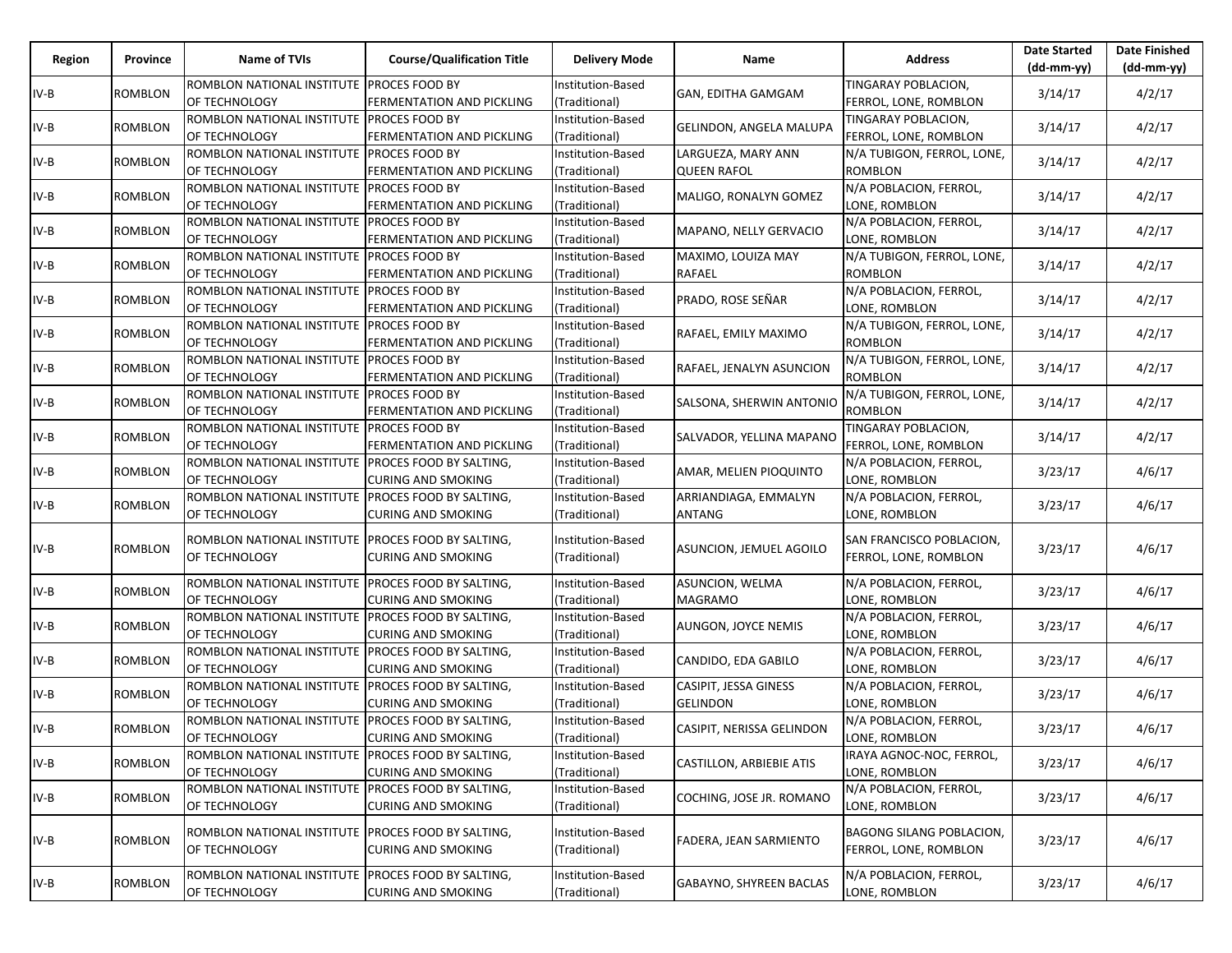| Region | Province | Name of TVIs | Course/Qualification Title | Delivery Mode | Name | Address | Date Started (dd-mm-yy) | Date Finished (dd-mm-yy) |
|---|---|---|---|---|---|---|---|---|
| IV-B | ROMBLON | ROMBLON NATIONAL INSTITUTE OF TECHNOLOGY | PROCES FOOD BY FERMENTATION AND PICKLING | Institution-Based (Traditional) | GAN, EDITHA GAMGAM | TINGARAY POBLACION, FERROL, LONE, ROMBLON | 3/14/17 | 4/2/17 |
| IV-B | ROMBLON | ROMBLON NATIONAL INSTITUTE OF TECHNOLOGY | PROCES FOOD BY FERMENTATION AND PICKLING | Institution-Based (Traditional) | GELINDON, ANGELA MALUPA | TINGARAY POBLACION, FERROL, LONE, ROMBLON | 3/14/17 | 4/2/17 |
| IV-B | ROMBLON | ROMBLON NATIONAL INSTITUTE OF TECHNOLOGY | PROCES FOOD BY FERMENTATION AND PICKLING | Institution-Based (Traditional) | LARGUEZA, MARY ANN QUEEN RAFOL | N/A TUBIGON, FERROL, LONE, ROMBLON | 3/14/17 | 4/2/17 |
| IV-B | ROMBLON | ROMBLON NATIONAL INSTITUTE OF TECHNOLOGY | PROCES FOOD BY FERMENTATION AND PICKLING | Institution-Based (Traditional) | MALIGO, RONALYN GOMEZ | N/A POBLACION, FERROL, LONE, ROMBLON | 3/14/17 | 4/2/17 |
| IV-B | ROMBLON | ROMBLON NATIONAL INSTITUTE OF TECHNOLOGY | PROCES FOOD BY FERMENTATION AND PICKLING | Institution-Based (Traditional) | MAPANO, NELLY GERVACIO | N/A POBLACION, FERROL, LONE, ROMBLON | 3/14/17 | 4/2/17 |
| IV-B | ROMBLON | ROMBLON NATIONAL INSTITUTE OF TECHNOLOGY | PROCES FOOD BY FERMENTATION AND PICKLING | Institution-Based (Traditional) | MAXIMO, LOUIZA MAY RAFAEL | N/A TUBIGON, FERROL, LONE, ROMBLON | 3/14/17 | 4/2/17 |
| IV-B | ROMBLON | ROMBLON NATIONAL INSTITUTE OF TECHNOLOGY | PROCES FOOD BY FERMENTATION AND PICKLING | Institution-Based (Traditional) | PRADO, ROSE SEÑAR | N/A POBLACION, FERROL, LONE, ROMBLON | 3/14/17 | 4/2/17 |
| IV-B | ROMBLON | ROMBLON NATIONAL INSTITUTE OF TECHNOLOGY | PROCES FOOD BY FERMENTATION AND PICKLING | Institution-Based (Traditional) | RAFAEL, EMILY MAXIMO | N/A TUBIGON, FERROL, LONE, ROMBLON | 3/14/17 | 4/2/17 |
| IV-B | ROMBLON | ROMBLON NATIONAL INSTITUTE OF TECHNOLOGY | PROCES FOOD BY FERMENTATION AND PICKLING | Institution-Based (Traditional) | RAFAEL, JENALYN ASUNCION | N/A TUBIGON, FERROL, LONE, ROMBLON | 3/14/17 | 4/2/17 |
| IV-B | ROMBLON | ROMBLON NATIONAL INSTITUTE OF TECHNOLOGY | PROCES FOOD BY FERMENTATION AND PICKLING | Institution-Based (Traditional) | SALSONA, SHERWIN ANTONIO | N/A TUBIGON, FERROL, LONE, ROMBLON | 3/14/17 | 4/2/17 |
| IV-B | ROMBLON | ROMBLON NATIONAL INSTITUTE OF TECHNOLOGY | PROCES FOOD BY FERMENTATION AND PICKLING | Institution-Based (Traditional) | SALVADOR, YELLINA MAPANO | TINGARAY POBLACION, FERROL, LONE, ROMBLON | 3/14/17 | 4/2/17 |
| IV-B | ROMBLON | ROMBLON NATIONAL INSTITUTE OF TECHNOLOGY | PROCES FOOD BY SALTING, CURING AND SMOKING | Institution-Based (Traditional) | AMAR, MELIEN PIOQUINTO | N/A POBLACION, FERROL, LONE, ROMBLON | 3/23/17 | 4/6/17 |
| IV-B | ROMBLON | ROMBLON NATIONAL INSTITUTE OF TECHNOLOGY | PROCES FOOD BY SALTING, CURING AND SMOKING | Institution-Based (Traditional) | ARRIANDIAGA, EMMALYN ANTANG | N/A POBLACION, FERROL, LONE, ROMBLON | 3/23/17 | 4/6/17 |
| IV-B | ROMBLON | ROMBLON NATIONAL INSTITUTE OF TECHNOLOGY | PROCES FOOD BY SALTING, CURING AND SMOKING | Institution-Based (Traditional) | ASUNCION, JEMUEL AGOILO | SAN FRANCISCO POBLACION, FERROL, LONE, ROMBLON | 3/23/17 | 4/6/17 |
| IV-B | ROMBLON | ROMBLON NATIONAL INSTITUTE OF TECHNOLOGY | PROCES FOOD BY SALTING, CURING AND SMOKING | Institution-Based (Traditional) | ASUNCION, WELMA MAGRAMO | N/A POBLACION, FERROL, LONE, ROMBLON | 3/23/17 | 4/6/17 |
| IV-B | ROMBLON | ROMBLON NATIONAL INSTITUTE OF TECHNOLOGY | PROCES FOOD BY SALTING, CURING AND SMOKING | Institution-Based (Traditional) | AUNGON, JOYCE NEMIS | N/A POBLACION, FERROL, LONE, ROMBLON | 3/23/17 | 4/6/17 |
| IV-B | ROMBLON | ROMBLON NATIONAL INSTITUTE OF TECHNOLOGY | PROCES FOOD BY SALTING, CURING AND SMOKING | Institution-Based (Traditional) | CANDIDO, EDA GABILO | N/A POBLACION, FERROL, LONE, ROMBLON | 3/23/17 | 4/6/17 |
| IV-B | ROMBLON | ROMBLON NATIONAL INSTITUTE OF TECHNOLOGY | PROCES FOOD BY SALTING, CURING AND SMOKING | Institution-Based (Traditional) | CASIPIT, JESSA GINESS GELINDON | N/A POBLACION, FERROL, LONE, ROMBLON | 3/23/17 | 4/6/17 |
| IV-B | ROMBLON | ROMBLON NATIONAL INSTITUTE OF TECHNOLOGY | PROCES FOOD BY SALTING, CURING AND SMOKING | Institution-Based (Traditional) | CASIPIT, NERISSA GELINDON | N/A POBLACION, FERROL, LONE, ROMBLON | 3/23/17 | 4/6/17 |
| IV-B | ROMBLON | ROMBLON NATIONAL INSTITUTE OF TECHNOLOGY | PROCES FOOD BY SALTING, CURING AND SMOKING | Institution-Based (Traditional) | CASTILLON, ARBIEBIE ATIS | IRAYA AGNOC-NOC, FERROL, LONE, ROMBLON | 3/23/17 | 4/6/17 |
| IV-B | ROMBLON | ROMBLON NATIONAL INSTITUTE OF TECHNOLOGY | PROCES FOOD BY SALTING, CURING AND SMOKING | Institution-Based (Traditional) | COCHING, JOSE JR. ROMANO | N/A POBLACION, FERROL, LONE, ROMBLON | 3/23/17 | 4/6/17 |
| IV-B | ROMBLON | ROMBLON NATIONAL INSTITUTE OF TECHNOLOGY | PROCES FOOD BY SALTING, CURING AND SMOKING | Institution-Based (Traditional) | FADERA, JEAN SARMIENTO | BAGONG SILANG POBLACION, FERROL, LONE, ROMBLON | 3/23/17 | 4/6/17 |
| IV-B | ROMBLON | ROMBLON NATIONAL INSTITUTE OF TECHNOLOGY | PROCES FOOD BY SALTING, CURING AND SMOKING | Institution-Based (Traditional) | GABAYNO, SHYREEN BACLAS | N/A POBLACION, FERROL, LONE, ROMBLON | 3/23/17 | 4/6/17 |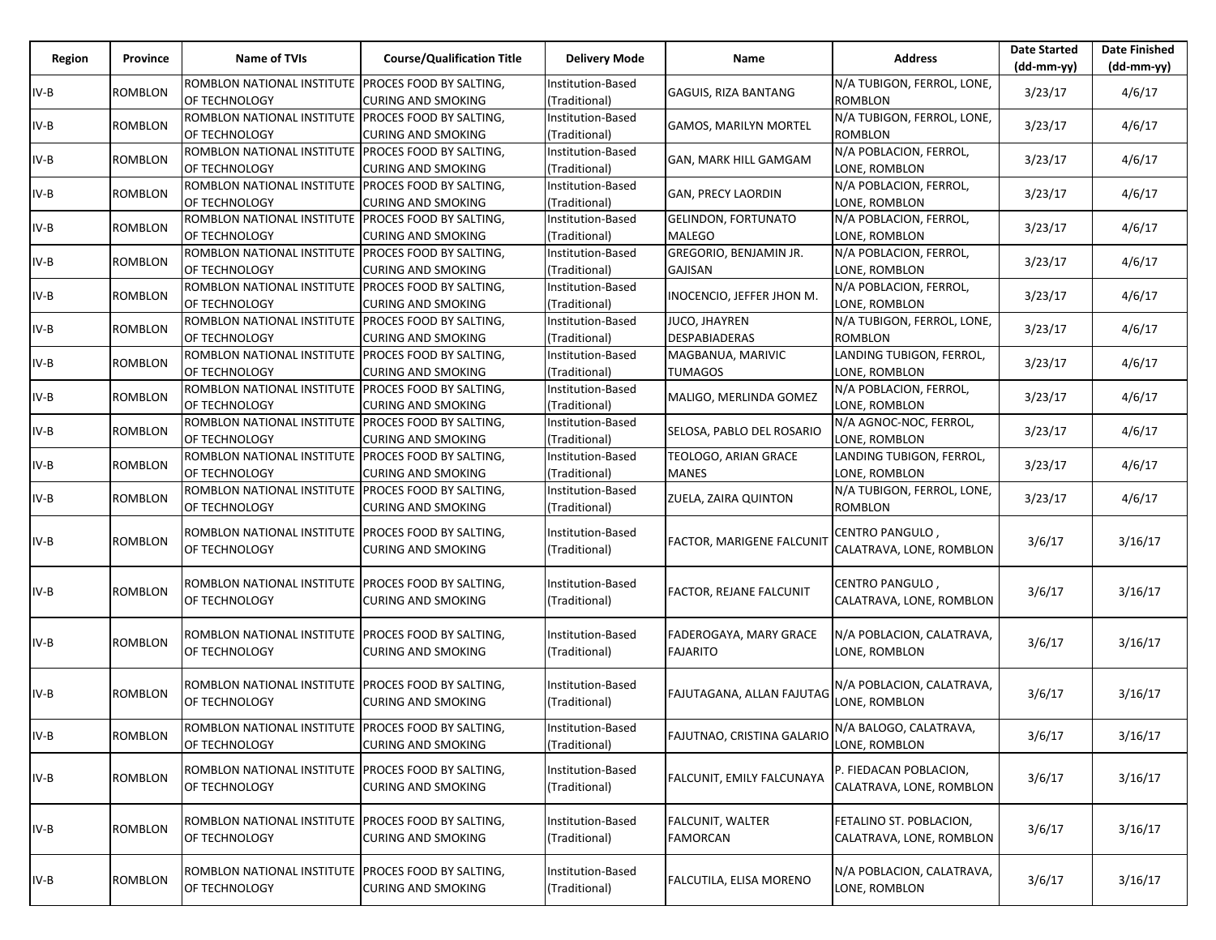| Region | Province | Name of TVIs | Course/Qualification Title | Delivery Mode | Name | Address | Date Started (dd-mm-yy) | Date Finished (dd-mm-yy) |
|---|---|---|---|---|---|---|---|---|
| IV-B | ROMBLON | ROMBLON NATIONAL INSTITUTE OF TECHNOLOGY | PROCES FOOD BY SALTING, CURING AND SMOKING | Institution-Based (Traditional) | GAGUIS, RIZA BANTANG | N/A TUBIGON, FERROL, LONE, ROMBLON | 3/23/17 | 4/6/17 |
| IV-B | ROMBLON | ROMBLON NATIONAL INSTITUTE OF TECHNOLOGY | PROCES FOOD BY SALTING, CURING AND SMOKING | Institution-Based (Traditional) | GAMOS, MARILYN MORTEL | N/A TUBIGON, FERROL, LONE, ROMBLON | 3/23/17 | 4/6/17 |
| IV-B | ROMBLON | ROMBLON NATIONAL INSTITUTE OF TECHNOLOGY | PROCES FOOD BY SALTING, CURING AND SMOKING | Institution-Based (Traditional) | GAN, MARK HILL GAMGAM | N/A POBLACION, FERROL, LONE, ROMBLON | 3/23/17 | 4/6/17 |
| IV-B | ROMBLON | ROMBLON NATIONAL INSTITUTE OF TECHNOLOGY | PROCES FOOD BY SALTING, CURING AND SMOKING | Institution-Based (Traditional) | GAN, PRECY LAORDIN | N/A POBLACION, FERROL, LONE, ROMBLON | 3/23/17 | 4/6/17 |
| IV-B | ROMBLON | ROMBLON NATIONAL INSTITUTE OF TECHNOLOGY | PROCES FOOD BY SALTING, CURING AND SMOKING | Institution-Based (Traditional) | GELINDON, FORTUNATO MALEGO | N/A POBLACION, FERROL, LONE, ROMBLON | 3/23/17 | 4/6/17 |
| IV-B | ROMBLON | ROMBLON NATIONAL INSTITUTE OF TECHNOLOGY | PROCES FOOD BY SALTING, CURING AND SMOKING | Institution-Based (Traditional) | GREGORIO, BENJAMIN JR. GAJISAN | N/A POBLACION, FERROL, LONE, ROMBLON | 3/23/17 | 4/6/17 |
| IV-B | ROMBLON | ROMBLON NATIONAL INSTITUTE OF TECHNOLOGY | PROCES FOOD BY SALTING, CURING AND SMOKING | Institution-Based (Traditional) | INOCENCIO, JEFFER JHON M. | N/A POBLACION, FERROL, LONE, ROMBLON | 3/23/17 | 4/6/17 |
| IV-B | ROMBLON | ROMBLON NATIONAL INSTITUTE OF TECHNOLOGY | PROCES FOOD BY SALTING, CURING AND SMOKING | Institution-Based (Traditional) | JUCO, JHAYREN DESPABIADERAS | N/A TUBIGON, FERROL, LONE, ROMBLON | 3/23/17 | 4/6/17 |
| IV-B | ROMBLON | ROMBLON NATIONAL INSTITUTE OF TECHNOLOGY | PROCES FOOD BY SALTING, CURING AND SMOKING | Institution-Based (Traditional) | MAGBANUA, MARIVIC TUMAGOS | LANDING TUBIGON, FERROL, LONE, ROMBLON | 3/23/17 | 4/6/17 |
| IV-B | ROMBLON | ROMBLON NATIONAL INSTITUTE OF TECHNOLOGY | PROCES FOOD BY SALTING, CURING AND SMOKING | Institution-Based (Traditional) | MALIGO, MERLINDA GOMEZ | N/A POBLACION, FERROL, LONE, ROMBLON | 3/23/17 | 4/6/17 |
| IV-B | ROMBLON | ROMBLON NATIONAL INSTITUTE OF TECHNOLOGY | PROCES FOOD BY SALTING, CURING AND SMOKING | Institution-Based (Traditional) | SELOSA, PABLO DEL ROSARIO | N/A AGNOC-NOC, FERROL, LONE, ROMBLON | 3/23/17 | 4/6/17 |
| IV-B | ROMBLON | ROMBLON NATIONAL INSTITUTE OF TECHNOLOGY | PROCES FOOD BY SALTING, CURING AND SMOKING | Institution-Based (Traditional) | TEOLOGO, ARIAN GRACE MANES | LANDING TUBIGON, FERROL, LONE, ROMBLON | 3/23/17 | 4/6/17 |
| IV-B | ROMBLON | ROMBLON NATIONAL INSTITUTE OF TECHNOLOGY | PROCES FOOD BY SALTING, CURING AND SMOKING | Institution-Based (Traditional) | ZUELA, ZAIRA QUINTON | N/A TUBIGON, FERROL, LONE, ROMBLON | 3/23/17 | 4/6/17 |
| IV-B | ROMBLON | ROMBLON NATIONAL INSTITUTE OF TECHNOLOGY | PROCES FOOD BY SALTING, CURING AND SMOKING | Institution-Based (Traditional) | FACTOR, MARIGENE FALCUNIT | CENTRO PANGULO , CALATRAVA, LONE, ROMBLON | 3/6/17 | 3/16/17 |
| IV-B | ROMBLON | ROMBLON NATIONAL INSTITUTE OF TECHNOLOGY | PROCES FOOD BY SALTING, CURING AND SMOKING | Institution-Based (Traditional) | FACTOR, REJANE FALCUNIT | CENTRO PANGULO , CALATRAVA, LONE, ROMBLON | 3/6/17 | 3/16/17 |
| IV-B | ROMBLON | ROMBLON NATIONAL INSTITUTE OF TECHNOLOGY | PROCES FOOD BY SALTING, CURING AND SMOKING | Institution-Based (Traditional) | FADEROGAYA, MARY GRACE FAJARITO | N/A POBLACION, CALATRAVA, LONE, ROMBLON | 3/6/17 | 3/16/17 |
| IV-B | ROMBLON | ROMBLON NATIONAL INSTITUTE OF TECHNOLOGY | PROCES FOOD BY SALTING, CURING AND SMOKING | Institution-Based (Traditional) | FAJUTAGANA, ALLAN FAJUTAG | N/A POBLACION, CALATRAVA, LONE, ROMBLON | 3/6/17 | 3/16/17 |
| IV-B | ROMBLON | ROMBLON NATIONAL INSTITUTE OF TECHNOLOGY | PROCES FOOD BY SALTING, CURING AND SMOKING | Institution-Based (Traditional) | FAJUTNAO, CRISTINA GALARIO | N/A BALOGO, CALATRAVA, LONE, ROMBLON | 3/6/17 | 3/16/17 |
| IV-B | ROMBLON | ROMBLON NATIONAL INSTITUTE OF TECHNOLOGY | PROCES FOOD BY SALTING, CURING AND SMOKING | Institution-Based (Traditional) | FALCUNIT, EMILY FALCUNAYA | P. FIEDACAN POBLACION, CALATRAVA, LONE, ROMBLON | 3/6/17 | 3/16/17 |
| IV-B | ROMBLON | ROMBLON NATIONAL INSTITUTE OF TECHNOLOGY | PROCES FOOD BY SALTING, CURING AND SMOKING | Institution-Based (Traditional) | FALCUNIT, WALTER FAMORCAN | FETALINO ST. POBLACION, CALATRAVA, LONE, ROMBLON | 3/6/17 | 3/16/17 |
| IV-B | ROMBLON | ROMBLON NATIONAL INSTITUTE OF TECHNOLOGY | PROCES FOOD BY SALTING, CURING AND SMOKING | Institution-Based (Traditional) | FALCUTILA, ELISA MORENO | N/A POBLACION, CALATRAVA, LONE, ROMBLON | 3/6/17 | 3/16/17 |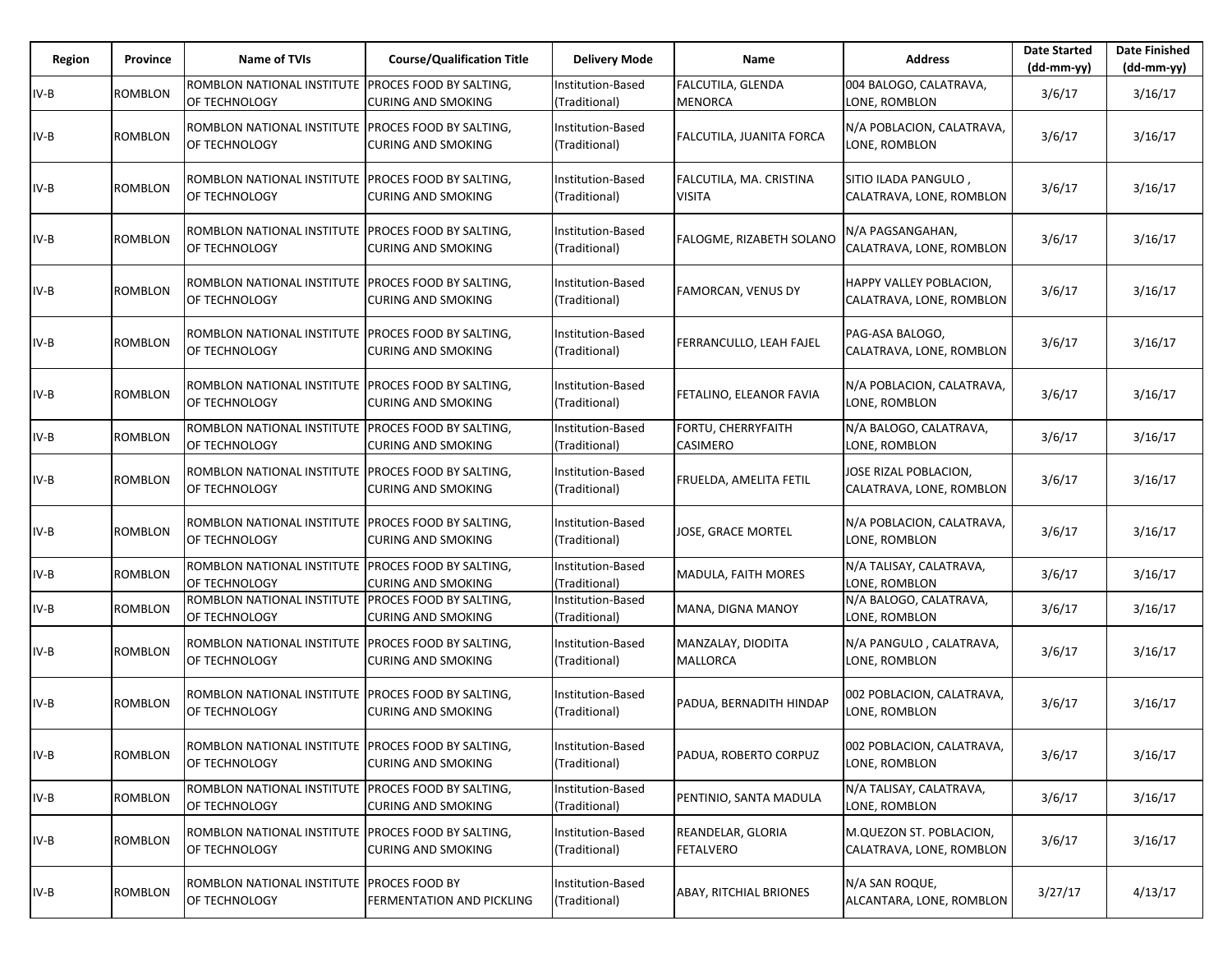| Region | Province | Name of TVIs | Course/Qualification Title | Delivery Mode | Name | Address | Date Started (dd-mm-yy) | Date Finished (dd-mm-yy) |
|---|---|---|---|---|---|---|---|---|
| IV-B | ROMBLON | ROMBLON NATIONAL INSTITUTE OF TECHNOLOGY | PROCES FOOD BY SALTING, CURING AND SMOKING | Institution-Based (Traditional) | FALCUTILA, GLENDA MENORCA | 004 BALOGO, CALATRAVA, LONE, ROMBLON | 3/6/17 | 3/16/17 |
| IV-B | ROMBLON | ROMBLON NATIONAL INSTITUTE OF TECHNOLOGY | PROCES FOOD BY SALTING, CURING AND SMOKING | Institution-Based (Traditional) | FALCUTILA, JUANITA FORCA | N/A POBLACION, CALATRAVA, LONE, ROMBLON | 3/6/17 | 3/16/17 |
| IV-B | ROMBLON | ROMBLON NATIONAL INSTITUTE OF TECHNOLOGY | PROCES FOOD BY SALTING, CURING AND SMOKING | Institution-Based (Traditional) | FALCUTILA, MA. CRISTINA VISITA | SITIO ILADA PANGULO , CALATRAVA, LONE, ROMBLON | 3/6/17 | 3/16/17 |
| IV-B | ROMBLON | ROMBLON NATIONAL INSTITUTE OF TECHNOLOGY | PROCES FOOD BY SALTING, CURING AND SMOKING | Institution-Based (Traditional) | FALOGME, RIZABETH SOLANO | N/A PAGSANGAHAN, CALATRAVA, LONE, ROMBLON | 3/6/17 | 3/16/17 |
| IV-B | ROMBLON | ROMBLON NATIONAL INSTITUTE OF TECHNOLOGY | PROCES FOOD BY SALTING, CURING AND SMOKING | Institution-Based (Traditional) | FAMORCAN, VENUS DY | HAPPY VALLEY POBLACION, CALATRAVA, LONE, ROMBLON | 3/6/17 | 3/16/17 |
| IV-B | ROMBLON | ROMBLON NATIONAL INSTITUTE OF TECHNOLOGY | PROCES FOOD BY SALTING, CURING AND SMOKING | Institution-Based (Traditional) | FERRANCULLO, LEAH FAJEL | PAG-ASA BALOGO, CALATRAVA, LONE, ROMBLON | 3/6/17 | 3/16/17 |
| IV-B | ROMBLON | ROMBLON NATIONAL INSTITUTE OF TECHNOLOGY | PROCES FOOD BY SALTING, CURING AND SMOKING | Institution-Based (Traditional) | FETALINO, ELEANOR FAVIA | N/A POBLACION, CALATRAVA, LONE, ROMBLON | 3/6/17 | 3/16/17 |
| IV-B | ROMBLON | ROMBLON NATIONAL INSTITUTE OF TECHNOLOGY | PROCES FOOD BY SALTING, CURING AND SMOKING | Institution-Based (Traditional) | FORTU, CHERRYFAITH CASIMERO | N/A BALOGO, CALATRAVA, LONE, ROMBLON | 3/6/17 | 3/16/17 |
| IV-B | ROMBLON | ROMBLON NATIONAL INSTITUTE OF TECHNOLOGY | PROCES FOOD BY SALTING, CURING AND SMOKING | Institution-Based (Traditional) | FRUELDA, AMELITA FETIL | JOSE RIZAL POBLACION, CALATRAVA, LONE, ROMBLON | 3/6/17 | 3/16/17 |
| IV-B | ROMBLON | ROMBLON NATIONAL INSTITUTE OF TECHNOLOGY | PROCES FOOD BY SALTING, CURING AND SMOKING | Institution-Based (Traditional) | JOSE, GRACE MORTEL | N/A POBLACION, CALATRAVA, LONE, ROMBLON | 3/6/17 | 3/16/17 |
| IV-B | ROMBLON | ROMBLON NATIONAL INSTITUTE OF TECHNOLOGY | PROCES FOOD BY SALTING, CURING AND SMOKING | Institution-Based (Traditional) | MADULA, FAITH MORES | N/A TALISAY, CALATRAVA, LONE, ROMBLON | 3/6/17 | 3/16/17 |
| IV-B | ROMBLON | ROMBLON NATIONAL INSTITUTE OF TECHNOLOGY | PROCES FOOD BY SALTING, CURING AND SMOKING | Institution-Based (Traditional) | MANA, DIGNA MANOY | N/A BALOGO, CALATRAVA, LONE, ROMBLON | 3/6/17 | 3/16/17 |
| IV-B | ROMBLON | ROMBLON NATIONAL INSTITUTE OF TECHNOLOGY | PROCES FOOD BY SALTING, CURING AND SMOKING | Institution-Based (Traditional) | MANZALAY, DIODITA MALLORCA | N/A PANGULO , CALATRAVA, LONE, ROMBLON | 3/6/17 | 3/16/17 |
| IV-B | ROMBLON | ROMBLON NATIONAL INSTITUTE OF TECHNOLOGY | PROCES FOOD BY SALTING, CURING AND SMOKING | Institution-Based (Traditional) | PADUA, BERNADITH HINDAP | 002 POBLACION, CALATRAVA, LONE, ROMBLON | 3/6/17 | 3/16/17 |
| IV-B | ROMBLON | ROMBLON NATIONAL INSTITUTE OF TECHNOLOGY | PROCES FOOD BY SALTING, CURING AND SMOKING | Institution-Based (Traditional) | PADUA, ROBERTO CORPUZ | 002 POBLACION, CALATRAVA, LONE, ROMBLON | 3/6/17 | 3/16/17 |
| IV-B | ROMBLON | ROMBLON NATIONAL INSTITUTE OF TECHNOLOGY | PROCES FOOD BY SALTING, CURING AND SMOKING | Institution-Based (Traditional) | PENTINIO, SANTA MADULA | N/A TALISAY, CALATRAVA, LONE, ROMBLON | 3/6/17 | 3/16/17 |
| IV-B | ROMBLON | ROMBLON NATIONAL INSTITUTE OF TECHNOLOGY | PROCES FOOD BY SALTING, CURING AND SMOKING | Institution-Based (Traditional) | REANDELAR, GLORIA FETALVERO | M.QUEZON ST. POBLACION, CALATRAVA, LONE, ROMBLON | 3/6/17 | 3/16/17 |
| IV-B | ROMBLON | ROMBLON NATIONAL INSTITUTE OF TECHNOLOGY | PROCES FOOD BY FERMENTATION AND PICKLING | Institution-Based (Traditional) | ABAY, RITCHIAL BRIONES | N/A SAN ROQUE, ALCANTARA, LONE, ROMBLON | 3/27/17 | 4/13/17 |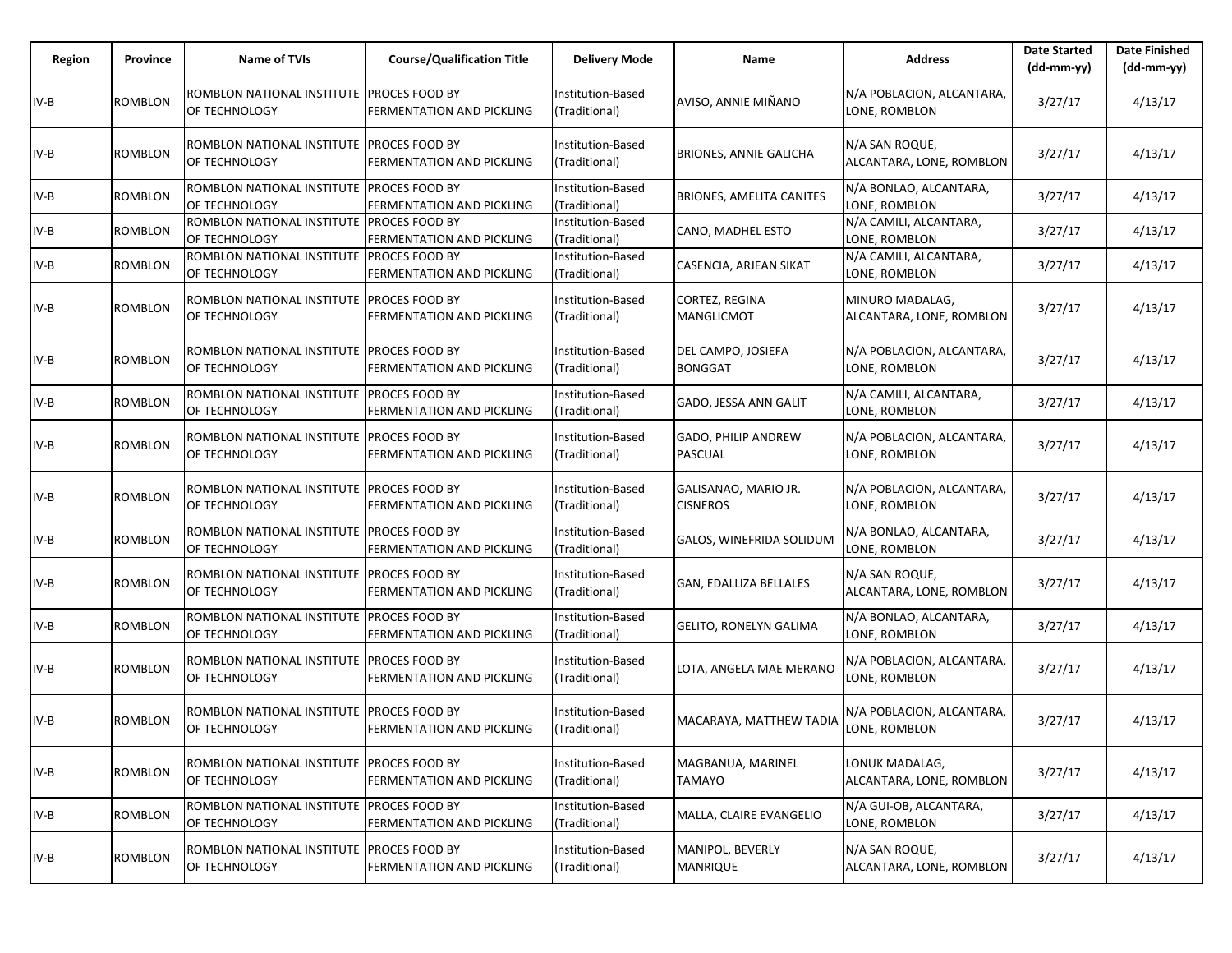| Region | Province | Name of TVIs | Course/Qualification Title | Delivery Mode | Name | Address | Date Started (dd-mm-yy) | Date Finished (dd-mm-yy) |
|---|---|---|---|---|---|---|---|---|
| IV-B | ROMBLON | ROMBLON NATIONAL INSTITUTE OF TECHNOLOGY | PROCES FOOD BY FERMENTATION AND PICKLING | Institution-Based (Traditional) | AVISO, ANNIE MIÑANO | N/A POBLACION, ALCANTARA, LONE, ROMBLON | 3/27/17 | 4/13/17 |
| IV-B | ROMBLON | ROMBLON NATIONAL INSTITUTE OF TECHNOLOGY | PROCES FOOD BY FERMENTATION AND PICKLING | Institution-Based (Traditional) | BRIONES, ANNIE GALICHA | N/A SAN ROQUE, ALCANTARA, LONE, ROMBLON | 3/27/17 | 4/13/17 |
| IV-B | ROMBLON | ROMBLON NATIONAL INSTITUTE OF TECHNOLOGY | PROCES FOOD BY FERMENTATION AND PICKLING | Institution-Based (Traditional) | BRIONES, AMELITA CANITES | N/A BONLAO, ALCANTARA, LONE, ROMBLON | 3/27/17 | 4/13/17 |
| IV-B | ROMBLON | ROMBLON NATIONAL INSTITUTE OF TECHNOLOGY | PROCES FOOD BY FERMENTATION AND PICKLING | Institution-Based (Traditional) | CANO, MADHEL ESTO | N/A CAMILI, ALCANTARA, LONE, ROMBLON | 3/27/17 | 4/13/17 |
| IV-B | ROMBLON | ROMBLON NATIONAL INSTITUTE OF TECHNOLOGY | PROCES FOOD BY FERMENTATION AND PICKLING | Institution-Based (Traditional) | CASENCIA, ARJEAN SIKAT | N/A CAMILI, ALCANTARA, LONE, ROMBLON | 3/27/17 | 4/13/17 |
| IV-B | ROMBLON | ROMBLON NATIONAL INSTITUTE OF TECHNOLOGY | PROCES FOOD BY FERMENTATION AND PICKLING | Institution-Based (Traditional) | CORTEZ, REGINA MANGLICMOT | MINURO MADALAG, ALCANTARA, LONE, ROMBLON | 3/27/17 | 4/13/17 |
| IV-B | ROMBLON | ROMBLON NATIONAL INSTITUTE OF TECHNOLOGY | PROCES FOOD BY FERMENTATION AND PICKLING | Institution-Based (Traditional) | DEL CAMPO, JOSIEFA BONGGAT | N/A POBLACION, ALCANTARA, LONE, ROMBLON | 3/27/17 | 4/13/17 |
| IV-B | ROMBLON | ROMBLON NATIONAL INSTITUTE OF TECHNOLOGY | PROCES FOOD BY FERMENTATION AND PICKLING | Institution-Based (Traditional) | GADO, JESSA ANN GALIT | N/A CAMILI, ALCANTARA, LONE, ROMBLON | 3/27/17 | 4/13/17 |
| IV-B | ROMBLON | ROMBLON NATIONAL INSTITUTE OF TECHNOLOGY | PROCES FOOD BY FERMENTATION AND PICKLING | Institution-Based (Traditional) | GADO, PHILIP ANDREW PASCUAL | N/A POBLACION, ALCANTARA, LONE, ROMBLON | 3/27/17 | 4/13/17 |
| IV-B | ROMBLON | ROMBLON NATIONAL INSTITUTE OF TECHNOLOGY | PROCES FOOD BY FERMENTATION AND PICKLING | Institution-Based (Traditional) | GALISANAO, MARIO JR. CISNEROS | N/A POBLACION, ALCANTARA, LONE, ROMBLON | 3/27/17 | 4/13/17 |
| IV-B | ROMBLON | ROMBLON NATIONAL INSTITUTE OF TECHNOLOGY | PROCES FOOD BY FERMENTATION AND PICKLING | Institution-Based (Traditional) | GALOS, WINEFRIDA SOLIDUM | N/A BONLAO, ALCANTARA, LONE, ROMBLON | 3/27/17 | 4/13/17 |
| IV-B | ROMBLON | ROMBLON NATIONAL INSTITUTE OF TECHNOLOGY | PROCES FOOD BY FERMENTATION AND PICKLING | Institution-Based (Traditional) | GAN, EDALLIZA BELLALES | N/A SAN ROQUE, ALCANTARA, LONE, ROMBLON | 3/27/17 | 4/13/17 |
| IV-B | ROMBLON | ROMBLON NATIONAL INSTITUTE OF TECHNOLOGY | PROCES FOOD BY FERMENTATION AND PICKLING | Institution-Based (Traditional) | GELITO, RONELYN GALIMA | N/A BONLAO, ALCANTARA, LONE, ROMBLON | 3/27/17 | 4/13/17 |
| IV-B | ROMBLON | ROMBLON NATIONAL INSTITUTE OF TECHNOLOGY | PROCES FOOD BY FERMENTATION AND PICKLING | Institution-Based (Traditional) | LOTA, ANGELA MAE MERANO | N/A POBLACION, ALCANTARA, LONE, ROMBLON | 3/27/17 | 4/13/17 |
| IV-B | ROMBLON | ROMBLON NATIONAL INSTITUTE OF TECHNOLOGY | PROCES FOOD BY FERMENTATION AND PICKLING | Institution-Based (Traditional) | MACARAYA, MATTHEW TADIA | N/A POBLACION, ALCANTARA, LONE, ROMBLON | 3/27/17 | 4/13/17 |
| IV-B | ROMBLON | ROMBLON NATIONAL INSTITUTE OF TECHNOLOGY | PROCES FOOD BY FERMENTATION AND PICKLING | Institution-Based (Traditional) | MAGBANUA, MARINEL TAMAYO | LONUK MADALAG, ALCANTARA, LONE, ROMBLON | 3/27/17 | 4/13/17 |
| IV-B | ROMBLON | ROMBLON NATIONAL INSTITUTE OF TECHNOLOGY | PROCES FOOD BY FERMENTATION AND PICKLING | Institution-Based (Traditional) | MALLA, CLAIRE EVANGELIO | N/A GUI-OB, ALCANTARA, LONE, ROMBLON | 3/27/17 | 4/13/17 |
| IV-B | ROMBLON | ROMBLON NATIONAL INSTITUTE OF TECHNOLOGY | PROCES FOOD BY FERMENTATION AND PICKLING | Institution-Based (Traditional) | MANIPOL, BEVERLY MANRIQUE | N/A SAN ROQUE, ALCANTARA, LONE, ROMBLON | 3/27/17 | 4/13/17 |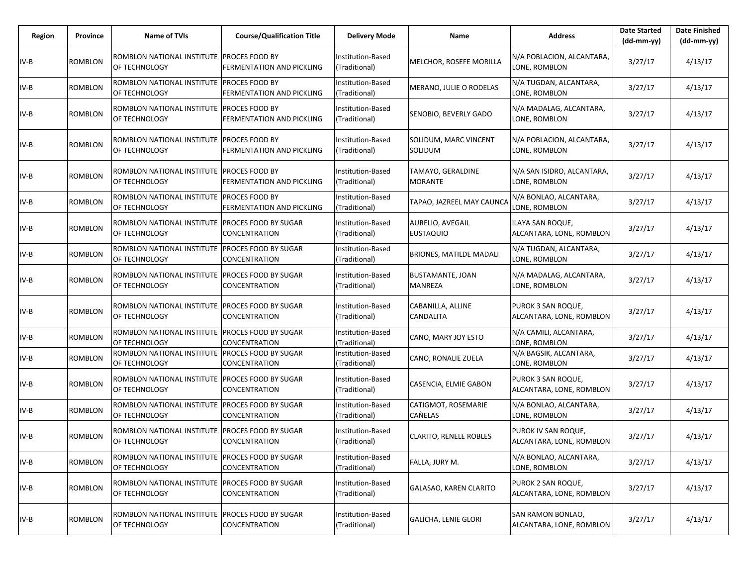| Region | Province | Name of TVIs | Course/Qualification Title | Delivery Mode | Name | Address | Date Started (dd-mm-yy) | Date Finished (dd-mm-yy) |
|---|---|---|---|---|---|---|---|---|
| IV-B | ROMBLON | ROMBLON NATIONAL INSTITUTE OF TECHNOLOGY | PROCES FOOD BY FERMENTATION AND PICKLING | Institution-Based (Traditional) | MELCHOR, ROSEFE MORILLA | N/A POBLACION, ALCANTARA, LONE, ROMBLON | 3/27/17 | 4/13/17 |
| IV-B | ROMBLON | ROMBLON NATIONAL INSTITUTE OF TECHNOLOGY | PROCES FOOD BY FERMENTATION AND PICKLING | Institution-Based (Traditional) | MERANO, JULIE O RODELAS | N/A TUGDAN, ALCANTARA, LONE, ROMBLON | 3/27/17 | 4/13/17 |
| IV-B | ROMBLON | ROMBLON NATIONAL INSTITUTE OF TECHNOLOGY | PROCES FOOD BY FERMENTATION AND PICKLING | Institution-Based (Traditional) | SENOBIO, BEVERLY GADO | N/A MADALAG, ALCANTARA, LONE, ROMBLON | 3/27/17 | 4/13/17 |
| IV-B | ROMBLON | ROMBLON NATIONAL INSTITUTE OF TECHNOLOGY | PROCES FOOD BY FERMENTATION AND PICKLING | Institution-Based (Traditional) | SOLIDUM, MARC VINCENT SOLIDUM | N/A POBLACION, ALCANTARA, LONE, ROMBLON | 3/27/17 | 4/13/17 |
| IV-B | ROMBLON | ROMBLON NATIONAL INSTITUTE OF TECHNOLOGY | PROCES FOOD BY FERMENTATION AND PICKLING | Institution-Based (Traditional) | TAMAYO, GERALDINE MORANTE | N/A SAN ISIDRO, ALCANTARA, LONE, ROMBLON | 3/27/17 | 4/13/17 |
| IV-B | ROMBLON | ROMBLON NATIONAL INSTITUTE OF TECHNOLOGY | PROCES FOOD BY FERMENTATION AND PICKLING | Institution-Based (Traditional) | TAPAO, JAZREEL MAY CAUNCA | N/A BONLAO, ALCANTARA, LONE, ROMBLON | 3/27/17 | 4/13/17 |
| IV-B | ROMBLON | ROMBLON NATIONAL INSTITUTE OF TECHNOLOGY | PROCES FOOD BY SUGAR CONCENTRATION | Institution-Based (Traditional) | AURELIO, AVEGAIL EUSTAQUIO | ILAYA SAN ROQUE, ALCANTARA, LONE, ROMBLON | 3/27/17 | 4/13/17 |
| IV-B | ROMBLON | ROMBLON NATIONAL INSTITUTE OF TECHNOLOGY | PROCES FOOD BY SUGAR CONCENTRATION | Institution-Based (Traditional) | BRIONES, MATILDE MADALI | N/A TUGDAN, ALCANTARA, LONE, ROMBLON | 3/27/17 | 4/13/17 |
| IV-B | ROMBLON | ROMBLON NATIONAL INSTITUTE OF TECHNOLOGY | PROCES FOOD BY SUGAR CONCENTRATION | Institution-Based (Traditional) | BUSTAMANTE, JOAN MANREZA | N/A MADALAG, ALCANTARA, LONE, ROMBLON | 3/27/17 | 4/13/17 |
| IV-B | ROMBLON | ROMBLON NATIONAL INSTITUTE OF TECHNOLOGY | PROCES FOOD BY SUGAR CONCENTRATION | Institution-Based (Traditional) | CABANILLA, ALLINE CANDALITA | PUROK 3 SAN ROQUE, ALCANTARA, LONE, ROMBLON | 3/27/17 | 4/13/17 |
| IV-B | ROMBLON | ROMBLON NATIONAL INSTITUTE OF TECHNOLOGY | PROCES FOOD BY SUGAR CONCENTRATION | Institution-Based (Traditional) | CANO, MARY JOY ESTO | N/A CAMILI, ALCANTARA, LONE, ROMBLON | 3/27/17 | 4/13/17 |
| IV-B | ROMBLON | ROMBLON NATIONAL INSTITUTE OF TECHNOLOGY | PROCES FOOD BY SUGAR CONCENTRATION | Institution-Based (Traditional) | CANO, RONALIE ZUELA | N/A BAGSIK, ALCANTARA, LONE, ROMBLON | 3/27/17 | 4/13/17 |
| IV-B | ROMBLON | ROMBLON NATIONAL INSTITUTE OF TECHNOLOGY | PROCES FOOD BY SUGAR CONCENTRATION | Institution-Based (Traditional) | CASENCIA, ELMIE GABON | PUROK 3 SAN ROQUE, ALCANTARA, LONE, ROMBLON | 3/27/17 | 4/13/17 |
| IV-B | ROMBLON | ROMBLON NATIONAL INSTITUTE OF TECHNOLOGY | PROCES FOOD BY SUGAR CONCENTRATION | Institution-Based (Traditional) | CATIGMOT, ROSEMARIE CAÑELAS | N/A BONLAO, ALCANTARA, LONE, ROMBLON | 3/27/17 | 4/13/17 |
| IV-B | ROMBLON | ROMBLON NATIONAL INSTITUTE OF TECHNOLOGY | PROCES FOOD BY SUGAR CONCENTRATION | Institution-Based (Traditional) | CLARITO, RENELE ROBLES | PUROK IV SAN ROQUE, ALCANTARA, LONE, ROMBLON | 3/27/17 | 4/13/17 |
| IV-B | ROMBLON | ROMBLON NATIONAL INSTITUTE OF TECHNOLOGY | PROCES FOOD BY SUGAR CONCENTRATION | Institution-Based (Traditional) | FALLA, JURY M. | N/A BONLAO, ALCANTARA, LONE, ROMBLON | 3/27/17 | 4/13/17 |
| IV-B | ROMBLON | ROMBLON NATIONAL INSTITUTE OF TECHNOLOGY | PROCES FOOD BY SUGAR CONCENTRATION | Institution-Based (Traditional) | GALASAO, KAREN CLARITO | PUROK 2 SAN ROQUE, ALCANTARA, LONE, ROMBLON | 3/27/17 | 4/13/17 |
| IV-B | ROMBLON | ROMBLON NATIONAL INSTITUTE OF TECHNOLOGY | PROCES FOOD BY SUGAR CONCENTRATION | Institution-Based (Traditional) | GALICHA, LENIE GLORI | SAN RAMON BONLAO, ALCANTARA, LONE, ROMBLON | 3/27/17 | 4/13/17 |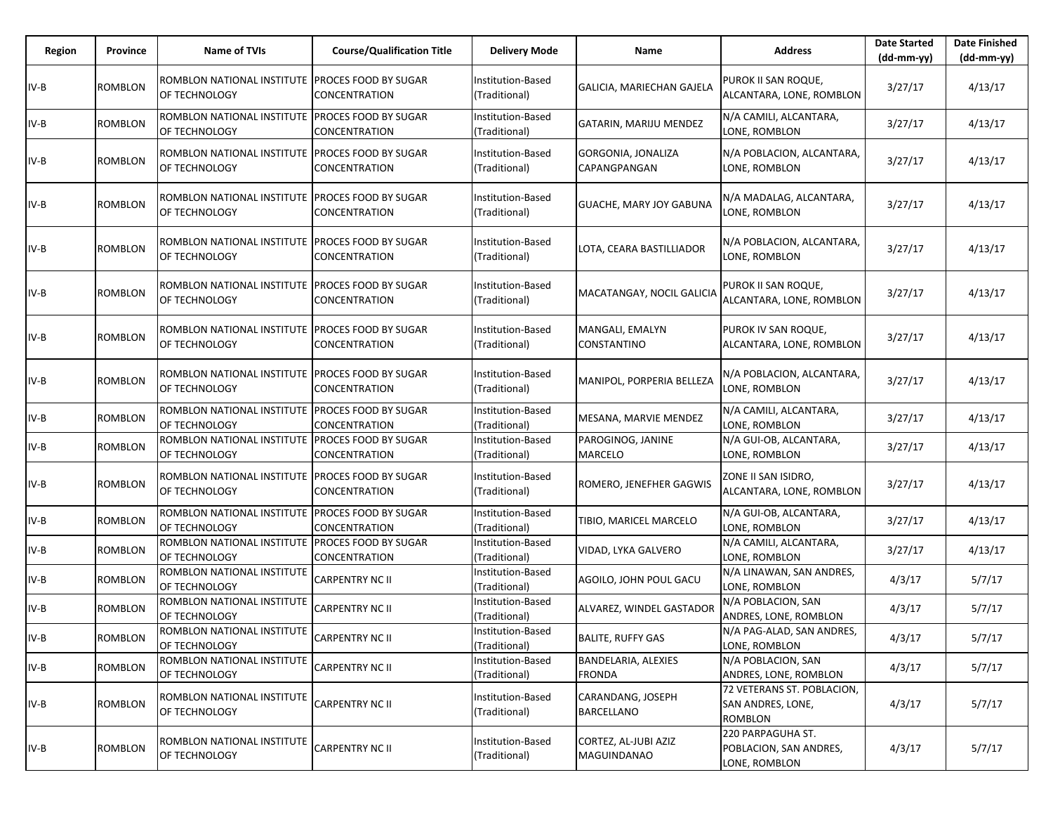| Region | Province | Name of TVIs | Course/Qualification Title | Delivery Mode | Name | Address | Date Started (dd-mm-yy) | Date Finished (dd-mm-yy) |
|---|---|---|---|---|---|---|---|---|
| IV-B | ROMBLON | ROMBLON NATIONAL INSTITUTE OF TECHNOLOGY | PROCES FOOD BY SUGAR CONCENTRATION | Institution-Based (Traditional) | GALICIA, MARIECHAN GAJELA | PUROK II SAN ROQUE, ALCANTARA, LONE, ROMBLON | 3/27/17 | 4/13/17 |
| IV-B | ROMBLON | ROMBLON NATIONAL INSTITUTE OF TECHNOLOGY | PROCES FOOD BY SUGAR CONCENTRATION | Institution-Based (Traditional) | GATARIN, MARIJU MENDEZ | N/A CAMILI, ALCANTARA, LONE, ROMBLON | 3/27/17 | 4/13/17 |
| IV-B | ROMBLON | ROMBLON NATIONAL INSTITUTE OF TECHNOLOGY | PROCES FOOD BY SUGAR CONCENTRATION | Institution-Based (Traditional) | GORGONIA, JONALIZA CAPANGPANGAN | N/A POBLACION, ALCANTARA, LONE, ROMBLON | 3/27/17 | 4/13/17 |
| IV-B | ROMBLON | ROMBLON NATIONAL INSTITUTE OF TECHNOLOGY | PROCES FOOD BY SUGAR CONCENTRATION | Institution-Based (Traditional) | GUACHE, MARY JOY GABUNA | N/A MADALAG, ALCANTARA, LONE, ROMBLON | 3/27/17 | 4/13/17 |
| IV-B | ROMBLON | ROMBLON NATIONAL INSTITUTE OF TECHNOLOGY | PROCES FOOD BY SUGAR CONCENTRATION | Institution-Based (Traditional) | LOTA, CEARA BASTILLIADOR | N/A POBLACION, ALCANTARA, LONE, ROMBLON | 3/27/17 | 4/13/17 |
| IV-B | ROMBLON | ROMBLON NATIONAL INSTITUTE OF TECHNOLOGY | PROCES FOOD BY SUGAR CONCENTRATION | Institution-Based (Traditional) | MACATANGAY, NOCIL GALICIA | PUROK II SAN ROQUE, ALCANTARA, LONE, ROMBLON | 3/27/17 | 4/13/17 |
| IV-B | ROMBLON | ROMBLON NATIONAL INSTITUTE OF TECHNOLOGY | PROCES FOOD BY SUGAR CONCENTRATION | Institution-Based (Traditional) | MANGALI, EMALYN CONSTANTINO | PUROK IV SAN ROQUE, ALCANTARA, LONE, ROMBLON | 3/27/17 | 4/13/17 |
| IV-B | ROMBLON | ROMBLON NATIONAL INSTITUTE OF TECHNOLOGY | PROCES FOOD BY SUGAR CONCENTRATION | Institution-Based (Traditional) | MANIPOL, PORPERIA BELLEZA | N/A POBLACION, ALCANTARA, LONE, ROMBLON | 3/27/17 | 4/13/17 |
| IV-B | ROMBLON | ROMBLON NATIONAL INSTITUTE OF TECHNOLOGY | PROCES FOOD BY SUGAR CONCENTRATION | Institution-Based (Traditional) | MESANA, MARVIE MENDEZ | N/A CAMILI, ALCANTARA, LONE, ROMBLON | 3/27/17 | 4/13/17 |
| IV-B | ROMBLON | ROMBLON NATIONAL INSTITUTE OF TECHNOLOGY | PROCES FOOD BY SUGAR CONCENTRATION | Institution-Based (Traditional) | PAROGINOG, JANINE MARCELO | N/A GUI-OB, ALCANTARA, LONE, ROMBLON | 3/27/17 | 4/13/17 |
| IV-B | ROMBLON | ROMBLON NATIONAL INSTITUTE OF TECHNOLOGY | PROCES FOOD BY SUGAR CONCENTRATION | Institution-Based (Traditional) | ROMERO, JENEFHER GAGWIS | ZONE II SAN ISIDRO, ALCANTARA, LONE, ROMBLON | 3/27/17 | 4/13/17 |
| IV-B | ROMBLON | ROMBLON NATIONAL INSTITUTE OF TECHNOLOGY | PROCES FOOD BY SUGAR CONCENTRATION | Institution-Based (Traditional) | TIBIO, MARICEL MARCELO | N/A GUI-OB, ALCANTARA, LONE, ROMBLON | 3/27/17 | 4/13/17 |
| IV-B | ROMBLON | ROMBLON NATIONAL INSTITUTE OF TECHNOLOGY | PROCES FOOD BY SUGAR CONCENTRATION | Institution-Based (Traditional) | VIDAD, LYKA GALVERO | N/A CAMILI, ALCANTARA, LONE, ROMBLON | 3/27/17 | 4/13/17 |
| IV-B | ROMBLON | ROMBLON NATIONAL INSTITUTE OF TECHNOLOGY | CARPENTRY NC II | Institution-Based (Traditional) | AGOILO, JOHN POUL GACU | N/A LINAWAN, SAN ANDRES, LONE, ROMBLON | 4/3/17 | 5/7/17 |
| IV-B | ROMBLON | ROMBLON NATIONAL INSTITUTE OF TECHNOLOGY | CARPENTRY NC II | Institution-Based (Traditional) | ALVAREZ, WINDEL GASTADOR | N/A POBLACION, SAN ANDRES, LONE, ROMBLON | 4/3/17 | 5/7/17 |
| IV-B | ROMBLON | ROMBLON NATIONAL INSTITUTE OF TECHNOLOGY | CARPENTRY NC II | Institution-Based (Traditional) | BALITE, RUFFY GAS | N/A PAG-ALAD, SAN ANDRES, LONE, ROMBLON | 4/3/17 | 5/7/17 |
| IV-B | ROMBLON | ROMBLON NATIONAL INSTITUTE OF TECHNOLOGY | CARPENTRY NC II | Institution-Based (Traditional) | BANDELARIA, ALEXIES FRONDA | N/A POBLACION, SAN ANDRES, LONE, ROMBLON | 4/3/17 | 5/7/17 |
| IV-B | ROMBLON | ROMBLON NATIONAL INSTITUTE OF TECHNOLOGY | CARPENTRY NC II | Institution-Based (Traditional) | CARANDANG, JOSEPH BARCELLANO | 72 VETERANS ST. POBLACION, SAN ANDRES, LONE, ROMBLON | 4/3/17 | 5/7/17 |
| IV-B | ROMBLON | ROMBLON NATIONAL INSTITUTE OF TECHNOLOGY | CARPENTRY NC II | Institution-Based (Traditional) | CORTEZ, AL-JUBI AZIZ MAGUINDANAO | 220 PARPAGUHA ST. POBLACION, SAN ANDRES, LONE, ROMBLON | 4/3/17 | 5/7/17 |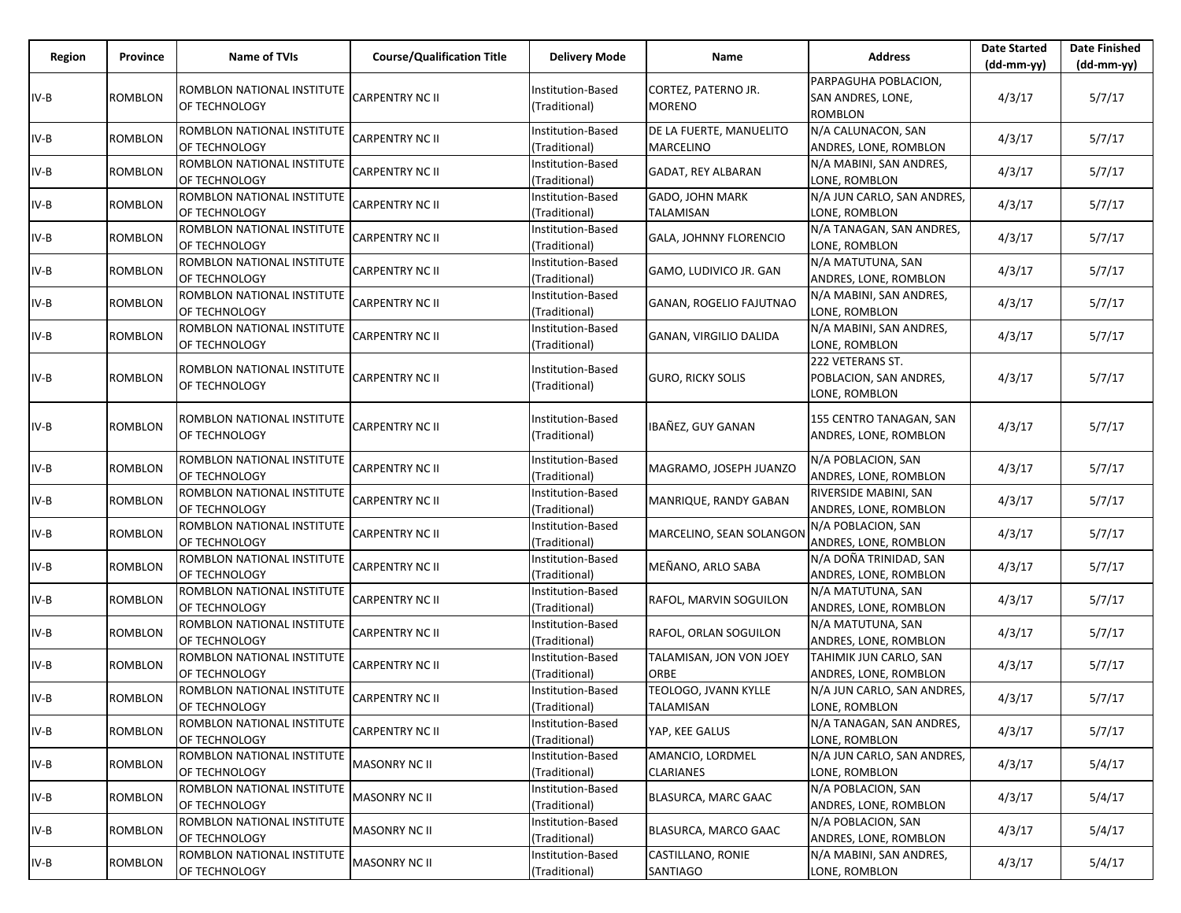| Region | Province | Name of TVIs | Course/Qualification Title | Delivery Mode | Name | Address | Date Started (dd-mm-yy) | Date Finished (dd-mm-yy) |
|---|---|---|---|---|---|---|---|---|
| IV-B | ROMBLON | ROMBLON NATIONAL INSTITUTE OF TECHNOLOGY | CARPENTRY NC II | Institution-Based (Traditional) | CORTEZ, PATERNO JR. MORENO | PARPAGUHA POBLACION, SAN ANDRES, LONE, ROMBLON | 4/3/17 | 5/7/17 |
| IV-B | ROMBLON | ROMBLON NATIONAL INSTITUTE OF TECHNOLOGY | CARPENTRY NC II | Institution-Based (Traditional) | DE LA FUERTE, MANUELITO MARCELINO | N/A CALUNACON, SAN ANDRES, LONE, ROMBLON | 4/3/17 | 5/7/17 |
| IV-B | ROMBLON | ROMBLON NATIONAL INSTITUTE OF TECHNOLOGY | CARPENTRY NC II | Institution-Based (Traditional) | GADAT, REY ALBARAN | N/A MABINI, SAN ANDRES, LONE, ROMBLON | 4/3/17 | 5/7/17 |
| IV-B | ROMBLON | ROMBLON NATIONAL INSTITUTE OF TECHNOLOGY | CARPENTRY NC II | Institution-Based (Traditional) | GADO, JOHN MARK TALAMISAN | N/A JUN CARLO, SAN ANDRES, LONE, ROMBLON | 4/3/17 | 5/7/17 |
| IV-B | ROMBLON | ROMBLON NATIONAL INSTITUTE OF TECHNOLOGY | CARPENTRY NC II | Institution-Based (Traditional) | GALA, JOHNNY FLORENCIO | N/A TANAGAN, SAN ANDRES, LONE, ROMBLON | 4/3/17 | 5/7/17 |
| IV-B | ROMBLON | ROMBLON NATIONAL INSTITUTE OF TECHNOLOGY | CARPENTRY NC II | Institution-Based (Traditional) | GAMO, LUDIVICO JR. GAN | N/A MATUTUNA, SAN ANDRES, LONE, ROMBLON | 4/3/17 | 5/7/17 |
| IV-B | ROMBLON | ROMBLON NATIONAL INSTITUTE OF TECHNOLOGY | CARPENTRY NC II | Institution-Based (Traditional) | GANAN, ROGELIO FAJUTNAO | N/A MABINI, SAN ANDRES, LONE, ROMBLON | 4/3/17 | 5/7/17 |
| IV-B | ROMBLON | ROMBLON NATIONAL INSTITUTE OF TECHNOLOGY | CARPENTRY NC II | Institution-Based (Traditional) | GANAN, VIRGILIO DALIDA | N/A MABINI, SAN ANDRES, LONE, ROMBLON | 4/3/17 | 5/7/17 |
| IV-B | ROMBLON | ROMBLON NATIONAL INSTITUTE OF TECHNOLOGY | CARPENTRY NC II | Institution-Based (Traditional) | GURO, RICKY SOLIS | 222 VETERANS ST. POBLACION, SAN ANDRES, LONE, ROMBLON | 4/3/17 | 5/7/17 |
| IV-B | ROMBLON | ROMBLON NATIONAL INSTITUTE OF TECHNOLOGY | CARPENTRY NC II | Institution-Based (Traditional) | IBAÑEZ, GUY GANAN | 155 CENTRO TANAGAN, SAN ANDRES, LONE, ROMBLON | 4/3/17 | 5/7/17 |
| IV-B | ROMBLON | ROMBLON NATIONAL INSTITUTE OF TECHNOLOGY | CARPENTRY NC II | Institution-Based (Traditional) | MAGRAMO, JOSEPH JUANZO | N/A POBLACION, SAN ANDRES, LONE, ROMBLON | 4/3/17 | 5/7/17 |
| IV-B | ROMBLON | ROMBLON NATIONAL INSTITUTE OF TECHNOLOGY | CARPENTRY NC II | Institution-Based (Traditional) | MANRIQUE, RANDY GABAN | RIVERSIDE MABINI, SAN ANDRES, LONE, ROMBLON | 4/3/17 | 5/7/17 |
| IV-B | ROMBLON | ROMBLON NATIONAL INSTITUTE OF TECHNOLOGY | CARPENTRY NC II | Institution-Based (Traditional) | MARCELINO, SEAN SOLANGON | N/A POBLACION, SAN ANDRES, LONE, ROMBLON | 4/3/17 | 5/7/17 |
| IV-B | ROMBLON | ROMBLON NATIONAL INSTITUTE OF TECHNOLOGY | CARPENTRY NC II | Institution-Based (Traditional) | MEÑANO, ARLO SABA | N/A DOÑA TRINIDAD, SAN ANDRES, LONE, ROMBLON | 4/3/17 | 5/7/17 |
| IV-B | ROMBLON | ROMBLON NATIONAL INSTITUTE OF TECHNOLOGY | CARPENTRY NC II | Institution-Based (Traditional) | RAFOL, MARVIN SOGUILON | N/A MATUTUNA, SAN ANDRES, LONE, ROMBLON | 4/3/17 | 5/7/17 |
| IV-B | ROMBLON | ROMBLON NATIONAL INSTITUTE OF TECHNOLOGY | CARPENTRY NC II | Institution-Based (Traditional) | RAFOL, ORLAN SOGUILON | N/A MATUTUNA, SAN ANDRES, LONE, ROMBLON | 4/3/17 | 5/7/17 |
| IV-B | ROMBLON | ROMBLON NATIONAL INSTITUTE OF TECHNOLOGY | CARPENTRY NC II | Institution-Based (Traditional) | TALAMISAN, JON VON JOEY ORBE | TAHIMIK JUN CARLO, SAN ANDRES, LONE, ROMBLON | 4/3/17 | 5/7/17 |
| IV-B | ROMBLON | ROMBLON NATIONAL INSTITUTE OF TECHNOLOGY | CARPENTRY NC II | Institution-Based (Traditional) | TEOLOGO, JVANN KYLLE TALAMISAN | N/A JUN CARLO, SAN ANDRES, LONE, ROMBLON | 4/3/17 | 5/7/17 |
| IV-B | ROMBLON | ROMBLON NATIONAL INSTITUTE OF TECHNOLOGY | CARPENTRY NC II | Institution-Based (Traditional) | YAP, KEE GALUS | N/A TANAGAN, SAN ANDRES, LONE, ROMBLON | 4/3/17 | 5/7/17 |
| IV-B | ROMBLON | ROMBLON NATIONAL INSTITUTE OF TECHNOLOGY | MASONRY NC II | Institution-Based (Traditional) | AMANCIO, LORDMEL CLARIANES | N/A JUN CARLO, SAN ANDRES, LONE, ROMBLON | 4/3/17 | 5/4/17 |
| IV-B | ROMBLON | ROMBLON NATIONAL INSTITUTE OF TECHNOLOGY | MASONRY NC II | Institution-Based (Traditional) | BLASURCA, MARC GAAC | N/A POBLACION, SAN ANDRES, LONE, ROMBLON | 4/3/17 | 5/4/17 |
| IV-B | ROMBLON | ROMBLON NATIONAL INSTITUTE OF TECHNOLOGY | MASONRY NC II | Institution-Based (Traditional) | BLASURCA, MARCO GAAC | N/A POBLACION, SAN ANDRES, LONE, ROMBLON | 4/3/17 | 5/4/17 |
| IV-B | ROMBLON | ROMBLON NATIONAL INSTITUTE OF TECHNOLOGY | MASONRY NC II | Institution-Based (Traditional) | CASTILLANO, RONIE SANTIAGO | N/A MABINI, SAN ANDRES, LONE, ROMBLON | 4/3/17 | 5/4/17 |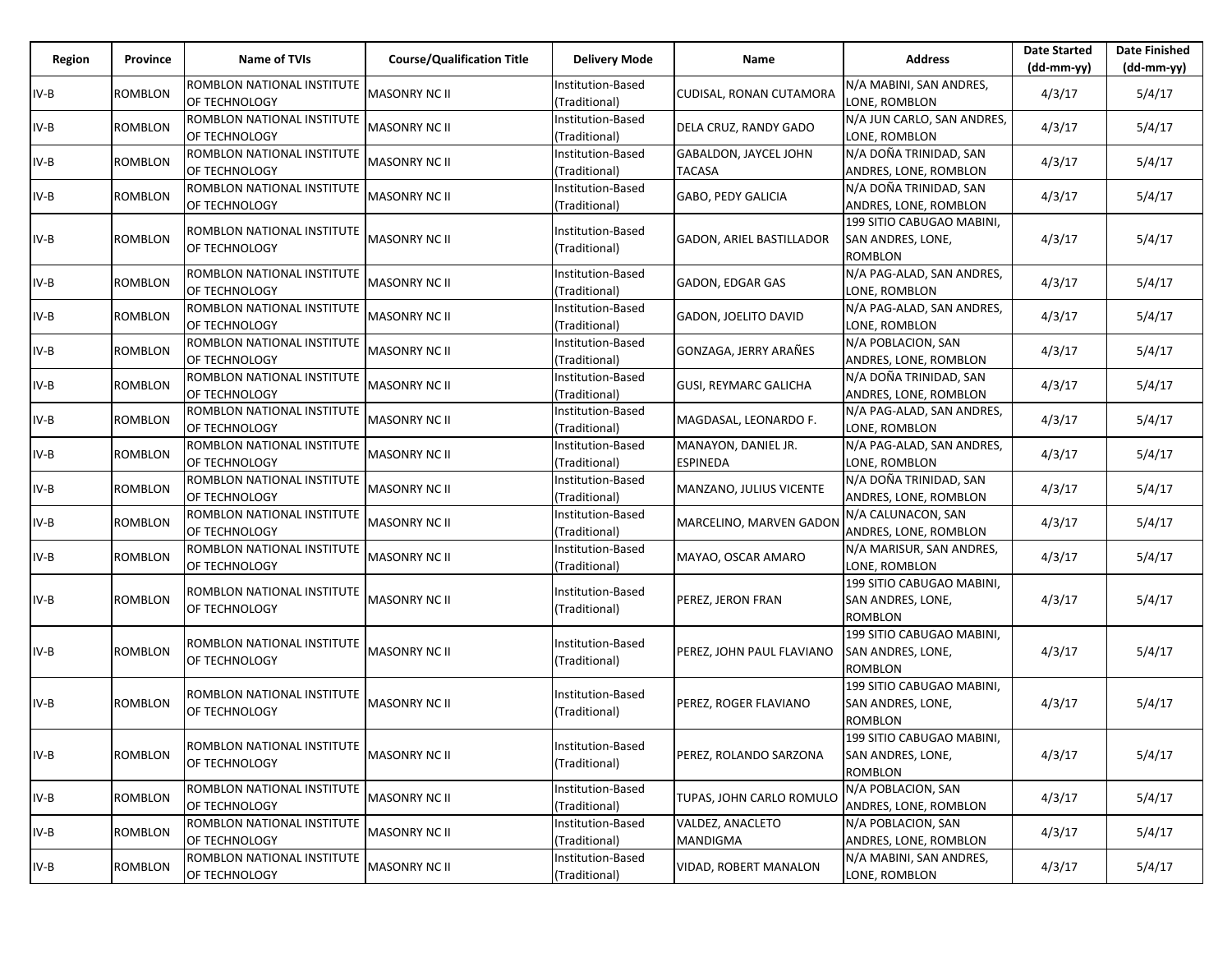| Region | Province | Name of TVIs | Course/Qualification Title | Delivery Mode | Name | Address | Date Started (dd-mm-yy) | Date Finished (dd-mm-yy) |
|---|---|---|---|---|---|---|---|---|
| IV-B | ROMBLON | ROMBLON NATIONAL INSTITUTE OF TECHNOLOGY | MASONRY NC II | Institution-Based (Traditional) | CUDISAL, RONAN CUTAMORA | N/A MABINI, SAN ANDRES, LONE, ROMBLON | 4/3/17 | 5/4/17 |
| IV-B | ROMBLON | ROMBLON NATIONAL INSTITUTE OF TECHNOLOGY | MASONRY NC II | Institution-Based (Traditional) | DELA CRUZ, RANDY GADO | N/A JUN CARLO, SAN ANDRES, LONE, ROMBLON | 4/3/17 | 5/4/17 |
| IV-B | ROMBLON | ROMBLON NATIONAL INSTITUTE OF TECHNOLOGY | MASONRY NC II | Institution-Based (Traditional) | GABALDON, JAYCEL JOHN TACASA | N/A DOÑA TRINIDAD, SAN ANDRES, LONE, ROMBLON | 4/3/17 | 5/4/17 |
| IV-B | ROMBLON | ROMBLON NATIONAL INSTITUTE OF TECHNOLOGY | MASONRY NC II | Institution-Based (Traditional) | GABO, PEDY GALICIA | N/A DOÑA TRINIDAD, SAN ANDRES, LONE, ROMBLON | 4/3/17 | 5/4/17 |
| IV-B | ROMBLON | ROMBLON NATIONAL INSTITUTE OF TECHNOLOGY | MASONRY NC II | Institution-Based (Traditional) | GADON, ARIEL BASTILLADOR | 199 SITIO CABUGAO MABINI, SAN ANDRES, LONE, ROMBLON | 4/3/17 | 5/4/17 |
| IV-B | ROMBLON | ROMBLON NATIONAL INSTITUTE OF TECHNOLOGY | MASONRY NC II | Institution-Based (Traditional) | GADON, EDGAR GAS | N/A PAG-ALAD, SAN ANDRES, LONE, ROMBLON | 4/3/17 | 5/4/17 |
| IV-B | ROMBLON | ROMBLON NATIONAL INSTITUTE OF TECHNOLOGY | MASONRY NC II | Institution-Based (Traditional) | GADON, JOELITO DAVID | N/A PAG-ALAD, SAN ANDRES, LONE, ROMBLON | 4/3/17 | 5/4/17 |
| IV-B | ROMBLON | ROMBLON NATIONAL INSTITUTE OF TECHNOLOGY | MASONRY NC II | Institution-Based (Traditional) | GONZAGA, JERRY ARAÑES | N/A POBLACION, SAN ANDRES, LONE, ROMBLON | 4/3/17 | 5/4/17 |
| IV-B | ROMBLON | ROMBLON NATIONAL INSTITUTE OF TECHNOLOGY | MASONRY NC II | Institution-Based (Traditional) | GUSI, REYMARC GALICHA | N/A DOÑA TRINIDAD, SAN ANDRES, LONE, ROMBLON | 4/3/17 | 5/4/17 |
| IV-B | ROMBLON | ROMBLON NATIONAL INSTITUTE OF TECHNOLOGY | MASONRY NC II | Institution-Based (Traditional) | MAGDASAL, LEONARDO F. | N/A PAG-ALAD, SAN ANDRES, LONE, ROMBLON | 4/3/17 | 5/4/17 |
| IV-B | ROMBLON | ROMBLON NATIONAL INSTITUTE OF TECHNOLOGY | MASONRY NC II | Institution-Based (Traditional) | MANAYON, DANIEL JR. ESPINEDA | N/A PAG-ALAD, SAN ANDRES, LONE, ROMBLON | 4/3/17 | 5/4/17 |
| IV-B | ROMBLON | ROMBLON NATIONAL INSTITUTE OF TECHNOLOGY | MASONRY NC II | Institution-Based (Traditional) | MANZANO, JULIUS VICENTE | N/A DOÑA TRINIDAD, SAN ANDRES, LONE, ROMBLON | 4/3/17 | 5/4/17 |
| IV-B | ROMBLON | ROMBLON NATIONAL INSTITUTE OF TECHNOLOGY | MASONRY NC II | Institution-Based (Traditional) | MARCELINO, MARVEN GADON | N/A CALUNACON, SAN ANDRES, LONE, ROMBLON | 4/3/17 | 5/4/17 |
| IV-B | ROMBLON | ROMBLON NATIONAL INSTITUTE OF TECHNOLOGY | MASONRY NC II | Institution-Based (Traditional) | MAYAO, OSCAR AMARO | N/A MARISUR, SAN ANDRES, LONE, ROMBLON | 4/3/17 | 5/4/17 |
| IV-B | ROMBLON | ROMBLON NATIONAL INSTITUTE OF TECHNOLOGY | MASONRY NC II | Institution-Based (Traditional) | PEREZ, JERON FRAN | 199 SITIO CABUGAO MABINI, SAN ANDRES, LONE, ROMBLON | 4/3/17 | 5/4/17 |
| IV-B | ROMBLON | ROMBLON NATIONAL INSTITUTE OF TECHNOLOGY | MASONRY NC II | Institution-Based (Traditional) | PEREZ, JOHN PAUL FLAVIANO | 199 SITIO CABUGAO MABINI, SAN ANDRES, LONE, ROMBLON | 4/3/17 | 5/4/17 |
| IV-B | ROMBLON | ROMBLON NATIONAL INSTITUTE OF TECHNOLOGY | MASONRY NC II | Institution-Based (Traditional) | PEREZ, ROGER FLAVIANO | 199 SITIO CABUGAO MABINI, SAN ANDRES, LONE, ROMBLON | 4/3/17 | 5/4/17 |
| IV-B | ROMBLON | ROMBLON NATIONAL INSTITUTE OF TECHNOLOGY | MASONRY NC II | Institution-Based (Traditional) | PEREZ, ROLANDO SARZONA | 199 SITIO CABUGAO MABINI, SAN ANDRES, LONE, ROMBLON | 4/3/17 | 5/4/17 |
| IV-B | ROMBLON | ROMBLON NATIONAL INSTITUTE OF TECHNOLOGY | MASONRY NC II | Institution-Based (Traditional) | TUPAS, JOHN CARLO ROMULO | N/A POBLACION, SAN ANDRES, LONE, ROMBLON | 4/3/17 | 5/4/17 |
| IV-B | ROMBLON | ROMBLON NATIONAL INSTITUTE OF TECHNOLOGY | MASONRY NC II | Institution-Based (Traditional) | VALDEZ, ANACLETO MANDIGMA | N/A POBLACION, SAN ANDRES, LONE, ROMBLON | 4/3/17 | 5/4/17 |
| IV-B | ROMBLON | ROMBLON NATIONAL INSTITUTE OF TECHNOLOGY | MASONRY NC II | Institution-Based (Traditional) | VIDAD, ROBERT MANALON | N/A MABINI, SAN ANDRES, LONE, ROMBLON | 4/3/17 | 5/4/17 |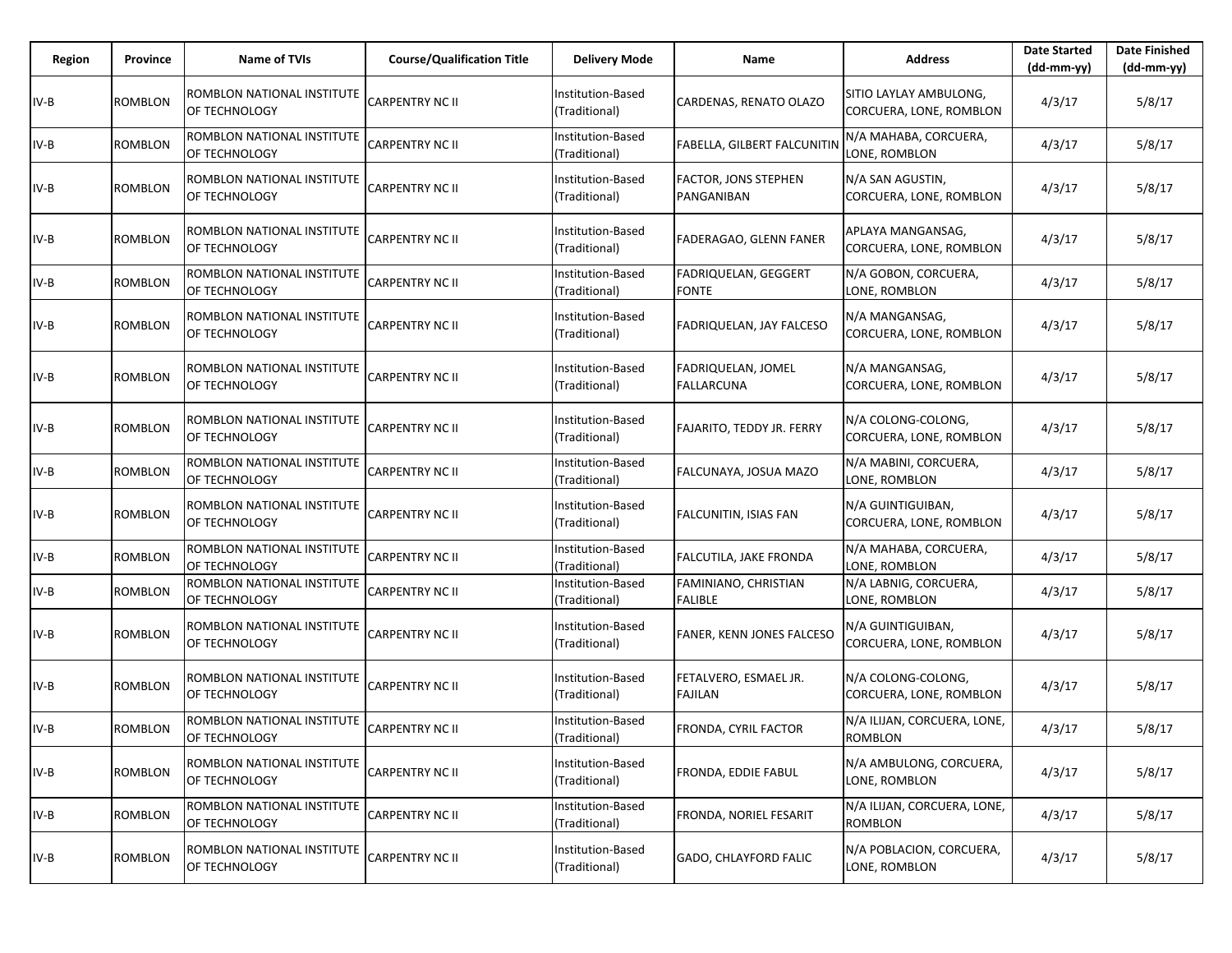| Region | Province | Name of TVIs | Course/Qualification Title | Delivery Mode | Name | Address | Date Started (dd-mm-yy) | Date Finished (dd-mm-yy) |
|---|---|---|---|---|---|---|---|---|
| IV-B | ROMBLON | ROMBLON NATIONAL INSTITUTE OF TECHNOLOGY | CARPENTRY NC II | Institution-Based (Traditional) | CARDENAS, RENATO OLAZO | SITIO LAYLAY AMBULONG, CORCUERA, LONE, ROMBLON | 4/3/17 | 5/8/17 |
| IV-B | ROMBLON | ROMBLON NATIONAL INSTITUTE OF TECHNOLOGY | CARPENTRY NC II | Institution-Based (Traditional) | FABELLA, GILBERT FALCUNITIN | N/A MAHABA, CORCUERA, LONE, ROMBLON | 4/3/17 | 5/8/17 |
| IV-B | ROMBLON | ROMBLON NATIONAL INSTITUTE OF TECHNOLOGY | CARPENTRY NC II | Institution-Based (Traditional) | FACTOR, JONS STEPHEN PANGANIBAN | N/A SAN AGUSTIN, CORCUERA, LONE, ROMBLON | 4/3/17 | 5/8/17 |
| IV-B | ROMBLON | ROMBLON NATIONAL INSTITUTE OF TECHNOLOGY | CARPENTRY NC II | Institution-Based (Traditional) | FADERAGAO, GLENN FANER | APLAYA MANGANSAG, CORCUERA, LONE, ROMBLON | 4/3/17 | 5/8/17 |
| IV-B | ROMBLON | ROMBLON NATIONAL INSTITUTE OF TECHNOLOGY | CARPENTRY NC II | Institution-Based (Traditional) | FADRIQUELAN, GEGGERT FONTE | N/A GOBON, CORCUERA, LONE, ROMBLON | 4/3/17 | 5/8/17 |
| IV-B | ROMBLON | ROMBLON NATIONAL INSTITUTE OF TECHNOLOGY | CARPENTRY NC II | Institution-Based (Traditional) | FADRIQUELAN, JAY FALCESO | N/A MANGANSAG, CORCUERA, LONE, ROMBLON | 4/3/17 | 5/8/17 |
| IV-B | ROMBLON | ROMBLON NATIONAL INSTITUTE OF TECHNOLOGY | CARPENTRY NC II | Institution-Based (Traditional) | FADRIQUELAN, JOMEL FALLARCUNA | N/A MANGANSAG, CORCUERA, LONE, ROMBLON | 4/3/17 | 5/8/17 |
| IV-B | ROMBLON | ROMBLON NATIONAL INSTITUTE OF TECHNOLOGY | CARPENTRY NC II | Institution-Based (Traditional) | FAJARITO, TEDDY JR. FERRY | N/A COLONG-COLONG, CORCUERA, LONE, ROMBLON | 4/3/17 | 5/8/17 |
| IV-B | ROMBLON | ROMBLON NATIONAL INSTITUTE OF TECHNOLOGY | CARPENTRY NC II | Institution-Based (Traditional) | FALCUNAYA, JOSUA MAZO | N/A MABINI, CORCUERA, LONE, ROMBLON | 4/3/17 | 5/8/17 |
| IV-B | ROMBLON | ROMBLON NATIONAL INSTITUTE OF TECHNOLOGY | CARPENTRY NC II | Institution-Based (Traditional) | FALCUNITIN, ISIAS FAN | N/A GUINTIGUIBAN, CORCUERA, LONE, ROMBLON | 4/3/17 | 5/8/17 |
| IV-B | ROMBLON | ROMBLON NATIONAL INSTITUTE OF TECHNOLOGY | CARPENTRY NC II | Institution-Based (Traditional) | FALCUTILA, JAKE FRONDA | N/A MAHABA, CORCUERA, LONE, ROMBLON | 4/3/17 | 5/8/17 |
| IV-B | ROMBLON | ROMBLON NATIONAL INSTITUTE OF TECHNOLOGY | CARPENTRY NC II | Institution-Based (Traditional) | FAMINIANO, CHRISTIAN FALIBLE | N/A LABNIG, CORCUERA, LONE, ROMBLON | 4/3/17 | 5/8/17 |
| IV-B | ROMBLON | ROMBLON NATIONAL INSTITUTE OF TECHNOLOGY | CARPENTRY NC II | Institution-Based (Traditional) | FANER, KENN JONES FALCESO | N/A GUINTIGUIBAN, CORCUERA, LONE, ROMBLON | 4/3/17 | 5/8/17 |
| IV-B | ROMBLON | ROMBLON NATIONAL INSTITUTE OF TECHNOLOGY | CARPENTRY NC II | Institution-Based (Traditional) | FETALVERO, ESMAEL JR. FAJILAN | N/A COLONG-COLONG, CORCUERA, LONE, ROMBLON | 4/3/17 | 5/8/17 |
| IV-B | ROMBLON | ROMBLON NATIONAL INSTITUTE OF TECHNOLOGY | CARPENTRY NC II | Institution-Based (Traditional) | FRONDA, CYRIL FACTOR | N/A ILIJAN, CORCUERA, LONE, ROMBLON | 4/3/17 | 5/8/17 |
| IV-B | ROMBLON | ROMBLON NATIONAL INSTITUTE OF TECHNOLOGY | CARPENTRY NC II | Institution-Based (Traditional) | FRONDA, EDDIE FABUL | N/A AMBULONG, CORCUERA, LONE, ROMBLON | 4/3/17 | 5/8/17 |
| IV-B | ROMBLON | ROMBLON NATIONAL INSTITUTE OF TECHNOLOGY | CARPENTRY NC II | Institution-Based (Traditional) | FRONDA, NORIEL FESARIT | N/A ILIJAN, CORCUERA, LONE, ROMBLON | 4/3/17 | 5/8/17 |
| IV-B | ROMBLON | ROMBLON NATIONAL INSTITUTE OF TECHNOLOGY | CARPENTRY NC II | Institution-Based (Traditional) | GADO, CHLAYFORD FALIC | N/A POBLACION, CORCUERA, LONE, ROMBLON | 4/3/17 | 5/8/17 |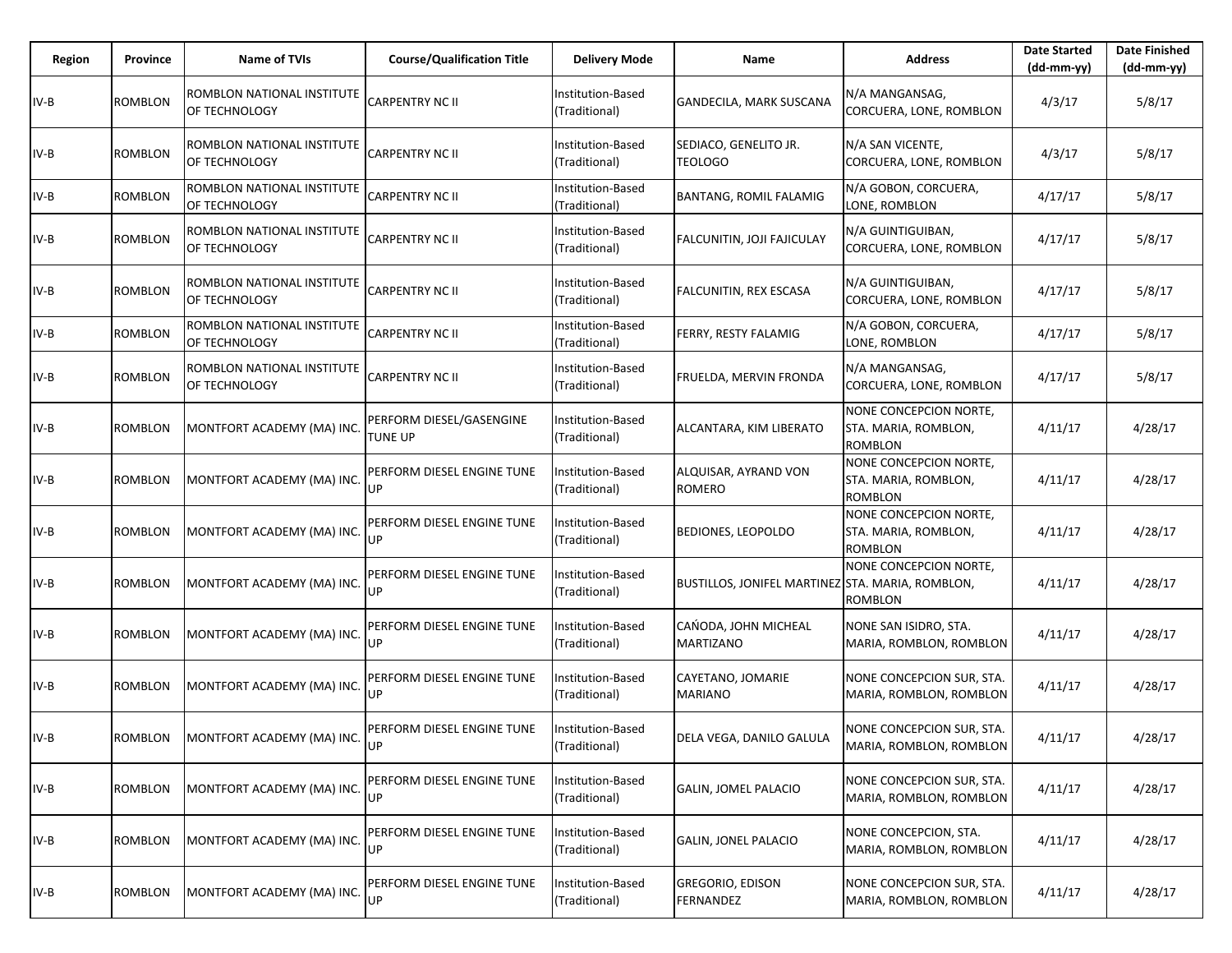| Region | Province | Name of TVIs | Course/Qualification Title | Delivery Mode | Name | Address | Date Started (dd-mm-yy) | Date Finished (dd-mm-yy) |
|---|---|---|---|---|---|---|---|---|
| IV-B | ROMBLON | ROMBLON NATIONAL INSTITUTE OF TECHNOLOGY | CARPENTRY NC II | Institution-Based (Traditional) | GANDECILA, MARK SUSCANA | N/A MANGANSAG, CORCUERA, LONE, ROMBLON | 4/3/17 | 5/8/17 |
| IV-B | ROMBLON | ROMBLON NATIONAL INSTITUTE OF TECHNOLOGY | CARPENTRY NC II | Institution-Based (Traditional) | SEDIACO, GENELITO JR. TEOLOGO | N/A SAN VICENTE, CORCUERA, LONE, ROMBLON | 4/3/17 | 5/8/17 |
| IV-B | ROMBLON | ROMBLON NATIONAL INSTITUTE OF TECHNOLOGY | CARPENTRY NC II | Institution-Based (Traditional) | BANTANG, ROMIL FALAMIG | N/A GOBON, CORCUERA, LONE, ROMBLON | 4/17/17 | 5/8/17 |
| IV-B | ROMBLON | ROMBLON NATIONAL INSTITUTE OF TECHNOLOGY | CARPENTRY NC II | Institution-Based (Traditional) | FALCUNITIN, JOJI FAJICULAY | N/A GUINTIGUIBAN, CORCUERA, LONE, ROMBLON | 4/17/17 | 5/8/17 |
| IV-B | ROMBLON | ROMBLON NATIONAL INSTITUTE OF TECHNOLOGY | CARPENTRY NC II | Institution-Based (Traditional) | FALCUNITIN, REX ESCASA | N/A GUINTIGUIBAN, CORCUERA, LONE, ROMBLON | 4/17/17 | 5/8/17 |
| IV-B | ROMBLON | ROMBLON NATIONAL INSTITUTE OF TECHNOLOGY | CARPENTRY NC II | Institution-Based (Traditional) | FERRY, RESTY FALAMIG | N/A GOBON, CORCUERA, LONE, ROMBLON | 4/17/17 | 5/8/17 |
| IV-B | ROMBLON | ROMBLON NATIONAL INSTITUTE OF TECHNOLOGY | CARPENTRY NC II | Institution-Based (Traditional) | FRUELDA, MERVIN FRONDA | N/A MANGANSAG, CORCUERA, LONE, ROMBLON | 4/17/17 | 5/8/17 |
| IV-B | ROMBLON | MONTFORT ACADEMY (MA) INC. | PERFORM DIESEL/GASENGINE TUNE UP | Institution-Based (Traditional) | ALCANTARA, KIM LIBERATO | NONE CONCEPCION NORTE, STA. MARIA, ROMBLON, ROMBLON | 4/11/17 | 4/28/17 |
| IV-B | ROMBLON | MONTFORT ACADEMY (MA) INC. | PERFORM DIESEL ENGINE TUNE UP | Institution-Based (Traditional) | ALQUISAR, AYRAND VON ROMERO | NONE CONCEPCION NORTE, STA. MARIA, ROMBLON, ROMBLON | 4/11/17 | 4/28/17 |
| IV-B | ROMBLON | MONTFORT ACADEMY (MA) INC. | PERFORM DIESEL ENGINE TUNE UP | Institution-Based (Traditional) | BEDIONES, LEOPOLDO | NONE CONCEPCION NORTE, STA. MARIA, ROMBLON, ROMBLON | 4/11/17 | 4/28/17 |
| IV-B | ROMBLON | MONTFORT ACADEMY (MA) INC. | PERFORM DIESEL ENGINE TUNE UP | Institution-Based (Traditional) | BUSTILLOS, JONIFEL MARTINEZ | NONE CONCEPCION NORTE, STA. MARIA, ROMBLON, ROMBLON | 4/11/17 | 4/28/17 |
| IV-B | ROMBLON | MONTFORT ACADEMY (MA) INC. | PERFORM DIESEL ENGINE TUNE UP | Institution-Based (Traditional) | CAŃODA, JOHN MICHEAL MARTIZANO | NONE SAN ISIDRO, STA. MARIA, ROMBLON, ROMBLON | 4/11/17 | 4/28/17 |
| IV-B | ROMBLON | MONTFORT ACADEMY (MA) INC. | PERFORM DIESEL ENGINE TUNE UP | Institution-Based (Traditional) | CAYETANO, JOMARIE MARIANO | NONE CONCEPCION SUR, STA. MARIA, ROMBLON, ROMBLON | 4/11/17 | 4/28/17 |
| IV-B | ROMBLON | MONTFORT ACADEMY (MA) INC. | PERFORM DIESEL ENGINE TUNE UP | Institution-Based (Traditional) | DELA VEGA, DANILO GALULA | NONE CONCEPCION SUR, STA. MARIA, ROMBLON, ROMBLON | 4/11/17 | 4/28/17 |
| IV-B | ROMBLON | MONTFORT ACADEMY (MA) INC. | PERFORM DIESEL ENGINE TUNE UP | Institution-Based (Traditional) | GALIN, JOMEL PALACIO | NONE CONCEPCION SUR, STA. MARIA, ROMBLON, ROMBLON | 4/11/17 | 4/28/17 |
| IV-B | ROMBLON | MONTFORT ACADEMY (MA) INC. | PERFORM DIESEL ENGINE TUNE UP | Institution-Based (Traditional) | GALIN, JONEL PALACIO | NONE CONCEPCION, STA. MARIA, ROMBLON, ROMBLON | 4/11/17 | 4/28/17 |
| IV-B | ROMBLON | MONTFORT ACADEMY (MA) INC. | PERFORM DIESEL ENGINE TUNE UP | Institution-Based (Traditional) | GREGORIO, EDISON FERNANDEZ | NONE CONCEPCION SUR, STA. MARIA, ROMBLON, ROMBLON | 4/11/17 | 4/28/17 |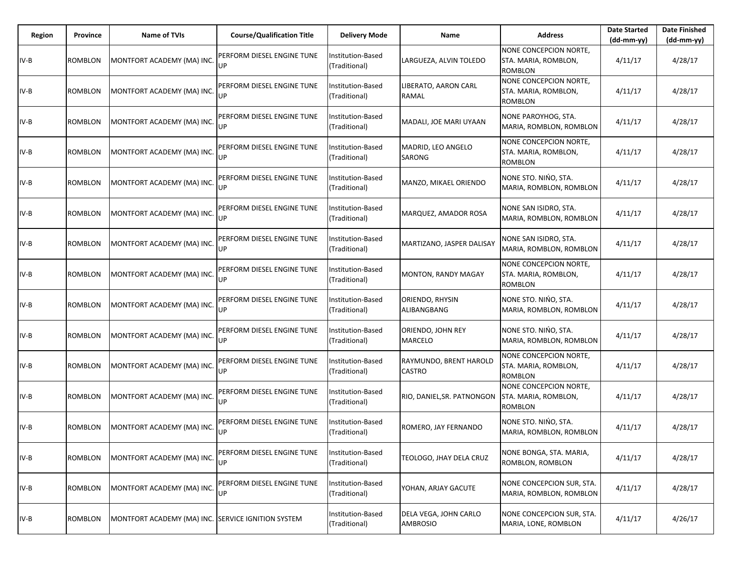| Region | Province | Name of TVIs | Course/Qualification Title | Delivery Mode | Name | Address | Date Started (dd-mm-yy) | Date Finished (dd-mm-yy) |
|---|---|---|---|---|---|---|---|---|
| IV-B | ROMBLON | MONTFORT ACADEMY (MA) INC. | PERFORM DIESEL ENGINE TUNE UP | Institution-Based (Traditional) | LARGUEZA, ALVIN TOLEDO | NONE CONCEPCION NORTE, STA. MARIA, ROMBLON, ROMBLON | 4/11/17 | 4/28/17 |
| IV-B | ROMBLON | MONTFORT ACADEMY (MA) INC. | PERFORM DIESEL ENGINE TUNE UP | Institution-Based (Traditional) | LIBERATO, AARON CARL RAMAL | NONE CONCEPCION NORTE, STA. MARIA, ROMBLON, ROMBLON | 4/11/17 | 4/28/17 |
| IV-B | ROMBLON | MONTFORT ACADEMY (MA) INC. | PERFORM DIESEL ENGINE TUNE UP | Institution-Based (Traditional) | MADALI, JOE MARI UYAAN | NONE PAROYHOG, STA. MARIA, ROMBLON, ROMBLON | 4/11/17 | 4/28/17 |
| IV-B | ROMBLON | MONTFORT ACADEMY (MA) INC. | PERFORM DIESEL ENGINE TUNE UP | Institution-Based (Traditional) | MADRID, LEO ANGELO SARONG | NONE CONCEPCION NORTE, STA. MARIA, ROMBLON, ROMBLON | 4/11/17 | 4/28/17 |
| IV-B | ROMBLON | MONTFORT ACADEMY (MA) INC. | PERFORM DIESEL ENGINE TUNE UP | Institution-Based (Traditional) | MANZO, MIKAEL ORIENDO | NONE STO. NIŃO, STA. MARIA, ROMBLON, ROMBLON | 4/11/17 | 4/28/17 |
| IV-B | ROMBLON | MONTFORT ACADEMY (MA) INC. | PERFORM DIESEL ENGINE TUNE UP | Institution-Based (Traditional) | MARQUEZ, AMADOR ROSA | NONE SAN ISIDRO, STA. MARIA, ROMBLON, ROMBLON | 4/11/17 | 4/28/17 |
| IV-B | ROMBLON | MONTFORT ACADEMY (MA) INC. | PERFORM DIESEL ENGINE TUNE UP | Institution-Based (Traditional) | MARTIZANO, JASPER DALISAY | NONE SAN ISIDRO, STA. MARIA, ROMBLON, ROMBLON | 4/11/17 | 4/28/17 |
| IV-B | ROMBLON | MONTFORT ACADEMY (MA) INC. | PERFORM DIESEL ENGINE TUNE UP | Institution-Based (Traditional) | MONTON, RANDY MAGAY | NONE CONCEPCION NORTE, STA. MARIA, ROMBLON, ROMBLON | 4/11/17 | 4/28/17 |
| IV-B | ROMBLON | MONTFORT ACADEMY (MA) INC. | PERFORM DIESEL ENGINE TUNE UP | Institution-Based (Traditional) | ORIENDO, RHYSIN ALIBANGBANG | NONE STO. NIŃO, STA. MARIA, ROMBLON, ROMBLON | 4/11/17 | 4/28/17 |
| IV-B | ROMBLON | MONTFORT ACADEMY (MA) INC. | PERFORM DIESEL ENGINE TUNE UP | Institution-Based (Traditional) | ORIENDO, JOHN REY MARCELO | NONE STO. NIŃO, STA. MARIA, ROMBLON, ROMBLON | 4/11/17 | 4/28/17 |
| IV-B | ROMBLON | MONTFORT ACADEMY (MA) INC. | PERFORM DIESEL ENGINE TUNE UP | Institution-Based (Traditional) | RAYMUNDO, BRENT HAROLD CASTRO | NONE CONCEPCION NORTE, STA. MARIA, ROMBLON, ROMBLON | 4/11/17 | 4/28/17 |
| IV-B | ROMBLON | MONTFORT ACADEMY (MA) INC. | PERFORM DIESEL ENGINE TUNE UP | Institution-Based (Traditional) | RIO, DANIEL,SR. PATNONGON | NONE CONCEPCION NORTE, STA. MARIA, ROMBLON, ROMBLON | 4/11/17 | 4/28/17 |
| IV-B | ROMBLON | MONTFORT ACADEMY (MA) INC. | PERFORM DIESEL ENGINE TUNE UP | Institution-Based (Traditional) | ROMERO, JAY FERNANDO | NONE STO. NIŃO, STA. MARIA, ROMBLON, ROMBLON | 4/11/17 | 4/28/17 |
| IV-B | ROMBLON | MONTFORT ACADEMY (MA) INC. | PERFORM DIESEL ENGINE TUNE UP | Institution-Based (Traditional) | TEOLOGO, JHAY DELA CRUZ | NONE BONGA, STA. MARIA, ROMBLON, ROMBLON | 4/11/17 | 4/28/17 |
| IV-B | ROMBLON | MONTFORT ACADEMY (MA) INC. | PERFORM DIESEL ENGINE TUNE UP | Institution-Based (Traditional) | YOHAN, ARJAY GACUTE | NONE CONCEPCION SUR, STA. MARIA, ROMBLON, ROMBLON | 4/11/17 | 4/28/17 |
| IV-B | ROMBLON | MONTFORT ACADEMY (MA) INC. | SERVICE IGNITION SYSTEM | Institution-Based (Traditional) | DELA VEGA, JOHN CARLO AMBROSIO | NONE CONCEPCION SUR, STA. MARIA, LONE, ROMBLON | 4/11/17 | 4/26/17 |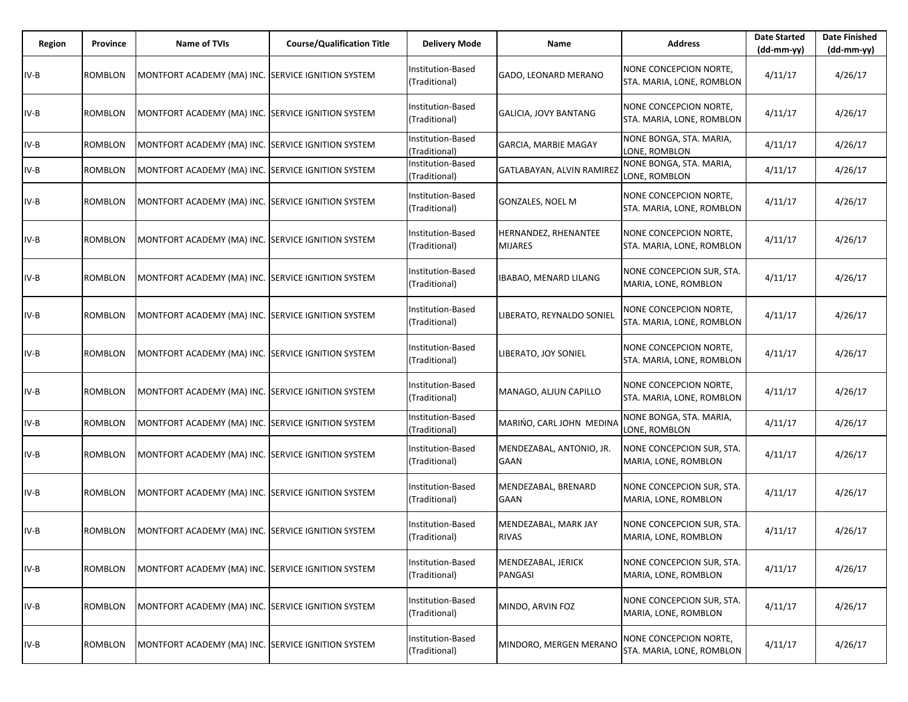| Region | Province | Name of TVIs | Course/Qualification Title | Delivery Mode | Name | Address | Date Started (dd-mm-yy) | Date Finished (dd-mm-yy) |
|---|---|---|---|---|---|---|---|---|
| IV-B | ROMBLON | MONTFORT ACADEMY (MA) INC. | SERVICE IGNITION SYSTEM | Institution-Based (Traditional) | GADO, LEONARD MERANO | NONE CONCEPCION NORTE, STA. MARIA, LONE, ROMBLON | 4/11/17 | 4/26/17 |
| IV-B | ROMBLON | MONTFORT ACADEMY (MA) INC. | SERVICE IGNITION SYSTEM | Institution-Based (Traditional) | GALICIA, JOVY BANTANG | NONE CONCEPCION NORTE, STA. MARIA, LONE, ROMBLON | 4/11/17 | 4/26/17 |
| IV-B | ROMBLON | MONTFORT ACADEMY (MA) INC. | SERVICE IGNITION SYSTEM | Institution-Based (Traditional) | GARCIA, MARBIE MAGAY | NONE BONGA, STA. MARIA, LONE, ROMBLON | 4/11/17 | 4/26/17 |
| IV-B | ROMBLON | MONTFORT ACADEMY (MA) INC. | SERVICE IGNITION SYSTEM | Institution-Based (Traditional) | GATLABAYAN, ALVIN RAMIREZ | NONE BONGA, STA. MARIA, LONE, ROMBLON | 4/11/17 | 4/26/17 |
| IV-B | ROMBLON | MONTFORT ACADEMY (MA) INC. | SERVICE IGNITION SYSTEM | Institution-Based (Traditional) | GONZALES, NOEL M | NONE CONCEPCION NORTE, STA. MARIA, LONE, ROMBLON | 4/11/17 | 4/26/17 |
| IV-B | ROMBLON | MONTFORT ACADEMY (MA) INC. | SERVICE IGNITION SYSTEM | Institution-Based (Traditional) | HERNANDEZ, RHENANTEE MIJARES | NONE CONCEPCION NORTE, STA. MARIA, LONE, ROMBLON | 4/11/17 | 4/26/17 |
| IV-B | ROMBLON | MONTFORT ACADEMY (MA) INC. | SERVICE IGNITION SYSTEM | Institution-Based (Traditional) | IBABAO, MENARD LILANG | NONE CONCEPCION SUR, STA. MARIA, LONE, ROMBLON | 4/11/17 | 4/26/17 |
| IV-B | ROMBLON | MONTFORT ACADEMY (MA) INC. | SERVICE IGNITION SYSTEM | Institution-Based (Traditional) | LIBERATO, REYNALDO SONIEL | NONE CONCEPCION NORTE, STA. MARIA, LONE, ROMBLON | 4/11/17 | 4/26/17 |
| IV-B | ROMBLON | MONTFORT ACADEMY (MA) INC. | SERVICE IGNITION SYSTEM | Institution-Based (Traditional) | LIBERATO, JOY SONIEL | NONE CONCEPCION NORTE, STA. MARIA, LONE, ROMBLON | 4/11/17 | 4/26/17 |
| IV-B | ROMBLON | MONTFORT ACADEMY (MA) INC. | SERVICE IGNITION SYSTEM | Institution-Based (Traditional) | MANAGO, ALJUN CAPILLO | NONE CONCEPCION NORTE, STA. MARIA, LONE, ROMBLON | 4/11/17 | 4/26/17 |
| IV-B | ROMBLON | MONTFORT ACADEMY (MA) INC. | SERVICE IGNITION SYSTEM | Institution-Based (Traditional) | MARIŃO, CARL JOHN MEDINA | NONE BONGA, STA. MARIA, LONE, ROMBLON | 4/11/17 | 4/26/17 |
| IV-B | ROMBLON | MONTFORT ACADEMY (MA) INC. | SERVICE IGNITION SYSTEM | Institution-Based (Traditional) | MENDEZABAL, ANTONIO, JR. GAAN | NONE CONCEPCION SUR, STA. MARIA, LONE, ROMBLON | 4/11/17 | 4/26/17 |
| IV-B | ROMBLON | MONTFORT ACADEMY (MA) INC. | SERVICE IGNITION SYSTEM | Institution-Based (Traditional) | MENDEZABAL, BRENARD GAAN | NONE CONCEPCION SUR, STA. MARIA, LONE, ROMBLON | 4/11/17 | 4/26/17 |
| IV-B | ROMBLON | MONTFORT ACADEMY (MA) INC. | SERVICE IGNITION SYSTEM | Institution-Based (Traditional) | MENDEZABAL, MARK JAY RIVAS | NONE CONCEPCION SUR, STA. MARIA, LONE, ROMBLON | 4/11/17 | 4/26/17 |
| IV-B | ROMBLON | MONTFORT ACADEMY (MA) INC. | SERVICE IGNITION SYSTEM | Institution-Based (Traditional) | MENDEZABAL, JERICK PANGASI | NONE CONCEPCION SUR, STA. MARIA, LONE, ROMBLON | 4/11/17 | 4/26/17 |
| IV-B | ROMBLON | MONTFORT ACADEMY (MA) INC. | SERVICE IGNITION SYSTEM | Institution-Based (Traditional) | MINDO, ARVIN FOZ | NONE CONCEPCION SUR, STA. MARIA, LONE, ROMBLON | 4/11/17 | 4/26/17 |
| IV-B | ROMBLON | MONTFORT ACADEMY (MA) INC. | SERVICE IGNITION SYSTEM | Institution-Based (Traditional) | MINDORO, MERGEN MERANO | NONE CONCEPCION NORTE, STA. MARIA, LONE, ROMBLON | 4/11/17 | 4/26/17 |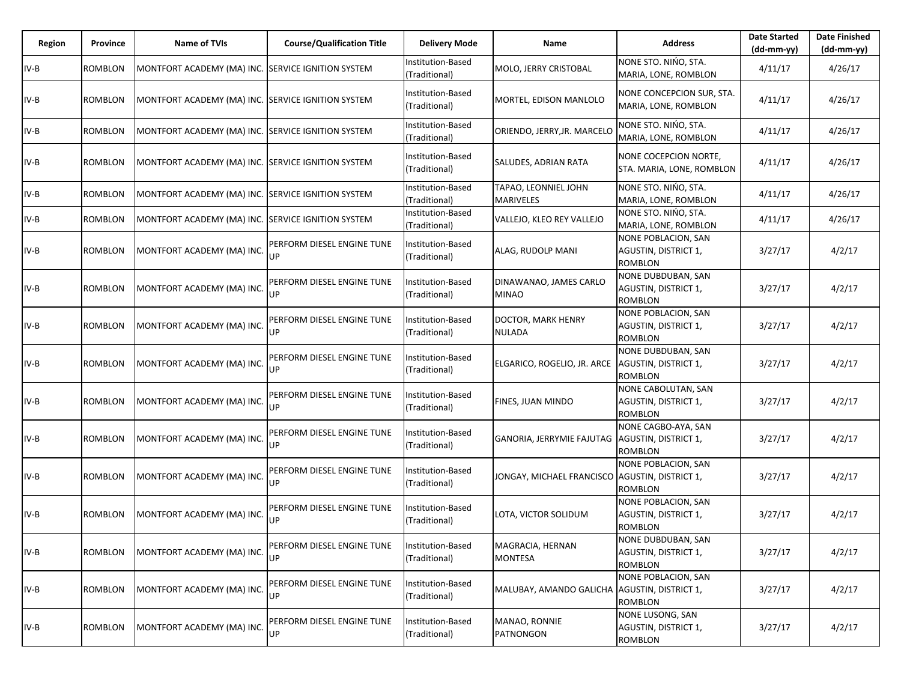| Region | Province | Name of TVIs | Course/Qualification Title | Delivery Mode | Name | Address | Date Started (dd-mm-yy) | Date Finished (dd-mm-yy) |
|---|---|---|---|---|---|---|---|---|
| IV-B | ROMBLON | MONTFORT ACADEMY (MA) INC. | SERVICE IGNITION SYSTEM | Institution-Based (Traditional) | MOLO, JERRY CRISTOBAL | NONE STO. NIŃO, STA. MARIA, LONE, ROMBLON | 4/11/17 | 4/26/17 |
| IV-B | ROMBLON | MONTFORT ACADEMY (MA) INC. | SERVICE IGNITION SYSTEM | Institution-Based (Traditional) | MORTEL, EDISON MANLOLO | NONE CONCEPCION SUR, STA. MARIA, LONE, ROMBLON | 4/11/17 | 4/26/17 |
| IV-B | ROMBLON | MONTFORT ACADEMY (MA) INC. | SERVICE IGNITION SYSTEM | Institution-Based (Traditional) | ORIENDO, JERRY,JR. MARCELO | NONE STO. NIŃO, STA. MARIA, LONE, ROMBLON | 4/11/17 | 4/26/17 |
| IV-B | ROMBLON | MONTFORT ACADEMY (MA) INC. | SERVICE IGNITION SYSTEM | Institution-Based (Traditional) | SALUDES, ADRIAN RATA | NONE COCEPCION NORTE, STA. MARIA, LONE, ROMBLON | 4/11/17 | 4/26/17 |
| IV-B | ROMBLON | MONTFORT ACADEMY (MA) INC. | SERVICE IGNITION SYSTEM | Institution-Based (Traditional) | TAPAO, LEONNIEL JOHN MARIVELES | NONE STO. NIŃO, STA. MARIA, LONE, ROMBLON | 4/11/17 | 4/26/17 |
| IV-B | ROMBLON | MONTFORT ACADEMY (MA) INC. | SERVICE IGNITION SYSTEM | Institution-Based (Traditional) | VALLEJO, KLEO REY VALLEJO | NONE STO. NIŃO, STA. MARIA, LONE, ROMBLON | 4/11/17 | 4/26/17 |
| IV-B | ROMBLON | MONTFORT ACADEMY (MA) INC. | PERFORM DIESEL ENGINE TUNE UP | Institution-Based (Traditional) | ALAG, RUDOLP MANI | NONE POBLACION, SAN AGUSTIN, DISTRICT 1, ROMBLON | 3/27/17 | 4/2/17 |
| IV-B | ROMBLON | MONTFORT ACADEMY (MA) INC. | PERFORM DIESEL ENGINE TUNE UP | Institution-Based (Traditional) | DINAWANAO, JAMES CARLO MINAO | NONE DUBDUBAN, SAN AGUSTIN, DISTRICT 1, ROMBLON | 3/27/17 | 4/2/17 |
| IV-B | ROMBLON | MONTFORT ACADEMY (MA) INC. | PERFORM DIESEL ENGINE TUNE UP | Institution-Based (Traditional) | DOCTOR, MARK HENRY NULADA | NONE POBLACION, SAN AGUSTIN, DISTRICT 1, ROMBLON | 3/27/17 | 4/2/17 |
| IV-B | ROMBLON | MONTFORT ACADEMY (MA) INC. | PERFORM DIESEL ENGINE TUNE UP | Institution-Based (Traditional) | ELGARICO, ROGELIO, JR. ARCE | NONE DUBDUBAN, SAN AGUSTIN, DISTRICT 1, ROMBLON | 3/27/17 | 4/2/17 |
| IV-B | ROMBLON | MONTFORT ACADEMY (MA) INC. | PERFORM DIESEL ENGINE TUNE UP | Institution-Based (Traditional) | FINES, JUAN MINDO | NONE CABOLUTAN, SAN AGUSTIN, DISTRICT 1, ROMBLON | 3/27/17 | 4/2/17 |
| IV-B | ROMBLON | MONTFORT ACADEMY (MA) INC. | PERFORM DIESEL ENGINE TUNE UP | Institution-Based (Traditional) | GANORIA, JERRYMIE FAJUTAG | NONE CAGBO-AYA, SAN AGUSTIN, DISTRICT 1, ROMBLON | 3/27/17 | 4/2/17 |
| IV-B | ROMBLON | MONTFORT ACADEMY (MA) INC. | PERFORM DIESEL ENGINE TUNE UP | Institution-Based (Traditional) | JONGAY, MICHAEL FRANCISCO | NONE POBLACION, SAN AGUSTIN, DISTRICT 1, ROMBLON | 3/27/17 | 4/2/17 |
| IV-B | ROMBLON | MONTFORT ACADEMY (MA) INC. | PERFORM DIESEL ENGINE TUNE UP | Institution-Based (Traditional) | LOTA, VICTOR SOLIDUM | NONE POBLACION, SAN AGUSTIN, DISTRICT 1, ROMBLON | 3/27/17 | 4/2/17 |
| IV-B | ROMBLON | MONTFORT ACADEMY (MA) INC. | PERFORM DIESEL ENGINE TUNE UP | Institution-Based (Traditional) | MAGRACIA, HERNAN MONTESA | NONE DUBDUBAN, SAN AGUSTIN, DISTRICT 1, ROMBLON | 3/27/17 | 4/2/17 |
| IV-B | ROMBLON | MONTFORT ACADEMY (MA) INC. | PERFORM DIESEL ENGINE TUNE UP | Institution-Based (Traditional) | MALUBAY, AMANDO GALICHA | NONE POBLACION, SAN AGUSTIN, DISTRICT 1, ROMBLON | 3/27/17 | 4/2/17 |
| IV-B | ROMBLON | MONTFORT ACADEMY (MA) INC. | PERFORM DIESEL ENGINE TUNE UP | Institution-Based (Traditional) | MANAO, RONNIE PATNONGON | NONE LUSONG, SAN AGUSTIN, DISTRICT 1, ROMBLON | 3/27/17 | 4/2/17 |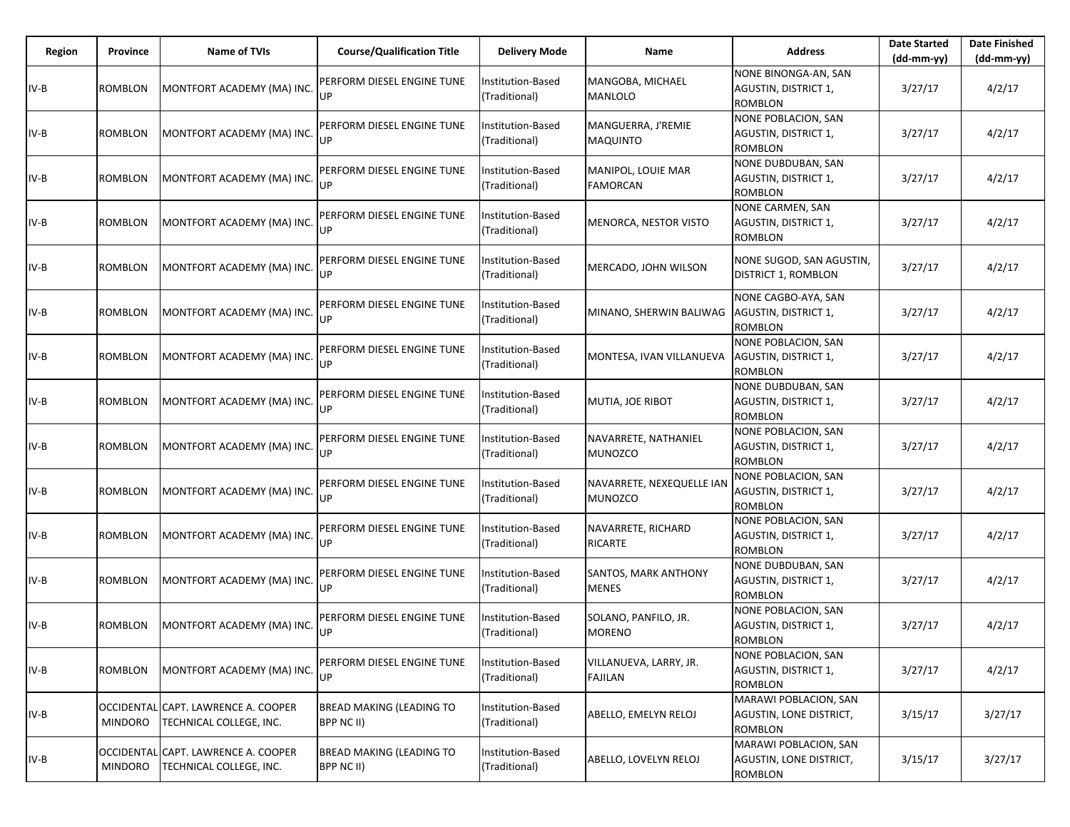| Region | Province | Name of TVIs | Course/Qualification Title | Delivery Mode | Name | Address | Date Started (dd-mm-yy) | Date Finished (dd-mm-yy) |
|---|---|---|---|---|---|---|---|---|
| IV-B | ROMBLON | MONTFORT ACADEMY (MA) INC. | PERFORM DIESEL ENGINE TUNE UP | Institution-Based (Traditional) | MANGOBA, MICHAEL MANLOLO | NONE BINONGA-AN, SAN AGUSTIN, DISTRICT 1, ROMBLON | 3/27/17 | 4/2/17 |
| IV-B | ROMBLON | MONTFORT ACADEMY (MA) INC. | PERFORM DIESEL ENGINE TUNE UP | Institution-Based (Traditional) | MANGUERRA, J'REMIE MAQUINTO | NONE POBLACION, SAN AGUSTIN, DISTRICT 1, ROMBLON | 3/27/17 | 4/2/17 |
| IV-B | ROMBLON | MONTFORT ACADEMY (MA) INC. | PERFORM DIESEL ENGINE TUNE UP | Institution-Based (Traditional) | MANIPOL, LOUIE MAR FAMORCAN | NONE DUBDUBAN, SAN AGUSTIN, DISTRICT 1, ROMBLON | 3/27/17 | 4/2/17 |
| IV-B | ROMBLON | MONTFORT ACADEMY (MA) INC. | PERFORM DIESEL ENGINE TUNE UP | Institution-Based (Traditional) | MENORCA, NESTOR VISTO | NONE CARMEN, SAN AGUSTIN, DISTRICT 1, ROMBLON | 3/27/17 | 4/2/17 |
| IV-B | ROMBLON | MONTFORT ACADEMY (MA) INC. | PERFORM DIESEL ENGINE TUNE UP | Institution-Based (Traditional) | MERCADO, JOHN WILSON | NONE SUGOD, SAN AGUSTIN, DISTRICT 1, ROMBLON | 3/27/17 | 4/2/17 |
| IV-B | ROMBLON | MONTFORT ACADEMY (MA) INC. | PERFORM DIESEL ENGINE TUNE UP | Institution-Based (Traditional) | MINANO, SHERWIN BALIWAG | NONE CAGBO-AYA, SAN AGUSTIN, DISTRICT 1, ROMBLON | 3/27/17 | 4/2/17 |
| IV-B | ROMBLON | MONTFORT ACADEMY (MA) INC. | PERFORM DIESEL ENGINE TUNE UP | Institution-Based (Traditional) | MONTESA, IVAN VILLANUEVA | NONE POBLACION, SAN AGUSTIN, DISTRICT 1, ROMBLON | 3/27/17 | 4/2/17 |
| IV-B | ROMBLON | MONTFORT ACADEMY (MA) INC. | PERFORM DIESEL ENGINE TUNE UP | Institution-Based (Traditional) | MUTIA, JOE RIBOT | NONE DUBDUBAN, SAN AGUSTIN, DISTRICT 1, ROMBLON | 3/27/17 | 4/2/17 |
| IV-B | ROMBLON | MONTFORT ACADEMY (MA) INC. | PERFORM DIESEL ENGINE TUNE UP | Institution-Based (Traditional) | NAVARRETE, NATHANIEL MUNOZCO | NONE POBLACION, SAN AGUSTIN, DISTRICT 1, ROMBLON | 3/27/17 | 4/2/17 |
| IV-B | ROMBLON | MONTFORT ACADEMY (MA) INC. | PERFORM DIESEL ENGINE TUNE UP | Institution-Based (Traditional) | NAVARRETE, NEXEQUELLE IAN MUNOZCO | NONE POBLACION, SAN AGUSTIN, DISTRICT 1, ROMBLON | 3/27/17 | 4/2/17 |
| IV-B | ROMBLON | MONTFORT ACADEMY (MA) INC. | PERFORM DIESEL ENGINE TUNE UP | Institution-Based (Traditional) | NAVARRETE, RICHARD RICARTE | NONE POBLACION, SAN AGUSTIN, DISTRICT 1, ROMBLON | 3/27/17 | 4/2/17 |
| IV-B | ROMBLON | MONTFORT ACADEMY (MA) INC. | PERFORM DIESEL ENGINE TUNE UP | Institution-Based (Traditional) | SANTOS, MARK ANTHONY MENES | NONE DUBDUBAN, SAN AGUSTIN, DISTRICT 1, ROMBLON | 3/27/17 | 4/2/17 |
| IV-B | ROMBLON | MONTFORT ACADEMY (MA) INC. | PERFORM DIESEL ENGINE TUNE UP | Institution-Based (Traditional) | SOLANO, PANFILO, JR. MORENO | NONE POBLACION, SAN AGUSTIN, DISTRICT 1, ROMBLON | 3/27/17 | 4/2/17 |
| IV-B | ROMBLON | MONTFORT ACADEMY (MA) INC. | PERFORM DIESEL ENGINE TUNE UP | Institution-Based (Traditional) | VILLANUEVA, LARRY, JR. FAJILAN | NONE POBLACION, SAN AGUSTIN, DISTRICT 1, ROMBLON | 3/27/17 | 4/2/17 |
| IV-B | OCCIDENTAL MINDORO | CAPT. LAWRENCE A. COOPER TECHNICAL COLLEGE, INC. | BREAD MAKING (LEADING TO BPP NC II) | Institution-Based (Traditional) | ABELLO, EMELYN RELOJ | MARAWI POBLACION, SAN AGUSTIN, LONE DISTRICT, ROMBLON | 3/15/17 | 3/27/17 |
| IV-B | OCCIDENTAL MINDORO | CAPT. LAWRENCE A. COOPER TECHNICAL COLLEGE, INC. | BREAD MAKING (LEADING TO BPP NC II) | Institution-Based (Traditional) | ABELLO, LOVELYN RELOJ | MARAWI POBLACION, SAN AGUSTIN, LONE DISTRICT, ROMBLON | 3/15/17 | 3/27/17 |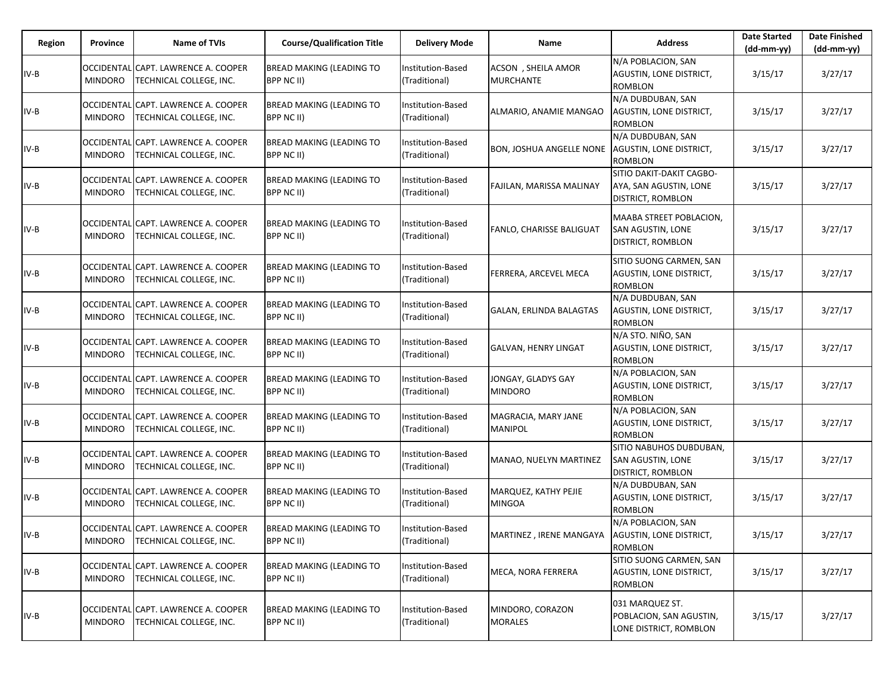| Region | Province | Name of TVIs | Course/Qualification Title | Delivery Mode | Name | Address | Date Started (dd-mm-yy) | Date Finished (dd-mm-yy) |
|---|---|---|---|---|---|---|---|---|
| IV-B | OCCIDENTAL MINDORO | CAPT. LAWRENCE A. COOPER TECHNICAL COLLEGE, INC. | BREAD MAKING (LEADING TO BPP NC II) | Institution-Based (Traditional) | ACSON , SHEILA AMOR MURCHANTE | N/A POBLACION, SAN AGUSTIN, LONE DISTRICT, ROMBLON | 3/15/17 | 3/27/17 |
| IV-B | OCCIDENTAL MINDORO | CAPT. LAWRENCE A. COOPER TECHNICAL COLLEGE, INC. | BREAD MAKING (LEADING TO BPP NC II) | Institution-Based (Traditional) | ALMARIO, ANAMIE MANGAO | N/A DUBDUBAN, SAN AGUSTIN, LONE DISTRICT, ROMBLON | 3/15/17 | 3/27/17 |
| IV-B | OCCIDENTAL MINDORO | CAPT. LAWRENCE A. COOPER TECHNICAL COLLEGE, INC. | BREAD MAKING (LEADING TO BPP NC II) | Institution-Based (Traditional) | BON, JOSHUA ANGELLE NONE | N/A DUBDUBAN, SAN AGUSTIN, LONE DISTRICT, ROMBLON | 3/15/17 | 3/27/17 |
| IV-B | OCCIDENTAL MINDORO | CAPT. LAWRENCE A. COOPER TECHNICAL COLLEGE, INC. | BREAD MAKING (LEADING TO BPP NC II) | Institution-Based (Traditional) | FAJILAN, MARISSA MALINAY | SITIO DAKIT-DAKIT CAGBO-AYA, SAN AGUSTIN, LONE DISTRICT, ROMBLON | 3/15/17 | 3/27/17 |
| IV-B | OCCIDENTAL MINDORO | CAPT. LAWRENCE A. COOPER TECHNICAL COLLEGE, INC. | BREAD MAKING (LEADING TO BPP NC II) | Institution-Based (Traditional) | FANLO, CHARISSE BALIGUAT | MAABA STREET POBLACION, SAN AGUSTIN, LONE DISTRICT, ROMBLON | 3/15/17 | 3/27/17 |
| IV-B | OCCIDENTAL MINDORO | CAPT. LAWRENCE A. COOPER TECHNICAL COLLEGE, INC. | BREAD MAKING (LEADING TO BPP NC II) | Institution-Based (Traditional) | FERRERA, ARCEVEL MECA | SITIO SUONG CARMEN, SAN AGUSTIN, LONE DISTRICT, ROMBLON | 3/15/17 | 3/27/17 |
| IV-B | OCCIDENTAL MINDORO | CAPT. LAWRENCE A. COOPER TECHNICAL COLLEGE, INC. | BREAD MAKING (LEADING TO BPP NC II) | Institution-Based (Traditional) | GALAN, ERLINDA BALAGTAS | N/A DUBDUBAN, SAN AGUSTIN, LONE DISTRICT, ROMBLON | 3/15/17 | 3/27/17 |
| IV-B | OCCIDENTAL MINDORO | CAPT. LAWRENCE A. COOPER TECHNICAL COLLEGE, INC. | BREAD MAKING (LEADING TO BPP NC II) | Institution-Based (Traditional) | GALVAN, HENRY LINGAT | N/A STO. NIÑO, SAN AGUSTIN, LONE DISTRICT, ROMBLON | 3/15/17 | 3/27/17 |
| IV-B | OCCIDENTAL MINDORO | CAPT. LAWRENCE A. COOPER TECHNICAL COLLEGE, INC. | BREAD MAKING (LEADING TO BPP NC II) | Institution-Based (Traditional) | JONGAY, GLADYS GAY MINDORO | N/A POBLACION, SAN AGUSTIN, LONE DISTRICT, ROMBLON | 3/15/17 | 3/27/17 |
| IV-B | OCCIDENTAL MINDORO | CAPT. LAWRENCE A. COOPER TECHNICAL COLLEGE, INC. | BREAD MAKING (LEADING TO BPP NC II) | Institution-Based (Traditional) | MAGRACIA, MARY JANE MANIPOL | N/A POBLACION, SAN AGUSTIN, LONE DISTRICT, ROMBLON | 3/15/17 | 3/27/17 |
| IV-B | OCCIDENTAL MINDORO | CAPT. LAWRENCE A. COOPER TECHNICAL COLLEGE, INC. | BREAD MAKING (LEADING TO BPP NC II) | Institution-Based (Traditional) | MANAO, NUELYN MARTINEZ | SITIO NABUHOS DUBDUBAN, SAN AGUSTIN, LONE DISTRICT, ROMBLON | 3/15/17 | 3/27/17 |
| IV-B | OCCIDENTAL MINDORO | CAPT. LAWRENCE A. COOPER TECHNICAL COLLEGE, INC. | BREAD MAKING (LEADING TO BPP NC II) | Institution-Based (Traditional) | MARQUEZ, KATHY PEJIE MINGOA | N/A DUBDUBAN, SAN AGUSTIN, LONE DISTRICT, ROMBLON | 3/15/17 | 3/27/17 |
| IV-B | OCCIDENTAL MINDORO | CAPT. LAWRENCE A. COOPER TECHNICAL COLLEGE, INC. | BREAD MAKING (LEADING TO BPP NC II) | Institution-Based (Traditional) | MARTINEZ , IRENE MANGAYA | N/A POBLACION, SAN AGUSTIN, LONE DISTRICT, ROMBLON | 3/15/17 | 3/27/17 |
| IV-B | OCCIDENTAL MINDORO | CAPT. LAWRENCE A. COOPER TECHNICAL COLLEGE, INC. | BREAD MAKING (LEADING TO BPP NC II) | Institution-Based (Traditional) | MECA, NORA FERRERA | SITIO SUONG CARMEN, SAN AGUSTIN, LONE DISTRICT, ROMBLON | 3/15/17 | 3/27/17 |
| IV-B | OCCIDENTAL MINDORO | CAPT. LAWRENCE A. COOPER TECHNICAL COLLEGE, INC. | BREAD MAKING (LEADING TO BPP NC II) | Institution-Based (Traditional) | MINDORO, CORAZON MORALES | 031 MARQUEZ ST. POBLACION, SAN AGUSTIN, LONE DISTRICT, ROMBLON | 3/15/17 | 3/27/17 |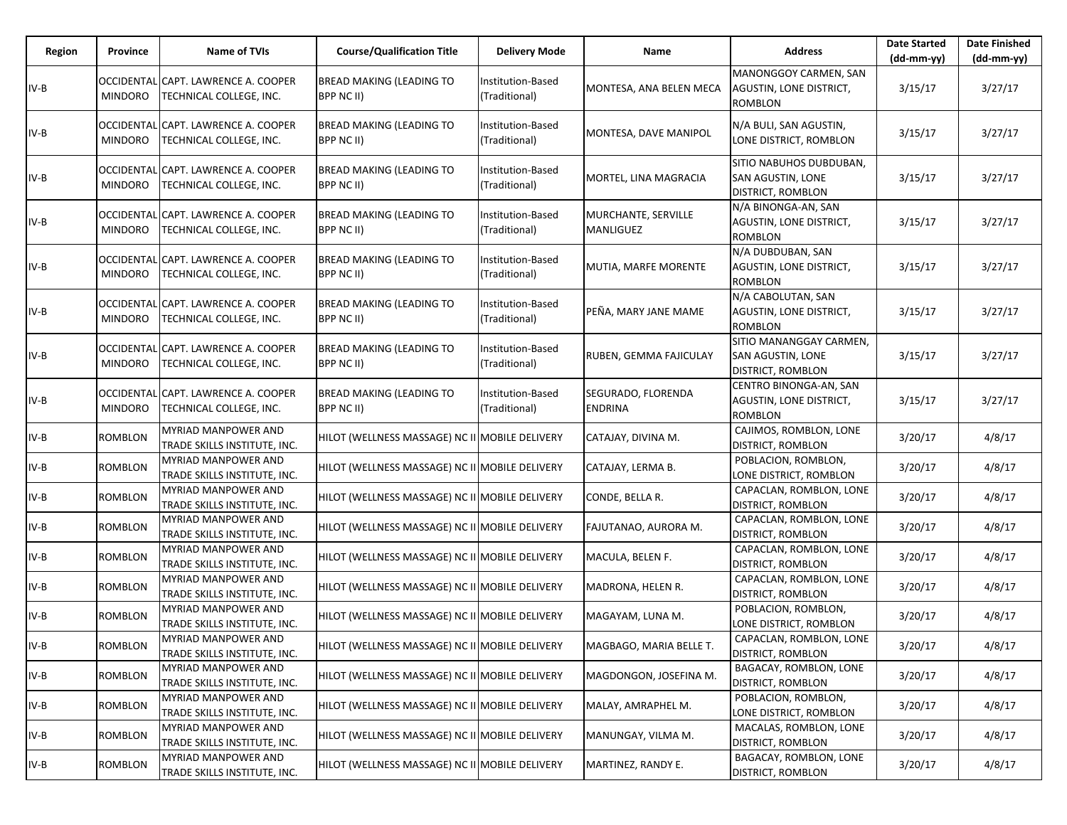| Region | Province | Name of TVIs | Course/Qualification Title | Delivery Mode | Name | Address | Date Started (dd-mm-yy) | Date Finished (dd-mm-yy) |
|---|---|---|---|---|---|---|---|---|
| IV-B | OCCIDENTAL MINDORO | CAPT. LAWRENCE A. COOPER TECHNICAL COLLEGE, INC. | BREAD MAKING (LEADING TO BPP NC II) | Institution-Based (Traditional) | MONTESA, ANA BELEN MECA | MANONGGOY CARMEN, SAN AGUSTIN, LONE DISTRICT, ROMBLON | 3/15/17 | 3/27/17 |
| IV-B | OCCIDENTAL MINDORO | CAPT. LAWRENCE A. COOPER TECHNICAL COLLEGE, INC. | BREAD MAKING (LEADING TO BPP NC II) | Institution-Based (Traditional) | MONTESA, DAVE MANIPOL | N/A BULI, SAN AGUSTIN, LONE DISTRICT, ROMBLON | 3/15/17 | 3/27/17 |
| IV-B | OCCIDENTAL MINDORO | CAPT. LAWRENCE A. COOPER TECHNICAL COLLEGE, INC. | BREAD MAKING (LEADING TO BPP NC II) | Institution-Based (Traditional) | MORTEL, LINA MAGRACIA | SITIO NABUHOS DUBDUBAN, SAN AGUSTIN, LONE DISTRICT, ROMBLON | 3/15/17 | 3/27/17 |
| IV-B | OCCIDENTAL MINDORO | CAPT. LAWRENCE A. COOPER TECHNICAL COLLEGE, INC. | BREAD MAKING (LEADING TO BPP NC II) | Institution-Based (Traditional) | MURCHANTE, SERVILLE MANLIGUEZ | N/A BINONGA-AN, SAN AGUSTIN, LONE DISTRICT, ROMBLON | 3/15/17 | 3/27/17 |
| IV-B | OCCIDENTAL MINDORO | CAPT. LAWRENCE A. COOPER TECHNICAL COLLEGE, INC. | BREAD MAKING (LEADING TO BPP NC II) | Institution-Based (Traditional) | MUTIA, MARFE MORENTE | N/A DUBDUBAN, SAN AGUSTIN, LONE DISTRICT, ROMBLON | 3/15/17 | 3/27/17 |
| IV-B | OCCIDENTAL MINDORO | CAPT. LAWRENCE A. COOPER TECHNICAL COLLEGE, INC. | BREAD MAKING (LEADING TO BPP NC II) | Institution-Based (Traditional) | PEÑA, MARY JANE MAME | N/A CABOLUTAN, SAN AGUSTIN, LONE DISTRICT, ROMBLON | 3/15/17 | 3/27/17 |
| IV-B | OCCIDENTAL MINDORO | CAPT. LAWRENCE A. COOPER TECHNICAL COLLEGE, INC. | BREAD MAKING (LEADING TO BPP NC II) | Institution-Based (Traditional) | RUBEN, GEMMA FAJICULAY | SITIO MANANGGAY CARMEN, SAN AGUSTIN, LONE DISTRICT, ROMBLON | 3/15/17 | 3/27/17 |
| IV-B | OCCIDENTAL MINDORO | CAPT. LAWRENCE A. COOPER TECHNICAL COLLEGE, INC. | BREAD MAKING (LEADING TO BPP NC II) | Institution-Based (Traditional) | SEGURADO, FLORENDA ENDRINA | CENTRO BINONGA-AN, SAN AGUSTIN, LONE DISTRICT, ROMBLON | 3/15/17 | 3/27/17 |
| IV-B | ROMBLON | MYRIAD MANPOWER AND TRADE SKILLS INSTITUTE, INC. | HILOT (WELLNESS MASSAGE) NC II | MOBILE DELIVERY | CATAJAY, DIVINA M. | CAJIMOS, ROMBLON, LONE DISTRICT, ROMBLON | 3/20/17 | 4/8/17 |
| IV-B | ROMBLON | MYRIAD MANPOWER AND TRADE SKILLS INSTITUTE, INC. | HILOT (WELLNESS MASSAGE) NC II | MOBILE DELIVERY | CATAJAY, LERMA B. | POBLACION, ROMBLON, LONE DISTRICT, ROMBLON | 3/20/17 | 4/8/17 |
| IV-B | ROMBLON | MYRIAD MANPOWER AND TRADE SKILLS INSTITUTE, INC. | HILOT (WELLNESS MASSAGE) NC II | MOBILE DELIVERY | CONDE, BELLA R. | CAPACLAN, ROMBLON, LONE DISTRICT, ROMBLON | 3/20/17 | 4/8/17 |
| IV-B | ROMBLON | MYRIAD MANPOWER AND TRADE SKILLS INSTITUTE, INC. | HILOT (WELLNESS MASSAGE) NC II | MOBILE DELIVERY | FAJUTANAO, AURORA M. | CAPACLAN, ROMBLON, LONE DISTRICT, ROMBLON | 3/20/17 | 4/8/17 |
| IV-B | ROMBLON | MYRIAD MANPOWER AND TRADE SKILLS INSTITUTE, INC. | HILOT (WELLNESS MASSAGE) NC II | MOBILE DELIVERY | MACULA, BELEN F. | CAPACLAN, ROMBLON, LONE DISTRICT, ROMBLON | 3/20/17 | 4/8/17 |
| IV-B | ROMBLON | MYRIAD MANPOWER AND TRADE SKILLS INSTITUTE, INC. | HILOT (WELLNESS MASSAGE) NC II | MOBILE DELIVERY | MADRONA, HELEN R. | CAPACLAN, ROMBLON, LONE DISTRICT, ROMBLON | 3/20/17 | 4/8/17 |
| IV-B | ROMBLON | MYRIAD MANPOWER AND TRADE SKILLS INSTITUTE, INC. | HILOT (WELLNESS MASSAGE) NC II | MOBILE DELIVERY | MAGAYAM, LUNA M. | POBLACION, ROMBLON, LONE DISTRICT, ROMBLON | 3/20/17 | 4/8/17 |
| IV-B | ROMBLON | MYRIAD MANPOWER AND TRADE SKILLS INSTITUTE, INC. | HILOT (WELLNESS MASSAGE) NC II | MOBILE DELIVERY | MAGBAGO, MARIA BELLE T. | CAPACLAN, ROMBLON, LONE DISTRICT, ROMBLON | 3/20/17 | 4/8/17 |
| IV-B | ROMBLON | MYRIAD MANPOWER AND TRADE SKILLS INSTITUTE, INC. | HILOT (WELLNESS MASSAGE) NC II | MOBILE DELIVERY | MAGDONGON, JOSEFINA M. | BAGACAY, ROMBLON, LONE DISTRICT, ROMBLON | 3/20/17 | 4/8/17 |
| IV-B | ROMBLON | MYRIAD MANPOWER AND TRADE SKILLS INSTITUTE, INC. | HILOT (WELLNESS MASSAGE) NC II | MOBILE DELIVERY | MALAY, AMRAPHEL M. | POBLACION, ROMBLON, LONE DISTRICT, ROMBLON | 3/20/17 | 4/8/17 |
| IV-B | ROMBLON | MYRIAD MANPOWER AND TRADE SKILLS INSTITUTE, INC. | HILOT (WELLNESS MASSAGE) NC II | MOBILE DELIVERY | MANUNGAY, VILMA M. | MACALAS, ROMBLON, LONE DISTRICT, ROMBLON | 3/20/17 | 4/8/17 |
| IV-B | ROMBLON | MYRIAD MANPOWER AND TRADE SKILLS INSTITUTE, INC. | HILOT (WELLNESS MASSAGE) NC II | MOBILE DELIVERY | MARTINEZ, RANDY E. | BAGACAY, ROMBLON, LONE DISTRICT, ROMBLON | 3/20/17 | 4/8/17 |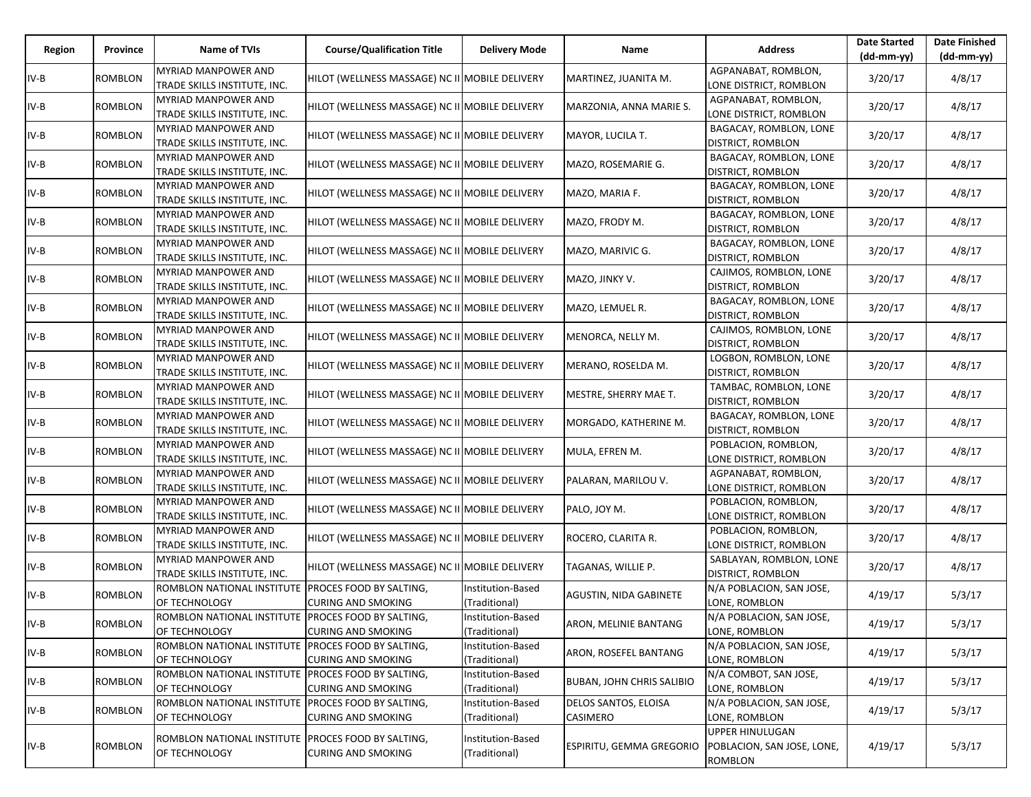| Region | Province | Name of TVIs | Course/Qualification Title | Delivery Mode | Name | Address | Date Started (dd-mm-yy) | Date Finished (dd-mm-yy) |
|---|---|---|---|---|---|---|---|---|
| IV-B | ROMBLON | MYRIAD MANPOWER AND TRADE SKILLS INSTITUTE, INC. | HILOT (WELLNESS MASSAGE) NC II | MOBILE DELIVERY | MARTINEZ, JUANITA M. | AGPANABAT, ROMBLON, LONE DISTRICT, ROMBLON | 3/20/17 | 4/8/17 |
| IV-B | ROMBLON | MYRIAD MANPOWER AND TRADE SKILLS INSTITUTE, INC. | HILOT (WELLNESS MASSAGE) NC II | MOBILE DELIVERY | MARZONIA, ANNA MARIE S. | AGPANABAT, ROMBLON, LONE DISTRICT, ROMBLON | 3/20/17 | 4/8/17 |
| IV-B | ROMBLON | MYRIAD MANPOWER AND TRADE SKILLS INSTITUTE, INC. | HILOT (WELLNESS MASSAGE) NC II | MOBILE DELIVERY | MAYOR, LUCILA T. | BAGACAY, ROMBLON, LONE DISTRICT, ROMBLON | 3/20/17 | 4/8/17 |
| IV-B | ROMBLON | MYRIAD MANPOWER AND TRADE SKILLS INSTITUTE, INC. | HILOT (WELLNESS MASSAGE) NC II | MOBILE DELIVERY | MAZO, ROSEMARIE G. | BAGACAY, ROMBLON, LONE DISTRICT, ROMBLON | 3/20/17 | 4/8/17 |
| IV-B | ROMBLON | MYRIAD MANPOWER AND TRADE SKILLS INSTITUTE, INC. | HILOT (WELLNESS MASSAGE) NC II | MOBILE DELIVERY | MAZO, MARIA F. | BAGACAY, ROMBLON, LONE DISTRICT, ROMBLON | 3/20/17 | 4/8/17 |
| IV-B | ROMBLON | MYRIAD MANPOWER AND TRADE SKILLS INSTITUTE, INC. | HILOT (WELLNESS MASSAGE) NC II | MOBILE DELIVERY | MAZO, FRODY M. | BAGACAY, ROMBLON, LONE DISTRICT, ROMBLON | 3/20/17 | 4/8/17 |
| IV-B | ROMBLON | MYRIAD MANPOWER AND TRADE SKILLS INSTITUTE, INC. | HILOT (WELLNESS MASSAGE) NC II | MOBILE DELIVERY | MAZO, MARIVIC G. | BAGACAY, ROMBLON, LONE DISTRICT, ROMBLON | 3/20/17 | 4/8/17 |
| IV-B | ROMBLON | MYRIAD MANPOWER AND TRADE SKILLS INSTITUTE, INC. | HILOT (WELLNESS MASSAGE) NC II | MOBILE DELIVERY | MAZO, JINKY V. | CAJIMOS, ROMBLON, LONE DISTRICT, ROMBLON | 3/20/17 | 4/8/17 |
| IV-B | ROMBLON | MYRIAD MANPOWER AND TRADE SKILLS INSTITUTE, INC. | HILOT (WELLNESS MASSAGE) NC II | MOBILE DELIVERY | MAZO, LEMUEL R. | BAGACAY, ROMBLON, LONE DISTRICT, ROMBLON | 3/20/17 | 4/8/17 |
| IV-B | ROMBLON | MYRIAD MANPOWER AND TRADE SKILLS INSTITUTE, INC. | HILOT (WELLNESS MASSAGE) NC II | MOBILE DELIVERY | MENORCA, NELLY M. | CAJIMOS, ROMBLON, LONE DISTRICT, ROMBLON | 3/20/17 | 4/8/17 |
| IV-B | ROMBLON | MYRIAD MANPOWER AND TRADE SKILLS INSTITUTE, INC. | HILOT (WELLNESS MASSAGE) NC II | MOBILE DELIVERY | MERANO, ROSELDA M. | LOGBON, ROMBLON, LONE DISTRICT, ROMBLON | 3/20/17 | 4/8/17 |
| IV-B | ROMBLON | MYRIAD MANPOWER AND TRADE SKILLS INSTITUTE, INC. | HILOT (WELLNESS MASSAGE) NC II | MOBILE DELIVERY | MESTRE, SHERRY MAE T. | TAMBAC, ROMBLON, LONE DISTRICT, ROMBLON | 3/20/17 | 4/8/17 |
| IV-B | ROMBLON | MYRIAD MANPOWER AND TRADE SKILLS INSTITUTE, INC. | HILOT (WELLNESS MASSAGE) NC II | MOBILE DELIVERY | MORGADO, KATHERINE M. | BAGACAY, ROMBLON, LONE DISTRICT, ROMBLON | 3/20/17 | 4/8/17 |
| IV-B | ROMBLON | MYRIAD MANPOWER AND TRADE SKILLS INSTITUTE, INC. | HILOT (WELLNESS MASSAGE) NC II | MOBILE DELIVERY | MULA, EFREN M. | POBLACION, ROMBLON, LONE DISTRICT, ROMBLON | 3/20/17 | 4/8/17 |
| IV-B | ROMBLON | MYRIAD MANPOWER AND TRADE SKILLS INSTITUTE, INC. | HILOT (WELLNESS MASSAGE) NC II | MOBILE DELIVERY | PALARAN, MARILOU V. | AGPANABAT, ROMBLON, LONE DISTRICT, ROMBLON | 3/20/17 | 4/8/17 |
| IV-B | ROMBLON | MYRIAD MANPOWER AND TRADE SKILLS INSTITUTE, INC. | HILOT (WELLNESS MASSAGE) NC II | MOBILE DELIVERY | PALO, JOY M. | POBLACION, ROMBLON, LONE DISTRICT, ROMBLON | 3/20/17 | 4/8/17 |
| IV-B | ROMBLON | MYRIAD MANPOWER AND TRADE SKILLS INSTITUTE, INC. | HILOT (WELLNESS MASSAGE) NC II | MOBILE DELIVERY | ROCERO, CLARITA R. | POBLACION, ROMBLON, LONE DISTRICT, ROMBLON | 3/20/17 | 4/8/17 |
| IV-B | ROMBLON | MYRIAD MANPOWER AND TRADE SKILLS INSTITUTE, INC. | HILOT (WELLNESS MASSAGE) NC II | MOBILE DELIVERY | TAGANAS, WILLIE P. | SABLAYAN, ROMBLON, LONE DISTRICT, ROMBLON | 3/20/17 | 4/8/17 |
| IV-B | ROMBLON | ROMBLON NATIONAL INSTITUTE OF TECHNOLOGY | PROCES FOOD BY SALTING, CURING AND SMOKING | Institution-Based (Traditional) | AGUSTIN, NIDA GABINETE | N/A POBLACION, SAN JOSE, LONE, ROMBLON | 4/19/17 | 5/3/17 |
| IV-B | ROMBLON | ROMBLON NATIONAL INSTITUTE OF TECHNOLOGY | PROCES FOOD BY SALTING, CURING AND SMOKING | Institution-Based (Traditional) | ARON, MELINIE BANTANG | N/A POBLACION, SAN JOSE, LONE, ROMBLON | 4/19/17 | 5/3/17 |
| IV-B | ROMBLON | ROMBLON NATIONAL INSTITUTE OF TECHNOLOGY | PROCES FOOD BY SALTING, CURING AND SMOKING | Institution-Based (Traditional) | ARON, ROSEFEL BANTANG | N/A POBLACION, SAN JOSE, LONE, ROMBLON | 4/19/17 | 5/3/17 |
| IV-B | ROMBLON | ROMBLON NATIONAL INSTITUTE OF TECHNOLOGY | PROCES FOOD BY SALTING, CURING AND SMOKING | Institution-Based (Traditional) | BUBAN, JOHN CHRIS SALIBIO | N/A COMBOT, SAN JOSE, LONE, ROMBLON | 4/19/17 | 5/3/17 |
| IV-B | ROMBLON | ROMBLON NATIONAL INSTITUTE OF TECHNOLOGY | PROCES FOOD BY SALTING, CURING AND SMOKING | Institution-Based (Traditional) | DELOS SANTOS, ELOISA CASIMERO | N/A POBLACION, SAN JOSE, LONE, ROMBLON | 4/19/17 | 5/3/17 |
| IV-B | ROMBLON | ROMBLON NATIONAL INSTITUTE OF TECHNOLOGY | PROCES FOOD BY SALTING, CURING AND SMOKING | Institution-Based (Traditional) | ESPIRITU, GEMMA GREGORIO | UPPER HINULUGAN POBLACION, SAN JOSE, LONE, ROMBLON | 4/19/17 | 5/3/17 |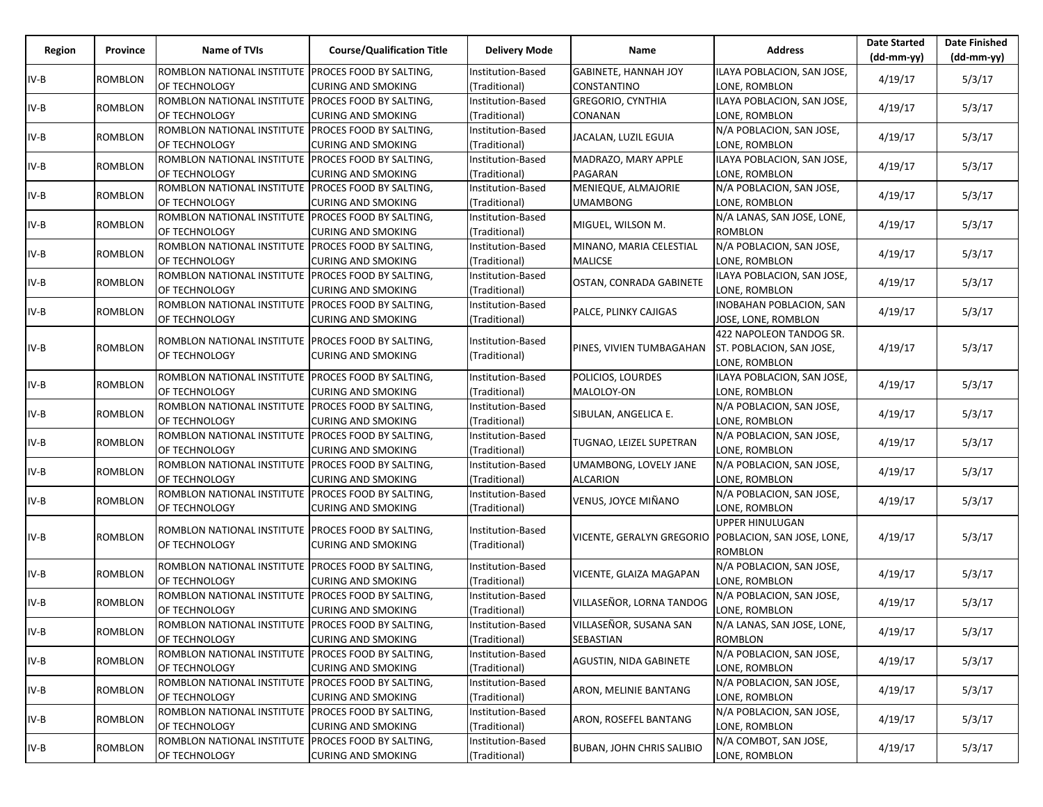| Region | Province | Name of TVIs | Course/Qualification Title | Delivery Mode | Name | Address | Date Started (dd-mm-yy) | Date Finished (dd-mm-yy) |
|---|---|---|---|---|---|---|---|---|
| IV-B | ROMBLON | ROMBLON NATIONAL INSTITUTE OF TECHNOLOGY | PROCES FOOD BY SALTING, CURING AND SMOKING | Institution-Based (Traditional) | GABINETE, HANNAH JOY CONSTANTINO | ILAYA POBLACION, SAN JOSE, LONE, ROMBLON | 4/19/17 | 5/3/17 |
| IV-B | ROMBLON | ROMBLON NATIONAL INSTITUTE OF TECHNOLOGY | PROCES FOOD BY SALTING, CURING AND SMOKING | Institution-Based (Traditional) | GREGORIO, CYNTHIA CONANAN | ILAYA POBLACION, SAN JOSE, LONE, ROMBLON | 4/19/17 | 5/3/17 |
| IV-B | ROMBLON | ROMBLON NATIONAL INSTITUTE OF TECHNOLOGY | PROCES FOOD BY SALTING, CURING AND SMOKING | Institution-Based (Traditional) | JACALAN, LUZIL EGUIA | N/A POBLACION, SAN JOSE, LONE, ROMBLON | 4/19/17 | 5/3/17 |
| IV-B | ROMBLON | ROMBLON NATIONAL INSTITUTE OF TECHNOLOGY | PROCES FOOD BY SALTING, CURING AND SMOKING | Institution-Based (Traditional) | MADRAZO, MARY APPLE PAGARAN | ILAYA POBLACION, SAN JOSE, LONE, ROMBLON | 4/19/17 | 5/3/17 |
| IV-B | ROMBLON | ROMBLON NATIONAL INSTITUTE OF TECHNOLOGY | PROCES FOOD BY SALTING, CURING AND SMOKING | Institution-Based (Traditional) | MENIEQUE, ALMAJORIE UMAMBONG | N/A POBLACION, SAN JOSE, LONE, ROMBLON | 4/19/17 | 5/3/17 |
| IV-B | ROMBLON | ROMBLON NATIONAL INSTITUTE OF TECHNOLOGY | PROCES FOOD BY SALTING, CURING AND SMOKING | Institution-Based (Traditional) | MIGUEL, WILSON M. | N/A LANAS, SAN JOSE, LONE, ROMBLON | 4/19/17 | 5/3/17 |
| IV-B | ROMBLON | ROMBLON NATIONAL INSTITUTE OF TECHNOLOGY | PROCES FOOD BY SALTING, CURING AND SMOKING | Institution-Based (Traditional) | MINANO, MARIA CELESTIAL MALICSE | N/A POBLACION, SAN JOSE, LONE, ROMBLON | 4/19/17 | 5/3/17 |
| IV-B | ROMBLON | ROMBLON NATIONAL INSTITUTE OF TECHNOLOGY | PROCES FOOD BY SALTING, CURING AND SMOKING | Institution-Based (Traditional) | OSTAN, CONRADA GABINETE | ILAYA POBLACION, SAN JOSE, LONE, ROMBLON | 4/19/17 | 5/3/17 |
| IV-B | ROMBLON | ROMBLON NATIONAL INSTITUTE OF TECHNOLOGY | PROCES FOOD BY SALTING, CURING AND SMOKING | Institution-Based (Traditional) | PALCE, PLINKY CAJIGAS | INOBAHAN POBLACION, SAN JOSE, LONE, ROMBLON | 4/19/17 | 5/3/17 |
| IV-B | ROMBLON | ROMBLON NATIONAL INSTITUTE OF TECHNOLOGY | PROCES FOOD BY SALTING, CURING AND SMOKING | Institution-Based (Traditional) | PINES, VIVIEN TUMBAGAHAN | 422 NAPOLEON TANDOG SR. ST. POBLACION, SAN JOSE, LONE, ROMBLON | 4/19/17 | 5/3/17 |
| IV-B | ROMBLON | ROMBLON NATIONAL INSTITUTE OF TECHNOLOGY | PROCES FOOD BY SALTING, CURING AND SMOKING | Institution-Based (Traditional) | POLICIOS, LOURDES MALOLOY-ON | ILAYA POBLACION, SAN JOSE, LONE, ROMBLON | 4/19/17 | 5/3/17 |
| IV-B | ROMBLON | ROMBLON NATIONAL INSTITUTE OF TECHNOLOGY | PROCES FOOD BY SALTING, CURING AND SMOKING | Institution-Based (Traditional) | SIBULAN, ANGELICA E. | N/A POBLACION, SAN JOSE, LONE, ROMBLON | 4/19/17 | 5/3/17 |
| IV-B | ROMBLON | ROMBLON NATIONAL INSTITUTE OF TECHNOLOGY | PROCES FOOD BY SALTING, CURING AND SMOKING | Institution-Based (Traditional) | TUGNAO, LEIZEL SUPETRAN | N/A POBLACION, SAN JOSE, LONE, ROMBLON | 4/19/17 | 5/3/17 |
| IV-B | ROMBLON | ROMBLON NATIONAL INSTITUTE OF TECHNOLOGY | PROCES FOOD BY SALTING, CURING AND SMOKING | Institution-Based (Traditional) | UMAMBONG, LOVELY JANE ALCARION | N/A POBLACION, SAN JOSE, LONE, ROMBLON | 4/19/17 | 5/3/17 |
| IV-B | ROMBLON | ROMBLON NATIONAL INSTITUTE OF TECHNOLOGY | PROCES FOOD BY SALTING, CURING AND SMOKING | Institution-Based (Traditional) | VENUS, JOYCE MIÑANO | N/A POBLACION, SAN JOSE, LONE, ROMBLON | 4/19/17 | 5/3/17 |
| IV-B | ROMBLON | ROMBLON NATIONAL INSTITUTE OF TECHNOLOGY | PROCES FOOD BY SALTING, CURING AND SMOKING | Institution-Based (Traditional) | VICENTE, GERALYN GREGORIO | UPPER HINULUGAN POBLACION, SAN JOSE, LONE, ROMBLON | 4/19/17 | 5/3/17 |
| IV-B | ROMBLON | ROMBLON NATIONAL INSTITUTE OF TECHNOLOGY | PROCES FOOD BY SALTING, CURING AND SMOKING | Institution-Based (Traditional) | VICENTE, GLAIZA MAGAPAN | N/A POBLACION, SAN JOSE, LONE, ROMBLON | 4/19/17 | 5/3/17 |
| IV-B | ROMBLON | ROMBLON NATIONAL INSTITUTE OF TECHNOLOGY | PROCES FOOD BY SALTING, CURING AND SMOKING | Institution-Based (Traditional) | VILLASEÑOR, LORNA TANDOG | N/A POBLACION, SAN JOSE, LONE, ROMBLON | 4/19/17 | 5/3/17 |
| IV-B | ROMBLON | ROMBLON NATIONAL INSTITUTE OF TECHNOLOGY | PROCES FOOD BY SALTING, CURING AND SMOKING | Institution-Based (Traditional) | VILLASEÑOR, SUSANA SAN SEBASTIAN | N/A LANAS, SAN JOSE, LONE, ROMBLON | 4/19/17 | 5/3/17 |
| IV-B | ROMBLON | ROMBLON NATIONAL INSTITUTE OF TECHNOLOGY | PROCES FOOD BY SALTING, CURING AND SMOKING | Institution-Based (Traditional) | AGUSTIN, NIDA GABINETE | N/A POBLACION, SAN JOSE, LONE, ROMBLON | 4/19/17 | 5/3/17 |
| IV-B | ROMBLON | ROMBLON NATIONAL INSTITUTE OF TECHNOLOGY | PROCES FOOD BY SALTING, CURING AND SMOKING | Institution-Based (Traditional) | ARON, MELINIE BANTANG | N/A POBLACION, SAN JOSE, LONE, ROMBLON | 4/19/17 | 5/3/17 |
| IV-B | ROMBLON | ROMBLON NATIONAL INSTITUTE OF TECHNOLOGY | PROCES FOOD BY SALTING, CURING AND SMOKING | Institution-Based (Traditional) | ARON, ROSEFEL BANTANG | N/A POBLACION, SAN JOSE, LONE, ROMBLON | 4/19/17 | 5/3/17 |
| IV-B | ROMBLON | ROMBLON NATIONAL INSTITUTE OF TECHNOLOGY | PROCES FOOD BY SALTING, CURING AND SMOKING | Institution-Based (Traditional) | BUBAN, JOHN CHRIS SALIBIO | N/A COMBOT, SAN JOSE, LONE, ROMBLON | 4/19/17 | 5/3/17 |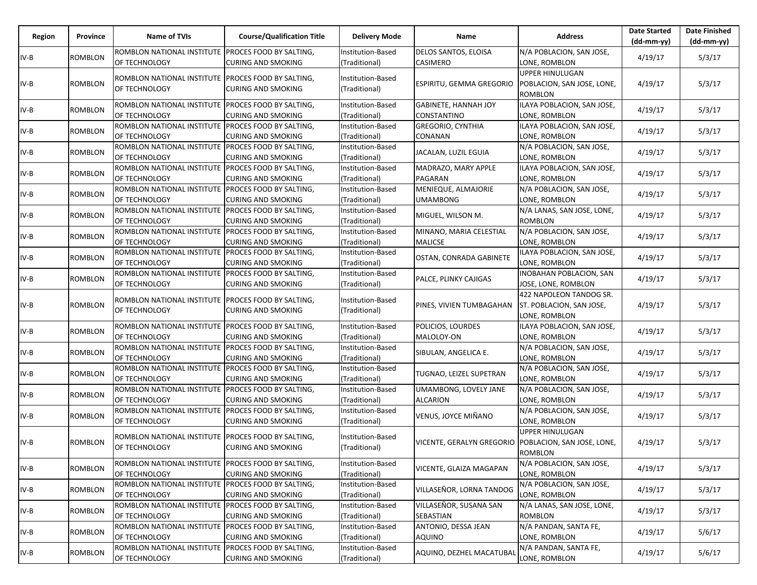| Region | Province | Name of TVIs | Course/Qualification Title | Delivery Mode | Name | Address | Date Started (dd-mm-yy) | Date Finished (dd-mm-yy) |
|---|---|---|---|---|---|---|---|---|
| IV-B | ROMBLON | ROMBLON NATIONAL INSTITUTE OF TECHNOLOGY | PROCES FOOD BY SALTING, CURING AND SMOKING | Institution-Based (Traditional) | DELOS SANTOS, ELOISA CASIMERO | N/A POBLACION, SAN JOSE, LONE, ROMBLON | 4/19/17 | 5/3/17 |
| IV-B | ROMBLON | ROMBLON NATIONAL INSTITUTE OF TECHNOLOGY | PROCES FOOD BY SALTING, CURING AND SMOKING | Institution-Based (Traditional) | ESPIRITU, GEMMA GREGORIO | UPPER HINULUGAN POBLACION, SAN JOSE, LONE, ROMBLON | 4/19/17 | 5/3/17 |
| IV-B | ROMBLON | ROMBLON NATIONAL INSTITUTE OF TECHNOLOGY | PROCES FOOD BY SALTING, CURING AND SMOKING | Institution-Based (Traditional) | GABINETE, HANNAH JOY CONSTANTINO | ILAYA POBLACION, SAN JOSE, LONE, ROMBLON | 4/19/17 | 5/3/17 |
| IV-B | ROMBLON | ROMBLON NATIONAL INSTITUTE OF TECHNOLOGY | PROCES FOOD BY SALTING, CURING AND SMOKING | Institution-Based (Traditional) | GREGORIO, CYNTHIA CONANAN | ILAYA POBLACION, SAN JOSE, LONE, ROMBLON | 4/19/17 | 5/3/17 |
| IV-B | ROMBLON | ROMBLON NATIONAL INSTITUTE OF TECHNOLOGY | PROCES FOOD BY SALTING, CURING AND SMOKING | Institution-Based (Traditional) | JACALAN, LUZIL EGUIA | N/A POBLACION, SAN JOSE, LONE, ROMBLON | 4/19/17 | 5/3/17 |
| IV-B | ROMBLON | ROMBLON NATIONAL INSTITUTE OF TECHNOLOGY | PROCES FOOD BY SALTING, CURING AND SMOKING | Institution-Based (Traditional) | MADRAZO, MARY APPLE PAGARAN | ILAYA POBLACION, SAN JOSE, LONE, ROMBLON | 4/19/17 | 5/3/17 |
| IV-B | ROMBLON | ROMBLON NATIONAL INSTITUTE OF TECHNOLOGY | PROCES FOOD BY SALTING, CURING AND SMOKING | Institution-Based (Traditional) | MENIEQUE, ALMAJORIE UMAMBONG | N/A POBLACION, SAN JOSE, LONE, ROMBLON | 4/19/17 | 5/3/17 |
| IV-B | ROMBLON | ROMBLON NATIONAL INSTITUTE OF TECHNOLOGY | PROCES FOOD BY SALTING, CURING AND SMOKING | Institution-Based (Traditional) | MIGUEL, WILSON M. | N/A LANAS, SAN JOSE, LONE, ROMBLON | 4/19/17 | 5/3/17 |
| IV-B | ROMBLON | ROMBLON NATIONAL INSTITUTE OF TECHNOLOGY | PROCES FOOD BY SALTING, CURING AND SMOKING | Institution-Based (Traditional) | MINANO, MARIA CELESTIAL MALICSE | N/A POBLACION, SAN JOSE, LONE, ROMBLON | 4/19/17 | 5/3/17 |
| IV-B | ROMBLON | ROMBLON NATIONAL INSTITUTE OF TECHNOLOGY | PROCES FOOD BY SALTING, CURING AND SMOKING | Institution-Based (Traditional) | OSTAN, CONRADA GABINETE | ILAYA POBLACION, SAN JOSE, LONE, ROMBLON | 4/19/17 | 5/3/17 |
| IV-B | ROMBLON | ROMBLON NATIONAL INSTITUTE OF TECHNOLOGY | PROCES FOOD BY SALTING, CURING AND SMOKING | Institution-Based (Traditional) | PALCE, PLINKY CAJIGAS | INOBAHAN POBLACION, SAN JOSE, LONE, ROMBLON | 4/19/17 | 5/3/17 |
| IV-B | ROMBLON | ROMBLON NATIONAL INSTITUTE OF TECHNOLOGY | PROCES FOOD BY SALTING, CURING AND SMOKING | Institution-Based (Traditional) | PINES, VIVIEN TUMBAGAHAN | 422 NAPOLEON TANDOG SR. ST. POBLACION, SAN JOSE, LONE, ROMBLON | 4/19/17 | 5/3/17 |
| IV-B | ROMBLON | ROMBLON NATIONAL INSTITUTE OF TECHNOLOGY | PROCES FOOD BY SALTING, CURING AND SMOKING | Institution-Based (Traditional) | POLICIOS, LOURDES MALOLOY-ON | ILAYA POBLACION, SAN JOSE, LONE, ROMBLON | 4/19/17 | 5/3/17 |
| IV-B | ROMBLON | ROMBLON NATIONAL INSTITUTE OF TECHNOLOGY | PROCES FOOD BY SALTING, CURING AND SMOKING | Institution-Based (Traditional) | SIBULAN, ANGELICA E. | N/A POBLACION, SAN JOSE, LONE, ROMBLON | 4/19/17 | 5/3/17 |
| IV-B | ROMBLON | ROMBLON NATIONAL INSTITUTE OF TECHNOLOGY | PROCES FOOD BY SALTING, CURING AND SMOKING | Institution-Based (Traditional) | TUGNAO, LEIZEL SUPETRAN | N/A POBLACION, SAN JOSE, LONE, ROMBLON | 4/19/17 | 5/3/17 |
| IV-B | ROMBLON | ROMBLON NATIONAL INSTITUTE OF TECHNOLOGY | PROCES FOOD BY SALTING, CURING AND SMOKING | Institution-Based (Traditional) | UMAMBONG, LOVELY JANE ALCARION | N/A POBLACION, SAN JOSE, LONE, ROMBLON | 4/19/17 | 5/3/17 |
| IV-B | ROMBLON | ROMBLON NATIONAL INSTITUTE OF TECHNOLOGY | PROCES FOOD BY SALTING, CURING AND SMOKING | Institution-Based (Traditional) | VENUS, JOYCE MIÑANO | N/A POBLACION, SAN JOSE, LONE, ROMBLON | 4/19/17 | 5/3/17 |
| IV-B | ROMBLON | ROMBLON NATIONAL INSTITUTE OF TECHNOLOGY | PROCES FOOD BY SALTING, CURING AND SMOKING | Institution-Based (Traditional) | VICENTE, GERALYN GREGORIO | UPPER HINULUGAN POBLACION, SAN JOSE, LONE, ROMBLON | 4/19/17 | 5/3/17 |
| IV-B | ROMBLON | ROMBLON NATIONAL INSTITUTE OF TECHNOLOGY | PROCES FOOD BY SALTING, CURING AND SMOKING | Institution-Based (Traditional) | VICENTE, GLAIZA MAGAPAN | N/A POBLACION, SAN JOSE, LONE, ROMBLON | 4/19/17 | 5/3/17 |
| IV-B | ROMBLON | ROMBLON NATIONAL INSTITUTE OF TECHNOLOGY | PROCES FOOD BY SALTING, CURING AND SMOKING | Institution-Based (Traditional) | VILLASEÑOR, LORNA TANDOG | N/A POBLACION, SAN JOSE, LONE, ROMBLON | 4/19/17 | 5/3/17 |
| IV-B | ROMBLON | ROMBLON NATIONAL INSTITUTE OF TECHNOLOGY | PROCES FOOD BY SALTING, CURING AND SMOKING | Institution-Based (Traditional) | VILLASEÑOR, SUSANA SAN SEBASTIAN | N/A LANAS, SAN JOSE, LONE, ROMBLON | 4/19/17 | 5/3/17 |
| IV-B | ROMBLON | ROMBLON NATIONAL INSTITUTE OF TECHNOLOGY | PROCES FOOD BY SALTING, CURING AND SMOKING | Institution-Based (Traditional) | ANTONIO, DESSA JEAN AQUINO | N/A PANDAN, SANTA FE, LONE, ROMBLON | 4/19/17 | 5/6/17 |
| IV-B | ROMBLON | ROMBLON NATIONAL INSTITUTE OF TECHNOLOGY | PROCES FOOD BY SALTING, CURING AND SMOKING | Institution-Based (Traditional) | AQUINO, DEZHEL MACATUBAL | N/A PANDAN, SANTA FE, LONE, ROMBLON | 4/19/17 | 5/6/17 |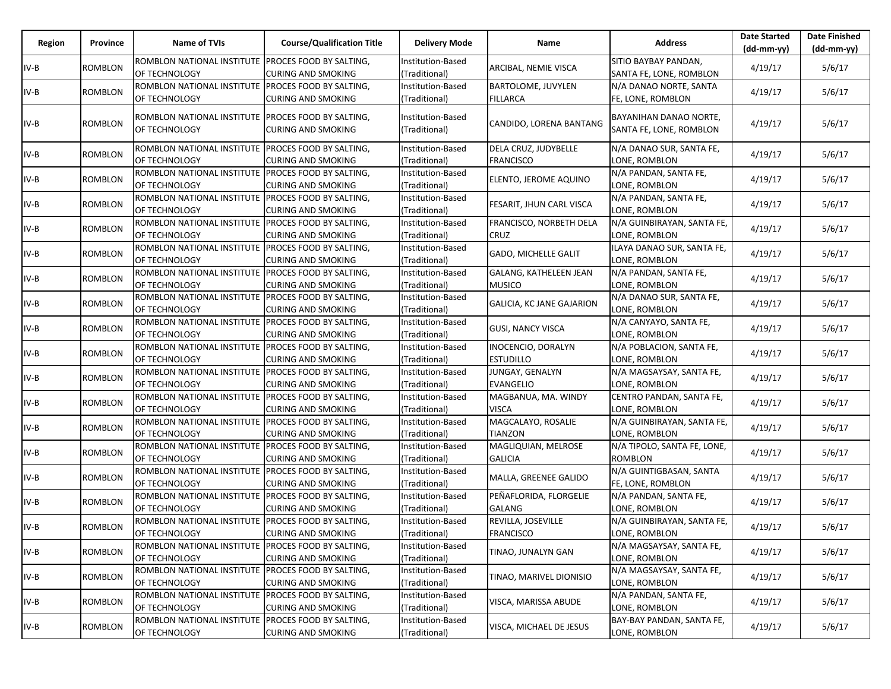| Region | Province | Name of TVIs | Course/Qualification Title | Delivery Mode | Name | Address | Date Started (dd-mm-yy) | Date Finished (dd-mm-yy) |
|---|---|---|---|---|---|---|---|---|
| IV-B | ROMBLON | ROMBLON NATIONAL INSTITUTE OF TECHNOLOGY | PROCES FOOD BY SALTING, CURING AND SMOKING | Institution-Based (Traditional) | ARCIBAL, NEMIE VISCA | SITIO BAYBAY PANDAN, SANTA FE, LONE, ROMBLON | 4/19/17 | 5/6/17 |
| IV-B | ROMBLON | ROMBLON NATIONAL INSTITUTE OF TECHNOLOGY | PROCES FOOD BY SALTING, CURING AND SMOKING | Institution-Based (Traditional) | BARTOLOME, JUVYLEN FILLARCA | N/A DANAO NORTE, SANTA FE, LONE, ROMBLON | 4/19/17 | 5/6/17 |
| IV-B | ROMBLON | ROMBLON NATIONAL INSTITUTE OF TECHNOLOGY | PROCES FOOD BY SALTING, CURING AND SMOKING | Institution-Based (Traditional) | CANDIDO, LORENA BANTANG | BAYANIHAN DANAO NORTE, SANTA FE, LONE, ROMBLON | 4/19/17 | 5/6/17 |
| IV-B | ROMBLON | ROMBLON NATIONAL INSTITUTE OF TECHNOLOGY | PROCES FOOD BY SALTING, CURING AND SMOKING | Institution-Based (Traditional) | DELA CRUZ, JUDYBELLE FRANCISCO | N/A DANAO SUR, SANTA FE, LONE, ROMBLON | 4/19/17 | 5/6/17 |
| IV-B | ROMBLON | ROMBLON NATIONAL INSTITUTE OF TECHNOLOGY | PROCES FOOD BY SALTING, CURING AND SMOKING | Institution-Based (Traditional) | ELENTO, JEROME AQUINO | N/A PANDAN, SANTA FE, LONE, ROMBLON | 4/19/17 | 5/6/17 |
| IV-B | ROMBLON | ROMBLON NATIONAL INSTITUTE OF TECHNOLOGY | PROCES FOOD BY SALTING, CURING AND SMOKING | Institution-Based (Traditional) | FESARIT, JHUN CARL VISCA | N/A PANDAN, SANTA FE, LONE, ROMBLON | 4/19/17 | 5/6/17 |
| IV-B | ROMBLON | ROMBLON NATIONAL INSTITUTE OF TECHNOLOGY | PROCES FOOD BY SALTING, CURING AND SMOKING | Institution-Based (Traditional) | FRANCISCO, NORBETH DELA CRUZ | N/A GUINBIRAYAN, SANTA FE, LONE, ROMBLON | 4/19/17 | 5/6/17 |
| IV-B | ROMBLON | ROMBLON NATIONAL INSTITUTE OF TECHNOLOGY | PROCES FOOD BY SALTING, CURING AND SMOKING | Institution-Based (Traditional) | GADO, MICHELLE GALIT | ILAYA DANAO SUR, SANTA FE, LONE, ROMBLON | 4/19/17 | 5/6/17 |
| IV-B | ROMBLON | ROMBLON NATIONAL INSTITUTE OF TECHNOLOGY | PROCES FOOD BY SALTING, CURING AND SMOKING | Institution-Based (Traditional) | GALANG, KATHELEEN JEAN MUSICO | N/A PANDAN, SANTA FE, LONE, ROMBLON | 4/19/17 | 5/6/17 |
| IV-B | ROMBLON | ROMBLON NATIONAL INSTITUTE OF TECHNOLOGY | PROCES FOOD BY SALTING, CURING AND SMOKING | Institution-Based (Traditional) | GALICIA, KC JANE GAJARION | N/A DANAO SUR, SANTA FE, LONE, ROMBLON | 4/19/17 | 5/6/17 |
| IV-B | ROMBLON | ROMBLON NATIONAL INSTITUTE OF TECHNOLOGY | PROCES FOOD BY SALTING, CURING AND SMOKING | Institution-Based (Traditional) | GUSI, NANCY VISCA | N/A CANYAYO, SANTA FE, LONE, ROMBLON | 4/19/17 | 5/6/17 |
| IV-B | ROMBLON | ROMBLON NATIONAL INSTITUTE OF TECHNOLOGY | PROCES FOOD BY SALTING, CURING AND SMOKING | Institution-Based (Traditional) | INOCENCIO, DORALYN ESTUDILLO | N/A POBLACION, SANTA FE, LONE, ROMBLON | 4/19/17 | 5/6/17 |
| IV-B | ROMBLON | ROMBLON NATIONAL INSTITUTE OF TECHNOLOGY | PROCES FOOD BY SALTING, CURING AND SMOKING | Institution-Based (Traditional) | JUNGAY, GENALYN EVANGELIO | N/A MAGSAYSAY, SANTA FE, LONE, ROMBLON | 4/19/17 | 5/6/17 |
| IV-B | ROMBLON | ROMBLON NATIONAL INSTITUTE OF TECHNOLOGY | PROCES FOOD BY SALTING, CURING AND SMOKING | Institution-Based (Traditional) | MAGBANUA, MA. WINDY VISCA | CENTRO PANDAN, SANTA FE, LONE, ROMBLON | 4/19/17 | 5/6/17 |
| IV-B | ROMBLON | ROMBLON NATIONAL INSTITUTE OF TECHNOLOGY | PROCES FOOD BY SALTING, CURING AND SMOKING | Institution-Based (Traditional) | MAGCALAYO, ROSALIE TIANZON | N/A GUINBIRAYAN, SANTA FE, LONE, ROMBLON | 4/19/17 | 5/6/17 |
| IV-B | ROMBLON | ROMBLON NATIONAL INSTITUTE OF TECHNOLOGY | PROCES FOOD BY SALTING, CURING AND SMOKING | Institution-Based (Traditional) | MAGLIQUIAN, MELROSE GALICIA | N/A TIPOLO, SANTA FE, LONE, ROMBLON | 4/19/17 | 5/6/17 |
| IV-B | ROMBLON | ROMBLON NATIONAL INSTITUTE OF TECHNOLOGY | PROCES FOOD BY SALTING, CURING AND SMOKING | Institution-Based (Traditional) | MALLA, GREENEE GALIDO | N/A GUINTIGBASAN, SANTA FE, LONE, ROMBLON | 4/19/17 | 5/6/17 |
| IV-B | ROMBLON | ROMBLON NATIONAL INSTITUTE OF TECHNOLOGY | PROCES FOOD BY SALTING, CURING AND SMOKING | Institution-Based (Traditional) | PEÑAFLORIDA, FLORGELIE GALANG | N/A PANDAN, SANTA FE, LONE, ROMBLON | 4/19/17 | 5/6/17 |
| IV-B | ROMBLON | ROMBLON NATIONAL INSTITUTE OF TECHNOLOGY | PROCES FOOD BY SALTING, CURING AND SMOKING | Institution-Based (Traditional) | REVILLA, JOSEVILLE FRANCISCO | N/A GUINBIRAYAN, SANTA FE, LONE, ROMBLON | 4/19/17 | 5/6/17 |
| IV-B | ROMBLON | ROMBLON NATIONAL INSTITUTE OF TECHNOLOGY | PROCES FOOD BY SALTING, CURING AND SMOKING | Institution-Based (Traditional) | TINAO, JUNALYN GAN | N/A MAGSAYSAY, SANTA FE, LONE, ROMBLON | 4/19/17 | 5/6/17 |
| IV-B | ROMBLON | ROMBLON NATIONAL INSTITUTE OF TECHNOLOGY | PROCES FOOD BY SALTING, CURING AND SMOKING | Institution-Based (Traditional) | TINAO, MARIVEL DIONISIO | N/A MAGSAYSAY, SANTA FE, LONE, ROMBLON | 4/19/17 | 5/6/17 |
| IV-B | ROMBLON | ROMBLON NATIONAL INSTITUTE OF TECHNOLOGY | PROCES FOOD BY SALTING, CURING AND SMOKING | Institution-Based (Traditional) | VISCA, MARISSA ABUDE | N/A PANDAN, SANTA FE, LONE, ROMBLON | 4/19/17 | 5/6/17 |
| IV-B | ROMBLON | ROMBLON NATIONAL INSTITUTE OF TECHNOLOGY | PROCES FOOD BY SALTING, CURING AND SMOKING | Institution-Based (Traditional) | VISCA, MICHAEL DE JESUS | BAY-BAY PANDAN, SANTA FE, LONE, ROMBLON | 4/19/17 | 5/6/17 |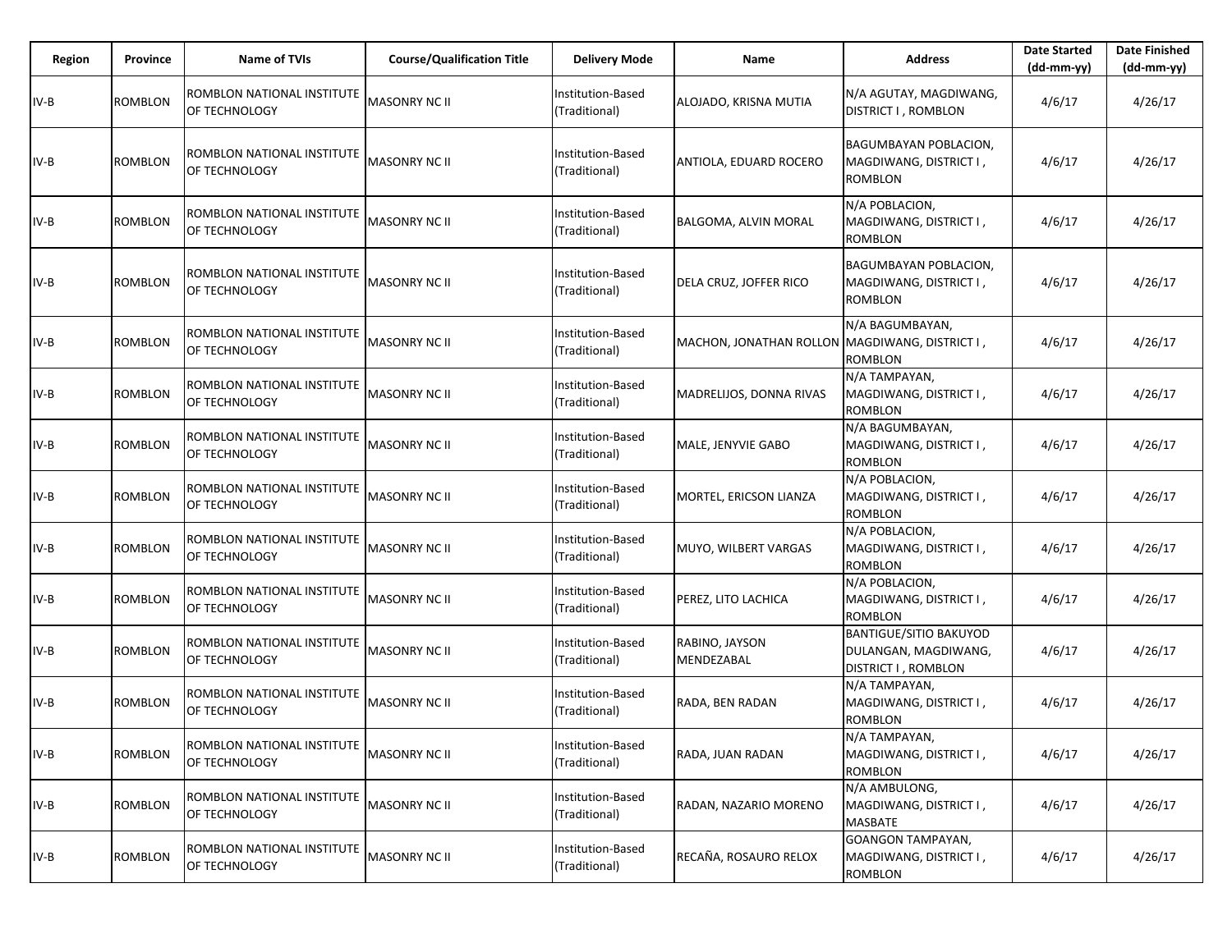| Region | Province | Name of TVIs | Course/Qualification Title | Delivery Mode | Name | Address | Date Started (dd-mm-yy) | Date Finished (dd-mm-yy) |
|---|---|---|---|---|---|---|---|---|
| IV-B | ROMBLON | ROMBLON NATIONAL INSTITUTE OF TECHNOLOGY | MASONRY NC II | Institution-Based (Traditional) | ALOJADO, KRISNA MUTIA | N/A AGUTAY, MAGDIWANG, DISTRICT I , ROMBLON | 4/6/17 | 4/26/17 |
| IV-B | ROMBLON | ROMBLON NATIONAL INSTITUTE OF TECHNOLOGY | MASONRY NC II | Institution-Based (Traditional) | ANTIOLA, EDUARD ROCERO | BAGUMBAYAN POBLACION, MAGDIWANG, DISTRICT I , ROMBLON | 4/6/17 | 4/26/17 |
| IV-B | ROMBLON | ROMBLON NATIONAL INSTITUTE OF TECHNOLOGY | MASONRY NC II | Institution-Based (Traditional) | BALGOMA, ALVIN MORAL | N/A POBLACION, MAGDIWANG, DISTRICT I , ROMBLON | 4/6/17 | 4/26/17 |
| IV-B | ROMBLON | ROMBLON NATIONAL INSTITUTE OF TECHNOLOGY | MASONRY NC II | Institution-Based (Traditional) | DELA CRUZ, JOFFER RICO | BAGUMBAYAN POBLACION, MAGDIWANG, DISTRICT I , ROMBLON | 4/6/17 | 4/26/17 |
| IV-B | ROMBLON | ROMBLON NATIONAL INSTITUTE OF TECHNOLOGY | MASONRY NC II | Institution-Based (Traditional) | MACHON, JONATHAN ROLLON | N/A BAGUMBAYAN, MAGDIWANG, DISTRICT I , ROMBLON | 4/6/17 | 4/26/17 |
| IV-B | ROMBLON | ROMBLON NATIONAL INSTITUTE OF TECHNOLOGY | MASONRY NC II | Institution-Based (Traditional) | MADRELIJOS, DONNA RIVAS | N/A TAMPAYAN, MAGDIWANG, DISTRICT I , ROMBLON | 4/6/17 | 4/26/17 |
| IV-B | ROMBLON | ROMBLON NATIONAL INSTITUTE OF TECHNOLOGY | MASONRY NC II | Institution-Based (Traditional) | MALE, JENYVIE GABO | N/A BAGUMBAYAN, MAGDIWANG, DISTRICT I , ROMBLON | 4/6/17 | 4/26/17 |
| IV-B | ROMBLON | ROMBLON NATIONAL INSTITUTE OF TECHNOLOGY | MASONRY NC II | Institution-Based (Traditional) | MORTEL, ERICSON LIANZA | N/A POBLACION, MAGDIWANG, DISTRICT I , ROMBLON | 4/6/17 | 4/26/17 |
| IV-B | ROMBLON | ROMBLON NATIONAL INSTITUTE OF TECHNOLOGY | MASONRY NC II | Institution-Based (Traditional) | MUYO, WILBERT VARGAS | N/A POBLACION, MAGDIWANG, DISTRICT I , ROMBLON | 4/6/17 | 4/26/17 |
| IV-B | ROMBLON | ROMBLON NATIONAL INSTITUTE OF TECHNOLOGY | MASONRY NC II | Institution-Based (Traditional) | PEREZ, LITO LACHICA | N/A POBLACION, MAGDIWANG, DISTRICT I , ROMBLON | 4/6/17 | 4/26/17 |
| IV-B | ROMBLON | ROMBLON NATIONAL INSTITUTE OF TECHNOLOGY | MASONRY NC II | Institution-Based (Traditional) | RABINO, JAYSON MENDEZABAL | BANTIGUE/SITIO BAKUYOD DULANGAN, MAGDIWANG, DISTRICT I , ROMBLON | 4/6/17 | 4/26/17 |
| IV-B | ROMBLON | ROMBLON NATIONAL INSTITUTE OF TECHNOLOGY | MASONRY NC II | Institution-Based (Traditional) | RADA, BEN RADAN | N/A TAMPAYAN, MAGDIWANG, DISTRICT I , ROMBLON | 4/6/17 | 4/26/17 |
| IV-B | ROMBLON | ROMBLON NATIONAL INSTITUTE OF TECHNOLOGY | MASONRY NC II | Institution-Based (Traditional) | RADA, JUAN RADAN | N/A TAMPAYAN, MAGDIWANG, DISTRICT I , ROMBLON | 4/6/17 | 4/26/17 |
| IV-B | ROMBLON | ROMBLON NATIONAL INSTITUTE OF TECHNOLOGY | MASONRY NC II | Institution-Based (Traditional) | RADAN, NAZARIO MORENO | N/A AMBULONG, MAGDIWANG, DISTRICT I , MASBATE | 4/6/17 | 4/26/17 |
| IV-B | ROMBLON | ROMBLON NATIONAL INSTITUTE OF TECHNOLOGY | MASONRY NC II | Institution-Based (Traditional) | RECAÑA, ROSAURO RELOX | GOANGON TAMPAYAN, MAGDIWANG, DISTRICT I , ROMBLON | 4/6/17 | 4/26/17 |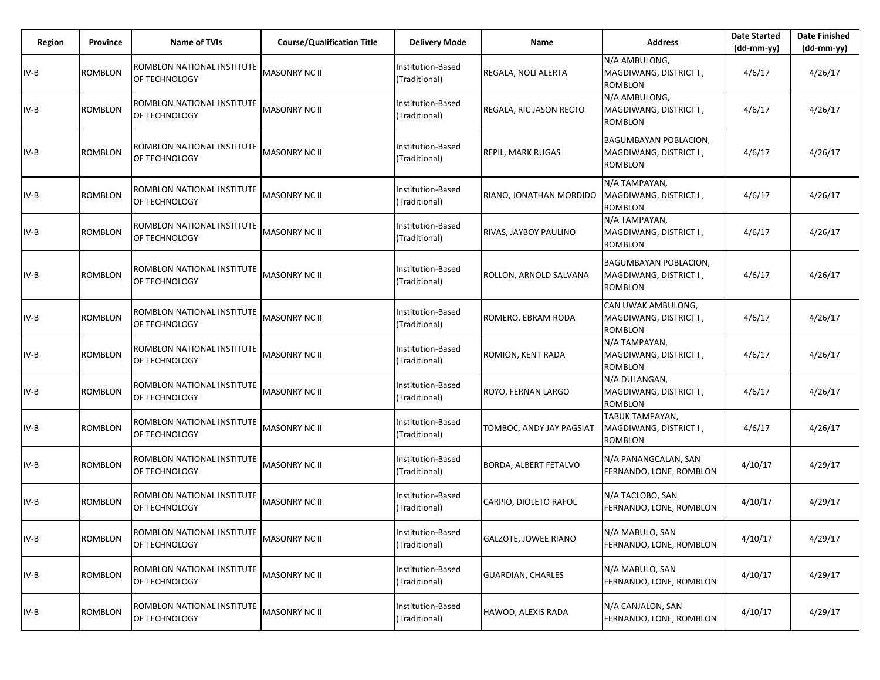| Region | Province | Name of TVIs | Course/Qualification Title | Delivery Mode | Name | Address | Date Started (dd-mm-yy) | Date Finished (dd-mm-yy) |
|---|---|---|---|---|---|---|---|---|
| IV-B | ROMBLON | ROMBLON NATIONAL INSTITUTE OF TECHNOLOGY | MASONRY NC II | Institution-Based (Traditional) | REGALA, NOLI ALERTA | N/A AMBULONG, MAGDIWANG, DISTRICT I , ROMBLON | 4/6/17 | 4/26/17 |
| IV-B | ROMBLON | ROMBLON NATIONAL INSTITUTE OF TECHNOLOGY | MASONRY NC II | Institution-Based (Traditional) | REGALA, RIC JASON RECTO | N/A AMBULONG, MAGDIWANG, DISTRICT I , ROMBLON | 4/6/17 | 4/26/17 |
| IV-B | ROMBLON | ROMBLON NATIONAL INSTITUTE OF TECHNOLOGY | MASONRY NC II | Institution-Based (Traditional) | REPIL, MARK RUGAS | BAGUMBAYAN POBLACION, MAGDIWANG, DISTRICT I , ROMBLON | 4/6/17 | 4/26/17 |
| IV-B | ROMBLON | ROMBLON NATIONAL INSTITUTE OF TECHNOLOGY | MASONRY NC II | Institution-Based (Traditional) | RIANO, JONATHAN MORDIDO | N/A TAMPAYAN, MAGDIWANG, DISTRICT I , ROMBLON | 4/6/17 | 4/26/17 |
| IV-B | ROMBLON | ROMBLON NATIONAL INSTITUTE OF TECHNOLOGY | MASONRY NC II | Institution-Based (Traditional) | RIVAS, JAYBOY PAULINO | N/A TAMPAYAN, MAGDIWANG, DISTRICT I , ROMBLON | 4/6/17 | 4/26/17 |
| IV-B | ROMBLON | ROMBLON NATIONAL INSTITUTE OF TECHNOLOGY | MASONRY NC II | Institution-Based (Traditional) | ROLLON, ARNOLD SALVANA | BAGUMBAYAN POBLACION, MAGDIWANG, DISTRICT I , ROMBLON | 4/6/17 | 4/26/17 |
| IV-B | ROMBLON | ROMBLON NATIONAL INSTITUTE OF TECHNOLOGY | MASONRY NC II | Institution-Based (Traditional) | ROMERO, EBRAM RODA | CAN UWAK AMBULONG, MAGDIWANG, DISTRICT I , ROMBLON | 4/6/17 | 4/26/17 |
| IV-B | ROMBLON | ROMBLON NATIONAL INSTITUTE OF TECHNOLOGY | MASONRY NC II | Institution-Based (Traditional) | ROMION, KENT RADA | N/A TAMPAYAN, MAGDIWANG, DISTRICT I , ROMBLON | 4/6/17 | 4/26/17 |
| IV-B | ROMBLON | ROMBLON NATIONAL INSTITUTE OF TECHNOLOGY | MASONRY NC II | Institution-Based (Traditional) | ROYO, FERNAN LARGO | N/A DULANGAN, MAGDIWANG, DISTRICT I , ROMBLON | 4/6/17 | 4/26/17 |
| IV-B | ROMBLON | ROMBLON NATIONAL INSTITUTE OF TECHNOLOGY | MASONRY NC II | Institution-Based (Traditional) | TOMBOC, ANDY JAY PAGSIAT | TABUK TAMPAYAN, MAGDIWANG, DISTRICT I , ROMBLON | 4/6/17 | 4/26/17 |
| IV-B | ROMBLON | ROMBLON NATIONAL INSTITUTE OF TECHNOLOGY | MASONRY NC II | Institution-Based (Traditional) | BORDA, ALBERT FETALVO | N/A PANANGCALAN, SAN FERNANDO, LONE, ROMBLON | 4/10/17 | 4/29/17 |
| IV-B | ROMBLON | ROMBLON NATIONAL INSTITUTE OF TECHNOLOGY | MASONRY NC II | Institution-Based (Traditional) | CARPIO, DIOLETO RAFOL | N/A TACLOBO, SAN FERNANDO, LONE, ROMBLON | 4/10/17 | 4/29/17 |
| IV-B | ROMBLON | ROMBLON NATIONAL INSTITUTE OF TECHNOLOGY | MASONRY NC II | Institution-Based (Traditional) | GALZOTE, JOWEE RIANO | N/A MABULO, SAN FERNANDO, LONE, ROMBLON | 4/10/17 | 4/29/17 |
| IV-B | ROMBLON | ROMBLON NATIONAL INSTITUTE OF TECHNOLOGY | MASONRY NC II | Institution-Based (Traditional) | GUARDIAN, CHARLES | N/A MABULO, SAN FERNANDO, LONE, ROMBLON | 4/10/17 | 4/29/17 |
| IV-B | ROMBLON | ROMBLON NATIONAL INSTITUTE OF TECHNOLOGY | MASONRY NC II | Institution-Based (Traditional) | HAWOD, ALEXIS RADA | N/A CANJALON, SAN FERNANDO, LONE, ROMBLON | 4/10/17 | 4/29/17 |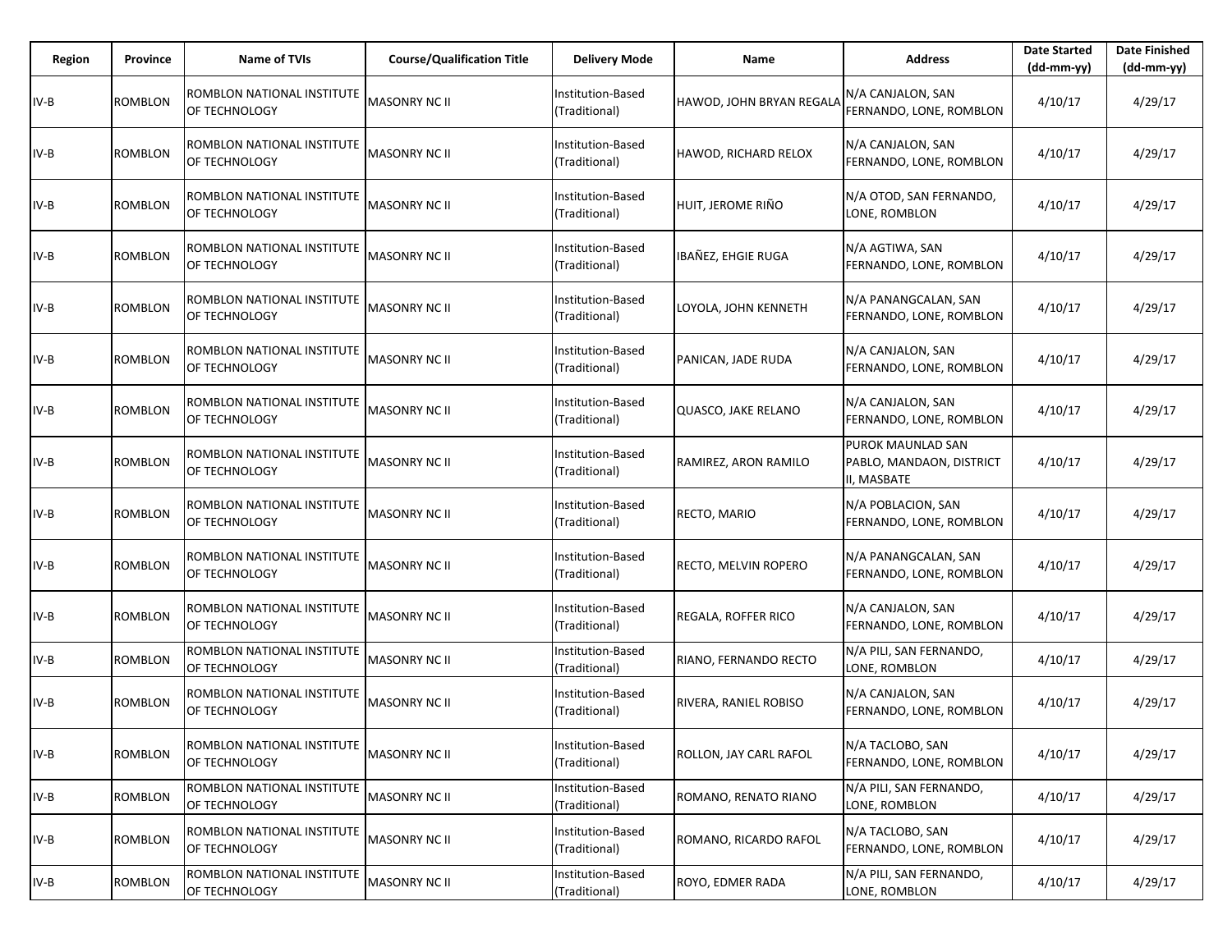| Region | Province | Name of TVIs | Course/Qualification Title | Delivery Mode | Name | Address | Date Started (dd-mm-yy) | Date Finished (dd-mm-yy) |
|---|---|---|---|---|---|---|---|---|
| IV-B | ROMBLON | ROMBLON NATIONAL INSTITUTE OF TECHNOLOGY | MASONRY NC II | Institution-Based (Traditional) | HAWOD, JOHN BRYAN REGALA | N/A CANJALON, SAN FERNANDO, LONE, ROMBLON | 4/10/17 | 4/29/17 |
| IV-B | ROMBLON | ROMBLON NATIONAL INSTITUTE OF TECHNOLOGY | MASONRY NC II | Institution-Based (Traditional) | HAWOD, RICHARD RELOX | N/A CANJALON, SAN FERNANDO, LONE, ROMBLON | 4/10/17 | 4/29/17 |
| IV-B | ROMBLON | ROMBLON NATIONAL INSTITUTE OF TECHNOLOGY | MASONRY NC II | Institution-Based (Traditional) | HUIT, JEROME RIÑO | N/A OTOD, SAN FERNANDO, LONE, ROMBLON | 4/10/17 | 4/29/17 |
| IV-B | ROMBLON | ROMBLON NATIONAL INSTITUTE OF TECHNOLOGY | MASONRY NC II | Institution-Based (Traditional) | IBAÑEZ, EHGIE RUGA | N/A AGTIWA, SAN FERNANDO, LONE, ROMBLON | 4/10/17 | 4/29/17 |
| IV-B | ROMBLON | ROMBLON NATIONAL INSTITUTE OF TECHNOLOGY | MASONRY NC II | Institution-Based (Traditional) | LOYOLA, JOHN KENNETH | N/A PANANGCALAN, SAN FERNANDO, LONE, ROMBLON | 4/10/17 | 4/29/17 |
| IV-B | ROMBLON | ROMBLON NATIONAL INSTITUTE OF TECHNOLOGY | MASONRY NC II | Institution-Based (Traditional) | PANICAN, JADE RUDA | N/A CANJALON, SAN FERNANDO, LONE, ROMBLON | 4/10/17 | 4/29/17 |
| IV-B | ROMBLON | ROMBLON NATIONAL INSTITUTE OF TECHNOLOGY | MASONRY NC II | Institution-Based (Traditional) | QUASCO, JAKE RELANO | N/A CANJALON, SAN FERNANDO, LONE, ROMBLON | 4/10/17 | 4/29/17 |
| IV-B | ROMBLON | ROMBLON NATIONAL INSTITUTE OF TECHNOLOGY | MASONRY NC II | Institution-Based (Traditional) | RAMIREZ, ARON RAMILO | PUROK MAUNLAD SAN PABLO, MANDAON, DISTRICT II, MASBATE | 4/10/17 | 4/29/17 |
| IV-B | ROMBLON | ROMBLON NATIONAL INSTITUTE OF TECHNOLOGY | MASONRY NC II | Institution-Based (Traditional) | RECTO, MARIO | N/A POBLACION, SAN FERNANDO, LONE, ROMBLON | 4/10/17 | 4/29/17 |
| IV-B | ROMBLON | ROMBLON NATIONAL INSTITUTE OF TECHNOLOGY | MASONRY NC II | Institution-Based (Traditional) | RECTO, MELVIN ROPERO | N/A PANANGCALAN, SAN FERNANDO, LONE, ROMBLON | 4/10/17 | 4/29/17 |
| IV-B | ROMBLON | ROMBLON NATIONAL INSTITUTE OF TECHNOLOGY | MASONRY NC II | Institution-Based (Traditional) | REGALA, ROFFER RICO | N/A CANJALON, SAN FERNANDO, LONE, ROMBLON | 4/10/17 | 4/29/17 |
| IV-B | ROMBLON | ROMBLON NATIONAL INSTITUTE OF TECHNOLOGY | MASONRY NC II | Institution-Based (Traditional) | RIANO, FERNANDO RECTO | N/A PILI, SAN FERNANDO, LONE, ROMBLON | 4/10/17 | 4/29/17 |
| IV-B | ROMBLON | ROMBLON NATIONAL INSTITUTE OF TECHNOLOGY | MASONRY NC II | Institution-Based (Traditional) | RIVERA, RANIEL ROBISO | N/A CANJALON, SAN FERNANDO, LONE, ROMBLON | 4/10/17 | 4/29/17 |
| IV-B | ROMBLON | ROMBLON NATIONAL INSTITUTE OF TECHNOLOGY | MASONRY NC II | Institution-Based (Traditional) | ROLLON, JAY CARL RAFOL | N/A TACLOBO, SAN FERNANDO, LONE, ROMBLON | 4/10/17 | 4/29/17 |
| IV-B | ROMBLON | ROMBLON NATIONAL INSTITUTE OF TECHNOLOGY | MASONRY NC II | Institution-Based (Traditional) | ROMANO, RENATO RIANO | N/A PILI, SAN FERNANDO, LONE, ROMBLON | 4/10/17 | 4/29/17 |
| IV-B | ROMBLON | ROMBLON NATIONAL INSTITUTE OF TECHNOLOGY | MASONRY NC II | Institution-Based (Traditional) | ROMANO, RICARDO RAFOL | N/A TACLOBO, SAN FERNANDO, LONE, ROMBLON | 4/10/17 | 4/29/17 |
| IV-B | ROMBLON | ROMBLON NATIONAL INSTITUTE OF TECHNOLOGY | MASONRY NC II | Institution-Based (Traditional) | ROYO, EDMER RADA | N/A PILI, SAN FERNANDO, LONE, ROMBLON | 4/10/17 | 4/29/17 |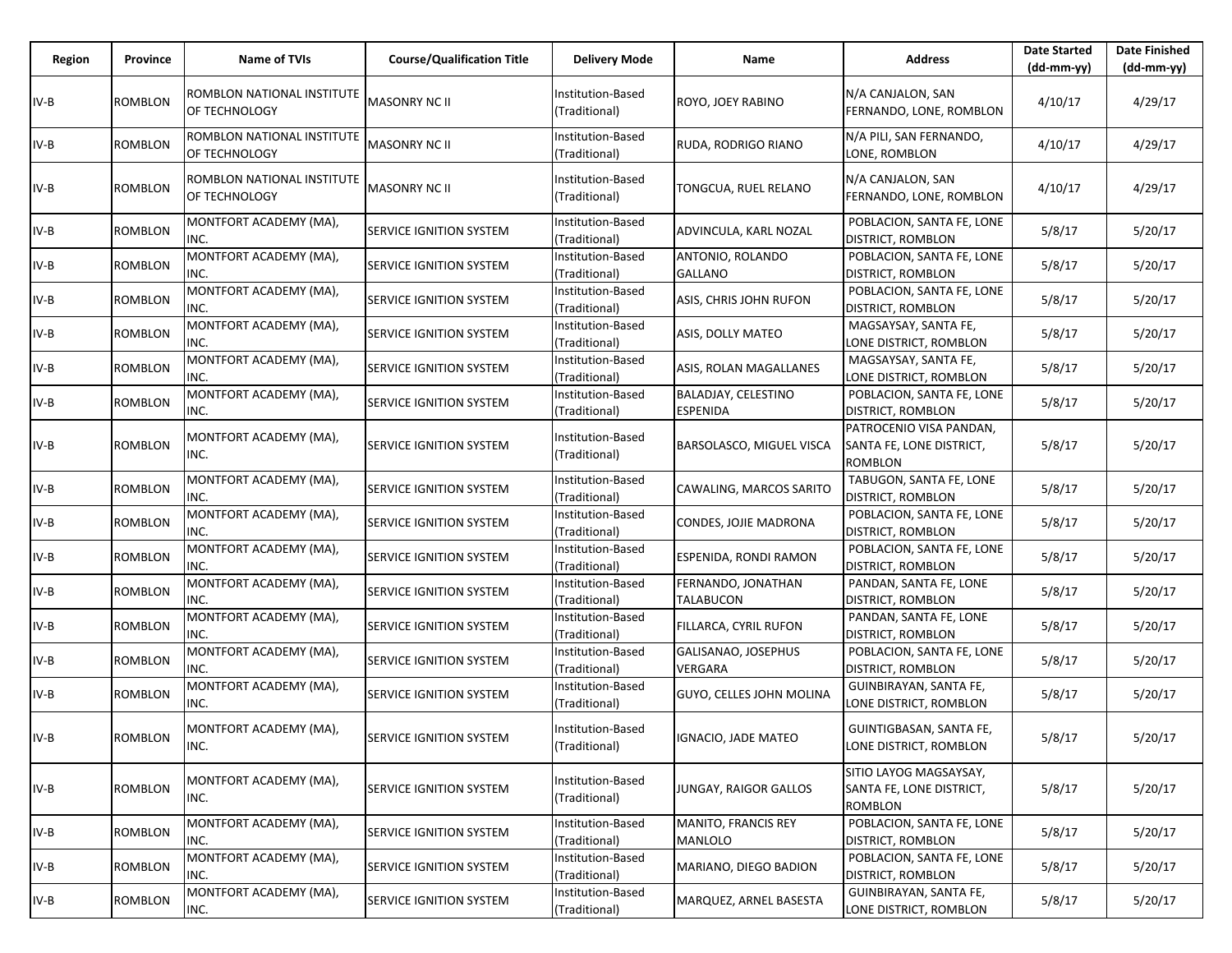| Region | Province | Name of TVIs | Course/Qualification Title | Delivery Mode | Name | Address | Date Started (dd-mm-yy) | Date Finished (dd-mm-yy) |
|---|---|---|---|---|---|---|---|---|
| IV-B | ROMBLON | ROMBLON NATIONAL INSTITUTE OF TECHNOLOGY | MASONRY NC II | Institution-Based (Traditional) | ROYO, JOEY RABINO | N/A CANJALON, SAN FERNANDO, LONE, ROMBLON | 4/10/17 | 4/29/17 |
| IV-B | ROMBLON | ROMBLON NATIONAL INSTITUTE OF TECHNOLOGY | MASONRY NC II | Institution-Based (Traditional) | RUDA, RODRIGO RIANO | N/A PILI, SAN FERNANDO, LONE, ROMBLON | 4/10/17 | 4/29/17 |
| IV-B | ROMBLON | ROMBLON NATIONAL INSTITUTE OF TECHNOLOGY | MASONRY NC II | Institution-Based (Traditional) | TONGCUA, RUEL RELANO | N/A CANJALON, SAN FERNANDO, LONE, ROMBLON | 4/10/17 | 4/29/17 |
| IV-B | ROMBLON | MONTFORT ACADEMY (MA), INC. | SERVICE IGNITION SYSTEM | Institution-Based (Traditional) | ADVINCULA, KARL NOZAL | POBLACION, SANTA FE, LONE DISTRICT, ROMBLON | 5/8/17 | 5/20/17 |
| IV-B | ROMBLON | MONTFORT ACADEMY (MA), INC. | SERVICE IGNITION SYSTEM | Institution-Based (Traditional) | ANTONIO, ROLANDO GALLANO | POBLACION, SANTA FE, LONE DISTRICT, ROMBLON | 5/8/17 | 5/20/17 |
| IV-B | ROMBLON | MONTFORT ACADEMY (MA), INC. | SERVICE IGNITION SYSTEM | Institution-Based (Traditional) | ASIS, CHRIS JOHN RUFON | POBLACION, SANTA FE, LONE DISTRICT, ROMBLON | 5/8/17 | 5/20/17 |
| IV-B | ROMBLON | MONTFORT ACADEMY (MA), INC. | SERVICE IGNITION SYSTEM | Institution-Based (Traditional) | ASIS, DOLLY MATEO | MAGSAYSAY, SANTA FE, LONE DISTRICT, ROMBLON | 5/8/17 | 5/20/17 |
| IV-B | ROMBLON | MONTFORT ACADEMY (MA), INC. | SERVICE IGNITION SYSTEM | Institution-Based (Traditional) | ASIS, ROLAN MAGALLANES | MAGSAYSAY, SANTA FE, LONE DISTRICT, ROMBLON | 5/8/17 | 5/20/17 |
| IV-B | ROMBLON | MONTFORT ACADEMY (MA), INC. | SERVICE IGNITION SYSTEM | Institution-Based (Traditional) | BALADJAY, CELESTINO ESPENIDA | POBLACION, SANTA FE, LONE DISTRICT, ROMBLON | 5/8/17 | 5/20/17 |
| IV-B | ROMBLON | MONTFORT ACADEMY (MA), INC. | SERVICE IGNITION SYSTEM | Institution-Based (Traditional) | BARSOLASCO, MIGUEL VISCA | PATROCENIO VISA PANDAN, SANTA FE, LONE DISTRICT, ROMBLON | 5/8/17 | 5/20/17 |
| IV-B | ROMBLON | MONTFORT ACADEMY (MA), INC. | SERVICE IGNITION SYSTEM | Institution-Based (Traditional) | CAWALING, MARCOS SARITO | TABUGON, SANTA FE, LONE DISTRICT, ROMBLON | 5/8/17 | 5/20/17 |
| IV-B | ROMBLON | MONTFORT ACADEMY (MA), INC. | SERVICE IGNITION SYSTEM | Institution-Based (Traditional) | CONDES, JOJIE MADRONA | POBLACION, SANTA FE, LONE DISTRICT, ROMBLON | 5/8/17 | 5/20/17 |
| IV-B | ROMBLON | MONTFORT ACADEMY (MA), INC. | SERVICE IGNITION SYSTEM | Institution-Based (Traditional) | ESPENIDA, RONDI RAMON | POBLACION, SANTA FE, LONE DISTRICT, ROMBLON | 5/8/17 | 5/20/17 |
| IV-B | ROMBLON | MONTFORT ACADEMY (MA), INC. | SERVICE IGNITION SYSTEM | Institution-Based (Traditional) | FERNANDO, JONATHAN TALABUCON | PANDAN, SANTA FE, LONE DISTRICT, ROMBLON | 5/8/17 | 5/20/17 |
| IV-B | ROMBLON | MONTFORT ACADEMY (MA), INC. | SERVICE IGNITION SYSTEM | Institution-Based (Traditional) | FILLARCA, CYRIL RUFON | PANDAN, SANTA FE, LONE DISTRICT, ROMBLON | 5/8/17 | 5/20/17 |
| IV-B | ROMBLON | MONTFORT ACADEMY (MA), INC. | SERVICE IGNITION SYSTEM | Institution-Based (Traditional) | GALISANAO, JOSEPHUS VERGARA | POBLACION, SANTA FE, LONE DISTRICT, ROMBLON | 5/8/17 | 5/20/17 |
| IV-B | ROMBLON | MONTFORT ACADEMY (MA), INC. | SERVICE IGNITION SYSTEM | Institution-Based (Traditional) | GUYO, CELLES JOHN MOLINA | GUINBIRAYAN, SANTA FE, LONE DISTRICT, ROMBLON | 5/8/17 | 5/20/17 |
| IV-B | ROMBLON | MONTFORT ACADEMY (MA), INC. | SERVICE IGNITION SYSTEM | Institution-Based (Traditional) | IGNACIO, JADE MATEO | GUINTIGBASAN, SANTA FE, LONE DISTRICT, ROMBLON | 5/8/17 | 5/20/17 |
| IV-B | ROMBLON | MONTFORT ACADEMY (MA), INC. | SERVICE IGNITION SYSTEM | Institution-Based (Traditional) | JUNGAY, RAIGOR GALLOS | SITIO LAYOG MAGSAYSAY, SANTA FE, LONE DISTRICT, ROMBLON | 5/8/17 | 5/20/17 |
| IV-B | ROMBLON | MONTFORT ACADEMY (MA), INC. | SERVICE IGNITION SYSTEM | Institution-Based (Traditional) | MANITO, FRANCIS REY MANLOLO | POBLACION, SANTA FE, LONE DISTRICT, ROMBLON | 5/8/17 | 5/20/17 |
| IV-B | ROMBLON | MONTFORT ACADEMY (MA), INC. | SERVICE IGNITION SYSTEM | Institution-Based (Traditional) | MARIANO, DIEGO BADION | POBLACION, SANTA FE, LONE DISTRICT, ROMBLON | 5/8/17 | 5/20/17 |
| IV-B | ROMBLON | MONTFORT ACADEMY (MA), INC. | SERVICE IGNITION SYSTEM | Institution-Based (Traditional) | MARQUEZ, ARNEL BASESTA | GUINBIRAYAN, SANTA FE, LONE DISTRICT, ROMBLON | 5/8/17 | 5/20/17 |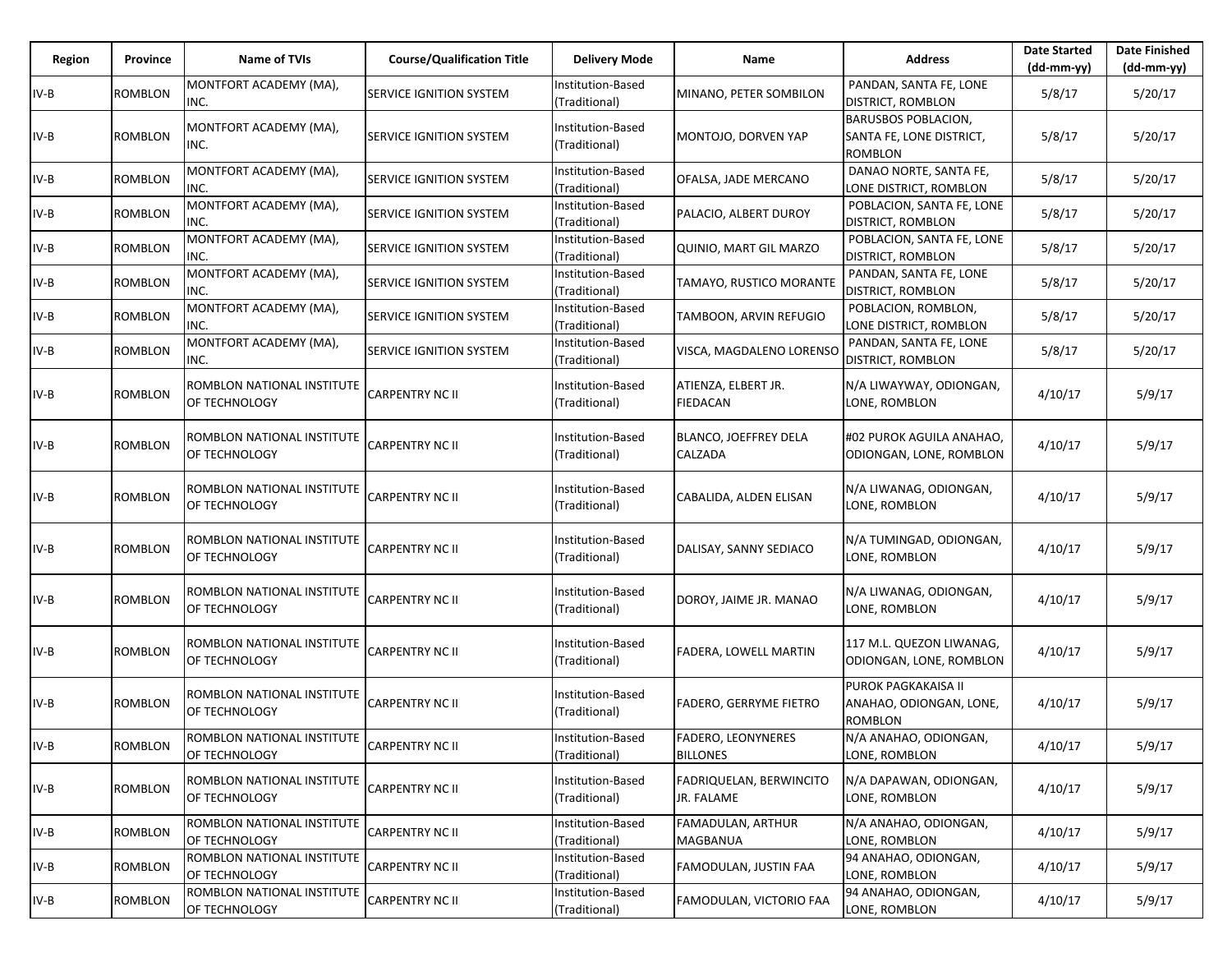| Region | Province | Name of TVIs | Course/Qualification Title | Delivery Mode | Name | Address | Date Started (dd-mm-yy) | Date Finished (dd-mm-yy) |
|---|---|---|---|---|---|---|---|---|
| IV-B | ROMBLON | MONTFORT ACADEMY (MA), INC. | SERVICE IGNITION SYSTEM | Institution-Based (Traditional) | MINANO, PETER SOMBILON | PANDAN, SANTA FE, LONE DISTRICT, ROMBLON | 5/8/17 | 5/20/17 |
| IV-B | ROMBLON | MONTFORT ACADEMY (MA), INC. | SERVICE IGNITION SYSTEM | Institution-Based (Traditional) | MONTOJO, DORVEN YAP | BARUSBOS POBLACION, SANTA FE, LONE DISTRICT, ROMBLON | 5/8/17 | 5/20/17 |
| IV-B | ROMBLON | MONTFORT ACADEMY (MA), INC. | SERVICE IGNITION SYSTEM | Institution-Based (Traditional) | OFALSA, JADE MERCANO | DANAO NORTE, SANTA FE, LONE DISTRICT, ROMBLON | 5/8/17 | 5/20/17 |
| IV-B | ROMBLON | MONTFORT ACADEMY (MA), INC. | SERVICE IGNITION SYSTEM | Institution-Based (Traditional) | PALACIO, ALBERT DUROY | POBLACION, SANTA FE, LONE DISTRICT, ROMBLON | 5/8/17 | 5/20/17 |
| IV-B | ROMBLON | MONTFORT ACADEMY (MA), INC. | SERVICE IGNITION SYSTEM | Institution-Based (Traditional) | QUINIO, MART GIL MARZO | POBLACION, SANTA FE, LONE DISTRICT, ROMBLON | 5/8/17 | 5/20/17 |
| IV-B | ROMBLON | MONTFORT ACADEMY (MA), INC. | SERVICE IGNITION SYSTEM | Institution-Based (Traditional) | TAMAYO, RUSTICO MORANTE | PANDAN, SANTA FE, LONE DISTRICT, ROMBLON | 5/8/17 | 5/20/17 |
| IV-B | ROMBLON | MONTFORT ACADEMY (MA), INC. | SERVICE IGNITION SYSTEM | Institution-Based (Traditional) | TAMBOON, ARVIN REFUGIO | POBLACION, ROMBLON, LONE DISTRICT, ROMBLON | 5/8/17 | 5/20/17 |
| IV-B | ROMBLON | MONTFORT ACADEMY (MA), INC. | SERVICE IGNITION SYSTEM | Institution-Based (Traditional) | VISCA, MAGDALENO LORENSO | PANDAN, SANTA FE, LONE DISTRICT, ROMBLON | 5/8/17 | 5/20/17 |
| IV-B | ROMBLON | ROMBLON NATIONAL INSTITUTE OF TECHNOLOGY | CARPENTRY NC II | Institution-Based (Traditional) | ATIENZA, ELBERT JR. FIEDACAN | N/A LIWAYWAY, ODIONGAN, LONE, ROMBLON | 4/10/17 | 5/9/17 |
| IV-B | ROMBLON | ROMBLON NATIONAL INSTITUTE OF TECHNOLOGY | CARPENTRY NC II | Institution-Based (Traditional) | BLANCO, JOEFFREY DELA CALZADA | #02 PUROK AGUILA ANAHAO, ODIONGAN, LONE, ROMBLON | 4/10/17 | 5/9/17 |
| IV-B | ROMBLON | ROMBLON NATIONAL INSTITUTE OF TECHNOLOGY | CARPENTRY NC II | Institution-Based (Traditional) | CABALIDA, ALDEN ELISAN | N/A LIWANAG, ODIONGAN, LONE, ROMBLON | 4/10/17 | 5/9/17 |
| IV-B | ROMBLON | ROMBLON NATIONAL INSTITUTE OF TECHNOLOGY | CARPENTRY NC II | Institution-Based (Traditional) | DALISAY, SANNY SEDIACO | N/A TUMINGAD, ODIONGAN, LONE, ROMBLON | 4/10/17 | 5/9/17 |
| IV-B | ROMBLON | ROMBLON NATIONAL INSTITUTE OF TECHNOLOGY | CARPENTRY NC II | Institution-Based (Traditional) | DOROY, JAIME JR. MANAO | N/A LIWANAG, ODIONGAN, LONE, ROMBLON | 4/10/17 | 5/9/17 |
| IV-B | ROMBLON | ROMBLON NATIONAL INSTITUTE OF TECHNOLOGY | CARPENTRY NC II | Institution-Based (Traditional) | FADERA, LOWELL MARTIN | 117 M.L. QUEZON LIWANAG, ODIONGAN, LONE, ROMBLON | 4/10/17 | 5/9/17 |
| IV-B | ROMBLON | ROMBLON NATIONAL INSTITUTE OF TECHNOLOGY | CARPENTRY NC II | Institution-Based (Traditional) | FADERO, GERRYME FIETRO | PUROK PAGKAKAISA II ANAHAO, ODIONGAN, LONE, ROMBLON | 4/10/17 | 5/9/17 |
| IV-B | ROMBLON | ROMBLON NATIONAL INSTITUTE OF TECHNOLOGY | CARPENTRY NC II | Institution-Based (Traditional) | FADERO, LEONYNERES BILLONES | N/A ANAHAO, ODIONGAN, LONE, ROMBLON | 4/10/17 | 5/9/17 |
| IV-B | ROMBLON | ROMBLON NATIONAL INSTITUTE OF TECHNOLOGY | CARPENTRY NC II | Institution-Based (Traditional) | FADRIQUELAN, BERWINCITO JR. FALAME | N/A DAPAWAN, ODIONGAN, LONE, ROMBLON | 4/10/17 | 5/9/17 |
| IV-B | ROMBLON | ROMBLON NATIONAL INSTITUTE OF TECHNOLOGY | CARPENTRY NC II | Institution-Based (Traditional) | FAMADULAN, ARTHUR MAGBANUA | N/A ANAHAO, ODIONGAN, LONE, ROMBLON | 4/10/17 | 5/9/17 |
| IV-B | ROMBLON | ROMBLON NATIONAL INSTITUTE OF TECHNOLOGY | CARPENTRY NC II | Institution-Based (Traditional) | FAMODULAN, JUSTIN FAA | 94 ANAHAO, ODIONGAN, LONE, ROMBLON | 4/10/17 | 5/9/17 |
| IV-B | ROMBLON | ROMBLON NATIONAL INSTITUTE OF TECHNOLOGY | CARPENTRY NC II | Institution-Based (Traditional) | FAMODULAN, VICTORIO FAA | 94 ANAHAO, ODIONGAN, LONE, ROMBLON | 4/10/17 | 5/9/17 |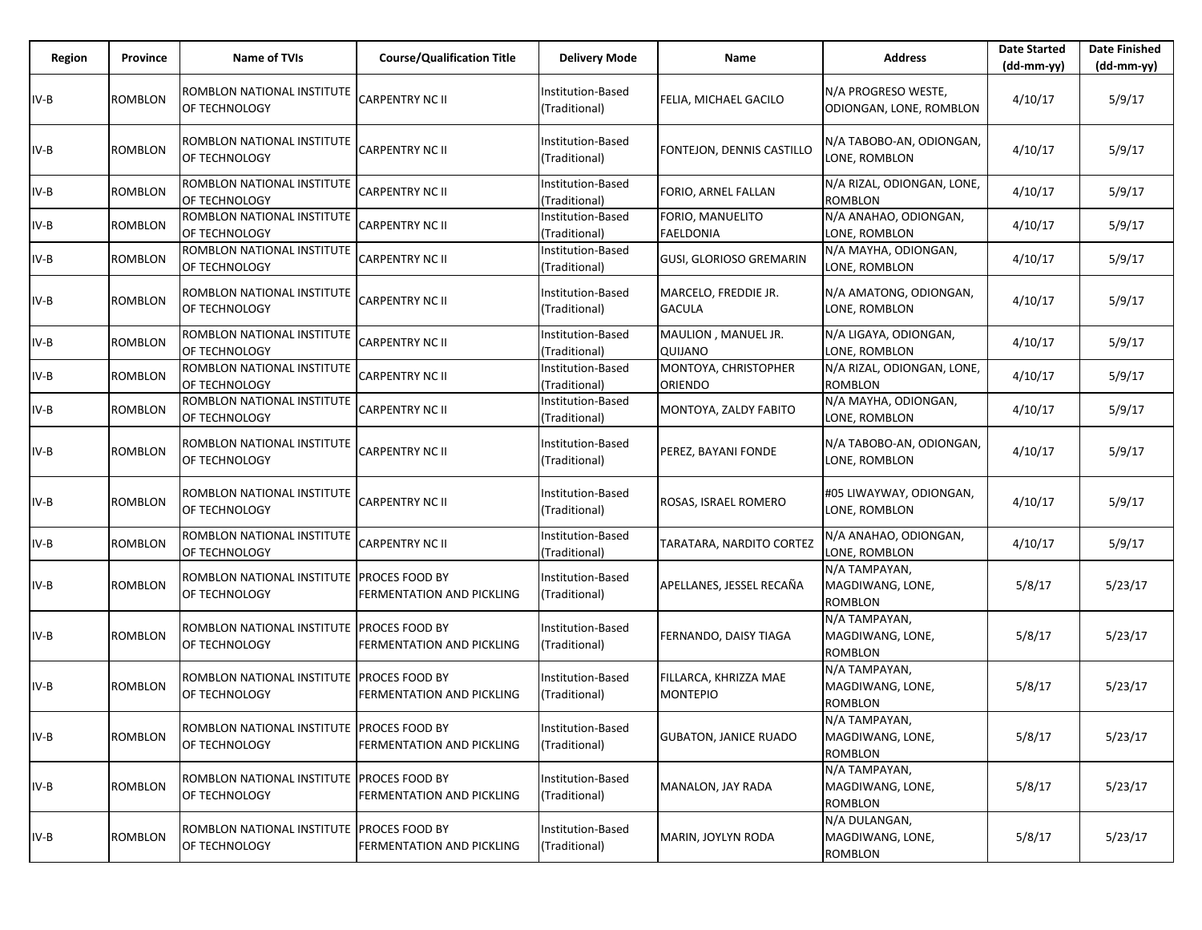| Region | Province | Name of TVIs | Course/Qualification Title | Delivery Mode | Name | Address | Date Started (dd-mm-yy) | Date Finished (dd-mm-yy) |
|---|---|---|---|---|---|---|---|---|
| IV-B | ROMBLON | ROMBLON NATIONAL INSTITUTE OF TECHNOLOGY | CARPENTRY NC II | Institution-Based (Traditional) | FELIA, MICHAEL GACILO | N/A PROGRESO WESTE, ODIONGAN, LONE, ROMBLON | 4/10/17 | 5/9/17 |
| IV-B | ROMBLON | ROMBLON NATIONAL INSTITUTE OF TECHNOLOGY | CARPENTRY NC II | Institution-Based (Traditional) | FONTEJON, DENNIS CASTILLO | N/A TABOBO-AN, ODIONGAN, LONE, ROMBLON | 4/10/17 | 5/9/17 |
| IV-B | ROMBLON | ROMBLON NATIONAL INSTITUTE OF TECHNOLOGY | CARPENTRY NC II | Institution-Based (Traditional) | FORIO, ARNEL FALLAN | N/A RIZAL, ODIONGAN, LONE, ROMBLON | 4/10/17 | 5/9/17 |
| IV-B | ROMBLON | ROMBLON NATIONAL INSTITUTE OF TECHNOLOGY | CARPENTRY NC II | Institution-Based (Traditional) | FORIO, MANUELITO FAELDONIA | N/A ANAHAO, ODIONGAN, LONE, ROMBLON | 4/10/17 | 5/9/17 |
| IV-B | ROMBLON | ROMBLON NATIONAL INSTITUTE OF TECHNOLOGY | CARPENTRY NC II | Institution-Based (Traditional) | GUSI, GLORIOSO GREMARIN | N/A MAYHA, ODIONGAN, LONE, ROMBLON | 4/10/17 | 5/9/17 |
| IV-B | ROMBLON | ROMBLON NATIONAL INSTITUTE OF TECHNOLOGY | CARPENTRY NC II | Institution-Based (Traditional) | MARCELO, FREDDIE JR. GACULA | N/A AMATONG, ODIONGAN, LONE, ROMBLON | 4/10/17 | 5/9/17 |
| IV-B | ROMBLON | ROMBLON NATIONAL INSTITUTE OF TECHNOLOGY | CARPENTRY NC II | Institution-Based (Traditional) | MAULION , MANUEL JR. QUIJANO | N/A LIGAYA, ODIONGAN, LONE, ROMBLON | 4/10/17 | 5/9/17 |
| IV-B | ROMBLON | ROMBLON NATIONAL INSTITUTE OF TECHNOLOGY | CARPENTRY NC II | Institution-Based (Traditional) | MONTOYA, CHRISTOPHER ORIENDO | N/A RIZAL, ODIONGAN, LONE, ROMBLON | 4/10/17 | 5/9/17 |
| IV-B | ROMBLON | ROMBLON NATIONAL INSTITUTE OF TECHNOLOGY | CARPENTRY NC II | Institution-Based (Traditional) | MONTOYA, ZALDY FABITO | N/A MAYHA, ODIONGAN, LONE, ROMBLON | 4/10/17 | 5/9/17 |
| IV-B | ROMBLON | ROMBLON NATIONAL INSTITUTE OF TECHNOLOGY | CARPENTRY NC II | Institution-Based (Traditional) | PEREZ, BAYANI FONDE | N/A TABOBO-AN, ODIONGAN, LONE, ROMBLON | 4/10/17 | 5/9/17 |
| IV-B | ROMBLON | ROMBLON NATIONAL INSTITUTE OF TECHNOLOGY | CARPENTRY NC II | Institution-Based (Traditional) | ROSAS, ISRAEL ROMERO | #05 LIWAYWAY, ODIONGAN, LONE, ROMBLON | 4/10/17 | 5/9/17 |
| IV-B | ROMBLON | ROMBLON NATIONAL INSTITUTE OF TECHNOLOGY | CARPENTRY NC II | Institution-Based (Traditional) | TARATARA, NARDITO CORTEZ | N/A ANAHAO, ODIONGAN, LONE, ROMBLON | 4/10/17 | 5/9/17 |
| IV-B | ROMBLON | ROMBLON NATIONAL INSTITUTE OF TECHNOLOGY | PROCES FOOD BY FERMENTATION AND PICKLING | Institution-Based (Traditional) | APELLANES, JESSEL RECAÑA | N/A TAMPAYAN, MAGDIWANG, LONE, ROMBLON | 5/8/17 | 5/23/17 |
| IV-B | ROMBLON | ROMBLON NATIONAL INSTITUTE OF TECHNOLOGY | PROCES FOOD BY FERMENTATION AND PICKLING | Institution-Based (Traditional) | FERNANDO, DAISY TIAGA | N/A TAMPAYAN, MAGDIWANG, LONE, ROMBLON | 5/8/17 | 5/23/17 |
| IV-B | ROMBLON | ROMBLON NATIONAL INSTITUTE OF TECHNOLOGY | PROCES FOOD BY FERMENTATION AND PICKLING | Institution-Based (Traditional) | FILLARCA, KHRIZZA MAE MONTEPIO | N/A TAMPAYAN, MAGDIWANG, LONE, ROMBLON | 5/8/17 | 5/23/17 |
| IV-B | ROMBLON | ROMBLON NATIONAL INSTITUTE OF TECHNOLOGY | PROCES FOOD BY FERMENTATION AND PICKLING | Institution-Based (Traditional) | GUBATON, JANICE RUADO | N/A TAMPAYAN, MAGDIWANG, LONE, ROMBLON | 5/8/17 | 5/23/17 |
| IV-B | ROMBLON | ROMBLON NATIONAL INSTITUTE OF TECHNOLOGY | PROCES FOOD BY FERMENTATION AND PICKLING | Institution-Based (Traditional) | MANALON, JAY RADA | N/A TAMPAYAN, MAGDIWANG, LONE, ROMBLON | 5/8/17 | 5/23/17 |
| IV-B | ROMBLON | ROMBLON NATIONAL INSTITUTE OF TECHNOLOGY | PROCES FOOD BY FERMENTATION AND PICKLING | Institution-Based (Traditional) | MARIN, JOYLYN RODA | N/A DULANGAN, MAGDIWANG, LONE, ROMBLON | 5/8/17 | 5/23/17 |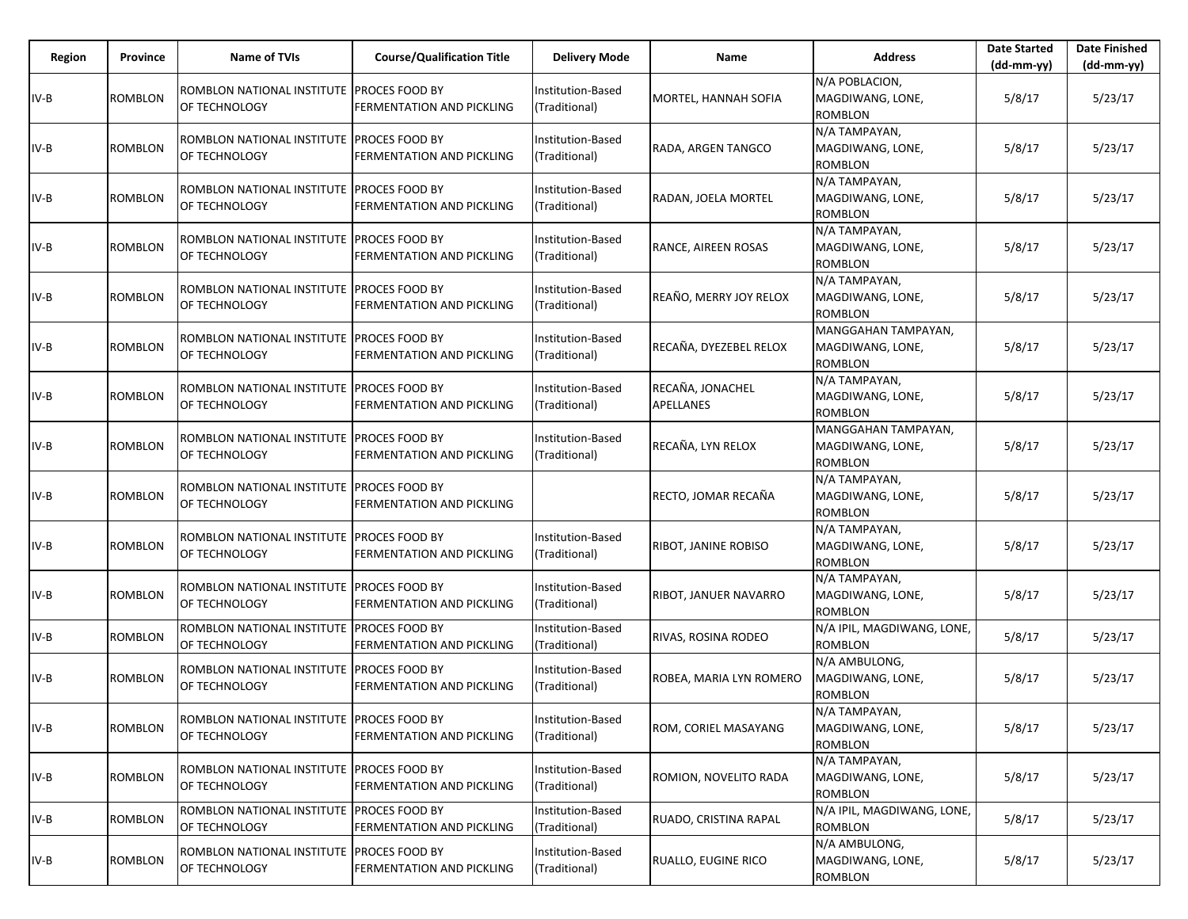| Region | Province | Name of TVIs | Course/Qualification Title | Delivery Mode | Name | Address | Date Started (dd-mm-yy) | Date Finished (dd-mm-yy) |
|---|---|---|---|---|---|---|---|---|
| IV-B | ROMBLON | ROMBLON NATIONAL INSTITUTE OF TECHNOLOGY | PROCES FOOD BY FERMENTATION AND PICKLING | Institution-Based (Traditional) | MORTEL, HANNAH SOFIA | N/A POBLACION, MAGDIWANG, LONE, ROMBLON | 5/8/17 | 5/23/17 |
| IV-B | ROMBLON | ROMBLON NATIONAL INSTITUTE OF TECHNOLOGY | PROCES FOOD BY FERMENTATION AND PICKLING | Institution-Based (Traditional) | RADA, ARGEN TANGCO | N/A TAMPAYAN, MAGDIWANG, LONE, ROMBLON | 5/8/17 | 5/23/17 |
| IV-B | ROMBLON | ROMBLON NATIONAL INSTITUTE OF TECHNOLOGY | PROCES FOOD BY FERMENTATION AND PICKLING | Institution-Based (Traditional) | RADAN, JOELA MORTEL | N/A TAMPAYAN, MAGDIWANG, LONE, ROMBLON | 5/8/17 | 5/23/17 |
| IV-B | ROMBLON | ROMBLON NATIONAL INSTITUTE OF TECHNOLOGY | PROCES FOOD BY FERMENTATION AND PICKLING | Institution-Based (Traditional) | RANCE, AIREEN ROSAS | N/A TAMPAYAN, MAGDIWANG, LONE, ROMBLON | 5/8/17 | 5/23/17 |
| IV-B | ROMBLON | ROMBLON NATIONAL INSTITUTE OF TECHNOLOGY | PROCES FOOD BY FERMENTATION AND PICKLING | Institution-Based (Traditional) | REAÑO, MERRY JOY RELOX | N/A TAMPAYAN, MAGDIWANG, LONE, ROMBLON | 5/8/17 | 5/23/17 |
| IV-B | ROMBLON | ROMBLON NATIONAL INSTITUTE OF TECHNOLOGY | PROCES FOOD BY FERMENTATION AND PICKLING | Institution-Based (Traditional) | RECAÑA, DYEZEBEL RELOX | MANGGAHAN TAMPAYAN, MAGDIWANG, LONE, ROMBLON | 5/8/17 | 5/23/17 |
| IV-B | ROMBLON | ROMBLON NATIONAL INSTITUTE OF TECHNOLOGY | PROCES FOOD BY FERMENTATION AND PICKLING | Institution-Based (Traditional) | RECAÑA, JONACHEL APELLANES | N/A TAMPAYAN, MAGDIWANG, LONE, ROMBLON | 5/8/17 | 5/23/17 |
| IV-B | ROMBLON | ROMBLON NATIONAL INSTITUTE OF TECHNOLOGY | PROCES FOOD BY FERMENTATION AND PICKLING | Institution-Based (Traditional) | RECAÑA, LYN RELOX | MANGGAHAN TAMPAYAN, MAGDIWANG, LONE, ROMBLON | 5/8/17 | 5/23/17 |
| IV-B | ROMBLON | ROMBLON NATIONAL INSTITUTE OF TECHNOLOGY | PROCES FOOD BY FERMENTATION AND PICKLING | | RECTO, JOMAR RECAÑA | N/A TAMPAYAN, MAGDIWANG, LONE, ROMBLON | 5/8/17 | 5/23/17 |
| IV-B | ROMBLON | ROMBLON NATIONAL INSTITUTE OF TECHNOLOGY | PROCES FOOD BY FERMENTATION AND PICKLING | Institution-Based (Traditional) | RIBOT, JANINE ROBISO | N/A TAMPAYAN, MAGDIWANG, LONE, ROMBLON | 5/8/17 | 5/23/17 |
| IV-B | ROMBLON | ROMBLON NATIONAL INSTITUTE OF TECHNOLOGY | PROCES FOOD BY FERMENTATION AND PICKLING | Institution-Based (Traditional) | RIBOT, JANUER NAVARRO | N/A TAMPAYAN, MAGDIWANG, LONE, ROMBLON | 5/8/17 | 5/23/17 |
| IV-B | ROMBLON | ROMBLON NATIONAL INSTITUTE OF TECHNOLOGY | PROCES FOOD BY FERMENTATION AND PICKLING | Institution-Based (Traditional) | RIVAS, ROSINA RODEO | N/A IPIL, MAGDIWANG, LONE, ROMBLON | 5/8/17 | 5/23/17 |
| IV-B | ROMBLON | ROMBLON NATIONAL INSTITUTE OF TECHNOLOGY | PROCES FOOD BY FERMENTATION AND PICKLING | Institution-Based (Traditional) | ROBEA, MARIA LYN ROMERO | N/A AMBULONG, MAGDIWANG, LONE, ROMBLON | 5/8/17 | 5/23/17 |
| IV-B | ROMBLON | ROMBLON NATIONAL INSTITUTE OF TECHNOLOGY | PROCES FOOD BY FERMENTATION AND PICKLING | Institution-Based (Traditional) | ROM, CORIEL MASAYANG | N/A TAMPAYAN, MAGDIWANG, LONE, ROMBLON | 5/8/17 | 5/23/17 |
| IV-B | ROMBLON | ROMBLON NATIONAL INSTITUTE OF TECHNOLOGY | PROCES FOOD BY FERMENTATION AND PICKLING | Institution-Based (Traditional) | ROMION, NOVELITO RADA | N/A TAMPAYAN, MAGDIWANG, LONE, ROMBLON | 5/8/17 | 5/23/17 |
| IV-B | ROMBLON | ROMBLON NATIONAL INSTITUTE OF TECHNOLOGY | PROCES FOOD BY FERMENTATION AND PICKLING | Institution-Based (Traditional) | RUADO, CRISTINA RAPAL | N/A IPIL, MAGDIWANG, LONE, ROMBLON | 5/8/17 | 5/23/17 |
| IV-B | ROMBLON | ROMBLON NATIONAL INSTITUTE OF TECHNOLOGY | PROCES FOOD BY FERMENTATION AND PICKLING | Institution-Based (Traditional) | RUALLO, EUGINE RICO | N/A AMBULONG, MAGDIWANG, LONE, ROMBLON | 5/8/17 | 5/23/17 |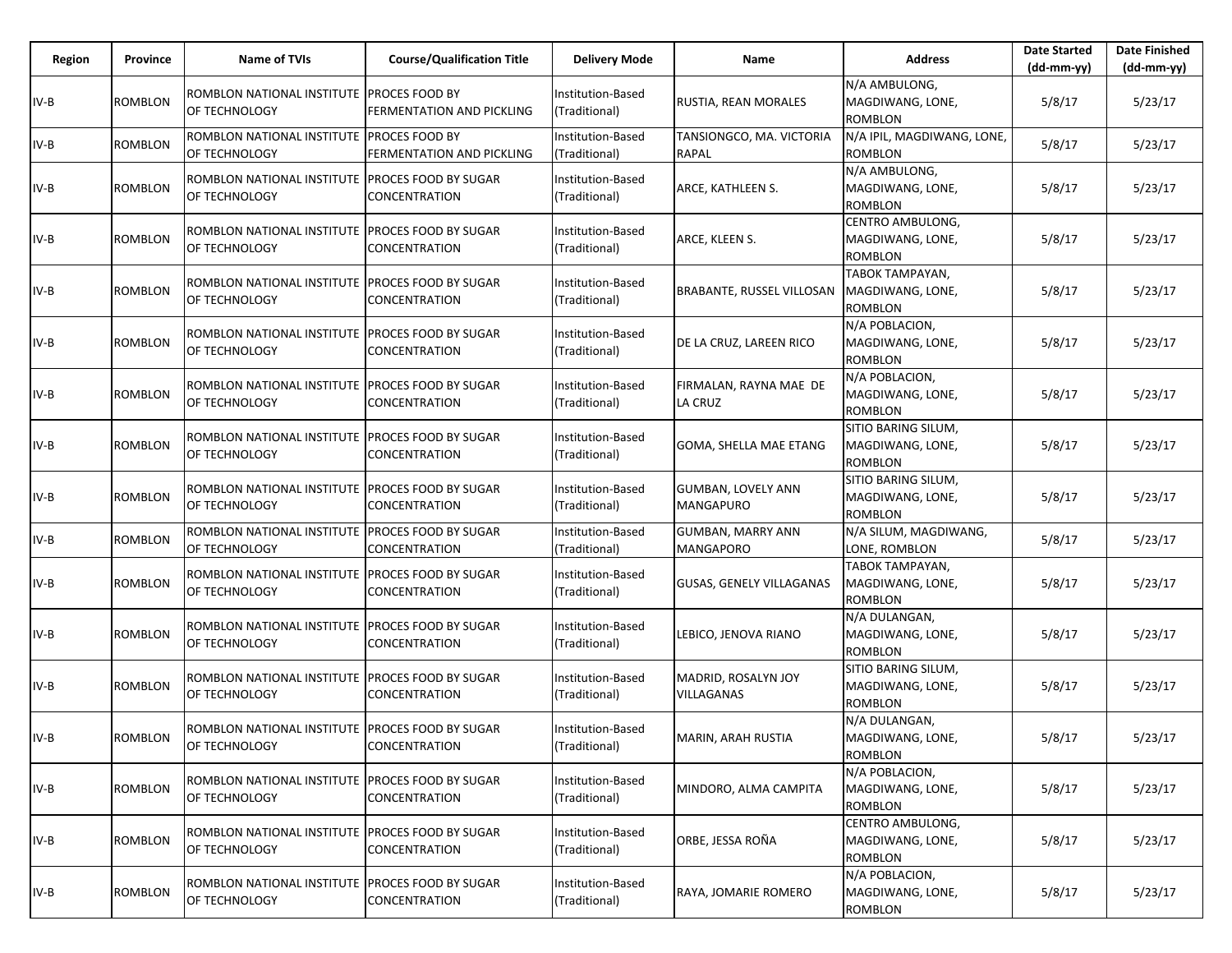| Region | Province | Name of TVIs | Course/Qualification Title | Delivery Mode | Name | Address | Date Started (dd-mm-yy) | Date Finished (dd-mm-yy) |
|---|---|---|---|---|---|---|---|---|
| IV-B | ROMBLON | ROMBLON NATIONAL INSTITUTE OF TECHNOLOGY | PROCES FOOD BY FERMENTATION AND PICKLING | Institution-Based (Traditional) | RUSTIA, REAN MORALES | N/A AMBULONG, MAGDIWANG, LONE, ROMBLON | 5/8/17 | 5/23/17 |
| IV-B | ROMBLON | ROMBLON NATIONAL INSTITUTE OF TECHNOLOGY | PROCES FOOD BY FERMENTATION AND PICKLING | Institution-Based (Traditional) | TANSIONGCO, MA. VICTORIA RAPAL | N/A IPIL, MAGDIWANG, LONE, ROMBLON | 5/8/17 | 5/23/17 |
| IV-B | ROMBLON | ROMBLON NATIONAL INSTITUTE OF TECHNOLOGY | PROCES FOOD BY SUGAR CONCENTRATION | Institution-Based (Traditional) | ARCE, KATHLEEN S. | N/A AMBULONG, MAGDIWANG, LONE, ROMBLON | 5/8/17 | 5/23/17 |
| IV-B | ROMBLON | ROMBLON NATIONAL INSTITUTE OF TECHNOLOGY | PROCES FOOD BY SUGAR CONCENTRATION | Institution-Based (Traditional) | ARCE, KLEEN S. | CENTRO AMBULONG, MAGDIWANG, LONE, ROMBLON | 5/8/17 | 5/23/17 |
| IV-B | ROMBLON | ROMBLON NATIONAL INSTITUTE OF TECHNOLOGY | PROCES FOOD BY SUGAR CONCENTRATION | Institution-Based (Traditional) | BRABANTE, RUSSEL VILLOSAN | TABOK TAMPAYAN, MAGDIWANG, LONE, ROMBLON | 5/8/17 | 5/23/17 |
| IV-B | ROMBLON | ROMBLON NATIONAL INSTITUTE OF TECHNOLOGY | PROCES FOOD BY SUGAR CONCENTRATION | Institution-Based (Traditional) | DE LA CRUZ, LAREEN RICO | N/A POBLACION, MAGDIWANG, LONE, ROMBLON | 5/8/17 | 5/23/17 |
| IV-B | ROMBLON | ROMBLON NATIONAL INSTITUTE OF TECHNOLOGY | PROCES FOOD BY SUGAR CONCENTRATION | Institution-Based (Traditional) | FIRMALAN, RAYNA MAE DE LA CRUZ | N/A POBLACION, MAGDIWANG, LONE, ROMBLON | 5/8/17 | 5/23/17 |
| IV-B | ROMBLON | ROMBLON NATIONAL INSTITUTE OF TECHNOLOGY | PROCES FOOD BY SUGAR CONCENTRATION | Institution-Based (Traditional) | GOMA, SHELLA MAE ETANG | SITIO BARING SILUM, MAGDIWANG, LONE, ROMBLON | 5/8/17 | 5/23/17 |
| IV-B | ROMBLON | ROMBLON NATIONAL INSTITUTE OF TECHNOLOGY | PROCES FOOD BY SUGAR CONCENTRATION | Institution-Based (Traditional) | GUMBAN, LOVELY ANN MANGAPURO | SITIO BARING SILUM, MAGDIWANG, LONE, ROMBLON | 5/8/17 | 5/23/17 |
| IV-B | ROMBLON | ROMBLON NATIONAL INSTITUTE OF TECHNOLOGY | PROCES FOOD BY SUGAR CONCENTRATION | Institution-Based (Traditional) | GUMBAN, MARRY ANN MANGAPORO | N/A SILUM, MAGDIWANG, LONE, ROMBLON | 5/8/17 | 5/23/17 |
| IV-B | ROMBLON | ROMBLON NATIONAL INSTITUTE OF TECHNOLOGY | PROCES FOOD BY SUGAR CONCENTRATION | Institution-Based (Traditional) | GUSAS, GENELY VILLAGANAS | TABOK TAMPAYAN, MAGDIWANG, LONE, ROMBLON | 5/8/17 | 5/23/17 |
| IV-B | ROMBLON | ROMBLON NATIONAL INSTITUTE OF TECHNOLOGY | PROCES FOOD BY SUGAR CONCENTRATION | Institution-Based (Traditional) | LEBICO, JENOVA RIANO | N/A DULANGAN, MAGDIWANG, LONE, ROMBLON | 5/8/17 | 5/23/17 |
| IV-B | ROMBLON | ROMBLON NATIONAL INSTITUTE OF TECHNOLOGY | PROCES FOOD BY SUGAR CONCENTRATION | Institution-Based (Traditional) | MADRID, ROSALYN JOY VILLAGANAS | SITIO BARING SILUM, MAGDIWANG, LONE, ROMBLON | 5/8/17 | 5/23/17 |
| IV-B | ROMBLON | ROMBLON NATIONAL INSTITUTE OF TECHNOLOGY | PROCES FOOD BY SUGAR CONCENTRATION | Institution-Based (Traditional) | MARIN, ARAH RUSTIA | N/A DULANGAN, MAGDIWANG, LONE, ROMBLON | 5/8/17 | 5/23/17 |
| IV-B | ROMBLON | ROMBLON NATIONAL INSTITUTE OF TECHNOLOGY | PROCES FOOD BY SUGAR CONCENTRATION | Institution-Based (Traditional) | MINDORO, ALMA CAMPITA | N/A POBLACION, MAGDIWANG, LONE, ROMBLON | 5/8/17 | 5/23/17 |
| IV-B | ROMBLON | ROMBLON NATIONAL INSTITUTE OF TECHNOLOGY | PROCES FOOD BY SUGAR CONCENTRATION | Institution-Based (Traditional) | ORBE, JESSA ROÑA | CENTRO AMBULONG, MAGDIWANG, LONE, ROMBLON | 5/8/17 | 5/23/17 |
| IV-B | ROMBLON | ROMBLON NATIONAL INSTITUTE OF TECHNOLOGY | PROCES FOOD BY SUGAR CONCENTRATION | Institution-Based (Traditional) | RAYA, JOMARIE ROMERO | N/A POBLACION, MAGDIWANG, LONE, ROMBLON | 5/8/17 | 5/23/17 |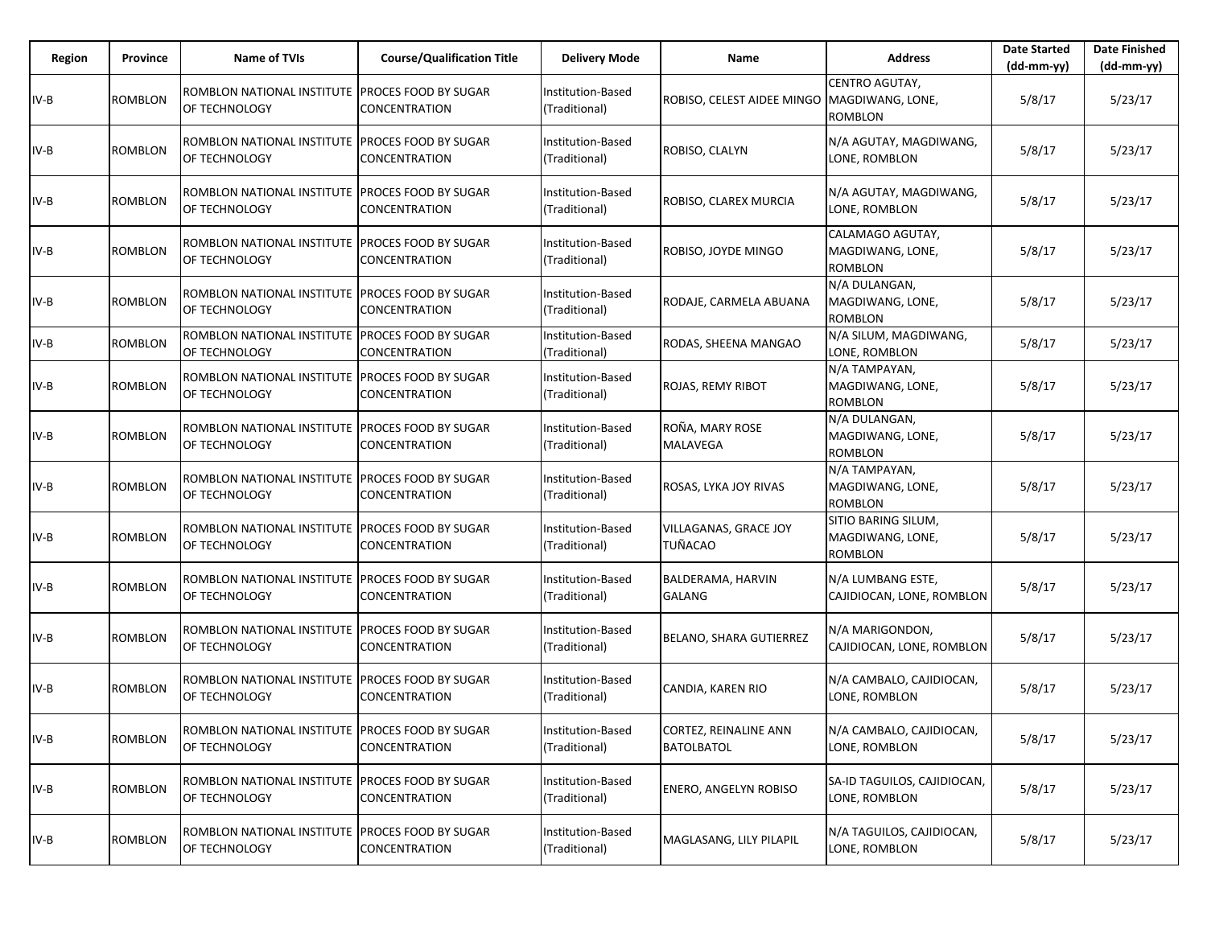| Region | Province | Name of TVIs | Course/Qualification Title | Delivery Mode | Name | Address | Date Started (dd-mm-yy) | Date Finished (dd-mm-yy) |
|---|---|---|---|---|---|---|---|---|
| IV-B | ROMBLON | ROMBLON NATIONAL INSTITUTE OF TECHNOLOGY | PROCES FOOD BY SUGAR CONCENTRATION | Institution-Based (Traditional) | ROBISO, CELEST AIDEE MINGO | CENTRO AGUTAY, MAGDIWANG, LONE, ROMBLON | 5/8/17 | 5/23/17 |
| IV-B | ROMBLON | ROMBLON NATIONAL INSTITUTE OF TECHNOLOGY | PROCES FOOD BY SUGAR CONCENTRATION | Institution-Based (Traditional) | ROBISO, CLALYN | N/A AGUTAY, MAGDIWANG, LONE, ROMBLON | 5/8/17 | 5/23/17 |
| IV-B | ROMBLON | ROMBLON NATIONAL INSTITUTE OF TECHNOLOGY | PROCES FOOD BY SUGAR CONCENTRATION | Institution-Based (Traditional) | ROBISO, CLAREX MURCIA | N/A AGUTAY, MAGDIWANG, LONE, ROMBLON | 5/8/17 | 5/23/17 |
| IV-B | ROMBLON | ROMBLON NATIONAL INSTITUTE OF TECHNOLOGY | PROCES FOOD BY SUGAR CONCENTRATION | Institution-Based (Traditional) | ROBISO, JOYDE MINGO | CALAMAGO AGUTAY, MAGDIWANG, LONE, ROMBLON | 5/8/17 | 5/23/17 |
| IV-B | ROMBLON | ROMBLON NATIONAL INSTITUTE OF TECHNOLOGY | PROCES FOOD BY SUGAR CONCENTRATION | Institution-Based (Traditional) | RODAJE, CARMELA ABUANA | N/A DULANGAN, MAGDIWANG, LONE, ROMBLON | 5/8/17 | 5/23/17 |
| IV-B | ROMBLON | ROMBLON NATIONAL INSTITUTE OF TECHNOLOGY | PROCES FOOD BY SUGAR CONCENTRATION | Institution-Based (Traditional) | RODAS, SHEENA MANGAO | N/A SILUM, MAGDIWANG, LONE, ROMBLON | 5/8/17 | 5/23/17 |
| IV-B | ROMBLON | ROMBLON NATIONAL INSTITUTE OF TECHNOLOGY | PROCES FOOD BY SUGAR CONCENTRATION | Institution-Based (Traditional) | ROJAS, REMY RIBOT | N/A TAMPAYAN, MAGDIWANG, LONE, ROMBLON | 5/8/17 | 5/23/17 |
| IV-B | ROMBLON | ROMBLON NATIONAL INSTITUTE OF TECHNOLOGY | PROCES FOOD BY SUGAR CONCENTRATION | Institution-Based (Traditional) | ROÑA, MARY ROSE MALAVEGA | N/A DULANGAN, MAGDIWANG, LONE, ROMBLON | 5/8/17 | 5/23/17 |
| IV-B | ROMBLON | ROMBLON NATIONAL INSTITUTE OF TECHNOLOGY | PROCES FOOD BY SUGAR CONCENTRATION | Institution-Based (Traditional) | ROSAS, LYKA JOY RIVAS | N/A TAMPAYAN, MAGDIWANG, LONE, ROMBLON | 5/8/17 | 5/23/17 |
| IV-B | ROMBLON | ROMBLON NATIONAL INSTITUTE OF TECHNOLOGY | PROCES FOOD BY SUGAR CONCENTRATION | Institution-Based (Traditional) | VILLAGANAS, GRACE JOY TUÑACAO | SITIO BARING SILUM, MAGDIWANG, LONE, ROMBLON | 5/8/17 | 5/23/17 |
| IV-B | ROMBLON | ROMBLON NATIONAL INSTITUTE OF TECHNOLOGY | PROCES FOOD BY SUGAR CONCENTRATION | Institution-Based (Traditional) | BALDERAMA, HARVIN GALANG | N/A LUMBANG ESTE, CAJIDIOCAN, LONE, ROMBLON | 5/8/17 | 5/23/17 |
| IV-B | ROMBLON | ROMBLON NATIONAL INSTITUTE OF TECHNOLOGY | PROCES FOOD BY SUGAR CONCENTRATION | Institution-Based (Traditional) | BELANO, SHARA GUTIERREZ | N/A MARIGONDON, CAJIDIOCAN, LONE, ROMBLON | 5/8/17 | 5/23/17 |
| IV-B | ROMBLON | ROMBLON NATIONAL INSTITUTE OF TECHNOLOGY | PROCES FOOD BY SUGAR CONCENTRATION | Institution-Based (Traditional) | CANDIA, KAREN RIO | N/A CAMBALO, CAJIDIOCAN, LONE, ROMBLON | 5/8/17 | 5/23/17 |
| IV-B | ROMBLON | ROMBLON NATIONAL INSTITUTE OF TECHNOLOGY | PROCES FOOD BY SUGAR CONCENTRATION | Institution-Based (Traditional) | CORTEZ, REINALINE ANN BATOLBATOL | N/A CAMBALO, CAJIDIOCAN, LONE, ROMBLON | 5/8/17 | 5/23/17 |
| IV-B | ROMBLON | ROMBLON NATIONAL INSTITUTE OF TECHNOLOGY | PROCES FOOD BY SUGAR CONCENTRATION | Institution-Based (Traditional) | ENERO, ANGELYN ROBISO | SA-ID TAGUILOS, CAJIDIOCAN, LONE, ROMBLON | 5/8/17 | 5/23/17 |
| IV-B | ROMBLON | ROMBLON NATIONAL INSTITUTE OF TECHNOLOGY | PROCES FOOD BY SUGAR CONCENTRATION | Institution-Based (Traditional) | MAGLASANG, LILY PILAPIL | N/A TAGUILOS, CAJIDIOCAN, LONE, ROMBLON | 5/8/17 | 5/23/17 |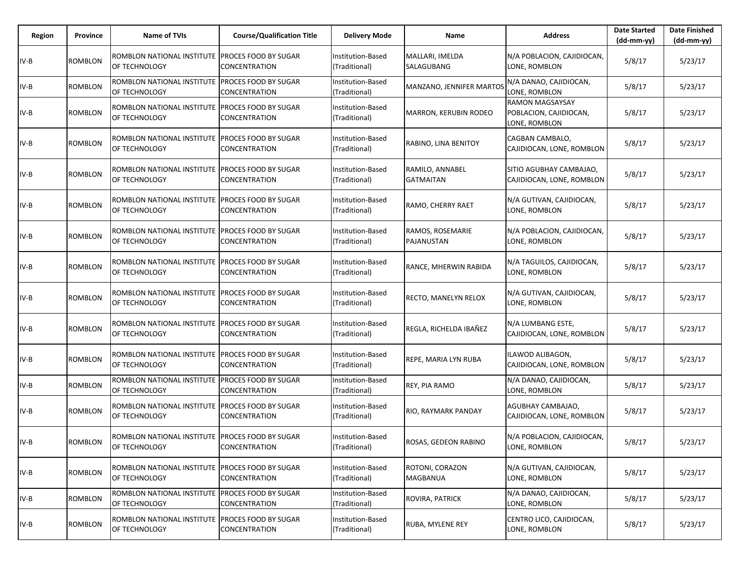| Region | Province | Name of TVIs | Course/Qualification Title | Delivery Mode | Name | Address | Date Started (dd-mm-yy) | Date Finished (dd-mm-yy) |
|---|---|---|---|---|---|---|---|---|
| IV-B | ROMBLON | ROMBLON NATIONAL INSTITUTE OF TECHNOLOGY | PROCES FOOD BY SUGAR CONCENTRATION | Institution-Based (Traditional) | MALLARI, IMELDA SALAGUBANG | N/A POBLACION, CAJIDIOCAN, LONE, ROMBLON | 5/8/17 | 5/23/17 |
| IV-B | ROMBLON | ROMBLON NATIONAL INSTITUTE OF TECHNOLOGY | PROCES FOOD BY SUGAR CONCENTRATION | Institution-Based (Traditional) | MANZANO, JENNIFER MARTOS | N/A DANAO, CAJIDIOCAN, LONE, ROMBLON | 5/8/17 | 5/23/17 |
| IV-B | ROMBLON | ROMBLON NATIONAL INSTITUTE OF TECHNOLOGY | PROCES FOOD BY SUGAR CONCENTRATION | Institution-Based (Traditional) | MARRON, KERUBIN RODEO | RAMON MAGSAYSAY POBLACION, CAJIDIOCAN, LONE, ROMBLON | 5/8/17 | 5/23/17 |
| IV-B | ROMBLON | ROMBLON NATIONAL INSTITUTE OF TECHNOLOGY | PROCES FOOD BY SUGAR CONCENTRATION | Institution-Based (Traditional) | RABINO, LINA BENITOY | CAGBAN CAMBALO, CAJIDIOCAN, LONE, ROMBLON | 5/8/17 | 5/23/17 |
| IV-B | ROMBLON | ROMBLON NATIONAL INSTITUTE OF TECHNOLOGY | PROCES FOOD BY SUGAR CONCENTRATION | Institution-Based (Traditional) | RAMILO, ANNABEL GATMAITAN | SITIO AGUBHAY CAMBAJAO, CAJIDIOCAN, LONE, ROMBLON | 5/8/17 | 5/23/17 |
| IV-B | ROMBLON | ROMBLON NATIONAL INSTITUTE OF TECHNOLOGY | PROCES FOOD BY SUGAR CONCENTRATION | Institution-Based (Traditional) | RAMO, CHERRY RAET | N/A GUTIVAN, CAJIDIOCAN, LONE, ROMBLON | 5/8/17 | 5/23/17 |
| IV-B | ROMBLON | ROMBLON NATIONAL INSTITUTE OF TECHNOLOGY | PROCES FOOD BY SUGAR CONCENTRATION | Institution-Based (Traditional) | RAMOS, ROSEMARIE PAJANUSTAN | N/A POBLACION, CAJIDIOCAN, LONE, ROMBLON | 5/8/17 | 5/23/17 |
| IV-B | ROMBLON | ROMBLON NATIONAL INSTITUTE OF TECHNOLOGY | PROCES FOOD BY SUGAR CONCENTRATION | Institution-Based (Traditional) | RANCE, MHERWIN RABIDA | N/A TAGUILOS, CAJIDIOCAN, LONE, ROMBLON | 5/8/17 | 5/23/17 |
| IV-B | ROMBLON | ROMBLON NATIONAL INSTITUTE OF TECHNOLOGY | PROCES FOOD BY SUGAR CONCENTRATION | Institution-Based (Traditional) | RECTO, MANELYN RELOX | N/A GUTIVAN, CAJIDIOCAN, LONE, ROMBLON | 5/8/17 | 5/23/17 |
| IV-B | ROMBLON | ROMBLON NATIONAL INSTITUTE OF TECHNOLOGY | PROCES FOOD BY SUGAR CONCENTRATION | Institution-Based (Traditional) | REGLA, RICHELDA IBAÑEZ | N/A LUMBANG ESTE, CAJIDIOCAN, LONE, ROMBLON | 5/8/17 | 5/23/17 |
| IV-B | ROMBLON | ROMBLON NATIONAL INSTITUTE OF TECHNOLOGY | PROCES FOOD BY SUGAR CONCENTRATION | Institution-Based (Traditional) | REPE, MARIA LYN RUBA | ILAWOD ALIBAGON, CAJIDIOCAN, LONE, ROMBLON | 5/8/17 | 5/23/17 |
| IV-B | ROMBLON | ROMBLON NATIONAL INSTITUTE OF TECHNOLOGY | PROCES FOOD BY SUGAR CONCENTRATION | Institution-Based (Traditional) | REY, PIA RAMO | N/A DANAO, CAJIDIOCAN, LONE, ROMBLON | 5/8/17 | 5/23/17 |
| IV-B | ROMBLON | ROMBLON NATIONAL INSTITUTE OF TECHNOLOGY | PROCES FOOD BY SUGAR CONCENTRATION | Institution-Based (Traditional) | RIO, RAYMARK PANDAY | AGUBHAY CAMBAJAO, CAJIDIOCAN, LONE, ROMBLON | 5/8/17 | 5/23/17 |
| IV-B | ROMBLON | ROMBLON NATIONAL INSTITUTE OF TECHNOLOGY | PROCES FOOD BY SUGAR CONCENTRATION | Institution-Based (Traditional) | ROSAS, GEDEON RABINO | N/A POBLACION, CAJIDIOCAN, LONE, ROMBLON | 5/8/17 | 5/23/17 |
| IV-B | ROMBLON | ROMBLON NATIONAL INSTITUTE OF TECHNOLOGY | PROCES FOOD BY SUGAR CONCENTRATION | Institution-Based (Traditional) | ROTONI, CORAZON MAGBANUA | N/A GUTIVAN, CAJIDIOCAN, LONE, ROMBLON | 5/8/17 | 5/23/17 |
| IV-B | ROMBLON | ROMBLON NATIONAL INSTITUTE OF TECHNOLOGY | PROCES FOOD BY SUGAR CONCENTRATION | Institution-Based (Traditional) | ROVIRA, PATRICK | N/A DANAO, CAJIDIOCAN, LONE, ROMBLON | 5/8/17 | 5/23/17 |
| IV-B | ROMBLON | ROMBLON NATIONAL INSTITUTE OF TECHNOLOGY | PROCES FOOD BY SUGAR CONCENTRATION | Institution-Based (Traditional) | RUBA, MYLENE REY | CENTRO LICO, CAJIDIOCAN, LONE, ROMBLON | 5/8/17 | 5/23/17 |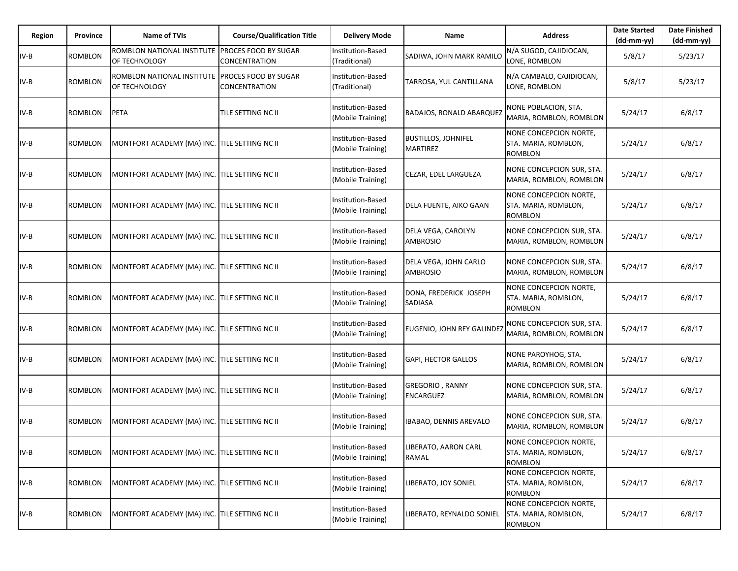| Region | Province | Name of TVIs | Course/Qualification Title | Delivery Mode | Name | Address | Date Started (dd-mm-yy) | Date Finished (dd-mm-yy) |
|---|---|---|---|---|---|---|---|---|
| IV-B | ROMBLON | ROMBLON NATIONAL INSTITUTE OF TECHNOLOGY | PROCES FOOD BY SUGAR CONCENTRATION | Institution-Based (Traditional) | SADIWA, JOHN MARK RAMILO | N/A SUGOD, CAJIDIOCAN, LONE, ROMBLON | 5/8/17 | 5/23/17 |
| IV-B | ROMBLON | ROMBLON NATIONAL INSTITUTE OF TECHNOLOGY | PROCES FOOD BY SUGAR CONCENTRATION | Institution-Based (Traditional) | TARROSA, YUL CANTILLANA | N/A CAMBALO, CAJIDIOCAN, LONE, ROMBLON | 5/8/17 | 5/23/17 |
| IV-B | ROMBLON | PETA | TILE SETTING NC II | Institution-Based (Mobile Training) | BADAJOS, RONALD ABARQUEZ | NONE POBLACION, STA. MARIA, ROMBLON, ROMBLON | 5/24/17 | 6/8/17 |
| IV-B | ROMBLON | MONTFORT ACADEMY (MA) INC. | TILE SETTING NC II | Institution-Based (Mobile Training) | BUSTILLOS, JOHNIFEL MARTIREZ | NONE CONCEPCION NORTE, STA. MARIA, ROMBLON, ROMBLON | 5/24/17 | 6/8/17 |
| IV-B | ROMBLON | MONTFORT ACADEMY (MA) INC. | TILE SETTING NC II | Institution-Based (Mobile Training) | CEZAR, EDEL LARGUEZA | NONE CONCEPCION SUR, STA. MARIA, ROMBLON, ROMBLON | 5/24/17 | 6/8/17 |
| IV-B | ROMBLON | MONTFORT ACADEMY (MA) INC. | TILE SETTING NC II | Institution-Based (Mobile Training) | DELA FUENTE, AIKO GAAN | NONE CONCEPCION NORTE, STA. MARIA, ROMBLON, ROMBLON | 5/24/17 | 6/8/17 |
| IV-B | ROMBLON | MONTFORT ACADEMY (MA) INC. | TILE SETTING NC II | Institution-Based (Mobile Training) | DELA VEGA, CAROLYN AMBROSIO | NONE CONCEPCION SUR, STA. MARIA, ROMBLON, ROMBLON | 5/24/17 | 6/8/17 |
| IV-B | ROMBLON | MONTFORT ACADEMY (MA) INC. | TILE SETTING NC II | Institution-Based (Mobile Training) | DELA VEGA, JOHN CARLO AMBROSIO | NONE CONCEPCION SUR, STA. MARIA, ROMBLON, ROMBLON | 5/24/17 | 6/8/17 |
| IV-B | ROMBLON | MONTFORT ACADEMY (MA) INC. | TILE SETTING NC II | Institution-Based (Mobile Training) | DONA, FREDERICK JOSEPH SADIASA | NONE CONCEPCION NORTE, STA. MARIA, ROMBLON, ROMBLON | 5/24/17 | 6/8/17 |
| IV-B | ROMBLON | MONTFORT ACADEMY (MA) INC. | TILE SETTING NC II | Institution-Based (Mobile Training) | EUGENIO, JOHN REY GALINDEZ | NONE CONCEPCION SUR, STA. MARIA, ROMBLON, ROMBLON | 5/24/17 | 6/8/17 |
| IV-B | ROMBLON | MONTFORT ACADEMY (MA) INC. | TILE SETTING NC II | Institution-Based (Mobile Training) | GAPI, HECTOR GALLOS | NONE PAROYHOG, STA. MARIA, ROMBLON, ROMBLON | 5/24/17 | 6/8/17 |
| IV-B | ROMBLON | MONTFORT ACADEMY (MA) INC. | TILE SETTING NC II | Institution-Based (Mobile Training) | GREGORIO , RANNY ENCARGUEZ | NONE CONCEPCION SUR, STA. MARIA, ROMBLON, ROMBLON | 5/24/17 | 6/8/17 |
| IV-B | ROMBLON | MONTFORT ACADEMY (MA) INC. | TILE SETTING NC II | Institution-Based (Mobile Training) | IBABAO, DENNIS AREVALO | NONE CONCEPCION SUR, STA. MARIA, ROMBLON, ROMBLON | 5/24/17 | 6/8/17 |
| IV-B | ROMBLON | MONTFORT ACADEMY (MA) INC. | TILE SETTING NC II | Institution-Based (Mobile Training) | LIBERATO, AARON CARL RAMAL | NONE CONCEPCION NORTE, STA. MARIA, ROMBLON, ROMBLON | 5/24/17 | 6/8/17 |
| IV-B | ROMBLON | MONTFORT ACADEMY (MA) INC. | TILE SETTING NC II | Institution-Based (Mobile Training) | LIBERATO, JOY SONIEL | NONE CONCEPCION NORTE, STA. MARIA, ROMBLON, ROMBLON | 5/24/17 | 6/8/17 |
| IV-B | ROMBLON | MONTFORT ACADEMY (MA) INC. | TILE SETTING NC II | Institution-Based (Mobile Training) | LIBERATO, REYNALDO SONIEL | NONE CONCEPCION NORTE, STA. MARIA, ROMBLON, ROMBLON | 5/24/17 | 6/8/17 |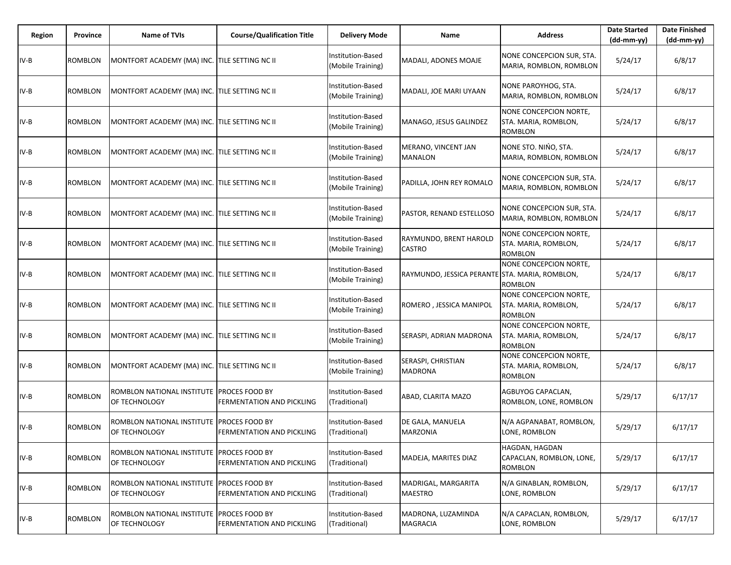| Region | Province | Name of TVIs | Course/Qualification Title | Delivery Mode | Name | Address | Date Started (dd-mm-yy) | Date Finished (dd-mm-yy) |
|---|---|---|---|---|---|---|---|---|
| IV-B | ROMBLON | MONTFORT ACADEMY (MA) INC. | TILE SETTING NC II | Institution-Based (Mobile Training) | MADALI, ADONES MOAJE | NONE CONCEPCION SUR, STA. MARIA, ROMBLON, ROMBLON | 5/24/17 | 6/8/17 |
| IV-B | ROMBLON | MONTFORT ACADEMY (MA) INC. | TILE SETTING NC II | Institution-Based (Mobile Training) | MADALI, JOE MARI UYAAN | NONE PAROYHOG, STA. MARIA, ROMBLON, ROMBLON | 5/24/17 | 6/8/17 |
| IV-B | ROMBLON | MONTFORT ACADEMY (MA) INC. | TILE SETTING NC II | Institution-Based (Mobile Training) | MANAGO, JESUS GALINDEZ | NONE CONCEPCION NORTE, STA. MARIA, ROMBLON, ROMBLON | 5/24/17 | 6/8/17 |
| IV-B | ROMBLON | MONTFORT ACADEMY (MA) INC. | TILE SETTING NC II | Institution-Based (Mobile Training) | MERANO, VINCENT JAN MANALON | NONE STO. NIŃO, STA. MARIA, ROMBLON, ROMBLON | 5/24/17 | 6/8/17 |
| IV-B | ROMBLON | MONTFORT ACADEMY (MA) INC. | TILE SETTING NC II | Institution-Based (Mobile Training) | PADILLA, JOHN REY ROMALO | NONE CONCEPCION SUR, STA. MARIA, ROMBLON, ROMBLON | 5/24/17 | 6/8/17 |
| IV-B | ROMBLON | MONTFORT ACADEMY (MA) INC. | TILE SETTING NC II | Institution-Based (Mobile Training) | PASTOR, RENAND ESTELLOSO | NONE CONCEPCION SUR, STA. MARIA, ROMBLON, ROMBLON | 5/24/17 | 6/8/17 |
| IV-B | ROMBLON | MONTFORT ACADEMY (MA) INC. | TILE SETTING NC II | Institution-Based (Mobile Training) | RAYMUNDO, BRENT HAROLD CASTRO | NONE CONCEPCION NORTE, STA. MARIA, ROMBLON, ROMBLON | 5/24/17 | 6/8/17 |
| IV-B | ROMBLON | MONTFORT ACADEMY (MA) INC. | TILE SETTING NC II | Institution-Based (Mobile Training) | RAYMUNDO, JESSICA PERANTE | NONE CONCEPCION NORTE, STA. MARIA, ROMBLON, ROMBLON | 5/24/17 | 6/8/17 |
| IV-B | ROMBLON | MONTFORT ACADEMY (MA) INC. | TILE SETTING NC II | Institution-Based (Mobile Training) | ROMERO , JESSICA MANIPOL | NONE CONCEPCION NORTE, STA. MARIA, ROMBLON, ROMBLON | 5/24/17 | 6/8/17 |
| IV-B | ROMBLON | MONTFORT ACADEMY (MA) INC. | TILE SETTING NC II | Institution-Based (Mobile Training) | SERASPI, ADRIAN MADRONA | NONE CONCEPCION NORTE, STA. MARIA, ROMBLON, ROMBLON | 5/24/17 | 6/8/17 |
| IV-B | ROMBLON | MONTFORT ACADEMY (MA) INC. | TILE SETTING NC II | Institution-Based (Mobile Training) | SERASPI, CHRISTIAN MADRONA | NONE CONCEPCION NORTE, STA. MARIA, ROMBLON, ROMBLON | 5/24/17 | 6/8/17 |
| IV-B | ROMBLON | ROMBLON NATIONAL INSTITUTE OF TECHNOLOGY | PROCES FOOD BY FERMENTATION AND PICKLING | Institution-Based (Traditional) | ABAD, CLARITA MAZO | AGBUYOG CAPACLAN, ROMBLON, LONE, ROMBLON | 5/29/17 | 6/17/17 |
| IV-B | ROMBLON | ROMBLON NATIONAL INSTITUTE OF TECHNOLOGY | PROCES FOOD BY FERMENTATION AND PICKLING | Institution-Based (Traditional) | DE GALA, MANUELA MARZONIA | N/A AGPANABAT, ROMBLON, LONE, ROMBLON | 5/29/17 | 6/17/17 |
| IV-B | ROMBLON | ROMBLON NATIONAL INSTITUTE OF TECHNOLOGY | PROCES FOOD BY FERMENTATION AND PICKLING | Institution-Based (Traditional) | MADEJA, MARITES DIAZ | HAGDAN, HAGDAN CAPACLAN, ROMBLON, LONE, ROMBLON | 5/29/17 | 6/17/17 |
| IV-B | ROMBLON | ROMBLON NATIONAL INSTITUTE OF TECHNOLOGY | PROCES FOOD BY FERMENTATION AND PICKLING | Institution-Based (Traditional) | MADRIGAL, MARGARITA MAESTRO | N/A GINABLAN, ROMBLON, LONE, ROMBLON | 5/29/17 | 6/17/17 |
| IV-B | ROMBLON | ROMBLON NATIONAL INSTITUTE OF TECHNOLOGY | PROCES FOOD BY FERMENTATION AND PICKLING | Institution-Based (Traditional) | MADRONA, LUZAMINDA MAGRACIA | N/A CAPACLAN, ROMBLON, LONE, ROMBLON | 5/29/17 | 6/17/17 |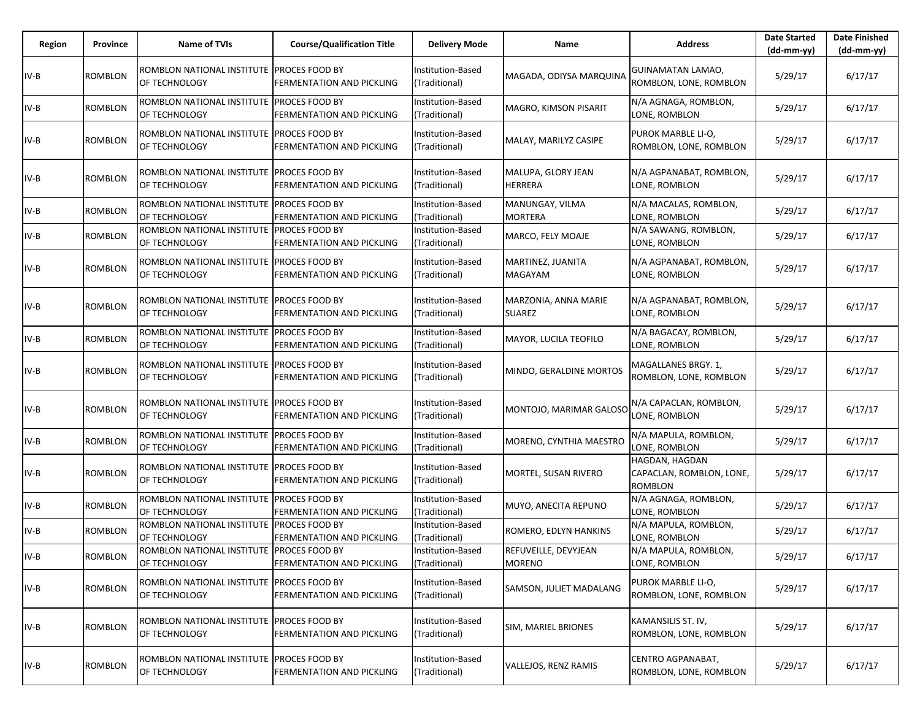| Region | Province | Name of TVIs | Course/Qualification Title | Delivery Mode | Name | Address | Date Started (dd-mm-yy) | Date Finished (dd-mm-yy) |
|---|---|---|---|---|---|---|---|---|
| IV-B | ROMBLON | ROMBLON NATIONAL INSTITUTE OF TECHNOLOGY | PROCES FOOD BY FERMENTATION AND PICKLING | Institution-Based (Traditional) | MAGADA, ODIYSA MARQUINA | GUINAMATAN LAMAO, ROMBLON, LONE, ROMBLON | 5/29/17 | 6/17/17 |
| IV-B | ROMBLON | ROMBLON NATIONAL INSTITUTE OF TECHNOLOGY | PROCES FOOD BY FERMENTATION AND PICKLING | Institution-Based (Traditional) | MAGRO, KIMSON PISARIT | N/A AGNAGA, ROMBLON, LONE, ROMBLON | 5/29/17 | 6/17/17 |
| IV-B | ROMBLON | ROMBLON NATIONAL INSTITUTE OF TECHNOLOGY | PROCES FOOD BY FERMENTATION AND PICKLING | Institution-Based (Traditional) | MALAY, MARILYZ CASIPE | PUROK MARBLE LI-O, ROMBLON, LONE, ROMBLON | 5/29/17 | 6/17/17 |
| IV-B | ROMBLON | ROMBLON NATIONAL INSTITUTE OF TECHNOLOGY | PROCES FOOD BY FERMENTATION AND PICKLING | Institution-Based (Traditional) | MALUPA, GLORY JEAN HERRERA | N/A AGPANABAT, ROMBLON, LONE, ROMBLON | 5/29/17 | 6/17/17 |
| IV-B | ROMBLON | ROMBLON NATIONAL INSTITUTE OF TECHNOLOGY | PROCES FOOD BY FERMENTATION AND PICKLING | Institution-Based (Traditional) | MANUNGAY, VILMA MORTERA | N/A MACALAS, ROMBLON, LONE, ROMBLON | 5/29/17 | 6/17/17 |
| IV-B | ROMBLON | ROMBLON NATIONAL INSTITUTE OF TECHNOLOGY | PROCES FOOD BY FERMENTATION AND PICKLING | Institution-Based (Traditional) | MARCO, FELY MOAJE | N/A SAWANG, ROMBLON, LONE, ROMBLON | 5/29/17 | 6/17/17 |
| IV-B | ROMBLON | ROMBLON NATIONAL INSTITUTE OF TECHNOLOGY | PROCES FOOD BY FERMENTATION AND PICKLING | Institution-Based (Traditional) | MARTINEZ, JUANITA MAGAYAM | N/A AGPANABAT, ROMBLON, LONE, ROMBLON | 5/29/17 | 6/17/17 |
| IV-B | ROMBLON | ROMBLON NATIONAL INSTITUTE OF TECHNOLOGY | PROCES FOOD BY FERMENTATION AND PICKLING | Institution-Based (Traditional) | MARZONIA, ANNA MARIE SUAREZ | N/A AGPANABAT, ROMBLON, LONE, ROMBLON | 5/29/17 | 6/17/17 |
| IV-B | ROMBLON | ROMBLON NATIONAL INSTITUTE OF TECHNOLOGY | PROCES FOOD BY FERMENTATION AND PICKLING | Institution-Based (Traditional) | MAYOR, LUCILA TEOFILO | N/A BAGACAY, ROMBLON, LONE, ROMBLON | 5/29/17 | 6/17/17 |
| IV-B | ROMBLON | ROMBLON NATIONAL INSTITUTE OF TECHNOLOGY | PROCES FOOD BY FERMENTATION AND PICKLING | Institution-Based (Traditional) | MINDO, GERALDINE MORTOS | MAGALLANES BRGY. 1, ROMBLON, LONE, ROMBLON | 5/29/17 | 6/17/17 |
| IV-B | ROMBLON | ROMBLON NATIONAL INSTITUTE OF TECHNOLOGY | PROCES FOOD BY FERMENTATION AND PICKLING | Institution-Based (Traditional) | MONTOJO, MARIMAR GALOSO | N/A CAPACLAN, ROMBLON, LONE, ROMBLON | 5/29/17 | 6/17/17 |
| IV-B | ROMBLON | ROMBLON NATIONAL INSTITUTE OF TECHNOLOGY | PROCES FOOD BY FERMENTATION AND PICKLING | Institution-Based (Traditional) | MORENO, CYNTHIA MAESTRO | N/A MAPULA, ROMBLON, LONE, ROMBLON | 5/29/17 | 6/17/17 |
| IV-B | ROMBLON | ROMBLON NATIONAL INSTITUTE OF TECHNOLOGY | PROCES FOOD BY FERMENTATION AND PICKLING | Institution-Based (Traditional) | MORTEL, SUSAN RIVERO | HAGDAN, HAGDAN CAPACLAN, ROMBLON, LONE, ROMBLON | 5/29/17 | 6/17/17 |
| IV-B | ROMBLON | ROMBLON NATIONAL INSTITUTE OF TECHNOLOGY | PROCES FOOD BY FERMENTATION AND PICKLING | Institution-Based (Traditional) | MUYO, ANECITA REPUNO | N/A AGNAGA, ROMBLON, LONE, ROMBLON | 5/29/17 | 6/17/17 |
| IV-B | ROMBLON | ROMBLON NATIONAL INSTITUTE OF TECHNOLOGY | PROCES FOOD BY FERMENTATION AND PICKLING | Institution-Based (Traditional) | ROMERO, EDLYN HANKINS | N/A MAPULA, ROMBLON, LONE, ROMBLON | 5/29/17 | 6/17/17 |
| IV-B | ROMBLON | ROMBLON NATIONAL INSTITUTE OF TECHNOLOGY | PROCES FOOD BY FERMENTATION AND PICKLING | Institution-Based (Traditional) | REFUVEILLE, DEVYJEAN MORENO | N/A MAPULA, ROMBLON, LONE, ROMBLON | 5/29/17 | 6/17/17 |
| IV-B | ROMBLON | ROMBLON NATIONAL INSTITUTE OF TECHNOLOGY | PROCES FOOD BY FERMENTATION AND PICKLING | Institution-Based (Traditional) | SAMSON, JULIET MADALANG | PUROK MARBLE LI-O, ROMBLON, LONE, ROMBLON | 5/29/17 | 6/17/17 |
| IV-B | ROMBLON | ROMBLON NATIONAL INSTITUTE OF TECHNOLOGY | PROCES FOOD BY FERMENTATION AND PICKLING | Institution-Based (Traditional) | SIM, MARIEL BRIONES | KAMANSILIS ST. IV, ROMBLON, LONE, ROMBLON | 5/29/17 | 6/17/17 |
| IV-B | ROMBLON | ROMBLON NATIONAL INSTITUTE OF TECHNOLOGY | PROCES FOOD BY FERMENTATION AND PICKLING | Institution-Based (Traditional) | VALLEJOS, RENZ RAMIS | CENTRO AGPANABAT, ROMBLON, LONE, ROMBLON | 5/29/17 | 6/17/17 |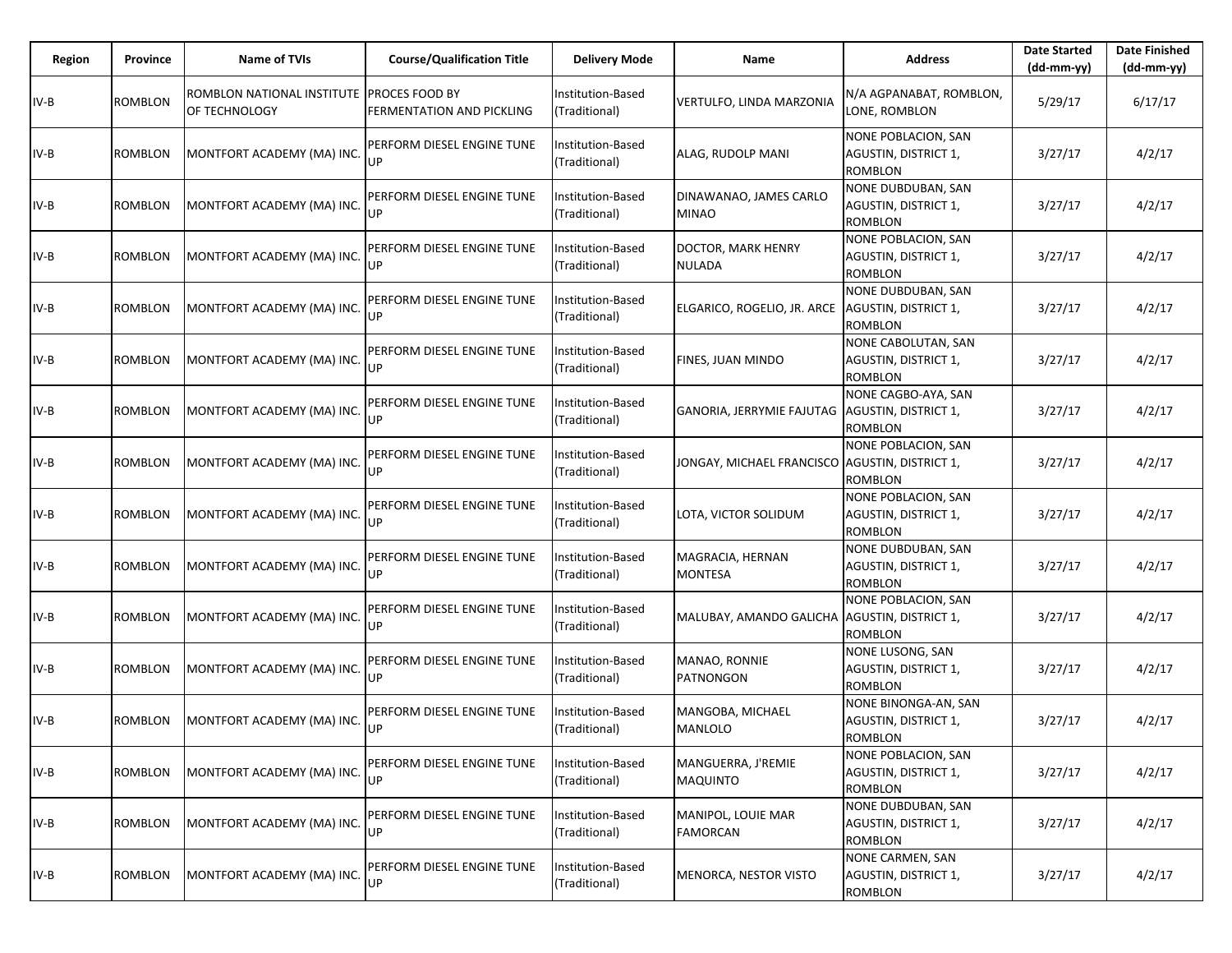| Region | Province | Name of TVIs | Course/Qualification Title | Delivery Mode | Name | Address | Date Started (dd-mm-yy) | Date Finished (dd-mm-yy) |
|---|---|---|---|---|---|---|---|---|
| IV-B | ROMBLON | ROMBLON NATIONAL INSTITUTE OF TECHNOLOGY | PROCES FOOD BY FERMENTATION AND PICKLING | Institution-Based (Traditional) | VERTULFO, LINDA MARZONIA | N/A AGPANABAT, ROMBLON, LONE, ROMBLON | 5/29/17 | 6/17/17 |
| IV-B | ROMBLON | MONTFORT ACADEMY (MA) INC. | PERFORM DIESEL ENGINE TUNE UP | Institution-Based (Traditional) | ALAG, RUDOLP MANI | NONE POBLACION, SAN AGUSTIN, DISTRICT 1, ROMBLON | 3/27/17 | 4/2/17 |
| IV-B | ROMBLON | MONTFORT ACADEMY (MA) INC. | PERFORM DIESEL ENGINE TUNE UP | Institution-Based (Traditional) | DINAWANAO, JAMES CARLO MINAO | NONE DUBDUBAN, SAN AGUSTIN, DISTRICT 1, ROMBLON | 3/27/17 | 4/2/17 |
| IV-B | ROMBLON | MONTFORT ACADEMY (MA) INC. | PERFORM DIESEL ENGINE TUNE UP | Institution-Based (Traditional) | DOCTOR, MARK HENRY NULADA | NONE POBLACION, SAN AGUSTIN, DISTRICT 1, ROMBLON | 3/27/17 | 4/2/17 |
| IV-B | ROMBLON | MONTFORT ACADEMY (MA) INC. | PERFORM DIESEL ENGINE TUNE UP | Institution-Based (Traditional) | ELGARICO, ROGELIO, JR. ARCE | NONE DUBDUBAN, SAN AGUSTIN, DISTRICT 1, ROMBLON | 3/27/17 | 4/2/17 |
| IV-B | ROMBLON | MONTFORT ACADEMY (MA) INC. | PERFORM DIESEL ENGINE TUNE UP | Institution-Based (Traditional) | FINES, JUAN MINDO | NONE CABOLUTAN, SAN AGUSTIN, DISTRICT 1, ROMBLON | 3/27/17 | 4/2/17 |
| IV-B | ROMBLON | MONTFORT ACADEMY (MA) INC. | PERFORM DIESEL ENGINE TUNE UP | Institution-Based (Traditional) | GANORIA, JERRYMIE FAJUTAG | NONE CAGBO-AYA, SAN AGUSTIN, DISTRICT 1, ROMBLON | 3/27/17 | 4/2/17 |
| IV-B | ROMBLON | MONTFORT ACADEMY (MA) INC. | PERFORM DIESEL ENGINE TUNE UP | Institution-Based (Traditional) | JONGAY, MICHAEL FRANCISCO | NONE POBLACION, SAN AGUSTIN, DISTRICT 1, ROMBLON | 3/27/17 | 4/2/17 |
| IV-B | ROMBLON | MONTFORT ACADEMY (MA) INC. | PERFORM DIESEL ENGINE TUNE UP | Institution-Based (Traditional) | LOTA, VICTOR SOLIDUM | NONE POBLACION, SAN AGUSTIN, DISTRICT 1, ROMBLON | 3/27/17 | 4/2/17 |
| IV-B | ROMBLON | MONTFORT ACADEMY (MA) INC. | PERFORM DIESEL ENGINE TUNE UP | Institution-Based (Traditional) | MAGRACIA, HERNAN MONTESA | NONE DUBDUBAN, SAN AGUSTIN, DISTRICT 1, ROMBLON | 3/27/17 | 4/2/17 |
| IV-B | ROMBLON | MONTFORT ACADEMY (MA) INC. | PERFORM DIESEL ENGINE TUNE UP | Institution-Based (Traditional) | MALUBAY, AMANDO GALICHA | NONE POBLACION, SAN AGUSTIN, DISTRICT 1, ROMBLON | 3/27/17 | 4/2/17 |
| IV-B | ROMBLON | MONTFORT ACADEMY (MA) INC. | PERFORM DIESEL ENGINE TUNE UP | Institution-Based (Traditional) | MANAO, RONNIE PATNONGON | NONE LUSONG, SAN AGUSTIN, DISTRICT 1, ROMBLON | 3/27/17 | 4/2/17 |
| IV-B | ROMBLON | MONTFORT ACADEMY (MA) INC. | PERFORM DIESEL ENGINE TUNE UP | Institution-Based (Traditional) | MANGOBA, MICHAEL MANLOLO | NONE BINONGA-AN, SAN AGUSTIN, DISTRICT 1, ROMBLON | 3/27/17 | 4/2/17 |
| IV-B | ROMBLON | MONTFORT ACADEMY (MA) INC. | PERFORM DIESEL ENGINE TUNE UP | Institution-Based (Traditional) | MANGUERRA, J'REMIE MAQUINTO | NONE POBLACION, SAN AGUSTIN, DISTRICT 1, ROMBLON | 3/27/17 | 4/2/17 |
| IV-B | ROMBLON | MONTFORT ACADEMY (MA) INC. | PERFORM DIESEL ENGINE TUNE UP | Institution-Based (Traditional) | MANIPOL, LOUIE MAR FAMORCAN | NONE DUBDUBAN, SAN AGUSTIN, DISTRICT 1, ROMBLON | 3/27/17 | 4/2/17 |
| IV-B | ROMBLON | MONTFORT ACADEMY (MA) INC. | PERFORM DIESEL ENGINE TUNE UP | Institution-Based (Traditional) | MENORCA, NESTOR VISTO | NONE CARMEN, SAN AGUSTIN, DISTRICT 1, ROMBLON | 3/27/17 | 4/2/17 |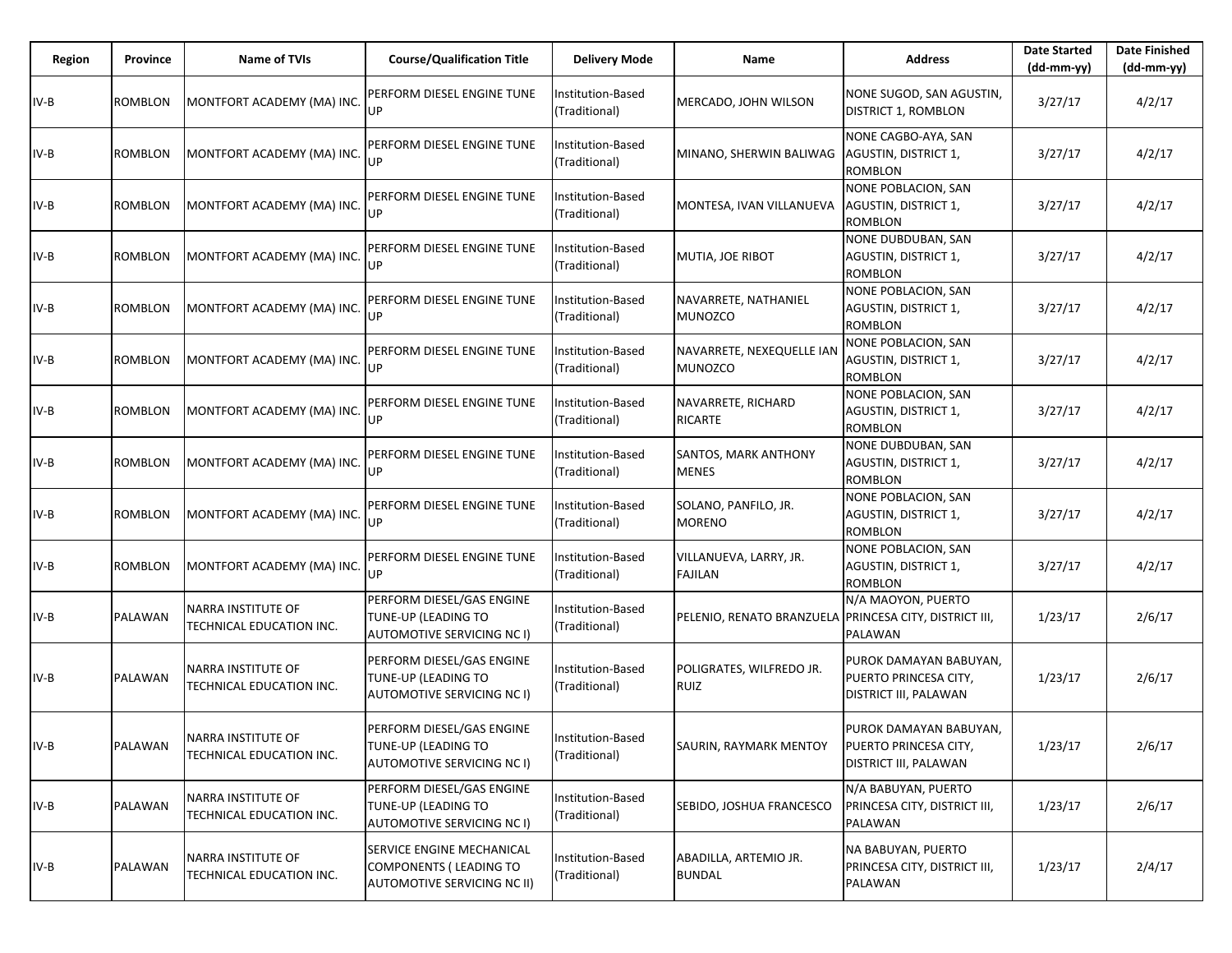| Region | Province | Name of TVIs | Course/Qualification Title | Delivery Mode | Name | Address | Date Started (dd-mm-yy) | Date Finished (dd-mm-yy) |
|---|---|---|---|---|---|---|---|---|
| IV-B | ROMBLON | MONTFORT ACADEMY (MA) INC. | PERFORM DIESEL ENGINE TUNE UP | Institution-Based (Traditional) | MERCADO, JOHN WILSON | NONE SUGOD, SAN AGUSTIN, DISTRICT 1, ROMBLON | 3/27/17 | 4/2/17 |
| IV-B | ROMBLON | MONTFORT ACADEMY (MA) INC. | PERFORM DIESEL ENGINE TUNE UP | Institution-Based (Traditional) | MINANO, SHERWIN BALIWAG | NONE CAGBO-AYA, SAN AGUSTIN, DISTRICT 1, ROMBLON | 3/27/17 | 4/2/17 |
| IV-B | ROMBLON | MONTFORT ACADEMY (MA) INC. | PERFORM DIESEL ENGINE TUNE UP | Institution-Based (Traditional) | MONTESA, IVAN VILLANUEVA | NONE POBLACION, SAN AGUSTIN, DISTRICT 1, ROMBLON | 3/27/17 | 4/2/17 |
| IV-B | ROMBLON | MONTFORT ACADEMY (MA) INC. | PERFORM DIESEL ENGINE TUNE UP | Institution-Based (Traditional) | MUTIA, JOE RIBOT | NONE DUBDUBAN, SAN AGUSTIN, DISTRICT 1, ROMBLON | 3/27/17 | 4/2/17 |
| IV-B | ROMBLON | MONTFORT ACADEMY (MA) INC. | PERFORM DIESEL ENGINE TUNE UP | Institution-Based (Traditional) | NAVARRETE, NATHANIEL MUNOZCO | NONE POBLACION, SAN AGUSTIN, DISTRICT 1, ROMBLON | 3/27/17 | 4/2/17 |
| IV-B | ROMBLON | MONTFORT ACADEMY (MA) INC. | PERFORM DIESEL ENGINE TUNE UP | Institution-Based (Traditional) | NAVARRETE, NEXEQUELLE IAN MUNOZCO | NONE POBLACION, SAN AGUSTIN, DISTRICT 1, ROMBLON | 3/27/17 | 4/2/17 |
| IV-B | ROMBLON | MONTFORT ACADEMY (MA) INC. | PERFORM DIESEL ENGINE TUNE UP | Institution-Based (Traditional) | NAVARRETE, RICHARD RICARTE | NONE POBLACION, SAN AGUSTIN, DISTRICT 1, ROMBLON | 3/27/17 | 4/2/17 |
| IV-B | ROMBLON | MONTFORT ACADEMY (MA) INC. | PERFORM DIESEL ENGINE TUNE UP | Institution-Based (Traditional) | SANTOS, MARK ANTHONY MENES | NONE DUBDUBAN, SAN AGUSTIN, DISTRICT 1, ROMBLON | 3/27/17 | 4/2/17 |
| IV-B | ROMBLON | MONTFORT ACADEMY (MA) INC. | PERFORM DIESEL ENGINE TUNE UP | Institution-Based (Traditional) | SOLANO, PANFILO, JR. MORENO | NONE POBLACION, SAN AGUSTIN, DISTRICT 1, ROMBLON | 3/27/17 | 4/2/17 |
| IV-B | ROMBLON | MONTFORT ACADEMY (MA) INC. | PERFORM DIESEL ENGINE TUNE UP | Institution-Based (Traditional) | VILLANUEVA, LARRY, JR. FAJILAN | NONE POBLACION, SAN AGUSTIN, DISTRICT 1, ROMBLON | 3/27/17 | 4/2/17 |
| IV-B | PALAWAN | NARRA INSTITUTE OF TECHNICAL EDUCATION INC. | PERFORM DIESEL/GAS ENGINE TUNE-UP (LEADING TO AUTOMOTIVE SERVICING NC I) | Institution-Based (Traditional) | PELENIO, RENATO BRANZUELA | N/A MAOYON, PUERTO PRINCESA CITY, DISTRICT III, PALAWAN | 1/23/17 | 2/6/17 |
| IV-B | PALAWAN | NARRA INSTITUTE OF TECHNICAL EDUCATION INC. | PERFORM DIESEL/GAS ENGINE TUNE-UP (LEADING TO AUTOMOTIVE SERVICING NC I) | Institution-Based (Traditional) | POLIGRATES, WILFREDO JR. RUIZ | PUROK DAMAYAN BABUYAN, PUERTO PRINCESA CITY, DISTRICT III, PALAWAN | 1/23/17 | 2/6/17 |
| IV-B | PALAWAN | NARRA INSTITUTE OF TECHNICAL EDUCATION INC. | PERFORM DIESEL/GAS ENGINE TUNE-UP (LEADING TO AUTOMOTIVE SERVICING NC I) | Institution-Based (Traditional) | SAURIN, RAYMARK MENTOY | PUROK DAMAYAN BABUYAN, PUERTO PRINCESA CITY, DISTRICT III, PALAWAN | 1/23/17 | 2/6/17 |
| IV-B | PALAWAN | NARRA INSTITUTE OF TECHNICAL EDUCATION INC. | PERFORM DIESEL/GAS ENGINE TUNE-UP (LEADING TO AUTOMOTIVE SERVICING NC I) | Institution-Based (Traditional) | SEBIDO, JOSHUA FRANCESCO | N/A BABUYAN, PUERTO PRINCESA CITY, DISTRICT III, PALAWAN | 1/23/17 | 2/6/17 |
| IV-B | PALAWAN | NARRA INSTITUTE OF TECHNICAL EDUCATION INC. | SERVICE ENGINE MECHANICAL COMPONENTS ( LEADING TO AUTOMOTIVE SERVICING NC II) | Institution-Based (Traditional) | ABADILLA, ARTEMIO JR. BUNDAL | NA BABUYAN, PUERTO PRINCESA CITY, DISTRICT III, PALAWAN | 1/23/17 | 2/4/17 |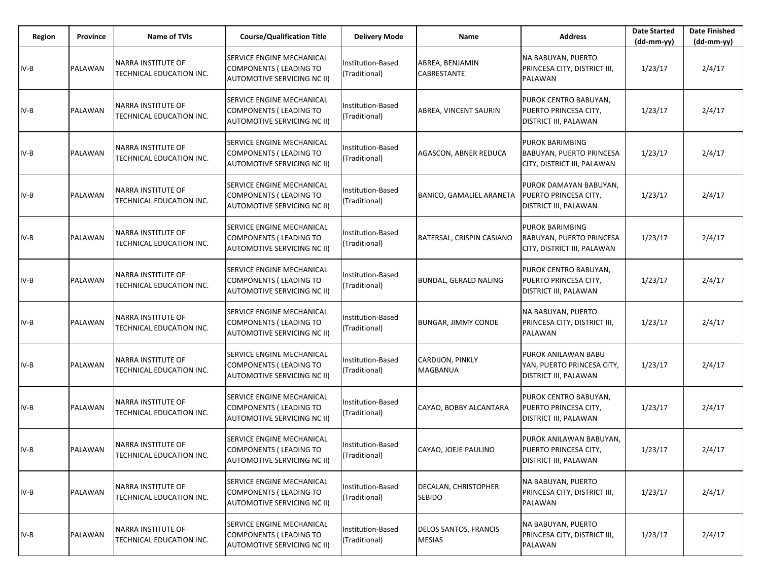| Region | Province | Name of TVIs | Course/Qualification Title | Delivery Mode | Name | Address | Date Started (dd-mm-yy) | Date Finished (dd-mm-yy) |
|---|---|---|---|---|---|---|---|---|
| IV-B | PALAWAN | NARRA INSTITUTE OF TECHNICAL EDUCATION INC. | SERVICE ENGINE MECHANICAL COMPONENTS ( LEADING TO AUTOMOTIVE SERVICING NC II) | Institution-Based (Traditional) | ABREA, BENJAMIN CABRESTANTE | NA BABUYAN, PUERTO PRINCESA CITY, DISTRICT III, PALAWAN | 1/23/17 | 2/4/17 |
| IV-B | PALAWAN | NARRA INSTITUTE OF TECHNICAL EDUCATION INC. | SERVICE ENGINE MECHANICAL COMPONENTS ( LEADING TO AUTOMOTIVE SERVICING NC II) | Institution-Based (Traditional) | ABREA, VINCENT SAURIN | PUROK CENTRO BABUYAN, PUERTO PRINCESA CITY, DISTRICT III, PALAWAN | 1/23/17 | 2/4/17 |
| IV-B | PALAWAN | NARRA INSTITUTE OF TECHNICAL EDUCATION INC. | SERVICE ENGINE MECHANICAL COMPONENTS ( LEADING TO AUTOMOTIVE SERVICING NC II) | Institution-Based (Traditional) | AGASCON, ABNER REDUCA | PUROK BARIMBING BABUYAN, PUERTO PRINCESA CITY, DISTRICT III, PALAWAN | 1/23/17 | 2/4/17 |
| IV-B | PALAWAN | NARRA INSTITUTE OF TECHNICAL EDUCATION INC. | SERVICE ENGINE MECHANICAL COMPONENTS ( LEADING TO AUTOMOTIVE SERVICING NC II) | Institution-Based (Traditional) | BANICO, GAMALIEL ARANETA | PUROK DAMAYAN BABUYAN, PUERTO PRINCESA CITY, DISTRICT III, PALAWAN | 1/23/17 | 2/4/17 |
| IV-B | PALAWAN | NARRA INSTITUTE OF TECHNICAL EDUCATION INC. | SERVICE ENGINE MECHANICAL COMPONENTS ( LEADING TO AUTOMOTIVE SERVICING NC II) | Institution-Based (Traditional) | BATERSAL, CRISPIN CASIANO | PUROK BARIMBING BABUYAN, PUERTO PRINCESA CITY, DISTRICT III, PALAWAN | 1/23/17 | 2/4/17 |
| IV-B | PALAWAN | NARRA INSTITUTE OF TECHNICAL EDUCATION INC. | SERVICE ENGINE MECHANICAL COMPONENTS ( LEADING TO AUTOMOTIVE SERVICING NC II) | Institution-Based (Traditional) | BUNDAL, GERALD NALING | PUROK CENTRO BABUYAN, PUERTO PRINCESA CITY, DISTRICT III, PALAWAN | 1/23/17 | 2/4/17 |
| IV-B | PALAWAN | NARRA INSTITUTE OF TECHNICAL EDUCATION INC. | SERVICE ENGINE MECHANICAL COMPONENTS ( LEADING TO AUTOMOTIVE SERVICING NC II) | Institution-Based (Traditional) | BUNGAR, JIMMY CONDE | NA BABUYAN, PUERTO PRINCESA CITY, DISTRICT III, PALAWAN | 1/23/17 | 2/4/17 |
| IV-B | PALAWAN | NARRA INSTITUTE OF TECHNICAL EDUCATION INC. | SERVICE ENGINE MECHANICAL COMPONENTS ( LEADING TO AUTOMOTIVE SERVICING NC II) | Institution-Based (Traditional) | CARDIJON, PINKLY MAGBANUA | PUROK ANILAWAN BABU YAN, PUERTO PRINCESA CITY, DISTRICT III, PALAWAN | 1/23/17 | 2/4/17 |
| IV-B | PALAWAN | NARRA INSTITUTE OF TECHNICAL EDUCATION INC. | SERVICE ENGINE MECHANICAL COMPONENTS ( LEADING TO AUTOMOTIVE SERVICING NC II) | Institution-Based (Traditional) | CAYAO, BOBBY ALCANTARA | PUROK CENTRO BABUYAN, PUERTO PRINCESA CITY, DISTRICT III, PALAWAN | 1/23/17 | 2/4/17 |
| IV-B | PALAWAN | NARRA INSTITUTE OF TECHNICAL EDUCATION INC. | SERVICE ENGINE MECHANICAL COMPONENTS ( LEADING TO AUTOMOTIVE SERVICING NC II) | Institution-Based (Traditional) | CAYAO, JOEJE PAULINO | PUROK ANILAWAN BABUYAN, PUERTO PRINCESA CITY, DISTRICT III, PALAWAN | 1/23/17 | 2/4/17 |
| IV-B | PALAWAN | NARRA INSTITUTE OF TECHNICAL EDUCATION INC. | SERVICE ENGINE MECHANICAL COMPONENTS ( LEADING TO AUTOMOTIVE SERVICING NC II) | Institution-Based (Traditional) | DECALAN, CHRISTOPHER SEBIDO | NA BABUYAN, PUERTO PRINCESA CITY, DISTRICT III, PALAWAN | 1/23/17 | 2/4/17 |
| IV-B | PALAWAN | NARRA INSTITUTE OF TECHNICAL EDUCATION INC. | SERVICE ENGINE MECHANICAL COMPONENTS ( LEADING TO AUTOMOTIVE SERVICING NC II) | Institution-Based (Traditional) | DELOS SANTOS, FRANCIS MESIAS | NA BABUYAN, PUERTO PRINCESA CITY, DISTRICT III, PALAWAN | 1/23/17 | 2/4/17 |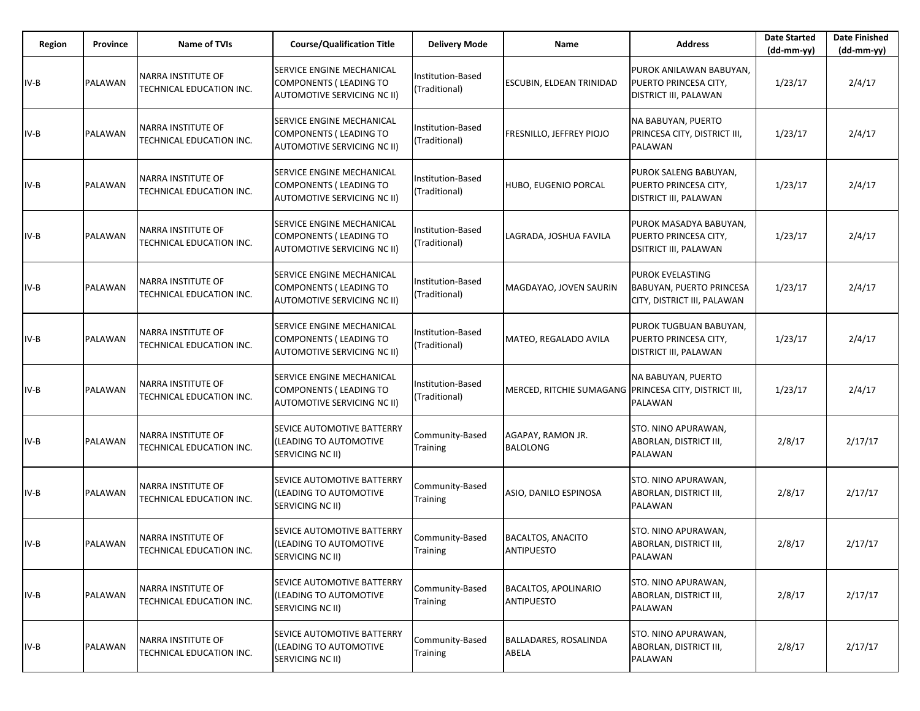| Region | Province | Name of TVIs | Course/Qualification Title | Delivery Mode | Name | Address | Date Started (dd-mm-yy) | Date Finished (dd-mm-yy) |
|---|---|---|---|---|---|---|---|---|
| IV-B | PALAWAN | NARRA INSTITUTE OF TECHNICAL EDUCATION INC. | SERVICE ENGINE MECHANICAL COMPONENTS ( LEADING TO AUTOMOTIVE SERVICING NC II) | Institution-Based (Traditional) | ESCUBIN, ELDEAN TRINIDAD | PUROK ANILAWAN BABUYAN, PUERTO PRINCESA CITY, DISTRICT III, PALAWAN | 1/23/17 | 2/4/17 |
| IV-B | PALAWAN | NARRA INSTITUTE OF TECHNICAL EDUCATION INC. | SERVICE ENGINE MECHANICAL COMPONENTS ( LEADING TO AUTOMOTIVE SERVICING NC II) | Institution-Based (Traditional) | FRESNILLO, JEFFREY PIOJO | NA BABUYAN, PUERTO PRINCESA CITY, DISTRICT III, PALAWAN | 1/23/17 | 2/4/17 |
| IV-B | PALAWAN | NARRA INSTITUTE OF TECHNICAL EDUCATION INC. | SERVICE ENGINE MECHANICAL COMPONENTS ( LEADING TO AUTOMOTIVE SERVICING NC II) | Institution-Based (Traditional) | HUBO, EUGENIO PORCAL | PUROK SALENG BABUYAN, PUERTO PRINCESA CITY, DISTRICT III, PALAWAN | 1/23/17 | 2/4/17 |
| IV-B | PALAWAN | NARRA INSTITUTE OF TECHNICAL EDUCATION INC. | SERVICE ENGINE MECHANICAL COMPONENTS ( LEADING TO AUTOMOTIVE SERVICING NC II) | Institution-Based (Traditional) | LAGRADA, JOSHUA FAVILA | PUROK MASADYA BABUYAN, PUERTO PRINCESA CITY, DSITRICT III, PALAWAN | 1/23/17 | 2/4/17 |
| IV-B | PALAWAN | NARRA INSTITUTE OF TECHNICAL EDUCATION INC. | SERVICE ENGINE MECHANICAL COMPONENTS ( LEADING TO AUTOMOTIVE SERVICING NC II) | Institution-Based (Traditional) | MAGDAYAO, JOVEN SAURIN | PUROK EVELASTING BABUYAN, PUERTO PRINCESA CITY, DISTRICT III, PALAWAN | 1/23/17 | 2/4/17 |
| IV-B | PALAWAN | NARRA INSTITUTE OF TECHNICAL EDUCATION INC. | SERVICE ENGINE MECHANICAL COMPONENTS ( LEADING TO AUTOMOTIVE SERVICING NC II) | Institution-Based (Traditional) | MATEO, REGALADO AVILA | PUROK TUGBUAN BABUYAN, PUERTO PRINCESA CITY, DISTRICT III, PALAWAN | 1/23/17 | 2/4/17 |
| IV-B | PALAWAN | NARRA INSTITUTE OF TECHNICAL EDUCATION INC. | SERVICE ENGINE MECHANICAL COMPONENTS ( LEADING TO AUTOMOTIVE SERVICING NC II) | Institution-Based (Traditional) | MERCED, RITCHIE SUMAGANG | NA BABUYAN, PUERTO PRINCESA CITY, DISTRICT III, PALAWAN | 1/23/17 | 2/4/17 |
| IV-B | PALAWAN | NARRA INSTITUTE OF TECHNICAL EDUCATION INC. | SEVICE AUTOMOTIVE BATTERRY (LEADING TO AUTOMOTIVE SERVICING NC II) | Community-Based Training | AGAPAY, RAMON JR. BALOLONG | STO. NINO APURAWAN, ABORLAN, DISTRICT III, PALAWAN | 2/8/17 | 2/17/17 |
| IV-B | PALAWAN | NARRA INSTITUTE OF TECHNICAL EDUCATION INC. | SEVICE AUTOMOTIVE BATTERRY (LEADING TO AUTOMOTIVE SERVICING NC II) | Community-Based Training | ASIO, DANILO ESPINOSA | STO. NINO APURAWAN, ABORLAN, DISTRICT III, PALAWAN | 2/8/17 | 2/17/17 |
| IV-B | PALAWAN | NARRA INSTITUTE OF TECHNICAL EDUCATION INC. | SEVICE AUTOMOTIVE BATTERRY (LEADING TO AUTOMOTIVE SERVICING NC II) | Community-Based Training | BACALTOS, ANACITO ANTIPUESTO | STO. NINO APURAWAN, ABORLAN, DISTRICT III, PALAWAN | 2/8/17 | 2/17/17 |
| IV-B | PALAWAN | NARRA INSTITUTE OF TECHNICAL EDUCATION INC. | SEVICE AUTOMOTIVE BATTERRY (LEADING TO AUTOMOTIVE SERVICING NC II) | Community-Based Training | BACALTOS, APOLINARIO ANTIPUESTO | STO. NINO APURAWAN, ABORLAN, DISTRICT III, PALAWAN | 2/8/17 | 2/17/17 |
| IV-B | PALAWAN | NARRA INSTITUTE OF TECHNICAL EDUCATION INC. | SEVICE AUTOMOTIVE BATTERRY (LEADING TO AUTOMOTIVE SERVICING NC II) | Community-Based Training | BALLADARES, ROSALINDA ABELA | STO. NINO APURAWAN, ABORLAN, DISTRICT III, PALAWAN | 2/8/17 | 2/17/17 |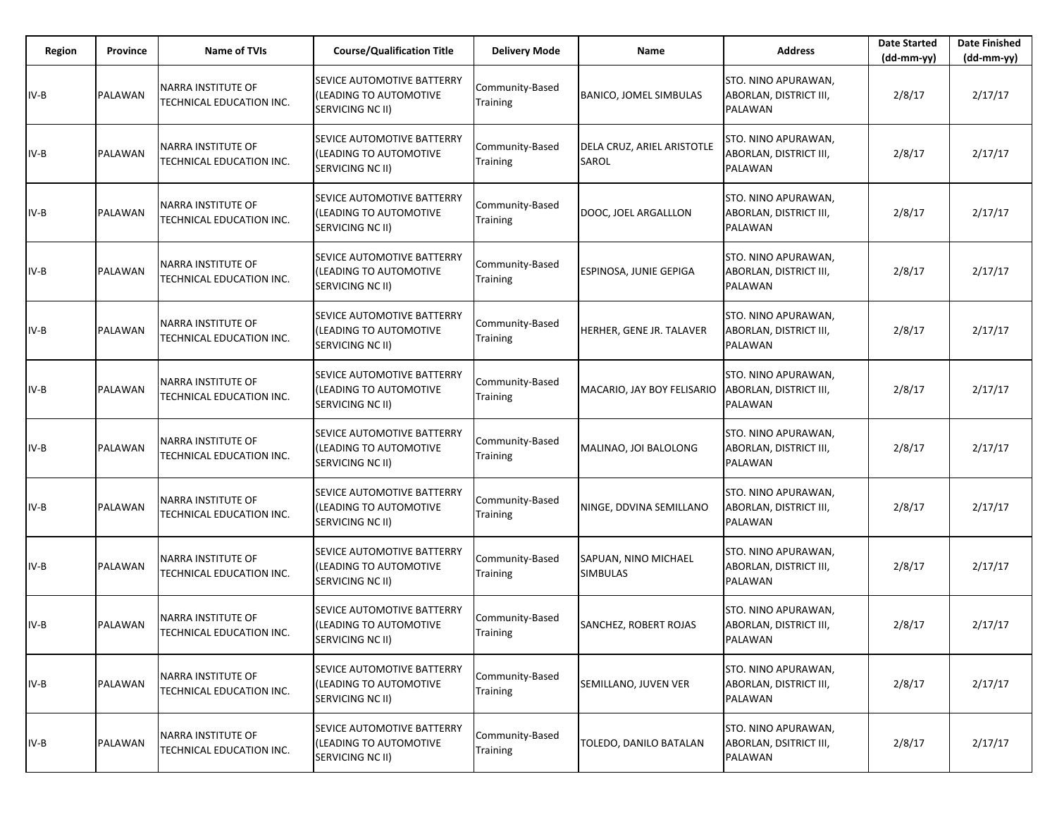| Region | Province | Name of TVIs | Course/Qualification Title | Delivery Mode | Name | Address | Date Started (dd-mm-yy) | Date Finished (dd-mm-yy) |
|---|---|---|---|---|---|---|---|---|
| IV-B | PALAWAN | NARRA INSTITUTE OF TECHNICAL EDUCATION INC. | SEVICE AUTOMOTIVE BATTERRY (LEADING TO AUTOMOTIVE SERVICING NC II) | Community-Based Training | BANICO, JOMEL SIMBULAS | STO. NINO APURAWAN, ABORLAN, DISTRICT III, PALAWAN | 2/8/17 | 2/17/17 |
| IV-B | PALAWAN | NARRA INSTITUTE OF TECHNICAL EDUCATION INC. | SEVICE AUTOMOTIVE BATTERRY (LEADING TO AUTOMOTIVE SERVICING NC II) | Community-Based Training | DELA CRUZ, ARIEL ARISTOTLE SAROL | STO. NINO APURAWAN, ABORLAN, DISTRICT III, PALAWAN | 2/8/17 | 2/17/17 |
| IV-B | PALAWAN | NARRA INSTITUTE OF TECHNICAL EDUCATION INC. | SEVICE AUTOMOTIVE BATTERRY (LEADING TO AUTOMOTIVE SERVICING NC II) | Community-Based Training | DOOC, JOEL ARGALLLON | STO. NINO APURAWAN, ABORLAN, DISTRICT III, PALAWAN | 2/8/17 | 2/17/17 |
| IV-B | PALAWAN | NARRA INSTITUTE OF TECHNICAL EDUCATION INC. | SEVICE AUTOMOTIVE BATTERRY (LEADING TO AUTOMOTIVE SERVICING NC II) | Community-Based Training | ESPINOSA, JUNIE GEPIGA | STO. NINO APURAWAN, ABORLAN, DISTRICT III, PALAWAN | 2/8/17 | 2/17/17 |
| IV-B | PALAWAN | NARRA INSTITUTE OF TECHNICAL EDUCATION INC. | SEVICE AUTOMOTIVE BATTERRY (LEADING TO AUTOMOTIVE SERVICING NC II) | Community-Based Training | HERHER, GENE JR. TALAVER | STO. NINO APURAWAN, ABORLAN, DISTRICT III, PALAWAN | 2/8/17 | 2/17/17 |
| IV-B | PALAWAN | NARRA INSTITUTE OF TECHNICAL EDUCATION INC. | SEVICE AUTOMOTIVE BATTERRY (LEADING TO AUTOMOTIVE SERVICING NC II) | Community-Based Training | MACARIO, JAY BOY FELISARIO | STO. NINO APURAWAN, ABORLAN, DISTRICT III, PALAWAN | 2/8/17 | 2/17/17 |
| IV-B | PALAWAN | NARRA INSTITUTE OF TECHNICAL EDUCATION INC. | SEVICE AUTOMOTIVE BATTERRY (LEADING TO AUTOMOTIVE SERVICING NC II) | Community-Based Training | MALINAO, JOI BALOLONG | STO. NINO APURAWAN, ABORLAN, DISTRICT III, PALAWAN | 2/8/17 | 2/17/17 |
| IV-B | PALAWAN | NARRA INSTITUTE OF TECHNICAL EDUCATION INC. | SEVICE AUTOMOTIVE BATTERRY (LEADING TO AUTOMOTIVE SERVICING NC II) | Community-Based Training | NINGE, DDVINA SEMILLANO | STO. NINO APURAWAN, ABORLAN, DISTRICT III, PALAWAN | 2/8/17 | 2/17/17 |
| IV-B | PALAWAN | NARRA INSTITUTE OF TECHNICAL EDUCATION INC. | SEVICE AUTOMOTIVE BATTERRY (LEADING TO AUTOMOTIVE SERVICING NC II) | Community-Based Training | SAPUAN, NINO MICHAEL SIMBULAS | STO. NINO APURAWAN, ABORLAN, DISTRICT III, PALAWAN | 2/8/17 | 2/17/17 |
| IV-B | PALAWAN | NARRA INSTITUTE OF TECHNICAL EDUCATION INC. | SEVICE AUTOMOTIVE BATTERRY (LEADING TO AUTOMOTIVE SERVICING NC II) | Community-Based Training | SANCHEZ, ROBERT ROJAS | STO. NINO APURAWAN, ABORLAN, DISTRICT III, PALAWAN | 2/8/17 | 2/17/17 |
| IV-B | PALAWAN | NARRA INSTITUTE OF TECHNICAL EDUCATION INC. | SEVICE AUTOMOTIVE BATTERRY (LEADING TO AUTOMOTIVE SERVICING NC II) | Community-Based Training | SEMILLANO, JUVEN VER | STO. NINO APURAWAN, ABORLAN, DISTRICT III, PALAWAN | 2/8/17 | 2/17/17 |
| IV-B | PALAWAN | NARRA INSTITUTE OF TECHNICAL EDUCATION INC. | SEVICE AUTOMOTIVE BATTERRY (LEADING TO AUTOMOTIVE SERVICING NC II) | Community-Based Training | TOLEDO, DANILO BATALAN | STO. NINO APURAWAN, ABORLAN, DSITRICT III, PALAWAN | 2/8/17 | 2/17/17 |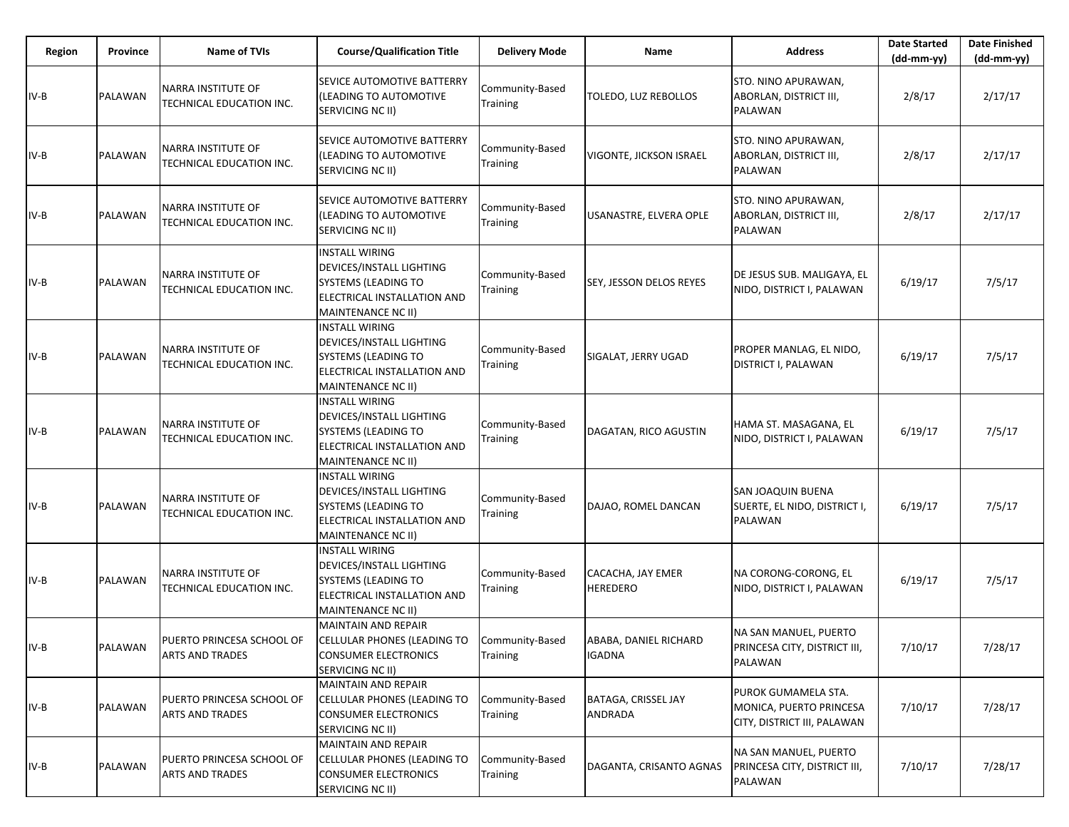| Region | Province | Name of TVIs | Course/Qualification Title | Delivery Mode | Name | Address | Date Started (dd-mm-yy) | Date Finished (dd-mm-yy) |
|---|---|---|---|---|---|---|---|---|
| IV-B | PALAWAN | NARRA INSTITUTE OF TECHNICAL EDUCATION INC. | SEVICE AUTOMOTIVE BATTERRY (LEADING TO AUTOMOTIVE SERVICING NC II) | Community-Based Training | TOLEDO, LUZ REBOLLOS | STO. NINO APURAWAN, ABORLAN, DISTRICT III, PALAWAN | 2/8/17 | 2/17/17 |
| IV-B | PALAWAN | NARRA INSTITUTE OF TECHNICAL EDUCATION INC. | SEVICE AUTOMOTIVE BATTERRY (LEADING TO AUTOMOTIVE SERVICING NC II) | Community-Based Training | VIGONTE, JICKSON ISRAEL | STO. NINO APURAWAN, ABORLAN, DISTRICT III, PALAWAN | 2/8/17 | 2/17/17 |
| IV-B | PALAWAN | NARRA INSTITUTE OF TECHNICAL EDUCATION INC. | SEVICE AUTOMOTIVE BATTERRY (LEADING TO AUTOMOTIVE SERVICING NC II) | Community-Based Training | USANASTRE, ELVERA OPLE | STO. NINO APURAWAN, ABORLAN, DISTRICT III, PALAWAN | 2/8/17 | 2/17/17 |
| IV-B | PALAWAN | NARRA INSTITUTE OF TECHNICAL EDUCATION INC. | INSTALL WIRING DEVICES/INSTALL LIGHTING SYSTEMS (LEADING TO ELECTRICAL INSTALLATION AND MAINTENANCE NC II) | Community-Based Training | SEY, JESSON DELOS REYES | DE JESUS SUB. MALIGAYA, EL NIDO, DISTRICT I, PALAWAN | 6/19/17 | 7/5/17 |
| IV-B | PALAWAN | NARRA INSTITUTE OF TECHNICAL EDUCATION INC. | INSTALL WIRING DEVICES/INSTALL LIGHTING SYSTEMS (LEADING TO ELECTRICAL INSTALLATION AND MAINTENANCE NC II) | Community-Based Training | SIGALAT, JERRY UGAD | PROPER MANLAG, EL NIDO, DISTRICT I, PALAWAN | 6/19/17 | 7/5/17 |
| IV-B | PALAWAN | NARRA INSTITUTE OF TECHNICAL EDUCATION INC. | INSTALL WIRING DEVICES/INSTALL LIGHTING SYSTEMS (LEADING TO ELECTRICAL INSTALLATION AND MAINTENANCE NC II) | Community-Based Training | DAGATAN, RICO AGUSTIN | HAMA ST. MASAGANA, EL NIDO, DISTRICT I, PALAWAN | 6/19/17 | 7/5/17 |
| IV-B | PALAWAN | NARRA INSTITUTE OF TECHNICAL EDUCATION INC. | INSTALL WIRING DEVICES/INSTALL LIGHTING SYSTEMS (LEADING TO ELECTRICAL INSTALLATION AND MAINTENANCE NC II) | Community-Based Training | DAJAO, ROMEL DANCAN | SAN JOAQUIN BUENA SUERTE, EL NIDO, DISTRICT I, PALAWAN | 6/19/17 | 7/5/17 |
| IV-B | PALAWAN | NARRA INSTITUTE OF TECHNICAL EDUCATION INC. | INSTALL WIRING DEVICES/INSTALL LIGHTING SYSTEMS (LEADING TO ELECTRICAL INSTALLATION AND MAINTENANCE NC II) | Community-Based Training | CACACHA, JAY EMER HEREDERO | NA CORONG-CORONG, EL NIDO, DISTRICT I, PALAWAN | 6/19/17 | 7/5/17 |
| IV-B | PALAWAN | PUERTO PRINCESA SCHOOL OF ARTS AND TRADES | MAINTAIN AND REPAIR CELLULAR PHONES (LEADING TO CONSUMER ELECTRONICS SERVICING NC II) | Community-Based Training | ABABA, DANIEL RICHARD IGADNA | NA SAN MANUEL, PUERTO PRINCESA CITY, DISTRICT III, PALAWAN | 7/10/17 | 7/28/17 |
| IV-B | PALAWAN | PUERTO PRINCESA SCHOOL OF ARTS AND TRADES | MAINTAIN AND REPAIR CELLULAR PHONES (LEADING TO CONSUMER ELECTRONICS SERVICING NC II) | Community-Based Training | BATAGA, CRISSEL JAY ANDRADA | PUROK GUMAMELA STA. MONICA, PUERTO PRINCESA CITY, DISTRICT III, PALAWAN | 7/10/17 | 7/28/17 |
| IV-B | PALAWAN | PUERTO PRINCESA SCHOOL OF ARTS AND TRADES | MAINTAIN AND REPAIR CELLULAR PHONES (LEADING TO CONSUMER ELECTRONICS SERVICING NC II) | Community-Based Training | DAGANTA, CRISANTO AGNAS | NA SAN MANUEL, PUERTO PRINCESA CITY, DISTRICT III, PALAWAN | 7/10/17 | 7/28/17 |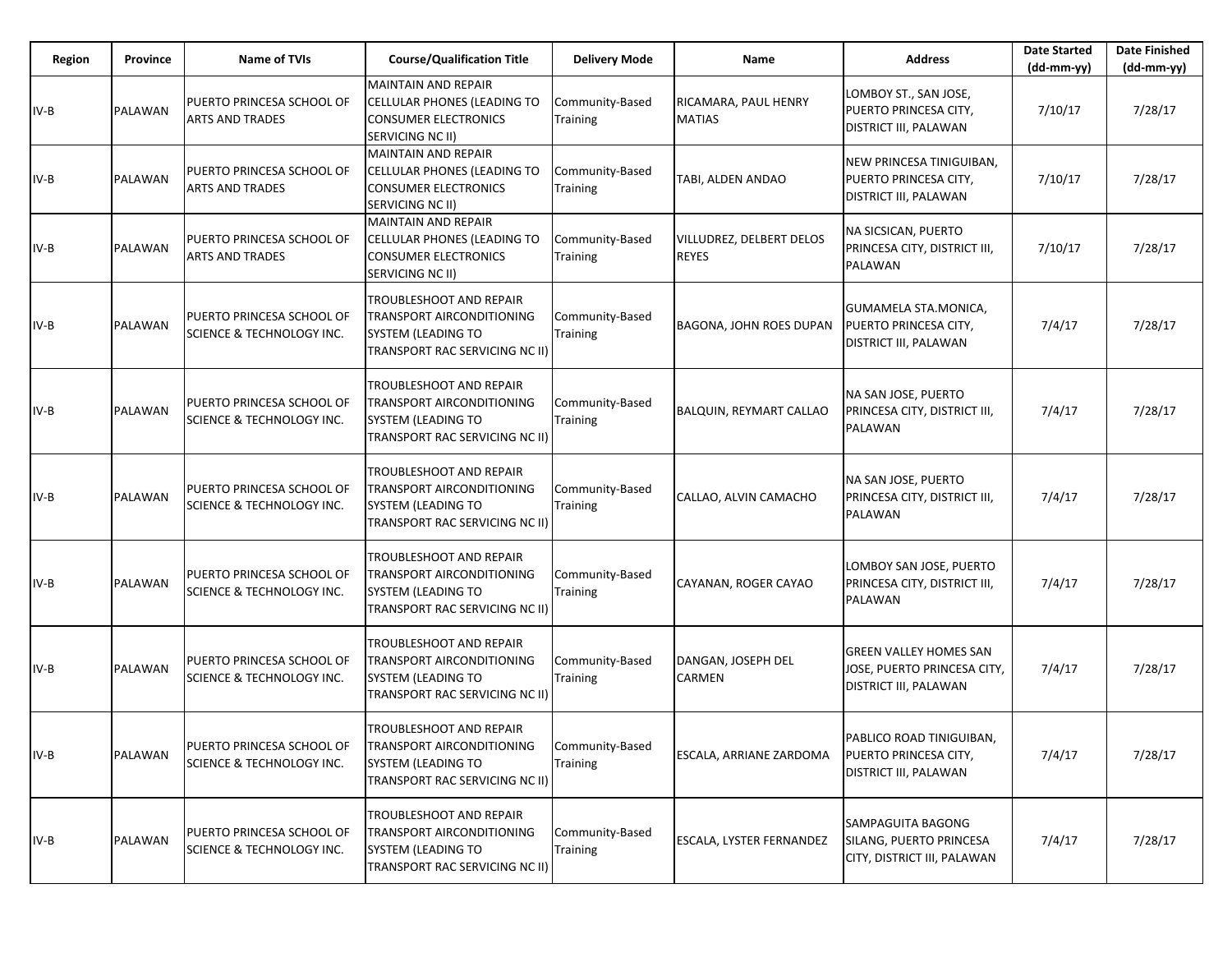| Region | Province | Name of TVIs | Course/Qualification Title | Delivery Mode | Name | Address | Date Started (dd-mm-yy) | Date Finished (dd-mm-yy) |
|---|---|---|---|---|---|---|---|---|
| IV-B | PALAWAN | PUERTO PRINCESA SCHOOL OF ARTS AND TRADES | MAINTAIN AND REPAIR CELLULAR PHONES (LEADING TO CONSUMER ELECTRONICS SERVICING NC II) | Community-Based Training | RICAMARA, PAUL HENRY MATIAS | LOMBOY ST., SAN JOSE, PUERTO PRINCESA CITY, DISTRICT III, PALAWAN | 7/10/17 | 7/28/17 |
| IV-B | PALAWAN | PUERTO PRINCESA SCHOOL OF ARTS AND TRADES | MAINTAIN AND REPAIR CELLULAR PHONES (LEADING TO CONSUMER ELECTRONICS SERVICING NC II) | Community-Based Training | TABI, ALDEN ANDAO | NEW PRINCESA TINIGUIBAN, PUERTO PRINCESA CITY, DISTRICT III, PALAWAN | 7/10/17 | 7/28/17 |
| IV-B | PALAWAN | PUERTO PRINCESA SCHOOL OF ARTS AND TRADES | MAINTAIN AND REPAIR CELLULAR PHONES (LEADING TO CONSUMER ELECTRONICS SERVICING NC II) | Community-Based Training | VILLUDREZ, DELBERT DELOS REYES | NA SICSICAN, PUERTO PRINCESA CITY, DISTRICT III, PALAWAN | 7/10/17 | 7/28/17 |
| IV-B | PALAWAN | PUERTO PRINCESA SCHOOL OF SCIENCE & TECHNOLOGY INC. | TROUBLESHOOT AND REPAIR TRANSPORT AIRCONDITIONING SYSTEM (LEADING TO TRANSPORT RAC SERVICING NC II) | Community-Based Training | BAGONA, JOHN ROES DUPAN | GUMAMELA STA.MONICA, PUERTO PRINCESA CITY, DISTRICT III, PALAWAN | 7/4/17 | 7/28/17 |
| IV-B | PALAWAN | PUERTO PRINCESA SCHOOL OF SCIENCE & TECHNOLOGY INC. | TROUBLESHOOT AND REPAIR TRANSPORT AIRCONDITIONING SYSTEM (LEADING TO TRANSPORT RAC SERVICING NC II) | Community-Based Training | BALQUIN, REYMART CALLAO | NA SAN JOSE, PUERTO PRINCESA CITY, DISTRICT III, PALAWAN | 7/4/17 | 7/28/17 |
| IV-B | PALAWAN | PUERTO PRINCESA SCHOOL OF SCIENCE & TECHNOLOGY INC. | TROUBLESHOOT AND REPAIR TRANSPORT AIRCONDITIONING SYSTEM (LEADING TO TRANSPORT RAC SERVICING NC II) | Community-Based Training | CALLAO, ALVIN CAMACHO | NA SAN JOSE, PUERTO PRINCESA CITY, DISTRICT III, PALAWAN | 7/4/17 | 7/28/17 |
| IV-B | PALAWAN | PUERTO PRINCESA SCHOOL OF SCIENCE & TECHNOLOGY INC. | TROUBLESHOOT AND REPAIR TRANSPORT AIRCONDITIONING SYSTEM (LEADING TO TRANSPORT RAC SERVICING NC II) | Community-Based Training | CAYANAN, ROGER CAYAO | LOMBOY SAN JOSE, PUERTO PRINCESA CITY, DISTRICT III, PALAWAN | 7/4/17 | 7/28/17 |
| IV-B | PALAWAN | PUERTO PRINCESA SCHOOL OF SCIENCE & TECHNOLOGY INC. | TROUBLESHOOT AND REPAIR TRANSPORT AIRCONDITIONING SYSTEM (LEADING TO TRANSPORT RAC SERVICING NC II) | Community-Based Training | DANGAN, JOSEPH DEL CARMEN | GREEN VALLEY HOMES SAN JOSE, PUERTO PRINCESA CITY, DISTRICT III, PALAWAN | 7/4/17 | 7/28/17 |
| IV-B | PALAWAN | PUERTO PRINCESA SCHOOL OF SCIENCE & TECHNOLOGY INC. | TROUBLESHOOT AND REPAIR TRANSPORT AIRCONDITIONING SYSTEM (LEADING TO TRANSPORT RAC SERVICING NC II) | Community-Based Training | ESCALA, ARRIANE ZARDOMA | PABLICO ROAD TINIGUIBAN, PUERTO PRINCESA CITY, DISTRICT III, PALAWAN | 7/4/17 | 7/28/17 |
| IV-B | PALAWAN | PUERTO PRINCESA SCHOOL OF SCIENCE & TECHNOLOGY INC. | TROUBLESHOOT AND REPAIR TRANSPORT AIRCONDITIONING SYSTEM (LEADING TO TRANSPORT RAC SERVICING NC II) | Community-Based Training | ESCALA, LYSTER FERNANDEZ | SAMPAGUITA BAGONG SILANG, PUERTO PRINCESA CITY, DISTRICT III, PALAWAN | 7/4/17 | 7/28/17 |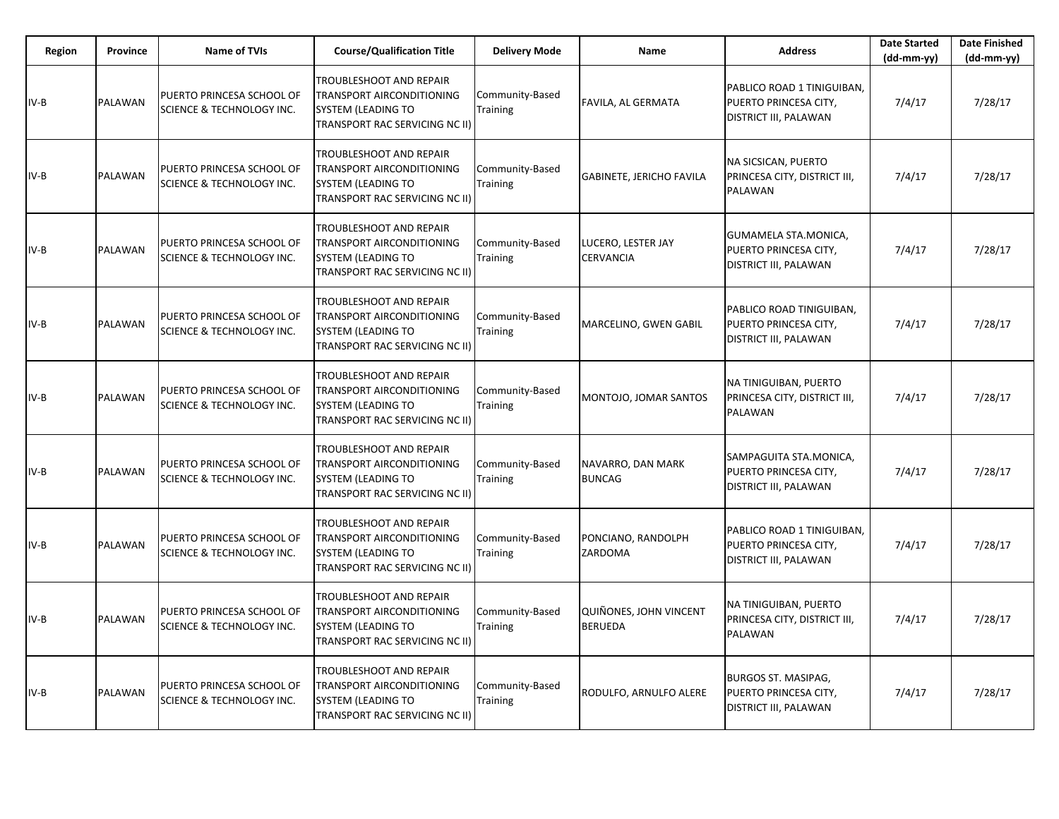| Region | Province | Name of TVIs | Course/Qualification Title | Delivery Mode | Name | Address | Date Started (dd-mm-yy) | Date Finished (dd-mm-yy) |
|---|---|---|---|---|---|---|---|---|
| IV-B | PALAWAN | PUERTO PRINCESA SCHOOL OF SCIENCE & TECHNOLOGY INC. | TROUBLESHOOT AND REPAIR TRANSPORT AIRCONDITIONING SYSTEM (LEADING TO TRANSPORT RAC SERVICING NC II) | Community-Based Training | FAVILA, AL GERMATA | PABLICO ROAD 1 TINIGUIBAN, PUERTO PRINCESA CITY, DISTRICT III, PALAWAN | 7/4/17 | 7/28/17 |
| IV-B | PALAWAN | PUERTO PRINCESA SCHOOL OF SCIENCE & TECHNOLOGY INC. | TROUBLESHOOT AND REPAIR TRANSPORT AIRCONDITIONING SYSTEM (LEADING TO TRANSPORT RAC SERVICING NC II) | Community-Based Training | GABINETE, JERICHO FAVILA | NA SICSICAN, PUERTO PRINCESA CITY, DISTRICT III, PALAWAN | 7/4/17 | 7/28/17 |
| IV-B | PALAWAN | PUERTO PRINCESA SCHOOL OF SCIENCE & TECHNOLOGY INC. | TROUBLESHOOT AND REPAIR TRANSPORT AIRCONDITIONING SYSTEM (LEADING TO TRANSPORT RAC SERVICING NC II) | Community-Based Training | LUCERO, LESTER JAY CERVANCIA | GUMAMELA STA.MONICA, PUERTO PRINCESA CITY, DISTRICT III, PALAWAN | 7/4/17 | 7/28/17 |
| IV-B | PALAWAN | PUERTO PRINCESA SCHOOL OF SCIENCE & TECHNOLOGY INC. | TROUBLESHOOT AND REPAIR TRANSPORT AIRCONDITIONING SYSTEM (LEADING TO TRANSPORT RAC SERVICING NC II) | Community-Based Training | MARCELINO, GWEN GABIL | PABLICO ROAD TINIGUIBAN, PUERTO PRINCESA CITY, DISTRICT III, PALAWAN | 7/4/17 | 7/28/17 |
| IV-B | PALAWAN | PUERTO PRINCESA SCHOOL OF SCIENCE & TECHNOLOGY INC. | TROUBLESHOOT AND REPAIR TRANSPORT AIRCONDITIONING SYSTEM (LEADING TO TRANSPORT RAC SERVICING NC II) | Community-Based Training | MONTOJO, JOMAR SANTOS | NA TINIGUIBAN, PUERTO PRINCESA CITY, DISTRICT III, PALAWAN | 7/4/17 | 7/28/17 |
| IV-B | PALAWAN | PUERTO PRINCESA SCHOOL OF SCIENCE & TECHNOLOGY INC. | TROUBLESHOOT AND REPAIR TRANSPORT AIRCONDITIONING SYSTEM (LEADING TO TRANSPORT RAC SERVICING NC II) | Community-Based Training | NAVARRO, DAN MARK BUNCAG | SAMPAGUITA STA.MONICA, PUERTO PRINCESA CITY, DISTRICT III, PALAWAN | 7/4/17 | 7/28/17 |
| IV-B | PALAWAN | PUERTO PRINCESA SCHOOL OF SCIENCE & TECHNOLOGY INC. | TROUBLESHOOT AND REPAIR TRANSPORT AIRCONDITIONING SYSTEM (LEADING TO TRANSPORT RAC SERVICING NC II) | Community-Based Training | PONCIANO, RANDOLPH ZARDOMA | PABLICO ROAD 1 TINIGUIBAN, PUERTO PRINCESA CITY, DISTRICT III, PALAWAN | 7/4/17 | 7/28/17 |
| IV-B | PALAWAN | PUERTO PRINCESA SCHOOL OF SCIENCE & TECHNOLOGY INC. | TROUBLESHOOT AND REPAIR TRANSPORT AIRCONDITIONING SYSTEM (LEADING TO TRANSPORT RAC SERVICING NC II) | Community-Based Training | QUIÑONES, JOHN VINCENT BERUEDA | NA TINIGUIBAN, PUERTO PRINCESA CITY, DISTRICT III, PALAWAN | 7/4/17 | 7/28/17 |
| IV-B | PALAWAN | PUERTO PRINCESA SCHOOL OF SCIENCE & TECHNOLOGY INC. | TROUBLESHOOT AND REPAIR TRANSPORT AIRCONDITIONING SYSTEM (LEADING TO TRANSPORT RAC SERVICING NC II) | Community-Based Training | RODULFO, ARNULFO ALERE | BURGOS ST. MASIPAG, PUERTO PRINCESA CITY, DISTRICT III, PALAWAN | 7/4/17 | 7/28/17 |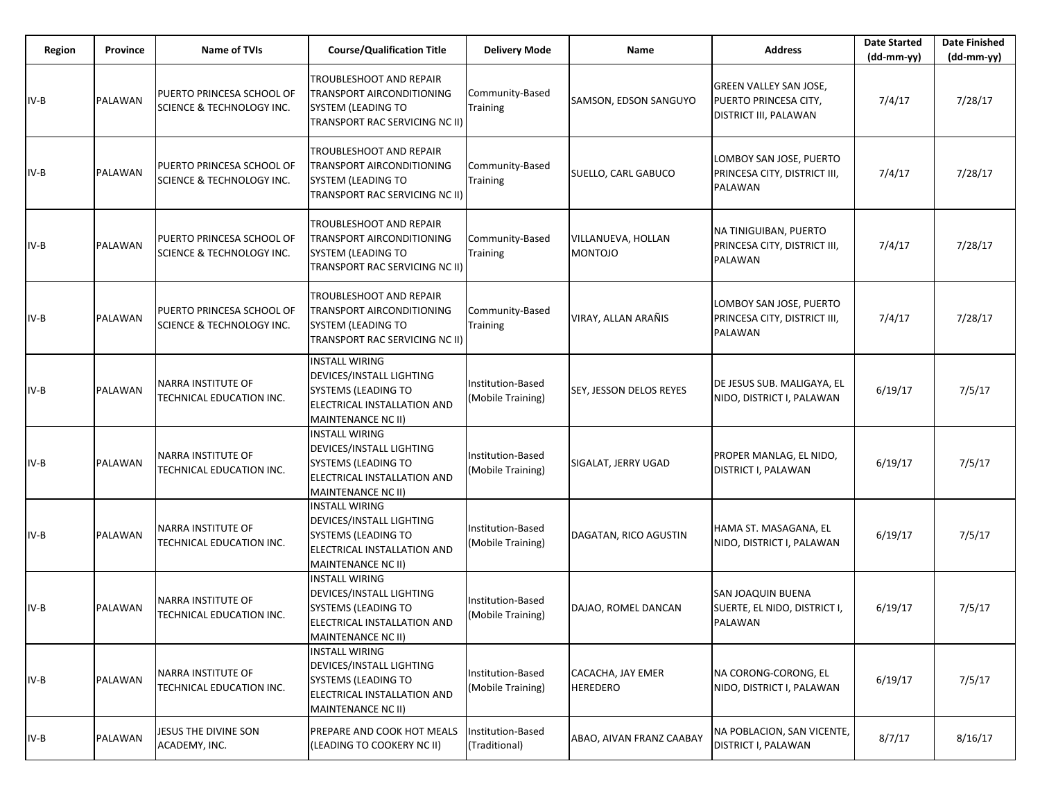| Region | Province | Name of TVIs | Course/Qualification Title | Delivery Mode | Name | Address | Date Started (dd-mm-yy) | Date Finished (dd-mm-yy) |
|---|---|---|---|---|---|---|---|---|
| IV-B | PALAWAN | PUERTO PRINCESA SCHOOL OF SCIENCE & TECHNOLOGY INC. | TROUBLESHOOT AND REPAIR TRANSPORT AIRCONDITIONING SYSTEM (LEADING TO TRANSPORT RAC SERVICING NC II) | Community-Based Training | SAMSON, EDSON SANGUYO | GREEN VALLEY SAN JOSE, PUERTO PRINCESA CITY, DISTRICT III, PALAWAN | 7/4/17 | 7/28/17 |
| IV-B | PALAWAN | PUERTO PRINCESA SCHOOL OF SCIENCE & TECHNOLOGY INC. | TROUBLESHOOT AND REPAIR TRANSPORT AIRCONDITIONING SYSTEM (LEADING TO TRANSPORT RAC SERVICING NC II) | Community-Based Training | SUELLO, CARL GABUCO | LOMBOY SAN JOSE, PUERTO PRINCESA CITY, DISTRICT III, PALAWAN | 7/4/17 | 7/28/17 |
| IV-B | PALAWAN | PUERTO PRINCESA SCHOOL OF SCIENCE & TECHNOLOGY INC. | TROUBLESHOOT AND REPAIR TRANSPORT AIRCONDITIONING SYSTEM (LEADING TO TRANSPORT RAC SERVICING NC II) | Community-Based Training | VILLANUEVA, HOLLAN MONTOJO | NA TINIGUIBAN, PUERTO PRINCESA CITY, DISTRICT III, PALAWAN | 7/4/17 | 7/28/17 |
| IV-B | PALAWAN | PUERTO PRINCESA SCHOOL OF SCIENCE & TECHNOLOGY INC. | TROUBLESHOOT AND REPAIR TRANSPORT AIRCONDITIONING SYSTEM (LEADING TO TRANSPORT RAC SERVICING NC II) | Community-Based Training | VIRAY, ALLAN ARAÑIS | LOMBOY SAN JOSE, PUERTO PRINCESA CITY, DISTRICT III, PALAWAN | 7/4/17 | 7/28/17 |
| IV-B | PALAWAN | NARRA INSTITUTE OF TECHNICAL EDUCATION INC. | INSTALL WIRING DEVICES/INSTALL LIGHTING SYSTEMS (LEADING TO ELECTRICAL INSTALLATION AND MAINTENANCE NC II) | Institution-Based (Mobile Training) | SEY, JESSON DELOS REYES | DE JESUS SUB. MALIGAYA, EL NIDO, DISTRICT I, PALAWAN | 6/19/17 | 7/5/17 |
| IV-B | PALAWAN | NARRA INSTITUTE OF TECHNICAL EDUCATION INC. | INSTALL WIRING DEVICES/INSTALL LIGHTING SYSTEMS (LEADING TO ELECTRICAL INSTALLATION AND MAINTENANCE NC II) | Institution-Based (Mobile Training) | SIGALAT, JERRY UGAD | PROPER MANLAG, EL NIDO, DISTRICT I, PALAWAN | 6/19/17 | 7/5/17 |
| IV-B | PALAWAN | NARRA INSTITUTE OF TECHNICAL EDUCATION INC. | INSTALL WIRING DEVICES/INSTALL LIGHTING SYSTEMS (LEADING TO ELECTRICAL INSTALLATION AND MAINTENANCE NC II) | Institution-Based (Mobile Training) | DAGATAN, RICO AGUSTIN | HAMA ST. MASAGANA, EL NIDO, DISTRICT I, PALAWAN | 6/19/17 | 7/5/17 |
| IV-B | PALAWAN | NARRA INSTITUTE OF TECHNICAL EDUCATION INC. | INSTALL WIRING DEVICES/INSTALL LIGHTING SYSTEMS (LEADING TO ELECTRICAL INSTALLATION AND MAINTENANCE NC II) | Institution-Based (Mobile Training) | DAJAO, ROMEL DANCAN | SAN JOAQUIN BUENA SUERTE, EL NIDO, DISTRICT I, PALAWAN | 6/19/17 | 7/5/17 |
| IV-B | PALAWAN | NARRA INSTITUTE OF TECHNICAL EDUCATION INC. | INSTALL WIRING DEVICES/INSTALL LIGHTING SYSTEMS (LEADING TO ELECTRICAL INSTALLATION AND MAINTENANCE NC II) | Institution-Based (Mobile Training) | CACACHA, JAY EMER HEREDERO | NA CORONG-CORONG, EL NIDO, DISTRICT I, PALAWAN | 6/19/17 | 7/5/17 |
| IV-B | PALAWAN | JESUS THE DIVINE SON ACADEMY, INC. | PREPARE AND COOK HOT MEALS (LEADING TO COOKERY NC II) | Institution-Based (Traditional) | ABAO, AIVAN FRANZ CAABAY | NA POBLACION, SAN VICENTE, DISTRICT I, PALAWAN | 8/7/17 | 8/16/17 |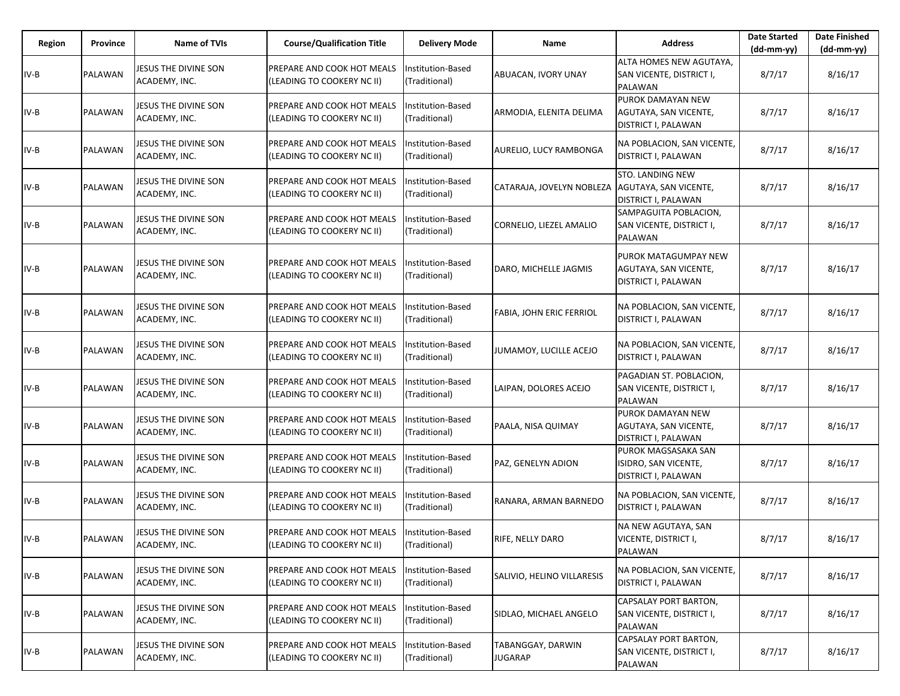| Region | Province | Name of TVIs | Course/Qualification Title | Delivery Mode | Name | Address | Date Started (dd-mm-yy) | Date Finished (dd-mm-yy) |
|---|---|---|---|---|---|---|---|---|
| IV-B | PALAWAN | JESUS THE DIVINE SON ACADEMY, INC. | PREPARE AND COOK HOT MEALS (LEADING TO COOKERY NC II) | Institution-Based (Traditional) | ABUACAN, IVORY UNAY | ALTA HOMES NEW AGUTAYA, SAN VICENTE, DISTRICT I, PALAWAN | 8/7/17 | 8/16/17 |
| IV-B | PALAWAN | JESUS THE DIVINE SON ACADEMY, INC. | PREPARE AND COOK HOT MEALS (LEADING TO COOKERY NC II) | Institution-Based (Traditional) | ARMODIA, ELENITA DELIMA | PUROK DAMAYAN NEW AGUTAYA, SAN VICENTE, DISTRICT I, PALAWAN | 8/7/17 | 8/16/17 |
| IV-B | PALAWAN | JESUS THE DIVINE SON ACADEMY, INC. | PREPARE AND COOK HOT MEALS (LEADING TO COOKERY NC II) | Institution-Based (Traditional) | AURELIO, LUCY RAMBONGA | NA POBLACION, SAN VICENTE, DISTRICT I, PALAWAN | 8/7/17 | 8/16/17 |
| IV-B | PALAWAN | JESUS THE DIVINE SON ACADEMY, INC. | PREPARE AND COOK HOT MEALS (LEADING TO COOKERY NC II) | Institution-Based (Traditional) | CATARAJA, JOVELYN NOBLEZA | STO. LANDING NEW AGUTAYA, SAN VICENTE, DISTRICT I, PALAWAN | 8/7/17 | 8/16/17 |
| IV-B | PALAWAN | JESUS THE DIVINE SON ACADEMY, INC. | PREPARE AND COOK HOT MEALS (LEADING TO COOKERY NC II) | Institution-Based (Traditional) | CORNELIO, LIEZEL AMALIO | SAMPAGUITA POBLACION, SAN VICENTE, DISTRICT I, PALAWAN | 8/7/17 | 8/16/17 |
| IV-B | PALAWAN | JESUS THE DIVINE SON ACADEMY, INC. | PREPARE AND COOK HOT MEALS (LEADING TO COOKERY NC II) | Institution-Based (Traditional) | DARO, MICHELLE JAGMIS | PUROK MATAGUMPAY NEW AGUTAYA, SAN VICENTE, DISTRICT I, PALAWAN | 8/7/17 | 8/16/17 |
| IV-B | PALAWAN | JESUS THE DIVINE SON ACADEMY, INC. | PREPARE AND COOK HOT MEALS (LEADING TO COOKERY NC II) | Institution-Based (Traditional) | FABIA, JOHN ERIC FERRIOL | NA POBLACION, SAN VICENTE, DISTRICT I, PALAWAN | 8/7/17 | 8/16/17 |
| IV-B | PALAWAN | JESUS THE DIVINE SON ACADEMY, INC. | PREPARE AND COOK HOT MEALS (LEADING TO COOKERY NC II) | Institution-Based (Traditional) | JUMAMOY, LUCILLE ACEJO | NA POBLACION, SAN VICENTE, DISTRICT I, PALAWAN | 8/7/17 | 8/16/17 |
| IV-B | PALAWAN | JESUS THE DIVINE SON ACADEMY, INC. | PREPARE AND COOK HOT MEALS (LEADING TO COOKERY NC II) | Institution-Based (Traditional) | LAIPAN, DOLORES ACEJO | PAGADIAN ST. POBLACION, SAN VICENTE, DISTRICT I, PALAWAN | 8/7/17 | 8/16/17 |
| IV-B | PALAWAN | JESUS THE DIVINE SON ACADEMY, INC. | PREPARE AND COOK HOT MEALS (LEADING TO COOKERY NC II) | Institution-Based (Traditional) | PAALA, NISA QUIMAY | PUROK DAMAYAN NEW AGUTAYA, SAN VICENTE, DISTRICT I, PALAWAN | 8/7/17 | 8/16/17 |
| IV-B | PALAWAN | JESUS THE DIVINE SON ACADEMY, INC. | PREPARE AND COOK HOT MEALS (LEADING TO COOKERY NC II) | Institution-Based (Traditional) | PAZ, GENELYN ADION | PUROK MAGSASAKA SAN ISIDRO, SAN VICENTE, DISTRICT I, PALAWAN | 8/7/17 | 8/16/17 |
| IV-B | PALAWAN | JESUS THE DIVINE SON ACADEMY, INC. | PREPARE AND COOK HOT MEALS (LEADING TO COOKERY NC II) | Institution-Based (Traditional) | RANARA, ARMAN BARNEDO | NA POBLACION, SAN VICENTE, DISTRICT I, PALAWAN | 8/7/17 | 8/16/17 |
| IV-B | PALAWAN | JESUS THE DIVINE SON ACADEMY, INC. | PREPARE AND COOK HOT MEALS (LEADING TO COOKERY NC II) | Institution-Based (Traditional) | RIFE, NELLY DARO | NA NEW AGUTAYA, SAN VICENTE, DISTRICT I, PALAWAN | 8/7/17 | 8/16/17 |
| IV-B | PALAWAN | JESUS THE DIVINE SON ACADEMY, INC. | PREPARE AND COOK HOT MEALS (LEADING TO COOKERY NC II) | Institution-Based (Traditional) | SALIVIO, HELINO VILLARESIS | NA POBLACION, SAN VICENTE, DISTRICT I, PALAWAN | 8/7/17 | 8/16/17 |
| IV-B | PALAWAN | JESUS THE DIVINE SON ACADEMY, INC. | PREPARE AND COOK HOT MEALS (LEADING TO COOKERY NC II) | Institution-Based (Traditional) | SIDLAO, MICHAEL ANGELO | CAPSALAY PORT BARTON, SAN VICENTE, DISTRICT I, PALAWAN | 8/7/17 | 8/16/17 |
| IV-B | PALAWAN | JESUS THE DIVINE SON ACADEMY, INC. | PREPARE AND COOK HOT MEALS (LEADING TO COOKERY NC II) | Institution-Based (Traditional) | TABANGGAY, DARWIN JUGARAP | CAPSALAY PORT BARTON, SAN VICENTE, DISTRICT I, PALAWAN | 8/7/17 | 8/16/17 |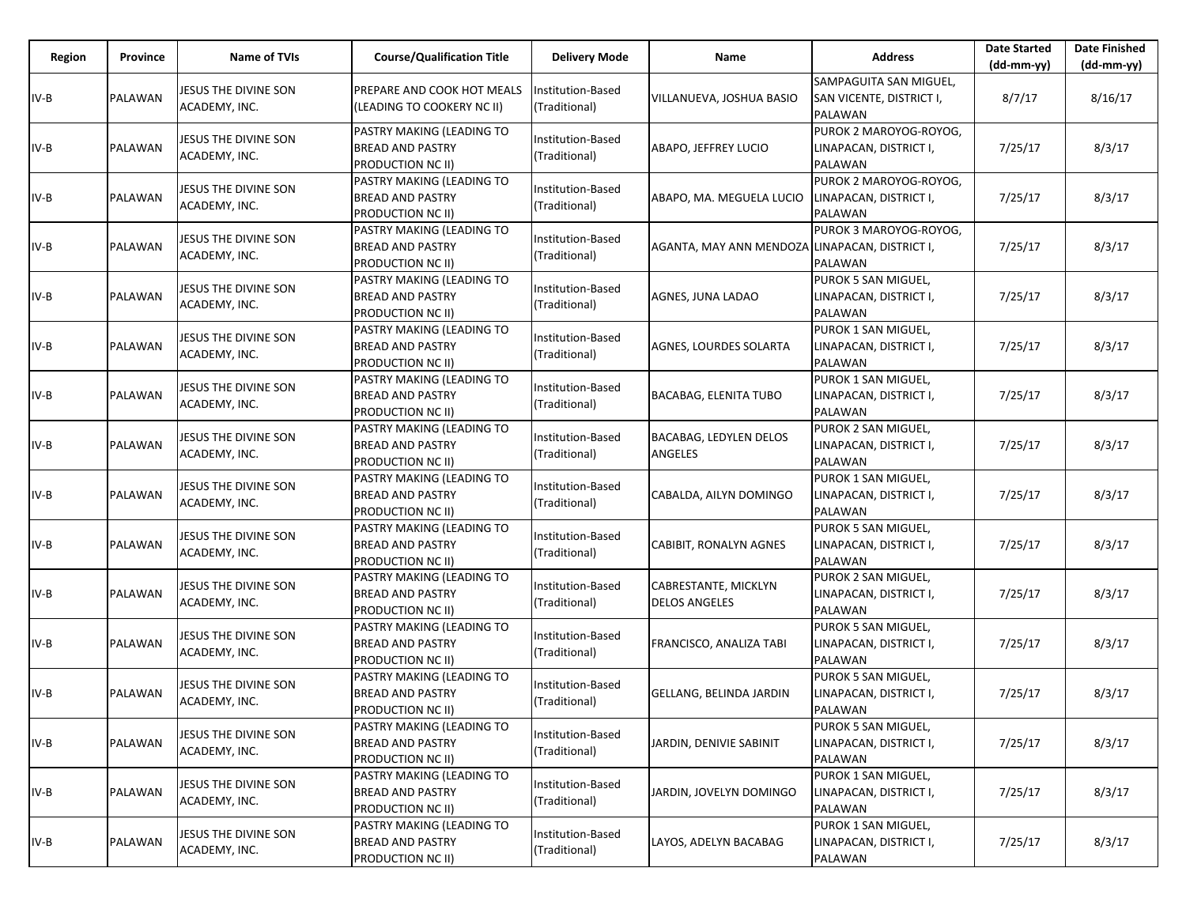| Region | Province | Name of TVIs | Course/Qualification Title | Delivery Mode | Name | Address | Date Started (dd-mm-yy) | Date Finished (dd-mm-yy) |
|---|---|---|---|---|---|---|---|---|
| IV-B | PALAWAN | JESUS THE DIVINE SON ACADEMY, INC. | PREPARE AND COOK HOT MEALS (LEADING TO COOKERY NC II) | Institution-Based (Traditional) | VILLANUEVA, JOSHUA BASIO | SAMPAGUITA SAN MIGUEL, SAN VICENTE, DISTRICT I, PALAWAN | 8/7/17 | 8/16/17 |
| IV-B | PALAWAN | JESUS THE DIVINE SON ACADEMY, INC. | PASTRY MAKING (LEADING TO BREAD AND PASTRY PRODUCTION NC II) | Institution-Based (Traditional) | ABAPO, JEFFREY LUCIO | PUROK 2 MAROYOG-ROYOG, LINAPACAN, DISTRICT I, PALAWAN | 7/25/17 | 8/3/17 |
| IV-B | PALAWAN | JESUS THE DIVINE SON ACADEMY, INC. | PASTRY MAKING (LEADING TO BREAD AND PASTRY PRODUCTION NC II) | Institution-Based (Traditional) | ABAPO, MA. MEGUELA LUCIO | PUROK 2 MAROYOG-ROYOG, LINAPACAN, DISTRICT I, PALAWAN | 7/25/17 | 8/3/17 |
| IV-B | PALAWAN | JESUS THE DIVINE SON ACADEMY, INC. | PASTRY MAKING (LEADING TO BREAD AND PASTRY PRODUCTION NC II) | Institution-Based (Traditional) | AGANTA, MAY ANN MENDOZA | PUROK 3 MAROYOG-ROYOG, LINAPACAN, DISTRICT I, PALAWAN | 7/25/17 | 8/3/17 |
| IV-B | PALAWAN | JESUS THE DIVINE SON ACADEMY, INC. | PASTRY MAKING (LEADING TO BREAD AND PASTRY PRODUCTION NC II) | Institution-Based (Traditional) | AGNES, JUNA LADAO | PUROK 5 SAN MIGUEL, LINAPACAN, DISTRICT I, PALAWAN | 7/25/17 | 8/3/17 |
| IV-B | PALAWAN | JESUS THE DIVINE SON ACADEMY, INC. | PASTRY MAKING (LEADING TO BREAD AND PASTRY PRODUCTION NC II) | Institution-Based (Traditional) | AGNES, LOURDES SOLARTA | PUROK 1 SAN MIGUEL, LINAPACAN, DISTRICT I, PALAWAN | 7/25/17 | 8/3/17 |
| IV-B | PALAWAN | JESUS THE DIVINE SON ACADEMY, INC. | PASTRY MAKING (LEADING TO BREAD AND PASTRY PRODUCTION NC II) | Institution-Based (Traditional) | BACABAG, ELENITA TUBO | PUROK 1 SAN MIGUEL, LINAPACAN, DISTRICT I, PALAWAN | 7/25/17 | 8/3/17 |
| IV-B | PALAWAN | JESUS THE DIVINE SON ACADEMY, INC. | PASTRY MAKING (LEADING TO BREAD AND PASTRY PRODUCTION NC II) | Institution-Based (Traditional) | BACABAG, LEDYLEN DELOS ANGELES | PUROK 2 SAN MIGUEL, LINAPACAN, DISTRICT I, PALAWAN | 7/25/17 | 8/3/17 |
| IV-B | PALAWAN | JESUS THE DIVINE SON ACADEMY, INC. | PASTRY MAKING (LEADING TO BREAD AND PASTRY PRODUCTION NC II) | Institution-Based (Traditional) | CABALDA, AILYN DOMINGO | PUROK 1 SAN MIGUEL, LINAPACAN, DISTRICT I, PALAWAN | 7/25/17 | 8/3/17 |
| IV-B | PALAWAN | JESUS THE DIVINE SON ACADEMY, INC. | PASTRY MAKING (LEADING TO BREAD AND PASTRY PRODUCTION NC II) | Institution-Based (Traditional) | CABIBIT, RONALYN AGNES | PUROK 5 SAN MIGUEL, LINAPACAN, DISTRICT I, PALAWAN | 7/25/17 | 8/3/17 |
| IV-B | PALAWAN | JESUS THE DIVINE SON ACADEMY, INC. | PASTRY MAKING (LEADING TO BREAD AND PASTRY PRODUCTION NC II) | Institution-Based (Traditional) | CABRESTANTE, MICKLYN DELOS ANGELES | PUROK 2 SAN MIGUEL, LINAPACAN, DISTRICT I, PALAWAN | 7/25/17 | 8/3/17 |
| IV-B | PALAWAN | JESUS THE DIVINE SON ACADEMY, INC. | PASTRY MAKING (LEADING TO BREAD AND PASTRY PRODUCTION NC II) | Institution-Based (Traditional) | FRANCISCO, ANALIZA TABI | PUROK 5 SAN MIGUEL, LINAPACAN, DISTRICT I, PALAWAN | 7/25/17 | 8/3/17 |
| IV-B | PALAWAN | JESUS THE DIVINE SON ACADEMY, INC. | PASTRY MAKING (LEADING TO BREAD AND PASTRY PRODUCTION NC II) | Institution-Based (Traditional) | GELLANG, BELINDA JARDIN | PUROK 5 SAN MIGUEL, LINAPACAN, DISTRICT I, PALAWAN | 7/25/17 | 8/3/17 |
| IV-B | PALAWAN | JESUS THE DIVINE SON ACADEMY, INC. | PASTRY MAKING (LEADING TO BREAD AND PASTRY PRODUCTION NC II) | Institution-Based (Traditional) | JARDIN, DENIVIE SABINIT | PUROK 5 SAN MIGUEL, LINAPACAN, DISTRICT I, PALAWAN | 7/25/17 | 8/3/17 |
| IV-B | PALAWAN | JESUS THE DIVINE SON ACADEMY, INC. | PASTRY MAKING (LEADING TO BREAD AND PASTRY PRODUCTION NC II) | Institution-Based (Traditional) | JARDIN, JOVELYN DOMINGO | PUROK 1 SAN MIGUEL, LINAPACAN, DISTRICT I, PALAWAN | 7/25/17 | 8/3/17 |
| IV-B | PALAWAN | JESUS THE DIVINE SON ACADEMY, INC. | PASTRY MAKING (LEADING TO BREAD AND PASTRY PRODUCTION NC II) | Institution-Based (Traditional) | LAYOS, ADELYN BACABAG | PUROK 1 SAN MIGUEL, LINAPACAN, DISTRICT I, PALAWAN | 7/25/17 | 8/3/17 |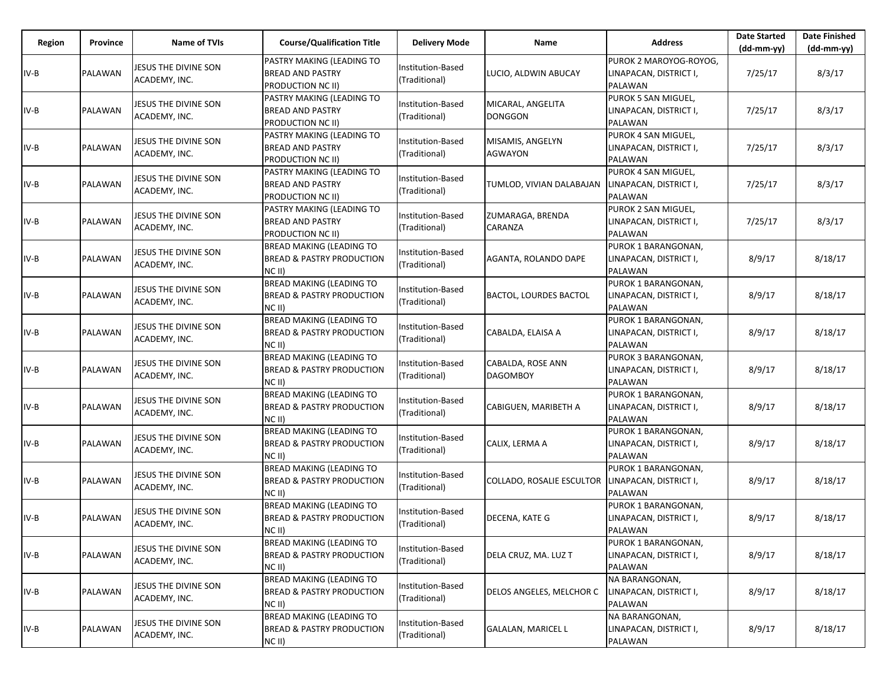| Region | Province | Name of TVIs | Course/Qualification Title | Delivery Mode | Name | Address | Date Started (dd-mm-yy) | Date Finished (dd-mm-yy) |
|---|---|---|---|---|---|---|---|---|
| IV-B | PALAWAN | JESUS THE DIVINE SON ACADEMY, INC. | PASTRY MAKING (LEADING TO BREAD AND PASTRY PRODUCTION NC II) | Institution-Based (Traditional) | LUCIO, ALDWIN ABUCAY | PUROK 2 MAROYOG-ROYOG, LINAPACAN, DISTRICT I, PALAWAN | 7/25/17 | 8/3/17 |
| IV-B | PALAWAN | JESUS THE DIVINE SON ACADEMY, INC. | PASTRY MAKING (LEADING TO BREAD AND PASTRY PRODUCTION NC II) | Institution-Based (Traditional) | MICARAL, ANGELITA DONGGON | PUROK 5 SAN MIGUEL, LINAPACAN, DISTRICT I, PALAWAN | 7/25/17 | 8/3/17 |
| IV-B | PALAWAN | JESUS THE DIVINE SON ACADEMY, INC. | PASTRY MAKING (LEADING TO BREAD AND PASTRY PRODUCTION NC II) | Institution-Based (Traditional) | MISAMIS, ANGELYN AGWAYON | PUROK 4 SAN MIGUEL, LINAPACAN, DISTRICT I, PALAWAN | 7/25/17 | 8/3/17 |
| IV-B | PALAWAN | JESUS THE DIVINE SON ACADEMY, INC. | PASTRY MAKING (LEADING TO BREAD AND PASTRY PRODUCTION NC II) | Institution-Based (Traditional) | TUMLOD, VIVIAN DALABAJAN | PUROK 4 SAN MIGUEL, LINAPACAN, DISTRICT I, PALAWAN | 7/25/17 | 8/3/17 |
| IV-B | PALAWAN | JESUS THE DIVINE SON ACADEMY, INC. | PASTRY MAKING (LEADING TO BREAD AND PASTRY PRODUCTION NC II) | Institution-Based (Traditional) | ZUMARAGA, BRENDA CARANZA | PUROK 2 SAN MIGUEL, LINAPACAN, DISTRICT I, PALAWAN | 7/25/17 | 8/3/17 |
| IV-B | PALAWAN | JESUS THE DIVINE SON ACADEMY, INC. | BREAD MAKING (LEADING TO BREAD & PASTRY PRODUCTION NC II) | Institution-Based (Traditional) | AGANTA, ROLANDO DAPE | PUROK 1 BARANGONAN, LINAPACAN, DISTRICT I, PALAWAN | 8/9/17 | 8/18/17 |
| IV-B | PALAWAN | JESUS THE DIVINE SON ACADEMY, INC. | BREAD MAKING (LEADING TO BREAD & PASTRY PRODUCTION NC II) | Institution-Based (Traditional) | BACTOL, LOURDES BACTOL | PUROK 1 BARANGONAN, LINAPACAN, DISTRICT I, PALAWAN | 8/9/17 | 8/18/17 |
| IV-B | PALAWAN | JESUS THE DIVINE SON ACADEMY, INC. | BREAD MAKING (LEADING TO BREAD & PASTRY PRODUCTION NC II) | Institution-Based (Traditional) | CABALDA, ELAISA A | PUROK 1 BARANGONAN, LINAPACAN, DISTRICT I, PALAWAN | 8/9/17 | 8/18/17 |
| IV-B | PALAWAN | JESUS THE DIVINE SON ACADEMY, INC. | BREAD MAKING (LEADING TO BREAD & PASTRY PRODUCTION NC II) | Institution-Based (Traditional) | CABALDA, ROSE ANN DAGOMBOY | PUROK 3 BARANGONAN, LINAPACAN, DISTRICT I, PALAWAN | 8/9/17 | 8/18/17 |
| IV-B | PALAWAN | JESUS THE DIVINE SON ACADEMY, INC. | BREAD MAKING (LEADING TO BREAD & PASTRY PRODUCTION NC II) | Institution-Based (Traditional) | CABIGUEN, MARIBETH A | PUROK 1 BARANGONAN, LINAPACAN, DISTRICT I, PALAWAN | 8/9/17 | 8/18/17 |
| IV-B | PALAWAN | JESUS THE DIVINE SON ACADEMY, INC. | BREAD MAKING (LEADING TO BREAD & PASTRY PRODUCTION NC II) | Institution-Based (Traditional) | CALIX, LERMA A | PUROK 1 BARANGONAN, LINAPACAN, DISTRICT I, PALAWAN | 8/9/17 | 8/18/17 |
| IV-B | PALAWAN | JESUS THE DIVINE SON ACADEMY, INC. | BREAD MAKING (LEADING TO BREAD & PASTRY PRODUCTION NC II) | Institution-Based (Traditional) | COLLADO, ROSALIE ESCULTOR | PUROK 1 BARANGONAN, LINAPACAN, DISTRICT I, PALAWAN | 8/9/17 | 8/18/17 |
| IV-B | PALAWAN | JESUS THE DIVINE SON ACADEMY, INC. | BREAD MAKING (LEADING TO BREAD & PASTRY PRODUCTION NC II) | Institution-Based (Traditional) | DECENA, KATE G | PUROK 1 BARANGONAN, LINAPACAN, DISTRICT I, PALAWAN | 8/9/17 | 8/18/17 |
| IV-B | PALAWAN | JESUS THE DIVINE SON ACADEMY, INC. | BREAD MAKING (LEADING TO BREAD & PASTRY PRODUCTION NC II) | Institution-Based (Traditional) | DELA CRUZ, MA. LUZ T | PUROK 1 BARANGONAN, LINAPACAN, DISTRICT I, PALAWAN | 8/9/17 | 8/18/17 |
| IV-B | PALAWAN | JESUS THE DIVINE SON ACADEMY, INC. | BREAD MAKING (LEADING TO BREAD & PASTRY PRODUCTION NC II) | Institution-Based (Traditional) | DELOS ANGELES, MELCHOR C | NA BARANGONAN, LINAPACAN, DISTRICT I, PALAWAN | 8/9/17 | 8/18/17 |
| IV-B | PALAWAN | JESUS THE DIVINE SON ACADEMY, INC. | BREAD MAKING (LEADING TO BREAD & PASTRY PRODUCTION NC II) | Institution-Based (Traditional) | GALALAN, MARICEL L | NA BARANGONAN, LINAPACAN, DISTRICT I, PALAWAN | 8/9/17 | 8/18/17 |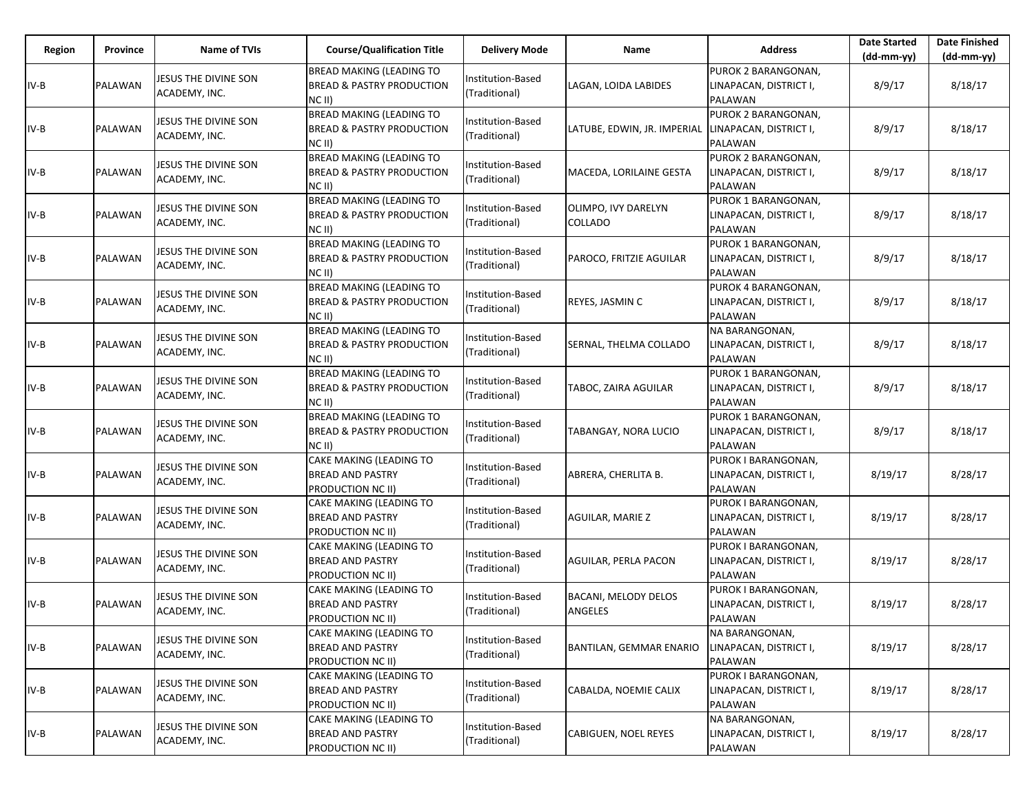| Region | Province | Name of TVIs | Course/Qualification Title | Delivery Mode | Name | Address | Date Started (dd-mm-yy) | Date Finished (dd-mm-yy) |
|---|---|---|---|---|---|---|---|---|
| IV-B | PALAWAN | JESUS THE DIVINE SON ACADEMY, INC. | BREAD MAKING (LEADING TO BREAD & PASTRY PRODUCTION NC II) | Institution-Based (Traditional) | LAGAN, LOIDA LABIDES | PUROK 2 BARANGONAN, LINAPACAN, DISTRICT I, PALAWAN | 8/9/17 | 8/18/17 |
| IV-B | PALAWAN | JESUS THE DIVINE SON ACADEMY, INC. | BREAD MAKING (LEADING TO BREAD & PASTRY PRODUCTION NC II) | Institution-Based (Traditional) | LATUBE, EDWIN, JR. IMPERIAL | PUROK 2 BARANGONAN, LINAPACAN, DISTRICT I, PALAWAN | 8/9/17 | 8/18/17 |
| IV-B | PALAWAN | JESUS THE DIVINE SON ACADEMY, INC. | BREAD MAKING (LEADING TO BREAD & PASTRY PRODUCTION NC II) | Institution-Based (Traditional) | MACEDA, LORILAINE GESTA | PUROK 2 BARANGONAN, LINAPACAN, DISTRICT I, PALAWAN | 8/9/17 | 8/18/17 |
| IV-B | PALAWAN | JESUS THE DIVINE SON ACADEMY, INC. | BREAD MAKING (LEADING TO BREAD & PASTRY PRODUCTION NC II) | Institution-Based (Traditional) | OLIMPO, IVY DARELYN COLLADO | PUROK 1 BARANGONAN, LINAPACAN, DISTRICT I, PALAWAN | 8/9/17 | 8/18/17 |
| IV-B | PALAWAN | JESUS THE DIVINE SON ACADEMY, INC. | BREAD MAKING (LEADING TO BREAD & PASTRY PRODUCTION NC II) | Institution-Based (Traditional) | PAROCO, FRITZIE AGUILAR | PUROK 1 BARANGONAN, LINAPACAN, DISTRICT I, PALAWAN | 8/9/17 | 8/18/17 |
| IV-B | PALAWAN | JESUS THE DIVINE SON ACADEMY, INC. | BREAD MAKING (LEADING TO BREAD & PASTRY PRODUCTION NC II) | Institution-Based (Traditional) | REYES, JASMIN C | PUROK 4 BARANGONAN, LINAPACAN, DISTRICT I, PALAWAN | 8/9/17 | 8/18/17 |
| IV-B | PALAWAN | JESUS THE DIVINE SON ACADEMY, INC. | BREAD MAKING (LEADING TO BREAD & PASTRY PRODUCTION NC II) | Institution-Based (Traditional) | SERNAL, THELMA COLLADO | NA BARANGONAN, LINAPACAN, DISTRICT I, PALAWAN | 8/9/17 | 8/18/17 |
| IV-B | PALAWAN | JESUS THE DIVINE SON ACADEMY, INC. | BREAD MAKING (LEADING TO BREAD & PASTRY PRODUCTION NC II) | Institution-Based (Traditional) | TABOC, ZAIRA AGUILAR | PUROK 1 BARANGONAN, LINAPACAN, DISTRICT I, PALAWAN | 8/9/17 | 8/18/17 |
| IV-B | PALAWAN | JESUS THE DIVINE SON ACADEMY, INC. | BREAD MAKING (LEADING TO BREAD & PASTRY PRODUCTION NC II) | Institution-Based (Traditional) | TABANGAY, NORA LUCIO | PUROK 1 BARANGONAN, LINAPACAN, DISTRICT I, PALAWAN | 8/9/17 | 8/18/17 |
| IV-B | PALAWAN | JESUS THE DIVINE SON ACADEMY, INC. | CAKE MAKING (LEADING TO BREAD AND PASTRY PRODUCTION NC II) | Institution-Based (Traditional) | ABRERA, CHERLITA B. | PUROK I BARANGONAN, LINAPACAN, DISTRICT I, PALAWAN | 8/19/17 | 8/28/17 |
| IV-B | PALAWAN | JESUS THE DIVINE SON ACADEMY, INC. | CAKE MAKING (LEADING TO BREAD AND PASTRY PRODUCTION NC II) | Institution-Based (Traditional) | AGUILAR, MARIE Z | PUROK I BARANGONAN, LINAPACAN, DISTRICT I, PALAWAN | 8/19/17 | 8/28/17 |
| IV-B | PALAWAN | JESUS THE DIVINE SON ACADEMY, INC. | CAKE MAKING (LEADING TO BREAD AND PASTRY PRODUCTION NC II) | Institution-Based (Traditional) | AGUILAR, PERLA PACON | PUROK I BARANGONAN, LINAPACAN, DISTRICT I, PALAWAN | 8/19/17 | 8/28/17 |
| IV-B | PALAWAN | JESUS THE DIVINE SON ACADEMY, INC. | CAKE MAKING (LEADING TO BREAD AND PASTRY PRODUCTION NC II) | Institution-Based (Traditional) | BACANI, MELODY DELOS ANGELES | PUROK I BARANGONAN, LINAPACAN, DISTRICT I, PALAWAN | 8/19/17 | 8/28/17 |
| IV-B | PALAWAN | JESUS THE DIVINE SON ACADEMY, INC. | CAKE MAKING (LEADING TO BREAD AND PASTRY PRODUCTION NC II) | Institution-Based (Traditional) | BANTILAN, GEMMAR ENARIO | NA BARANGONAN, LINAPACAN, DISTRICT I, PALAWAN | 8/19/17 | 8/28/17 |
| IV-B | PALAWAN | JESUS THE DIVINE SON ACADEMY, INC. | CAKE MAKING (LEADING TO BREAD AND PASTRY PRODUCTION NC II) | Institution-Based (Traditional) | CABALDA, NOEMIE CALIX | PUROK I BARANGONAN, LINAPACAN, DISTRICT I, PALAWAN | 8/19/17 | 8/28/17 |
| IV-B | PALAWAN | JESUS THE DIVINE SON ACADEMY, INC. | CAKE MAKING (LEADING TO BREAD AND PASTRY PRODUCTION NC II) | Institution-Based (Traditional) | CABIGUEN, NOEL REYES | NA BARANGONAN, LINAPACAN, DISTRICT I, PALAWAN | 8/19/17 | 8/28/17 |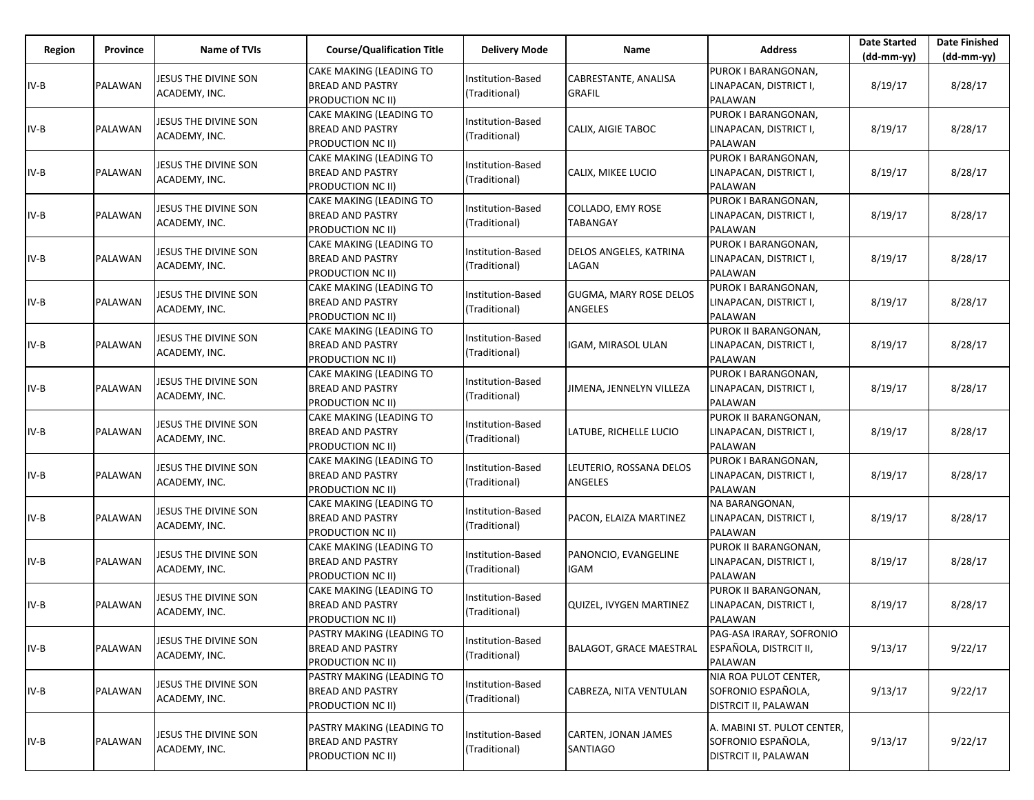| Region | Province | Name of TVIs | Course/Qualification Title | Delivery Mode | Name | Address | Date Started (dd-mm-yy) | Date Finished (dd-mm-yy) |
|---|---|---|---|---|---|---|---|---|
| IV-B | PALAWAN | JESUS THE DIVINE SON ACADEMY, INC. | CAKE MAKING (LEADING TO BREAD AND PASTRY PRODUCTION NC II) | Institution-Based (Traditional) | CABRESTANTE, ANALISA GRAFIL | PUROK I BARANGONAN, LINAPACAN, DISTRICT I, PALAWAN | 8/19/17 | 8/28/17 |
| IV-B | PALAWAN | JESUS THE DIVINE SON ACADEMY, INC. | CAKE MAKING (LEADING TO BREAD AND PASTRY PRODUCTION NC II) | Institution-Based (Traditional) | CALIX, AIGIE TABOC | PUROK I BARANGONAN, LINAPACAN, DISTRICT I, PALAWAN | 8/19/17 | 8/28/17 |
| IV-B | PALAWAN | JESUS THE DIVINE SON ACADEMY, INC. | CAKE MAKING (LEADING TO BREAD AND PASTRY PRODUCTION NC II) | Institution-Based (Traditional) | CALIX, MIKEE LUCIO | PUROK I BARANGONAN, LINAPACAN, DISTRICT I, PALAWAN | 8/19/17 | 8/28/17 |
| IV-B | PALAWAN | JESUS THE DIVINE SON ACADEMY, INC. | CAKE MAKING (LEADING TO BREAD AND PASTRY PRODUCTION NC II) | Institution-Based (Traditional) | COLLADO, EMY ROSE TABANGAY | PUROK I BARANGONAN, LINAPACAN, DISTRICT I, PALAWAN | 8/19/17 | 8/28/17 |
| IV-B | PALAWAN | JESUS THE DIVINE SON ACADEMY, INC. | CAKE MAKING (LEADING TO BREAD AND PASTRY PRODUCTION NC II) | Institution-Based (Traditional) | DELOS ANGELES, KATRINA LAGAN | PUROK I BARANGONAN, LINAPACAN, DISTRICT I, PALAWAN | 8/19/17 | 8/28/17 |
| IV-B | PALAWAN | JESUS THE DIVINE SON ACADEMY, INC. | CAKE MAKING (LEADING TO BREAD AND PASTRY PRODUCTION NC II) | Institution-Based (Traditional) | GUGMA, MARY ROSE DELOS ANGELES | PUROK I BARANGONAN, LINAPACAN, DISTRICT I, PALAWAN | 8/19/17 | 8/28/17 |
| IV-B | PALAWAN | JESUS THE DIVINE SON ACADEMY, INC. | CAKE MAKING (LEADING TO BREAD AND PASTRY PRODUCTION NC II) | Institution-Based (Traditional) | IGAM, MIRASOL ULAN | PUROK II BARANGONAN, LINAPACAN, DISTRICT I, PALAWAN | 8/19/17 | 8/28/17 |
| IV-B | PALAWAN | JESUS THE DIVINE SON ACADEMY, INC. | CAKE MAKING (LEADING TO BREAD AND PASTRY PRODUCTION NC II) | Institution-Based (Traditional) | JIMENA, JENNELYN VILLEZA | PUROK I BARANGONAN, LINAPACAN, DISTRICT I, PALAWAN | 8/19/17 | 8/28/17 |
| IV-B | PALAWAN | JESUS THE DIVINE SON ACADEMY, INC. | CAKE MAKING (LEADING TO BREAD AND PASTRY PRODUCTION NC II) | Institution-Based (Traditional) | LATUBE, RICHELLE LUCIO | PUROK II BARANGONAN, LINAPACAN, DISTRICT I, PALAWAN | 8/19/17 | 8/28/17 |
| IV-B | PALAWAN | JESUS THE DIVINE SON ACADEMY, INC. | CAKE MAKING (LEADING TO BREAD AND PASTRY PRODUCTION NC II) | Institution-Based (Traditional) | LEUTERIO, ROSSANA DELOS ANGELES | PUROK I BARANGONAN, LINAPACAN, DISTRICT I, PALAWAN | 8/19/17 | 8/28/17 |
| IV-B | PALAWAN | JESUS THE DIVINE SON ACADEMY, INC. | CAKE MAKING (LEADING TO BREAD AND PASTRY PRODUCTION NC II) | Institution-Based (Traditional) | PACON, ELAIZA MARTINEZ | NA BARANGONAN, LINAPACAN, DISTRICT I, PALAWAN | 8/19/17 | 8/28/17 |
| IV-B | PALAWAN | JESUS THE DIVINE SON ACADEMY, INC. | CAKE MAKING (LEADING TO BREAD AND PASTRY PRODUCTION NC II) | Institution-Based (Traditional) | PANONCIO, EVANGELINE IGAM | PUROK II BARANGONAN, LINAPACAN, DISTRICT I, PALAWAN | 8/19/17 | 8/28/17 |
| IV-B | PALAWAN | JESUS THE DIVINE SON ACADEMY, INC. | CAKE MAKING (LEADING TO BREAD AND PASTRY PRODUCTION NC II) | Institution-Based (Traditional) | QUIZEL, IVYGEN MARTINEZ | PUROK II BARANGONAN, LINAPACAN, DISTRICT I, PALAWAN | 8/19/17 | 8/28/17 |
| IV-B | PALAWAN | JESUS THE DIVINE SON ACADEMY, INC. | PASTRY MAKING (LEADING TO BREAD AND PASTRY PRODUCTION NC II) | Institution-Based (Traditional) | BALAGOT, GRACE MAESTRAL | PAG-ASA IRARAY, SOFRONIO ESPAÑOLA, DISTRCIT II, PALAWAN | 9/13/17 | 9/22/17 |
| IV-B | PALAWAN | JESUS THE DIVINE SON ACADEMY, INC. | PASTRY MAKING (LEADING TO BREAD AND PASTRY PRODUCTION NC II) | Institution-Based (Traditional) | CABREZA, NITA VENTULAN | NIA ROA PULOT CENTER, SOFRONIO ESPAÑOLA, DISTRCIT II, PALAWAN | 9/13/17 | 9/22/17 |
| IV-B | PALAWAN | JESUS THE DIVINE SON ACADEMY, INC. | PASTRY MAKING (LEADING TO BREAD AND PASTRY PRODUCTION NC II) | Institution-Based (Traditional) | CARTEN, JONAN JAMES SANTIAGO | A. MABINI ST. PULOT CENTER, SOFRONIO ESPAÑOLA, DISTRCIT II, PALAWAN | 9/13/17 | 9/22/17 |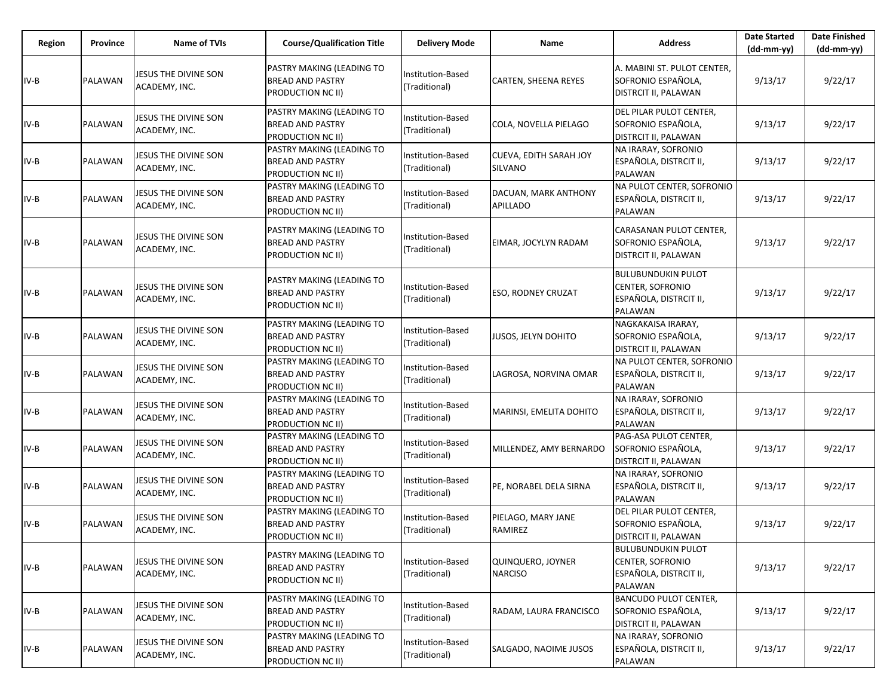| Region | Province | Name of TVIs | Course/Qualification Title | Delivery Mode | Name | Address | Date Started (dd-mm-yy) | Date Finished (dd-mm-yy) |
|---|---|---|---|---|---|---|---|---|
| IV-B | PALAWAN | JESUS THE DIVINE SON ACADEMY, INC. | PASTRY MAKING (LEADING TO BREAD AND PASTRY PRODUCTION NC II) | Institution-Based (Traditional) | CARTEN, SHEENA REYES | A. MABINI ST. PULOT CENTER, SOFRONIO ESPAÑOLA, DISTRCIT II, PALAWAN | 9/13/17 | 9/22/17 |
| IV-B | PALAWAN | JESUS THE DIVINE SON ACADEMY, INC. | PASTRY MAKING (LEADING TO BREAD AND PASTRY PRODUCTION NC II) | Institution-Based (Traditional) | COLA, NOVELLA PIELAGO | DEL PILAR PULOT CENTER, SOFRONIO ESPAÑOLA, DISTRCIT II, PALAWAN | 9/13/17 | 9/22/17 |
| IV-B | PALAWAN | JESUS THE DIVINE SON ACADEMY, INC. | PASTRY MAKING (LEADING TO BREAD AND PASTRY PRODUCTION NC II) | Institution-Based (Traditional) | CUEVA, EDITH SARAH JOY SILVANO | NA IRARAY, SOFRONIO ESPAÑOLA, DISTRCIT II, PALAWAN | 9/13/17 | 9/22/17 |
| IV-B | PALAWAN | JESUS THE DIVINE SON ACADEMY, INC. | PASTRY MAKING (LEADING TO BREAD AND PASTRY PRODUCTION NC II) | Institution-Based (Traditional) | DACUAN, MARK ANTHONY APILLADO | NA PULOT CENTER, SOFRONIO ESPAÑOLA, DISTRCIT II, PALAWAN | 9/13/17 | 9/22/17 |
| IV-B | PALAWAN | JESUS THE DIVINE SON ACADEMY, INC. | PASTRY MAKING (LEADING TO BREAD AND PASTRY PRODUCTION NC II) | Institution-Based (Traditional) | EIMAR, JOCYLYN RADAM | CARASANAN PULOT CENTER, SOFRONIO ESPAÑOLA, DISTRCIT II, PALAWAN | 9/13/17 | 9/22/17 |
| IV-B | PALAWAN | JESUS THE DIVINE SON ACADEMY, INC. | PASTRY MAKING (LEADING TO BREAD AND PASTRY PRODUCTION NC II) | Institution-Based (Traditional) | ESO, RODNEY CRUZAT | BULUBUNDUKIN PULOT CENTER, SOFRONIO ESPAÑOLA, DISTRCIT II, PALAWAN | 9/13/17 | 9/22/17 |
| IV-B | PALAWAN | JESUS THE DIVINE SON ACADEMY, INC. | PASTRY MAKING (LEADING TO BREAD AND PASTRY PRODUCTION NC II) | Institution-Based (Traditional) | JUSOS, JELYN DOHITO | NAGKAKAISA IRARAY, SOFRONIO ESPAÑOLA, DISTRCIT II, PALAWAN | 9/13/17 | 9/22/17 |
| IV-B | PALAWAN | JESUS THE DIVINE SON ACADEMY, INC. | PASTRY MAKING (LEADING TO BREAD AND PASTRY PRODUCTION NC II) | Institution-Based (Traditional) | LAGROSA, NORVINA OMAR | NA PULOT CENTER, SOFRONIO ESPAÑOLA, DISTRCIT II, PALAWAN | 9/13/17 | 9/22/17 |
| IV-B | PALAWAN | JESUS THE DIVINE SON ACADEMY, INC. | PASTRY MAKING (LEADING TO BREAD AND PASTRY PRODUCTION NC II) | Institution-Based (Traditional) | MARINSI, EMELITA DOHITO | NA IRARAY, SOFRONIO ESPAÑOLA, DISTRCIT II, PALAWAN | 9/13/17 | 9/22/17 |
| IV-B | PALAWAN | JESUS THE DIVINE SON ACADEMY, INC. | PASTRY MAKING (LEADING TO BREAD AND PASTRY PRODUCTION NC II) | Institution-Based (Traditional) | MILLENDEZ, AMY BERNARDO | PAG-ASA PULOT CENTER, SOFRONIO ESPAÑOLA, DISTRCIT II, PALAWAN | 9/13/17 | 9/22/17 |
| IV-B | PALAWAN | JESUS THE DIVINE SON ACADEMY, INC. | PASTRY MAKING (LEADING TO BREAD AND PASTRY PRODUCTION NC II) | Institution-Based (Traditional) | PE, NORABEL DELA SIRNA | NA IRARAY, SOFRONIO ESPAÑOLA, DISTRCIT II, PALAWAN | 9/13/17 | 9/22/17 |
| IV-B | PALAWAN | JESUS THE DIVINE SON ACADEMY, INC. | PASTRY MAKING (LEADING TO BREAD AND PASTRY PRODUCTION NC II) | Institution-Based (Traditional) | PIELAGO, MARY JANE RAMIREZ | DEL PILAR PULOT CENTER, SOFRONIO ESPAÑOLA, DISTRCIT II, PALAWAN | 9/13/17 | 9/22/17 |
| IV-B | PALAWAN | JESUS THE DIVINE SON ACADEMY, INC. | PASTRY MAKING (LEADING TO BREAD AND PASTRY PRODUCTION NC II) | Institution-Based (Traditional) | QUINQUERO, JOYNER NARCISO | BULUBUNDUKIN PULOT CENTER, SOFRONIO ESPAÑOLA, DISTRCIT II, PALAWAN | 9/13/17 | 9/22/17 |
| IV-B | PALAWAN | JESUS THE DIVINE SON ACADEMY, INC. | PASTRY MAKING (LEADING TO BREAD AND PASTRY PRODUCTION NC II) | Institution-Based (Traditional) | RADAM, LAURA FRANCISCO | BANCUDO PULOT CENTER, SOFRONIO ESPAÑOLA, DISTRCIT II, PALAWAN | 9/13/17 | 9/22/17 |
| IV-B | PALAWAN | JESUS THE DIVINE SON ACADEMY, INC. | PASTRY MAKING (LEADING TO BREAD AND PASTRY PRODUCTION NC II) | Institution-Based (Traditional) | SALGADO, NAOIME JUSOS | NA IRARAY, SOFRONIO ESPAÑOLA, DISTRCIT II, PALAWAN | 9/13/17 | 9/22/17 |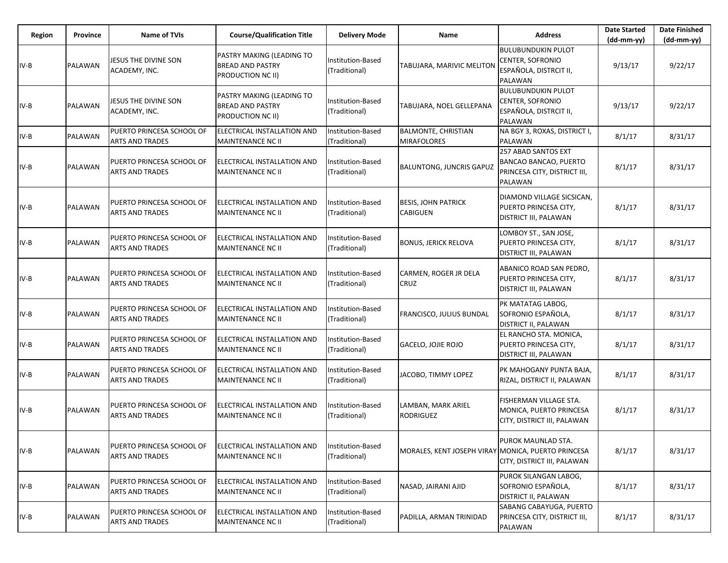| Region | Province | Name of TVIs | Course/Qualification Title | Delivery Mode | Name | Address | Date Started (dd-mm-yy) | Date Finished (dd-mm-yy) |
|---|---|---|---|---|---|---|---|---|
| IV-B | PALAWAN | JESUS THE DIVINE SON ACADEMY, INC. | PASTRY MAKING (LEADING TO BREAD AND PASTRY PRODUCTION NC II) | Institution-Based (Traditional) | TABUJARA, MARIVIC MELITON | BULUBUNDUKIN PULOT CENTER, SOFRONIO ESPAÑOLA, DISTRCIT II, PALAWAN | 9/13/17 | 9/22/17 |
| IV-B | PALAWAN | JESUS THE DIVINE SON ACADEMY, INC. | PASTRY MAKING (LEADING TO BREAD AND PASTRY PRODUCTION NC II) | Institution-Based (Traditional) | TABUJARA, NOEL GELLEPANA | BULUBUNDUKIN PULOT CENTER, SOFRONIO ESPAÑOLA, DISTRCIT II, PALAWAN | 9/13/17 | 9/22/17 |
| IV-B | PALAWAN | PUERTO PRINCESA SCHOOL OF ARTS AND TRADES | ELECTRICAL INSTALLATION AND MAINTENANCE NC II | Institution-Based (Traditional) | BALMONTE, CHRISTIAN MIRAFOLORES | NA BGY 3, ROXAS, DISTRICT I, PALAWAN | 8/1/17 | 8/31/17 |
| IV-B | PALAWAN | PUERTO PRINCESA SCHOOL OF ARTS AND TRADES | ELECTRICAL INSTALLATION AND MAINTENANCE NC II | Institution-Based (Traditional) | BALUNTONG, JUNCRIS GAPUZ | 257 ABAD SANTOS EXT BANCAO BANCAO, PUERTO PRINCESA CITY, DISTRICT III, PALAWAN | 8/1/17 | 8/31/17 |
| IV-B | PALAWAN | PUERTO PRINCESA SCHOOL OF ARTS AND TRADES | ELECTRICAL INSTALLATION AND MAINTENANCE NC II | Institution-Based (Traditional) | BESIS, JOHN PATRICK CABIGUEN | DIAMOND VILLAGE SICSICAN, PUERTO PRINCESA CITY, DISTRICT III, PALAWAN | 8/1/17 | 8/31/17 |
| IV-B | PALAWAN | PUERTO PRINCESA SCHOOL OF ARTS AND TRADES | ELECTRICAL INSTALLATION AND MAINTENANCE NC II | Institution-Based (Traditional) | BONUS, JERICK RELOVA | LOMBOY ST., SAN JOSE, PUERTO PRINCESA CITY, DISTRICT III, PALAWAN | 8/1/17 | 8/31/17 |
| IV-B | PALAWAN | PUERTO PRINCESA SCHOOL OF ARTS AND TRADES | ELECTRICAL INSTALLATION AND MAINTENANCE NC II | Institution-Based (Traditional) | CARMEN, ROGER JR DELA CRUZ | ABANICO ROAD SAN PEDRO, PUERTO PRINCESA CITY, DISTRICT III, PALAWAN | 8/1/17 | 8/31/17 |
| IV-B | PALAWAN | PUERTO PRINCESA SCHOOL OF ARTS AND TRADES | ELECTRICAL INSTALLATION AND MAINTENANCE NC II | Institution-Based (Traditional) | FRANCISCO, JULIUS BUNDAL | PK MATATAG LABOG, SOFRONIO ESPAÑOLA, DISTRICT II, PALAWAN | 8/1/17 | 8/31/17 |
| IV-B | PALAWAN | PUERTO PRINCESA SCHOOL OF ARTS AND TRADES | ELECTRICAL INSTALLATION AND MAINTENANCE NC II | Institution-Based (Traditional) | GACELO, JOJIE ROJO | EL RANCHO STA. MONICA, PUERTO PRINCESA CITY, DISTRICT III, PALAWAN | 8/1/17 | 8/31/17 |
| IV-B | PALAWAN | PUERTO PRINCESA SCHOOL OF ARTS AND TRADES | ELECTRICAL INSTALLATION AND MAINTENANCE NC II | Institution-Based (Traditional) | JACOBO, TIMMY LOPEZ | PK MAHOGANY PUNTA BAJA, RIZAL, DISTRICT II, PALAWAN | 8/1/17 | 8/31/17 |
| IV-B | PALAWAN | PUERTO PRINCESA SCHOOL OF ARTS AND TRADES | ELECTRICAL INSTALLATION AND MAINTENANCE NC II | Institution-Based (Traditional) | LAMBAN, MARK ARIEL RODRIGUEZ | FISHERMAN VILLAGE STA. MONICA, PUERTO PRINCESA CITY, DISTRICT III, PALAWAN | 8/1/17 | 8/31/17 |
| IV-B | PALAWAN | PUERTO PRINCESA SCHOOL OF ARTS AND TRADES | ELECTRICAL INSTALLATION AND MAINTENANCE NC II | Institution-Based (Traditional) | MORALES, KENT JOSEPH VIRAY | PUROK MAUNLAD STA. MONICA, PUERTO PRINCESA CITY, DISTRICT III, PALAWAN | 8/1/17 | 8/31/17 |
| IV-B | PALAWAN | PUERTO PRINCESA SCHOOL OF ARTS AND TRADES | ELECTRICAL INSTALLATION AND MAINTENANCE NC II | Institution-Based (Traditional) | NASAD, JAIRANI AJID | PUROK SILANGAN LABOG, SOFRONIO ESPAÑOLA, DISTRICT II, PALAWAN | 8/1/17 | 8/31/17 |
| IV-B | PALAWAN | PUERTO PRINCESA SCHOOL OF ARTS AND TRADES | ELECTRICAL INSTALLATION AND MAINTENANCE NC II | Institution-Based (Traditional) | PADILLA, ARMAN TRINIDAD | SABANG CABAYUGA, PUERTO PRINCESA CITY, DISTRICT III, PALAWAN | 8/1/17 | 8/31/17 |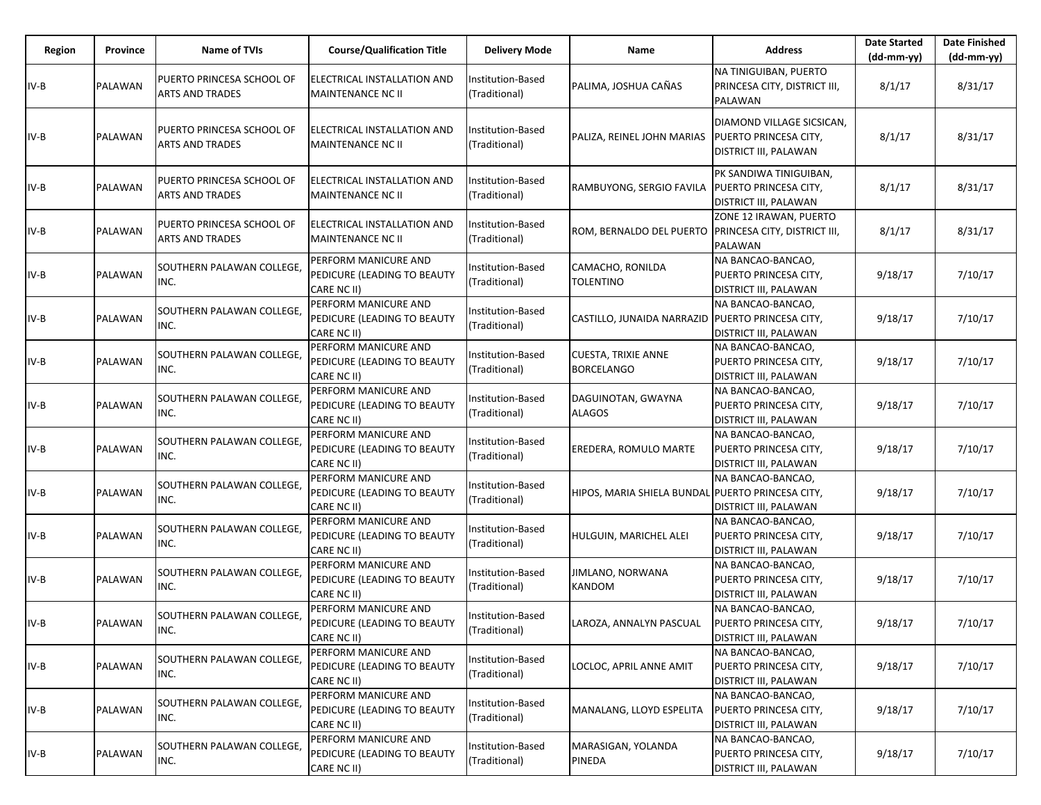| Region | Province | Name of TVIs | Course/Qualification Title | Delivery Mode | Name | Address | Date Started (dd-mm-yy) | Date Finished (dd-mm-yy) |
|---|---|---|---|---|---|---|---|---|
| IV-B | PALAWAN | PUERTO PRINCESA SCHOOL OF ARTS AND TRADES | ELECTRICAL INSTALLATION AND MAINTENANCE NC II | Institution-Based (Traditional) | PALIMA, JOSHUA CAÑAS | NA TINIGUIBAN, PUERTO PRINCESA CITY, DISTRICT III, PALAWAN | 8/1/17 | 8/31/17 |
| IV-B | PALAWAN | PUERTO PRINCESA SCHOOL OF ARTS AND TRADES | ELECTRICAL INSTALLATION AND MAINTENANCE NC II | Institution-Based (Traditional) | PALIZA, REINEL JOHN MARIAS | DIAMOND VILLAGE SICSICAN, PUERTO PRINCESA CITY, DISTRICT III, PALAWAN | 8/1/17 | 8/31/17 |
| IV-B | PALAWAN | PUERTO PRINCESA SCHOOL OF ARTS AND TRADES | ELECTRICAL INSTALLATION AND MAINTENANCE NC II | Institution-Based (Traditional) | RAMBUYONG, SERGIO FAVILA | PK SANDIWA TINIGUIBAN, PUERTO PRINCESA CITY, DISTRICT III, PALAWAN | 8/1/17 | 8/31/17 |
| IV-B | PALAWAN | PUERTO PRINCESA SCHOOL OF ARTS AND TRADES | ELECTRICAL INSTALLATION AND MAINTENANCE NC II | Institution-Based (Traditional) | ROM, BERNALDO DEL PUERTO | ZONE 12 IRAWAN, PUERTO PRINCESA CITY, DISTRICT III, PALAWAN | 8/1/17 | 8/31/17 |
| IV-B | PALAWAN | SOUTHERN PALAWAN COLLEGE, INC. | PERFORM MANICURE AND PEDICURE (LEADING TO BEAUTY CARE NC II) | Institution-Based (Traditional) | CAMACHO, RONILDA TOLENTINO | NA BANCAO-BANCAO, PUERTO PRINCESA CITY, DISTRICT III, PALAWAN | 9/18/17 | 7/10/17 |
| IV-B | PALAWAN | SOUTHERN PALAWAN COLLEGE, INC. | PERFORM MANICURE AND PEDICURE (LEADING TO BEAUTY CARE NC II) | Institution-Based (Traditional) | CASTILLO, JUNAIDA NARRAZID | NA BANCAO-BANCAO, PUERTO PRINCESA CITY, DISTRICT III, PALAWAN | 9/18/17 | 7/10/17 |
| IV-B | PALAWAN | SOUTHERN PALAWAN COLLEGE, INC. | PERFORM MANICURE AND PEDICURE (LEADING TO BEAUTY CARE NC II) | Institution-Based (Traditional) | CUESTA, TRIXIE ANNE BORCELANGO | NA BANCAO-BANCAO, PUERTO PRINCESA CITY, DISTRICT III, PALAWAN | 9/18/17 | 7/10/17 |
| IV-B | PALAWAN | SOUTHERN PALAWAN COLLEGE, INC. | PERFORM MANICURE AND PEDICURE (LEADING TO BEAUTY CARE NC II) | Institution-Based (Traditional) | DAGUINOTAN, GWAYNA ALAGOS | NA BANCAO-BANCAO, PUERTO PRINCESA CITY, DISTRICT III, PALAWAN | 9/18/17 | 7/10/17 |
| IV-B | PALAWAN | SOUTHERN PALAWAN COLLEGE, INC. | PERFORM MANICURE AND PEDICURE (LEADING TO BEAUTY CARE NC II) | Institution-Based (Traditional) | EREDERA, ROMULO MARTE | NA BANCAO-BANCAO, PUERTO PRINCESA CITY, DISTRICT III, PALAWAN | 9/18/17 | 7/10/17 |
| IV-B | PALAWAN | SOUTHERN PALAWAN COLLEGE, INC. | PERFORM MANICURE AND PEDICURE (LEADING TO BEAUTY CARE NC II) | Institution-Based (Traditional) | HIPOS, MARIA SHIELA BUNDAL | NA BANCAO-BANCAO, PUERTO PRINCESA CITY, DISTRICT III, PALAWAN | 9/18/17 | 7/10/17 |
| IV-B | PALAWAN | SOUTHERN PALAWAN COLLEGE, INC. | PERFORM MANICURE AND PEDICURE (LEADING TO BEAUTY CARE NC II) | Institution-Based (Traditional) | HULGUIN, MARICHEL ALEI | NA BANCAO-BANCAO, PUERTO PRINCESA CITY, DISTRICT III, PALAWAN | 9/18/17 | 7/10/17 |
| IV-B | PALAWAN | SOUTHERN PALAWAN COLLEGE, INC. | PERFORM MANICURE AND PEDICURE (LEADING TO BEAUTY CARE NC II) | Institution-Based (Traditional) | JIMLANO, NORWANA KANDOM | NA BANCAO-BANCAO, PUERTO PRINCESA CITY, DISTRICT III, PALAWAN | 9/18/17 | 7/10/17 |
| IV-B | PALAWAN | SOUTHERN PALAWAN COLLEGE, INC. | PERFORM MANICURE AND PEDICURE (LEADING TO BEAUTY CARE NC II) | Institution-Based (Traditional) | LAROZA, ANNALYN PASCUAL | NA BANCAO-BANCAO, PUERTO PRINCESA CITY, DISTRICT III, PALAWAN | 9/18/17 | 7/10/17 |
| IV-B | PALAWAN | SOUTHERN PALAWAN COLLEGE, INC. | PERFORM MANICURE AND PEDICURE (LEADING TO BEAUTY CARE NC II) | Institution-Based (Traditional) | LOCLOC, APRIL ANNE AMIT | NA BANCAO-BANCAO, PUERTO PRINCESA CITY, DISTRICT III, PALAWAN | 9/18/17 | 7/10/17 |
| IV-B | PALAWAN | SOUTHERN PALAWAN COLLEGE, INC. | PERFORM MANICURE AND PEDICURE (LEADING TO BEAUTY CARE NC II) | Institution-Based (Traditional) | MANALANG, LLOYD ESPELITA | NA BANCAO-BANCAO, PUERTO PRINCESA CITY, DISTRICT III, PALAWAN | 9/18/17 | 7/10/17 |
| IV-B | PALAWAN | SOUTHERN PALAWAN COLLEGE, INC. | PERFORM MANICURE AND PEDICURE (LEADING TO BEAUTY CARE NC II) | Institution-Based (Traditional) | MARASIGAN, YOLANDA PINEDA | NA BANCAO-BANCAO, PUERTO PRINCESA CITY, DISTRICT III, PALAWAN | 9/18/17 | 7/10/17 |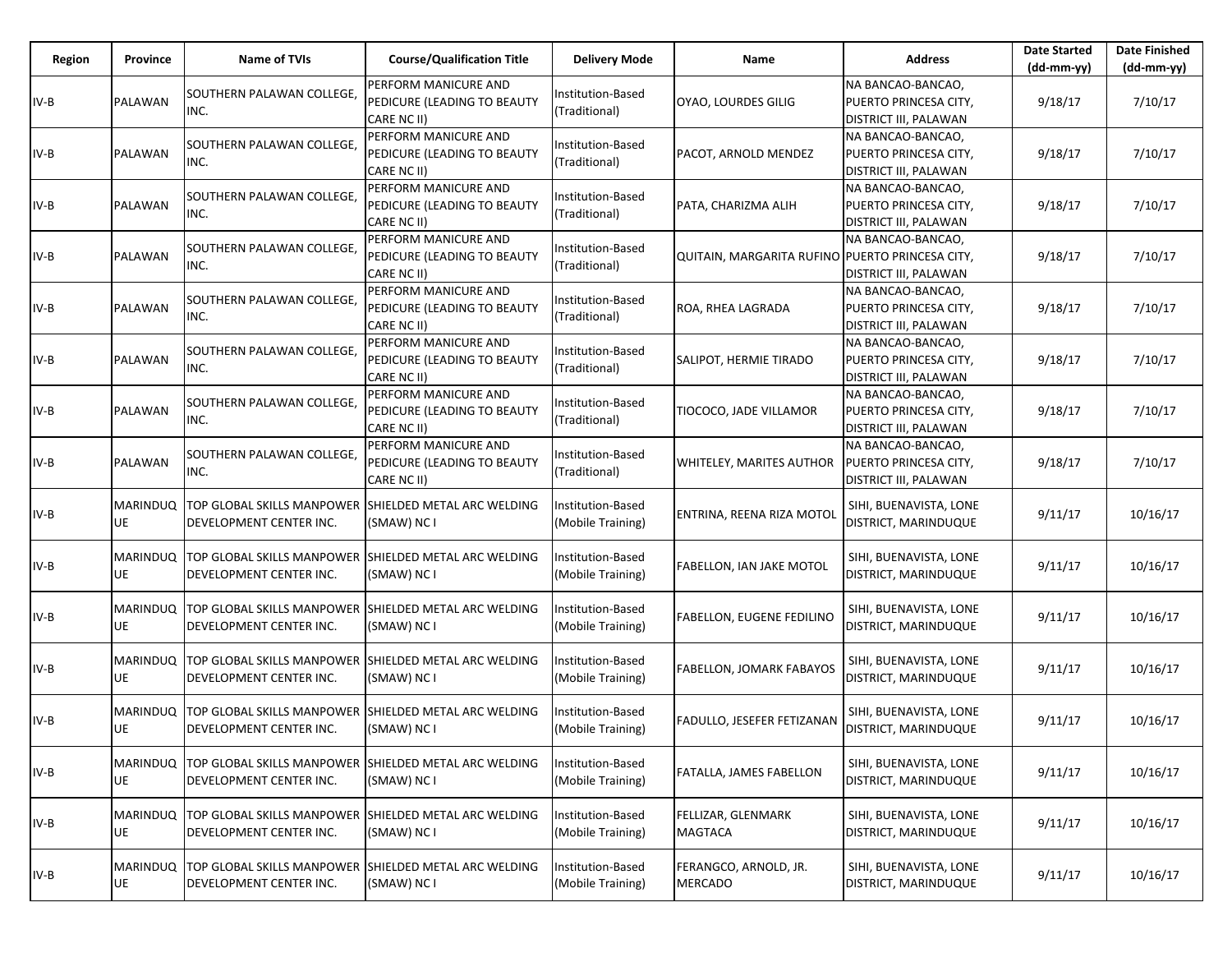| Region | Province | Name of TVIs | Course/Qualification Title | Delivery Mode | Name | Address | Date Started (dd-mm-yy) | Date Finished (dd-mm-yy) |
|---|---|---|---|---|---|---|---|---|
| IV-B | PALAWAN | SOUTHERN PALAWAN COLLEGE, INC. | PERFORM MANICURE AND PEDICURE (LEADING TO BEAUTY CARE NC II) | Institution-Based (Traditional) | OYAO, LOURDES GILIG | NA BANCAO-BANCAO, PUERTO PRINCESA CITY, DISTRICT III, PALAWAN | 9/18/17 | 7/10/17 |
| IV-B | PALAWAN | SOUTHERN PALAWAN COLLEGE, INC. | PERFORM MANICURE AND PEDICURE (LEADING TO BEAUTY CARE NC II) | Institution-Based (Traditional) | PACOT, ARNOLD MENDEZ | NA BANCAO-BANCAO, PUERTO PRINCESA CITY, DISTRICT III, PALAWAN | 9/18/17 | 7/10/17 |
| IV-B | PALAWAN | SOUTHERN PALAWAN COLLEGE, INC. | PERFORM MANICURE AND PEDICURE (LEADING TO BEAUTY CARE NC II) | Institution-Based (Traditional) | PATA, CHARIZMA ALIH | NA BANCAO-BANCAO, PUERTO PRINCESA CITY, DISTRICT III, PALAWAN | 9/18/17 | 7/10/17 |
| IV-B | PALAWAN | SOUTHERN PALAWAN COLLEGE, INC. | PERFORM MANICURE AND PEDICURE (LEADING TO BEAUTY CARE NC II) | Institution-Based (Traditional) | QUITAIN, MARGARITA RUFINO | NA BANCAO-BANCAO, PUERTO PRINCESA CITY, DISTRICT III, PALAWAN | 9/18/17 | 7/10/17 |
| IV-B | PALAWAN | SOUTHERN PALAWAN COLLEGE, INC. | PERFORM MANICURE AND PEDICURE (LEADING TO BEAUTY CARE NC II) | Institution-Based (Traditional) | ROA, RHEA LAGRADA | NA BANCAO-BANCAO, PUERTO PRINCESA CITY, DISTRICT III, PALAWAN | 9/18/17 | 7/10/17 |
| IV-B | PALAWAN | SOUTHERN PALAWAN COLLEGE, INC. | PERFORM MANICURE AND PEDICURE (LEADING TO BEAUTY CARE NC II) | Institution-Based (Traditional) | SALIPOT, HERMIE TIRADO | NA BANCAO-BANCAO, PUERTO PRINCESA CITY, DISTRICT III, PALAWAN | 9/18/17 | 7/10/17 |
| IV-B | PALAWAN | SOUTHERN PALAWAN COLLEGE, INC. | PERFORM MANICURE AND PEDICURE (LEADING TO BEAUTY CARE NC II) | Institution-Based (Traditional) | TIOCOCO, JADE VILLAMOR | NA BANCAO-BANCAO, PUERTO PRINCESA CITY, DISTRICT III, PALAWAN | 9/18/17 | 7/10/17 |
| IV-B | PALAWAN | SOUTHERN PALAWAN COLLEGE, INC. | PERFORM MANICURE AND PEDICURE (LEADING TO BEAUTY CARE NC II) | Institution-Based (Traditional) | WHITELEY, MARITES AUTHOR | NA BANCAO-BANCAO, PUERTO PRINCESA CITY, DISTRICT III, PALAWAN | 9/18/17 | 7/10/17 |
| IV-B | MARINDUQUE | TOP GLOBAL SKILLS MANPOWER DEVELOPMENT CENTER INC. | SHIELDED METAL ARC WELDING (SMAW) NC I | Institution-Based (Mobile Training) | ENTRINA, REENA RIZA MOTOL | SIHI, BUENAVISTA, LONE DISTRICT, MARINDUQUE | 9/11/17 | 10/16/17 |
| IV-B | MARINDUQUE | TOP GLOBAL SKILLS MANPOWER DEVELOPMENT CENTER INC. | SHIELDED METAL ARC WELDING (SMAW) NC I | Institution-Based (Mobile Training) | FABELLON, IAN JAKE MOTOL | SIHI, BUENAVISTA, LONE DISTRICT, MARINDUQUE | 9/11/17 | 10/16/17 |
| IV-B | MARINDUQUE | TOP GLOBAL SKILLS MANPOWER DEVELOPMENT CENTER INC. | SHIELDED METAL ARC WELDING (SMAW) NC I | Institution-Based (Mobile Training) | FABELLON, EUGENE FEDILINO | SIHI, BUENAVISTA, LONE DISTRICT, MARINDUQUE | 9/11/17 | 10/16/17 |
| IV-B | MARINDUQUE | TOP GLOBAL SKILLS MANPOWER DEVELOPMENT CENTER INC. | SHIELDED METAL ARC WELDING (SMAW) NC I | Institution-Based (Mobile Training) | FABELLON, JOMARK FABAYOS | SIHI, BUENAVISTA, LONE DISTRICT, MARINDUQUE | 9/11/17 | 10/16/17 |
| IV-B | MARINDUQUE | TOP GLOBAL SKILLS MANPOWER DEVELOPMENT CENTER INC. | SHIELDED METAL ARC WELDING (SMAW) NC I | Institution-Based (Mobile Training) | FADULLO, JESEFER FETIZANAN | SIHI, BUENAVISTA, LONE DISTRICT, MARINDUQUE | 9/11/17 | 10/16/17 |
| IV-B | MARINDUQUE | TOP GLOBAL SKILLS MANPOWER DEVELOPMENT CENTER INC. | SHIELDED METAL ARC WELDING (SMAW) NC I | Institution-Based (Mobile Training) | FATALLA, JAMES FABELLON | SIHI, BUENAVISTA, LONE DISTRICT, MARINDUQUE | 9/11/17 | 10/16/17 |
| IV-B | MARINDUQUE | TOP GLOBAL SKILLS MANPOWER DEVELOPMENT CENTER INC. | SHIELDED METAL ARC WELDING (SMAW) NC I | Institution-Based (Mobile Training) | FELLIZAR, GLENMARK MAGTACA | SIHI, BUENAVISTA, LONE DISTRICT, MARINDUQUE | 9/11/17 | 10/16/17 |
| IV-B | MARINDUQUE | TOP GLOBAL SKILLS MANPOWER DEVELOPMENT CENTER INC. | SHIELDED METAL ARC WELDING (SMAW) NC I | Institution-Based (Mobile Training) | FERANGCO, ARNOLD, JR. MERCADO | SIHI, BUENAVISTA, LONE DISTRICT, MARINDUQUE | 9/11/17 | 10/16/17 |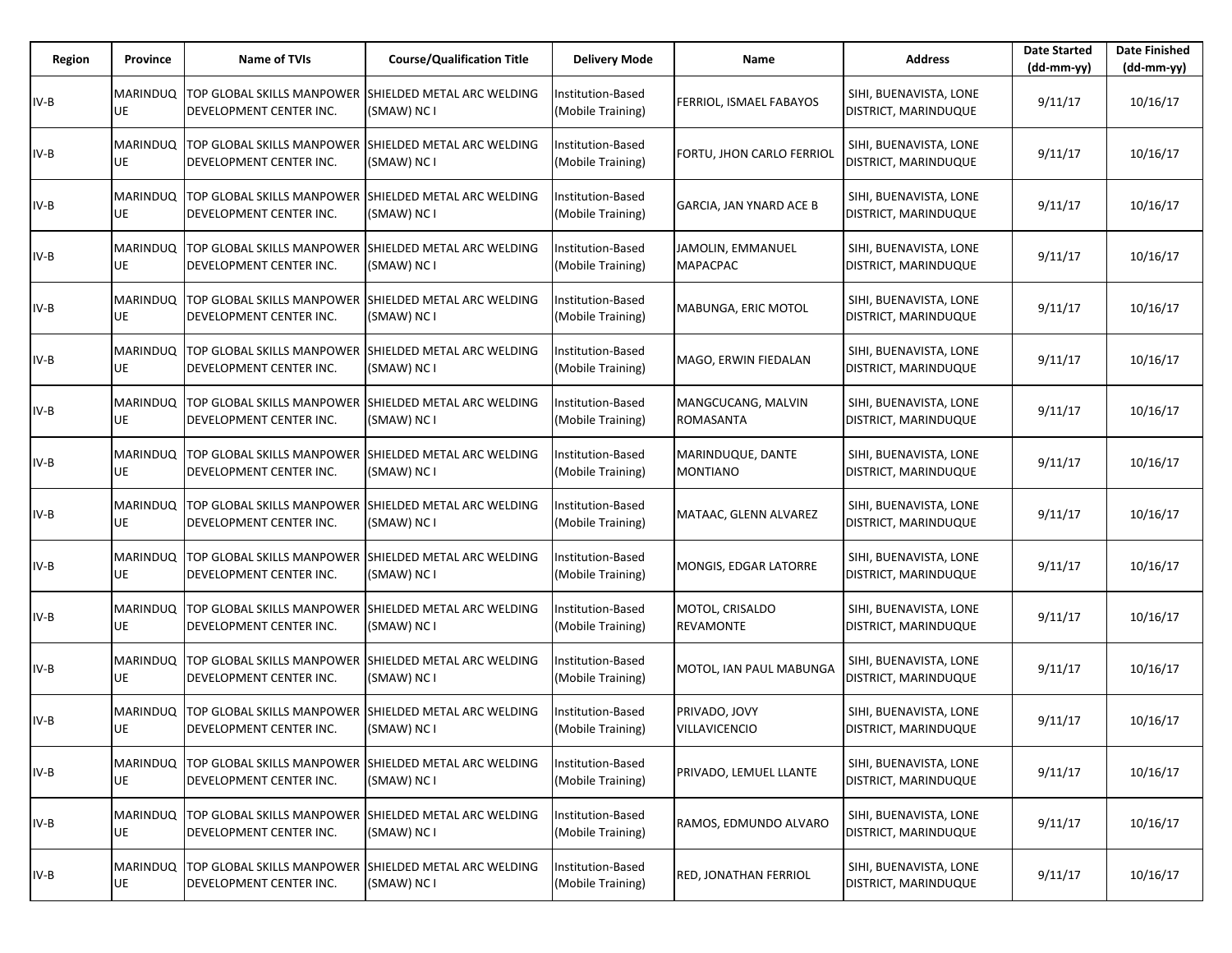| Region | Province | Name of TVIs | Course/Qualification Title | Delivery Mode | Name | Address | Date Started (dd-mm-yy) | Date Finished (dd-mm-yy) |
|---|---|---|---|---|---|---|---|---|
| IV-B | MARINDUQUE | TOP GLOBAL SKILLS MANPOWER DEVELOPMENT CENTER INC. | SHIELDED METAL ARC WELDING (SMAW) NC I | Institution-Based (Mobile Training) | FERRIOL, ISMAEL FABAYOS | SIHI, BUENAVISTA, LONE DISTRICT, MARINDUQUE | 9/11/17 | 10/16/17 |
| IV-B | MARINDUQUE | TOP GLOBAL SKILLS MANPOWER DEVELOPMENT CENTER INC. | SHIELDED METAL ARC WELDING (SMAW) NC I | Institution-Based (Mobile Training) | FORTU, JHON CARLO FERRIOL | SIHI, BUENAVISTA, LONE DISTRICT, MARINDUQUE | 9/11/17 | 10/16/17 |
| IV-B | MARINDUQUE | TOP GLOBAL SKILLS MANPOWER DEVELOPMENT CENTER INC. | SHIELDED METAL ARC WELDING (SMAW) NC I | Institution-Based (Mobile Training) | GARCIA, JAN YNARD ACE B | SIHI, BUENAVISTA, LONE DISTRICT, MARINDUQUE | 9/11/17 | 10/16/17 |
| IV-B | MARINDUQUE | TOP GLOBAL SKILLS MANPOWER DEVELOPMENT CENTER INC. | SHIELDED METAL ARC WELDING (SMAW) NC I | Institution-Based (Mobile Training) | JAMOLIN, EMMANUEL MAPACPAC | SIHI, BUENAVISTA, LONE DISTRICT, MARINDUQUE | 9/11/17 | 10/16/17 |
| IV-B | MARINDUQUE | TOP GLOBAL SKILLS MANPOWER DEVELOPMENT CENTER INC. | SHIELDED METAL ARC WELDING (SMAW) NC I | Institution-Based (Mobile Training) | MABUNGA, ERIC MOTOL | SIHI, BUENAVISTA, LONE DISTRICT, MARINDUQUE | 9/11/17 | 10/16/17 |
| IV-B | MARINDUQUE | TOP GLOBAL SKILLS MANPOWER DEVELOPMENT CENTER INC. | SHIELDED METAL ARC WELDING (SMAW) NC I | Institution-Based (Mobile Training) | MAGO, ERWIN FIEDALAN | SIHI, BUENAVISTA, LONE DISTRICT, MARINDUQUE | 9/11/17 | 10/16/17 |
| IV-B | MARINDUQUE | TOP GLOBAL SKILLS MANPOWER DEVELOPMENT CENTER INC. | SHIELDED METAL ARC WELDING (SMAW) NC I | Institution-Based (Mobile Training) | MANGCUCANG, MALVIN ROMASANTA | SIHI, BUENAVISTA, LONE DISTRICT, MARINDUQUE | 9/11/17 | 10/16/17 |
| IV-B | MARINDUQUE | TOP GLOBAL SKILLS MANPOWER DEVELOPMENT CENTER INC. | SHIELDED METAL ARC WELDING (SMAW) NC I | Institution-Based (Mobile Training) | MARINDUQUE, DANTE MONTIANO | SIHI, BUENAVISTA, LONE DISTRICT, MARINDUQUE | 9/11/17 | 10/16/17 |
| IV-B | MARINDUQUE | TOP GLOBAL SKILLS MANPOWER DEVELOPMENT CENTER INC. | SHIELDED METAL ARC WELDING (SMAW) NC I | Institution-Based (Mobile Training) | MATAAC, GLENN ALVAREZ | SIHI, BUENAVISTA, LONE DISTRICT, MARINDUQUE | 9/11/17 | 10/16/17 |
| IV-B | MARINDUQUE | TOP GLOBAL SKILLS MANPOWER DEVELOPMENT CENTER INC. | SHIELDED METAL ARC WELDING (SMAW) NC I | Institution-Based (Mobile Training) | MONGIS, EDGAR LATORRE | SIHI, BUENAVISTA, LONE DISTRICT, MARINDUQUE | 9/11/17 | 10/16/17 |
| IV-B | MARINDUQUE | TOP GLOBAL SKILLS MANPOWER DEVELOPMENT CENTER INC. | SHIELDED METAL ARC WELDING (SMAW) NC I | Institution-Based (Mobile Training) | MOTOL, CRISALDO REVAMONTE | SIHI, BUENAVISTA, LONE DISTRICT, MARINDUQUE | 9/11/17 | 10/16/17 |
| IV-B | MARINDUQUE | TOP GLOBAL SKILLS MANPOWER DEVELOPMENT CENTER INC. | SHIELDED METAL ARC WELDING (SMAW) NC I | Institution-Based (Mobile Training) | MOTOL, IAN PAUL MABUNGA | SIHI, BUENAVISTA, LONE DISTRICT, MARINDUQUE | 9/11/17 | 10/16/17 |
| IV-B | MARINDUQUE | TOP GLOBAL SKILLS MANPOWER DEVELOPMENT CENTER INC. | SHIELDED METAL ARC WELDING (SMAW) NC I | Institution-Based (Mobile Training) | PRIVADO, JOVY VILLAVICENCIO | SIHI, BUENAVISTA, LONE DISTRICT, MARINDUQUE | 9/11/17 | 10/16/17 |
| IV-B | MARINDUQUE | TOP GLOBAL SKILLS MANPOWER DEVELOPMENT CENTER INC. | SHIELDED METAL ARC WELDING (SMAW) NC I | Institution-Based (Mobile Training) | PRIVADO, LEMUEL LLANTE | SIHI, BUENAVISTA, LONE DISTRICT, MARINDUQUE | 9/11/17 | 10/16/17 |
| IV-B | MARINDUQUE | TOP GLOBAL SKILLS MANPOWER DEVELOPMENT CENTER INC. | SHIELDED METAL ARC WELDING (SMAW) NC I | Institution-Based (Mobile Training) | RAMOS, EDMUNDO ALVARO | SIHI, BUENAVISTA, LONE DISTRICT, MARINDUQUE | 9/11/17 | 10/16/17 |
| IV-B | MARINDUQUE | TOP GLOBAL SKILLS MANPOWER DEVELOPMENT CENTER INC. | SHIELDED METAL ARC WELDING (SMAW) NC I | Institution-Based (Mobile Training) | RED, JONATHAN FERRIOL | SIHI, BUENAVISTA, LONE DISTRICT, MARINDUQUE | 9/11/17 | 10/16/17 |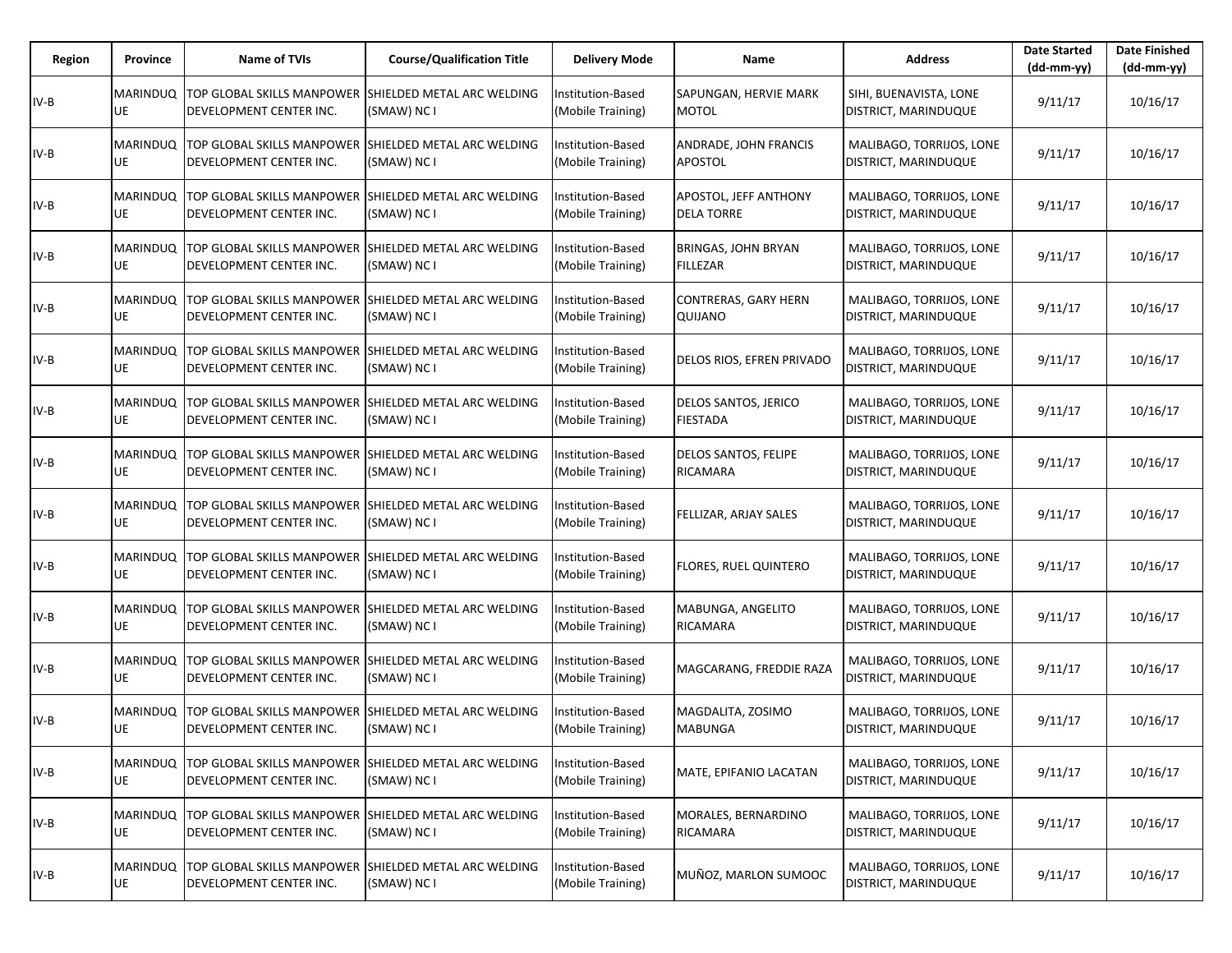| Region | Province | Name of TVIs | Course/Qualification Title | Delivery Mode | Name | Address | Date Started (dd-mm-yy) | Date Finished (dd-mm-yy) |
|---|---|---|---|---|---|---|---|---|
| IV-B | MARINDUQUE | TOP GLOBAL SKILLS MANPOWER DEVELOPMENT CENTER INC. | SHIELDED METAL ARC WELDING (SMAW) NC I | Institution-Based (Mobile Training) | SAPUNGAN, HERVIE MARK MOTOL | SIHI, BUENAVISTA, LONE DISTRICT, MARINDUQUE | 9/11/17 | 10/16/17 |
| IV-B | MARINDUQUE | TOP GLOBAL SKILLS MANPOWER DEVELOPMENT CENTER INC. | SHIELDED METAL ARC WELDING (SMAW) NC I | Institution-Based (Mobile Training) | ANDRADE, JOHN FRANCIS APOSTOL | MALIBAGO, TORRIJOS, LONE DISTRICT, MARINDUQUE | 9/11/17 | 10/16/17 |
| IV-B | MARINDUQUE | TOP GLOBAL SKILLS MANPOWER DEVELOPMENT CENTER INC. | SHIELDED METAL ARC WELDING (SMAW) NC I | Institution-Based (Mobile Training) | APOSTOL, JEFF ANTHONY DELA TORRE | MALIBAGO, TORRIJOS, LONE DISTRICT, MARINDUQUE | 9/11/17 | 10/16/17 |
| IV-B | MARINDUQUE | TOP GLOBAL SKILLS MANPOWER DEVELOPMENT CENTER INC. | SHIELDED METAL ARC WELDING (SMAW) NC I | Institution-Based (Mobile Training) | BRINGAS, JOHN BRYAN FILLEZAR | MALIBAGO, TORRIJOS, LONE DISTRICT, MARINDUQUE | 9/11/17 | 10/16/17 |
| IV-B | MARINDUQUE | TOP GLOBAL SKILLS MANPOWER DEVELOPMENT CENTER INC. | SHIELDED METAL ARC WELDING (SMAW) NC I | Institution-Based (Mobile Training) | CONTRERAS, GARY HERN QUIJANO | MALIBAGO, TORRIJOS, LONE DISTRICT, MARINDUQUE | 9/11/17 | 10/16/17 |
| IV-B | MARINDUQUE | TOP GLOBAL SKILLS MANPOWER DEVELOPMENT CENTER INC. | SHIELDED METAL ARC WELDING (SMAW) NC I | Institution-Based (Mobile Training) | DELOS RIOS, EFREN PRIVADO | MALIBAGO, TORRIJOS, LONE DISTRICT, MARINDUQUE | 9/11/17 | 10/16/17 |
| IV-B | MARINDUQUE | TOP GLOBAL SKILLS MANPOWER DEVELOPMENT CENTER INC. | SHIELDED METAL ARC WELDING (SMAW) NC I | Institution-Based (Mobile Training) | DELOS SANTOS, JERICO FIESTADA | MALIBAGO, TORRIJOS, LONE DISTRICT, MARINDUQUE | 9/11/17 | 10/16/17 |
| IV-B | MARINDUQUE | TOP GLOBAL SKILLS MANPOWER DEVELOPMENT CENTER INC. | SHIELDED METAL ARC WELDING (SMAW) NC I | Institution-Based (Mobile Training) | DELOS SANTOS, FELIPE RICAMARA | MALIBAGO, TORRIJOS, LONE DISTRICT, MARINDUQUE | 9/11/17 | 10/16/17 |
| IV-B | MARINDUQUE | TOP GLOBAL SKILLS MANPOWER DEVELOPMENT CENTER INC. | SHIELDED METAL ARC WELDING (SMAW) NC I | Institution-Based (Mobile Training) | FELLIZAR, ARJAY SALES | MALIBAGO, TORRIJOS, LONE DISTRICT, MARINDUQUE | 9/11/17 | 10/16/17 |
| IV-B | MARINDUQUE | TOP GLOBAL SKILLS MANPOWER DEVELOPMENT CENTER INC. | SHIELDED METAL ARC WELDING (SMAW) NC I | Institution-Based (Mobile Training) | FLORES, RUEL QUINTERO | MALIBAGO, TORRIJOS, LONE DISTRICT, MARINDUQUE | 9/11/17 | 10/16/17 |
| IV-B | MARINDUQUE | TOP GLOBAL SKILLS MANPOWER DEVELOPMENT CENTER INC. | SHIELDED METAL ARC WELDING (SMAW) NC I | Institution-Based (Mobile Training) | MABUNGA, ANGELITO RICAMARA | MALIBAGO, TORRIJOS, LONE DISTRICT, MARINDUQUE | 9/11/17 | 10/16/17 |
| IV-B | MARINDUQUE | TOP GLOBAL SKILLS MANPOWER DEVELOPMENT CENTER INC. | SHIELDED METAL ARC WELDING (SMAW) NC I | Institution-Based (Mobile Training) | MAGCARANG, FREDDIE RAZA | MALIBAGO, TORRIJOS, LONE DISTRICT, MARINDUQUE | 9/11/17 | 10/16/17 |
| IV-B | MARINDUQUE | TOP GLOBAL SKILLS MANPOWER DEVELOPMENT CENTER INC. | SHIELDED METAL ARC WELDING (SMAW) NC I | Institution-Based (Mobile Training) | MAGDALITA, ZOSIMO MABUNGA | MALIBAGO, TORRIJOS, LONE DISTRICT, MARINDUQUE | 9/11/17 | 10/16/17 |
| IV-B | MARINDUQUE | TOP GLOBAL SKILLS MANPOWER DEVELOPMENT CENTER INC. | SHIELDED METAL ARC WELDING (SMAW) NC I | Institution-Based (Mobile Training) | MATE, EPIFANIO LACATAN | MALIBAGO, TORRIJOS, LONE DISTRICT, MARINDUQUE | 9/11/17 | 10/16/17 |
| IV-B | MARINDUQUE | TOP GLOBAL SKILLS MANPOWER DEVELOPMENT CENTER INC. | SHIELDED METAL ARC WELDING (SMAW) NC I | Institution-Based (Mobile Training) | MORALES, BERNARDINO RICAMARA | MALIBAGO, TORRIJOS, LONE DISTRICT, MARINDUQUE | 9/11/17 | 10/16/17 |
| IV-B | MARINDUQUE | TOP GLOBAL SKILLS MANPOWER DEVELOPMENT CENTER INC. | SHIELDED METAL ARC WELDING (SMAW) NC I | Institution-Based (Mobile Training) | MUÑOZ, MARLON SUMOOC | MALIBAGO, TORRIJOS, LONE DISTRICT, MARINDUQUE | 9/11/17 | 10/16/17 |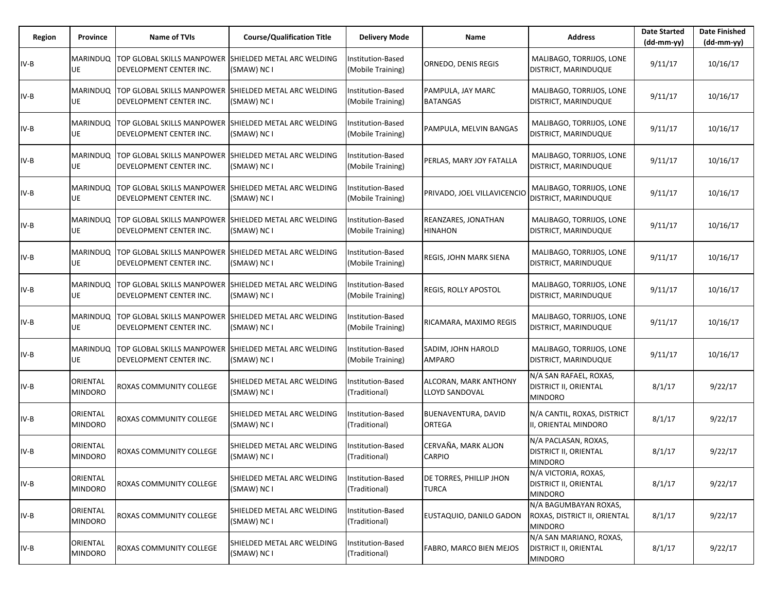| Region | Province | Name of TVIs | Course/Qualification Title | Delivery Mode | Name | Address | Date Started (dd-mm-yy) | Date Finished (dd-mm-yy) |
|---|---|---|---|---|---|---|---|---|
| IV-B | MARINDUQUE | TOP GLOBAL SKILLS MANPOWER DEVELOPMENT CENTER INC. | SHIELDED METAL ARC WELDING (SMAW) NC I | Institution-Based (Mobile Training) | ORNEDO, DENIS REGIS | MALIBAGO, TORRIJOS, LONE DISTRICT, MARINDUQUE | 9/11/17 | 10/16/17 |
| IV-B | MARINDUQUE | TOP GLOBAL SKILLS MANPOWER DEVELOPMENT CENTER INC. | SHIELDED METAL ARC WELDING (SMAW) NC I | Institution-Based (Mobile Training) | PAMPULA, JAY MARC BATANGAS | MALIBAGO, TORRIJOS, LONE DISTRICT, MARINDUQUE | 9/11/17 | 10/16/17 |
| IV-B | MARINDUQUE | TOP GLOBAL SKILLS MANPOWER DEVELOPMENT CENTER INC. | SHIELDED METAL ARC WELDING (SMAW) NC I | Institution-Based (Mobile Training) | PAMPULA, MELVIN BANGAS | MALIBAGO, TORRIJOS, LONE DISTRICT, MARINDUQUE | 9/11/17 | 10/16/17 |
| IV-B | MARINDUQUE | TOP GLOBAL SKILLS MANPOWER DEVELOPMENT CENTER INC. | SHIELDED METAL ARC WELDING (SMAW) NC I | Institution-Based (Mobile Training) | PERLAS, MARY JOY FATALLA | MALIBAGO, TORRIJOS, LONE DISTRICT, MARINDUQUE | 9/11/17 | 10/16/17 |
| IV-B | MARINDUQUE | TOP GLOBAL SKILLS MANPOWER DEVELOPMENT CENTER INC. | SHIELDED METAL ARC WELDING (SMAW) NC I | Institution-Based (Mobile Training) | PRIVADO, JOEL VILLAVICENCIO | MALIBAGO, TORRIJOS, LONE DISTRICT, MARINDUQUE | 9/11/17 | 10/16/17 |
| IV-B | MARINDUQUE | TOP GLOBAL SKILLS MANPOWER DEVELOPMENT CENTER INC. | SHIELDED METAL ARC WELDING (SMAW) NC I | Institution-Based (Mobile Training) | REANZARES, JONATHAN HINAHON | MALIBAGO, TORRIJOS, LONE DISTRICT, MARINDUQUE | 9/11/17 | 10/16/17 |
| IV-B | MARINDUQUE | TOP GLOBAL SKILLS MANPOWER DEVELOPMENT CENTER INC. | SHIELDED METAL ARC WELDING (SMAW) NC I | Institution-Based (Mobile Training) | REGIS, JOHN MARK SIENA | MALIBAGO, TORRIJOS, LONE DISTRICT, MARINDUQUE | 9/11/17 | 10/16/17 |
| IV-B | MARINDUQUE | TOP GLOBAL SKILLS MANPOWER DEVELOPMENT CENTER INC. | SHIELDED METAL ARC WELDING (SMAW) NC I | Institution-Based (Mobile Training) | REGIS, ROLLY APOSTOL | MALIBAGO, TORRIJOS, LONE DISTRICT, MARINDUQUE | 9/11/17 | 10/16/17 |
| IV-B | MARINDUQUE | TOP GLOBAL SKILLS MANPOWER DEVELOPMENT CENTER INC. | SHIELDED METAL ARC WELDING (SMAW) NC I | Institution-Based (Mobile Training) | RICAMARA, MAXIMO REGIS | MALIBAGO, TORRIJOS, LONE DISTRICT, MARINDUQUE | 9/11/17 | 10/16/17 |
| IV-B | MARINDUQUE | TOP GLOBAL SKILLS MANPOWER DEVELOPMENT CENTER INC. | SHIELDED METAL ARC WELDING (SMAW) NC I | Institution-Based (Mobile Training) | SADIM, JOHN HAROLD AMPARO | MALIBAGO, TORRIJOS, LONE DISTRICT, MARINDUQUE | 9/11/17 | 10/16/17 |
| IV-B | ORIENTAL MINDORO | ROXAS COMMUNITY COLLEGE | SHIELDED METAL ARC WELDING (SMAW) NC I | Institution-Based (Traditional) | ALCORAN, MARK ANTHONY LLOYD SANDOVAL | N/A SAN RAFAEL, ROXAS, DISTRICT II, ORIENTAL MINDORO | 8/1/17 | 9/22/17 |
| IV-B | ORIENTAL MINDORO | ROXAS COMMUNITY COLLEGE | SHIELDED METAL ARC WELDING (SMAW) NC I | Institution-Based (Traditional) | BUENAVENTURA, DAVID ORTEGA | N/A CANTIL, ROXAS, DISTRICT II, ORIENTAL MINDORO | 8/1/17 | 9/22/17 |
| IV-B | ORIENTAL MINDORO | ROXAS COMMUNITY COLLEGE | SHIELDED METAL ARC WELDING (SMAW) NC I | Institution-Based (Traditional) | CERVAÑA, MARK ALJON CARPIO | N/A PACLASAN, ROXAS, DISTRICT II, ORIENTAL MINDORO | 8/1/17 | 9/22/17 |
| IV-B | ORIENTAL MINDORO | ROXAS COMMUNITY COLLEGE | SHIELDED METAL ARC WELDING (SMAW) NC I | Institution-Based (Traditional) | DE TORRES, PHILLIP JHON TURCA | N/A VICTORIA, ROXAS, DISTRICT II, ORIENTAL MINDORO | 8/1/17 | 9/22/17 |
| IV-B | ORIENTAL MINDORO | ROXAS COMMUNITY COLLEGE | SHIELDED METAL ARC WELDING (SMAW) NC I | Institution-Based (Traditional) | EUSTAQUIO, DANILO GADON | N/A BAGUMBAYAN ROXAS, ROXAS, DISTRICT II, ORIENTAL MINDORO | 8/1/17 | 9/22/17 |
| IV-B | ORIENTAL MINDORO | ROXAS COMMUNITY COLLEGE | SHIELDED METAL ARC WELDING (SMAW) NC I | Institution-Based (Traditional) | FABRO, MARCO BIEN MEJOS | N/A SAN MARIANO, ROXAS, DISTRICT II, ORIENTAL MINDORO | 8/1/17 | 9/22/17 |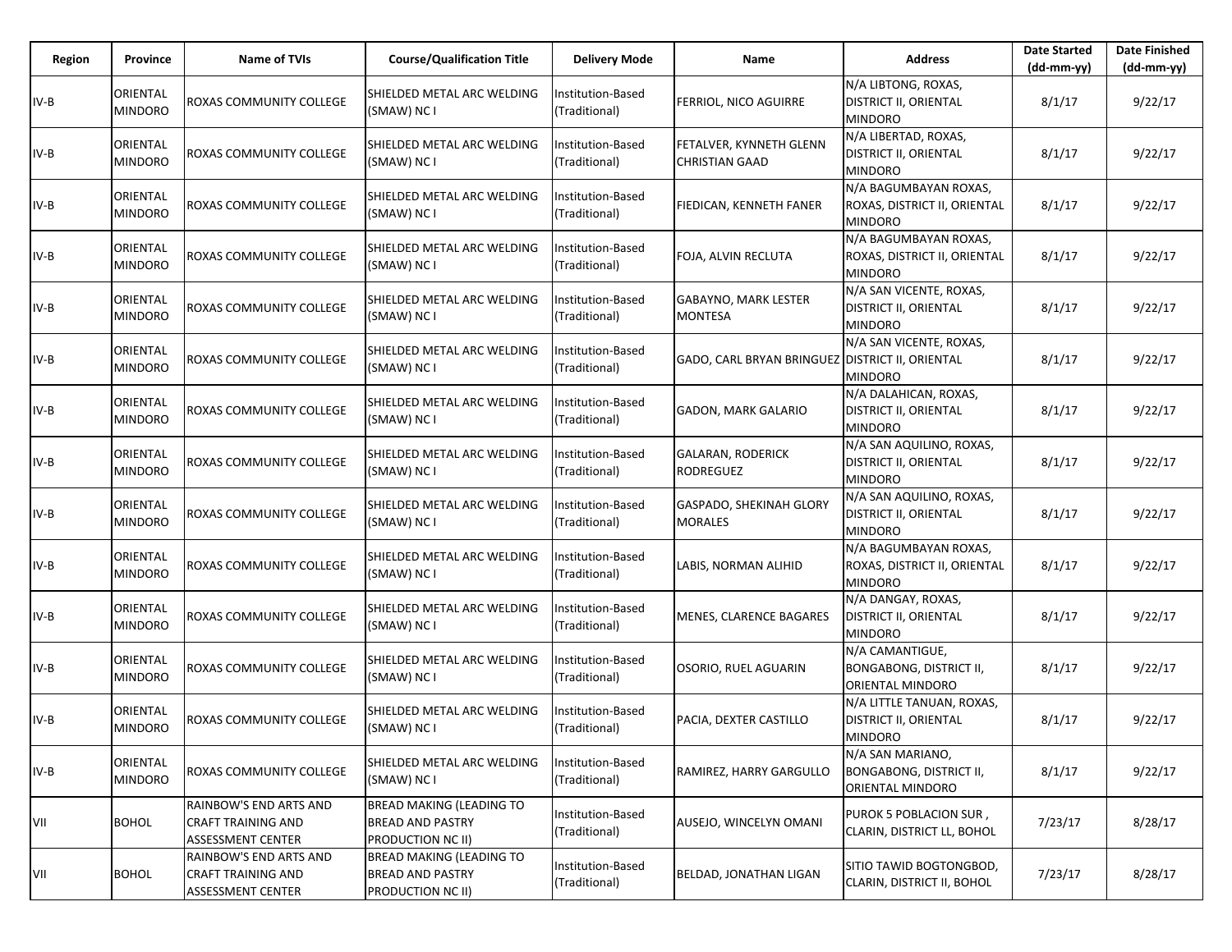| Region | Province | Name of TVIs | Course/Qualification Title | Delivery Mode | Name | Address | Date Started (dd-mm-yy) | Date Finished (dd-mm-yy) |
|---|---|---|---|---|---|---|---|---|
| IV-B | ORIENTAL MINDORO | ROXAS COMMUNITY COLLEGE | SHIELDED METAL ARC WELDING (SMAW) NC I | Institution-Based (Traditional) | FERRIOL, NICO AGUIRRE | N/A LIBTONG, ROXAS, DISTRICT II, ORIENTAL MINDORO | 8/1/17 | 9/22/17 |
| IV-B | ORIENTAL MINDORO | ROXAS COMMUNITY COLLEGE | SHIELDED METAL ARC WELDING (SMAW) NC I | Institution-Based (Traditional) | FETALVER, KYNNETH GLENN CHRISTIAN GAAD | N/A LIBERTAD, ROXAS, DISTRICT II, ORIENTAL MINDORO | 8/1/17 | 9/22/17 |
| IV-B | ORIENTAL MINDORO | ROXAS COMMUNITY COLLEGE | SHIELDED METAL ARC WELDING (SMAW) NC I | Institution-Based (Traditional) | FIEDICAN, KENNETH FANER | N/A BAGUMBAYAN ROXAS, ROXAS, DISTRICT II, ORIENTAL MINDORO | 8/1/17 | 9/22/17 |
| IV-B | ORIENTAL MINDORO | ROXAS COMMUNITY COLLEGE | SHIELDED METAL ARC WELDING (SMAW) NC I | Institution-Based (Traditional) | FOJA, ALVIN RECLUTA | N/A BAGUMBAYAN ROXAS, ROXAS, DISTRICT II, ORIENTAL MINDORO | 8/1/17 | 9/22/17 |
| IV-B | ORIENTAL MINDORO | ROXAS COMMUNITY COLLEGE | SHIELDED METAL ARC WELDING (SMAW) NC I | Institution-Based (Traditional) | GABAYNO, MARK LESTER MONTESA | N/A SAN VICENTE, ROXAS, DISTRICT II, ORIENTAL MINDORO | 8/1/17 | 9/22/17 |
| IV-B | ORIENTAL MINDORO | ROXAS COMMUNITY COLLEGE | SHIELDED METAL ARC WELDING (SMAW) NC I | Institution-Based (Traditional) | GADO, CARL BRYAN BRINGUEZ | N/A SAN VICENTE, ROXAS, DISTRICT II, ORIENTAL MINDORO | 8/1/17 | 9/22/17 |
| IV-B | ORIENTAL MINDORO | ROXAS COMMUNITY COLLEGE | SHIELDED METAL ARC WELDING (SMAW) NC I | Institution-Based (Traditional) | GADON, MARK GALARIO | N/A DALAHICAN, ROXAS, DISTRICT II, ORIENTAL MINDORO | 8/1/17 | 9/22/17 |
| IV-B | ORIENTAL MINDORO | ROXAS COMMUNITY COLLEGE | SHIELDED METAL ARC WELDING (SMAW) NC I | Institution-Based (Traditional) | GALARAN, RODERICK RODREGUEZ | N/A SAN AQUILINO, ROXAS, DISTRICT II, ORIENTAL MINDORO | 8/1/17 | 9/22/17 |
| IV-B | ORIENTAL MINDORO | ROXAS COMMUNITY COLLEGE | SHIELDED METAL ARC WELDING (SMAW) NC I | Institution-Based (Traditional) | GASPADO, SHEKINAH GLORY MORALES | N/A SAN AQUILINO, ROXAS, DISTRICT II, ORIENTAL MINDORO | 8/1/17 | 9/22/17 |
| IV-B | ORIENTAL MINDORO | ROXAS COMMUNITY COLLEGE | SHIELDED METAL ARC WELDING (SMAW) NC I | Institution-Based (Traditional) | LABIS, NORMAN ALIHID | N/A BAGUMBAYAN ROXAS, ROXAS, DISTRICT II, ORIENTAL MINDORO | 8/1/17 | 9/22/17 |
| IV-B | ORIENTAL MINDORO | ROXAS COMMUNITY COLLEGE | SHIELDED METAL ARC WELDING (SMAW) NC I | Institution-Based (Traditional) | MENES, CLARENCE BAGARES | N/A DANGAY, ROXAS, DISTRICT II, ORIENTAL MINDORO | 8/1/17 | 9/22/17 |
| IV-B | ORIENTAL MINDORO | ROXAS COMMUNITY COLLEGE | SHIELDED METAL ARC WELDING (SMAW) NC I | Institution-Based (Traditional) | OSORIO, RUEL AGUARIN | N/A CAMANTIGUE, BONGABONG, DISTRICT II, ORIENTAL MINDORO | 8/1/17 | 9/22/17 |
| IV-B | ORIENTAL MINDORO | ROXAS COMMUNITY COLLEGE | SHIELDED METAL ARC WELDING (SMAW) NC I | Institution-Based (Traditional) | PACIA, DEXTER CASTILLO | N/A LITTLE TANUAN, ROXAS, DISTRICT II, ORIENTAL MINDORO | 8/1/17 | 9/22/17 |
| IV-B | ORIENTAL MINDORO | ROXAS COMMUNITY COLLEGE | SHIELDED METAL ARC WELDING (SMAW) NC I | Institution-Based (Traditional) | RAMIREZ, HARRY GARGULLO | N/A SAN MARIANO, BONGABONG, DISTRICT II, ORIENTAL MINDORO | 8/1/17 | 9/22/17 |
| VII | BOHOL | RAINBOW'S END ARTS AND CRAFT TRAINING AND ASSESSMENT CENTER | BREAD MAKING (LEADING TO BREAD AND PASTRY PRODUCTION NC II) | Institution-Based (Traditional) | AUSEJO, WINCELYN OMANI | PUROK 5 POBLACION SUR , CLARIN, DISTRICT LL, BOHOL | 7/23/17 | 8/28/17 |
| VII | BOHOL | RAINBOW'S END ARTS AND CRAFT TRAINING AND ASSESSMENT CENTER | BREAD MAKING (LEADING TO BREAD AND PASTRY PRODUCTION NC II) | Institution-Based (Traditional) | BELDAD, JONATHAN LIGAN | SITIO TAWID BOGTONGBOD, CLARIN, DISTRICT II, BOHOL | 7/23/17 | 8/28/17 |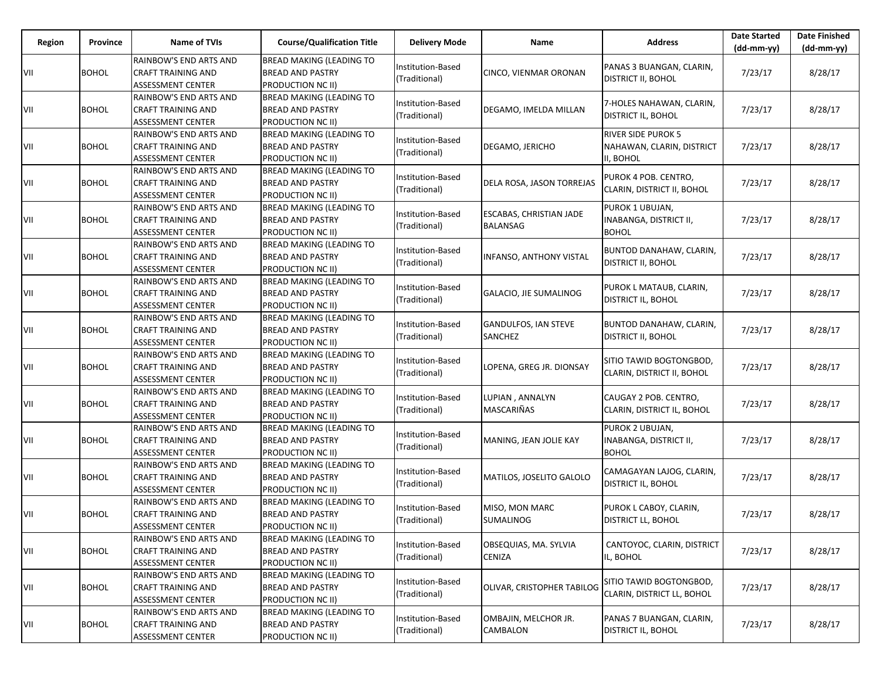| Region | Province | Name of TVIs | Course/Qualification Title | Delivery Mode | Name | Address | Date Started (dd-mm-yy) | Date Finished (dd-mm-yy) |
|---|---|---|---|---|---|---|---|---|
| VII | BOHOL | RAINBOW'S END ARTS AND CRAFT TRAINING AND ASSESSMENT CENTER | BREAD MAKING (LEADING TO BREAD AND PASTRY PRODUCTION NC II) | Institution-Based (Traditional) | CINCO, VIENMAR ORONAN | PANAS 3 BUANGAN, CLARIN, DISTRICT II, BOHOL | 7/23/17 | 8/28/17 |
| VII | BOHOL | RAINBOW'S END ARTS AND CRAFT TRAINING AND ASSESSMENT CENTER | BREAD MAKING (LEADING TO BREAD AND PASTRY PRODUCTION NC II) | Institution-Based (Traditional) | DEGAMO, IMELDA MILLAN | 7-HOLES NAHAWAN, CLARIN, DISTRICT IL, BOHOL | 7/23/17 | 8/28/17 |
| VII | BOHOL | RAINBOW'S END ARTS AND CRAFT TRAINING AND ASSESSMENT CENTER | BREAD MAKING (LEADING TO BREAD AND PASTRY PRODUCTION NC II) | Institution-Based (Traditional) | DEGAMO, JERICHO | RIVER SIDE PUROK 5 NAHAWAN, CLARIN, DISTRICT II, BOHOL | 7/23/17 | 8/28/17 |
| VII | BOHOL | RAINBOW'S END ARTS AND CRAFT TRAINING AND ASSESSMENT CENTER | BREAD MAKING (LEADING TO BREAD AND PASTRY PRODUCTION NC II) | Institution-Based (Traditional) | DELA ROSA, JASON TORREJAS | PUROK 4 POB. CENTRO, CLARIN, DISTRICT II, BOHOL | 7/23/17 | 8/28/17 |
| VII | BOHOL | RAINBOW'S END ARTS AND CRAFT TRAINING AND ASSESSMENT CENTER | BREAD MAKING (LEADING TO BREAD AND PASTRY PRODUCTION NC II) | Institution-Based (Traditional) | ESCABAS, CHRISTIAN JADE BALANSAG | PUROK 1 UBUJAN, INABANGA, DISTRICT II, BOHOL | 7/23/17 | 8/28/17 |
| VII | BOHOL | RAINBOW'S END ARTS AND CRAFT TRAINING AND ASSESSMENT CENTER | BREAD MAKING (LEADING TO BREAD AND PASTRY PRODUCTION NC II) | Institution-Based (Traditional) | INFANSO, ANTHONY VISTAL | BUNTOD DANAHAW, CLARIN, DISTRICT II, BOHOL | 7/23/17 | 8/28/17 |
| VII | BOHOL | RAINBOW'S END ARTS AND CRAFT TRAINING AND ASSESSMENT CENTER | BREAD MAKING (LEADING TO BREAD AND PASTRY PRODUCTION NC II) | Institution-Based (Traditional) | GALACIO, JIE SUMALINOG | PUROK L MATAUB, CLARIN, DISTRICT IL, BOHOL | 7/23/17 | 8/28/17 |
| VII | BOHOL | RAINBOW'S END ARTS AND CRAFT TRAINING AND ASSESSMENT CENTER | BREAD MAKING (LEADING TO BREAD AND PASTRY PRODUCTION NC II) | Institution-Based (Traditional) | GANDULFOS, IAN STEVE SANCHEZ | BUNTOD DANAHAW, CLARIN, DISTRICT II, BOHOL | 7/23/17 | 8/28/17 |
| VII | BOHOL | RAINBOW'S END ARTS AND CRAFT TRAINING AND ASSESSMENT CENTER | BREAD MAKING (LEADING TO BREAD AND PASTRY PRODUCTION NC II) | Institution-Based (Traditional) | LOPENA, GREG JR. DIONSAY | SITIO TAWID BOGTONGBOD, CLARIN, DISTRICT II, BOHOL | 7/23/17 | 8/28/17 |
| VII | BOHOL | RAINBOW'S END ARTS AND CRAFT TRAINING AND ASSESSMENT CENTER | BREAD MAKING (LEADING TO BREAD AND PASTRY PRODUCTION NC II) | Institution-Based (Traditional) | LUPIAN , ANNALYN MASCARIÑAS | CAUGAY 2 POB. CENTRO, CLARIN, DISTRICT IL, BOHOL | 7/23/17 | 8/28/17 |
| VII | BOHOL | RAINBOW'S END ARTS AND CRAFT TRAINING AND ASSESSMENT CENTER | BREAD MAKING (LEADING TO BREAD AND PASTRY PRODUCTION NC II) | Institution-Based (Traditional) | MANING, JEAN JOLIE KAY | PUROK 2 UBUJAN, INABANGA, DISTRICT II, BOHOL | 7/23/17 | 8/28/17 |
| VII | BOHOL | RAINBOW'S END ARTS AND CRAFT TRAINING AND ASSESSMENT CENTER | BREAD MAKING (LEADING TO BREAD AND PASTRY PRODUCTION NC II) | Institution-Based (Traditional) | MATILOS, JOSELITO GALOLO | CAMAGAYAN LAJOG, CLARIN, DISTRICT IL, BOHOL | 7/23/17 | 8/28/17 |
| VII | BOHOL | RAINBOW'S END ARTS AND CRAFT TRAINING AND ASSESSMENT CENTER | BREAD MAKING (LEADING TO BREAD AND PASTRY PRODUCTION NC II) | Institution-Based (Traditional) | MISO, MON MARC SUMALINOG | PUROK L CABOY, CLARIN, DISTRICT LL, BOHOL | 7/23/17 | 8/28/17 |
| VII | BOHOL | RAINBOW'S END ARTS AND CRAFT TRAINING AND ASSESSMENT CENTER | BREAD MAKING (LEADING TO BREAD AND PASTRY PRODUCTION NC II) | Institution-Based (Traditional) | OBSEQUIAS, MA. SYLVIA CENIZA | CANTOYOC, CLARIN, DISTRICT IL, BOHOL | 7/23/17 | 8/28/17 |
| VII | BOHOL | RAINBOW'S END ARTS AND CRAFT TRAINING AND ASSESSMENT CENTER | BREAD MAKING (LEADING TO BREAD AND PASTRY PRODUCTION NC II) | Institution-Based (Traditional) | OLIVAR, CRISTOPHER TABILOG | SITIO TAWID BOGTONGBOD, CLARIN, DISTRICT LL, BOHOL | 7/23/17 | 8/28/17 |
| VII | BOHOL | RAINBOW'S END ARTS AND CRAFT TRAINING AND ASSESSMENT CENTER | BREAD MAKING (LEADING TO BREAD AND PASTRY PRODUCTION NC II) | Institution-Based (Traditional) | OMBAJIN, MELCHOR JR. CAMBALON | PANAS 7 BUANGAN, CLARIN, DISTRICT IL, BOHOL | 7/23/17 | 8/28/17 |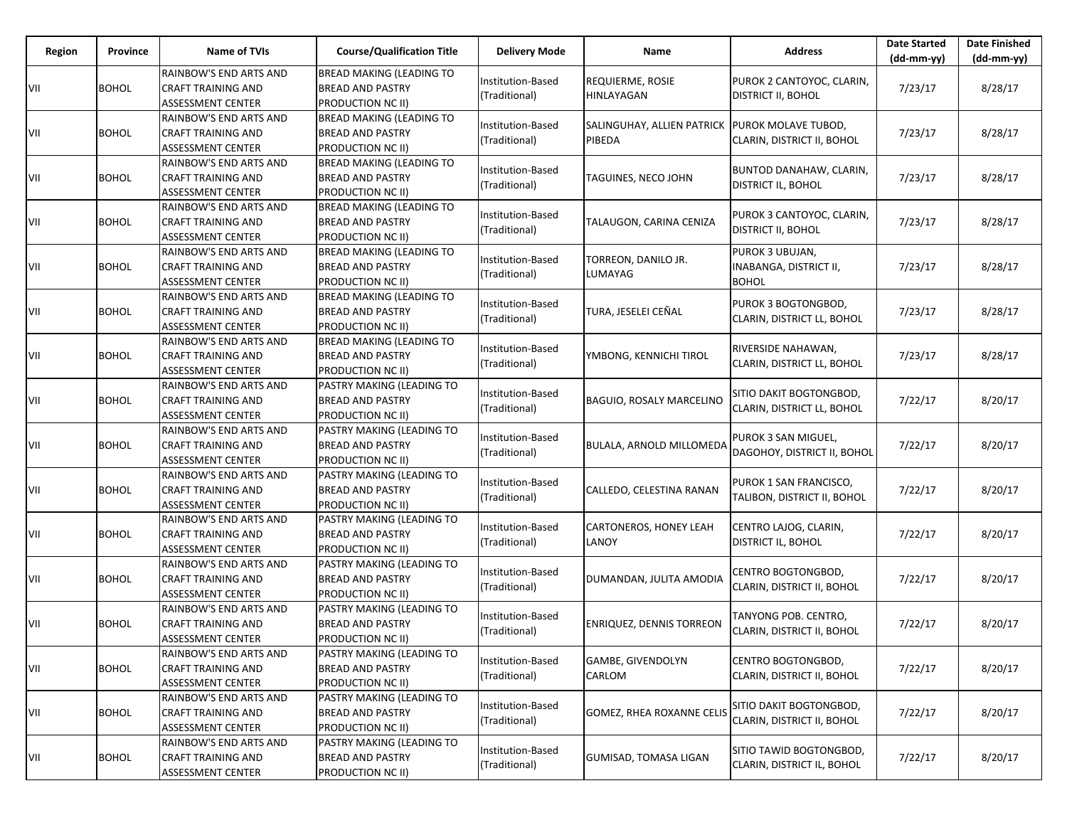| Region | Province | Name of TVIs | Course/Qualification Title | Delivery Mode | Name | Address | Date Started (dd-mm-yy) | Date Finished (dd-mm-yy) |
|---|---|---|---|---|---|---|---|---|
| VII | BOHOL | RAINBOW'S END ARTS AND CRAFT TRAINING AND ASSESSMENT CENTER | BREAD MAKING (LEADING TO BREAD AND PASTRY PRODUCTION NC II) | Institution-Based (Traditional) | REQUIERME, ROSIE HINLAYAGAN | PUROK 2 CANTOYOC, CLARIN, DISTRICT II, BOHOL | 7/23/17 | 8/28/17 |
| VII | BOHOL | RAINBOW'S END ARTS AND CRAFT TRAINING AND ASSESSMENT CENTER | BREAD MAKING (LEADING TO BREAD AND PASTRY PRODUCTION NC II) | Institution-Based (Traditional) | SALINGUHAY, ALLIEN PATRICK PIBEDA | PUROK MOLAVE TUBOD, CLARIN, DISTRICT II, BOHOL | 7/23/17 | 8/28/17 |
| VII | BOHOL | RAINBOW'S END ARTS AND CRAFT TRAINING AND ASSESSMENT CENTER | BREAD MAKING (LEADING TO BREAD AND PASTRY PRODUCTION NC II) | Institution-Based (Traditional) | TAGUINES, NECO JOHN | BUNTOD DANAHAW, CLARIN, DISTRICT IL, BOHOL | 7/23/17 | 8/28/17 |
| VII | BOHOL | RAINBOW'S END ARTS AND CRAFT TRAINING AND ASSESSMENT CENTER | BREAD MAKING (LEADING TO BREAD AND PASTRY PRODUCTION NC II) | Institution-Based (Traditional) | TALAUGON, CARINA CENIZA | PUROK 3 CANTOYOC, CLARIN, DISTRICT II, BOHOL | 7/23/17 | 8/28/17 |
| VII | BOHOL | RAINBOW'S END ARTS AND CRAFT TRAINING AND ASSESSMENT CENTER | BREAD MAKING (LEADING TO BREAD AND PASTRY PRODUCTION NC II) | Institution-Based (Traditional) | TORREON, DANILO JR. LUMAYAG | PUROK 3 UBUJAN, INABANGA, DISTRICT II, BOHOL | 7/23/17 | 8/28/17 |
| VII | BOHOL | RAINBOW'S END ARTS AND CRAFT TRAINING AND ASSESSMENT CENTER | BREAD MAKING (LEADING TO BREAD AND PASTRY PRODUCTION NC II) | Institution-Based (Traditional) | TURA, JESELEI CEÑAL | PUROK 3 BOGTONGBOD, CLARIN, DISTRICT LL, BOHOL | 7/23/17 | 8/28/17 |
| VII | BOHOL | RAINBOW'S END ARTS AND CRAFT TRAINING AND ASSESSMENT CENTER | BREAD MAKING (LEADING TO BREAD AND PASTRY PRODUCTION NC II) | Institution-Based (Traditional) | YMBONG, KENNICHI TIROL | RIVERSIDE NAHAWAN, CLARIN, DISTRICT LL, BOHOL | 7/23/17 | 8/28/17 |
| VII | BOHOL | RAINBOW'S END ARTS AND CRAFT TRAINING AND ASSESSMENT CENTER | PASTRY MAKING (LEADING TO BREAD AND PASTRY PRODUCTION NC II) | Institution-Based (Traditional) | BAGUIO, ROSALY MARCELINO | SITIO DAKIT BOGTONGBOD, CLARIN, DISTRICT LL, BOHOL | 7/22/17 | 8/20/17 |
| VII | BOHOL | RAINBOW'S END ARTS AND CRAFT TRAINING AND ASSESSMENT CENTER | PASTRY MAKING (LEADING TO BREAD AND PASTRY PRODUCTION NC II) | Institution-Based (Traditional) | BULALA, ARNOLD MILLOMEDA | PUROK 3 SAN MIGUEL, DAGOHOY, DISTRICT II, BOHOL | 7/22/17 | 8/20/17 |
| VII | BOHOL | RAINBOW'S END ARTS AND CRAFT TRAINING AND ASSESSMENT CENTER | PASTRY MAKING (LEADING TO BREAD AND PASTRY PRODUCTION NC II) | Institution-Based (Traditional) | CALLEDO, CELESTINA RANAN | PUROK 1 SAN FRANCISCO, TALIBON, DISTRICT II, BOHOL | 7/22/17 | 8/20/17 |
| VII | BOHOL | RAINBOW'S END ARTS AND CRAFT TRAINING AND ASSESSMENT CENTER | PASTRY MAKING (LEADING TO BREAD AND PASTRY PRODUCTION NC II) | Institution-Based (Traditional) | CARTONEROS, HONEY LEAH LANOY | CENTRO LAJOG, CLARIN, DISTRICT IL, BOHOL | 7/22/17 | 8/20/17 |
| VII | BOHOL | RAINBOW'S END ARTS AND CRAFT TRAINING AND ASSESSMENT CENTER | PASTRY MAKING (LEADING TO BREAD AND PASTRY PRODUCTION NC II) | Institution-Based (Traditional) | DUMANDAN, JULITA AMODIA | CENTRO BOGTONGBOD, CLARIN, DISTRICT II, BOHOL | 7/22/17 | 8/20/17 |
| VII | BOHOL | RAINBOW'S END ARTS AND CRAFT TRAINING AND ASSESSMENT CENTER | PASTRY MAKING (LEADING TO BREAD AND PASTRY PRODUCTION NC II) | Institution-Based (Traditional) | ENRIQUEZ, DENNIS TORREON | TANYONG POB. CENTRO, CLARIN, DISTRICT II, BOHOL | 7/22/17 | 8/20/17 |
| VII | BOHOL | RAINBOW'S END ARTS AND CRAFT TRAINING AND ASSESSMENT CENTER | PASTRY MAKING (LEADING TO BREAD AND PASTRY PRODUCTION NC II) | Institution-Based (Traditional) | GAMBE, GIVENDOLYN CARLOM | CENTRO BOGTONGBOD, CLARIN, DISTRICT II, BOHOL | 7/22/17 | 8/20/17 |
| VII | BOHOL | RAINBOW'S END ARTS AND CRAFT TRAINING AND ASSESSMENT CENTER | PASTRY MAKING (LEADING TO BREAD AND PASTRY PRODUCTION NC II) | Institution-Based (Traditional) | GOMEZ, RHEA ROXANNE CELIS | SITIO DAKIT BOGTONGBOD, CLARIN, DISTRICT II, BOHOL | 7/22/17 | 8/20/17 |
| VII | BOHOL | RAINBOW'S END ARTS AND CRAFT TRAINING AND ASSESSMENT CENTER | PASTRY MAKING (LEADING TO BREAD AND PASTRY PRODUCTION NC II) | Institution-Based (Traditional) | GUMISAD, TOMASA LIGAN | SITIO TAWID BOGTONGBOD, CLARIN, DISTRICT IL, BOHOL | 7/22/17 | 8/20/17 |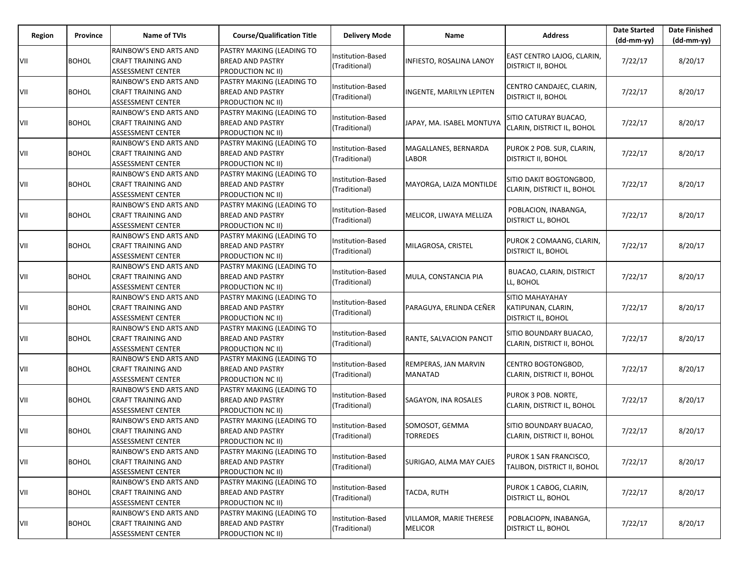| Region | Province | Name of TVIs | Course/Qualification Title | Delivery Mode | Name | Address | Date Started (dd-mm-yy) | Date Finished (dd-mm-yy) |
|---|---|---|---|---|---|---|---|---|
| VII | BOHOL | RAINBOW'S END ARTS AND CRAFT TRAINING AND ASSESSMENT CENTER | PASTRY MAKING (LEADING TO BREAD AND PASTRY PRODUCTION NC II) | Institution-Based (Traditional) | INFIESTO, ROSALINA LANOY | EAST CENTRO LAJOG, CLARIN, DISTRICT II, BOHOL | 7/22/17 | 8/20/17 |
| VII | BOHOL | RAINBOW'S END ARTS AND CRAFT TRAINING AND ASSESSMENT CENTER | PASTRY MAKING (LEADING TO BREAD AND PASTRY PRODUCTION NC II) | Institution-Based (Traditional) | INGENTE, MARILYN LEPITEN | CENTRO CANDAJEC, CLARIN, DISTRICT II, BOHOL | 7/22/17 | 8/20/17 |
| VII | BOHOL | RAINBOW'S END ARTS AND CRAFT TRAINING AND ASSESSMENT CENTER | PASTRY MAKING (LEADING TO BREAD AND PASTRY PRODUCTION NC II) | Institution-Based (Traditional) | JAPAY, MA. ISABEL MONTUYA | SITIO CATURAY BUACAO, CLARIN, DISTRICT IL, BOHOL | 7/22/17 | 8/20/17 |
| VII | BOHOL | RAINBOW'S END ARTS AND CRAFT TRAINING AND ASSESSMENT CENTER | PASTRY MAKING (LEADING TO BREAD AND PASTRY PRODUCTION NC II) | Institution-Based (Traditional) | MAGALLANES, BERNARDA LABOR | PUROK 2 POB. SUR, CLARIN, DISTRICT II, BOHOL | 7/22/17 | 8/20/17 |
| VII | BOHOL | RAINBOW'S END ARTS AND CRAFT TRAINING AND ASSESSMENT CENTER | PASTRY MAKING (LEADING TO BREAD AND PASTRY PRODUCTION NC II) | Institution-Based (Traditional) | MAYORGA, LAIZA MONTILDE | SITIO DAKIT BOGTONGBOD, CLARIN, DISTRICT IL, BOHOL | 7/22/17 | 8/20/17 |
| VII | BOHOL | RAINBOW'S END ARTS AND CRAFT TRAINING AND ASSESSMENT CENTER | PASTRY MAKING (LEADING TO BREAD AND PASTRY PRODUCTION NC II) | Institution-Based (Traditional) | MELICOR, LIWAYA MELLIZA | POBLACION, INABANGA, DISTRICT LL, BOHOL | 7/22/17 | 8/20/17 |
| VII | BOHOL | RAINBOW'S END ARTS AND CRAFT TRAINING AND ASSESSMENT CENTER | PASTRY MAKING (LEADING TO BREAD AND PASTRY PRODUCTION NC II) | Institution-Based (Traditional) | MILAGROSA, CRISTEL | PUROK 2 COMAANG, CLARIN, DISTRICT IL, BOHOL | 7/22/17 | 8/20/17 |
| VII | BOHOL | RAINBOW'S END ARTS AND CRAFT TRAINING AND ASSESSMENT CENTER | PASTRY MAKING (LEADING TO BREAD AND PASTRY PRODUCTION NC II) | Institution-Based (Traditional) | MULA, CONSTANCIA PIA | BUACAO, CLARIN, DISTRICT LL, BOHOL | 7/22/17 | 8/20/17 |
| VII | BOHOL | RAINBOW'S END ARTS AND CRAFT TRAINING AND ASSESSMENT CENTER | PASTRY MAKING (LEADING TO BREAD AND PASTRY PRODUCTION NC II) | Institution-Based (Traditional) | PARAGUYA, ERLINDA CEÑER | SITIO MAHAYAHAY KATIPUNAN, CLARIN, DISTRICT IL, BOHOL | 7/22/17 | 8/20/17 |
| VII | BOHOL | RAINBOW'S END ARTS AND CRAFT TRAINING AND ASSESSMENT CENTER | PASTRY MAKING (LEADING TO BREAD AND PASTRY PRODUCTION NC II) | Institution-Based (Traditional) | RANTE, SALVACION PANCIT | SITIO BOUNDARY BUACAO, CLARIN, DISTRICT II, BOHOL | 7/22/17 | 8/20/17 |
| VII | BOHOL | RAINBOW'S END ARTS AND CRAFT TRAINING AND ASSESSMENT CENTER | PASTRY MAKING (LEADING TO BREAD AND PASTRY PRODUCTION NC II) | Institution-Based (Traditional) | REMPERAS, JAN MARVIN MANATAD | CENTRO BOGTONGBOD, CLARIN, DISTRICT II, BOHOL | 7/22/17 | 8/20/17 |
| VII | BOHOL | RAINBOW'S END ARTS AND CRAFT TRAINING AND ASSESSMENT CENTER | PASTRY MAKING (LEADING TO BREAD AND PASTRY PRODUCTION NC II) | Institution-Based (Traditional) | SAGAYON, INA ROSALES | PUROK 3 POB. NORTE, CLARIN, DISTRICT IL, BOHOL | 7/22/17 | 8/20/17 |
| VII | BOHOL | RAINBOW'S END ARTS AND CRAFT TRAINING AND ASSESSMENT CENTER | PASTRY MAKING (LEADING TO BREAD AND PASTRY PRODUCTION NC II) | Institution-Based (Traditional) | SOMOSOT, GEMMA TORREDES | SITIO BOUNDARY BUACAO, CLARIN, DISTRICT II, BOHOL | 7/22/17 | 8/20/17 |
| VII | BOHOL | RAINBOW'S END ARTS AND CRAFT TRAINING AND ASSESSMENT CENTER | PASTRY MAKING (LEADING TO BREAD AND PASTRY PRODUCTION NC II) | Institution-Based (Traditional) | SURIGAO, ALMA MAY CAJES | PUROK 1 SAN FRANCISCO, TALIBON, DISTRICT II, BOHOL | 7/22/17 | 8/20/17 |
| VII | BOHOL | RAINBOW'S END ARTS AND CRAFT TRAINING AND ASSESSMENT CENTER | PASTRY MAKING (LEADING TO BREAD AND PASTRY PRODUCTION NC II) | Institution-Based (Traditional) | TACDA, RUTH | PUROK 1 CABOG, CLARIN, DISTRICT LL, BOHOL | 7/22/17 | 8/20/17 |
| VII | BOHOL | RAINBOW'S END ARTS AND CRAFT TRAINING AND ASSESSMENT CENTER | PASTRY MAKING (LEADING TO BREAD AND PASTRY PRODUCTION NC II) | Institution-Based (Traditional) | VILLAMOR, MARIE THERESE MELICOR | POBLACIOPN, INABANGA, DISTRICT LL, BOHOL | 7/22/17 | 8/20/17 |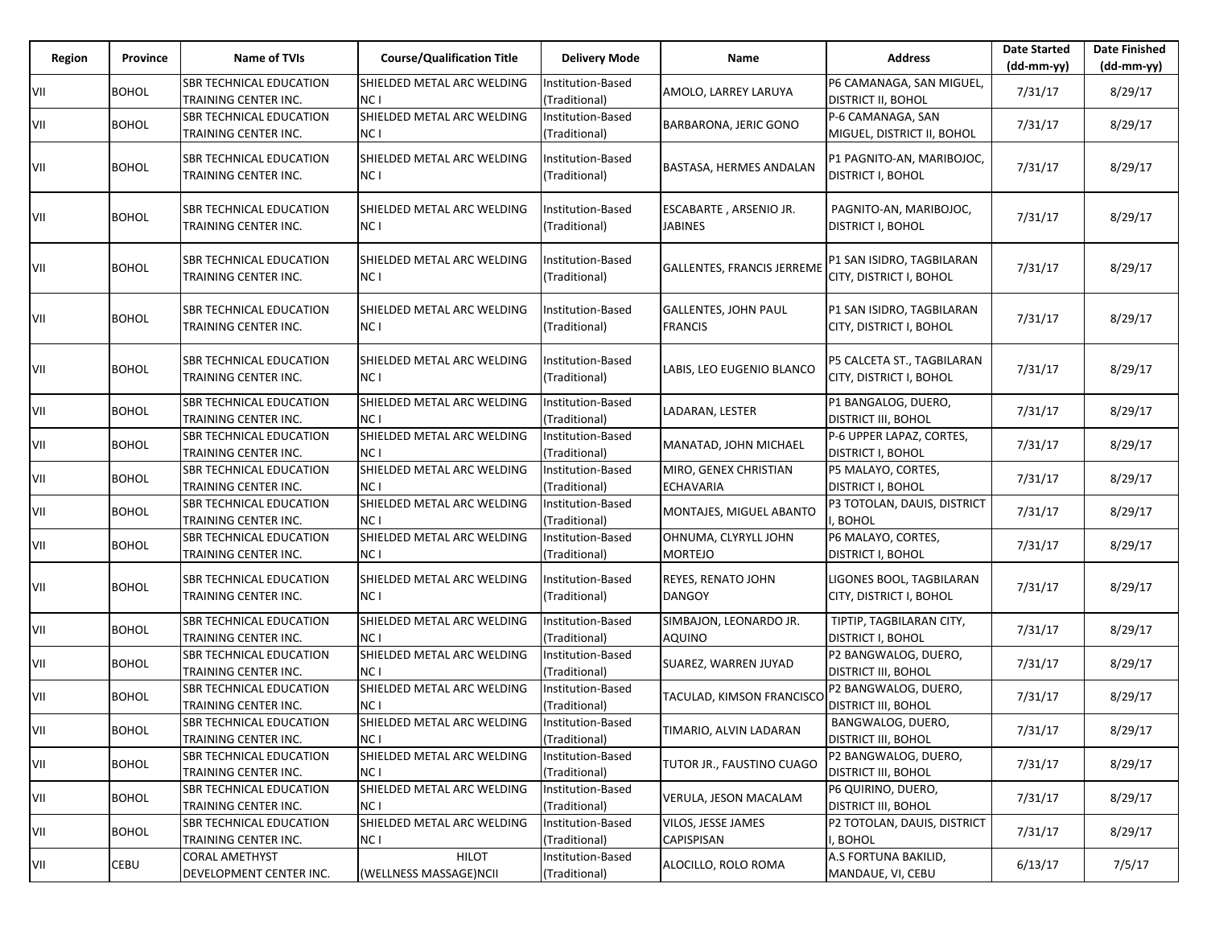| Region | Province | Name of TVIs | Course/Qualification Title | Delivery Mode | Name | Address | Date Started (dd-mm-yy) | Date Finished (dd-mm-yy) |
|---|---|---|---|---|---|---|---|---|
| VII | BOHOL | SBR TECHNICAL EDUCATION TRAINING CENTER INC. | SHIELDED METAL ARC WELDING NC I | Institution-Based (Traditional) | AMOLO, LARREY LARUYA | P6 CAMANAGA, SAN MIGUEL, DISTRICT II, BOHOL | 7/31/17 | 8/29/17 |
| VII | BOHOL | SBR TECHNICAL EDUCATION TRAINING CENTER INC. | SHIELDED METAL ARC WELDING NC I | Institution-Based (Traditional) | BARBARONA, JERIC GONO | P-6 CAMANAGA, SAN MIGUEL, DISTRICT II, BOHOL | 7/31/17 | 8/29/17 |
| VII | BOHOL | SBR TECHNICAL EDUCATION TRAINING CENTER INC. | SHIELDED METAL ARC WELDING NC I | Institution-Based (Traditional) | BASTASA, HERMES ANDALAN | P1 PAGNITO-AN, MARIBOJOC, DISTRICT I, BOHOL | 7/31/17 | 8/29/17 |
| VII | BOHOL | SBR TECHNICAL EDUCATION TRAINING CENTER INC. | SHIELDED METAL ARC WELDING NC I | Institution-Based (Traditional) | ESCABARTE , ARSENIO JR. JABINES | PAGNITO-AN, MARIBOJOC, DISTRICT I, BOHOL | 7/31/17 | 8/29/17 |
| VII | BOHOL | SBR TECHNICAL EDUCATION TRAINING CENTER INC. | SHIELDED METAL ARC WELDING NC I | Institution-Based (Traditional) | GALLENTES, FRANCIS JERREME | P1 SAN ISIDRO, TAGBILARAN CITY, DISTRICT I, BOHOL | 7/31/17 | 8/29/17 |
| VII | BOHOL | SBR TECHNICAL EDUCATION TRAINING CENTER INC. | SHIELDED METAL ARC WELDING NC I | Institution-Based (Traditional) | GALLENTES, JOHN PAUL FRANCIS | P1 SAN ISIDRO, TAGBILARAN CITY, DISTRICT I, BOHOL | 7/31/17 | 8/29/17 |
| VII | BOHOL | SBR TECHNICAL EDUCATION TRAINING CENTER INC. | SHIELDED METAL ARC WELDING NC I | Institution-Based (Traditional) | LABIS, LEO EUGENIO BLANCO | P5 CALCETA ST., TAGBILARAN CITY, DISTRICT I, BOHOL | 7/31/17 | 8/29/17 |
| VII | BOHOL | SBR TECHNICAL EDUCATION TRAINING CENTER INC. | SHIELDED METAL ARC WELDING NC I | Institution-Based (Traditional) | LADARAN, LESTER | P1 BANGALOG, DUERO, DISTRICT III, BOHOL | 7/31/17 | 8/29/17 |
| VII | BOHOL | SBR TECHNICAL EDUCATION TRAINING CENTER INC. | SHIELDED METAL ARC WELDING NC I | Institution-Based (Traditional) | MANATAD, JOHN MICHAEL | P-6 UPPER LAPAZ, CORTES, DISTRICT I, BOHOL | 7/31/17 | 8/29/17 |
| VII | BOHOL | SBR TECHNICAL EDUCATION TRAINING CENTER INC. | SHIELDED METAL ARC WELDING NC I | Institution-Based (Traditional) | MIRO, GENEX CHRISTIAN ECHAVARIA | P5 MALAYO, CORTES, DISTRICT I, BOHOL | 7/31/17 | 8/29/17 |
| VII | BOHOL | SBR TECHNICAL EDUCATION TRAINING CENTER INC. | SHIELDED METAL ARC WELDING NC I | Institution-Based (Traditional) | MONTAJES, MIGUEL ABANTO | P3 TOTOLAN, DAUIS, DISTRICT I, BOHOL | 7/31/17 | 8/29/17 |
| VII | BOHOL | SBR TECHNICAL EDUCATION TRAINING CENTER INC. | SHIELDED METAL ARC WELDING NC I | Institution-Based (Traditional) | OHNUMA, CLYRYLL JOHN MORTEJO | P6 MALAYO, CORTES, DISTRICT I, BOHOL | 7/31/17 | 8/29/17 |
| VII | BOHOL | SBR TECHNICAL EDUCATION TRAINING CENTER INC. | SHIELDED METAL ARC WELDING NC I | Institution-Based (Traditional) | REYES, RENATO JOHN DANGOY | LIGONES BOOL, TAGBILARAN CITY, DISTRICT I, BOHOL | 7/31/17 | 8/29/17 |
| VII | BOHOL | SBR TECHNICAL EDUCATION TRAINING CENTER INC. | SHIELDED METAL ARC WELDING NC I | Institution-Based (Traditional) | SIMBAJON, LEONARDO JR. AQUINO | TIPTIP, TAGBILARAN CITY, DISTRICT I, BOHOL | 7/31/17 | 8/29/17 |
| VII | BOHOL | SBR TECHNICAL EDUCATION TRAINING CENTER INC. | SHIELDED METAL ARC WELDING NC I | Institution-Based (Traditional) | SUAREZ, WARREN JUYAD | P2 BANGWALOG, DUERO, DISTRICT III, BOHOL | 7/31/17 | 8/29/17 |
| VII | BOHOL | SBR TECHNICAL EDUCATION TRAINING CENTER INC. | SHIELDED METAL ARC WELDING NC I | Institution-Based (Traditional) | TACULAD, KIMSON FRANCISCO | P2 BANGWALOG, DUERO, DISTRICT III, BOHOL | 7/31/17 | 8/29/17 |
| VII | BOHOL | SBR TECHNICAL EDUCATION TRAINING CENTER INC. | SHIELDED METAL ARC WELDING NC I | Institution-Based (Traditional) | TIMARIO, ALVIN LADARAN | BANGWALOG, DUERO, DISTRICT III, BOHOL | 7/31/17 | 8/29/17 |
| VII | BOHOL | SBR TECHNICAL EDUCATION TRAINING CENTER INC. | SHIELDED METAL ARC WELDING NC I | Institution-Based (Traditional) | TUTOR JR., FAUSTINO CUAGO | P2 BANGWALOG, DUERO, DISTRICT III, BOHOL | 7/31/17 | 8/29/17 |
| VII | BOHOL | SBR TECHNICAL EDUCATION TRAINING CENTER INC. | SHIELDED METAL ARC WELDING NC I | Institution-Based (Traditional) | VERULA, JESON MACALAM | P6 QUIRINO, DUERO, DISTRICT III, BOHOL | 7/31/17 | 8/29/17 |
| VII | BOHOL | SBR TECHNICAL EDUCATION TRAINING CENTER INC. | SHIELDED METAL ARC WELDING NC I | Institution-Based (Traditional) | VILOS, JESSE JAMES CAPISPISAN | P2 TOTOLAN, DAUIS, DISTRICT I, BOHOL | 7/31/17 | 8/29/17 |
| VII | CEBU | CORAL AMETHYST DEVELOPMENT CENTER INC. | HILOT (WELLNESS MASSAGE)NCII | Institution-Based (Traditional) | ALOCILLO, ROLO ROMA | A.S FORTUNA BAKILID, MANDAUE, VI, CEBU | 6/13/17 | 7/5/17 |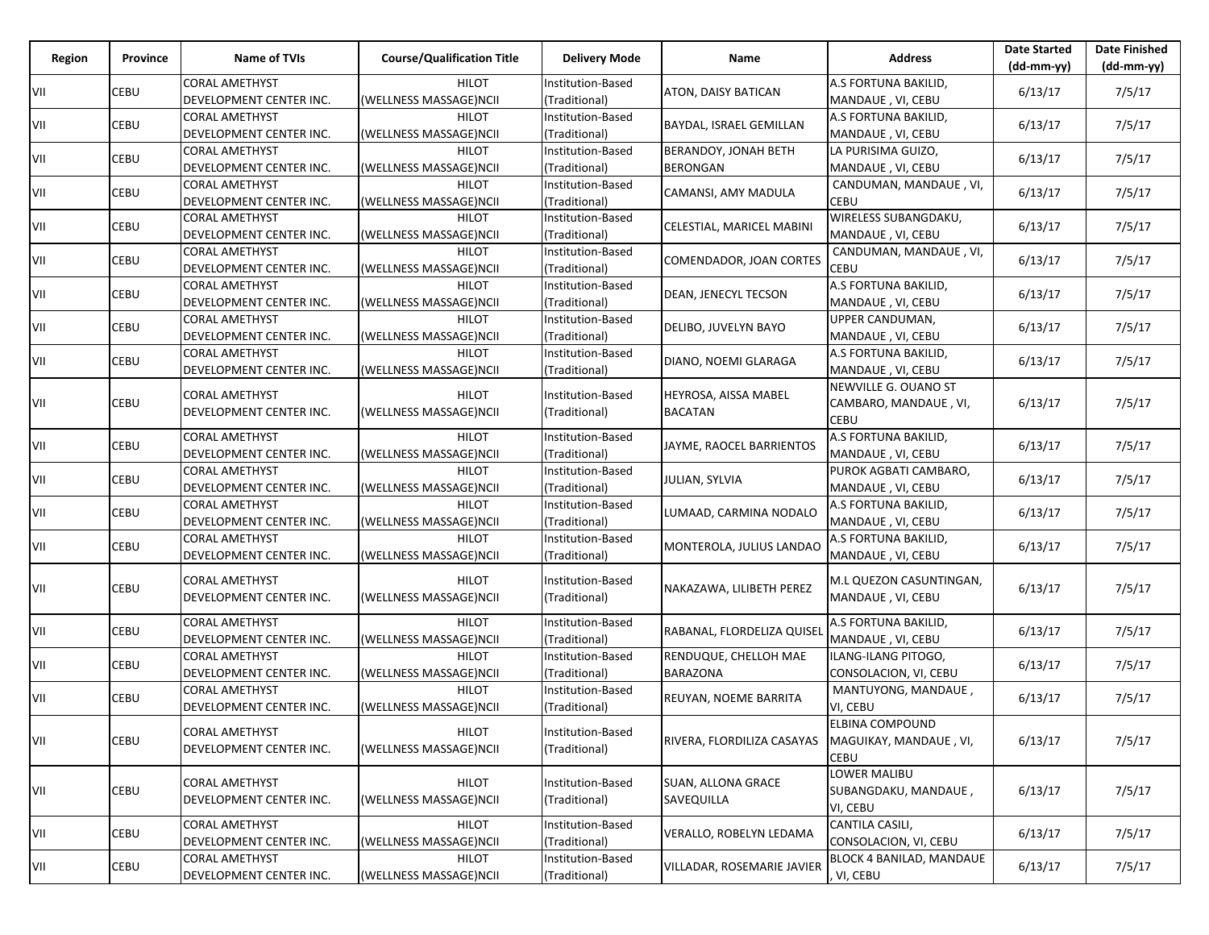| Region | Province | Name of TVIs | Course/Qualification Title | Delivery Mode | Name | Address | Date Started (dd-mm-yy) | Date Finished (dd-mm-yy) |
|---|---|---|---|---|---|---|---|---|
| VII | CEBU | CORAL AMETHYST DEVELOPMENT CENTER INC. | HILOT (WELLNESS MASSAGE)NCII | Institution-Based (Traditional) | ATON, DAISY BATICAN | A.S FORTUNA BAKILID, MANDAUE , VI, CEBU | 6/13/17 | 7/5/17 |
| VII | CEBU | CORAL AMETHYST DEVELOPMENT CENTER INC. | HILOT (WELLNESS MASSAGE)NCII | Institution-Based (Traditional) | BAYDAL, ISRAEL GEMILLAN | A.S FORTUNA BAKILID, MANDAUE , VI, CEBU | 6/13/17 | 7/5/17 |
| VII | CEBU | CORAL AMETHYST DEVELOPMENT CENTER INC. | HILOT (WELLNESS MASSAGE)NCII | Institution-Based (Traditional) | BERANDOY, JONAH BETH BERONGAN | LA PURISIMA GUIZO, MANDAUE , VI, CEBU | 6/13/17 | 7/5/17 |
| VII | CEBU | CORAL AMETHYST DEVELOPMENT CENTER INC. | HILOT (WELLNESS MASSAGE)NCII | Institution-Based (Traditional) | CAMANSI, AMY MADULA | CANDUMAN, MANDAUE , VI, CEBU | 6/13/17 | 7/5/17 |
| VII | CEBU | CORAL AMETHYST DEVELOPMENT CENTER INC. | HILOT (WELLNESS MASSAGE)NCII | Institution-Based (Traditional) | CELESTIAL, MARICEL MABINI | WIRELESS SUBANGDAKU, MANDAUE , VI, CEBU | 6/13/17 | 7/5/17 |
| VII | CEBU | CORAL AMETHYST DEVELOPMENT CENTER INC. | HILOT (WELLNESS MASSAGE)NCII | Institution-Based (Traditional) | COMENDADOR, JOAN CORTES | CANDUMAN, MANDAUE , VI, CEBU | 6/13/17 | 7/5/17 |
| VII | CEBU | CORAL AMETHYST DEVELOPMENT CENTER INC. | HILOT (WELLNESS MASSAGE)NCII | Institution-Based (Traditional) | DEAN, JENECYL TECSON | A.S FORTUNA BAKILID, MANDAUE , VI, CEBU | 6/13/17 | 7/5/17 |
| VII | CEBU | CORAL AMETHYST DEVELOPMENT CENTER INC. | HILOT (WELLNESS MASSAGE)NCII | Institution-Based (Traditional) | DELIBO, JUVELYN BAYO | UPPER CANDUMAN, MANDAUE , VI, CEBU | 6/13/17 | 7/5/17 |
| VII | CEBU | CORAL AMETHYST DEVELOPMENT CENTER INC. | HILOT (WELLNESS MASSAGE)NCII | Institution-Based (Traditional) | DIANO, NOEMI GLARAGA | A.S FORTUNA BAKILID, MANDAUE , VI, CEBU | 6/13/17 | 7/5/17 |
| VII | CEBU | CORAL AMETHYST DEVELOPMENT CENTER INC. | HILOT (WELLNESS MASSAGE)NCII | Institution-Based (Traditional) | HEYROSA, AISSA MABEL BACATAN | NEWVILLE G. OUANO ST CAMBARO, MANDAUE , VI, CEBU | 6/13/17 | 7/5/17 |
| VII | CEBU | CORAL AMETHYST DEVELOPMENT CENTER INC. | HILOT (WELLNESS MASSAGE)NCII | Institution-Based (Traditional) | JAYME, RAOCEL BARRIENTOS | A.S FORTUNA BAKILID, MANDAUE , VI, CEBU | 6/13/17 | 7/5/17 |
| VII | CEBU | CORAL AMETHYST DEVELOPMENT CENTER INC. | HILOT (WELLNESS MASSAGE)NCII | Institution-Based (Traditional) | JULIAN, SYLVIA | PUROK AGBATI CAMBARO, MANDAUE , VI, CEBU | 6/13/17 | 7/5/17 |
| VII | CEBU | CORAL AMETHYST DEVELOPMENT CENTER INC. | HILOT (WELLNESS MASSAGE)NCII | Institution-Based (Traditional) | LUMAAD, CARMINA NODALO | A.S FORTUNA BAKILID, MANDAUE , VI, CEBU | 6/13/17 | 7/5/17 |
| VII | CEBU | CORAL AMETHYST DEVELOPMENT CENTER INC. | HILOT (WELLNESS MASSAGE)NCII | Institution-Based (Traditional) | MONTEROLA, JULIUS LANDAO | A.S FORTUNA BAKILID, MANDAUE , VI, CEBU | 6/13/17 | 7/5/17 |
| VII | CEBU | CORAL AMETHYST DEVELOPMENT CENTER INC. | HILOT (WELLNESS MASSAGE)NCII | Institution-Based (Traditional) | NAKAZAWA, LILIBETH PEREZ | M.L QUEZON CASUNTINGAN, MANDAUE , VI, CEBU | 6/13/17 | 7/5/17 |
| VII | CEBU | CORAL AMETHYST DEVELOPMENT CENTER INC. | HILOT (WELLNESS MASSAGE)NCII | Institution-Based (Traditional) | RABANAL, FLORDELIZA QUISEL | A.S FORTUNA BAKILID, MANDAUE , VI, CEBU | 6/13/17 | 7/5/17 |
| VII | CEBU | CORAL AMETHYST DEVELOPMENT CENTER INC. | HILOT (WELLNESS MASSAGE)NCII | Institution-Based (Traditional) | RENDUQUE, CHELLOH MAE BARAZONA | ILANG-ILANG PITOGO, CONSOLACION, VI, CEBU | 6/13/17 | 7/5/17 |
| VII | CEBU | CORAL AMETHYST DEVELOPMENT CENTER INC. | HILOT (WELLNESS MASSAGE)NCII | Institution-Based (Traditional) | REUYAN, NOEME BARRITA | MANTUYONG, MANDAUE , VI, CEBU | 6/13/17 | 7/5/17 |
| VII | CEBU | CORAL AMETHYST DEVELOPMENT CENTER INC. | HILOT (WELLNESS MASSAGE)NCII | Institution-Based (Traditional) | RIVERA, FLORDILIZA CASAYAS | ELBINA COMPOUND MAGUIKAY, MANDAUE , VI, CEBU | 6/13/17 | 7/5/17 |
| VII | CEBU | CORAL AMETHYST DEVELOPMENT CENTER INC. | HILOT (WELLNESS MASSAGE)NCII | Institution-Based (Traditional) | SUAN, ALLONA GRACE SAVEQUILLA | LOWER MALIBU SUBANGDAKU, MANDAUE , VI, CEBU | 6/13/17 | 7/5/17 |
| VII | CEBU | CORAL AMETHYST DEVELOPMENT CENTER INC. | HILOT (WELLNESS MASSAGE)NCII | Institution-Based (Traditional) | VERALLO, ROBELYN LEDAMA | CANTILA CASILI, CONSOLACION, VI, CEBU | 6/13/17 | 7/5/17 |
| VII | CEBU | CORAL AMETHYST DEVELOPMENT CENTER INC. | HILOT (WELLNESS MASSAGE)NCII | Institution-Based (Traditional) | VILLADAR, ROSEMARIE JAVIER | BLOCK 4 BANILAD, MANDAUE , VI, CEBU | 6/13/17 | 7/5/17 |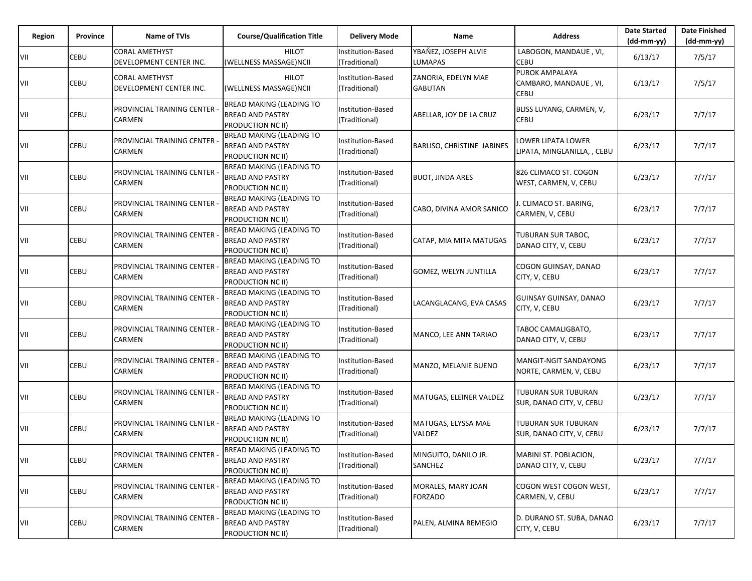| Region | Province | Name of TVIs | Course/Qualification Title | Delivery Mode | Name | Address | Date Started (dd-mm-yy) | Date Finished (dd-mm-yy) |
|---|---|---|---|---|---|---|---|---|
| VII | CEBU | CORAL AMETHYST DEVELOPMENT CENTER INC. | HILOT (WELLNESS MASSAGE)NCII | Institution-Based (Traditional) | YBAÑEZ, JOSEPH ALVIE LUMAPAS | LABOGON, MANDAUE , VI, CEBU | 6/13/17 | 7/5/17 |
| VII | CEBU | CORAL AMETHYST DEVELOPMENT CENTER INC. | HILOT (WELLNESS MASSAGE)NCII | Institution-Based (Traditional) | ZANORIA, EDELYN MAE GABUTAN | PUROK AMPALAYA CAMBARO, MANDAUE , VI, CEBU | 6/13/17 | 7/5/17 |
| VII | CEBU | PROVINCIAL TRAINING CENTER - CARMEN | BREAD MAKING (LEADING TO BREAD AND PASTRY PRODUCTION NC II) | Institution-Based (Traditional) | ABELLAR, JOY DE LA CRUZ | BLISS LUYANG, CARMEN, V, CEBU | 6/23/17 | 7/7/17 |
| VII | CEBU | PROVINCIAL TRAINING CENTER - CARMEN | BREAD MAKING (LEADING TO BREAD AND PASTRY PRODUCTION NC II) | Institution-Based (Traditional) | BARLISO, CHRISTINE JABINES | LOWER LIPATA LOWER LIPATA, MINGLANILLA, , CEBU | 6/23/17 | 7/7/17 |
| VII | CEBU | PROVINCIAL TRAINING CENTER - CARMEN | BREAD MAKING (LEADING TO BREAD AND PASTRY PRODUCTION NC II) | Institution-Based (Traditional) | BUOT, JINDA ARES | 826 CLIMACO ST. COGON WEST, CARMEN, V, CEBU | 6/23/17 | 7/7/17 |
| VII | CEBU | PROVINCIAL TRAINING CENTER - CARMEN | BREAD MAKING (LEADING TO BREAD AND PASTRY PRODUCTION NC II) | Institution-Based (Traditional) | CABO, DIVINA AMOR SANICO | J. CLIMACO ST. BARING, CARMEN, V, CEBU | 6/23/17 | 7/7/17 |
| VII | CEBU | PROVINCIAL TRAINING CENTER - CARMEN | BREAD MAKING (LEADING TO BREAD AND PASTRY PRODUCTION NC II) | Institution-Based (Traditional) | CATAP, MIA MITA MATUGAS | TUBURAN SUR TABOC, DANAO CITY, V, CEBU | 6/23/17 | 7/7/17 |
| VII | CEBU | PROVINCIAL TRAINING CENTER - CARMEN | BREAD MAKING (LEADING TO BREAD AND PASTRY PRODUCTION NC II) | Institution-Based (Traditional) | GOMEZ, WELYN JUNTILLA | COGON GUINSAY, DANAO CITY, V, CEBU | 6/23/17 | 7/7/17 |
| VII | CEBU | PROVINCIAL TRAINING CENTER - CARMEN | BREAD MAKING (LEADING TO BREAD AND PASTRY PRODUCTION NC II) | Institution-Based (Traditional) | LACANGLACANG, EVA CASAS | GUINSAY GUINSAY, DANAO CITY, V, CEBU | 6/23/17 | 7/7/17 |
| VII | CEBU | PROVINCIAL TRAINING CENTER - CARMEN | BREAD MAKING (LEADING TO BREAD AND PASTRY PRODUCTION NC II) | Institution-Based (Traditional) | MANCO, LEE ANN TARIAO | TABOC CAMALIGBATO, DANAO CITY, V, CEBU | 6/23/17 | 7/7/17 |
| VII | CEBU | PROVINCIAL TRAINING CENTER - CARMEN | BREAD MAKING (LEADING TO BREAD AND PASTRY PRODUCTION NC II) | Institution-Based (Traditional) | MANZO, MELANIE BUENO | MANGIT-NGIT SANDAYONG NORTE, CARMEN, V, CEBU | 6/23/17 | 7/7/17 |
| VII | CEBU | PROVINCIAL TRAINING CENTER - CARMEN | BREAD MAKING (LEADING TO BREAD AND PASTRY PRODUCTION NC II) | Institution-Based (Traditional) | MATUGAS, ELEINER VALDEZ | TUBURAN SUR TUBURAN SUR, DANAO CITY, V, CEBU | 6/23/17 | 7/7/17 |
| VII | CEBU | PROVINCIAL TRAINING CENTER - CARMEN | BREAD MAKING (LEADING TO BREAD AND PASTRY PRODUCTION NC II) | Institution-Based (Traditional) | MATUGAS, ELYSSA MAE VALDEZ | TUBURAN SUR TUBURAN SUR, DANAO CITY, V, CEBU | 6/23/17 | 7/7/17 |
| VII | CEBU | PROVINCIAL TRAINING CENTER - CARMEN | BREAD MAKING (LEADING TO BREAD AND PASTRY PRODUCTION NC II) | Institution-Based (Traditional) | MINGUITO, DANILO JR. SANCHEZ | MABINI ST. POBLACION, DANAO CITY, V, CEBU | 6/23/17 | 7/7/17 |
| VII | CEBU | PROVINCIAL TRAINING CENTER - CARMEN | BREAD MAKING (LEADING TO BREAD AND PASTRY PRODUCTION NC II) | Institution-Based (Traditional) | MORALES, MARY JOAN FORZADO | COGON WEST COGON WEST, CARMEN, V, CEBU | 6/23/17 | 7/7/17 |
| VII | CEBU | PROVINCIAL TRAINING CENTER - CARMEN | BREAD MAKING (LEADING TO BREAD AND PASTRY PRODUCTION NC II) | Institution-Based (Traditional) | PALEN, ALMINA REMEGIO | D. DURANO ST. SUBA, DANAO CITY, V, CEBU | 6/23/17 | 7/7/17 |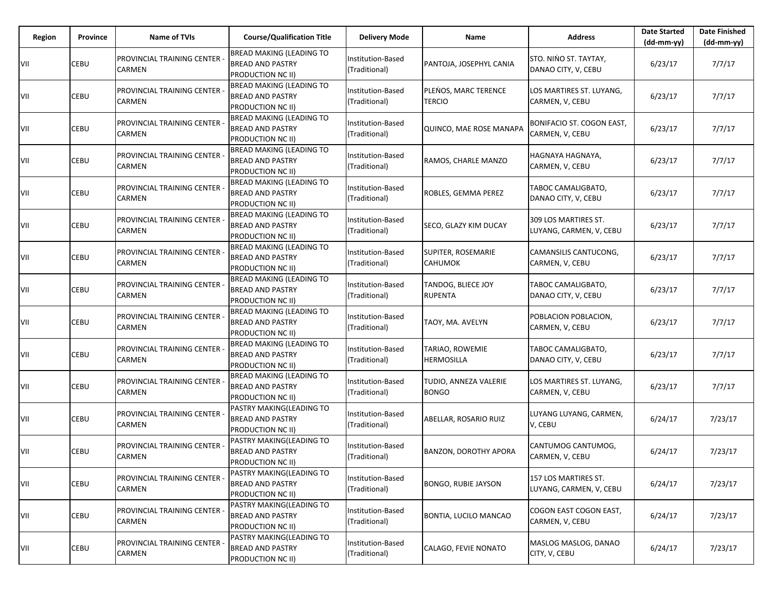| Region | Province | Name of TVIs | Course/Qualification Title | Delivery Mode | Name | Address | Date Started (dd-mm-yy) | Date Finished (dd-mm-yy) |
|---|---|---|---|---|---|---|---|---|
| VII | CEBU | PROVINCIAL TRAINING CENTER - CARMEN | BREAD MAKING (LEADING TO BREAD AND PASTRY PRODUCTION NC II) | Institution-Based (Traditional) | PANTOJA, JOSEPHYL CANIA | STO. NIŃO ST. TAYTAY, DANAO CITY, V, CEBU | 6/23/17 | 7/7/17 |
| VII | CEBU | PROVINCIAL TRAINING CENTER - CARMEN | BREAD MAKING (LEADING TO BREAD AND PASTRY PRODUCTION NC II) | Institution-Based (Traditional) | PLEŃOS, MARC TERENCE TERCIO | LOS MARTIRES ST. LUYANG, CARMEN, V, CEBU | 6/23/17 | 7/7/17 |
| VII | CEBU | PROVINCIAL TRAINING CENTER - CARMEN | BREAD MAKING (LEADING TO BREAD AND PASTRY PRODUCTION NC II) | Institution-Based (Traditional) | QUINCO, MAE ROSE MANAPA | BONIFACIO ST. COGON EAST, CARMEN, V, CEBU | 6/23/17 | 7/7/17 |
| VII | CEBU | PROVINCIAL TRAINING CENTER - CARMEN | BREAD MAKING (LEADING TO BREAD AND PASTRY PRODUCTION NC II) | Institution-Based (Traditional) | RAMOS, CHARLE MANZO | HAGNAYA HAGNAYA, CARMEN, V, CEBU | 6/23/17 | 7/7/17 |
| VII | CEBU | PROVINCIAL TRAINING CENTER - CARMEN | BREAD MAKING (LEADING TO BREAD AND PASTRY PRODUCTION NC II) | Institution-Based (Traditional) | ROBLES, GEMMA PEREZ | TABOC CAMALIGBATO, DANAO CITY, V, CEBU | 6/23/17 | 7/7/17 |
| VII | CEBU | PROVINCIAL TRAINING CENTER - CARMEN | BREAD MAKING (LEADING TO BREAD AND PASTRY PRODUCTION NC II) | Institution-Based (Traditional) | SECO, GLAZY KIM DUCAY | 309 LOS MARTIRES ST. LUYANG, CARMEN, V, CEBU | 6/23/17 | 7/7/17 |
| VII | CEBU | PROVINCIAL TRAINING CENTER - CARMEN | BREAD MAKING (LEADING TO BREAD AND PASTRY PRODUCTION NC II) | Institution-Based (Traditional) | SUPITER, ROSEMARIE CAHUMOK | CAMANSILIS CANTUCONG, CARMEN, V, CEBU | 6/23/17 | 7/7/17 |
| VII | CEBU | PROVINCIAL TRAINING CENTER - CARMEN | BREAD MAKING (LEADING TO BREAD AND PASTRY PRODUCTION NC II) | Institution-Based (Traditional) | TANDOG, BLIECE JOY RUPENTA | TABOC CAMALIGBATO, DANAO CITY, V, CEBU | 6/23/17 | 7/7/17 |
| VII | CEBU | PROVINCIAL TRAINING CENTER - CARMEN | BREAD MAKING (LEADING TO BREAD AND PASTRY PRODUCTION NC II) | Institution-Based (Traditional) | TAOY, MA. AVELYN | POBLACION POBLACION, CARMEN, V, CEBU | 6/23/17 | 7/7/17 |
| VII | CEBU | PROVINCIAL TRAINING CENTER - CARMEN | BREAD MAKING (LEADING TO BREAD AND PASTRY PRODUCTION NC II) | Institution-Based (Traditional) | TARIAO, ROWEMIE HERMOSILLA | TABOC CAMALIGBATO, DANAO CITY, V, CEBU | 6/23/17 | 7/7/17 |
| VII | CEBU | PROVINCIAL TRAINING CENTER - CARMEN | BREAD MAKING (LEADING TO BREAD AND PASTRY PRODUCTION NC II) | Institution-Based (Traditional) | TUDIO, ANNEZA VALERIE BONGO | LOS MARTIRES ST. LUYANG, CARMEN, V, CEBU | 6/23/17 | 7/7/17 |
| VII | CEBU | PROVINCIAL TRAINING CENTER - CARMEN | PASTRY MAKING(LEADING TO BREAD AND PASTRY PRODUCTION NC II) | Institution-Based (Traditional) | ABELLAR, ROSARIO RUIZ | LUYANG LUYANG, CARMEN, V, CEBU | 6/24/17 | 7/23/17 |
| VII | CEBU | PROVINCIAL TRAINING CENTER - CARMEN | PASTRY MAKING(LEADING TO BREAD AND PASTRY PRODUCTION NC II) | Institution-Based (Traditional) | BANZON, DOROTHY APORA | CANTUMOG CANTUMOG, CARMEN, V, CEBU | 6/24/17 | 7/23/17 |
| VII | CEBU | PROVINCIAL TRAINING CENTER - CARMEN | PASTRY MAKING(LEADING TO BREAD AND PASTRY PRODUCTION NC II) | Institution-Based (Traditional) | BONGO, RUBIE JAYSON | 157 LOS MARTIRES ST. LUYANG, CARMEN, V, CEBU | 6/24/17 | 7/23/17 |
| VII | CEBU | PROVINCIAL TRAINING CENTER - CARMEN | PASTRY MAKING(LEADING TO BREAD AND PASTRY PRODUCTION NC II) | Institution-Based (Traditional) | BONTIA, LUCILO MANCAO | COGON EAST COGON EAST, CARMEN, V, CEBU | 6/24/17 | 7/23/17 |
| VII | CEBU | PROVINCIAL TRAINING CENTER - CARMEN | PASTRY MAKING(LEADING TO BREAD AND PASTRY PRODUCTION NC II) | Institution-Based (Traditional) | CALAGO, FEVIE NONATO | MASLOG MASLOG, DANAO CITY, V, CEBU | 6/24/17 | 7/23/17 |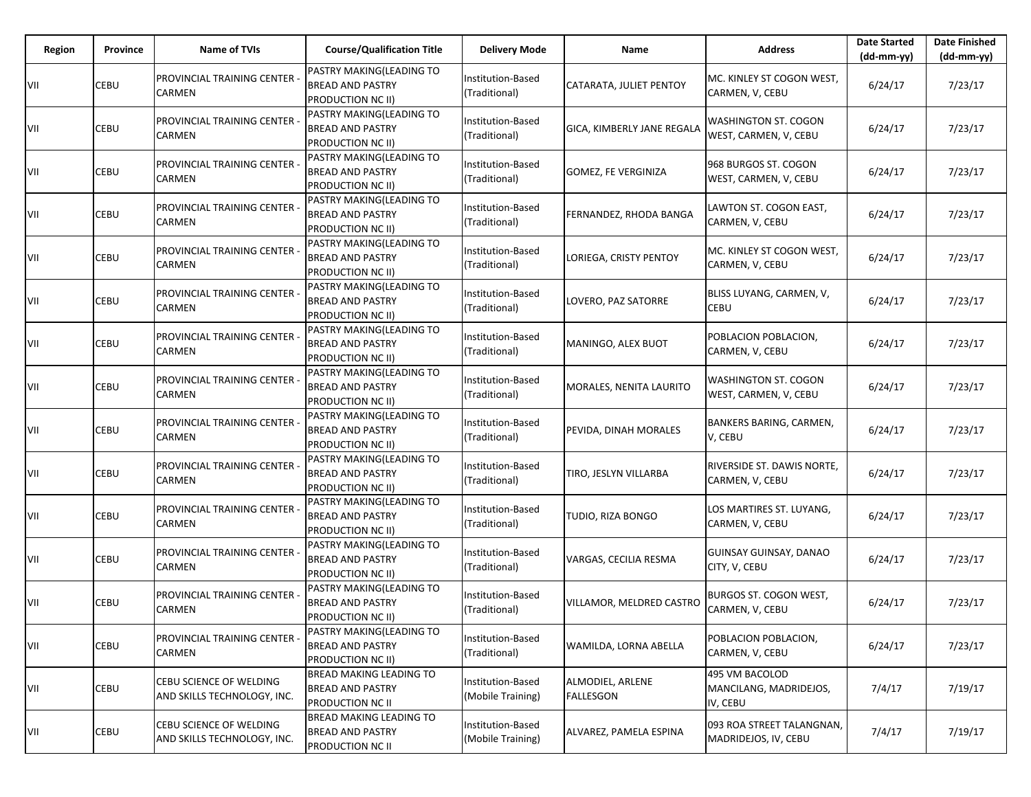| Region | Province | Name of TVIs | Course/Qualification Title | Delivery Mode | Name | Address | Date Started (dd-mm-yy) | Date Finished (dd-mm-yy) |
|---|---|---|---|---|---|---|---|---|
| VII | CEBU | PROVINCIAL TRAINING CENTER - CARMEN | PASTRY MAKING(LEADING TO BREAD AND PASTRY PRODUCTION NC II) | Institution-Based (Traditional) | CATARATA, JULIET PENTOY | MC. KINLEY ST COGON WEST, CARMEN, V, CEBU | 6/24/17 | 7/23/17 |
| VII | CEBU | PROVINCIAL TRAINING CENTER - CARMEN | PASTRY MAKING(LEADING TO BREAD AND PASTRY PRODUCTION NC II) | Institution-Based (Traditional) | GICA, KIMBERLY JANE REGALA | WASHINGTON ST. COGON WEST, CARMEN, V, CEBU | 6/24/17 | 7/23/17 |
| VII | CEBU | PROVINCIAL TRAINING CENTER - CARMEN | PASTRY MAKING(LEADING TO BREAD AND PASTRY PRODUCTION NC II) | Institution-Based (Traditional) | GOMEZ, FE VERGINIZA | 968 BURGOS ST. COGON WEST, CARMEN, V, CEBU | 6/24/17 | 7/23/17 |
| VII | CEBU | PROVINCIAL TRAINING CENTER - CARMEN | PASTRY MAKING(LEADING TO BREAD AND PASTRY PRODUCTION NC II) | Institution-Based (Traditional) | FERNANDEZ, RHODA BANGA | LAWTON ST. COGON EAST, CARMEN, V, CEBU | 6/24/17 | 7/23/17 |
| VII | CEBU | PROVINCIAL TRAINING CENTER - CARMEN | PASTRY MAKING(LEADING TO BREAD AND PASTRY PRODUCTION NC II) | Institution-Based (Traditional) | LORIEGA, CRISTY PENTOY | MC. KINLEY ST COGON WEST, CARMEN, V, CEBU | 6/24/17 | 7/23/17 |
| VII | CEBU | PROVINCIAL TRAINING CENTER - CARMEN | PASTRY MAKING(LEADING TO BREAD AND PASTRY PRODUCTION NC II) | Institution-Based (Traditional) | LOVERO, PAZ SATORRE | BLISS LUYANG, CARMEN, V, CEBU | 6/24/17 | 7/23/17 |
| VII | CEBU | PROVINCIAL TRAINING CENTER - CARMEN | PASTRY MAKING(LEADING TO BREAD AND PASTRY PRODUCTION NC II) | Institution-Based (Traditional) | MANINGO, ALEX BUOT | POBLACION POBLACION, CARMEN, V, CEBU | 6/24/17 | 7/23/17 |
| VII | CEBU | PROVINCIAL TRAINING CENTER - CARMEN | PASTRY MAKING(LEADING TO BREAD AND PASTRY PRODUCTION NC II) | Institution-Based (Traditional) | MORALES, NENITA LAURITO | WASHINGTON ST. COGON WEST, CARMEN, V, CEBU | 6/24/17 | 7/23/17 |
| VII | CEBU | PROVINCIAL TRAINING CENTER - CARMEN | PASTRY MAKING(LEADING TO BREAD AND PASTRY PRODUCTION NC II) | Institution-Based (Traditional) | PEVIDA, DINAH MORALES | BANKERS BARING, CARMEN, V, CEBU | 6/24/17 | 7/23/17 |
| VII | CEBU | PROVINCIAL TRAINING CENTER - CARMEN | PASTRY MAKING(LEADING TO BREAD AND PASTRY PRODUCTION NC II) | Institution-Based (Traditional) | TIRO, JESLYN VILLARBA | RIVERSIDE ST. DAWIS NORTE, CARMEN, V, CEBU | 6/24/17 | 7/23/17 |
| VII | CEBU | PROVINCIAL TRAINING CENTER - CARMEN | PASTRY MAKING(LEADING TO BREAD AND PASTRY PRODUCTION NC II) | Institution-Based (Traditional) | TUDIO, RIZA BONGO | LOS MARTIRES ST. LUYANG, CARMEN, V, CEBU | 6/24/17 | 7/23/17 |
| VII | CEBU | PROVINCIAL TRAINING CENTER - CARMEN | PASTRY MAKING(LEADING TO BREAD AND PASTRY PRODUCTION NC II) | Institution-Based (Traditional) | VARGAS, CECILIA RESMA | GUINSAY GUINSAY, DANAO CITY, V, CEBU | 6/24/17 | 7/23/17 |
| VII | CEBU | PROVINCIAL TRAINING CENTER - CARMEN | PASTRY MAKING(LEADING TO BREAD AND PASTRY PRODUCTION NC II) | Institution-Based (Traditional) | VILLAMOR, MELDRED CASTRO | BURGOS ST. COGON WEST, CARMEN, V, CEBU | 6/24/17 | 7/23/17 |
| VII | CEBU | PROVINCIAL TRAINING CENTER - CARMEN | PASTRY MAKING(LEADING TO BREAD AND PASTRY PRODUCTION NC II) | Institution-Based (Traditional) | WAMILDA, LORNA ABELLA | POBLACION POBLACION, CARMEN, V, CEBU | 6/24/17 | 7/23/17 |
| VII | CEBU | CEBU SCIENCE OF WELDING AND SKILLS TECHNOLOGY, INC. | BREAD MAKING LEADING TO BREAD AND PASTRY PRODUCTION NC II | Institution-Based (Mobile Training) | ALMODIEL, ARLENE FALLESGON | 495 VM BACOLOD MANCILANG, MADRIDEJOS, IV, CEBU | 7/4/17 | 7/19/17 |
| VII | CEBU | CEBU SCIENCE OF WELDING AND SKILLS TECHNOLOGY, INC. | BREAD MAKING LEADING TO BREAD AND PASTRY PRODUCTION NC II | Institution-Based (Mobile Training) | ALVAREZ, PAMELA ESPINA | 093 ROA STREET TALANGNAN, MADRIDEJOS, IV, CEBU | 7/4/17 | 7/19/17 |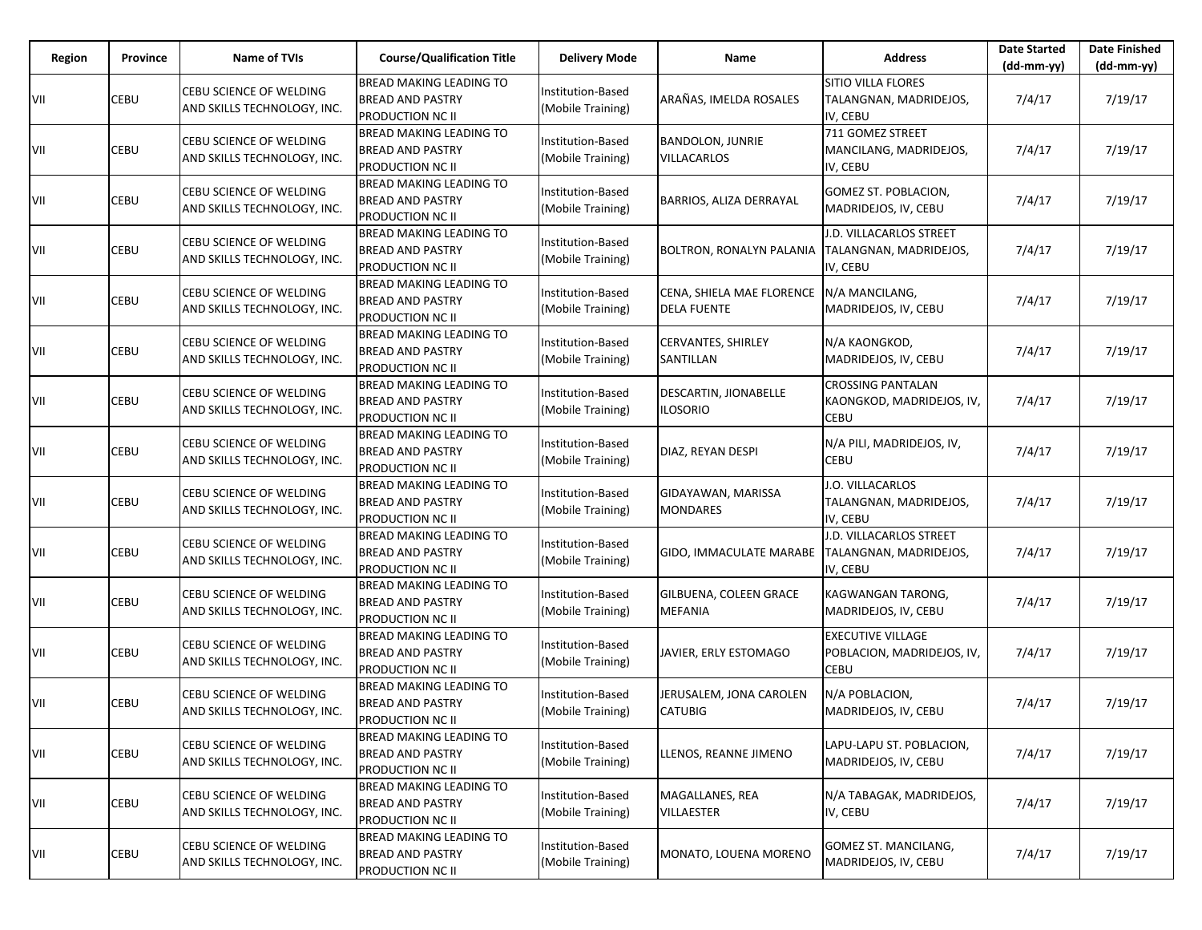| Region | Province | Name of TVIs | Course/Qualification Title | Delivery Mode | Name | Address | Date Started (dd-mm-yy) | Date Finished (dd-mm-yy) |
|---|---|---|---|---|---|---|---|---|
| VII | CEBU | CEBU SCIENCE OF WELDING AND SKILLS TECHNOLOGY, INC. | BREAD MAKING LEADING TO BREAD AND PASTRY PRODUCTION NC II | Institution-Based (Mobile Training) | ARAÑAS, IMELDA ROSALES | SITIO VILLA FLORES TALANGNAN, MADRIDEJOS, IV, CEBU | 7/4/17 | 7/19/17 |
| VII | CEBU | CEBU SCIENCE OF WELDING AND SKILLS TECHNOLOGY, INC. | BREAD MAKING LEADING TO BREAD AND PASTRY PRODUCTION NC II | Institution-Based (Mobile Training) | BANDOLON, JUNRIE VILLACARLOS | 711 GOMEZ STREET MANCILANG, MADRIDEJOS, IV, CEBU | 7/4/17 | 7/19/17 |
| VII | CEBU | CEBU SCIENCE OF WELDING AND SKILLS TECHNOLOGY, INC. | BREAD MAKING LEADING TO BREAD AND PASTRY PRODUCTION NC II | Institution-Based (Mobile Training) | BARRIOS, ALIZA DERRAYAL | GOMEZ ST. POBLACION, MADRIDEJOS, IV, CEBU | 7/4/17 | 7/19/17 |
| VII | CEBU | CEBU SCIENCE OF WELDING AND SKILLS TECHNOLOGY, INC. | BREAD MAKING LEADING TO BREAD AND PASTRY PRODUCTION NC II | Institution-Based (Mobile Training) | BOLTRON, RONALYN PALANIA | J.D. VILLACARLOS STREET TALANGNAN, MADRIDEJOS, IV, CEBU | 7/4/17 | 7/19/17 |
| VII | CEBU | CEBU SCIENCE OF WELDING AND SKILLS TECHNOLOGY, INC. | BREAD MAKING LEADING TO BREAD AND PASTRY PRODUCTION NC II | Institution-Based (Mobile Training) | CENA, SHIELA MAE FLORENCE DELA FUENTE | N/A MANCILANG, MADRIDEJOS, IV, CEBU | 7/4/17 | 7/19/17 |
| VII | CEBU | CEBU SCIENCE OF WELDING AND SKILLS TECHNOLOGY, INC. | BREAD MAKING LEADING TO BREAD AND PASTRY PRODUCTION NC II | Institution-Based (Mobile Training) | CERVANTES, SHIRLEY SANTILLAN | N/A KAONGKOD, MADRIDEJOS, IV, CEBU | 7/4/17 | 7/19/17 |
| VII | CEBU | CEBU SCIENCE OF WELDING AND SKILLS TECHNOLOGY, INC. | BREAD MAKING LEADING TO BREAD AND PASTRY PRODUCTION NC II | Institution-Based (Mobile Training) | DESCARTIN, JIONABELLE ILOSORIO | CROSSING PANTALAN KAONGKOD, MADRIDEJOS, IV, CEBU | 7/4/17 | 7/19/17 |
| VII | CEBU | CEBU SCIENCE OF WELDING AND SKILLS TECHNOLOGY, INC. | BREAD MAKING LEADING TO BREAD AND PASTRY PRODUCTION NC II | Institution-Based (Mobile Training) | DIAZ, REYAN DESPI | N/A PILI, MADRIDEJOS, IV, CEBU | 7/4/17 | 7/19/17 |
| VII | CEBU | CEBU SCIENCE OF WELDING AND SKILLS TECHNOLOGY, INC. | BREAD MAKING LEADING TO BREAD AND PASTRY PRODUCTION NC II | Institution-Based (Mobile Training) | GIDAYAWAN, MARISSA MONDARES | J.O. VILLACARLOS TALANGNAN, MADRIDEJOS, IV, CEBU | 7/4/17 | 7/19/17 |
| VII | CEBU | CEBU SCIENCE OF WELDING AND SKILLS TECHNOLOGY, INC. | BREAD MAKING LEADING TO BREAD AND PASTRY PRODUCTION NC II | Institution-Based (Mobile Training) | GIDO, IMMACULATE MARABE | J.D. VILLACARLOS STREET TALANGNAN, MADRIDEJOS, IV, CEBU | 7/4/17 | 7/19/17 |
| VII | CEBU | CEBU SCIENCE OF WELDING AND SKILLS TECHNOLOGY, INC. | BREAD MAKING LEADING TO BREAD AND PASTRY PRODUCTION NC II | Institution-Based (Mobile Training) | GILBUENA, COLEEN GRACE MEFANIA | KAGWANGAN TARONG, MADRIDEJOS, IV, CEBU | 7/4/17 | 7/19/17 |
| VII | CEBU | CEBU SCIENCE OF WELDING AND SKILLS TECHNOLOGY, INC. | BREAD MAKING LEADING TO BREAD AND PASTRY PRODUCTION NC II | Institution-Based (Mobile Training) | JAVIER, ERLY ESTOMAGO | EXECUTIVE VILLAGE POBLACION, MADRIDEJOS, IV, CEBU | 7/4/17 | 7/19/17 |
| VII | CEBU | CEBU SCIENCE OF WELDING AND SKILLS TECHNOLOGY, INC. | BREAD MAKING LEADING TO BREAD AND PASTRY PRODUCTION NC II | Institution-Based (Mobile Training) | JERUSALEM, JONA CAROLEN CATUBIG | N/A POBLACION, MADRIDEJOS, IV, CEBU | 7/4/17 | 7/19/17 |
| VII | CEBU | CEBU SCIENCE OF WELDING AND SKILLS TECHNOLOGY, INC. | BREAD MAKING LEADING TO BREAD AND PASTRY PRODUCTION NC II | Institution-Based (Mobile Training) | LLENOS, REANNE JIMENO | LAPU-LAPU ST. POBLACION, MADRIDEJOS, IV, CEBU | 7/4/17 | 7/19/17 |
| VII | CEBU | CEBU SCIENCE OF WELDING AND SKILLS TECHNOLOGY, INC. | BREAD MAKING LEADING TO BREAD AND PASTRY PRODUCTION NC II | Institution-Based (Mobile Training) | MAGALLANES, REA VILLAESTER | N/A TABAGAK, MADRIDEJOS, IV, CEBU | 7/4/17 | 7/19/17 |
| VII | CEBU | CEBU SCIENCE OF WELDING AND SKILLS TECHNOLOGY, INC. | BREAD MAKING LEADING TO BREAD AND PASTRY PRODUCTION NC II | Institution-Based (Mobile Training) | MONATO, LOUENA MORENO | GOMEZ ST. MANCILANG, MADRIDEJOS, IV, CEBU | 7/4/17 | 7/19/17 |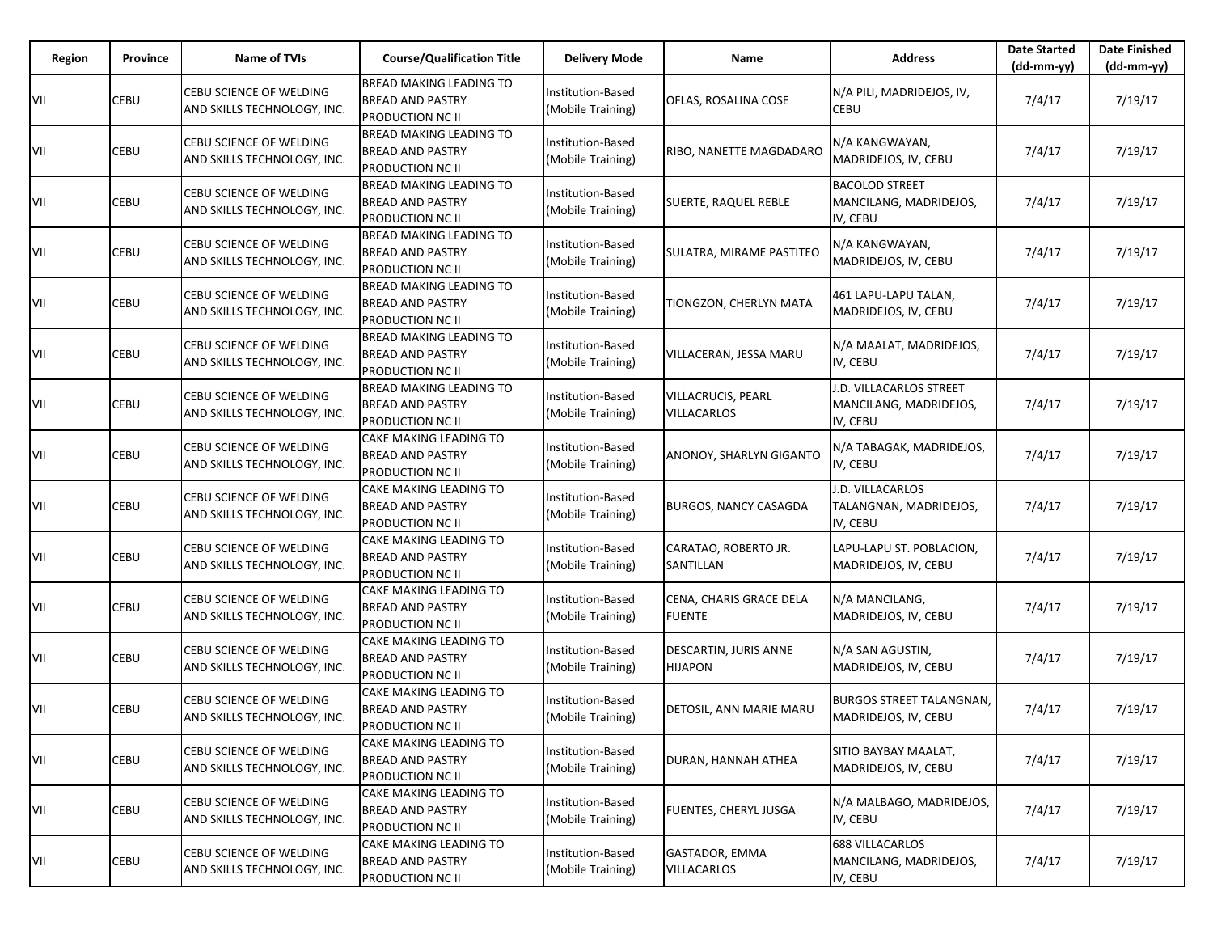| Region | Province | Name of TVIs | Course/Qualification Title | Delivery Mode | Name | Address | Date Started (dd-mm-yy) | Date Finished (dd-mm-yy) |
|---|---|---|---|---|---|---|---|---|
| VII | CEBU | CEBU SCIENCE OF WELDING AND SKILLS TECHNOLOGY, INC. | BREAD MAKING LEADING TO BREAD AND PASTRY PRODUCTION NC II | Institution-Based (Mobile Training) | OFLAS, ROSALINA COSE | N/A PILI, MADRIDEJOS, IV, CEBU | 7/4/17 | 7/19/17 |
| VII | CEBU | CEBU SCIENCE OF WELDING AND SKILLS TECHNOLOGY, INC. | BREAD MAKING LEADING TO BREAD AND PASTRY PRODUCTION NC II | Institution-Based (Mobile Training) | RIBO, NANETTE MAGDADARO | N/A KANGWAYAN, MADRIDEJOS, IV, CEBU | 7/4/17 | 7/19/17 |
| VII | CEBU | CEBU SCIENCE OF WELDING AND SKILLS TECHNOLOGY, INC. | BREAD MAKING LEADING TO BREAD AND PASTRY PRODUCTION NC II | Institution-Based (Mobile Training) | SUERTE, RAQUEL REBLE | BACOLOD STREET MANCILANG, MADRIDEJOS, IV, CEBU | 7/4/17 | 7/19/17 |
| VII | CEBU | CEBU SCIENCE OF WELDING AND SKILLS TECHNOLOGY, INC. | BREAD MAKING LEADING TO BREAD AND PASTRY PRODUCTION NC II | Institution-Based (Mobile Training) | SULATRA, MIRAME PASTITEO | N/A KANGWAYAN, MADRIDEJOS, IV, CEBU | 7/4/17 | 7/19/17 |
| VII | CEBU | CEBU SCIENCE OF WELDING AND SKILLS TECHNOLOGY, INC. | BREAD MAKING LEADING TO BREAD AND PASTRY PRODUCTION NC II | Institution-Based (Mobile Training) | TIONGZON, CHERLYN MATA | 461 LAPU-LAPU TALAN, MADRIDEJOS, IV, CEBU | 7/4/17 | 7/19/17 |
| VII | CEBU | CEBU SCIENCE OF WELDING AND SKILLS TECHNOLOGY, INC. | BREAD MAKING LEADING TO BREAD AND PASTRY PRODUCTION NC II | Institution-Based (Mobile Training) | VILLACERAN, JESSA MARU | N/A MAALAT, MADRIDEJOS, IV, CEBU | 7/4/17 | 7/19/17 |
| VII | CEBU | CEBU SCIENCE OF WELDING AND SKILLS TECHNOLOGY, INC. | BREAD MAKING LEADING TO BREAD AND PASTRY PRODUCTION NC II | Institution-Based (Mobile Training) | VILLACRUCIS, PEARL VILLACARLOS | J.D. VILLACARLOS STREET MANCILANG, MADRIDEJOS, IV, CEBU | 7/4/17 | 7/19/17 |
| VII | CEBU | CEBU SCIENCE OF WELDING AND SKILLS TECHNOLOGY, INC. | CAKE MAKING LEADING TO BREAD AND PASTRY PRODUCTION NC II | Institution-Based (Mobile Training) | ANONOY, SHARLYN GIGANTO | N/A TABAGAK, MADRIDEJOS, IV, CEBU | 7/4/17 | 7/19/17 |
| VII | CEBU | CEBU SCIENCE OF WELDING AND SKILLS TECHNOLOGY, INC. | CAKE MAKING LEADING TO BREAD AND PASTRY PRODUCTION NC II | Institution-Based (Mobile Training) | BURGOS, NANCY CASAGDA | J.D. VILLACARLOS TALANGNAN, MADRIDEJOS, IV, CEBU | 7/4/17 | 7/19/17 |
| VII | CEBU | CEBU SCIENCE OF WELDING AND SKILLS TECHNOLOGY, INC. | CAKE MAKING LEADING TO BREAD AND PASTRY PRODUCTION NC II | Institution-Based (Mobile Training) | CARATAO, ROBERTO JR. SANTILLAN | LAPU-LAPU ST. POBLACION, MADRIDEJOS, IV, CEBU | 7/4/17 | 7/19/17 |
| VII | CEBU | CEBU SCIENCE OF WELDING AND SKILLS TECHNOLOGY, INC. | CAKE MAKING LEADING TO BREAD AND PASTRY PRODUCTION NC II | Institution-Based (Mobile Training) | CENA, CHARIS GRACE DELA FUENTE | N/A MANCILANG, MADRIDEJOS, IV, CEBU | 7/4/17 | 7/19/17 |
| VII | CEBU | CEBU SCIENCE OF WELDING AND SKILLS TECHNOLOGY, INC. | CAKE MAKING LEADING TO BREAD AND PASTRY PRODUCTION NC II | Institution-Based (Mobile Training) | DESCARTIN, JURIS ANNE HIJAPON | N/A SAN AGUSTIN, MADRIDEJOS, IV, CEBU | 7/4/17 | 7/19/17 |
| VII | CEBU | CEBU SCIENCE OF WELDING AND SKILLS TECHNOLOGY, INC. | CAKE MAKING LEADING TO BREAD AND PASTRY PRODUCTION NC II | Institution-Based (Mobile Training) | DETOSIL, ANN MARIE MARU | BURGOS STREET TALANGNAN, MADRIDEJOS, IV, CEBU | 7/4/17 | 7/19/17 |
| VII | CEBU | CEBU SCIENCE OF WELDING AND SKILLS TECHNOLOGY, INC. | CAKE MAKING LEADING TO BREAD AND PASTRY PRODUCTION NC II | Institution-Based (Mobile Training) | DURAN, HANNAH ATHEA | SITIO BAYBAY MAALAT, MADRIDEJOS, IV, CEBU | 7/4/17 | 7/19/17 |
| VII | CEBU | CEBU SCIENCE OF WELDING AND SKILLS TECHNOLOGY, INC. | CAKE MAKING LEADING TO BREAD AND PASTRY PRODUCTION NC II | Institution-Based (Mobile Training) | FUENTES, CHERYL JUSGA | N/A MALBAGO, MADRIDEJOS, IV, CEBU | 7/4/17 | 7/19/17 |
| VII | CEBU | CEBU SCIENCE OF WELDING AND SKILLS TECHNOLOGY, INC. | CAKE MAKING LEADING TO BREAD AND PASTRY PRODUCTION NC II | Institution-Based (Mobile Training) | GASTADOR, EMMA VILLACARLOS | 688 VILLACARLOS MANCILANG, MADRIDEJOS, IV, CEBU | 7/4/17 | 7/19/17 |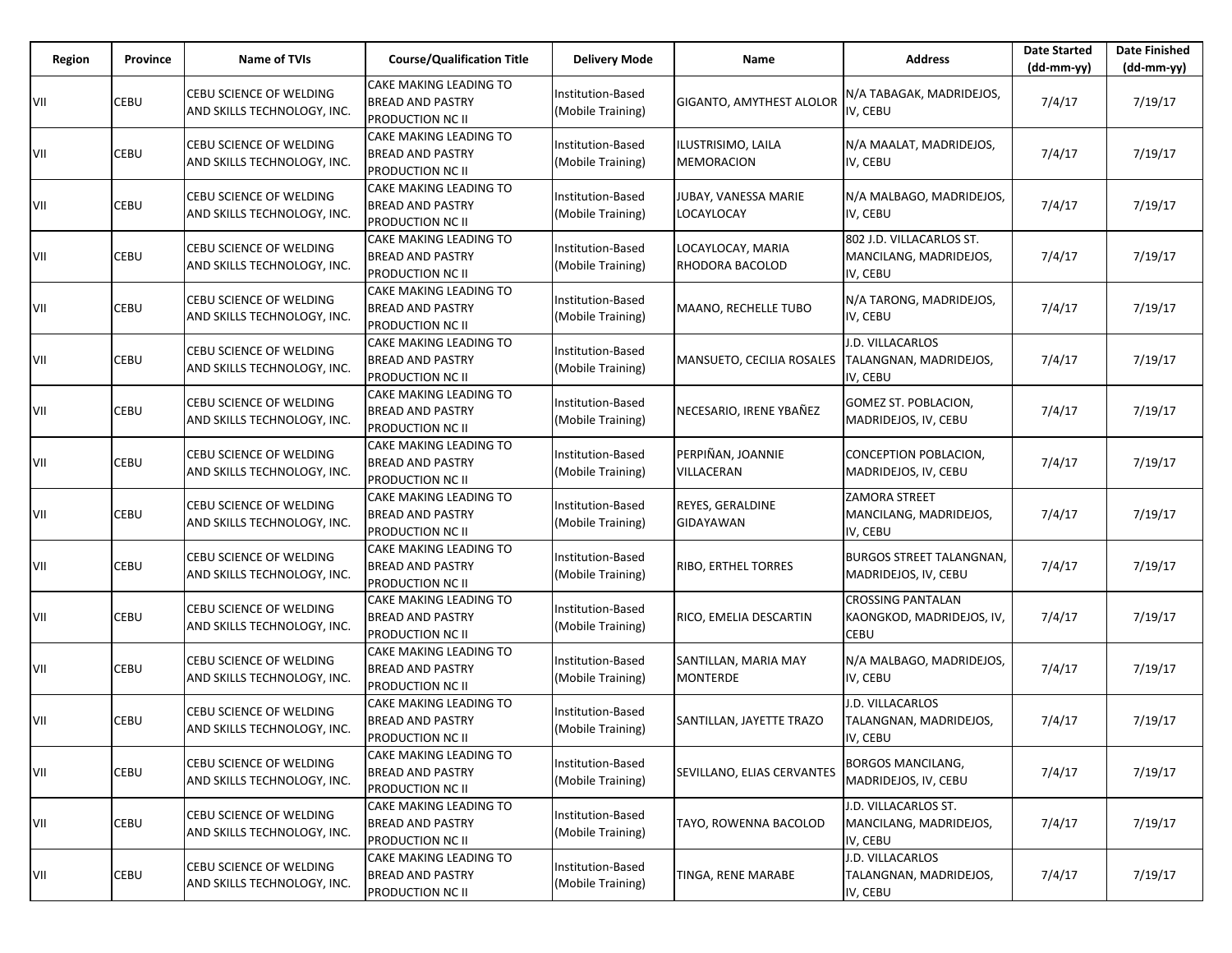| Region | Province | Name of TVIs | Course/Qualification Title | Delivery Mode | Name | Address | Date Started (dd-mm-yy) | Date Finished (dd-mm-yy) |
|---|---|---|---|---|---|---|---|---|
| VII | CEBU | CEBU SCIENCE OF WELDING AND SKILLS TECHNOLOGY, INC. | CAKE MAKING LEADING TO BREAD AND PASTRY PRODUCTION NC II | Institution-Based (Mobile Training) | GIGANTO, AMYTHEST ALOLOR | N/A TABAGAK, MADRIDEJOS, IV, CEBU | 7/4/17 | 7/19/17 |
| VII | CEBU | CEBU SCIENCE OF WELDING AND SKILLS TECHNOLOGY, INC. | CAKE MAKING LEADING TO BREAD AND PASTRY PRODUCTION NC II | Institution-Based (Mobile Training) | ILUSTRISIMO, LAILA MEMORACION | N/A MAALAT, MADRIDEJOS, IV, CEBU | 7/4/17 | 7/19/17 |
| VII | CEBU | CEBU SCIENCE OF WELDING AND SKILLS TECHNOLOGY, INC. | CAKE MAKING LEADING TO BREAD AND PASTRY PRODUCTION NC II | Institution-Based (Mobile Training) | JUBAY, VANESSA MARIE LOCAYLOCAY | N/A MALBAGO, MADRIDEJOS, IV, CEBU | 7/4/17 | 7/19/17 |
| VII | CEBU | CEBU SCIENCE OF WELDING AND SKILLS TECHNOLOGY, INC. | CAKE MAKING LEADING TO BREAD AND PASTRY PRODUCTION NC II | Institution-Based (Mobile Training) | LOCAYLOCAY, MARIA RHODORA BACOLOD | 802 J.D. VILLACARLOS ST. MANCILANG, MADRIDEJOS, IV, CEBU | 7/4/17 | 7/19/17 |
| VII | CEBU | CEBU SCIENCE OF WELDING AND SKILLS TECHNOLOGY, INC. | CAKE MAKING LEADING TO BREAD AND PASTRY PRODUCTION NC II | Institution-Based (Mobile Training) | MAANO, RECHELLE TUBO | N/A TARONG, MADRIDEJOS, IV, CEBU | 7/4/17 | 7/19/17 |
| VII | CEBU | CEBU SCIENCE OF WELDING AND SKILLS TECHNOLOGY, INC. | CAKE MAKING LEADING TO BREAD AND PASTRY PRODUCTION NC II | Institution-Based (Mobile Training) | MANSUETO, CECILIA ROSALES | J.D. VILLACARLOS TALANGNAN, MADRIDEJOS, IV, CEBU | 7/4/17 | 7/19/17 |
| VII | CEBU | CEBU SCIENCE OF WELDING AND SKILLS TECHNOLOGY, INC. | CAKE MAKING LEADING TO BREAD AND PASTRY PRODUCTION NC II | Institution-Based (Mobile Training) | NECESARIO, IRENE YBAÑEZ | GOMEZ ST. POBLACION, MADRIDEJOS, IV, CEBU | 7/4/17 | 7/19/17 |
| VII | CEBU | CEBU SCIENCE OF WELDING AND SKILLS TECHNOLOGY, INC. | CAKE MAKING LEADING TO BREAD AND PASTRY PRODUCTION NC II | Institution-Based (Mobile Training) | PERPIÑAN, JOANNIE VILLACERAN | CONCEPTION POBLACION, MADRIDEJOS, IV, CEBU | 7/4/17 | 7/19/17 |
| VII | CEBU | CEBU SCIENCE OF WELDING AND SKILLS TECHNOLOGY, INC. | CAKE MAKING LEADING TO BREAD AND PASTRY PRODUCTION NC II | Institution-Based (Mobile Training) | REYES, GERALDINE GIDAYAWAN | ZAMORA STREET MANCILANG, MADRIDEJOS, IV, CEBU | 7/4/17 | 7/19/17 |
| VII | CEBU | CEBU SCIENCE OF WELDING AND SKILLS TECHNOLOGY, INC. | CAKE MAKING LEADING TO BREAD AND PASTRY PRODUCTION NC II | Institution-Based (Mobile Training) | RIBO, ERTHEL TORRES | BURGOS STREET TALANGNAN, MADRIDEJOS, IV, CEBU | 7/4/17 | 7/19/17 |
| VII | CEBU | CEBU SCIENCE OF WELDING AND SKILLS TECHNOLOGY, INC. | CAKE MAKING LEADING TO BREAD AND PASTRY PRODUCTION NC II | Institution-Based (Mobile Training) | RICO, EMELIA DESCARTIN | CROSSING PANTALAN KAONGKOD, MADRIDEJOS, IV, CEBU | 7/4/17 | 7/19/17 |
| VII | CEBU | CEBU SCIENCE OF WELDING AND SKILLS TECHNOLOGY, INC. | CAKE MAKING LEADING TO BREAD AND PASTRY PRODUCTION NC II | Institution-Based (Mobile Training) | SANTILLAN, MARIA MAY MONTERDE | N/A MALBAGO, MADRIDEJOS, IV, CEBU | 7/4/17 | 7/19/17 |
| VII | CEBU | CEBU SCIENCE OF WELDING AND SKILLS TECHNOLOGY, INC. | CAKE MAKING LEADING TO BREAD AND PASTRY PRODUCTION NC II | Institution-Based (Mobile Training) | SANTILLAN, JAYETTE TRAZO | J.D. VILLACARLOS TALANGNAN, MADRIDEJOS, IV, CEBU | 7/4/17 | 7/19/17 |
| VII | CEBU | CEBU SCIENCE OF WELDING AND SKILLS TECHNOLOGY, INC. | CAKE MAKING LEADING TO BREAD AND PASTRY PRODUCTION NC II | Institution-Based (Mobile Training) | SEVILLANO, ELIAS CERVANTES | BORGOS MANCILANG, MADRIDEJOS, IV, CEBU | 7/4/17 | 7/19/17 |
| VII | CEBU | CEBU SCIENCE OF WELDING AND SKILLS TECHNOLOGY, INC. | CAKE MAKING LEADING TO BREAD AND PASTRY PRODUCTION NC II | Institution-Based (Mobile Training) | TAYO, ROWENNA BACOLOD | J.D. VILLACARLOS ST. MANCILANG, MADRIDEJOS, IV, CEBU | 7/4/17 | 7/19/17 |
| VII | CEBU | CEBU SCIENCE OF WELDING AND SKILLS TECHNOLOGY, INC. | CAKE MAKING LEADING TO BREAD AND PASTRY PRODUCTION NC II | Institution-Based (Mobile Training) | TINGA, RENE MARABE | J.D. VILLACARLOS TALANGNAN, MADRIDEJOS, IV, CEBU | 7/4/17 | 7/19/17 |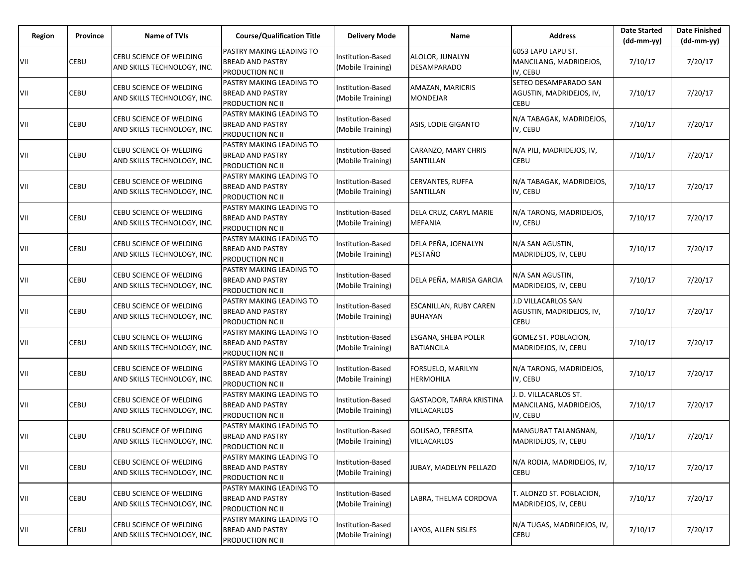| Region | Province | Name of TVIs | Course/Qualification Title | Delivery Mode | Name | Address | Date Started (dd-mm-yy) | Date Finished (dd-mm-yy) |
|---|---|---|---|---|---|---|---|---|
| VII | CEBU | CEBU SCIENCE OF WELDING AND SKILLS TECHNOLOGY, INC. | PASTRY MAKING LEADING TO BREAD AND PASTRY PRODUCTION NC II | Institution-Based (Mobile Training) | ALOLOR, JUNALYN DESAMPARADO | 6053 LAPU LAPU ST. MANCILANG, MADRIDEJOS, IV, CEBU | 7/10/17 | 7/20/17 |
| VII | CEBU | CEBU SCIENCE OF WELDING AND SKILLS TECHNOLOGY, INC. | PASTRY MAKING LEADING TO BREAD AND PASTRY PRODUCTION NC II | Institution-Based (Mobile Training) | AMAZAN, MARICRIS MONDEJAR | SETEO DESAMPARADO SAN AGUSTIN, MADRIDEJOS, IV, CEBU | 7/10/17 | 7/20/17 |
| VII | CEBU | CEBU SCIENCE OF WELDING AND SKILLS TECHNOLOGY, INC. | PASTRY MAKING LEADING TO BREAD AND PASTRY PRODUCTION NC II | Institution-Based (Mobile Training) | ASIS, LODIE GIGANTO | N/A TABAGAK, MADRIDEJOS, IV, CEBU | 7/10/17 | 7/20/17 |
| VII | CEBU | CEBU SCIENCE OF WELDING AND SKILLS TECHNOLOGY, INC. | PASTRY MAKING LEADING TO BREAD AND PASTRY PRODUCTION NC II | Institution-Based (Mobile Training) | CARANZO, MARY CHRIS SANTILLAN | N/A PILI, MADRIDEJOS, IV, CEBU | 7/10/17 | 7/20/17 |
| VII | CEBU | CEBU SCIENCE OF WELDING AND SKILLS TECHNOLOGY, INC. | PASTRY MAKING LEADING TO BREAD AND PASTRY PRODUCTION NC II | Institution-Based (Mobile Training) | CERVANTES, RUFFA SANTILLAN | N/A TABAGAK, MADRIDEJOS, IV, CEBU | 7/10/17 | 7/20/17 |
| VII | CEBU | CEBU SCIENCE OF WELDING AND SKILLS TECHNOLOGY, INC. | PASTRY MAKING LEADING TO BREAD AND PASTRY PRODUCTION NC II | Institution-Based (Mobile Training) | DELA CRUZ, CARYL MARIE MEFANIA | N/A TARONG, MADRIDEJOS, IV, CEBU | 7/10/17 | 7/20/17 |
| VII | CEBU | CEBU SCIENCE OF WELDING AND SKILLS TECHNOLOGY, INC. | PASTRY MAKING LEADING TO BREAD AND PASTRY PRODUCTION NC II | Institution-Based (Mobile Training) | DELA PEÑA, JOENALYN PESTAÑO | N/A SAN AGUSTIN, MADRIDEJOS, IV, CEBU | 7/10/17 | 7/20/17 |
| VII | CEBU | CEBU SCIENCE OF WELDING AND SKILLS TECHNOLOGY, INC. | PASTRY MAKING LEADING TO BREAD AND PASTRY PRODUCTION NC II | Institution-Based (Mobile Training) | DELA PEÑA, MARISA GARCIA | N/A SAN AGUSTIN, MADRIDEJOS, IV, CEBU | 7/10/17 | 7/20/17 |
| VII | CEBU | CEBU SCIENCE OF WELDING AND SKILLS TECHNOLOGY, INC. | PASTRY MAKING LEADING TO BREAD AND PASTRY PRODUCTION NC II | Institution-Based (Mobile Training) | ESCANILLAN, RUBY CAREN BUHAYAN | J.D VILLACARLOS SAN AGUSTIN, MADRIDEJOS, IV, CEBU | 7/10/17 | 7/20/17 |
| VII | CEBU | CEBU SCIENCE OF WELDING AND SKILLS TECHNOLOGY, INC. | PASTRY MAKING LEADING TO BREAD AND PASTRY PRODUCTION NC II | Institution-Based (Mobile Training) | ESGANA, SHEBA POLER BATIANCILA | GOMEZ ST. POBLACION, MADRIDEJOS, IV, CEBU | 7/10/17 | 7/20/17 |
| VII | CEBU | CEBU SCIENCE OF WELDING AND SKILLS TECHNOLOGY, INC. | PASTRY MAKING LEADING TO BREAD AND PASTRY PRODUCTION NC II | Institution-Based (Mobile Training) | FORSUELO, MARILYN HERMOHILA | N/A TARONG, MADRIDEJOS, IV, CEBU | 7/10/17 | 7/20/17 |
| VII | CEBU | CEBU SCIENCE OF WELDING AND SKILLS TECHNOLOGY, INC. | PASTRY MAKING LEADING TO BREAD AND PASTRY PRODUCTION NC II | Institution-Based (Mobile Training) | GASTADOR, TARRA KRISTINA VILLACARLOS | J. D. VILLACARLOS ST. MANCILANG, MADRIDEJOS, IV, CEBU | 7/10/17 | 7/20/17 |
| VII | CEBU | CEBU SCIENCE OF WELDING AND SKILLS TECHNOLOGY, INC. | PASTRY MAKING LEADING TO BREAD AND PASTRY PRODUCTION NC II | Institution-Based (Mobile Training) | GOLISAO, TERESITA VILLACARLOS | MANGUBAT TALANGNAN, MADRIDEJOS, IV, CEBU | 7/10/17 | 7/20/17 |
| VII | CEBU | CEBU SCIENCE OF WELDING AND SKILLS TECHNOLOGY, INC. | PASTRY MAKING LEADING TO BREAD AND PASTRY PRODUCTION NC II | Institution-Based (Mobile Training) | JUBAY, MADELYN PELLAZO | N/A RODIA, MADRIDEJOS, IV, CEBU | 7/10/17 | 7/20/17 |
| VII | CEBU | CEBU SCIENCE OF WELDING AND SKILLS TECHNOLOGY, INC. | PASTRY MAKING LEADING TO BREAD AND PASTRY PRODUCTION NC II | Institution-Based (Mobile Training) | LABRA, THELMA CORDOVA | T. ALONZO ST. POBLACION, MADRIDEJOS, IV, CEBU | 7/10/17 | 7/20/17 |
| VII | CEBU | CEBU SCIENCE OF WELDING AND SKILLS TECHNOLOGY, INC. | PASTRY MAKING LEADING TO BREAD AND PASTRY PRODUCTION NC II | Institution-Based (Mobile Training) | LAYOS, ALLEN SISLES | N/A TUGAS, MADRIDEJOS, IV, CEBU | 7/10/17 | 7/20/17 |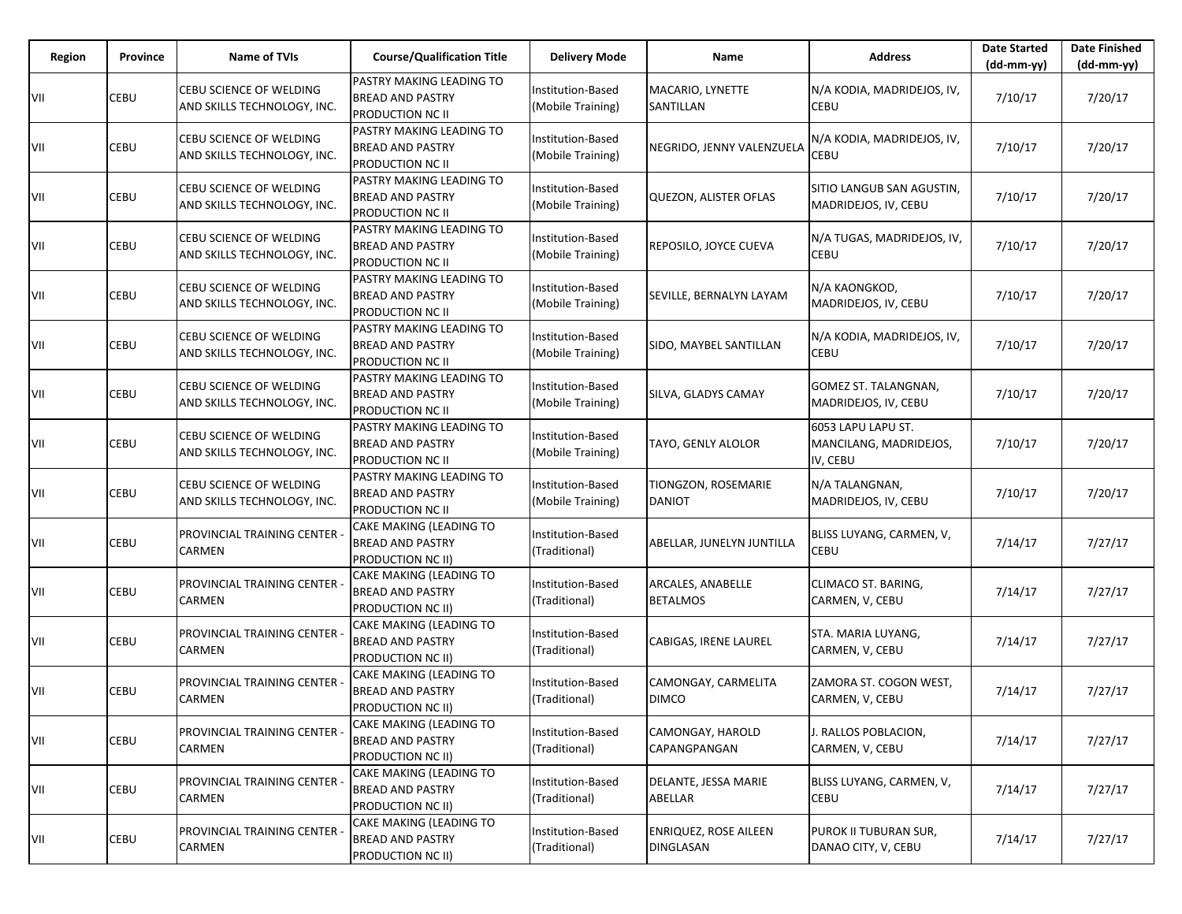| Region | Province | Name of TVIs | Course/Qualification Title | Delivery Mode | Name | Address | Date Started (dd-mm-yy) | Date Finished (dd-mm-yy) |
|---|---|---|---|---|---|---|---|---|
| VII | CEBU | CEBU SCIENCE OF WELDING AND SKILLS TECHNOLOGY, INC. | PASTRY MAKING LEADING TO BREAD AND PASTRY PRODUCTION NC II | Institution-Based (Mobile Training) | MACARIO, LYNETTE SANTILLAN | N/A KODIA, MADRIDEJOS, IV, CEBU | 7/10/17 | 7/20/17 |
| VII | CEBU | CEBU SCIENCE OF WELDING AND SKILLS TECHNOLOGY, INC. | PASTRY MAKING LEADING TO BREAD AND PASTRY PRODUCTION NC II | Institution-Based (Mobile Training) | NEGRIDO, JENNY VALENZUELA | N/A KODIA, MADRIDEJOS, IV, CEBU | 7/10/17 | 7/20/17 |
| VII | CEBU | CEBU SCIENCE OF WELDING AND SKILLS TECHNOLOGY, INC. | PASTRY MAKING LEADING TO BREAD AND PASTRY PRODUCTION NC II | Institution-Based (Mobile Training) | QUEZON, ALISTER OFLAS | SITIO LANGUB SAN AGUSTIN, MADRIDEJOS, IV, CEBU | 7/10/17 | 7/20/17 |
| VII | CEBU | CEBU SCIENCE OF WELDING AND SKILLS TECHNOLOGY, INC. | PASTRY MAKING LEADING TO BREAD AND PASTRY PRODUCTION NC II | Institution-Based (Mobile Training) | REPOSILO, JOYCE CUEVA | N/A TUGAS, MADRIDEJOS, IV, CEBU | 7/10/17 | 7/20/17 |
| VII | CEBU | CEBU SCIENCE OF WELDING AND SKILLS TECHNOLOGY, INC. | PASTRY MAKING LEADING TO BREAD AND PASTRY PRODUCTION NC II | Institution-Based (Mobile Training) | SEVILLE, BERNALYN LAYAM | N/A KAONGKOD, MADRIDEJOS, IV, CEBU | 7/10/17 | 7/20/17 |
| VII | CEBU | CEBU SCIENCE OF WELDING AND SKILLS TECHNOLOGY, INC. | PASTRY MAKING LEADING TO BREAD AND PASTRY PRODUCTION NC II | Institution-Based (Mobile Training) | SIDO, MAYBEL SANTILLAN | N/A KODIA, MADRIDEJOS, IV, CEBU | 7/10/17 | 7/20/17 |
| VII | CEBU | CEBU SCIENCE OF WELDING AND SKILLS TECHNOLOGY, INC. | PASTRY MAKING LEADING TO BREAD AND PASTRY PRODUCTION NC II | Institution-Based (Mobile Training) | SILVA, GLADYS CAMAY | GOMEZ ST. TALANGNAN, MADRIDEJOS, IV, CEBU | 7/10/17 | 7/20/17 |
| VII | CEBU | CEBU SCIENCE OF WELDING AND SKILLS TECHNOLOGY, INC. | PASTRY MAKING LEADING TO BREAD AND PASTRY PRODUCTION NC II | Institution-Based (Mobile Training) | TAYO, GENLY ALOLOR | 6053 LAPU LAPU ST. MANCILANG, MADRIDEJOS, IV, CEBU | 7/10/17 | 7/20/17 |
| VII | CEBU | CEBU SCIENCE OF WELDING AND SKILLS TECHNOLOGY, INC. | PASTRY MAKING LEADING TO BREAD AND PASTRY PRODUCTION NC II | Institution-Based (Mobile Training) | TIONGZON, ROSEMARIE DANIOT | N/A TALANGNAN, MADRIDEJOS, IV, CEBU | 7/10/17 | 7/20/17 |
| VII | CEBU | PROVINCIAL TRAINING CENTER - CARMEN | CAKE MAKING (LEADING TO BREAD AND PASTRY PRODUCTION NC II) | Institution-Based (Traditional) | ABELLAR, JUNELYN JUNTILLA | BLISS LUYANG, CARMEN, V, CEBU | 7/14/17 | 7/27/17 |
| VII | CEBU | PROVINCIAL TRAINING CENTER - CARMEN | CAKE MAKING (LEADING TO BREAD AND PASTRY PRODUCTION NC II) | Institution-Based (Traditional) | ARCALES, ANABELLE BETALMOS | CLIMACO ST. BARING, CARMEN, V, CEBU | 7/14/17 | 7/27/17 |
| VII | CEBU | PROVINCIAL TRAINING CENTER - CARMEN | CAKE MAKING (LEADING TO BREAD AND PASTRY PRODUCTION NC II) | Institution-Based (Traditional) | CABIGAS, IRENE LAUREL | STA. MARIA LUYANG, CARMEN, V, CEBU | 7/14/17 | 7/27/17 |
| VII | CEBU | PROVINCIAL TRAINING CENTER - CARMEN | CAKE MAKING (LEADING TO BREAD AND PASTRY PRODUCTION NC II) | Institution-Based (Traditional) | CAMONGAY, CARMELITA DIMCO | ZAMORA ST. COGON WEST, CARMEN, V, CEBU | 7/14/17 | 7/27/17 |
| VII | CEBU | PROVINCIAL TRAINING CENTER - CARMEN | CAKE MAKING (LEADING TO BREAD AND PASTRY PRODUCTION NC II) | Institution-Based (Traditional) | CAMONGAY, HAROLD CAPANGPANGAN | J. RALLOS POBLACION, CARMEN, V, CEBU | 7/14/17 | 7/27/17 |
| VII | CEBU | PROVINCIAL TRAINING CENTER - CARMEN | CAKE MAKING (LEADING TO BREAD AND PASTRY PRODUCTION NC II) | Institution-Based (Traditional) | DELANTE, JESSA MARIE ABELLAR | BLISS LUYANG, CARMEN, V, CEBU | 7/14/17 | 7/27/17 |
| VII | CEBU | PROVINCIAL TRAINING CENTER - CARMEN | CAKE MAKING (LEADING TO BREAD AND PASTRY PRODUCTION NC II) | Institution-Based (Traditional) | ENRIQUEZ, ROSE AILEEN DINGLASAN | PUROK II TUBURAN SUR, DANAO CITY, V, CEBU | 7/14/17 | 7/27/17 |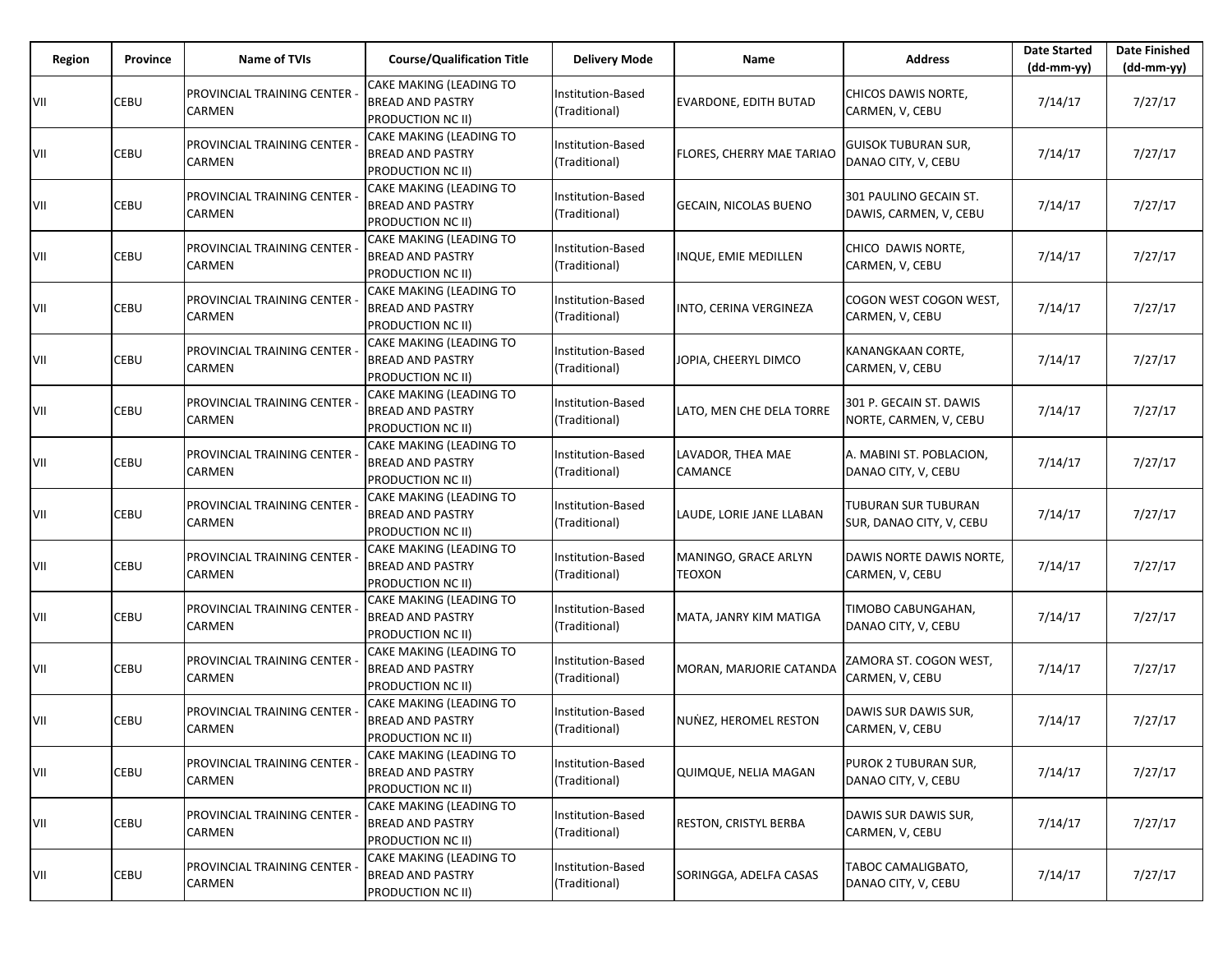| Region | Province | Name of TVIs | Course/Qualification Title | Delivery Mode | Name | Address | Date Started (dd-mm-yy) | Date Finished (dd-mm-yy) |
|---|---|---|---|---|---|---|---|---|
| VII | CEBU | PROVINCIAL TRAINING CENTER - CARMEN | CAKE MAKING (LEADING TO BREAD AND PASTRY PRODUCTION NC II) | Institution-Based (Traditional) | EVARDONE, EDITH BUTAD | CHICOS DAWIS NORTE, CARMEN, V, CEBU | 7/14/17 | 7/27/17 |
| VII | CEBU | PROVINCIAL TRAINING CENTER - CARMEN | CAKE MAKING (LEADING TO BREAD AND PASTRY PRODUCTION NC II) | Institution-Based (Traditional) | FLORES, CHERRY MAE TARIAO | GUISOK TUBURAN SUR, DANAO CITY, V, CEBU | 7/14/17 | 7/27/17 |
| VII | CEBU | PROVINCIAL TRAINING CENTER - CARMEN | CAKE MAKING (LEADING TO BREAD AND PASTRY PRODUCTION NC II) | Institution-Based (Traditional) | GECAIN, NICOLAS BUENO | 301 PAULINO GECAIN ST. DAWIS, CARMEN, V, CEBU | 7/14/17 | 7/27/17 |
| VII | CEBU | PROVINCIAL TRAINING CENTER - CARMEN | CAKE MAKING (LEADING TO BREAD AND PASTRY PRODUCTION NC II) | Institution-Based (Traditional) | INQUE, EMIE MEDILLEN | CHICO DAWIS NORTE, CARMEN, V, CEBU | 7/14/17 | 7/27/17 |
| VII | CEBU | PROVINCIAL TRAINING CENTER - CARMEN | CAKE MAKING (LEADING TO BREAD AND PASTRY PRODUCTION NC II) | Institution-Based (Traditional) | INTO, CERINA VERGINEZA | COGON WEST COGON WEST, CARMEN, V, CEBU | 7/14/17 | 7/27/17 |
| VII | CEBU | PROVINCIAL TRAINING CENTER - CARMEN | CAKE MAKING (LEADING TO BREAD AND PASTRY PRODUCTION NC II) | Institution-Based (Traditional) | JOPIA, CHEERYL DIMCO | KANANGKAAN CORTE, CARMEN, V, CEBU | 7/14/17 | 7/27/17 |
| VII | CEBU | PROVINCIAL TRAINING CENTER - CARMEN | CAKE MAKING (LEADING TO BREAD AND PASTRY PRODUCTION NC II) | Institution-Based (Traditional) | LATO, MEN CHE DELA TORRE | 301 P. GECAIN ST. DAWIS NORTE, CARMEN, V, CEBU | 7/14/17 | 7/27/17 |
| VII | CEBU | PROVINCIAL TRAINING CENTER - CARMEN | CAKE MAKING (LEADING TO BREAD AND PASTRY PRODUCTION NC II) | Institution-Based (Traditional) | LAVADOR, THEA MAE CAMANCE | A. MABINI ST. POBLACION, DANAO CITY, V, CEBU | 7/14/17 | 7/27/17 |
| VII | CEBU | PROVINCIAL TRAINING CENTER - CARMEN | CAKE MAKING (LEADING TO BREAD AND PASTRY PRODUCTION NC II) | Institution-Based (Traditional) | LAUDE, LORIE JANE LLABAN | TUBURAN SUR TUBURAN SUR, DANAO CITY, V, CEBU | 7/14/17 | 7/27/17 |
| VII | CEBU | PROVINCIAL TRAINING CENTER - CARMEN | CAKE MAKING (LEADING TO BREAD AND PASTRY PRODUCTION NC II) | Institution-Based (Traditional) | MANINGO, GRACE ARLYN TEOXON | DAWIS NORTE DAWIS NORTE, CARMEN, V, CEBU | 7/14/17 | 7/27/17 |
| VII | CEBU | PROVINCIAL TRAINING CENTER - CARMEN | CAKE MAKING (LEADING TO BREAD AND PASTRY PRODUCTION NC II) | Institution-Based (Traditional) | MATA, JANRY KIM MATIGA | TIMOBO CABUNGAHAN, DANAO CITY, V, CEBU | 7/14/17 | 7/27/17 |
| VII | CEBU | PROVINCIAL TRAINING CENTER - CARMEN | CAKE MAKING (LEADING TO BREAD AND PASTRY PRODUCTION NC II) | Institution-Based (Traditional) | MORAN, MARJORIE CATANDA | ZAMORA ST. COGON WEST, CARMEN, V, CEBU | 7/14/17 | 7/27/17 |
| VII | CEBU | PROVINCIAL TRAINING CENTER - CARMEN | CAKE MAKING (LEADING TO BREAD AND PASTRY PRODUCTION NC II) | Institution-Based (Traditional) | NUŃEZ, HEROMEL RESTON | DAWIS SUR DAWIS SUR, CARMEN, V, CEBU | 7/14/17 | 7/27/17 |
| VII | CEBU | PROVINCIAL TRAINING CENTER - CARMEN | CAKE MAKING (LEADING TO BREAD AND PASTRY PRODUCTION NC II) | Institution-Based (Traditional) | QUIMQUE, NELIA MAGAN | PUROK 2 TUBURAN SUR, DANAO CITY, V, CEBU | 7/14/17 | 7/27/17 |
| VII | CEBU | PROVINCIAL TRAINING CENTER - CARMEN | CAKE MAKING (LEADING TO BREAD AND PASTRY PRODUCTION NC II) | Institution-Based (Traditional) | RESTON, CRISTYL BERBA | DAWIS SUR DAWIS SUR, CARMEN, V, CEBU | 7/14/17 | 7/27/17 |
| VII | CEBU | PROVINCIAL TRAINING CENTER - CARMEN | CAKE MAKING (LEADING TO BREAD AND PASTRY PRODUCTION NC II) | Institution-Based (Traditional) | SORINGGA, ADELFA CASAS | TABOC CAMALIGBATO, DANAO CITY, V, CEBU | 7/14/17 | 7/27/17 |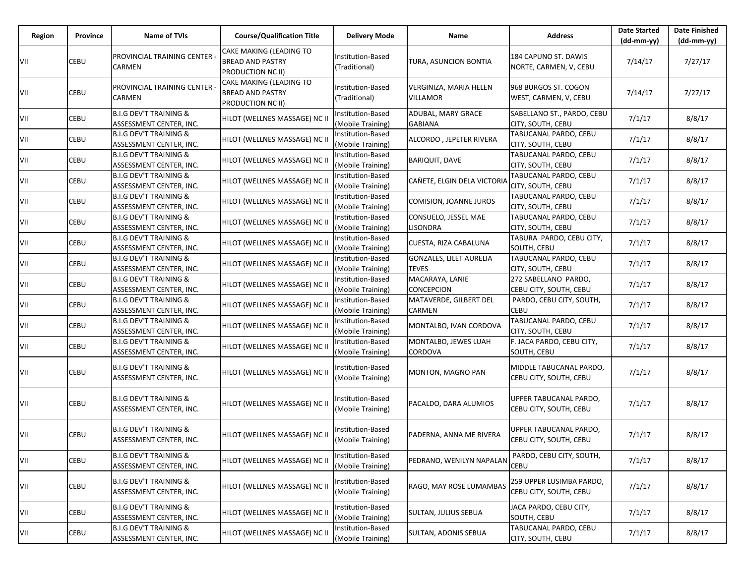| Region | Province | Name of TVIs | Course/Qualification Title | Delivery Mode | Name | Address | Date Started (dd-mm-yy) | Date Finished (dd-mm-yy) |
|---|---|---|---|---|---|---|---|---|
| VII | CEBU | PROVINCIAL TRAINING CENTER - CARMEN | CAKE MAKING (LEADING TO BREAD AND PASTRY PRODUCTION NC II) | Institution-Based (Traditional) | TURA, ASUNCION BONTIA | 184 CAPUNO ST. DAWIS NORTE, CARMEN, V, CEBU | 7/14/17 | 7/27/17 |
| VII | CEBU | PROVINCIAL TRAINING CENTER - CARMEN | CAKE MAKING (LEADING TO BREAD AND PASTRY PRODUCTION NC II) | Institution-Based (Traditional) | VERGINIZA, MARIA HELEN VILLAMOR | 968 BURGOS ST. COGON WEST, CARMEN, V, CEBU | 7/14/17 | 7/27/17 |
| VII | CEBU | B.I.G DEV'T TRAINING & ASSESSMENT CENTER, INC. | HILOT (WELLNES MASSAGE) NC II | Institution-Based (Mobile Training) | ADUBAL, MARY GRACE GABIANA | SABELLANO ST., PARDO, CEBU CITY, SOUTH, CEBU | 7/1/17 | 8/8/17 |
| VII | CEBU | B.I.G DEV'T TRAINING & ASSESSMENT CENTER, INC. | HILOT (WELLNES MASSAGE) NC II | Institution-Based (Mobile Training) | ALCORDO , JEPETER RIVERA | TABUCANAL PARDO, CEBU CITY, SOUTH, CEBU | 7/1/17 | 8/8/17 |
| VII | CEBU | B.I.G DEV'T TRAINING & ASSESSMENT CENTER, INC. | HILOT (WELLNES MASSAGE) NC II | Institution-Based (Mobile Training) | BARIQUIT, DAVE | TABUCANAL PARDO, CEBU CITY, SOUTH, CEBU | 7/1/17 | 8/8/17 |
| VII | CEBU | B.I.G DEV'T TRAINING & ASSESSMENT CENTER, INC. | HILOT (WELLNES MASSAGE) NC II | Institution-Based (Mobile Training) | CAÑETE, ELGIN DELA VICTORIA | TABUCANAL PARDO, CEBU CITY, SOUTH, CEBU | 7/1/17 | 8/8/17 |
| VII | CEBU | B.I.G DEV'T TRAINING & ASSESSMENT CENTER, INC. | HILOT (WELLNES MASSAGE) NC II | Institution-Based (Mobile Training) | COMISION, JOANNE JUROS | TABUCANAL PARDO, CEBU CITY, SOUTH, CEBU | 7/1/17 | 8/8/17 |
| VII | CEBU | B.I.G DEV'T TRAINING & ASSESSMENT CENTER, INC. | HILOT (WELLNES MASSAGE) NC II | Institution-Based (Mobile Training) | CONSUELO, JESSEL MAE LISONDRA | TABUCANAL PARDO, CEBU CITY, SOUTH, CEBU | 7/1/17 | 8/8/17 |
| VII | CEBU | B.I.G DEV'T TRAINING & ASSESSMENT CENTER, INC. | HILOT (WELLNES MASSAGE) NC II | Institution-Based (Mobile Training) | CUESTA, RIZA CABALUNA | TABURA PARDO, CEBU CITY, SOUTH, CEBU | 7/1/17 | 8/8/17 |
| VII | CEBU | B.I.G DEV'T TRAINING & ASSESSMENT CENTER, INC. | HILOT (WELLNES MASSAGE) NC II | Institution-Based (Mobile Training) | GONZALES, LILET AURELIA TEVES | TABUCANAL PARDO, CEBU CITY, SOUTH, CEBU | 7/1/17 | 8/8/17 |
| VII | CEBU | B.I.G DEV'T TRAINING & ASSESSMENT CENTER, INC. | HILOT (WELLNES MASSAGE) NC II | Institution-Based (Mobile Training) | MACARAYA, LANIE CONCEPCION | 272 SABELLANO PARDO, CEBU CITY, SOUTH, CEBU | 7/1/17 | 8/8/17 |
| VII | CEBU | B.I.G DEV'T TRAINING & ASSESSMENT CENTER, INC. | HILOT (WELLNES MASSAGE) NC II | Institution-Based (Mobile Training) | MATAVERDE, GILBERT DEL CARMEN | PARDO, CEBU CITY, SOUTH, CEBU | 7/1/17 | 8/8/17 |
| VII | CEBU | B.I.G DEV'T TRAINING & ASSESSMENT CENTER, INC. | HILOT (WELLNES MASSAGE) NC II | Institution-Based (Mobile Training) | MONTALBO, IVAN CORDOVA | TABUCANAL PARDO, CEBU CITY, SOUTH, CEBU | 7/1/17 | 8/8/17 |
| VII | CEBU | B.I.G DEV'T TRAINING & ASSESSMENT CENTER, INC. | HILOT (WELLNES MASSAGE) NC II | Institution-Based (Mobile Training) | MONTALBO, JEWES LUAH CORDOVA | F. JACA PARDO, CEBU CITY, SOUTH, CEBU | 7/1/17 | 8/8/17 |
| VII | CEBU | B.I.G DEV'T TRAINING & ASSESSMENT CENTER, INC. | HILOT (WELLNES MASSAGE) NC II | Institution-Based (Mobile Training) | MONTON, MAGNO PAN | MIDDLE TABUCANAL PARDO, CEBU CITY, SOUTH, CEBU | 7/1/17 | 8/8/17 |
| VII | CEBU | B.I.G DEV'T TRAINING & ASSESSMENT CENTER, INC. | HILOT (WELLNES MASSAGE) NC II | Institution-Based (Mobile Training) | PACALDO, DARA ALUMIOS | UPPER TABUCANAL PARDO, CEBU CITY, SOUTH, CEBU | 7/1/17 | 8/8/17 |
| VII | CEBU | B.I.G DEV'T TRAINING & ASSESSMENT CENTER, INC. | HILOT (WELLNES MASSAGE) NC II | Institution-Based (Mobile Training) | PADERNA, ANNA ME RIVERA | UPPER TABUCANAL PARDO, CEBU CITY, SOUTH, CEBU | 7/1/17 | 8/8/17 |
| VII | CEBU | B.I.G DEV'T TRAINING & ASSESSMENT CENTER, INC. | HILOT (WELLNES MASSAGE) NC II | Institution-Based (Mobile Training) | PEDRANO, WENILYN NAPALAN | PARDO, CEBU CITY, SOUTH, CEBU | 7/1/17 | 8/8/17 |
| VII | CEBU | B.I.G DEV'T TRAINING & ASSESSMENT CENTER, INC. | HILOT (WELLNES MASSAGE) NC II | Institution-Based (Mobile Training) | RAGO, MAY ROSE LUMAMBAS | 259 UPPER LUSIMBA PARDO, CEBU CITY, SOUTH, CEBU | 7/1/17 | 8/8/17 |
| VII | CEBU | B.I.G DEV'T TRAINING & ASSESSMENT CENTER, INC. | HILOT (WELLNES MASSAGE) NC II | Institution-Based (Mobile Training) | SULTAN, JULIUS SEBUA | JACA PARDO, CEBU CITY, SOUTH, CEBU | 7/1/17 | 8/8/17 |
| VII | CEBU | B.I.G DEV'T TRAINING & ASSESSMENT CENTER, INC. | HILOT (WELLNES MASSAGE) NC II | Institution-Based (Mobile Training) | SULTAN, ADONIS SEBUA | TABUCANAL PARDO, CEBU CITY, SOUTH, CEBU | 7/1/17 | 8/8/17 |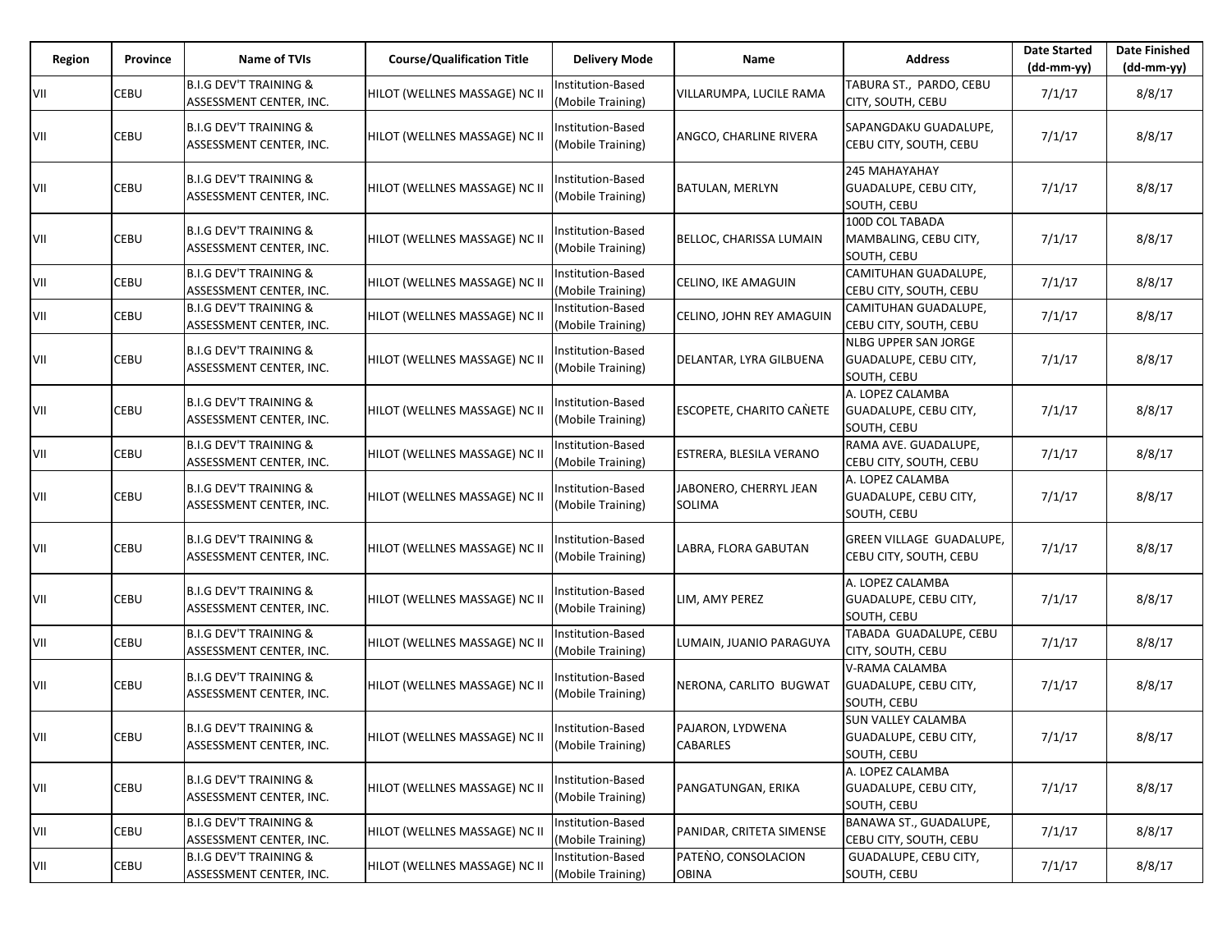| Region | Province | Name of TVIs | Course/Qualification Title | Delivery Mode | Name | Address | Date Started (dd-mm-yy) | Date Finished (dd-mm-yy) |
|---|---|---|---|---|---|---|---|---|
| VII | CEBU | B.I.G DEV'T TRAINING & ASSESSMENT CENTER, INC. | HILOT (WELLNES MASSAGE) NC II | Institution-Based (Mobile Training) | VILLARUMPA, LUCILE RAMA | TABURA ST., PARDO, CEBU CITY, SOUTH, CEBU | 7/1/17 | 8/8/17 |
| VII | CEBU | B.I.G DEV'T TRAINING & ASSESSMENT CENTER, INC. | HILOT (WELLNES MASSAGE) NC II | Institution-Based (Mobile Training) | ANGCO, CHARLINE RIVERA | SAPANGDAKU GUADALUPE, CEBU CITY, SOUTH, CEBU | 7/1/17 | 8/8/17 |
| VII | CEBU | B.I.G DEV'T TRAINING & ASSESSMENT CENTER, INC. | HILOT (WELLNES MASSAGE) NC II | Institution-Based (Mobile Training) | BATULAN, MERLYN | 245 MAHAYAHAY GUADALUPE, CEBU CITY, SOUTH, CEBU | 7/1/17 | 8/8/17 |
| VII | CEBU | B.I.G DEV'T TRAINING & ASSESSMENT CENTER, INC. | HILOT (WELLNES MASSAGE) NC II | Institution-Based (Mobile Training) | BELLOC, CHARISSA LUMAIN | 100D COL TABADA MAMBALING, CEBU CITY, SOUTH, CEBU | 7/1/17 | 8/8/17 |
| VII | CEBU | B.I.G DEV'T TRAINING & ASSESSMENT CENTER, INC. | HILOT (WELLNES MASSAGE) NC II | Institution-Based (Mobile Training) | CELINO, IKE AMAGUIN | CAMITUHAN GUADALUPE, CEBU CITY, SOUTH, CEBU | 7/1/17 | 8/8/17 |
| VII | CEBU | B.I.G DEV'T TRAINING & ASSESSMENT CENTER, INC. | HILOT (WELLNES MASSAGE) NC II | Institution-Based (Mobile Training) | CELINO, JOHN REY AMAGUIN | CAMITUHAN GUADALUPE, CEBU CITY, SOUTH, CEBU | 7/1/17 | 8/8/17 |
| VII | CEBU | B.I.G DEV'T TRAINING & ASSESSMENT CENTER, INC. | HILOT (WELLNES MASSAGE) NC II | Institution-Based (Mobile Training) | DELANTAR, LYRA GILBUENA | NLBG UPPER SAN JORGE GUADALUPE, CEBU CITY, SOUTH, CEBU | 7/1/17 | 8/8/17 |
| VII | CEBU | B.I.G DEV'T TRAINING & ASSESSMENT CENTER, INC. | HILOT (WELLNES MASSAGE) NC II | Institution-Based (Mobile Training) | ESCOPETE, CHARITO CAÑETE | A. LOPEZ CALAMBA GUADALUPE, CEBU CITY, SOUTH, CEBU | 7/1/17 | 8/8/17 |
| VII | CEBU | B.I.G DEV'T TRAINING & ASSESSMENT CENTER, INC. | HILOT (WELLNES MASSAGE) NC II | Institution-Based (Mobile Training) | ESTRERA, BLESILA VERANO | RAMA AVE. GUADALUPE, CEBU CITY, SOUTH, CEBU | 7/1/17 | 8/8/17 |
| VII | CEBU | B.I.G DEV'T TRAINING & ASSESSMENT CENTER, INC. | HILOT (WELLNES MASSAGE) NC II | Institution-Based (Mobile Training) | JABONERO, CHERRYL JEAN SOLIMA | A. LOPEZ CALAMBA GUADALUPE, CEBU CITY, SOUTH, CEBU | 7/1/17 | 8/8/17 |
| VII | CEBU | B.I.G DEV'T TRAINING & ASSESSMENT CENTER, INC. | HILOT (WELLNES MASSAGE) NC II | Institution-Based (Mobile Training) | LABRA, FLORA GABUTAN | GREEN VILLAGE GUADALUPE, CEBU CITY, SOUTH, CEBU | 7/1/17 | 8/8/17 |
| VII | CEBU | B.I.G DEV'T TRAINING & ASSESSMENT CENTER, INC. | HILOT (WELLNES MASSAGE) NC II | Institution-Based (Mobile Training) | LIM, AMY PEREZ | A. LOPEZ CALAMBA GUADALUPE, CEBU CITY, SOUTH, CEBU | 7/1/17 | 8/8/17 |
| VII | CEBU | B.I.G DEV'T TRAINING & ASSESSMENT CENTER, INC. | HILOT (WELLNES MASSAGE) NC II | Institution-Based (Mobile Training) | LUMAIN, JUANIO PARAGUYA | TABADA GUADALUPE, CEBU CITY, SOUTH, CEBU | 7/1/17 | 8/8/17 |
| VII | CEBU | B.I.G DEV'T TRAINING & ASSESSMENT CENTER, INC. | HILOT (WELLNES MASSAGE) NC II | Institution-Based (Mobile Training) | NERONA, CARLITO BUGWAT | V-RAMA CALAMBA GUADALUPE, CEBU CITY, SOUTH, CEBU | 7/1/17 | 8/8/17 |
| VII | CEBU | B.I.G DEV'T TRAINING & ASSESSMENT CENTER, INC. | HILOT (WELLNES MASSAGE) NC II | Institution-Based (Mobile Training) | PAJARON, LYDWENA CABARLES | SUN VALLEY CALAMBA GUADALUPE, CEBU CITY, SOUTH, CEBU | 7/1/17 | 8/8/17 |
| VII | CEBU | B.I.G DEV'T TRAINING & ASSESSMENT CENTER, INC. | HILOT (WELLNES MASSAGE) NC II | Institution-Based (Mobile Training) | PANGATUNGAN, ERIKA | A. LOPEZ CALAMBA GUADALUPE, CEBU CITY, SOUTH, CEBU | 7/1/17 | 8/8/17 |
| VII | CEBU | B.I.G DEV'T TRAINING & ASSESSMENT CENTER, INC. | HILOT (WELLNES MASSAGE) NC II | Institution-Based (Mobile Training) | PANIDAR, CRITETA SIMENSE | BANAWA ST., GUADALUPE, CEBU CITY, SOUTH, CEBU | 7/1/17 | 8/8/17 |
| VII | CEBU | B.I.G DEV'T TRAINING & ASSESSMENT CENTER, INC. | HILOT (WELLNES MASSAGE) NC II | Institution-Based (Mobile Training) | PATEÑO, CONSOLACION OBINA | GUADALUPE, CEBU CITY, SOUTH, CEBU | 7/1/17 | 8/8/17 |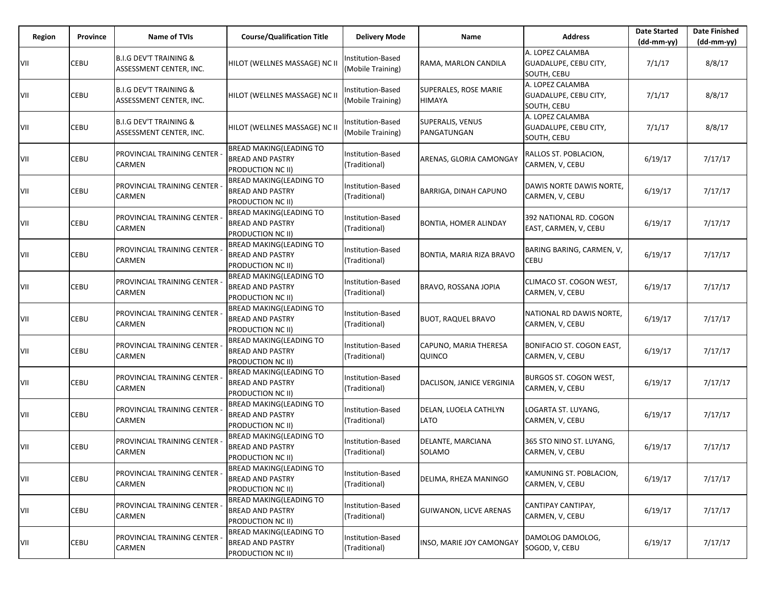| Region | Province | Name of TVIs | Course/Qualification Title | Delivery Mode | Name | Address | Date Started (dd-mm-yy) | Date Finished (dd-mm-yy) |
|---|---|---|---|---|---|---|---|---|
| VII | CEBU | B.I.G DEV'T TRAINING & ASSESSMENT CENTER, INC. | HILOT (WELLNES MASSAGE) NC II | Institution-Based (Mobile Training) | RAMA, MARLON CANDILA | A. LOPEZ CALAMBA GUADALUPE, CEBU CITY, SOUTH, CEBU | 7/1/17 | 8/8/17 |
| VII | CEBU | B.I.G DEV'T TRAINING & ASSESSMENT CENTER, INC. | HILOT (WELLNES MASSAGE) NC II | Institution-Based (Mobile Training) | SUPERALES, ROSE MARIE HIMAYA | A. LOPEZ CALAMBA GUADALUPE, CEBU CITY, SOUTH, CEBU | 7/1/17 | 8/8/17 |
| VII | CEBU | B.I.G DEV'T TRAINING & ASSESSMENT CENTER, INC. | HILOT (WELLNES MASSAGE) NC II | Institution-Based (Mobile Training) | SUPERALIS, VENUS PANGATUNGAN | A. LOPEZ CALAMBA GUADALUPE, CEBU CITY, SOUTH, CEBU | 7/1/17 | 8/8/17 |
| VII | CEBU | PROVINCIAL TRAINING CENTER - CARMEN | BREAD MAKING(LEADING TO BREAD AND PASTRY PRODUCTION NC II) | Institution-Based (Traditional) | ARENAS, GLORIA CAMONGAY | RALLOS ST. POBLACION, CARMEN, V, CEBU | 6/19/17 | 7/17/17 |
| VII | CEBU | PROVINCIAL TRAINING CENTER - CARMEN | BREAD MAKING(LEADING TO BREAD AND PASTRY PRODUCTION NC II) | Institution-Based (Traditional) | BARRIGA, DINAH CAPUNO | DAWIS NORTE DAWIS NORTE, CARMEN, V, CEBU | 6/19/17 | 7/17/17 |
| VII | CEBU | PROVINCIAL TRAINING CENTER - CARMEN | BREAD MAKING(LEADING TO BREAD AND PASTRY PRODUCTION NC II) | Institution-Based (Traditional) | BONTIA, HOMER ALINDAY | 392 NATIONAL RD. COGON EAST, CARMEN, V, CEBU | 6/19/17 | 7/17/17 |
| VII | CEBU | PROVINCIAL TRAINING CENTER - CARMEN | BREAD MAKING(LEADING TO BREAD AND PASTRY PRODUCTION NC II) | Institution-Based (Traditional) | BONTIA, MARIA RIZA BRAVO | BARING BARING, CARMEN, V, CEBU | 6/19/17 | 7/17/17 |
| VII | CEBU | PROVINCIAL TRAINING CENTER - CARMEN | BREAD MAKING(LEADING TO BREAD AND PASTRY PRODUCTION NC II) | Institution-Based (Traditional) | BRAVO, ROSSANA JOPIA | CLIMACO ST. COGON WEST, CARMEN, V, CEBU | 6/19/17 | 7/17/17 |
| VII | CEBU | PROVINCIAL TRAINING CENTER - CARMEN | BREAD MAKING(LEADING TO BREAD AND PASTRY PRODUCTION NC II) | Institution-Based (Traditional) | BUOT, RAQUEL BRAVO | NATIONAL RD DAWIS NORTE, CARMEN, V, CEBU | 6/19/17 | 7/17/17 |
| VII | CEBU | PROVINCIAL TRAINING CENTER - CARMEN | BREAD MAKING(LEADING TO BREAD AND PASTRY PRODUCTION NC II) | Institution-Based (Traditional) | CAPUNO, MARIA THERESA QUINCO | BONIFACIO ST. COGON EAST, CARMEN, V, CEBU | 6/19/17 | 7/17/17 |
| VII | CEBU | PROVINCIAL TRAINING CENTER - CARMEN | BREAD MAKING(LEADING TO BREAD AND PASTRY PRODUCTION NC II) | Institution-Based (Traditional) | DACLISON, JANICE VERGINIA | BURGOS ST. COGON WEST, CARMEN, V, CEBU | 6/19/17 | 7/17/17 |
| VII | CEBU | PROVINCIAL TRAINING CENTER - CARMEN | BREAD MAKING(LEADING TO BREAD AND PASTRY PRODUCTION NC II) | Institution-Based (Traditional) | DELAN, LUOELA CATHLYN LATO | LOGARTA ST. LUYANG, CARMEN, V, CEBU | 6/19/17 | 7/17/17 |
| VII | CEBU | PROVINCIAL TRAINING CENTER - CARMEN | BREAD MAKING(LEADING TO BREAD AND PASTRY PRODUCTION NC II) | Institution-Based (Traditional) | DELANTE, MARCIANA SOLAMO | 365 STO NINO ST. LUYANG, CARMEN, V, CEBU | 6/19/17 | 7/17/17 |
| VII | CEBU | PROVINCIAL TRAINING CENTER - CARMEN | BREAD MAKING(LEADING TO BREAD AND PASTRY PRODUCTION NC II) | Institution-Based (Traditional) | DELIMA, RHEZA MANINGO | KAMUNING ST. POBLACION, CARMEN, V, CEBU | 6/19/17 | 7/17/17 |
| VII | CEBU | PROVINCIAL TRAINING CENTER - CARMEN | BREAD MAKING(LEADING TO BREAD AND PASTRY PRODUCTION NC II) | Institution-Based (Traditional) | GUIWANON, LICVE ARENAS | CANTIPAY CANTIPAY, CARMEN, V, CEBU | 6/19/17 | 7/17/17 |
| VII | CEBU | PROVINCIAL TRAINING CENTER - CARMEN | BREAD MAKING(LEADING TO BREAD AND PASTRY PRODUCTION NC II) | Institution-Based (Traditional) | INSO, MARIE JOY CAMONGAY | DAMOLOG DAMOLOG, SOGOD, V, CEBU | 6/19/17 | 7/17/17 |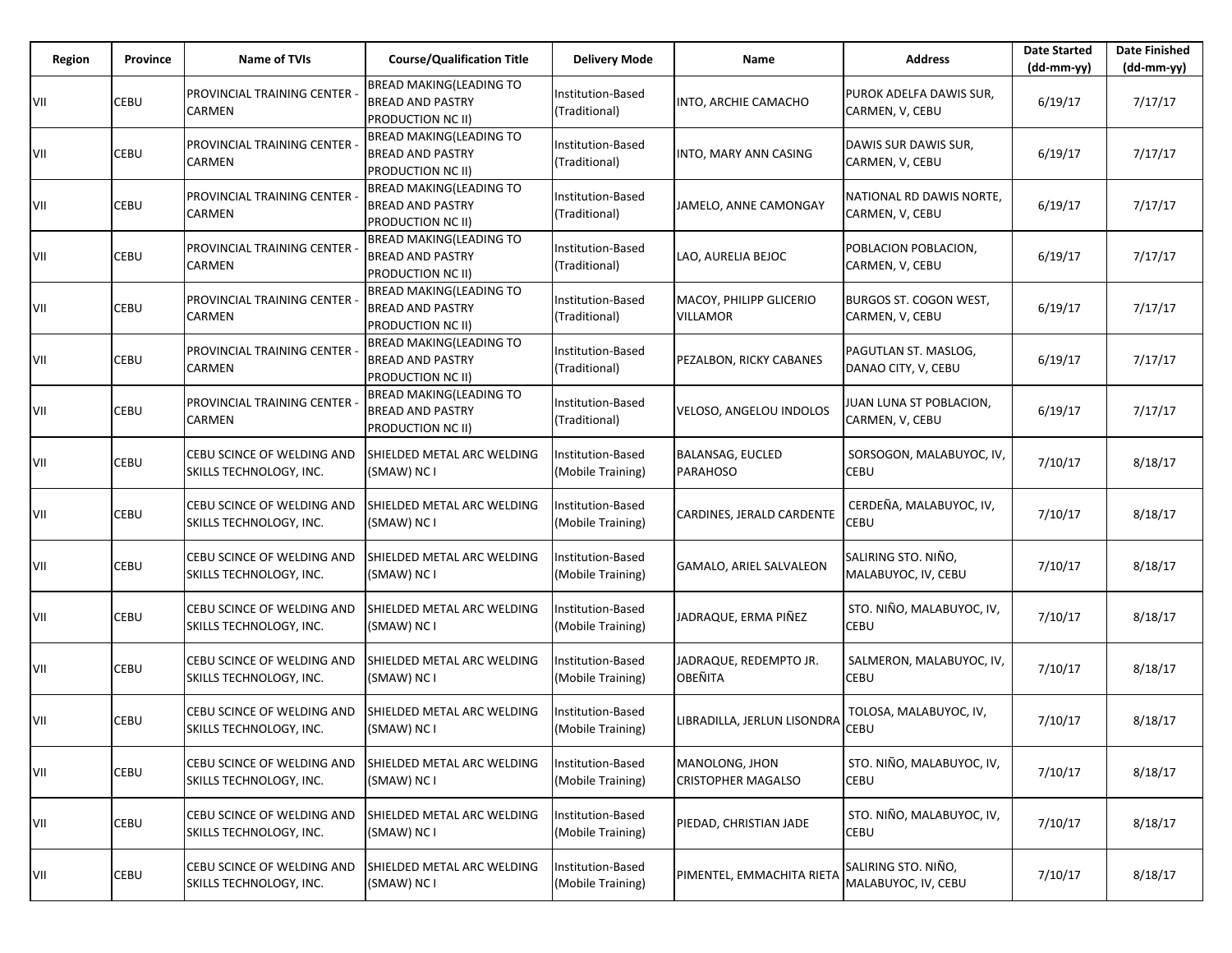| Region | Province | Name of TVIs | Course/Qualification Title | Delivery Mode | Name | Address | Date Started (dd-mm-yy) | Date Finished (dd-mm-yy) |
|---|---|---|---|---|---|---|---|---|
| VII | CEBU | PROVINCIAL TRAINING CENTER - CARMEN | BREAD MAKING(LEADING TO BREAD AND PASTRY PRODUCTION NC II) | Institution-Based (Traditional) | INTO, ARCHIE CAMACHO | PUROK ADELFA DAWIS SUR, CARMEN, V, CEBU | 6/19/17 | 7/17/17 |
| VII | CEBU | PROVINCIAL TRAINING CENTER - CARMEN | BREAD MAKING(LEADING TO BREAD AND PASTRY PRODUCTION NC II) | Institution-Based (Traditional) | INTO, MARY ANN CASING | DAWIS SUR DAWIS SUR, CARMEN, V, CEBU | 6/19/17 | 7/17/17 |
| VII | CEBU | PROVINCIAL TRAINING CENTER - CARMEN | BREAD MAKING(LEADING TO BREAD AND PASTRY PRODUCTION NC II) | Institution-Based (Traditional) | JAMELO, ANNE CAMONGAY | NATIONAL RD DAWIS NORTE, CARMEN, V, CEBU | 6/19/17 | 7/17/17 |
| VII | CEBU | PROVINCIAL TRAINING CENTER - CARMEN | BREAD MAKING(LEADING TO BREAD AND PASTRY PRODUCTION NC II) | Institution-Based (Traditional) | LAO, AURELIA BEJOC | POBLACION POBLACION, CARMEN, V, CEBU | 6/19/17 | 7/17/17 |
| VII | CEBU | PROVINCIAL TRAINING CENTER - CARMEN | BREAD MAKING(LEADING TO BREAD AND PASTRY PRODUCTION NC II) | Institution-Based (Traditional) | MACOY, PHILIPP GLICERIO VILLAMOR | BURGOS ST. COGON WEST, CARMEN, V, CEBU | 6/19/17 | 7/17/17 |
| VII | CEBU | PROVINCIAL TRAINING CENTER - CARMEN | BREAD MAKING(LEADING TO BREAD AND PASTRY PRODUCTION NC II) | Institution-Based (Traditional) | PEZALBON, RICKY CABANES | PAGUTLAN ST. MASLOG, DANAO CITY, V, CEBU | 6/19/17 | 7/17/17 |
| VII | CEBU | PROVINCIAL TRAINING CENTER - CARMEN | BREAD MAKING(LEADING TO BREAD AND PASTRY PRODUCTION NC II) | Institution-Based (Traditional) | VELOSO, ANGELOU INDOLOS | JUAN LUNA ST POBLACION, CARMEN, V, CEBU | 6/19/17 | 7/17/17 |
| VII | CEBU | CEBU SCINCE OF WELDING AND SKILLS TECHNOLOGY, INC. | SHIELDED METAL ARC WELDING (SMAW) NC I | Institution-Based (Mobile Training) | BALANSAG, EUCLED PARAHOSO | SORSOGON, MALABUYOC, IV, CEBU | 7/10/17 | 8/18/17 |
| VII | CEBU | CEBU SCINCE OF WELDING AND SKILLS TECHNOLOGY, INC. | SHIELDED METAL ARC WELDING (SMAW) NC I | Institution-Based (Mobile Training) | CARDINES, JERALD CARDENTE | CERDEÑA, MALABUYOC, IV, CEBU | 7/10/17 | 8/18/17 |
| VII | CEBU | CEBU SCINCE OF WELDING AND SKILLS TECHNOLOGY, INC. | SHIELDED METAL ARC WELDING (SMAW) NC I | Institution-Based (Mobile Training) | GAMALO, ARIEL SALVALEON | SALIRING STO. NIÑO, MALABUYOC, IV, CEBU | 7/10/17 | 8/18/17 |
| VII | CEBU | CEBU SCINCE OF WELDING AND SKILLS TECHNOLOGY, INC. | SHIELDED METAL ARC WELDING (SMAW) NC I | Institution-Based (Mobile Training) | JADRAQUE, ERMA PIÑEZ | STO. NIÑO, MALABUYOC, IV, CEBU | 7/10/17 | 8/18/17 |
| VII | CEBU | CEBU SCINCE OF WELDING AND SKILLS TECHNOLOGY, INC. | SHIELDED METAL ARC WELDING (SMAW) NC I | Institution-Based (Mobile Training) | JADRAQUE, REDEMPTO JR. OBEÑITA | SALMERON, MALABUYOC, IV, CEBU | 7/10/17 | 8/18/17 |
| VII | CEBU | CEBU SCINCE OF WELDING AND SKILLS TECHNOLOGY, INC. | SHIELDED METAL ARC WELDING (SMAW) NC I | Institution-Based (Mobile Training) | LIBRADILLA, JERLUN LISONDRA | TOLOSA, MALABUYOC, IV, CEBU | 7/10/17 | 8/18/17 |
| VII | CEBU | CEBU SCINCE OF WELDING AND SKILLS TECHNOLOGY, INC. | SHIELDED METAL ARC WELDING (SMAW) NC I | Institution-Based (Mobile Training) | MANOLONG, JHON CRISTOPHER MAGALSO | STO. NIÑO, MALABUYOC, IV, CEBU | 7/10/17 | 8/18/17 |
| VII | CEBU | CEBU SCINCE OF WELDING AND SKILLS TECHNOLOGY, INC. | SHIELDED METAL ARC WELDING (SMAW) NC I | Institution-Based (Mobile Training) | PIEDAD, CHRISTIAN JADE | STO. NIÑO, MALABUYOC, IV, CEBU | 7/10/17 | 8/18/17 |
| VII | CEBU | CEBU SCINCE OF WELDING AND SKILLS TECHNOLOGY, INC. | SHIELDED METAL ARC WELDING (SMAW) NC I | Institution-Based (Mobile Training) | PIMENTEL, EMMACHITA RIETA | SALIRING STO. NIÑO, MALABUYOC, IV, CEBU | 7/10/17 | 8/18/17 |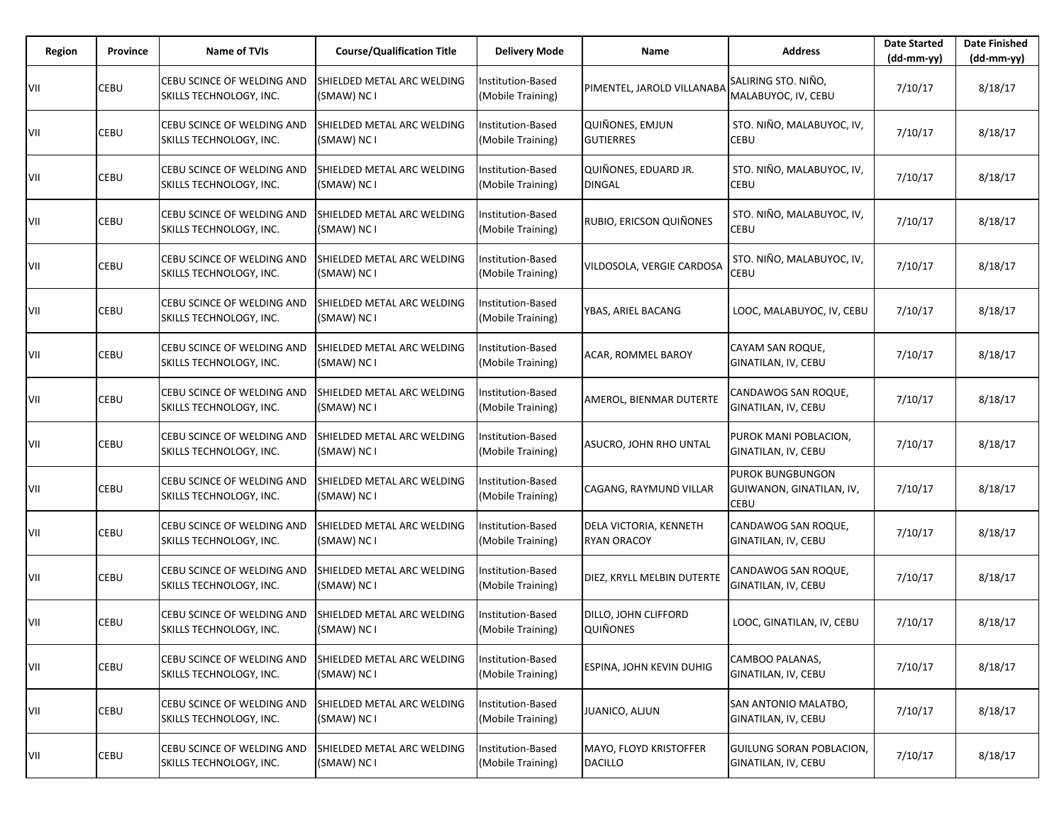| Region | Province | Name of TVIs | Course/Qualification Title | Delivery Mode | Name | Address | Date Started (dd-mm-yy) | Date Finished (dd-mm-yy) |
|---|---|---|---|---|---|---|---|---|
| VII | CEBU | CEBU SCINCE OF WELDING AND SKILLS TECHNOLOGY, INC. | SHIELDED METAL ARC WELDING (SMAW) NC I | Institution-Based (Mobile Training) | PIMENTEL, JAROLD VILLANABA | SALIRING STO. NIÑO, MALABUYOC, IV, CEBU | 7/10/17 | 8/18/17 |
| VII | CEBU | CEBU SCINCE OF WELDING AND SKILLS TECHNOLOGY, INC. | SHIELDED METAL ARC WELDING (SMAW) NC I | Institution-Based (Mobile Training) | QUIÑONES, EMJUN GUTIERRES | STO. NIÑO, MALABUYOC, IV, CEBU | 7/10/17 | 8/18/17 |
| VII | CEBU | CEBU SCINCE OF WELDING AND SKILLS TECHNOLOGY, INC. | SHIELDED METAL ARC WELDING (SMAW) NC I | Institution-Based (Mobile Training) | QUIÑONES, EDUARD JR. DINGAL | STO. NIÑO, MALABUYOC, IV, CEBU | 7/10/17 | 8/18/17 |
| VII | CEBU | CEBU SCINCE OF WELDING AND SKILLS TECHNOLOGY, INC. | SHIELDED METAL ARC WELDING (SMAW) NC I | Institution-Based (Mobile Training) | RUBIO, ERICSON QUIÑONES | STO. NIÑO, MALABUYOC, IV, CEBU | 7/10/17 | 8/18/17 |
| VII | CEBU | CEBU SCINCE OF WELDING AND SKILLS TECHNOLOGY, INC. | SHIELDED METAL ARC WELDING (SMAW) NC I | Institution-Based (Mobile Training) | VILDOSOLA, VERGIE CARDOSA | STO. NIÑO, MALABUYOC, IV, CEBU | 7/10/17 | 8/18/17 |
| VII | CEBU | CEBU SCINCE OF WELDING AND SKILLS TECHNOLOGY, INC. | SHIELDED METAL ARC WELDING (SMAW) NC I | Institution-Based (Mobile Training) | YBAS, ARIEL BACANG | LOOC, MALABUYOC, IV, CEBU | 7/10/17 | 8/18/17 |
| VII | CEBU | CEBU SCINCE OF WELDING AND SKILLS TECHNOLOGY, INC. | SHIELDED METAL ARC WELDING (SMAW) NC I | Institution-Based (Mobile Training) | ACAR, ROMMEL BAROY | CAYAM SAN ROQUE, GINATILAN, IV, CEBU | 7/10/17 | 8/18/17 |
| VII | CEBU | CEBU SCINCE OF WELDING AND SKILLS TECHNOLOGY, INC. | SHIELDED METAL ARC WELDING (SMAW) NC I | Institution-Based (Mobile Training) | AMEROL, BIENMAR DUTERTE | CANDAWOG SAN ROQUE, GINATILAN, IV, CEBU | 7/10/17 | 8/18/17 |
| VII | CEBU | CEBU SCINCE OF WELDING AND SKILLS TECHNOLOGY, INC. | SHIELDED METAL ARC WELDING (SMAW) NC I | Institution-Based (Mobile Training) | ASUCRO, JOHN RHO UNTAL | PUROK MANI POBLACION, GINATILAN, IV, CEBU | 7/10/17 | 8/18/17 |
| VII | CEBU | CEBU SCINCE OF WELDING AND SKILLS TECHNOLOGY, INC. | SHIELDED METAL ARC WELDING (SMAW) NC I | Institution-Based (Mobile Training) | CAGANG, RAYMUND VILLAR | PUROK BUNGBUNGON GUIWANON, GINATILAN, IV, CEBU | 7/10/17 | 8/18/17 |
| VII | CEBU | CEBU SCINCE OF WELDING AND SKILLS TECHNOLOGY, INC. | SHIELDED METAL ARC WELDING (SMAW) NC I | Institution-Based (Mobile Training) | DELA VICTORIA, KENNETH RYAN ORACOY | CANDAWOG SAN ROQUE, GINATILAN, IV, CEBU | 7/10/17 | 8/18/17 |
| VII | CEBU | CEBU SCINCE OF WELDING AND SKILLS TECHNOLOGY, INC. | SHIELDED METAL ARC WELDING (SMAW) NC I | Institution-Based (Mobile Training) | DIEZ, KRYLL MELBIN DUTERTE | CANDAWOG SAN ROQUE, GINATILAN, IV, CEBU | 7/10/17 | 8/18/17 |
| VII | CEBU | CEBU SCINCE OF WELDING AND SKILLS TECHNOLOGY, INC. | SHIELDED METAL ARC WELDING (SMAW) NC I | Institution-Based (Mobile Training) | DILLO, JOHN CLIFFORD QUIÑONES | LOOC, GINATILAN, IV, CEBU | 7/10/17 | 8/18/17 |
| VII | CEBU | CEBU SCINCE OF WELDING AND SKILLS TECHNOLOGY, INC. | SHIELDED METAL ARC WELDING (SMAW) NC I | Institution-Based (Mobile Training) | ESPINA, JOHN KEVIN DUHIG | CAMBOO PALANAS, GINATILAN, IV, CEBU | 7/10/17 | 8/18/17 |
| VII | CEBU | CEBU SCINCE OF WELDING AND SKILLS TECHNOLOGY, INC. | SHIELDED METAL ARC WELDING (SMAW) NC I | Institution-Based (Mobile Training) | JUANICO, ALJUN | SAN ANTONIO MALATBO, GINATILAN, IV, CEBU | 7/10/17 | 8/18/17 |
| VII | CEBU | CEBU SCINCE OF WELDING AND SKILLS TECHNOLOGY, INC. | SHIELDED METAL ARC WELDING (SMAW) NC I | Institution-Based (Mobile Training) | MAYO, FLOYD KRISTOFFER DACILLO | GUILUNG SORAN POBLACION, GINATILAN, IV, CEBU | 7/10/17 | 8/18/17 |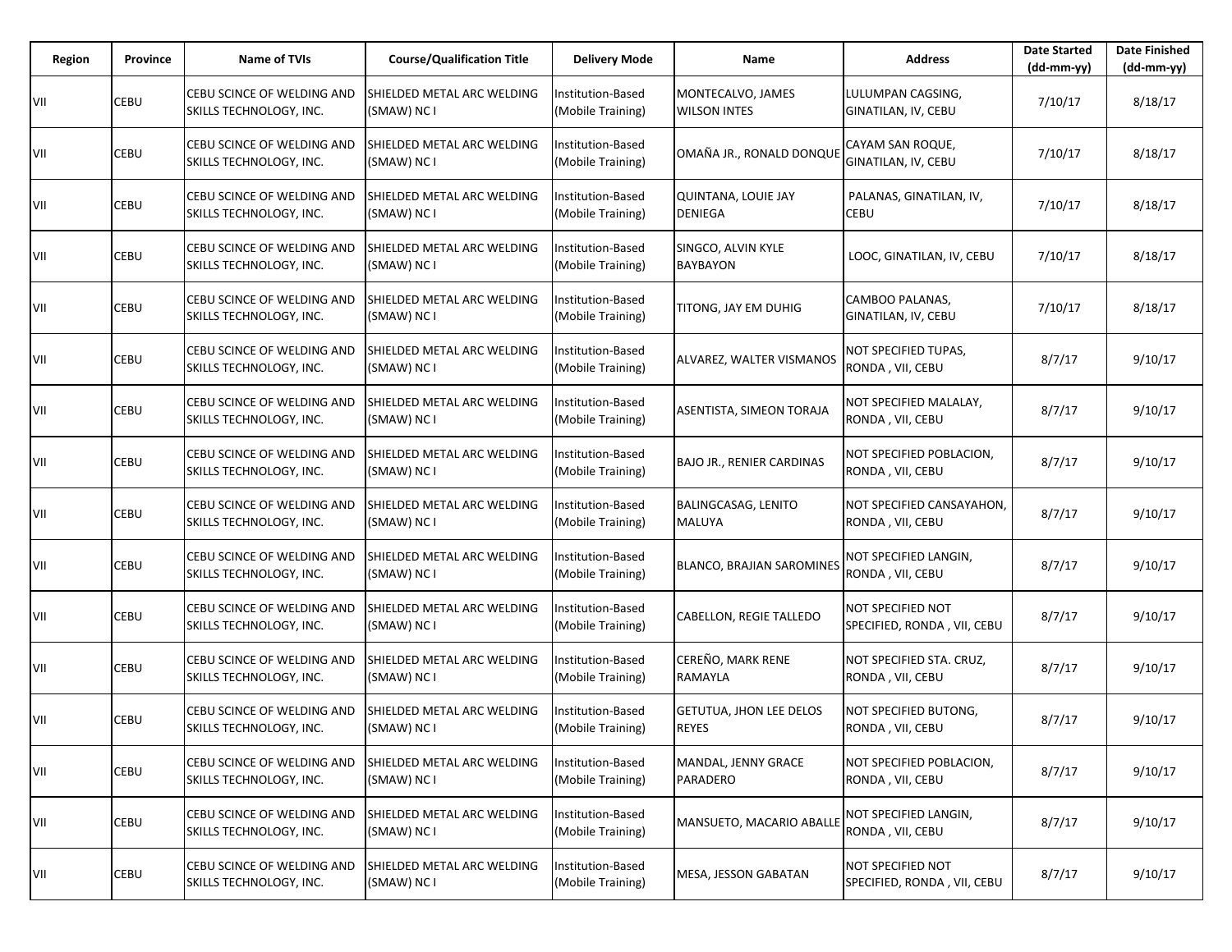| Region | Province | Name of TVIs | Course/Qualification Title | Delivery Mode | Name | Address | Date Started (dd-mm-yy) | Date Finished (dd-mm-yy) |
|---|---|---|---|---|---|---|---|---|
| VII | CEBU | CEBU SCINCE OF WELDING AND SKILLS TECHNOLOGY, INC. | SHIELDED METAL ARC WELDING (SMAW) NC I | Institution-Based (Mobile Training) | MONTECALVO, JAMES WILSON INTES | LULUMPAN CAGSING, GINATILAN, IV, CEBU | 7/10/17 | 8/18/17 |
| VII | CEBU | CEBU SCINCE OF WELDING AND SKILLS TECHNOLOGY, INC. | SHIELDED METAL ARC WELDING (SMAW) NC I | Institution-Based (Mobile Training) | OMAÑA JR., RONALD DONQUE | CAYAM SAN ROQUE, GINATILAN, IV, CEBU | 7/10/17 | 8/18/17 |
| VII | CEBU | CEBU SCINCE OF WELDING AND SKILLS TECHNOLOGY, INC. | SHIELDED METAL ARC WELDING (SMAW) NC I | Institution-Based (Mobile Training) | QUINTANA, LOUIE JAY DENIEGA | PALANAS, GINATILAN, IV, CEBU | 7/10/17 | 8/18/17 |
| VII | CEBU | CEBU SCINCE OF WELDING AND SKILLS TECHNOLOGY, INC. | SHIELDED METAL ARC WELDING (SMAW) NC I | Institution-Based (Mobile Training) | SINGCO, ALVIN KYLE BAYBAYON | LOOC, GINATILAN, IV, CEBU | 7/10/17 | 8/18/17 |
| VII | CEBU | CEBU SCINCE OF WELDING AND SKILLS TECHNOLOGY, INC. | SHIELDED METAL ARC WELDING (SMAW) NC I | Institution-Based (Mobile Training) | TITONG, JAY EM DUHIG | CAMBOO PALANAS, GINATILAN, IV, CEBU | 7/10/17 | 8/18/17 |
| VII | CEBU | CEBU SCINCE OF WELDING AND SKILLS TECHNOLOGY, INC. | SHIELDED METAL ARC WELDING (SMAW) NC I | Institution-Based (Mobile Training) | ALVAREZ, WALTER VISMANOS | NOT SPECIFIED TUPAS, RONDA , VII, CEBU | 8/7/17 | 9/10/17 |
| VII | CEBU | CEBU SCINCE OF WELDING AND SKILLS TECHNOLOGY, INC. | SHIELDED METAL ARC WELDING (SMAW) NC I | Institution-Based (Mobile Training) | ASENTISTA, SIMEON TORAJA | NOT SPECIFIED MALALAY, RONDA , VII, CEBU | 8/7/17 | 9/10/17 |
| VII | CEBU | CEBU SCINCE OF WELDING AND SKILLS TECHNOLOGY, INC. | SHIELDED METAL ARC WELDING (SMAW) NC I | Institution-Based (Mobile Training) | BAJO JR., RENIER CARDINAS | NOT SPECIFIED POBLACION, RONDA , VII, CEBU | 8/7/17 | 9/10/17 |
| VII | CEBU | CEBU SCINCE OF WELDING AND SKILLS TECHNOLOGY, INC. | SHIELDED METAL ARC WELDING (SMAW) NC I | Institution-Based (Mobile Training) | BALINGCASAG, LENITO MALUYA | NOT SPECIFIED CANSAYAHON, RONDA , VII, CEBU | 8/7/17 | 9/10/17 |
| VII | CEBU | CEBU SCINCE OF WELDING AND SKILLS TECHNOLOGY, INC. | SHIELDED METAL ARC WELDING (SMAW) NC I | Institution-Based (Mobile Training) | BLANCO, BRAJIAN SAROMINES | NOT SPECIFIED LANGIN, RONDA , VII, CEBU | 8/7/17 | 9/10/17 |
| VII | CEBU | CEBU SCINCE OF WELDING AND SKILLS TECHNOLOGY, INC. | SHIELDED METAL ARC WELDING (SMAW) NC I | Institution-Based (Mobile Training) | CABELLON, REGIE TALLEDO | NOT SPECIFIED NOT SPECIFIED, RONDA , VII, CEBU | 8/7/17 | 9/10/17 |
| VII | CEBU | CEBU SCINCE OF WELDING AND SKILLS TECHNOLOGY, INC. | SHIELDED METAL ARC WELDING (SMAW) NC I | Institution-Based (Mobile Training) | CEREÑO, MARK RENE RAMAYLA | NOT SPECIFIED STA. CRUZ, RONDA , VII, CEBU | 8/7/17 | 9/10/17 |
| VII | CEBU | CEBU SCINCE OF WELDING AND SKILLS TECHNOLOGY, INC. | SHIELDED METAL ARC WELDING (SMAW) NC I | Institution-Based (Mobile Training) | GETUTUA, JHON LEE DELOS REYES | NOT SPECIFIED BUTONG, RONDA , VII, CEBU | 8/7/17 | 9/10/17 |
| VII | CEBU | CEBU SCINCE OF WELDING AND SKILLS TECHNOLOGY, INC. | SHIELDED METAL ARC WELDING (SMAW) NC I | Institution-Based (Mobile Training) | MANDAL, JENNY GRACE PARADERO | NOT SPECIFIED POBLACION, RONDA , VII, CEBU | 8/7/17 | 9/10/17 |
| VII | CEBU | CEBU SCINCE OF WELDING AND SKILLS TECHNOLOGY, INC. | SHIELDED METAL ARC WELDING (SMAW) NC I | Institution-Based (Mobile Training) | MANSUETO, MACARIO ABALLE | NOT SPECIFIED LANGIN, RONDA , VII, CEBU | 8/7/17 | 9/10/17 |
| VII | CEBU | CEBU SCINCE OF WELDING AND SKILLS TECHNOLOGY, INC. | SHIELDED METAL ARC WELDING (SMAW) NC I | Institution-Based (Mobile Training) | MESA, JESSON GABATAN | NOT SPECIFIED NOT SPECIFIED, RONDA , VII, CEBU | 8/7/17 | 9/10/17 |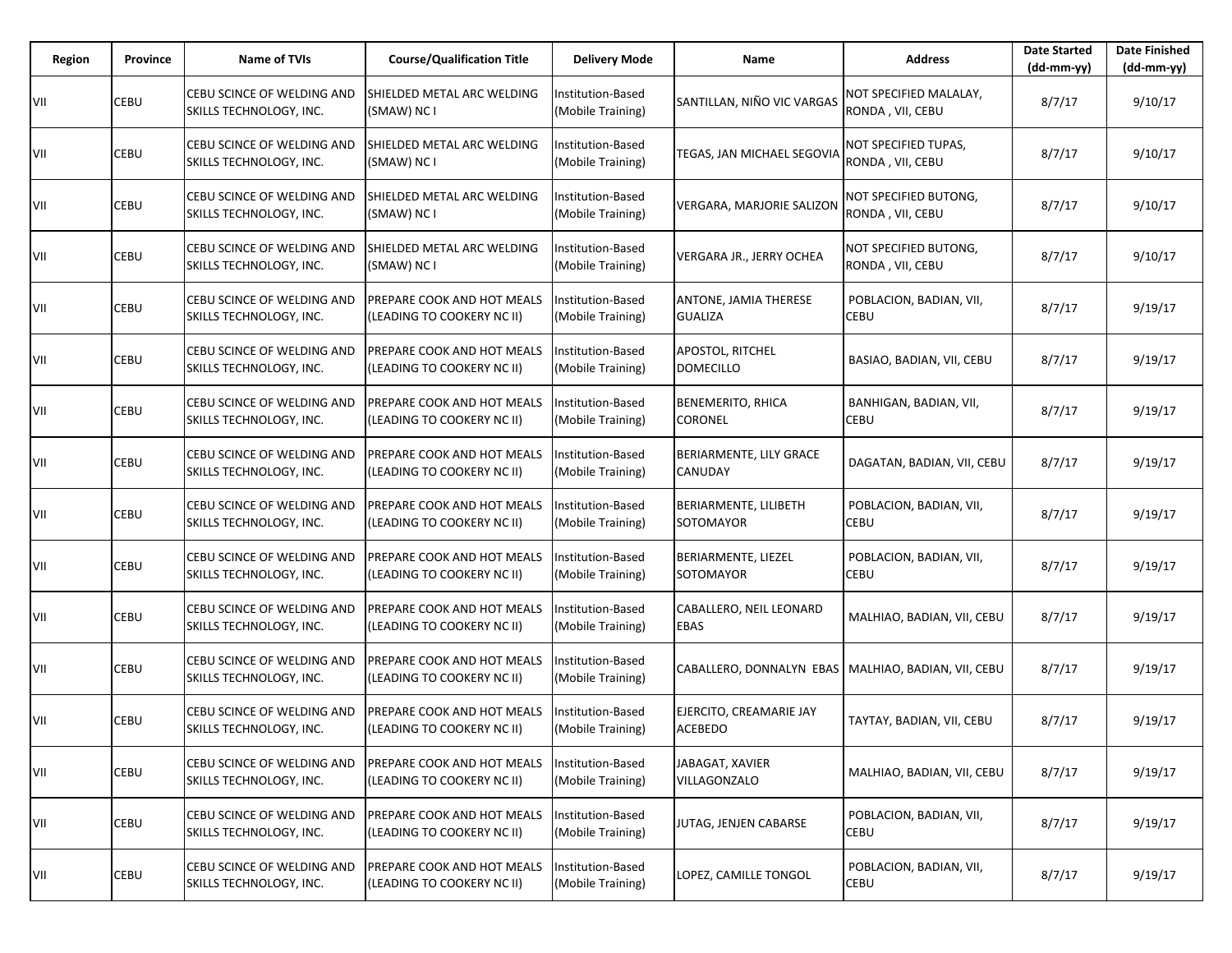| Region | Province | Name of TVIs | Course/Qualification Title | Delivery Mode | Name | Address | Date Started (dd-mm-yy) | Date Finished (dd-mm-yy) |
|---|---|---|---|---|---|---|---|---|
| VII | CEBU | CEBU SCINCE OF WELDING AND SKILLS TECHNOLOGY, INC. | SHIELDED METAL ARC WELDING (SMAW) NC I | Institution-Based (Mobile Training) | SANTILLAN, NIÑO VIC VARGAS | NOT SPECIFIED MALALAY, RONDA , VII, CEBU | 8/7/17 | 9/10/17 |
| VII | CEBU | CEBU SCINCE OF WELDING AND SKILLS TECHNOLOGY, INC. | SHIELDED METAL ARC WELDING (SMAW) NC I | Institution-Based (Mobile Training) | TEGAS, JAN MICHAEL SEGOVIA | NOT SPECIFIED TUPAS, RONDA , VII, CEBU | 8/7/17 | 9/10/17 |
| VII | CEBU | CEBU SCINCE OF WELDING AND SKILLS TECHNOLOGY, INC. | SHIELDED METAL ARC WELDING (SMAW) NC I | Institution-Based (Mobile Training) | VERGARA, MARJORIE SALIZON | NOT SPECIFIED BUTONG, RONDA , VII, CEBU | 8/7/17 | 9/10/17 |
| VII | CEBU | CEBU SCINCE OF WELDING AND SKILLS TECHNOLOGY, INC. | SHIELDED METAL ARC WELDING (SMAW) NC I | Institution-Based (Mobile Training) | VERGARA JR., JERRY OCHEA | NOT SPECIFIED BUTONG, RONDA , VII, CEBU | 8/7/17 | 9/10/17 |
| VII | CEBU | CEBU SCINCE OF WELDING AND SKILLS TECHNOLOGY, INC. | PREPARE COOK AND HOT MEALS (LEADING TO COOKERY NC II) | Institution-Based (Mobile Training) | ANTONE, JAMIA THERESE GUALIZA | POBLACION, BADIAN, VII, CEBU | 8/7/17 | 9/19/17 |
| VII | CEBU | CEBU SCINCE OF WELDING AND SKILLS TECHNOLOGY, INC. | PREPARE COOK AND HOT MEALS (LEADING TO COOKERY NC II) | Institution-Based (Mobile Training) | APOSTOL, RITCHEL DOMECILLO | BASIAO, BADIAN, VII, CEBU | 8/7/17 | 9/19/17 |
| VII | CEBU | CEBU SCINCE OF WELDING AND SKILLS TECHNOLOGY, INC. | PREPARE COOK AND HOT MEALS (LEADING TO COOKERY NC II) | Institution-Based (Mobile Training) | BENEMERITO, RHICA CORONEL | BANHIGAN, BADIAN, VII, CEBU | 8/7/17 | 9/19/17 |
| VII | CEBU | CEBU SCINCE OF WELDING AND SKILLS TECHNOLOGY, INC. | PREPARE COOK AND HOT MEALS (LEADING TO COOKERY NC II) | Institution-Based (Mobile Training) | BERIARMENTE, LILY GRACE CANUDAY | DAGATAN, BADIAN, VII, CEBU | 8/7/17 | 9/19/17 |
| VII | CEBU | CEBU SCINCE OF WELDING AND SKILLS TECHNOLOGY, INC. | PREPARE COOK AND HOT MEALS (LEADING TO COOKERY NC II) | Institution-Based (Mobile Training) | BERIARMENTE, LILIBETH SOTOMAYOR | POBLACION, BADIAN, VII, CEBU | 8/7/17 | 9/19/17 |
| VII | CEBU | CEBU SCINCE OF WELDING AND SKILLS TECHNOLOGY, INC. | PREPARE COOK AND HOT MEALS (LEADING TO COOKERY NC II) | Institution-Based (Mobile Training) | BERIARMENTE, LIEZEL SOTOMAYOR | POBLACION, BADIAN, VII, CEBU | 8/7/17 | 9/19/17 |
| VII | CEBU | CEBU SCINCE OF WELDING AND SKILLS TECHNOLOGY, INC. | PREPARE COOK AND HOT MEALS (LEADING TO COOKERY NC II) | Institution-Based (Mobile Training) | CABALLERO, NEIL LEONARD EBAS | MALHIAO, BADIAN, VII, CEBU | 8/7/17 | 9/19/17 |
| VII | CEBU | CEBU SCINCE OF WELDING AND SKILLS TECHNOLOGY, INC. | PREPARE COOK AND HOT MEALS (LEADING TO COOKERY NC II) | Institution-Based (Mobile Training) | CABALLERO, DONNALYN EBAS | MALHIAO, BADIAN, VII, CEBU | 8/7/17 | 9/19/17 |
| VII | CEBU | CEBU SCINCE OF WELDING AND SKILLS TECHNOLOGY, INC. | PREPARE COOK AND HOT MEALS (LEADING TO COOKERY NC II) | Institution-Based (Mobile Training) | EJERCITO, CREAMARIE JAY ACEBEDO | TAYTAY, BADIAN, VII, CEBU | 8/7/17 | 9/19/17 |
| VII | CEBU | CEBU SCINCE OF WELDING AND SKILLS TECHNOLOGY, INC. | PREPARE COOK AND HOT MEALS (LEADING TO COOKERY NC II) | Institution-Based (Mobile Training) | JABAGAT, XAVIER VILLAGONZALO | MALHIAO, BADIAN, VII, CEBU | 8/7/17 | 9/19/17 |
| VII | CEBU | CEBU SCINCE OF WELDING AND SKILLS TECHNOLOGY, INC. | PREPARE COOK AND HOT MEALS (LEADING TO COOKERY NC II) | Institution-Based (Mobile Training) | JUTAG, JENJEN CABARSE | POBLACION, BADIAN, VII, CEBU | 8/7/17 | 9/19/17 |
| VII | CEBU | CEBU SCINCE OF WELDING AND SKILLS TECHNOLOGY, INC. | PREPARE COOK AND HOT MEALS (LEADING TO COOKERY NC II) | Institution-Based (Mobile Training) | LOPEZ, CAMILLE TONGOL | POBLACION, BADIAN, VII, CEBU | 8/7/17 | 9/19/17 |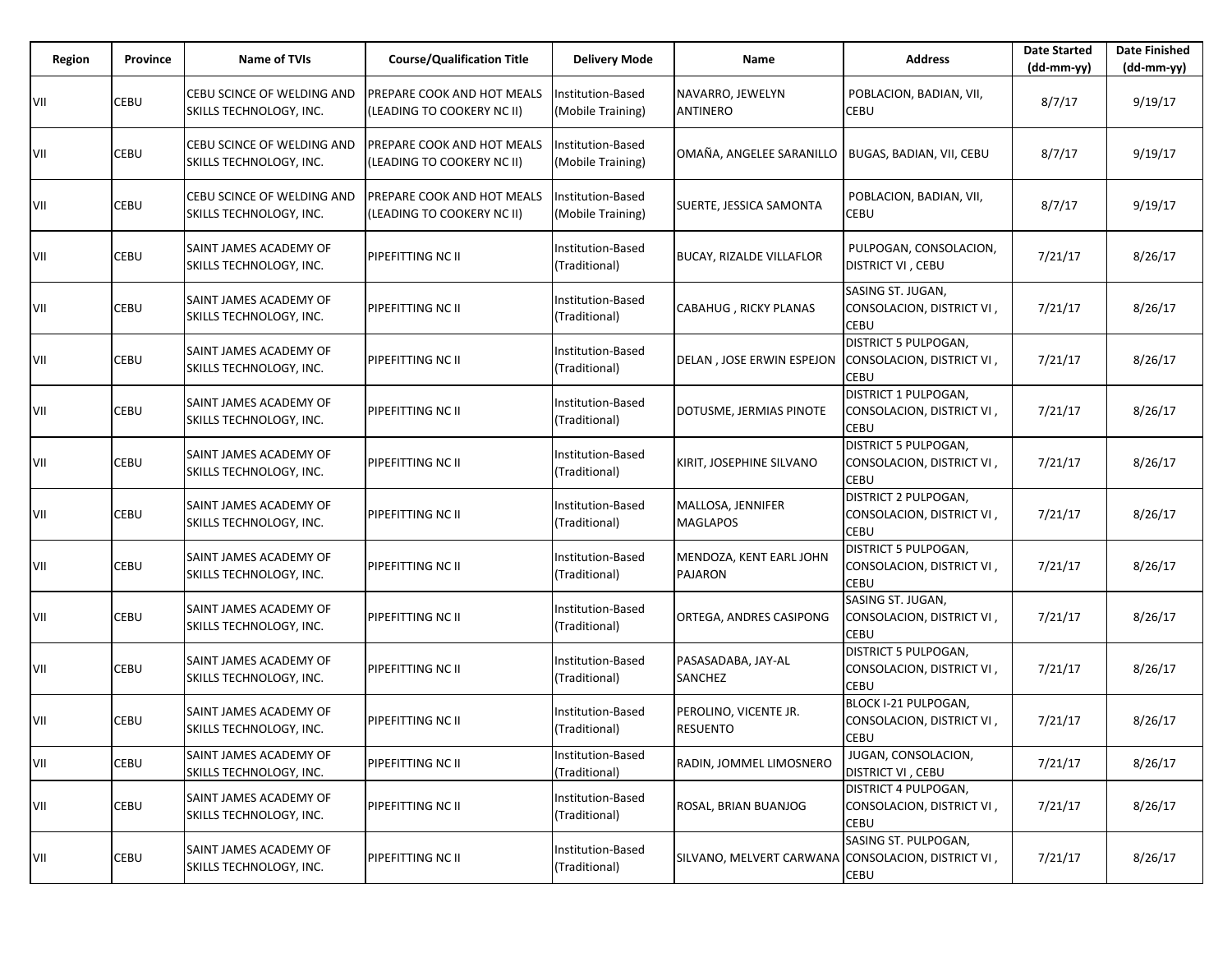| Region | Province | Name of TVIs | Course/Qualification Title | Delivery Mode | Name | Address | Date Started (dd-mm-yy) | Date Finished (dd-mm-yy) |
|---|---|---|---|---|---|---|---|---|
| VII | CEBU | CEBU SCINCE OF WELDING AND SKILLS TECHNOLOGY, INC. | PREPARE COOK AND HOT MEALS (LEADING TO COOKERY NC II) | Institution-Based (Mobile Training) | NAVARRO, JEWELYN ANTINERO | POBLACION, BADIAN, VII, CEBU | 8/7/17 | 9/19/17 |
| VII | CEBU | CEBU SCINCE OF WELDING AND SKILLS TECHNOLOGY, INC. | PREPARE COOK AND HOT MEALS (LEADING TO COOKERY NC II) | Institution-Based (Mobile Training) | OMAÑA, ANGELEE SARANILLO | BUGAS, BADIAN, VII, CEBU | 8/7/17 | 9/19/17 |
| VII | CEBU | CEBU SCINCE OF WELDING AND SKILLS TECHNOLOGY, INC. | PREPARE COOK AND HOT MEALS (LEADING TO COOKERY NC II) | Institution-Based (Mobile Training) | SUERTE, JESSICA SAMONTA | POBLACION, BADIAN, VII, CEBU | 8/7/17 | 9/19/17 |
| VII | CEBU | SAINT JAMES ACADEMY OF SKILLS TECHNOLOGY, INC. | PIPEFITTING NC II | Institution-Based (Traditional) | BUCAY, RIZALDE VILLAFLOR | PULPOGAN, CONSOLACION, DISTRICT VI , CEBU | 7/21/17 | 8/26/17 |
| VII | CEBU | SAINT JAMES ACADEMY OF SKILLS TECHNOLOGY, INC. | PIPEFITTING NC II | Institution-Based (Traditional) | CABAHUG , RICKY PLANAS | SASING ST. JUGAN, CONSOLACION, DISTRICT VI , CEBU | 7/21/17 | 8/26/17 |
| VII | CEBU | SAINT JAMES ACADEMY OF SKILLS TECHNOLOGY, INC. | PIPEFITTING NC II | Institution-Based (Traditional) | DELAN , JOSE ERWIN ESPEJON | DISTRICT 5 PULPOGAN, CONSOLACION, DISTRICT VI , CEBU | 7/21/17 | 8/26/17 |
| VII | CEBU | SAINT JAMES ACADEMY OF SKILLS TECHNOLOGY, INC. | PIPEFITTING NC II | Institution-Based (Traditional) | DOTUSME, JERMIAS PINOTE | DISTRICT 1 PULPOGAN, CONSOLACION, DISTRICT VI , CEBU | 7/21/17 | 8/26/17 |
| VII | CEBU | SAINT JAMES ACADEMY OF SKILLS TECHNOLOGY, INC. | PIPEFITTING NC II | Institution-Based (Traditional) | KIRIT, JOSEPHINE SILVANO | DISTRICT 5 PULPOGAN, CONSOLACION, DISTRICT VI , CEBU | 7/21/17 | 8/26/17 |
| VII | CEBU | SAINT JAMES ACADEMY OF SKILLS TECHNOLOGY, INC. | PIPEFITTING NC II | Institution-Based (Traditional) | MALLOSA, JENNIFER MAGLAPOS | DISTRICT 2 PULPOGAN, CONSOLACION, DISTRICT VI , CEBU | 7/21/17 | 8/26/17 |
| VII | CEBU | SAINT JAMES ACADEMY OF SKILLS TECHNOLOGY, INC. | PIPEFITTING NC II | Institution-Based (Traditional) | MENDOZA, KENT EARL JOHN PAJARON | DISTRICT 5 PULPOGAN, CONSOLACION, DISTRICT VI , CEBU | 7/21/17 | 8/26/17 |
| VII | CEBU | SAINT JAMES ACADEMY OF SKILLS TECHNOLOGY, INC. | PIPEFITTING NC II | Institution-Based (Traditional) | ORTEGA, ANDRES CASIPONG | SASING ST. JUGAN, CONSOLACION, DISTRICT VI , CEBU | 7/21/17 | 8/26/17 |
| VII | CEBU | SAINT JAMES ACADEMY OF SKILLS TECHNOLOGY, INC. | PIPEFITTING NC II | Institution-Based (Traditional) | PASASADABA, JAY-AL SANCHEZ | DISTRICT 5 PULPOGAN, CONSOLACION, DISTRICT VI , CEBU | 7/21/17 | 8/26/17 |
| VII | CEBU | SAINT JAMES ACADEMY OF SKILLS TECHNOLOGY, INC. | PIPEFITTING NC II | Institution-Based (Traditional) | PEROLINO, VICENTE JR. RESUENTO | BLOCK I-21 PULPOGAN, CONSOLACION, DISTRICT VI , CEBU | 7/21/17 | 8/26/17 |
| VII | CEBU | SAINT JAMES ACADEMY OF SKILLS TECHNOLOGY, INC. | PIPEFITTING NC II | Institution-Based (Traditional) | RADIN, JOMMEL LIMOSNERO | JUGAN, CONSOLACION, DISTRICT VI , CEBU | 7/21/17 | 8/26/17 |
| VII | CEBU | SAINT JAMES ACADEMY OF SKILLS TECHNOLOGY, INC. | PIPEFITTING NC II | Institution-Based (Traditional) | ROSAL, BRIAN BUANJOG | DISTRICT 4 PULPOGAN, CONSOLACION, DISTRICT VI , CEBU | 7/21/17 | 8/26/17 |
| VII | CEBU | SAINT JAMES ACADEMY OF SKILLS TECHNOLOGY, INC. | PIPEFITTING NC II | Institution-Based (Traditional) | SILVANO, MELVERT CARWANA | SASING ST. PULPOGAN, CONSOLACION, DISTRICT VI , CEBU | 7/21/17 | 8/26/17 |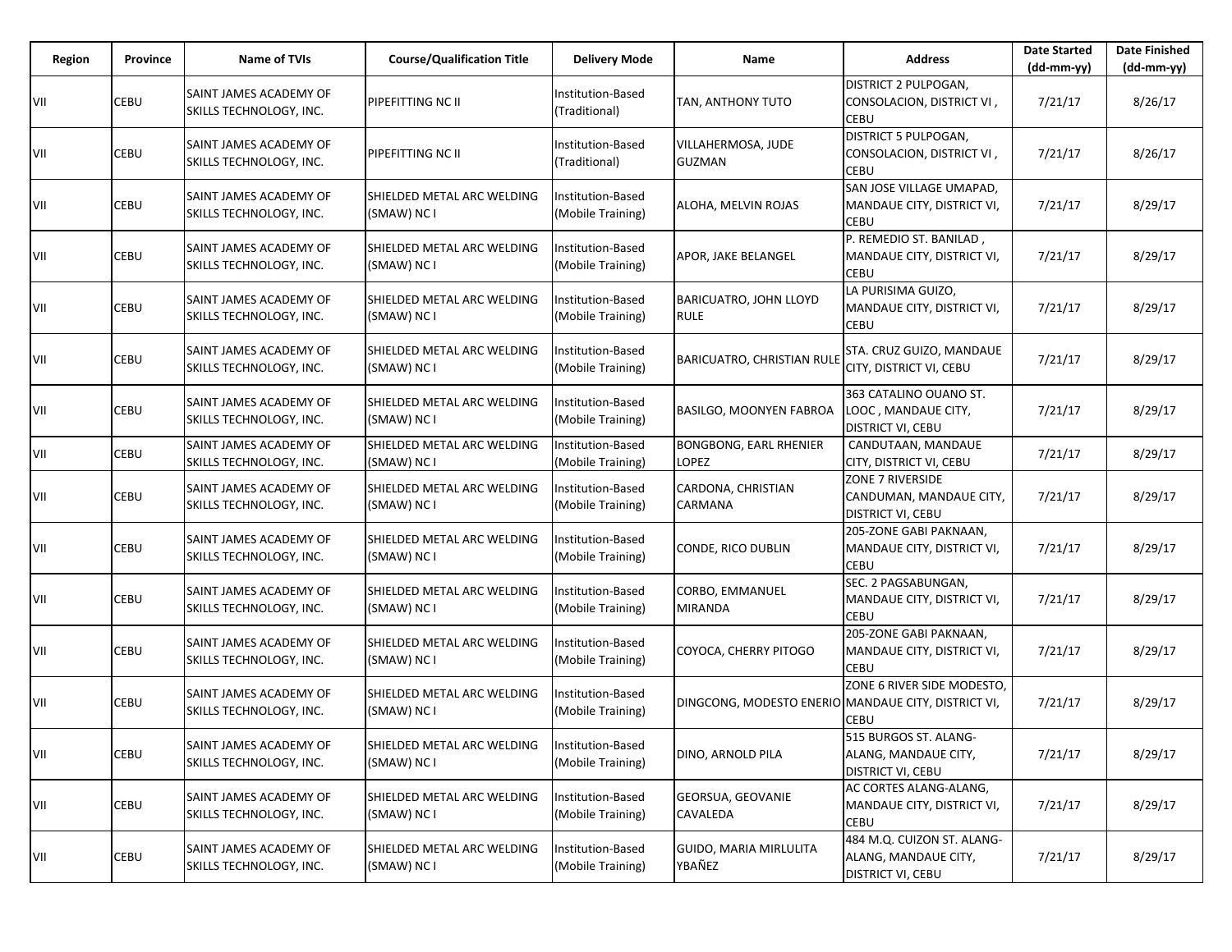| Region | Province | Name of TVIs | Course/Qualification Title | Delivery Mode | Name | Address | Date Started (dd-mm-yy) | Date Finished (dd-mm-yy) |
|---|---|---|---|---|---|---|---|---|
| VII | CEBU | SAINT JAMES ACADEMY OF SKILLS TECHNOLOGY, INC. | PIPEFITTING NC II | Institution-Based (Traditional) | TAN, ANTHONY TUTO | DISTRICT 2 PULPOGAN, CONSOLACION, DISTRICT VI , CEBU | 7/21/17 | 8/26/17 |
| VII | CEBU | SAINT JAMES ACADEMY OF SKILLS TECHNOLOGY, INC. | PIPEFITTING NC II | Institution-Based (Traditional) | VILLAHERMOSA, JUDE GUZMAN | DISTRICT 5 PULPOGAN, CONSOLACION, DISTRICT VI , CEBU | 7/21/17 | 8/26/17 |
| VII | CEBU | SAINT JAMES ACADEMY OF SKILLS TECHNOLOGY, INC. | SHIELDED METAL ARC WELDING (SMAW) NC I | Institution-Based (Mobile Training) | ALOHA, MELVIN ROJAS | SAN JOSE VILLAGE UMAPAD, MANDAUE CITY, DISTRICT VI, CEBU | 7/21/17 | 8/29/17 |
| VII | CEBU | SAINT JAMES ACADEMY OF SKILLS TECHNOLOGY, INC. | SHIELDED METAL ARC WELDING (SMAW) NC I | Institution-Based (Mobile Training) | APOR, JAKE BELANGEL | P. REMEDIO ST. BANILAD , MANDAUE CITY, DISTRICT VI, CEBU | 7/21/17 | 8/29/17 |
| VII | CEBU | SAINT JAMES ACADEMY OF SKILLS TECHNOLOGY, INC. | SHIELDED METAL ARC WELDING (SMAW) NC I | Institution-Based (Mobile Training) | BARICUATRO, JOHN LLOYD RULE | LA PURISIMA GUIZO, MANDAUE CITY, DISTRICT VI, CEBU | 7/21/17 | 8/29/17 |
| VII | CEBU | SAINT JAMES ACADEMY OF SKILLS TECHNOLOGY, INC. | SHIELDED METAL ARC WELDING (SMAW) NC I | Institution-Based (Mobile Training) | BARICUATRO, CHRISTIAN RULE | STA. CRUZ GUIZO, MANDAUE CITY, DISTRICT VI, CEBU | 7/21/17 | 8/29/17 |
| VII | CEBU | SAINT JAMES ACADEMY OF SKILLS TECHNOLOGY, INC. | SHIELDED METAL ARC WELDING (SMAW) NC I | Institution-Based (Mobile Training) | BASILGO, MOONYEN FABROA | 363 CATALINO OUANO ST. LOOC , MANDAUE CITY, DISTRICT VI, CEBU | 7/21/17 | 8/29/17 |
| VII | CEBU | SAINT JAMES ACADEMY OF SKILLS TECHNOLOGY, INC. | SHIELDED METAL ARC WELDING (SMAW) NC I | Institution-Based (Mobile Training) | BONGBONG, EARL RHENIER LOPEZ | CANDUTAAN, MANDAUE CITY, DISTRICT VI, CEBU | 7/21/17 | 8/29/17 |
| VII | CEBU | SAINT JAMES ACADEMY OF SKILLS TECHNOLOGY, INC. | SHIELDED METAL ARC WELDING (SMAW) NC I | Institution-Based (Mobile Training) | CARDONA, CHRISTIAN CARMANA | ZONE 7 RIVERSIDE CANDUMAN, MANDAUE CITY, DISTRICT VI, CEBU | 7/21/17 | 8/29/17 |
| VII | CEBU | SAINT JAMES ACADEMY OF SKILLS TECHNOLOGY, INC. | SHIELDED METAL ARC WELDING (SMAW) NC I | Institution-Based (Mobile Training) | CONDE, RICO DUBLIN | 205-ZONE GABI PAKNAAN, MANDAUE CITY, DISTRICT VI, CEBU | 7/21/17 | 8/29/17 |
| VII | CEBU | SAINT JAMES ACADEMY OF SKILLS TECHNOLOGY, INC. | SHIELDED METAL ARC WELDING (SMAW) NC I | Institution-Based (Mobile Training) | CORBO, EMMANUEL MIRANDA | SEC. 2 PAGSABUNGAN, MANDAUE CITY, DISTRICT VI, CEBU | 7/21/17 | 8/29/17 |
| VII | CEBU | SAINT JAMES ACADEMY OF SKILLS TECHNOLOGY, INC. | SHIELDED METAL ARC WELDING (SMAW) NC I | Institution-Based (Mobile Training) | COYOCA, CHERRY PITOGO | 205-ZONE GABI PAKNAAN, MANDAUE CITY, DISTRICT VI, CEBU | 7/21/17 | 8/29/17 |
| VII | CEBU | SAINT JAMES ACADEMY OF SKILLS TECHNOLOGY, INC. | SHIELDED METAL ARC WELDING (SMAW) NC I | Institution-Based (Mobile Training) | DINGCONG, MODESTO ENERIO | ZONE 6 RIVER SIDE MODESTO, MANDAUE CITY, DISTRICT VI, CEBU | 7/21/17 | 8/29/17 |
| VII | CEBU | SAINT JAMES ACADEMY OF SKILLS TECHNOLOGY, INC. | SHIELDED METAL ARC WELDING (SMAW) NC I | Institution-Based (Mobile Training) | DINO, ARNOLD PILA | 515 BURGOS ST. ALANG-ALANG, MANDAUE CITY, DISTRICT VI, CEBU | 7/21/17 | 8/29/17 |
| VII | CEBU | SAINT JAMES ACADEMY OF SKILLS TECHNOLOGY, INC. | SHIELDED METAL ARC WELDING (SMAW) NC I | Institution-Based (Mobile Training) | GEORSUA, GEOVANIE CAVALEDA | AC CORTES ALANG-ALANG, MANDAUE CITY, DISTRICT VI, CEBU | 7/21/17 | 8/29/17 |
| VII | CEBU | SAINT JAMES ACADEMY OF SKILLS TECHNOLOGY, INC. | SHIELDED METAL ARC WELDING (SMAW) NC I | Institution-Based (Mobile Training) | GUIDO, MARIA MIRLULITA YBAÑEZ | 484 M.Q. CUIZON ST. ALANG-ALANG, MANDAUE CITY, DISTRICT VI, CEBU | 7/21/17 | 8/29/17 |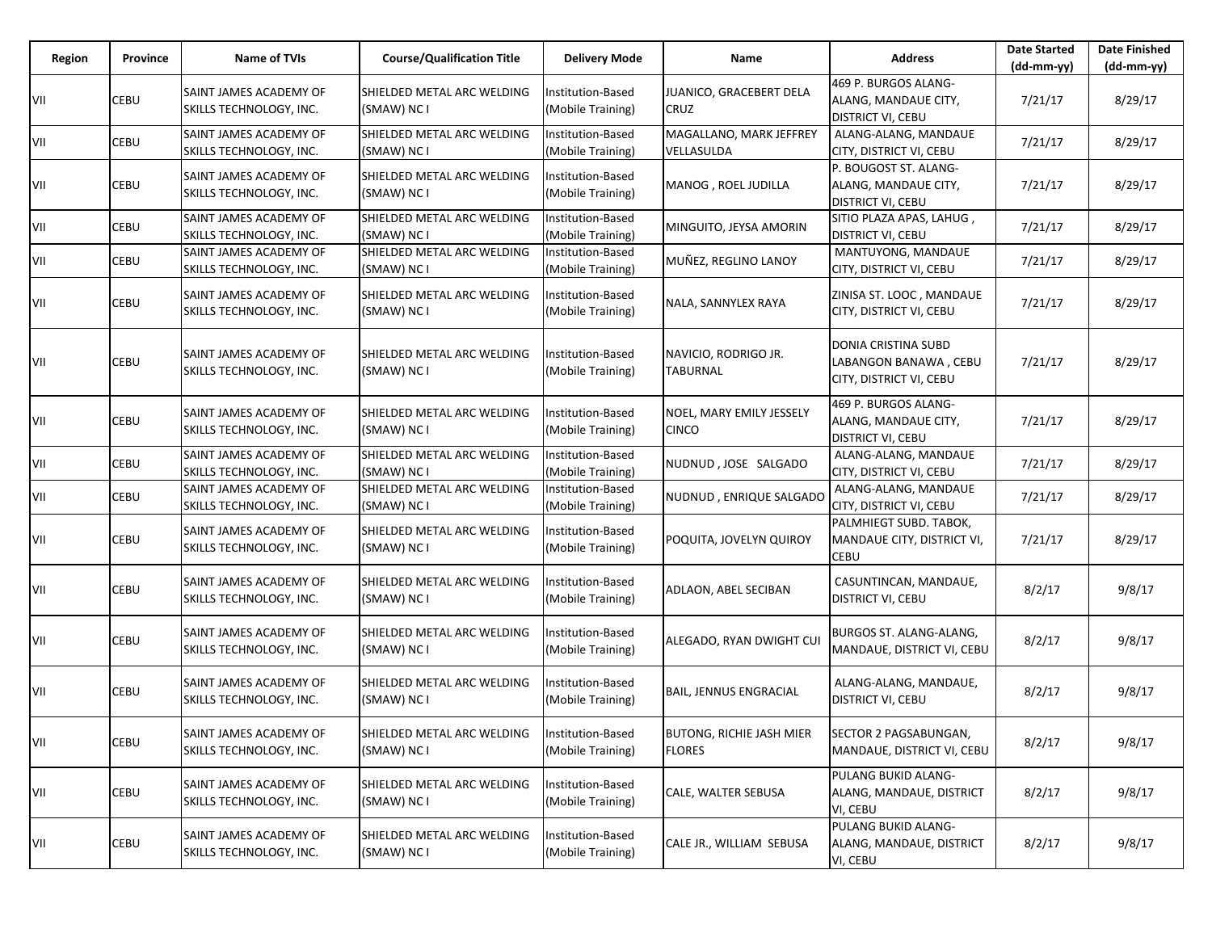| Region | Province | Name of TVIs | Course/Qualification Title | Delivery Mode | Name | Address | Date Started (dd-mm-yy) | Date Finished (dd-mm-yy) |
|---|---|---|---|---|---|---|---|---|
| VII | CEBU | SAINT JAMES ACADEMY OF SKILLS TECHNOLOGY, INC. | SHIELDED METAL ARC WELDING (SMAW) NC I | Institution-Based (Mobile Training) | JUANICO, GRACEBERT DELA CRUZ | 469 P. BURGOS ALANG-ALANG, MANDAUE CITY, DISTRICT VI, CEBU | 7/21/17 | 8/29/17 |
| VII | CEBU | SAINT JAMES ACADEMY OF SKILLS TECHNOLOGY, INC. | SHIELDED METAL ARC WELDING (SMAW) NC I | Institution-Based (Mobile Training) | MAGALLANO, MARK JEFFREY VELLASULDA | ALANG-ALANG, MANDAUE CITY, DISTRICT VI, CEBU | 7/21/17 | 8/29/17 |
| VII | CEBU | SAINT JAMES ACADEMY OF SKILLS TECHNOLOGY, INC. | SHIELDED METAL ARC WELDING (SMAW) NC I | Institution-Based (Mobile Training) | MANOG , ROEL JUDILLA | P. BOUGOST ST. ALANG-ALANG, MANDAUE CITY, DISTRICT VI, CEBU | 7/21/17 | 8/29/17 |
| VII | CEBU | SAINT JAMES ACADEMY OF SKILLS TECHNOLOGY, INC. | SHIELDED METAL ARC WELDING (SMAW) NC I | Institution-Based (Mobile Training) | MINGUITO, JEYSA AMORIN | SITIO PLAZA APAS, LAHUG , DISTRICT VI, CEBU | 7/21/17 | 8/29/17 |
| VII | CEBU | SAINT JAMES ACADEMY OF SKILLS TECHNOLOGY, INC. | SHIELDED METAL ARC WELDING (SMAW) NC I | Institution-Based (Mobile Training) | MUÑEZ, REGLINO LANOY | MANTUYONG, MANDAUE CITY, DISTRICT VI, CEBU | 7/21/17 | 8/29/17 |
| VII | CEBU | SAINT JAMES ACADEMY OF SKILLS TECHNOLOGY, INC. | SHIELDED METAL ARC WELDING (SMAW) NC I | Institution-Based (Mobile Training) | NALA, SANNYLEX RAYA | ZINISA ST. LOOC , MANDAUE CITY, DISTRICT VI, CEBU | 7/21/17 | 8/29/17 |
| VII | CEBU | SAINT JAMES ACADEMY OF SKILLS TECHNOLOGY, INC. | SHIELDED METAL ARC WELDING (SMAW) NC I | Institution-Based (Mobile Training) | NAVICIO, RODRIGO JR. TABURNAL | DONIA CRISTINA SUBD LABANGON BANAWA , CEBU CITY, DISTRICT VI, CEBU | 7/21/17 | 8/29/17 |
| VII | CEBU | SAINT JAMES ACADEMY OF SKILLS TECHNOLOGY, INC. | SHIELDED METAL ARC WELDING (SMAW) NC I | Institution-Based (Mobile Training) | NOEL, MARY EMILY JESSELY CINCO | 469 P. BURGOS ALANG-ALANG, MANDAUE CITY, DISTRICT VI, CEBU | 7/21/17 | 8/29/17 |
| VII | CEBU | SAINT JAMES ACADEMY OF SKILLS TECHNOLOGY, INC. | SHIELDED METAL ARC WELDING (SMAW) NC I | Institution-Based (Mobile Training) | NUDNUD , JOSE SALGADO | ALANG-ALANG, MANDAUE CITY, DISTRICT VI, CEBU | 7/21/17 | 8/29/17 |
| VII | CEBU | SAINT JAMES ACADEMY OF SKILLS TECHNOLOGY, INC. | SHIELDED METAL ARC WELDING (SMAW) NC I | Institution-Based (Mobile Training) | NUDNUD , ENRIQUE SALGADO | ALANG-ALANG, MANDAUE CITY, DISTRICT VI, CEBU | 7/21/17 | 8/29/17 |
| VII | CEBU | SAINT JAMES ACADEMY OF SKILLS TECHNOLOGY, INC. | SHIELDED METAL ARC WELDING (SMAW) NC I | Institution-Based (Mobile Training) | POQUITA, JOVELYN QUIROY | PALMHIEGT SUBD. TABOK, MANDAUE CITY, DISTRICT VI, CEBU | 7/21/17 | 8/29/17 |
| VII | CEBU | SAINT JAMES ACADEMY OF SKILLS TECHNOLOGY, INC. | SHIELDED METAL ARC WELDING (SMAW) NC I | Institution-Based (Mobile Training) | ADLAON, ABEL SECIBAN | CASUNTINCAN, MANDAUE, DISTRICT VI, CEBU | 8/2/17 | 9/8/17 |
| VII | CEBU | SAINT JAMES ACADEMY OF SKILLS TECHNOLOGY, INC. | SHIELDED METAL ARC WELDING (SMAW) NC I | Institution-Based (Mobile Training) | ALEGADO, RYAN DWIGHT CUI | BURGOS ST. ALANG-ALANG, MANDAUE, DISTRICT VI, CEBU | 8/2/17 | 9/8/17 |
| VII | CEBU | SAINT JAMES ACADEMY OF SKILLS TECHNOLOGY, INC. | SHIELDED METAL ARC WELDING (SMAW) NC I | Institution-Based (Mobile Training) | BAIL, JENNUS ENGRACIAL | ALANG-ALANG, MANDAUE, DISTRICT VI, CEBU | 8/2/17 | 9/8/17 |
| VII | CEBU | SAINT JAMES ACADEMY OF SKILLS TECHNOLOGY, INC. | SHIELDED METAL ARC WELDING (SMAW) NC I | Institution-Based (Mobile Training) | BUTONG, RICHIE JASH MIER FLORES | SECTOR 2 PAGSABUNGAN, MANDAUE, DISTRICT VI, CEBU | 8/2/17 | 9/8/17 |
| VII | CEBU | SAINT JAMES ACADEMY OF SKILLS TECHNOLOGY, INC. | SHIELDED METAL ARC WELDING (SMAW) NC I | Institution-Based (Mobile Training) | CALE, WALTER SEBUSA | PULANG BUKID ALANG-ALANG, MANDAUE, DISTRICT VI, CEBU | 8/2/17 | 9/8/17 |
| VII | CEBU | SAINT JAMES ACADEMY OF SKILLS TECHNOLOGY, INC. | SHIELDED METAL ARC WELDING (SMAW) NC I | Institution-Based (Mobile Training) | CALE JR., WILLIAM SEBUSA | PULANG BUKID ALANG-ALANG, MANDAUE, DISTRICT VI, CEBU | 8/2/17 | 9/8/17 |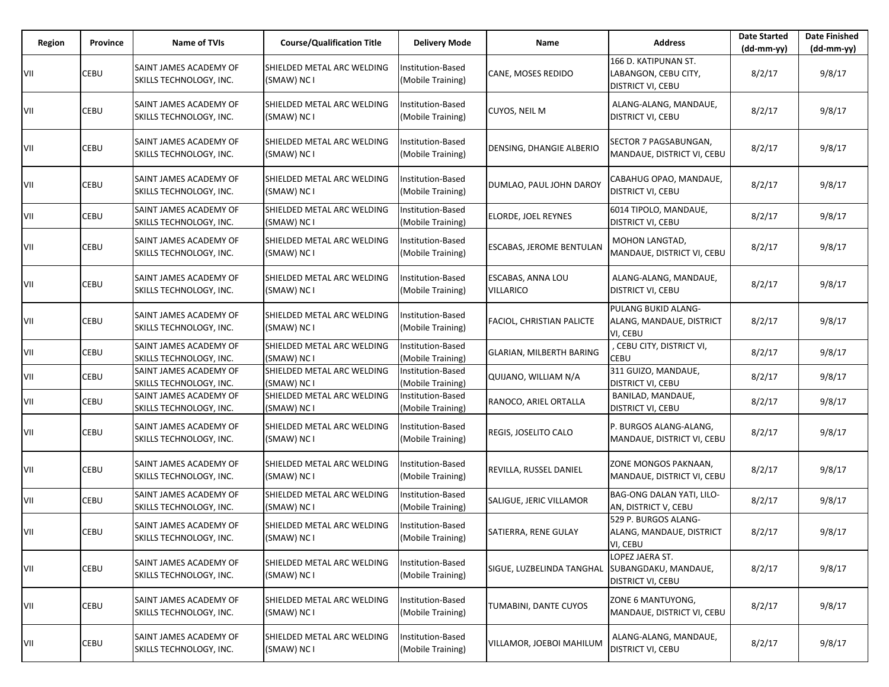| Region | Province | Name of TVIs | Course/Qualification Title | Delivery Mode | Name | Address | Date Started (dd-mm-yy) | Date Finished (dd-mm-yy) |
|---|---|---|---|---|---|---|---|---|
| VII | CEBU | SAINT JAMES ACADEMY OF SKILLS TECHNOLOGY, INC. | SHIELDED METAL ARC WELDING (SMAW) NC I | Institution-Based (Mobile Training) | CANE, MOSES REDIDO | 166 D. KATIPUNAN ST. LABANGON, CEBU CITY, DISTRICT VI, CEBU | 8/2/17 | 9/8/17 |
| VII | CEBU | SAINT JAMES ACADEMY OF SKILLS TECHNOLOGY, INC. | SHIELDED METAL ARC WELDING (SMAW) NC I | Institution-Based (Mobile Training) | CUYOS, NEIL M | ALANG-ALANG, MANDAUE, DISTRICT VI, CEBU | 8/2/17 | 9/8/17 |
| VII | CEBU | SAINT JAMES ACADEMY OF SKILLS TECHNOLOGY, INC. | SHIELDED METAL ARC WELDING (SMAW) NC I | Institution-Based (Mobile Training) | DENSING, DHANGIE ALBERIO | SECTOR 7 PAGSABUNGAN, MANDAUE, DISTRICT VI, CEBU | 8/2/17 | 9/8/17 |
| VII | CEBU | SAINT JAMES ACADEMY OF SKILLS TECHNOLOGY, INC. | SHIELDED METAL ARC WELDING (SMAW) NC I | Institution-Based (Mobile Training) | DUMLAO, PAUL JOHN DAROY | CABAHUG OPAO, MANDAUE, DISTRICT VI, CEBU | 8/2/17 | 9/8/17 |
| VII | CEBU | SAINT JAMES ACADEMY OF SKILLS TECHNOLOGY, INC. | SHIELDED METAL ARC WELDING (SMAW) NC I | Institution-Based (Mobile Training) | ELORDE, JOEL REYNES | 6014 TIPOLO, MANDAUE, DISTRICT VI, CEBU | 8/2/17 | 9/8/17 |
| VII | CEBU | SAINT JAMES ACADEMY OF SKILLS TECHNOLOGY, INC. | SHIELDED METAL ARC WELDING (SMAW) NC I | Institution-Based (Mobile Training) | ESCABAS, JEROME BENTULAN | MOHON LANGTAD, MANDAUE, DISTRICT VI, CEBU | 8/2/17 | 9/8/17 |
| VII | CEBU | SAINT JAMES ACADEMY OF SKILLS TECHNOLOGY, INC. | SHIELDED METAL ARC WELDING (SMAW) NC I | Institution-Based (Mobile Training) | ESCABAS, ANNA LOU VILLARICO | ALANG-ALANG, MANDAUE, DISTRICT VI, CEBU | 8/2/17 | 9/8/17 |
| VII | CEBU | SAINT JAMES ACADEMY OF SKILLS TECHNOLOGY, INC. | SHIELDED METAL ARC WELDING (SMAW) NC I | Institution-Based (Mobile Training) | FACIOL, CHRISTIAN PALICTE | PULANG BUKID ALANG-ALANG, MANDAUE, DISTRICT VI, CEBU | 8/2/17 | 9/8/17 |
| VII | CEBU | SAINT JAMES ACADEMY OF SKILLS TECHNOLOGY, INC. | SHIELDED METAL ARC WELDING (SMAW) NC I | Institution-Based (Mobile Training) | GLARIAN, MILBERTH BARING | , CEBU CITY, DISTRICT VI, CEBU | 8/2/17 | 9/8/17 |
| VII | CEBU | SAINT JAMES ACADEMY OF SKILLS TECHNOLOGY, INC. | SHIELDED METAL ARC WELDING (SMAW) NC I | Institution-Based (Mobile Training) | QUIJANO, WILLIAM N/A | 311 GUIZO, MANDAUE, DISTRICT VI, CEBU | 8/2/17 | 9/8/17 |
| VII | CEBU | SAINT JAMES ACADEMY OF SKILLS TECHNOLOGY, INC. | SHIELDED METAL ARC WELDING (SMAW) NC I | Institution-Based (Mobile Training) | RANOCO, ARIEL ORTALLA | BANILAD, MANDAUE, DISTRICT VI, CEBU | 8/2/17 | 9/8/17 |
| VII | CEBU | SAINT JAMES ACADEMY OF SKILLS TECHNOLOGY, INC. | SHIELDED METAL ARC WELDING (SMAW) NC I | Institution-Based (Mobile Training) | REGIS, JOSELITO CALO | P. BURGOS ALANG-ALANG, MANDAUE, DISTRICT VI, CEBU | 8/2/17 | 9/8/17 |
| VII | CEBU | SAINT JAMES ACADEMY OF SKILLS TECHNOLOGY, INC. | SHIELDED METAL ARC WELDING (SMAW) NC I | Institution-Based (Mobile Training) | REVILLA, RUSSEL DANIEL | ZONE MONGOS PAKNAAN, MANDAUE, DISTRICT VI, CEBU | 8/2/17 | 9/8/17 |
| VII | CEBU | SAINT JAMES ACADEMY OF SKILLS TECHNOLOGY, INC. | SHIELDED METAL ARC WELDING (SMAW) NC I | Institution-Based (Mobile Training) | SALIGUE, JERIC VILLAMOR | BAG-ONG DALAN YATI, LILO-AN, DISTRICT V, CEBU | 8/2/17 | 9/8/17 |
| VII | CEBU | SAINT JAMES ACADEMY OF SKILLS TECHNOLOGY, INC. | SHIELDED METAL ARC WELDING (SMAW) NC I | Institution-Based (Mobile Training) | SATIERRA, RENE GULAY | 529 P. BURGOS ALANG-ALANG, MANDAUE, DISTRICT VI, CEBU | 8/2/17 | 9/8/17 |
| VII | CEBU | SAINT JAMES ACADEMY OF SKILLS TECHNOLOGY, INC. | SHIELDED METAL ARC WELDING (SMAW) NC I | Institution-Based (Mobile Training) | SIGUE, LUZBELINDA TANGHAL | LOPEZ JAERA ST. SUBANGDAKU, MANDAUE, DISTRICT VI, CEBU | 8/2/17 | 9/8/17 |
| VII | CEBU | SAINT JAMES ACADEMY OF SKILLS TECHNOLOGY, INC. | SHIELDED METAL ARC WELDING (SMAW) NC I | Institution-Based (Mobile Training) | TUMABINI, DANTE CUYOS | ZONE 6 MANTUYONG, MANDAUE, DISTRICT VI, CEBU | 8/2/17 | 9/8/17 |
| VII | CEBU | SAINT JAMES ACADEMY OF SKILLS TECHNOLOGY, INC. | SHIELDED METAL ARC WELDING (SMAW) NC I | Institution-Based (Mobile Training) | VILLAMOR, JOEBOI MAHILUM | ALANG-ALANG, MANDAUE, DISTRICT VI, CEBU | 8/2/17 | 9/8/17 |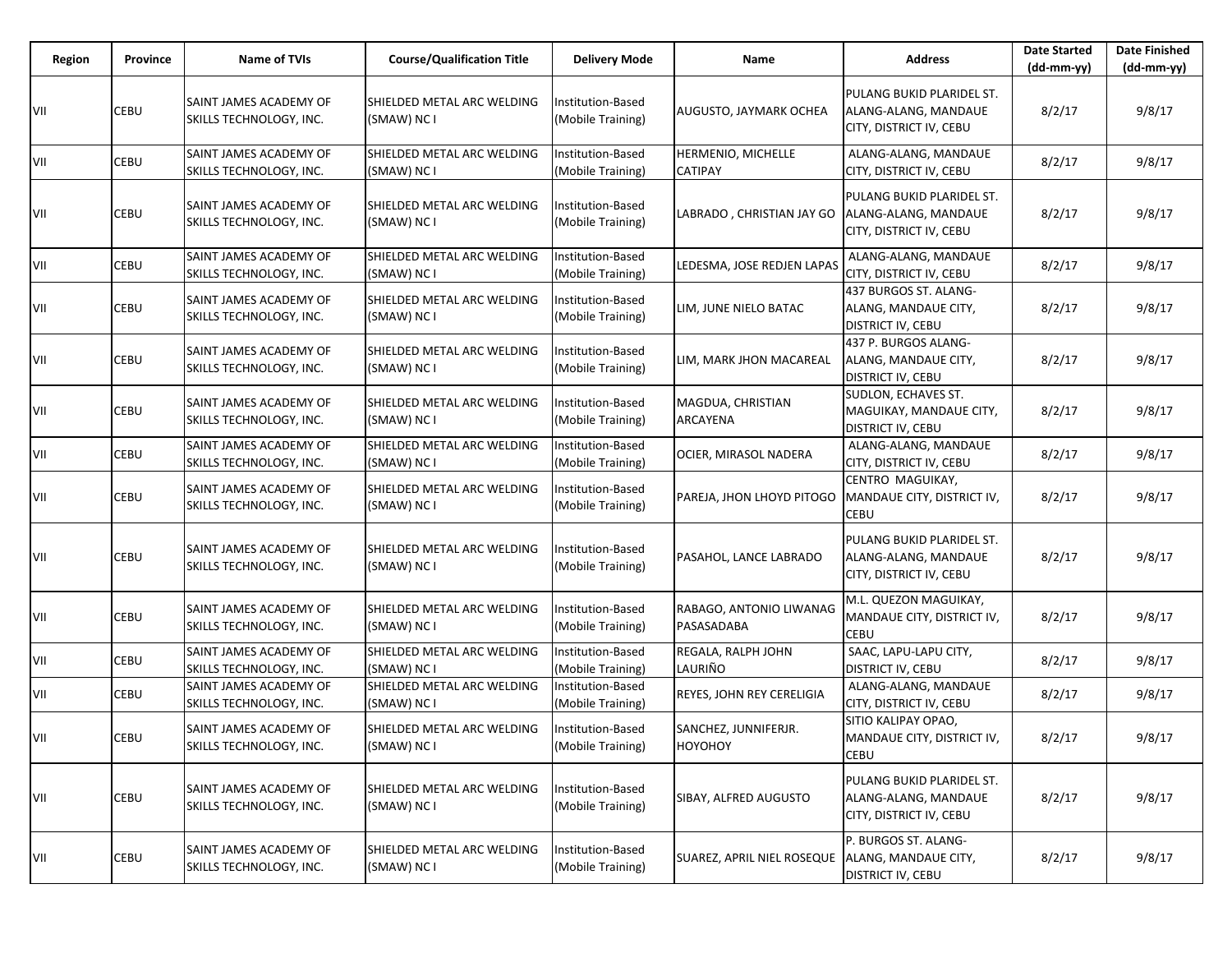| Region | Province | Name of TVIs | Course/Qualification Title | Delivery Mode | Name | Address | Date Started (dd-mm-yy) | Date Finished (dd-mm-yy) |
|---|---|---|---|---|---|---|---|---|
| VII | CEBU | SAINT JAMES ACADEMY OF SKILLS TECHNOLOGY, INC. | SHIELDED METAL ARC WELDING (SMAW) NC I | Institution-Based (Mobile Training) | AUGUSTO, JAYMARK OCHEA | PULANG BUKID PLARIDEL ST. ALANG-ALANG, MANDAUE CITY, DISTRICT IV, CEBU | 8/2/17 | 9/8/17 |
| VII | CEBU | SAINT JAMES ACADEMY OF SKILLS TECHNOLOGY, INC. | SHIELDED METAL ARC WELDING (SMAW) NC I | Institution-Based (Mobile Training) | HERMENIO, MICHELLE CATIPAY | ALANG-ALANG, MANDAUE CITY, DISTRICT IV, CEBU | 8/2/17 | 9/8/17 |
| VII | CEBU | SAINT JAMES ACADEMY OF SKILLS TECHNOLOGY, INC. | SHIELDED METAL ARC WELDING (SMAW) NC I | Institution-Based (Mobile Training) | LABRADO , CHRISTIAN JAY GO | PULANG BUKID PLARIDEL ST. ALANG-ALANG, MANDAUE CITY, DISTRICT IV, CEBU | 8/2/17 | 9/8/17 |
| VII | CEBU | SAINT JAMES ACADEMY OF SKILLS TECHNOLOGY, INC. | SHIELDED METAL ARC WELDING (SMAW) NC I | Institution-Based (Mobile Training) | LEDESMA, JOSE REDJEN LAPAS | ALANG-ALANG, MANDAUE CITY, DISTRICT IV, CEBU | 8/2/17 | 9/8/17 |
| VII | CEBU | SAINT JAMES ACADEMY OF SKILLS TECHNOLOGY, INC. | SHIELDED METAL ARC WELDING (SMAW) NC I | Institution-Based (Mobile Training) | LIM, JUNE NIELO BATAC | 437 BURGOS ST. ALANG-ALANG, MANDAUE CITY, DISTRICT IV, CEBU | 8/2/17 | 9/8/17 |
| VII | CEBU | SAINT JAMES ACADEMY OF SKILLS TECHNOLOGY, INC. | SHIELDED METAL ARC WELDING (SMAW) NC I | Institution-Based (Mobile Training) | LIM, MARK JHON MACAREAL | 437 P. BURGOS ALANG-ALANG, MANDAUE CITY, DISTRICT IV, CEBU | 8/2/17 | 9/8/17 |
| VII | CEBU | SAINT JAMES ACADEMY OF SKILLS TECHNOLOGY, INC. | SHIELDED METAL ARC WELDING (SMAW) NC I | Institution-Based (Mobile Training) | MAGDUA, CHRISTIAN ARCAYENA | SUDLON, ECHAVES ST. MAGUIKAY, MANDAUE CITY, DISTRICT IV, CEBU | 8/2/17 | 9/8/17 |
| VII | CEBU | SAINT JAMES ACADEMY OF SKILLS TECHNOLOGY, INC. | SHIELDED METAL ARC WELDING (SMAW) NC I | Institution-Based (Mobile Training) | OCIER, MIRASOL NADERA | ALANG-ALANG, MANDAUE CITY, DISTRICT IV, CEBU | 8/2/17 | 9/8/17 |
| VII | CEBU | SAINT JAMES ACADEMY OF SKILLS TECHNOLOGY, INC. | SHIELDED METAL ARC WELDING (SMAW) NC I | Institution-Based (Mobile Training) | PAREJA, JHON LHOYD PITOGO | CENTRO MAGUIKAY, MANDAUE CITY, DISTRICT IV, CEBU | 8/2/17 | 9/8/17 |
| VII | CEBU | SAINT JAMES ACADEMY OF SKILLS TECHNOLOGY, INC. | SHIELDED METAL ARC WELDING (SMAW) NC I | Institution-Based (Mobile Training) | PASAHOL, LANCE LABRADO | PULANG BUKID PLARIDEL ST. ALANG-ALANG, MANDAUE CITY, DISTRICT IV, CEBU | 8/2/17 | 9/8/17 |
| VII | CEBU | SAINT JAMES ACADEMY OF SKILLS TECHNOLOGY, INC. | SHIELDED METAL ARC WELDING (SMAW) NC I | Institution-Based (Mobile Training) | RABAGO, ANTONIO LIWANAG PASASADABA | M.L. QUEZON MAGUIKAY, MANDAUE CITY, DISTRICT IV, CEBU | 8/2/17 | 9/8/17 |
| VII | CEBU | SAINT JAMES ACADEMY OF SKILLS TECHNOLOGY, INC. | SHIELDED METAL ARC WELDING (SMAW) NC I | Institution-Based (Mobile Training) | REGALA, RALPH JOHN LAURIÑO | SAAC, LAPU-LAPU CITY, DISTRICT IV, CEBU | 8/2/17 | 9/8/17 |
| VII | CEBU | SAINT JAMES ACADEMY OF SKILLS TECHNOLOGY, INC. | SHIELDED METAL ARC WELDING (SMAW) NC I | Institution-Based (Mobile Training) | REYES, JOHN REY CERELIGIA | ALANG-ALANG, MANDAUE CITY, DISTRICT IV, CEBU | 8/2/17 | 9/8/17 |
| VII | CEBU | SAINT JAMES ACADEMY OF SKILLS TECHNOLOGY, INC. | SHIELDED METAL ARC WELDING (SMAW) NC I | Institution-Based (Mobile Training) | SANCHEZ, JUNNIFERJR. HOYOHOY | SITIO KALIPAY OPAO, MANDAUE CITY, DISTRICT IV, CEBU | 8/2/17 | 9/8/17 |
| VII | CEBU | SAINT JAMES ACADEMY OF SKILLS TECHNOLOGY, INC. | SHIELDED METAL ARC WELDING (SMAW) NC I | Institution-Based (Mobile Training) | SIBAY, ALFRED AUGUSTO | PULANG BUKID PLARIDEL ST. ALANG-ALANG, MANDAUE CITY, DISTRICT IV, CEBU | 8/2/17 | 9/8/17 |
| VII | CEBU | SAINT JAMES ACADEMY OF SKILLS TECHNOLOGY, INC. | SHIELDED METAL ARC WELDING (SMAW) NC I | Institution-Based (Mobile Training) | SUAREZ, APRIL NIEL ROSEQUE | P. BURGOS ST. ALANG-ALANG, MANDAUE CITY, DISTRICT IV, CEBU | 8/2/17 | 9/8/17 |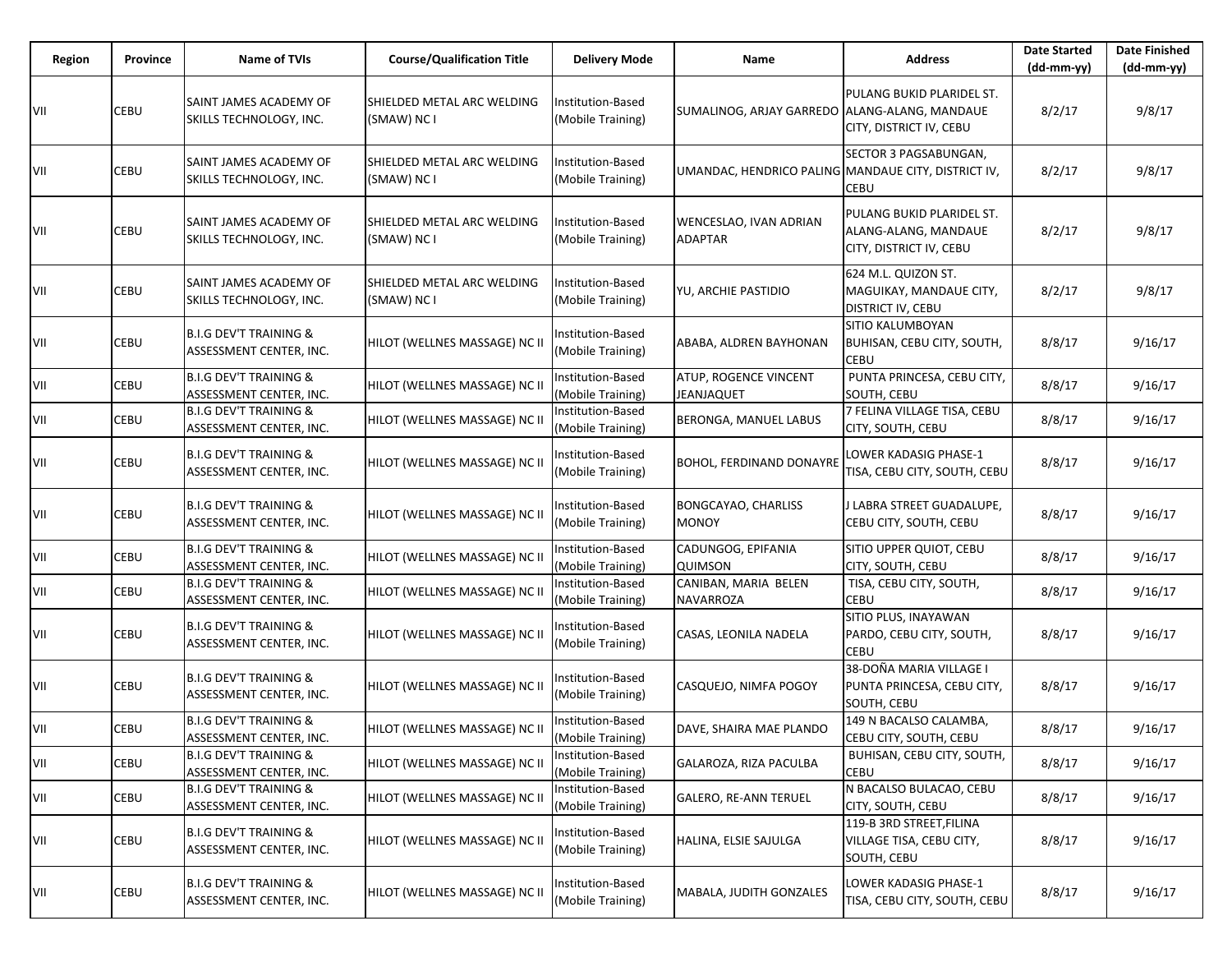| Region | Province | Name of TVIs | Course/Qualification Title | Delivery Mode | Name | Address | Date Started (dd-mm-yy) | Date Finished (dd-mm-yy) |
|---|---|---|---|---|---|---|---|---|
| VII | CEBU | SAINT JAMES ACADEMY OF SKILLS TECHNOLOGY, INC. | SHIELDED METAL ARC WELDING (SMAW) NC I | Institution-Based (Mobile Training) | SUMALINOG, ARJAY GARREDO | PULANG BUKID PLARIDEL ST. ALANG-ALANG, MANDAUE CITY, DISTRICT IV, CEBU | 8/2/17 | 9/8/17 |
| VII | CEBU | SAINT JAMES ACADEMY OF SKILLS TECHNOLOGY, INC. | SHIELDED METAL ARC WELDING (SMAW) NC I | Institution-Based (Mobile Training) | UMANDAC, HENDRICO PALING | SECTOR 3 PAGSABUNGAN, MANDAUE CITY, DISTRICT IV, CEBU | 8/2/17 | 9/8/17 |
| VII | CEBU | SAINT JAMES ACADEMY OF SKILLS TECHNOLOGY, INC. | SHIELDED METAL ARC WELDING (SMAW) NC I | Institution-Based (Mobile Training) | WENCESLAO, IVAN ADRIAN ADAPTAR | PULANG BUKID PLARIDEL ST. ALANG-ALANG, MANDAUE CITY, DISTRICT IV, CEBU | 8/2/17 | 9/8/17 |
| VII | CEBU | SAINT JAMES ACADEMY OF SKILLS TECHNOLOGY, INC. | SHIELDED METAL ARC WELDING (SMAW) NC I | Institution-Based (Mobile Training) | YU, ARCHIE PASTIDIO | 624 M.L. QUIZON ST. MAGUIKAY, MANDAUE CITY, DISTRICT IV, CEBU | 8/2/17 | 9/8/17 |
| VII | CEBU | B.I.G DEV'T TRAINING & ASSESSMENT CENTER, INC. | HILOT (WELLNES MASSAGE) NC II | Institution-Based (Mobile Training) | ABABA, ALDREN BAYHONAN | SITIO KALUMBOYAN BUHISAN, CEBU CITY, SOUTH, CEBU | 8/8/17 | 9/16/17 |
| VII | CEBU | B.I.G DEV'T TRAINING & ASSESSMENT CENTER, INC. | HILOT (WELLNES MASSAGE) NC II | Institution-Based (Mobile Training) | ATUP, ROGENCE VINCENT JEANJAQUET | PUNTA PRINCESA, CEBU CITY, SOUTH, CEBU | 8/8/17 | 9/16/17 |
| VII | CEBU | B.I.G DEV'T TRAINING & ASSESSMENT CENTER, INC. | HILOT (WELLNES MASSAGE) NC II | Institution-Based (Mobile Training) | BERONGA, MANUEL LABUS | 7 FELINA VILLAGE TISA, CEBU CITY, SOUTH, CEBU | 8/8/17 | 9/16/17 |
| VII | CEBU | B.I.G DEV'T TRAINING & ASSESSMENT CENTER, INC. | HILOT (WELLNES MASSAGE) NC II | Institution-Based (Mobile Training) | BOHOL, FERDINAND DONAYRE | LOWER KADASIG PHASE-1 TISA, CEBU CITY, SOUTH, CEBU | 8/8/17 | 9/16/17 |
| VII | CEBU | B.I.G DEV'T TRAINING & ASSESSMENT CENTER, INC. | HILOT (WELLNES MASSAGE) NC II | Institution-Based (Mobile Training) | BONGCAYAO, CHARLISS MONOY | J LABRA STREET GUADALUPE, CEBU CITY, SOUTH, CEBU | 8/8/17 | 9/16/17 |
| VII | CEBU | B.I.G DEV'T TRAINING & ASSESSMENT CENTER, INC. | HILOT (WELLNES MASSAGE) NC II | Institution-Based (Mobile Training) | CADUNGOG, EPIFANIA QUIMSON | SITIO UPPER QUIOT, CEBU CITY, SOUTH, CEBU | 8/8/17 | 9/16/17 |
| VII | CEBU | B.I.G DEV'T TRAINING & ASSESSMENT CENTER, INC. | HILOT (WELLNES MASSAGE) NC II | Institution-Based (Mobile Training) | CANIBAN, MARIA BELEN NAVARROZA | TISA, CEBU CITY, SOUTH, CEBU | 8/8/17 | 9/16/17 |
| VII | CEBU | B.I.G DEV'T TRAINING & ASSESSMENT CENTER, INC. | HILOT (WELLNES MASSAGE) NC II | Institution-Based (Mobile Training) | CASAS, LEONILA NADELA | SITIO PLUS, INAYAWAN PARDO, CEBU CITY, SOUTH, CEBU | 8/8/17 | 9/16/17 |
| VII | CEBU | B.I.G DEV'T TRAINING & ASSESSMENT CENTER, INC. | HILOT (WELLNES MASSAGE) NC II | Institution-Based (Mobile Training) | CASQUEJO, NIMFA POGOY | 38-DOÑA MARIA VILLAGE I PUNTA PRINCESA, CEBU CITY, SOUTH, CEBU | 8/8/17 | 9/16/17 |
| VII | CEBU | B.I.G DEV'T TRAINING & ASSESSMENT CENTER, INC. | HILOT (WELLNES MASSAGE) NC II | Institution-Based (Mobile Training) | DAVE, SHAIRA MAE PLANDO | 149 N BACALSO CALAMBA, CEBU CITY, SOUTH, CEBU | 8/8/17 | 9/16/17 |
| VII | CEBU | B.I.G DEV'T TRAINING & ASSESSMENT CENTER, INC. | HILOT (WELLNES MASSAGE) NC II | Institution-Based (Mobile Training) | GALAROZA, RIZA PACULBA | BUHISAN, CEBU CITY, SOUTH, CEBU | 8/8/17 | 9/16/17 |
| VII | CEBU | B.I.G DEV'T TRAINING & ASSESSMENT CENTER, INC. | HILOT (WELLNES MASSAGE) NC II | Institution-Based (Mobile Training) | GALERO, RE-ANN TERUEL | N BACALSO BULACAO, CEBU CITY, SOUTH, CEBU | 8/8/17 | 9/16/17 |
| VII | CEBU | B.I.G DEV'T TRAINING & ASSESSMENT CENTER, INC. | HILOT (WELLNES MASSAGE) NC II | Institution-Based (Mobile Training) | HALINA, ELSIE SAJULGA | 119-B 3RD STREET,FILINA VILLAGE TISA, CEBU CITY, SOUTH, CEBU | 8/8/17 | 9/16/17 |
| VII | CEBU | B.I.G DEV'T TRAINING & ASSESSMENT CENTER, INC. | HILOT (WELLNES MASSAGE) NC II | Institution-Based (Mobile Training) | MABALA, JUDITH GONZALES | LOWER KADASIG PHASE-1 TISA, CEBU CITY, SOUTH, CEBU | 8/8/17 | 9/16/17 |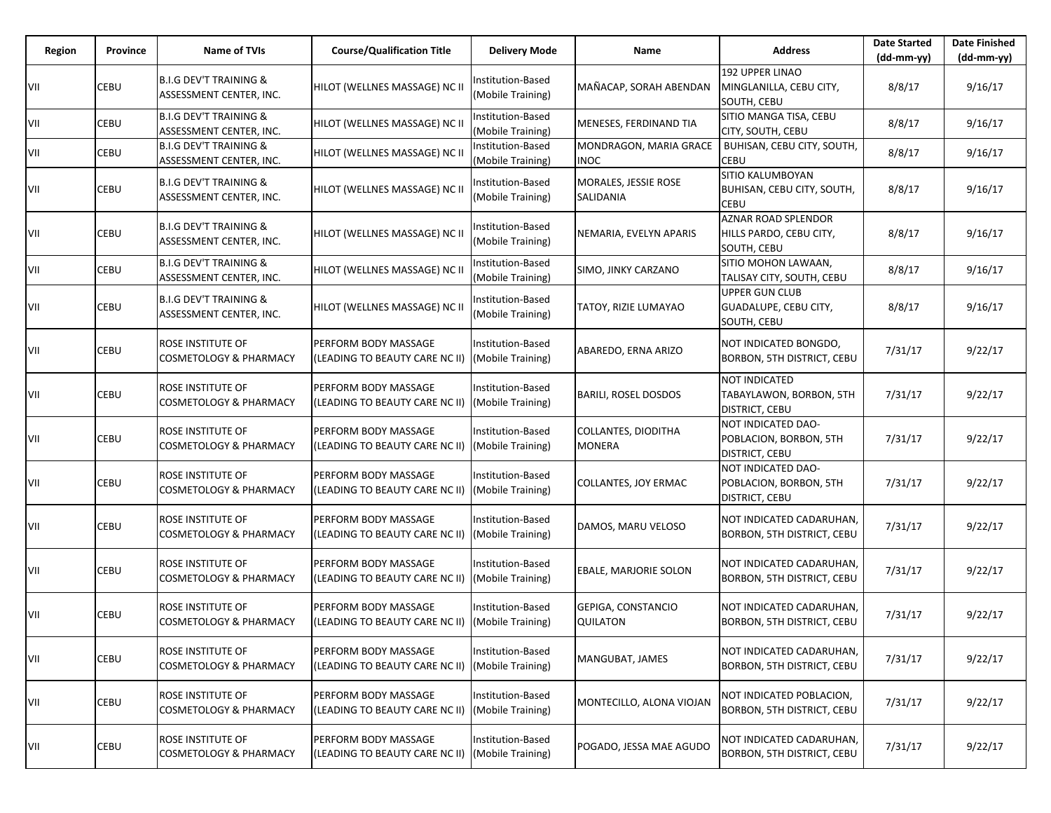| Region | Province | Name of TVIs | Course/Qualification Title | Delivery Mode | Name | Address | Date Started (dd-mm-yy) | Date Finished (dd-mm-yy) |
|---|---|---|---|---|---|---|---|---|
| VII | CEBU | B.I.G DEV'T TRAINING & ASSESSMENT CENTER, INC. | HILOT (WELLNES MASSAGE) NC II | Institution-Based (Mobile Training) | MAÑACAP, SORAH ABENDAN | 192 UPPER LINAO MINGLANILLA, CEBU CITY, SOUTH, CEBU | 8/8/17 | 9/16/17 |
| VII | CEBU | B.I.G DEV'T TRAINING & ASSESSMENT CENTER, INC. | HILOT (WELLNES MASSAGE) NC II | Institution-Based (Mobile Training) | MENESES, FERDINAND TIA | SITIO MANGA TISA, CEBU CITY, SOUTH, CEBU | 8/8/17 | 9/16/17 |
| VII | CEBU | B.I.G DEV'T TRAINING & ASSESSMENT CENTER, INC. | HILOT (WELLNES MASSAGE) NC II | Institution-Based (Mobile Training) | MONDRAGON, MARIA GRACE INOC | BUHISAN, CEBU CITY, SOUTH, CEBU | 8/8/17 | 9/16/17 |
| VII | CEBU | B.I.G DEV'T TRAINING & ASSESSMENT CENTER, INC. | HILOT (WELLNES MASSAGE) NC II | Institution-Based (Mobile Training) | MORALES, JESSIE ROSE SALIDANIA | SITIO KALUMBOYAN BUHISAN, CEBU CITY, SOUTH, CEBU | 8/8/17 | 9/16/17 |
| VII | CEBU | B.I.G DEV'T TRAINING & ASSESSMENT CENTER, INC. | HILOT (WELLNES MASSAGE) NC II | Institution-Based (Mobile Training) | NEMARIA, EVELYN APARIS | AZNAR ROAD SPLENDOR HILLS PARDO, CEBU CITY, SOUTH, CEBU | 8/8/17 | 9/16/17 |
| VII | CEBU | B.I.G DEV'T TRAINING & ASSESSMENT CENTER, INC. | HILOT (WELLNES MASSAGE) NC II | Institution-Based (Mobile Training) | SIMO, JINKY CARZANO | SITIO MOHON LAWAAN, TALISAY CITY, SOUTH, CEBU | 8/8/17 | 9/16/17 |
| VII | CEBU | B.I.G DEV'T TRAINING & ASSESSMENT CENTER, INC. | HILOT (WELLNES MASSAGE) NC II | Institution-Based (Mobile Training) | TATOY, RIZIE LUMAYAO | UPPER GUN CLUB GUADALUPE, CEBU CITY, SOUTH, CEBU | 8/8/17 | 9/16/17 |
| VII | CEBU | ROSE INSTITUTE OF COSMETOLOGY & PHARMACY | PERFORM BODY MASSAGE (LEADING TO BEAUTY CARE NC II) | Institution-Based (Mobile Training) | ABAREDO, ERNA ARIZO | NOT INDICATED BONGDO, BORBON, 5TH DISTRICT, CEBU | 7/31/17 | 9/22/17 |
| VII | CEBU | ROSE INSTITUTE OF COSMETOLOGY & PHARMACY | PERFORM BODY MASSAGE (LEADING TO BEAUTY CARE NC II) | Institution-Based (Mobile Training) | BARILI, ROSEL DOSDOS | NOT INDICATED TABAYLAWON, BORBON, 5TH DISTRICT, CEBU | 7/31/17 | 9/22/17 |
| VII | CEBU | ROSE INSTITUTE OF COSMETOLOGY & PHARMACY | PERFORM BODY MASSAGE (LEADING TO BEAUTY CARE NC II) | Institution-Based (Mobile Training) | COLLANTES, DIODITHA MONERA | NOT INDICATED DAO-POBLACION, BORBON, 5TH DISTRICT, CEBU | 7/31/17 | 9/22/17 |
| VII | CEBU | ROSE INSTITUTE OF COSMETOLOGY & PHARMACY | PERFORM BODY MASSAGE (LEADING TO BEAUTY CARE NC II) | Institution-Based (Mobile Training) | COLLANTES, JOY ERMAC | NOT INDICATED DAO-POBLACION, BORBON, 5TH DISTRICT, CEBU | 7/31/17 | 9/22/17 |
| VII | CEBU | ROSE INSTITUTE OF COSMETOLOGY & PHARMACY | PERFORM BODY MASSAGE (LEADING TO BEAUTY CARE NC II) | Institution-Based (Mobile Training) | DAMOS, MARU VELOSO | NOT INDICATED CADARUHAN, BORBON, 5TH DISTRICT, CEBU | 7/31/17 | 9/22/17 |
| VII | CEBU | ROSE INSTITUTE OF COSMETOLOGY & PHARMACY | PERFORM BODY MASSAGE (LEADING TO BEAUTY CARE NC II) | Institution-Based (Mobile Training) | EBALE, MARJORIE SOLON | NOT INDICATED CADARUHAN, BORBON, 5TH DISTRICT, CEBU | 7/31/17 | 9/22/17 |
| VII | CEBU | ROSE INSTITUTE OF COSMETOLOGY & PHARMACY | PERFORM BODY MASSAGE (LEADING TO BEAUTY CARE NC II) | Institution-Based (Mobile Training) | GEPIGA, CONSTANCIO QUILATON | NOT INDICATED CADARUHAN, BORBON, 5TH DISTRICT, CEBU | 7/31/17 | 9/22/17 |
| VII | CEBU | ROSE INSTITUTE OF COSMETOLOGY & PHARMACY | PERFORM BODY MASSAGE (LEADING TO BEAUTY CARE NC II) | Institution-Based (Mobile Training) | MANGUBAT, JAMES | NOT INDICATED CADARUHAN, BORBON, 5TH DISTRICT, CEBU | 7/31/17 | 9/22/17 |
| VII | CEBU | ROSE INSTITUTE OF COSMETOLOGY & PHARMACY | PERFORM BODY MASSAGE (LEADING TO BEAUTY CARE NC II) | Institution-Based (Mobile Training) | MONTECILLO, ALONA VIOJAN | NOT INDICATED POBLACION, BORBON, 5TH DISTRICT, CEBU | 7/31/17 | 9/22/17 |
| VII | CEBU | ROSE INSTITUTE OF COSMETOLOGY & PHARMACY | PERFORM BODY MASSAGE (LEADING TO BEAUTY CARE NC II) | Institution-Based (Mobile Training) | POGADO, JESSA MAE AGUDO | NOT INDICATED CADARUHAN, BORBON, 5TH DISTRICT, CEBU | 7/31/17 | 9/22/17 |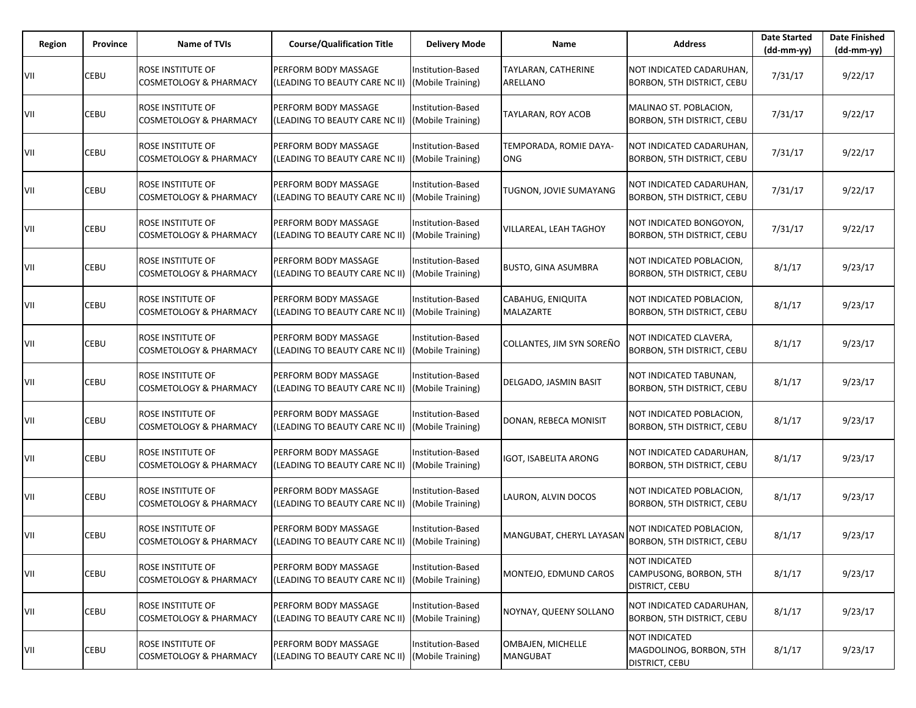| Region | Province | Name of TVIs | Course/Qualification Title | Delivery Mode | Name | Address | Date Started (dd-mm-yy) | Date Finished (dd-mm-yy) |
|---|---|---|---|---|---|---|---|---|
| VII | CEBU | ROSE INSTITUTE OF COSMETOLOGY & PHARMACY | PERFORM BODY MASSAGE (LEADING TO BEAUTY CARE NC II) | Institution-Based (Mobile Training) | TAYLARAN, CATHERINE ARELLANO | NOT INDICATED CADARUHAN, BORBON, 5TH DISTRICT, CEBU | 7/31/17 | 9/22/17 |
| VII | CEBU | ROSE INSTITUTE OF COSMETOLOGY & PHARMACY | PERFORM BODY MASSAGE (LEADING TO BEAUTY CARE NC II) | Institution-Based (Mobile Training) | TAYLARAN, ROY ACOB | MALINAO ST. POBLACION, BORBON, 5TH DISTRICT, CEBU | 7/31/17 | 9/22/17 |
| VII | CEBU | ROSE INSTITUTE OF COSMETOLOGY & PHARMACY | PERFORM BODY MASSAGE (LEADING TO BEAUTY CARE NC II) | Institution-Based (Mobile Training) | TEMPORADA, ROMIE DAYA-ONG | NOT INDICATED CADARUHAN, BORBON, 5TH DISTRICT, CEBU | 7/31/17 | 9/22/17 |
| VII | CEBU | ROSE INSTITUTE OF COSMETOLOGY & PHARMACY | PERFORM BODY MASSAGE (LEADING TO BEAUTY CARE NC II) | Institution-Based (Mobile Training) | TUGNON, JOVIE SUMAYANG | NOT INDICATED CADARUHAN, BORBON, 5TH DISTRICT, CEBU | 7/31/17 | 9/22/17 |
| VII | CEBU | ROSE INSTITUTE OF COSMETOLOGY & PHARMACY | PERFORM BODY MASSAGE (LEADING TO BEAUTY CARE NC II) | Institution-Based (Mobile Training) | VILLAREAL, LEAH TAGHOY | NOT INDICATED BONGOYON, BORBON, 5TH DISTRICT, CEBU | 7/31/17 | 9/22/17 |
| VII | CEBU | ROSE INSTITUTE OF COSMETOLOGY & PHARMACY | PERFORM BODY MASSAGE (LEADING TO BEAUTY CARE NC II) | Institution-Based (Mobile Training) | BUSTO, GINA ASUMBRA | NOT INDICATED POBLACION, BORBON, 5TH DISTRICT, CEBU | 8/1/17 | 9/23/17 |
| VII | CEBU | ROSE INSTITUTE OF COSMETOLOGY & PHARMACY | PERFORM BODY MASSAGE (LEADING TO BEAUTY CARE NC II) | Institution-Based (Mobile Training) | CABAHUG, ENIQUITA MALAZARTE | NOT INDICATED POBLACION, BORBON, 5TH DISTRICT, CEBU | 8/1/17 | 9/23/17 |
| VII | CEBU | ROSE INSTITUTE OF COSMETOLOGY & PHARMACY | PERFORM BODY MASSAGE (LEADING TO BEAUTY CARE NC II) | Institution-Based (Mobile Training) | COLLANTES, JIM SYN SOREÑO | NOT INDICATED CLAVERA, BORBON, 5TH DISTRICT, CEBU | 8/1/17 | 9/23/17 |
| VII | CEBU | ROSE INSTITUTE OF COSMETOLOGY & PHARMACY | PERFORM BODY MASSAGE (LEADING TO BEAUTY CARE NC II) | Institution-Based (Mobile Training) | DELGADO, JASMIN BASIT | NOT INDICATED TABUNAN, BORBON, 5TH DISTRICT, CEBU | 8/1/17 | 9/23/17 |
| VII | CEBU | ROSE INSTITUTE OF COSMETOLOGY & PHARMACY | PERFORM BODY MASSAGE (LEADING TO BEAUTY CARE NC II) | Institution-Based (Mobile Training) | DONAN, REBECA MONISIT | NOT INDICATED POBLACION, BORBON, 5TH DISTRICT, CEBU | 8/1/17 | 9/23/17 |
| VII | CEBU | ROSE INSTITUTE OF COSMETOLOGY & PHARMACY | PERFORM BODY MASSAGE (LEADING TO BEAUTY CARE NC II) | Institution-Based (Mobile Training) | IGOT, ISABELITA ARONG | NOT INDICATED CADARUHAN, BORBON, 5TH DISTRICT, CEBU | 8/1/17 | 9/23/17 |
| VII | CEBU | ROSE INSTITUTE OF COSMETOLOGY & PHARMACY | PERFORM BODY MASSAGE (LEADING TO BEAUTY CARE NC II) | Institution-Based (Mobile Training) | LAURON, ALVIN DOCOS | NOT INDICATED POBLACION, BORBON, 5TH DISTRICT, CEBU | 8/1/17 | 9/23/17 |
| VII | CEBU | ROSE INSTITUTE OF COSMETOLOGY & PHARMACY | PERFORM BODY MASSAGE (LEADING TO BEAUTY CARE NC II) | Institution-Based (Mobile Training) | MANGUBAT, CHERYL LAYASAN | NOT INDICATED POBLACION, BORBON, 5TH DISTRICT, CEBU | 8/1/17 | 9/23/17 |
| VII | CEBU | ROSE INSTITUTE OF COSMETOLOGY & PHARMACY | PERFORM BODY MASSAGE (LEADING TO BEAUTY CARE NC II) | Institution-Based (Mobile Training) | MONTEJO, EDMUND CAROS | NOT INDICATED CAMPUSONG, BORBON, 5TH DISTRICT, CEBU | 8/1/17 | 9/23/17 |
| VII | CEBU | ROSE INSTITUTE OF COSMETOLOGY & PHARMACY | PERFORM BODY MASSAGE (LEADING TO BEAUTY CARE NC II) | Institution-Based (Mobile Training) | NOYNAY, QUEENY SOLLANO | NOT INDICATED CADARUHAN, BORBON, 5TH DISTRICT, CEBU | 8/1/17 | 9/23/17 |
| VII | CEBU | ROSE INSTITUTE OF COSMETOLOGY & PHARMACY | PERFORM BODY MASSAGE (LEADING TO BEAUTY CARE NC II) | Institution-Based (Mobile Training) | OMBAJEN, MICHELLE MANGUBAT | NOT INDICATED MAGDOLINOG, BORBON, 5TH DISTRICT, CEBU | 8/1/17 | 9/23/17 |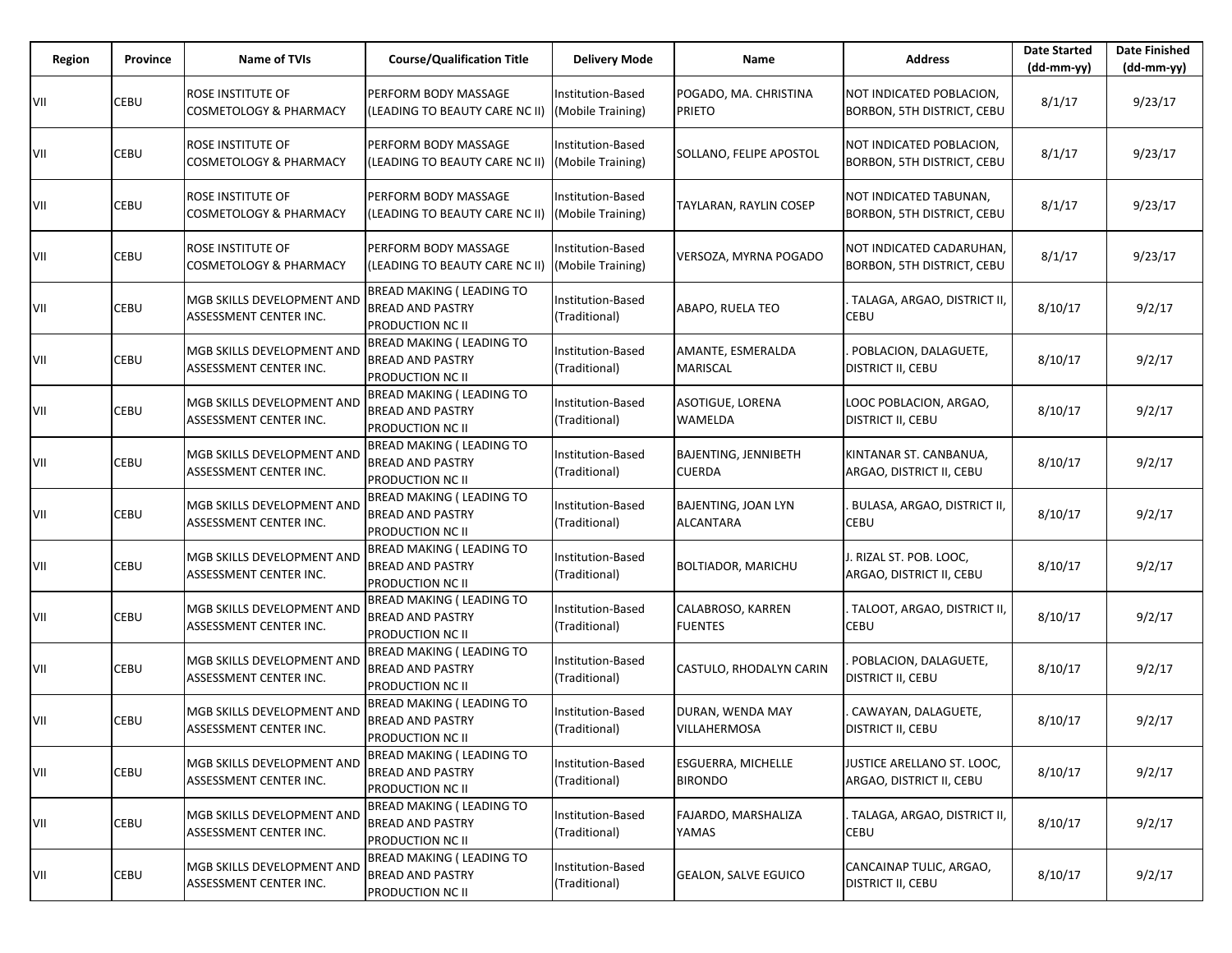| Region | Province | Name of TVIs | Course/Qualification Title | Delivery Mode | Name | Address | Date Started (dd-mm-yy) | Date Finished (dd-mm-yy) |
|---|---|---|---|---|---|---|---|---|
| VII | CEBU | ROSE INSTITUTE OF COSMETOLOGY & PHARMACY | PERFORM BODY MASSAGE (LEADING TO BEAUTY CARE NC II) | Institution-Based (Mobile Training) | POGADO, MA. CHRISTINA PRIETO | NOT INDICATED POBLACION, BORBON, 5TH DISTRICT, CEBU | 8/1/17 | 9/23/17 |
| VII | CEBU | ROSE INSTITUTE OF COSMETOLOGY & PHARMACY | PERFORM BODY MASSAGE (LEADING TO BEAUTY CARE NC II) | Institution-Based (Mobile Training) | SOLLANO, FELIPE APOSTOL | NOT INDICATED POBLACION, BORBON, 5TH DISTRICT, CEBU | 8/1/17 | 9/23/17 |
| VII | CEBU | ROSE INSTITUTE OF COSMETOLOGY & PHARMACY | PERFORM BODY MASSAGE (LEADING TO BEAUTY CARE NC II) | Institution-Based (Mobile Training) | TAYLARAN, RAYLIN COSEP | NOT INDICATED TABUNAN, BORBON, 5TH DISTRICT, CEBU | 8/1/17 | 9/23/17 |
| VII | CEBU | ROSE INSTITUTE OF COSMETOLOGY & PHARMACY | PERFORM BODY MASSAGE (LEADING TO BEAUTY CARE NC II) | Institution-Based (Mobile Training) | VERSOZA, MYRNA POGADO | NOT INDICATED CADARUHAN, BORBON, 5TH DISTRICT, CEBU | 8/1/17 | 9/23/17 |
| VII | CEBU | MGB SKILLS DEVELOPMENT AND ASSESSMENT CENTER INC. | BREAD MAKING ( LEADING TO BREAD AND PASTRY PRODUCTION NC II | Institution-Based (Traditional) | ABAPO, RUELA TEO | . TALAGA, ARGAO, DISTRICT II, CEBU | 8/10/17 | 9/2/17 |
| VII | CEBU | MGB SKILLS DEVELOPMENT AND ASSESSMENT CENTER INC. | BREAD MAKING ( LEADING TO BREAD AND PASTRY PRODUCTION NC II | Institution-Based (Traditional) | AMANTE, ESMERALDA MARISCAL | . POBLACION, DALAGUETE, DISTRICT II, CEBU | 8/10/17 | 9/2/17 |
| VII | CEBU | MGB SKILLS DEVELOPMENT AND ASSESSMENT CENTER INC. | BREAD MAKING ( LEADING TO BREAD AND PASTRY PRODUCTION NC II | Institution-Based (Traditional) | ASOTIGUE, LORENA WAMELDA | LOOC POBLACION, ARGAO, DISTRICT II, CEBU | 8/10/17 | 9/2/17 |
| VII | CEBU | MGB SKILLS DEVELOPMENT AND ASSESSMENT CENTER INC. | BREAD MAKING ( LEADING TO BREAD AND PASTRY PRODUCTION NC II | Institution-Based (Traditional) | BAJENTING, JENNIBETH CUERDA | KINTANAR ST. CANBANUA, ARGAO, DISTRICT II, CEBU | 8/10/17 | 9/2/17 |
| VII | CEBU | MGB SKILLS DEVELOPMENT AND ASSESSMENT CENTER INC. | BREAD MAKING ( LEADING TO BREAD AND PASTRY PRODUCTION NC II | Institution-Based (Traditional) | BAJENTING, JOAN LYN ALCANTARA | . BULASA, ARGAO, DISTRICT II, CEBU | 8/10/17 | 9/2/17 |
| VII | CEBU | MGB SKILLS DEVELOPMENT AND ASSESSMENT CENTER INC. | BREAD MAKING ( LEADING TO BREAD AND PASTRY PRODUCTION NC II | Institution-Based (Traditional) | BOLTIADOR, MARICHU | J. RIZAL ST. POB. LOOC, ARGAO, DISTRICT II, CEBU | 8/10/17 | 9/2/17 |
| VII | CEBU | MGB SKILLS DEVELOPMENT AND ASSESSMENT CENTER INC. | BREAD MAKING ( LEADING TO BREAD AND PASTRY PRODUCTION NC II | Institution-Based (Traditional) | CALABROSO, KARREN FUENTES | . TALOOT, ARGAO, DISTRICT II, CEBU | 8/10/17 | 9/2/17 |
| VII | CEBU | MGB SKILLS DEVELOPMENT AND ASSESSMENT CENTER INC. | BREAD MAKING ( LEADING TO BREAD AND PASTRY PRODUCTION NC II | Institution-Based (Traditional) | CASTULO, RHODALYN CARIN | . POBLACION, DALAGUETE, DISTRICT II, CEBU | 8/10/17 | 9/2/17 |
| VII | CEBU | MGB SKILLS DEVELOPMENT AND ASSESSMENT CENTER INC. | BREAD MAKING ( LEADING TO BREAD AND PASTRY PRODUCTION NC II | Institution-Based (Traditional) | DURAN, WENDA MAY VILLAHERMOSA | . CAWAYAN, DALAGUETE, DISTRICT II, CEBU | 8/10/17 | 9/2/17 |
| VII | CEBU | MGB SKILLS DEVELOPMENT AND ASSESSMENT CENTER INC. | BREAD MAKING ( LEADING TO BREAD AND PASTRY PRODUCTION NC II | Institution-Based (Traditional) | ESGUERRA, MICHELLE BIRONDO | JUSTICE ARELLANO ST. LOOC, ARGAO, DISTRICT II, CEBU | 8/10/17 | 9/2/17 |
| VII | CEBU | MGB SKILLS DEVELOPMENT AND ASSESSMENT CENTER INC. | BREAD MAKING ( LEADING TO BREAD AND PASTRY PRODUCTION NC II | Institution-Based (Traditional) | FAJARDO, MARSHALIZA YAMAS | . TALAGA, ARGAO, DISTRICT II, CEBU | 8/10/17 | 9/2/17 |
| VII | CEBU | MGB SKILLS DEVELOPMENT AND ASSESSMENT CENTER INC. | BREAD MAKING ( LEADING TO BREAD AND PASTRY PRODUCTION NC II | Institution-Based (Traditional) | GEALON, SALVE EGUICO | CANCAINAP TULIC, ARGAO, DISTRICT II, CEBU | 8/10/17 | 9/2/17 |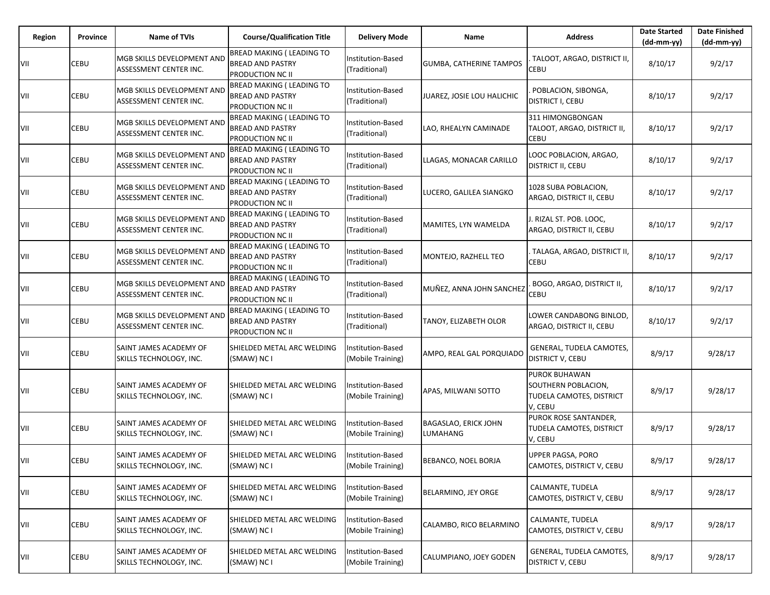| Region | Province | Name of TVIs | Course/Qualification Title | Delivery Mode | Name | Address | Date Started (dd-mm-yy) | Date Finished (dd-mm-yy) |
|---|---|---|---|---|---|---|---|---|
| VII | CEBU | MGB SKILLS DEVELOPMENT AND ASSESSMENT CENTER INC. | BREAD MAKING ( LEADING TO BREAD AND PASTRY PRODUCTION NC II | Institution-Based (Traditional) | GUMBA, CATHERINE TAMPOS | . TALOOT, ARGAO, DISTRICT II, CEBU | 8/10/17 | 9/2/17 |
| VII | CEBU | MGB SKILLS DEVELOPMENT AND ASSESSMENT CENTER INC. | BREAD MAKING ( LEADING TO BREAD AND PASTRY PRODUCTION NC II | Institution-Based (Traditional) | JUAREZ, JOSIE LOU HALICHIC | . POBLACION, SIBONGA, DISTRICT I, CEBU | 8/10/17 | 9/2/17 |
| VII | CEBU | MGB SKILLS DEVELOPMENT AND ASSESSMENT CENTER INC. | BREAD MAKING ( LEADING TO BREAD AND PASTRY PRODUCTION NC II | Institution-Based (Traditional) | LAO, RHEALYN CAMINADE | 311 HIMONGBONGAN TALOOT, ARGAO, DISTRICT II, CEBU | 8/10/17 | 9/2/17 |
| VII | CEBU | MGB SKILLS DEVELOPMENT AND ASSESSMENT CENTER INC. | BREAD MAKING ( LEADING TO BREAD AND PASTRY PRODUCTION NC II | Institution-Based (Traditional) | LLAGAS, MONACAR CARILLO | LOOC POBLACION, ARGAO, DISTRICT II, CEBU | 8/10/17 | 9/2/17 |
| VII | CEBU | MGB SKILLS DEVELOPMENT AND ASSESSMENT CENTER INC. | BREAD MAKING ( LEADING TO BREAD AND PASTRY PRODUCTION NC II | Institution-Based (Traditional) | LUCERO, GALILEA SIANGKO | 1028 SUBA POBLACION, ARGAO, DISTRICT II, CEBU | 8/10/17 | 9/2/17 |
| VII | CEBU | MGB SKILLS DEVELOPMENT AND ASSESSMENT CENTER INC. | BREAD MAKING ( LEADING TO BREAD AND PASTRY PRODUCTION NC II | Institution-Based (Traditional) | MAMITES, LYN WAMELDA | J. RIZAL ST. POB. LOOC, ARGAO, DISTRICT II, CEBU | 8/10/17 | 9/2/17 |
| VII | CEBU | MGB SKILLS DEVELOPMENT AND ASSESSMENT CENTER INC. | BREAD MAKING ( LEADING TO BREAD AND PASTRY PRODUCTION NC II | Institution-Based (Traditional) | MONTEJO, RAZHELL TEO | . TALAGA, ARGAO, DISTRICT II, CEBU | 8/10/17 | 9/2/17 |
| VII | CEBU | MGB SKILLS DEVELOPMENT AND ASSESSMENT CENTER INC. | BREAD MAKING ( LEADING TO BREAD AND PASTRY PRODUCTION NC II | Institution-Based (Traditional) | MUÑEZ, ANNA JOHN SANCHEZ | . BOGO, ARGAO, DISTRICT II, CEBU | 8/10/17 | 9/2/17 |
| VII | CEBU | MGB SKILLS DEVELOPMENT AND ASSESSMENT CENTER INC. | BREAD MAKING ( LEADING TO BREAD AND PASTRY PRODUCTION NC II | Institution-Based (Traditional) | TANOY, ELIZABETH OLOR | LOWER CANDABONG BINLOD, ARGAO, DISTRICT II, CEBU | 8/10/17 | 9/2/17 |
| VII | CEBU | SAINT JAMES ACADEMY OF SKILLS TECHNOLOGY, INC. | SHIELDED METAL ARC WELDING (SMAW) NC I | Institution-Based (Mobile Training) | AMPO, REAL GAL PORQUIADO | GENERAL, TUDELA CAMOTES, DISTRICT V, CEBU | 8/9/17 | 9/28/17 |
| VII | CEBU | SAINT JAMES ACADEMY OF SKILLS TECHNOLOGY, INC. | SHIELDED METAL ARC WELDING (SMAW) NC I | Institution-Based (Mobile Training) | APAS, MILWANI SOTTO | PUROK BUHAWAN SOUTHERN POBLACION, TUDELA CAMOTES, DISTRICT V, CEBU | 8/9/17 | 9/28/17 |
| VII | CEBU | SAINT JAMES ACADEMY OF SKILLS TECHNOLOGY, INC. | SHIELDED METAL ARC WELDING (SMAW) NC I | Institution-Based (Mobile Training) | BAGASLAO, ERICK JOHN LUMAHANG | PUROK ROSE SANTANDER, TUDELA CAMOTES, DISTRICT V, CEBU | 8/9/17 | 9/28/17 |
| VII | CEBU | SAINT JAMES ACADEMY OF SKILLS TECHNOLOGY, INC. | SHIELDED METAL ARC WELDING (SMAW) NC I | Institution-Based (Mobile Training) | BEBANCO, NOEL BORJA | UPPER PAGSA, PORO CAMOTES, DISTRICT V, CEBU | 8/9/17 | 9/28/17 |
| VII | CEBU | SAINT JAMES ACADEMY OF SKILLS TECHNOLOGY, INC. | SHIELDED METAL ARC WELDING (SMAW) NC I | Institution-Based (Mobile Training) | BELARMINO, JEY ORGE | CALMANTE, TUDELA CAMOTES, DISTRICT V, CEBU | 8/9/17 | 9/28/17 |
| VII | CEBU | SAINT JAMES ACADEMY OF SKILLS TECHNOLOGY, INC. | SHIELDED METAL ARC WELDING (SMAW) NC I | Institution-Based (Mobile Training) | CALAMBO, RICO BELARMINO | CALMANTE, TUDELA CAMOTES, DISTRICT V, CEBU | 8/9/17 | 9/28/17 |
| VII | CEBU | SAINT JAMES ACADEMY OF SKILLS TECHNOLOGY, INC. | SHIELDED METAL ARC WELDING (SMAW) NC I | Institution-Based (Mobile Training) | CALUMPIANO, JOEY GODEN | GENERAL, TUDELA CAMOTES, DISTRICT V, CEBU | 8/9/17 | 9/28/17 |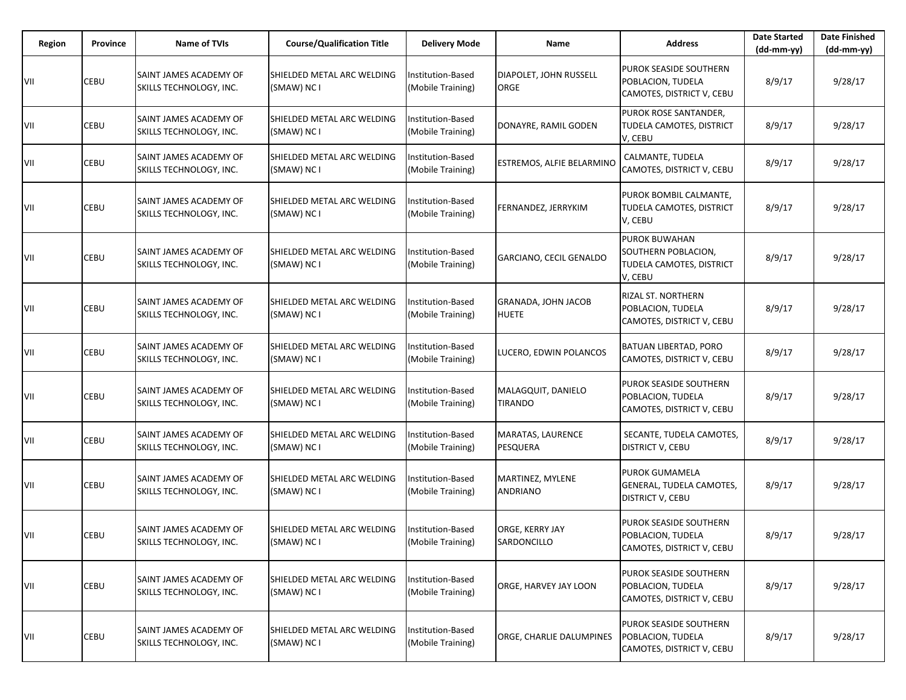| Region | Province | Name of TVIs | Course/Qualification Title | Delivery Mode | Name | Address | Date Started (dd-mm-yy) | Date Finished (dd-mm-yy) |
|---|---|---|---|---|---|---|---|---|
| VII | CEBU | SAINT JAMES ACADEMY OF SKILLS TECHNOLOGY, INC. | SHIELDED METAL ARC WELDING (SMAW) NC I | Institution-Based (Mobile Training) | DIAPOLET, JOHN RUSSELL ORGE | PUROK SEASIDE SOUTHERN POBLACION, TUDELA CAMOTES, DISTRICT V, CEBU | 8/9/17 | 9/28/17 |
| VII | CEBU | SAINT JAMES ACADEMY OF SKILLS TECHNOLOGY, INC. | SHIELDED METAL ARC WELDING (SMAW) NC I | Institution-Based (Mobile Training) | DONAYRE, RAMIL GODEN | PUROK ROSE SANTANDER, TUDELA CAMOTES, DISTRICT V, CEBU | 8/9/17 | 9/28/17 |
| VII | CEBU | SAINT JAMES ACADEMY OF SKILLS TECHNOLOGY, INC. | SHIELDED METAL ARC WELDING (SMAW) NC I | Institution-Based (Mobile Training) | ESTREMOS, ALFIE BELARMINO | CALMANTE, TUDELA CAMOTES, DISTRICT V, CEBU | 8/9/17 | 9/28/17 |
| VII | CEBU | SAINT JAMES ACADEMY OF SKILLS TECHNOLOGY, INC. | SHIELDED METAL ARC WELDING (SMAW) NC I | Institution-Based (Mobile Training) | FERNANDEZ, JERRYKIM | PUROK BOMBIL CALMANTE, TUDELA CAMOTES, DISTRICT V, CEBU | 8/9/17 | 9/28/17 |
| VII | CEBU | SAINT JAMES ACADEMY OF SKILLS TECHNOLOGY, INC. | SHIELDED METAL ARC WELDING (SMAW) NC I | Institution-Based (Mobile Training) | GARCIANO, CECIL GENALDO | PUROK BUWAHAN SOUTHERN POBLACION, TUDELA CAMOTES, DISTRICT V, CEBU | 8/9/17 | 9/28/17 |
| VII | CEBU | SAINT JAMES ACADEMY OF SKILLS TECHNOLOGY, INC. | SHIELDED METAL ARC WELDING (SMAW) NC I | Institution-Based (Mobile Training) | GRANADA, JOHN JACOB HUETE | RIZAL ST. NORTHERN POBLACION, TUDELA CAMOTES, DISTRICT V, CEBU | 8/9/17 | 9/28/17 |
| VII | CEBU | SAINT JAMES ACADEMY OF SKILLS TECHNOLOGY, INC. | SHIELDED METAL ARC WELDING (SMAW) NC I | Institution-Based (Mobile Training) | LUCERO, EDWIN POLANCOS | BATUAN LIBERTAD, PORO CAMOTES, DISTRICT V, CEBU | 8/9/17 | 9/28/17 |
| VII | CEBU | SAINT JAMES ACADEMY OF SKILLS TECHNOLOGY, INC. | SHIELDED METAL ARC WELDING (SMAW) NC I | Institution-Based (Mobile Training) | MALAGQUIT, DANIELO TIRANDO | PUROK SEASIDE SOUTHERN POBLACION, TUDELA CAMOTES, DISTRICT V, CEBU | 8/9/17 | 9/28/17 |
| VII | CEBU | SAINT JAMES ACADEMY OF SKILLS TECHNOLOGY, INC. | SHIELDED METAL ARC WELDING (SMAW) NC I | Institution-Based (Mobile Training) | MARATAS, LAURENCE PESQUERA | SECANTE, TUDELA CAMOTES, DISTRICT V, CEBU | 8/9/17 | 9/28/17 |
| VII | CEBU | SAINT JAMES ACADEMY OF SKILLS TECHNOLOGY, INC. | SHIELDED METAL ARC WELDING (SMAW) NC I | Institution-Based (Mobile Training) | MARTINEZ, MYLENE ANDRIANO | PUROK GUMAMELA GENERAL, TUDELA CAMOTES, DISTRICT V, CEBU | 8/9/17 | 9/28/17 |
| VII | CEBU | SAINT JAMES ACADEMY OF SKILLS TECHNOLOGY, INC. | SHIELDED METAL ARC WELDING (SMAW) NC I | Institution-Based (Mobile Training) | ORGE, KERRY JAY SARDONCILLO | PUROK SEASIDE SOUTHERN POBLACION, TUDELA CAMOTES, DISTRICT V, CEBU | 8/9/17 | 9/28/17 |
| VII | CEBU | SAINT JAMES ACADEMY OF SKILLS TECHNOLOGY, INC. | SHIELDED METAL ARC WELDING (SMAW) NC I | Institution-Based (Mobile Training) | ORGE, HARVEY JAY LOON | PUROK SEASIDE SOUTHERN POBLACION, TUDELA CAMOTES, DISTRICT V, CEBU | 8/9/17 | 9/28/17 |
| VII | CEBU | SAINT JAMES ACADEMY OF SKILLS TECHNOLOGY, INC. | SHIELDED METAL ARC WELDING (SMAW) NC I | Institution-Based (Mobile Training) | ORGE, CHARLIE DALUMPINES | PUROK SEASIDE SOUTHERN POBLACION, TUDELA CAMOTES, DISTRICT V, CEBU | 8/9/17 | 9/28/17 |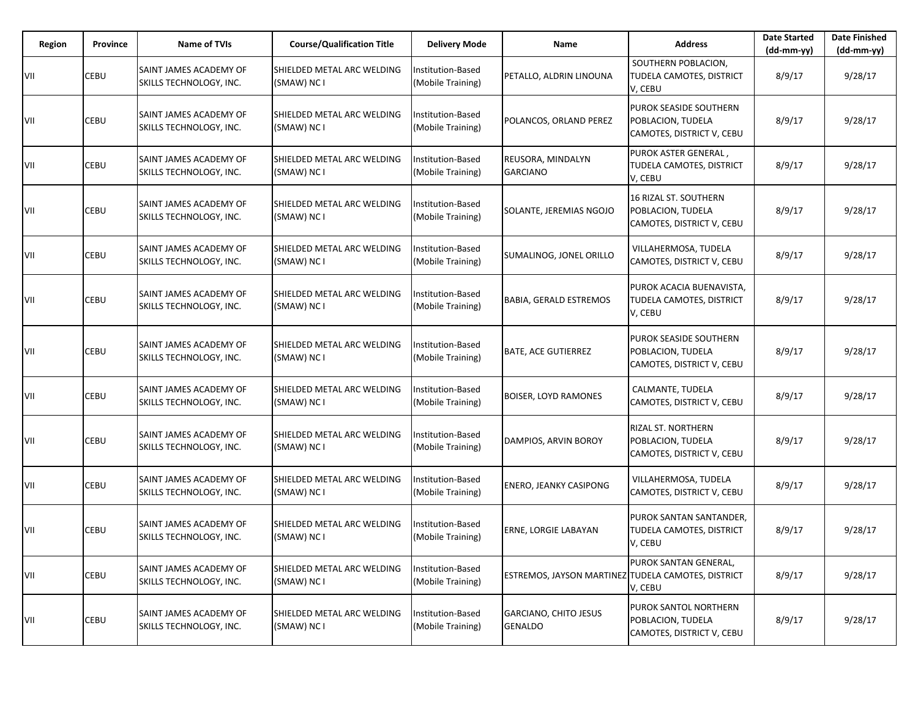| Region | Province | Name of TVIs | Course/Qualification Title | Delivery Mode | Name | Address | Date Started (dd-mm-yy) | Date Finished (dd-mm-yy) |
|---|---|---|---|---|---|---|---|---|
| VII | CEBU | SAINT JAMES ACADEMY OF SKILLS TECHNOLOGY, INC. | SHIELDED METAL ARC WELDING (SMAW) NC I | Institution-Based (Mobile Training) | PETALLO, ALDRIN LINOUNA | SOUTHERN POBLACION, TUDELA CAMOTES, DISTRICT V, CEBU | 8/9/17 | 9/28/17 |
| VII | CEBU | SAINT JAMES ACADEMY OF SKILLS TECHNOLOGY, INC. | SHIELDED METAL ARC WELDING (SMAW) NC I | Institution-Based (Mobile Training) | POLANCOS, ORLAND PEREZ | PUROK SEASIDE SOUTHERN POBLACION, TUDELA CAMOTES, DISTRICT V, CEBU | 8/9/17 | 9/28/17 |
| VII | CEBU | SAINT JAMES ACADEMY OF SKILLS TECHNOLOGY, INC. | SHIELDED METAL ARC WELDING (SMAW) NC I | Institution-Based (Mobile Training) | REUSORA, MINDALYN GARCIANO | PUROK ASTER GENERAL , TUDELA CAMOTES, DISTRICT V, CEBU | 8/9/17 | 9/28/17 |
| VII | CEBU | SAINT JAMES ACADEMY OF SKILLS TECHNOLOGY, INC. | SHIELDED METAL ARC WELDING (SMAW) NC I | Institution-Based (Mobile Training) | SOLANTE, JEREMIAS NGOJO | 16 RIZAL ST. SOUTHERN POBLACION, TUDELA CAMOTES, DISTRICT V, CEBU | 8/9/17 | 9/28/17 |
| VII | CEBU | SAINT JAMES ACADEMY OF SKILLS TECHNOLOGY, INC. | SHIELDED METAL ARC WELDING (SMAW) NC I | Institution-Based (Mobile Training) | SUMALINOG, JONEL ORILLO | VILLAHERMOSA, TUDELA CAMOTES, DISTRICT V, CEBU | 8/9/17 | 9/28/17 |
| VII | CEBU | SAINT JAMES ACADEMY OF SKILLS TECHNOLOGY, INC. | SHIELDED METAL ARC WELDING (SMAW) NC I | Institution-Based (Mobile Training) | BABIA, GERALD ESTREMOS | PUROK ACACIA BUENAVISTA, TUDELA CAMOTES, DISTRICT V, CEBU | 8/9/17 | 9/28/17 |
| VII | CEBU | SAINT JAMES ACADEMY OF SKILLS TECHNOLOGY, INC. | SHIELDED METAL ARC WELDING (SMAW) NC I | Institution-Based (Mobile Training) | BATE, ACE GUTIERREZ | PUROK SEASIDE SOUTHERN POBLACION, TUDELA CAMOTES, DISTRICT V, CEBU | 8/9/17 | 9/28/17 |
| VII | CEBU | SAINT JAMES ACADEMY OF SKILLS TECHNOLOGY, INC. | SHIELDED METAL ARC WELDING (SMAW) NC I | Institution-Based (Mobile Training) | BOISER, LOYD RAMONES | CALMANTE, TUDELA CAMOTES, DISTRICT V, CEBU | 8/9/17 | 9/28/17 |
| VII | CEBU | SAINT JAMES ACADEMY OF SKILLS TECHNOLOGY, INC. | SHIELDED METAL ARC WELDING (SMAW) NC I | Institution-Based (Mobile Training) | DAMPIOS, ARVIN BOROY | RIZAL ST. NORTHERN POBLACION, TUDELA CAMOTES, DISTRICT V, CEBU | 8/9/17 | 9/28/17 |
| VII | CEBU | SAINT JAMES ACADEMY OF SKILLS TECHNOLOGY, INC. | SHIELDED METAL ARC WELDING (SMAW) NC I | Institution-Based (Mobile Training) | ENERO, JEANKY CASIPONG | VILLAHERMOSA, TUDELA CAMOTES, DISTRICT V, CEBU | 8/9/17 | 9/28/17 |
| VII | CEBU | SAINT JAMES ACADEMY OF SKILLS TECHNOLOGY, INC. | SHIELDED METAL ARC WELDING (SMAW) NC I | Institution-Based (Mobile Training) | ERNE, LORGIE LABAYAN | PUROK SANTAN SANTANDER, TUDELA CAMOTES, DISTRICT V, CEBU | 8/9/17 | 9/28/17 |
| VII | CEBU | SAINT JAMES ACADEMY OF SKILLS TECHNOLOGY, INC. | SHIELDED METAL ARC WELDING (SMAW) NC I | Institution-Based (Mobile Training) | ESTREMOS, JAYSON MARTINEZ | PUROK SANTAN GENERAL, TUDELA CAMOTES, DISTRICT V, CEBU | 8/9/17 | 9/28/17 |
| VII | CEBU | SAINT JAMES ACADEMY OF SKILLS TECHNOLOGY, INC. | SHIELDED METAL ARC WELDING (SMAW) NC I | Institution-Based (Mobile Training) | GARCIANO, CHITO JESUS GENALDO | PUROK SANTOL NORTHERN POBLACION, TUDELA CAMOTES, DISTRICT V, CEBU | 8/9/17 | 9/28/17 |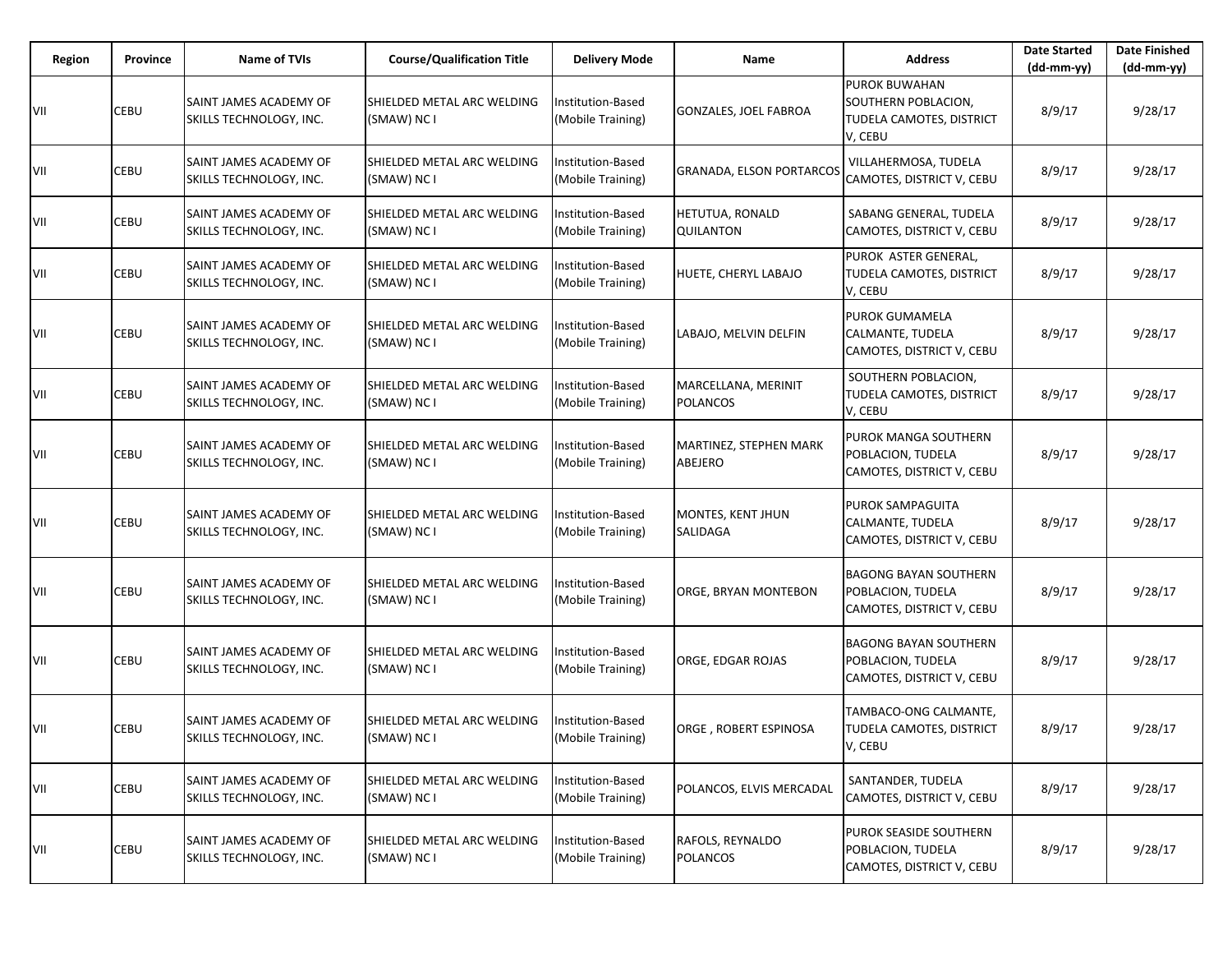| Region | Province | Name of TVIs | Course/Qualification Title | Delivery Mode | Name | Address | Date Started (dd-mm-yy) | Date Finished (dd-mm-yy) |
|---|---|---|---|---|---|---|---|---|
| VII | CEBU | SAINT JAMES ACADEMY OF SKILLS TECHNOLOGY, INC. | SHIELDED METAL ARC WELDING (SMAW) NC I | Institution-Based (Mobile Training) | GONZALES, JOEL FABROA | PUROK BUWAHAN SOUTHERN POBLACION, TUDELA CAMOTES, DISTRICT V, CEBU | 8/9/17 | 9/28/17 |
| VII | CEBU | SAINT JAMES ACADEMY OF SKILLS TECHNOLOGY, INC. | SHIELDED METAL ARC WELDING (SMAW) NC I | Institution-Based (Mobile Training) | GRANADA, ELSON PORTARCOS | VILLAHERMOSA, TUDELA CAMOTES, DISTRICT V, CEBU | 8/9/17 | 9/28/17 |
| VII | CEBU | SAINT JAMES ACADEMY OF SKILLS TECHNOLOGY, INC. | SHIELDED METAL ARC WELDING (SMAW) NC I | Institution-Based (Mobile Training) | HETUTUA, RONALD QUILANTON | SABANG GENERAL, TUDELA CAMOTES, DISTRICT V, CEBU | 8/9/17 | 9/28/17 |
| VII | CEBU | SAINT JAMES ACADEMY OF SKILLS TECHNOLOGY, INC. | SHIELDED METAL ARC WELDING (SMAW) NC I | Institution-Based (Mobile Training) | HUETE, CHERYL LABAJO | PUROK ASTER GENERAL, TUDELA CAMOTES, DISTRICT V, CEBU | 8/9/17 | 9/28/17 |
| VII | CEBU | SAINT JAMES ACADEMY OF SKILLS TECHNOLOGY, INC. | SHIELDED METAL ARC WELDING (SMAW) NC I | Institution-Based (Mobile Training) | LABAJO, MELVIN DELFIN | PUROK GUMAMELA CALMANTE, TUDELA CAMOTES, DISTRICT V, CEBU | 8/9/17 | 9/28/17 |
| VII | CEBU | SAINT JAMES ACADEMY OF SKILLS TECHNOLOGY, INC. | SHIELDED METAL ARC WELDING (SMAW) NC I | Institution-Based (Mobile Training) | MARCELLANA, MERINIT POLANCOS | SOUTHERN POBLACION, TUDELA CAMOTES, DISTRICT V, CEBU | 8/9/17 | 9/28/17 |
| VII | CEBU | SAINT JAMES ACADEMY OF SKILLS TECHNOLOGY, INC. | SHIELDED METAL ARC WELDING (SMAW) NC I | Institution-Based (Mobile Training) | MARTINEZ, STEPHEN MARK ABEJERO | PUROK MANGA SOUTHERN POBLACION, TUDELA CAMOTES, DISTRICT V, CEBU | 8/9/17 | 9/28/17 |
| VII | CEBU | SAINT JAMES ACADEMY OF SKILLS TECHNOLOGY, INC. | SHIELDED METAL ARC WELDING (SMAW) NC I | Institution-Based (Mobile Training) | MONTES, KENT JHUN SALIDAGA | PUROK SAMPAGUITA CALMANTE, TUDELA CAMOTES, DISTRICT V, CEBU | 8/9/17 | 9/28/17 |
| VII | CEBU | SAINT JAMES ACADEMY OF SKILLS TECHNOLOGY, INC. | SHIELDED METAL ARC WELDING (SMAW) NC I | Institution-Based (Mobile Training) | ORGE, BRYAN MONTEBON | BAGONG BAYAN SOUTHERN POBLACION, TUDELA CAMOTES, DISTRICT V, CEBU | 8/9/17 | 9/28/17 |
| VII | CEBU | SAINT JAMES ACADEMY OF SKILLS TECHNOLOGY, INC. | SHIELDED METAL ARC WELDING (SMAW) NC I | Institution-Based (Mobile Training) | ORGE, EDGAR ROJAS | BAGONG BAYAN SOUTHERN POBLACION, TUDELA CAMOTES, DISTRICT V, CEBU | 8/9/17 | 9/28/17 |
| VII | CEBU | SAINT JAMES ACADEMY OF SKILLS TECHNOLOGY, INC. | SHIELDED METAL ARC WELDING (SMAW) NC I | Institution-Based (Mobile Training) | ORGE , ROBERT ESPINOSA | TAMBACO-ONG CALMANTE, TUDELA CAMOTES, DISTRICT V, CEBU | 8/9/17 | 9/28/17 |
| VII | CEBU | SAINT JAMES ACADEMY OF SKILLS TECHNOLOGY, INC. | SHIELDED METAL ARC WELDING (SMAW) NC I | Institution-Based (Mobile Training) | POLANCOS, ELVIS MERCADAL | SANTANDER, TUDELA CAMOTES, DISTRICT V, CEBU | 8/9/17 | 9/28/17 |
| VII | CEBU | SAINT JAMES ACADEMY OF SKILLS TECHNOLOGY, INC. | SHIELDED METAL ARC WELDING (SMAW) NC I | Institution-Based (Mobile Training) | RAFOLS, REYNALDO POLANCOS | PUROK SEASIDE SOUTHERN POBLACION, TUDELA CAMOTES, DISTRICT V, CEBU | 8/9/17 | 9/28/17 |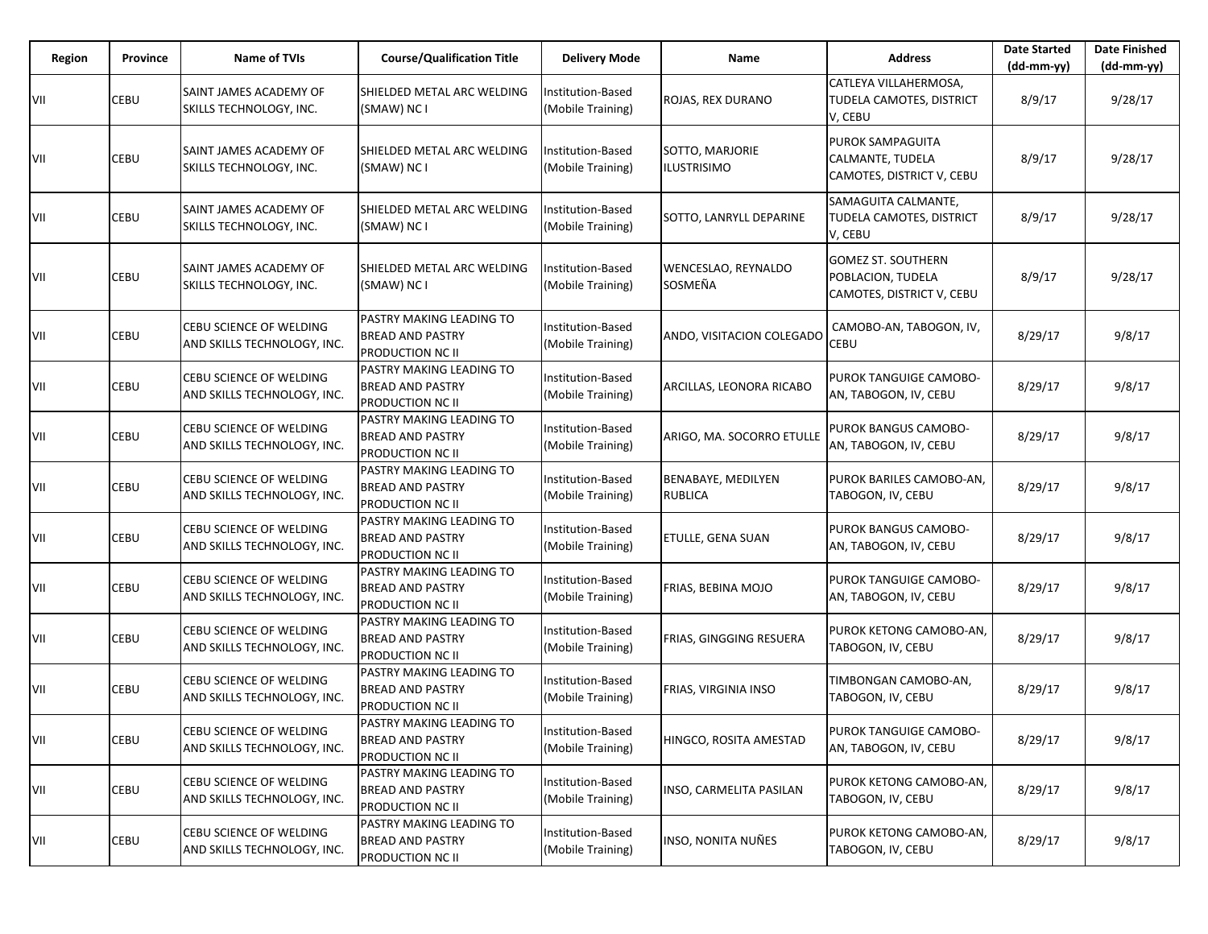| Region | Province | Name of TVIs | Course/Qualification Title | Delivery Mode | Name | Address | Date Started (dd-mm-yy) | Date Finished (dd-mm-yy) |
|---|---|---|---|---|---|---|---|---|
| VII | CEBU | SAINT JAMES ACADEMY OF SKILLS TECHNOLOGY, INC. | SHIELDED METAL ARC WELDING (SMAW) NC I | Institution-Based (Mobile Training) | ROJAS, REX DURANO | CATLEYA VILLAHERMOSA, TUDELA CAMOTES, DISTRICT V, CEBU | 8/9/17 | 9/28/17 |
| VII | CEBU | SAINT JAMES ACADEMY OF SKILLS TECHNOLOGY, INC. | SHIELDED METAL ARC WELDING (SMAW) NC I | Institution-Based (Mobile Training) | SOTTO, MARJORIE ILUSTRISIMO | PUROK SAMPAGUITA CALMANTE, TUDELA CAMOTES, DISTRICT V, CEBU | 8/9/17 | 9/28/17 |
| VII | CEBU | SAINT JAMES ACADEMY OF SKILLS TECHNOLOGY, INC. | SHIELDED METAL ARC WELDING (SMAW) NC I | Institution-Based (Mobile Training) | SOTTO, LANRYLL DEPARINE | SAMAGUITA CALMANTE, TUDELA CAMOTES, DISTRICT V, CEBU | 8/9/17 | 9/28/17 |
| VII | CEBU | SAINT JAMES ACADEMY OF SKILLS TECHNOLOGY, INC. | SHIELDED METAL ARC WELDING (SMAW) NC I | Institution-Based (Mobile Training) | WENCESLAO, REYNALDO SOSMEÑA | GOMEZ ST. SOUTHERN POBLACION, TUDELA CAMOTES, DISTRICT V, CEBU | 8/9/17 | 9/28/17 |
| VII | CEBU | CEBU SCIENCE OF WELDING AND SKILLS TECHNOLOGY, INC. | PASTRY MAKING LEADING TO BREAD AND PASTRY PRODUCTION NC II | Institution-Based (Mobile Training) | ANDO, VISITACION COLEGADO | CAMOBO-AN, TABOGON, IV, CEBU | 8/29/17 | 9/8/17 |
| VII | CEBU | CEBU SCIENCE OF WELDING AND SKILLS TECHNOLOGY, INC. | PASTRY MAKING LEADING TO BREAD AND PASTRY PRODUCTION NC II | Institution-Based (Mobile Training) | ARCILLAS, LEONORA RICABO | PUROK TANGUIGE CAMOBO-AN, TABOGON, IV, CEBU | 8/29/17 | 9/8/17 |
| VII | CEBU | CEBU SCIENCE OF WELDING AND SKILLS TECHNOLOGY, INC. | PASTRY MAKING LEADING TO BREAD AND PASTRY PRODUCTION NC II | Institution-Based (Mobile Training) | ARIGO, MA. SOCORRO ETULLE | PUROK BANGUS CAMOBO-AN, TABOGON, IV, CEBU | 8/29/17 | 9/8/17 |
| VII | CEBU | CEBU SCIENCE OF WELDING AND SKILLS TECHNOLOGY, INC. | PASTRY MAKING LEADING TO BREAD AND PASTRY PRODUCTION NC II | Institution-Based (Mobile Training) | BENABAYE, MEDILYEN RUBLICA | PUROK BARILES CAMOBO-AN, TABOGON, IV, CEBU | 8/29/17 | 9/8/17 |
| VII | CEBU | CEBU SCIENCE OF WELDING AND SKILLS TECHNOLOGY, INC. | PASTRY MAKING LEADING TO BREAD AND PASTRY PRODUCTION NC II | Institution-Based (Mobile Training) | ETULLE, GENA SUAN | PUROK BANGUS CAMOBO-AN, TABOGON, IV, CEBU | 8/29/17 | 9/8/17 |
| VII | CEBU | CEBU SCIENCE OF WELDING AND SKILLS TECHNOLOGY, INC. | PASTRY MAKING LEADING TO BREAD AND PASTRY PRODUCTION NC II | Institution-Based (Mobile Training) | FRIAS, BEBINA MOJO | PUROK TANGUIGE CAMOBO-AN, TABOGON, IV, CEBU | 8/29/17 | 9/8/17 |
| VII | CEBU | CEBU SCIENCE OF WELDING AND SKILLS TECHNOLOGY, INC. | PASTRY MAKING LEADING TO BREAD AND PASTRY PRODUCTION NC II | Institution-Based (Mobile Training) | FRIAS, GINGGING RESUERA | PUROK KETONG CAMOBO-AN, TABOGON, IV, CEBU | 8/29/17 | 9/8/17 |
| VII | CEBU | CEBU SCIENCE OF WELDING AND SKILLS TECHNOLOGY, INC. | PASTRY MAKING LEADING TO BREAD AND PASTRY PRODUCTION NC II | Institution-Based (Mobile Training) | FRIAS, VIRGINIA INSO | TIMBONGAN CAMOBO-AN, TABOGON, IV, CEBU | 8/29/17 | 9/8/17 |
| VII | CEBU | CEBU SCIENCE OF WELDING AND SKILLS TECHNOLOGY, INC. | PASTRY MAKING LEADING TO BREAD AND PASTRY PRODUCTION NC II | Institution-Based (Mobile Training) | HINGCO, ROSITA AMESTAD | PUROK TANGUIGE CAMOBO-AN, TABOGON, IV, CEBU | 8/29/17 | 9/8/17 |
| VII | CEBU | CEBU SCIENCE OF WELDING AND SKILLS TECHNOLOGY, INC. | PASTRY MAKING LEADING TO BREAD AND PASTRY PRODUCTION NC II | Institution-Based (Mobile Training) | INSO, CARMELITA PASILAN | PUROK KETONG CAMOBO-AN, TABOGON, IV, CEBU | 8/29/17 | 9/8/17 |
| VII | CEBU | CEBU SCIENCE OF WELDING AND SKILLS TECHNOLOGY, INC. | PASTRY MAKING LEADING TO BREAD AND PASTRY PRODUCTION NC II | Institution-Based (Mobile Training) | INSO, NONITA NUÑES | PUROK KETONG CAMOBO-AN, TABOGON, IV, CEBU | 8/29/17 | 9/8/17 |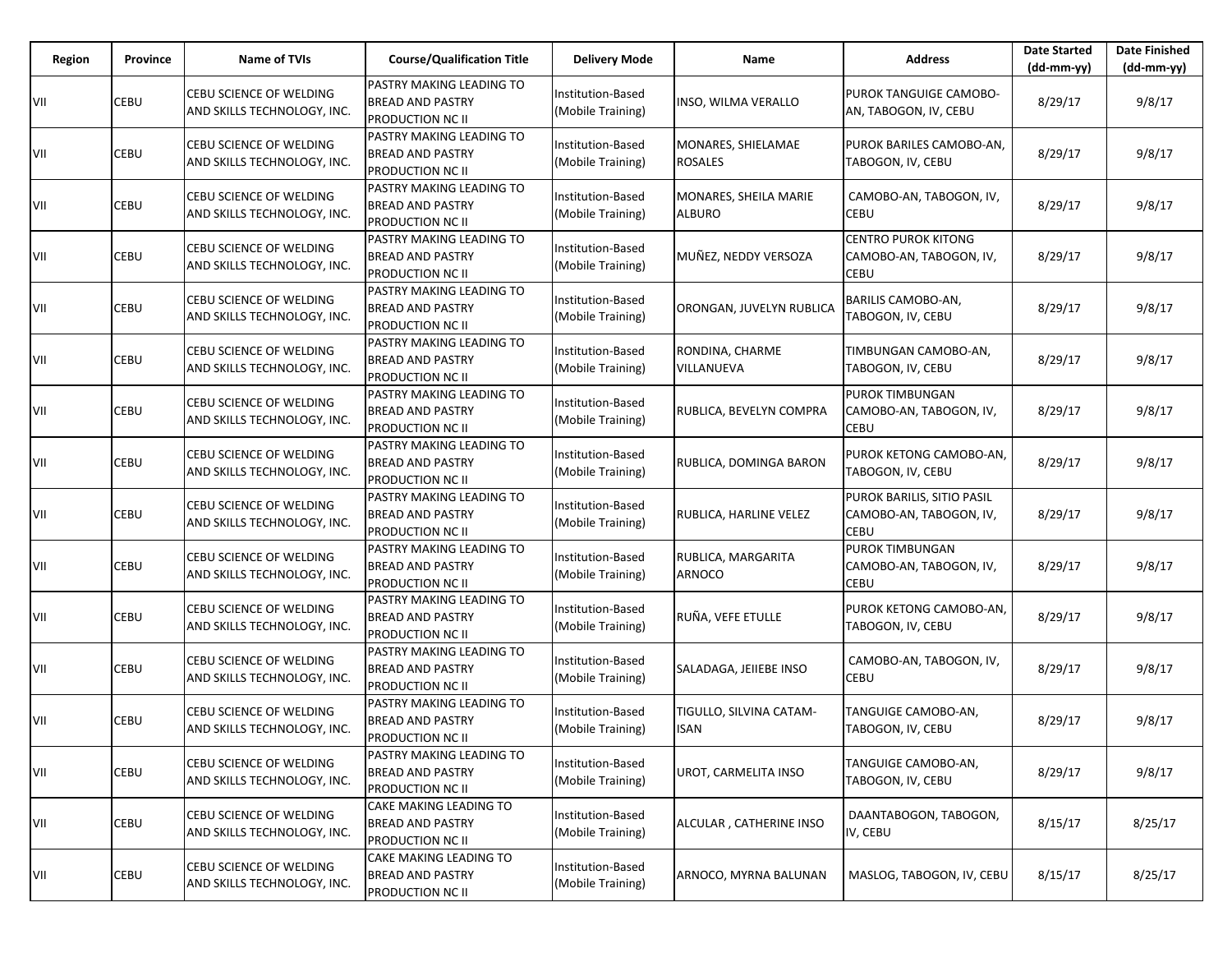| Region | Province | Name of TVIs | Course/Qualification Title | Delivery Mode | Name | Address | Date Started (dd-mm-yy) | Date Finished (dd-mm-yy) |
|---|---|---|---|---|---|---|---|---|
| VII | CEBU | CEBU SCIENCE OF WELDING AND SKILLS TECHNOLOGY, INC. | PASTRY MAKING LEADING TO BREAD AND PASTRY PRODUCTION NC II | Institution-Based (Mobile Training) | INSO, WILMA VERALLO | PUROK TANGUIGE CAMOBO-AN, TABOGON, IV, CEBU | 8/29/17 | 9/8/17 |
| VII | CEBU | CEBU SCIENCE OF WELDING AND SKILLS TECHNOLOGY, INC. | PASTRY MAKING LEADING TO BREAD AND PASTRY PRODUCTION NC II | Institution-Based (Mobile Training) | MONARES, SHIELAMAE ROSALES | PUROK BARILES CAMOBO-AN, TABOGON, IV, CEBU | 8/29/17 | 9/8/17 |
| VII | CEBU | CEBU SCIENCE OF WELDING AND SKILLS TECHNOLOGY, INC. | PASTRY MAKING LEADING TO BREAD AND PASTRY PRODUCTION NC II | Institution-Based (Mobile Training) | MONARES, SHEILA MARIE ALBURO | CAMOBO-AN, TABOGON, IV, CEBU | 8/29/17 | 9/8/17 |
| VII | CEBU | CEBU SCIENCE OF WELDING AND SKILLS TECHNOLOGY, INC. | PASTRY MAKING LEADING TO BREAD AND PASTRY PRODUCTION NC II | Institution-Based (Mobile Training) | MUÑEZ, NEDDY VERSOZA | CENTRO PUROK KITONG CAMOBO-AN, TABOGON, IV, CEBU | 8/29/17 | 9/8/17 |
| VII | CEBU | CEBU SCIENCE OF WELDING AND SKILLS TECHNOLOGY, INC. | PASTRY MAKING LEADING TO BREAD AND PASTRY PRODUCTION NC II | Institution-Based (Mobile Training) | ORONGAN, JUVELYN RUBLICA | BARILIS CAMOBO-AN, TABOGON, IV, CEBU | 8/29/17 | 9/8/17 |
| VII | CEBU | CEBU SCIENCE OF WELDING AND SKILLS TECHNOLOGY, INC. | PASTRY MAKING LEADING TO BREAD AND PASTRY PRODUCTION NC II | Institution-Based (Mobile Training) | RONDINA, CHARME VILLANUEVA | TIMBUNGAN CAMOBO-AN, TABOGON, IV, CEBU | 8/29/17 | 9/8/17 |
| VII | CEBU | CEBU SCIENCE OF WELDING AND SKILLS TECHNOLOGY, INC. | PASTRY MAKING LEADING TO BREAD AND PASTRY PRODUCTION NC II | Institution-Based (Mobile Training) | RUBLICA, BEVELYN COMPRA | PUROK TIMBUNGAN CAMOBO-AN, TABOGON, IV, CEBU | 8/29/17 | 9/8/17 |
| VII | CEBU | CEBU SCIENCE OF WELDING AND SKILLS TECHNOLOGY, INC. | PASTRY MAKING LEADING TO BREAD AND PASTRY PRODUCTION NC II | Institution-Based (Mobile Training) | RUBLICA, DOMINGA BARON | PUROK KETONG CAMOBO-AN, TABOGON, IV, CEBU | 8/29/17 | 9/8/17 |
| VII | CEBU | CEBU SCIENCE OF WELDING AND SKILLS TECHNOLOGY, INC. | PASTRY MAKING LEADING TO BREAD AND PASTRY PRODUCTION NC II | Institution-Based (Mobile Training) | RUBLICA, HARLINE VELEZ | PUROK BARILIS, SITIO PASIL CAMOBO-AN, TABOGON, IV, CEBU | 8/29/17 | 9/8/17 |
| VII | CEBU | CEBU SCIENCE OF WELDING AND SKILLS TECHNOLOGY, INC. | PASTRY MAKING LEADING TO BREAD AND PASTRY PRODUCTION NC II | Institution-Based (Mobile Training) | RUBLICA, MARGARITA ARNOCO | PUROK TIMBUNGAN CAMOBO-AN, TABOGON, IV, CEBU | 8/29/17 | 9/8/17 |
| VII | CEBU | CEBU SCIENCE OF WELDING AND SKILLS TECHNOLOGY, INC. | PASTRY MAKING LEADING TO BREAD AND PASTRY PRODUCTION NC II | Institution-Based (Mobile Training) | RUÑA, VEFE ETULLE | PUROK KETONG CAMOBO-AN, TABOGON, IV, CEBU | 8/29/17 | 9/8/17 |
| VII | CEBU | CEBU SCIENCE OF WELDING AND SKILLS TECHNOLOGY, INC. | PASTRY MAKING LEADING TO BREAD AND PASTRY PRODUCTION NC II | Institution-Based (Mobile Training) | SALADAGA, JEIIEBE INSO | CAMOBO-AN, TABOGON, IV, CEBU | 8/29/17 | 9/8/17 |
| VII | CEBU | CEBU SCIENCE OF WELDING AND SKILLS TECHNOLOGY, INC. | PASTRY MAKING LEADING TO BREAD AND PASTRY PRODUCTION NC II | Institution-Based (Mobile Training) | TIGULLO, SILVINA CATAM-ISAN | TANGUIGE CAMOBO-AN, TABOGON, IV, CEBU | 8/29/17 | 9/8/17 |
| VII | CEBU | CEBU SCIENCE OF WELDING AND SKILLS TECHNOLOGY, INC. | PASTRY MAKING LEADING TO BREAD AND PASTRY PRODUCTION NC II | Institution-Based (Mobile Training) | UROT, CARMELITA INSO | TANGUIGE CAMOBO-AN, TABOGON, IV, CEBU | 8/29/17 | 9/8/17 |
| VII | CEBU | CEBU SCIENCE OF WELDING AND SKILLS TECHNOLOGY, INC. | CAKE MAKING LEADING TO BREAD AND PASTRY PRODUCTION NC II | Institution-Based (Mobile Training) | ALCULAR , CATHERINE INSO | DAANTABOGON, TABOGON, IV, CEBU | 8/15/17 | 8/25/17 |
| VII | CEBU | CEBU SCIENCE OF WELDING AND SKILLS TECHNOLOGY, INC. | CAKE MAKING LEADING TO BREAD AND PASTRY PRODUCTION NC II | Institution-Based (Mobile Training) | ARNOCO, MYRNA BALUNAN | MASLOG, TABOGON, IV, CEBU | 8/15/17 | 8/25/17 |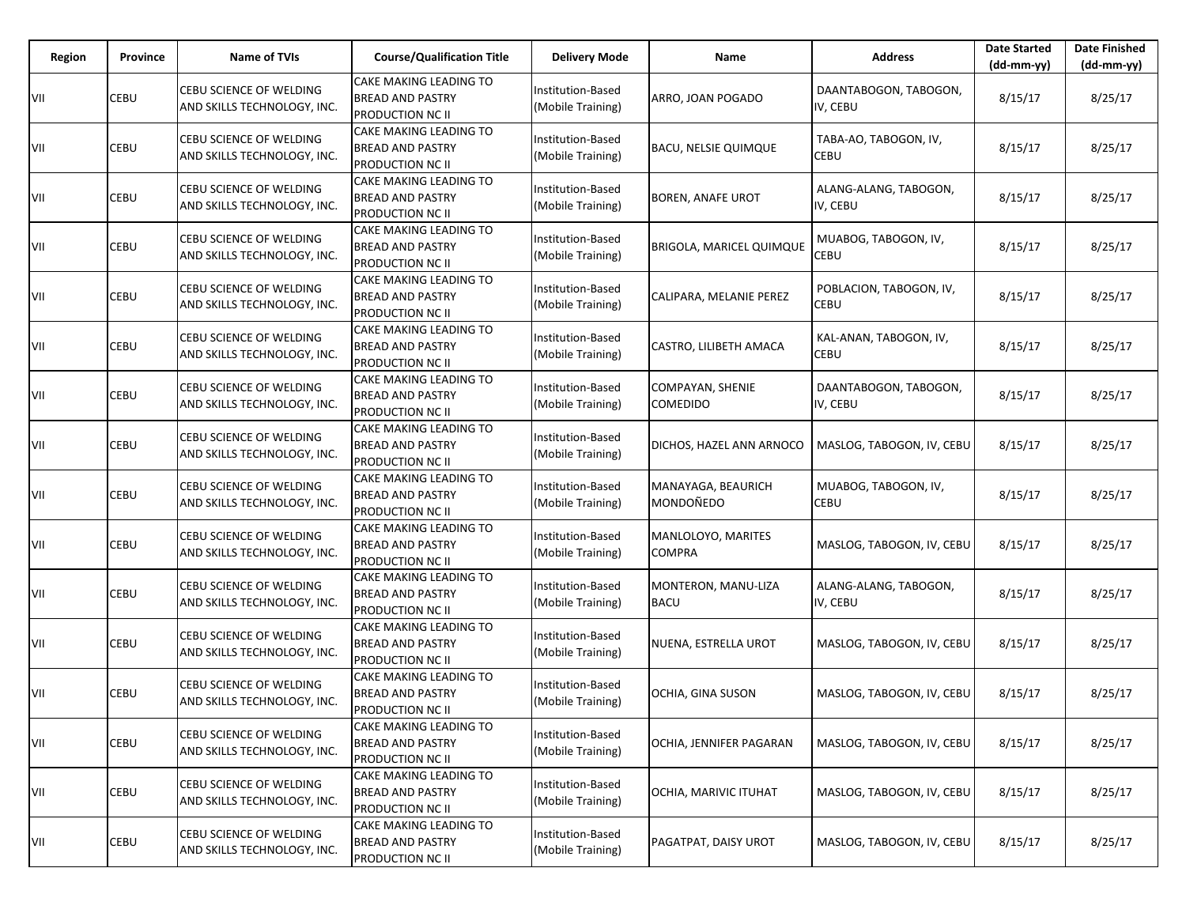| Region | Province | Name of TVIs | Course/Qualification Title | Delivery Mode | Name | Address | Date Started (dd-mm-yy) | Date Finished (dd-mm-yy) |
|---|---|---|---|---|---|---|---|---|
| VII | CEBU | CEBU SCIENCE OF WELDING AND SKILLS TECHNOLOGY, INC. | CAKE MAKING LEADING TO BREAD AND PASTRY PRODUCTION NC II | Institution-Based (Mobile Training) | ARRO, JOAN POGADO | DAANTABOGON, TABOGON, IV, CEBU | 8/15/17 | 8/25/17 |
| VII | CEBU | CEBU SCIENCE OF WELDING AND SKILLS TECHNOLOGY, INC. | CAKE MAKING LEADING TO BREAD AND PASTRY PRODUCTION NC II | Institution-Based (Mobile Training) | BACU, NELSIE QUIMQUE | TABA-AO, TABOGON, IV, CEBU | 8/15/17 | 8/25/17 |
| VII | CEBU | CEBU SCIENCE OF WELDING AND SKILLS TECHNOLOGY, INC. | CAKE MAKING LEADING TO BREAD AND PASTRY PRODUCTION NC II | Institution-Based (Mobile Training) | BOREN, ANAFE UROT | ALANG-ALANG, TABOGON, IV, CEBU | 8/15/17 | 8/25/17 |
| VII | CEBU | CEBU SCIENCE OF WELDING AND SKILLS TECHNOLOGY, INC. | CAKE MAKING LEADING TO BREAD AND PASTRY PRODUCTION NC II | Institution-Based (Mobile Training) | BRIGOLA, MARICEL QUIMQUE | MUABOG, TABOGON, IV, CEBU | 8/15/17 | 8/25/17 |
| VII | CEBU | CEBU SCIENCE OF WELDING AND SKILLS TECHNOLOGY, INC. | CAKE MAKING LEADING TO BREAD AND PASTRY PRODUCTION NC II | Institution-Based (Mobile Training) | CALIPARA, MELANIE PEREZ | POBLACION, TABOGON, IV, CEBU | 8/15/17 | 8/25/17 |
| VII | CEBU | CEBU SCIENCE OF WELDING AND SKILLS TECHNOLOGY, INC. | CAKE MAKING LEADING TO BREAD AND PASTRY PRODUCTION NC II | Institution-Based (Mobile Training) | CASTRO, LILIBETH AMACA | KAL-ANAN, TABOGON, IV, CEBU | 8/15/17 | 8/25/17 |
| VII | CEBU | CEBU SCIENCE OF WELDING AND SKILLS TECHNOLOGY, INC. | CAKE MAKING LEADING TO BREAD AND PASTRY PRODUCTION NC II | Institution-Based (Mobile Training) | COMPAYAN, SHENIE COMEDIDO | DAANTABOGON, TABOGON, IV, CEBU | 8/15/17 | 8/25/17 |
| VII | CEBU | CEBU SCIENCE OF WELDING AND SKILLS TECHNOLOGY, INC. | CAKE MAKING LEADING TO BREAD AND PASTRY PRODUCTION NC II | Institution-Based (Mobile Training) | DICHOS, HAZEL ANN ARNOCO | MASLOG, TABOGON, IV, CEBU | 8/15/17 | 8/25/17 |
| VII | CEBU | CEBU SCIENCE OF WELDING AND SKILLS TECHNOLOGY, INC. | CAKE MAKING LEADING TO BREAD AND PASTRY PRODUCTION NC II | Institution-Based (Mobile Training) | MANAYAGA, BEAURICH MONDOÑEDO | MUABOG, TABOGON, IV, CEBU | 8/15/17 | 8/25/17 |
| VII | CEBU | CEBU SCIENCE OF WELDING AND SKILLS TECHNOLOGY, INC. | CAKE MAKING LEADING TO BREAD AND PASTRY PRODUCTION NC II | Institution-Based (Mobile Training) | MANLOLOYO, MARITES COMPRA | MASLOG, TABOGON, IV, CEBU | 8/15/17 | 8/25/17 |
| VII | CEBU | CEBU SCIENCE OF WELDING AND SKILLS TECHNOLOGY, INC. | CAKE MAKING LEADING TO BREAD AND PASTRY PRODUCTION NC II | Institution-Based (Mobile Training) | MONTERON, MANU-LIZA BACU | ALANG-ALANG, TABOGON, IV, CEBU | 8/15/17 | 8/25/17 |
| VII | CEBU | CEBU SCIENCE OF WELDING AND SKILLS TECHNOLOGY, INC. | CAKE MAKING LEADING TO BREAD AND PASTRY PRODUCTION NC II | Institution-Based (Mobile Training) | NUENA, ESTRELLA UROT | MASLOG, TABOGON, IV, CEBU | 8/15/17 | 8/25/17 |
| VII | CEBU | CEBU SCIENCE OF WELDING AND SKILLS TECHNOLOGY, INC. | CAKE MAKING LEADING TO BREAD AND PASTRY PRODUCTION NC II | Institution-Based (Mobile Training) | OCHIA, GINA SUSON | MASLOG, TABOGON, IV, CEBU | 8/15/17 | 8/25/17 |
| VII | CEBU | CEBU SCIENCE OF WELDING AND SKILLS TECHNOLOGY, INC. | CAKE MAKING LEADING TO BREAD AND PASTRY PRODUCTION NC II | Institution-Based (Mobile Training) | OCHIA, JENNIFER PAGARAN | MASLOG, TABOGON, IV, CEBU | 8/15/17 | 8/25/17 |
| VII | CEBU | CEBU SCIENCE OF WELDING AND SKILLS TECHNOLOGY, INC. | CAKE MAKING LEADING TO BREAD AND PASTRY PRODUCTION NC II | Institution-Based (Mobile Training) | OCHIA, MARIVIC ITUHAT | MASLOG, TABOGON, IV, CEBU | 8/15/17 | 8/25/17 |
| VII | CEBU | CEBU SCIENCE OF WELDING AND SKILLS TECHNOLOGY, INC. | CAKE MAKING LEADING TO BREAD AND PASTRY PRODUCTION NC II | Institution-Based (Mobile Training) | PAGATPAT, DAISY UROT | MASLOG, TABOGON, IV, CEBU | 8/15/17 | 8/25/17 |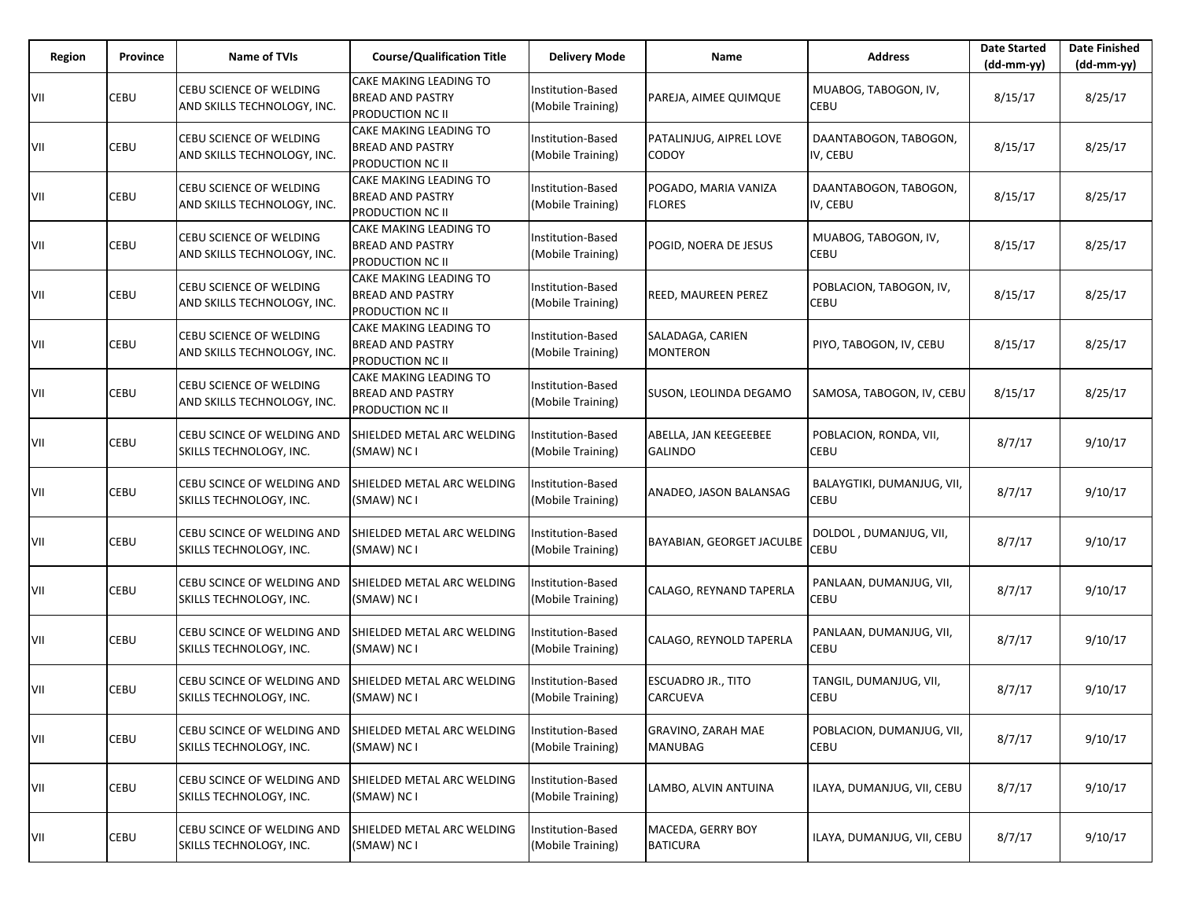| Region | Province | Name of TVIs | Course/Qualification Title | Delivery Mode | Name | Address | Date Started (dd-mm-yy) | Date Finished (dd-mm-yy) |
|---|---|---|---|---|---|---|---|---|
| VII | CEBU | CEBU SCIENCE OF WELDING AND SKILLS TECHNOLOGY, INC. | CAKE MAKING LEADING TO BREAD AND PASTRY PRODUCTION NC II | Institution-Based (Mobile Training) | PAREJA, AIMEE QUIMQUE | MUABOG, TABOGON, IV, CEBU | 8/15/17 | 8/25/17 |
| VII | CEBU | CEBU SCIENCE OF WELDING AND SKILLS TECHNOLOGY, INC. | CAKE MAKING LEADING TO BREAD AND PASTRY PRODUCTION NC II | Institution-Based (Mobile Training) | PATALINJUG, AIPREL LOVE CODOY | DAANTABOGON, TABOGON, IV, CEBU | 8/15/17 | 8/25/17 |
| VII | CEBU | CEBU SCIENCE OF WELDING AND SKILLS TECHNOLOGY, INC. | CAKE MAKING LEADING TO BREAD AND PASTRY PRODUCTION NC II | Institution-Based (Mobile Training) | POGADO, MARIA VANIZA FLORES | DAANTABOGON, TABOGON, IV, CEBU | 8/15/17 | 8/25/17 |
| VII | CEBU | CEBU SCIENCE OF WELDING AND SKILLS TECHNOLOGY, INC. | CAKE MAKING LEADING TO BREAD AND PASTRY PRODUCTION NC II | Institution-Based (Mobile Training) | POGID, NOERA DE JESUS | MUABOG, TABOGON, IV, CEBU | 8/15/17 | 8/25/17 |
| VII | CEBU | CEBU SCIENCE OF WELDING AND SKILLS TECHNOLOGY, INC. | CAKE MAKING LEADING TO BREAD AND PASTRY PRODUCTION NC II | Institution-Based (Mobile Training) | REED, MAUREEN PEREZ | POBLACION, TABOGON, IV, CEBU | 8/15/17 | 8/25/17 |
| VII | CEBU | CEBU SCIENCE OF WELDING AND SKILLS TECHNOLOGY, INC. | CAKE MAKING LEADING TO BREAD AND PASTRY PRODUCTION NC II | Institution-Based (Mobile Training) | SALADAGA, CARIEN MONTERON | PIYO, TABOGON, IV, CEBU | 8/15/17 | 8/25/17 |
| VII | CEBU | CEBU SCIENCE OF WELDING AND SKILLS TECHNOLOGY, INC. | CAKE MAKING LEADING TO BREAD AND PASTRY PRODUCTION NC II | Institution-Based (Mobile Training) | SUSON, LEOLINDA DEGAMO | SAMOSA, TABOGON, IV, CEBU | 8/15/17 | 8/25/17 |
| VII | CEBU | CEBU SCINCE OF WELDING AND SKILLS TECHNOLOGY, INC. | SHIELDED METAL ARC WELDING (SMAW) NC I | Institution-Based (Mobile Training) | ABELLA, JAN KEEGEEBEE GALINDO | POBLACION, RONDA, VII, CEBU | 8/7/17 | 9/10/17 |
| VII | CEBU | CEBU SCINCE OF WELDING AND SKILLS TECHNOLOGY, INC. | SHIELDED METAL ARC WELDING (SMAW) NC I | Institution-Based (Mobile Training) | ANADEO, JASON BALANSAG | BALAYGTIKI, DUMANJUG, VII, CEBU | 8/7/17 | 9/10/17 |
| VII | CEBU | CEBU SCINCE OF WELDING AND SKILLS TECHNOLOGY, INC. | SHIELDED METAL ARC WELDING (SMAW) NC I | Institution-Based (Mobile Training) | BAYABIAN, GEORGET JACULBE | DOLDOL , DUMANJUG, VII, CEBU | 8/7/17 | 9/10/17 |
| VII | CEBU | CEBU SCINCE OF WELDING AND SKILLS TECHNOLOGY, INC. | SHIELDED METAL ARC WELDING (SMAW) NC I | Institution-Based (Mobile Training) | CALAGO, REYNAND TAPERLA | PANLAAN, DUMANJUG, VII, CEBU | 8/7/17 | 9/10/17 |
| VII | CEBU | CEBU SCINCE OF WELDING AND SKILLS TECHNOLOGY, INC. | SHIELDED METAL ARC WELDING (SMAW) NC I | Institution-Based (Mobile Training) | CALAGO, REYNOLD TAPERLA | PANLAAN, DUMANJUG, VII, CEBU | 8/7/17 | 9/10/17 |
| VII | CEBU | CEBU SCINCE OF WELDING AND SKILLS TECHNOLOGY, INC. | SHIELDED METAL ARC WELDING (SMAW) NC I | Institution-Based (Mobile Training) | ESCUADRO JR., TITO CARCUEVA | TANGIL, DUMANJUG, VII, CEBU | 8/7/17 | 9/10/17 |
| VII | CEBU | CEBU SCINCE OF WELDING AND SKILLS TECHNOLOGY, INC. | SHIELDED METAL ARC WELDING (SMAW) NC I | Institution-Based (Mobile Training) | GRAVINO, ZARAH MAE MANUBAG | POBLACION, DUMANJUG, VII, CEBU | 8/7/17 | 9/10/17 |
| VII | CEBU | CEBU SCINCE OF WELDING AND SKILLS TECHNOLOGY, INC. | SHIELDED METAL ARC WELDING (SMAW) NC I | Institution-Based (Mobile Training) | LAMBO, ALVIN ANTUINA | ILAYA, DUMANJUG, VII, CEBU | 8/7/17 | 9/10/17 |
| VII | CEBU | CEBU SCINCE OF WELDING AND SKILLS TECHNOLOGY, INC. | SHIELDED METAL ARC WELDING (SMAW) NC I | Institution-Based (Mobile Training) | MACEDA, GERRY BOY BATICURA | ILAYA, DUMANJUG, VII, CEBU | 8/7/17 | 9/10/17 |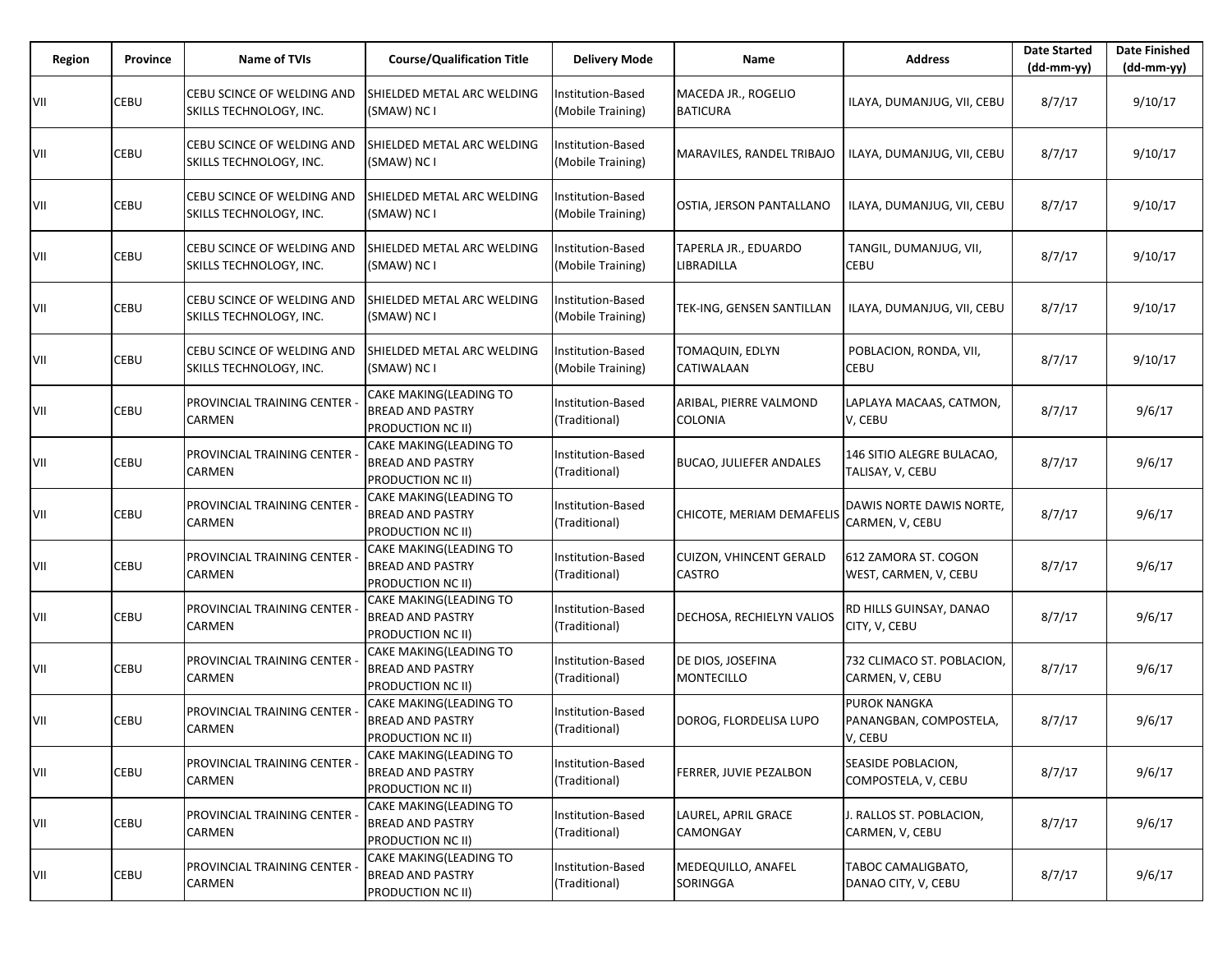| Region | Province | Name of TVIs | Course/Qualification Title | Delivery Mode | Name | Address | Date Started (dd-mm-yy) | Date Finished (dd-mm-yy) |
|---|---|---|---|---|---|---|---|---|
| VII | CEBU | CEBU SCINCE OF WELDING AND SKILLS TECHNOLOGY, INC. | SHIELDED METAL ARC WELDING (SMAW) NC I | Institution-Based (Mobile Training) | MACEDA JR., ROGELIO BATICURA | ILAYA, DUMANJUG, VII, CEBU | 8/7/17 | 9/10/17 |
| VII | CEBU | CEBU SCINCE OF WELDING AND SKILLS TECHNOLOGY, INC. | SHIELDED METAL ARC WELDING (SMAW) NC I | Institution-Based (Mobile Training) | MARAVILES, RANDEL TRIBAJO | ILAYA, DUMANJUG, VII, CEBU | 8/7/17 | 9/10/17 |
| VII | CEBU | CEBU SCINCE OF WELDING AND SKILLS TECHNOLOGY, INC. | SHIELDED METAL ARC WELDING (SMAW) NC I | Institution-Based (Mobile Training) | OSTIA, JERSON PANTALLANO | ILAYA, DUMANJUG, VII, CEBU | 8/7/17 | 9/10/17 |
| VII | CEBU | CEBU SCINCE OF WELDING AND SKILLS TECHNOLOGY, INC. | SHIELDED METAL ARC WELDING (SMAW) NC I | Institution-Based (Mobile Training) | TAPERLA JR., EDUARDO LIBRADILLA | TANGIL, DUMANJUG, VII, CEBU | 8/7/17 | 9/10/17 |
| VII | CEBU | CEBU SCINCE OF WELDING AND SKILLS TECHNOLOGY, INC. | SHIELDED METAL ARC WELDING (SMAW) NC I | Institution-Based (Mobile Training) | TEK-ING, GENSEN SANTILLAN | ILAYA, DUMANJUG, VII, CEBU | 8/7/17 | 9/10/17 |
| VII | CEBU | CEBU SCINCE OF WELDING AND SKILLS TECHNOLOGY, INC. | SHIELDED METAL ARC WELDING (SMAW) NC I | Institution-Based (Mobile Training) | TOMAQUIN, EDLYN CATIWALAAN | POBLACION, RONDA, VII, CEBU | 8/7/17 | 9/10/17 |
| VII | CEBU | PROVINCIAL TRAINING CENTER - CARMEN | CAKE MAKING(LEADING TO BREAD AND PASTRY PRODUCTION NC II) | Institution-Based (Traditional) | ARIBAL, PIERRE VALMOND COLONIA | LAPLAYA MACAAS, CATMON, V, CEBU | 8/7/17 | 9/6/17 |
| VII | CEBU | PROVINCIAL TRAINING CENTER - CARMEN | CAKE MAKING(LEADING TO BREAD AND PASTRY PRODUCTION NC II) | Institution-Based (Traditional) | BUCAO, JULIEFER ANDALES | 146 SITIO ALEGRE BULACAO, TALISAY, V, CEBU | 8/7/17 | 9/6/17 |
| VII | CEBU | PROVINCIAL TRAINING CENTER - CARMEN | CAKE MAKING(LEADING TO BREAD AND PASTRY PRODUCTION NC II) | Institution-Based (Traditional) | CHICOTE, MERIAM DEMAFELIS | DAWIS NORTE DAWIS NORTE, CARMEN, V, CEBU | 8/7/17 | 9/6/17 |
| VII | CEBU | PROVINCIAL TRAINING CENTER - CARMEN | CAKE MAKING(LEADING TO BREAD AND PASTRY PRODUCTION NC II) | Institution-Based (Traditional) | CUIZON, VHINCENT GERALD CASTRO | 612 ZAMORA ST. COGON WEST, CARMEN, V, CEBU | 8/7/17 | 9/6/17 |
| VII | CEBU | PROVINCIAL TRAINING CENTER - CARMEN | CAKE MAKING(LEADING TO BREAD AND PASTRY PRODUCTION NC II) | Institution-Based (Traditional) | DECHOSA, RECHIELYN VALIOS | RD HILLS GUINSAY, DANAO CITY, V, CEBU | 8/7/17 | 9/6/17 |
| VII | CEBU | PROVINCIAL TRAINING CENTER - CARMEN | CAKE MAKING(LEADING TO BREAD AND PASTRY PRODUCTION NC II) | Institution-Based (Traditional) | DE DIOS, JOSEFINA MONTECILLO | 732 CLIMACO ST. POBLACION, CARMEN, V, CEBU | 8/7/17 | 9/6/17 |
| VII | CEBU | PROVINCIAL TRAINING CENTER - CARMEN | CAKE MAKING(LEADING TO BREAD AND PASTRY PRODUCTION NC II) | Institution-Based (Traditional) | DOROG, FLORDELISA LUPO | PUROK NANGKA PANANGBAN, COMPOSTELA, V, CEBU | 8/7/17 | 9/6/17 |
| VII | CEBU | PROVINCIAL TRAINING CENTER - CARMEN | CAKE MAKING(LEADING TO BREAD AND PASTRY PRODUCTION NC II) | Institution-Based (Traditional) | FERRER, JUVIE PEZALBON | SEASIDE POBLACION, COMPOSTELA, V, CEBU | 8/7/17 | 9/6/17 |
| VII | CEBU | PROVINCIAL TRAINING CENTER - CARMEN | CAKE MAKING(LEADING TO BREAD AND PASTRY PRODUCTION NC II) | Institution-Based (Traditional) | LAUREL, APRIL GRACE CAMONGAY | J. RALLOS ST. POBLACION, CARMEN, V, CEBU | 8/7/17 | 9/6/17 |
| VII | CEBU | PROVINCIAL TRAINING CENTER - CARMEN | CAKE MAKING(LEADING TO BREAD AND PASTRY PRODUCTION NC II) | Institution-Based (Traditional) | MEDEQUILLO, ANAFEL SORINGGA | TABOC CAMALIGBATO, DANAO CITY, V, CEBU | 8/7/17 | 9/6/17 |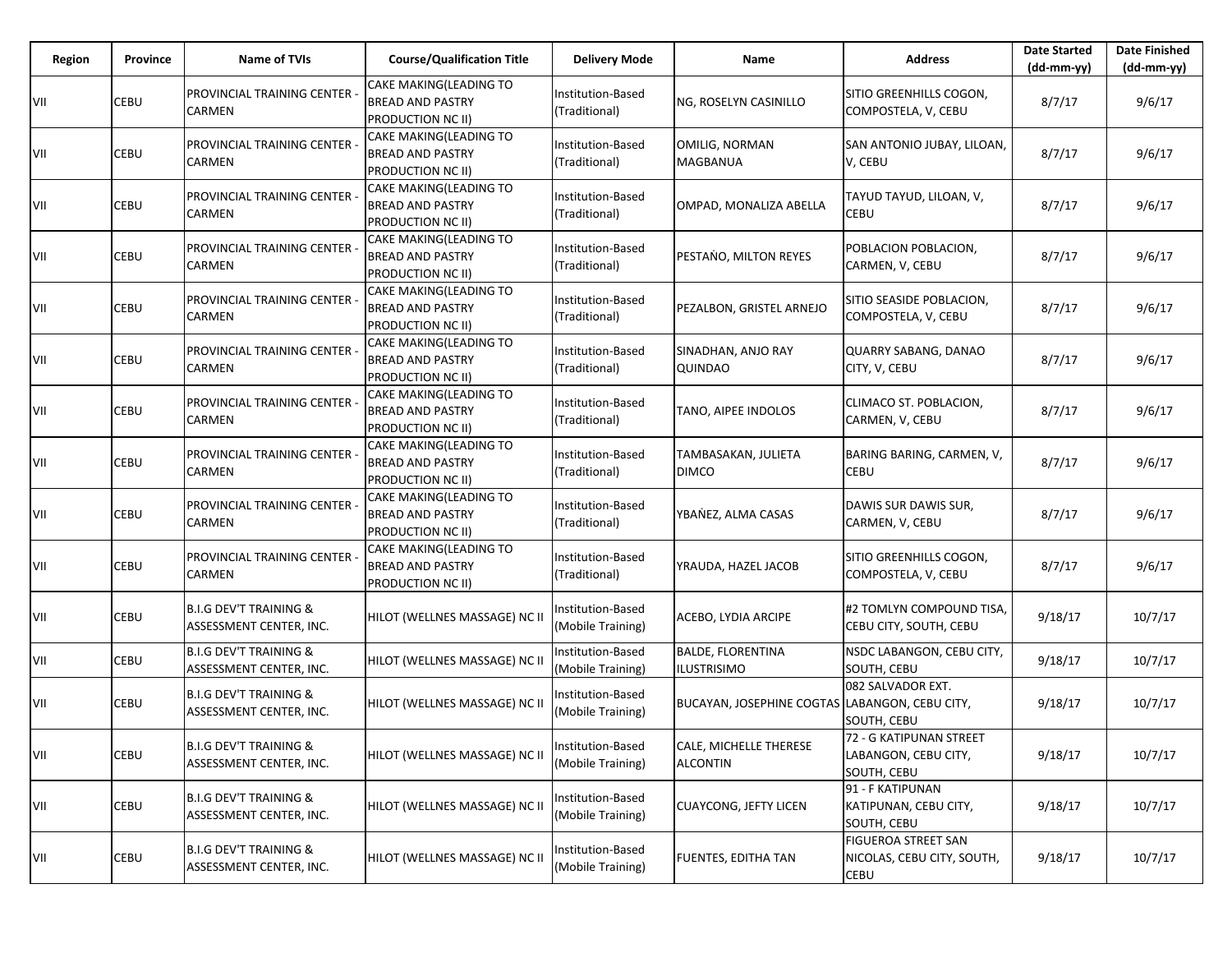| Region | Province | Name of TVIs | Course/Qualification Title | Delivery Mode | Name | Address | Date Started (dd-mm-yy) | Date Finished (dd-mm-yy) |
|---|---|---|---|---|---|---|---|---|
| VII | CEBU | PROVINCIAL TRAINING CENTER - CARMEN | CAKE MAKING(LEADING TO BREAD AND PASTRY PRODUCTION NC II) | Institution-Based (Traditional) | NG, ROSELYN CASINILLO | SITIO GREENHILLS COGON, COMPOSTELA, V, CEBU | 8/7/17 | 9/6/17 |
| VII | CEBU | PROVINCIAL TRAINING CENTER - CARMEN | CAKE MAKING(LEADING TO BREAD AND PASTRY PRODUCTION NC II) | Institution-Based (Traditional) | OMILIG, NORMAN MAGBANUA | SAN ANTONIO JUBAY, LILOAN, V, CEBU | 8/7/17 | 9/6/17 |
| VII | CEBU | PROVINCIAL TRAINING CENTER - CARMEN | CAKE MAKING(LEADING TO BREAD AND PASTRY PRODUCTION NC II) | Institution-Based (Traditional) | OMPAD, MONALIZA ABELLA | TAYUD TAYUD, LILOAN, V, CEBU | 8/7/17 | 9/6/17 |
| VII | CEBU | PROVINCIAL TRAINING CENTER - CARMEN | CAKE MAKING(LEADING TO BREAD AND PASTRY PRODUCTION NC II) | Institution-Based (Traditional) | PESTAÑO, MILTON REYES | POBLACION POBLACION, CARMEN, V, CEBU | 8/7/17 | 9/6/17 |
| VII | CEBU | PROVINCIAL TRAINING CENTER - CARMEN | CAKE MAKING(LEADING TO BREAD AND PASTRY PRODUCTION NC II) | Institution-Based (Traditional) | PEZALBON, GRISTEL ARNEJO | SITIO SEASIDE POBLACION, COMPOSTELA, V, CEBU | 8/7/17 | 9/6/17 |
| VII | CEBU | PROVINCIAL TRAINING CENTER - CARMEN | CAKE MAKING(LEADING TO BREAD AND PASTRY PRODUCTION NC II) | Institution-Based (Traditional) | SINADHAN, ANJO RAY QUINDAO | QUARRY SABANG, DANAO CITY, V, CEBU | 8/7/17 | 9/6/17 |
| VII | CEBU | PROVINCIAL TRAINING CENTER - CARMEN | CAKE MAKING(LEADING TO BREAD AND PASTRY PRODUCTION NC II) | Institution-Based (Traditional) | TANO, AIPEE INDOLOS | CLIMACO ST. POBLACION, CARMEN, V, CEBU | 8/7/17 | 9/6/17 |
| VII | CEBU | PROVINCIAL TRAINING CENTER - CARMEN | CAKE MAKING(LEADING TO BREAD AND PASTRY PRODUCTION NC II) | Institution-Based (Traditional) | TAMBASAKAN, JULIETA DIMCO | BARING BARING, CARMEN, V, CEBU | 8/7/17 | 9/6/17 |
| VII | CEBU | PROVINCIAL TRAINING CENTER - CARMEN | CAKE MAKING(LEADING TO BREAD AND PASTRY PRODUCTION NC II) | Institution-Based (Traditional) | YBAÑEZ, ALMA CASAS | DAWIS SUR DAWIS SUR, CARMEN, V, CEBU | 8/7/17 | 9/6/17 |
| VII | CEBU | PROVINCIAL TRAINING CENTER - CARMEN | CAKE MAKING(LEADING TO BREAD AND PASTRY PRODUCTION NC II) | Institution-Based (Traditional) | YRAUDA, HAZEL JACOB | SITIO GREENHILLS COGON, COMPOSTELA, V, CEBU | 8/7/17 | 9/6/17 |
| VII | CEBU | B.I.G DEV'T TRAINING & ASSESSMENT CENTER, INC. | HILOT (WELLNES MASSAGE) NC II | Institution-Based (Mobile Training) | ACEBO, LYDIA ARCIPE | #2 TOMLYN COMPOUND TISA, CEBU CITY, SOUTH, CEBU | 9/18/17 | 10/7/17 |
| VII | CEBU | B.I.G DEV'T TRAINING & ASSESSMENT CENTER, INC. | HILOT (WELLNES MASSAGE) NC II | Institution-Based (Mobile Training) | BALDE, FLORENTINA ILUSTRISIMO | NSDC LABANGON, CEBU CITY, SOUTH, CEBU | 9/18/17 | 10/7/17 |
| VII | CEBU | B.I.G DEV'T TRAINING & ASSESSMENT CENTER, INC. | HILOT (WELLNES MASSAGE) NC II | Institution-Based (Mobile Training) | BUCAYAN, JOSEPHINE COGTAS | 082 SALVADOR EXT. LABANGON, CEBU CITY, SOUTH, CEBU | 9/18/17 | 10/7/17 |
| VII | CEBU | B.I.G DEV'T TRAINING & ASSESSMENT CENTER, INC. | HILOT (WELLNES MASSAGE) NC II | Institution-Based (Mobile Training) | CALE, MICHELLE THERESE ALCONTIN | 72 - G KATIPUNAN STREET LABANGON, CEBU CITY, SOUTH, CEBU | 9/18/17 | 10/7/17 |
| VII | CEBU | B.I.G DEV'T TRAINING & ASSESSMENT CENTER, INC. | HILOT (WELLNES MASSAGE) NC II | Institution-Based (Mobile Training) | CUAYCONG, JEFTY LICEN | 91 - F KATIPUNAN KATIPUNAN, CEBU CITY, SOUTH, CEBU | 9/18/17 | 10/7/17 |
| VII | CEBU | B.I.G DEV'T TRAINING & ASSESSMENT CENTER, INC. | HILOT (WELLNES MASSAGE) NC II | Institution-Based (Mobile Training) | FUENTES, EDITHA TAN | FIGUEROA STREET SAN NICOLAS, CEBU CITY, SOUTH, CEBU | 9/18/17 | 10/7/17 |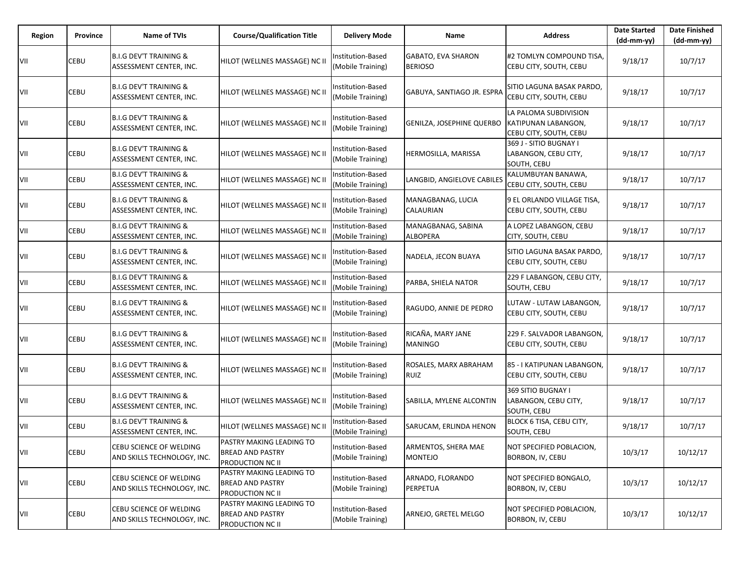| Region | Province | Name of TVIs | Course/Qualification Title | Delivery Mode | Name | Address | Date Started (dd-mm-yy) | Date Finished (dd-mm-yy) |
|---|---|---|---|---|---|---|---|---|
| VII | CEBU | B.I.G DEV'T TRAINING & ASSESSMENT CENTER, INC. | HILOT (WELLNES MASSAGE) NC II | Institution-Based (Mobile Training) | GABATO, EVA SHARON BERIOSO | #2 TOMLYN COMPOUND TISA, CEBU CITY, SOUTH, CEBU | 9/18/17 | 10/7/17 |
| VII | CEBU | B.I.G DEV'T TRAINING & ASSESSMENT CENTER, INC. | HILOT (WELLNES MASSAGE) NC II | Institution-Based (Mobile Training) | GABUYA, SANTIAGO JR. ESPRA | SITIO LAGUNA BASAK PARDO, CEBU CITY, SOUTH, CEBU | 9/18/17 | 10/7/17 |
| VII | CEBU | B.I.G DEV'T TRAINING & ASSESSMENT CENTER, INC. | HILOT (WELLNES MASSAGE) NC II | Institution-Based (Mobile Training) | GENILZA, JOSEPHINE QUERBO | LA PALOMA SUBDIVISION KATIPUNAN LABANGON, CEBU CITY, SOUTH, CEBU | 9/18/17 | 10/7/17 |
| VII | CEBU | B.I.G DEV'T TRAINING & ASSESSMENT CENTER, INC. | HILOT (WELLNES MASSAGE) NC II | Institution-Based (Mobile Training) | HERMOSILLA, MARISSA | 369 J - SITIO BUGNAY I LABANGON, CEBU CITY, SOUTH, CEBU | 9/18/17 | 10/7/17 |
| VII | CEBU | B.I.G DEV'T TRAINING & ASSESSMENT CENTER, INC. | HILOT (WELLNES MASSAGE) NC II | Institution-Based (Mobile Training) | LANGBID, ANGIELOVE CABILES | KALUMBUYAN BANAWA, CEBU CITY, SOUTH, CEBU | 9/18/17 | 10/7/17 |
| VII | CEBU | B.I.G DEV'T TRAINING & ASSESSMENT CENTER, INC. | HILOT (WELLNES MASSAGE) NC II | Institution-Based (Mobile Training) | MANAGBANAG, LUCIA CALAURIAN | 9 EL ORLANDO VILLAGE TISA, CEBU CITY, SOUTH, CEBU | 9/18/17 | 10/7/17 |
| VII | CEBU | B.I.G DEV'T TRAINING & ASSESSMENT CENTER, INC. | HILOT (WELLNES MASSAGE) NC II | Institution-Based (Mobile Training) | MANAGBANAG, SABINA ALBOPERA | A LOPEZ LABANGON, CEBU CITY, SOUTH, CEBU | 9/18/17 | 10/7/17 |
| VII | CEBU | B.I.G DEV'T TRAINING & ASSESSMENT CENTER, INC. | HILOT (WELLNES MASSAGE) NC II | Institution-Based (Mobile Training) | NADELA, JECON BUAYA | SITIO LAGUNA BASAK PARDO, CEBU CITY, SOUTH, CEBU | 9/18/17 | 10/7/17 |
| VII | CEBU | B.I.G DEV'T TRAINING & ASSESSMENT CENTER, INC. | HILOT (WELLNES MASSAGE) NC II | Institution-Based (Mobile Training) | PARBA, SHIELA NATOR | 229 F LABANGON, CEBU CITY, SOUTH, CEBU | 9/18/17 | 10/7/17 |
| VII | CEBU | B.I.G DEV'T TRAINING & ASSESSMENT CENTER, INC. | HILOT (WELLNES MASSAGE) NC II | Institution-Based (Mobile Training) | RAGUDO, ANNIE DE PEDRO | LUTAW - LUTAW LABANGON, CEBU CITY, SOUTH, CEBU | 9/18/17 | 10/7/17 |
| VII | CEBU | B.I.G DEV'T TRAINING & ASSESSMENT CENTER, INC. | HILOT (WELLNES MASSAGE) NC II | Institution-Based (Mobile Training) | RICAÑA, MARY JANE MANINGO | 229 F. SALVADOR LABANGON, CEBU CITY, SOUTH, CEBU | 9/18/17 | 10/7/17 |
| VII | CEBU | B.I.G DEV'T TRAINING & ASSESSMENT CENTER, INC. | HILOT (WELLNES MASSAGE) NC II | Institution-Based (Mobile Training) | ROSALES, MARX ABRAHAM RUIZ | 85 - I KATIPUNAN LABANGON, CEBU CITY, SOUTH, CEBU | 9/18/17 | 10/7/17 |
| VII | CEBU | B.I.G DEV'T TRAINING & ASSESSMENT CENTER, INC. | HILOT (WELLNES MASSAGE) NC II | Institution-Based (Mobile Training) | SABILLA, MYLENE ALCONTIN | 369 SITIO BUGNAY I LABANGON, CEBU CITY, SOUTH, CEBU | 9/18/17 | 10/7/17 |
| VII | CEBU | B.I.G DEV'T TRAINING & ASSESSMENT CENTER, INC. | HILOT (WELLNES MASSAGE) NC II | Institution-Based (Mobile Training) | SARUCAM, ERLINDA HENON | BLOCK 6 TISA, CEBU CITY, SOUTH, CEBU | 9/18/17 | 10/7/17 |
| VII | CEBU | CEBU SCIENCE OF WELDING AND SKILLS TECHNOLOGY, INC. | PASTRY MAKING LEADING TO BREAD AND PASTRY PRODUCTION NC II | Institution-Based (Mobile Training) | ARMENTOS, SHERA MAE MONTEJO | NOT SPECIFIED POBLACION, BORBON, IV, CEBU | 10/3/17 | 10/12/17 |
| VII | CEBU | CEBU SCIENCE OF WELDING AND SKILLS TECHNOLOGY, INC. | PASTRY MAKING LEADING TO BREAD AND PASTRY PRODUCTION NC II | Institution-Based (Mobile Training) | ARNADO, FLORANDO PERPETUA | NOT SPECIFIED BONGALO, BORBON, IV, CEBU | 10/3/17 | 10/12/17 |
| VII | CEBU | CEBU SCIENCE OF WELDING AND SKILLS TECHNOLOGY, INC. | PASTRY MAKING LEADING TO BREAD AND PASTRY PRODUCTION NC II | Institution-Based (Mobile Training) | ARNEJO, GRETEL MELGO | NOT SPECIFIED POBLACION, BORBON, IV, CEBU | 10/3/17 | 10/12/17 |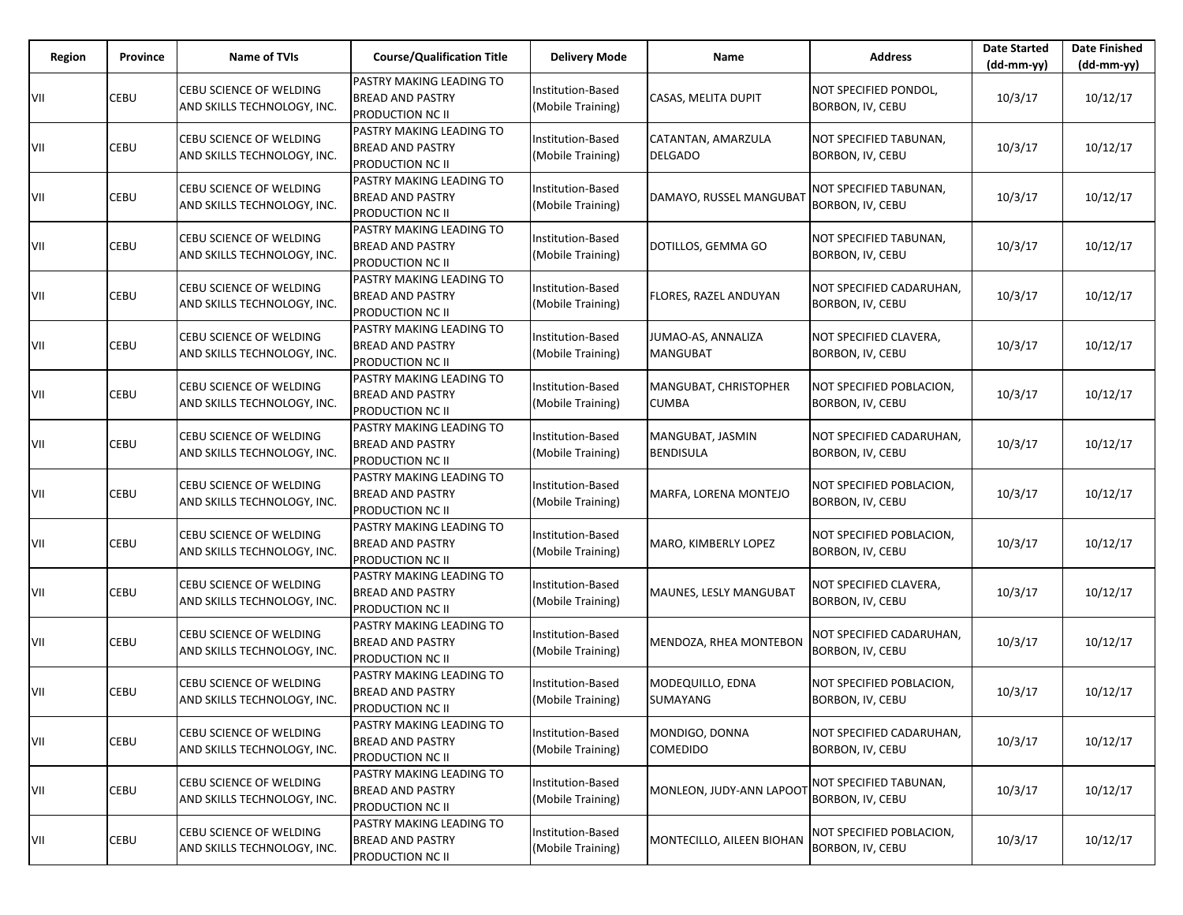| Region | Province | Name of TVIs | Course/Qualification Title | Delivery Mode | Name | Address | Date Started (dd-mm-yy) | Date Finished (dd-mm-yy) |
|---|---|---|---|---|---|---|---|---|
| VII | CEBU | CEBU SCIENCE OF WELDING AND SKILLS TECHNOLOGY, INC. | PASTRY MAKING LEADING TO BREAD AND PASTRY PRODUCTION NC II | Institution-Based (Mobile Training) | CASAS, MELITA DUPIT | NOT SPECIFIED PONDOL, BORBON, IV, CEBU | 10/3/17 | 10/12/17 |
| VII | CEBU | CEBU SCIENCE OF WELDING AND SKILLS TECHNOLOGY, INC. | PASTRY MAKING LEADING TO BREAD AND PASTRY PRODUCTION NC II | Institution-Based (Mobile Training) | CATANTAN, AMARZULA DELGADO | NOT SPECIFIED TABUNAN, BORBON, IV, CEBU | 10/3/17 | 10/12/17 |
| VII | CEBU | CEBU SCIENCE OF WELDING AND SKILLS TECHNOLOGY, INC. | PASTRY MAKING LEADING TO BREAD AND PASTRY PRODUCTION NC II | Institution-Based (Mobile Training) | DAMAYO, RUSSEL MANGUBAT | NOT SPECIFIED TABUNAN, BORBON, IV, CEBU | 10/3/17 | 10/12/17 |
| VII | CEBU | CEBU SCIENCE OF WELDING AND SKILLS TECHNOLOGY, INC. | PASTRY MAKING LEADING TO BREAD AND PASTRY PRODUCTION NC II | Institution-Based (Mobile Training) | DOTILLOS, GEMMA GO | NOT SPECIFIED TABUNAN, BORBON, IV, CEBU | 10/3/17 | 10/12/17 |
| VII | CEBU | CEBU SCIENCE OF WELDING AND SKILLS TECHNOLOGY, INC. | PASTRY MAKING LEADING TO BREAD AND PASTRY PRODUCTION NC II | Institution-Based (Mobile Training) | FLORES, RAZEL ANDUYAN | NOT SPECIFIED CADARUHAN, BORBON, IV, CEBU | 10/3/17 | 10/12/17 |
| VII | CEBU | CEBU SCIENCE OF WELDING AND SKILLS TECHNOLOGY, INC. | PASTRY MAKING LEADING TO BREAD AND PASTRY PRODUCTION NC II | Institution-Based (Mobile Training) | JUMAO-AS, ANNALIZA MANGUBAT | NOT SPECIFIED CLAVERA, BORBON, IV, CEBU | 10/3/17 | 10/12/17 |
| VII | CEBU | CEBU SCIENCE OF WELDING AND SKILLS TECHNOLOGY, INC. | PASTRY MAKING LEADING TO BREAD AND PASTRY PRODUCTION NC II | Institution-Based (Mobile Training) | MANGUBAT, CHRISTOPHER CUMBA | NOT SPECIFIED POBLACION, BORBON, IV, CEBU | 10/3/17 | 10/12/17 |
| VII | CEBU | CEBU SCIENCE OF WELDING AND SKILLS TECHNOLOGY, INC. | PASTRY MAKING LEADING TO BREAD AND PASTRY PRODUCTION NC II | Institution-Based (Mobile Training) | MANGUBAT, JASMIN BENDISULA | NOT SPECIFIED CADARUHAN, BORBON, IV, CEBU | 10/3/17 | 10/12/17 |
| VII | CEBU | CEBU SCIENCE OF WELDING AND SKILLS TECHNOLOGY, INC. | PASTRY MAKING LEADING TO BREAD AND PASTRY PRODUCTION NC II | Institution-Based (Mobile Training) | MARFA, LORENA MONTEJO | NOT SPECIFIED POBLACION, BORBON, IV, CEBU | 10/3/17 | 10/12/17 |
| VII | CEBU | CEBU SCIENCE OF WELDING AND SKILLS TECHNOLOGY, INC. | PASTRY MAKING LEADING TO BREAD AND PASTRY PRODUCTION NC II | Institution-Based (Mobile Training) | MARO, KIMBERLY LOPEZ | NOT SPECIFIED POBLACION, BORBON, IV, CEBU | 10/3/17 | 10/12/17 |
| VII | CEBU | CEBU SCIENCE OF WELDING AND SKILLS TECHNOLOGY, INC. | PASTRY MAKING LEADING TO BREAD AND PASTRY PRODUCTION NC II | Institution-Based (Mobile Training) | MAUNES, LESLY MANGUBAT | NOT SPECIFIED CLAVERA, BORBON, IV, CEBU | 10/3/17 | 10/12/17 |
| VII | CEBU | CEBU SCIENCE OF WELDING AND SKILLS TECHNOLOGY, INC. | PASTRY MAKING LEADING TO BREAD AND PASTRY PRODUCTION NC II | Institution-Based (Mobile Training) | MENDOZA, RHEA MONTEBON | NOT SPECIFIED CADARUHAN, BORBON, IV, CEBU | 10/3/17 | 10/12/17 |
| VII | CEBU | CEBU SCIENCE OF WELDING AND SKILLS TECHNOLOGY, INC. | PASTRY MAKING LEADING TO BREAD AND PASTRY PRODUCTION NC II | Institution-Based (Mobile Training) | MODEQUILLO, EDNA SUMAYANG | NOT SPECIFIED POBLACION, BORBON, IV, CEBU | 10/3/17 | 10/12/17 |
| VII | CEBU | CEBU SCIENCE OF WELDING AND SKILLS TECHNOLOGY, INC. | PASTRY MAKING LEADING TO BREAD AND PASTRY PRODUCTION NC II | Institution-Based (Mobile Training) | MONDIGO, DONNA COMEDIDO | NOT SPECIFIED CADARUHAN, BORBON, IV, CEBU | 10/3/17 | 10/12/17 |
| VII | CEBU | CEBU SCIENCE OF WELDING AND SKILLS TECHNOLOGY, INC. | PASTRY MAKING LEADING TO BREAD AND PASTRY PRODUCTION NC II | Institution-Based (Mobile Training) | MONLEON, JUDY-ANN LAPOOT | NOT SPECIFIED TABUNAN, BORBON, IV, CEBU | 10/3/17 | 10/12/17 |
| VII | CEBU | CEBU SCIENCE OF WELDING AND SKILLS TECHNOLOGY, INC. | PASTRY MAKING LEADING TO BREAD AND PASTRY PRODUCTION NC II | Institution-Based (Mobile Training) | MONTECILLO, AILEEN BIOHAN | NOT SPECIFIED POBLACION, BORBON, IV, CEBU | 10/3/17 | 10/12/17 |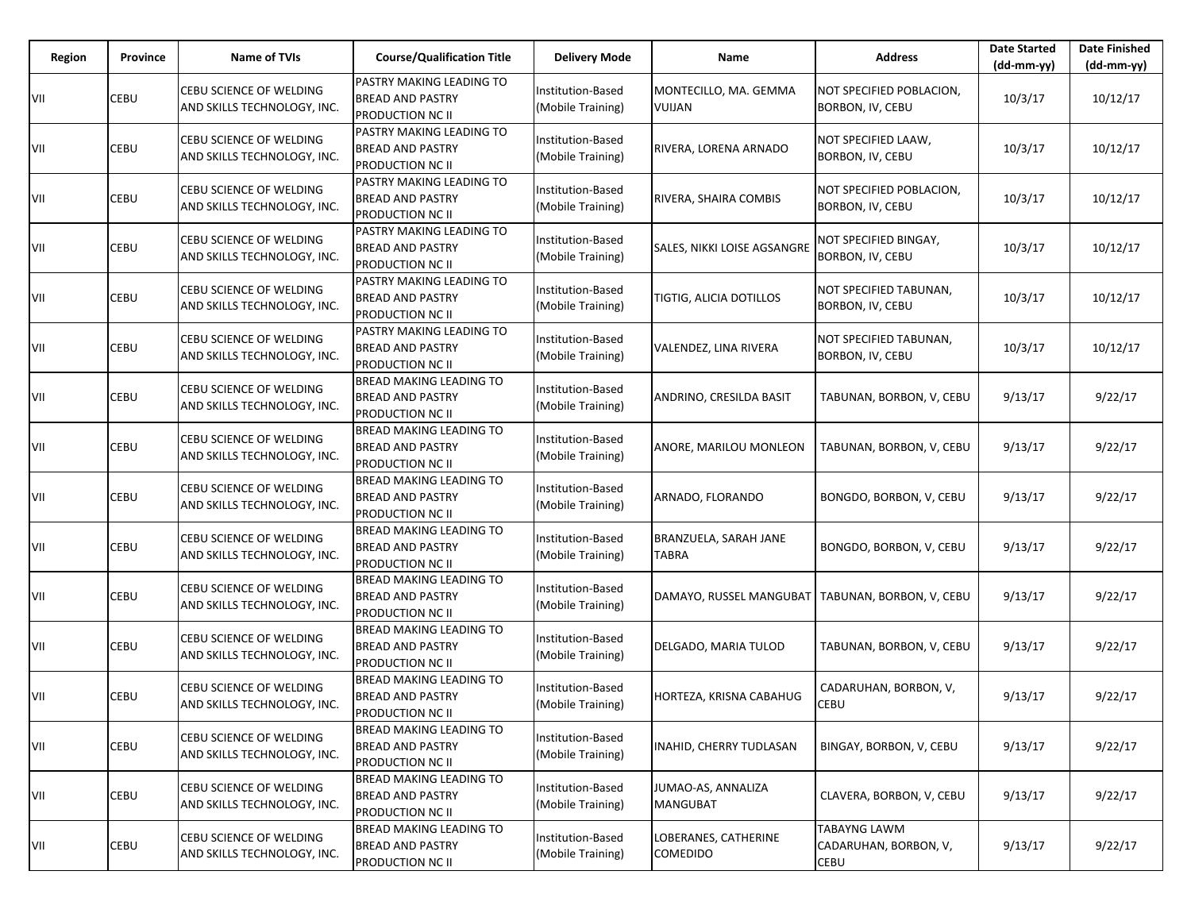| Region | Province | Name of TVIs | Course/Qualification Title | Delivery Mode | Name | Address | Date Started (dd-mm-yy) | Date Finished (dd-mm-yy) |
|---|---|---|---|---|---|---|---|---|
| VII | CEBU | CEBU SCIENCE OF WELDING AND SKILLS TECHNOLOGY, INC. | PASTRY MAKING LEADING TO BREAD AND PASTRY PRODUCTION NC II | Institution-Based (Mobile Training) | MONTECILLO, MA. GEMMA VUIJAN | NOT SPECIFIED POBLACION, BORBON, IV, CEBU | 10/3/17 | 10/12/17 |
| VII | CEBU | CEBU SCIENCE OF WELDING AND SKILLS TECHNOLOGY, INC. | PASTRY MAKING LEADING TO BREAD AND PASTRY PRODUCTION NC II | Institution-Based (Mobile Training) | RIVERA, LORENA ARNADO | NOT SPECIFIED LAAW, BORBON, IV, CEBU | 10/3/17 | 10/12/17 |
| VII | CEBU | CEBU SCIENCE OF WELDING AND SKILLS TECHNOLOGY, INC. | PASTRY MAKING LEADING TO BREAD AND PASTRY PRODUCTION NC II | Institution-Based (Mobile Training) | RIVERA, SHAIRA COMBIS | NOT SPECIFIED POBLACION, BORBON, IV, CEBU | 10/3/17 | 10/12/17 |
| VII | CEBU | CEBU SCIENCE OF WELDING AND SKILLS TECHNOLOGY, INC. | PASTRY MAKING LEADING TO BREAD AND PASTRY PRODUCTION NC II | Institution-Based (Mobile Training) | SALES, NIKKI LOISE AGSANGRE | NOT SPECIFIED BINGAY, BORBON, IV, CEBU | 10/3/17 | 10/12/17 |
| VII | CEBU | CEBU SCIENCE OF WELDING AND SKILLS TECHNOLOGY, INC. | PASTRY MAKING LEADING TO BREAD AND PASTRY PRODUCTION NC II | Institution-Based (Mobile Training) | TIGTIG, ALICIA DOTILLOS | NOT SPECIFIED TABUNAN, BORBON, IV, CEBU | 10/3/17 | 10/12/17 |
| VII | CEBU | CEBU SCIENCE OF WELDING AND SKILLS TECHNOLOGY, INC. | PASTRY MAKING LEADING TO BREAD AND PASTRY PRODUCTION NC II | Institution-Based (Mobile Training) | VALENDEZ, LINA RIVERA | NOT SPECIFIED TABUNAN, BORBON, IV, CEBU | 10/3/17 | 10/12/17 |
| VII | CEBU | CEBU SCIENCE OF WELDING AND SKILLS TECHNOLOGY, INC. | BREAD MAKING LEADING TO BREAD AND PASTRY PRODUCTION NC II | Institution-Based (Mobile Training) | ANDRINO, CRESILDA BASIT | TABUNAN, BORBON, V, CEBU | 9/13/17 | 9/22/17 |
| VII | CEBU | CEBU SCIENCE OF WELDING AND SKILLS TECHNOLOGY, INC. | BREAD MAKING LEADING TO BREAD AND PASTRY PRODUCTION NC II | Institution-Based (Mobile Training) | ANORE, MARILOU MONLEON | TABUNAN, BORBON, V, CEBU | 9/13/17 | 9/22/17 |
| VII | CEBU | CEBU SCIENCE OF WELDING AND SKILLS TECHNOLOGY, INC. | BREAD MAKING LEADING TO BREAD AND PASTRY PRODUCTION NC II | Institution-Based (Mobile Training) | ARNADO, FLORANDO | BONGDO, BORBON, V, CEBU | 9/13/17 | 9/22/17 |
| VII | CEBU | CEBU SCIENCE OF WELDING AND SKILLS TECHNOLOGY, INC. | BREAD MAKING LEADING TO BREAD AND PASTRY PRODUCTION NC II | Institution-Based (Mobile Training) | BRANZUELA, SARAH JANE TABRA | BONGDO, BORBON, V, CEBU | 9/13/17 | 9/22/17 |
| VII | CEBU | CEBU SCIENCE OF WELDING AND SKILLS TECHNOLOGY, INC. | BREAD MAKING LEADING TO BREAD AND PASTRY PRODUCTION NC II | Institution-Based (Mobile Training) | DAMAYO, RUSSEL MANGUBAT | TABUNAN, BORBON, V, CEBU | 9/13/17 | 9/22/17 |
| VII | CEBU | CEBU SCIENCE OF WELDING AND SKILLS TECHNOLOGY, INC. | BREAD MAKING LEADING TO BREAD AND PASTRY PRODUCTION NC II | Institution-Based (Mobile Training) | DELGADO, MARIA TULOD | TABUNAN, BORBON, V, CEBU | 9/13/17 | 9/22/17 |
| VII | CEBU | CEBU SCIENCE OF WELDING AND SKILLS TECHNOLOGY, INC. | BREAD MAKING LEADING TO BREAD AND PASTRY PRODUCTION NC II | Institution-Based (Mobile Training) | HORTEZA, KRISNA CABAHUG | CADARUHAN, BORBON, V, CEBU | 9/13/17 | 9/22/17 |
| VII | CEBU | CEBU SCIENCE OF WELDING AND SKILLS TECHNOLOGY, INC. | BREAD MAKING LEADING TO BREAD AND PASTRY PRODUCTION NC II | Institution-Based (Mobile Training) | INAHID, CHERRY TUDLASAN | BINGAY, BORBON, V, CEBU | 9/13/17 | 9/22/17 |
| VII | CEBU | CEBU SCIENCE OF WELDING AND SKILLS TECHNOLOGY, INC. | BREAD MAKING LEADING TO BREAD AND PASTRY PRODUCTION NC II | Institution-Based (Mobile Training) | JUMAO-AS, ANNALIZA MANGUBAT | CLAVERA, BORBON, V, CEBU | 9/13/17 | 9/22/17 |
| VII | CEBU | CEBU SCIENCE OF WELDING AND SKILLS TECHNOLOGY, INC. | BREAD MAKING LEADING TO BREAD AND PASTRY PRODUCTION NC II | Institution-Based (Mobile Training) | LOBERANES, CATHERINE COMEDIDO | TABAYNG LAWM CADARUHAN, BORBON, V, CEBU | 9/13/17 | 9/22/17 |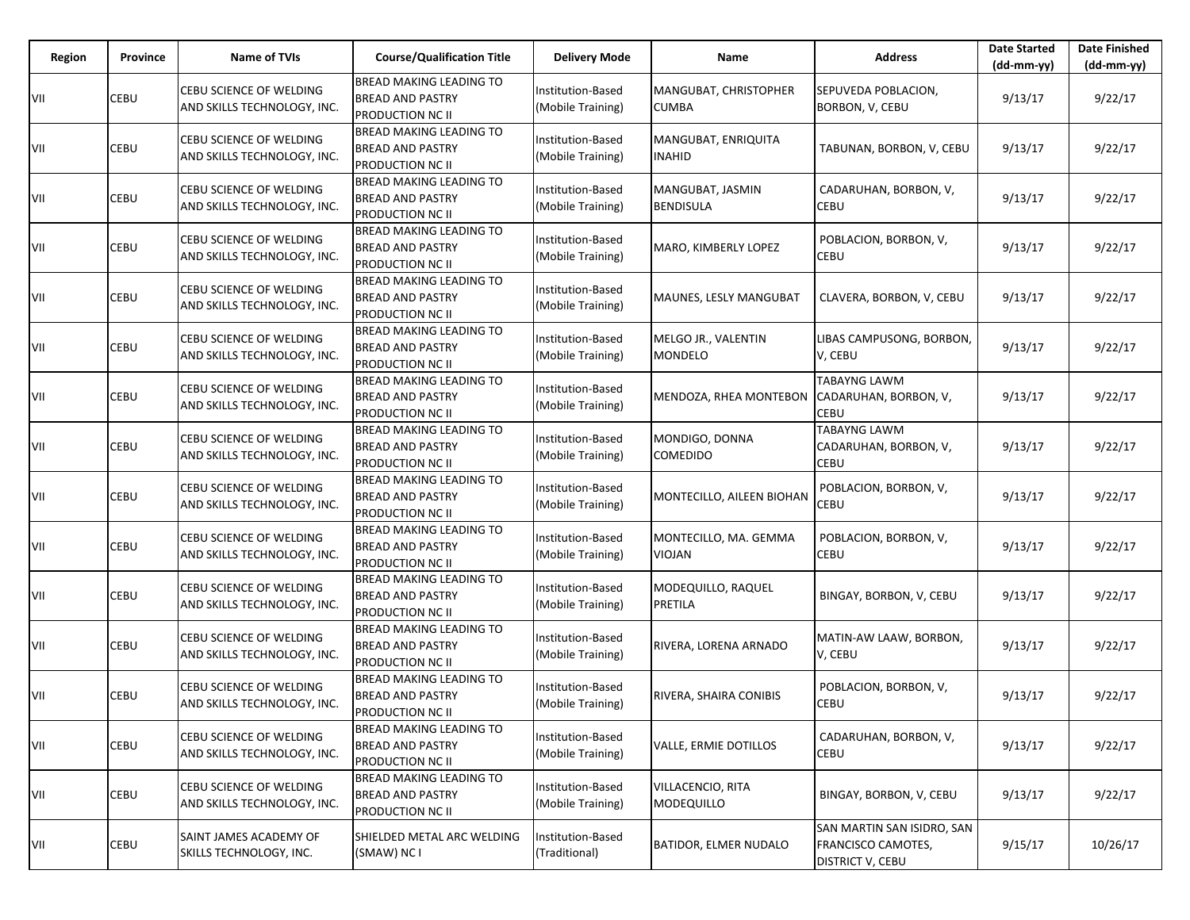| Region | Province | Name of TVIs | Course/Qualification Title | Delivery Mode | Name | Address | Date Started (dd-mm-yy) | Date Finished (dd-mm-yy) |
|---|---|---|---|---|---|---|---|---|
| VII | CEBU | CEBU SCIENCE OF WELDING AND SKILLS TECHNOLOGY, INC. | BREAD MAKING LEADING TO BREAD AND PASTRY PRODUCTION NC II | Institution-Based (Mobile Training) | MANGUBAT, CHRISTOPHER CUMBA | SEPUVEDA POBLACION, BORBON, V, CEBU | 9/13/17 | 9/22/17 |
| VII | CEBU | CEBU SCIENCE OF WELDING AND SKILLS TECHNOLOGY, INC. | BREAD MAKING LEADING TO BREAD AND PASTRY PRODUCTION NC II | Institution-Based (Mobile Training) | MANGUBAT, ENRIQUITA INAHID | TABUNAN, BORBON, V, CEBU | 9/13/17 | 9/22/17 |
| VII | CEBU | CEBU SCIENCE OF WELDING AND SKILLS TECHNOLOGY, INC. | BREAD MAKING LEADING TO BREAD AND PASTRY PRODUCTION NC II | Institution-Based (Mobile Training) | MANGUBAT, JASMIN BENDISULA | CADARUHAN, BORBON, V, CEBU | 9/13/17 | 9/22/17 |
| VII | CEBU | CEBU SCIENCE OF WELDING AND SKILLS TECHNOLOGY, INC. | BREAD MAKING LEADING TO BREAD AND PASTRY PRODUCTION NC II | Institution-Based (Mobile Training) | MARO, KIMBERLY LOPEZ | POBLACION, BORBON, V, CEBU | 9/13/17 | 9/22/17 |
| VII | CEBU | CEBU SCIENCE OF WELDING AND SKILLS TECHNOLOGY, INC. | BREAD MAKING LEADING TO BREAD AND PASTRY PRODUCTION NC II | Institution-Based (Mobile Training) | MAUNES, LESLY MANGUBAT | CLAVERA, BORBON, V, CEBU | 9/13/17 | 9/22/17 |
| VII | CEBU | CEBU SCIENCE OF WELDING AND SKILLS TECHNOLOGY, INC. | BREAD MAKING LEADING TO BREAD AND PASTRY PRODUCTION NC II | Institution-Based (Mobile Training) | MELGO JR., VALENTIN MONDELO | LIBAS CAMPUSONG, BORBON, V, CEBU | 9/13/17 | 9/22/17 |
| VII | CEBU | CEBU SCIENCE OF WELDING AND SKILLS TECHNOLOGY, INC. | BREAD MAKING LEADING TO BREAD AND PASTRY PRODUCTION NC II | Institution-Based (Mobile Training) | MENDOZA, RHEA MONTEBON | TABAYNG LAWM CADARUHAN, BORBON, V, CEBU | 9/13/17 | 9/22/17 |
| VII | CEBU | CEBU SCIENCE OF WELDING AND SKILLS TECHNOLOGY, INC. | BREAD MAKING LEADING TO BREAD AND PASTRY PRODUCTION NC II | Institution-Based (Mobile Training) | MONDIGO, DONNA COMEDIDO | TABAYNG LAWM CADARUHAN, BORBON, V, CEBU | 9/13/17 | 9/22/17 |
| VII | CEBU | CEBU SCIENCE OF WELDING AND SKILLS TECHNOLOGY, INC. | BREAD MAKING LEADING TO BREAD AND PASTRY PRODUCTION NC II | Institution-Based (Mobile Training) | MONTECILLO, AILEEN BIOHAN | POBLACION, BORBON, V, CEBU | 9/13/17 | 9/22/17 |
| VII | CEBU | CEBU SCIENCE OF WELDING AND SKILLS TECHNOLOGY, INC. | BREAD MAKING LEADING TO BREAD AND PASTRY PRODUCTION NC II | Institution-Based (Mobile Training) | MONTECILLO, MA. GEMMA VIOJAN | POBLACION, BORBON, V, CEBU | 9/13/17 | 9/22/17 |
| VII | CEBU | CEBU SCIENCE OF WELDING AND SKILLS TECHNOLOGY, INC. | BREAD MAKING LEADING TO BREAD AND PASTRY PRODUCTION NC II | Institution-Based (Mobile Training) | MODEQUILLO, RAQUEL PRETILA | BINGAY, BORBON, V, CEBU | 9/13/17 | 9/22/17 |
| VII | CEBU | CEBU SCIENCE OF WELDING AND SKILLS TECHNOLOGY, INC. | BREAD MAKING LEADING TO BREAD AND PASTRY PRODUCTION NC II | Institution-Based (Mobile Training) | RIVERA, LORENA ARNADO | MATIN-AW LAAW, BORBON, V, CEBU | 9/13/17 | 9/22/17 |
| VII | CEBU | CEBU SCIENCE OF WELDING AND SKILLS TECHNOLOGY, INC. | BREAD MAKING LEADING TO BREAD AND PASTRY PRODUCTION NC II | Institution-Based (Mobile Training) | RIVERA, SHAIRA CONIBIS | POBLACION, BORBON, V, CEBU | 9/13/17 | 9/22/17 |
| VII | CEBU | CEBU SCIENCE OF WELDING AND SKILLS TECHNOLOGY, INC. | BREAD MAKING LEADING TO BREAD AND PASTRY PRODUCTION NC II | Institution-Based (Mobile Training) | VALLE, ERMIE DOTILLOS | CADARUHAN, BORBON, V, CEBU | 9/13/17 | 9/22/17 |
| VII | CEBU | CEBU SCIENCE OF WELDING AND SKILLS TECHNOLOGY, INC. | BREAD MAKING LEADING TO BREAD AND PASTRY PRODUCTION NC II | Institution-Based (Mobile Training) | VILLACENCIO, RITA MODEQUILLO | BINGAY, BORBON, V, CEBU | 9/13/17 | 9/22/17 |
| VII | CEBU | SAINT JAMES ACADEMY OF SKILLS TECHNOLOGY, INC. | SHIELDED METAL ARC WELDING (SMAW) NC I | Institution-Based (Traditional) | BATIDOR, ELMER NUDALO | SAN MARTIN SAN ISIDRO, SAN FRANCISCO CAMOTES, DISTRICT V, CEBU | 9/15/17 | 10/26/17 |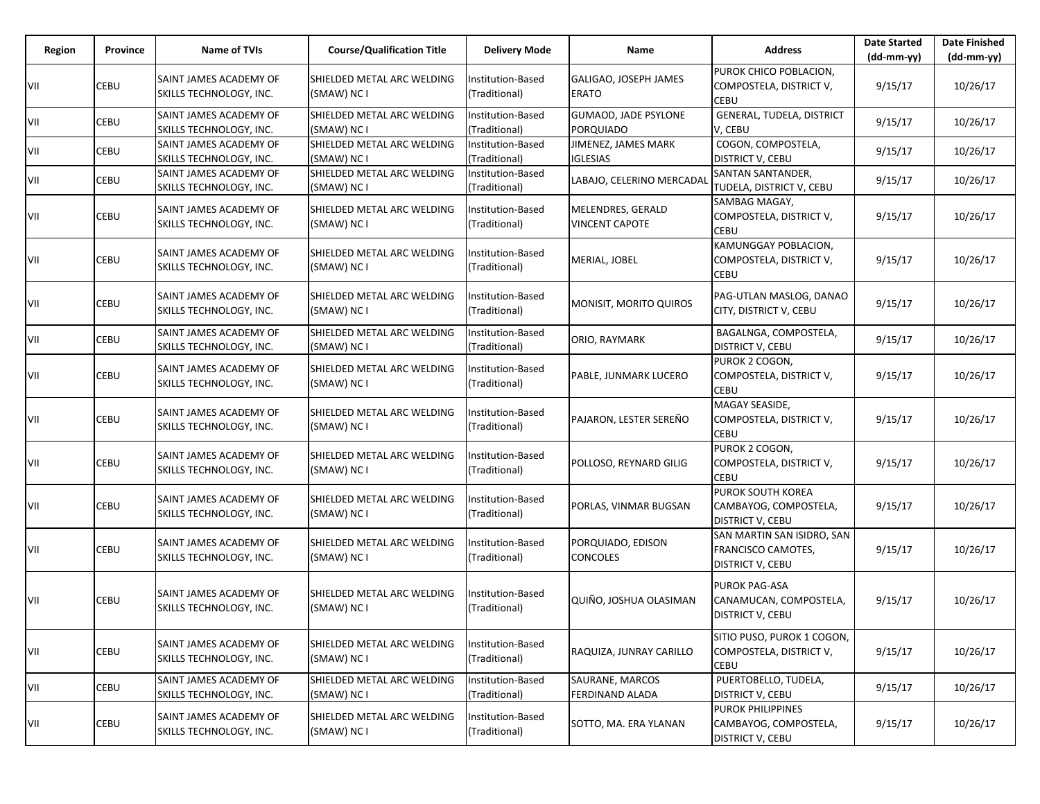| Region | Province | Name of TVIs | Course/Qualification Title | Delivery Mode | Name | Address | Date Started (dd-mm-yy) | Date Finished (dd-mm-yy) |
|---|---|---|---|---|---|---|---|---|
| VII | CEBU | SAINT JAMES ACADEMY OF SKILLS TECHNOLOGY, INC. | SHIELDED METAL ARC WELDING (SMAW) NC I | Institution-Based (Traditional) | GALIGAO, JOSEPH JAMES ERATO | PUROK CHICO POBLACION, COMPOSTELA, DISTRICT V, CEBU | 9/15/17 | 10/26/17 |
| VII | CEBU | SAINT JAMES ACADEMY OF SKILLS TECHNOLOGY, INC. | SHIELDED METAL ARC WELDING (SMAW) NC I | Institution-Based (Traditional) | GUMAOD, JADE PSYLONE PORQUIADO | GENERAL, TUDELA, DISTRICT V, CEBU | 9/15/17 | 10/26/17 |
| VII | CEBU | SAINT JAMES ACADEMY OF SKILLS TECHNOLOGY, INC. | SHIELDED METAL ARC WELDING (SMAW) NC I | Institution-Based (Traditional) | JIMENEZ, JAMES MARK IGLESIAS | COGON, COMPOSTELA, DISTRICT V, CEBU | 9/15/17 | 10/26/17 |
| VII | CEBU | SAINT JAMES ACADEMY OF SKILLS TECHNOLOGY, INC. | SHIELDED METAL ARC WELDING (SMAW) NC I | Institution-Based (Traditional) | LABAJO, CELERINO MERCADAL | SANTAN SANTANDER, TUDELA, DISTRICT V, CEBU | 9/15/17 | 10/26/17 |
| VII | CEBU | SAINT JAMES ACADEMY OF SKILLS TECHNOLOGY, INC. | SHIELDED METAL ARC WELDING (SMAW) NC I | Institution-Based (Traditional) | MELENDRES, GERALD VINCENT CAPOTE | SAMBAG MAGAY, COMPOSTELA, DISTRICT V, CEBU | 9/15/17 | 10/26/17 |
| VII | CEBU | SAINT JAMES ACADEMY OF SKILLS TECHNOLOGY, INC. | SHIELDED METAL ARC WELDING (SMAW) NC I | Institution-Based (Traditional) | MERIAL, JOBEL | KAMUNGGAY POBLACION, COMPOSTELA, DISTRICT V, CEBU | 9/15/17 | 10/26/17 |
| VII | CEBU | SAINT JAMES ACADEMY OF SKILLS TECHNOLOGY, INC. | SHIELDED METAL ARC WELDING (SMAW) NC I | Institution-Based (Traditional) | MONISIT, MORITO QUIROS | PAG-UTLAN MASLOG, DANAO CITY, DISTRICT V, CEBU | 9/15/17 | 10/26/17 |
| VII | CEBU | SAINT JAMES ACADEMY OF SKILLS TECHNOLOGY, INC. | SHIELDED METAL ARC WELDING (SMAW) NC I | Institution-Based (Traditional) | ORIO, RAYMARK | BAGALNGA, COMPOSTELA, DISTRICT V, CEBU | 9/15/17 | 10/26/17 |
| VII | CEBU | SAINT JAMES ACADEMY OF SKILLS TECHNOLOGY, INC. | SHIELDED METAL ARC WELDING (SMAW) NC I | Institution-Based (Traditional) | PABLE, JUNMARK LUCERO | PUROK 2 COGON, COMPOSTELA, DISTRICT V, CEBU | 9/15/17 | 10/26/17 |
| VII | CEBU | SAINT JAMES ACADEMY OF SKILLS TECHNOLOGY, INC. | SHIELDED METAL ARC WELDING (SMAW) NC I | Institution-Based (Traditional) | PAJARON, LESTER SEREÑO | MAGAY SEASIDE, COMPOSTELA, DISTRICT V, CEBU | 9/15/17 | 10/26/17 |
| VII | CEBU | SAINT JAMES ACADEMY OF SKILLS TECHNOLOGY, INC. | SHIELDED METAL ARC WELDING (SMAW) NC I | Institution-Based (Traditional) | POLLOSO, REYNARD GILIG | PUROK 2 COGON, COMPOSTELA, DISTRICT V, CEBU | 9/15/17 | 10/26/17 |
| VII | CEBU | SAINT JAMES ACADEMY OF SKILLS TECHNOLOGY, INC. | SHIELDED METAL ARC WELDING (SMAW) NC I | Institution-Based (Traditional) | PORLAS, VINMAR BUGSAN | PUROK SOUTH KOREA CAMBAYOG, COMPOSTELA, DISTRICT V, CEBU | 9/15/17 | 10/26/17 |
| VII | CEBU | SAINT JAMES ACADEMY OF SKILLS TECHNOLOGY, INC. | SHIELDED METAL ARC WELDING (SMAW) NC I | Institution-Based (Traditional) | PORQUIADO, EDISON CONCOLES | SAN MARTIN SAN ISIDRO, SAN FRANCISCO CAMOTES, DISTRICT V, CEBU | 9/15/17 | 10/26/17 |
| VII | CEBU | SAINT JAMES ACADEMY OF SKILLS TECHNOLOGY, INC. | SHIELDED METAL ARC WELDING (SMAW) NC I | Institution-Based (Traditional) | QUIÑO, JOSHUA OLASIMAN | PUROK PAG-ASA CANAMUCAN, COMPOSTELA, DISTRICT V, CEBU | 9/15/17 | 10/26/17 |
| VII | CEBU | SAINT JAMES ACADEMY OF SKILLS TECHNOLOGY, INC. | SHIELDED METAL ARC WELDING (SMAW) NC I | Institution-Based (Traditional) | RAQUIZA, JUNRAY CARILLO | SITIO PUSO, PUROK 1 COGON, COMPOSTELA, DISTRICT V, CEBU | 9/15/17 | 10/26/17 |
| VII | CEBU | SAINT JAMES ACADEMY OF SKILLS TECHNOLOGY, INC. | SHIELDED METAL ARC WELDING (SMAW) NC I | Institution-Based (Traditional) | SAURANE, MARCOS FERDINAND ALADA | PUERTOBELLO, TUDELA, DISTRICT V, CEBU | 9/15/17 | 10/26/17 |
| VII | CEBU | SAINT JAMES ACADEMY OF SKILLS TECHNOLOGY, INC. | SHIELDED METAL ARC WELDING (SMAW) NC I | Institution-Based (Traditional) | SOTTO, MA. ERA YLANAN | PUROK PHILIPPINES CAMBAYOG, COMPOSTELA, DISTRICT V, CEBU | 9/15/17 | 10/26/17 |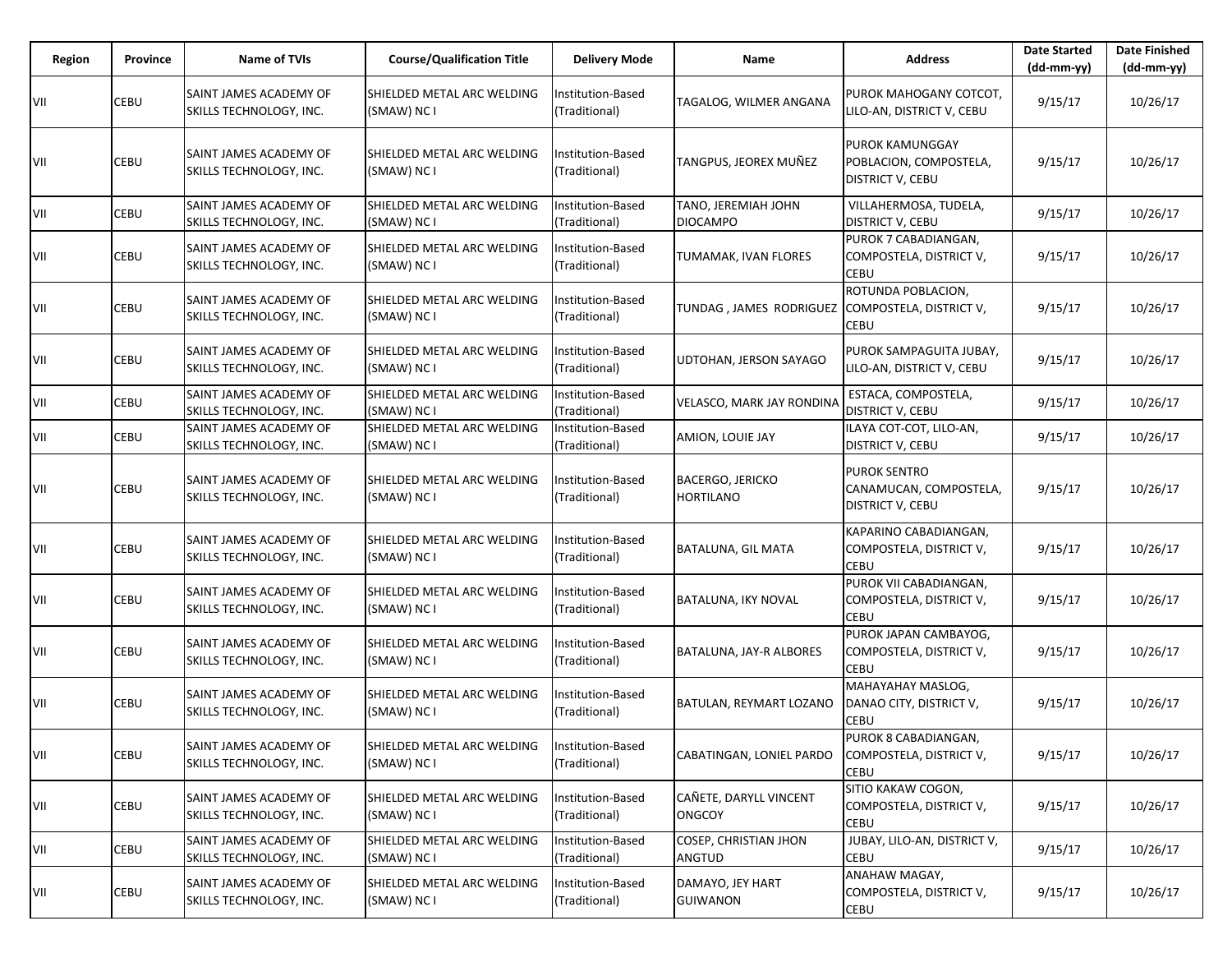| Region | Province | Name of TVIs | Course/Qualification Title | Delivery Mode | Name | Address | Date Started (dd-mm-yy) | Date Finished (dd-mm-yy) |
|---|---|---|---|---|---|---|---|---|
| VII | CEBU | SAINT JAMES ACADEMY OF SKILLS TECHNOLOGY, INC. | SHIELDED METAL ARC WELDING (SMAW) NC I | Institution-Based (Traditional) | TAGALOG, WILMER ANGANA | PUROK MAHOGANY COTCOT, LILO-AN, DISTRICT V, CEBU | 9/15/17 | 10/26/17 |
| VII | CEBU | SAINT JAMES ACADEMY OF SKILLS TECHNOLOGY, INC. | SHIELDED METAL ARC WELDING (SMAW) NC I | Institution-Based (Traditional) | TANGPUS, JEOREX MUÑEZ | PUROK KAMUNGGAY POBLACION, COMPOSTELA, DISTRICT V, CEBU | 9/15/17 | 10/26/17 |
| VII | CEBU | SAINT JAMES ACADEMY OF SKILLS TECHNOLOGY, INC. | SHIELDED METAL ARC WELDING (SMAW) NC I | Institution-Based (Traditional) | TANO, JEREMIAH JOHN DIOCAMPO | VILLAHERMOSA, TUDELA, DISTRICT V, CEBU | 9/15/17 | 10/26/17 |
| VII | CEBU | SAINT JAMES ACADEMY OF SKILLS TECHNOLOGY, INC. | SHIELDED METAL ARC WELDING (SMAW) NC I | Institution-Based (Traditional) | TUMAMAK, IVAN FLORES | PUROK 7 CABADIANGAN, COMPOSTELA, DISTRICT V, CEBU | 9/15/17 | 10/26/17 |
| VII | CEBU | SAINT JAMES ACADEMY OF SKILLS TECHNOLOGY, INC. | SHIELDED METAL ARC WELDING (SMAW) NC I | Institution-Based (Traditional) | TUNDAG , JAMES RODRIGUEZ | ROTUNDA POBLACION, COMPOSTELA, DISTRICT V, CEBU | 9/15/17 | 10/26/17 |
| VII | CEBU | SAINT JAMES ACADEMY OF SKILLS TECHNOLOGY, INC. | SHIELDED METAL ARC WELDING (SMAW) NC I | Institution-Based (Traditional) | UDTOHAN, JERSON SAYAGO | PUROK SAMPAGUITA JUBAY, LILO-AN, DISTRICT V, CEBU | 9/15/17 | 10/26/17 |
| VII | CEBU | SAINT JAMES ACADEMY OF SKILLS TECHNOLOGY, INC. | SHIELDED METAL ARC WELDING (SMAW) NC I | Institution-Based (Traditional) | VELASCO, MARK JAY RONDINA | ESTACA, COMPOSTELA, DISTRICT V, CEBU | 9/15/17 | 10/26/17 |
| VII | CEBU | SAINT JAMES ACADEMY OF SKILLS TECHNOLOGY, INC. | SHIELDED METAL ARC WELDING (SMAW) NC I | Institution-Based (Traditional) | AMION, LOUIE JAY | ILAYA COT-COT, LILO-AN, DISTRICT V, CEBU | 9/15/17 | 10/26/17 |
| VII | CEBU | SAINT JAMES ACADEMY OF SKILLS TECHNOLOGY, INC. | SHIELDED METAL ARC WELDING (SMAW) NC I | Institution-Based (Traditional) | BACERGO, JERICKO HORTILANO | PUROK SENTRO CANAMUCAN, COMPOSTELA, DISTRICT V, CEBU | 9/15/17 | 10/26/17 |
| VII | CEBU | SAINT JAMES ACADEMY OF SKILLS TECHNOLOGY, INC. | SHIELDED METAL ARC WELDING (SMAW) NC I | Institution-Based (Traditional) | BATALUNA, GIL MATA | KAPARINO CABADIANGAN, COMPOSTELA, DISTRICT V, CEBU | 9/15/17 | 10/26/17 |
| VII | CEBU | SAINT JAMES ACADEMY OF SKILLS TECHNOLOGY, INC. | SHIELDED METAL ARC WELDING (SMAW) NC I | Institution-Based (Traditional) | BATALUNA, IKY NOVAL | PUROK VII CABADIANGAN, COMPOSTELA, DISTRICT V, CEBU | 9/15/17 | 10/26/17 |
| VII | CEBU | SAINT JAMES ACADEMY OF SKILLS TECHNOLOGY, INC. | SHIELDED METAL ARC WELDING (SMAW) NC I | Institution-Based (Traditional) | BATALUNA, JAY-R ALBORES | PUROK JAPAN CAMBAYOG, COMPOSTELA, DISTRICT V, CEBU | 9/15/17 | 10/26/17 |
| VII | CEBU | SAINT JAMES ACADEMY OF SKILLS TECHNOLOGY, INC. | SHIELDED METAL ARC WELDING (SMAW) NC I | Institution-Based (Traditional) | BATULAN, REYMART LOZANO | MAHAYAHAY MASLOG, DANAO CITY, DISTRICT V, CEBU | 9/15/17 | 10/26/17 |
| VII | CEBU | SAINT JAMES ACADEMY OF SKILLS TECHNOLOGY, INC. | SHIELDED METAL ARC WELDING (SMAW) NC I | Institution-Based (Traditional) | CABATINGAN, LONIEL PARDO | PUROK 8 CABADIANGAN, COMPOSTELA, DISTRICT V, CEBU | 9/15/17 | 10/26/17 |
| VII | CEBU | SAINT JAMES ACADEMY OF SKILLS TECHNOLOGY, INC. | SHIELDED METAL ARC WELDING (SMAW) NC I | Institution-Based (Traditional) | CAÑETE, DARYLL VINCENT ONGCOY | SITIO KAKAW COGON, COMPOSTELA, DISTRICT V, CEBU | 9/15/17 | 10/26/17 |
| VII | CEBU | SAINT JAMES ACADEMY OF SKILLS TECHNOLOGY, INC. | SHIELDED METAL ARC WELDING (SMAW) NC I | Institution-Based (Traditional) | COSEP, CHRISTIAN JHON ANGTUD | JUBAY, LILO-AN, DISTRICT V, CEBU | 9/15/17 | 10/26/17 |
| VII | CEBU | SAINT JAMES ACADEMY OF SKILLS TECHNOLOGY, INC. | SHIELDED METAL ARC WELDING (SMAW) NC I | Institution-Based (Traditional) | DAMAYO, JEY HART GUIWANON | ANAHAW MAGAY, COMPOSTELA, DISTRICT V, CEBU | 9/15/17 | 10/26/17 |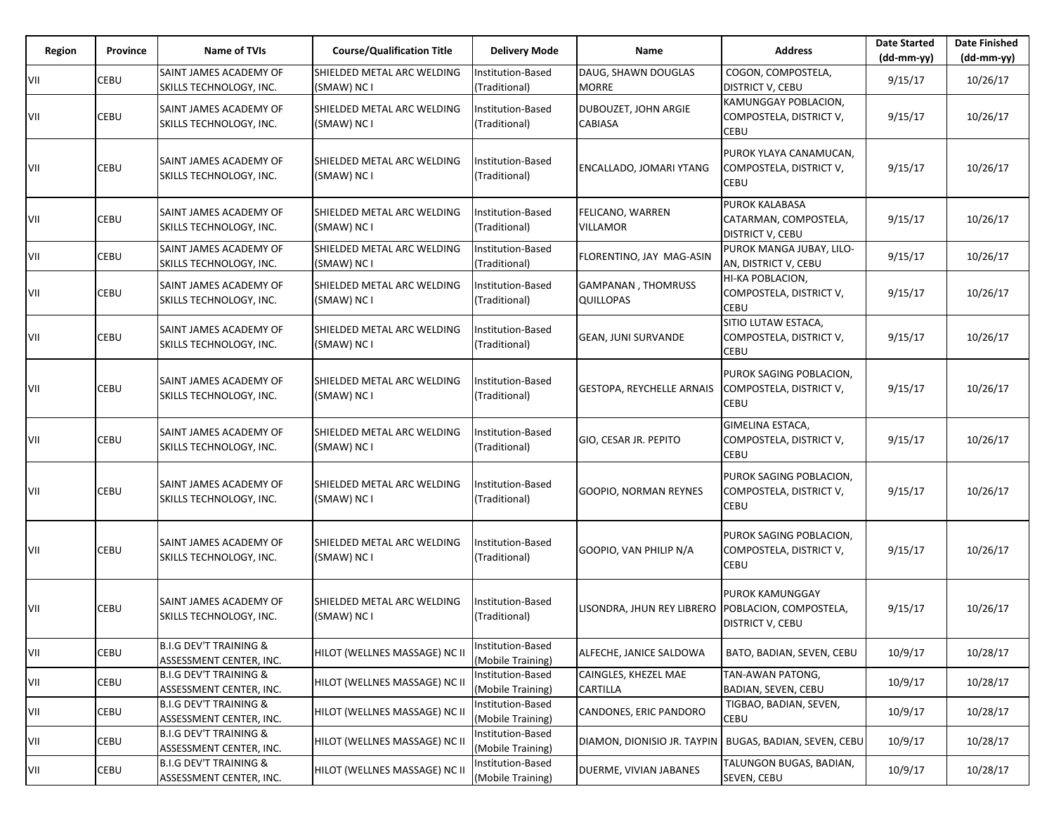| Region | Province | Name of TVIs | Course/Qualification Title | Delivery Mode | Name | Address | Date Started (dd-mm-yy) | Date Finished (dd-mm-yy) |
|---|---|---|---|---|---|---|---|---|
| VII | CEBU | SAINT JAMES ACADEMY OF SKILLS TECHNOLOGY, INC. | SHIELDED METAL ARC WELDING (SMAW) NC I | Institution-Based (Traditional) | DAUG, SHAWN DOUGLAS MORRE | COGON, COMPOSTELA, DISTRICT V, CEBU | 9/15/17 | 10/26/17 |
| VII | CEBU | SAINT JAMES ACADEMY OF SKILLS TECHNOLOGY, INC. | SHIELDED METAL ARC WELDING (SMAW) NC I | Institution-Based (Traditional) | DUBOUZET, JOHN ARGIE CABIASA | KAMUNGGAY POBLACION, COMPOSTELA, DISTRICT V, CEBU | 9/15/17 | 10/26/17 |
| VII | CEBU | SAINT JAMES ACADEMY OF SKILLS TECHNOLOGY, INC. | SHIELDED METAL ARC WELDING (SMAW) NC I | Institution-Based (Traditional) | ENCALLADO, JOMARI YTANG | PUROK YLAYA CANAMUCAN, COMPOSTELA, DISTRICT V, CEBU | 9/15/17 | 10/26/17 |
| VII | CEBU | SAINT JAMES ACADEMY OF SKILLS TECHNOLOGY, INC. | SHIELDED METAL ARC WELDING (SMAW) NC I | Institution-Based (Traditional) | FELICANO, WARREN VILLAMOR | PUROK KALABASA CATARMAN, COMPOSTELA, DISTRICT V, CEBU | 9/15/17 | 10/26/17 |
| VII | CEBU | SAINT JAMES ACADEMY OF SKILLS TECHNOLOGY, INC. | SHIELDED METAL ARC WELDING (SMAW) NC I | Institution-Based (Traditional) | FLORENTINO, JAY MAG-ASIN | PUROK MANGA JUBAY, LILO-AN, DISTRICT V, CEBU | 9/15/17 | 10/26/17 |
| VII | CEBU | SAINT JAMES ACADEMY OF SKILLS TECHNOLOGY, INC. | SHIELDED METAL ARC WELDING (SMAW) NC I | Institution-Based (Traditional) | GAMPANAN , THOMRUSS QUILLOPAS | HI-KA POBLACION, COMPOSTELA, DISTRICT V, CEBU | 9/15/17 | 10/26/17 |
| VII | CEBU | SAINT JAMES ACADEMY OF SKILLS TECHNOLOGY, INC. | SHIELDED METAL ARC WELDING (SMAW) NC I | Institution-Based (Traditional) | GEAN, JUNI SURVANDE | SITIO LUTAW ESTACA, COMPOSTELA, DISTRICT V, CEBU | 9/15/17 | 10/26/17 |
| VII | CEBU | SAINT JAMES ACADEMY OF SKILLS TECHNOLOGY, INC. | SHIELDED METAL ARC WELDING (SMAW) NC I | Institution-Based (Traditional) | GESTOPA, REYCHELLE ARNAIS | PUROK SAGING POBLACION, COMPOSTELA, DISTRICT V, CEBU | 9/15/17 | 10/26/17 |
| VII | CEBU | SAINT JAMES ACADEMY OF SKILLS TECHNOLOGY, INC. | SHIELDED METAL ARC WELDING (SMAW) NC I | Institution-Based (Traditional) | GIO, CESAR JR. PEPITO | GIMELINA ESTACA, COMPOSTELA, DISTRICT V, CEBU | 9/15/17 | 10/26/17 |
| VII | CEBU | SAINT JAMES ACADEMY OF SKILLS TECHNOLOGY, INC. | SHIELDED METAL ARC WELDING (SMAW) NC I | Institution-Based (Traditional) | GOOPIO, NORMAN REYNES | PUROK SAGING POBLACION, COMPOSTELA, DISTRICT V, CEBU | 9/15/17 | 10/26/17 |
| VII | CEBU | SAINT JAMES ACADEMY OF SKILLS TECHNOLOGY, INC. | SHIELDED METAL ARC WELDING (SMAW) NC I | Institution-Based (Traditional) | GOOPIO, VAN PHILIP N/A | PUROK SAGING POBLACION, COMPOSTELA, DISTRICT V, CEBU | 9/15/17 | 10/26/17 |
| VII | CEBU | SAINT JAMES ACADEMY OF SKILLS TECHNOLOGY, INC. | SHIELDED METAL ARC WELDING (SMAW) NC I | Institution-Based (Traditional) | LISONDRA, JHUN REY LIBRERO | PUROK KAMUNGGAY POBLACION, COMPOSTELA, DISTRICT V, CEBU | 9/15/17 | 10/26/17 |
| VII | CEBU | B.I.G DEV'T TRAINING & ASSESSMENT CENTER, INC. | HILOT (WELLNES MASSAGE) NC II | Institution-Based (Mobile Training) | ALFECHE, JANICE SALDOWA | BATO, BADIAN, SEVEN, CEBU | 10/9/17 | 10/28/17 |
| VII | CEBU | B.I.G DEV'T TRAINING & ASSESSMENT CENTER, INC. | HILOT (WELLNES MASSAGE) NC II | Institution-Based (Mobile Training) | CAINGLES, KHEZEL MAE CARTILLA | TAN-AWAN PATONG, BADIAN, SEVEN, CEBU | 10/9/17 | 10/28/17 |
| VII | CEBU | B.I.G DEV'T TRAINING & ASSESSMENT CENTER, INC. | HILOT (WELLNES MASSAGE) NC II | Institution-Based (Mobile Training) | CANDONES, ERIC PANDORO | TIGBAO, BADIAN, SEVEN, CEBU | 10/9/17 | 10/28/17 |
| VII | CEBU | B.I.G DEV'T TRAINING & ASSESSMENT CENTER, INC. | HILOT (WELLNES MASSAGE) NC II | Institution-Based (Mobile Training) | DIAMON, DIONISIO JR. TAYPIN | BUGAS, BADIAN, SEVEN, CEBU | 10/9/17 | 10/28/17 |
| VII | CEBU | B.I.G DEV'T TRAINING & ASSESSMENT CENTER, INC. | HILOT (WELLNES MASSAGE) NC II | Institution-Based (Mobile Training) | DUERME, VIVIAN JABANES | TALUNGON BUGAS, BADIAN, SEVEN, CEBU | 10/9/17 | 10/28/17 |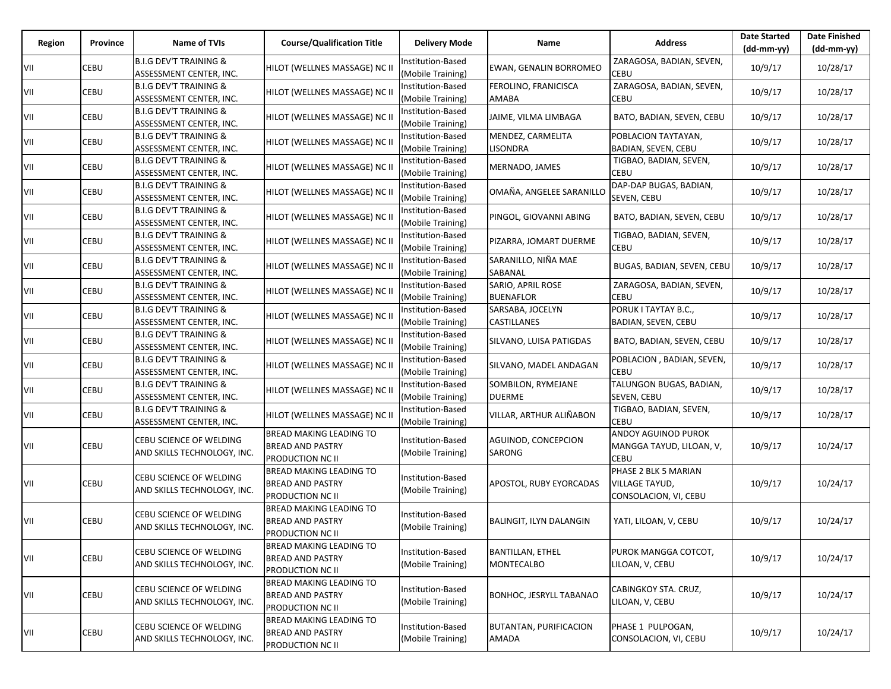| Region | Province | Name of TVIs | Course/Qualification Title | Delivery Mode | Name | Address | Date Started (dd-mm-yy) | Date Finished (dd-mm-yy) |
|---|---|---|---|---|---|---|---|---|
| VII | CEBU | B.I.G DEV'T TRAINING & ASSESSMENT CENTER, INC. | HILOT (WELLNES MASSAGE) NC II | Institution-Based (Mobile Training) | EWAN, GENALIN BORROMEO | ZARAGOSA, BADIAN, SEVEN, CEBU | 10/9/17 | 10/28/17 |
| VII | CEBU | B.I.G DEV'T TRAINING & ASSESSMENT CENTER, INC. | HILOT (WELLNES MASSAGE) NC II | Institution-Based (Mobile Training) | FEROLINO, FRANICISCA AMABA | ZARAGOSA, BADIAN, SEVEN, CEBU | 10/9/17 | 10/28/17 |
| VII | CEBU | B.I.G DEV'T TRAINING & ASSESSMENT CENTER, INC. | HILOT (WELLNES MASSAGE) NC II | Institution-Based (Mobile Training) | JAIME, VILMA LIMBAGA | BATO, BADIAN, SEVEN, CEBU | 10/9/17 | 10/28/17 |
| VII | CEBU | B.I.G DEV'T TRAINING & ASSESSMENT CENTER, INC. | HILOT (WELLNES MASSAGE) NC II | Institution-Based (Mobile Training) | MENDEZ, CARMELITA LISONDRA | POBLACION TAYTAYAN, BADIAN, SEVEN, CEBU | 10/9/17 | 10/28/17 |
| VII | CEBU | B.I.G DEV'T TRAINING & ASSESSMENT CENTER, INC. | HILOT (WELLNES MASSAGE) NC II | Institution-Based (Mobile Training) | MERNADO, JAMES | TIGBAO, BADIAN, SEVEN, CEBU | 10/9/17 | 10/28/17 |
| VII | CEBU | B.I.G DEV'T TRAINING & ASSESSMENT CENTER, INC. | HILOT (WELLNES MASSAGE) NC II | Institution-Based (Mobile Training) | OMAÑA, ANGELEE SARANILLO | DAP-DAP BUGAS, BADIAN, SEVEN, CEBU | 10/9/17 | 10/28/17 |
| VII | CEBU | B.I.G DEV'T TRAINING & ASSESSMENT CENTER, INC. | HILOT (WELLNES MASSAGE) NC II | Institution-Based (Mobile Training) | PINGOL, GIOVANNI ABING | BATO, BADIAN, SEVEN, CEBU | 10/9/17 | 10/28/17 |
| VII | CEBU | B.I.G DEV'T TRAINING & ASSESSMENT CENTER, INC. | HILOT (WELLNES MASSAGE) NC II | Institution-Based (Mobile Training) | PIZARRA, JOMART DUERME | TIGBAO, BADIAN, SEVEN, CEBU | 10/9/17 | 10/28/17 |
| VII | CEBU | B.I.G DEV'T TRAINING & ASSESSMENT CENTER, INC. | HILOT (WELLNES MASSAGE) NC II | Institution-Based (Mobile Training) | SARANILLO, NIÑA MAE SABANAL | BUGAS, BADIAN, SEVEN, CEBU | 10/9/17 | 10/28/17 |
| VII | CEBU | B.I.G DEV'T TRAINING & ASSESSMENT CENTER, INC. | HILOT (WELLNES MASSAGE) NC II | Institution-Based (Mobile Training) | SARIO, APRIL ROSE BUENAFLOR | ZARAGOSA, BADIAN, SEVEN, CEBU | 10/9/17 | 10/28/17 |
| VII | CEBU | B.I.G DEV'T TRAINING & ASSESSMENT CENTER, INC. | HILOT (WELLNES MASSAGE) NC II | Institution-Based (Mobile Training) | SARSABA, JOCELYN CASTILLANES | PORUK I TAYTAY B.C., BADIAN, SEVEN, CEBU | 10/9/17 | 10/28/17 |
| VII | CEBU | B.I.G DEV'T TRAINING & ASSESSMENT CENTER, INC. | HILOT (WELLNES MASSAGE) NC II | Institution-Based (Mobile Training) | SILVANO, LUISA PATIGDAS | BATO, BADIAN, SEVEN, CEBU | 10/9/17 | 10/28/17 |
| VII | CEBU | B.I.G DEV'T TRAINING & ASSESSMENT CENTER, INC. | HILOT (WELLNES MASSAGE) NC II | Institution-Based (Mobile Training) | SILVANO, MADEL ANDAGAN | POBLACION , BADIAN, SEVEN, CEBU | 10/9/17 | 10/28/17 |
| VII | CEBU | B.I.G DEV'T TRAINING & ASSESSMENT CENTER, INC. | HILOT (WELLNES MASSAGE) NC II | Institution-Based (Mobile Training) | SOMBILON, RYMEJANE DUERME | TALUNGON BUGAS, BADIAN, SEVEN, CEBU | 10/9/17 | 10/28/17 |
| VII | CEBU | B.I.G DEV'T TRAINING & ASSESSMENT CENTER, INC. | HILOT (WELLNES MASSAGE) NC II | Institution-Based (Mobile Training) | VILLAR, ARTHUR ALIÑABON | TIGBAO, BADIAN, SEVEN, CEBU | 10/9/17 | 10/28/17 |
| VII | CEBU | CEBU SCIENCE OF WELDING AND SKILLS TECHNOLOGY, INC. | BREAD MAKING LEADING TO BREAD AND PASTRY PRODUCTION NC II | Institution-Based (Mobile Training) | AGUINOD, CONCEPCION SARONG | ANDOY AGUINOD PUROK MANGGA TAYUD, LILOAN, V, CEBU | 10/9/17 | 10/24/17 |
| VII | CEBU | CEBU SCIENCE OF WELDING AND SKILLS TECHNOLOGY, INC. | BREAD MAKING LEADING TO BREAD AND PASTRY PRODUCTION NC II | Institution-Based (Mobile Training) | APOSTOL, RUBY EYORCADAS | PHASE 2 BLK 5 MARIAN VILLAGE TAYUD, CONSOLACION, VI, CEBU | 10/9/17 | 10/24/17 |
| VII | CEBU | CEBU SCIENCE OF WELDING AND SKILLS TECHNOLOGY, INC. | BREAD MAKING LEADING TO BREAD AND PASTRY PRODUCTION NC II | Institution-Based (Mobile Training) | BALINGIT, ILYN DALANGIN | YATI, LILOAN, V, CEBU | 10/9/17 | 10/24/17 |
| VII | CEBU | CEBU SCIENCE OF WELDING AND SKILLS TECHNOLOGY, INC. | BREAD MAKING LEADING TO BREAD AND PASTRY PRODUCTION NC II | Institution-Based (Mobile Training) | BANTILLAN, ETHEL MONTECALBO | PUROK MANGGA COTCOT, LILOAN, V, CEBU | 10/9/17 | 10/24/17 |
| VII | CEBU | CEBU SCIENCE OF WELDING AND SKILLS TECHNOLOGY, INC. | BREAD MAKING LEADING TO BREAD AND PASTRY PRODUCTION NC II | Institution-Based (Mobile Training) | BONHOC, JESRYLL TABANAO | CABINGKOY STA. CRUZ, LILOAN, V, CEBU | 10/9/17 | 10/24/17 |
| VII | CEBU | CEBU SCIENCE OF WELDING AND SKILLS TECHNOLOGY, INC. | BREAD MAKING LEADING TO BREAD AND PASTRY PRODUCTION NC II | Institution-Based (Mobile Training) | BUTANTAN, PURIFICACION AMADA | PHASE 1 PULPOGAN, CONSOLACION, VI, CEBU | 10/9/17 | 10/24/17 |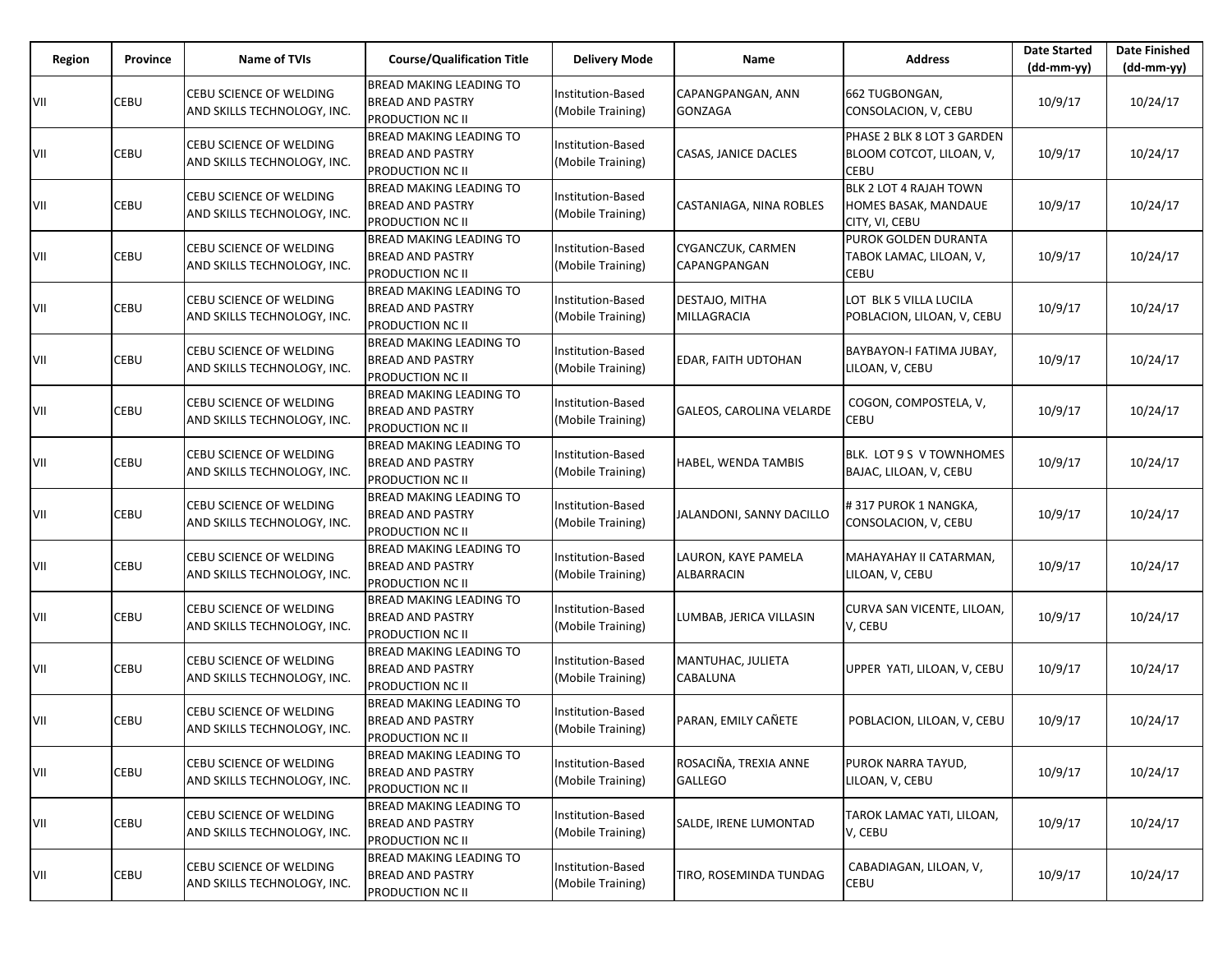| Region | Province | Name of TVIs | Course/Qualification Title | Delivery Mode | Name | Address | Date Started (dd-mm-yy) | Date Finished (dd-mm-yy) |
|---|---|---|---|---|---|---|---|---|
| VII | CEBU | CEBU SCIENCE OF WELDING AND SKILLS TECHNOLOGY, INC. | BREAD MAKING LEADING TO BREAD AND PASTRY PRODUCTION NC II | Institution-Based (Mobile Training) | CAPANGPANGAN, ANN GONZAGA | 662 TUGBONGAN, CONSOLACION, V, CEBU | 10/9/17 | 10/24/17 |
| VII | CEBU | CEBU SCIENCE OF WELDING AND SKILLS TECHNOLOGY, INC. | BREAD MAKING LEADING TO BREAD AND PASTRY PRODUCTION NC II | Institution-Based (Mobile Training) | CASAS, JANICE DACLES | PHASE 2 BLK 8 LOT 3 GARDEN BLOOM COTCOT, LILOAN, V, CEBU | 10/9/17 | 10/24/17 |
| VII | CEBU | CEBU SCIENCE OF WELDING AND SKILLS TECHNOLOGY, INC. | BREAD MAKING LEADING TO BREAD AND PASTRY PRODUCTION NC II | Institution-Based (Mobile Training) | CASTANIAGA, NINA ROBLES | BLK 2 LOT 4 RAJAH TOWN HOMES BASAK, MANDAUE CITY, VI, CEBU | 10/9/17 | 10/24/17 |
| VII | CEBU | CEBU SCIENCE OF WELDING AND SKILLS TECHNOLOGY, INC. | BREAD MAKING LEADING TO BREAD AND PASTRY PRODUCTION NC II | Institution-Based (Mobile Training) | CYGANCZUK, CARMEN CAPANGPANGAN | PUROK GOLDEN DURANTA TABOK LAMAC, LILOAN, V, CEBU | 10/9/17 | 10/24/17 |
| VII | CEBU | CEBU SCIENCE OF WELDING AND SKILLS TECHNOLOGY, INC. | BREAD MAKING LEADING TO BREAD AND PASTRY PRODUCTION NC II | Institution-Based (Mobile Training) | DESTAJO, MITHA MILLAGRACIA | LOT BLK 5 VILLA LUCILA POBLACION, LILOAN, V, CEBU | 10/9/17 | 10/24/17 |
| VII | CEBU | CEBU SCIENCE OF WELDING AND SKILLS TECHNOLOGY, INC. | BREAD MAKING LEADING TO BREAD AND PASTRY PRODUCTION NC II | Institution-Based (Mobile Training) | EDAR, FAITH UDTOHAN | BAYBAYON-I FATIMA JUBAY, LILOAN, V, CEBU | 10/9/17 | 10/24/17 |
| VII | CEBU | CEBU SCIENCE OF WELDING AND SKILLS TECHNOLOGY, INC. | BREAD MAKING LEADING TO BREAD AND PASTRY PRODUCTION NC II | Institution-Based (Mobile Training) | GALEOS, CAROLINA VELARDE | COGON, COMPOSTELA, V, CEBU | 10/9/17 | 10/24/17 |
| VII | CEBU | CEBU SCIENCE OF WELDING AND SKILLS TECHNOLOGY, INC. | BREAD MAKING LEADING TO BREAD AND PASTRY PRODUCTION NC II | Institution-Based (Mobile Training) | HABEL, WENDA TAMBIS | BLK. LOT 9 S V TOWNHOMES BAJAC, LILOAN, V, CEBU | 10/9/17 | 10/24/17 |
| VII | CEBU | CEBU SCIENCE OF WELDING AND SKILLS TECHNOLOGY, INC. | BREAD MAKING LEADING TO BREAD AND PASTRY PRODUCTION NC II | Institution-Based (Mobile Training) | JALANDONI, SANNY DACILLO | # 317 PUROK 1 NANGKA, CONSOLACION, V, CEBU | 10/9/17 | 10/24/17 |
| VII | CEBU | CEBU SCIENCE OF WELDING AND SKILLS TECHNOLOGY, INC. | BREAD MAKING LEADING TO BREAD AND PASTRY PRODUCTION NC II | Institution-Based (Mobile Training) | LAURON, KAYE PAMELA ALBARRACIN | MAHAYAHAY II CATARMAN, LILOAN, V, CEBU | 10/9/17 | 10/24/17 |
| VII | CEBU | CEBU SCIENCE OF WELDING AND SKILLS TECHNOLOGY, INC. | BREAD MAKING LEADING TO BREAD AND PASTRY PRODUCTION NC II | Institution-Based (Mobile Training) | LUMBAB, JERICA VILLASIN | CURVA SAN VICENTE, LILOAN, V, CEBU | 10/9/17 | 10/24/17 |
| VII | CEBU | CEBU SCIENCE OF WELDING AND SKILLS TECHNOLOGY, INC. | BREAD MAKING LEADING TO BREAD AND PASTRY PRODUCTION NC II | Institution-Based (Mobile Training) | MANTUHAC, JULIETA CABALUNA | UPPER YATI, LILOAN, V, CEBU | 10/9/17 | 10/24/17 |
| VII | CEBU | CEBU SCIENCE OF WELDING AND SKILLS TECHNOLOGY, INC. | BREAD MAKING LEADING TO BREAD AND PASTRY PRODUCTION NC II | Institution-Based (Mobile Training) | PARAN, EMILY CAÑETE | POBLACION, LILOAN, V, CEBU | 10/9/17 | 10/24/17 |
| VII | CEBU | CEBU SCIENCE OF WELDING AND SKILLS TECHNOLOGY, INC. | BREAD MAKING LEADING TO BREAD AND PASTRY PRODUCTION NC II | Institution-Based (Mobile Training) | ROSACIÑA, TREXIA ANNE GALLEGO | PUROK NARRA TAYUD, LILOAN, V, CEBU | 10/9/17 | 10/24/17 |
| VII | CEBU | CEBU SCIENCE OF WELDING AND SKILLS TECHNOLOGY, INC. | BREAD MAKING LEADING TO BREAD AND PASTRY PRODUCTION NC II | Institution-Based (Mobile Training) | SALDE, IRENE LUMONTAD | TAROK LAMAC YATI, LILOAN, V, CEBU | 10/9/17 | 10/24/17 |
| VII | CEBU | CEBU SCIENCE OF WELDING AND SKILLS TECHNOLOGY, INC. | BREAD MAKING LEADING TO BREAD AND PASTRY PRODUCTION NC II | Institution-Based (Mobile Training) | TIRO, ROSEMINDA TUNDAG | CABADIAGAN, LILOAN, V, CEBU | 10/9/17 | 10/24/17 |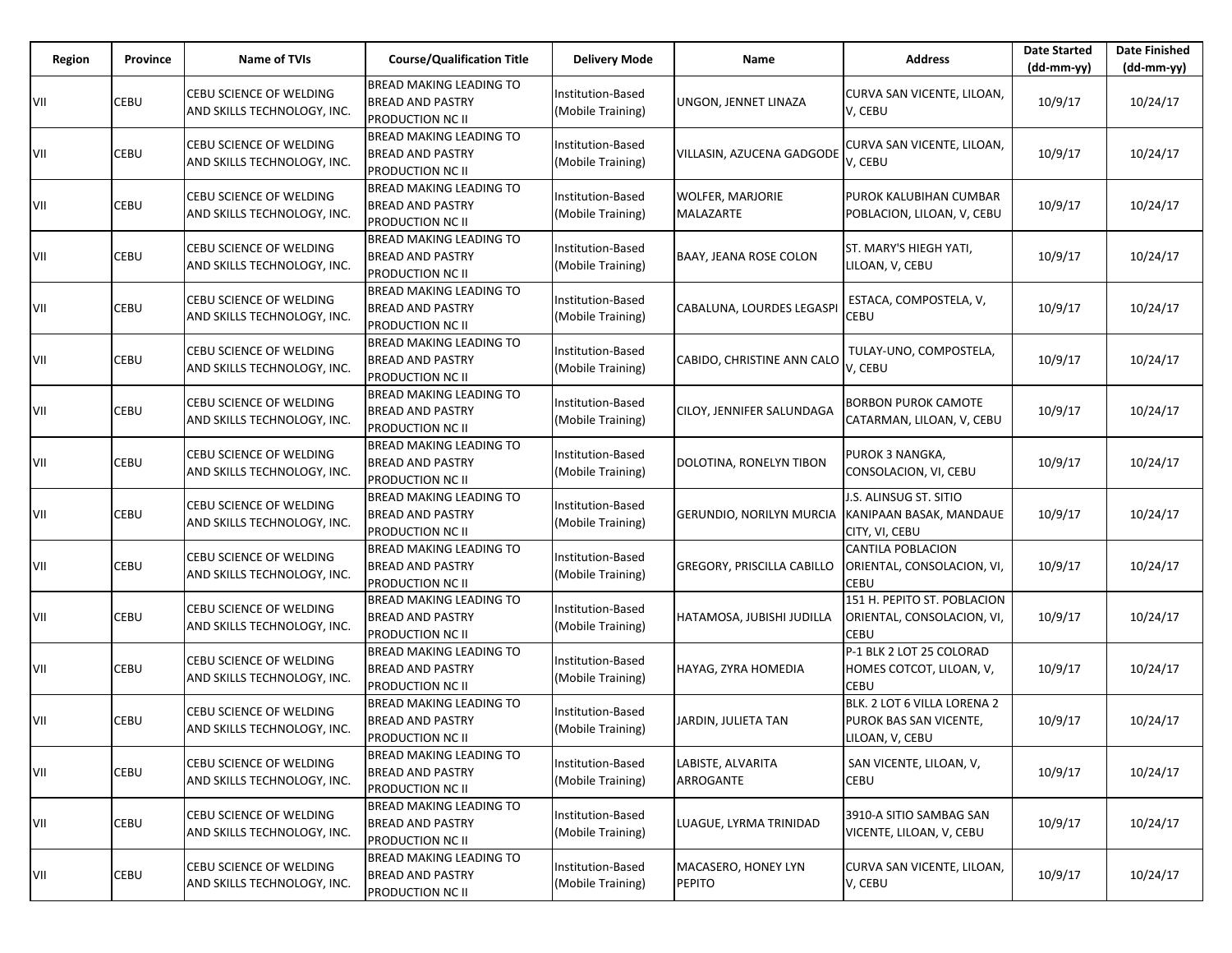| Region | Province | Name of TVIs | Course/Qualification Title | Delivery Mode | Name | Address | Date Started (dd-mm-yy) | Date Finished (dd-mm-yy) |
|---|---|---|---|---|---|---|---|---|
| VII | CEBU | CEBU SCIENCE OF WELDING AND SKILLS TECHNOLOGY, INC. | BREAD MAKING LEADING TO BREAD AND PASTRY PRODUCTION NC II | Institution-Based (Mobile Training) | UNGON, JENNET LINAZA | CURVA SAN VICENTE, LILOAN, V, CEBU | 10/9/17 | 10/24/17 |
| VII | CEBU | CEBU SCIENCE OF WELDING AND SKILLS TECHNOLOGY, INC. | BREAD MAKING LEADING TO BREAD AND PASTRY PRODUCTION NC II | Institution-Based (Mobile Training) | VILLASIN, AZUCENA GADGODE | CURVA SAN VICENTE, LILOAN, V, CEBU | 10/9/17 | 10/24/17 |
| VII | CEBU | CEBU SCIENCE OF WELDING AND SKILLS TECHNOLOGY, INC. | BREAD MAKING LEADING TO BREAD AND PASTRY PRODUCTION NC II | Institution-Based (Mobile Training) | WOLFER, MARJORIE MALAZARTE | PUROK KALUBIHAN CUMBAR POBLACION, LILOAN, V, CEBU | 10/9/17 | 10/24/17 |
| VII | CEBU | CEBU SCIENCE OF WELDING AND SKILLS TECHNOLOGY, INC. | BREAD MAKING LEADING TO BREAD AND PASTRY PRODUCTION NC II | Institution-Based (Mobile Training) | BAAY, JEANA ROSE COLON | ST. MARY'S HIEGH YATI, LILOAN, V, CEBU | 10/9/17 | 10/24/17 |
| VII | CEBU | CEBU SCIENCE OF WELDING AND SKILLS TECHNOLOGY, INC. | BREAD MAKING LEADING TO BREAD AND PASTRY PRODUCTION NC II | Institution-Based (Mobile Training) | CABALUNA, LOURDES LEGASPI | ESTACA, COMPOSTELA, V, CEBU | 10/9/17 | 10/24/17 |
| VII | CEBU | CEBU SCIENCE OF WELDING AND SKILLS TECHNOLOGY, INC. | BREAD MAKING LEADING TO BREAD AND PASTRY PRODUCTION NC II | Institution-Based (Mobile Training) | CABIDO, CHRISTINE ANN CALO | TULAY-UNO, COMPOSTELA, V, CEBU | 10/9/17 | 10/24/17 |
| VII | CEBU | CEBU SCIENCE OF WELDING AND SKILLS TECHNOLOGY, INC. | BREAD MAKING LEADING TO BREAD AND PASTRY PRODUCTION NC II | Institution-Based (Mobile Training) | CILOY, JENNIFER SALUNDAGA | BORBON PUROK CAMOTE CATARMAN, LILOAN, V, CEBU | 10/9/17 | 10/24/17 |
| VII | CEBU | CEBU SCIENCE OF WELDING AND SKILLS TECHNOLOGY, INC. | BREAD MAKING LEADING TO BREAD AND PASTRY PRODUCTION NC II | Institution-Based (Mobile Training) | DOLOTINA, RONELYN TIBON | PUROK 3 NANGKA, CONSOLACION, VI, CEBU | 10/9/17 | 10/24/17 |
| VII | CEBU | CEBU SCIENCE OF WELDING AND SKILLS TECHNOLOGY, INC. | BREAD MAKING LEADING TO BREAD AND PASTRY PRODUCTION NC II | Institution-Based (Mobile Training) | GERUNDIO, NORILYN MURCIA | J.S. ALINSUG ST. SITIO KANIPAAN BASAK, MANDAUE CITY, VI, CEBU | 10/9/17 | 10/24/17 |
| VII | CEBU | CEBU SCIENCE OF WELDING AND SKILLS TECHNOLOGY, INC. | BREAD MAKING LEADING TO BREAD AND PASTRY PRODUCTION NC II | Institution-Based (Mobile Training) | GREGORY, PRISCILLA CABILLO | CANTILA POBLACION ORIENTAL, CONSOLACION, VI, CEBU | 10/9/17 | 10/24/17 |
| VII | CEBU | CEBU SCIENCE OF WELDING AND SKILLS TECHNOLOGY, INC. | BREAD MAKING LEADING TO BREAD AND PASTRY PRODUCTION NC II | Institution-Based (Mobile Training) | HATAMOSA, JUBISHI JUDILLA | 151 H. PEPITO ST. POBLACION ORIENTAL, CONSOLACION, VI, CEBU | 10/9/17 | 10/24/17 |
| VII | CEBU | CEBU SCIENCE OF WELDING AND SKILLS TECHNOLOGY, INC. | BREAD MAKING LEADING TO BREAD AND PASTRY PRODUCTION NC II | Institution-Based (Mobile Training) | HAYAG, ZYRA HOMEDIA | P-1 BLK 2 LOT 25 COLORAD HOMES COTCOT, LILOAN, V, CEBU | 10/9/17 | 10/24/17 |
| VII | CEBU | CEBU SCIENCE OF WELDING AND SKILLS TECHNOLOGY, INC. | BREAD MAKING LEADING TO BREAD AND PASTRY PRODUCTION NC II | Institution-Based (Mobile Training) | JARDIN, JULIETA TAN | BLK. 2 LOT 6 VILLA LORENA 2 PUROK BAS SAN VICENTE, LILOAN, V, CEBU | 10/9/17 | 10/24/17 |
| VII | CEBU | CEBU SCIENCE OF WELDING AND SKILLS TECHNOLOGY, INC. | BREAD MAKING LEADING TO BREAD AND PASTRY PRODUCTION NC II | Institution-Based (Mobile Training) | LABISTE, ALVARITA ARROGANTE | SAN VICENTE, LILOAN, V, CEBU | 10/9/17 | 10/24/17 |
| VII | CEBU | CEBU SCIENCE OF WELDING AND SKILLS TECHNOLOGY, INC. | BREAD MAKING LEADING TO BREAD AND PASTRY PRODUCTION NC II | Institution-Based (Mobile Training) | LUAGUE, LYRMA TRINIDAD | 3910-A SITIO SAMBAG SAN VICENTE, LILOAN, V, CEBU | 10/9/17 | 10/24/17 |
| VII | CEBU | CEBU SCIENCE OF WELDING AND SKILLS TECHNOLOGY, INC. | BREAD MAKING LEADING TO BREAD AND PASTRY PRODUCTION NC II | Institution-Based (Mobile Training) | MACASERO, HONEY LYN PEPITO | CURVA SAN VICENTE, LILOAN, V, CEBU | 10/9/17 | 10/24/17 |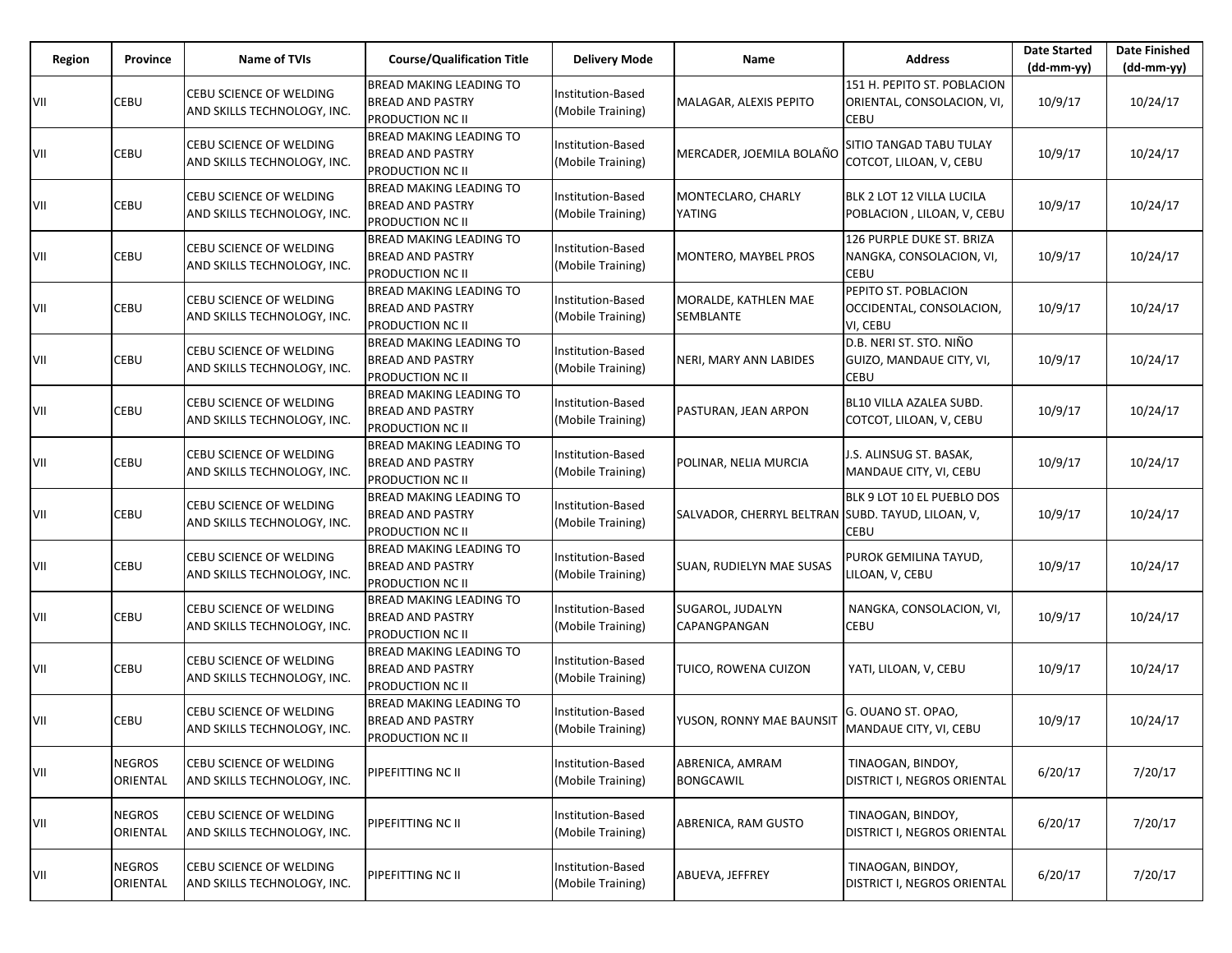| Region | Province | Name of TVIs | Course/Qualification Title | Delivery Mode | Name | Address | Date Started (dd-mm-yy) | Date Finished (dd-mm-yy) |
|---|---|---|---|---|---|---|---|---|
| VII | CEBU | CEBU SCIENCE OF WELDING AND SKILLS TECHNOLOGY, INC. | BREAD MAKING LEADING TO BREAD AND PASTRY PRODUCTION NC II | Institution-Based (Mobile Training) | MALAGAR, ALEXIS PEPITO | 151 H. PEPITO ST. POBLACION ORIENTAL, CONSOLACION, VI, CEBU | 10/9/17 | 10/24/17 |
| VII | CEBU | CEBU SCIENCE OF WELDING AND SKILLS TECHNOLOGY, INC. | BREAD MAKING LEADING TO BREAD AND PASTRY PRODUCTION NC II | Institution-Based (Mobile Training) | MERCADER, JOEMILA BOLAÑO | SITIO TANGAD TABU TULAY COTCOT, LILOAN, V, CEBU | 10/9/17 | 10/24/17 |
| VII | CEBU | CEBU SCIENCE OF WELDING AND SKILLS TECHNOLOGY, INC. | BREAD MAKING LEADING TO BREAD AND PASTRY PRODUCTION NC II | Institution-Based (Mobile Training) | MONTECLARO, CHARLY YATING | BLK 2 LOT 12 VILLA LUCILA POBLACION , LILOAN, V, CEBU | 10/9/17 | 10/24/17 |
| VII | CEBU | CEBU SCIENCE OF WELDING AND SKILLS TECHNOLOGY, INC. | BREAD MAKING LEADING TO BREAD AND PASTRY PRODUCTION NC II | Institution-Based (Mobile Training) | MONTERO, MAYBEL PROS | 126 PURPLE DUKE ST. BRIZA NANGKA, CONSOLACION, VI, CEBU | 10/9/17 | 10/24/17 |
| VII | CEBU | CEBU SCIENCE OF WELDING AND SKILLS TECHNOLOGY, INC. | BREAD MAKING LEADING TO BREAD AND PASTRY PRODUCTION NC II | Institution-Based (Mobile Training) | MORALDE, KATHLEN MAE SEMBLANTE | PEPITO ST. POBLACION OCCIDENTAL, CONSOLACION, VI, CEBU | 10/9/17 | 10/24/17 |
| VII | CEBU | CEBU SCIENCE OF WELDING AND SKILLS TECHNOLOGY, INC. | BREAD MAKING LEADING TO BREAD AND PASTRY PRODUCTION NC II | Institution-Based (Mobile Training) | NERI, MARY ANN LABIDES | D.B. NERI ST. STO. NIÑO GUIZO, MANDAUE CITY, VI, CEBU | 10/9/17 | 10/24/17 |
| VII | CEBU | CEBU SCIENCE OF WELDING AND SKILLS TECHNOLOGY, INC. | BREAD MAKING LEADING TO BREAD AND PASTRY PRODUCTION NC II | Institution-Based (Mobile Training) | PASTURAN, JEAN ARPON | BL10 VILLA AZALEA SUBD. COTCOT, LILOAN, V, CEBU | 10/9/17 | 10/24/17 |
| VII | CEBU | CEBU SCIENCE OF WELDING AND SKILLS TECHNOLOGY, INC. | BREAD MAKING LEADING TO BREAD AND PASTRY PRODUCTION NC II | Institution-Based (Mobile Training) | POLINAR, NELIA MURCIA | J.S. ALINSUG ST. BASAK, MANDAUE CITY, VI, CEBU | 10/9/17 | 10/24/17 |
| VII | CEBU | CEBU SCIENCE OF WELDING AND SKILLS TECHNOLOGY, INC. | BREAD MAKING LEADING TO BREAD AND PASTRY PRODUCTION NC II | Institution-Based (Mobile Training) | SALVADOR, CHERRYL BELTRAN | BLK 9 LOT 10 EL PUEBLO DOS SUBD. TAYUD, LILOAN, V, CEBU | 10/9/17 | 10/24/17 |
| VII | CEBU | CEBU SCIENCE OF WELDING AND SKILLS TECHNOLOGY, INC. | BREAD MAKING LEADING TO BREAD AND PASTRY PRODUCTION NC II | Institution-Based (Mobile Training) | SUAN, RUDIELYN MAE SUSAS | PUROK GEMILINA TAYUD, LILOAN, V, CEBU | 10/9/17 | 10/24/17 |
| VII | CEBU | CEBU SCIENCE OF WELDING AND SKILLS TECHNOLOGY, INC. | BREAD MAKING LEADING TO BREAD AND PASTRY PRODUCTION NC II | Institution-Based (Mobile Training) | SUGAROL, JUDALYN CAPANGPANGAN | NANGKA, CONSOLACION, VI, CEBU | 10/9/17 | 10/24/17 |
| VII | CEBU | CEBU SCIENCE OF WELDING AND SKILLS TECHNOLOGY, INC. | BREAD MAKING LEADING TO BREAD AND PASTRY PRODUCTION NC II | Institution-Based (Mobile Training) | TUICO, ROWENA CUIZON | YATI, LILOAN, V, CEBU | 10/9/17 | 10/24/17 |
| VII | CEBU | CEBU SCIENCE OF WELDING AND SKILLS TECHNOLOGY, INC. | BREAD MAKING LEADING TO BREAD AND PASTRY PRODUCTION NC II | Institution-Based (Mobile Training) | YUSON, RONNY MAE BAUNSIT | G. OUANO ST. OPAO, MANDAUE CITY, VI, CEBU | 10/9/17 | 10/24/17 |
| VII | NEGROS ORIENTAL | CEBU SCIENCE OF WELDING AND SKILLS TECHNOLOGY, INC. | PIPEFITTING NC II | Institution-Based (Mobile Training) | ABRENICA, AMRAM BONGCAWIL | TINAOGAN, BINDOY, DISTRICT I, NEGROS ORIENTAL | 6/20/17 | 7/20/17 |
| VII | NEGROS ORIENTAL | CEBU SCIENCE OF WELDING AND SKILLS TECHNOLOGY, INC. | PIPEFITTING NC II | Institution-Based (Mobile Training) | ABRENICA, RAM GUSTO | TINAOGAN, BINDOY, DISTRICT I, NEGROS ORIENTAL | 6/20/17 | 7/20/17 |
| VII | NEGROS ORIENTAL | CEBU SCIENCE OF WELDING AND SKILLS TECHNOLOGY, INC. | PIPEFITTING NC II | Institution-Based (Mobile Training) | ABUEVA, JEFFREY | TINAOGAN, BINDOY, DISTRICT I, NEGROS ORIENTAL | 6/20/17 | 7/20/17 |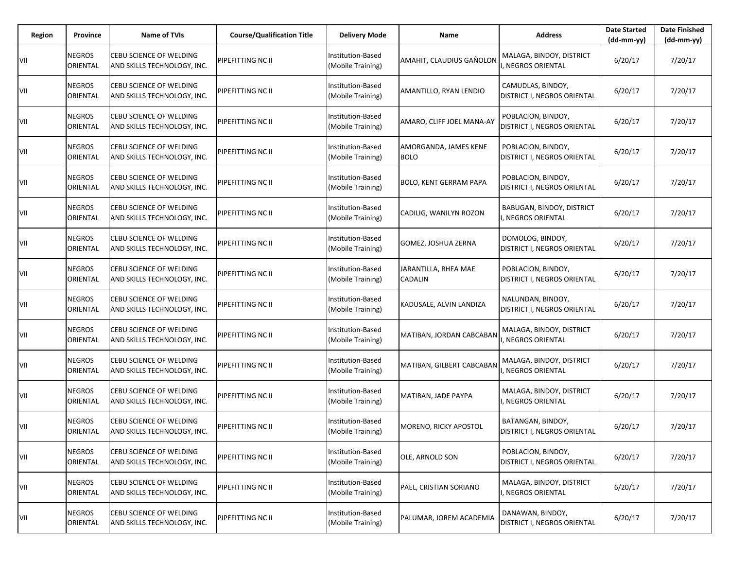| Region | Province | Name of TVIs | Course/Qualification Title | Delivery Mode | Name | Address | Date Started (dd-mm-yy) | Date Finished (dd-mm-yy) |
|---|---|---|---|---|---|---|---|---|
| VII | NEGROS ORIENTAL | CEBU SCIENCE OF WELDING AND SKILLS TECHNOLOGY, INC. | PIPEFITTING NC II | Institution-Based (Mobile Training) | AMAHIT, CLAUDIUS GAÑOLON | MALAGA, BINDOY, DISTRICT I, NEGROS ORIENTAL | 6/20/17 | 7/20/17 |
| VII | NEGROS ORIENTAL | CEBU SCIENCE OF WELDING AND SKILLS TECHNOLOGY, INC. | PIPEFITTING NC II | Institution-Based (Mobile Training) | AMANTILLO, RYAN LENDIO | CAMUDLAS, BINDOY, DISTRICT I, NEGROS ORIENTAL | 6/20/17 | 7/20/17 |
| VII | NEGROS ORIENTAL | CEBU SCIENCE OF WELDING AND SKILLS TECHNOLOGY, INC. | PIPEFITTING NC II | Institution-Based (Mobile Training) | AMARO, CLIFF JOEL MANA-AY | POBLACION, BINDOY, DISTRICT I, NEGROS ORIENTAL | 6/20/17 | 7/20/17 |
| VII | NEGROS ORIENTAL | CEBU SCIENCE OF WELDING AND SKILLS TECHNOLOGY, INC. | PIPEFITTING NC II | Institution-Based (Mobile Training) | AMORGANDA, JAMES KENE BOLO | POBLACION, BINDOY, DISTRICT I, NEGROS ORIENTAL | 6/20/17 | 7/20/17 |
| VII | NEGROS ORIENTAL | CEBU SCIENCE OF WELDING AND SKILLS TECHNOLOGY, INC. | PIPEFITTING NC II | Institution-Based (Mobile Training) | BOLO, KENT GERRAM PAPA | POBLACION, BINDOY, DISTRICT I, NEGROS ORIENTAL | 6/20/17 | 7/20/17 |
| VII | NEGROS ORIENTAL | CEBU SCIENCE OF WELDING AND SKILLS TECHNOLOGY, INC. | PIPEFITTING NC II | Institution-Based (Mobile Training) | CADILIG, WANILYN ROZON | BABUGAN, BINDOY, DISTRICT I, NEGROS ORIENTAL | 6/20/17 | 7/20/17 |
| VII | NEGROS ORIENTAL | CEBU SCIENCE OF WELDING AND SKILLS TECHNOLOGY, INC. | PIPEFITTING NC II | Institution-Based (Mobile Training) | GOMEZ, JOSHUA ZERNA | DOMOLOG, BINDOY, DISTRICT I, NEGROS ORIENTAL | 6/20/17 | 7/20/17 |
| VII | NEGROS ORIENTAL | CEBU SCIENCE OF WELDING AND SKILLS TECHNOLOGY, INC. | PIPEFITTING NC II | Institution-Based (Mobile Training) | JARANTILLA, RHEA MAE CADALIN | POBLACION, BINDOY, DISTRICT I, NEGROS ORIENTAL | 6/20/17 | 7/20/17 |
| VII | NEGROS ORIENTAL | CEBU SCIENCE OF WELDING AND SKILLS TECHNOLOGY, INC. | PIPEFITTING NC II | Institution-Based (Mobile Training) | KADUSALE, ALVIN LANDIZA | NALUNDAN, BINDOY, DISTRICT I, NEGROS ORIENTAL | 6/20/17 | 7/20/17 |
| VII | NEGROS ORIENTAL | CEBU SCIENCE OF WELDING AND SKILLS TECHNOLOGY, INC. | PIPEFITTING NC II | Institution-Based (Mobile Training) | MATIBAN, JORDAN CABCABAN | MALAGA, BINDOY, DISTRICT I, NEGROS ORIENTAL | 6/20/17 | 7/20/17 |
| VII | NEGROS ORIENTAL | CEBU SCIENCE OF WELDING AND SKILLS TECHNOLOGY, INC. | PIPEFITTING NC II | Institution-Based (Mobile Training) | MATIBAN, GILBERT CABCABAN | MALAGA, BINDOY, DISTRICT I, NEGROS ORIENTAL | 6/20/17 | 7/20/17 |
| VII | NEGROS ORIENTAL | CEBU SCIENCE OF WELDING AND SKILLS TECHNOLOGY, INC. | PIPEFITTING NC II | Institution-Based (Mobile Training) | MATIBAN, JADE PAYPA | MALAGA, BINDOY, DISTRICT I, NEGROS ORIENTAL | 6/20/17 | 7/20/17 |
| VII | NEGROS ORIENTAL | CEBU SCIENCE OF WELDING AND SKILLS TECHNOLOGY, INC. | PIPEFITTING NC II | Institution-Based (Mobile Training) | MORENO, RICKY APOSTOL | BATANGAN, BINDOY, DISTRICT I, NEGROS ORIENTAL | 6/20/17 | 7/20/17 |
| VII | NEGROS ORIENTAL | CEBU SCIENCE OF WELDING AND SKILLS TECHNOLOGY, INC. | PIPEFITTING NC II | Institution-Based (Mobile Training) | OLE, ARNOLD SON | POBLACION, BINDOY, DISTRICT I, NEGROS ORIENTAL | 6/20/17 | 7/20/17 |
| VII | NEGROS ORIENTAL | CEBU SCIENCE OF WELDING AND SKILLS TECHNOLOGY, INC. | PIPEFITTING NC II | Institution-Based (Mobile Training) | PAEL, CRISTIAN SORIANO | MALAGA, BINDOY, DISTRICT I, NEGROS ORIENTAL | 6/20/17 | 7/20/17 |
| VII | NEGROS ORIENTAL | CEBU SCIENCE OF WELDING AND SKILLS TECHNOLOGY, INC. | PIPEFITTING NC II | Institution-Based (Mobile Training) | PALUMAR, JOREM ACADEMIA | DANAWAN, BINDOY, DISTRICT I, NEGROS ORIENTAL | 6/20/17 | 7/20/17 |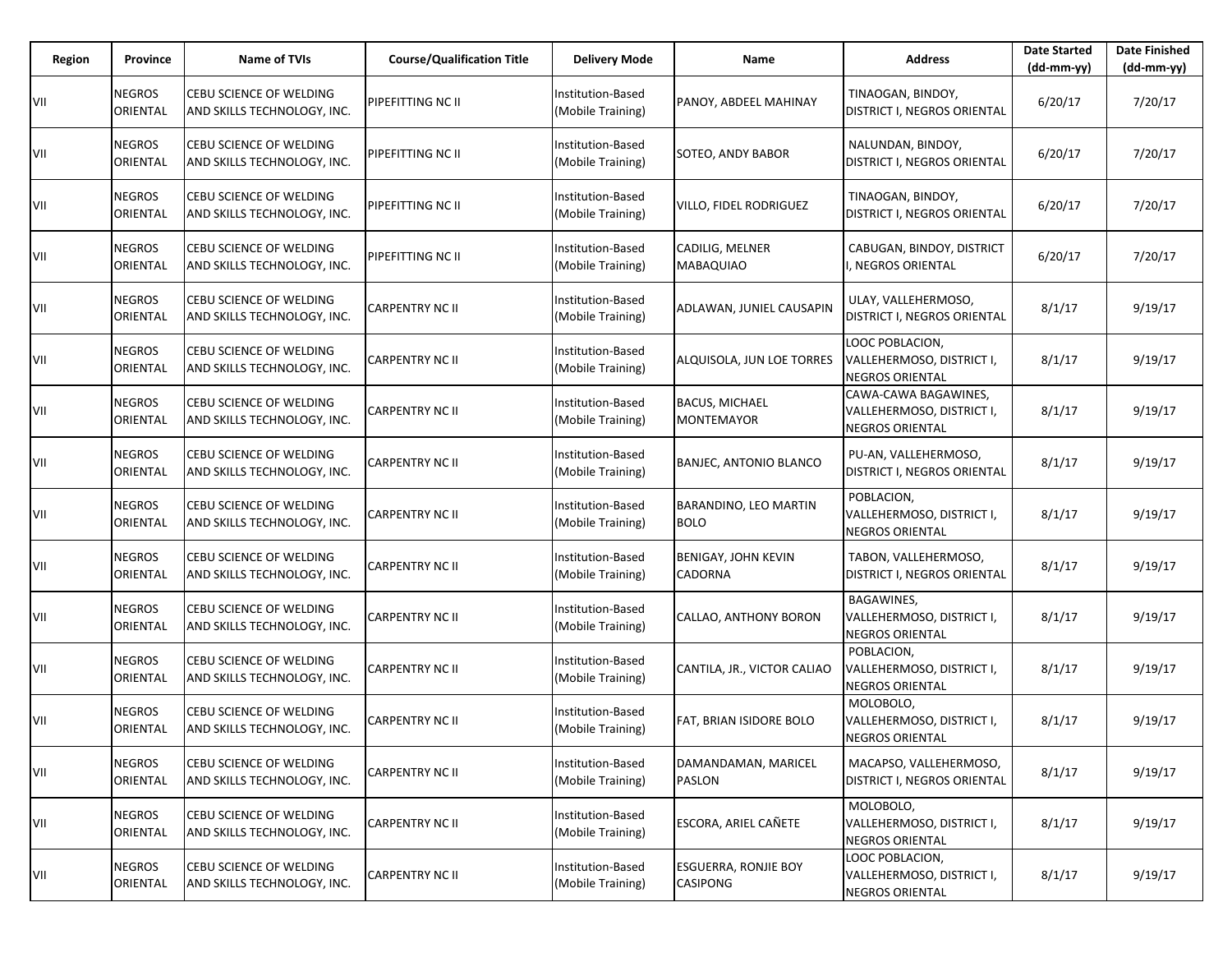| Region | Province | Name of TVIs | Course/Qualification Title | Delivery Mode | Name | Address | Date Started (dd-mm-yy) | Date Finished (dd-mm-yy) |
|---|---|---|---|---|---|---|---|---|
| VII | NEGROS ORIENTAL | CEBU SCIENCE OF WELDING AND SKILLS TECHNOLOGY, INC. | PIPEFITTING NC II | Institution-Based (Mobile Training) | PANOY, ABDEEL MAHINAY | TINAOGAN, BINDOY, DISTRICT I, NEGROS ORIENTAL | 6/20/17 | 7/20/17 |
| VII | NEGROS ORIENTAL | CEBU SCIENCE OF WELDING AND SKILLS TECHNOLOGY, INC. | PIPEFITTING NC II | Institution-Based (Mobile Training) | SOTEO, ANDY BABOR | NALUNDAN, BINDOY, DISTRICT I, NEGROS ORIENTAL | 6/20/17 | 7/20/17 |
| VII | NEGROS ORIENTAL | CEBU SCIENCE OF WELDING AND SKILLS TECHNOLOGY, INC. | PIPEFITTING NC II | Institution-Based (Mobile Training) | VILLO, FIDEL RODRIGUEZ | TINAOGAN, BINDOY, DISTRICT I, NEGROS ORIENTAL | 6/20/17 | 7/20/17 |
| VII | NEGROS ORIENTAL | CEBU SCIENCE OF WELDING AND SKILLS TECHNOLOGY, INC. | PIPEFITTING NC II | Institution-Based (Mobile Training) | CADILIG, MELNER MABAQUIAO | CABUGAN, BINDOY, DISTRICT I, NEGROS ORIENTAL | 6/20/17 | 7/20/17 |
| VII | NEGROS ORIENTAL | CEBU SCIENCE OF WELDING AND SKILLS TECHNOLOGY, INC. | CARPENTRY NC II | Institution-Based (Mobile Training) | ADLAWAN, JUNIEL CAUSAPIN | ULAY, VALLEHERMOSO, DISTRICT I, NEGROS ORIENTAL | 8/1/17 | 9/19/17 |
| VII | NEGROS ORIENTAL | CEBU SCIENCE OF WELDING AND SKILLS TECHNOLOGY, INC. | CARPENTRY NC II | Institution-Based (Mobile Training) | ALQUISOLA, JUN LOE TORRES | LOOC POBLACION, VALLEHERMOSO, DISTRICT I, NEGROS ORIENTAL | 8/1/17 | 9/19/17 |
| VII | NEGROS ORIENTAL | CEBU SCIENCE OF WELDING AND SKILLS TECHNOLOGY, INC. | CARPENTRY NC II | Institution-Based (Mobile Training) | BACUS, MICHAEL MONTEMAYOR | CAWA-CAWA BAGAWINES, VALLEHERMOSO, DISTRICT I, NEGROS ORIENTAL | 8/1/17 | 9/19/17 |
| VII | NEGROS ORIENTAL | CEBU SCIENCE OF WELDING AND SKILLS TECHNOLOGY, INC. | CARPENTRY NC II | Institution-Based (Mobile Training) | BANJEC, ANTONIO BLANCO | PU-AN, VALLEHERMOSO, DISTRICT I, NEGROS ORIENTAL | 8/1/17 | 9/19/17 |
| VII | NEGROS ORIENTAL | CEBU SCIENCE OF WELDING AND SKILLS TECHNOLOGY, INC. | CARPENTRY NC II | Institution-Based (Mobile Training) | BARANDINO, LEO MARTIN BOLO | POBLACION, VALLEHERMOSO, DISTRICT I, NEGROS ORIENTAL | 8/1/17 | 9/19/17 |
| VII | NEGROS ORIENTAL | CEBU SCIENCE OF WELDING AND SKILLS TECHNOLOGY, INC. | CARPENTRY NC II | Institution-Based (Mobile Training) | BENIGAY, JOHN KEVIN CADORNA | TABON, VALLEHERMOSO, DISTRICT I, NEGROS ORIENTAL | 8/1/17 | 9/19/17 |
| VII | NEGROS ORIENTAL | CEBU SCIENCE OF WELDING AND SKILLS TECHNOLOGY, INC. | CARPENTRY NC II | Institution-Based (Mobile Training) | CALLAO, ANTHONY BORON | BAGAWINES, VALLEHERMOSO, DISTRICT I, NEGROS ORIENTAL | 8/1/17 | 9/19/17 |
| VII | NEGROS ORIENTAL | CEBU SCIENCE OF WELDING AND SKILLS TECHNOLOGY, INC. | CARPENTRY NC II | Institution-Based (Mobile Training) | CANTILA, JR., VICTOR CALIAO | POBLACION, VALLEHERMOSO, DISTRICT I, NEGROS ORIENTAL | 8/1/17 | 9/19/17 |
| VII | NEGROS ORIENTAL | CEBU SCIENCE OF WELDING AND SKILLS TECHNOLOGY, INC. | CARPENTRY NC II | Institution-Based (Mobile Training) | FAT, BRIAN ISIDORE BOLO | MOLOBOLO, VALLEHERMOSO, DISTRICT I, NEGROS ORIENTAL | 8/1/17 | 9/19/17 |
| VII | NEGROS ORIENTAL | CEBU SCIENCE OF WELDING AND SKILLS TECHNOLOGY, INC. | CARPENTRY NC II | Institution-Based (Mobile Training) | DAMANDAMAN, MARICEL PASLON | MACAPSO, VALLEHERMOSO, DISTRICT I, NEGROS ORIENTAL | 8/1/17 | 9/19/17 |
| VII | NEGROS ORIENTAL | CEBU SCIENCE OF WELDING AND SKILLS TECHNOLOGY, INC. | CARPENTRY NC II | Institution-Based (Mobile Training) | ESCORA, ARIEL CAÑETE | MOLOBOLO, VALLEHERMOSO, DISTRICT I, NEGROS ORIENTAL | 8/1/17 | 9/19/17 |
| VII | NEGROS ORIENTAL | CEBU SCIENCE OF WELDING AND SKILLS TECHNOLOGY, INC. | CARPENTRY NC II | Institution-Based (Mobile Training) | ESGUERRA, RONJIE BOY CASIPONG | LOOC POBLACION, VALLEHERMOSO, DISTRICT I, NEGROS ORIENTAL | 8/1/17 | 9/19/17 |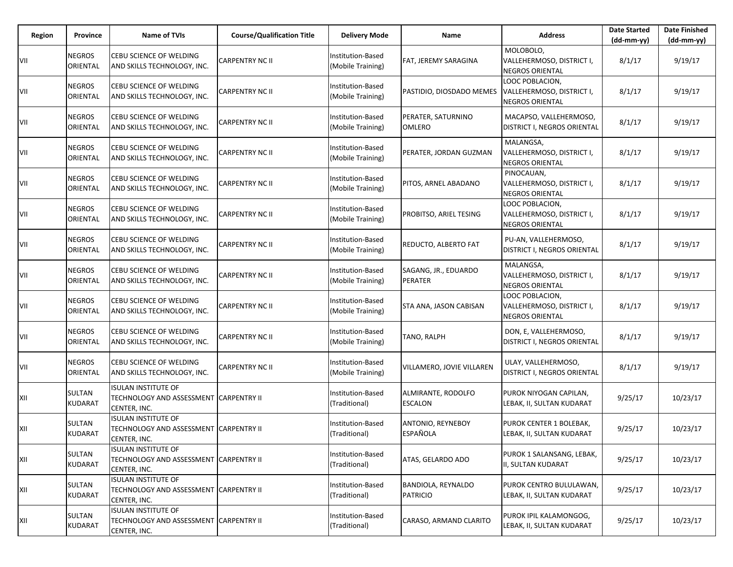| Region | Province | Name of TVIs | Course/Qualification Title | Delivery Mode | Name | Address | Date Started (dd-mm-yy) | Date Finished (dd-mm-yy) |
|---|---|---|---|---|---|---|---|---|
| VII | NEGROS ORIENTAL | CEBU SCIENCE OF WELDING AND SKILLS TECHNOLOGY, INC. | CARPENTRY NC II | Institution-Based (Mobile Training) | FAT, JEREMY SARAGINA | MOLOBOLO, VALLEHERMOSO, DISTRICT I, NEGROS ORIENTAL | 8/1/17 | 9/19/17 |
| VII | NEGROS ORIENTAL | CEBU SCIENCE OF WELDING AND SKILLS TECHNOLOGY, INC. | CARPENTRY NC II | Institution-Based (Mobile Training) | PASTIDIO, DIOSDADO MEMES | LOOC POBLACION, VALLEHERMOSO, DISTRICT I, NEGROS ORIENTAL | 8/1/17 | 9/19/17 |
| VII | NEGROS ORIENTAL | CEBU SCIENCE OF WELDING AND SKILLS TECHNOLOGY, INC. | CARPENTRY NC II | Institution-Based (Mobile Training) | PERATER, SATURNINO OMLERO | MACAPSO, VALLEHERMOSO, DISTRICT I, NEGROS ORIENTAL | 8/1/17 | 9/19/17 |
| VII | NEGROS ORIENTAL | CEBU SCIENCE OF WELDING AND SKILLS TECHNOLOGY, INC. | CARPENTRY NC II | Institution-Based (Mobile Training) | PERATER, JORDAN GUZMAN | MALANGSA, VALLEHERMOSO, DISTRICT I, NEGROS ORIENTAL | 8/1/17 | 9/19/17 |
| VII | NEGROS ORIENTAL | CEBU SCIENCE OF WELDING AND SKILLS TECHNOLOGY, INC. | CARPENTRY NC II | Institution-Based (Mobile Training) | PITOS, ARNEL ABADANO | PINOCAUAN, VALLEHERMOSO, DISTRICT I, NEGROS ORIENTAL | 8/1/17 | 9/19/17 |
| VII | NEGROS ORIENTAL | CEBU SCIENCE OF WELDING AND SKILLS TECHNOLOGY, INC. | CARPENTRY NC II | Institution-Based (Mobile Training) | PROBITSO, ARIEL TESING | LOOC POBLACION, VALLEHERMOSO, DISTRICT I, NEGROS ORIENTAL | 8/1/17 | 9/19/17 |
| VII | NEGROS ORIENTAL | CEBU SCIENCE OF WELDING AND SKILLS TECHNOLOGY, INC. | CARPENTRY NC II | Institution-Based (Mobile Training) | REDUCTO, ALBERTO FAT | PU-AN, VALLEHERMOSO, DISTRICT I, NEGROS ORIENTAL | 8/1/17 | 9/19/17 |
| VII | NEGROS ORIENTAL | CEBU SCIENCE OF WELDING AND SKILLS TECHNOLOGY, INC. | CARPENTRY NC II | Institution-Based (Mobile Training) | SAGANG, JR., EDUARDO PERATER | MALANGSA, VALLEHERMOSO, DISTRICT I, NEGROS ORIENTAL | 8/1/17 | 9/19/17 |
| VII | NEGROS ORIENTAL | CEBU SCIENCE OF WELDING AND SKILLS TECHNOLOGY, INC. | CARPENTRY NC II | Institution-Based (Mobile Training) | STA ANA, JASON CABISAN | LOOC POBLACION, VALLEHERMOSO, DISTRICT I, NEGROS ORIENTAL | 8/1/17 | 9/19/17 |
| VII | NEGROS ORIENTAL | CEBU SCIENCE OF WELDING AND SKILLS TECHNOLOGY, INC. | CARPENTRY NC II | Institution-Based (Mobile Training) | TANO, RALPH | DON, E, VALLEHERMOSO, DISTRICT I, NEGROS ORIENTAL | 8/1/17 | 9/19/17 |
| VII | NEGROS ORIENTAL | CEBU SCIENCE OF WELDING AND SKILLS TECHNOLOGY, INC. | CARPENTRY NC II | Institution-Based (Mobile Training) | VILLAMERO, JOVIE VILLAREN | ULAY, VALLEHERMOSO, DISTRICT I, NEGROS ORIENTAL | 8/1/17 | 9/19/17 |
| XII | SULTAN KUDARAT | ISULAN INSTITUTE OF TECHNOLOGY AND ASSESSMENT CENTER, INC. | CARPENTRY II | Institution-Based (Traditional) | ALMIRANTE, RODOLFO ESCALON | PUROK NIYOGAN CAPILAN, LEBAK, II, SULTAN KUDARAT | 9/25/17 | 10/23/17 |
| XII | SULTAN KUDARAT | ISULAN INSTITUTE OF TECHNOLOGY AND ASSESSMENT CENTER, INC. | CARPENTRY II | Institution-Based (Traditional) | ANTONIO, REYNEBOY ESPAÑOLA | PUROK CENTER 1 BOLEBAK, LEBAK, II, SULTAN KUDARAT | 9/25/17 | 10/23/17 |
| XII | SULTAN KUDARAT | ISULAN INSTITUTE OF TECHNOLOGY AND ASSESSMENT CENTER, INC. | CARPENTRY II | Institution-Based (Traditional) | ATAS, GELARDO ADO | PUROK 1 SALANSANG, LEBAK, II, SULTAN KUDARAT | 9/25/17 | 10/23/17 |
| XII | SULTAN KUDARAT | ISULAN INSTITUTE OF TECHNOLOGY AND ASSESSMENT CENTER, INC. | CARPENTRY II | Institution-Based (Traditional) | BANDIOLA, REYNALDO PATRICIO | PUROK CENTRO BULULAWAN, LEBAK, II, SULTAN KUDARAT | 9/25/17 | 10/23/17 |
| XII | SULTAN KUDARAT | ISULAN INSTITUTE OF TECHNOLOGY AND ASSESSMENT CENTER, INC. | CARPENTRY II | Institution-Based (Traditional) | CARASO, ARMAND CLARITO | PUROK IPIL KALAMONGOG, LEBAK, II, SULTAN KUDARAT | 9/25/17 | 10/23/17 |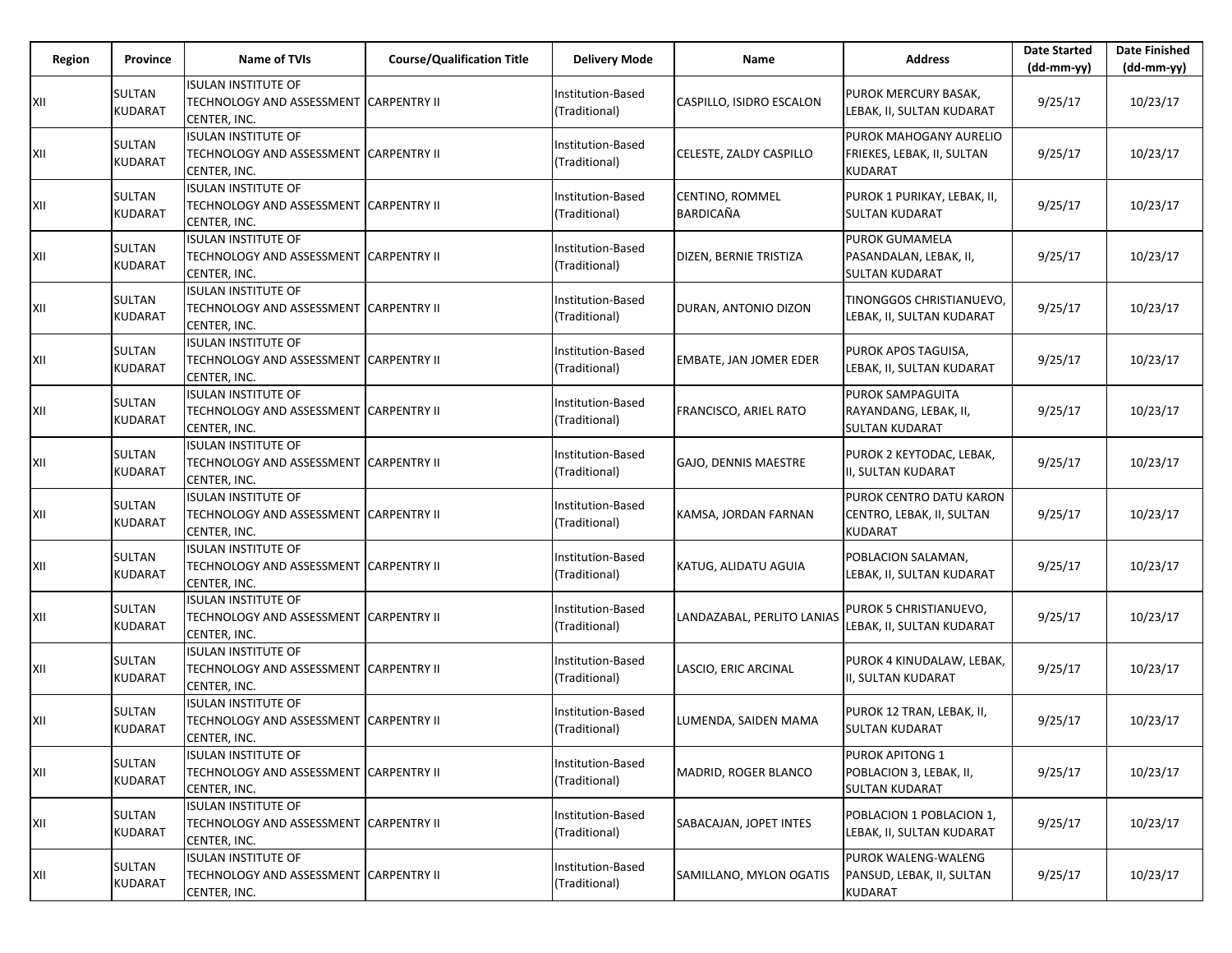| Region | Province | Name of TVIs | Course/Qualification Title | Delivery Mode | Name | Address | Date Started (dd-mm-yy) | Date Finished (dd-mm-yy) |
|---|---|---|---|---|---|---|---|---|
| XII | SULTAN KUDARAT | ISULAN INSTITUTE OF TECHNOLOGY AND ASSESSMENT CENTER, INC. | CARPENTRY II | Institution-Based (Traditional) | CASPILLO, ISIDRO ESCALON | PUROK MERCURY BASAK, LEBAK, II, SULTAN KUDARAT | 9/25/17 | 10/23/17 |
| XII | SULTAN KUDARAT | ISULAN INSTITUTE OF TECHNOLOGY AND ASSESSMENT CENTER, INC. | CARPENTRY II | Institution-Based (Traditional) | CELESTE, ZALDY CASPILLO | PUROK MAHOGANY AURELIO FRIEKES, LEBAK, II, SULTAN KUDARAT | 9/25/17 | 10/23/17 |
| XII | SULTAN KUDARAT | ISULAN INSTITUTE OF TECHNOLOGY AND ASSESSMENT CENTER, INC. | CARPENTRY II | Institution-Based (Traditional) | CENTINO, ROMMEL BARDICAÑA | PUROK 1 PURIKAY, LEBAK, II, SULTAN KUDARAT | 9/25/17 | 10/23/17 |
| XII | SULTAN KUDARAT | ISULAN INSTITUTE OF TECHNOLOGY AND ASSESSMENT CENTER, INC. | CARPENTRY II | Institution-Based (Traditional) | DIZEN, BERNIE TRISTIZA | PUROK GUMAMELA PASANDALAN, LEBAK, II, SULTAN KUDARAT | 9/25/17 | 10/23/17 |
| XII | SULTAN KUDARAT | ISULAN INSTITUTE OF TECHNOLOGY AND ASSESSMENT CENTER, INC. | CARPENTRY II | Institution-Based (Traditional) | DURAN, ANTONIO DIZON | TINONGGOS CHRISTIANUEVO, LEBAK, II, SULTAN KUDARAT | 9/25/17 | 10/23/17 |
| XII | SULTAN KUDARAT | ISULAN INSTITUTE OF TECHNOLOGY AND ASSESSMENT CENTER, INC. | CARPENTRY II | Institution-Based (Traditional) | EMBATE, JAN JOMER EDER | PUROK APOS TAGUISA, LEBAK, II, SULTAN KUDARAT | 9/25/17 | 10/23/17 |
| XII | SULTAN KUDARAT | ISULAN INSTITUTE OF TECHNOLOGY AND ASSESSMENT CENTER, INC. | CARPENTRY II | Institution-Based (Traditional) | FRANCISCO, ARIEL RATO | PUROK SAMPAGUITA RAYANDANG, LEBAK, II, SULTAN KUDARAT | 9/25/17 | 10/23/17 |
| XII | SULTAN KUDARAT | ISULAN INSTITUTE OF TECHNOLOGY AND ASSESSMENT CENTER, INC. | CARPENTRY II | Institution-Based (Traditional) | GAJO, DENNIS MAESTRE | PUROK 2 KEYTODAC, LEBAK, II, SULTAN KUDARAT | 9/25/17 | 10/23/17 |
| XII | SULTAN KUDARAT | ISULAN INSTITUTE OF TECHNOLOGY AND ASSESSMENT CENTER, INC. | CARPENTRY II | Institution-Based (Traditional) | KAMSA, JORDAN FARNAN | PUROK CENTRO DATU KARON CENTRO, LEBAK, II, SULTAN KUDARAT | 9/25/17 | 10/23/17 |
| XII | SULTAN KUDARAT | ISULAN INSTITUTE OF TECHNOLOGY AND ASSESSMENT CENTER, INC. | CARPENTRY II | Institution-Based (Traditional) | KATUG, ALIDATU AGUIA | POBLACION SALAMAN, LEBAK, II, SULTAN KUDARAT | 9/25/17 | 10/23/17 |
| XII | SULTAN KUDARAT | ISULAN INSTITUTE OF TECHNOLOGY AND ASSESSMENT CENTER, INC. | CARPENTRY II | Institution-Based (Traditional) | LANDAZABAL, PERLITO LANIAS | PUROK 5 CHRISTIANUEVO, LEBAK, II, SULTAN KUDARAT | 9/25/17 | 10/23/17 |
| XII | SULTAN KUDARAT | ISULAN INSTITUTE OF TECHNOLOGY AND ASSESSMENT CENTER, INC. | CARPENTRY II | Institution-Based (Traditional) | LASCIO, ERIC ARCINAL | PUROK 4 KINUDALAW, LEBAK, II, SULTAN KUDARAT | 9/25/17 | 10/23/17 |
| XII | SULTAN KUDARAT | ISULAN INSTITUTE OF TECHNOLOGY AND ASSESSMENT CENTER, INC. | CARPENTRY II | Institution-Based (Traditional) | LUMENDA, SAIDEN MAMA | PUROK 12 TRAN, LEBAK, II, SULTAN KUDARAT | 9/25/17 | 10/23/17 |
| XII | SULTAN KUDARAT | ISULAN INSTITUTE OF TECHNOLOGY AND ASSESSMENT CENTER, INC. | CARPENTRY II | Institution-Based (Traditional) | MADRID, ROGER BLANCO | PUROK APITONG 1 POBLACION 3, LEBAK, II, SULTAN KUDARAT | 9/25/17 | 10/23/17 |
| XII | SULTAN KUDARAT | ISULAN INSTITUTE OF TECHNOLOGY AND ASSESSMENT CENTER, INC. | CARPENTRY II | Institution-Based (Traditional) | SABACAJAN, JOPET INTES | POBLACION 1 POBLACION 1, LEBAK, II, SULTAN KUDARAT | 9/25/17 | 10/23/17 |
| XII | SULTAN KUDARAT | ISULAN INSTITUTE OF TECHNOLOGY AND ASSESSMENT CENTER, INC. | CARPENTRY II | Institution-Based (Traditional) | SAMILLANO, MYLON OGATIS | PUROK WALENG-WALENG PANSUD, LEBAK, II, SULTAN KUDARAT | 9/25/17 | 10/23/17 |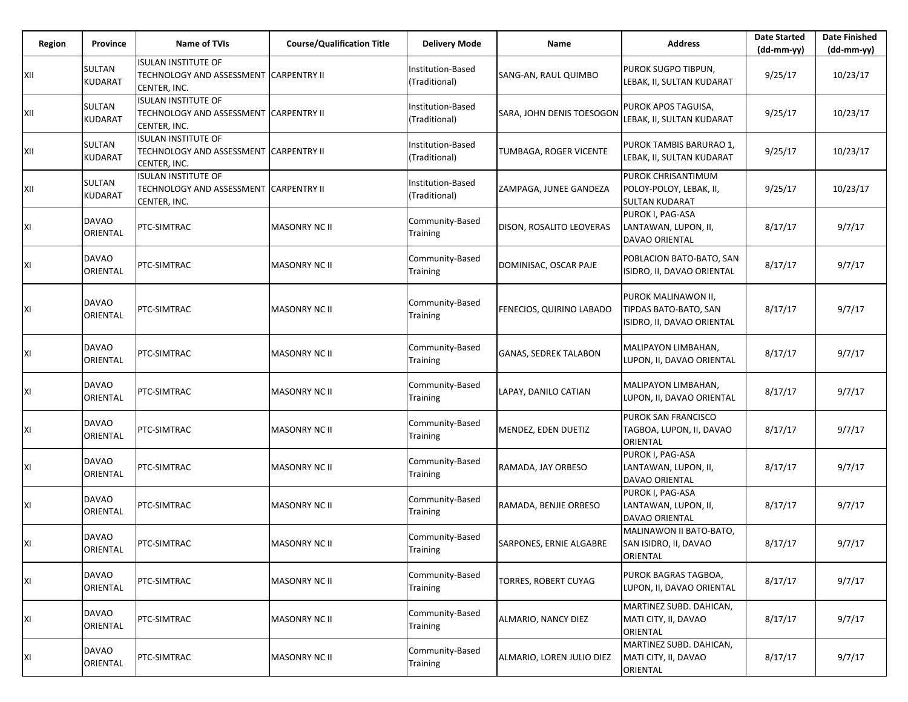| Region | Province | Name of TVIs | Course/Qualification Title | Delivery Mode | Name | Address | Date Started (dd-mm-yy) | Date Finished (dd-mm-yy) |
|---|---|---|---|---|---|---|---|---|
| XII | SULTAN KUDARAT | ISULAN INSTITUTE OF TECHNOLOGY AND ASSESSMENT CENTER, INC. | CARPENTRY II | Institution-Based (Traditional) | SANG-AN, RAUL QUIMBO | PUROK SUGPO TIBPUN, LEBAK, II, SULTAN KUDARAT | 9/25/17 | 10/23/17 |
| XII | SULTAN KUDARAT | ISULAN INSTITUTE OF TECHNOLOGY AND ASSESSMENT CENTER, INC. | CARPENTRY II | Institution-Based (Traditional) | SARA, JOHN DENIS TOESOGON | PUROK APOS TAGUISA, LEBAK, II, SULTAN KUDARAT | 9/25/17 | 10/23/17 |
| XII | SULTAN KUDARAT | ISULAN INSTITUTE OF TECHNOLOGY AND ASSESSMENT CENTER, INC. | CARPENTRY II | Institution-Based (Traditional) | TUMBAGA, ROGER VICENTE | PUROK TAMBIS BARURAO 1, LEBAK, II, SULTAN KUDARAT | 9/25/17 | 10/23/17 |
| XII | SULTAN KUDARAT | ISULAN INSTITUTE OF TECHNOLOGY AND ASSESSMENT CENTER, INC. | CARPENTRY II | Institution-Based (Traditional) | ZAMPAGA, JUNEE GANDEZA | PUROK CHRISANTIMUM POLOY-POLOY, LEBAK, II, SULTAN KUDARAT | 9/25/17 | 10/23/17 |
| XI | DAVAO ORIENTAL | PTC-SIMTRAC | MASONRY NC II | Community-Based Training | DISON, ROSALITO LEOVERAS | PUROK I, PAG-ASA LANTAWAN, LUPON, II, DAVAO ORIENTAL | 8/17/17 | 9/7/17 |
| XI | DAVAO ORIENTAL | PTC-SIMTRAC | MASONRY NC II | Community-Based Training | DOMINISAC, OSCAR PAJE | POBLACION BATO-BATO, SAN ISIDRO, II, DAVAO ORIENTAL | 8/17/17 | 9/7/17 |
| XI | DAVAO ORIENTAL | PTC-SIMTRAC | MASONRY NC II | Community-Based Training | FENECIOS, QUIRINO LABADO | PUROK MALINAWON II, TIPDAS BATO-BATO, SAN ISIDRO, II, DAVAO ORIENTAL | 8/17/17 | 9/7/17 |
| XI | DAVAO ORIENTAL | PTC-SIMTRAC | MASONRY NC II | Community-Based Training | GANAS, SEDREK TALABON | MALIPAYON LIMBAHAN, LUPON, II, DAVAO ORIENTAL | 8/17/17 | 9/7/17 |
| XI | DAVAO ORIENTAL | PTC-SIMTRAC | MASONRY NC II | Community-Based Training | LAPAY, DANILO CATIAN | MALIPAYON LIMBAHAN, LUPON, II, DAVAO ORIENTAL | 8/17/17 | 9/7/17 |
| XI | DAVAO ORIENTAL | PTC-SIMTRAC | MASONRY NC II | Community-Based Training | MENDEZ, EDEN DUETIZ | PUROK SAN FRANCISCO TAGBOA, LUPON, II, DAVAO ORIENTAL | 8/17/17 | 9/7/17 |
| XI | DAVAO ORIENTAL | PTC-SIMTRAC | MASONRY NC II | Community-Based Training | RAMADA, JAY ORBESO | PUROK I, PAG-ASA LANTAWAN, LUPON, II, DAVAO ORIENTAL | 8/17/17 | 9/7/17 |
| XI | DAVAO ORIENTAL | PTC-SIMTRAC | MASONRY NC II | Community-Based Training | RAMADA, BENJIE ORBESO | PUROK I, PAG-ASA LANTAWAN, LUPON, II, DAVAO ORIENTAL | 8/17/17 | 9/7/17 |
| XI | DAVAO ORIENTAL | PTC-SIMTRAC | MASONRY NC II | Community-Based Training | SARPONES, ERNIE ALGABRE | MALINAWON II BATO-BATO, SAN ISIDRO, II, DAVAO ORIENTAL | 8/17/17 | 9/7/17 |
| XI | DAVAO ORIENTAL | PTC-SIMTRAC | MASONRY NC II | Community-Based Training | TORRES, ROBERT CUYAG | PUROK BAGRAS TAGBOA, LUPON, II, DAVAO ORIENTAL | 8/17/17 | 9/7/17 |
| XI | DAVAO ORIENTAL | PTC-SIMTRAC | MASONRY NC II | Community-Based Training | ALMARIO, NANCY DIEZ | MARTINEZ SUBD. DAHICAN, MATI CITY, II, DAVAO ORIENTAL | 8/17/17 | 9/7/17 |
| XI | DAVAO ORIENTAL | PTC-SIMTRAC | MASONRY NC II | Community-Based Training | ALMARIO, LOREN JULIO DIEZ | MARTINEZ SUBD. DAHICAN, MATI CITY, II, DAVAO ORIENTAL | 8/17/17 | 9/7/17 |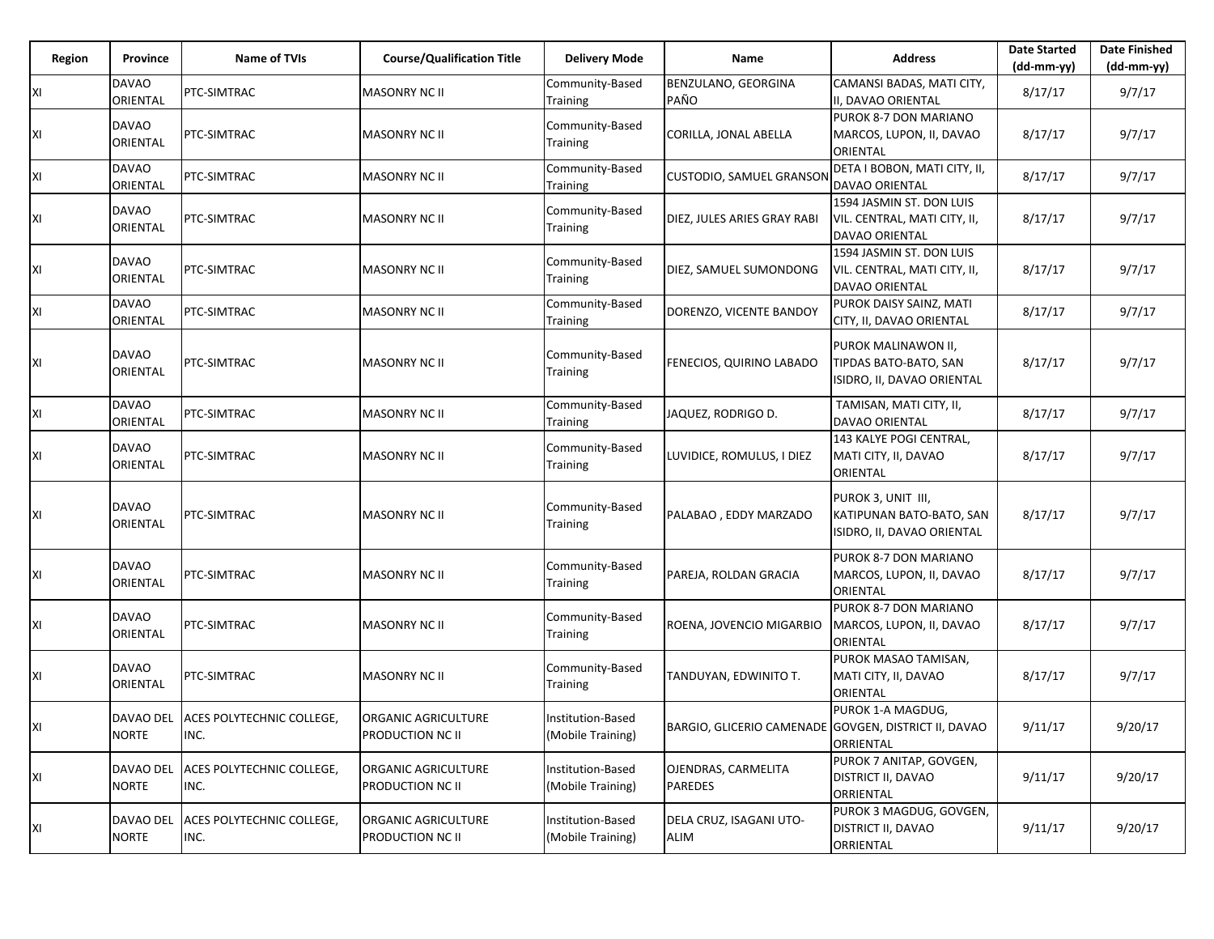| Region | Province | Name of TVIs | Course/Qualification Title | Delivery Mode | Name | Address | Date Started (dd-mm-yy) | Date Finished (dd-mm-yy) |
|---|---|---|---|---|---|---|---|---|
| XI | DAVAO ORIENTAL | PTC-SIMTRAC | MASONRY NC II | Community-Based Training | BENZULANO, GEORGINA PAÑO | CAMANSI BADAS, MATI CITY, II, DAVAO ORIENTAL | 8/17/17 | 9/7/17 |
| XI | DAVAO ORIENTAL | PTC-SIMTRAC | MASONRY NC II | Community-Based Training | CORILLA, JONAL ABELLA | PUROK 8-7 DON MARIANO MARCOS, LUPON, II, DAVAO ORIENTAL | 8/17/17 | 9/7/17 |
| XI | DAVAO ORIENTAL | PTC-SIMTRAC | MASONRY NC II | Community-Based Training | CUSTODIO, SAMUEL GRANSON | DETA I BOBON, MATI CITY, II, DAVAO ORIENTAL | 8/17/17 | 9/7/17 |
| XI | DAVAO ORIENTAL | PTC-SIMTRAC | MASONRY NC II | Community-Based Training | DIEZ, JULES ARIES GRAY RABI | 1594 JASMIN ST. DON LUIS VIL. CENTRAL, MATI CITY, II, DAVAO ORIENTAL | 8/17/17 | 9/7/17 |
| XI | DAVAO ORIENTAL | PTC-SIMTRAC | MASONRY NC II | Community-Based Training | DIEZ, SAMUEL SUMONDONG | 1594 JASMIN ST. DON LUIS VIL. CENTRAL, MATI CITY, II, DAVAO ORIENTAL | 8/17/17 | 9/7/17 |
| XI | DAVAO ORIENTAL | PTC-SIMTRAC | MASONRY NC II | Community-Based Training | DORENZO, VICENTE BANDOY | PUROK DAISY SAINZ, MATI CITY, II, DAVAO ORIENTAL | 8/17/17 | 9/7/17 |
| XI | DAVAO ORIENTAL | PTC-SIMTRAC | MASONRY NC II | Community-Based Training | FENECIOS, QUIRINO LABADO | PUROK MALINAWON II, TIPDAS BATO-BATO, SAN ISIDRO, II, DAVAO ORIENTAL | 8/17/17 | 9/7/17 |
| XI | DAVAO ORIENTAL | PTC-SIMTRAC | MASONRY NC II | Community-Based Training | JAQUEZ, RODRIGO D. | TAMISAN, MATI CITY, II, DAVAO ORIENTAL | 8/17/17 | 9/7/17 |
| XI | DAVAO ORIENTAL | PTC-SIMTRAC | MASONRY NC II | Community-Based Training | LUVIDICE, ROMULUS, I DIEZ | 143 KALYE POGI CENTRAL, MATI CITY, II, DAVAO ORIENTAL | 8/17/17 | 9/7/17 |
| XI | DAVAO ORIENTAL | PTC-SIMTRAC | MASONRY NC II | Community-Based Training | PALABAO , EDDY MARZADO | PUROK 3, UNIT III, KATIPUNAN BATO-BATO, SAN ISIDRO, II, DAVAO ORIENTAL | 8/17/17 | 9/7/17 |
| XI | DAVAO ORIENTAL | PTC-SIMTRAC | MASONRY NC II | Community-Based Training | PAREJA, ROLDAN GRACIA | PUROK 8-7 DON MARIANO MARCOS, LUPON, II, DAVAO ORIENTAL | 8/17/17 | 9/7/17 |
| XI | DAVAO ORIENTAL | PTC-SIMTRAC | MASONRY NC II | Community-Based Training | ROENA, JOVENCIO MIGARBIO | PUROK 8-7 DON MARIANO MARCOS, LUPON, II, DAVAO ORIENTAL | 8/17/17 | 9/7/17 |
| XI | DAVAO ORIENTAL | PTC-SIMTRAC | MASONRY NC II | Community-Based Training | TANDUYAN, EDWINITO T. | PUROK MASAO TAMISAN, MATI CITY, II, DAVAO ORIENTAL | 8/17/17 | 9/7/17 |
| XI | DAVAO DEL NORTE | ACES POLYTECHNIC COLLEGE, INC. | ORGANIC AGRICULTURE PRODUCTION NC II | Institution-Based (Mobile Training) | BARGIO, GLICERIO CAMENADE | PUROK 1-A MAGDUG, GOVGEN, DISTRICT II, DAVAO ORRIENTAL | 9/11/17 | 9/20/17 |
| XI | DAVAO DEL NORTE | ACES POLYTECHNIC COLLEGE, INC. | ORGANIC AGRICULTURE PRODUCTION NC II | Institution-Based (Mobile Training) | OJENDRAS, CARMELITA PAREDES | PUROK 7 ANITAP, GOVGEN, DISTRICT II, DAVAO ORRIENTAL | 9/11/17 | 9/20/17 |
| XI | DAVAO DEL NORTE | ACES POLYTECHNIC COLLEGE, INC. | ORGANIC AGRICULTURE PRODUCTION NC II | Institution-Based (Mobile Training) | DELA CRUZ, ISAGANI UTO-ALIM | PUROK 3 MAGDUG, GOVGEN, DISTRICT II, DAVAO ORRIENTAL | 9/11/17 | 9/20/17 |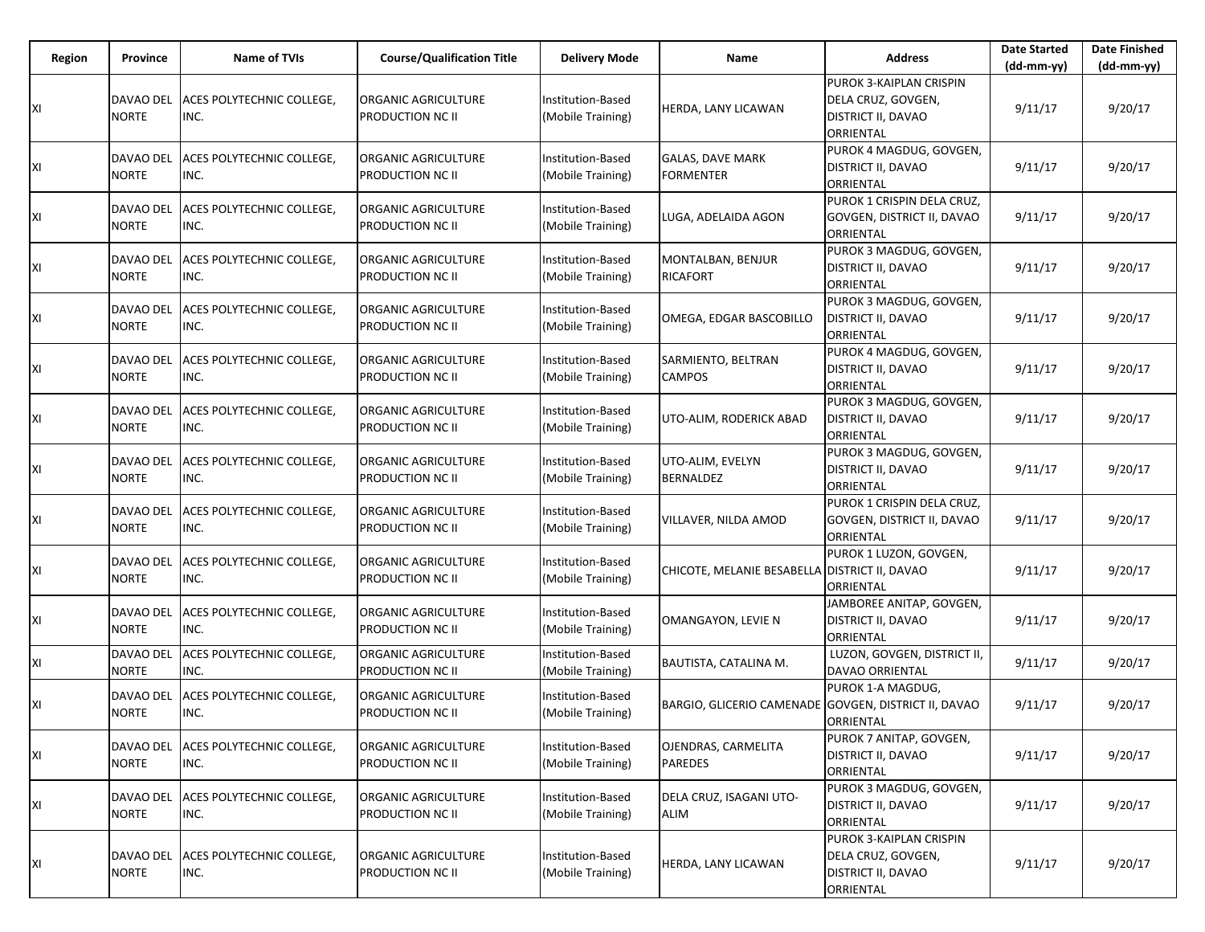| Region | Province | Name of TVIs | Course/Qualification Title | Delivery Mode | Name | Address | Date Started (dd-mm-yy) | Date Finished (dd-mm-yy) |
|---|---|---|---|---|---|---|---|---|
| XI | DAVAO DEL NORTE | ACES POLYTECHNIC COLLEGE, INC. | ORGANIC AGRICULTURE PRODUCTION NC II | Institution-Based (Mobile Training) | HERDA, LANY LICAWAN | PUROK 3-KAIPLAN CRISPIN DELA CRUZ, GOVGEN, DISTRICT II, DAVAO ORRIENTAL | 9/11/17 | 9/20/17 |
| XI | DAVAO DEL NORTE | ACES POLYTECHNIC COLLEGE, INC. | ORGANIC AGRICULTURE PRODUCTION NC II | Institution-Based (Mobile Training) | GALAS, DAVE MARK FORMENTER | PUROK 4 MAGDUG, GOVGEN, DISTRICT II, DAVAO ORRIENTAL | 9/11/17 | 9/20/17 |
| XI | DAVAO DEL NORTE | ACES POLYTECHNIC COLLEGE, INC. | ORGANIC AGRICULTURE PRODUCTION NC II | Institution-Based (Mobile Training) | LUGA, ADELAIDA AGON | PUROK 1 CRISPIN DELA CRUZ, GOVGEN, DISTRICT II, DAVAO ORRIENTAL | 9/11/17 | 9/20/17 |
| XI | DAVAO DEL NORTE | ACES POLYTECHNIC COLLEGE, INC. | ORGANIC AGRICULTURE PRODUCTION NC II | Institution-Based (Mobile Training) | MONTALBAN, BENJUR RICAFORT | PUROK 3 MAGDUG, GOVGEN, DISTRICT II, DAVAO ORRIENTAL | 9/11/17 | 9/20/17 |
| XI | DAVAO DEL NORTE | ACES POLYTECHNIC COLLEGE, INC. | ORGANIC AGRICULTURE PRODUCTION NC II | Institution-Based (Mobile Training) | OMEGA, EDGAR BASCOBILLO | PUROK 3 MAGDUG, GOVGEN, DISTRICT II, DAVAO ORRIENTAL | 9/11/17 | 9/20/17 |
| XI | DAVAO DEL NORTE | ACES POLYTECHNIC COLLEGE, INC. | ORGANIC AGRICULTURE PRODUCTION NC II | Institution-Based (Mobile Training) | SARMIENTO, BELTRAN CAMPOS | PUROK 4 MAGDUG, GOVGEN, DISTRICT II, DAVAO ORRIENTAL | 9/11/17 | 9/20/17 |
| XI | DAVAO DEL NORTE | ACES POLYTECHNIC COLLEGE, INC. | ORGANIC AGRICULTURE PRODUCTION NC II | Institution-Based (Mobile Training) | UTO-ALIM, RODERICK ABAD | PUROK 3 MAGDUG, GOVGEN, DISTRICT II, DAVAO ORRIENTAL | 9/11/17 | 9/20/17 |
| XI | DAVAO DEL NORTE | ACES POLYTECHNIC COLLEGE, INC. | ORGANIC AGRICULTURE PRODUCTION NC II | Institution-Based (Mobile Training) | UTO-ALIM, EVELYN BERNALDEZ | PUROK 3 MAGDUG, GOVGEN, DISTRICT II, DAVAO ORRIENTAL | 9/11/17 | 9/20/17 |
| XI | DAVAO DEL NORTE | ACES POLYTECHNIC COLLEGE, INC. | ORGANIC AGRICULTURE PRODUCTION NC II | Institution-Based (Mobile Training) | VILLAVER, NILDA AMOD | PUROK 1 CRISPIN DELA CRUZ, GOVGEN, DISTRICT II, DAVAO ORRIENTAL | 9/11/17 | 9/20/17 |
| XI | DAVAO DEL NORTE | ACES POLYTECHNIC COLLEGE, INC. | ORGANIC AGRICULTURE PRODUCTION NC II | Institution-Based (Mobile Training) | CHICOTE, MELANIE BESABELLA | PUROK 1 LUZON, GOVGEN, DISTRICT II, DAVAO ORRIENTAL | 9/11/17 | 9/20/17 |
| XI | DAVAO DEL NORTE | ACES POLYTECHNIC COLLEGE, INC. | ORGANIC AGRICULTURE PRODUCTION NC II | Institution-Based (Mobile Training) | OMANGAYON, LEVIE N | JAMBOREE ANITAP, GOVGEN, DISTRICT II, DAVAO ORRIENTAL | 9/11/17 | 9/20/17 |
| XI | DAVAO DEL NORTE | ACES POLYTECHNIC COLLEGE, INC. | ORGANIC AGRICULTURE PRODUCTION NC II | Institution-Based (Mobile Training) | BAUTISTA, CATALINA M. | LUZON, GOVGEN, DISTRICT II, DAVAO ORRIENTAL | 9/11/17 | 9/20/17 |
| XI | DAVAO DEL NORTE | ACES POLYTECHNIC COLLEGE, INC. | ORGANIC AGRICULTURE PRODUCTION NC II | Institution-Based (Mobile Training) | BARGIO, GLICERIO CAMENADE | PUROK 1-A MAGDUG, GOVGEN, DISTRICT II, DAVAO ORRIENTAL | 9/11/17 | 9/20/17 |
| XI | DAVAO DEL NORTE | ACES POLYTECHNIC COLLEGE, INC. | ORGANIC AGRICULTURE PRODUCTION NC II | Institution-Based (Mobile Training) | OJENDRAS, CARMELITA PAREDES | PUROK 7 ANITAP, GOVGEN, DISTRICT II, DAVAO ORRIENTAL | 9/11/17 | 9/20/17 |
| XI | DAVAO DEL NORTE | ACES POLYTECHNIC COLLEGE, INC. | ORGANIC AGRICULTURE PRODUCTION NC II | Institution-Based (Mobile Training) | DELA CRUZ, ISAGANI UTO-ALIM | PUROK 3 MAGDUG, GOVGEN, DISTRICT II, DAVAO ORRIENTAL | 9/11/17 | 9/20/17 |
| XI | DAVAO DEL NORTE | ACES POLYTECHNIC COLLEGE, INC. | ORGANIC AGRICULTURE PRODUCTION NC II | Institution-Based (Mobile Training) | HERDA, LANY LICAWAN | PUROK 3-KAIPLAN CRISPIN DELA CRUZ, GOVGEN, DISTRICT II, DAVAO ORRIENTAL | 9/11/17 | 9/20/17 |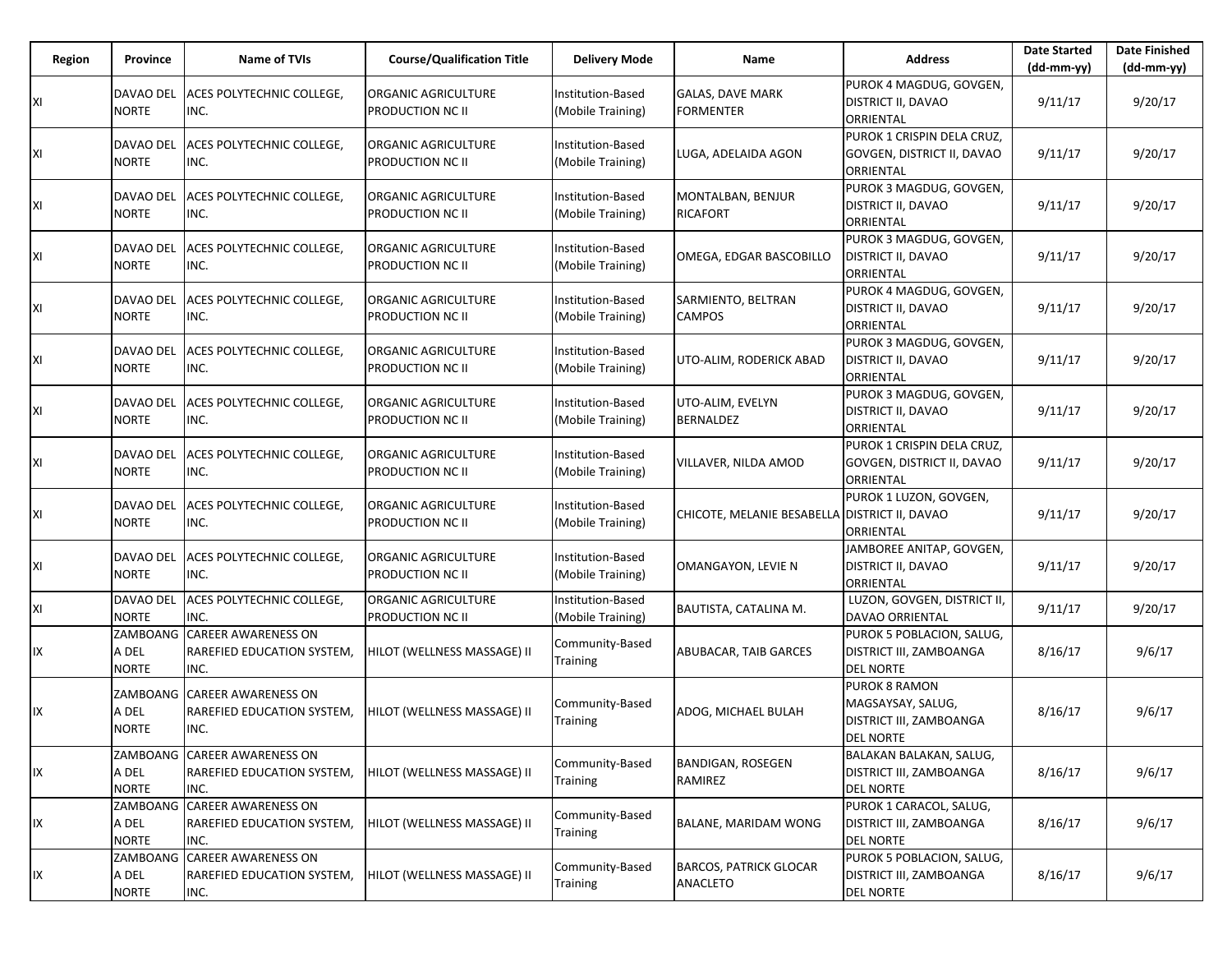| Region | Province | Name of TVIs | Course/Qualification Title | Delivery Mode | Name | Address | Date Started (dd-mm-yy) | Date Finished (dd-mm-yy) |
|---|---|---|---|---|---|---|---|---|
| XI | DAVAO DEL NORTE | ACES POLYTECHNIC COLLEGE, INC. | ORGANIC AGRICULTURE PRODUCTION NC II | Institution-Based (Mobile Training) | GALAS, DAVE MARK FORMENTER | PUROK 4 MAGDUG, GOVGEN, DISTRICT II, DAVAO ORRIENTAL | 9/11/17 | 9/20/17 |
| XI | DAVAO DEL NORTE | ACES POLYTECHNIC COLLEGE, INC. | ORGANIC AGRICULTURE PRODUCTION NC II | Institution-Based (Mobile Training) | LUGA, ADELAIDA AGON | PUROK 1 CRISPIN DELA CRUZ, GOVGEN, DISTRICT II, DAVAO ORRIENTAL | 9/11/17 | 9/20/17 |
| XI | DAVAO DEL NORTE | ACES POLYTECHNIC COLLEGE, INC. | ORGANIC AGRICULTURE PRODUCTION NC II | Institution-Based (Mobile Training) | MONTALBAN, BENJUR RICAFORT | PUROK 3 MAGDUG, GOVGEN, DISTRICT II, DAVAO ORRIENTAL | 9/11/17 | 9/20/17 |
| XI | DAVAO DEL NORTE | ACES POLYTECHNIC COLLEGE, INC. | ORGANIC AGRICULTURE PRODUCTION NC II | Institution-Based (Mobile Training) | OMEGA, EDGAR BASCOBILLO | PUROK 3 MAGDUG, GOVGEN, DISTRICT II, DAVAO ORRIENTAL | 9/11/17 | 9/20/17 |
| XI | DAVAO DEL NORTE | ACES POLYTECHNIC COLLEGE, INC. | ORGANIC AGRICULTURE PRODUCTION NC II | Institution-Based (Mobile Training) | SARMIENTO, BELTRAN CAMPOS | PUROK 4 MAGDUG, GOVGEN, DISTRICT II, DAVAO ORRIENTAL | 9/11/17 | 9/20/17 |
| XI | DAVAO DEL NORTE | ACES POLYTECHNIC COLLEGE, INC. | ORGANIC AGRICULTURE PRODUCTION NC II | Institution-Based (Mobile Training) | UTO-ALIM, RODERICK ABAD | PUROK 3 MAGDUG, GOVGEN, DISTRICT II, DAVAO ORRIENTAL | 9/11/17 | 9/20/17 |
| XI | DAVAO DEL NORTE | ACES POLYTECHNIC COLLEGE, INC. | ORGANIC AGRICULTURE PRODUCTION NC II | Institution-Based (Mobile Training) | UTO-ALIM, EVELYN BERNALDEZ | PUROK 3 MAGDUG, GOVGEN, DISTRICT II, DAVAO ORRIENTAL | 9/11/17 | 9/20/17 |
| XI | DAVAO DEL NORTE | ACES POLYTECHNIC COLLEGE, INC. | ORGANIC AGRICULTURE PRODUCTION NC II | Institution-Based (Mobile Training) | VILLAVER, NILDA AMOD | PUROK 1 CRISPIN DELA CRUZ, GOVGEN, DISTRICT II, DAVAO ORRIENTAL | 9/11/17 | 9/20/17 |
| XI | DAVAO DEL NORTE | ACES POLYTECHNIC COLLEGE, INC. | ORGANIC AGRICULTURE PRODUCTION NC II | Institution-Based (Mobile Training) | CHICOTE, MELANIE BESABELLA | PUROK 1 LUZON, GOVGEN, DISTRICT II, DAVAO ORRIENTAL | 9/11/17 | 9/20/17 |
| XI | DAVAO DEL NORTE | ACES POLYTECHNIC COLLEGE, INC. | ORGANIC AGRICULTURE PRODUCTION NC II | Institution-Based (Mobile Training) | OMANGAYON, LEVIE N | JAMBOREE ANITAP, GOVGEN, DISTRICT II, DAVAO ORRIENTAL | 9/11/17 | 9/20/17 |
| XI | DAVAO DEL NORTE | ACES POLYTECHNIC COLLEGE, INC. | ORGANIC AGRICULTURE PRODUCTION NC II | Institution-Based (Mobile Training) | BAUTISTA, CATALINA M. | LUZON, GOVGEN, DISTRICT II, DAVAO ORRIENTAL | 9/11/17 | 9/20/17 |
| IX | ZAMBOANGA DEL NORTE | CAREER AWARENESS ON RAREFIED EDUCATION SYSTEM, INC. | HILOT (WELLNESS MASSAGE) II | Community-Based Training | ABUBACAR, TAIB GARCES | PUROK 5 POBLACION, SALUG, DISTRICT III, ZAMBOANGA DEL NORTE | 8/16/17 | 9/6/17 |
| IX | ZAMBOANGA DEL NORTE | CAREER AWARENESS ON RAREFIED EDUCATION SYSTEM, INC. | HILOT (WELLNESS MASSAGE) II | Community-Based Training | ADOG, MICHAEL BULAH | PUROK 8 RAMON MAGSAYSAY, SALUG, DISTRICT III, ZAMBOANGA DEL NORTE | 8/16/17 | 9/6/17 |
| IX | ZAMBOANGA DEL NORTE | CAREER AWARENESS ON RAREFIED EDUCATION SYSTEM, INC. | HILOT (WELLNESS MASSAGE) II | Community-Based Training | BANDIGAN, ROSEGEN RAMIREZ | BALAKAN BALAKAN, SALUG, DISTRICT III, ZAMBOANGA DEL NORTE | 8/16/17 | 9/6/17 |
| IX | ZAMBOANGA DEL NORTE | CAREER AWARENESS ON RAREFIED EDUCATION SYSTEM, INC. | HILOT (WELLNESS MASSAGE) II | Community-Based Training | BALANE, MARIDAM WONG | PUROK 1 CARACOL, SALUG, DISTRICT III, ZAMBOANGA DEL NORTE | 8/16/17 | 9/6/17 |
| IX | ZAMBOANGA DEL NORTE | CAREER AWARENESS ON RAREFIED EDUCATION SYSTEM, INC. | HILOT (WELLNESS MASSAGE) II | Community-Based Training | BARCOS, PATRICK GLOCAR ANACLETO | PUROK 5 POBLACION, SALUG, DISTRICT III, ZAMBOANGA DEL NORTE | 8/16/17 | 9/6/17 |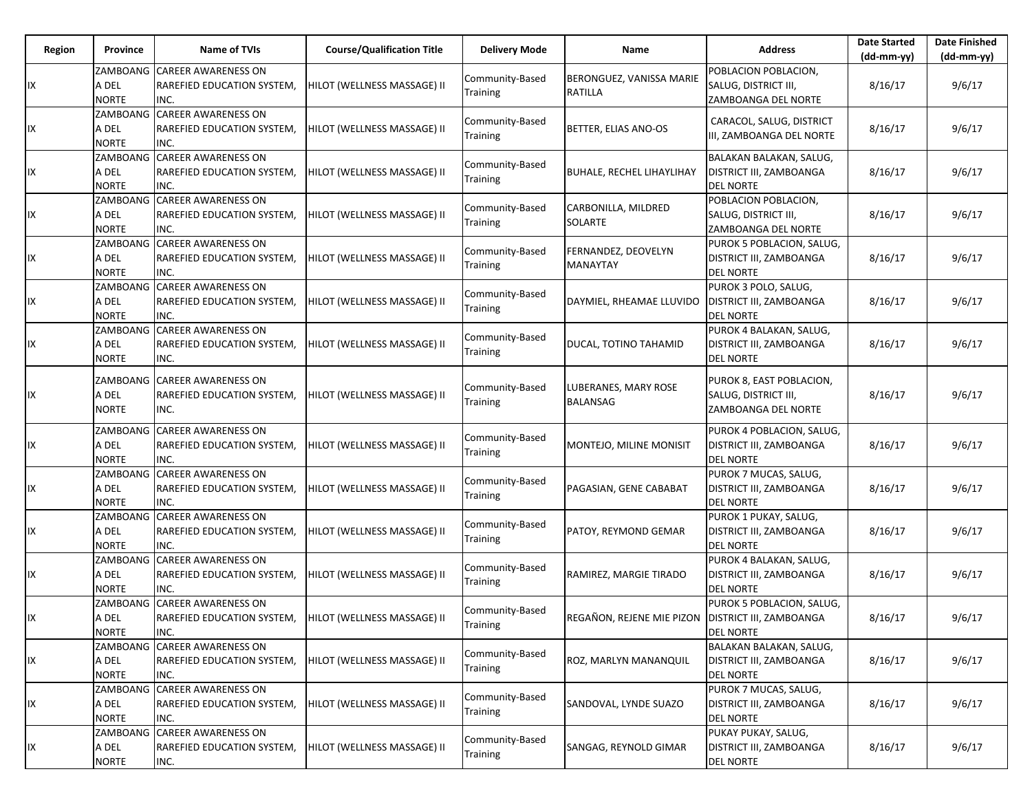| Region | Province | Name of TVIs | Course/Qualification Title | Delivery Mode | Name | Address | Date Started (dd-mm-yy) | Date Finished (dd-mm-yy) |
|---|---|---|---|---|---|---|---|---|
| IX | ZAMBOANGA DEL NORTE | CAREER AWARENESS ON RAREFIED EDUCATION SYSTEM, INC. | HILOT (WELLNESS MASSAGE) II | Community-Based Training | BERONGUEZ, VANISSA MARIE RATILLA | POBLACION POBLACION, SALUG, DISTRICT III, ZAMBOANGA DEL NORTE | 8/16/17 | 9/6/17 |
| IX | ZAMBOANGA DEL NORTE | CAREER AWARENESS ON RAREFIED EDUCATION SYSTEM, INC. | HILOT (WELLNESS MASSAGE) II | Community-Based Training | BETTER, ELIAS ANO-OS | CARACOL, SALUG, DISTRICT III, ZAMBOANGA DEL NORTE | 8/16/17 | 9/6/17 |
| IX | ZAMBOANGA DEL NORTE | CAREER AWARENESS ON RAREFIED EDUCATION SYSTEM, INC. | HILOT (WELLNESS MASSAGE) II | Community-Based Training | BUHALE, RECHEL LIHAYLIHAY | BALAKAN BALAKAN, SALUG, DISTRICT III, ZAMBOANGA DEL NORTE | 8/16/17 | 9/6/17 |
| IX | ZAMBOANGA DEL NORTE | CAREER AWARENESS ON RAREFIED EDUCATION SYSTEM, INC. | HILOT (WELLNESS MASSAGE) II | Community-Based Training | CARBONILLA, MILDRED SOLARTE | POBLACION POBLACION, SALUG, DISTRICT III, ZAMBOANGA DEL NORTE | 8/16/17 | 9/6/17 |
| IX | ZAMBOANGA DEL NORTE | CAREER AWARENESS ON RAREFIED EDUCATION SYSTEM, INC. | HILOT (WELLNESS MASSAGE) II | Community-Based Training | FERNANDEZ, DEOVELYN MANAYTAY | PUROK 5 POBLACION, SALUG, DISTRICT III, ZAMBOANGA DEL NORTE | 8/16/17 | 9/6/17 |
| IX | ZAMBOANGA DEL NORTE | CAREER AWARENESS ON RAREFIED EDUCATION SYSTEM, INC. | HILOT (WELLNESS MASSAGE) II | Community-Based Training | DAYMIEL, RHEAMAE LLUVIDO | PUROK 3 POLO, SALUG, DISTRICT III, ZAMBOANGA DEL NORTE | 8/16/17 | 9/6/17 |
| IX | ZAMBOANGA DEL NORTE | CAREER AWARENESS ON RAREFIED EDUCATION SYSTEM, INC. | HILOT (WELLNESS MASSAGE) II | Community-Based Training | DUCAL, TOTINO TAHAMID | PUROK 4 BALAKAN, SALUG, DISTRICT III, ZAMBOANGA DEL NORTE | 8/16/17 | 9/6/17 |
| IX | ZAMBOANGA DEL NORTE | CAREER AWARENESS ON RAREFIED EDUCATION SYSTEM, INC. | HILOT (WELLNESS MASSAGE) II | Community-Based Training | LUBERANES, MARY ROSE BALANSAG | PUROK 8, EAST POBLACION, SALUG, DISTRICT III, ZAMBOANGA DEL NORTE | 8/16/17 | 9/6/17 |
| IX | ZAMBOANGA DEL NORTE | CAREER AWARENESS ON RAREFIED EDUCATION SYSTEM, INC. | HILOT (WELLNESS MASSAGE) II | Community-Based Training | MONTEJO, MILINE MONISIT | PUROK 4 POBLACION, SALUG, DISTRICT III, ZAMBOANGA DEL NORTE | 8/16/17 | 9/6/17 |
| IX | ZAMBOANGA DEL NORTE | CAREER AWARENESS ON RAREFIED EDUCATION SYSTEM, INC. | HILOT (WELLNESS MASSAGE) II | Community-Based Training | PAGASIAN, GENE CABABAT | PUROK 7 MUCAS, SALUG, DISTRICT III, ZAMBOANGA DEL NORTE | 8/16/17 | 9/6/17 |
| IX | ZAMBOANGA DEL NORTE | CAREER AWARENESS ON RAREFIED EDUCATION SYSTEM, INC. | HILOT (WELLNESS MASSAGE) II | Community-Based Training | PATOY, REYMOND GEMAR | PUROK 1 PUKAY, SALUG, DISTRICT III, ZAMBOANGA DEL NORTE | 8/16/17 | 9/6/17 |
| IX | ZAMBOANGA DEL NORTE | CAREER AWARENESS ON RAREFIED EDUCATION SYSTEM, INC. | HILOT (WELLNESS MASSAGE) II | Community-Based Training | RAMIREZ, MARGIE TIRADO | PUROK 4 BALAKAN, SALUG, DISTRICT III, ZAMBOANGA DEL NORTE | 8/16/17 | 9/6/17 |
| IX | ZAMBOANGA DEL NORTE | CAREER AWARENESS ON RAREFIED EDUCATION SYSTEM, INC. | HILOT (WELLNESS MASSAGE) II | Community-Based Training | REGAÑON, REJENE MIE PIZON | PUROK 5 POBLACION, SALUG, DISTRICT III, ZAMBOANGA DEL NORTE | 8/16/17 | 9/6/17 |
| IX | ZAMBOANGA DEL NORTE | CAREER AWARENESS ON RAREFIED EDUCATION SYSTEM, INC. | HILOT (WELLNESS MASSAGE) II | Community-Based Training | ROZ, MARLYN MANANQUIL | BALAKAN BALAKAN, SALUG, DISTRICT III, ZAMBOANGA DEL NORTE | 8/16/17 | 9/6/17 |
| IX | ZAMBOANGA DEL NORTE | CAREER AWARENESS ON RAREFIED EDUCATION SYSTEM, INC. | HILOT (WELLNESS MASSAGE) II | Community-Based Training | SANDOVAL, LYNDE SUAZO | PUROK 7 MUCAS, SALUG, DISTRICT III, ZAMBOANGA DEL NORTE | 8/16/17 | 9/6/17 |
| IX | ZAMBOANGA DEL NORTE | CAREER AWARENESS ON RAREFIED EDUCATION SYSTEM, INC. | HILOT (WELLNESS MASSAGE) II | Community-Based Training | SANGAG, REYNOLD GIMAR | PUKAY PUKAY, SALUG, DISTRICT III, ZAMBOANGA DEL NORTE | 8/16/17 | 9/6/17 |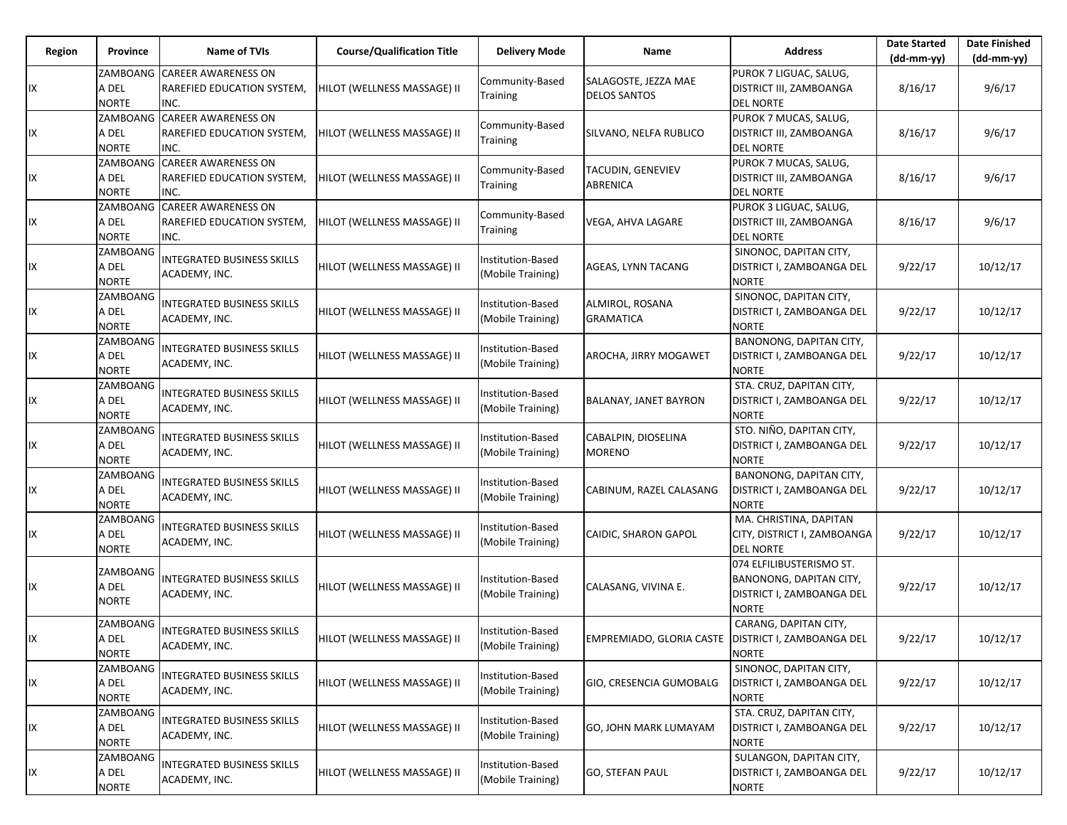| Region | Province | Name of TVIs | Course/Qualification Title | Delivery Mode | Name | Address | Date Started (dd-mm-yy) | Date Finished (dd-mm-yy) |
|---|---|---|---|---|---|---|---|---|
| IX | ZAMBOANGA DEL NORTE | CAREER AWARENESS ON RAREFIED EDUCATION SYSTEM, INC. | HILOT (WELLNESS MASSAGE) II | Community-Based Training | SALAGOSTE, JEZZA MAE DELOS SANTOS | PUROK 7 LIGUAC, SALUG, DISTRICT III, ZAMBOANGA DEL NORTE | 8/16/17 | 9/6/17 |
| IX | ZAMBOANGA DEL NORTE | CAREER AWARENESS ON RAREFIED EDUCATION SYSTEM, INC. | HILOT (WELLNESS MASSAGE) II | Community-Based Training | SILVANO, NELFA RUBLICO | PUROK 7 MUCAS, SALUG, DISTRICT III, ZAMBOANGA DEL NORTE | 8/16/17 | 9/6/17 |
| IX | ZAMBOANGA DEL NORTE | CAREER AWARENESS ON RAREFIED EDUCATION SYSTEM, INC. | HILOT (WELLNESS MASSAGE) II | Community-Based Training | TACUDIN, GENEVIEV ABRENICA | PUROK 7 MUCAS, SALUG, DISTRICT III, ZAMBOANGA DEL NORTE | 8/16/17 | 9/6/17 |
| IX | ZAMBOANGA DEL NORTE | CAREER AWARENESS ON RAREFIED EDUCATION SYSTEM, INC. | HILOT (WELLNESS MASSAGE) II | Community-Based Training | VEGA, AHVA LAGARE | PUROK 3 LIGUAC, SALUG, DISTRICT III, ZAMBOANGA DEL NORTE | 8/16/17 | 9/6/17 |
| IX | ZAMBOANGA DEL NORTE | INTEGRATED BUSINESS SKILLS ACADEMY, INC. | HILOT (WELLNESS MASSAGE) II | Institution-Based (Mobile Training) | AGEAS, LYNN TACANG | SINONOC, DAPITAN CITY, DISTRICT I, ZAMBOANGA DEL NORTE | 9/22/17 | 10/12/17 |
| IX | ZAMBOANGA DEL NORTE | INTEGRATED BUSINESS SKILLS ACADEMY, INC. | HILOT (WELLNESS MASSAGE) II | Institution-Based (Mobile Training) | ALMIROL, ROSANA GRAMATICA | SINONOC, DAPITAN CITY, DISTRICT I, ZAMBOANGA DEL NORTE | 9/22/17 | 10/12/17 |
| IX | ZAMBOANGA DEL NORTE | INTEGRATED BUSINESS SKILLS ACADEMY, INC. | HILOT (WELLNESS MASSAGE) II | Institution-Based (Mobile Training) | AROCHA, JIRRY MOGAWET | BANONONG, DAPITAN CITY, DISTRICT I, ZAMBOANGA DEL NORTE | 9/22/17 | 10/12/17 |
| IX | ZAMBOANGA DEL NORTE | INTEGRATED BUSINESS SKILLS ACADEMY, INC. | HILOT (WELLNESS MASSAGE) II | Institution-Based (Mobile Training) | BALANAY, JANET BAYRON | STA. CRUZ, DAPITAN CITY, DISTRICT I, ZAMBOANGA DEL NORTE | 9/22/17 | 10/12/17 |
| IX | ZAMBOANGA DEL NORTE | INTEGRATED BUSINESS SKILLS ACADEMY, INC. | HILOT (WELLNESS MASSAGE) II | Institution-Based (Mobile Training) | CABALPIN, DIOSELINA MORENO | STO. NIÑO, DAPITAN CITY, DISTRICT I, ZAMBOANGA DEL NORTE | 9/22/17 | 10/12/17 |
| IX | ZAMBOANGA DEL NORTE | INTEGRATED BUSINESS SKILLS ACADEMY, INC. | HILOT (WELLNESS MASSAGE) II | Institution-Based (Mobile Training) | CABINUM, RAZEL CALASANG | BANONONG, DAPITAN CITY, DISTRICT I, ZAMBOANGA DEL NORTE | 9/22/17 | 10/12/17 |
| IX | ZAMBOANGA DEL NORTE | INTEGRATED BUSINESS SKILLS ACADEMY, INC. | HILOT (WELLNESS MASSAGE) II | Institution-Based (Mobile Training) | CAIDIC, SHARON GAPOL | MA. CHRISTINA, DAPITAN CITY, DISTRICT I, ZAMBOANGA DEL NORTE | 9/22/17 | 10/12/17 |
| IX | ZAMBOANGA DEL NORTE | INTEGRATED BUSINESS SKILLS ACADEMY, INC. | HILOT (WELLNESS MASSAGE) II | Institution-Based (Mobile Training) | CALASANG, VIVINA E. | 074 ELFILIBUSTERISMO ST. BANONONG, DAPITAN CITY, DISTRICT I, ZAMBOANGA DEL NORTE | 9/22/17 | 10/12/17 |
| IX | ZAMBOANGA DEL NORTE | INTEGRATED BUSINESS SKILLS ACADEMY, INC. | HILOT (WELLNESS MASSAGE) II | Institution-Based (Mobile Training) | EMPREMIADO, GLORIA CASTE | CARANG, DAPITAN CITY, DISTRICT I, ZAMBOANGA DEL NORTE | 9/22/17 | 10/12/17 |
| IX | ZAMBOANGA DEL NORTE | INTEGRATED BUSINESS SKILLS ACADEMY, INC. | HILOT (WELLNESS MASSAGE) II | Institution-Based (Mobile Training) | GIO, CRESENCIA GUMOBALG | SINONOC, DAPITAN CITY, DISTRICT I, ZAMBOANGA DEL NORTE | 9/22/17 | 10/12/17 |
| IX | ZAMBOANGA DEL NORTE | INTEGRATED BUSINESS SKILLS ACADEMY, INC. | HILOT (WELLNESS MASSAGE) II | Institution-Based (Mobile Training) | GO, JOHN MARK LUMAYAM | STA. CRUZ, DAPITAN CITY, DISTRICT I, ZAMBOANGA DEL NORTE | 9/22/17 | 10/12/17 |
| IX | ZAMBOANGA DEL NORTE | INTEGRATED BUSINESS SKILLS ACADEMY, INC. | HILOT (WELLNESS MASSAGE) II | Institution-Based (Mobile Training) | GO, STEFAN PAUL | SULANGON, DAPITAN CITY, DISTRICT I, ZAMBOANGA DEL NORTE | 9/22/17 | 10/12/17 |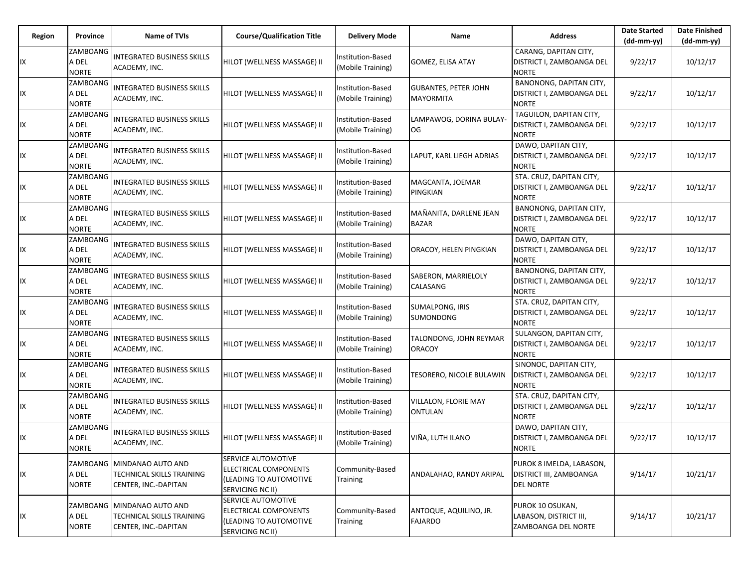| Region | Province | Name of TVIs | Course/Qualification Title | Delivery Mode | Name | Address | Date Started (dd-mm-yy) | Date Finished (dd-mm-yy) |
|---|---|---|---|---|---|---|---|---|
| IX | ZAMBOANGA DEL NORTE | INTEGRATED BUSINESS SKILLS ACADEMY, INC. | HILOT (WELLNESS MASSAGE) II | Institution-Based (Mobile Training) | GOMEZ, ELISA ATAY | CARANG, DAPITAN CITY, DISTRICT I, ZAMBOANGA DEL NORTE | 9/22/17 | 10/12/17 |
| IX | ZAMBOANGA DEL NORTE | INTEGRATED BUSINESS SKILLS ACADEMY, INC. | HILOT (WELLNESS MASSAGE) II | Institution-Based (Mobile Training) | GUBANTES, PETER JOHN MAYORMITA | BANONONG, DAPITAN CITY, DISTRICT I, ZAMBOANGA DEL NORTE | 9/22/17 | 10/12/17 |
| IX | ZAMBOANGA DEL NORTE | INTEGRATED BUSINESS SKILLS ACADEMY, INC. | HILOT (WELLNESS MASSAGE) II | Institution-Based (Mobile Training) | LAMPAWOG, DORINA BULAY-OG | TAGUILON, DAPITAN CITY, DISTRICT I, ZAMBOANGA DEL NORTE | 9/22/17 | 10/12/17 |
| IX | ZAMBOANGA DEL NORTE | INTEGRATED BUSINESS SKILLS ACADEMY, INC. | HILOT (WELLNESS MASSAGE) II | Institution-Based (Mobile Training) | LAPUT, KARL LIEGH ADRIAS | DAWO, DAPITAN CITY, DISTRICT I, ZAMBOANGA DEL NORTE | 9/22/17 | 10/12/17 |
| IX | ZAMBOANGA DEL NORTE | INTEGRATED BUSINESS SKILLS ACADEMY, INC. | HILOT (WELLNESS MASSAGE) II | Institution-Based (Mobile Training) | MAGCANTA, JOEMAR PINGKIAN | STA. CRUZ, DAPITAN CITY, DISTRICT I, ZAMBOANGA DEL NORTE | 9/22/17 | 10/12/17 |
| IX | ZAMBOANGA DEL NORTE | INTEGRATED BUSINESS SKILLS ACADEMY, INC. | HILOT (WELLNESS MASSAGE) II | Institution-Based (Mobile Training) | MAÑANITA, DARLENE JEAN BAZAR | BANONONG, DAPITAN CITY, DISTRICT I, ZAMBOANGA DEL NORTE | 9/22/17 | 10/12/17 |
| IX | ZAMBOANGA DEL NORTE | INTEGRATED BUSINESS SKILLS ACADEMY, INC. | HILOT (WELLNESS MASSAGE) II | Institution-Based (Mobile Training) | ORACOY, HELEN PINGKIAN | DAWO, DAPITAN CITY, DISTRICT I, ZAMBOANGA DEL NORTE | 9/22/17 | 10/12/17 |
| IX | ZAMBOANGA DEL NORTE | INTEGRATED BUSINESS SKILLS ACADEMY, INC. | HILOT (WELLNESS MASSAGE) II | Institution-Based (Mobile Training) | SABERON, MARRIELOLY CALASANG | BANONONG, DAPITAN CITY, DISTRICT I, ZAMBOANGA DEL NORTE | 9/22/17 | 10/12/17 |
| IX | ZAMBOANGA DEL NORTE | INTEGRATED BUSINESS SKILLS ACADEMY, INC. | HILOT (WELLNESS MASSAGE) II | Institution-Based (Mobile Training) | SUMALPONG, IRIS SUMONDONG | STA. CRUZ, DAPITAN CITY, DISTRICT I, ZAMBOANGA DEL NORTE | 9/22/17 | 10/12/17 |
| IX | ZAMBOANGA DEL NORTE | INTEGRATED BUSINESS SKILLS ACADEMY, INC. | HILOT (WELLNESS MASSAGE) II | Institution-Based (Mobile Training) | TALONDONG, JOHN REYMAR ORACOY | SULANGON, DAPITAN CITY, DISTRICT I, ZAMBOANGA DEL NORTE | 9/22/17 | 10/12/17 |
| IX | ZAMBOANGA DEL NORTE | INTEGRATED BUSINESS SKILLS ACADEMY, INC. | HILOT (WELLNESS MASSAGE) II | Institution-Based (Mobile Training) | TESORERO, NICOLE BULAWIN | SINONOC, DAPITAN CITY, DISTRICT I, ZAMBOANGA DEL NORTE | 9/22/17 | 10/12/17 |
| IX | ZAMBOANGA DEL NORTE | INTEGRATED BUSINESS SKILLS ACADEMY, INC. | HILOT (WELLNESS MASSAGE) II | Institution-Based (Mobile Training) | VILLALON, FLORIE MAY ONTULAN | STA. CRUZ, DAPITAN CITY, DISTRICT I, ZAMBOANGA DEL NORTE | 9/22/17 | 10/12/17 |
| IX | ZAMBOANGA DEL NORTE | INTEGRATED BUSINESS SKILLS ACADEMY, INC. | HILOT (WELLNESS MASSAGE) II | Institution-Based (Mobile Training) | VIÑA, LUTH ILANO | DAWO, DAPITAN CITY, DISTRICT I, ZAMBOANGA DEL NORTE | 9/22/17 | 10/12/17 |
| IX | ZAMBOANGA DEL NORTE | MINDANAO AUTO AND TECHNICAL SKILLS TRAINING CENTER, INC.-DAPITAN | SERVICE AUTOMOTIVE ELECTRICAL COMPONENTS (LEADING TO AUTOMOTIVE SERVICING NC II) | Community-Based Training | ANDALAHAO, RANDY ARIPAL | PUROK 8 IMELDA, LABASON, DISTRICT III, ZAMBOANGA DEL NORTE | 9/14/17 | 10/21/17 |
| IX | ZAMBOANGA DEL NORTE | MINDANAO AUTO AND TECHNICAL SKILLS TRAINING CENTER, INC.-DAPITAN | SERVICE AUTOMOTIVE ELECTRICAL COMPONENTS (LEADING TO AUTOMOTIVE SERVICING NC II) | Community-Based Training | ANTOQUE, AQUILINO, JR. FAJARDO | PUROK 10 OSUKAN, LABASON, DISTRICT III, ZAMBOANGA DEL NORTE | 9/14/17 | 10/21/17 |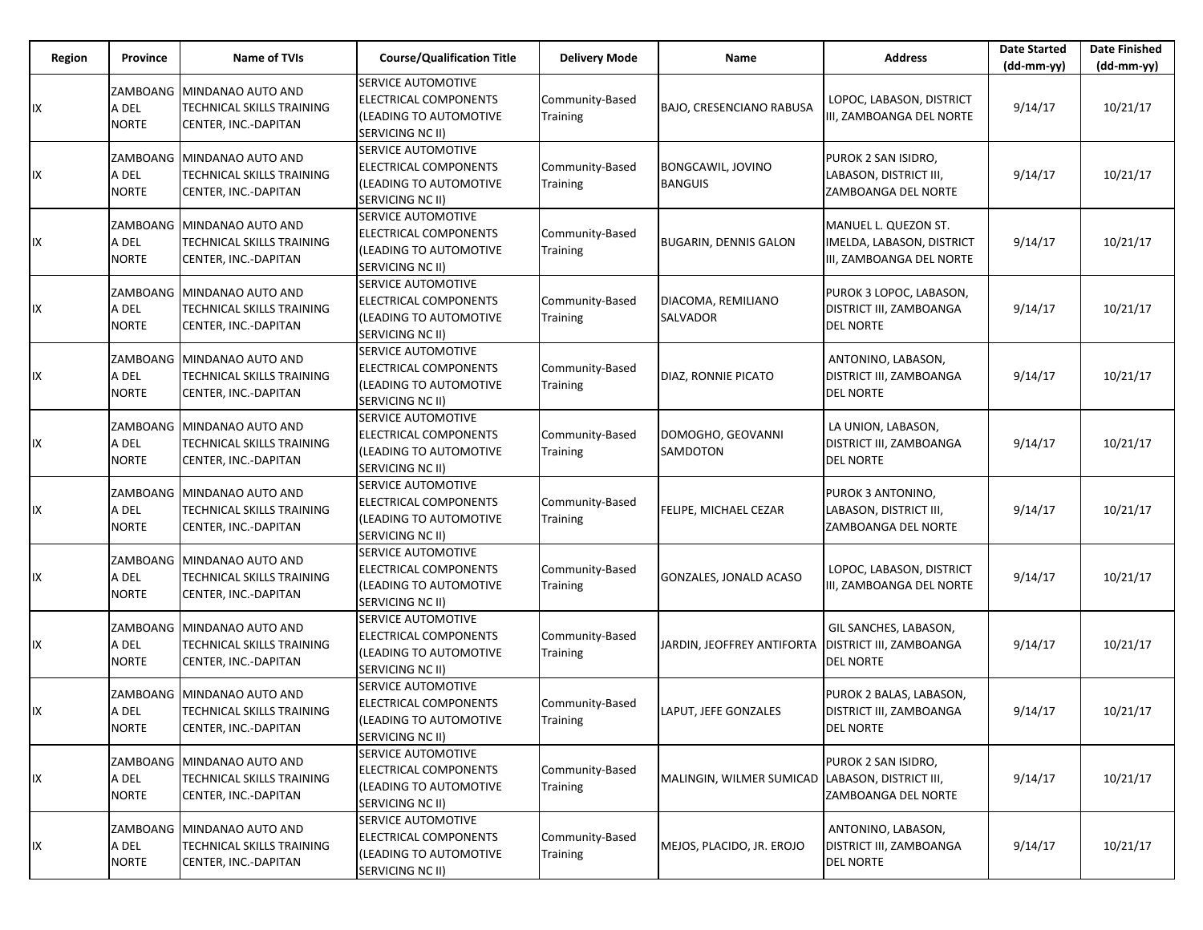| Region | Province | Name of TVIs | Course/Qualification Title | Delivery Mode | Name | Address | Date Started (dd-mm-yy) | Date Finished (dd-mm-yy) |
|---|---|---|---|---|---|---|---|---|
| IX | ZAMBOANGA DEL NORTE | MINDANAO AUTO AND TECHNICAL SKILLS TRAINING CENTER, INC.-DAPITAN | SERVICE AUTOMOTIVE ELECTRICAL COMPONENTS (LEADING TO AUTOMOTIVE SERVICING NC II) | Community-Based Training | BAJO, CRESENCIANO RABUSA | LOPOC, LABASON, DISTRICT III, ZAMBOANGA DEL NORTE | 9/14/17 | 10/21/17 |
| IX | ZAMBOANGA DEL NORTE | MINDANAO AUTO AND TECHNICAL SKILLS TRAINING CENTER, INC.-DAPITAN | SERVICE AUTOMOTIVE ELECTRICAL COMPONENTS (LEADING TO AUTOMOTIVE SERVICING NC II) | Community-Based Training | BONGCAWIL, JOVINO BANGUIS | PUROK 2 SAN ISIDRO, LABASON, DISTRICT III, ZAMBOANGA DEL NORTE | 9/14/17 | 10/21/17 |
| IX | ZAMBOANGA DEL NORTE | MINDANAO AUTO AND TECHNICAL SKILLS TRAINING CENTER, INC.-DAPITAN | SERVICE AUTOMOTIVE ELECTRICAL COMPONENTS (LEADING TO AUTOMOTIVE SERVICING NC II) | Community-Based Training | BUGARIN, DENNIS GALON | MANUEL L. QUEZON ST. IMELDA, LABASON, DISTRICT III, ZAMBOANGA DEL NORTE | 9/14/17 | 10/21/17 |
| IX | ZAMBOANGA DEL NORTE | MINDANAO AUTO AND TECHNICAL SKILLS TRAINING CENTER, INC.-DAPITAN | SERVICE AUTOMOTIVE ELECTRICAL COMPONENTS (LEADING TO AUTOMOTIVE SERVICING NC II) | Community-Based Training | DIACOMA, REMILIANO SALVADOR | PUROK 3 LOPOC, LABASON, DISTRICT III, ZAMBOANGA DEL NORTE | 9/14/17 | 10/21/17 |
| IX | ZAMBOANGA DEL NORTE | MINDANAO AUTO AND TECHNICAL SKILLS TRAINING CENTER, INC.-DAPITAN | SERVICE AUTOMOTIVE ELECTRICAL COMPONENTS (LEADING TO AUTOMOTIVE SERVICING NC II) | Community-Based Training | DIAZ, RONNIE PICATO | ANTONINO, LABASON, DISTRICT III, ZAMBOANGA DEL NORTE | 9/14/17 | 10/21/17 |
| IX | ZAMBOANGA DEL NORTE | MINDANAO AUTO AND TECHNICAL SKILLS TRAINING CENTER, INC.-DAPITAN | SERVICE AUTOMOTIVE ELECTRICAL COMPONENTS (LEADING TO AUTOMOTIVE SERVICING NC II) | Community-Based Training | DOMOGHO, GEOVANNI SAMDOTON | LA UNION, LABASON, DISTRICT III, ZAMBOANGA DEL NORTE | 9/14/17 | 10/21/17 |
| IX | ZAMBOANGA DEL NORTE | MINDANAO AUTO AND TECHNICAL SKILLS TRAINING CENTER, INC.-DAPITAN | SERVICE AUTOMOTIVE ELECTRICAL COMPONENTS (LEADING TO AUTOMOTIVE SERVICING NC II) | Community-Based Training | FELIPE, MICHAEL CEZAR | PUROK 3 ANTONINO, LABASON, DISTRICT III, ZAMBOANGA DEL NORTE | 9/14/17 | 10/21/17 |
| IX | ZAMBOANGA DEL NORTE | MINDANAO AUTO AND TECHNICAL SKILLS TRAINING CENTER, INC.-DAPITAN | SERVICE AUTOMOTIVE ELECTRICAL COMPONENTS (LEADING TO AUTOMOTIVE SERVICING NC II) | Community-Based Training | GONZALES, JONALD ACASO | LOPOC, LABASON, DISTRICT III, ZAMBOANGA DEL NORTE | 9/14/17 | 10/21/17 |
| IX | ZAMBOANGA DEL NORTE | MINDANAO AUTO AND TECHNICAL SKILLS TRAINING CENTER, INC.-DAPITAN | SERVICE AUTOMOTIVE ELECTRICAL COMPONENTS (LEADING TO AUTOMOTIVE SERVICING NC II) | Community-Based Training | JARDIN, JEOFFREY ANTIFORTA | GIL SANCHES, LABASON, DISTRICT III, ZAMBOANGA DEL NORTE | 9/14/17 | 10/21/17 |
| IX | ZAMBOANGA DEL NORTE | MINDANAO AUTO AND TECHNICAL SKILLS TRAINING CENTER, INC.-DAPITAN | SERVICE AUTOMOTIVE ELECTRICAL COMPONENTS (LEADING TO AUTOMOTIVE SERVICING NC II) | Community-Based Training | LAPUT, JEFE GONZALES | PUROK 2 BALAS, LABASON, DISTRICT III, ZAMBOANGA DEL NORTE | 9/14/17 | 10/21/17 |
| IX | ZAMBOANGA DEL NORTE | MINDANAO AUTO AND TECHNICAL SKILLS TRAINING CENTER, INC.-DAPITAN | SERVICE AUTOMOTIVE ELECTRICAL COMPONENTS (LEADING TO AUTOMOTIVE SERVICING NC II) | Community-Based Training | MALINGIN, WILMER SUMICAD | PUROK 2 SAN ISIDRO, LABASON, DISTRICT III, ZAMBOANGA DEL NORTE | 9/14/17 | 10/21/17 |
| IX | ZAMBOANGA DEL NORTE | MINDANAO AUTO AND TECHNICAL SKILLS TRAINING CENTER, INC.-DAPITAN | SERVICE AUTOMOTIVE ELECTRICAL COMPONENTS (LEADING TO AUTOMOTIVE SERVICING NC II) | Community-Based Training | MEJOS, PLACIDO, JR. EROJO | ANTONINO, LABASON, DISTRICT III, ZAMBOANGA DEL NORTE | 9/14/17 | 10/21/17 |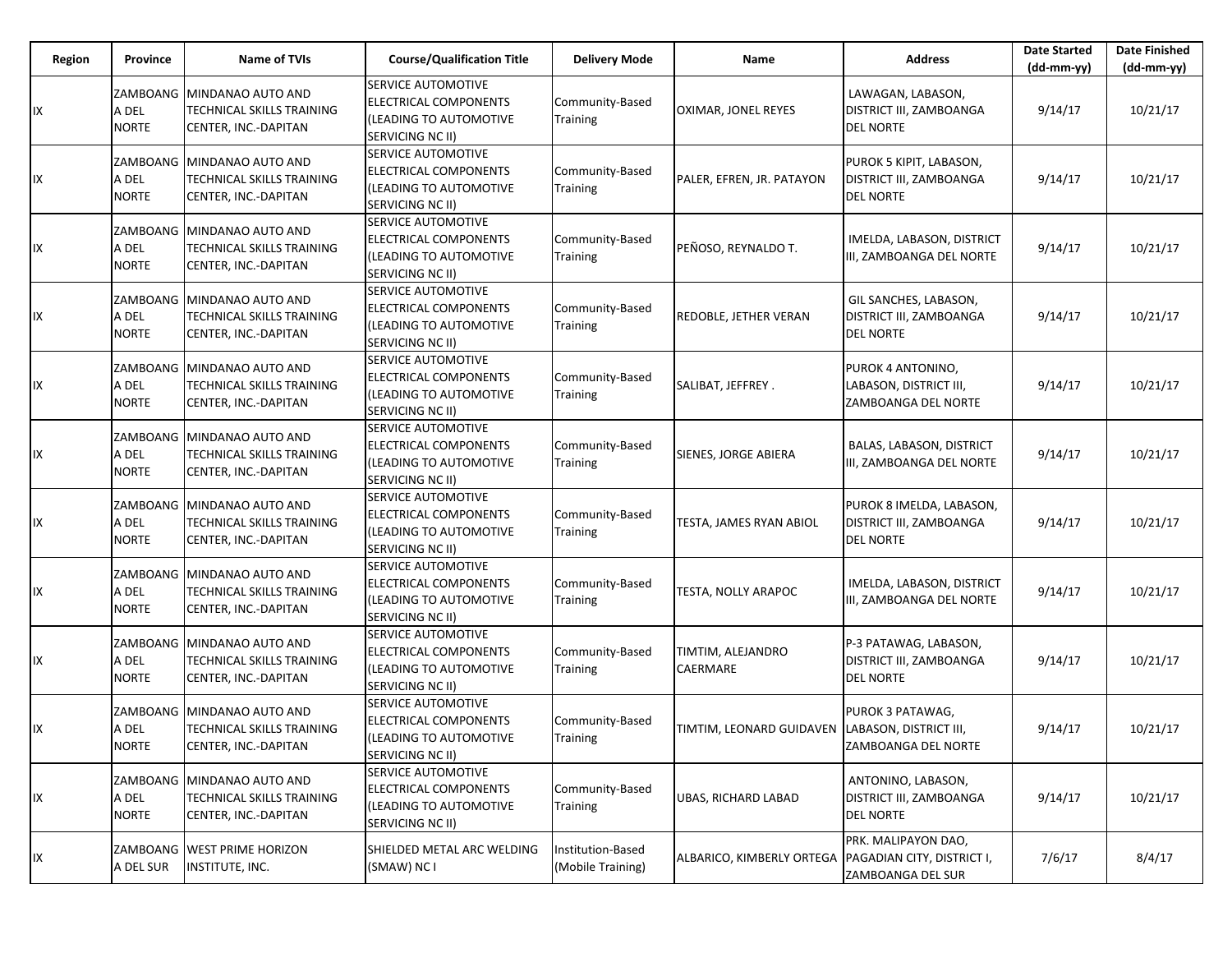| Region | Province | Name of TVIs | Course/Qualification Title | Delivery Mode | Name | Address | Date Started (dd-mm-yy) | Date Finished (dd-mm-yy) |
|---|---|---|---|---|---|---|---|---|
| IX | ZAMBOANGA DEL NORTE | MINDANAO AUTO AND TECHNICAL SKILLS TRAINING CENTER, INC.-DAPITAN | SERVICE AUTOMOTIVE ELECTRICAL COMPONENTS (LEADING TO AUTOMOTIVE SERVICING NC II) | Community-Based Training | OXIMAR, JONEL REYES | LAWAGAN, LABASON, DISTRICT III, ZAMBOANGA DEL NORTE | 9/14/17 | 10/21/17 |
| IX | ZAMBOANGA DEL NORTE | MINDANAO AUTO AND TECHNICAL SKILLS TRAINING CENTER, INC.-DAPITAN | SERVICE AUTOMOTIVE ELECTRICAL COMPONENTS (LEADING TO AUTOMOTIVE SERVICING NC II) | Community-Based Training | PALER, EFREN, JR. PATAYON | PUROK 5 KIPIT, LABASON, DISTRICT III, ZAMBOANGA DEL NORTE | 9/14/17 | 10/21/17 |
| IX | ZAMBOANGA DEL NORTE | MINDANAO AUTO AND TECHNICAL SKILLS TRAINING CENTER, INC.-DAPITAN | SERVICE AUTOMOTIVE ELECTRICAL COMPONENTS (LEADING TO AUTOMOTIVE SERVICING NC II) | Community-Based Training | PEÑOSO, REYNALDO T. | IMELDA, LABASON, DISTRICT III, ZAMBOANGA DEL NORTE | 9/14/17 | 10/21/17 |
| IX | ZAMBOANGA DEL NORTE | MINDANAO AUTO AND TECHNICAL SKILLS TRAINING CENTER, INC.-DAPITAN | SERVICE AUTOMOTIVE ELECTRICAL COMPONENTS (LEADING TO AUTOMOTIVE SERVICING NC II) | Community-Based Training | REDOBLE, JETHER VERAN | GIL SANCHES, LABASON, DISTRICT III, ZAMBOANGA DEL NORTE | 9/14/17 | 10/21/17 |
| IX | ZAMBOANGA DEL NORTE | MINDANAO AUTO AND TECHNICAL SKILLS TRAINING CENTER, INC.-DAPITAN | SERVICE AUTOMOTIVE ELECTRICAL COMPONENTS (LEADING TO AUTOMOTIVE SERVICING NC II) | Community-Based Training | SALIBAT, JEFFREY . | PUROK 4 ANTONINO, LABASON, DISTRICT III, ZAMBOANGA DEL NORTE | 9/14/17 | 10/21/17 |
| IX | ZAMBOANGA DEL NORTE | MINDANAO AUTO AND TECHNICAL SKILLS TRAINING CENTER, INC.-DAPITAN | SERVICE AUTOMOTIVE ELECTRICAL COMPONENTS (LEADING TO AUTOMOTIVE SERVICING NC II) | Community-Based Training | SIENES, JORGE ABIERA | BALAS, LABASON, DISTRICT III, ZAMBOANGA DEL NORTE | 9/14/17 | 10/21/17 |
| IX | ZAMBOANGA DEL NORTE | MINDANAO AUTO AND TECHNICAL SKILLS TRAINING CENTER, INC.-DAPITAN | SERVICE AUTOMOTIVE ELECTRICAL COMPONENTS (LEADING TO AUTOMOTIVE SERVICING NC II) | Community-Based Training | TESTA, JAMES RYAN ABIOL | PUROK 8 IMELDA, LABASON, DISTRICT III, ZAMBOANGA DEL NORTE | 9/14/17 | 10/21/17 |
| IX | ZAMBOANGA DEL NORTE | MINDANAO AUTO AND TECHNICAL SKILLS TRAINING CENTER, INC.-DAPITAN | SERVICE AUTOMOTIVE ELECTRICAL COMPONENTS (LEADING TO AUTOMOTIVE SERVICING NC II) | Community-Based Training | TESTA, NOLLY ARAPOC | IMELDA, LABASON, DISTRICT III, ZAMBOANGA DEL NORTE | 9/14/17 | 10/21/17 |
| IX | ZAMBOANGA DEL NORTE | MINDANAO AUTO AND TECHNICAL SKILLS TRAINING CENTER, INC.-DAPITAN | SERVICE AUTOMOTIVE ELECTRICAL COMPONENTS (LEADING TO AUTOMOTIVE SERVICING NC II) | Community-Based Training | TIMTIM, ALEJANDRO CAERMARE | P-3 PATAWAG, LABASON, DISTRICT III, ZAMBOANGA DEL NORTE | 9/14/17 | 10/21/17 |
| IX | ZAMBOANGA DEL NORTE | MINDANAO AUTO AND TECHNICAL SKILLS TRAINING CENTER, INC.-DAPITAN | SERVICE AUTOMOTIVE ELECTRICAL COMPONENTS (LEADING TO AUTOMOTIVE SERVICING NC II) | Community-Based Training | TIMTIM, LEONARD GUIDAVEN | PUROK 3 PATAWAG, LABASON, DISTRICT III, ZAMBOANGA DEL NORTE | 9/14/17 | 10/21/17 |
| IX | ZAMBOANGA DEL NORTE | MINDANAO AUTO AND TECHNICAL SKILLS TRAINING CENTER, INC.-DAPITAN | SERVICE AUTOMOTIVE ELECTRICAL COMPONENTS (LEADING TO AUTOMOTIVE SERVICING NC II) | Community-Based Training | UBAS, RICHARD LABAD | ANTONINO, LABASON, DISTRICT III, ZAMBOANGA DEL NORTE | 9/14/17 | 10/21/17 |
| IX | ZAMBOANGA DEL SUR | WEST PRIME HORIZON INSTITUTE, INC. | SHIELDED METAL ARC WELDING (SMAW) NC I | Institution-Based (Mobile Training) | ALBARICO, KIMBERLY ORTEGA | PRK. MALIPAYON DAO, PAGADIAN CITY, DISTRICT I, ZAMBOANGA DEL SUR | 7/6/17 | 8/4/17 |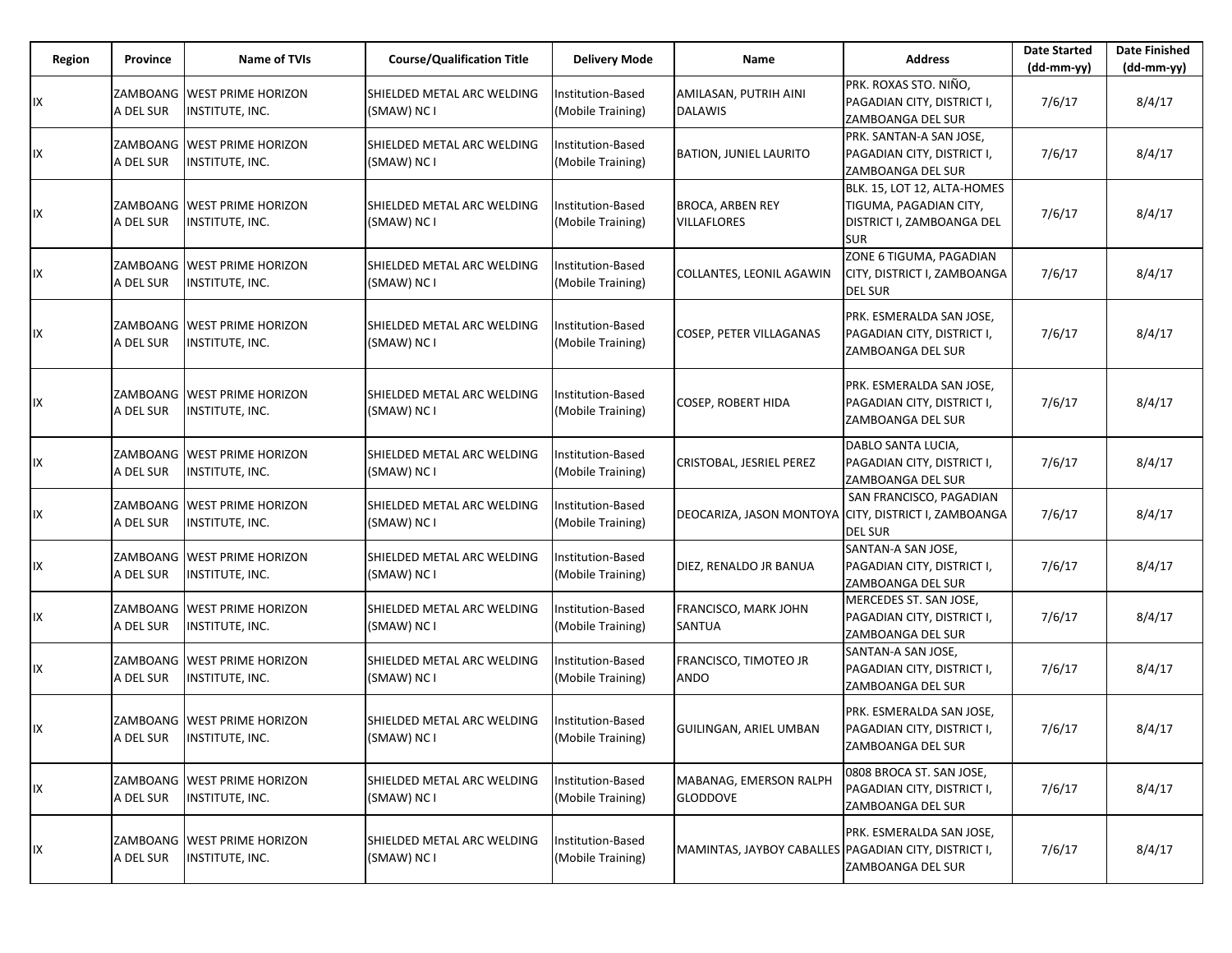| Region | Province | Name of TVIs | Course/Qualification Title | Delivery Mode | Name | Address | Date Started (dd-mm-yy) | Date Finished (dd-mm-yy) |
|---|---|---|---|---|---|---|---|---|
| IX | ZAMBOANGA DEL SUR | WEST PRIME HORIZON INSTITUTE, INC. | SHIELDED METAL ARC WELDING (SMAW) NC I | Institution-Based (Mobile Training) | AMILASAN, PUTRIH AINI DALAWIS | PRK. ROXAS STO. NIÑO, PAGADIAN CITY, DISTRICT I, ZAMBOANGA DEL SUR | 7/6/17 | 8/4/17 |
| IX | ZAMBOANGA DEL SUR | WEST PRIME HORIZON INSTITUTE, INC. | SHIELDED METAL ARC WELDING (SMAW) NC I | Institution-Based (Mobile Training) | BATION, JUNIEL LAURITO | PRK. SANTAN-A SAN JOSE, PAGADIAN CITY, DISTRICT I, ZAMBOANGA DEL SUR | 7/6/17 | 8/4/17 |
| IX | ZAMBOANGA DEL SUR | WEST PRIME HORIZON INSTITUTE, INC. | SHIELDED METAL ARC WELDING (SMAW) NC I | Institution-Based (Mobile Training) | BROCA, ARBEN REY VILLAFLORES | BLK. 15, LOT 12, ALTA-HOMES TIGUMA, PAGADIAN CITY, DISTRICT I, ZAMBOANGA DEL SUR | 7/6/17 | 8/4/17 |
| IX | ZAMBOANGA DEL SUR | WEST PRIME HORIZON INSTITUTE, INC. | SHIELDED METAL ARC WELDING (SMAW) NC I | Institution-Based (Mobile Training) | COLLANTES, LEONIL AGAWIN | ZONE 6 TIGUMA, PAGADIAN CITY, DISTRICT I, ZAMBOANGA DEL SUR | 7/6/17 | 8/4/17 |
| IX | ZAMBOANGA DEL SUR | WEST PRIME HORIZON INSTITUTE, INC. | SHIELDED METAL ARC WELDING (SMAW) NC I | Institution-Based (Mobile Training) | COSEP, PETER VILLAGANAS | PRK. ESMERALDA SAN JOSE, PAGADIAN CITY, DISTRICT I, ZAMBOANGA DEL SUR | 7/6/17 | 8/4/17 |
| IX | ZAMBOANGA DEL SUR | WEST PRIME HORIZON INSTITUTE, INC. | SHIELDED METAL ARC WELDING (SMAW) NC I | Institution-Based (Mobile Training) | COSEP, ROBERT HIDA | PRK. ESMERALDA SAN JOSE, PAGADIAN CITY, DISTRICT I, ZAMBOANGA DEL SUR | 7/6/17 | 8/4/17 |
| IX | ZAMBOANGA DEL SUR | WEST PRIME HORIZON INSTITUTE, INC. | SHIELDED METAL ARC WELDING (SMAW) NC I | Institution-Based (Mobile Training) | CRISTOBAL, JESRIEL PEREZ | DABLO SANTA LUCIA, PAGADIAN CITY, DISTRICT I, ZAMBOANGA DEL SUR | 7/6/17 | 8/4/17 |
| IX | ZAMBOANGA DEL SUR | WEST PRIME HORIZON INSTITUTE, INC. | SHIELDED METAL ARC WELDING (SMAW) NC I | Institution-Based (Mobile Training) | DEOCARIZA, JASON MONTOYA | SAN FRANCISCO, PAGADIAN CITY, DISTRICT I, ZAMBOANGA DEL SUR | 7/6/17 | 8/4/17 |
| IX | ZAMBOANGA DEL SUR | WEST PRIME HORIZON INSTITUTE, INC. | SHIELDED METAL ARC WELDING (SMAW) NC I | Institution-Based (Mobile Training) | DIEZ, RENALDO JR BANUA | SANTAN-A SAN JOSE, PAGADIAN CITY, DISTRICT I, ZAMBOANGA DEL SUR | 7/6/17 | 8/4/17 |
| IX | ZAMBOANGA DEL SUR | WEST PRIME HORIZON INSTITUTE, INC. | SHIELDED METAL ARC WELDING (SMAW) NC I | Institution-Based (Mobile Training) | FRANCISCO, MARK JOHN SANTUA | MERCEDES ST. SAN JOSE, PAGADIAN CITY, DISTRICT I, ZAMBOANGA DEL SUR | 7/6/17 | 8/4/17 |
| IX | ZAMBOANGA DEL SUR | WEST PRIME HORIZON INSTITUTE, INC. | SHIELDED METAL ARC WELDING (SMAW) NC I | Institution-Based (Mobile Training) | FRANCISCO, TIMOTEO JR ANDO | SANTAN-A SAN JOSE, PAGADIAN CITY, DISTRICT I, ZAMBOANGA DEL SUR | 7/6/17 | 8/4/17 |
| IX | ZAMBOANGA DEL SUR | WEST PRIME HORIZON INSTITUTE, INC. | SHIELDED METAL ARC WELDING (SMAW) NC I | Institution-Based (Mobile Training) | GUILINGAN, ARIEL UMBAN | PRK. ESMERALDA SAN JOSE, PAGADIAN CITY, DISTRICT I, ZAMBOANGA DEL SUR | 7/6/17 | 8/4/17 |
| IX | ZAMBOANGA DEL SUR | WEST PRIME HORIZON INSTITUTE, INC. | SHIELDED METAL ARC WELDING (SMAW) NC I | Institution-Based (Mobile Training) | MABANAG, EMERSON RALPH GLODDOVE | 0808 BROCA ST. SAN JOSE, PAGADIAN CITY, DISTRICT I, ZAMBOANGA DEL SUR | 7/6/17 | 8/4/17 |
| IX | ZAMBOANGA DEL SUR | WEST PRIME HORIZON INSTITUTE, INC. | SHIELDED METAL ARC WELDING (SMAW) NC I | Institution-Based (Mobile Training) | MAMINTAS, JAYBOY CABALLES | PRK. ESMERALDA SAN JOSE, PAGADIAN CITY, DISTRICT I, ZAMBOANGA DEL SUR | 7/6/17 | 8/4/17 |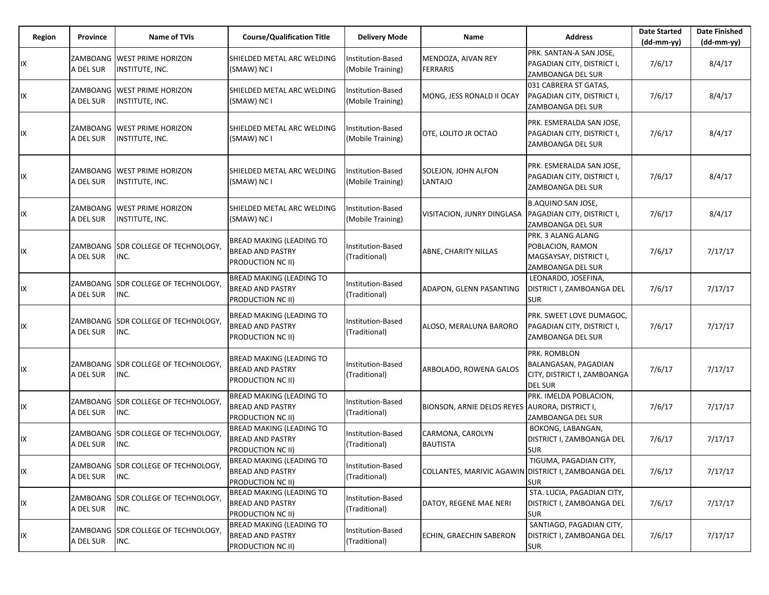| Region | Province | Name of TVIs | Course/Qualification Title | Delivery Mode | Name | Address | Date Started (dd-mm-yy) | Date Finished (dd-mm-yy) |
|---|---|---|---|---|---|---|---|---|
| IX | ZAMBOANGA DEL SUR | WEST PRIME HORIZON INSTITUTE, INC. | SHIELDED METAL ARC WELDING (SMAW) NC I | Institution-Based (Mobile Training) | MENDOZA, AIVAN REY FERRARIS | PRK. SANTAN-A SAN JOSE, PAGADIAN CITY, DISTRICT I, ZAMBOANGA DEL SUR | 7/6/17 | 8/4/17 |
| IX | ZAMBOANGA DEL SUR | WEST PRIME HORIZON INSTITUTE, INC. | SHIELDED METAL ARC WELDING (SMAW) NC I | Institution-Based (Mobile Training) | MONG, JESS RONALD II OCAY | 031 CABRERA ST GATAS, PAGADIAN CITY, DISTRICT I, ZAMBOANGA DEL SUR | 7/6/17 | 8/4/17 |
| IX | ZAMBOANGA DEL SUR | WEST PRIME HORIZON INSTITUTE, INC. | SHIELDED METAL ARC WELDING (SMAW) NC I | Institution-Based (Mobile Training) | OTE, LOLITO JR OCTAO | PRK. ESMERALDA SAN JOSE, PAGADIAN CITY, DISTRICT I, ZAMBOANGA DEL SUR | 7/6/17 | 8/4/17 |
| IX | ZAMBOANGA DEL SUR | WEST PRIME HORIZON INSTITUTE, INC. | SHIELDED METAL ARC WELDING (SMAW) NC I | Institution-Based (Mobile Training) | SOLEJON, JOHN ALFON LANTAJO | PRK. ESMERALDA SAN JOSE, PAGADIAN CITY, DISTRICT I, ZAMBOANGA DEL SUR | 7/6/17 | 8/4/17 |
| IX | ZAMBOANGA DEL SUR | WEST PRIME HORIZON INSTITUTE, INC. | SHIELDED METAL ARC WELDING (SMAW) NC I | Institution-Based (Mobile Training) | VISITACION, JUNRY DINGLASA | B.AQUINO SAN JOSE, PAGADIAN CITY, DISTRICT I, ZAMBOANGA DEL SUR | 7/6/17 | 8/4/17 |
| IX | ZAMBOANGA DEL SUR | SDR COLLEGE OF TECHNOLOGY, INC. | BREAD MAKING (LEADING TO BREAD AND PASTRY PRODUCTION NC II) | Institution-Based (Traditional) | ABNE, CHARITY NILLAS | PRK. 3 ALANG ALANG POBLACION, RAMON MAGSAYSAY, DISTRICT I, ZAMBOANGA DEL SUR | 7/6/17 | 7/17/17 |
| IX | ZAMBOANGA DEL SUR | SDR COLLEGE OF TECHNOLOGY, INC. | BREAD MAKING (LEADING TO BREAD AND PASTRY PRODUCTION NC II) | Institution-Based (Traditional) | ADAPON, GLENN PASANTING | LEONARDO, JOSEFINA, DISTRICT I, ZAMBOANGA DEL SUR | 7/6/17 | 7/17/17 |
| IX | ZAMBOANGA DEL SUR | SDR COLLEGE OF TECHNOLOGY, INC. | BREAD MAKING (LEADING TO BREAD AND PASTRY PRODUCTION NC II) | Institution-Based (Traditional) | ALOSO, MERALUNA BARORO | PRK. SWEET LOVE DUMAGOC, PAGADIAN CITY, DISTRICT I, ZAMBOANGA DEL SUR | 7/6/17 | 7/17/17 |
| IX | ZAMBOANGA DEL SUR | SDR COLLEGE OF TECHNOLOGY, INC. | BREAD MAKING (LEADING TO BREAD AND PASTRY PRODUCTION NC II) | Institution-Based (Traditional) | ARBOLADO, ROWENA GALOS | PRK. ROMBLON BALANGASAN, PAGADIAN CITY, DISTRICT I, ZAMBOANGA DEL SUR | 7/6/17 | 7/17/17 |
| IX | ZAMBOANGA DEL SUR | SDR COLLEGE OF TECHNOLOGY, INC. | BREAD MAKING (LEADING TO BREAD AND PASTRY PRODUCTION NC II) | Institution-Based (Traditional) | BIONSON, ARNIE DELOS REYES | PRK. IMELDA POBLACION, AURORA, DISTRICT I, ZAMBOANGA DEL SUR | 7/6/17 | 7/17/17 |
| IX | ZAMBOANGA DEL SUR | SDR COLLEGE OF TECHNOLOGY, INC. | BREAD MAKING (LEADING TO BREAD AND PASTRY PRODUCTION NC II) | Institution-Based (Traditional) | CARMONA, CAROLYN BAUTISTA | BOKONG, LABANGAN, DISTRICT I, ZAMBOANGA DEL SUR | 7/6/17 | 7/17/17 |
| IX | ZAMBOANGA DEL SUR | SDR COLLEGE OF TECHNOLOGY, INC. | BREAD MAKING (LEADING TO BREAD AND PASTRY PRODUCTION NC II) | Institution-Based (Traditional) | COLLANTES, MARIVIC AGAWIN | TIGUMA, PAGADIAN CITY, DISTRICT I, ZAMBOANGA DEL SUR | 7/6/17 | 7/17/17 |
| IX | ZAMBOANGA DEL SUR | SDR COLLEGE OF TECHNOLOGY, INC. | BREAD MAKING (LEADING TO BREAD AND PASTRY PRODUCTION NC II) | Institution-Based (Traditional) | DATOY, REGENE MAE NERI | STA. LUCIA, PAGADIAN CITY, DISTRICT I, ZAMBOANGA DEL SUR | 7/6/17 | 7/17/17 |
| IX | ZAMBOANGA DEL SUR | SDR COLLEGE OF TECHNOLOGY, INC. | BREAD MAKING (LEADING TO BREAD AND PASTRY PRODUCTION NC II) | Institution-Based (Traditional) | ECHIN, GRAECHIN SABERON | SANTIAGO, PAGADIAN CITY, DISTRICT I, ZAMBOANGA DEL SUR | 7/6/17 | 7/17/17 |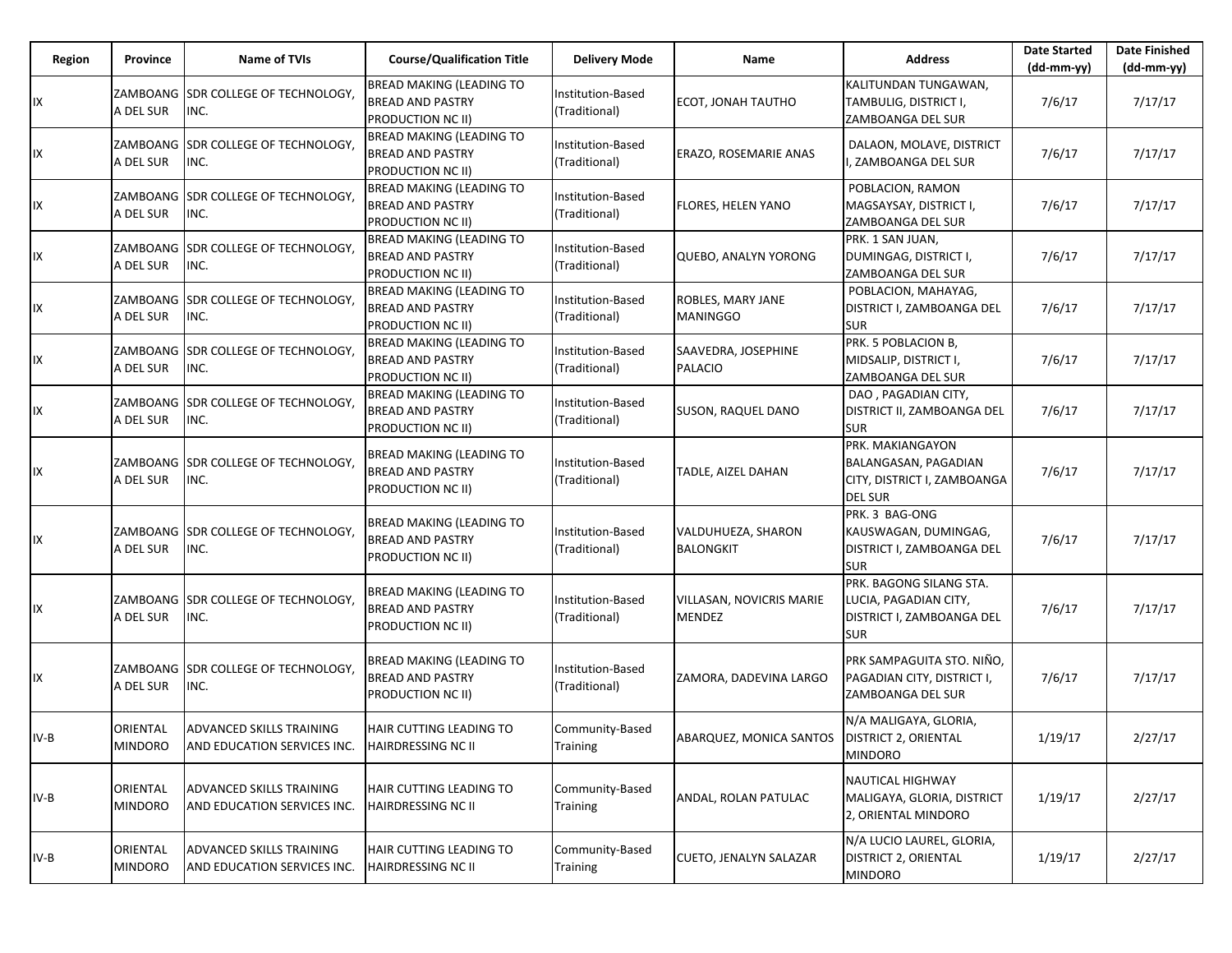| Region | Province | Name of TVIs | Course/Qualification Title | Delivery Mode | Name | Address | Date Started (dd-mm-yy) | Date Finished (dd-mm-yy) |
|---|---|---|---|---|---|---|---|---|
| IX | ZAMBOANGA DEL SUR | SDR COLLEGE OF TECHNOLOGY, INC. | BREAD MAKING (LEADING TO BREAD AND PASTRY PRODUCTION NC II) | Institution-Based (Traditional) | ECOT, JONAH TAUTHO | KALITUNDAN TUNGAWAN, TAMBULIG, DISTRICT I, ZAMBOANGA DEL SUR | 7/6/17 | 7/17/17 |
| IX | ZAMBOANGA DEL SUR | SDR COLLEGE OF TECHNOLOGY, INC. | BREAD MAKING (LEADING TO BREAD AND PASTRY PRODUCTION NC II) | Institution-Based (Traditional) | ERAZO, ROSEMARIE ANAS | DALAON, MOLAVE, DISTRICT I, ZAMBOANGA DEL SUR | 7/6/17 | 7/17/17 |
| IX | ZAMBOANGA DEL SUR | SDR COLLEGE OF TECHNOLOGY, INC. | BREAD MAKING (LEADING TO BREAD AND PASTRY PRODUCTION NC II) | Institution-Based (Traditional) | FLORES, HELEN YANO | POBLACION, RAMON MAGSAYSAY, DISTRICT I, ZAMBOANGA DEL SUR | 7/6/17 | 7/17/17 |
| IX | ZAMBOANGA DEL SUR | SDR COLLEGE OF TECHNOLOGY, INC. | BREAD MAKING (LEADING TO BREAD AND PASTRY PRODUCTION NC II) | Institution-Based (Traditional) | QUEBO, ANALYN YORONG | PRK. 1 SAN JUAN, DUMINGAG, DISTRICT I, ZAMBOANGA DEL SUR | 7/6/17 | 7/17/17 |
| IX | ZAMBOANGA DEL SUR | SDR COLLEGE OF TECHNOLOGY, INC. | BREAD MAKING (LEADING TO BREAD AND PASTRY PRODUCTION NC II) | Institution-Based (Traditional) | ROBLES, MARY JANE MANINGGO | POBLACION, MAHAYAG, DISTRICT I, ZAMBOANGA DEL SUR | 7/6/17 | 7/17/17 |
| IX | ZAMBOANGA DEL SUR | SDR COLLEGE OF TECHNOLOGY, INC. | BREAD MAKING (LEADING TO BREAD AND PASTRY PRODUCTION NC II) | Institution-Based (Traditional) | SAAVEDRA, JOSEPHINE PALACIO | PRK. 5 POBLACION B, MIDSALIP, DISTRICT I, ZAMBOANGA DEL SUR | 7/6/17 | 7/17/17 |
| IX | ZAMBOANGA DEL SUR | SDR COLLEGE OF TECHNOLOGY, INC. | BREAD MAKING (LEADING TO BREAD AND PASTRY PRODUCTION NC II) | Institution-Based (Traditional) | SUSON, RAQUEL DANO | DAO , PAGADIAN CITY, DISTRICT II, ZAMBOANGA DEL SUR | 7/6/17 | 7/17/17 |
| IX | ZAMBOANGA DEL SUR | SDR COLLEGE OF TECHNOLOGY, INC. | BREAD MAKING (LEADING TO BREAD AND PASTRY PRODUCTION NC II) | Institution-Based (Traditional) | TADLE, AIZEL DAHAN | PRK. MAKIANGAYON BALANGASAN, PAGADIAN CITY, DISTRICT I, ZAMBOANGA DEL SUR | 7/6/17 | 7/17/17 |
| IX | ZAMBOANGA DEL SUR | SDR COLLEGE OF TECHNOLOGY, INC. | BREAD MAKING (LEADING TO BREAD AND PASTRY PRODUCTION NC II) | Institution-Based (Traditional) | VALDUHUEZA, SHARON BALONGKIT | PRK. 3 BAG-ONG KAUSWAGAN, DUMINGAG, DISTRICT I, ZAMBOANGA DEL SUR | 7/6/17 | 7/17/17 |
| IX | ZAMBOANGA DEL SUR | SDR COLLEGE OF TECHNOLOGY, INC. | BREAD MAKING (LEADING TO BREAD AND PASTRY PRODUCTION NC II) | Institution-Based (Traditional) | VILLASAN, NOVICRIS MARIE MENDEZ | PRK. BAGONG SILANG STA. LUCIA, PAGADIAN CITY, DISTRICT I, ZAMBOANGA DEL SUR | 7/6/17 | 7/17/17 |
| IX | ZAMBOANGA DEL SUR | SDR COLLEGE OF TECHNOLOGY, INC. | BREAD MAKING (LEADING TO BREAD AND PASTRY PRODUCTION NC II) | Institution-Based (Traditional) | ZAMORA, DADEVINA LARGO | PRK SAMPAGUITA STO. NIÑO, PAGADIAN CITY, DISTRICT I, ZAMBOANGA DEL SUR | 7/6/17 | 7/17/17 |
| IV-B | ORIENTAL MINDORO | ADVANCED SKILLS TRAINING AND EDUCATION SERVICES INC. | HAIR CUTTING LEADING TO HAIRDRESSING NC II | Community-Based Training | ABARQUEZ, MONICA SANTOS | N/A MALIGAYA, GLORIA, DISTRICT 2, ORIENTAL MINDORO | 1/19/17 | 2/27/17 |
| IV-B | ORIENTAL MINDORO | ADVANCED SKILLS TRAINING AND EDUCATION SERVICES INC. | HAIR CUTTING LEADING TO HAIRDRESSING NC II | Community-Based Training | ANDAL, ROLAN PATULAC | NAUTICAL HIGHWAY MALIGAYA, GLORIA, DISTRICT 2, ORIENTAL MINDORO | 1/19/17 | 2/27/17 |
| IV-B | ORIENTAL MINDORO | ADVANCED SKILLS TRAINING AND EDUCATION SERVICES INC. | HAIR CUTTING LEADING TO HAIRDRESSING NC II | Community-Based Training | CUETO, JENALYN SALAZAR | N/A LUCIO LAUREL, GLORIA, DISTRICT 2, ORIENTAL MINDORO | 1/19/17 | 2/27/17 |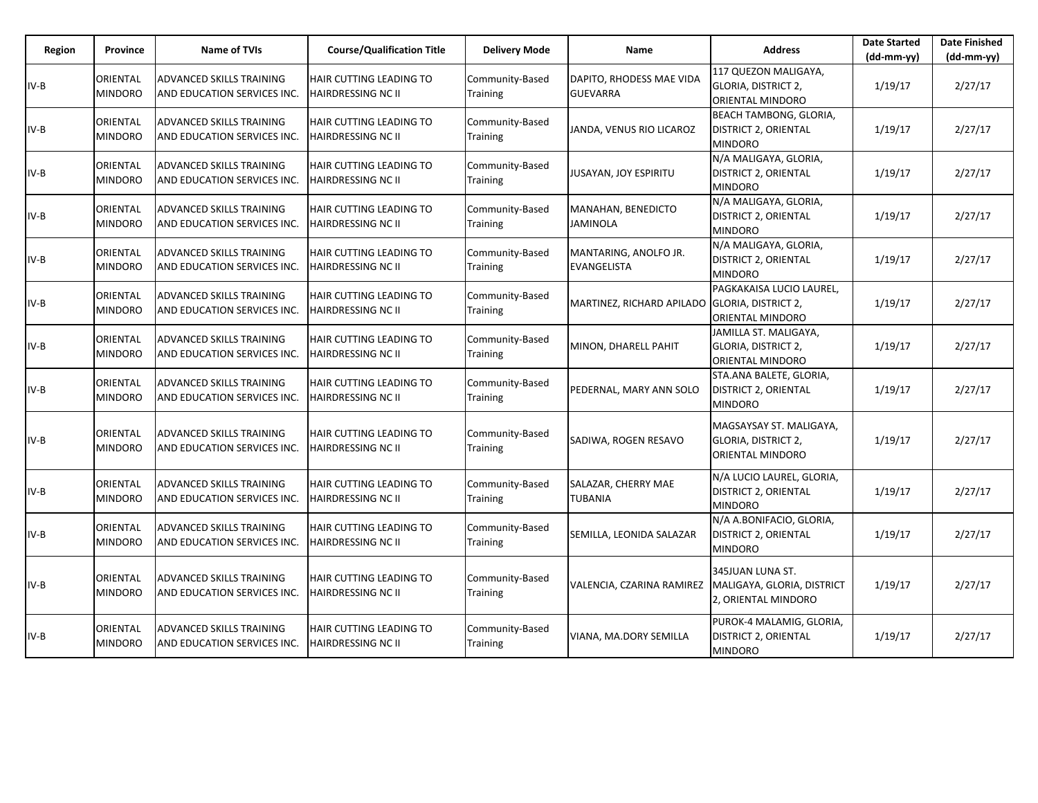| Region | Province | Name of TVIs | Course/Qualification Title | Delivery Mode | Name | Address | Date Started (dd-mm-yy) | Date Finished (dd-mm-yy) |
|---|---|---|---|---|---|---|---|---|
| IV-B | ORIENTAL MINDORO | ADVANCED SKILLS TRAINING AND EDUCATION SERVICES INC. | HAIR CUTTING LEADING TO HAIRDRESSING NC II | Community-Based Training | DAPITO, RHODESS MAE VIDA GUEVARRA | 117 QUEZON MALIGAYA, GLORIA, DISTRICT 2, ORIENTAL MINDORO | 1/19/17 | 2/27/17 |
| IV-B | ORIENTAL MINDORO | ADVANCED SKILLS TRAINING AND EDUCATION SERVICES INC. | HAIR CUTTING LEADING TO HAIRDRESSING NC II | Community-Based Training | JANDA, VENUS RIO LICAROZ | BEACH TAMBONG, GLORIA, DISTRICT 2, ORIENTAL MINDORO | 1/19/17 | 2/27/17 |
| IV-B | ORIENTAL MINDORO | ADVANCED SKILLS TRAINING AND EDUCATION SERVICES INC. | HAIR CUTTING LEADING TO HAIRDRESSING NC II | Community-Based Training | JUSAYAN, JOY ESPIRITU | N/A MALIGAYA, GLORIA, DISTRICT 2, ORIENTAL MINDORO | 1/19/17 | 2/27/17 |
| IV-B | ORIENTAL MINDORO | ADVANCED SKILLS TRAINING AND EDUCATION SERVICES INC. | HAIR CUTTING LEADING TO HAIRDRESSING NC II | Community-Based Training | MANAHAN, BENEDICTO JAMINOLA | N/A MALIGAYA, GLORIA, DISTRICT 2, ORIENTAL MINDORO | 1/19/17 | 2/27/17 |
| IV-B | ORIENTAL MINDORO | ADVANCED SKILLS TRAINING AND EDUCATION SERVICES INC. | HAIR CUTTING LEADING TO HAIRDRESSING NC II | Community-Based Training | MANTARING, ANOLFO JR. EVANGELISTA | N/A MALIGAYA, GLORIA, DISTRICT 2, ORIENTAL MINDORO | 1/19/17 | 2/27/17 |
| IV-B | ORIENTAL MINDORO | ADVANCED SKILLS TRAINING AND EDUCATION SERVICES INC. | HAIR CUTTING LEADING TO HAIRDRESSING NC II | Community-Based Training | MARTINEZ, RICHARD APILADO | PAGKAKAISA LUCIO LAUREL, GLORIA, DISTRICT 2, ORIENTAL MINDORO | 1/19/17 | 2/27/17 |
| IV-B | ORIENTAL MINDORO | ADVANCED SKILLS TRAINING AND EDUCATION SERVICES INC. | HAIR CUTTING LEADING TO HAIRDRESSING NC II | Community-Based Training | MINON, DHARELL PAHIT | JAMILLA ST. MALIGAYA, GLORIA, DISTRICT 2, ORIENTAL MINDORO | 1/19/17 | 2/27/17 |
| IV-B | ORIENTAL MINDORO | ADVANCED SKILLS TRAINING AND EDUCATION SERVICES INC. | HAIR CUTTING LEADING TO HAIRDRESSING NC II | Community-Based Training | PEDERNAL, MARY ANN SOLO | STA.ANA BALETE, GLORIA, DISTRICT 2, ORIENTAL MINDORO | 1/19/17 | 2/27/17 |
| IV-B | ORIENTAL MINDORO | ADVANCED SKILLS TRAINING AND EDUCATION SERVICES INC. | HAIR CUTTING LEADING TO HAIRDRESSING NC II | Community-Based Training | SADIWA, ROGEN RESAVO | MAGSAYSAY ST. MALIGAYA, GLORIA, DISTRICT 2, ORIENTAL MINDORO | 1/19/17 | 2/27/17 |
| IV-B | ORIENTAL MINDORO | ADVANCED SKILLS TRAINING AND EDUCATION SERVICES INC. | HAIR CUTTING LEADING TO HAIRDRESSING NC II | Community-Based Training | SALAZAR, CHERRY MAE TUBANIA | N/A LUCIO LAUREL, GLORIA, DISTRICT 2, ORIENTAL MINDORO | 1/19/17 | 2/27/17 |
| IV-B | ORIENTAL MINDORO | ADVANCED SKILLS TRAINING AND EDUCATION SERVICES INC. | HAIR CUTTING LEADING TO HAIRDRESSING NC II | Community-Based Training | SEMILLA, LEONIDA SALAZAR | N/A A.BONIFACIO, GLORIA, DISTRICT 2, ORIENTAL MINDORO | 1/19/17 | 2/27/17 |
| IV-B | ORIENTAL MINDORO | ADVANCED SKILLS TRAINING AND EDUCATION SERVICES INC. | HAIR CUTTING LEADING TO HAIRDRESSING NC II | Community-Based Training | VALENCIA, CZARINA RAMIREZ | 345JUAN LUNA ST. MALIGAYA, GLORIA, DISTRICT 2, ORIENTAL MINDORO | 1/19/17 | 2/27/17 |
| IV-B | ORIENTAL MINDORO | ADVANCED SKILLS TRAINING AND EDUCATION SERVICES INC. | HAIR CUTTING LEADING TO HAIRDRESSING NC II | Community-Based Training | VIANA, MA.DORY SEMILLA | PUROK-4 MALAMIG, GLORIA, DISTRICT 2, ORIENTAL MINDORO | 1/19/17 | 2/27/17 |